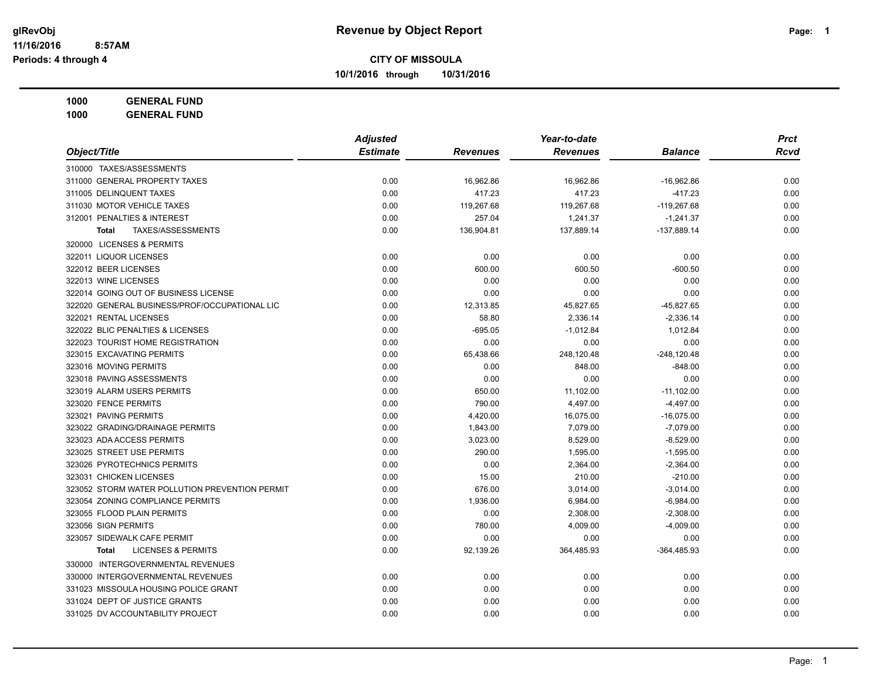# Revenue by Object Report

glRevObj
11/16/2016 8:57AM
Periods: 4 through 4

**CITY OF MISSOULA**

**10/1/2016 through 10/31/2016**

**1000 GENERAL FUND**
**1000 GENERAL FUND**

| Object/Title | Adjusted Estimate | Revenues | Year-to-date Revenues | Balance | Prct Rcvd |
|---|---|---|---|---|---|
| 310000 TAXES/ASSESSMENTS | | | | | |
| 311000 GENERAL PROPERTY TAXES | 0.00 | 16,962.86 | 16,962.86 | -16,962.86 | 0.00 |
| 311005 DELINQUENT TAXES | 0.00 | 417.23 | 417.23 | -417.23 | 0.00 |
| 311030 MOTOR VEHICLE TAXES | 0.00 | 119,267.68 | 119,267.68 | -119,267.68 | 0.00 |
| 312001 PENALTIES & INTEREST | 0.00 | 257.04 | 1,241.37 | -1,241.37 | 0.00 |
| **Total** TAXES/ASSESSMENTS | 0.00 | 136,904.81 | 137,889.14 | -137,889.14 | 0.00 |
| 320000 LICENSES & PERMITS | | | | | |
| 322011 LIQUOR LICENSES | 0.00 | 0.00 | 0.00 | 0.00 | 0.00 |
| 322012 BEER LICENSES | 0.00 | 600.00 | 600.50 | -600.50 | 0.00 |
| 322013 WINE LICENSES | 0.00 | 0.00 | 0.00 | 0.00 | 0.00 |
| 322014 GOING OUT OF BUSINESS LICENSE | 0.00 | 0.00 | 0.00 | 0.00 | 0.00 |
| 322020 GENERAL BUSINESS/PROF/OCCUPATIONAL LIC | 0.00 | 12,313.85 | 45,827.65 | -45,827.65 | 0.00 |
| 322021 RENTAL LICENSES | 0.00 | 58.80 | 2,336.14 | -2,336.14 | 0.00 |
| 322022 BLIC PENALTIES & LICENSES | 0.00 | -695.05 | -1,012.84 | 1,012.84 | 0.00 |
| 322023 TOURIST HOME REGISTRATION | 0.00 | 0.00 | 0.00 | 0.00 | 0.00 |
| 323015 EXCAVATING PERMITS | 0.00 | 65,438.66 | 248,120.48 | -248,120.48 | 0.00 |
| 323016 MOVING PERMITS | 0.00 | 0.00 | 848.00 | -848.00 | 0.00 |
| 323018 PAVING ASSESSMENTS | 0.00 | 0.00 | 0.00 | 0.00 | 0.00 |
| 323019 ALARM USERS PERMITS | 0.00 | 650.00 | 11,102.00 | -11,102.00 | 0.00 |
| 323020 FENCE PERMITS | 0.00 | 790.00 | 4,497.00 | -4,497.00 | 0.00 |
| 323021 PAVING PERMITS | 0.00 | 4,420.00 | 16,075.00 | -16,075.00 | 0.00 |
| 323022 GRADING/DRAINAGE PERMITS | 0.00 | 1,843.00 | 7,079.00 | -7,079.00 | 0.00 |
| 323023 ADA ACCESS PERMITS | 0.00 | 3,023.00 | 8,529.00 | -8,529.00 | 0.00 |
| 323025 STREET USE PERMITS | 0.00 | 290.00 | 1,595.00 | -1,595.00 | 0.00 |
| 323026 PYROTECHNICS PERMITS | 0.00 | 0.00 | 2,364.00 | -2,364.00 | 0.00 |
| 323031 CHICKEN LICENSES | 0.00 | 15.00 | 210.00 | -210.00 | 0.00 |
| 323052 STORM WATER POLLUTION PREVENTION PERMIT | 0.00 | 676.00 | 3,014.00 | -3,014.00 | 0.00 |
| 323054 ZONING COMPLIANCE PERMITS | 0.00 | 1,936.00 | 6,984.00 | -6,984.00 | 0.00 |
| 323055 FLOOD PLAIN PERMITS | 0.00 | 0.00 | 2,308.00 | -2,308.00 | 0.00 |
| 323056 SIGN PERMITS | 0.00 | 780.00 | 4,009.00 | -4,009.00 | 0.00 |
| 323057 SIDEWALK CAFE PERMIT | 0.00 | 0.00 | 0.00 | 0.00 | 0.00 |
| **Total** LICENSES & PERMITS | 0.00 | 92,139.26 | 364,485.93 | -364,485.93 | 0.00 |
| 330000 INTERGOVERNMENTAL REVENUES | | | | | |
| 330000 INTERGOVERNMENTAL REVENUES | 0.00 | 0.00 | 0.00 | 0.00 | 0.00 |
| 331023 MISSOULA HOUSING POLICE GRANT | 0.00 | 0.00 | 0.00 | 0.00 | 0.00 |
| 331024 DEPT OF JUSTICE GRANTS | 0.00 | 0.00 | 0.00 | 0.00 | 0.00 |
| 331025 DV ACCOUNTABILITY PROJECT | 0.00 | 0.00 | 0.00 | 0.00 | 0.00 |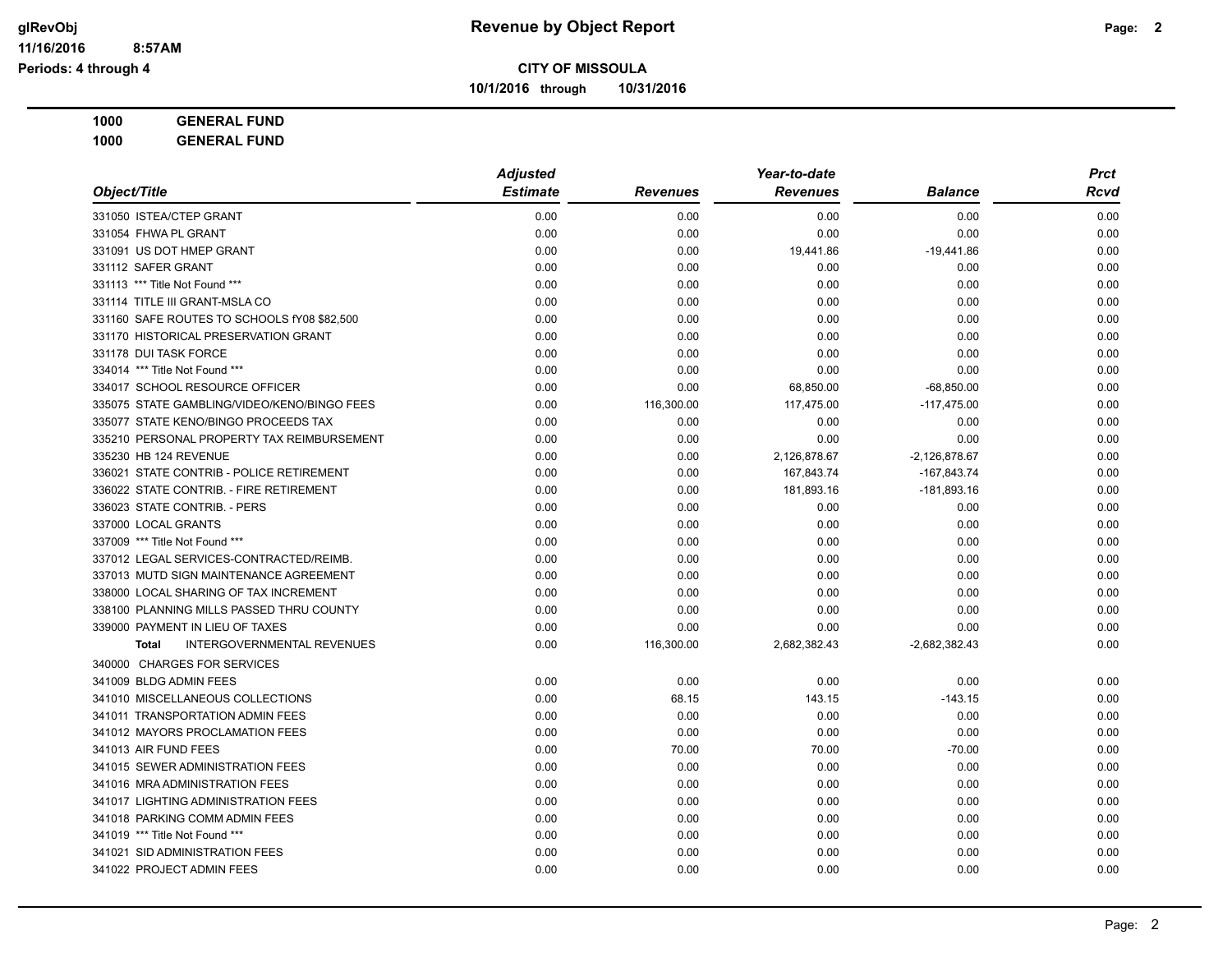# CITY OF MISSOULA

**10/1/2016 through 10/31/2016**

**1000 GENERAL FUND**

**1000 GENERAL FUND**

| Object/Title | Adjusted Estimate | Revenues | Year-to-date Revenues | Balance | Prct Rcvd |
|---|---|---|---|---|---|
| 331050 ISTEA/CTEP GRANT | 0.00 | 0.00 | 0.00 | 0.00 | 0.00 |
| 331054 FHWA PL GRANT | 0.00 | 0.00 | 0.00 | 0.00 | 0.00 |
| 331091 US DOT HMEP GRANT | 0.00 | 0.00 | 19,441.86 | -19,441.86 | 0.00 |
| 331112 SAFER GRANT | 0.00 | 0.00 | 0.00 | 0.00 | 0.00 |
| 331113 *** Title Not Found *** | 0.00 | 0.00 | 0.00 | 0.00 | 0.00 |
| 331114 TITLE III GRANT-MSLA CO | 0.00 | 0.00 | 0.00 | 0.00 | 0.00 |
| 331160 SAFE ROUTES TO SCHOOLS fY08 $82,500 | 0.00 | 0.00 | 0.00 | 0.00 | 0.00 |
| 331170 HISTORICAL PRESERVATION GRANT | 0.00 | 0.00 | 0.00 | 0.00 | 0.00 |
| 331178 DUI TASK FORCE | 0.00 | 0.00 | 0.00 | 0.00 | 0.00 |
| 334014 *** Title Not Found *** | 0.00 | 0.00 | 0.00 | 0.00 | 0.00 |
| 334017 SCHOOL RESOURCE OFFICER | 0.00 | 0.00 | 68,850.00 | -68,850.00 | 0.00 |
| 335075 STATE GAMBLING/VIDEO/KENO/BINGO FEES | 0.00 | 116,300.00 | 117,475.00 | -117,475.00 | 0.00 |
| 335077 STATE KENO/BINGO PROCEEDS TAX | 0.00 | 0.00 | 0.00 | 0.00 | 0.00 |
| 335210 PERSONAL PROPERTY TAX REIMBURSEMENT | 0.00 | 0.00 | 0.00 | 0.00 | 0.00 |
| 335230 HB 124 REVENUE | 0.00 | 0.00 | 2,126,878.67 | -2,126,878.67 | 0.00 |
| 336021 STATE CONTRIB - POLICE RETIREMENT | 0.00 | 0.00 | 167,843.74 | -167,843.74 | 0.00 |
| 336022 STATE CONTRIB. - FIRE RETIREMENT | 0.00 | 0.00 | 181,893.16 | -181,893.16 | 0.00 |
| 336023 STATE CONTRIB. - PERS | 0.00 | 0.00 | 0.00 | 0.00 | 0.00 |
| 337000 LOCAL GRANTS | 0.00 | 0.00 | 0.00 | 0.00 | 0.00 |
| 337009 *** Title Not Found *** | 0.00 | 0.00 | 0.00 | 0.00 | 0.00 |
| 337012 LEGAL SERVICES-CONTRACTED/REIMB. | 0.00 | 0.00 | 0.00 | 0.00 | 0.00 |
| 337013 MUTD SIGN MAINTENANCE AGREEMENT | 0.00 | 0.00 | 0.00 | 0.00 | 0.00 |
| 338000 LOCAL SHARING OF TAX INCREMENT | 0.00 | 0.00 | 0.00 | 0.00 | 0.00 |
| 338100 PLANNING MILLS PASSED THRU COUNTY | 0.00 | 0.00 | 0.00 | 0.00 | 0.00 |
| 339000 PAYMENT IN LIEU OF TAXES | 0.00 | 0.00 | 0.00 | 0.00 | 0.00 |
| **Total** INTERGOVERNMENTAL REVENUES | 0.00 | 116,300.00 | 2,682,382.43 | -2,682,382.43 | 0.00 |
| 340000 CHARGES FOR SERVICES | | | | | |
| 341009 BLDG ADMIN FEES | 0.00 | 0.00 | 0.00 | 0.00 | 0.00 |
| 341010 MISCELLANEOUS COLLECTIONS | 0.00 | 68.15 | 143.15 | -143.15 | 0.00 |
| 341011 TRANSPORTATION ADMIN FEES | 0.00 | 0.00 | 0.00 | 0.00 | 0.00 |
| 341012 MAYORS PROCLAMATION FEES | 0.00 | 0.00 | 0.00 | 0.00 | 0.00 |
| 341013 AIR FUND FEES | 0.00 | 70.00 | 70.00 | -70.00 | 0.00 |
| 341015 SEWER ADMINISTRATION FEES | 0.00 | 0.00 | 0.00 | 0.00 | 0.00 |
| 341016 MRA ADMINISTRATION FEES | 0.00 | 0.00 | 0.00 | 0.00 | 0.00 |
| 341017 LIGHTING ADMINISTRATION FEES | 0.00 | 0.00 | 0.00 | 0.00 | 0.00 |
| 341018 PARKING COMM ADMIN FEES | 0.00 | 0.00 | 0.00 | 0.00 | 0.00 |
| 341019 *** Title Not Found *** | 0.00 | 0.00 | 0.00 | 0.00 | 0.00 |
| 341021 SID ADMINISTRATION FEES | 0.00 | 0.00 | 0.00 | 0.00 | 0.00 |
| 341022 PROJECT ADMIN FEES | 0.00 | 0.00 | 0.00 | 0.00 | 0.00 |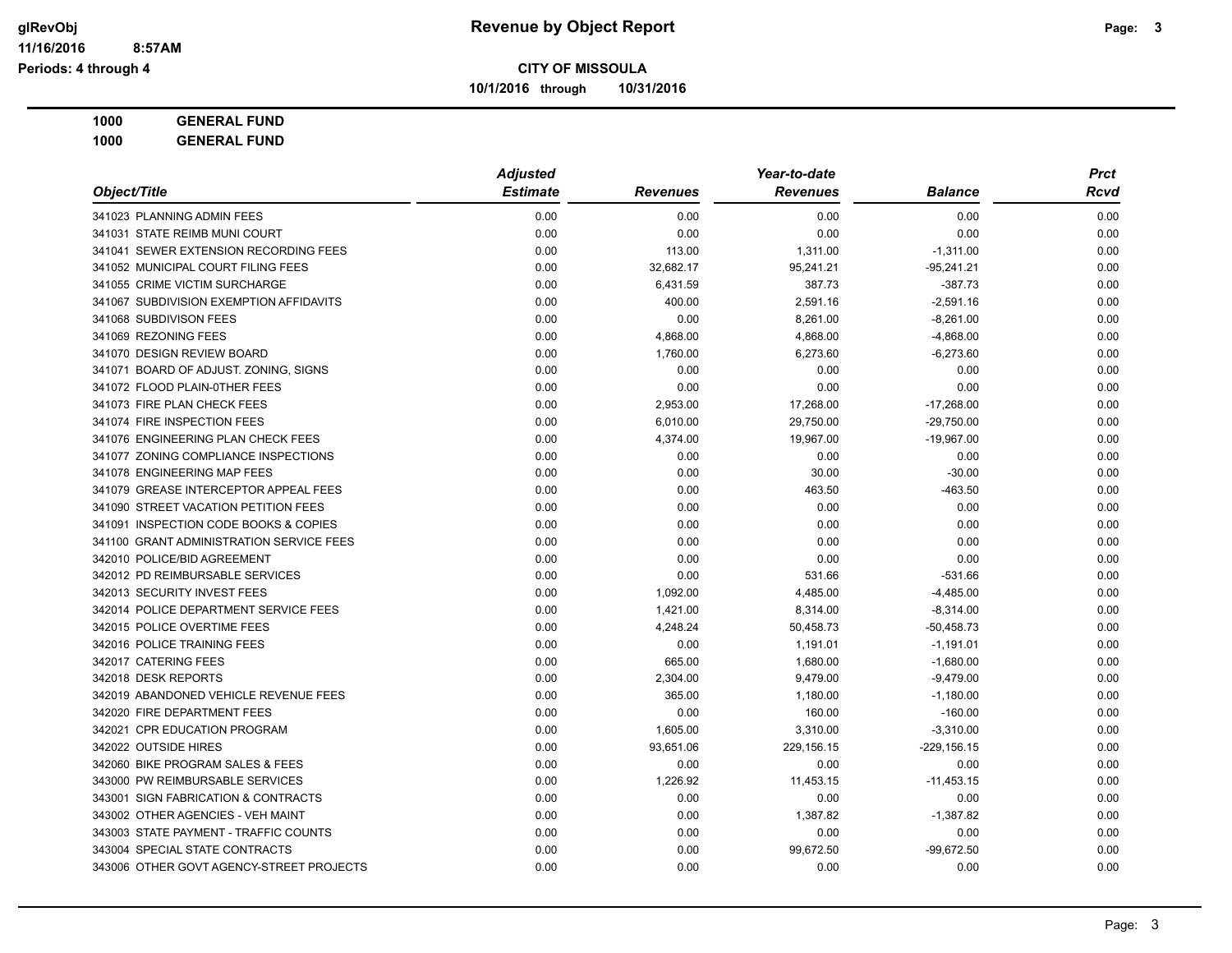**CITY OF MISSOULA**

**10/1/2016 through 10/31/2016**

**1000 GENERAL FUND**

**1000 GENERAL FUND**

| Object/Title | Adjusted Estimate | Revenues | Year-to-date Revenues | Balance | Prct Rcvd |
|---|---|---|---|---|---|
| 341023 PLANNING ADMIN FEES | 0.00 | 0.00 | 0.00 | 0.00 | 0.00 |
| 341031 STATE REIMB MUNI COURT | 0.00 | 0.00 | 0.00 | 0.00 | 0.00 |
| 341041 SEWER EXTENSION RECORDING FEES | 0.00 | 113.00 | 1,311.00 | -1,311.00 | 0.00 |
| 341052 MUNICIPAL COURT FILING FEES | 0.00 | 32,682.17 | 95,241.21 | -95,241.21 | 0.00 |
| 341055 CRIME VICTIM SURCHARGE | 0.00 | 6,431.59 | 387.73 | -387.73 | 0.00 |
| 341067 SUBDIVISION EXEMPTION AFFIDAVITS | 0.00 | 400.00 | 2,591.16 | -2,591.16 | 0.00 |
| 341068 SUBDIVISON FEES | 0.00 | 0.00 | 8,261.00 | -8,261.00 | 0.00 |
| 341069 REZONING FEES | 0.00 | 4,868.00 | 4,868.00 | -4,868.00 | 0.00 |
| 341070 DESIGN REVIEW BOARD | 0.00 | 1,760.00 | 6,273.60 | -6,273.60 | 0.00 |
| 341071 BOARD OF ADJUST. ZONING, SIGNS | 0.00 | 0.00 | 0.00 | 0.00 | 0.00 |
| 341072 FLOOD PLAIN-0THER FEES | 0.00 | 0.00 | 0.00 | 0.00 | 0.00 |
| 341073 FIRE PLAN CHECK FEES | 0.00 | 2,953.00 | 17,268.00 | -17,268.00 | 0.00 |
| 341074 FIRE INSPECTION FEES | 0.00 | 6,010.00 | 29,750.00 | -29,750.00 | 0.00 |
| 341076 ENGINEERING PLAN CHECK FEES | 0.00 | 4,374.00 | 19,967.00 | -19,967.00 | 0.00 |
| 341077 ZONING COMPLIANCE INSPECTIONS | 0.00 | 0.00 | 0.00 | 0.00 | 0.00 |
| 341078 ENGINEERING MAP FEES | 0.00 | 0.00 | 30.00 | -30.00 | 0.00 |
| 341079 GREASE INTERCEPTOR APPEAL FEES | 0.00 | 0.00 | 463.50 | -463.50 | 0.00 |
| 341090 STREET VACATION PETITION FEES | 0.00 | 0.00 | 0.00 | 0.00 | 0.00 |
| 341091 INSPECTION CODE BOOKS & COPIES | 0.00 | 0.00 | 0.00 | 0.00 | 0.00 |
| 341100 GRANT ADMINISTRATION SERVICE FEES | 0.00 | 0.00 | 0.00 | 0.00 | 0.00 |
| 342010 POLICE/BID AGREEMENT | 0.00 | 0.00 | 0.00 | 0.00 | 0.00 |
| 342012 PD REIMBURSABLE SERVICES | 0.00 | 0.00 | 531.66 | -531.66 | 0.00 |
| 342013 SECURITY INVEST FEES | 0.00 | 1,092.00 | 4,485.00 | -4,485.00 | 0.00 |
| 342014 POLICE DEPARTMENT SERVICE FEES | 0.00 | 1,421.00 | 8,314.00 | -8,314.00 | 0.00 |
| 342015 POLICE OVERTIME FEES | 0.00 | 4,248.24 | 50,458.73 | -50,458.73 | 0.00 |
| 342016 POLICE TRAINING FEES | 0.00 | 0.00 | 1,191.01 | -1,191.01 | 0.00 |
| 342017 CATERING FEES | 0.00 | 665.00 | 1,680.00 | -1,680.00 | 0.00 |
| 342018 DESK REPORTS | 0.00 | 2,304.00 | 9,479.00 | -9,479.00 | 0.00 |
| 342019 ABANDONED VEHICLE REVENUE FEES | 0.00 | 365.00 | 1,180.00 | -1,180.00 | 0.00 |
| 342020 FIRE DEPARTMENT FEES | 0.00 | 0.00 | 160.00 | -160.00 | 0.00 |
| 342021 CPR EDUCATION PROGRAM | 0.00 | 1,605.00 | 3,310.00 | -3,310.00 | 0.00 |
| 342022 OUTSIDE HIRES | 0.00 | 93,651.06 | 229,156.15 | -229,156.15 | 0.00 |
| 342060 BIKE PROGRAM SALES & FEES | 0.00 | 0.00 | 0.00 | 0.00 | 0.00 |
| 343000 PW REIMBURSABLE SERVICES | 0.00 | 1,226.92 | 11,453.15 | -11,453.15 | 0.00 |
| 343001 SIGN FABRICATION & CONTRACTS | 0.00 | 0.00 | 0.00 | 0.00 | 0.00 |
| 343002 OTHER AGENCIES - VEH MAINT | 0.00 | 0.00 | 1,387.82 | -1,387.82 | 0.00 |
| 343003 STATE PAYMENT - TRAFFIC COUNTS | 0.00 | 0.00 | 0.00 | 0.00 | 0.00 |
| 343004 SPECIAL STATE CONTRACTS | 0.00 | 0.00 | 99,672.50 | -99,672.50 | 0.00 |
| 343006 OTHER GOVT AGENCY-STREET PROJECTS | 0.00 | 0.00 | 0.00 | 0.00 | 0.00 |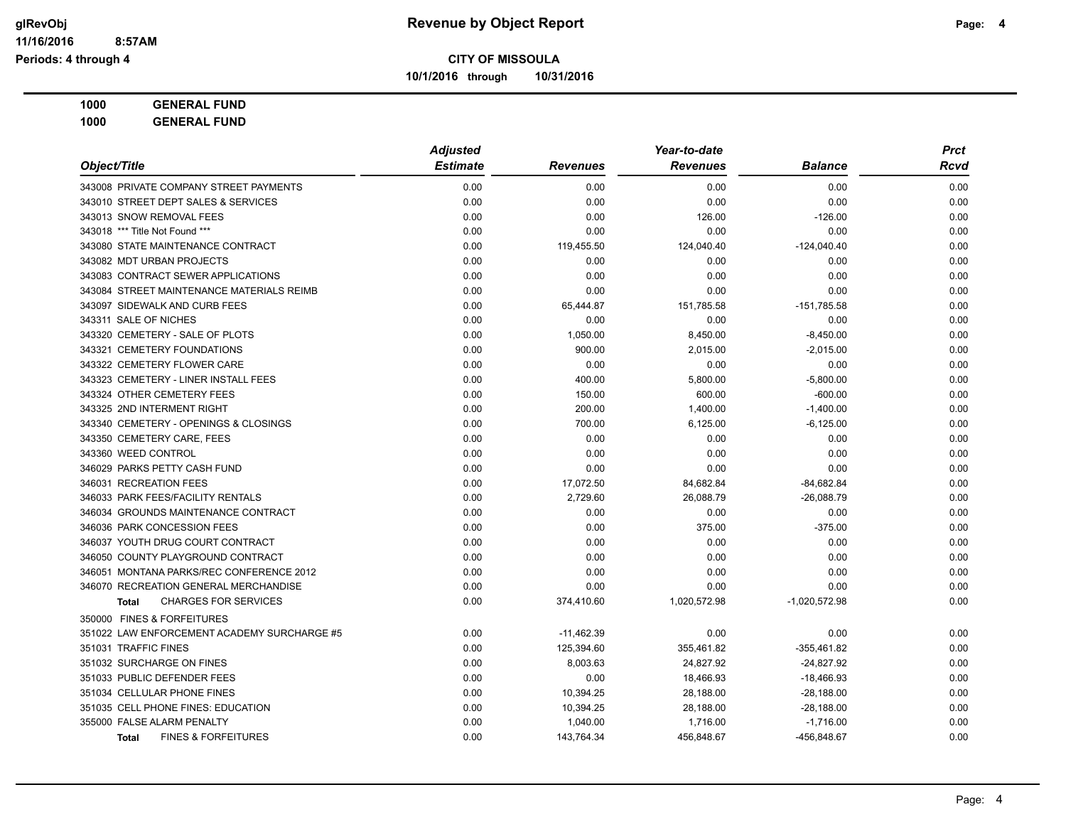**Revenue by Object Report**

**CITY OF MISSOULA**

10/1/2016 through 10/31/2016

glRevObj
11/16/2016 8:57AM
Periods: 4 through 4

**1000 GENERAL FUND**

**1000 GENERAL FUND**

| Object/Title | Adjusted Estimate | Revenues | Year-to-date Revenues | Balance | Prct Rcvd |
|---|---|---|---|---|---|
| 343008 PRIVATE COMPANY STREET PAYMENTS | 0.00 | 0.00 | 0.00 | 0.00 | 0.00 |
| 343010 STREET DEPT SALES & SERVICES | 0.00 | 0.00 | 0.00 | 0.00 | 0.00 |
| 343013 SNOW REMOVAL FEES | 0.00 | 0.00 | 126.00 | -126.00 | 0.00 |
| 343018 *** Title Not Found *** | 0.00 | 0.00 | 0.00 | 0.00 | 0.00 |
| 343080 STATE MAINTENANCE CONTRACT | 0.00 | 119,455.50 | 124,040.40 | -124,040.40 | 0.00 |
| 343082 MDT URBAN PROJECTS | 0.00 | 0.00 | 0.00 | 0.00 | 0.00 |
| 343083 CONTRACT SEWER APPLICATIONS | 0.00 | 0.00 | 0.00 | 0.00 | 0.00 |
| 343084 STREET MAINTENANCE MATERIALS REIMB | 0.00 | 0.00 | 0.00 | 0.00 | 0.00 |
| 343097 SIDEWALK AND CURB FEES | 0.00 | 65,444.87 | 151,785.58 | -151,785.58 | 0.00 |
| 343311 SALE OF NICHES | 0.00 | 0.00 | 0.00 | 0.00 | 0.00 |
| 343320 CEMETERY - SALE OF PLOTS | 0.00 | 1,050.00 | 8,450.00 | -8,450.00 | 0.00 |
| 343321 CEMETERY FOUNDATIONS | 0.00 | 900.00 | 2,015.00 | -2,015.00 | 0.00 |
| 343322 CEMETERY FLOWER CARE | 0.00 | 0.00 | 0.00 | 0.00 | 0.00 |
| 343323 CEMETERY - LINER INSTALL FEES | 0.00 | 400.00 | 5,800.00 | -5,800.00 | 0.00 |
| 343324 OTHER CEMETERY FEES | 0.00 | 150.00 | 600.00 | -600.00 | 0.00 |
| 343325 2ND INTERMENT RIGHT | 0.00 | 200.00 | 1,400.00 | -1,400.00 | 0.00 |
| 343340 CEMETERY - OPENINGS & CLOSINGS | 0.00 | 700.00 | 6,125.00 | -6,125.00 | 0.00 |
| 343350 CEMETERY CARE, FEES | 0.00 | 0.00 | 0.00 | 0.00 | 0.00 |
| 343360 WEED CONTROL | 0.00 | 0.00 | 0.00 | 0.00 | 0.00 |
| 346029 PARKS PETTY CASH FUND | 0.00 | 0.00 | 0.00 | 0.00 | 0.00 |
| 346031 RECREATION FEES | 0.00 | 17,072.50 | 84,682.84 | -84,682.84 | 0.00 |
| 346033 PARK FEES/FACILITY RENTALS | 0.00 | 2,729.60 | 26,088.79 | -26,088.79 | 0.00 |
| 346034 GROUNDS MAINTENANCE CONTRACT | 0.00 | 0.00 | 0.00 | 0.00 | 0.00 |
| 346036 PARK CONCESSION FEES | 0.00 | 0.00 | 375.00 | -375.00 | 0.00 |
| 346037 YOUTH DRUG COURT CONTRACT | 0.00 | 0.00 | 0.00 | 0.00 | 0.00 |
| 346050 COUNTY PLAYGROUND CONTRACT | 0.00 | 0.00 | 0.00 | 0.00 | 0.00 |
| 346051 MONTANA PARKS/REC CONFERENCE 2012 | 0.00 | 0.00 | 0.00 | 0.00 | 0.00 |
| 346070 RECREATION GENERAL MERCHANDISE | 0.00 | 0.00 | 0.00 | 0.00 | 0.00 |
| **Total** CHARGES FOR SERVICES | 0.00 | 374,410.60 | 1,020,572.98 | -1,020,572.98 | 0.00 |
| 350000 FINES & FORFEITURES | | | | | |
| 351022 LAW ENFORCEMENT ACADEMY SURCHARGE #5 | 0.00 | -11,462.39 | 0.00 | 0.00 | 0.00 |
| 351031 TRAFFIC FINES | 0.00 | 125,394.60 | 355,461.82 | -355,461.82 | 0.00 |
| 351032 SURCHARGE ON FINES | 0.00 | 8,003.63 | 24,827.92 | -24,827.92 | 0.00 |
| 351033 PUBLIC DEFENDER FEES | 0.00 | 0.00 | 18,466.93 | -18,466.93 | 0.00 |
| 351034 CELLULAR PHONE FINES | 0.00 | 10,394.25 | 28,188.00 | -28,188.00 | 0.00 |
| 351035 CELL PHONE FINES: EDUCATION | 0.00 | 10,394.25 | 28,188.00 | -28,188.00 | 0.00 |
| 355000 FALSE ALARM PENALTY | 0.00 | 1,040.00 | 1,716.00 | -1,716.00 | 0.00 |
| **Total** FINES & FORFEITURES | 0.00 | 143,764.34 | 456,848.67 | -456,848.67 | 0.00 |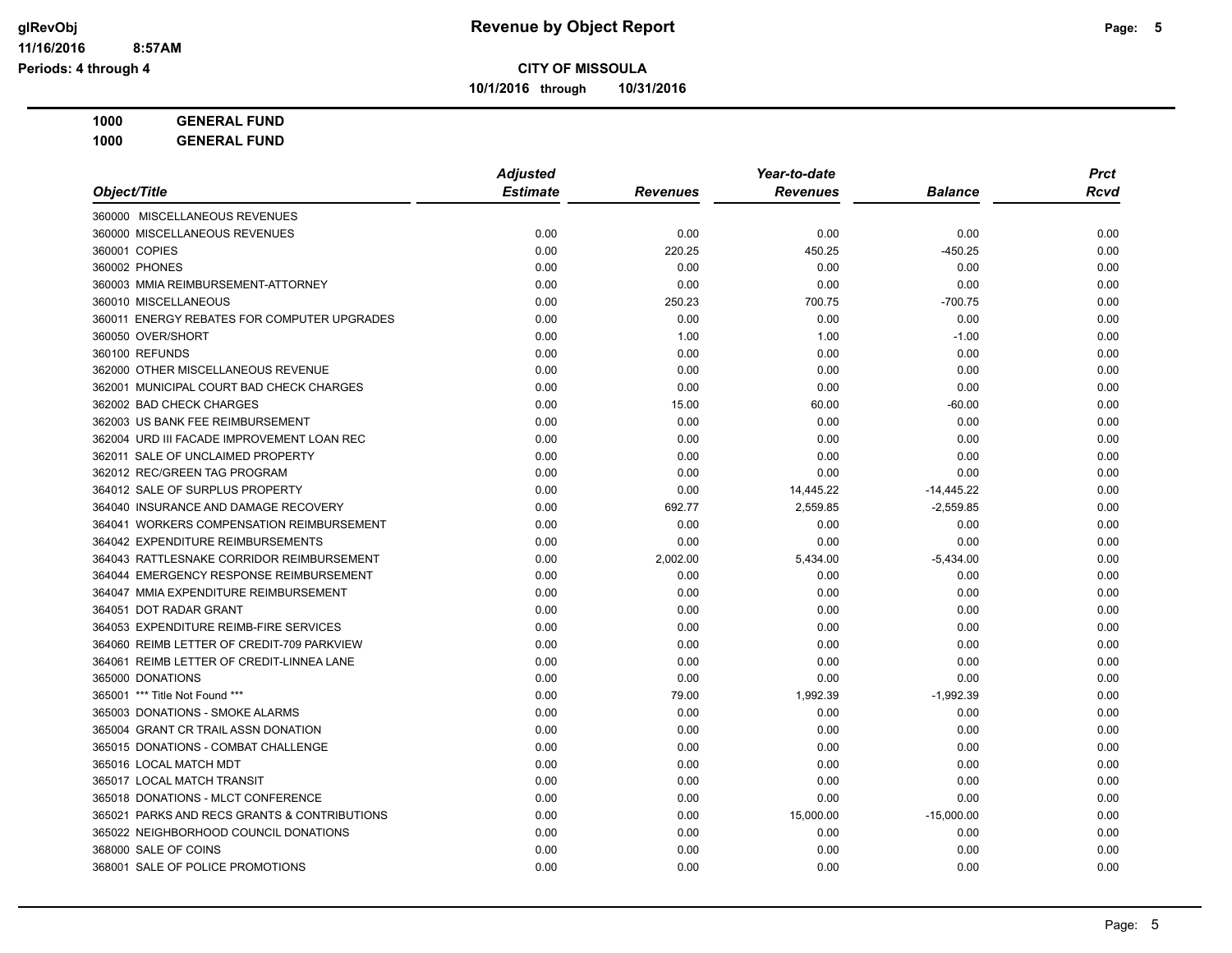# Revenue by Object Report

**CITY OF MISSOULA**

**10/1/2016 through 10/31/2016**

**1000 GENERAL FUND**

**1000 GENERAL FUND**

| Object/Title | Adjusted Estimate | Revenues | Year-to-date Revenues | Balance | Prct Rcvd |
|---|---|---|---|---|---|
| 360000 MISCELLANEOUS REVENUES | | | | | |
| 360000 MISCELLANEOUS REVENUES | 0.00 | 0.00 | 0.00 | 0.00 | 0.00 |
| 360001 COPIES | 0.00 | 220.25 | 450.25 | -450.25 | 0.00 |
| 360002 PHONES | 0.00 | 0.00 | 0.00 | 0.00 | 0.00 |
| 360003 MMIA REIMBURSEMENT-ATTORNEY | 0.00 | 0.00 | 0.00 | 0.00 | 0.00 |
| 360010 MISCELLANEOUS | 0.00 | 250.23 | 700.75 | -700.75 | 0.00 |
| 360011 ENERGY REBATES FOR COMPUTER UPGRADES | 0.00 | 0.00 | 0.00 | 0.00 | 0.00 |
| 360050 OVER/SHORT | 0.00 | 1.00 | 1.00 | -1.00 | 0.00 |
| 360100 REFUNDS | 0.00 | 0.00 | 0.00 | 0.00 | 0.00 |
| 362000 OTHER MISCELLANEOUS REVENUE | 0.00 | 0.00 | 0.00 | 0.00 | 0.00 |
| 362001 MUNICIPAL COURT BAD CHECK CHARGES | 0.00 | 0.00 | 0.00 | 0.00 | 0.00 |
| 362002 BAD CHECK CHARGES | 0.00 | 15.00 | 60.00 | -60.00 | 0.00 |
| 362003 US BANK FEE REIMBURSEMENT | 0.00 | 0.00 | 0.00 | 0.00 | 0.00 |
| 362004 URD III FACADE IMPROVEMENT LOAN REC | 0.00 | 0.00 | 0.00 | 0.00 | 0.00 |
| 362011 SALE OF UNCLAIMED PROPERTY | 0.00 | 0.00 | 0.00 | 0.00 | 0.00 |
| 362012 REC/GREEN TAG PROGRAM | 0.00 | 0.00 | 0.00 | 0.00 | 0.00 |
| 364012 SALE OF SURPLUS PROPERTY | 0.00 | 0.00 | 14,445.22 | -14,445.22 | 0.00 |
| 364040 INSURANCE AND DAMAGE RECOVERY | 0.00 | 692.77 | 2,559.85 | -2,559.85 | 0.00 |
| 364041 WORKERS COMPENSATION REIMBURSEMENT | 0.00 | 0.00 | 0.00 | 0.00 | 0.00 |
| 364042 EXPENDITURE REIMBURSEMENTS | 0.00 | 0.00 | 0.00 | 0.00 | 0.00 |
| 364043 RATTLESNAKE CORRIDOR REIMBURSEMENT | 0.00 | 2,002.00 | 5,434.00 | -5,434.00 | 0.00 |
| 364044 EMERGENCY RESPONSE REIMBURSEMENT | 0.00 | 0.00 | 0.00 | 0.00 | 0.00 |
| 364047 MMIA EXPENDITURE REIMBURSEMENT | 0.00 | 0.00 | 0.00 | 0.00 | 0.00 |
| 364051 DOT RADAR GRANT | 0.00 | 0.00 | 0.00 | 0.00 | 0.00 |
| 364053 EXPENDITURE REIMB-FIRE SERVICES | 0.00 | 0.00 | 0.00 | 0.00 | 0.00 |
| 364060 REIMB LETTER OF CREDIT-709 PARKVIEW | 0.00 | 0.00 | 0.00 | 0.00 | 0.00 |
| 364061 REIMB LETTER OF CREDIT-LINNEA LANE | 0.00 | 0.00 | 0.00 | 0.00 | 0.00 |
| 365000 DONATIONS | 0.00 | 0.00 | 0.00 | 0.00 | 0.00 |
| 365001 *** Title Not Found *** | 0.00 | 79.00 | 1,992.39 | -1,992.39 | 0.00 |
| 365003 DONATIONS - SMOKE ALARMS | 0.00 | 0.00 | 0.00 | 0.00 | 0.00 |
| 365004 GRANT CR TRAIL ASSN DONATION | 0.00 | 0.00 | 0.00 | 0.00 | 0.00 |
| 365015 DONATIONS - COMBAT CHALLENGE | 0.00 | 0.00 | 0.00 | 0.00 | 0.00 |
| 365016 LOCAL MATCH MDT | 0.00 | 0.00 | 0.00 | 0.00 | 0.00 |
| 365017 LOCAL MATCH TRANSIT | 0.00 | 0.00 | 0.00 | 0.00 | 0.00 |
| 365018 DONATIONS - MLCT CONFERENCE | 0.00 | 0.00 | 0.00 | 0.00 | 0.00 |
| 365021 PARKS AND RECS GRANTS & CONTRIBUTIONS | 0.00 | 0.00 | 15,000.00 | -15,000.00 | 0.00 |
| 365022 NEIGHBORHOOD COUNCIL DONATIONS | 0.00 | 0.00 | 0.00 | 0.00 | 0.00 |
| 368000 SALE OF COINS | 0.00 | 0.00 | 0.00 | 0.00 | 0.00 |
| 368001 SALE OF POLICE PROMOTIONS | 0.00 | 0.00 | 0.00 | 0.00 | 0.00 |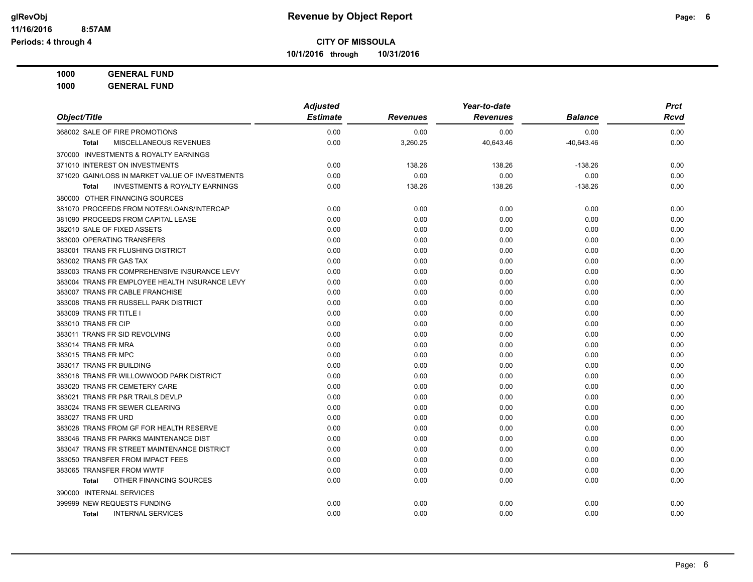**CITY OF MISSOULA**

**10/1/2016 through 10/31/2016**

**1000 GENERAL FUND**

**1000 GENERAL FUND**

| Object/Title | Adjusted Estimate | Revenues | Year-to-date Revenues | Balance | Prct Rcvd |
|---|---|---|---|---|---|
| 368002 SALE OF FIRE PROMOTIONS | 0.00 | 0.00 | 0.00 | 0.00 | 0.00 |
| **Total** MISCELLANEOUS REVENUES | 0.00 | 3,260.25 | 40,643.46 | -40,643.46 | 0.00 |
| 370000 INVESTMENTS & ROYALTY EARNINGS | | | | | |
| 371010 INTEREST ON INVESTMENTS | 0.00 | 138.26 | 138.26 | -138.26 | 0.00 |
| 371020 GAIN/LOSS IN MARKET VALUE OF INVESTMENTS | 0.00 | 0.00 | 0.00 | 0.00 | 0.00 |
| **Total** INVESTMENTS & ROYALTY EARNINGS | 0.00 | 138.26 | 138.26 | -138.26 | 0.00 |
| 380000 OTHER FINANCING SOURCES | | | | | |
| 381070 PROCEEDS FROM NOTES/LOANS/INTERCAP | 0.00 | 0.00 | 0.00 | 0.00 | 0.00 |
| 381090 PROCEEDS FROM CAPITAL LEASE | 0.00 | 0.00 | 0.00 | 0.00 | 0.00 |
| 382010 SALE OF FIXED ASSETS | 0.00 | 0.00 | 0.00 | 0.00 | 0.00 |
| 383000 OPERATING TRANSFERS | 0.00 | 0.00 | 0.00 | 0.00 | 0.00 |
| 383001 TRANS FR FLUSHING DISTRICT | 0.00 | 0.00 | 0.00 | 0.00 | 0.00 |
| 383002 TRANS FR GAS TAX | 0.00 | 0.00 | 0.00 | 0.00 | 0.00 |
| 383003 TRANS FR COMPREHENSIVE INSURANCE LEVY | 0.00 | 0.00 | 0.00 | 0.00 | 0.00 |
| 383004 TRANS FR EMPLOYEE HEALTH INSURANCE LEVY | 0.00 | 0.00 | 0.00 | 0.00 | 0.00 |
| 383007 TRANS FR CABLE FRANCHISE | 0.00 | 0.00 | 0.00 | 0.00 | 0.00 |
| 383008 TRANS FR RUSSELL PARK DISTRICT | 0.00 | 0.00 | 0.00 | 0.00 | 0.00 |
| 383009 TRANS FR TITLE I | 0.00 | 0.00 | 0.00 | 0.00 | 0.00 |
| 383010 TRANS FR CIP | 0.00 | 0.00 | 0.00 | 0.00 | 0.00 |
| 383011 TRANS FR SID REVOLVING | 0.00 | 0.00 | 0.00 | 0.00 | 0.00 |
| 383014 TRANS FR MRA | 0.00 | 0.00 | 0.00 | 0.00 | 0.00 |
| 383015 TRANS FR MPC | 0.00 | 0.00 | 0.00 | 0.00 | 0.00 |
| 383017 TRANS FR BUILDING | 0.00 | 0.00 | 0.00 | 0.00 | 0.00 |
| 383018 TRANS FR WILLOWWOOD PARK DISTRICT | 0.00 | 0.00 | 0.00 | 0.00 | 0.00 |
| 383020 TRANS FR CEMETERY CARE | 0.00 | 0.00 | 0.00 | 0.00 | 0.00 |
| 383021 TRANS FR P&R TRAILS DEVLP | 0.00 | 0.00 | 0.00 | 0.00 | 0.00 |
| 383024 TRANS FR SEWER CLEARING | 0.00 | 0.00 | 0.00 | 0.00 | 0.00 |
| 383027 TRANS FR URD | 0.00 | 0.00 | 0.00 | 0.00 | 0.00 |
| 383028 TRANS FROM GF FOR HEALTH RESERVE | 0.00 | 0.00 | 0.00 | 0.00 | 0.00 |
| 383046 TRANS FR PARKS MAINTENANCE DIST | 0.00 | 0.00 | 0.00 | 0.00 | 0.00 |
| 383047 TRANS FR STREET MAINTENANCE DISTRICT | 0.00 | 0.00 | 0.00 | 0.00 | 0.00 |
| 383050 TRANSFER FROM IMPACT FEES | 0.00 | 0.00 | 0.00 | 0.00 | 0.00 |
| 383065 TRANSFER FROM WWTF | 0.00 | 0.00 | 0.00 | 0.00 | 0.00 |
| **Total** OTHER FINANCING SOURCES | 0.00 | 0.00 | 0.00 | 0.00 | 0.00 |
| 390000 INTERNAL SERVICES | | | | | |
| 399999 NEW REQUESTS FUNDING | 0.00 | 0.00 | 0.00 | 0.00 | 0.00 |
| **Total** INTERNAL SERVICES | 0.00 | 0.00 | 0.00 | 0.00 | 0.00 |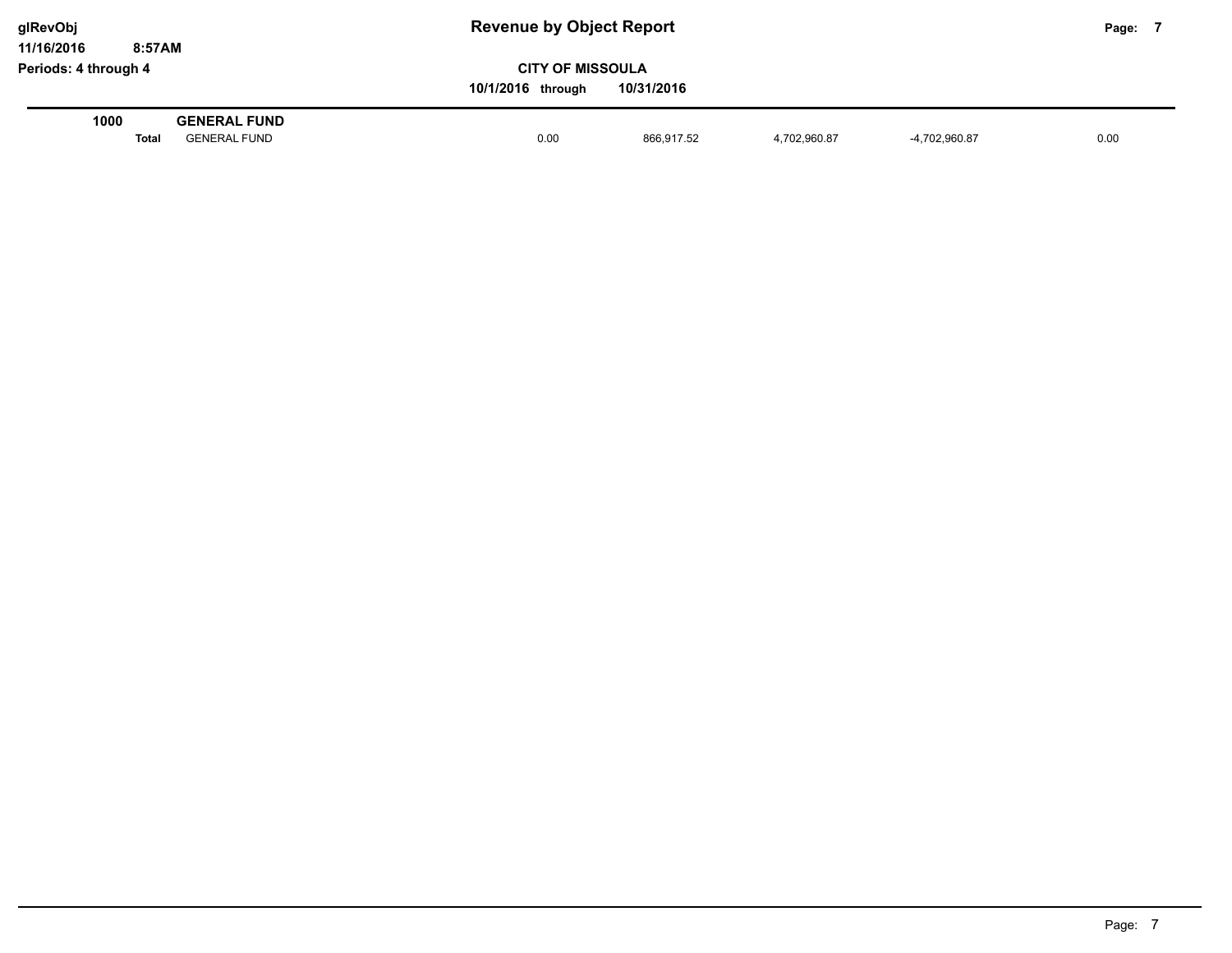**glRevObj**
**11/16/2016 8:57AM**
**Periods: 4 through 4**

# Revenue by Object Report

**CITY OF MISSOULA**

**10/1/2016 through 10/31/2016**

| | | | | | | |
|---|---|---|---|---|---|---|
| **1000** | **GENERAL FUND** | | | | | |
| **Total** | GENERAL FUND | 0.00 | 866,917.52 | 4,702,960.87 | -4,702,960.87 | 0.00 |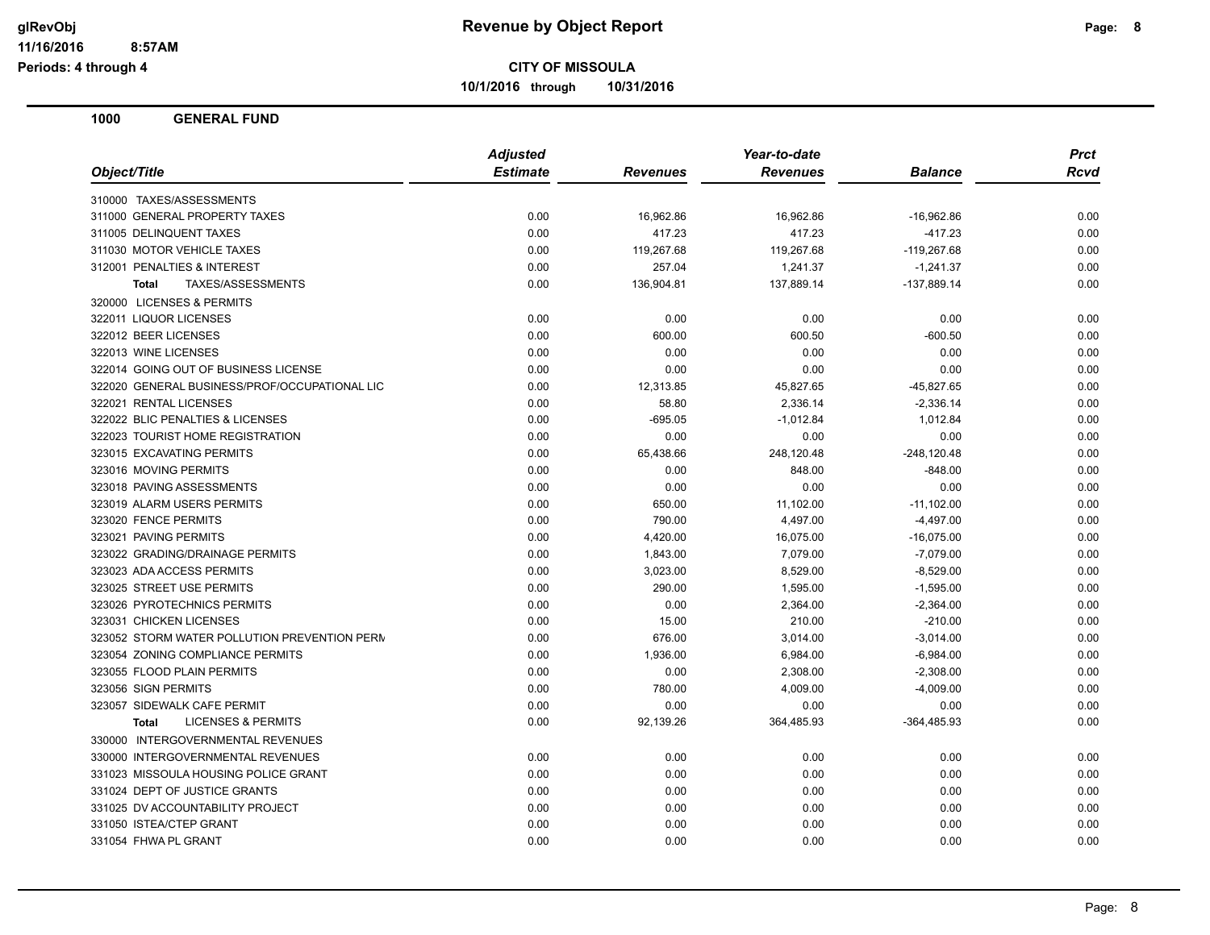# Revenue by Object Report

**CITY OF MISSOULA**

**10/1/2016 through 10/31/2016**

glRevObj
11/16/2016 8:57AM
Periods: 4 through 4

## 1000 GENERAL FUND

| Object/Title | Adjusted Estimate | Revenues | Year-to-date Revenues | Balance | Prct Rcvd |
|---|---|---|---|---|---|
| 310000 TAXES/ASSESSMENTS | | | | | |
| 311000 GENERAL PROPERTY TAXES | 0.00 | 16,962.86 | 16,962.86 | -16,962.86 | 0.00 |
| 311005 DELINQUENT TAXES | 0.00 | 417.23 | 417.23 | -417.23 | 0.00 |
| 311030 MOTOR VEHICLE TAXES | 0.00 | 119,267.68 | 119,267.68 | -119,267.68 | 0.00 |
| 312001 PENALTIES & INTEREST | 0.00 | 257.04 | 1,241.37 | -1,241.37 | 0.00 |
| **Total** TAXES/ASSESSMENTS | 0.00 | 136,904.81 | 137,889.14 | -137,889.14 | 0.00 |
| 320000 LICENSES & PERMITS | | | | | |
| 322011 LIQUOR LICENSES | 0.00 | 0.00 | 0.00 | 0.00 | 0.00 |
| 322012 BEER LICENSES | 0.00 | 600.00 | 600.50 | -600.50 | 0.00 |
| 322013 WINE LICENSES | 0.00 | 0.00 | 0.00 | 0.00 | 0.00 |
| 322014 GOING OUT OF BUSINESS LICENSE | 0.00 | 0.00 | 0.00 | 0.00 | 0.00 |
| 322020 GENERAL BUSINESS/PROF/OCCUPATIONAL LIC | 0.00 | 12,313.85 | 45,827.65 | -45,827.65 | 0.00 |
| 322021 RENTAL LICENSES | 0.00 | 58.80 | 2,336.14 | -2,336.14 | 0.00 |
| 322022 BLIC PENALTIES & LICENSES | 0.00 | -695.05 | -1,012.84 | 1,012.84 | 0.00 |
| 322023 TOURIST HOME REGISTRATION | 0.00 | 0.00 | 0.00 | 0.00 | 0.00 |
| 323015 EXCAVATING PERMITS | 0.00 | 65,438.66 | 248,120.48 | -248,120.48 | 0.00 |
| 323016 MOVING PERMITS | 0.00 | 0.00 | 848.00 | -848.00 | 0.00 |
| 323018 PAVING ASSESSMENTS | 0.00 | 0.00 | 0.00 | 0.00 | 0.00 |
| 323019 ALARM USERS PERMITS | 0.00 | 650.00 | 11,102.00 | -11,102.00 | 0.00 |
| 323020 FENCE PERMITS | 0.00 | 790.00 | 4,497.00 | -4,497.00 | 0.00 |
| 323021 PAVING PERMITS | 0.00 | 4,420.00 | 16,075.00 | -16,075.00 | 0.00 |
| 323022 GRADING/DRAINAGE PERMITS | 0.00 | 1,843.00 | 7,079.00 | -7,079.00 | 0.00 |
| 323023 ADA ACCESS PERMITS | 0.00 | 3,023.00 | 8,529.00 | -8,529.00 | 0.00 |
| 323025 STREET USE PERMITS | 0.00 | 290.00 | 1,595.00 | -1,595.00 | 0.00 |
| 323026 PYROTECHNICS PERMITS | 0.00 | 0.00 | 2,364.00 | -2,364.00 | 0.00 |
| 323031 CHICKEN LICENSES | 0.00 | 15.00 | 210.00 | -210.00 | 0.00 |
| 323052 STORM WATER POLLUTION PREVENTION PERM | 0.00 | 676.00 | 3,014.00 | -3,014.00 | 0.00 |
| 323054 ZONING COMPLIANCE PERMITS | 0.00 | 1,936.00 | 6,984.00 | -6,984.00 | 0.00 |
| 323055 FLOOD PLAIN PERMITS | 0.00 | 0.00 | 2,308.00 | -2,308.00 | 0.00 |
| 323056 SIGN PERMITS | 0.00 | 780.00 | 4,009.00 | -4,009.00 | 0.00 |
| 323057 SIDEWALK CAFE PERMIT | 0.00 | 0.00 | 0.00 | 0.00 | 0.00 |
| **Total** LICENSES & PERMITS | 0.00 | 92,139.26 | 364,485.93 | -364,485.93 | 0.00 |
| 330000 INTERGOVERNMENTAL REVENUES | | | | | |
| 330000 INTERGOVERNMENTAL REVENUES | 0.00 | 0.00 | 0.00 | 0.00 | 0.00 |
| 331023 MISSOULA HOUSING POLICE GRANT | 0.00 | 0.00 | 0.00 | 0.00 | 0.00 |
| 331024 DEPT OF JUSTICE GRANTS | 0.00 | 0.00 | 0.00 | 0.00 | 0.00 |
| 331025 DV ACCOUNTABILITY PROJECT | 0.00 | 0.00 | 0.00 | 0.00 | 0.00 |
| 331050 ISTEA/CTEP GRANT | 0.00 | 0.00 | 0.00 | 0.00 | 0.00 |
| 331054 FHWA PL GRANT | 0.00 | 0.00 | 0.00 | 0.00 | 0.00 |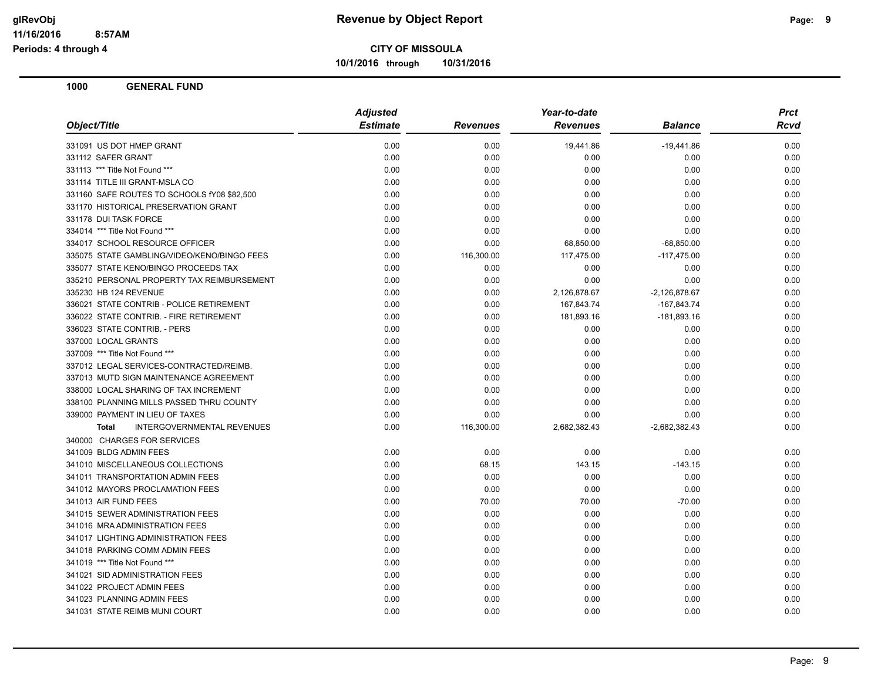**CITY OF MISSOULA**

**10/1/2016 through 10/31/2016**

**Revenue by Object Report**

Periods: 4 through 4

## 1000 GENERAL FUND

| Object/Title | Adjusted Estimate | Revenues | Year-to-date Revenues | Balance | Prct Rcvd |
|---|---|---|---|---|---|
| 331091 US DOT HMEP GRANT | 0.00 | 0.00 | 19,441.86 | -19,441.86 | 0.00 |
| 331112 SAFER GRANT | 0.00 | 0.00 | 0.00 | 0.00 | 0.00 |
| 331113 *** Title Not Found *** | 0.00 | 0.00 | 0.00 | 0.00 | 0.00 |
| 331114 TITLE III GRANT-MSLA CO | 0.00 | 0.00 | 0.00 | 0.00 | 0.00 |
| 331160 SAFE ROUTES TO SCHOOLS fY08 $82,500 | 0.00 | 0.00 | 0.00 | 0.00 | 0.00 |
| 331170 HISTORICAL PRESERVATION GRANT | 0.00 | 0.00 | 0.00 | 0.00 | 0.00 |
| 331178 DUI TASK FORCE | 0.00 | 0.00 | 0.00 | 0.00 | 0.00 |
| 334014 *** Title Not Found *** | 0.00 | 0.00 | 0.00 | 0.00 | 0.00 |
| 334017 SCHOOL RESOURCE OFFICER | 0.00 | 0.00 | 68,850.00 | -68,850.00 | 0.00 |
| 335075 STATE GAMBLING/VIDEO/KENO/BINGO FEES | 0.00 | 116,300.00 | 117,475.00 | -117,475.00 | 0.00 |
| 335077 STATE KENO/BINGO PROCEEDS TAX | 0.00 | 0.00 | 0.00 | 0.00 | 0.00 |
| 335210 PERSONAL PROPERTY TAX REIMBURSEMENT | 0.00 | 0.00 | 0.00 | 0.00 | 0.00 |
| 335230 HB 124 REVENUE | 0.00 | 0.00 | 2,126,878.67 | -2,126,878.67 | 0.00 |
| 336021 STATE CONTRIB - POLICE RETIREMENT | 0.00 | 0.00 | 167,843.74 | -167,843.74 | 0.00 |
| 336022 STATE CONTRIB. - FIRE RETIREMENT | 0.00 | 0.00 | 181,893.16 | -181,893.16 | 0.00 |
| 336023 STATE CONTRIB. - PERS | 0.00 | 0.00 | 0.00 | 0.00 | 0.00 |
| 337000 LOCAL GRANTS | 0.00 | 0.00 | 0.00 | 0.00 | 0.00 |
| 337009 *** Title Not Found *** | 0.00 | 0.00 | 0.00 | 0.00 | 0.00 |
| 337012 LEGAL SERVICES-CONTRACTED/REIMB. | 0.00 | 0.00 | 0.00 | 0.00 | 0.00 |
| 337013 MUTD SIGN MAINTENANCE AGREEMENT | 0.00 | 0.00 | 0.00 | 0.00 | 0.00 |
| 338000 LOCAL SHARING OF TAX INCREMENT | 0.00 | 0.00 | 0.00 | 0.00 | 0.00 |
| 338100 PLANNING MILLS PASSED THRU COUNTY | 0.00 | 0.00 | 0.00 | 0.00 | 0.00 |
| 339000 PAYMENT IN LIEU OF TAXES | 0.00 | 0.00 | 0.00 | 0.00 | 0.00 |
| **Total** INTERGOVERNMENTAL REVENUES | 0.00 | 116,300.00 | 2,682,382.43 | -2,682,382.43 | 0.00 |
| 340000 CHARGES FOR SERVICES | | | | | |
| 341009 BLDG ADMIN FEES | 0.00 | 0.00 | 0.00 | 0.00 | 0.00 |
| 341010 MISCELLANEOUS COLLECTIONS | 0.00 | 68.15 | 143.15 | -143.15 | 0.00 |
| 341011 TRANSPORTATION ADMIN FEES | 0.00 | 0.00 | 0.00 | 0.00 | 0.00 |
| 341012 MAYORS PROCLAMATION FEES | 0.00 | 0.00 | 0.00 | 0.00 | 0.00 |
| 341013 AIR FUND FEES | 0.00 | 70.00 | 70.00 | -70.00 | 0.00 |
| 341015 SEWER ADMINISTRATION FEES | 0.00 | 0.00 | 0.00 | 0.00 | 0.00 |
| 341016 MRA ADMINISTRATION FEES | 0.00 | 0.00 | 0.00 | 0.00 | 0.00 |
| 341017 LIGHTING ADMINISTRATION FEES | 0.00 | 0.00 | 0.00 | 0.00 | 0.00 |
| 341018 PARKING COMM ADMIN FEES | 0.00 | 0.00 | 0.00 | 0.00 | 0.00 |
| 341019 *** Title Not Found *** | 0.00 | 0.00 | 0.00 | 0.00 | 0.00 |
| 341021 SID ADMINISTRATION FEES | 0.00 | 0.00 | 0.00 | 0.00 | 0.00 |
| 341022 PROJECT ADMIN FEES | 0.00 | 0.00 | 0.00 | 0.00 | 0.00 |
| 341023 PLANNING ADMIN FEES | 0.00 | 0.00 | 0.00 | 0.00 | 0.00 |
| 341031 STATE REIMB MUNI COURT | 0.00 | 0.00 | 0.00 | 0.00 | 0.00 |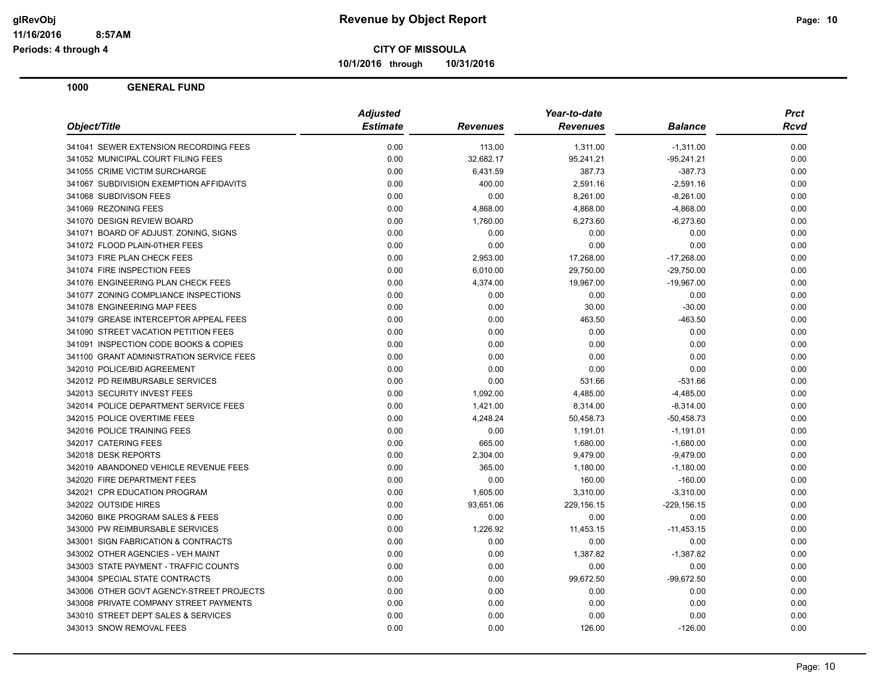# Revenue by Object Report

**CITY OF MISSOULA**

10/1/2016 through 10/31/2016

glRevObj
11/16/2016 8:57AM
Periods: 4 through 4

## 1000 GENERAL FUND

| Object/Title | Adjusted Estimate | Revenues | Year-to-date Revenues | Balance | Prct Rcvd |
|---|---|---|---|---|---|
| 341041 SEWER EXTENSION RECORDING FEES | 0.00 | 113.00 | 1,311.00 | -1,311.00 | 0.00 |
| 341052 MUNICIPAL COURT FILING FEES | 0.00 | 32,682.17 | 95,241.21 | -95,241.21 | 0.00 |
| 341055 CRIME VICTIM SURCHARGE | 0.00 | 6,431.59 | 387.73 | -387.73 | 0.00 |
| 341067 SUBDIVISION EXEMPTION AFFIDAVITS | 0.00 | 400.00 | 2,591.16 | -2,591.16 | 0.00 |
| 341068 SUBDIVISON FEES | 0.00 | 0.00 | 8,261.00 | -8,261.00 | 0.00 |
| 341069 REZONING FEES | 0.00 | 4,868.00 | 4,868.00 | -4,868.00 | 0.00 |
| 341070 DESIGN REVIEW BOARD | 0.00 | 1,760.00 | 6,273.60 | -6,273.60 | 0.00 |
| 341071 BOARD OF ADJUST. ZONING, SIGNS | 0.00 | 0.00 | 0.00 | 0.00 | 0.00 |
| 341072 FLOOD PLAIN-0THER FEES | 0.00 | 0.00 | 0.00 | 0.00 | 0.00 |
| 341073 FIRE PLAN CHECK FEES | 0.00 | 2,953.00 | 17,268.00 | -17,268.00 | 0.00 |
| 341074 FIRE INSPECTION FEES | 0.00 | 6,010.00 | 29,750.00 | -29,750.00 | 0.00 |
| 341076 ENGINEERING PLAN CHECK FEES | 0.00 | 4,374.00 | 19,967.00 | -19,967.00 | 0.00 |
| 341077 ZONING COMPLIANCE INSPECTIONS | 0.00 | 0.00 | 0.00 | 0.00 | 0.00 |
| 341078 ENGINEERING MAP FEES | 0.00 | 0.00 | 30.00 | -30.00 | 0.00 |
| 341079 GREASE INTERCEPTOR APPEAL FEES | 0.00 | 0.00 | 463.50 | -463.50 | 0.00 |
| 341090 STREET VACATION PETITION FEES | 0.00 | 0.00 | 0.00 | 0.00 | 0.00 |
| 341091 INSPECTION CODE BOOKS & COPIES | 0.00 | 0.00 | 0.00 | 0.00 | 0.00 |
| 341100 GRANT ADMINISTRATION SERVICE FEES | 0.00 | 0.00 | 0.00 | 0.00 | 0.00 |
| 342010 POLICE/BID AGREEMENT | 0.00 | 0.00 | 0.00 | 0.00 | 0.00 |
| 342012 PD REIMBURSABLE SERVICES | 0.00 | 0.00 | 531.66 | -531.66 | 0.00 |
| 342013 SECURITY INVEST FEES | 0.00 | 1,092.00 | 4,485.00 | -4,485.00 | 0.00 |
| 342014 POLICE DEPARTMENT SERVICE FEES | 0.00 | 1,421.00 | 8,314.00 | -8,314.00 | 0.00 |
| 342015 POLICE OVERTIME FEES | 0.00 | 4,248.24 | 50,458.73 | -50,458.73 | 0.00 |
| 342016 POLICE TRAINING FEES | 0.00 | 0.00 | 1,191.01 | -1,191.01 | 0.00 |
| 342017 CATERING FEES | 0.00 | 665.00 | 1,680.00 | -1,680.00 | 0.00 |
| 342018 DESK REPORTS | 0.00 | 2,304.00 | 9,479.00 | -9,479.00 | 0.00 |
| 342019 ABANDONED VEHICLE REVENUE FEES | 0.00 | 365.00 | 1,180.00 | -1,180.00 | 0.00 |
| 342020 FIRE DEPARTMENT FEES | 0.00 | 0.00 | 160.00 | -160.00 | 0.00 |
| 342021 CPR EDUCATION PROGRAM | 0.00 | 1,605.00 | 3,310.00 | -3,310.00 | 0.00 |
| 342022 OUTSIDE HIRES | 0.00 | 93,651.06 | 229,156.15 | -229,156.15 | 0.00 |
| 342060 BIKE PROGRAM SALES & FEES | 0.00 | 0.00 | 0.00 | 0.00 | 0.00 |
| 343000 PW REIMBURSABLE SERVICES | 0.00 | 1,226.92 | 11,453.15 | -11,453.15 | 0.00 |
| 343001 SIGN FABRICATION & CONTRACTS | 0.00 | 0.00 | 0.00 | 0.00 | 0.00 |
| 343002 OTHER AGENCIES - VEH MAINT | 0.00 | 0.00 | 1,387.82 | -1,387.82 | 0.00 |
| 343003 STATE PAYMENT - TRAFFIC COUNTS | 0.00 | 0.00 | 0.00 | 0.00 | 0.00 |
| 343004 SPECIAL STATE CONTRACTS | 0.00 | 0.00 | 99,672.50 | -99,672.50 | 0.00 |
| 343006 OTHER GOVT AGENCY-STREET PROJECTS | 0.00 | 0.00 | 0.00 | 0.00 | 0.00 |
| 343008 PRIVATE COMPANY STREET PAYMENTS | 0.00 | 0.00 | 0.00 | 0.00 | 0.00 |
| 343010 STREET DEPT SALES & SERVICES | 0.00 | 0.00 | 0.00 | 0.00 | 0.00 |
| 343013 SNOW REMOVAL FEES | 0.00 | 0.00 | 126.00 | -126.00 | 0.00 |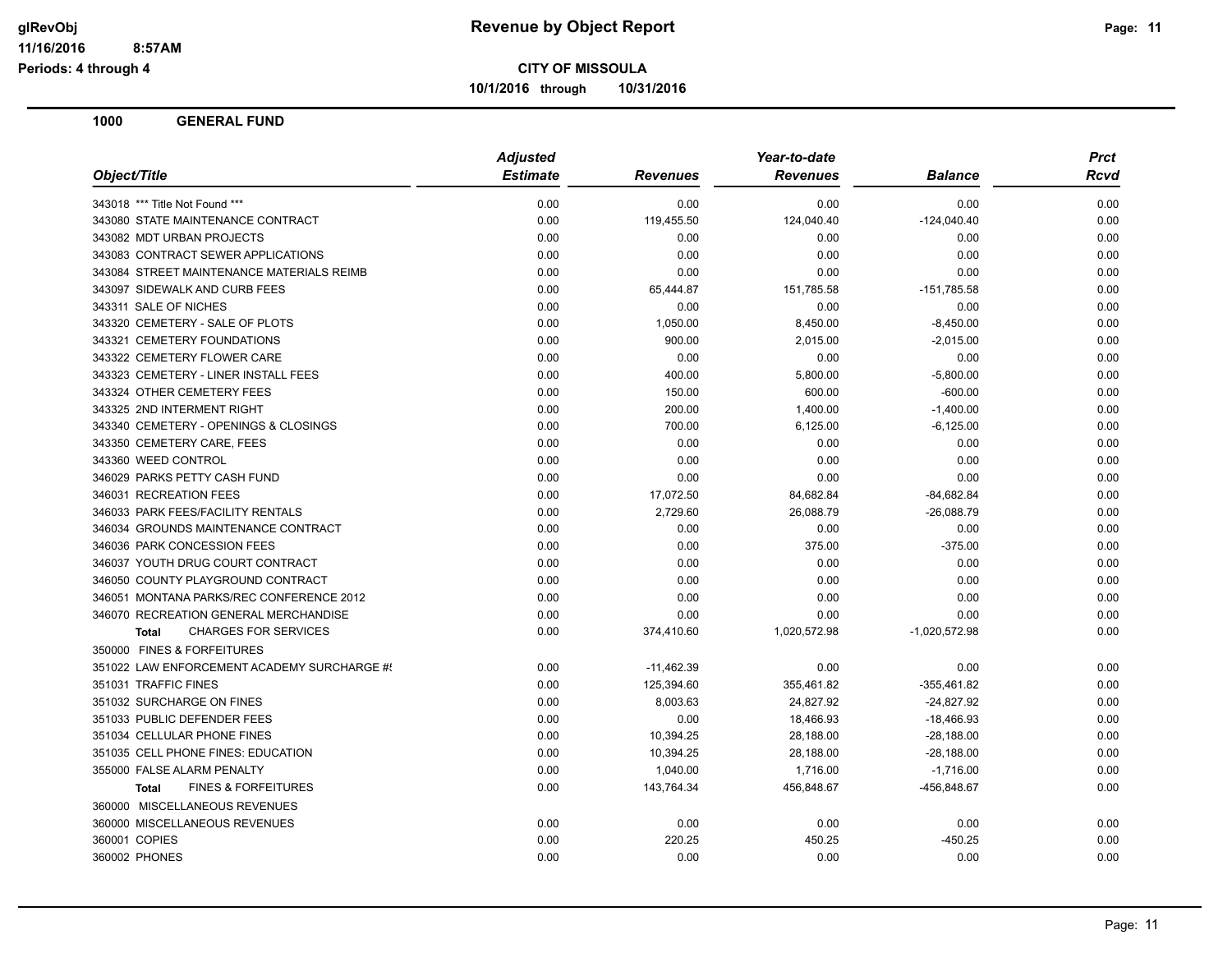# CITY OF MISSOULA

**10/1/2016 through 10/31/2016**

## 1000 GENERAL FUND

| Object/Title | Adjusted Estimate | Revenues | Year-to-date Revenues | Balance | Prct Rcvd |
|---|---|---|---|---|---|
| 343018 *** Title Not Found *** | 0.00 | 0.00 | 0.00 | 0.00 | 0.00 |
| 343080 STATE MAINTENANCE CONTRACT | 0.00 | 119,455.50 | 124,040.40 | -124,040.40 | 0.00 |
| 343082 MDT URBAN PROJECTS | 0.00 | 0.00 | 0.00 | 0.00 | 0.00 |
| 343083 CONTRACT SEWER APPLICATIONS | 0.00 | 0.00 | 0.00 | 0.00 | 0.00 |
| 343084 STREET MAINTENANCE MATERIALS REIMB | 0.00 | 0.00 | 0.00 | 0.00 | 0.00 |
| 343097 SIDEWALK AND CURB FEES | 0.00 | 65,444.87 | 151,785.58 | -151,785.58 | 0.00 |
| 343311 SALE OF NICHES | 0.00 | 0.00 | 0.00 | 0.00 | 0.00 |
| 343320 CEMETERY - SALE OF PLOTS | 0.00 | 1,050.00 | 8,450.00 | -8,450.00 | 0.00 |
| 343321 CEMETERY FOUNDATIONS | 0.00 | 900.00 | 2,015.00 | -2,015.00 | 0.00 |
| 343322 CEMETERY FLOWER CARE | 0.00 | 0.00 | 0.00 | 0.00 | 0.00 |
| 343323 CEMETERY - LINER INSTALL FEES | 0.00 | 400.00 | 5,800.00 | -5,800.00 | 0.00 |
| 343324 OTHER CEMETERY FEES | 0.00 | 150.00 | 600.00 | -600.00 | 0.00 |
| 343325 2ND INTERMENT RIGHT | 0.00 | 200.00 | 1,400.00 | -1,400.00 | 0.00 |
| 343340 CEMETERY - OPENINGS & CLOSINGS | 0.00 | 700.00 | 6,125.00 | -6,125.00 | 0.00 |
| 343350 CEMETERY CARE, FEES | 0.00 | 0.00 | 0.00 | 0.00 | 0.00 |
| 343360 WEED CONTROL | 0.00 | 0.00 | 0.00 | 0.00 | 0.00 |
| 346029 PARKS PETTY CASH FUND | 0.00 | 0.00 | 0.00 | 0.00 | 0.00 |
| 346031 RECREATION FEES | 0.00 | 17,072.50 | 84,682.84 | -84,682.84 | 0.00 |
| 346033 PARK FEES/FACILITY RENTALS | 0.00 | 2,729.60 | 26,088.79 | -26,088.79 | 0.00 |
| 346034 GROUNDS MAINTENANCE CONTRACT | 0.00 | 0.00 | 0.00 | 0.00 | 0.00 |
| 346036 PARK CONCESSION FEES | 0.00 | 0.00 | 375.00 | -375.00 | 0.00 |
| 346037 YOUTH DRUG COURT CONTRACT | 0.00 | 0.00 | 0.00 | 0.00 | 0.00 |
| 346050 COUNTY PLAYGROUND CONTRACT | 0.00 | 0.00 | 0.00 | 0.00 | 0.00 |
| 346051 MONTANA PARKS/REC CONFERENCE 2012 | 0.00 | 0.00 | 0.00 | 0.00 | 0.00 |
| 346070 RECREATION GENERAL MERCHANDISE | 0.00 | 0.00 | 0.00 | 0.00 | 0.00 |
| **Total** CHARGES FOR SERVICES | 0.00 | 374,410.60 | 1,020,572.98 | -1,020,572.98 | 0.00 |
| 350000 FINES & FORFEITURES | | | | | |
| 351022 LAW ENFORCEMENT ACADEMY SURCHARGE #! | 0.00 | -11,462.39 | 0.00 | 0.00 | 0.00 |
| 351031 TRAFFIC FINES | 0.00 | 125,394.60 | 355,461.82 | -355,461.82 | 0.00 |
| 351032 SURCHARGE ON FINES | 0.00 | 8,003.63 | 24,827.92 | -24,827.92 | 0.00 |
| 351033 PUBLIC DEFENDER FEES | 0.00 | 0.00 | 18,466.93 | -18,466.93 | 0.00 |
| 351034 CELLULAR PHONE FINES | 0.00 | 10,394.25 | 28,188.00 | -28,188.00 | 0.00 |
| 351035 CELL PHONE FINES: EDUCATION | 0.00 | 10,394.25 | 28,188.00 | -28,188.00 | 0.00 |
| 355000 FALSE ALARM PENALTY | 0.00 | 1,040.00 | 1,716.00 | -1,716.00 | 0.00 |
| **Total** FINES & FORFEITURES | 0.00 | 143,764.34 | 456,848.67 | -456,848.67 | 0.00 |
| 360000 MISCELLANEOUS REVENUES | | | | | |
| 360000 MISCELLANEOUS REVENUES | 0.00 | 0.00 | 0.00 | 0.00 | 0.00 |
| 360001 COPIES | 0.00 | 220.25 | 450.25 | -450.25 | 0.00 |
| 360002 PHONES | 0.00 | 0.00 | 0.00 | 0.00 | 0.00 |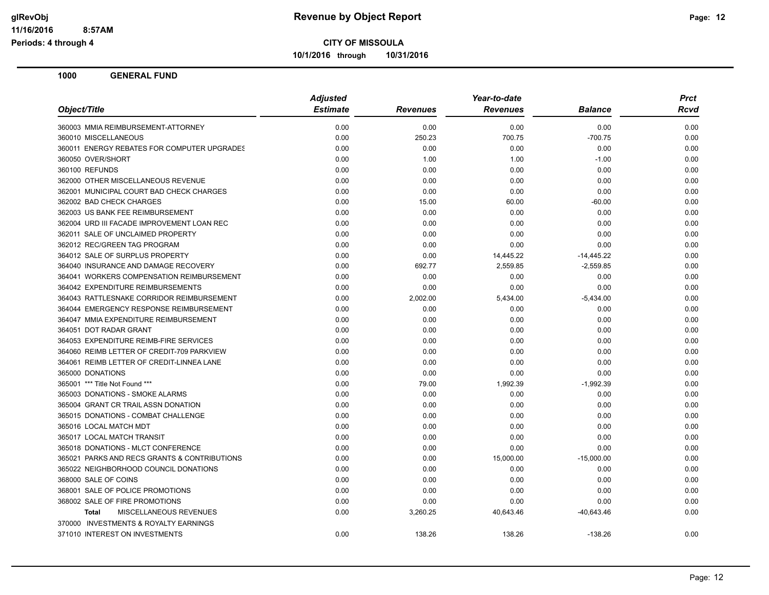**CITY OF MISSOULA**

**10/1/2016 through 10/31/2016**

## 1000 GENERAL FUND

| Object/Title | Adjusted Estimate | Revenues | Year-to-date Revenues | Balance | Prct Rcvd |
|---|---|---|---|---|---|
| 360003 MMIA REIMBURSEMENT-ATTORNEY | 0.00 | 0.00 | 0.00 | 0.00 | 0.00 |
| 360010 MISCELLANEOUS | 0.00 | 250.23 | 700.75 | -700.75 | 0.00 |
| 360011 ENERGY REBATES FOR COMPUTER UPGRADES | 0.00 | 0.00 | 0.00 | 0.00 | 0.00 |
| 360050 OVER/SHORT | 0.00 | 1.00 | 1.00 | -1.00 | 0.00 |
| 360100 REFUNDS | 0.00 | 0.00 | 0.00 | 0.00 | 0.00 |
| 362000 OTHER MISCELLANEOUS REVENUE | 0.00 | 0.00 | 0.00 | 0.00 | 0.00 |
| 362001 MUNICIPAL COURT BAD CHECK CHARGES | 0.00 | 0.00 | 0.00 | 0.00 | 0.00 |
| 362002 BAD CHECK CHARGES | 0.00 | 15.00 | 60.00 | -60.00 | 0.00 |
| 362003 US BANK FEE REIMBURSEMENT | 0.00 | 0.00 | 0.00 | 0.00 | 0.00 |
| 362004 URD III FACADE IMPROVEMENT LOAN REC | 0.00 | 0.00 | 0.00 | 0.00 | 0.00 |
| 362011 SALE OF UNCLAIMED PROPERTY | 0.00 | 0.00 | 0.00 | 0.00 | 0.00 |
| 362012 REC/GREEN TAG PROGRAM | 0.00 | 0.00 | 0.00 | 0.00 | 0.00 |
| 364012 SALE OF SURPLUS PROPERTY | 0.00 | 0.00 | 14,445.22 | -14,445.22 | 0.00 |
| 364040 INSURANCE AND DAMAGE RECOVERY | 0.00 | 692.77 | 2,559.85 | -2,559.85 | 0.00 |
| 364041 WORKERS COMPENSATION REIMBURSEMENT | 0.00 | 0.00 | 0.00 | 0.00 | 0.00 |
| 364042 EXPENDITURE REIMBURSEMENTS | 0.00 | 0.00 | 0.00 | 0.00 | 0.00 |
| 364043 RATTLESNAKE CORRIDOR REIMBURSEMENT | 0.00 | 2,002.00 | 5,434.00 | -5,434.00 | 0.00 |
| 364044 EMERGENCY RESPONSE REIMBURSEMENT | 0.00 | 0.00 | 0.00 | 0.00 | 0.00 |
| 364047 MMIA EXPENDITURE REIMBURSEMENT | 0.00 | 0.00 | 0.00 | 0.00 | 0.00 |
| 364051 DOT RADAR GRANT | 0.00 | 0.00 | 0.00 | 0.00 | 0.00 |
| 364053 EXPENDITURE REIMB-FIRE SERVICES | 0.00 | 0.00 | 0.00 | 0.00 | 0.00 |
| 364060 REIMB LETTER OF CREDIT-709 PARKVIEW | 0.00 | 0.00 | 0.00 | 0.00 | 0.00 |
| 364061 REIMB LETTER OF CREDIT-LINNEA LANE | 0.00 | 0.00 | 0.00 | 0.00 | 0.00 |
| 365000 DONATIONS | 0.00 | 0.00 | 0.00 | 0.00 | 0.00 |
| 365001 *** Title Not Found *** | 0.00 | 79.00 | 1,992.39 | -1,992.39 | 0.00 |
| 365003 DONATIONS - SMOKE ALARMS | 0.00 | 0.00 | 0.00 | 0.00 | 0.00 |
| 365004 GRANT CR TRAIL ASSN DONATION | 0.00 | 0.00 | 0.00 | 0.00 | 0.00 |
| 365015 DONATIONS - COMBAT CHALLENGE | 0.00 | 0.00 | 0.00 | 0.00 | 0.00 |
| 365016 LOCAL MATCH MDT | 0.00 | 0.00 | 0.00 | 0.00 | 0.00 |
| 365017 LOCAL MATCH TRANSIT | 0.00 | 0.00 | 0.00 | 0.00 | 0.00 |
| 365018 DONATIONS - MLCT CONFERENCE | 0.00 | 0.00 | 0.00 | 0.00 | 0.00 |
| 365021 PARKS AND RECS GRANTS & CONTRIBUTIONS | 0.00 | 0.00 | 15,000.00 | -15,000.00 | 0.00 |
| 365022 NEIGHBORHOOD COUNCIL DONATIONS | 0.00 | 0.00 | 0.00 | 0.00 | 0.00 |
| 368000 SALE OF COINS | 0.00 | 0.00 | 0.00 | 0.00 | 0.00 |
| 368001 SALE OF POLICE PROMOTIONS | 0.00 | 0.00 | 0.00 | 0.00 | 0.00 |
| 368002 SALE OF FIRE PROMOTIONS | 0.00 | 0.00 | 0.00 | 0.00 | 0.00 |
| **Total** MISCELLANEOUS REVENUES | 0.00 | 3,260.25 | 40,643.46 | -40,643.46 | 0.00 |
| 370000 INVESTMENTS & ROYALTY EARNINGS | | | | | |
| 371010 INTEREST ON INVESTMENTS | 0.00 | 138.26 | 138.26 | -138.26 | 0.00 |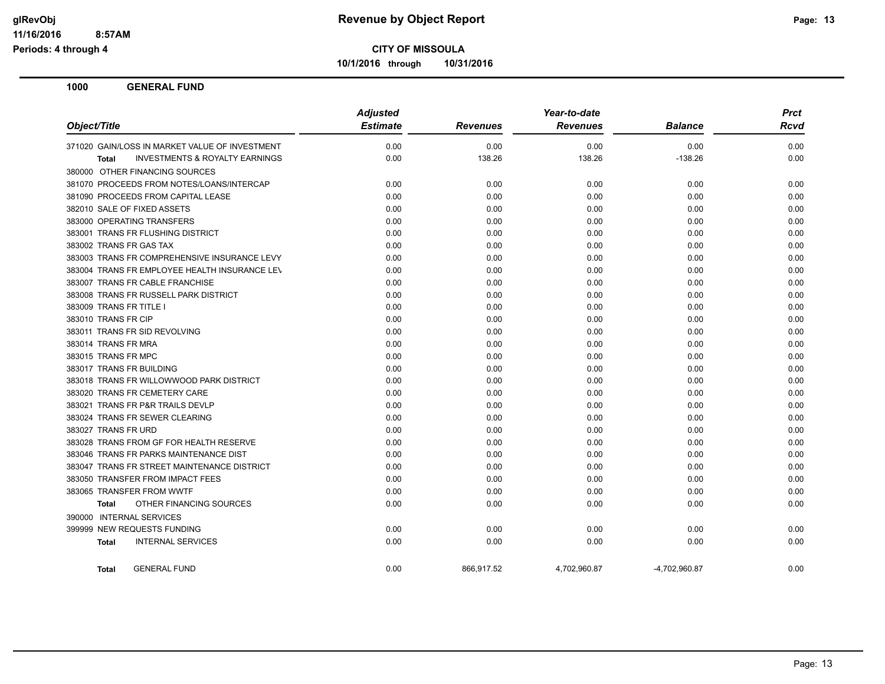# Revenue by Object Report

**CITY OF MISSOULA**

**10/1/2016 through 10/31/2016**

glRevObj
11/16/2016 8:57AM
Periods: 4 through 4

## 1000 GENERAL FUND

| Object/Title | Adjusted Estimate | Revenues | Year-to-date Revenues | Balance | Prct Rcvd |
|---|---|---|---|---|---|
| 371020 GAIN/LOSS IN MARKET VALUE OF INVESTMENT | 0.00 | 0.00 | 0.00 | 0.00 | 0.00 |
| **Total** INVESTMENTS & ROYALTY EARNINGS | 0.00 | 138.26 | 138.26 | -138.26 | 0.00 |
| 380000 OTHER FINANCING SOURCES | | | | | |
| 381070 PROCEEDS FROM NOTES/LOANS/INTERCAP | 0.00 | 0.00 | 0.00 | 0.00 | 0.00 |
| 381090 PROCEEDS FROM CAPITAL LEASE | 0.00 | 0.00 | 0.00 | 0.00 | 0.00 |
| 382010 SALE OF FIXED ASSETS | 0.00 | 0.00 | 0.00 | 0.00 | 0.00 |
| 383000 OPERATING TRANSFERS | 0.00 | 0.00 | 0.00 | 0.00 | 0.00 |
| 383001 TRANS FR FLUSHING DISTRICT | 0.00 | 0.00 | 0.00 | 0.00 | 0.00 |
| 383002 TRANS FR GAS TAX | 0.00 | 0.00 | 0.00 | 0.00 | 0.00 |
| 383003 TRANS FR COMPREHENSIVE INSURANCE LEVY | 0.00 | 0.00 | 0.00 | 0.00 | 0.00 |
| 383004 TRANS FR EMPLOYEE HEALTH INSURANCE LEV | 0.00 | 0.00 | 0.00 | 0.00 | 0.00 |
| 383007 TRANS FR CABLE FRANCHISE | 0.00 | 0.00 | 0.00 | 0.00 | 0.00 |
| 383008 TRANS FR RUSSELL PARK DISTRICT | 0.00 | 0.00 | 0.00 | 0.00 | 0.00 |
| 383009 TRANS FR TITLE I | 0.00 | 0.00 | 0.00 | 0.00 | 0.00 |
| 383010 TRANS FR CIP | 0.00 | 0.00 | 0.00 | 0.00 | 0.00 |
| 383011 TRANS FR SID REVOLVING | 0.00 | 0.00 | 0.00 | 0.00 | 0.00 |
| 383014 TRANS FR MRA | 0.00 | 0.00 | 0.00 | 0.00 | 0.00 |
| 383015 TRANS FR MPC | 0.00 | 0.00 | 0.00 | 0.00 | 0.00 |
| 383017 TRANS FR BUILDING | 0.00 | 0.00 | 0.00 | 0.00 | 0.00 |
| 383018 TRANS FR WILLOWWOOD PARK DISTRICT | 0.00 | 0.00 | 0.00 | 0.00 | 0.00 |
| 383020 TRANS FR CEMETERY CARE | 0.00 | 0.00 | 0.00 | 0.00 | 0.00 |
| 383021 TRANS FR P&R TRAILS DEVLP | 0.00 | 0.00 | 0.00 | 0.00 | 0.00 |
| 383024 TRANS FR SEWER CLEARING | 0.00 | 0.00 | 0.00 | 0.00 | 0.00 |
| 383027 TRANS FR URD | 0.00 | 0.00 | 0.00 | 0.00 | 0.00 |
| 383028 TRANS FROM GF FOR HEALTH RESERVE | 0.00 | 0.00 | 0.00 | 0.00 | 0.00 |
| 383046 TRANS FR PARKS MAINTENANCE DIST | 0.00 | 0.00 | 0.00 | 0.00 | 0.00 |
| 383047 TRANS FR STREET MAINTENANCE DISTRICT | 0.00 | 0.00 | 0.00 | 0.00 | 0.00 |
| 383050 TRANSFER FROM IMPACT FEES | 0.00 | 0.00 | 0.00 | 0.00 | 0.00 |
| 383065 TRANSFER FROM WWTF | 0.00 | 0.00 | 0.00 | 0.00 | 0.00 |
| **Total** OTHER FINANCING SOURCES | 0.00 | 0.00 | 0.00 | 0.00 | 0.00 |
| 390000 INTERNAL SERVICES | | | | | |
| 399999 NEW REQUESTS FUNDING | 0.00 | 0.00 | 0.00 | 0.00 | 0.00 |
| **Total** INTERNAL SERVICES | 0.00 | 0.00 | 0.00 | 0.00 | 0.00 |
| **Total** GENERAL FUND | 0.00 | 866,917.52 | 4,702,960.87 | -4,702,960.87 | 0.00 |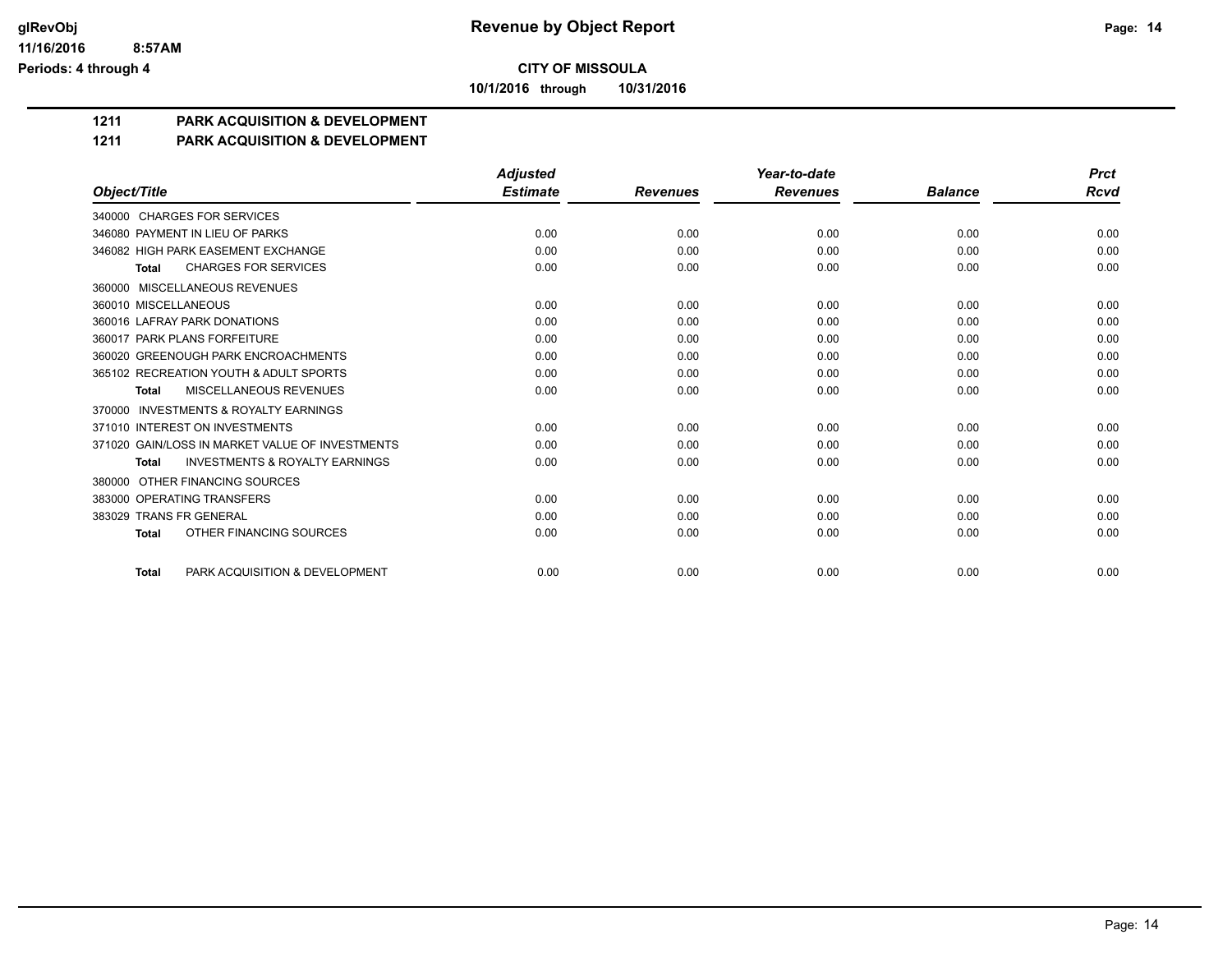**CITY OF MISSOULA**

**10/1/2016 through 10/31/2016**

## 1211 PARK ACQUISITION & DEVELOPMENT

## 1211 PARK ACQUISITION & DEVELOPMENT

| Object/Title | Adjusted Estimate | Revenues | Year-to-date Revenues | Balance | Prct Rcvd |
|---|---|---|---|---|---|
| 340000 CHARGES FOR SERVICES | | | | | |
| 346080 PAYMENT IN LIEU OF PARKS | 0.00 | 0.00 | 0.00 | 0.00 | 0.00 |
| 346082 HIGH PARK EASEMENT EXCHANGE | 0.00 | 0.00 | 0.00 | 0.00 | 0.00 |
| **Total** CHARGES FOR SERVICES | 0.00 | 0.00 | 0.00 | 0.00 | 0.00 |
| 360000 MISCELLANEOUS REVENUES | | | | | |
| 360010 MISCELLANEOUS | 0.00 | 0.00 | 0.00 | 0.00 | 0.00 |
| 360016 LAFRAY PARK DONATIONS | 0.00 | 0.00 | 0.00 | 0.00 | 0.00 |
| 360017 PARK PLANS FORFEITURE | 0.00 | 0.00 | 0.00 | 0.00 | 0.00 |
| 360020 GREENOUGH PARK ENCROACHMENTS | 0.00 | 0.00 | 0.00 | 0.00 | 0.00 |
| 365102 RECREATION YOUTH & ADULT SPORTS | 0.00 | 0.00 | 0.00 | 0.00 | 0.00 |
| **Total** MISCELLANEOUS REVENUES | 0.00 | 0.00 | 0.00 | 0.00 | 0.00 |
| 370000 INVESTMENTS & ROYALTY EARNINGS | | | | | |
| 371010 INTEREST ON INVESTMENTS | 0.00 | 0.00 | 0.00 | 0.00 | 0.00 |
| 371020 GAIN/LOSS IN MARKET VALUE OF INVESTMENTS | 0.00 | 0.00 | 0.00 | 0.00 | 0.00 |
| **Total** INVESTMENTS & ROYALTY EARNINGS | 0.00 | 0.00 | 0.00 | 0.00 | 0.00 |
| 380000 OTHER FINANCING SOURCES | | | | | |
| 383000 OPERATING TRANSFERS | 0.00 | 0.00 | 0.00 | 0.00 | 0.00 |
| 383029 TRANS FR GENERAL | 0.00 | 0.00 | 0.00 | 0.00 | 0.00 |
| **Total** OTHER FINANCING SOURCES | 0.00 | 0.00 | 0.00 | 0.00 | 0.00 |
| **Total** PARK ACQUISITION & DEVELOPMENT | 0.00 | 0.00 | 0.00 | 0.00 | 0.00 |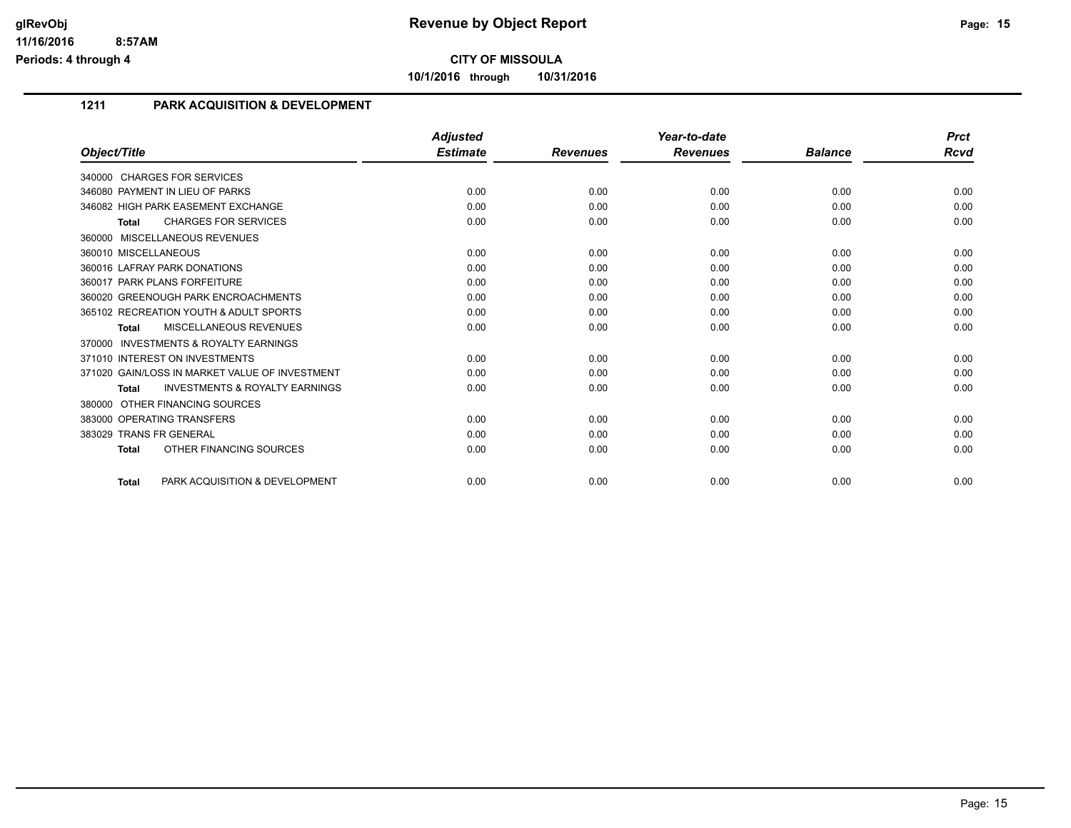**CITY OF MISSOULA**

**10/1/2016 through 10/31/2016**

## 1211 PARK ACQUISITION & DEVELOPMENT

| Object/Title | Adjusted Estimate | Revenues | Year-to-date Revenues | Balance | Prct Rcvd |
|---|---|---|---|---|---|
| 340000 CHARGES FOR SERVICES | | | | | |
| 346080 PAYMENT IN LIEU OF PARKS | 0.00 | 0.00 | 0.00 | 0.00 | 0.00 |
| 346082 HIGH PARK EASEMENT EXCHANGE | 0.00 | 0.00 | 0.00 | 0.00 | 0.00 |
| **Total** CHARGES FOR SERVICES | 0.00 | 0.00 | 0.00 | 0.00 | 0.00 |
| 360000 MISCELLANEOUS REVENUES | | | | | |
| 360010 MISCELLANEOUS | 0.00 | 0.00 | 0.00 | 0.00 | 0.00 |
| 360016 LAFRAY PARK DONATIONS | 0.00 | 0.00 | 0.00 | 0.00 | 0.00 |
| 360017 PARK PLANS FORFEITURE | 0.00 | 0.00 | 0.00 | 0.00 | 0.00 |
| 360020 GREENOUGH PARK ENCROACHMENTS | 0.00 | 0.00 | 0.00 | 0.00 | 0.00 |
| 365102 RECREATION YOUTH & ADULT SPORTS | 0.00 | 0.00 | 0.00 | 0.00 | 0.00 |
| **Total** MISCELLANEOUS REVENUES | 0.00 | 0.00 | 0.00 | 0.00 | 0.00 |
| 370000 INVESTMENTS & ROYALTY EARNINGS | | | | | |
| 371010 INTEREST ON INVESTMENTS | 0.00 | 0.00 | 0.00 | 0.00 | 0.00 |
| 371020 GAIN/LOSS IN MARKET VALUE OF INVESTMENT | 0.00 | 0.00 | 0.00 | 0.00 | 0.00 |
| **Total** INVESTMENTS & ROYALTY EARNINGS | 0.00 | 0.00 | 0.00 | 0.00 | 0.00 |
| 380000 OTHER FINANCING SOURCES | | | | | |
| 383000 OPERATING TRANSFERS | 0.00 | 0.00 | 0.00 | 0.00 | 0.00 |
| 383029 TRANS FR GENERAL | 0.00 | 0.00 | 0.00 | 0.00 | 0.00 |
| **Total** OTHER FINANCING SOURCES | 0.00 | 0.00 | 0.00 | 0.00 | 0.00 |
| **Total** PARK ACQUISITION & DEVELOPMENT | 0.00 | 0.00 | 0.00 | 0.00 | 0.00 |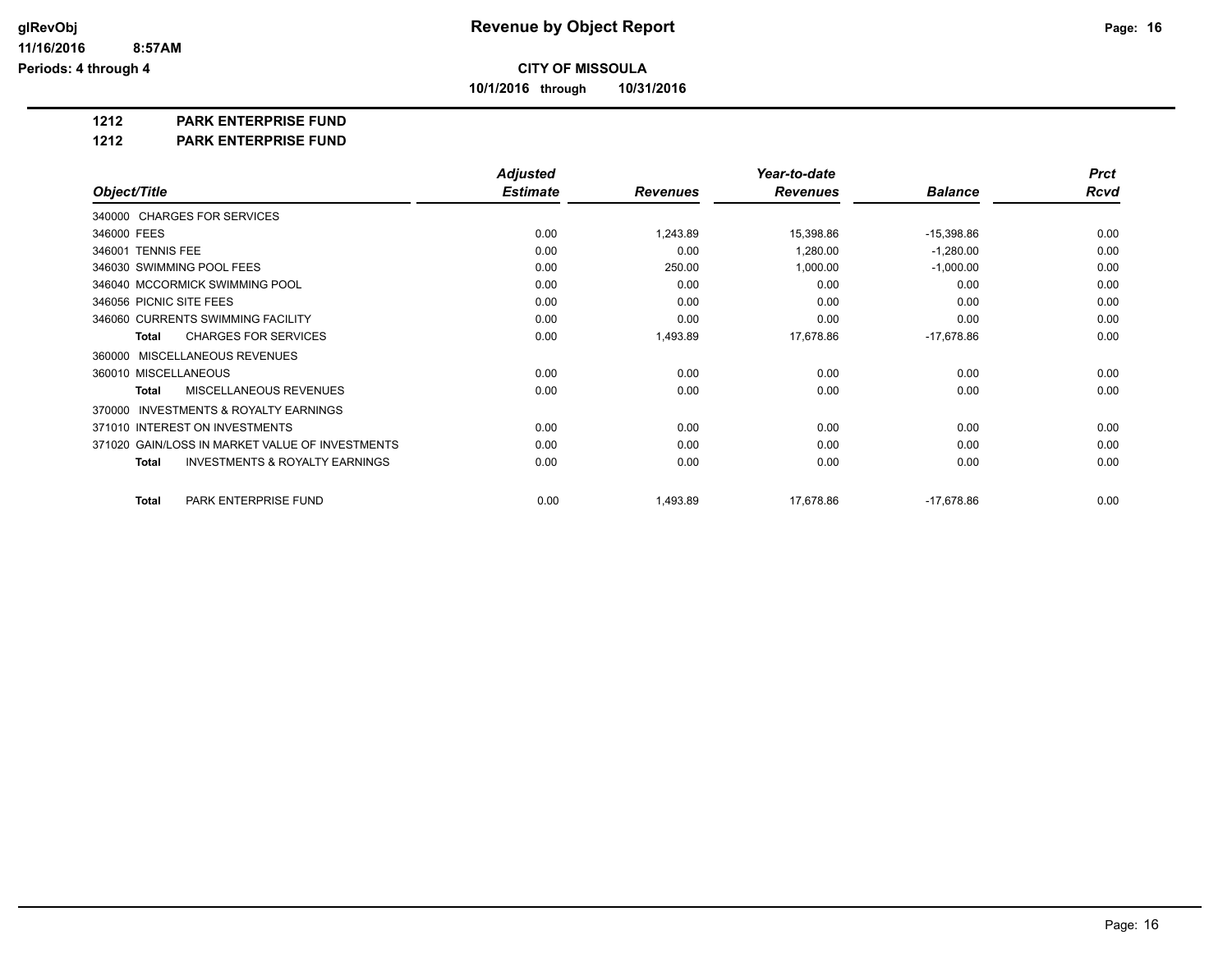# Revenue by Object Report

**CITY OF MISSOULA**

**10/1/2016 through 10/31/2016**

glRevObj
11/16/2016 8:57AM
Periods: 4 through 4

## 1212 PARK ENTERPRISE FUND

## 1212 PARK ENTERPRISE FUND

| Object/Title | Adjusted Estimate | Revenues | Year-to-date Revenues | Balance | Prct Rcvd |
|---|---|---|---|---|---|
| 340000 CHARGES FOR SERVICES | | | | | |
| 346000 FEES | 0.00 | 1,243.89 | 15,398.86 | -15,398.86 | 0.00 |
| 346001 TENNIS FEE | 0.00 | 0.00 | 1,280.00 | -1,280.00 | 0.00 |
| 346030 SWIMMING POOL FEES | 0.00 | 250.00 | 1,000.00 | -1,000.00 | 0.00 |
| 346040 MCCORMICK SWIMMING POOL | 0.00 | 0.00 | 0.00 | 0.00 | 0.00 |
| 346056 PICNIC SITE FEES | 0.00 | 0.00 | 0.00 | 0.00 | 0.00 |
| 346060 CURRENTS SWIMMING FACILITY | 0.00 | 0.00 | 0.00 | 0.00 | 0.00 |
| **Total** CHARGES FOR SERVICES | 0.00 | 1,493.89 | 17,678.86 | -17,678.86 | 0.00 |
| 360000 MISCELLANEOUS REVENUES | | | | | |
| 360010 MISCELLANEOUS | 0.00 | 0.00 | 0.00 | 0.00 | 0.00 |
| **Total** MISCELLANEOUS REVENUES | 0.00 | 0.00 | 0.00 | 0.00 | 0.00 |
| 370000 INVESTMENTS & ROYALTY EARNINGS | | | | | |
| 371010 INTEREST ON INVESTMENTS | 0.00 | 0.00 | 0.00 | 0.00 | 0.00 |
| 371020 GAIN/LOSS IN MARKET VALUE OF INVESTMENTS | 0.00 | 0.00 | 0.00 | 0.00 | 0.00 |
| **Total** INVESTMENTS & ROYALTY EARNINGS | 0.00 | 0.00 | 0.00 | 0.00 | 0.00 |
| **Total** PARK ENTERPRISE FUND | 0.00 | 1,493.89 | 17,678.86 | -17,678.86 | 0.00 |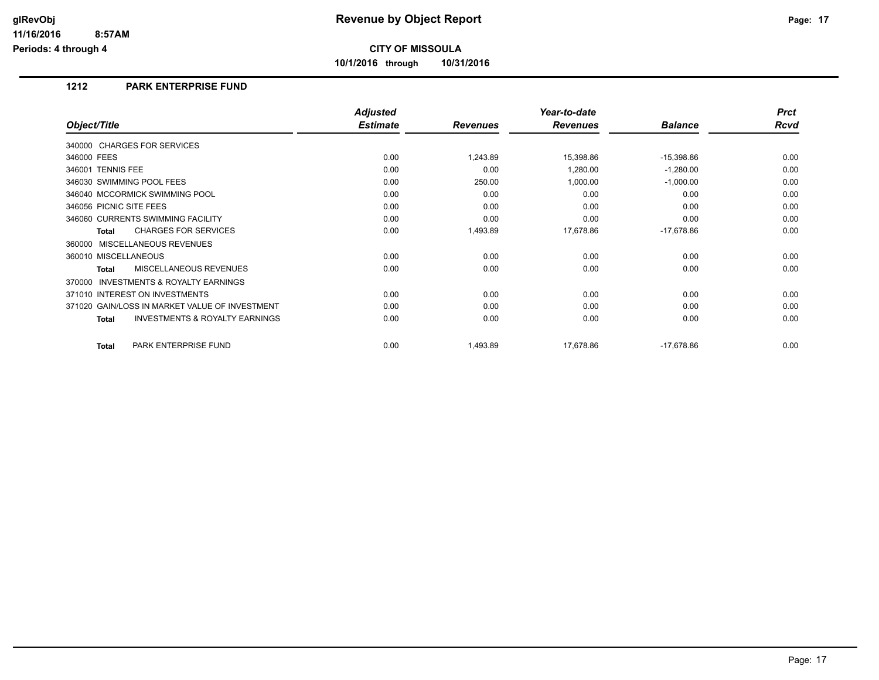# Revenue by Object Report

**CITY OF MISSOULA**

**10/1/2016 through 10/31/2016**

glRevObj
11/16/2016 8:57AM
Periods: 4 through 4

## 1212 PARK ENTERPRISE FUND

| Object/Title | Adjusted Estimate | Revenues | Year-to-date Revenues | Balance | Prct Rcvd |
|---|---|---|---|---|---|
| 340000 CHARGES FOR SERVICES | | | | | |
| 346000 FEES | 0.00 | 1,243.89 | 15,398.86 | -15,398.86 | 0.00 |
| 346001 TENNIS FEE | 0.00 | 0.00 | 1,280.00 | -1,280.00 | 0.00 |
| 346030 SWIMMING POOL FEES | 0.00 | 250.00 | 1,000.00 | -1,000.00 | 0.00 |
| 346040 MCCORMICK SWIMMING POOL | 0.00 | 0.00 | 0.00 | 0.00 | 0.00 |
| 346056 PICNIC SITE FEES | 0.00 | 0.00 | 0.00 | 0.00 | 0.00 |
| 346060 CURRENTS SWIMMING FACILITY | 0.00 | 0.00 | 0.00 | 0.00 | 0.00 |
| **Total** CHARGES FOR SERVICES | 0.00 | 1,493.89 | 17,678.86 | -17,678.86 | 0.00 |
| 360000 MISCELLANEOUS REVENUES | | | | | |
| 360010 MISCELLANEOUS | 0.00 | 0.00 | 0.00 | 0.00 | 0.00 |
| **Total** MISCELLANEOUS REVENUES | 0.00 | 0.00 | 0.00 | 0.00 | 0.00 |
| 370000 INVESTMENTS & ROYALTY EARNINGS | | | | | |
| 371010 INTEREST ON INVESTMENTS | 0.00 | 0.00 | 0.00 | 0.00 | 0.00 |
| 371020 GAIN/LOSS IN MARKET VALUE OF INVESTMENT | 0.00 | 0.00 | 0.00 | 0.00 | 0.00 |
| **Total** INVESTMENTS & ROYALTY EARNINGS | 0.00 | 0.00 | 0.00 | 0.00 | 0.00 |
| **Total** PARK ENTERPRISE FUND | 0.00 | 1,493.89 | 17,678.86 | -17,678.86 | 0.00 |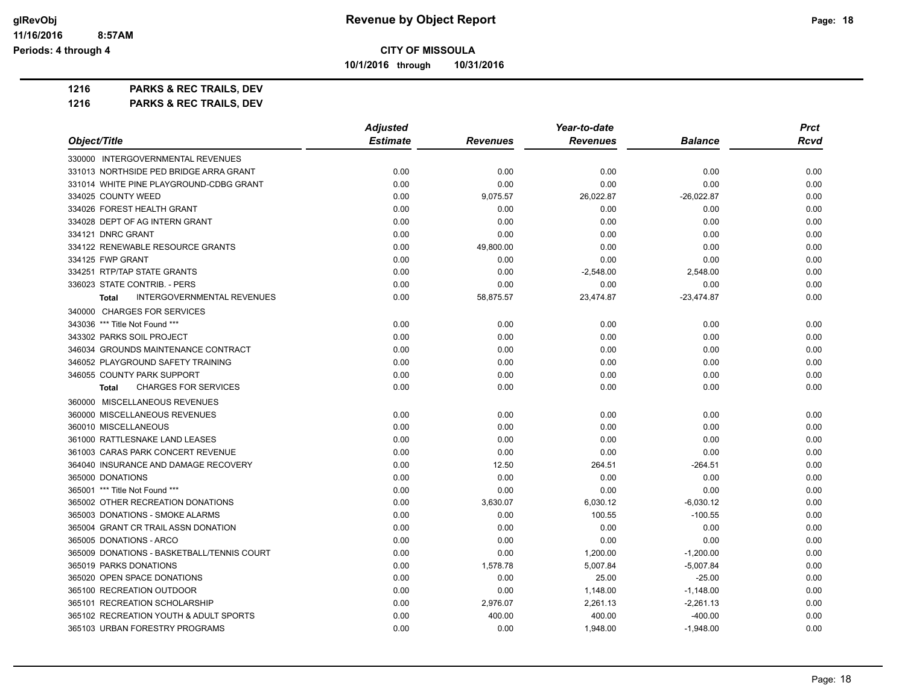**CITY OF MISSOULA**

**Revenue by Object Report**

10/1/2016 through 10/31/2016

glRevObj
11/16/2016 8:57AM
Periods: 4 through 4

**1216 PARKS & REC TRAILS, DEV**

**1216 PARKS & REC TRAILS, DEV**

| Object/Title | Adjusted Estimate | Revenues | Year-to-date Revenues | Balance | Prct Rcvd |
|---|---|---|---|---|---|
| 330000 INTERGOVERNMENTAL REVENUES | | | | | |
| 331013 NORTHSIDE PED BRIDGE ARRA GRANT | 0.00 | 0.00 | 0.00 | 0.00 | 0.00 |
| 331014 WHITE PINE PLAYGROUND-CDBG GRANT | 0.00 | 0.00 | 0.00 | 0.00 | 0.00 |
| 334025 COUNTY WEED | 0.00 | 9,075.57 | 26,022.87 | -26,022.87 | 0.00 |
| 334026 FOREST HEALTH GRANT | 0.00 | 0.00 | 0.00 | 0.00 | 0.00 |
| 334028 DEPT OF AG INTERN GRANT | 0.00 | 0.00 | 0.00 | 0.00 | 0.00 |
| 334121 DNRC GRANT | 0.00 | 0.00 | 0.00 | 0.00 | 0.00 |
| 334122 RENEWABLE RESOURCE GRANTS | 0.00 | 49,800.00 | 0.00 | 0.00 | 0.00 |
| 334125 FWP GRANT | 0.00 | 0.00 | 0.00 | 0.00 | 0.00 |
| 334251 RTP/TAP STATE GRANTS | 0.00 | 0.00 | -2,548.00 | 2,548.00 | 0.00 |
| 336023 STATE CONTRIB. - PERS | 0.00 | 0.00 | 0.00 | 0.00 | 0.00 |
| **Total** INTERGOVERNMENTAL REVENUES | 0.00 | 58,875.57 | 23,474.87 | -23,474.87 | 0.00 |
| 340000 CHARGES FOR SERVICES | | | | | |
| 343036 *** Title Not Found *** | 0.00 | 0.00 | 0.00 | 0.00 | 0.00 |
| 343302 PARKS SOIL PROJECT | 0.00 | 0.00 | 0.00 | 0.00 | 0.00 |
| 346034 GROUNDS MAINTENANCE CONTRACT | 0.00 | 0.00 | 0.00 | 0.00 | 0.00 |
| 346052 PLAYGROUND SAFETY TRAINING | 0.00 | 0.00 | 0.00 | 0.00 | 0.00 |
| 346055 COUNTY PARK SUPPORT | 0.00 | 0.00 | 0.00 | 0.00 | 0.00 |
| **Total** CHARGES FOR SERVICES | 0.00 | 0.00 | 0.00 | 0.00 | 0.00 |
| 360000 MISCELLANEOUS REVENUES | | | | | |
| 360000 MISCELLANEOUS REVENUES | 0.00 | 0.00 | 0.00 | 0.00 | 0.00 |
| 360010 MISCELLANEOUS | 0.00 | 0.00 | 0.00 | 0.00 | 0.00 |
| 361000 RATTLESNAKE LAND LEASES | 0.00 | 0.00 | 0.00 | 0.00 | 0.00 |
| 361003 CARAS PARK CONCERT REVENUE | 0.00 | 0.00 | 0.00 | 0.00 | 0.00 |
| 364040 INSURANCE AND DAMAGE RECOVERY | 0.00 | 12.50 | 264.51 | -264.51 | 0.00 |
| 365000 DONATIONS | 0.00 | 0.00 | 0.00 | 0.00 | 0.00 |
| 365001 *** Title Not Found *** | 0.00 | 0.00 | 0.00 | 0.00 | 0.00 |
| 365002 OTHER RECREATION DONATIONS | 0.00 | 3,630.07 | 6,030.12 | -6,030.12 | 0.00 |
| 365003 DONATIONS - SMOKE ALARMS | 0.00 | 0.00 | 100.55 | -100.55 | 0.00 |
| 365004 GRANT CR TRAIL ASSN DONATION | 0.00 | 0.00 | 0.00 | 0.00 | 0.00 |
| 365005 DONATIONS - ARCO | 0.00 | 0.00 | 0.00 | 0.00 | 0.00 |
| 365009 DONATIONS - BASKETBALL/TENNIS COURT | 0.00 | 0.00 | 1,200.00 | -1,200.00 | 0.00 |
| 365019 PARKS DONATIONS | 0.00 | 1,578.78 | 5,007.84 | -5,007.84 | 0.00 |
| 365020 OPEN SPACE DONATIONS | 0.00 | 0.00 | 25.00 | -25.00 | 0.00 |
| 365100 RECREATION OUTDOOR | 0.00 | 0.00 | 1,148.00 | -1,148.00 | 0.00 |
| 365101 RECREATION SCHOLARSHIP | 0.00 | 2,976.07 | 2,261.13 | -2,261.13 | 0.00 |
| 365102 RECREATION YOUTH & ADULT SPORTS | 0.00 | 400.00 | 400.00 | -400.00 | 0.00 |
| 365103 URBAN FORESTRY PROGRAMS | 0.00 | 0.00 | 1,948.00 | -1,948.00 | 0.00 |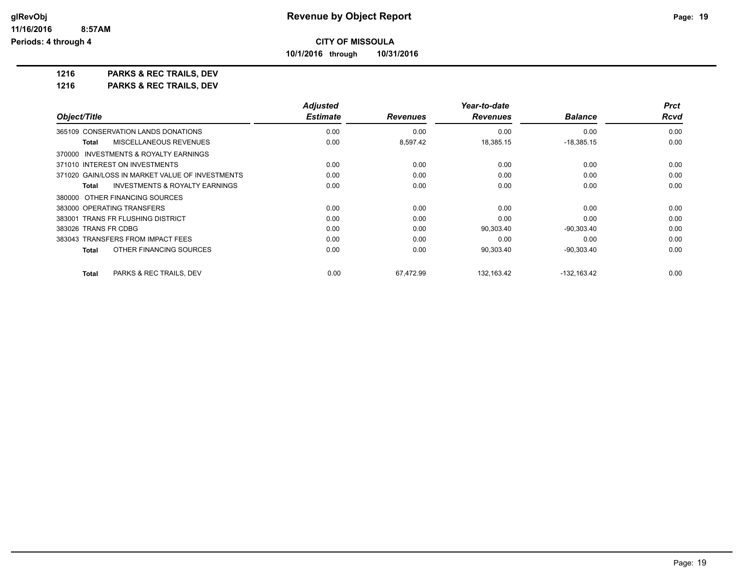**CITY OF MISSOULA**

**10/1/2016 through 10/31/2016**

## 1216 PARKS & REC TRAILS, DEV

## 1216 PARKS & REC TRAILS, DEV

| Object/Title | Adjusted Estimate | Revenues | Year-to-date Revenues | Balance | Prct Rcvd |
|---|---|---|---|---|---|
| 365109 CONSERVATION LANDS DONATIONS | 0.00 | 0.00 | 0.00 | 0.00 | 0.00 |
| **Total** MISCELLANEOUS REVENUES | 0.00 | 8,597.42 | 18,385.15 | -18,385.15 | 0.00 |
| 370000 INVESTMENTS & ROYALTY EARNINGS | | | | | |
| 371010 INTEREST ON INVESTMENTS | 0.00 | 0.00 | 0.00 | 0.00 | 0.00 |
| 371020 GAIN/LOSS IN MARKET VALUE OF INVESTMENTS | 0.00 | 0.00 | 0.00 | 0.00 | 0.00 |
| **Total** INVESTMENTS & ROYALTY EARNINGS | 0.00 | 0.00 | 0.00 | 0.00 | 0.00 |
| 380000 OTHER FINANCING SOURCES | | | | | |
| 383000 OPERATING TRANSFERS | 0.00 | 0.00 | 0.00 | 0.00 | 0.00 |
| 383001 TRANS FR FLUSHING DISTRICT | 0.00 | 0.00 | 0.00 | 0.00 | 0.00 |
| 383026 TRANS FR CDBG | 0.00 | 0.00 | 90,303.40 | -90,303.40 | 0.00 |
| 383043 TRANSFERS FROM IMPACT FEES | 0.00 | 0.00 | 0.00 | 0.00 | 0.00 |
| **Total** OTHER FINANCING SOURCES | 0.00 | 0.00 | 90,303.40 | -90,303.40 | 0.00 |
| **Total** PARKS & REC TRAILS, DEV | 0.00 | 67,472.99 | 132,163.42 | -132,163.42 | 0.00 |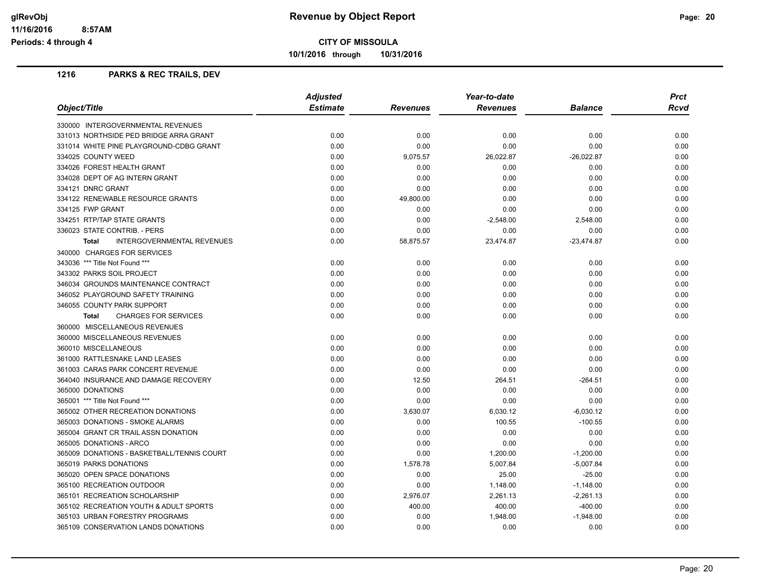**CITY OF MISSOULA**

**10/1/2016 through 10/31/2016**

## 1216 PARKS & REC TRAILS, DEV

| Object/Title | Adjusted Estimate | Revenues | Year-to-date Revenues | Balance | Prct Rcvd |
|---|---|---|---|---|---|
| 330000 INTERGOVERNMENTAL REVENUES | | | | | |
| 331013 NORTHSIDE PED BRIDGE ARRA GRANT | 0.00 | 0.00 | 0.00 | 0.00 | 0.00 |
| 331014 WHITE PINE PLAYGROUND-CDBG GRANT | 0.00 | 0.00 | 0.00 | 0.00 | 0.00 |
| 334025 COUNTY WEED | 0.00 | 9,075.57 | 26,022.87 | -26,022.87 | 0.00 |
| 334026 FOREST HEALTH GRANT | 0.00 | 0.00 | 0.00 | 0.00 | 0.00 |
| 334028 DEPT OF AG INTERN GRANT | 0.00 | 0.00 | 0.00 | 0.00 | 0.00 |
| 334121 DNRC GRANT | 0.00 | 0.00 | 0.00 | 0.00 | 0.00 |
| 334122 RENEWABLE RESOURCE GRANTS | 0.00 | 49,800.00 | 0.00 | 0.00 | 0.00 |
| 334125 FWP GRANT | 0.00 | 0.00 | 0.00 | 0.00 | 0.00 |
| 334251 RTP/TAP STATE GRANTS | 0.00 | 0.00 | -2,548.00 | 2,548.00 | 0.00 |
| 336023 STATE CONTRIB. - PERS | 0.00 | 0.00 | 0.00 | 0.00 | 0.00 |
| **Total** INTERGOVERNMENTAL REVENUES | 0.00 | 58,875.57 | 23,474.87 | -23,474.87 | 0.00 |
| 340000 CHARGES FOR SERVICES | | | | | |
| 343036 *** Title Not Found *** | 0.00 | 0.00 | 0.00 | 0.00 | 0.00 |
| 343302 PARKS SOIL PROJECT | 0.00 | 0.00 | 0.00 | 0.00 | 0.00 |
| 346034 GROUNDS MAINTENANCE CONTRACT | 0.00 | 0.00 | 0.00 | 0.00 | 0.00 |
| 346052 PLAYGROUND SAFETY TRAINING | 0.00 | 0.00 | 0.00 | 0.00 | 0.00 |
| 346055 COUNTY PARK SUPPORT | 0.00 | 0.00 | 0.00 | 0.00 | 0.00 |
| **Total** CHARGES FOR SERVICES | 0.00 | 0.00 | 0.00 | 0.00 | 0.00 |
| 360000 MISCELLANEOUS REVENUES | | | | | |
| 360000 MISCELLANEOUS REVENUES | 0.00 | 0.00 | 0.00 | 0.00 | 0.00 |
| 360010 MISCELLANEOUS | 0.00 | 0.00 | 0.00 | 0.00 | 0.00 |
| 361000 RATTLESNAKE LAND LEASES | 0.00 | 0.00 | 0.00 | 0.00 | 0.00 |
| 361003 CARAS PARK CONCERT REVENUE | 0.00 | 0.00 | 0.00 | 0.00 | 0.00 |
| 364040 INSURANCE AND DAMAGE RECOVERY | 0.00 | 12.50 | 264.51 | -264.51 | 0.00 |
| 365000 DONATIONS | 0.00 | 0.00 | 0.00 | 0.00 | 0.00 |
| 365001 *** Title Not Found *** | 0.00 | 0.00 | 0.00 | 0.00 | 0.00 |
| 365002 OTHER RECREATION DONATIONS | 0.00 | 3,630.07 | 6,030.12 | -6,030.12 | 0.00 |
| 365003 DONATIONS - SMOKE ALARMS | 0.00 | 0.00 | 100.55 | -100.55 | 0.00 |
| 365004 GRANT CR TRAIL ASSN DONATION | 0.00 | 0.00 | 0.00 | 0.00 | 0.00 |
| 365005 DONATIONS - ARCO | 0.00 | 0.00 | 0.00 | 0.00 | 0.00 |
| 365009 DONATIONS - BASKETBALL/TENNIS COURT | 0.00 | 0.00 | 1,200.00 | -1,200.00 | 0.00 |
| 365019 PARKS DONATIONS | 0.00 | 1,578.78 | 5,007.84 | -5,007.84 | 0.00 |
| 365020 OPEN SPACE DONATIONS | 0.00 | 0.00 | 25.00 | -25.00 | 0.00 |
| 365100 RECREATION OUTDOOR | 0.00 | 0.00 | 1,148.00 | -1,148.00 | 0.00 |
| 365101 RECREATION SCHOLARSHIP | 0.00 | 2,976.07 | 2,261.13 | -2,261.13 | 0.00 |
| 365102 RECREATION YOUTH & ADULT SPORTS | 0.00 | 400.00 | 400.00 | -400.00 | 0.00 |
| 365103 URBAN FORESTRY PROGRAMS | 0.00 | 0.00 | 1,948.00 | -1,948.00 | 0.00 |
| 365109 CONSERVATION LANDS DONATIONS | 0.00 | 0.00 | 0.00 | 0.00 | 0.00 |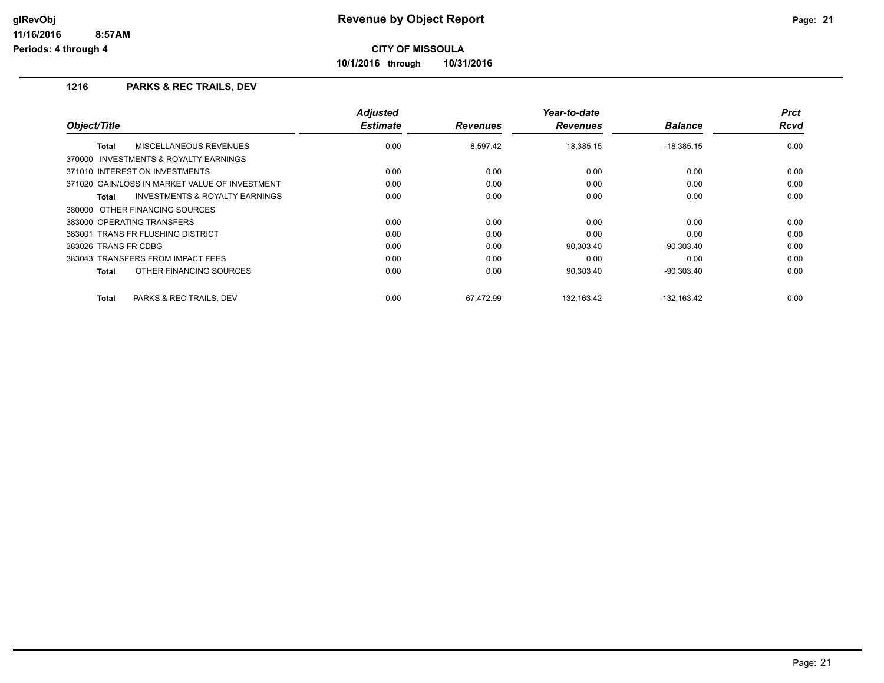## CITY OF MISSOULA

**10/1/2016 through 10/31/2016**

### 1216 PARKS & REC TRAILS, DEV

| Object/Title | Adjusted Estimate | Revenues | Year-to-date Revenues | Balance | Prct Rcvd |
|---|---|---|---|---|---|
| **Total** MISCELLANEOUS REVENUES | 0.00 | 8,597.42 | 18,385.15 | -18,385.15 | 0.00 |
| 370000 INVESTMENTS & ROYALTY EARNINGS | | | | | |
| 371010 INTEREST ON INVESTMENTS | 0.00 | 0.00 | 0.00 | 0.00 | 0.00 |
| 371020 GAIN/LOSS IN MARKET VALUE OF INVESTMENT | 0.00 | 0.00 | 0.00 | 0.00 | 0.00 |
| **Total** INVESTMENTS & ROYALTY EARNINGS | 0.00 | 0.00 | 0.00 | 0.00 | 0.00 |
| 380000 OTHER FINANCING SOURCES | | | | | |
| 383000 OPERATING TRANSFERS | 0.00 | 0.00 | 0.00 | 0.00 | 0.00 |
| 383001 TRANS FR FLUSHING DISTRICT | 0.00 | 0.00 | 0.00 | 0.00 | 0.00 |
| 383026 TRANS FR CDBG | 0.00 | 0.00 | 90,303.40 | -90,303.40 | 0.00 |
| 383043 TRANSFERS FROM IMPACT FEES | 0.00 | 0.00 | 0.00 | 0.00 | 0.00 |
| **Total** OTHER FINANCING SOURCES | 0.00 | 0.00 | 90,303.40 | -90,303.40 | 0.00 |
| **Total** PARKS & REC TRAILS, DEV | 0.00 | 67,472.99 | 132,163.42 | -132,163.42 | 0.00 |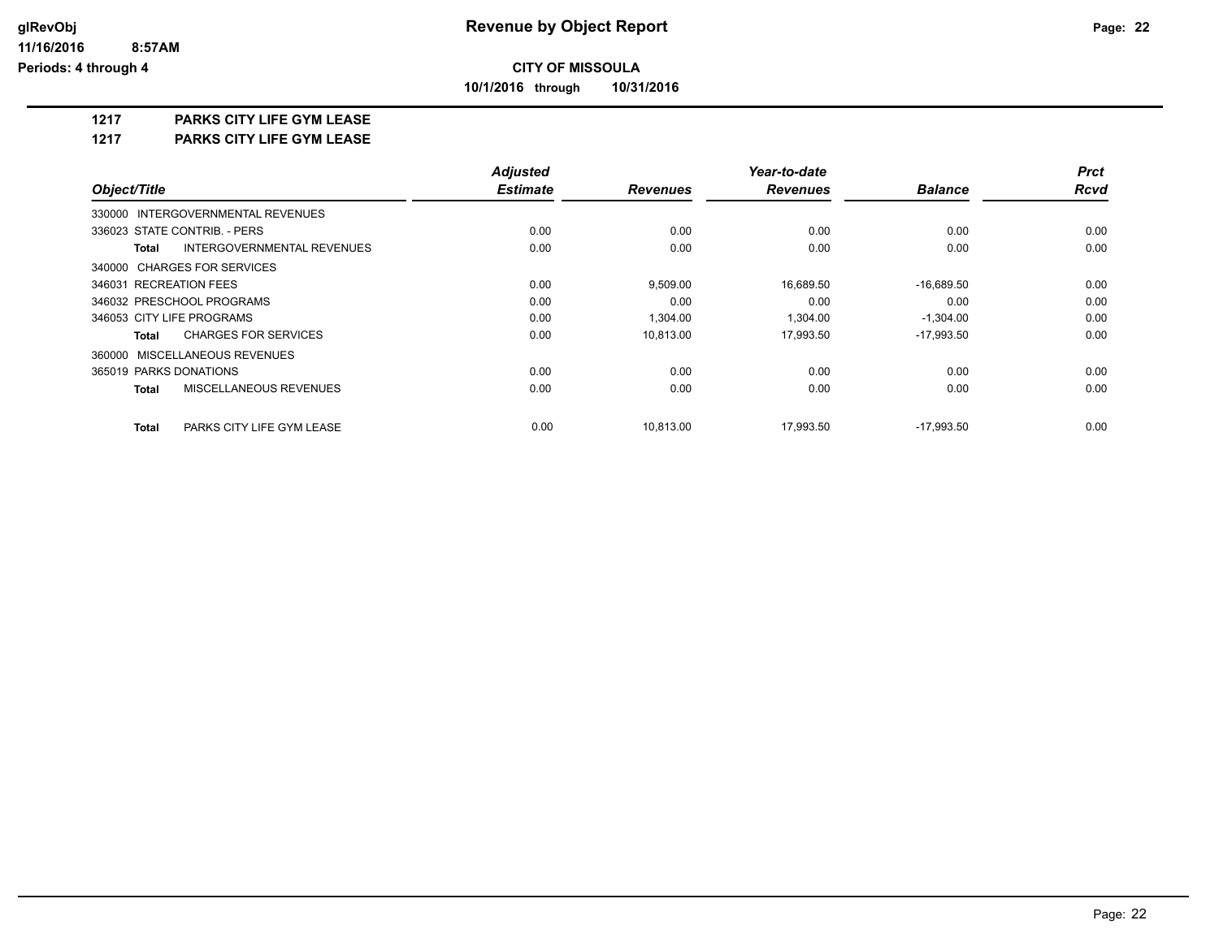**CITY OF MISSOULA**

**10/1/2016 through 10/31/2016**

**Revenue by Object Report**

glRevObj
11/16/2016 8:57AM
Periods: 4 through 4

## 1217 PARKS CITY LIFE GYM LEASE

## 1217 PARKS CITY LIFE GYM LEASE

| Object/Title | Adjusted Estimate | Revenues | Year-to-date Revenues | Balance | Prct Rcvd |
|---|---|---|---|---|---|
| 330000 INTERGOVERNMENTAL REVENUES | | | | | |
| 336023 STATE CONTRIB. - PERS | 0.00 | 0.00 | 0.00 | 0.00 | 0.00 |
| **Total** INTERGOVERNMENTAL REVENUES | 0.00 | 0.00 | 0.00 | 0.00 | 0.00 |
| 340000 CHARGES FOR SERVICES | | | | | |
| 346031 RECREATION FEES | 0.00 | 9,509.00 | 16,689.50 | -16,689.50 | 0.00 |
| 346032 PRESCHOOL PROGRAMS | 0.00 | 0.00 | 0.00 | 0.00 | 0.00 |
| 346053 CITY LIFE PROGRAMS | 0.00 | 1,304.00 | 1,304.00 | -1,304.00 | 0.00 |
| **Total** CHARGES FOR SERVICES | 0.00 | 10,813.00 | 17,993.50 | -17,993.50 | 0.00 |
| 360000 MISCELLANEOUS REVENUES | | | | | |
| 365019 PARKS DONATIONS | 0.00 | 0.00 | 0.00 | 0.00 | 0.00 |
| **Total** MISCELLANEOUS REVENUES | 0.00 | 0.00 | 0.00 | 0.00 | 0.00 |
| **Total** PARKS CITY LIFE GYM LEASE | 0.00 | 10,813.00 | 17,993.50 | -17,993.50 | 0.00 |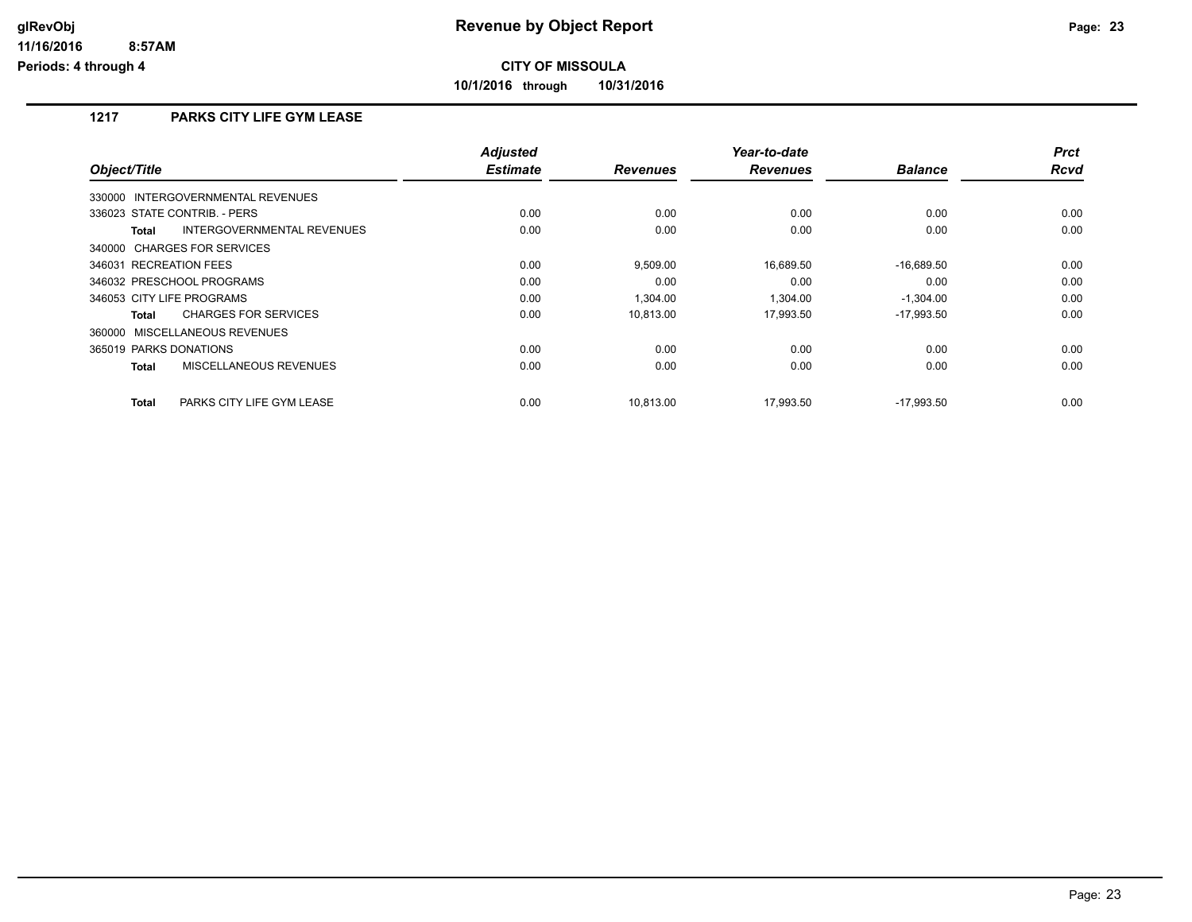**CITY OF MISSOULA**

**10/1/2016 through 10/31/2016**

## 1217 PARKS CITY LIFE GYM LEASE

| Object/Title | Adjusted Estimate | Revenues | Year-to-date Revenues | Balance | Prct Rcvd |
|---|---|---|---|---|---|
| 330000 INTERGOVERNMENTAL REVENUES | | | | | |
| 336023 STATE CONTRIB. - PERS | 0.00 | 0.00 | 0.00 | 0.00 | 0.00 |
| **Total** INTERGOVERNMENTAL REVENUES | 0.00 | 0.00 | 0.00 | 0.00 | 0.00 |
| 340000 CHARGES FOR SERVICES | | | | | |
| 346031 RECREATION FEES | 0.00 | 9,509.00 | 16,689.50 | -16,689.50 | 0.00 |
| 346032 PRESCHOOL PROGRAMS | 0.00 | 0.00 | 0.00 | 0.00 | 0.00 |
| 346053 CITY LIFE PROGRAMS | 0.00 | 1,304.00 | 1,304.00 | -1,304.00 | 0.00 |
| **Total** CHARGES FOR SERVICES | 0.00 | 10,813.00 | 17,993.50 | -17,993.50 | 0.00 |
| 360000 MISCELLANEOUS REVENUES | | | | | |
| 365019 PARKS DONATIONS | 0.00 | 0.00 | 0.00 | 0.00 | 0.00 |
| **Total** MISCELLANEOUS REVENUES | 0.00 | 0.00 | 0.00 | 0.00 | 0.00 |
| **Total** PARKS CITY LIFE GYM LEASE | 0.00 | 10,813.00 | 17,993.50 | -17,993.50 | 0.00 |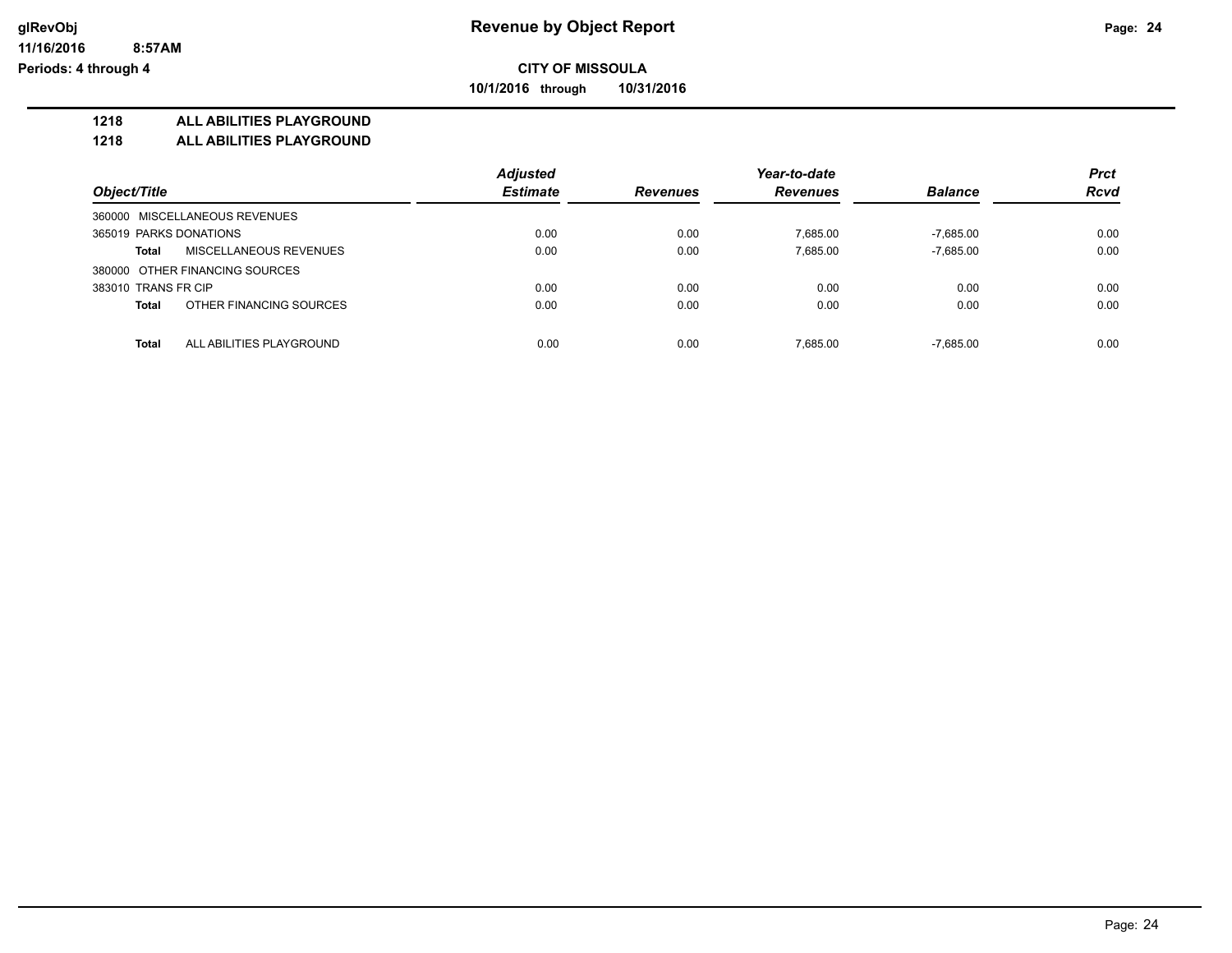# Revenue by Object Report

**CITY OF MISSOULA**

**10/1/2016 through 10/31/2016**

glRevObj
11/16/2016 8:57AM
Periods: 4 through 4

## 1218 ALL ABILITIES PLAYGROUND

### 1218 ALL ABILITIES PLAYGROUND

| Object/Title | Adjusted Estimate | Revenues | Year-to-date Revenues | Balance | Prct Rcvd |
|---|---|---|---|---|---|
| 360000 MISCELLANEOUS REVENUES | | | | | |
| 365019 PARKS DONATIONS | 0.00 | 0.00 | 7,685.00 | -7,685.00 | 0.00 |
| **Total** MISCELLANEOUS REVENUES | 0.00 | 0.00 | 7,685.00 | -7,685.00 | 0.00 |
| 380000 OTHER FINANCING SOURCES | | | | | |
| 383010 TRANS FR CIP | 0.00 | 0.00 | 0.00 | 0.00 | 0.00 |
| **Total** OTHER FINANCING SOURCES | 0.00 | 0.00 | 0.00 | 0.00 | 0.00 |
| **Total** ALL ABILITIES PLAYGROUND | 0.00 | 0.00 | 7,685.00 | -7,685.00 | 0.00 |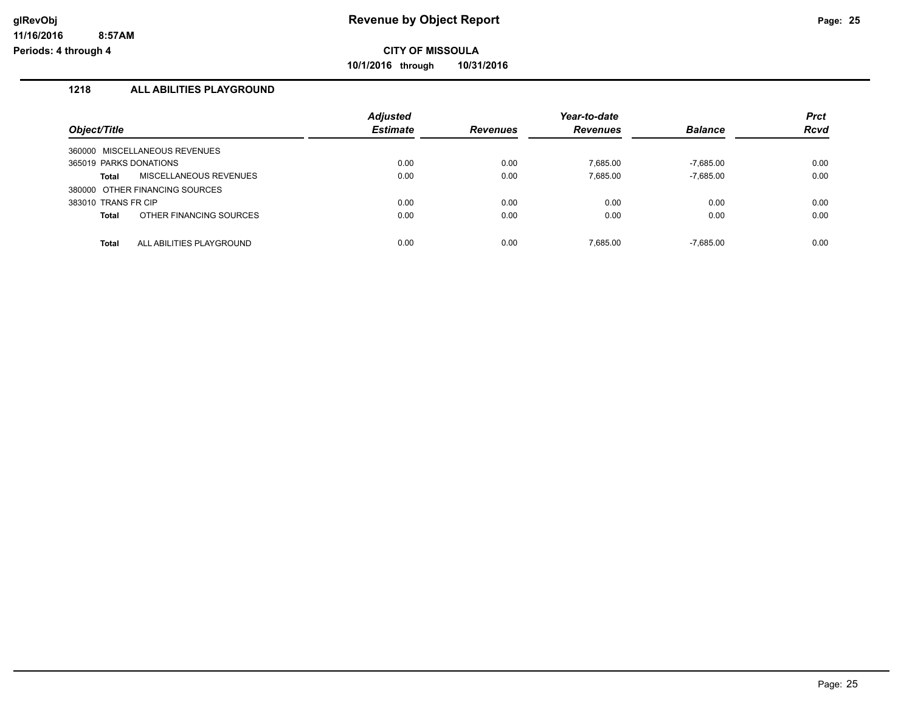# Revenue by Object Report

**CITY OF MISSOULA**

**10/1/2016 through 10/31/2016**

glRevObj
11/16/2016 8:57AM
Periods: 4 through 4

## 1218 ALL ABILITIES PLAYGROUND

| Object/Title | Adjusted Estimate | Revenues | Year-to-date Revenues | Balance | Prct Rcvd |
|---|---|---|---|---|---|
| 360000 MISCELLANEOUS REVENUES | | | | | |
| 365019 PARKS DONATIONS | 0.00 | 0.00 | 7,685.00 | -7,685.00 | 0.00 |
| **Total** MISCELLANEOUS REVENUES | 0.00 | 0.00 | 7,685.00 | -7,685.00 | 0.00 |
| 380000 OTHER FINANCING SOURCES | | | | | |
| 383010 TRANS FR CIP | 0.00 | 0.00 | 0.00 | 0.00 | 0.00 |
| **Total** OTHER FINANCING SOURCES | 0.00 | 0.00 | 0.00 | 0.00 | 0.00 |
| **Total** ALL ABILITIES PLAYGROUND | 0.00 | 0.00 | 7,685.00 | -7,685.00 | 0.00 |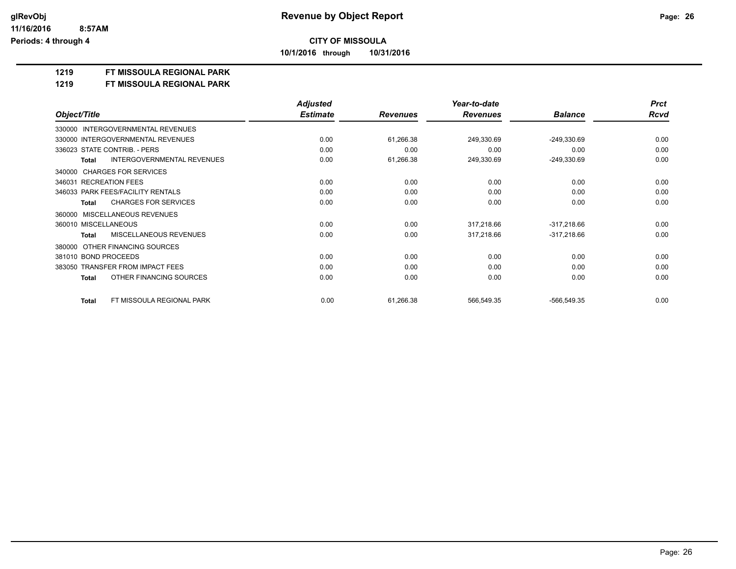**CITY OF MISSOULA**

**10/1/2016 through 10/31/2016**

**1219 FT MISSOULA REGIONAL PARK**

**1219 FT MISSOULA REGIONAL PARK**

| Object/Title | Adjusted Estimate | Revenues | Year-to-date Revenues | Balance | Prct Rcvd |
|---|---|---|---|---|---|
| 330000 INTERGOVERNMENTAL REVENUES | | | | | |
| 330000 INTERGOVERNMENTAL REVENUES | 0.00 | 61,266.38 | 249,330.69 | -249,330.69 | 0.00 |
| 336023 STATE CONTRIB. - PERS | 0.00 | 0.00 | 0.00 | 0.00 | 0.00 |
| **Total** INTERGOVERNMENTAL REVENUES | 0.00 | 61,266.38 | 249,330.69 | -249,330.69 | 0.00 |
| 340000 CHARGES FOR SERVICES | | | | | |
| 346031 RECREATION FEES | 0.00 | 0.00 | 0.00 | 0.00 | 0.00 |
| 346033 PARK FEES/FACILITY RENTALS | 0.00 | 0.00 | 0.00 | 0.00 | 0.00 |
| **Total** CHARGES FOR SERVICES | 0.00 | 0.00 | 0.00 | 0.00 | 0.00 |
| 360000 MISCELLANEOUS REVENUES | | | | | |
| 360010 MISCELLANEOUS | 0.00 | 0.00 | 317,218.66 | -317,218.66 | 0.00 |
| **Total** MISCELLANEOUS REVENUES | 0.00 | 0.00 | 317,218.66 | -317,218.66 | 0.00 |
| 380000 OTHER FINANCING SOURCES | | | | | |
| 381010 BOND PROCEEDS | 0.00 | 0.00 | 0.00 | 0.00 | 0.00 |
| 383050 TRANSFER FROM IMPACT FEES | 0.00 | 0.00 | 0.00 | 0.00 | 0.00 |
| **Total** OTHER FINANCING SOURCES | 0.00 | 0.00 | 0.00 | 0.00 | 0.00 |
| **Total** FT MISSOULA REGIONAL PARK | 0.00 | 61,266.38 | 566,549.35 | -566,549.35 | 0.00 |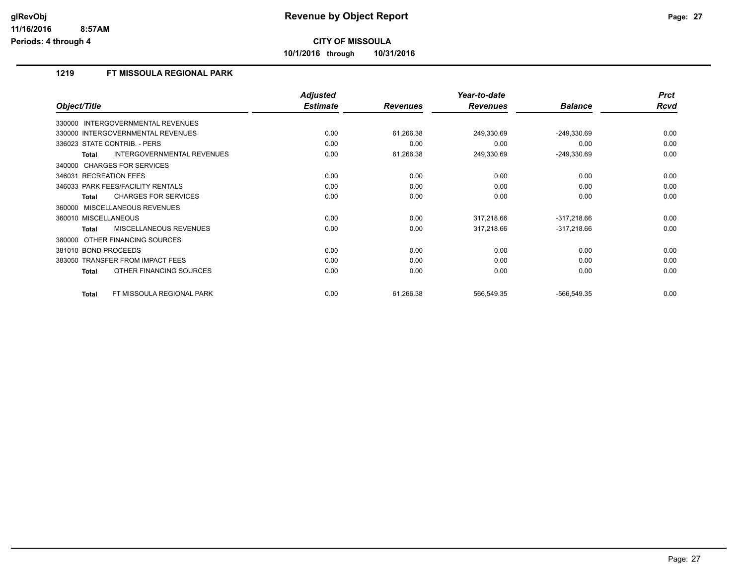# Revenue by Object Report

**CITY OF MISSOULA**

**10/1/2016 through 10/31/2016**

glRevObj
11/16/2016 8:57AM
Periods: 4 through 4

## 1219 FT MISSOULA REGIONAL PARK

| Object/Title | Adjusted Estimate | Revenues | Year-to-date Revenues | Balance | Prct Rcvd |
|---|---|---|---|---|---|
| 330000 INTERGOVERNMENTAL REVENUES | | | | | |
| 330000 INTERGOVERNMENTAL REVENUES | 0.00 | 61,266.38 | 249,330.69 | -249,330.69 | 0.00 |
| 336023 STATE CONTRIB. - PERS | 0.00 | 0.00 | 0.00 | 0.00 | 0.00 |
| **Total** INTERGOVERNMENTAL REVENUES | 0.00 | 61,266.38 | 249,330.69 | -249,330.69 | 0.00 |
| 340000 CHARGES FOR SERVICES | | | | | |
| 346031 RECREATION FEES | 0.00 | 0.00 | 0.00 | 0.00 | 0.00 |
| 346033 PARK FEES/FACILITY RENTALS | 0.00 | 0.00 | 0.00 | 0.00 | 0.00 |
| **Total** CHARGES FOR SERVICES | 0.00 | 0.00 | 0.00 | 0.00 | 0.00 |
| 360000 MISCELLANEOUS REVENUES | | | | | |
| 360010 MISCELLANEOUS | 0.00 | 0.00 | 317,218.66 | -317,218.66 | 0.00 |
| **Total** MISCELLANEOUS REVENUES | 0.00 | 0.00 | 317,218.66 | -317,218.66 | 0.00 |
| 380000 OTHER FINANCING SOURCES | | | | | |
| 381010 BOND PROCEEDS | 0.00 | 0.00 | 0.00 | 0.00 | 0.00 |
| 383050 TRANSFER FROM IMPACT FEES | 0.00 | 0.00 | 0.00 | 0.00 | 0.00 |
| **Total** OTHER FINANCING SOURCES | 0.00 | 0.00 | 0.00 | 0.00 | 0.00 |
| **Total** FT MISSOULA REGIONAL PARK | 0.00 | 61,266.38 | 566,549.35 | -566,549.35 | 0.00 |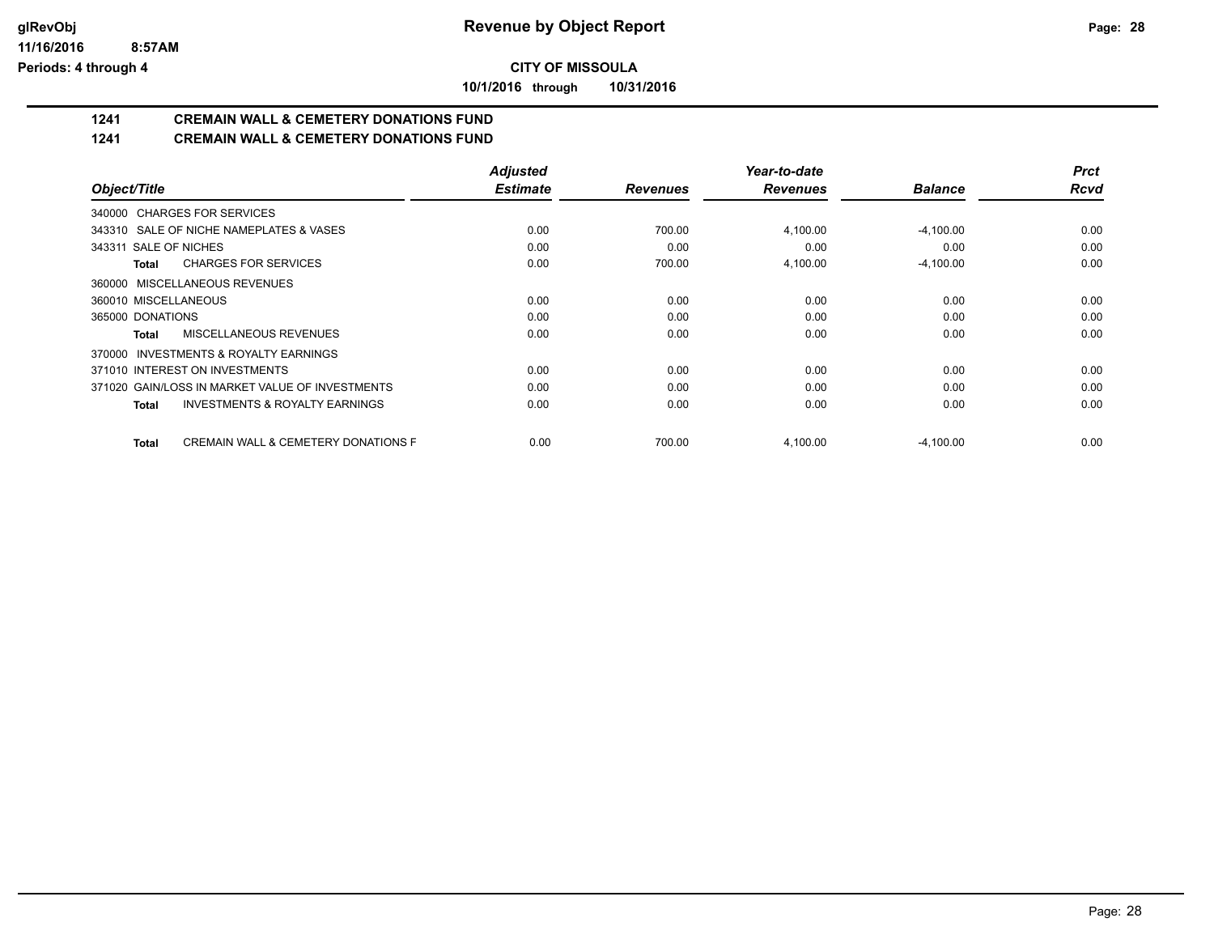# Revenue by Object Report

**CITY OF MISSOULA**

**10/1/2016 through 10/31/2016**

glRevObj
11/16/2016 8:57AM
Periods: 4 through 4

## 1241 CREMAIN WALL & CEMETERY DONATIONS FUND
## 1241 CREMAIN WALL & CEMETERY DONATIONS FUND

| Object/Title | Adjusted Estimate | Revenues | Year-to-date Revenues | Balance | Prct Rcvd |
|---|---|---|---|---|---|
| 340000 CHARGES FOR SERVICES | | | | | |
| 343310 SALE OF NICHE NAMEPLATES & VASES | 0.00 | 700.00 | 4,100.00 | -4,100.00 | 0.00 |
| 343311 SALE OF NICHES | 0.00 | 0.00 | 0.00 | 0.00 | 0.00 |
| **Total** CHARGES FOR SERVICES | 0.00 | 700.00 | 4,100.00 | -4,100.00 | 0.00 |
| 360000 MISCELLANEOUS REVENUES | | | | | |
| 360010 MISCELLANEOUS | 0.00 | 0.00 | 0.00 | 0.00 | 0.00 |
| 365000 DONATIONS | 0.00 | 0.00 | 0.00 | 0.00 | 0.00 |
| **Total** MISCELLANEOUS REVENUES | 0.00 | 0.00 | 0.00 | 0.00 | 0.00 |
| 370000 INVESTMENTS & ROYALTY EARNINGS | | | | | |
| 371010 INTEREST ON INVESTMENTS | 0.00 | 0.00 | 0.00 | 0.00 | 0.00 |
| 371020 GAIN/LOSS IN MARKET VALUE OF INVESTMENTS | 0.00 | 0.00 | 0.00 | 0.00 | 0.00 |
| **Total** INVESTMENTS & ROYALTY EARNINGS | 0.00 | 0.00 | 0.00 | 0.00 | 0.00 |
| **Total** CREMAIN WALL & CEMETERY DONATIONS F | 0.00 | 700.00 | 4,100.00 | -4,100.00 | 0.00 |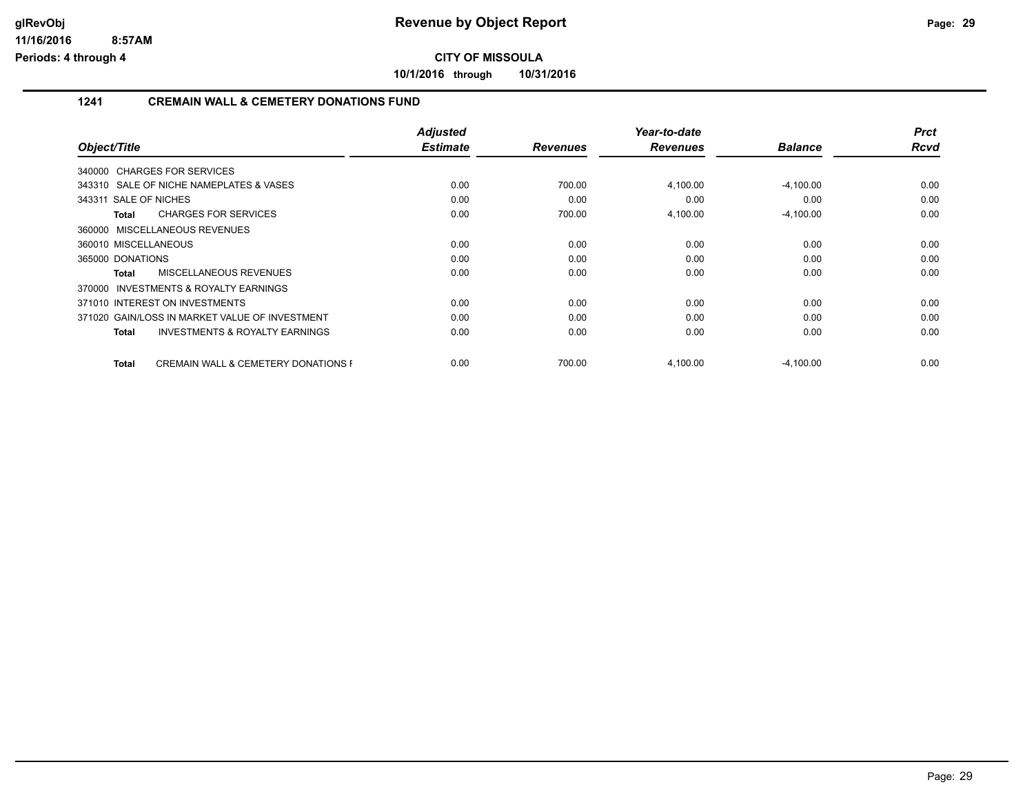**CITY OF MISSOULA**

**10/1/2016 through 10/31/2016**

## 1241 CREMAIN WALL & CEMETERY DONATIONS FUND

| Object/Title | Adjusted Estimate | Revenues | Year-to-date Revenues | Balance | Prct Rcvd |
|---|---|---|---|---|---|
| 340000 CHARGES FOR SERVICES | | | | | |
| 343310 SALE OF NICHE NAMEPLATES & VASES | 0.00 | 700.00 | 4,100.00 | -4,100.00 | 0.00 |
| 343311 SALE OF NICHES | 0.00 | 0.00 | 0.00 | 0.00 | 0.00 |
| **Total** CHARGES FOR SERVICES | 0.00 | 700.00 | 4,100.00 | -4,100.00 | 0.00 |
| 360000 MISCELLANEOUS REVENUES | | | | | |
| 360010 MISCELLANEOUS | 0.00 | 0.00 | 0.00 | 0.00 | 0.00 |
| 365000 DONATIONS | 0.00 | 0.00 | 0.00 | 0.00 | 0.00 |
| **Total** MISCELLANEOUS REVENUES | 0.00 | 0.00 | 0.00 | 0.00 | 0.00 |
| 370000 INVESTMENTS & ROYALTY EARNINGS | | | | | |
| 371010 INTEREST ON INVESTMENTS | 0.00 | 0.00 | 0.00 | 0.00 | 0.00 |
| 371020 GAIN/LOSS IN MARKET VALUE OF INVESTMENT | 0.00 | 0.00 | 0.00 | 0.00 | 0.00 |
| **Total** INVESTMENTS & ROYALTY EARNINGS | 0.00 | 0.00 | 0.00 | 0.00 | 0.00 |
| **Total** CREMAIN WALL & CEMETERY DONATIONS F | 0.00 | 700.00 | 4,100.00 | -4,100.00 | 0.00 |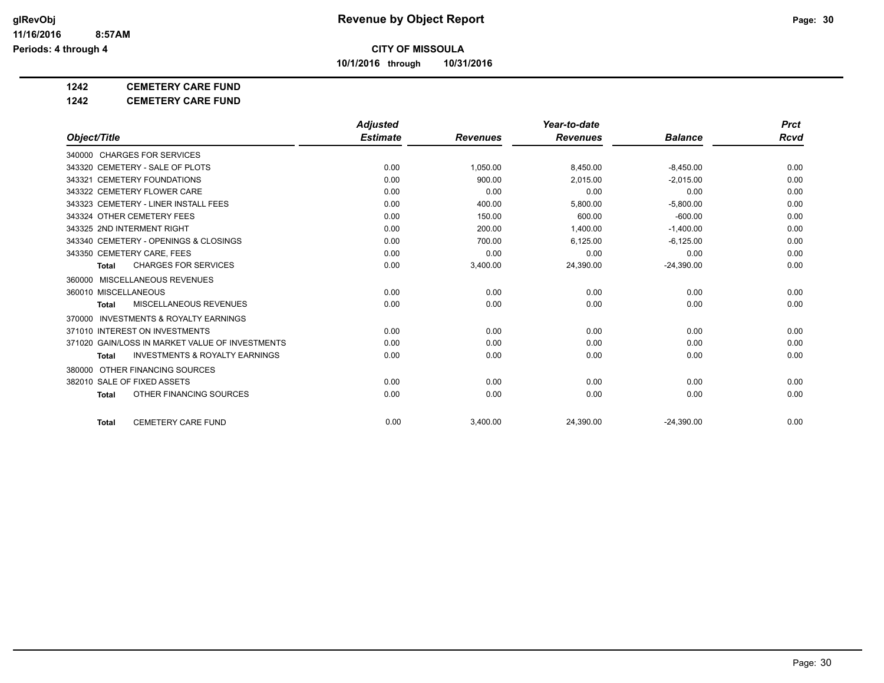**Revenue by Object Report**

**CITY OF MISSOULA**

**10/1/2016 through 10/31/2016**

glRevObj
11/16/2016 8:57AM
Periods: 4 through 4

**1242 CEMETERY CARE FUND**

**1242 CEMETERY CARE FUND**

| Object/Title | Adjusted Estimate | Revenues | Year-to-date Revenues | Balance | Prct Rcvd |
|---|---|---|---|---|---|
| 340000 CHARGES FOR SERVICES | | | | | |
| 343320 CEMETERY - SALE OF PLOTS | 0.00 | 1,050.00 | 8,450.00 | -8,450.00 | 0.00 |
| 343321 CEMETERY FOUNDATIONS | 0.00 | 900.00 | 2,015.00 | -2,015.00 | 0.00 |
| 343322 CEMETERY FLOWER CARE | 0.00 | 0.00 | 0.00 | 0.00 | 0.00 |
| 343323 CEMETERY - LINER INSTALL FEES | 0.00 | 400.00 | 5,800.00 | -5,800.00 | 0.00 |
| 343324 OTHER CEMETERY FEES | 0.00 | 150.00 | 600.00 | -600.00 | 0.00 |
| 343325 2ND INTERMENT RIGHT | 0.00 | 200.00 | 1,400.00 | -1,400.00 | 0.00 |
| 343340 CEMETERY - OPENINGS & CLOSINGS | 0.00 | 700.00 | 6,125.00 | -6,125.00 | 0.00 |
| 343350 CEMETERY CARE, FEES | 0.00 | 0.00 | 0.00 | 0.00 | 0.00 |
| **Total** CHARGES FOR SERVICES | 0.00 | 3,400.00 | 24,390.00 | -24,390.00 | 0.00 |
| 360000 MISCELLANEOUS REVENUES | | | | | |
| 360010 MISCELLANEOUS | 0.00 | 0.00 | 0.00 | 0.00 | 0.00 |
| **Total** MISCELLANEOUS REVENUES | 0.00 | 0.00 | 0.00 | 0.00 | 0.00 |
| 370000 INVESTMENTS & ROYALTY EARNINGS | | | | | |
| 371010 INTEREST ON INVESTMENTS | 0.00 | 0.00 | 0.00 | 0.00 | 0.00 |
| 371020 GAIN/LOSS IN MARKET VALUE OF INVESTMENTS | 0.00 | 0.00 | 0.00 | 0.00 | 0.00 |
| **Total** INVESTMENTS & ROYALTY EARNINGS | 0.00 | 0.00 | 0.00 | 0.00 | 0.00 |
| 380000 OTHER FINANCING SOURCES | | | | | |
| 382010 SALE OF FIXED ASSETS | 0.00 | 0.00 | 0.00 | 0.00 | 0.00 |
| **Total** OTHER FINANCING SOURCES | 0.00 | 0.00 | 0.00 | 0.00 | 0.00 |
| **Total** CEMETERY CARE FUND | 0.00 | 3,400.00 | 24,390.00 | -24,390.00 | 0.00 |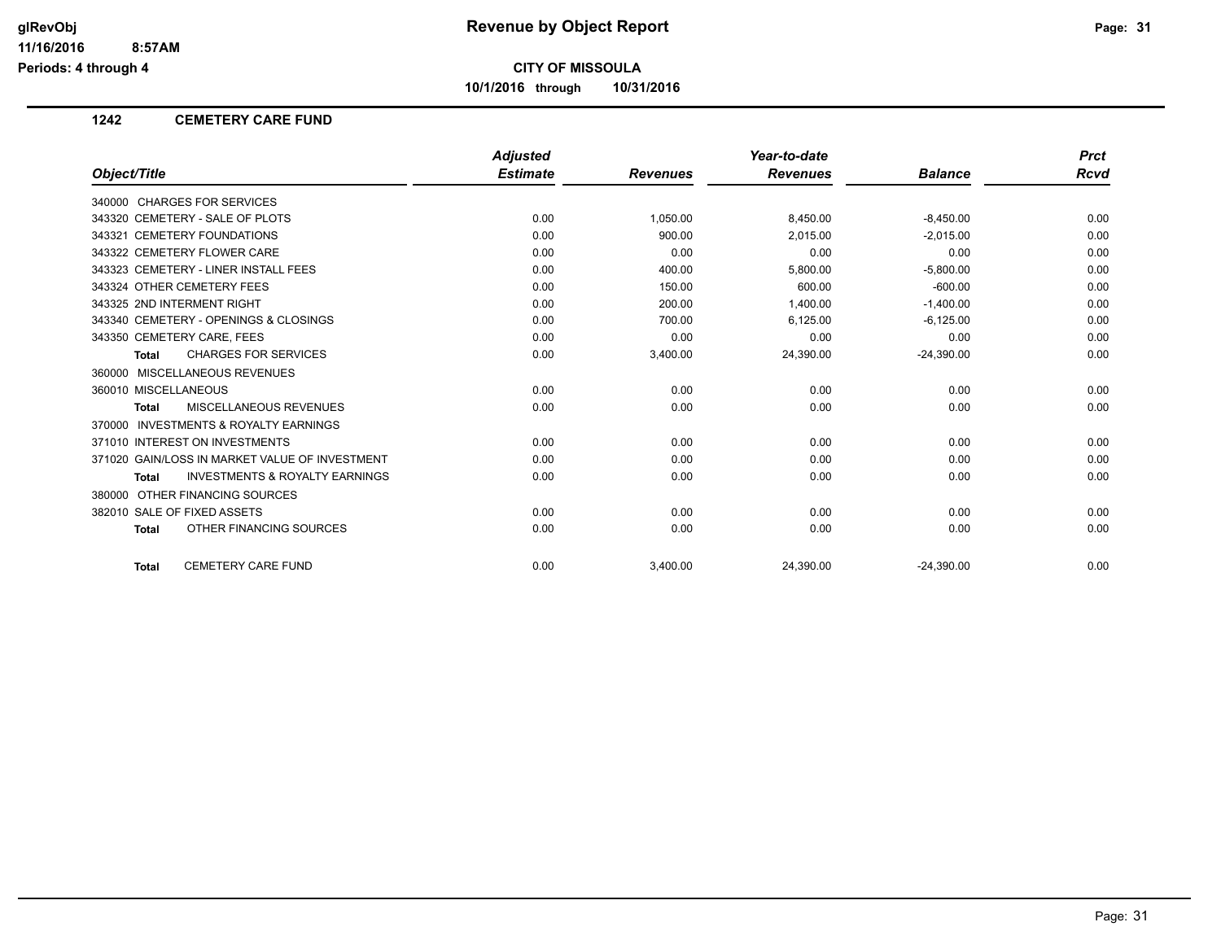**glRevObj**
**11/16/2016 8:57AM**
**Periods: 4 through 4**

# Revenue by Object Report

**CITY OF MISSOULA**

**10/1/2016 through 10/31/2016**

## 1242 CEMETERY CARE FUND

| Object/Title | Adjusted Estimate | Revenues | Year-to-date Revenues | Balance | Prct Rcvd |
|---|---|---|---|---|---|
| 340000 CHARGES FOR SERVICES | | | | | |
| 343320 CEMETERY - SALE OF PLOTS | 0.00 | 1,050.00 | 8,450.00 | -8,450.00 | 0.00 |
| 343321 CEMETERY FOUNDATIONS | 0.00 | 900.00 | 2,015.00 | -2,015.00 | 0.00 |
| 343322 CEMETERY FLOWER CARE | 0.00 | 0.00 | 0.00 | 0.00 | 0.00 |
| 343323 CEMETERY - LINER INSTALL FEES | 0.00 | 400.00 | 5,800.00 | -5,800.00 | 0.00 |
| 343324 OTHER CEMETERY FEES | 0.00 | 150.00 | 600.00 | -600.00 | 0.00 |
| 343325 2ND INTERMENT RIGHT | 0.00 | 200.00 | 1,400.00 | -1,400.00 | 0.00 |
| 343340 CEMETERY - OPENINGS & CLOSINGS | 0.00 | 700.00 | 6,125.00 | -6,125.00 | 0.00 |
| 343350 CEMETERY CARE, FEES | 0.00 | 0.00 | 0.00 | 0.00 | 0.00 |
| **Total** CHARGES FOR SERVICES | 0.00 | 3,400.00 | 24,390.00 | -24,390.00 | 0.00 |
| 360000 MISCELLANEOUS REVENUES | | | | | |
| 360010 MISCELLANEOUS | 0.00 | 0.00 | 0.00 | 0.00 | 0.00 |
| **Total** MISCELLANEOUS REVENUES | 0.00 | 0.00 | 0.00 | 0.00 | 0.00 |
| 370000 INVESTMENTS & ROYALTY EARNINGS | | | | | |
| 371010 INTEREST ON INVESTMENTS | 0.00 | 0.00 | 0.00 | 0.00 | 0.00 |
| 371020 GAIN/LOSS IN MARKET VALUE OF INVESTMENT | 0.00 | 0.00 | 0.00 | 0.00 | 0.00 |
| **Total** INVESTMENTS & ROYALTY EARNINGS | 0.00 | 0.00 | 0.00 | 0.00 | 0.00 |
| 380000 OTHER FINANCING SOURCES | | | | | |
| 382010 SALE OF FIXED ASSETS | 0.00 | 0.00 | 0.00 | 0.00 | 0.00 |
| **Total** OTHER FINANCING SOURCES | 0.00 | 0.00 | 0.00 | 0.00 | 0.00 |
| **Total** CEMETERY CARE FUND | 0.00 | 3,400.00 | 24,390.00 | -24,390.00 | 0.00 |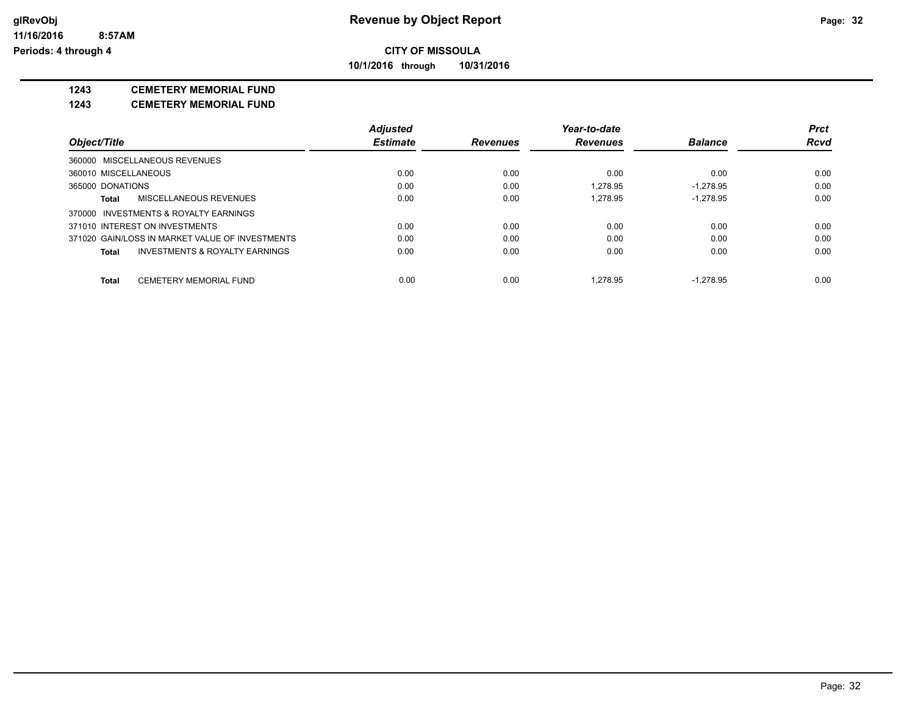**CITY OF MISSOULA**

**10/1/2016 through 10/31/2016**

## 1243 CEMETERY MEMORIAL FUND

## 1243 CEMETERY MEMORIAL FUND

| Object/Title | Adjusted Estimate | Revenues | Year-to-date Revenues | Balance | Prct Rcvd |
|---|---|---|---|---|---|
| 360000 MISCELLANEOUS REVENUES | | | | | |
| 360010 MISCELLANEOUS | 0.00 | 0.00 | 0.00 | 0.00 | 0.00 |
| 365000 DONATIONS | 0.00 | 0.00 | 1,278.95 | -1,278.95 | 0.00 |
| **Total** MISCELLANEOUS REVENUES | 0.00 | 0.00 | 1,278.95 | -1,278.95 | 0.00 |
| 370000 INVESTMENTS & ROYALTY EARNINGS | | | | | |
| 371010 INTEREST ON INVESTMENTS | 0.00 | 0.00 | 0.00 | 0.00 | 0.00 |
| 371020 GAIN/LOSS IN MARKET VALUE OF INVESTMENTS | 0.00 | 0.00 | 0.00 | 0.00 | 0.00 |
| **Total** INVESTMENTS & ROYALTY EARNINGS | 0.00 | 0.00 | 0.00 | 0.00 | 0.00 |
| **Total** CEMETERY MEMORIAL FUND | 0.00 | 0.00 | 1,278.95 | -1,278.95 | 0.00 |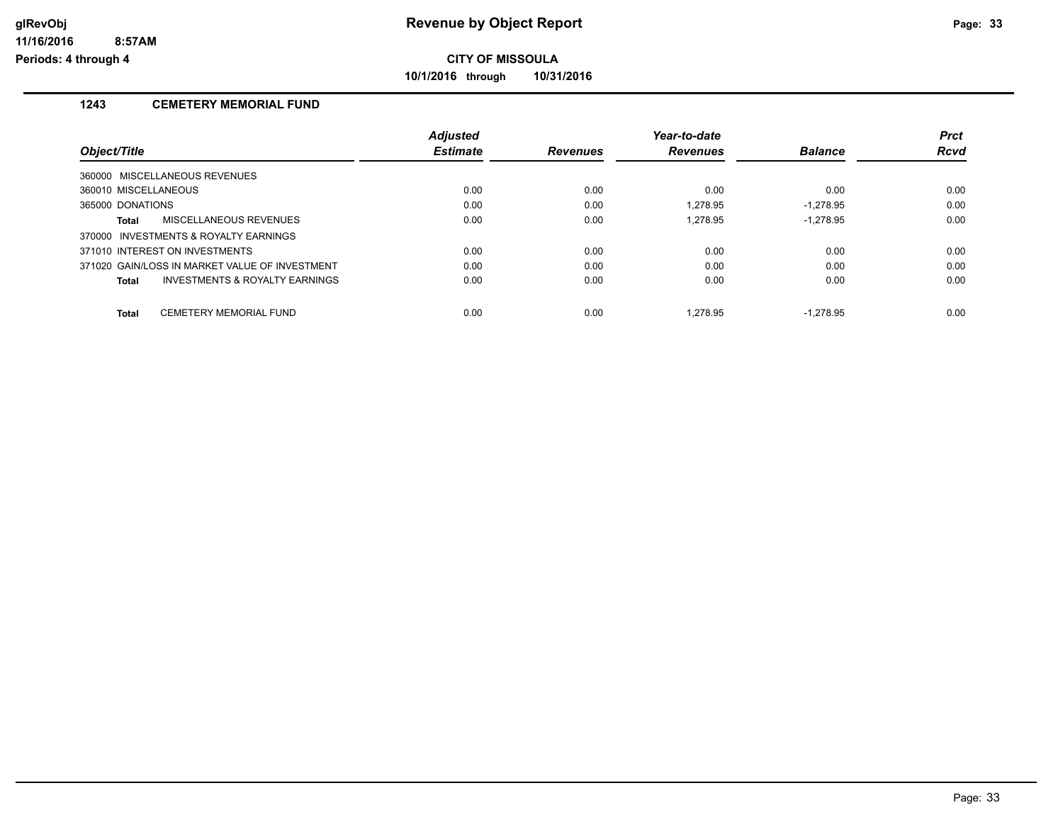# CITY OF MISSOULA

**10/1/2016 through 10/31/2016**

## 1243 CEMETERY MEMORIAL FUND

| Object/Title | Adjusted Estimate | Revenues | Year-to-date Revenues | Balance | Prct Rcvd |
|---|---|---|---|---|---|
| 360000 MISCELLANEOUS REVENUES | | | | | |
| 360010 MISCELLANEOUS | 0.00 | 0.00 | 0.00 | 0.00 | 0.00 |
| 365000 DONATIONS | 0.00 | 0.00 | 1,278.95 | -1,278.95 | 0.00 |
| **Total** MISCELLANEOUS REVENUES | 0.00 | 0.00 | 1,278.95 | -1,278.95 | 0.00 |
| 370000 INVESTMENTS & ROYALTY EARNINGS | | | | | |
| 371010 INTEREST ON INVESTMENTS | 0.00 | 0.00 | 0.00 | 0.00 | 0.00 |
| 371020 GAIN/LOSS IN MARKET VALUE OF INVESTMENT | 0.00 | 0.00 | 0.00 | 0.00 | 0.00 |
| **Total** INVESTMENTS & ROYALTY EARNINGS | 0.00 | 0.00 | 0.00 | 0.00 | 0.00 |
| **Total** CEMETERY MEMORIAL FUND | 0.00 | 0.00 | 1,278.95 | -1,278.95 | 0.00 |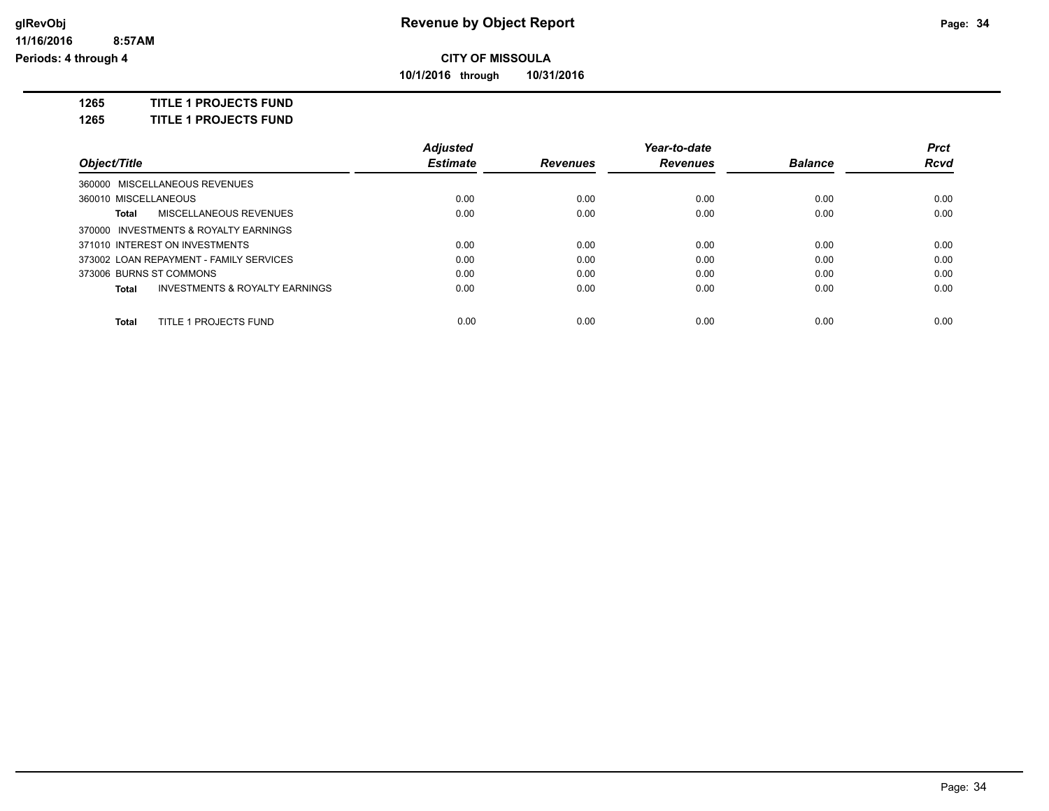# Revenue by Object Report

**CITY OF MISSOULA**

**10/1/2016 through 10/31/2016**

**1265 TITLE 1 PROJECTS FUND**

**1265 TITLE 1 PROJECTS FUND**

| Object/Title | Adjusted Estimate | Revenues | Year-to-date Revenues | Balance | Prct Rcvd |
|---|---|---|---|---|---|
| 360000 MISCELLANEOUS REVENUES | | | | | |
| 360010 MISCELLANEOUS | 0.00 | 0.00 | 0.00 | 0.00 | 0.00 |
| **Total** MISCELLANEOUS REVENUES | 0.00 | 0.00 | 0.00 | 0.00 | 0.00 |
| 370000 INVESTMENTS & ROYALTY EARNINGS | | | | | |
| 371010 INTEREST ON INVESTMENTS | 0.00 | 0.00 | 0.00 | 0.00 | 0.00 |
| 373002 LOAN REPAYMENT - FAMILY SERVICES | 0.00 | 0.00 | 0.00 | 0.00 | 0.00 |
| 373006 BURNS ST COMMONS | 0.00 | 0.00 | 0.00 | 0.00 | 0.00 |
| **Total** INVESTMENTS & ROYALTY EARNINGS | 0.00 | 0.00 | 0.00 | 0.00 | 0.00 |
| **Total** TITLE 1 PROJECTS FUND | 0.00 | 0.00 | 0.00 | 0.00 | 0.00 |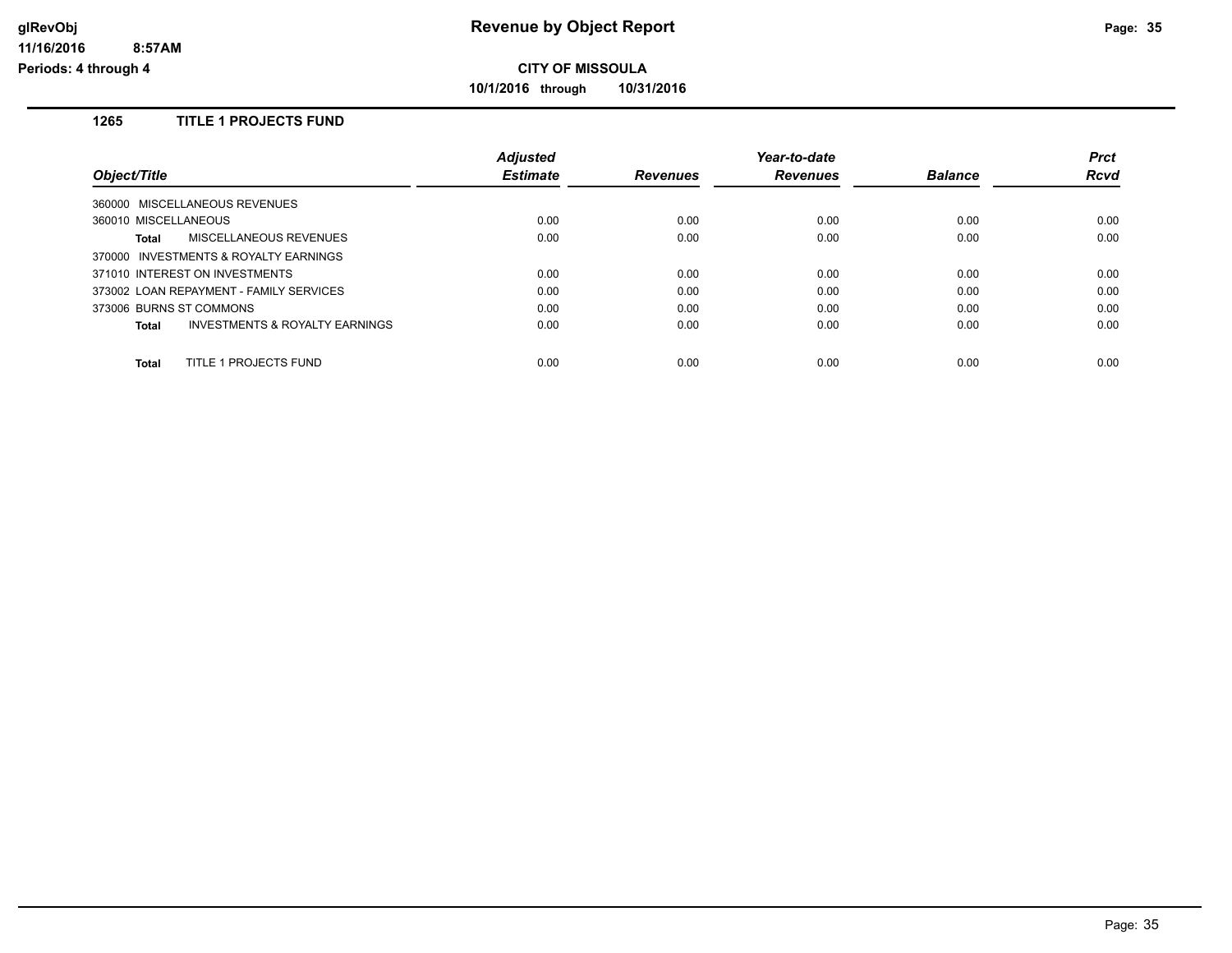# Revenue by Object Report

## CITY OF MISSOULA

**10/1/2016 through 10/31/2016**

glRevObj
11/16/2016 8:57AM
Periods: 4 through 4

### 1265 TITLE 1 PROJECTS FUND

| Object/Title | Adjusted Estimate | Revenues | Year-to-date Revenues | Balance | Prct Rcvd |
|---|---|---|---|---|---|
| 360000 MISCELLANEOUS REVENUES | | | | | |
| 360010 MISCELLANEOUS | 0.00 | 0.00 | 0.00 | 0.00 | 0.00 |
| **Total** MISCELLANEOUS REVENUES | 0.00 | 0.00 | 0.00 | 0.00 | 0.00 |
| 370000 INVESTMENTS & ROYALTY EARNINGS | | | | | |
| 371010 INTEREST ON INVESTMENTS | 0.00 | 0.00 | 0.00 | 0.00 | 0.00 |
| 373002 LOAN REPAYMENT - FAMILY SERVICES | 0.00 | 0.00 | 0.00 | 0.00 | 0.00 |
| 373006 BURNS ST COMMONS | 0.00 | 0.00 | 0.00 | 0.00 | 0.00 |
| **Total** INVESTMENTS & ROYALTY EARNINGS | 0.00 | 0.00 | 0.00 | 0.00 | 0.00 |
| **Total** TITLE 1 PROJECTS FUND | 0.00 | 0.00 | 0.00 | 0.00 | 0.00 |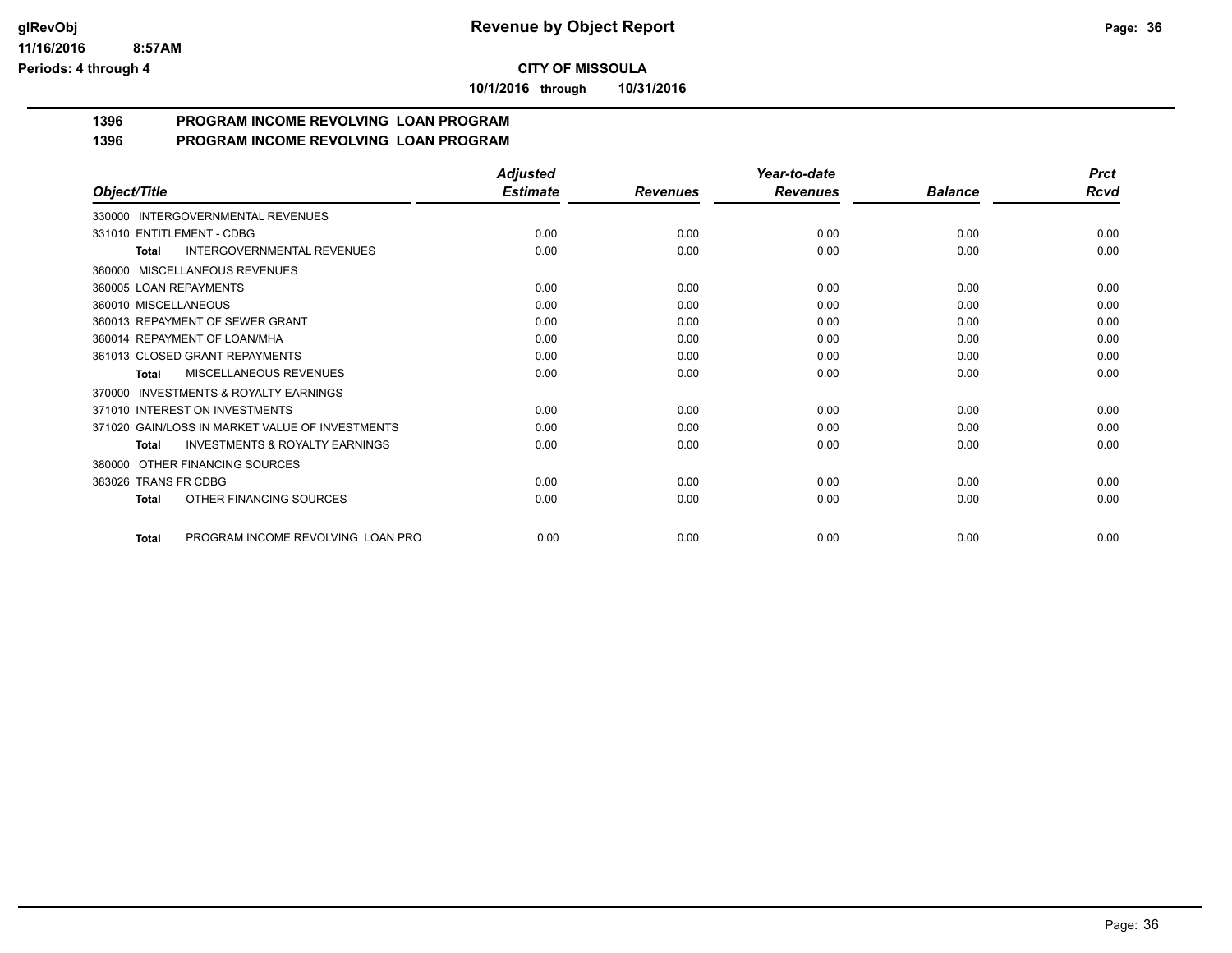**CITY OF MISSOULA**

**10/1/2016 through 10/31/2016**

## 1396 PROGRAM INCOME REVOLVING LOAN PROGRAM

## 1396 PROGRAM INCOME REVOLVING LOAN PROGRAM

| Object/Title | Adjusted Estimate | Revenues | Year-to-date Revenues | Balance | Prct Rcvd |
|---|---|---|---|---|---|
| 330000 INTERGOVERNMENTAL REVENUES | | | | | |
| 331010 ENTITLEMENT - CDBG | 0.00 | 0.00 | 0.00 | 0.00 | 0.00 |
| **Total** INTERGOVERNMENTAL REVENUES | 0.00 | 0.00 | 0.00 | 0.00 | 0.00 |
| 360000 MISCELLANEOUS REVENUES | | | | | |
| 360005 LOAN REPAYMENTS | 0.00 | 0.00 | 0.00 | 0.00 | 0.00 |
| 360010 MISCELLANEOUS | 0.00 | 0.00 | 0.00 | 0.00 | 0.00 |
| 360013 REPAYMENT OF SEWER GRANT | 0.00 | 0.00 | 0.00 | 0.00 | 0.00 |
| 360014 REPAYMENT OF LOAN/MHA | 0.00 | 0.00 | 0.00 | 0.00 | 0.00 |
| 361013 CLOSED GRANT REPAYMENTS | 0.00 | 0.00 | 0.00 | 0.00 | 0.00 |
| **Total** MISCELLANEOUS REVENUES | 0.00 | 0.00 | 0.00 | 0.00 | 0.00 |
| 370000 INVESTMENTS & ROYALTY EARNINGS | | | | | |
| 371010 INTEREST ON INVESTMENTS | 0.00 | 0.00 | 0.00 | 0.00 | 0.00 |
| 371020 GAIN/LOSS IN MARKET VALUE OF INVESTMENTS | 0.00 | 0.00 | 0.00 | 0.00 | 0.00 |
| **Total** INVESTMENTS & ROYALTY EARNINGS | 0.00 | 0.00 | 0.00 | 0.00 | 0.00 |
| 380000 OTHER FINANCING SOURCES | | | | | |
| 383026 TRANS FR CDBG | 0.00 | 0.00 | 0.00 | 0.00 | 0.00 |
| **Total** OTHER FINANCING SOURCES | 0.00 | 0.00 | 0.00 | 0.00 | 0.00 |
| **Total** PROGRAM INCOME REVOLVING LOAN PRO | 0.00 | 0.00 | 0.00 | 0.00 | 0.00 |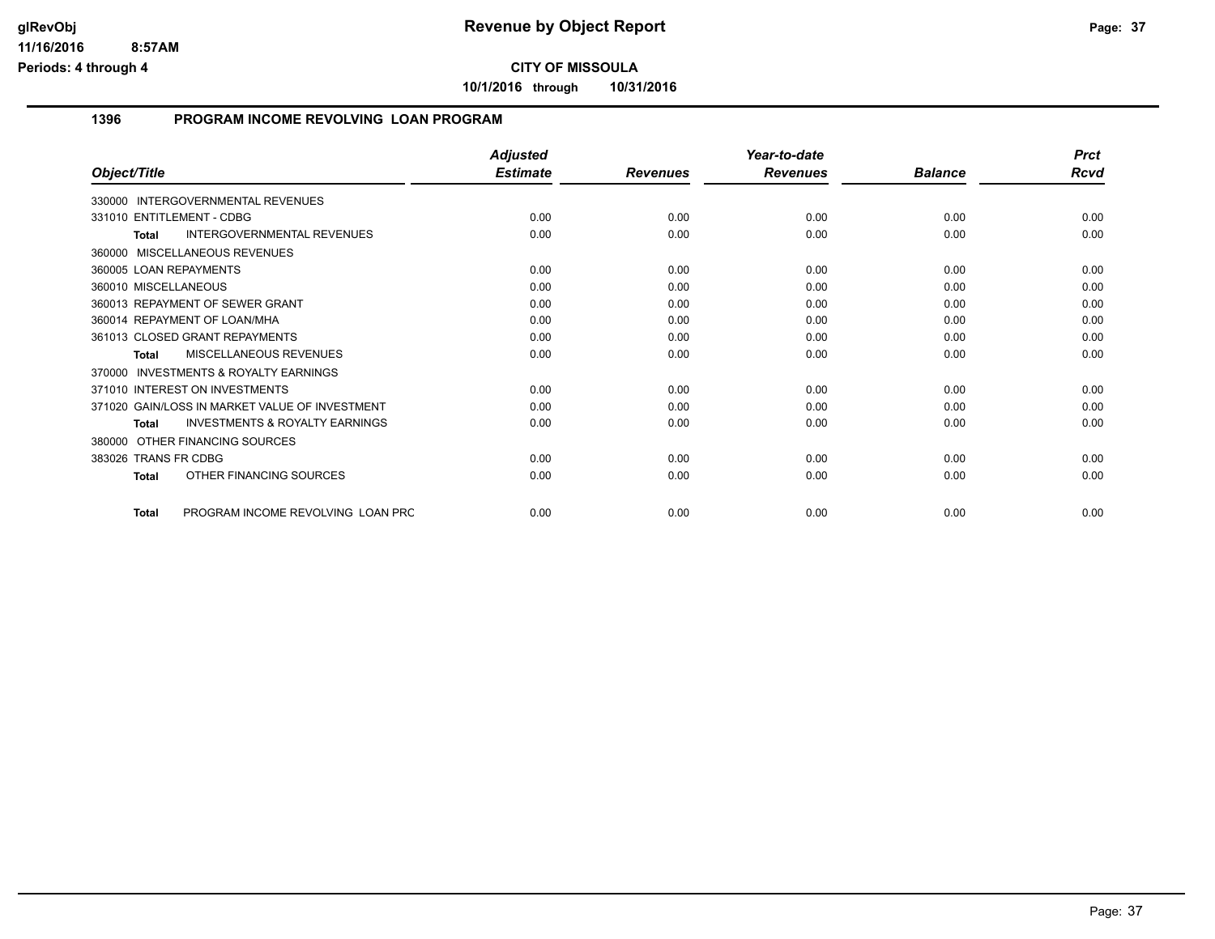**CITY OF MISSOULA**

**10/1/2016 through 10/31/2016**

## 1396 PROGRAM INCOME REVOLVING LOAN PROGRAM

| Object/Title | Adjusted Estimate | Revenues | Year-to-date Revenues | Balance | Prct Rcvd |
|---|---|---|---|---|---|
| 330000 INTERGOVERNMENTAL REVENUES | | | | | |
| 331010 ENTITLEMENT - CDBG | 0.00 | 0.00 | 0.00 | 0.00 | 0.00 |
| **Total** INTERGOVERNMENTAL REVENUES | 0.00 | 0.00 | 0.00 | 0.00 | 0.00 |
| 360000 MISCELLANEOUS REVENUES | | | | | |
| 360005 LOAN REPAYMENTS | 0.00 | 0.00 | 0.00 | 0.00 | 0.00 |
| 360010 MISCELLANEOUS | 0.00 | 0.00 | 0.00 | 0.00 | 0.00 |
| 360013 REPAYMENT OF SEWER GRANT | 0.00 | 0.00 | 0.00 | 0.00 | 0.00 |
| 360014 REPAYMENT OF LOAN/MHA | 0.00 | 0.00 | 0.00 | 0.00 | 0.00 |
| 361013 CLOSED GRANT REPAYMENTS | 0.00 | 0.00 | 0.00 | 0.00 | 0.00 |
| **Total** MISCELLANEOUS REVENUES | 0.00 | 0.00 | 0.00 | 0.00 | 0.00 |
| 370000 INVESTMENTS & ROYALTY EARNINGS | | | | | |
| 371010 INTEREST ON INVESTMENTS | 0.00 | 0.00 | 0.00 | 0.00 | 0.00 |
| 371020 GAIN/LOSS IN MARKET VALUE OF INVESTMENT | 0.00 | 0.00 | 0.00 | 0.00 | 0.00 |
| **Total** INVESTMENTS & ROYALTY EARNINGS | 0.00 | 0.00 | 0.00 | 0.00 | 0.00 |
| 380000 OTHER FINANCING SOURCES | | | | | |
| 383026 TRANS FR CDBG | 0.00 | 0.00 | 0.00 | 0.00 | 0.00 |
| **Total** OTHER FINANCING SOURCES | 0.00 | 0.00 | 0.00 | 0.00 | 0.00 |
| **Total** PROGRAM INCOME REVOLVING LOAN PRC | 0.00 | 0.00 | 0.00 | 0.00 | 0.00 |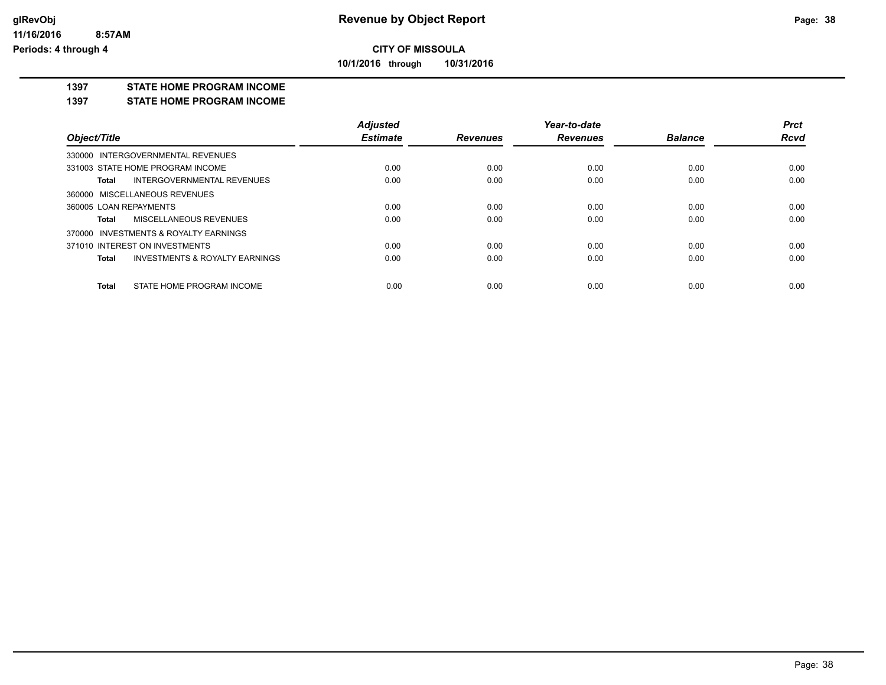**Revenue by Object Report**

**CITY OF MISSOULA**

**10/1/2016 through 10/31/2016**

glRevObj
11/16/2016 8:57AM
Periods: 4 through 4

## 1397 STATE HOME PROGRAM INCOME

## 1397 STATE HOME PROGRAM INCOME

| Object/Title | Adjusted Estimate | Revenues | Year-to-date Revenues | Balance | Prct Rcvd |
|---|---|---|---|---|---|
| 330000 INTERGOVERNMENTAL REVENUES | | | | | |
| 331003 STATE HOME PROGRAM INCOME | 0.00 | 0.00 | 0.00 | 0.00 | 0.00 |
| **Total** INTERGOVERNMENTAL REVENUES | 0.00 | 0.00 | 0.00 | 0.00 | 0.00 |
| 360000 MISCELLANEOUS REVENUES | | | | | |
| 360005 LOAN REPAYMENTS | 0.00 | 0.00 | 0.00 | 0.00 | 0.00 |
| **Total** MISCELLANEOUS REVENUES | 0.00 | 0.00 | 0.00 | 0.00 | 0.00 |
| 370000 INVESTMENTS & ROYALTY EARNINGS | | | | | |
| 371010 INTEREST ON INVESTMENTS | 0.00 | 0.00 | 0.00 | 0.00 | 0.00 |
| **Total** INVESTMENTS & ROYALTY EARNINGS | 0.00 | 0.00 | 0.00 | 0.00 | 0.00 |
| **Total** STATE HOME PROGRAM INCOME | 0.00 | 0.00 | 0.00 | 0.00 | 0.00 |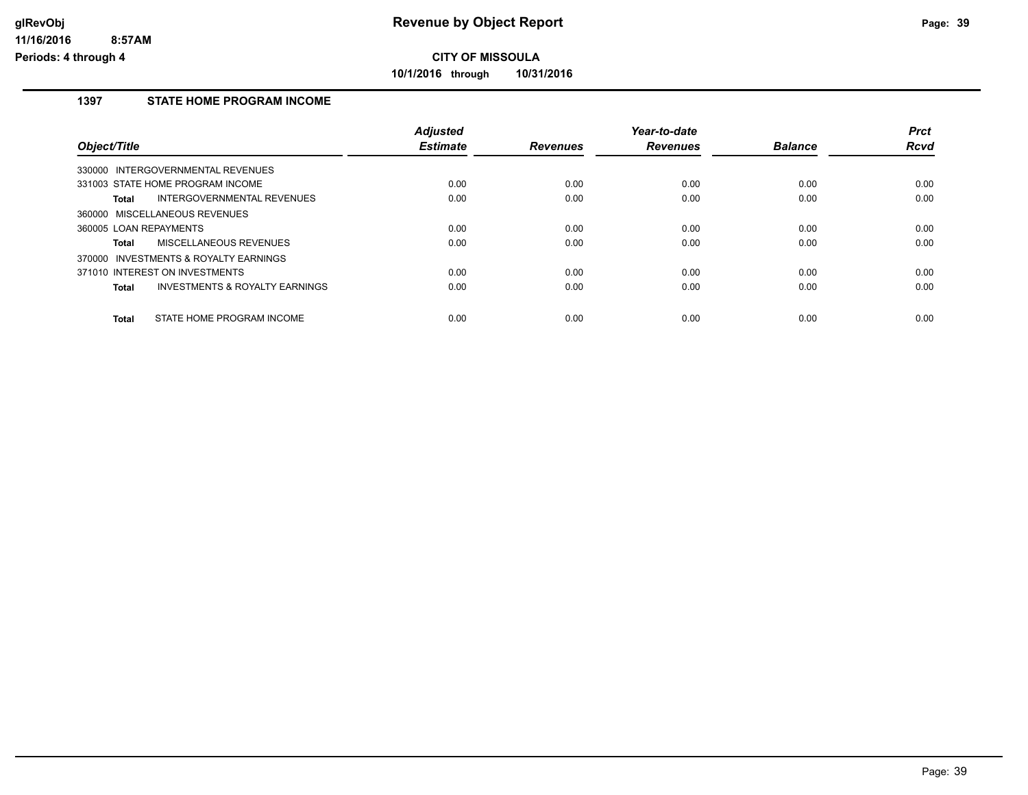# Revenue by Object Report

**CITY OF MISSOULA**

**10/1/2016 through 10/31/2016**

glRevObj
11/16/2016 8:57AM
Periods: 4 through 4

## 1397 STATE HOME PROGRAM INCOME

| Object/Title | | Adjusted Estimate | Revenues | Year-to-date Revenues | Balance | Prct Rcvd |
|---|---|---|---|---|---|---|
| 330000 INTERGOVERNMENTAL REVENUES | | | | | | |
| 331003 STATE HOME PROGRAM INCOME | | 0.00 | 0.00 | 0.00 | 0.00 | 0.00 |
| **Total** | INTERGOVERNMENTAL REVENUES | 0.00 | 0.00 | 0.00 | 0.00 | 0.00 |
| 360000 MISCELLANEOUS REVENUES | | | | | | |
| 360005 LOAN REPAYMENTS | | 0.00 | 0.00 | 0.00 | 0.00 | 0.00 |
| **Total** | MISCELLANEOUS REVENUES | 0.00 | 0.00 | 0.00 | 0.00 | 0.00 |
| 370000 INVESTMENTS & ROYALTY EARNINGS | | | | | | |
| 371010 INTEREST ON INVESTMENTS | | 0.00 | 0.00 | 0.00 | 0.00 | 0.00 |
| **Total** | INVESTMENTS & ROYALTY EARNINGS | 0.00 | 0.00 | 0.00 | 0.00 | 0.00 |
| **Total** | STATE HOME PROGRAM INCOME | 0.00 | 0.00 | 0.00 | 0.00 | 0.00 |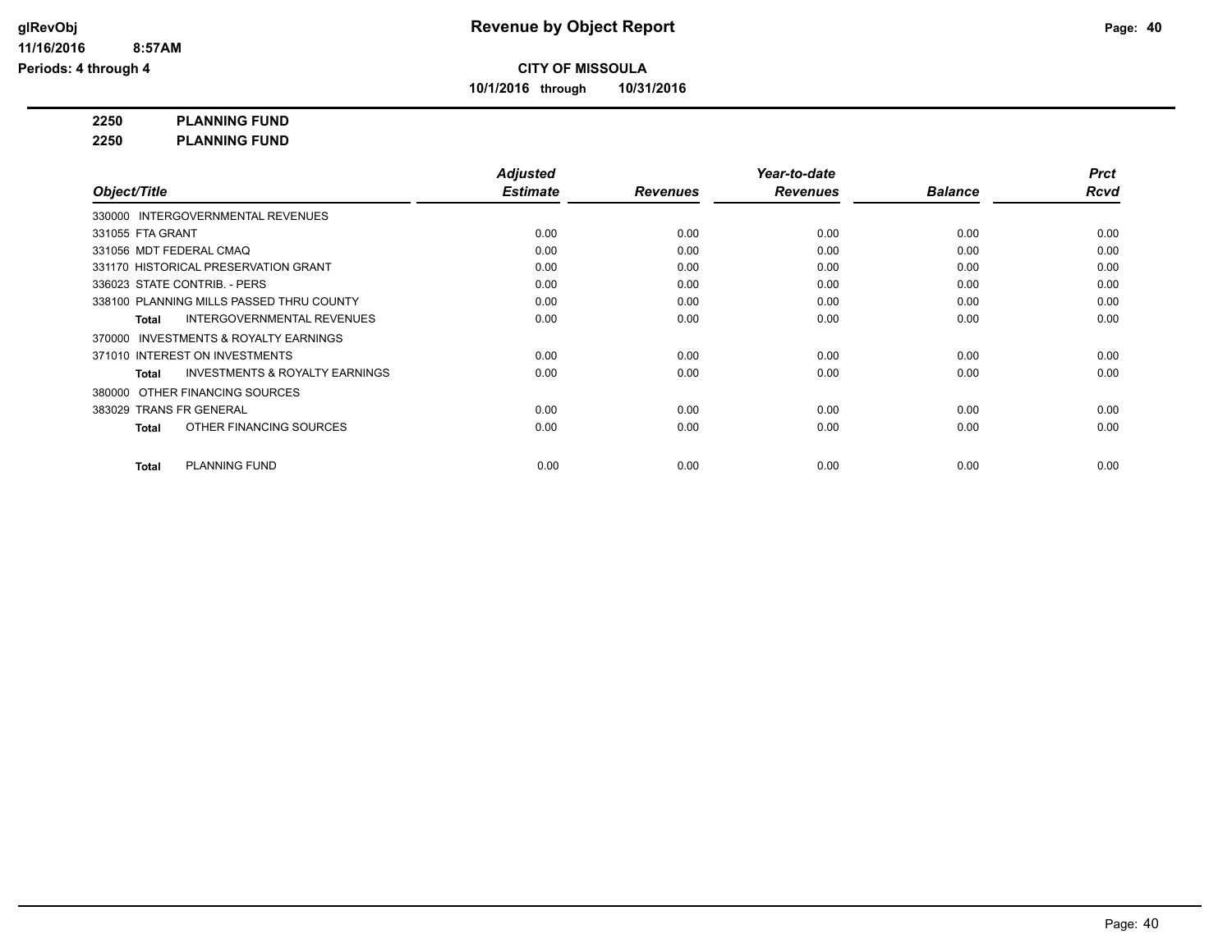# Revenue by Object Report

**CITY OF MISSOULA**

**10/1/2016 through 10/31/2016**

glRevObj
11/16/2016 8:57AM
Periods: 4 through 4

**2250 PLANNING FUND**

**2250 PLANNING FUND**

| Object/Title | Adjusted Estimate | Revenues | Year-to-date Revenues | Balance | Prct Rcvd |
|---|---|---|---|---|---|
| 330000 INTERGOVERNMENTAL REVENUES | | | | | |
| 331055 FTA GRANT | 0.00 | 0.00 | 0.00 | 0.00 | 0.00 |
| 331056 MDT FEDERAL CMAQ | 0.00 | 0.00 | 0.00 | 0.00 | 0.00 |
| 331170 HISTORICAL PRESERVATION GRANT | 0.00 | 0.00 | 0.00 | 0.00 | 0.00 |
| 336023 STATE CONTRIB. - PERS | 0.00 | 0.00 | 0.00 | 0.00 | 0.00 |
| 338100 PLANNING MILLS PASSED THRU COUNTY | 0.00 | 0.00 | 0.00 | 0.00 | 0.00 |
| **Total** INTERGOVERNMENTAL REVENUES | 0.00 | 0.00 | 0.00 | 0.00 | 0.00 |
| 370000 INVESTMENTS & ROYALTY EARNINGS | | | | | |
| 371010 INTEREST ON INVESTMENTS | 0.00 | 0.00 | 0.00 | 0.00 | 0.00 |
| **Total** INVESTMENTS & ROYALTY EARNINGS | 0.00 | 0.00 | 0.00 | 0.00 | 0.00 |
| 380000 OTHER FINANCING SOURCES | | | | | |
| 383029 TRANS FR GENERAL | 0.00 | 0.00 | 0.00 | 0.00 | 0.00 |
| **Total** OTHER FINANCING SOURCES | 0.00 | 0.00 | 0.00 | 0.00 | 0.00 |
| **Total** PLANNING FUND | 0.00 | 0.00 | 0.00 | 0.00 | 0.00 |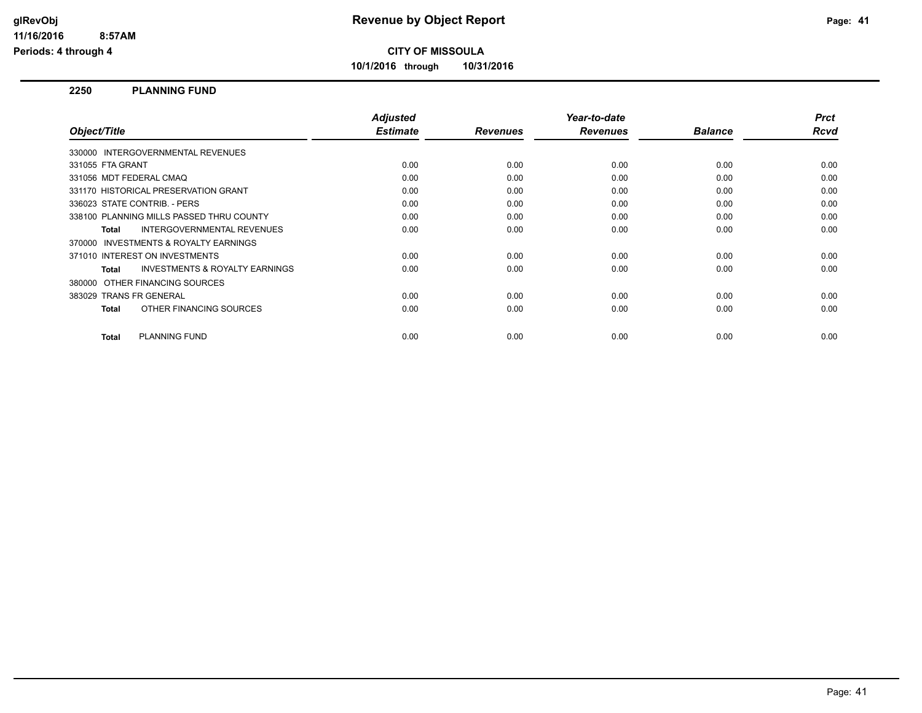**CITY OF MISSOULA**

**10/1/2016 through 10/31/2016**

## 2250 PLANNING FUND

| Object/Title | Adjusted Estimate | Revenues | Year-to-date Revenues | Balance | Prct Rcvd |
|---|---|---|---|---|---|
| 330000 INTERGOVERNMENTAL REVENUES | | | | | |
| 331055 FTA GRANT | 0.00 | 0.00 | 0.00 | 0.00 | 0.00 |
| 331056 MDT FEDERAL CMAQ | 0.00 | 0.00 | 0.00 | 0.00 | 0.00 |
| 331170 HISTORICAL PRESERVATION GRANT | 0.00 | 0.00 | 0.00 | 0.00 | 0.00 |
| 336023 STATE CONTRIB. - PERS | 0.00 | 0.00 | 0.00 | 0.00 | 0.00 |
| 338100 PLANNING MILLS PASSED THRU COUNTY | 0.00 | 0.00 | 0.00 | 0.00 | 0.00 |
| **Total** INTERGOVERNMENTAL REVENUES | 0.00 | 0.00 | 0.00 | 0.00 | 0.00 |
| 370000 INVESTMENTS & ROYALTY EARNINGS | | | | | |
| 371010 INTEREST ON INVESTMENTS | 0.00 | 0.00 | 0.00 | 0.00 | 0.00 |
| **Total** INVESTMENTS & ROYALTY EARNINGS | 0.00 | 0.00 | 0.00 | 0.00 | 0.00 |
| 380000 OTHER FINANCING SOURCES | | | | | |
| 383029 TRANS FR GENERAL | 0.00 | 0.00 | 0.00 | 0.00 | 0.00 |
| **Total** OTHER FINANCING SOURCES | 0.00 | 0.00 | 0.00 | 0.00 | 0.00 |
| **Total** PLANNING FUND | 0.00 | 0.00 | 0.00 | 0.00 | 0.00 |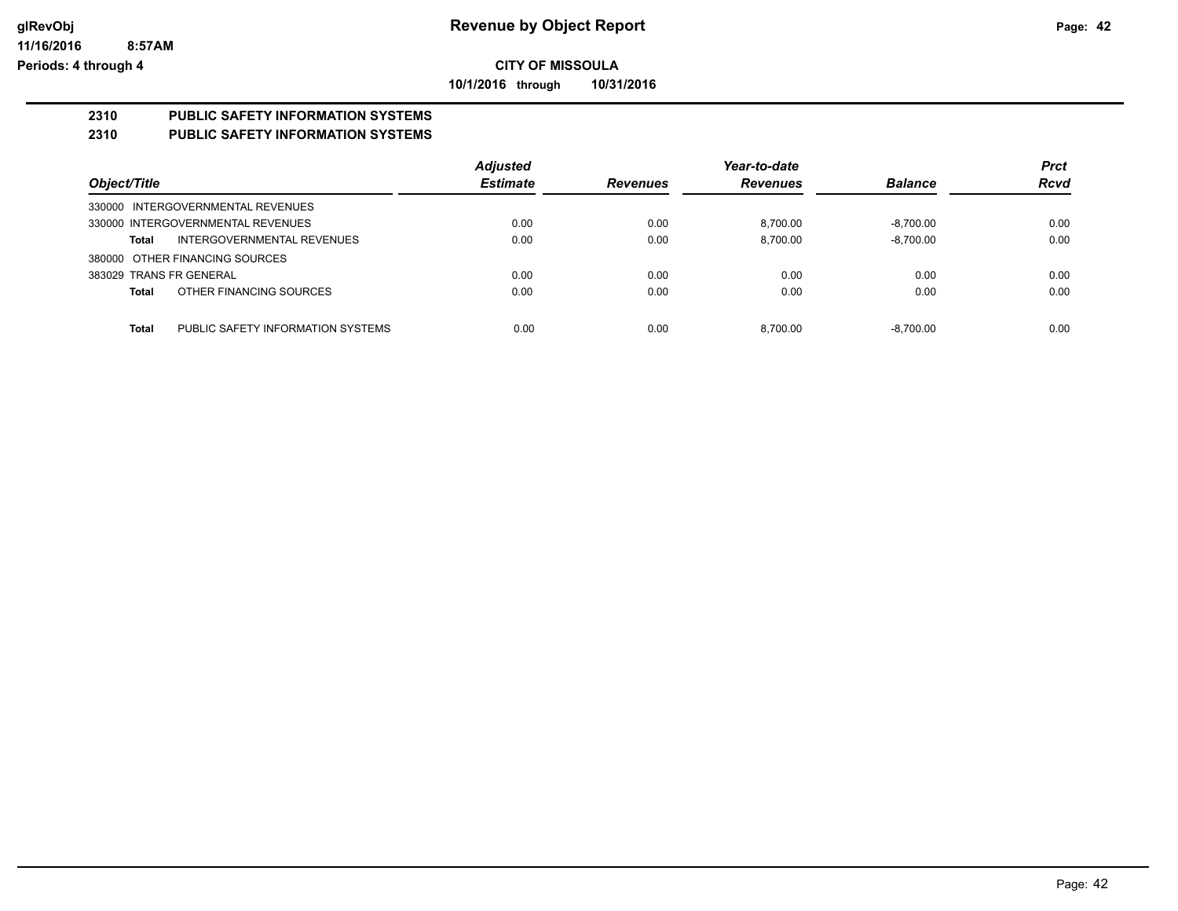**glRevObj**
**11/16/2016 8:57AM**
**Periods: 4 through 4**

# Revenue by Object Report

**CITY OF MISSOULA**

**10/1/2016 through 10/31/2016**

## 2310 PUBLIC SAFETY INFORMATION SYSTEMS

## 2310 PUBLIC SAFETY INFORMATION SYSTEMS

| Object/Title | Adjusted Estimate | Revenues | Year-to-date Revenues | Balance | Prct Rcvd |
|---|---|---|---|---|---|
| 330000 INTERGOVERNMENTAL REVENUES | | | | | |
| 330000 INTERGOVERNMENTAL REVENUES | 0.00 | 0.00 | 8,700.00 | -8,700.00 | 0.00 |
| **Total** INTERGOVERNMENTAL REVENUES | 0.00 | 0.00 | 8,700.00 | -8,700.00 | 0.00 |
| 380000 OTHER FINANCING SOURCES | | | | | |
| 383029 TRANS FR GENERAL | 0.00 | 0.00 | 0.00 | 0.00 | 0.00 |
| **Total** OTHER FINANCING SOURCES | 0.00 | 0.00 | 0.00 | 0.00 | 0.00 |
| **Total** PUBLIC SAFETY INFORMATION SYSTEMS | 0.00 | 0.00 | 8,700.00 | -8,700.00 | 0.00 |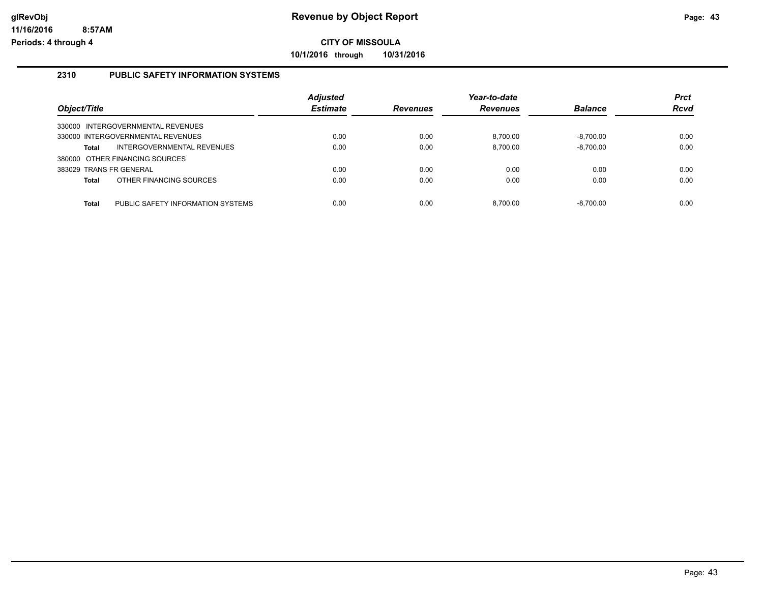**glRevObj**
**11/16/2016 8:57AM**
**Periods: 4 through 4**

# Revenue by Object Report

**CITY OF MISSOULA**
**10/1/2016 through 10/31/2016**

## 2310 PUBLIC SAFETY INFORMATION SYSTEMS

| Object/Title | Adjusted Estimate | Revenues | Year-to-date Revenues | Balance | Prct Rcvd |
|---|---|---|---|---|---|
| 330000 INTERGOVERNMENTAL REVENUES | | | | | |
| 330000 INTERGOVERNMENTAL REVENUES | 0.00 | 0.00 | 8,700.00 | -8,700.00 | 0.00 |
| **Total** INTERGOVERNMENTAL REVENUES | 0.00 | 0.00 | 8,700.00 | -8,700.00 | 0.00 |
| 380000 OTHER FINANCING SOURCES | | | | | |
| 383029 TRANS FR GENERAL | 0.00 | 0.00 | 0.00 | 0.00 | 0.00 |
| **Total** OTHER FINANCING SOURCES | 0.00 | 0.00 | 0.00 | 0.00 | 0.00 |
| **Total** PUBLIC SAFETY INFORMATION SYSTEMS | 0.00 | 0.00 | 8,700.00 | -8,700.00 | 0.00 |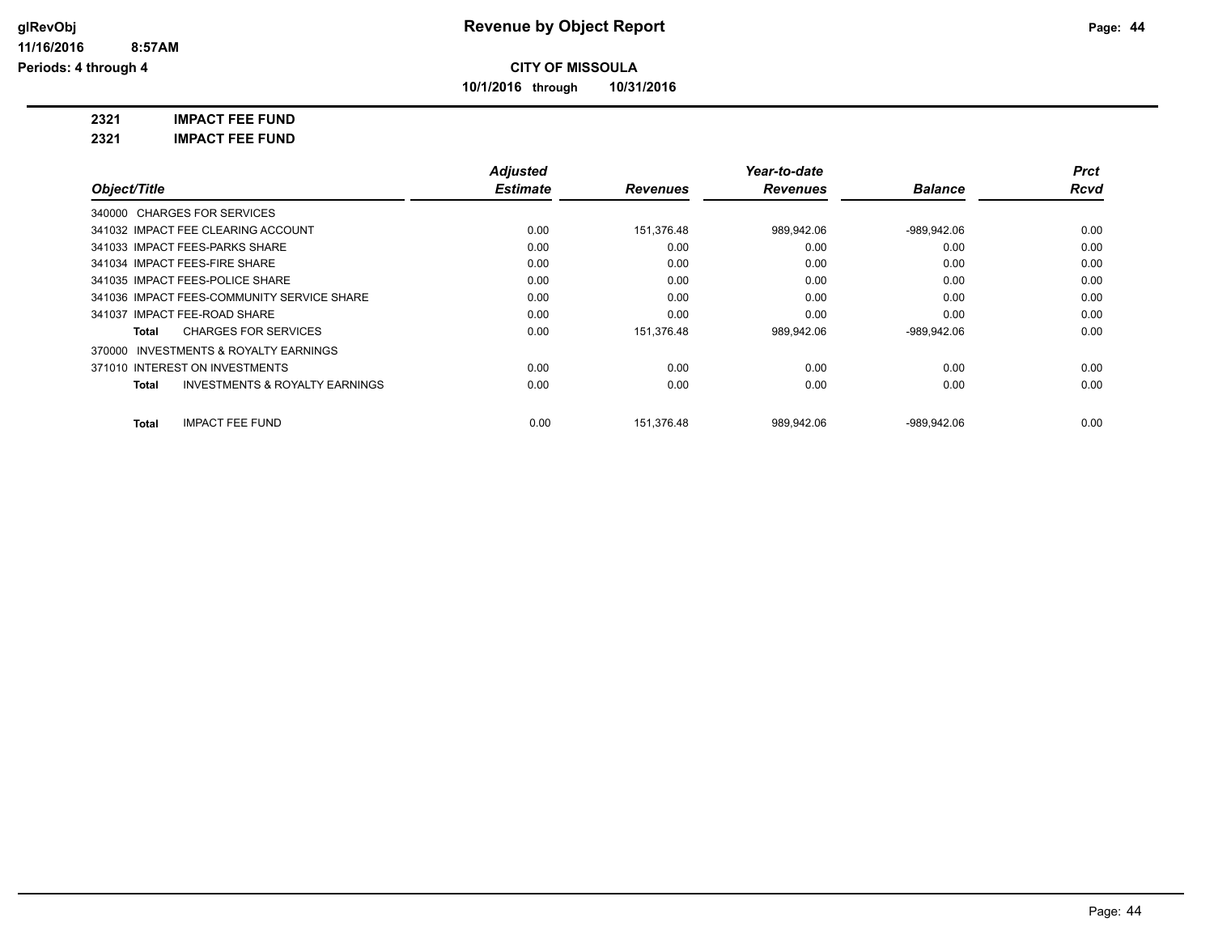# Revenue by Object Report

## CITY OF MISSOULA

**10/1/2016 through 10/31/2016**

glRevObj
11/16/2016 8:57AM
Periods: 4 through 4

**2321 IMPACT FEE FUND**

**2321 IMPACT FEE FUND**

| Object/Title | Adjusted Estimate | Revenues | Year-to-date Revenues | Balance | Prct Rcvd |
|---|---|---|---|---|---|
| 340000 CHARGES FOR SERVICES | | | | | |
| 341032 IMPACT FEE CLEARING ACCOUNT | 0.00 | 151,376.48 | 989,942.06 | -989,942.06 | 0.00 |
| 341033 IMPACT FEES-PARKS SHARE | 0.00 | 0.00 | 0.00 | 0.00 | 0.00 |
| 341034 IMPACT FEES-FIRE SHARE | 0.00 | 0.00 | 0.00 | 0.00 | 0.00 |
| 341035 IMPACT FEES-POLICE SHARE | 0.00 | 0.00 | 0.00 | 0.00 | 0.00 |
| 341036 IMPACT FEES-COMMUNITY SERVICE SHARE | 0.00 | 0.00 | 0.00 | 0.00 | 0.00 |
| 341037 IMPACT FEE-ROAD SHARE | 0.00 | 0.00 | 0.00 | 0.00 | 0.00 |
| **Total** CHARGES FOR SERVICES | 0.00 | 151,376.48 | 989,942.06 | -989,942.06 | 0.00 |
| 370000 INVESTMENTS & ROYALTY EARNINGS | | | | | |
| 371010 INTEREST ON INVESTMENTS | 0.00 | 0.00 | 0.00 | 0.00 | 0.00 |
| **Total** INVESTMENTS & ROYALTY EARNINGS | 0.00 | 0.00 | 0.00 | 0.00 | 0.00 |
| **Total** IMPACT FEE FUND | 0.00 | 151,376.48 | 989,942.06 | -989,942.06 | 0.00 |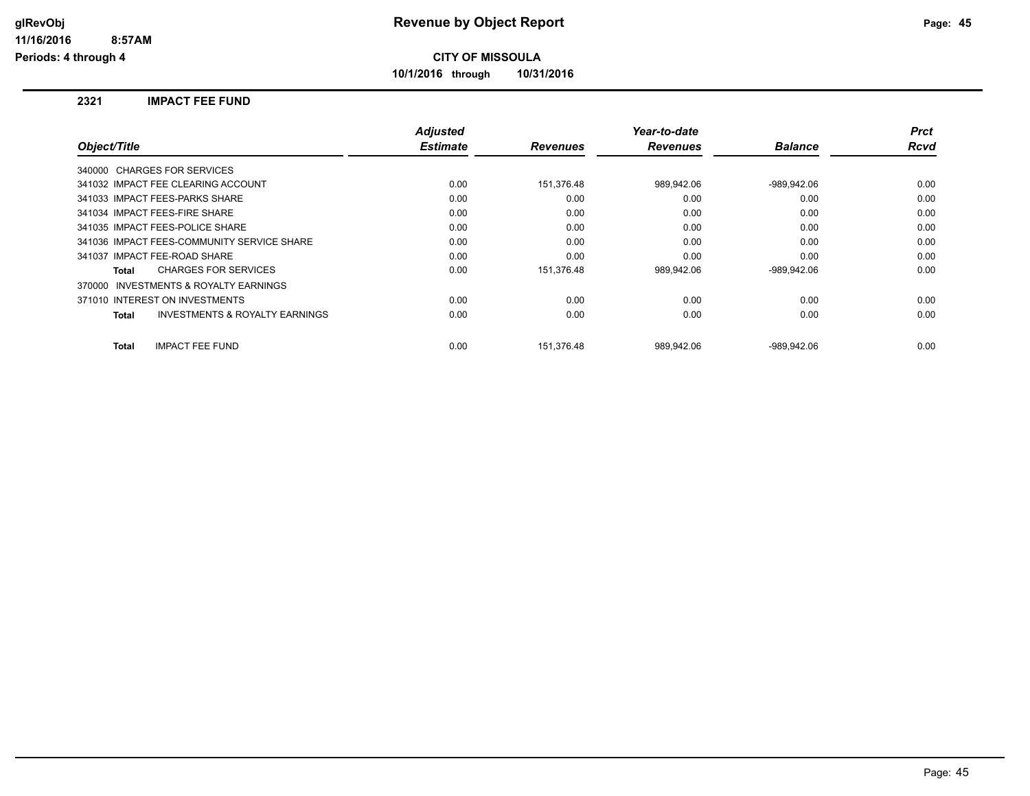# Revenue by Object Report

**CITY OF MISSOULA**

**10/1/2016 through 10/31/2016**

glRevObj
11/16/2016 8:57AM
Periods: 4 through 4

## 2321 IMPACT FEE FUND

| Object/Title | Adjusted Estimate | Revenues | Year-to-date Revenues | Balance | Prct Rcvd |
|---|---|---|---|---|---|
| 340000 CHARGES FOR SERVICES | | | | | |
| 341032 IMPACT FEE CLEARING ACCOUNT | 0.00 | 151,376.48 | 989,942.06 | -989,942.06 | 0.00 |
| 341033 IMPACT FEES-PARKS SHARE | 0.00 | 0.00 | 0.00 | 0.00 | 0.00 |
| 341034 IMPACT FEES-FIRE SHARE | 0.00 | 0.00 | 0.00 | 0.00 | 0.00 |
| 341035 IMPACT FEES-POLICE SHARE | 0.00 | 0.00 | 0.00 | 0.00 | 0.00 |
| 341036 IMPACT FEES-COMMUNITY SERVICE SHARE | 0.00 | 0.00 | 0.00 | 0.00 | 0.00 |
| 341037 IMPACT FEE-ROAD SHARE | 0.00 | 0.00 | 0.00 | 0.00 | 0.00 |
| **Total** CHARGES FOR SERVICES | 0.00 | 151,376.48 | 989,942.06 | -989,942.06 | 0.00 |
| 370000 INVESTMENTS & ROYALTY EARNINGS | | | | | |
| 371010 INTEREST ON INVESTMENTS | 0.00 | 0.00 | 0.00 | 0.00 | 0.00 |
| **Total** INVESTMENTS & ROYALTY EARNINGS | 0.00 | 0.00 | 0.00 | 0.00 | 0.00 |
| **Total** IMPACT FEE FUND | 0.00 | 151,376.48 | 989,942.06 | -989,942.06 | 0.00 |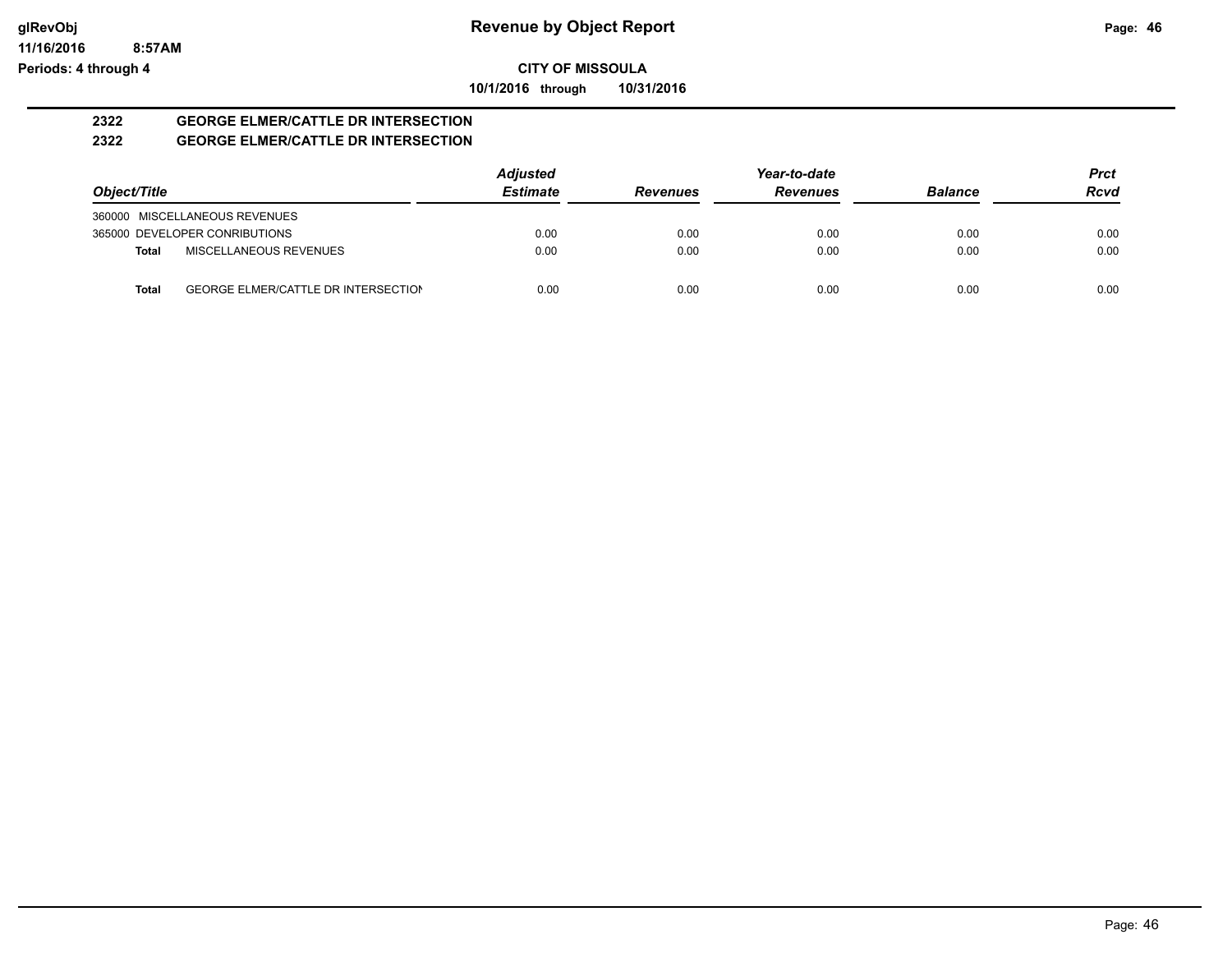**CITY OF MISSOULA**

**10/1/2016 through 10/31/2016**

## 2322 GEORGE ELMER/CATTLE DR INTERSECTION

## 2322 GEORGE ELMER/CATTLE DR INTERSECTION

| Object/Title | Adjusted Estimate | Revenues | Year-to-date Revenues | Balance | Prct Rcvd |
|---|---|---|---|---|---|
| 360000 MISCELLANEOUS REVENUES | | | | | |
| 365000 DEVELOPER CONRIBUTIONS | 0.00 | 0.00 | 0.00 | 0.00 | 0.00 |
| **Total** MISCELLANEOUS REVENUES | 0.00 | 0.00 | 0.00 | 0.00 | 0.00 |
| **Total** GEORGE ELMER/CATTLE DR INTERSECTION | 0.00 | 0.00 | 0.00 | 0.00 | 0.00 |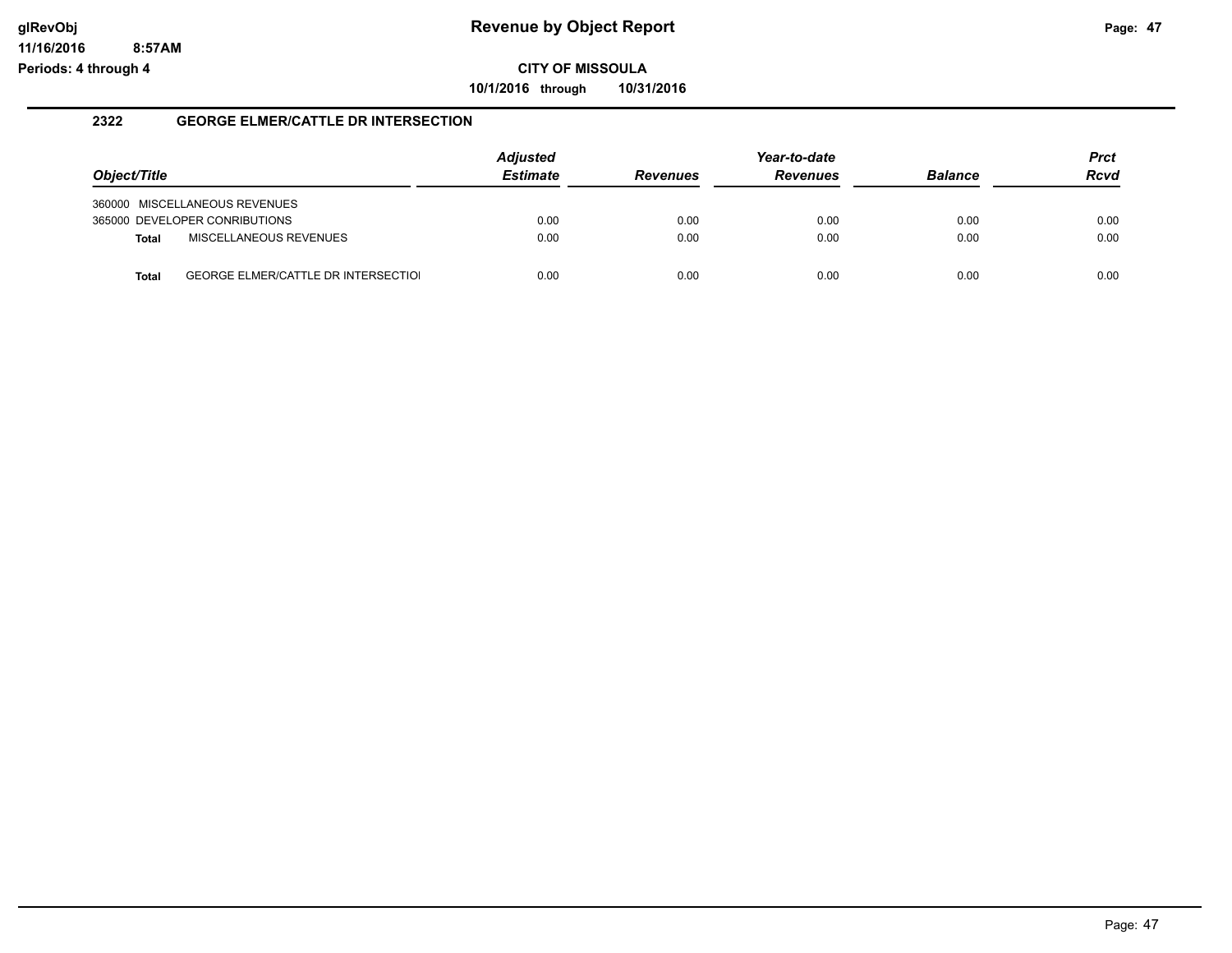# Revenue by Object Report

**CITY OF MISSOULA**

**10/1/2016 through 10/31/2016**

glRevObj
11/16/2016 8:57AM
Periods: 4 through 4

## 2322 GEORGE ELMER/CATTLE DR INTERSECTION

| Object/Title | Adjusted Estimate | Revenues | Year-to-date Revenues | Balance | Prct Rcvd |
|---|---|---|---|---|---|
| 360000 MISCELLANEOUS REVENUES | | | | | |
| 365000 DEVELOPER CONRIBUTIONS | 0.00 | 0.00 | 0.00 | 0.00 | 0.00 |
| **Total** MISCELLANEOUS REVENUES | 0.00 | 0.00 | 0.00 | 0.00 | 0.00 |
| **Total** GEORGE ELMER/CATTLE DR INTERSECTIOI | 0.00 | 0.00 | 0.00 | 0.00 | 0.00 |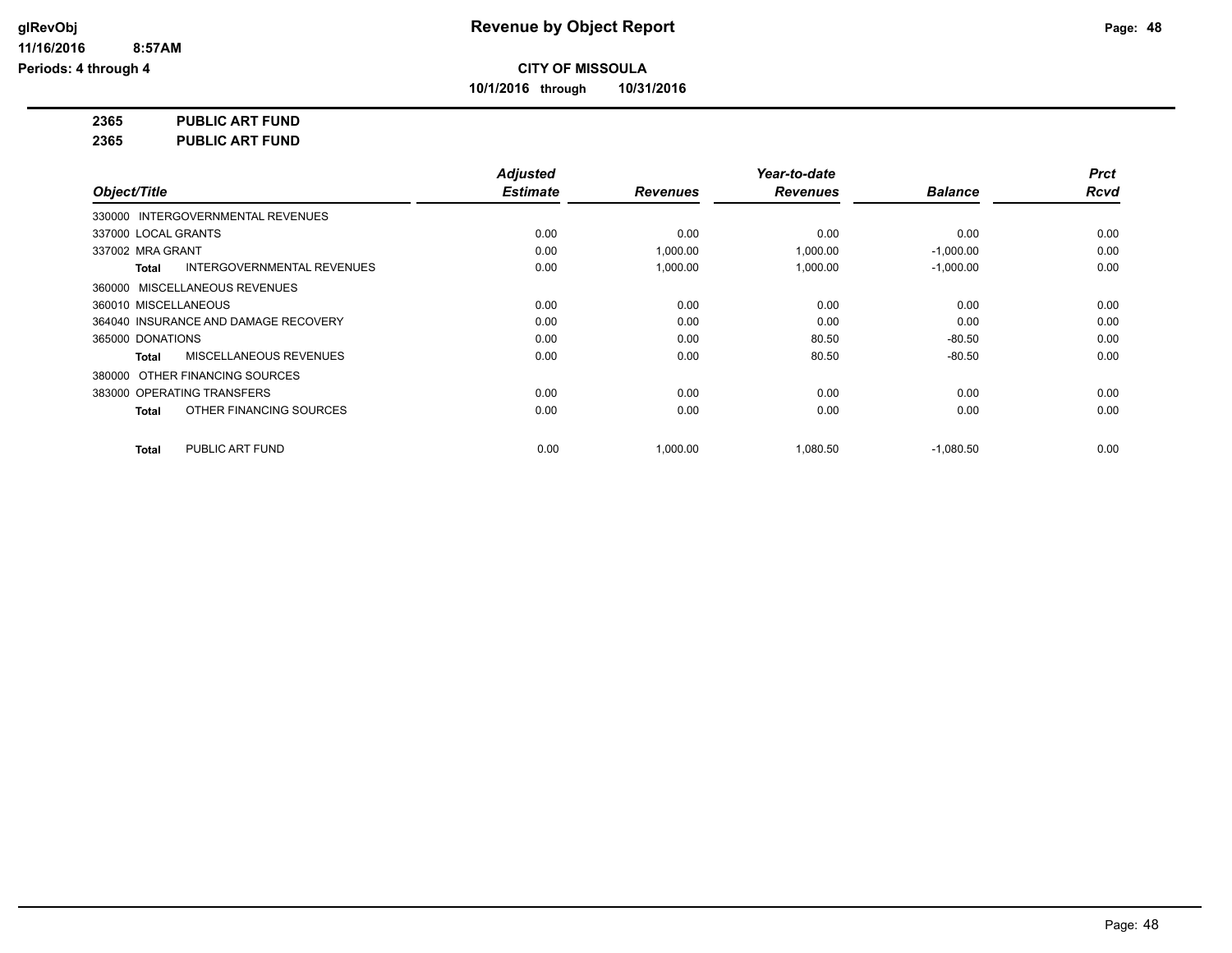# Revenue by Object Report

**CITY OF MISSOULA**

**10/1/2016 through 10/31/2016**

glRevObj
11/16/2016 8:57AM
Periods: 4 through 4

**2365 PUBLIC ART FUND**

**2365 PUBLIC ART FUND**

| Object/Title | Adjusted Estimate | Revenues | Year-to-date Revenues | Balance | Prct Rcvd |
|---|---|---|---|---|---|
| 330000 INTERGOVERNMENTAL REVENUES | | | | | |
| 337000 LOCAL GRANTS | 0.00 | 0.00 | 0.00 | 0.00 | 0.00 |
| 337002 MRA GRANT | 0.00 | 1,000.00 | 1,000.00 | -1,000.00 | 0.00 |
| **Total** INTERGOVERNMENTAL REVENUES | 0.00 | 1,000.00 | 1,000.00 | -1,000.00 | 0.00 |
| 360000 MISCELLANEOUS REVENUES | | | | | |
| 360010 MISCELLANEOUS | 0.00 | 0.00 | 0.00 | 0.00 | 0.00 |
| 364040 INSURANCE AND DAMAGE RECOVERY | 0.00 | 0.00 | 0.00 | 0.00 | 0.00 |
| 365000 DONATIONS | 0.00 | 0.00 | 80.50 | -80.50 | 0.00 |
| **Total** MISCELLANEOUS REVENUES | 0.00 | 0.00 | 80.50 | -80.50 | 0.00 |
| 380000 OTHER FINANCING SOURCES | | | | | |
| 383000 OPERATING TRANSFERS | 0.00 | 0.00 | 0.00 | 0.00 | 0.00 |
| **Total** OTHER FINANCING SOURCES | 0.00 | 0.00 | 0.00 | 0.00 | 0.00 |
| **Total** PUBLIC ART FUND | 0.00 | 1,000.00 | 1,080.50 | -1,080.50 | 0.00 |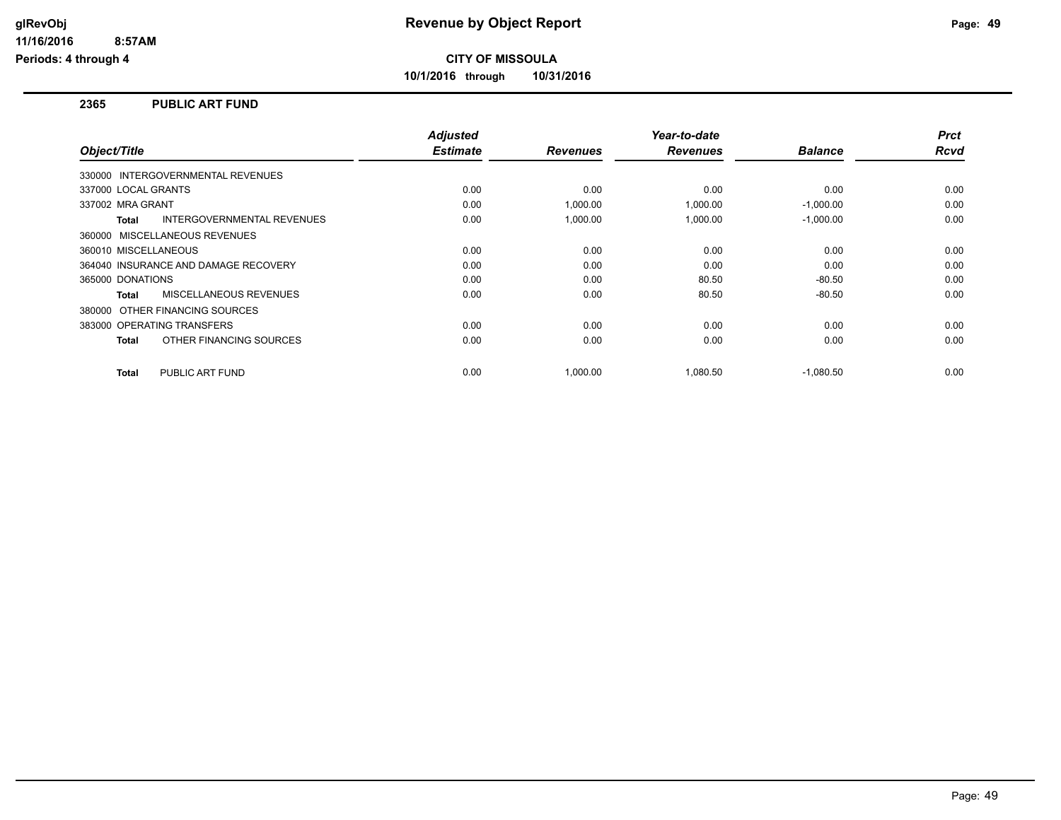# Revenue by Object Report

**CITY OF MISSOULA**

**10/1/2016 through 10/31/2016**

glRevObj
11/16/2016 8:57AM
Periods: 4 through 4

## 2365 PUBLIC ART FUND

| Object/Title | Adjusted Estimate | Revenues | Year-to-date Revenues | Balance | Prct Rcvd |
|---|---|---|---|---|---|
| 330000 INTERGOVERNMENTAL REVENUES | | | | | |
| 337000 LOCAL GRANTS | 0.00 | 0.00 | 0.00 | 0.00 | 0.00 |
| 337002 MRA GRANT | 0.00 | 1,000.00 | 1,000.00 | -1,000.00 | 0.00 |
| **Total** INTERGOVERNMENTAL REVENUES | 0.00 | 1,000.00 | 1,000.00 | -1,000.00 | 0.00 |
| 360000 MISCELLANEOUS REVENUES | | | | | |
| 360010 MISCELLANEOUS | 0.00 | 0.00 | 0.00 | 0.00 | 0.00 |
| 364040 INSURANCE AND DAMAGE RECOVERY | 0.00 | 0.00 | 0.00 | 0.00 | 0.00 |
| 365000 DONATIONS | 0.00 | 0.00 | 80.50 | -80.50 | 0.00 |
| **Total** MISCELLANEOUS REVENUES | 0.00 | 0.00 | 80.50 | -80.50 | 0.00 |
| 380000 OTHER FINANCING SOURCES | | | | | |
| 383000 OPERATING TRANSFERS | 0.00 | 0.00 | 0.00 | 0.00 | 0.00 |
| **Total** OTHER FINANCING SOURCES | 0.00 | 0.00 | 0.00 | 0.00 | 0.00 |
| **Total** PUBLIC ART FUND | 0.00 | 1,000.00 | 1,080.50 | -1,080.50 | 0.00 |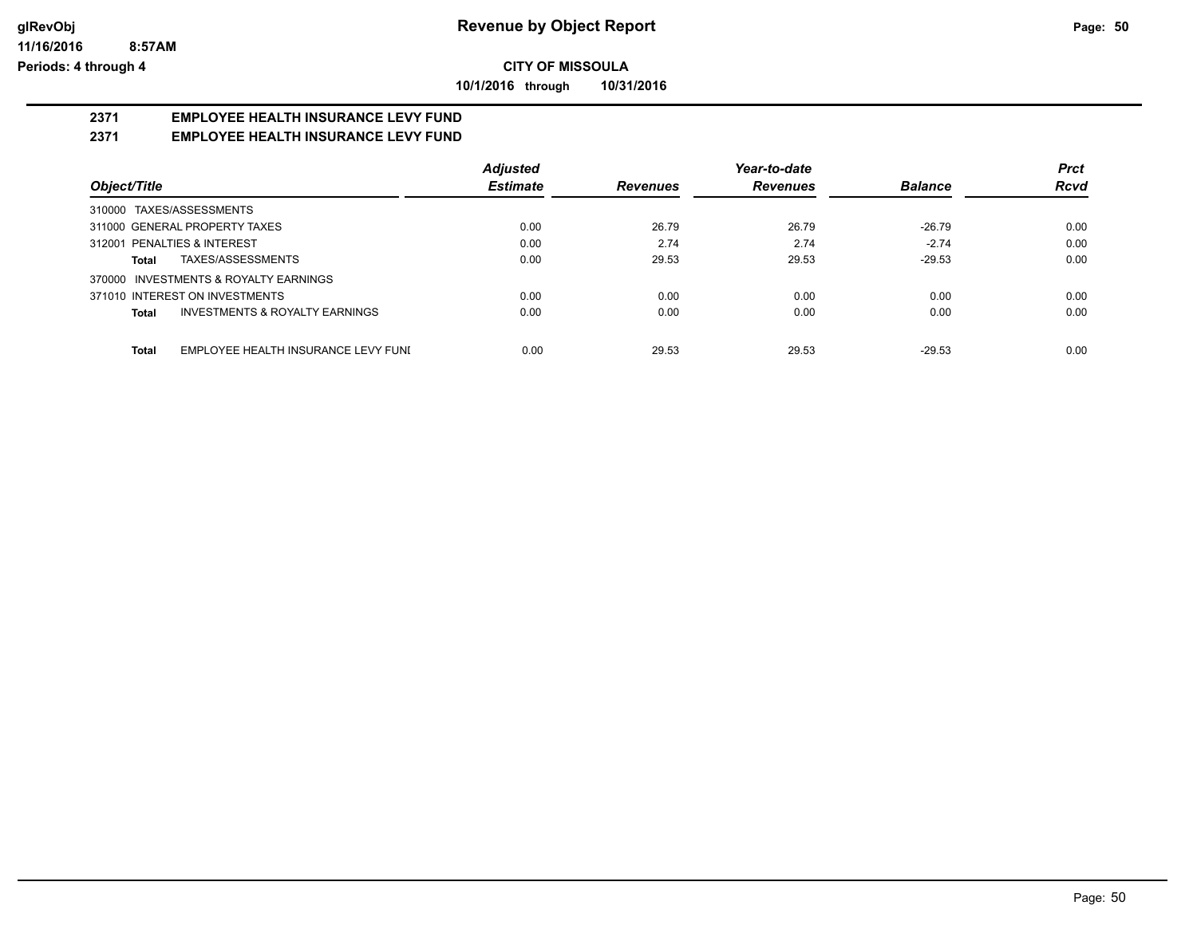# Revenue by Object Report

**CITY OF MISSOULA**

**10/1/2016 through 10/31/2016**

glRevObj
11/16/2016 8:57AM
Periods: 4 through 4

## 2371 EMPLOYEE HEALTH INSURANCE LEVY FUND

## 2371 EMPLOYEE HEALTH INSURANCE LEVY FUND

| Object/Title | Adjusted Estimate | Revenues | Year-to-date Revenues | Balance | Prct Rcvd |
|---|---|---|---|---|---|
| 310000 TAXES/ASSESSMENTS | | | | | |
| 311000 GENERAL PROPERTY TAXES | 0.00 | 26.79 | 26.79 | -26.79 | 0.00 |
| 312001 PENALTIES & INTEREST | 0.00 | 2.74 | 2.74 | -2.74 | 0.00 |
| **Total** TAXES/ASSESSMENTS | 0.00 | 29.53 | 29.53 | -29.53 | 0.00 |
| 370000 INVESTMENTS & ROYALTY EARNINGS | | | | | |
| 371010 INTEREST ON INVESTMENTS | 0.00 | 0.00 | 0.00 | 0.00 | 0.00 |
| **Total** INVESTMENTS & ROYALTY EARNINGS | 0.00 | 0.00 | 0.00 | 0.00 | 0.00 |
| **Total** EMPLOYEE HEALTH INSURANCE LEVY FUNI | 0.00 | 29.53 | 29.53 | -29.53 | 0.00 |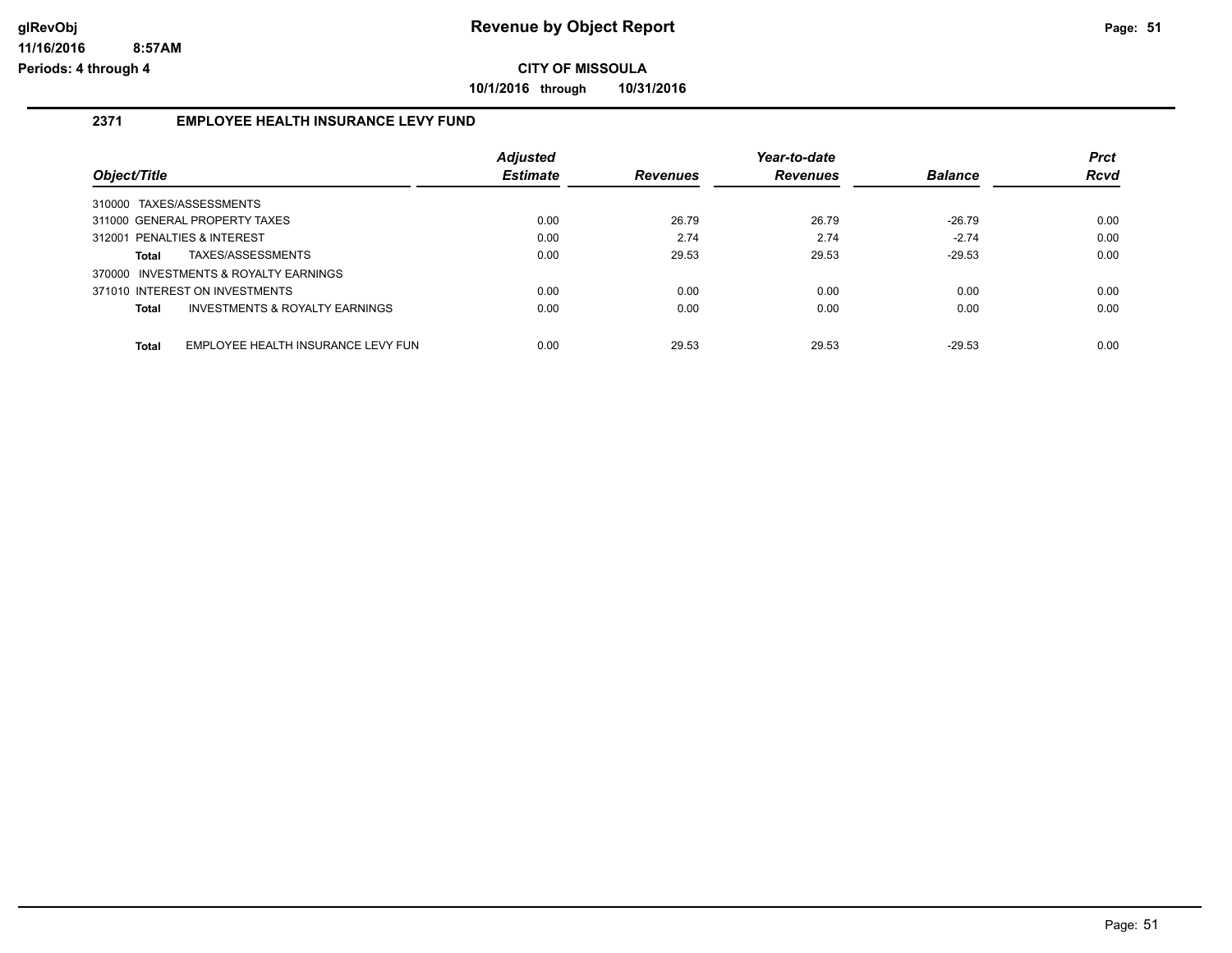# Revenue by Object Report

**CITY OF MISSOULA**

**10/1/2016 through 10/31/2016**

## 2371 EMPLOYEE HEALTH INSURANCE LEVY FUND

| Object/Title | Adjusted Estimate | Revenues | Year-to-date Revenues | Balance | Prct Rcvd |
|---|---|---|---|---|---|
| 310000 TAXES/ASSESSMENTS | | | | | |
| 311000 GENERAL PROPERTY TAXES | 0.00 | 26.79 | 26.79 | -26.79 | 0.00 |
| 312001 PENALTIES & INTEREST | 0.00 | 2.74 | 2.74 | -2.74 | 0.00 |
| **Total** TAXES/ASSESSMENTS | 0.00 | 29.53 | 29.53 | -29.53 | 0.00 |
| 370000 INVESTMENTS & ROYALTY EARNINGS | | | | | |
| 371010 INTEREST ON INVESTMENTS | 0.00 | 0.00 | 0.00 | 0.00 | 0.00 |
| **Total** INVESTMENTS & ROYALTY EARNINGS | 0.00 | 0.00 | 0.00 | 0.00 | 0.00 |
| **Total** EMPLOYEE HEALTH INSURANCE LEVY FUN | 0.00 | 29.53 | 29.53 | -29.53 | 0.00 |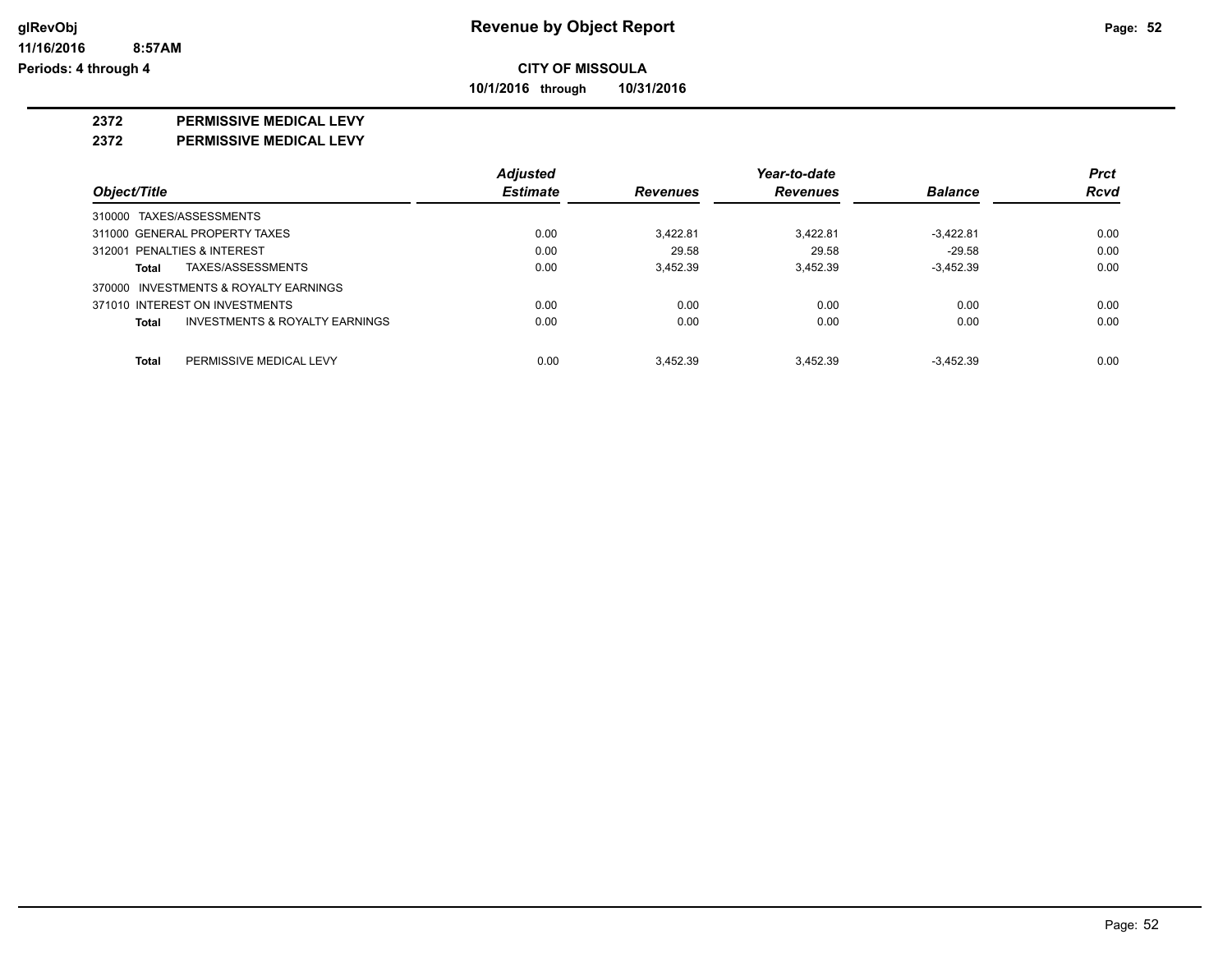**CITY OF MISSOULA**

**10/1/2016 through 10/31/2016**

**Revenue by Object Report**

glRevObj
11/16/2016 8:57AM
Periods: 4 through 4

## 2372 PERMISSIVE MEDICAL LEVY

## 2372 PERMISSIVE MEDICAL LEVY

| Object/Title | Adjusted Estimate | Revenues | Year-to-date Revenues | Balance | Prct Rcvd |
|---|---|---|---|---|---|
| 310000 TAXES/ASSESSMENTS | | | | | |
| 311000 GENERAL PROPERTY TAXES | 0.00 | 3,422.81 | 3,422.81 | -3,422.81 | 0.00 |
| 312001 PENALTIES & INTEREST | 0.00 | 29.58 | 29.58 | -29.58 | 0.00 |
| **Total** TAXES/ASSESSMENTS | 0.00 | 3,452.39 | 3,452.39 | -3,452.39 | 0.00 |
| 370000 INVESTMENTS & ROYALTY EARNINGS | | | | | |
| 371010 INTEREST ON INVESTMENTS | 0.00 | 0.00 | 0.00 | 0.00 | 0.00 |
| **Total** INVESTMENTS & ROYALTY EARNINGS | 0.00 | 0.00 | 0.00 | 0.00 | 0.00 |
| **Total** PERMISSIVE MEDICAL LEVY | 0.00 | 3,452.39 | 3,452.39 | -3,452.39 | 0.00 |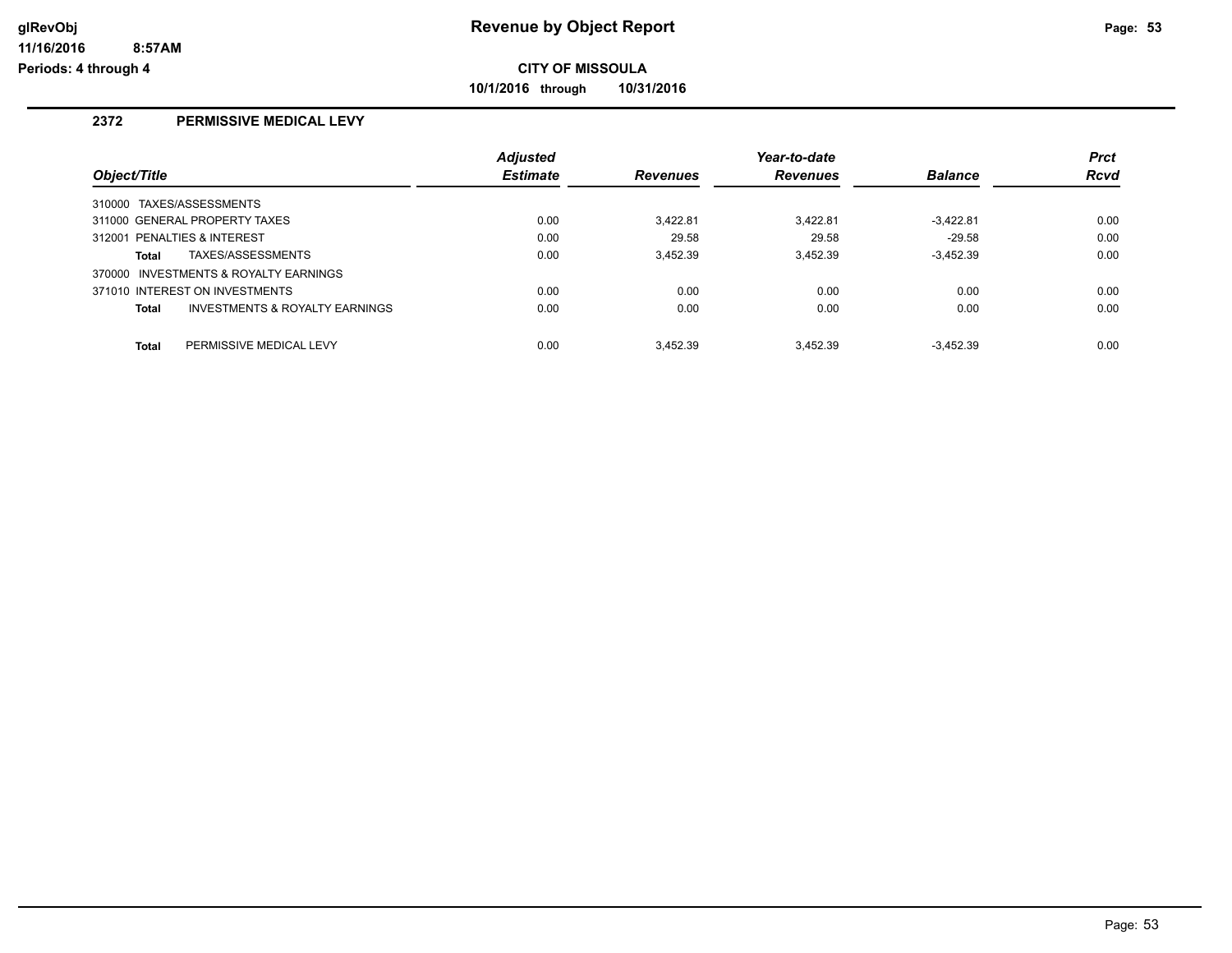# Revenue by Object Report

**CITY OF MISSOULA**

**10/1/2016 through 10/31/2016**

glRevObj
11/16/2016 8:57AM
Periods: 4 through 4

## 2372 PERMISSIVE MEDICAL LEVY

| Object/Title | Adjusted Estimate | Revenues | Year-to-date Revenues | Balance | Prct Rcvd |
|---|---|---|---|---|---|
| 310000 TAXES/ASSESSMENTS | | | | | |
| 311000 GENERAL PROPERTY TAXES | 0.00 | 3,422.81 | 3,422.81 | -3,422.81 | 0.00 |
| 312001 PENALTIES & INTEREST | 0.00 | 29.58 | 29.58 | -29.58 | 0.00 |
| **Total** TAXES/ASSESSMENTS | 0.00 | 3,452.39 | 3,452.39 | -3,452.39 | 0.00 |
| 370000 INVESTMENTS & ROYALTY EARNINGS | | | | | |
| 371010 INTEREST ON INVESTMENTS | 0.00 | 0.00 | 0.00 | 0.00 | 0.00 |
| **Total** INVESTMENTS & ROYALTY EARNINGS | 0.00 | 0.00 | 0.00 | 0.00 | 0.00 |
| **Total** PERMISSIVE MEDICAL LEVY | 0.00 | 3,452.39 | 3,452.39 | -3,452.39 | 0.00 |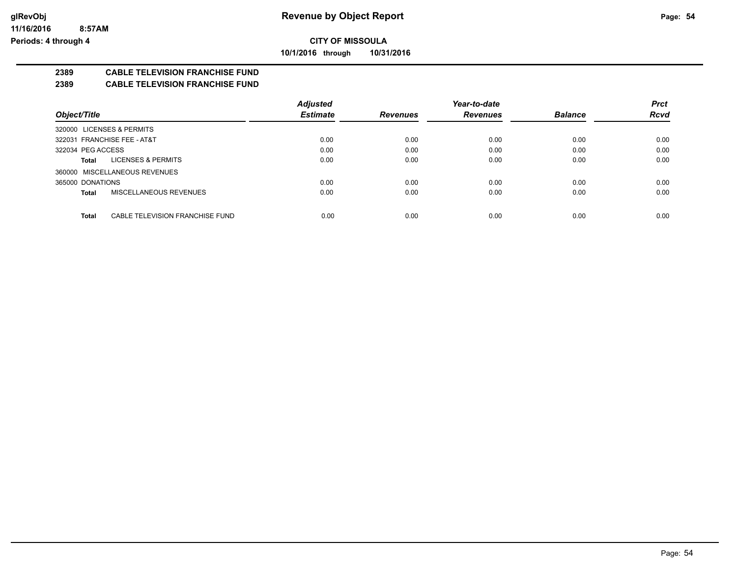# Revenue by Object Report

glRevObj
11/16/2016 8:57AM
Periods: 4 through 4

**CITY OF MISSOULA**

**10/1/2016 through 10/31/2016**

## 2389 CABLE TELEVISION FRANCHISE FUND
## 2389 CABLE TELEVISION FRANCHISE FUND

| Object/Title | Adjusted Estimate | Revenues | Year-to-date Revenues | Balance | Prct Rcvd |
|---|---|---|---|---|---|
| 320000 LICENSES & PERMITS | | | | | |
| 322031 FRANCHISE FEE - AT&T | 0.00 | 0.00 | 0.00 | 0.00 | 0.00 |
| 322034 PEG ACCESS | 0.00 | 0.00 | 0.00 | 0.00 | 0.00 |
| **Total** LICENSES & PERMITS | 0.00 | 0.00 | 0.00 | 0.00 | 0.00 |
| 360000 MISCELLANEOUS REVENUES | | | | | |
| 365000 DONATIONS | 0.00 | 0.00 | 0.00 | 0.00 | 0.00 |
| **Total** MISCELLANEOUS REVENUES | 0.00 | 0.00 | 0.00 | 0.00 | 0.00 |
| **Total** CABLE TELEVISION FRANCHISE FUND | 0.00 | 0.00 | 0.00 | 0.00 | 0.00 |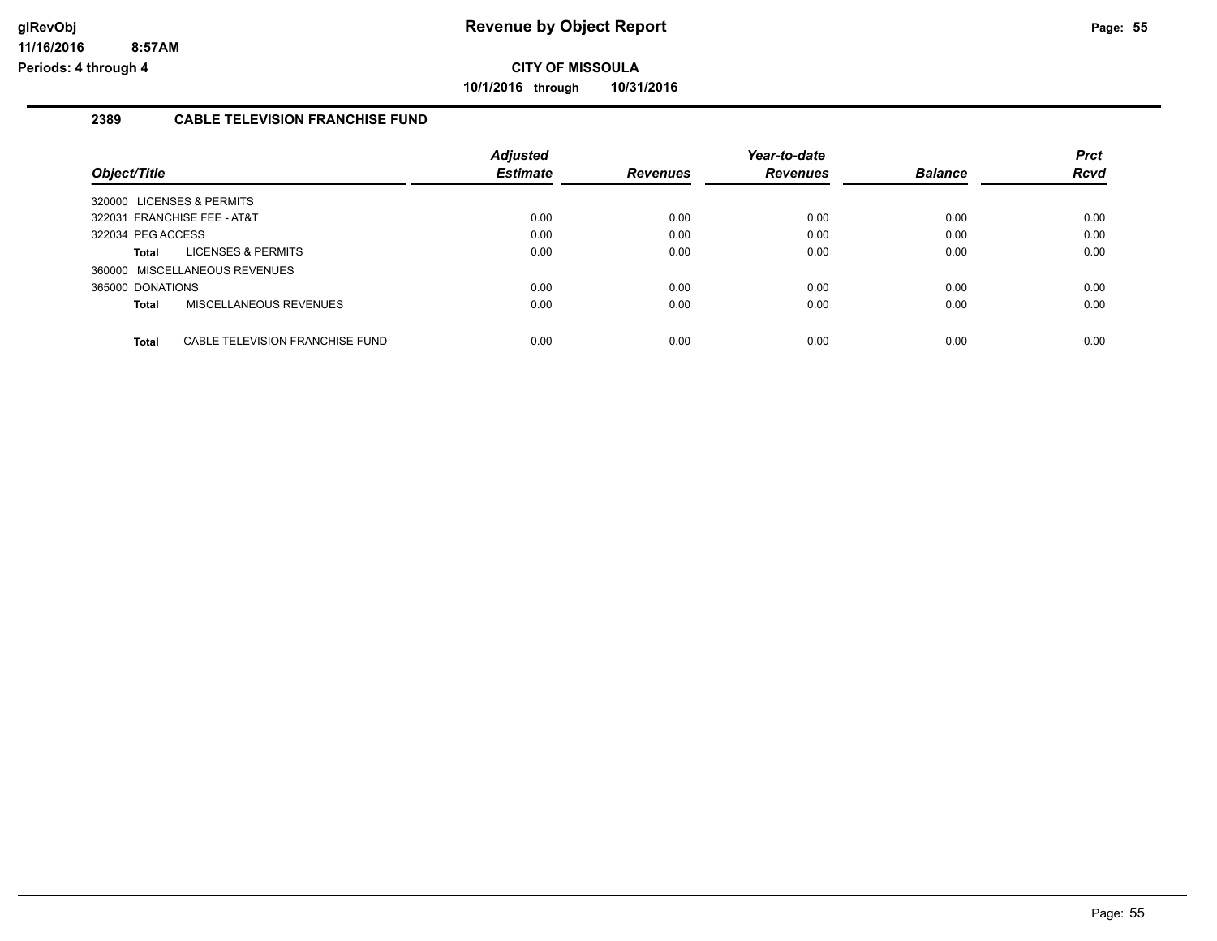# Revenue by Object Report

**CITY OF MISSOULA**

**10/1/2016 through 10/31/2016**

glRevObj
11/16/2016 8:57AM
Periods: 4 through 4

## 2389 CABLE TELEVISION FRANCHISE FUND

| Object/Title | Adjusted Estimate | Revenues | Year-to-date Revenues | Balance | Prct Rcvd |
|---|---|---|---|---|---|
| 320000 LICENSES & PERMITS | | | | | |
| 322031 FRANCHISE FEE - AT&T | 0.00 | 0.00 | 0.00 | 0.00 | 0.00 |
| 322034 PEG ACCESS | 0.00 | 0.00 | 0.00 | 0.00 | 0.00 |
| **Total** LICENSES & PERMITS | 0.00 | 0.00 | 0.00 | 0.00 | 0.00 |
| 360000 MISCELLANEOUS REVENUES | | | | | |
| 365000 DONATIONS | 0.00 | 0.00 | 0.00 | 0.00 | 0.00 |
| **Total** MISCELLANEOUS REVENUES | 0.00 | 0.00 | 0.00 | 0.00 | 0.00 |
| **Total** CABLE TELEVISION FRANCHISE FUND | 0.00 | 0.00 | 0.00 | 0.00 | 0.00 |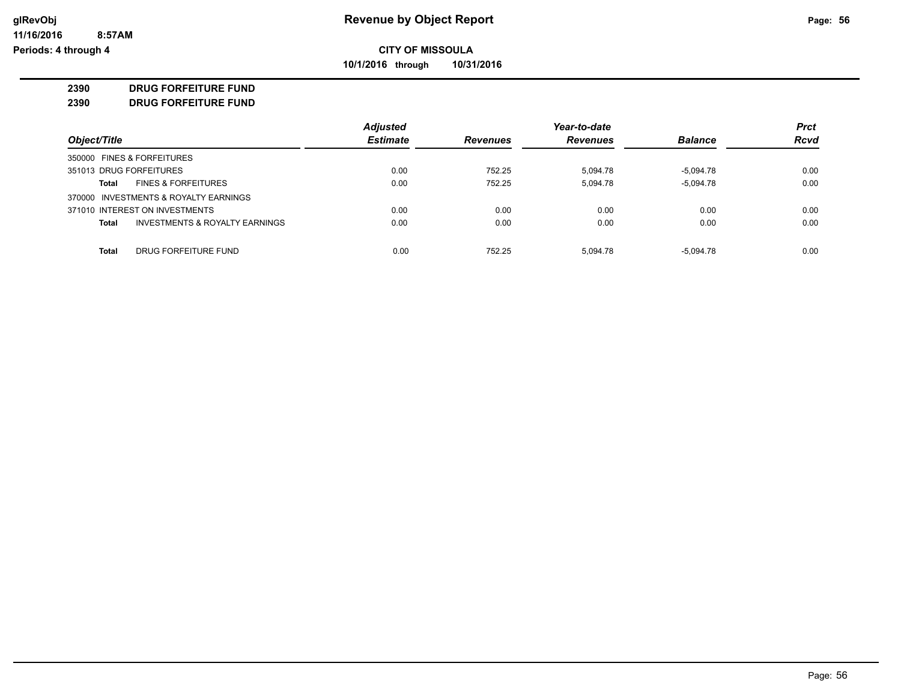**CITY OF MISSOULA**

**10/1/2016 through 10/31/2016**

**2390 DRUG FORFEITURE FUND**

**2390 DRUG FORFEITURE FUND**

| Object/Title | | Adjusted Estimate | Revenues | Year-to-date Revenues | Balance | Prct Rcvd |
|---|---|---|---|---|---|---|
| 350000 FINES & FORFEITURES | | | | | | |
| 351013 DRUG FORFEITURES | | 0.00 | 752.25 | 5,094.78 | -5,094.78 | 0.00 |
| **Total** | FINES & FORFEITURES | 0.00 | 752.25 | 5,094.78 | -5,094.78 | 0.00 |
| 370000 INVESTMENTS & ROYALTY EARNINGS | | | | | | |
| 371010 INTEREST ON INVESTMENTS | | 0.00 | 0.00 | 0.00 | 0.00 | 0.00 |
| **Total** | INVESTMENTS & ROYALTY EARNINGS | 0.00 | 0.00 | 0.00 | 0.00 | 0.00 |
| **Total** | DRUG FORFEITURE FUND | 0.00 | 752.25 | 5,094.78 | -5,094.78 | 0.00 |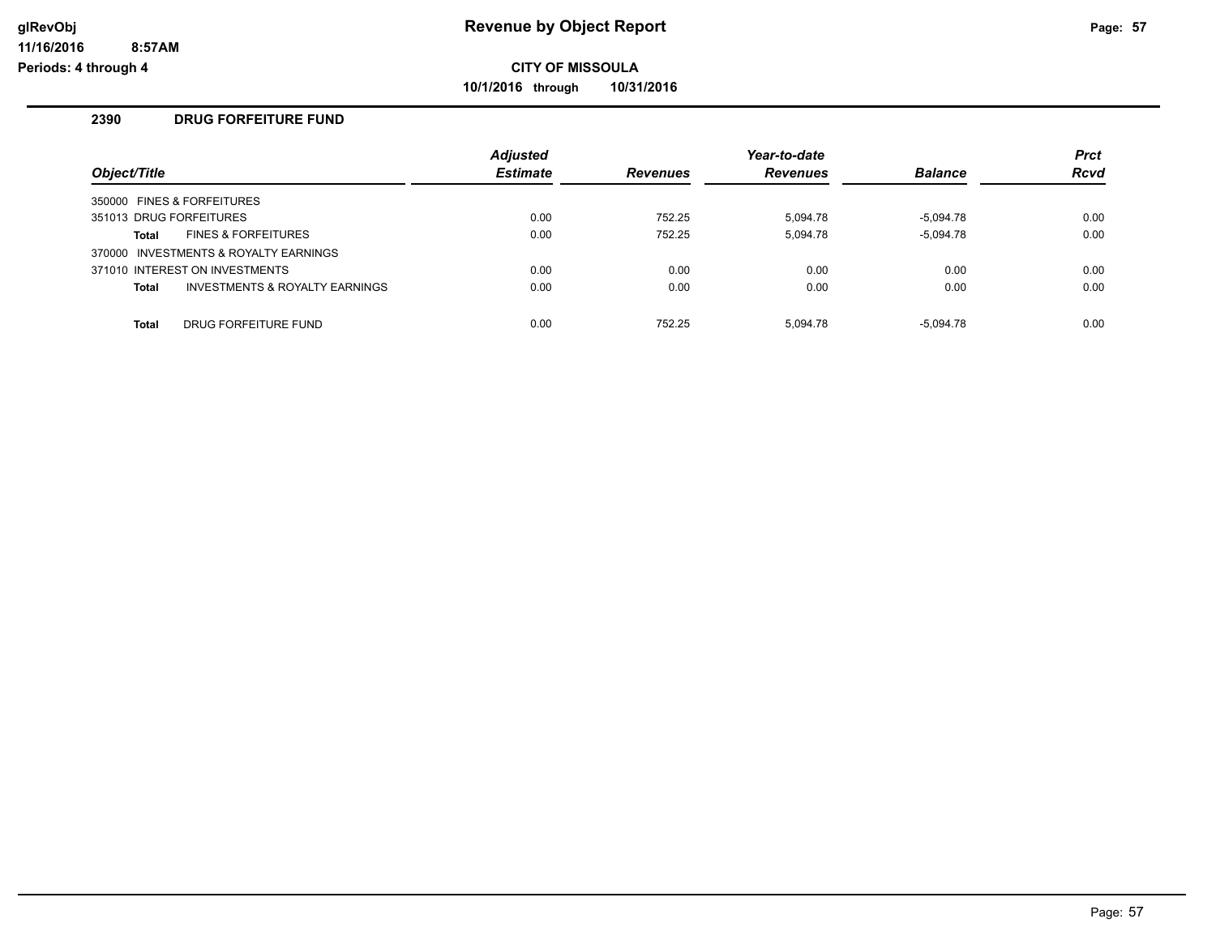**Revenue by Object Report**

**CITY OF MISSOULA**

**10/1/2016 through 10/31/2016**

glRevObj
11/16/2016 8:57AM
Periods: 4 through 4

## 2390 DRUG FORFEITURE FUND

| Object/Title | | Adjusted Estimate | Revenues | Year-to-date Revenues | Balance | Prct Rcvd |
|---|---|---|---|---|---|---|
| 350000 FINES & FORFEITURES | | | | | | |
| 351013 DRUG FORFEITURES | | 0.00 | 752.25 | 5,094.78 | -5,094.78 | 0.00 |
| **Total** | FINES & FORFEITURES | 0.00 | 752.25 | 5,094.78 | -5,094.78 | 0.00 |
| 370000 INVESTMENTS & ROYALTY EARNINGS | | | | | | |
| 371010 INTEREST ON INVESTMENTS | | 0.00 | 0.00 | 0.00 | 0.00 | 0.00 |
| **Total** | INVESTMENTS & ROYALTY EARNINGS | 0.00 | 0.00 | 0.00 | 0.00 | 0.00 |
| **Total** | DRUG FORFEITURE FUND | 0.00 | 752.25 | 5,094.78 | -5,094.78 | 0.00 |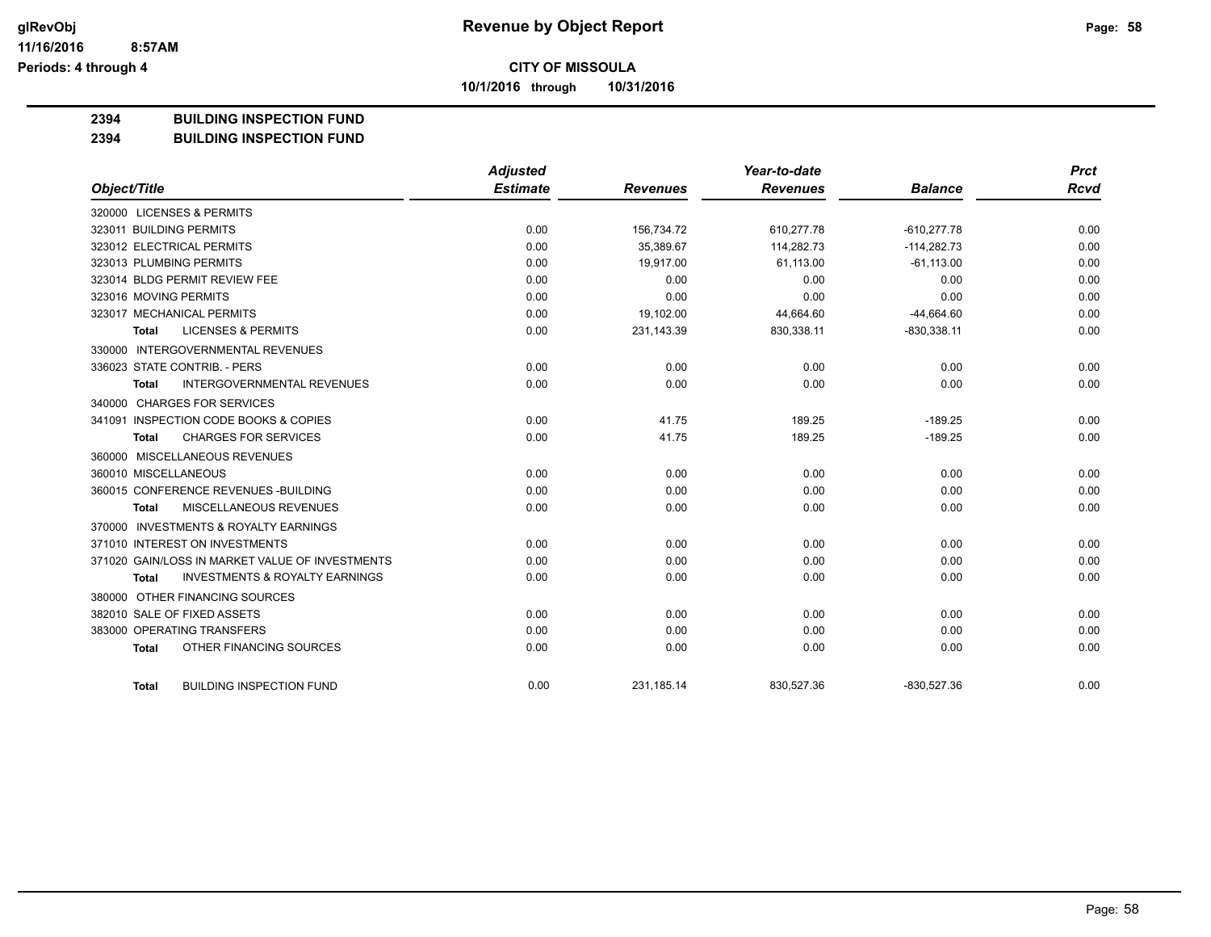**CITY OF MISSOULA**

**10/1/2016 through 10/31/2016**

**Revenue by Object Report**

glRevObj
11/16/2016 8:57AM
Periods: 4 through 4

**2394 BUILDING INSPECTION FUND**

**2394 BUILDING INSPECTION FUND**

| Object/Title | Adjusted Estimate | Revenues | Year-to-date Revenues | Balance | Prct Rcvd |
|---|---|---|---|---|---|
| 320000 LICENSES & PERMITS | | | | | |
| 323011 BUILDING PERMITS | 0.00 | 156,734.72 | 610,277.78 | -610,277.78 | 0.00 |
| 323012 ELECTRICAL PERMITS | 0.00 | 35,389.67 | 114,282.73 | -114,282.73 | 0.00 |
| 323013 PLUMBING PERMITS | 0.00 | 19,917.00 | 61,113.00 | -61,113.00 | 0.00 |
| 323014 BLDG PERMIT REVIEW FEE | 0.00 | 0.00 | 0.00 | 0.00 | 0.00 |
| 323016 MOVING PERMITS | 0.00 | 0.00 | 0.00 | 0.00 | 0.00 |
| 323017 MECHANICAL PERMITS | 0.00 | 19,102.00 | 44,664.60 | -44,664.60 | 0.00 |
| **Total** LICENSES & PERMITS | 0.00 | 231,143.39 | 830,338.11 | -830,338.11 | 0.00 |
| 330000 INTERGOVERNMENTAL REVENUES | | | | | |
| 336023 STATE CONTRIB. - PERS | 0.00 | 0.00 | 0.00 | 0.00 | 0.00 |
| **Total** INTERGOVERNMENTAL REVENUES | 0.00 | 0.00 | 0.00 | 0.00 | 0.00 |
| 340000 CHARGES FOR SERVICES | | | | | |
| 341091 INSPECTION CODE BOOKS & COPIES | 0.00 | 41.75 | 189.25 | -189.25 | 0.00 |
| **Total** CHARGES FOR SERVICES | 0.00 | 41.75 | 189.25 | -189.25 | 0.00 |
| 360000 MISCELLANEOUS REVENUES | | | | | |
| 360010 MISCELLANEOUS | 0.00 | 0.00 | 0.00 | 0.00 | 0.00 |
| 360015 CONFERENCE REVENUES -BUILDING | 0.00 | 0.00 | 0.00 | 0.00 | 0.00 |
| **Total** MISCELLANEOUS REVENUES | 0.00 | 0.00 | 0.00 | 0.00 | 0.00 |
| 370000 INVESTMENTS & ROYALTY EARNINGS | | | | | |
| 371010 INTEREST ON INVESTMENTS | 0.00 | 0.00 | 0.00 | 0.00 | 0.00 |
| 371020 GAIN/LOSS IN MARKET VALUE OF INVESTMENTS | 0.00 | 0.00 | 0.00 | 0.00 | 0.00 |
| **Total** INVESTMENTS & ROYALTY EARNINGS | 0.00 | 0.00 | 0.00 | 0.00 | 0.00 |
| 380000 OTHER FINANCING SOURCES | | | | | |
| 382010 SALE OF FIXED ASSETS | 0.00 | 0.00 | 0.00 | 0.00 | 0.00 |
| 383000 OPERATING TRANSFERS | 0.00 | 0.00 | 0.00 | 0.00 | 0.00 |
| **Total** OTHER FINANCING SOURCES | 0.00 | 0.00 | 0.00 | 0.00 | 0.00 |
| **Total** BUILDING INSPECTION FUND | 0.00 | 231,185.14 | 830,527.36 | -830,527.36 | 0.00 |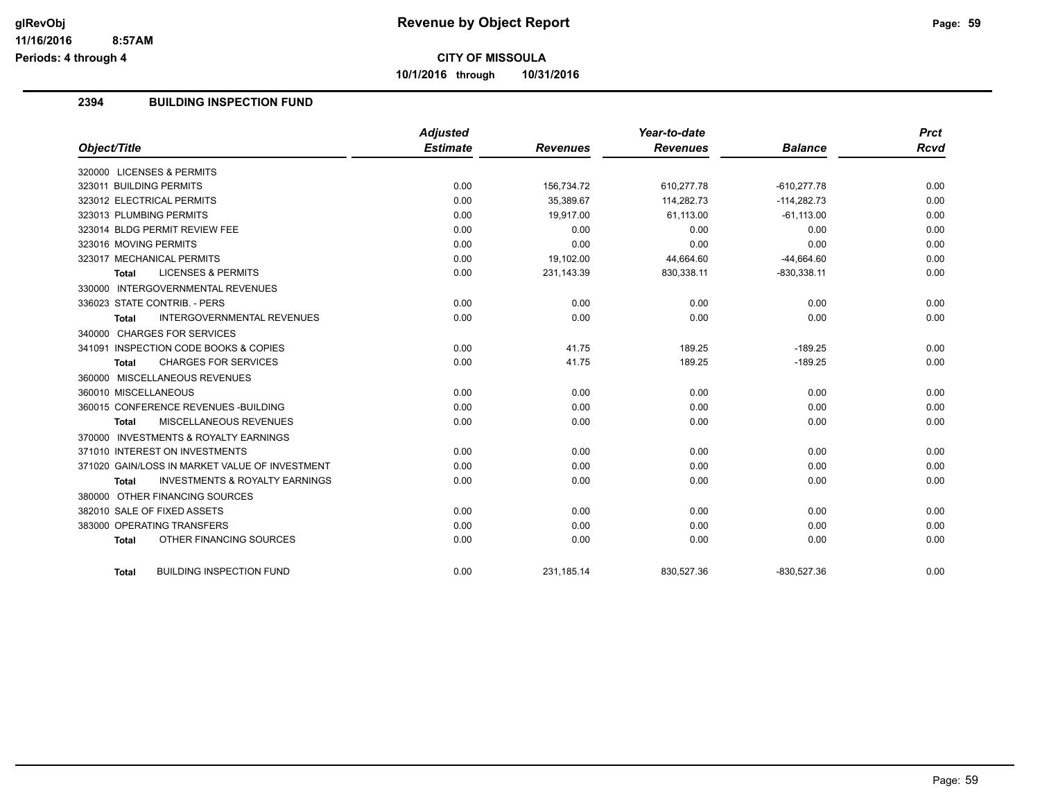# Revenue by Object Report

**CITY OF MISSOULA**

**10/1/2016 through 10/31/2016**

glRevObj
11/16/2016 8:57AM
Periods: 4 through 4

## 2394 BUILDING INSPECTION FUND

| Object/Title | Adjusted Estimate | Revenues | Year-to-date Revenues | Balance | Prct Rcvd |
|---|---|---|---|---|---|
| 320000 LICENSES & PERMITS | | | | | |
| 323011 BUILDING PERMITS | 0.00 | 156,734.72 | 610,277.78 | -610,277.78 | 0.00 |
| 323012 ELECTRICAL PERMITS | 0.00 | 35,389.67 | 114,282.73 | -114,282.73 | 0.00 |
| 323013 PLUMBING PERMITS | 0.00 | 19,917.00 | 61,113.00 | -61,113.00 | 0.00 |
| 323014 BLDG PERMIT REVIEW FEE | 0.00 | 0.00 | 0.00 | 0.00 | 0.00 |
| 323016 MOVING PERMITS | 0.00 | 0.00 | 0.00 | 0.00 | 0.00 |
| 323017 MECHANICAL PERMITS | 0.00 | 19,102.00 | 44,664.60 | -44,664.60 | 0.00 |
| **Total** LICENSES & PERMITS | 0.00 | 231,143.39 | 830,338.11 | -830,338.11 | 0.00 |
| 330000 INTERGOVERNMENTAL REVENUES | | | | | |
| 336023 STATE CONTRIB. - PERS | 0.00 | 0.00 | 0.00 | 0.00 | 0.00 |
| **Total** INTERGOVERNMENTAL REVENUES | 0.00 | 0.00 | 0.00 | 0.00 | 0.00 |
| 340000 CHARGES FOR SERVICES | | | | | |
| 341091 INSPECTION CODE BOOKS & COPIES | 0.00 | 41.75 | 189.25 | -189.25 | 0.00 |
| **Total** CHARGES FOR SERVICES | 0.00 | 41.75 | 189.25 | -189.25 | 0.00 |
| 360000 MISCELLANEOUS REVENUES | | | | | |
| 360010 MISCELLANEOUS | 0.00 | 0.00 | 0.00 | 0.00 | 0.00 |
| 360015 CONFERENCE REVENUES -BUILDING | 0.00 | 0.00 | 0.00 | 0.00 | 0.00 |
| **Total** MISCELLANEOUS REVENUES | 0.00 | 0.00 | 0.00 | 0.00 | 0.00 |
| 370000 INVESTMENTS & ROYALTY EARNINGS | | | | | |
| 371010 INTEREST ON INVESTMENTS | 0.00 | 0.00 | 0.00 | 0.00 | 0.00 |
| 371020 GAIN/LOSS IN MARKET VALUE OF INVESTMENT | 0.00 | 0.00 | 0.00 | 0.00 | 0.00 |
| **Total** INVESTMENTS & ROYALTY EARNINGS | 0.00 | 0.00 | 0.00 | 0.00 | 0.00 |
| 380000 OTHER FINANCING SOURCES | | | | | |
| 382010 SALE OF FIXED ASSETS | 0.00 | 0.00 | 0.00 | 0.00 | 0.00 |
| 383000 OPERATING TRANSFERS | 0.00 | 0.00 | 0.00 | 0.00 | 0.00 |
| **Total** OTHER FINANCING SOURCES | 0.00 | 0.00 | 0.00 | 0.00 | 0.00 |
| **Total** BUILDING INSPECTION FUND | 0.00 | 231,185.14 | 830,527.36 | -830,527.36 | 0.00 |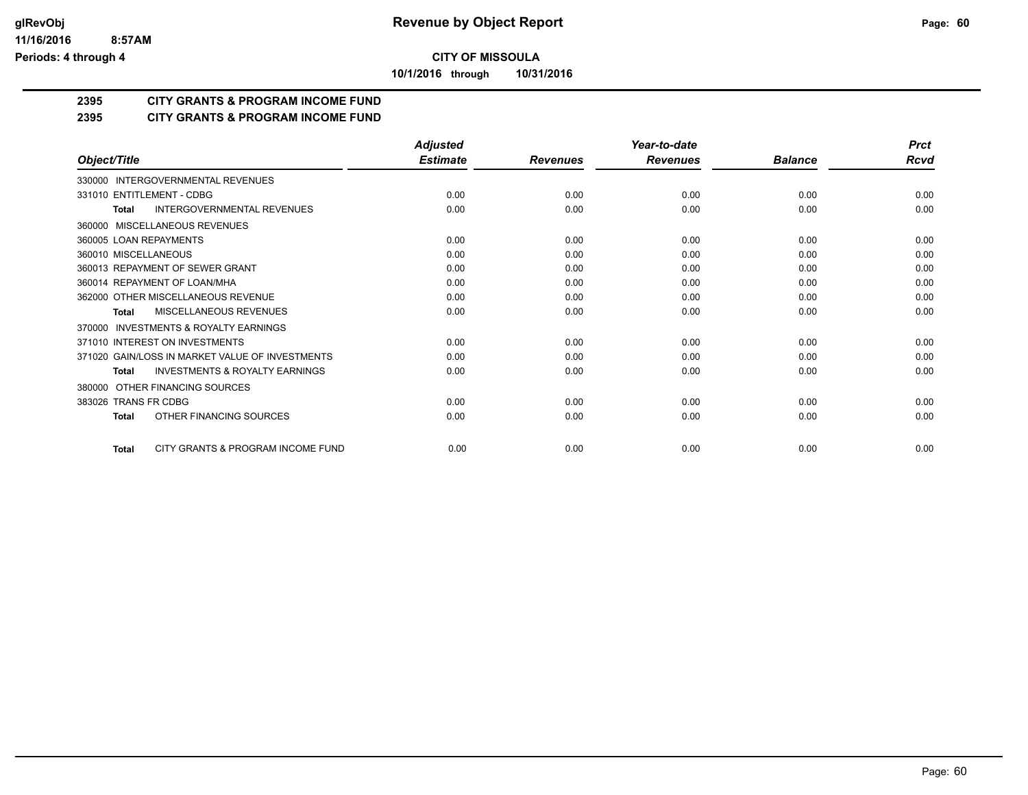# Revenue by Object Report

**CITY OF MISSOULA**

**10/1/2016 through 10/31/2016**

glRevObj
11/16/2016 8:57AM
Periods: 4 through 4

## 2395 CITY GRANTS & PROGRAM INCOME FUND
## 2395 CITY GRANTS & PROGRAM INCOME FUND

| Object/Title | Adjusted Estimate | Revenues | Year-to-date Revenues | Balance | Prct Rcvd |
|---|---|---|---|---|---|
| 330000 INTERGOVERNMENTAL REVENUES | | | | | |
| 331010 ENTITLEMENT - CDBG | 0.00 | 0.00 | 0.00 | 0.00 | 0.00 |
| **Total** INTERGOVERNMENTAL REVENUES | 0.00 | 0.00 | 0.00 | 0.00 | 0.00 |
| 360000 MISCELLANEOUS REVENUES | | | | | |
| 360005 LOAN REPAYMENTS | 0.00 | 0.00 | 0.00 | 0.00 | 0.00 |
| 360010 MISCELLANEOUS | 0.00 | 0.00 | 0.00 | 0.00 | 0.00 |
| 360013 REPAYMENT OF SEWER GRANT | 0.00 | 0.00 | 0.00 | 0.00 | 0.00 |
| 360014 REPAYMENT OF LOAN/MHA | 0.00 | 0.00 | 0.00 | 0.00 | 0.00 |
| 362000 OTHER MISCELLANEOUS REVENUE | 0.00 | 0.00 | 0.00 | 0.00 | 0.00 |
| **Total** MISCELLANEOUS REVENUES | 0.00 | 0.00 | 0.00 | 0.00 | 0.00 |
| 370000 INVESTMENTS & ROYALTY EARNINGS | | | | | |
| 371010 INTEREST ON INVESTMENTS | 0.00 | 0.00 | 0.00 | 0.00 | 0.00 |
| 371020 GAIN/LOSS IN MARKET VALUE OF INVESTMENTS | 0.00 | 0.00 | 0.00 | 0.00 | 0.00 |
| **Total** INVESTMENTS & ROYALTY EARNINGS | 0.00 | 0.00 | 0.00 | 0.00 | 0.00 |
| 380000 OTHER FINANCING SOURCES | | | | | |
| 383026 TRANS FR CDBG | 0.00 | 0.00 | 0.00 | 0.00 | 0.00 |
| **Total** OTHER FINANCING SOURCES | 0.00 | 0.00 | 0.00 | 0.00 | 0.00 |
| **Total** CITY GRANTS & PROGRAM INCOME FUND | 0.00 | 0.00 | 0.00 | 0.00 | 0.00 |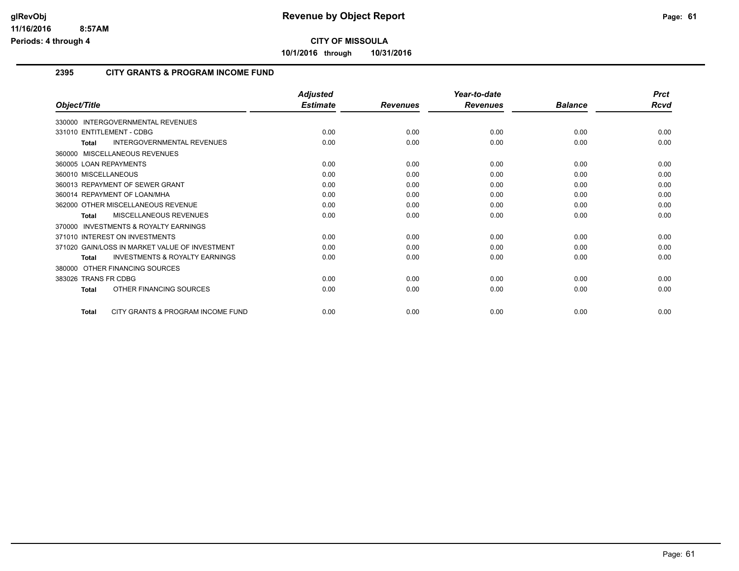# Revenue by Object Report

**CITY OF MISSOULA**

**10/1/2016 through 10/31/2016**

glRevObj
11/16/2016 8:57AM
Periods: 4 through 4

## 2395 CITY GRANTS & PROGRAM INCOME FUND

| Object/Title | Adjusted Estimate | Revenues | Year-to-date Revenues | Balance | Prct Rcvd |
|---|---|---|---|---|---|
| 330000 INTERGOVERNMENTAL REVENUES | | | | | |
| 331010 ENTITLEMENT - CDBG | 0.00 | 0.00 | 0.00 | 0.00 | 0.00 |
| **Total** INTERGOVERNMENTAL REVENUES | 0.00 | 0.00 | 0.00 | 0.00 | 0.00 |
| 360000 MISCELLANEOUS REVENUES | | | | | |
| 360005 LOAN REPAYMENTS | 0.00 | 0.00 | 0.00 | 0.00 | 0.00 |
| 360010 MISCELLANEOUS | 0.00 | 0.00 | 0.00 | 0.00 | 0.00 |
| 360013 REPAYMENT OF SEWER GRANT | 0.00 | 0.00 | 0.00 | 0.00 | 0.00 |
| 360014 REPAYMENT OF LOAN/MHA | 0.00 | 0.00 | 0.00 | 0.00 | 0.00 |
| 362000 OTHER MISCELLANEOUS REVENUE | 0.00 | 0.00 | 0.00 | 0.00 | 0.00 |
| **Total** MISCELLANEOUS REVENUES | 0.00 | 0.00 | 0.00 | 0.00 | 0.00 |
| 370000 INVESTMENTS & ROYALTY EARNINGS | | | | | |
| 371010 INTEREST ON INVESTMENTS | 0.00 | 0.00 | 0.00 | 0.00 | 0.00 |
| 371020 GAIN/LOSS IN MARKET VALUE OF INVESTMENT | 0.00 | 0.00 | 0.00 | 0.00 | 0.00 |
| **Total** INVESTMENTS & ROYALTY EARNINGS | 0.00 | 0.00 | 0.00 | 0.00 | 0.00 |
| 380000 OTHER FINANCING SOURCES | | | | | |
| 383026 TRANS FR CDBG | 0.00 | 0.00 | 0.00 | 0.00 | 0.00 |
| **Total** OTHER FINANCING SOURCES | 0.00 | 0.00 | 0.00 | 0.00 | 0.00 |
| **Total** CITY GRANTS & PROGRAM INCOME FUND | 0.00 | 0.00 | 0.00 | 0.00 | 0.00 |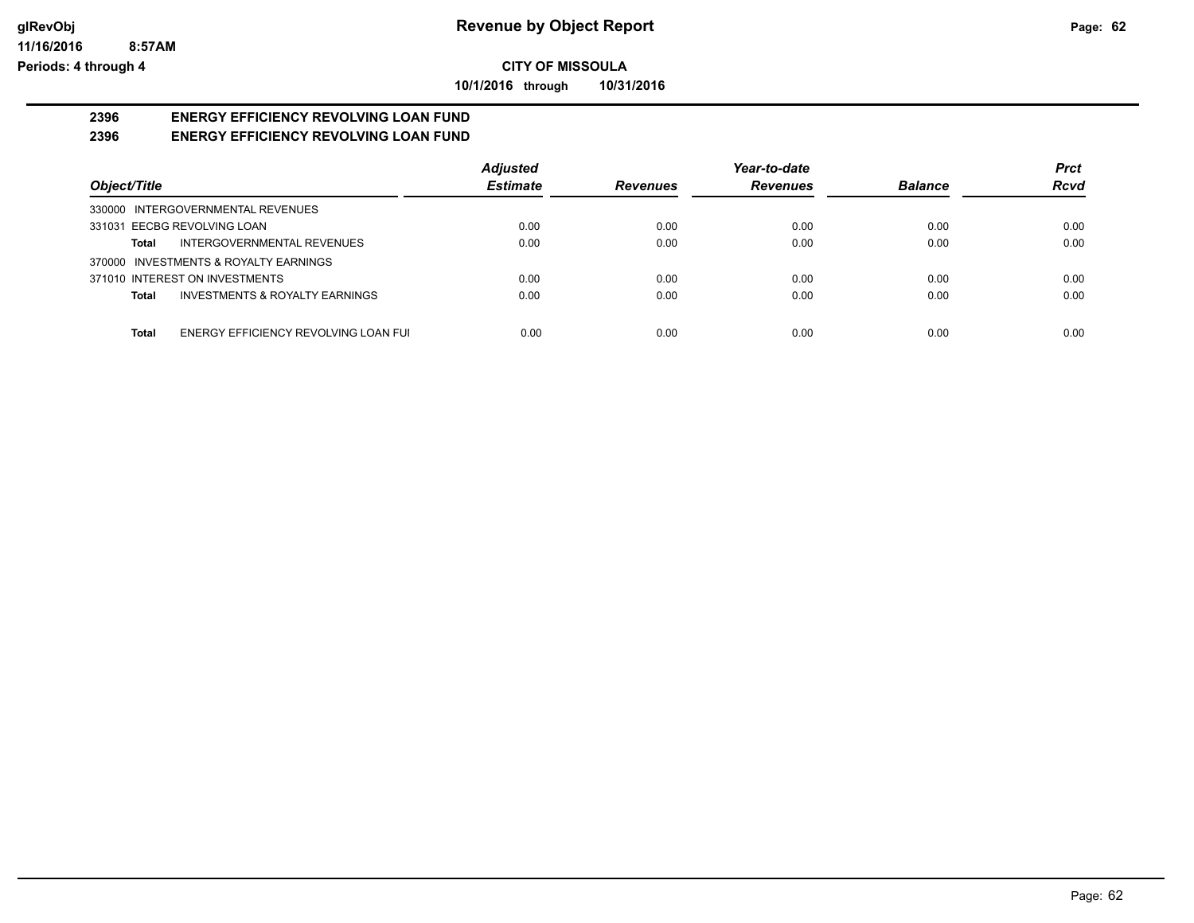**CITY OF MISSOULA**

**10/1/2016 through 10/31/2016**

## 2396 ENERGY EFFICIENCY REVOLVING LOAN FUND

## 2396 ENERGY EFFICIENCY REVOLVING LOAN FUND

| Object/Title | Adjusted Estimate | Revenues | Year-to-date Revenues | Balance | Prct Rcvd |
|---|---|---|---|---|---|
| 330000 INTERGOVERNMENTAL REVENUES | | | | | |
| 331031 EECBG REVOLVING LOAN | 0.00 | 0.00 | 0.00 | 0.00 | 0.00 |
| **Total** INTERGOVERNMENTAL REVENUES | 0.00 | 0.00 | 0.00 | 0.00 | 0.00 |
| 370000 INVESTMENTS & ROYALTY EARNINGS | | | | | |
| 371010 INTEREST ON INVESTMENTS | 0.00 | 0.00 | 0.00 | 0.00 | 0.00 |
| **Total** INVESTMENTS & ROYALTY EARNINGS | 0.00 | 0.00 | 0.00 | 0.00 | 0.00 |
| **Total** ENERGY EFFICIENCY REVOLVING LOAN FUI | 0.00 | 0.00 | 0.00 | 0.00 | 0.00 |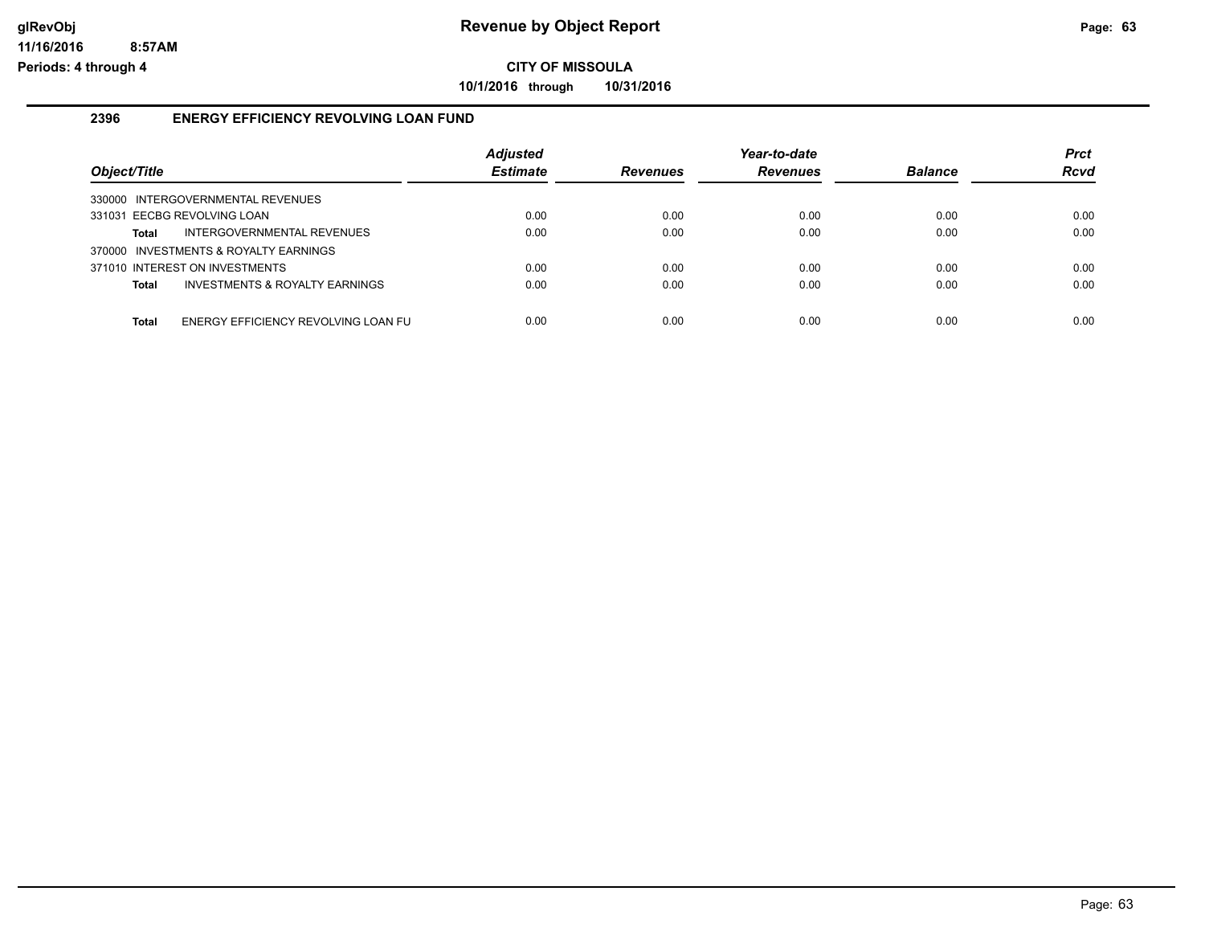## 2396 ENERGY EFFICIENCY REVOLVING LOAN FUND

| Object/Title | Adjusted Estimate | Revenues | Year-to-date Revenues | Balance | Prct Rcvd |
|---|---|---|---|---|---|
| 330000 INTERGOVERNMENTAL REVENUES | | | | | |
| 331031 EECBG REVOLVING LOAN | 0.00 | 0.00 | 0.00 | 0.00 | 0.00 |
| **Total** INTERGOVERNMENTAL REVENUES | 0.00 | 0.00 | 0.00 | 0.00 | 0.00 |
| 370000 INVESTMENTS & ROYALTY EARNINGS | | | | | |
| 371010 INTEREST ON INVESTMENTS | 0.00 | 0.00 | 0.00 | 0.00 | 0.00 |
| **Total** INVESTMENTS & ROYALTY EARNINGS | 0.00 | 0.00 | 0.00 | 0.00 | 0.00 |
| **Total** ENERGY EFFICIENCY REVOLVING LOAN FU | 0.00 | 0.00 | 0.00 | 0.00 | 0.00 |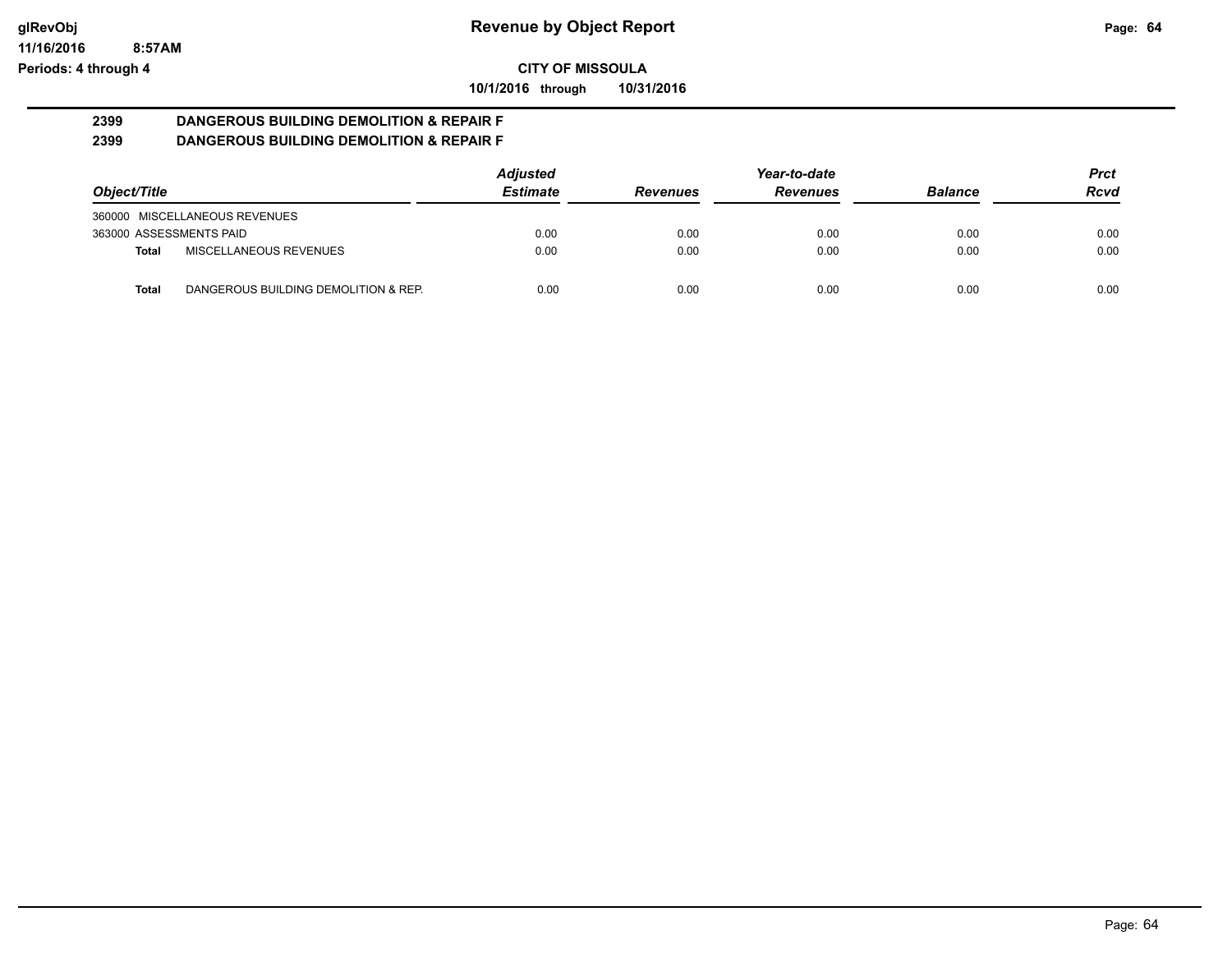**Revenue by Object Report**

**CITY OF MISSOULA**

**10/1/2016 through 10/31/2016**

glRevObj
11/16/2016 8:57AM
Periods: 4 through 4

## 2399 DANGEROUS BUILDING DEMOLITION & REPAIR F
## 2399 DANGEROUS BUILDING DEMOLITION & REPAIR F

| Object/Title | Adjusted Estimate | Revenues | Year-to-date Revenues | Balance | Prct Rcvd |
|---|---|---|---|---|---|
| 360000 MISCELLANEOUS REVENUES | | | | | |
| 363000 ASSESSMENTS PAID | 0.00 | 0.00 | 0.00 | 0.00 | 0.00 |
| **Total** MISCELLANEOUS REVENUES | 0.00 | 0.00 | 0.00 | 0.00 | 0.00 |
| **Total** DANGEROUS BUILDING DEMOLITION & REP. | 0.00 | 0.00 | 0.00 | 0.00 | 0.00 |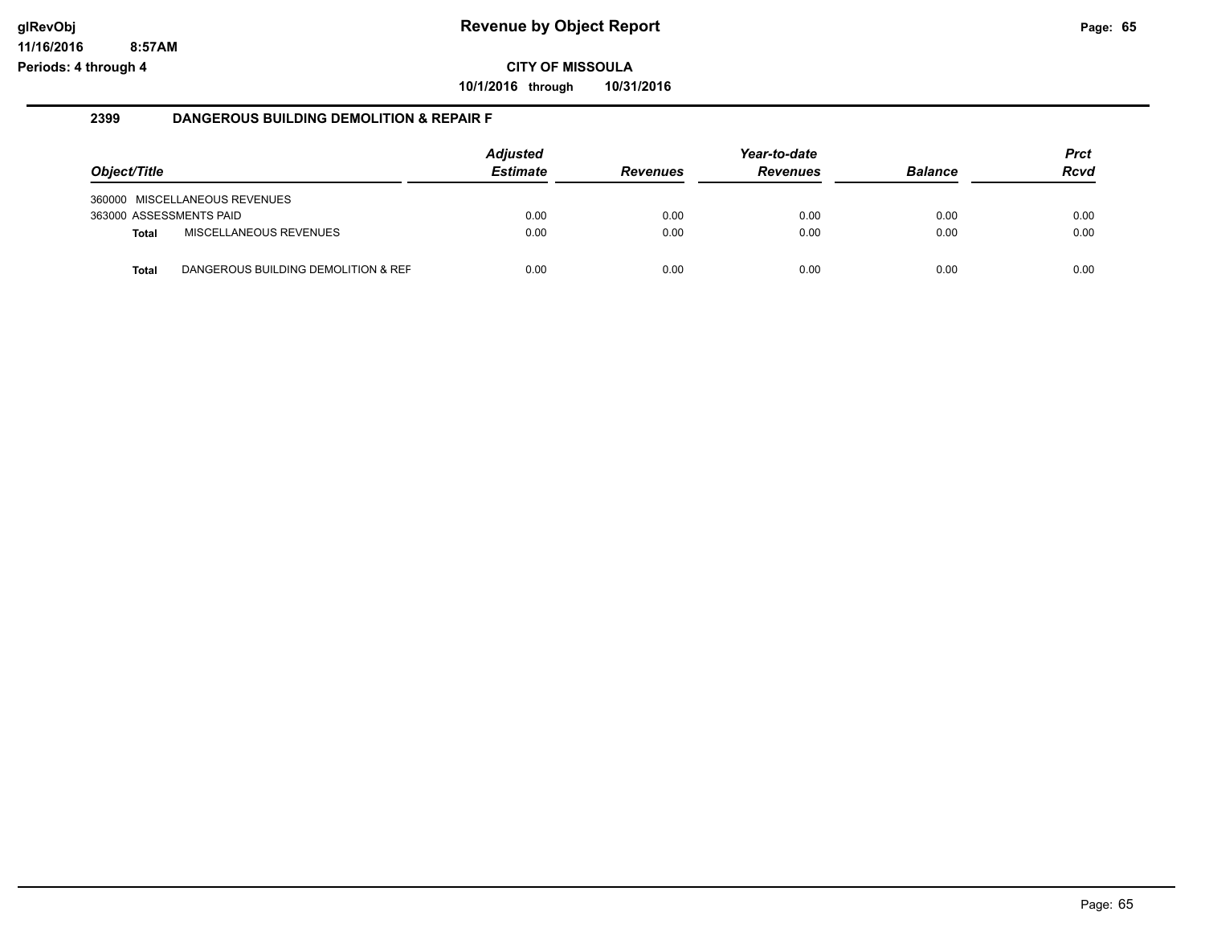## 2399 DANGEROUS BUILDING DEMOLITION & REPAIR F

| Object/Title | | Adjusted Estimate | Revenues | Year-to-date Revenues | Balance | Prct Rcvd |
|---|---|---|---|---|---|---|
| 360000 MISCELLANEOUS REVENUES | | | | | | |
| 363000 ASSESSMENTS PAID | | 0.00 | 0.00 | 0.00 | 0.00 | 0.00 |
| **Total** | MISCELLANEOUS REVENUES | 0.00 | 0.00 | 0.00 | 0.00 | 0.00 |
| **Total** | DANGEROUS BUILDING DEMOLITION & REF | 0.00 | 0.00 | 0.00 | 0.00 | 0.00 |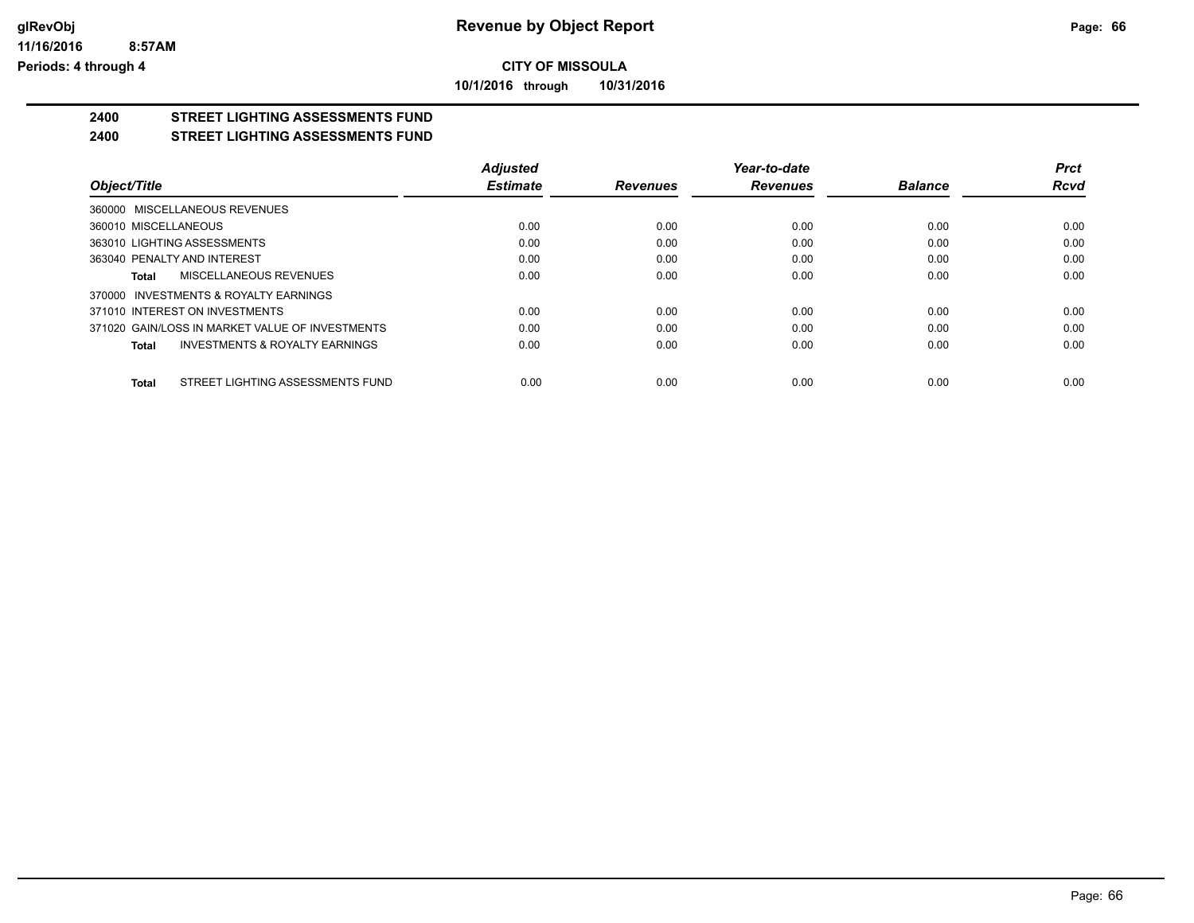**CITY OF MISSOULA**

**10/1/2016 through 10/31/2016**

**glRevObj**
**11/16/2016 8:57AM**
**Periods: 4 through 4**

# Revenue by Object Report

## 2400 STREET LIGHTING ASSESSMENTS FUND

## 2400 STREET LIGHTING ASSESSMENTS FUND

| Object/Title | Adjusted Estimate | Revenues | Year-to-date Revenues | Balance | Prct Rcvd |
|---|---|---|---|---|---|
| 360000 MISCELLANEOUS REVENUES | | | | | |
| 360010 MISCELLANEOUS | 0.00 | 0.00 | 0.00 | 0.00 | 0.00 |
| 363010 LIGHTING ASSESSMENTS | 0.00 | 0.00 | 0.00 | 0.00 | 0.00 |
| 363040 PENALTY AND INTEREST | 0.00 | 0.00 | 0.00 | 0.00 | 0.00 |
| **Total** MISCELLANEOUS REVENUES | 0.00 | 0.00 | 0.00 | 0.00 | 0.00 |
| 370000 INVESTMENTS & ROYALTY EARNINGS | | | | | |
| 371010 INTEREST ON INVESTMENTS | 0.00 | 0.00 | 0.00 | 0.00 | 0.00 |
| 371020 GAIN/LOSS IN MARKET VALUE OF INVESTMENTS | 0.00 | 0.00 | 0.00 | 0.00 | 0.00 |
| **Total** INVESTMENTS & ROYALTY EARNINGS | 0.00 | 0.00 | 0.00 | 0.00 | 0.00 |
| **Total** STREET LIGHTING ASSESSMENTS FUND | 0.00 | 0.00 | 0.00 | 0.00 | 0.00 |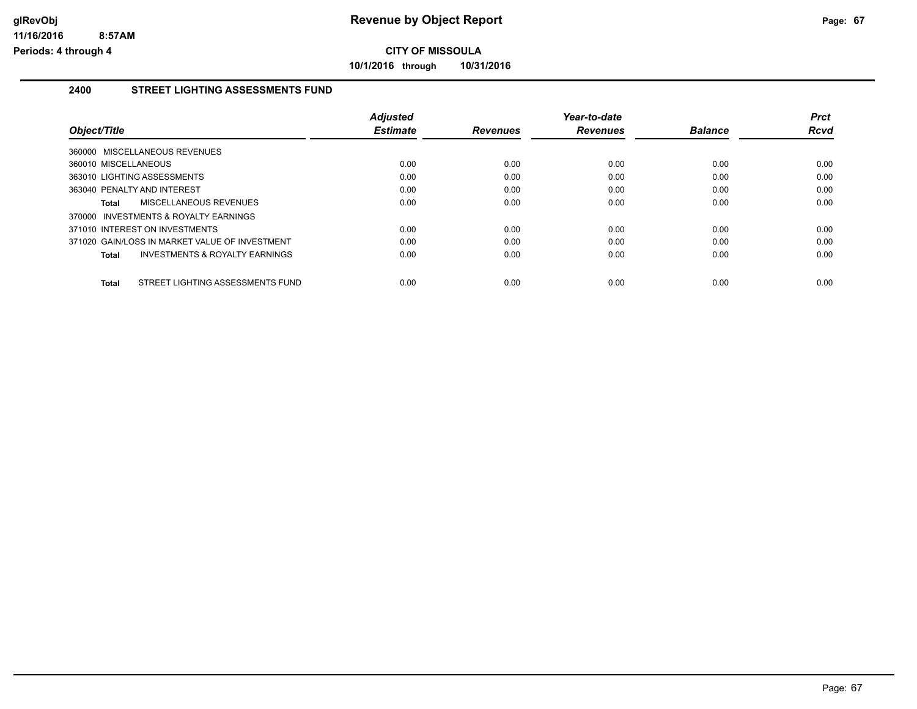**Revenue by Object Report**

**CITY OF MISSOULA**

**10/1/2016 through 10/31/2016**

glRevObj
11/16/2016 8:57AM
Periods: 4 through 4

## 2400 STREET LIGHTING ASSESSMENTS FUND

| Object/Title | Adjusted Estimate | Revenues | Year-to-date Revenues | Balance | Prct Rcvd |
|---|---|---|---|---|---|
| 360000 MISCELLANEOUS REVENUES | | | | | |
| 360010 MISCELLANEOUS | 0.00 | 0.00 | 0.00 | 0.00 | 0.00 |
| 363010 LIGHTING ASSESSMENTS | 0.00 | 0.00 | 0.00 | 0.00 | 0.00 |
| 363040 PENALTY AND INTEREST | 0.00 | 0.00 | 0.00 | 0.00 | 0.00 |
| **Total** MISCELLANEOUS REVENUES | 0.00 | 0.00 | 0.00 | 0.00 | 0.00 |
| 370000 INVESTMENTS & ROYALTY EARNINGS | | | | | |
| 371010 INTEREST ON INVESTMENTS | 0.00 | 0.00 | 0.00 | 0.00 | 0.00 |
| 371020 GAIN/LOSS IN MARKET VALUE OF INVESTMENT | 0.00 | 0.00 | 0.00 | 0.00 | 0.00 |
| **Total** INVESTMENTS & ROYALTY EARNINGS | 0.00 | 0.00 | 0.00 | 0.00 | 0.00 |
| **Total** STREET LIGHTING ASSESSMENTS FUND | 0.00 | 0.00 | 0.00 | 0.00 | 0.00 |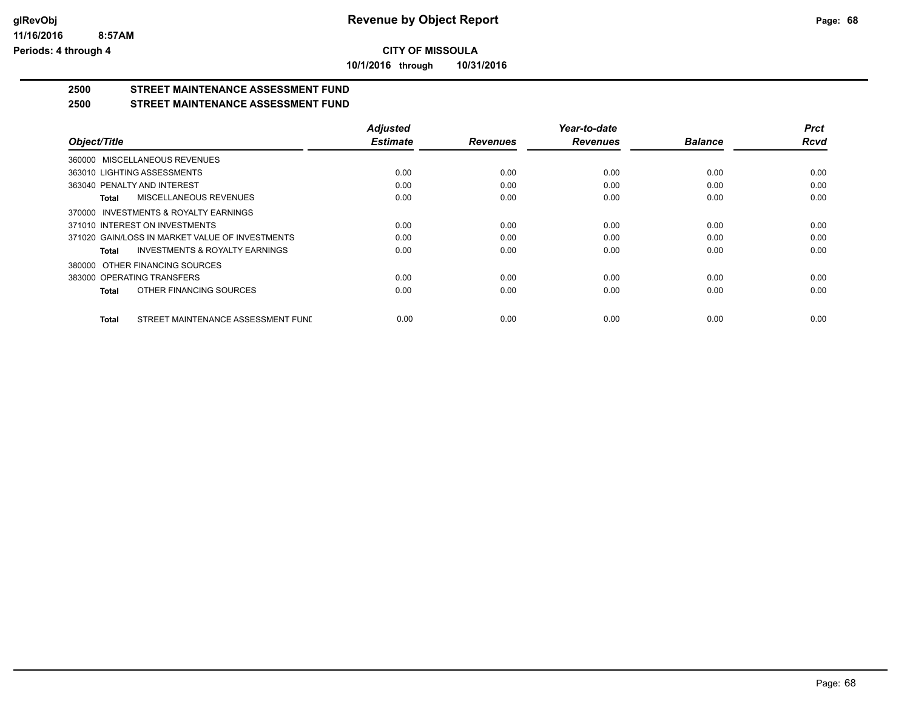# Revenue by Object Report

glRevObj
11/16/2016 8:57AM
Periods: 4 through 4

**CITY OF MISSOULA**

**10/1/2016 through 10/31/2016**

## 2500 STREET MAINTENANCE ASSESSMENT FUND
## 2500 STREET MAINTENANCE ASSESSMENT FUND

| Object/Title | Adjusted Estimate | Revenues | Year-to-date Revenues | Balance | Prct Rcvd |
|---|---|---|---|---|---|
| 360000 MISCELLANEOUS REVENUES | | | | | |
| 363010 LIGHTING ASSESSMENTS | 0.00 | 0.00 | 0.00 | 0.00 | 0.00 |
| 363040 PENALTY AND INTEREST | 0.00 | 0.00 | 0.00 | 0.00 | 0.00 |
| **Total** MISCELLANEOUS REVENUES | 0.00 | 0.00 | 0.00 | 0.00 | 0.00 |
| 370000 INVESTMENTS & ROYALTY EARNINGS | | | | | |
| 371010 INTEREST ON INVESTMENTS | 0.00 | 0.00 | 0.00 | 0.00 | 0.00 |
| 371020 GAIN/LOSS IN MARKET VALUE OF INVESTMENTS | 0.00 | 0.00 | 0.00 | 0.00 | 0.00 |
| **Total** INVESTMENTS & ROYALTY EARNINGS | 0.00 | 0.00 | 0.00 | 0.00 | 0.00 |
| 380000 OTHER FINANCING SOURCES | | | | | |
| 383000 OPERATING TRANSFERS | 0.00 | 0.00 | 0.00 | 0.00 | 0.00 |
| **Total** OTHER FINANCING SOURCES | 0.00 | 0.00 | 0.00 | 0.00 | 0.00 |
| **Total** STREET MAINTENANCE ASSESSMENT FUNI | 0.00 | 0.00 | 0.00 | 0.00 | 0.00 |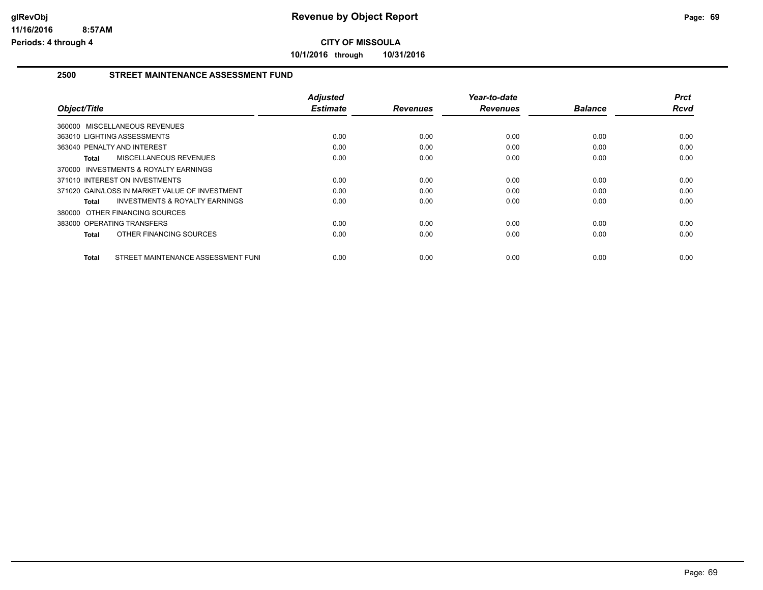# Revenue by Object Report

**CITY OF MISSOULA**

**10/1/2016 through 10/31/2016**

glRevObj
11/16/2016 8:57AM
Periods: 4 through 4

## 2500 STREET MAINTENANCE ASSESSMENT FUND

| Object/Title | Adjusted Estimate | Revenues | Year-to-date Revenues | Balance | Prct Rcvd |
|---|---|---|---|---|---|
| 360000 MISCELLANEOUS REVENUES | | | | | |
| 363010 LIGHTING ASSESSMENTS | 0.00 | 0.00 | 0.00 | 0.00 | 0.00 |
| 363040 PENALTY AND INTEREST | 0.00 | 0.00 | 0.00 | 0.00 | 0.00 |
| **Total** MISCELLANEOUS REVENUES | 0.00 | 0.00 | 0.00 | 0.00 | 0.00 |
| 370000 INVESTMENTS & ROYALTY EARNINGS | | | | | |
| 371010 INTEREST ON INVESTMENTS | 0.00 | 0.00 | 0.00 | 0.00 | 0.00 |
| 371020 GAIN/LOSS IN MARKET VALUE OF INVESTMENT | 0.00 | 0.00 | 0.00 | 0.00 | 0.00 |
| **Total** INVESTMENTS & ROYALTY EARNINGS | 0.00 | 0.00 | 0.00 | 0.00 | 0.00 |
| 380000 OTHER FINANCING SOURCES | | | | | |
| 383000 OPERATING TRANSFERS | 0.00 | 0.00 | 0.00 | 0.00 | 0.00 |
| **Total** OTHER FINANCING SOURCES | 0.00 | 0.00 | 0.00 | 0.00 | 0.00 |
| **Total** STREET MAINTENANCE ASSESSMENT FUNI | 0.00 | 0.00 | 0.00 | 0.00 | 0.00 |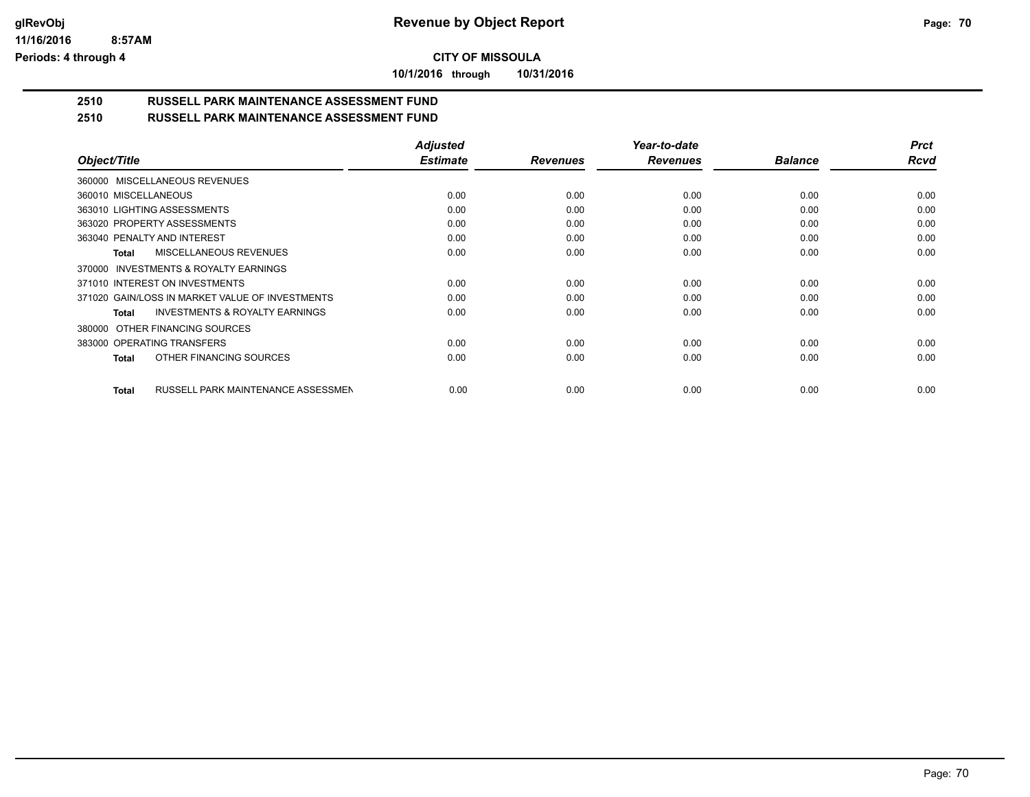**CITY OF MISSOULA**

**10/1/2016 through 10/31/2016**

## 2510 RUSSELL PARK MAINTENANCE ASSESSMENT FUND
## 2510 RUSSELL PARK MAINTENANCE ASSESSMENT FUND

| Object/Title | Adjusted Estimate | Revenues | Year-to-date Revenues | Balance | Prct Rcvd |
|---|---|---|---|---|---|
| 360000 MISCELLANEOUS REVENUES | | | | | |
| 360010 MISCELLANEOUS | 0.00 | 0.00 | 0.00 | 0.00 | 0.00 |
| 363010 LIGHTING ASSESSMENTS | 0.00 | 0.00 | 0.00 | 0.00 | 0.00 |
| 363020 PROPERTY ASSESSMENTS | 0.00 | 0.00 | 0.00 | 0.00 | 0.00 |
| 363040 PENALTY AND INTEREST | 0.00 | 0.00 | 0.00 | 0.00 | 0.00 |
| **Total** MISCELLANEOUS REVENUES | 0.00 | 0.00 | 0.00 | 0.00 | 0.00 |
| 370000 INVESTMENTS & ROYALTY EARNINGS | | | | | |
| 371010 INTEREST ON INVESTMENTS | 0.00 | 0.00 | 0.00 | 0.00 | 0.00 |
| 371020 GAIN/LOSS IN MARKET VALUE OF INVESTMENTS | 0.00 | 0.00 | 0.00 | 0.00 | 0.00 |
| **Total** INVESTMENTS & ROYALTY EARNINGS | 0.00 | 0.00 | 0.00 | 0.00 | 0.00 |
| 380000 OTHER FINANCING SOURCES | | | | | |
| 383000 OPERATING TRANSFERS | 0.00 | 0.00 | 0.00 | 0.00 | 0.00 |
| **Total** OTHER FINANCING SOURCES | 0.00 | 0.00 | 0.00 | 0.00 | 0.00 |
| **Total** RUSSELL PARK MAINTENANCE ASSESSMEN | 0.00 | 0.00 | 0.00 | 0.00 | 0.00 |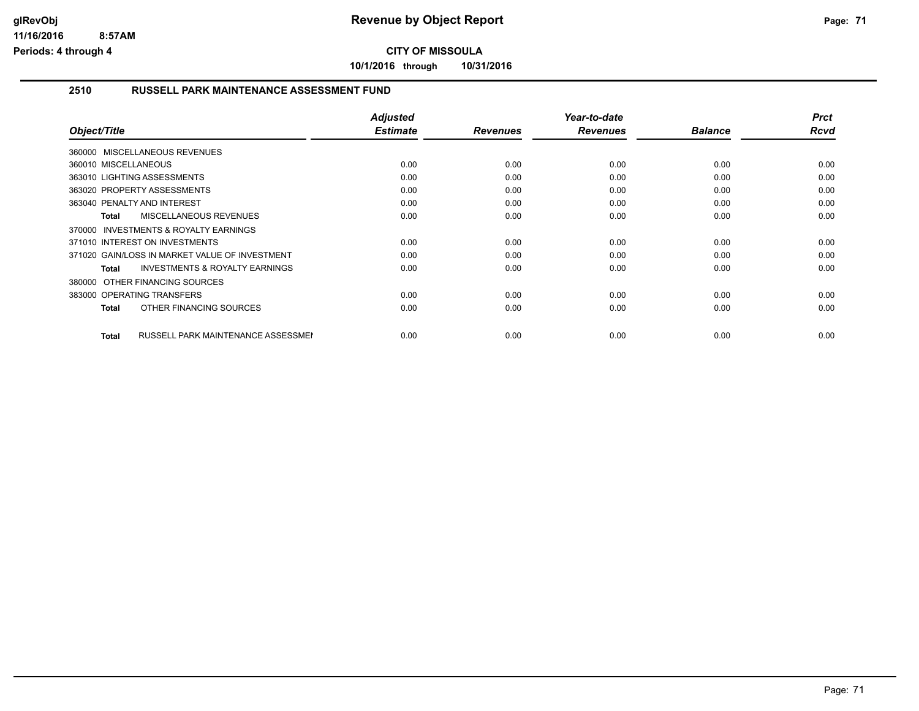**CITY OF MISSOULA**

**10/1/2016 through 10/31/2016**

## 2510 RUSSELL PARK MAINTENANCE ASSESSMENT FUND

| Object/Title | Adjusted Estimate | Revenues | Year-to-date Revenues | Balance | Prct Rcvd |
|---|---|---|---|---|---|
| 360000 MISCELLANEOUS REVENUES | | | | | |
| 360010 MISCELLANEOUS | 0.00 | 0.00 | 0.00 | 0.00 | 0.00 |
| 363010 LIGHTING ASSESSMENTS | 0.00 | 0.00 | 0.00 | 0.00 | 0.00 |
| 363020 PROPERTY ASSESSMENTS | 0.00 | 0.00 | 0.00 | 0.00 | 0.00 |
| 363040 PENALTY AND INTEREST | 0.00 | 0.00 | 0.00 | 0.00 | 0.00 |
| **Total** MISCELLANEOUS REVENUES | 0.00 | 0.00 | 0.00 | 0.00 | 0.00 |
| 370000 INVESTMENTS & ROYALTY EARNINGS | | | | | |
| 371010 INTEREST ON INVESTMENTS | 0.00 | 0.00 | 0.00 | 0.00 | 0.00 |
| 371020 GAIN/LOSS IN MARKET VALUE OF INVESTMENT | 0.00 | 0.00 | 0.00 | 0.00 | 0.00 |
| **Total** INVESTMENTS & ROYALTY EARNINGS | 0.00 | 0.00 | 0.00 | 0.00 | 0.00 |
| 380000 OTHER FINANCING SOURCES | | | | | |
| 383000 OPERATING TRANSFERS | 0.00 | 0.00 | 0.00 | 0.00 | 0.00 |
| **Total** OTHER FINANCING SOURCES | 0.00 | 0.00 | 0.00 | 0.00 | 0.00 |
| **Total** RUSSELL PARK MAINTENANCE ASSESSMEN | 0.00 | 0.00 | 0.00 | 0.00 | 0.00 |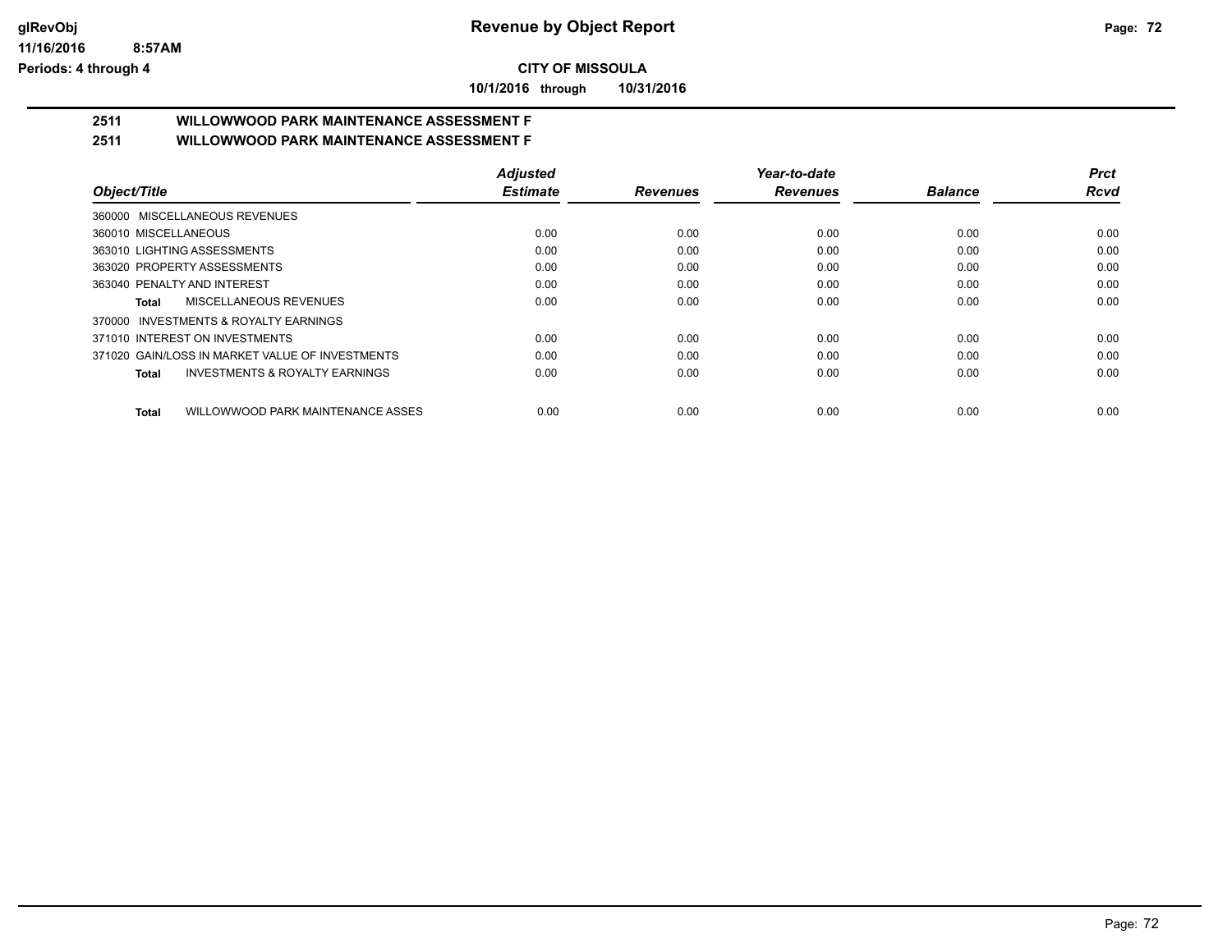**CITY OF MISSOULA**

**10/1/2016 through 10/31/2016**

## 2511 WILLOWWOOD PARK MAINTENANCE ASSESSMENT F

## 2511 WILLOWWOOD PARK MAINTENANCE ASSESSMENT F

| Object/Title | Adjusted Estimate | Revenues | Year-to-date Revenues | Balance | Prct Rcvd |
|---|---|---|---|---|---|
| 360000 MISCELLANEOUS REVENUES | | | | | |
| 360010 MISCELLANEOUS | 0.00 | 0.00 | 0.00 | 0.00 | 0.00 |
| 363010 LIGHTING ASSESSMENTS | 0.00 | 0.00 | 0.00 | 0.00 | 0.00 |
| 363020 PROPERTY ASSESSMENTS | 0.00 | 0.00 | 0.00 | 0.00 | 0.00 |
| 363040 PENALTY AND INTEREST | 0.00 | 0.00 | 0.00 | 0.00 | 0.00 |
| **Total** MISCELLANEOUS REVENUES | 0.00 | 0.00 | 0.00 | 0.00 | 0.00 |
| 370000 INVESTMENTS & ROYALTY EARNINGS | | | | | |
| 371010 INTEREST ON INVESTMENTS | 0.00 | 0.00 | 0.00 | 0.00 | 0.00 |
| 371020 GAIN/LOSS IN MARKET VALUE OF INVESTMENTS | 0.00 | 0.00 | 0.00 | 0.00 | 0.00 |
| **Total** INVESTMENTS & ROYALTY EARNINGS | 0.00 | 0.00 | 0.00 | 0.00 | 0.00 |
| **Total** WILLOWWOOD PARK MAINTENANCE ASSES | 0.00 | 0.00 | 0.00 | 0.00 | 0.00 |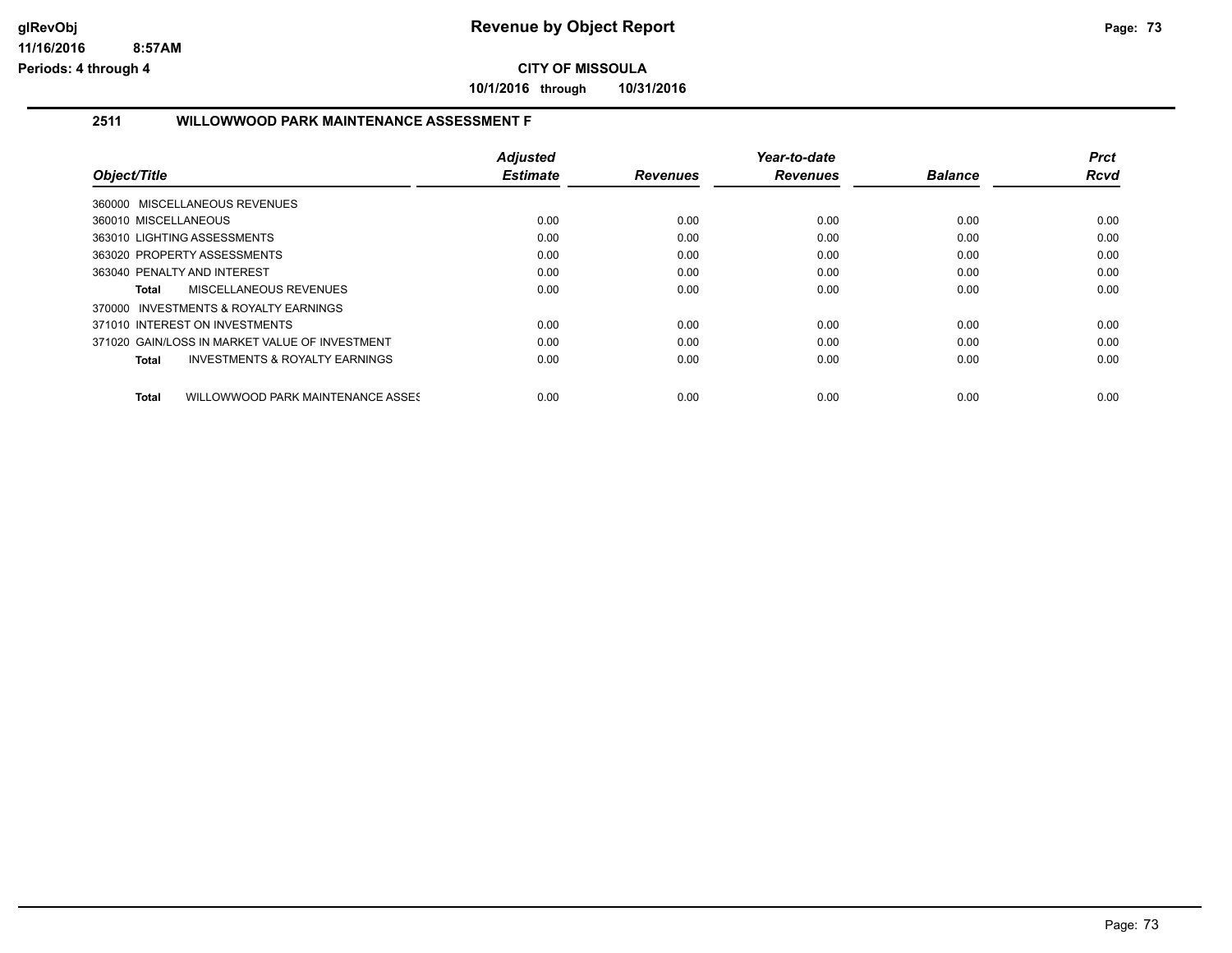**CITY OF MISSOULA**

**10/1/2016 through 10/31/2016**

## 2511 WILLOWWOOD PARK MAINTENANCE ASSESSMENT F

| Object/Title | Adjusted Estimate | Revenues | Year-to-date Revenues | Balance | Prct Rcvd |
|---|---|---|---|---|---|
| 360000 MISCELLANEOUS REVENUES | | | | | |
| 360010 MISCELLANEOUS | 0.00 | 0.00 | 0.00 | 0.00 | 0.00 |
| 363010 LIGHTING ASSESSMENTS | 0.00 | 0.00 | 0.00 | 0.00 | 0.00 |
| 363020 PROPERTY ASSESSMENTS | 0.00 | 0.00 | 0.00 | 0.00 | 0.00 |
| 363040 PENALTY AND INTEREST | 0.00 | 0.00 | 0.00 | 0.00 | 0.00 |
| **Total** MISCELLANEOUS REVENUES | 0.00 | 0.00 | 0.00 | 0.00 | 0.00 |
| 370000 INVESTMENTS & ROYALTY EARNINGS | | | | | |
| 371010 INTEREST ON INVESTMENTS | 0.00 | 0.00 | 0.00 | 0.00 | 0.00 |
| 371020 GAIN/LOSS IN MARKET VALUE OF INVESTMENT | 0.00 | 0.00 | 0.00 | 0.00 | 0.00 |
| **Total** INVESTMENTS & ROYALTY EARNINGS | 0.00 | 0.00 | 0.00 | 0.00 | 0.00 |
| **Total** WILLOWWOOD PARK MAINTENANCE ASSES | 0.00 | 0.00 | 0.00 | 0.00 | 0.00 |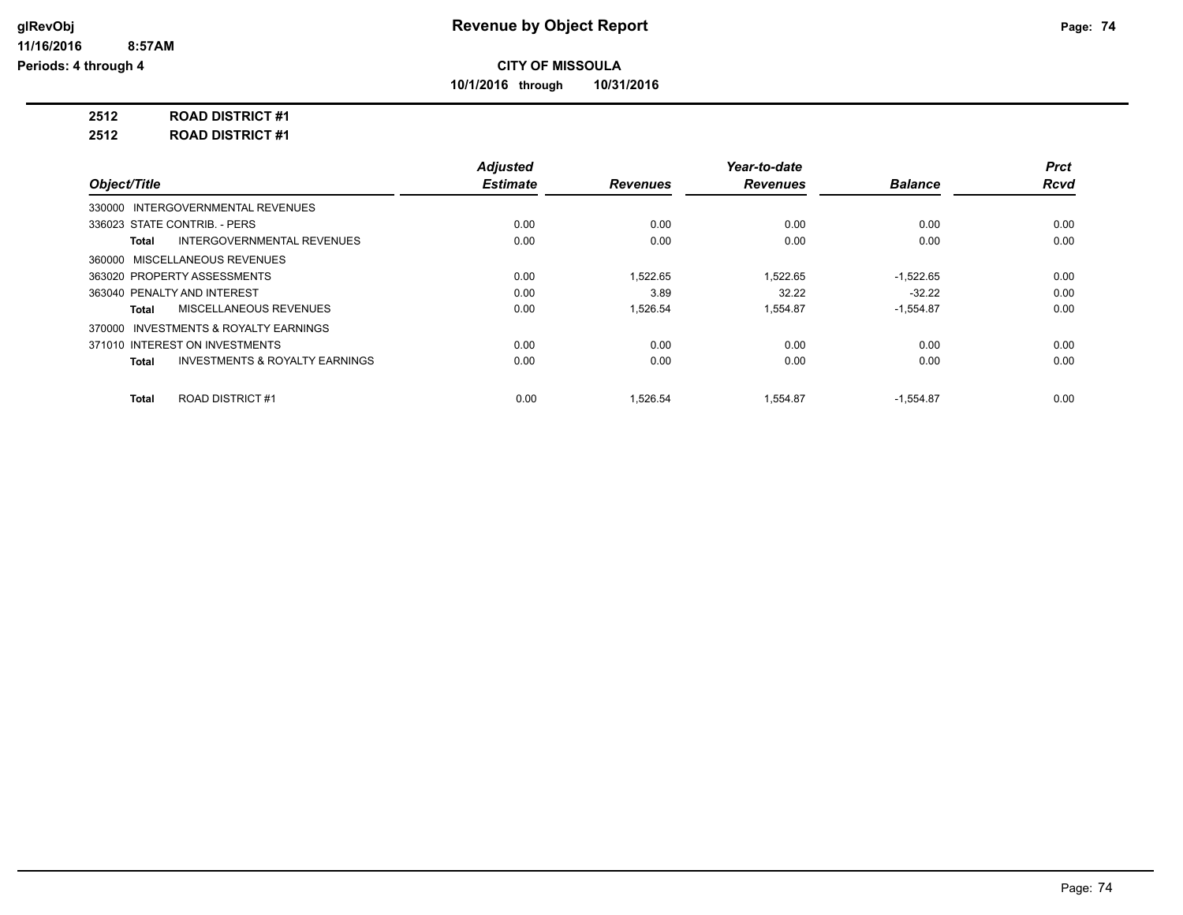# Revenue by Object Report

glRevObj
11/16/2016 8:57AM
Periods: 4 through 4

## CITY OF MISSOULA

10/1/2016 through 10/31/2016

**2512 ROAD DISTRICT #1**

**2512 ROAD DISTRICT #1**

| Object/Title | Adjusted Estimate | Revenues | Year-to-date Revenues | Balance | Prct Rcvd |
|---|---|---|---|---|---|
| 330000 INTERGOVERNMENTAL REVENUES | | | | | |
| 336023 STATE CONTRIB. - PERS | 0.00 | 0.00 | 0.00 | 0.00 | 0.00 |
| **Total** INTERGOVERNMENTAL REVENUES | 0.00 | 0.00 | 0.00 | 0.00 | 0.00 |
| 360000 MISCELLANEOUS REVENUES | | | | | |
| 363020 PROPERTY ASSESSMENTS | 0.00 | 1,522.65 | 1,522.65 | -1,522.65 | 0.00 |
| 363040 PENALTY AND INTEREST | 0.00 | 3.89 | 32.22 | -32.22 | 0.00 |
| **Total** MISCELLANEOUS REVENUES | 0.00 | 1,526.54 | 1,554.87 | -1,554.87 | 0.00 |
| 370000 INVESTMENTS & ROYALTY EARNINGS | | | | | |
| 371010 INTEREST ON INVESTMENTS | 0.00 | 0.00 | 0.00 | 0.00 | 0.00 |
| **Total** INVESTMENTS & ROYALTY EARNINGS | 0.00 | 0.00 | 0.00 | 0.00 | 0.00 |
| **Total** ROAD DISTRICT #1 | 0.00 | 1,526.54 | 1,554.87 | -1,554.87 | 0.00 |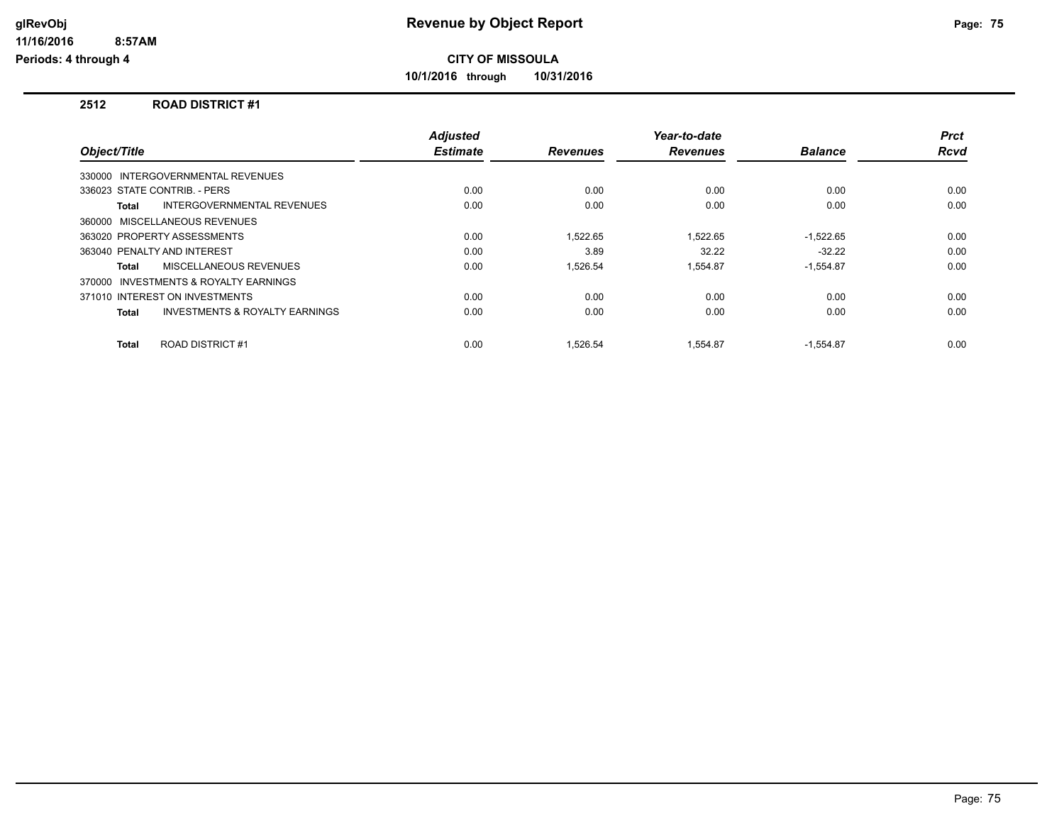**glRevObj**
**11/16/2016 8:57AM**
**Periods: 4 through 4**

# Revenue by Object Report

**CITY OF MISSOULA**

**10/1/2016 through 10/31/2016**

## 2512 ROAD DISTRICT #1

| Object/Title | Adjusted Estimate | Revenues | Year-to-date Revenues | Balance | Prct Rcvd |
|---|---|---|---|---|---|
| 330000 INTERGOVERNMENTAL REVENUES | | | | | |
| 336023 STATE CONTRIB. - PERS | 0.00 | 0.00 | 0.00 | 0.00 | 0.00 |
| **Total** INTERGOVERNMENTAL REVENUES | 0.00 | 0.00 | 0.00 | 0.00 | 0.00 |
| 360000 MISCELLANEOUS REVENUES | | | | | |
| 363020 PROPERTY ASSESSMENTS | 0.00 | 1,522.65 | 1,522.65 | -1,522.65 | 0.00 |
| 363040 PENALTY AND INTEREST | 0.00 | 3.89 | 32.22 | -32.22 | 0.00 |
| **Total** MISCELLANEOUS REVENUES | 0.00 | 1,526.54 | 1,554.87 | -1,554.87 | 0.00 |
| 370000 INVESTMENTS & ROYALTY EARNINGS | | | | | |
| 371010 INTEREST ON INVESTMENTS | 0.00 | 0.00 | 0.00 | 0.00 | 0.00 |
| **Total** INVESTMENTS & ROYALTY EARNINGS | 0.00 | 0.00 | 0.00 | 0.00 | 0.00 |
| **Total** ROAD DISTRICT #1 | 0.00 | 1,526.54 | 1,554.87 | -1,554.87 | 0.00 |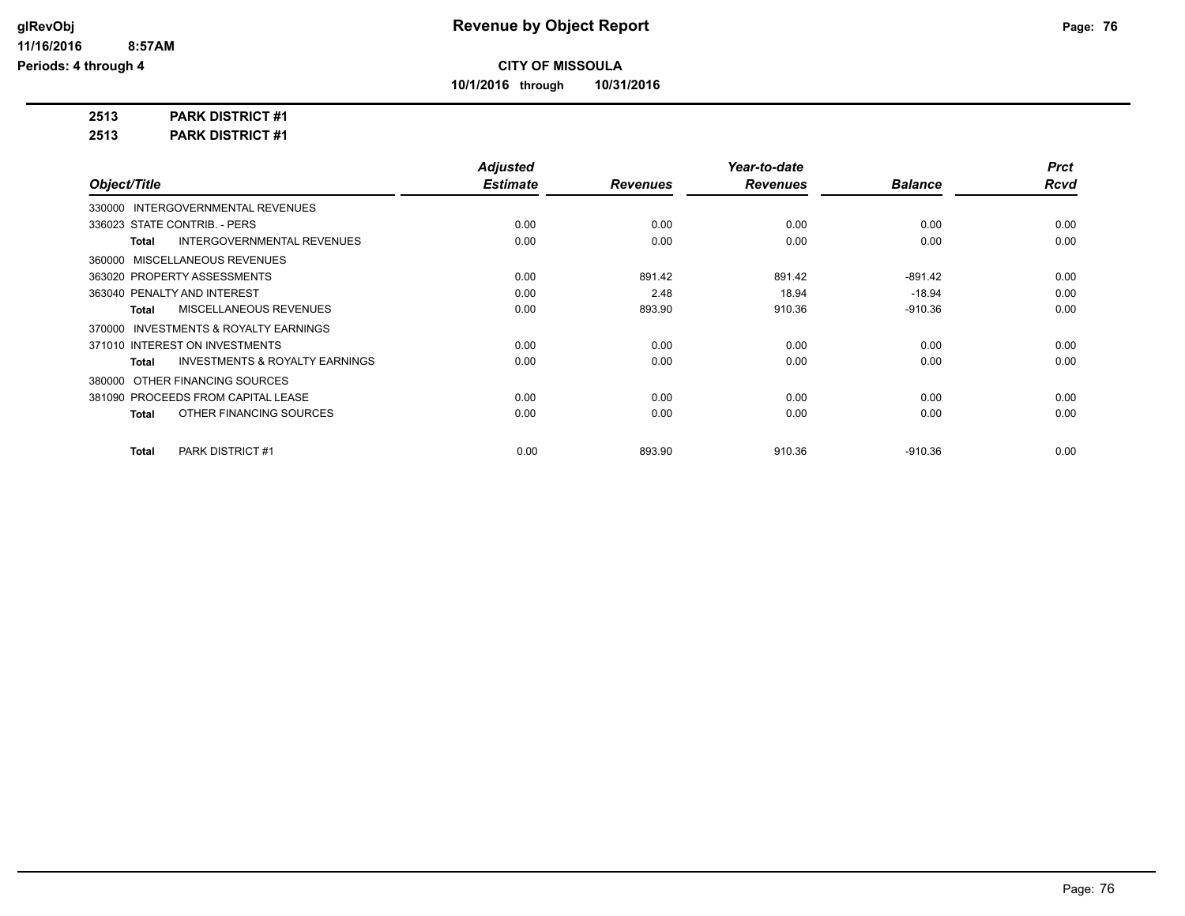# Revenue by Object Report

glRevObj
11/16/2016 8:57AM
Periods: 4 through 4

**CITY OF MISSOULA**

**10/1/2016 through 10/31/2016**

**2513 PARK DISTRICT #1**

**2513 PARK DISTRICT #1**

| Object/Title | Adjusted Estimate | Revenues | Year-to-date Revenues | Balance | Prct Rcvd |
|---|---|---|---|---|---|
| 330000 INTERGOVERNMENTAL REVENUES | | | | | |
| 336023 STATE CONTRIB. - PERS | 0.00 | 0.00 | 0.00 | 0.00 | 0.00 |
| **Total** INTERGOVERNMENTAL REVENUES | 0.00 | 0.00 | 0.00 | 0.00 | 0.00 |
| 360000 MISCELLANEOUS REVENUES | | | | | |
| 363020 PROPERTY ASSESSMENTS | 0.00 | 891.42 | 891.42 | -891.42 | 0.00 |
| 363040 PENALTY AND INTEREST | 0.00 | 2.48 | 18.94 | -18.94 | 0.00 |
| **Total** MISCELLANEOUS REVENUES | 0.00 | 893.90 | 910.36 | -910.36 | 0.00 |
| 370000 INVESTMENTS & ROYALTY EARNINGS | | | | | |
| 371010 INTEREST ON INVESTMENTS | 0.00 | 0.00 | 0.00 | 0.00 | 0.00 |
| **Total** INVESTMENTS & ROYALTY EARNINGS | 0.00 | 0.00 | 0.00 | 0.00 | 0.00 |
| 380000 OTHER FINANCING SOURCES | | | | | |
| 381090 PROCEEDS FROM CAPITAL LEASE | 0.00 | 0.00 | 0.00 | 0.00 | 0.00 |
| **Total** OTHER FINANCING SOURCES | 0.00 | 0.00 | 0.00 | 0.00 | 0.00 |
| **Total** PARK DISTRICT #1 | 0.00 | 893.90 | 910.36 | -910.36 | 0.00 |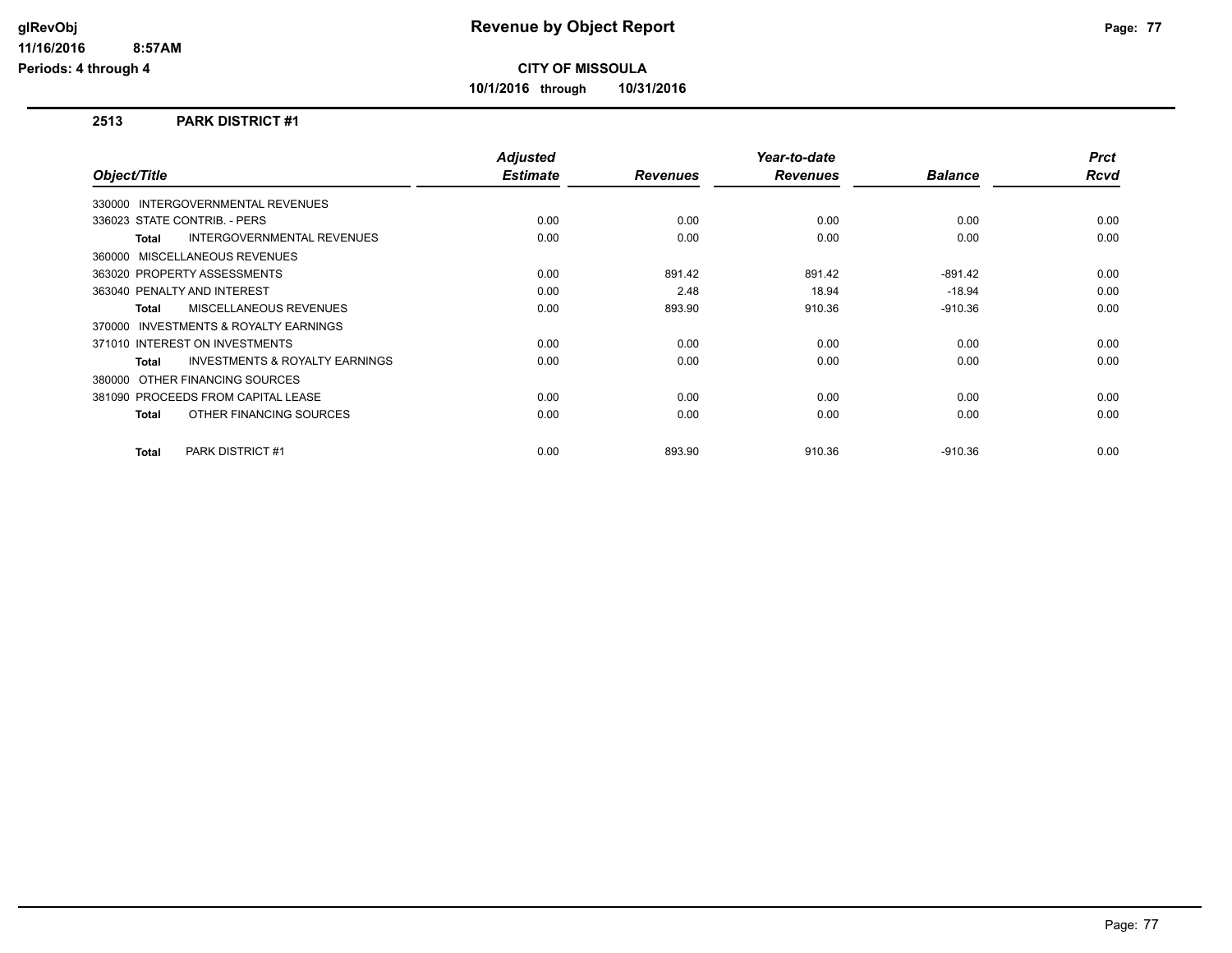# Revenue by Object Report

**glRevObj**
**11/16/2016 8:57AM**
**Periods: 4 through 4**

**CITY OF MISSOULA**

**10/1/2016 through 10/31/2016**

## 2513 PARK DISTRICT #1

| Object/Title | Adjusted Estimate | Revenues | Year-to-date Revenues | Balance | Prct Rcvd |
|---|---|---|---|---|---|
| 330000 INTERGOVERNMENTAL REVENUES | | | | | |
| 336023 STATE CONTRIB. - PERS | 0.00 | 0.00 | 0.00 | 0.00 | 0.00 |
| **Total** INTERGOVERNMENTAL REVENUES | 0.00 | 0.00 | 0.00 | 0.00 | 0.00 |
| 360000 MISCELLANEOUS REVENUES | | | | | |
| 363020 PROPERTY ASSESSMENTS | 0.00 | 891.42 | 891.42 | -891.42 | 0.00 |
| 363040 PENALTY AND INTEREST | 0.00 | 2.48 | 18.94 | -18.94 | 0.00 |
| **Total** MISCELLANEOUS REVENUES | 0.00 | 893.90 | 910.36 | -910.36 | 0.00 |
| 370000 INVESTMENTS & ROYALTY EARNINGS | | | | | |
| 371010 INTEREST ON INVESTMENTS | 0.00 | 0.00 | 0.00 | 0.00 | 0.00 |
| **Total** INVESTMENTS & ROYALTY EARNINGS | 0.00 | 0.00 | 0.00 | 0.00 | 0.00 |
| 380000 OTHER FINANCING SOURCES | | | | | |
| 381090 PROCEEDS FROM CAPITAL LEASE | 0.00 | 0.00 | 0.00 | 0.00 | 0.00 |
| **Total** OTHER FINANCING SOURCES | 0.00 | 0.00 | 0.00 | 0.00 | 0.00 |
| **Total** PARK DISTRICT #1 | 0.00 | 893.90 | 910.36 | -910.36 | 0.00 |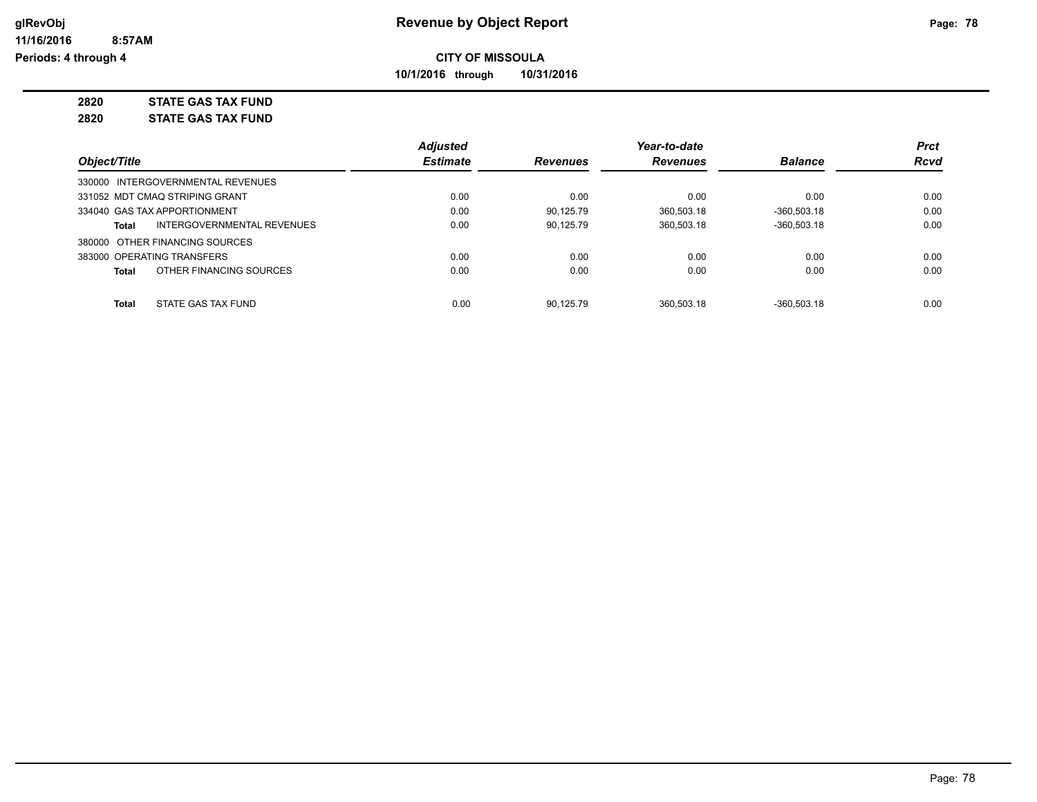# Revenue by Object Report

glRevObj
11/16/2016 8:57AM
Periods: 4 through 4

**CITY OF MISSOULA**

**10/1/2016 through 10/31/2016**

**2820 STATE GAS TAX FUND**

**2820 STATE GAS TAX FUND**

| Object/Title | Adjusted Estimate | Revenues | Year-to-date Revenues | Balance | Prct Rcvd |
|---|---|---|---|---|---|
| 330000 INTERGOVERNMENTAL REVENUES | | | | | |
| 331052 MDT CMAQ STRIPING GRANT | 0.00 | 0.00 | 0.00 | 0.00 | 0.00 |
| 334040 GAS TAX APPORTIONMENT | 0.00 | 90,125.79 | 360,503.18 | -360,503.18 | 0.00 |
| **Total** INTERGOVERNMENTAL REVENUES | 0.00 | 90,125.79 | 360,503.18 | -360,503.18 | 0.00 |
| 380000 OTHER FINANCING SOURCES | | | | | |
| 383000 OPERATING TRANSFERS | 0.00 | 0.00 | 0.00 | 0.00 | 0.00 |
| **Total** OTHER FINANCING SOURCES | 0.00 | 0.00 | 0.00 | 0.00 | 0.00 |
| **Total** STATE GAS TAX FUND | 0.00 | 90,125.79 | 360,503.18 | -360,503.18 | 0.00 |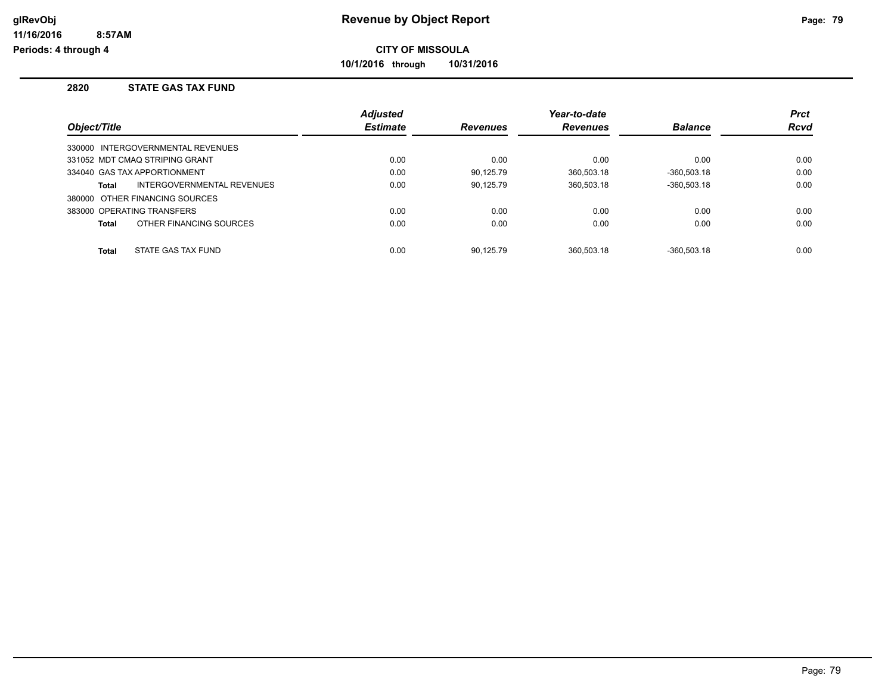**Revenue by Object Report**

**CITY OF MISSOULA**

**10/1/2016 through 10/31/2016**

glRevObj
11/16/2016 8:57AM
Periods: 4 through 4

## 2820 STATE GAS TAX FUND

| Object/Title | Adjusted Estimate | Revenues | Year-to-date Revenues | Balance | Prct Rcvd |
|---|---|---|---|---|---|
| 330000 INTERGOVERNMENTAL REVENUES | | | | | |
| 331052 MDT CMAQ STRIPING GRANT | 0.00 | 0.00 | 0.00 | 0.00 | 0.00 |
| 334040 GAS TAX APPORTIONMENT | 0.00 | 90,125.79 | 360,503.18 | -360,503.18 | 0.00 |
| **Total** INTERGOVERNMENTAL REVENUES | 0.00 | 90,125.79 | 360,503.18 | -360,503.18 | 0.00 |
| 380000 OTHER FINANCING SOURCES | | | | | |
| 383000 OPERATING TRANSFERS | 0.00 | 0.00 | 0.00 | 0.00 | 0.00 |
| **Total** OTHER FINANCING SOURCES | 0.00 | 0.00 | 0.00 | 0.00 | 0.00 |
| **Total** STATE GAS TAX FUND | 0.00 | 90,125.79 | 360,503.18 | -360,503.18 | 0.00 |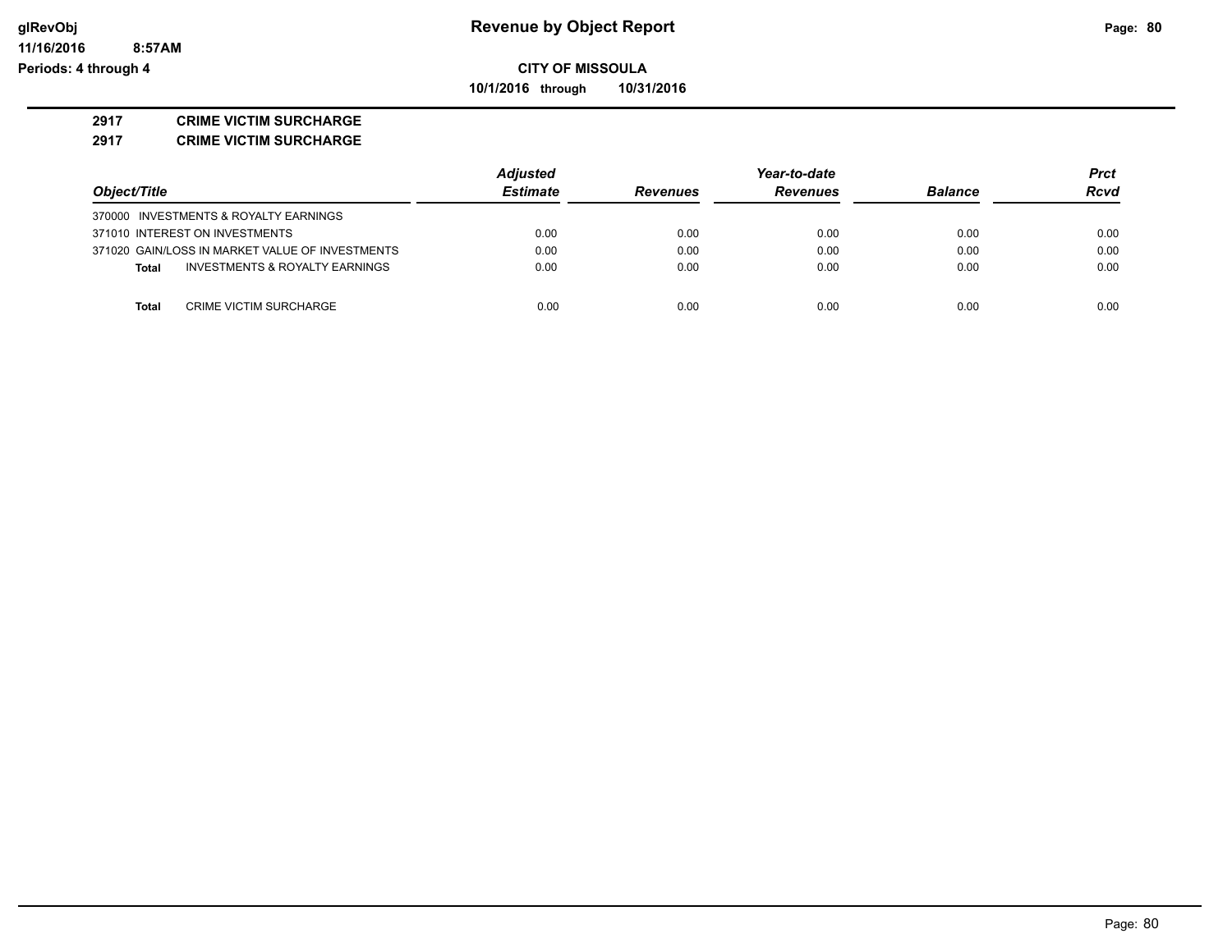# Revenue by Object Report

**CITY OF MISSOULA**

**10/1/2016 through 10/31/2016**

glRevObj
11/16/2016 8:57AM
Periods: 4 through 4

**2917 CRIME VICTIM SURCHARGE**

**2917 CRIME VICTIM SURCHARGE**

| Object/Title | Adjusted Estimate | Revenues | Year-to-date Revenues | Balance | Prct Rcvd |
|---|---|---|---|---|---|
| 370000 INVESTMENTS & ROYALTY EARNINGS | | | | | |
| 371010 INTEREST ON INVESTMENTS | 0.00 | 0.00 | 0.00 | 0.00 | 0.00 |
| 371020 GAIN/LOSS IN MARKET VALUE OF INVESTMENTS | 0.00 | 0.00 | 0.00 | 0.00 | 0.00 |
| **Total** INVESTMENTS & ROYALTY EARNINGS | 0.00 | 0.00 | 0.00 | 0.00 | 0.00 |
| **Total** CRIME VICTIM SURCHARGE | 0.00 | 0.00 | 0.00 | 0.00 | 0.00 |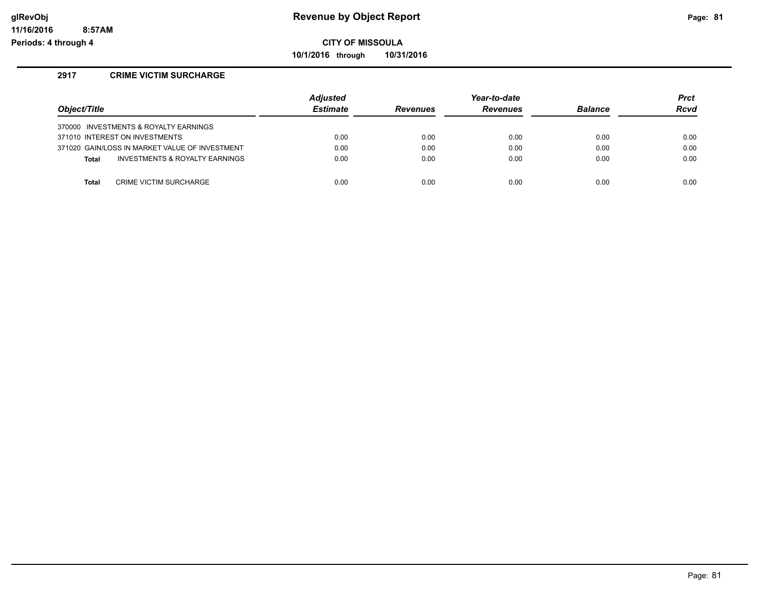# Revenue by Object Report

**CITY OF MISSOULA**

**10/1/2016 through 10/31/2016**

glRevObj
11/16/2016 8:57AM
Periods: 4 through 4

## 2917 CRIME VICTIM SURCHARGE

| Object/Title | Adjusted Estimate | Revenues | Year-to-date Revenues | Balance | Prct Rcvd |
|---|---|---|---|---|---|
| 370000 INVESTMENTS & ROYALTY EARNINGS | | | | | |
| 371010 INTEREST ON INVESTMENTS | 0.00 | 0.00 | 0.00 | 0.00 | 0.00 |
| 371020 GAIN/LOSS IN MARKET VALUE OF INVESTMENT | 0.00 | 0.00 | 0.00 | 0.00 | 0.00 |
| **Total** INVESTMENTS & ROYALTY EARNINGS | 0.00 | 0.00 | 0.00 | 0.00 | 0.00 |
| **Total** CRIME VICTIM SURCHARGE | 0.00 | 0.00 | 0.00 | 0.00 | 0.00 |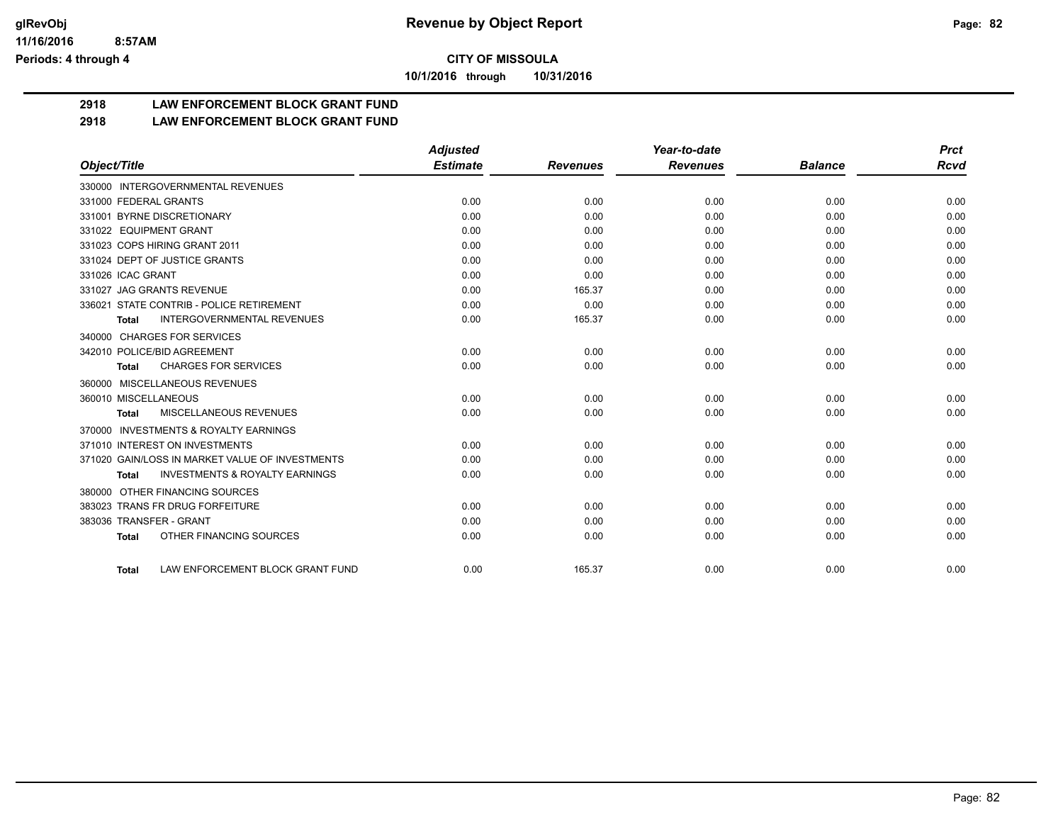# Revenue by Object Report

## CITY OF MISSOULA

10/1/2016 through 10/31/2016

## 2918 LAW ENFORCEMENT BLOCK GRANT FUND

### 2918 LAW ENFORCEMENT BLOCK GRANT FUND

| Object/Title | Adjusted Estimate | Revenues | Year-to-date Revenues | Balance | Prct Rcvd |
|---|---|---|---|---|---|
| 330000 INTERGOVERNMENTAL REVENUES | | | | | |
| 331000 FEDERAL GRANTS | 0.00 | 0.00 | 0.00 | 0.00 | 0.00 |
| 331001 BYRNE DISCRETIONARY | 0.00 | 0.00 | 0.00 | 0.00 | 0.00 |
| 331022 EQUIPMENT GRANT | 0.00 | 0.00 | 0.00 | 0.00 | 0.00 |
| 331023 COPS HIRING GRANT 2011 | 0.00 | 0.00 | 0.00 | 0.00 | 0.00 |
| 331024 DEPT OF JUSTICE GRANTS | 0.00 | 0.00 | 0.00 | 0.00 | 0.00 |
| 331026 ICAC GRANT | 0.00 | 0.00 | 0.00 | 0.00 | 0.00 |
| 331027 JAG GRANTS REVENUE | 0.00 | 165.37 | 0.00 | 0.00 | 0.00 |
| 336021 STATE CONTRIB - POLICE RETIREMENT | 0.00 | 0.00 | 0.00 | 0.00 | 0.00 |
| **Total** INTERGOVERNMENTAL REVENUES | 0.00 | 165.37 | 0.00 | 0.00 | 0.00 |
| 340000 CHARGES FOR SERVICES | | | | | |
| 342010 POLICE/BID AGREEMENT | 0.00 | 0.00 | 0.00 | 0.00 | 0.00 |
| **Total** CHARGES FOR SERVICES | 0.00 | 0.00 | 0.00 | 0.00 | 0.00 |
| 360000 MISCELLANEOUS REVENUES | | | | | |
| 360010 MISCELLANEOUS | 0.00 | 0.00 | 0.00 | 0.00 | 0.00 |
| **Total** MISCELLANEOUS REVENUES | 0.00 | 0.00 | 0.00 | 0.00 | 0.00 |
| 370000 INVESTMENTS & ROYALTY EARNINGS | | | | | |
| 371010 INTEREST ON INVESTMENTS | 0.00 | 0.00 | 0.00 | 0.00 | 0.00 |
| 371020 GAIN/LOSS IN MARKET VALUE OF INVESTMENTS | 0.00 | 0.00 | 0.00 | 0.00 | 0.00 |
| **Total** INVESTMENTS & ROYALTY EARNINGS | 0.00 | 0.00 | 0.00 | 0.00 | 0.00 |
| 380000 OTHER FINANCING SOURCES | | | | | |
| 383023 TRANS FR DRUG FORFEITURE | 0.00 | 0.00 | 0.00 | 0.00 | 0.00 |
| 383036 TRANSFER - GRANT | 0.00 | 0.00 | 0.00 | 0.00 | 0.00 |
| **Total** OTHER FINANCING SOURCES | 0.00 | 0.00 | 0.00 | 0.00 | 0.00 |
| **Total** LAW ENFORCEMENT BLOCK GRANT FUND | 0.00 | 165.37 | 0.00 | 0.00 | 0.00 |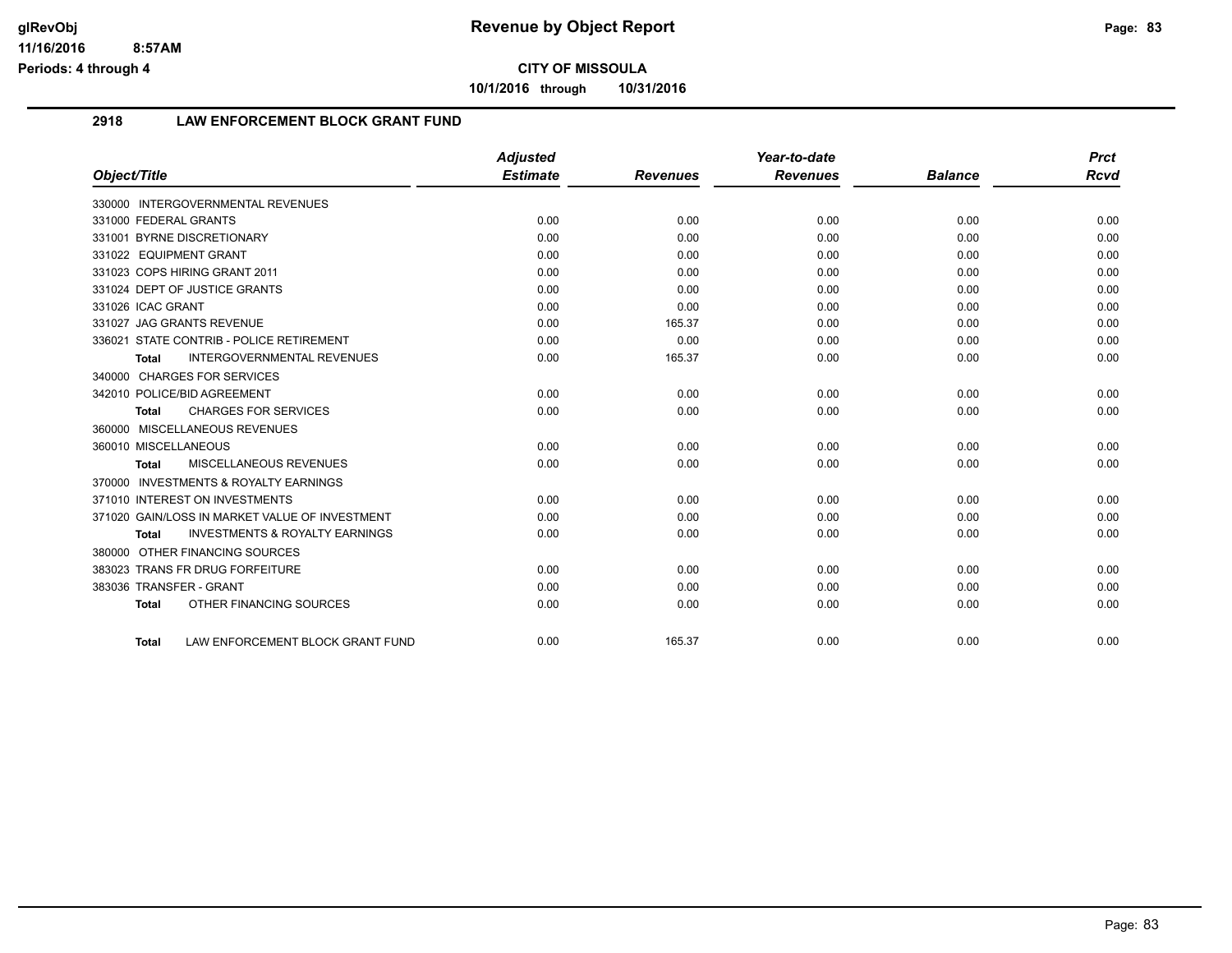# CITY OF MISSOULA

**10/1/2016 through 10/31/2016**

## 2918 LAW ENFORCEMENT BLOCK GRANT FUND

| Object/Title | Adjusted Estimate | Revenues | Year-to-date Revenues | Balance | Prct Rcvd |
|---|---|---|---|---|---|
| 330000 INTERGOVERNMENTAL REVENUES | | | | | |
| 331000 FEDERAL GRANTS | 0.00 | 0.00 | 0.00 | 0.00 | 0.00 |
| 331001 BYRNE DISCRETIONARY | 0.00 | 0.00 | 0.00 | 0.00 | 0.00 |
| 331022 EQUIPMENT GRANT | 0.00 | 0.00 | 0.00 | 0.00 | 0.00 |
| 331023 COPS HIRING GRANT 2011 | 0.00 | 0.00 | 0.00 | 0.00 | 0.00 |
| 331024 DEPT OF JUSTICE GRANTS | 0.00 | 0.00 | 0.00 | 0.00 | 0.00 |
| 331026 ICAC GRANT | 0.00 | 0.00 | 0.00 | 0.00 | 0.00 |
| 331027 JAG GRANTS REVENUE | 0.00 | 165.37 | 0.00 | 0.00 | 0.00 |
| 336021 STATE CONTRIB - POLICE RETIREMENT | 0.00 | 0.00 | 0.00 | 0.00 | 0.00 |
| **Total** INTERGOVERNMENTAL REVENUES | 0.00 | 165.37 | 0.00 | 0.00 | 0.00 |
| 340000 CHARGES FOR SERVICES | | | | | |
| 342010 POLICE/BID AGREEMENT | 0.00 | 0.00 | 0.00 | 0.00 | 0.00 |
| **Total** CHARGES FOR SERVICES | 0.00 | 0.00 | 0.00 | 0.00 | 0.00 |
| 360000 MISCELLANEOUS REVENUES | | | | | |
| 360010 MISCELLANEOUS | 0.00 | 0.00 | 0.00 | 0.00 | 0.00 |
| **Total** MISCELLANEOUS REVENUES | 0.00 | 0.00 | 0.00 | 0.00 | 0.00 |
| 370000 INVESTMENTS & ROYALTY EARNINGS | | | | | |
| 371010 INTEREST ON INVESTMENTS | 0.00 | 0.00 | 0.00 | 0.00 | 0.00 |
| 371020 GAIN/LOSS IN MARKET VALUE OF INVESTMENT | 0.00 | 0.00 | 0.00 | 0.00 | 0.00 |
| **Total** INVESTMENTS & ROYALTY EARNINGS | 0.00 | 0.00 | 0.00 | 0.00 | 0.00 |
| 380000 OTHER FINANCING SOURCES | | | | | |
| 383023 TRANS FR DRUG FORFEITURE | 0.00 | 0.00 | 0.00 | 0.00 | 0.00 |
| 383036 TRANSFER - GRANT | 0.00 | 0.00 | 0.00 | 0.00 | 0.00 |
| **Total** OTHER FINANCING SOURCES | 0.00 | 0.00 | 0.00 | 0.00 | 0.00 |
| **Total** LAW ENFORCEMENT BLOCK GRANT FUND | 0.00 | 165.37 | 0.00 | 0.00 | 0.00 |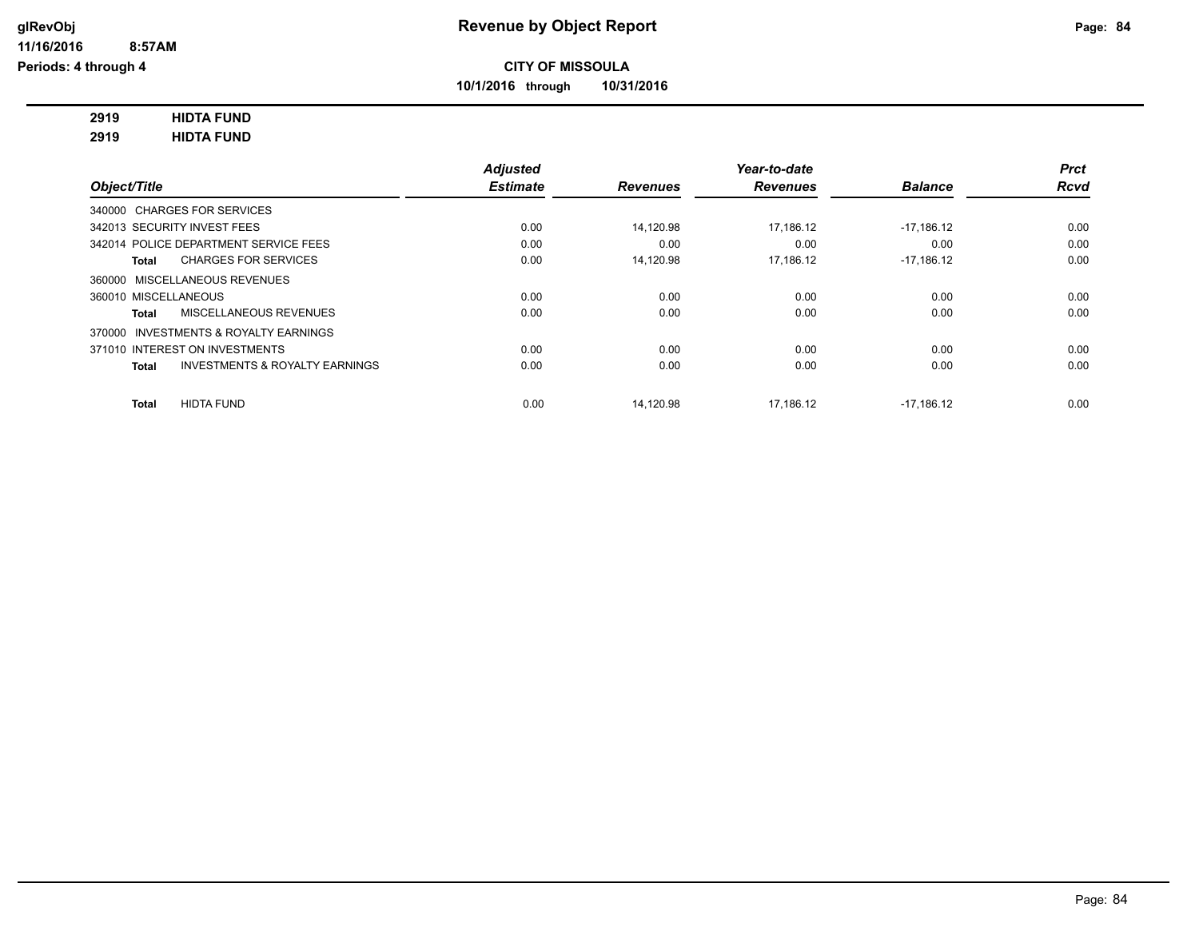**glRevObj**
**11/16/2016 8:57AM**
**Periods: 4 through 4**

# Revenue by Object Report

**CITY OF MISSOULA**
**10/1/2016 through 10/31/2016**

**2919 HIDTA FUND**
**2919 HIDTA FUND**

| Object/Title | Adjusted Estimate | Revenues | Year-to-date Revenues | Balance | Prct Rcvd |
|---|---|---|---|---|---|
| 340000 CHARGES FOR SERVICES | | | | | |
| 342013 SECURITY INVEST FEES | 0.00 | 14,120.98 | 17,186.12 | -17,186.12 | 0.00 |
| 342014 POLICE DEPARTMENT SERVICE FEES | 0.00 | 0.00 | 0.00 | 0.00 | 0.00 |
| **Total** CHARGES FOR SERVICES | 0.00 | 14,120.98 | 17,186.12 | -17,186.12 | 0.00 |
| 360000 MISCELLANEOUS REVENUES | | | | | |
| 360010 MISCELLANEOUS | 0.00 | 0.00 | 0.00 | 0.00 | 0.00 |
| **Total** MISCELLANEOUS REVENUES | 0.00 | 0.00 | 0.00 | 0.00 | 0.00 |
| 370000 INVESTMENTS & ROYALTY EARNINGS | | | | | |
| 371010 INTEREST ON INVESTMENTS | 0.00 | 0.00 | 0.00 | 0.00 | 0.00 |
| **Total** INVESTMENTS & ROYALTY EARNINGS | 0.00 | 0.00 | 0.00 | 0.00 | 0.00 |
| **Total** HIDTA FUND | 0.00 | 14,120.98 | 17,186.12 | -17,186.12 | 0.00 |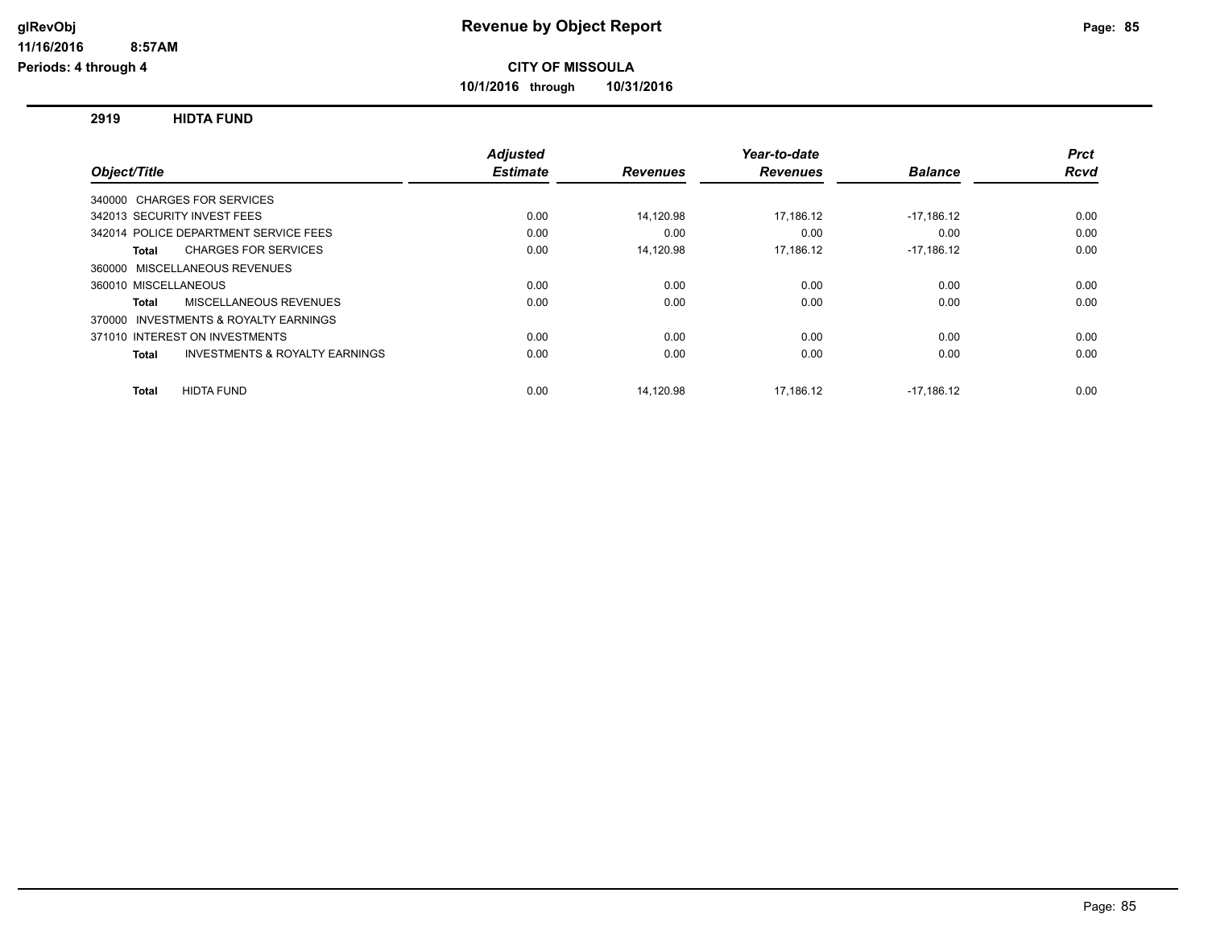# Revenue by Object Report

**CITY OF MISSOULA**

**10/1/2016 through 10/31/2016**

glRevObj
11/16/2016 8:57AM
Periods: 4 through 4

## 2919 HIDTA FUND

| Object/Title | Adjusted Estimate | Revenues | Year-to-date Revenues | Balance | Prct Rcvd |
|---|---|---|---|---|---|
| 340000 CHARGES FOR SERVICES | | | | | |
| 342013 SECURITY INVEST FEES | 0.00 | 14,120.98 | 17,186.12 | -17,186.12 | 0.00 |
| 342014 POLICE DEPARTMENT SERVICE FEES | 0.00 | 0.00 | 0.00 | 0.00 | 0.00 |
| **Total** CHARGES FOR SERVICES | 0.00 | 14,120.98 | 17,186.12 | -17,186.12 | 0.00 |
| 360000 MISCELLANEOUS REVENUES | | | | | |
| 360010 MISCELLANEOUS | 0.00 | 0.00 | 0.00 | 0.00 | 0.00 |
| **Total** MISCELLANEOUS REVENUES | 0.00 | 0.00 | 0.00 | 0.00 | 0.00 |
| 370000 INVESTMENTS & ROYALTY EARNINGS | | | | | |
| 371010 INTEREST ON INVESTMENTS | 0.00 | 0.00 | 0.00 | 0.00 | 0.00 |
| **Total** INVESTMENTS & ROYALTY EARNINGS | 0.00 | 0.00 | 0.00 | 0.00 | 0.00 |
| **Total** HIDTA FUND | 0.00 | 14,120.98 | 17,186.12 | -17,186.12 | 0.00 |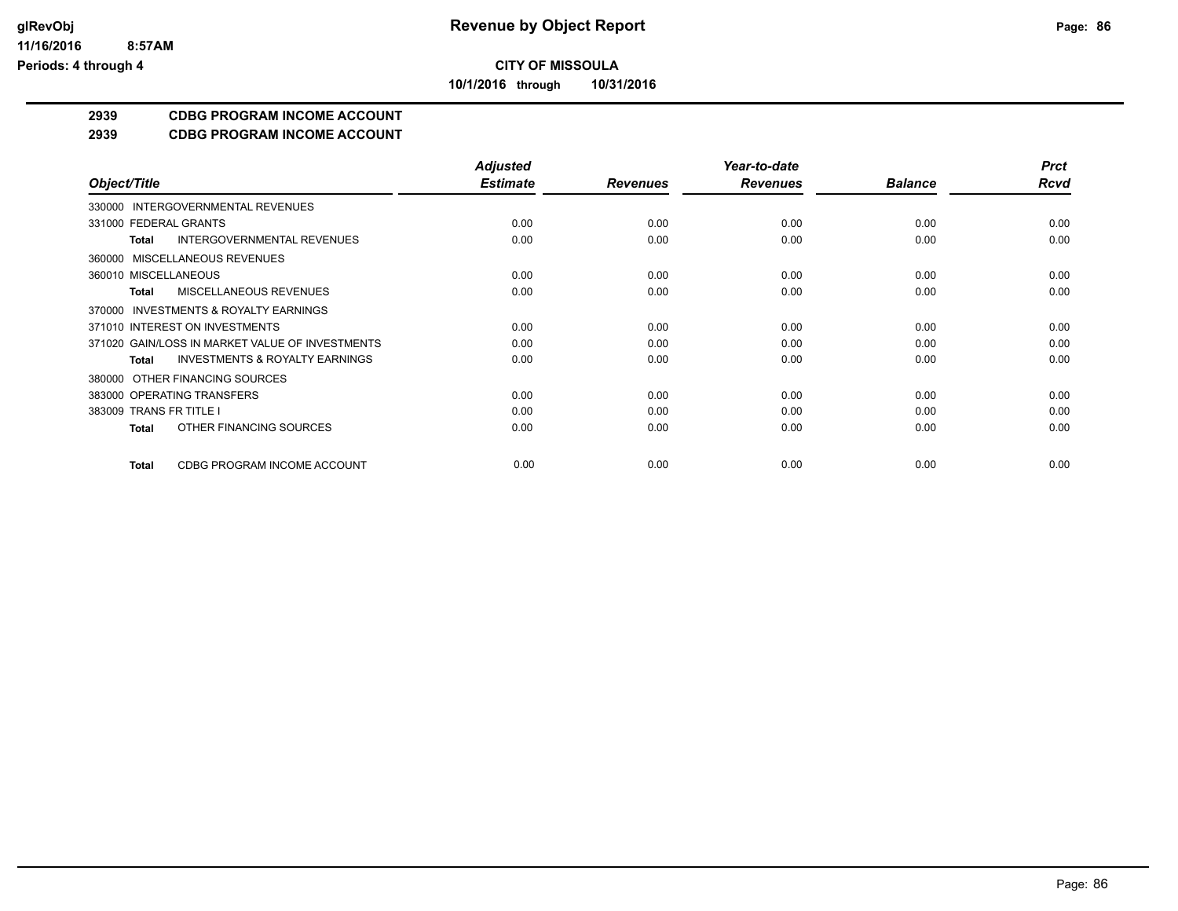# Revenue by Object Report

## CITY OF MISSOULA

**10/1/2016 through 10/31/2016**

glRevObj
11/16/2016 8:57AM
Periods: 4 through 4

### 2939 CDBG PROGRAM INCOME ACCOUNT
### 2939 CDBG PROGRAM INCOME ACCOUNT

| Object/Title | Adjusted Estimate | Revenues | Year-to-date Revenues | Balance | Prct Rcvd |
|---|---|---|---|---|---|
| 330000 INTERGOVERNMENTAL REVENUES | | | | | |
| 331000 FEDERAL GRANTS | 0.00 | 0.00 | 0.00 | 0.00 | 0.00 |
| **Total** INTERGOVERNMENTAL REVENUES | 0.00 | 0.00 | 0.00 | 0.00 | 0.00 |
| 360000 MISCELLANEOUS REVENUES | | | | | |
| 360010 MISCELLANEOUS | 0.00 | 0.00 | 0.00 | 0.00 | 0.00 |
| **Total** MISCELLANEOUS REVENUES | 0.00 | 0.00 | 0.00 | 0.00 | 0.00 |
| 370000 INVESTMENTS & ROYALTY EARNINGS | | | | | |
| 371010 INTEREST ON INVESTMENTS | 0.00 | 0.00 | 0.00 | 0.00 | 0.00 |
| 371020 GAIN/LOSS IN MARKET VALUE OF INVESTMENTS | 0.00 | 0.00 | 0.00 | 0.00 | 0.00 |
| **Total** INVESTMENTS & ROYALTY EARNINGS | 0.00 | 0.00 | 0.00 | 0.00 | 0.00 |
| 380000 OTHER FINANCING SOURCES | | | | | |
| 383000 OPERATING TRANSFERS | 0.00 | 0.00 | 0.00 | 0.00 | 0.00 |
| 383009 TRANS FR TITLE I | 0.00 | 0.00 | 0.00 | 0.00 | 0.00 |
| **Total** OTHER FINANCING SOURCES | 0.00 | 0.00 | 0.00 | 0.00 | 0.00 |
| **Total** CDBG PROGRAM INCOME ACCOUNT | 0.00 | 0.00 | 0.00 | 0.00 | 0.00 |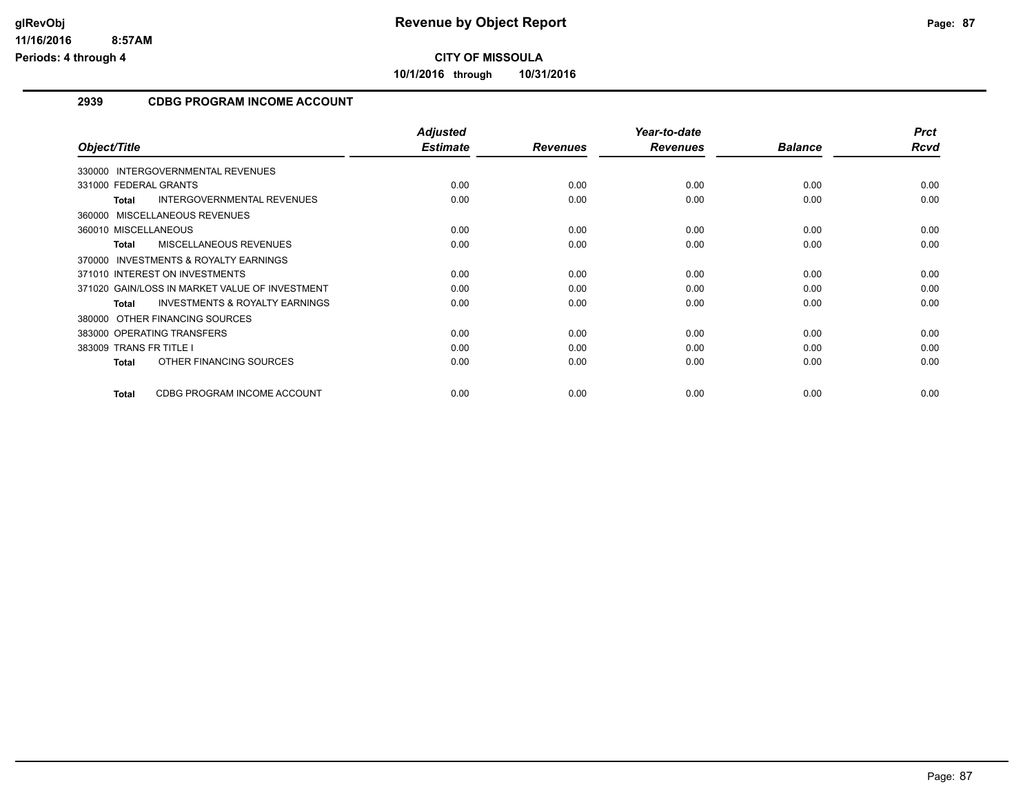# Revenue by Object Report

**CITY OF MISSOULA**

**10/1/2016 through 10/31/2016**

glRevObj
11/16/2016 8:57AM
Periods: 4 through 4

## 2939 CDBG PROGRAM INCOME ACCOUNT

| Object/Title | Adjusted Estimate | Revenues | Year-to-date Revenues | Balance | Prct Rcvd |
|---|---|---|---|---|---|
| 330000 INTERGOVERNMENTAL REVENUES | | | | | |
| 331000 FEDERAL GRANTS | 0.00 | 0.00 | 0.00 | 0.00 | 0.00 |
| **Total** INTERGOVERNMENTAL REVENUES | 0.00 | 0.00 | 0.00 | 0.00 | 0.00 |
| 360000 MISCELLANEOUS REVENUES | | | | | |
| 360010 MISCELLANEOUS | 0.00 | 0.00 | 0.00 | 0.00 | 0.00 |
| **Total** MISCELLANEOUS REVENUES | 0.00 | 0.00 | 0.00 | 0.00 | 0.00 |
| 370000 INVESTMENTS & ROYALTY EARNINGS | | | | | |
| 371010 INTEREST ON INVESTMENTS | 0.00 | 0.00 | 0.00 | 0.00 | 0.00 |
| 371020 GAIN/LOSS IN MARKET VALUE OF INVESTMENT | 0.00 | 0.00 | 0.00 | 0.00 | 0.00 |
| **Total** INVESTMENTS & ROYALTY EARNINGS | 0.00 | 0.00 | 0.00 | 0.00 | 0.00 |
| 380000 OTHER FINANCING SOURCES | | | | | |
| 383000 OPERATING TRANSFERS | 0.00 | 0.00 | 0.00 | 0.00 | 0.00 |
| 383009 TRANS FR TITLE I | 0.00 | 0.00 | 0.00 | 0.00 | 0.00 |
| **Total** OTHER FINANCING SOURCES | 0.00 | 0.00 | 0.00 | 0.00 | 0.00 |
| **Total** CDBG PROGRAM INCOME ACCOUNT | 0.00 | 0.00 | 0.00 | 0.00 | 0.00 |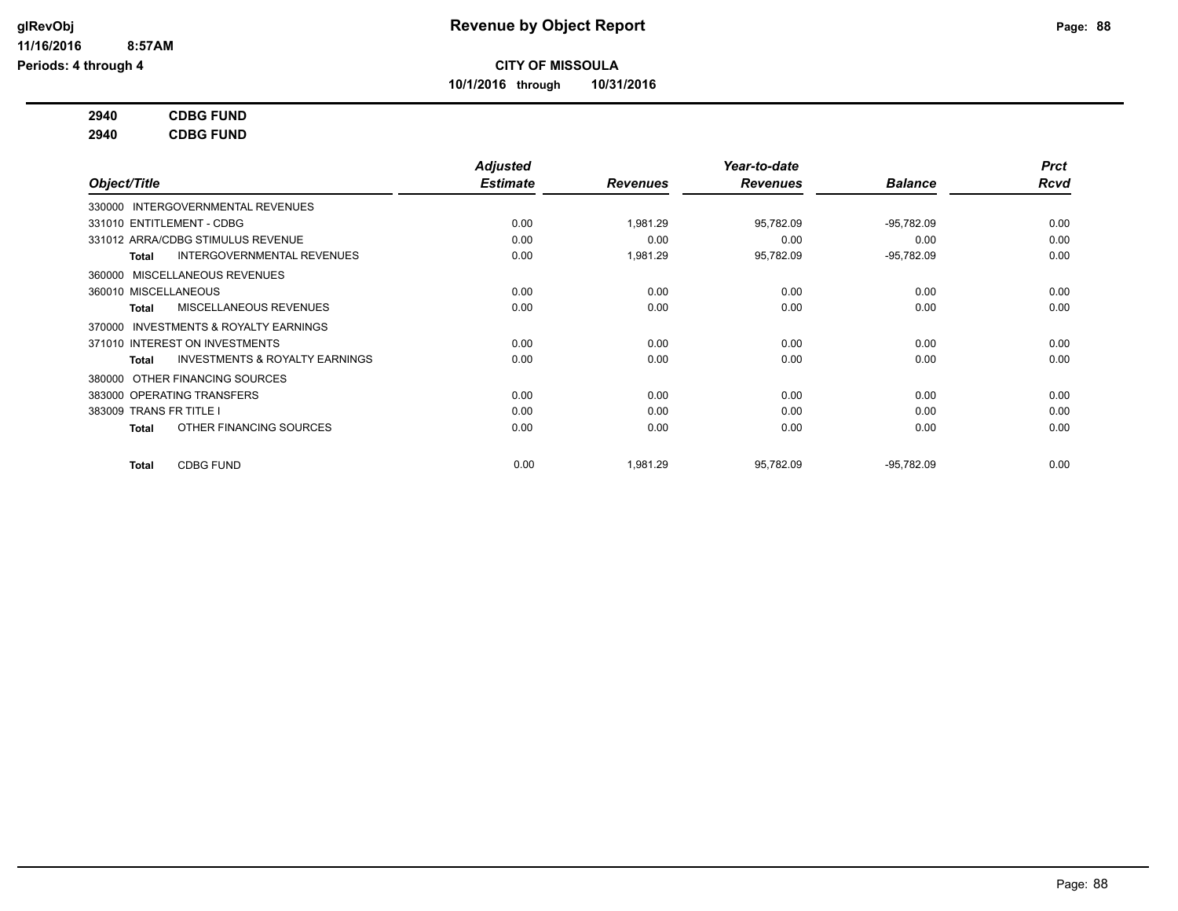# Revenue by Object Report

**CITY OF MISSOULA**

**10/1/2016 through 10/31/2016**

glRevObj
11/16/2016 8:57AM
Periods: 4 through 4

**2940 CDBG FUND**
**2940 CDBG FUND**

| Object/Title | Adjusted Estimate | Revenues | Year-to-date Revenues | Balance | Prct Rcvd |
|---|---|---|---|---|---|
| 330000 INTERGOVERNMENTAL REVENUES | | | | | |
| 331010 ENTITLEMENT - CDBG | 0.00 | 1,981.29 | 95,782.09 | -95,782.09 | 0.00 |
| 331012 ARRA/CDBG STIMULUS REVENUE | 0.00 | 0.00 | 0.00 | 0.00 | 0.00 |
| **Total** INTERGOVERNMENTAL REVENUES | 0.00 | 1,981.29 | 95,782.09 | -95,782.09 | 0.00 |
| 360000 MISCELLANEOUS REVENUES | | | | | |
| 360010 MISCELLANEOUS | 0.00 | 0.00 | 0.00 | 0.00 | 0.00 |
| **Total** MISCELLANEOUS REVENUES | 0.00 | 0.00 | 0.00 | 0.00 | 0.00 |
| 370000 INVESTMENTS & ROYALTY EARNINGS | | | | | |
| 371010 INTEREST ON INVESTMENTS | 0.00 | 0.00 | 0.00 | 0.00 | 0.00 |
| **Total** INVESTMENTS & ROYALTY EARNINGS | 0.00 | 0.00 | 0.00 | 0.00 | 0.00 |
| 380000 OTHER FINANCING SOURCES | | | | | |
| 383000 OPERATING TRANSFERS | 0.00 | 0.00 | 0.00 | 0.00 | 0.00 |
| 383009 TRANS FR TITLE I | 0.00 | 0.00 | 0.00 | 0.00 | 0.00 |
| **Total** OTHER FINANCING SOURCES | 0.00 | 0.00 | 0.00 | 0.00 | 0.00 |
| **Total** CDBG FUND | 0.00 | 1,981.29 | 95,782.09 | -95,782.09 | 0.00 |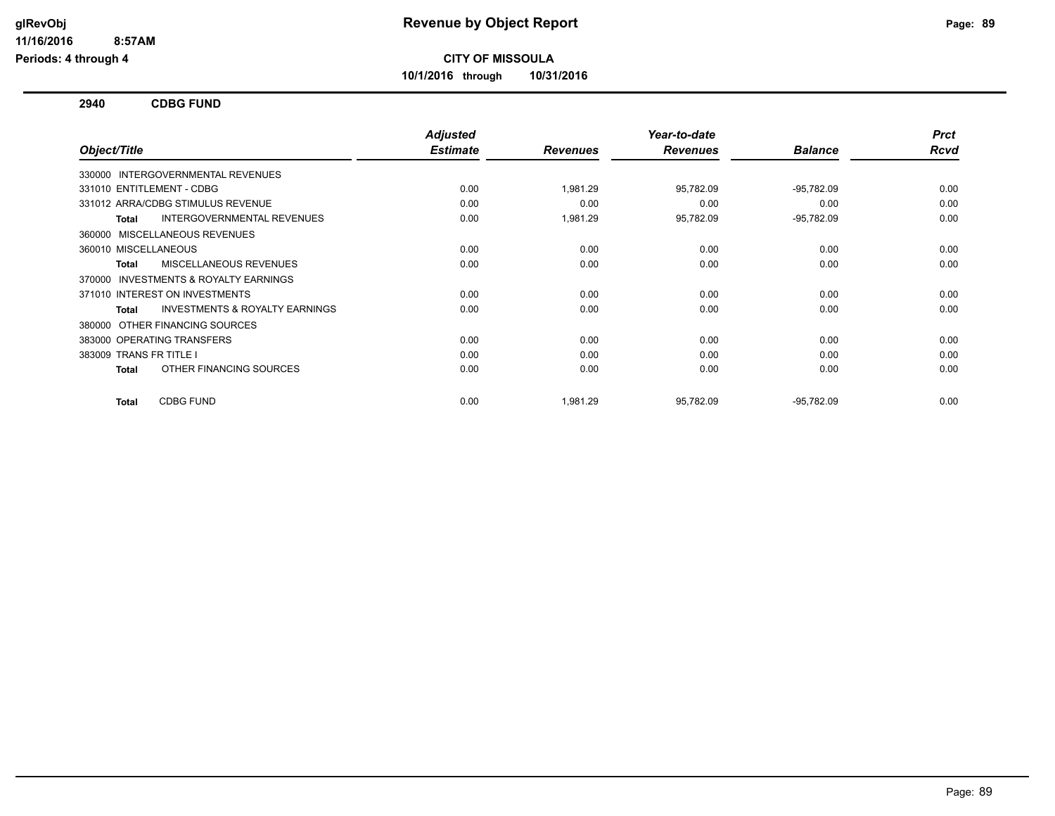# Revenue by Object Report

**CITY OF MISSOULA**

**10/1/2016 through 10/31/2016**

glRevObj
11/16/2016 8:57AM
Periods: 4 through 4

## 2940 CDBG FUND

| Object/Title | Adjusted Estimate | Revenues | Year-to-date Revenues | Balance | Prct Rcvd |
|---|---|---|---|---|---|
| 330000 INTERGOVERNMENTAL REVENUES | | | | | |
| 331010 ENTITLEMENT - CDBG | 0.00 | 1,981.29 | 95,782.09 | -95,782.09 | 0.00 |
| 331012 ARRA/CDBG STIMULUS REVENUE | 0.00 | 0.00 | 0.00 | 0.00 | 0.00 |
| **Total** INTERGOVERNMENTAL REVENUES | 0.00 | 1,981.29 | 95,782.09 | -95,782.09 | 0.00 |
| 360000 MISCELLANEOUS REVENUES | | | | | |
| 360010 MISCELLANEOUS | 0.00 | 0.00 | 0.00 | 0.00 | 0.00 |
| **Total** MISCELLANEOUS REVENUES | 0.00 | 0.00 | 0.00 | 0.00 | 0.00 |
| 370000 INVESTMENTS & ROYALTY EARNINGS | | | | | |
| 371010 INTEREST ON INVESTMENTS | 0.00 | 0.00 | 0.00 | 0.00 | 0.00 |
| **Total** INVESTMENTS & ROYALTY EARNINGS | 0.00 | 0.00 | 0.00 | 0.00 | 0.00 |
| 380000 OTHER FINANCING SOURCES | | | | | |
| 383000 OPERATING TRANSFERS | 0.00 | 0.00 | 0.00 | 0.00 | 0.00 |
| 383009 TRANS FR TITLE I | 0.00 | 0.00 | 0.00 | 0.00 | 0.00 |
| **Total** OTHER FINANCING SOURCES | 0.00 | 0.00 | 0.00 | 0.00 | 0.00 |
| **Total** CDBG FUND | 0.00 | 1,981.29 | 95,782.09 | -95,782.09 | 0.00 |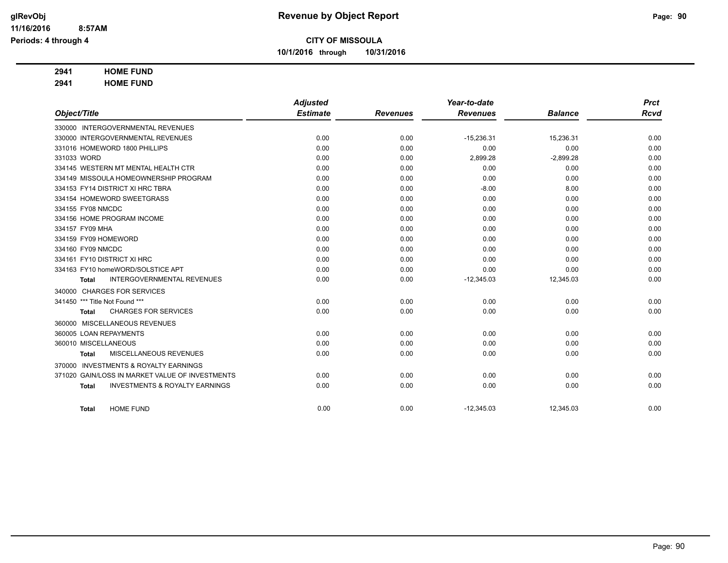**CITY OF MISSOULA**

**10/1/2016 through 10/31/2016**

**2941 HOME FUND**

**2941 HOME FUND**

| Object/Title | Adjusted Estimate | Revenues | Year-to-date Revenues | Balance | Prct Rcvd |
|---|---|---|---|---|---|
| 330000 INTERGOVERNMENTAL REVENUES | | | | | |
| 330000 INTERGOVERNMENTAL REVENUES | 0.00 | 0.00 | -15,236.31 | 15,236.31 | 0.00 |
| 331016 HOMEWORD 1800 PHILLIPS | 0.00 | 0.00 | 0.00 | 0.00 | 0.00 |
| 331033 WORD | 0.00 | 0.00 | 2,899.28 | -2,899.28 | 0.00 |
| 334145 WESTERN MT MENTAL HEALTH CTR | 0.00 | 0.00 | 0.00 | 0.00 | 0.00 |
| 334149 MISSOULA HOMEOWNERSHIP PROGRAM | 0.00 | 0.00 | 0.00 | 0.00 | 0.00 |
| 334153 FY14 DISTRICT XI HRC TBRA | 0.00 | 0.00 | -8.00 | 8.00 | 0.00 |
| 334154 HOMEWORD SWEETGRASS | 0.00 | 0.00 | 0.00 | 0.00 | 0.00 |
| 334155 FY08 NMCDC | 0.00 | 0.00 | 0.00 | 0.00 | 0.00 |
| 334156 HOME PROGRAM INCOME | 0.00 | 0.00 | 0.00 | 0.00 | 0.00 |
| 334157 FY09 MHA | 0.00 | 0.00 | 0.00 | 0.00 | 0.00 |
| 334159 FY09 HOMEWORD | 0.00 | 0.00 | 0.00 | 0.00 | 0.00 |
| 334160 FY09 NMCDC | 0.00 | 0.00 | 0.00 | 0.00 | 0.00 |
| 334161 FY10 DISTRICT XI HRC | 0.00 | 0.00 | 0.00 | 0.00 | 0.00 |
| 334163 FY10 homeWORD/SOLSTICE APT | 0.00 | 0.00 | 0.00 | 0.00 | 0.00 |
| **Total** INTERGOVERNMENTAL REVENUES | 0.00 | 0.00 | -12,345.03 | 12,345.03 | 0.00 |
| 340000 CHARGES FOR SERVICES | | | | | |
| 341450 *** Title Not Found *** | 0.00 | 0.00 | 0.00 | 0.00 | 0.00 |
| **Total** CHARGES FOR SERVICES | 0.00 | 0.00 | 0.00 | 0.00 | 0.00 |
| 360000 MISCELLANEOUS REVENUES | | | | | |
| 360005 LOAN REPAYMENTS | 0.00 | 0.00 | 0.00 | 0.00 | 0.00 |
| 360010 MISCELLANEOUS | 0.00 | 0.00 | 0.00 | 0.00 | 0.00 |
| **Total** MISCELLANEOUS REVENUES | 0.00 | 0.00 | 0.00 | 0.00 | 0.00 |
| 370000 INVESTMENTS & ROYALTY EARNINGS | | | | | |
| 371020 GAIN/LOSS IN MARKET VALUE OF INVESTMENTS | 0.00 | 0.00 | 0.00 | 0.00 | 0.00 |
| **Total** INVESTMENTS & ROYALTY EARNINGS | 0.00 | 0.00 | 0.00 | 0.00 | 0.00 |
| **Total** HOME FUND | 0.00 | 0.00 | -12,345.03 | 12,345.03 | 0.00 |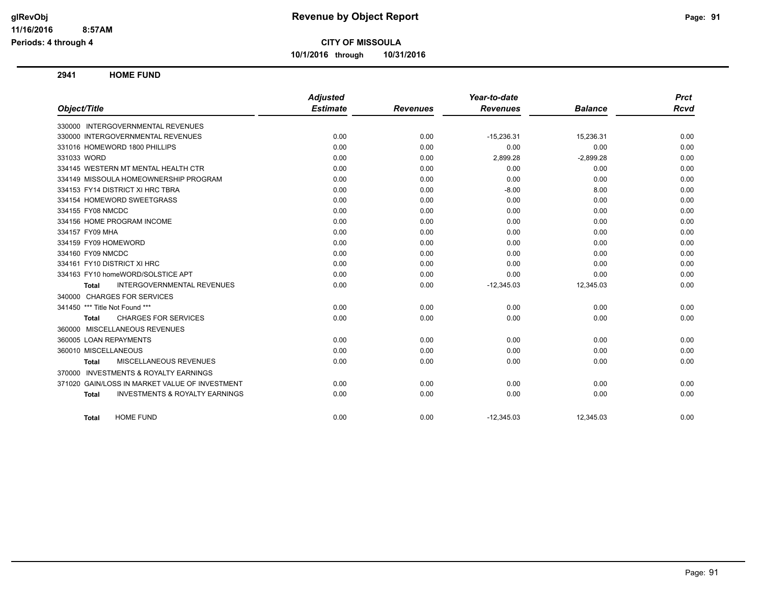# Revenue by Object Report

**CITY OF MISSOULA**

**10/1/2016 through 10/31/2016**

glRevObj
11/16/2016 8:57AM
Periods: 4 through 4

## 2941 HOME FUND

| Object/Title | Adjusted Estimate | Revenues | Year-to-date Revenues | Balance | Prct Rcvd |
|---|---|---|---|---|---|
| 330000 INTERGOVERNMENTAL REVENUES | | | | | |
| 330000 INTERGOVERNMENTAL REVENUES | 0.00 | 0.00 | -15,236.31 | 15,236.31 | 0.00 |
| 331016 HOMEWORD 1800 PHILLIPS | 0.00 | 0.00 | 0.00 | 0.00 | 0.00 |
| 331033 WORD | 0.00 | 0.00 | 2,899.28 | -2,899.28 | 0.00 |
| 334145 WESTERN MT MENTAL HEALTH CTR | 0.00 | 0.00 | 0.00 | 0.00 | 0.00 |
| 334149 MISSOULA HOMEOWNERSHIP PROGRAM | 0.00 | 0.00 | 0.00 | 0.00 | 0.00 |
| 334153 FY14 DISTRICT XI HRC TBRA | 0.00 | 0.00 | -8.00 | 8.00 | 0.00 |
| 334154 HOMEWORD SWEETGRASS | 0.00 | 0.00 | 0.00 | 0.00 | 0.00 |
| 334155 FY08 NMCDC | 0.00 | 0.00 | 0.00 | 0.00 | 0.00 |
| 334156 HOME PROGRAM INCOME | 0.00 | 0.00 | 0.00 | 0.00 | 0.00 |
| 334157 FY09 MHA | 0.00 | 0.00 | 0.00 | 0.00 | 0.00 |
| 334159 FY09 HOMEWORD | 0.00 | 0.00 | 0.00 | 0.00 | 0.00 |
| 334160 FY09 NMCDC | 0.00 | 0.00 | 0.00 | 0.00 | 0.00 |
| 334161 FY10 DISTRICT XI HRC | 0.00 | 0.00 | 0.00 | 0.00 | 0.00 |
| 334163 FY10 homeWORD/SOLSTICE APT | 0.00 | 0.00 | 0.00 | 0.00 | 0.00 |
| **Total** INTERGOVERNMENTAL REVENUES | 0.00 | 0.00 | -12,345.03 | 12,345.03 | 0.00 |
| 340000 CHARGES FOR SERVICES | | | | | |
| 341450 *** Title Not Found *** | 0.00 | 0.00 | 0.00 | 0.00 | 0.00 |
| **Total** CHARGES FOR SERVICES | 0.00 | 0.00 | 0.00 | 0.00 | 0.00 |
| 360000 MISCELLANEOUS REVENUES | | | | | |
| 360005 LOAN REPAYMENTS | 0.00 | 0.00 | 0.00 | 0.00 | 0.00 |
| 360010 MISCELLANEOUS | 0.00 | 0.00 | 0.00 | 0.00 | 0.00 |
| **Total** MISCELLANEOUS REVENUES | 0.00 | 0.00 | 0.00 | 0.00 | 0.00 |
| 370000 INVESTMENTS & ROYALTY EARNINGS | | | | | |
| 371020 GAIN/LOSS IN MARKET VALUE OF INVESTMENT | 0.00 | 0.00 | 0.00 | 0.00 | 0.00 |
| **Total** INVESTMENTS & ROYALTY EARNINGS | 0.00 | 0.00 | 0.00 | 0.00 | 0.00 |
| **Total** HOME FUND | 0.00 | 0.00 | -12,345.03 | 12,345.03 | 0.00 |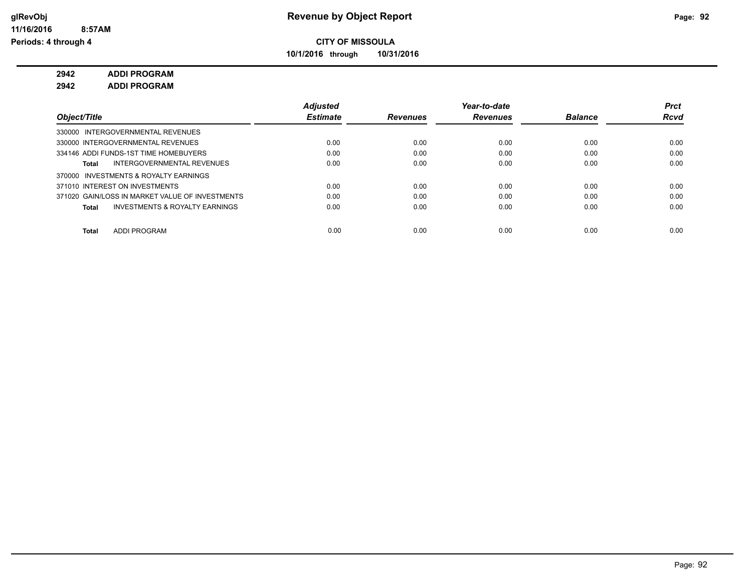# Revenue by Object Report

**CITY OF MISSOULA**

**10/1/2016 through 10/31/2016**

glRevObj
11/16/2016 8:57AM
Periods: 4 through 4

**2942 ADDI PROGRAM**

**2942 ADDI PROGRAM**

| Object/Title | Adjusted Estimate | Revenues | Year-to-date Revenues | Balance | Prct Rcvd |
|---|---|---|---|---|---|
| 330000 INTERGOVERNMENTAL REVENUES | | | | | |
| 330000 INTERGOVERNMENTAL REVENUES | 0.00 | 0.00 | 0.00 | 0.00 | 0.00 |
| 334146 ADDI FUNDS-1ST TIME HOMEBUYERS | 0.00 | 0.00 | 0.00 | 0.00 | 0.00 |
| **Total** INTERGOVERNMENTAL REVENUES | 0.00 | 0.00 | 0.00 | 0.00 | 0.00 |
| 370000 INVESTMENTS & ROYALTY EARNINGS | | | | | |
| 371010 INTEREST ON INVESTMENTS | 0.00 | 0.00 | 0.00 | 0.00 | 0.00 |
| 371020 GAIN/LOSS IN MARKET VALUE OF INVESTMENTS | 0.00 | 0.00 | 0.00 | 0.00 | 0.00 |
| **Total** INVESTMENTS & ROYALTY EARNINGS | 0.00 | 0.00 | 0.00 | 0.00 | 0.00 |
| **Total** ADDI PROGRAM | 0.00 | 0.00 | 0.00 | 0.00 | 0.00 |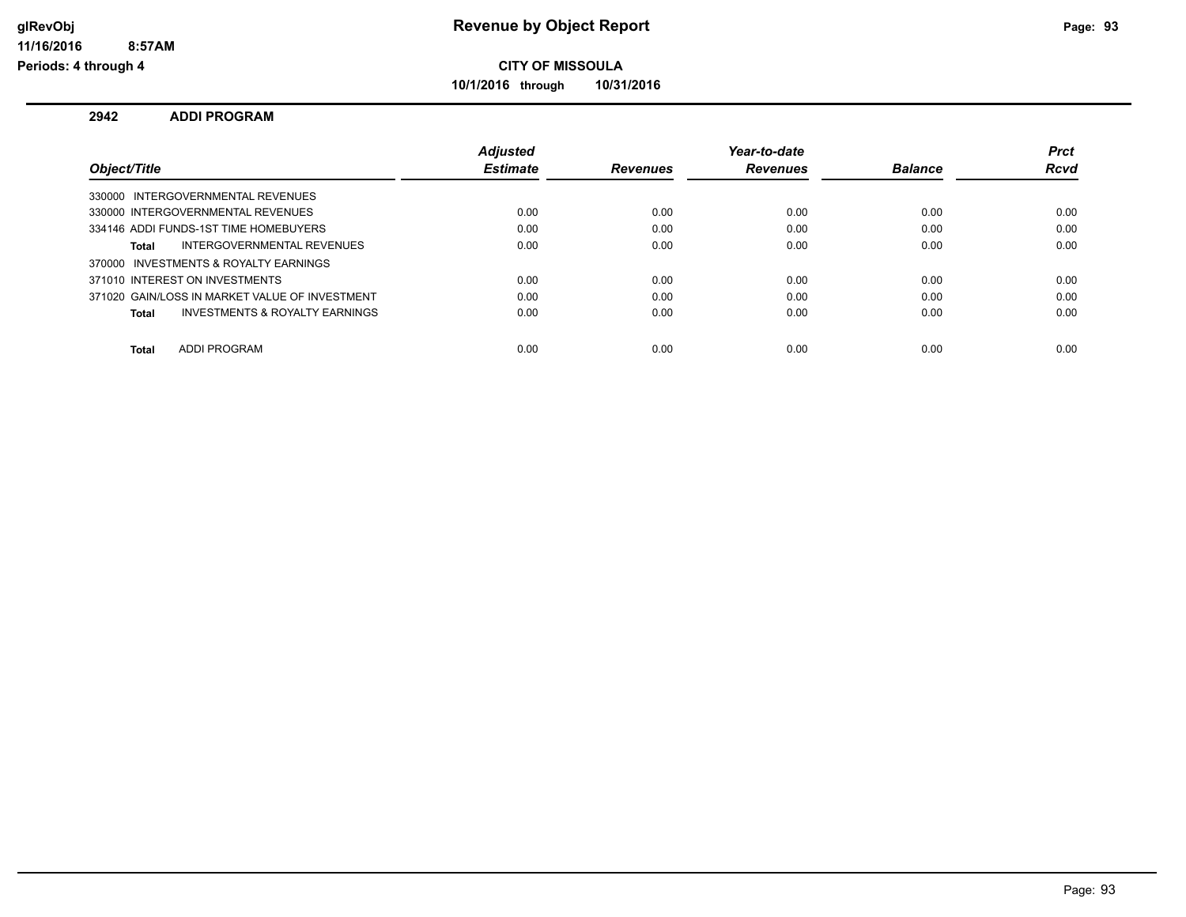**CITY OF MISSOULA**

**10/1/2016 through 10/31/2016**

## 2942 ADDI PROGRAM

| Object/Title | Adjusted Estimate | Revenues | Year-to-date Revenues | Balance | Prct Rcvd |
|---|---|---|---|---|---|
| 330000 INTERGOVERNMENTAL REVENUES | | | | | |
| 330000 INTERGOVERNMENTAL REVENUES | 0.00 | 0.00 | 0.00 | 0.00 | 0.00 |
| 334146 ADDI FUNDS-1ST TIME HOMEBUYERS | 0.00 | 0.00 | 0.00 | 0.00 | 0.00 |
| **Total** INTERGOVERNMENTAL REVENUES | 0.00 | 0.00 | 0.00 | 0.00 | 0.00 |
| 370000 INVESTMENTS & ROYALTY EARNINGS | | | | | |
| 371010 INTEREST ON INVESTMENTS | 0.00 | 0.00 | 0.00 | 0.00 | 0.00 |
| 371020 GAIN/LOSS IN MARKET VALUE OF INVESTMENT | 0.00 | 0.00 | 0.00 | 0.00 | 0.00 |
| **Total** INVESTMENTS & ROYALTY EARNINGS | 0.00 | 0.00 | 0.00 | 0.00 | 0.00 |
| **Total** ADDI PROGRAM | 0.00 | 0.00 | 0.00 | 0.00 | 0.00 |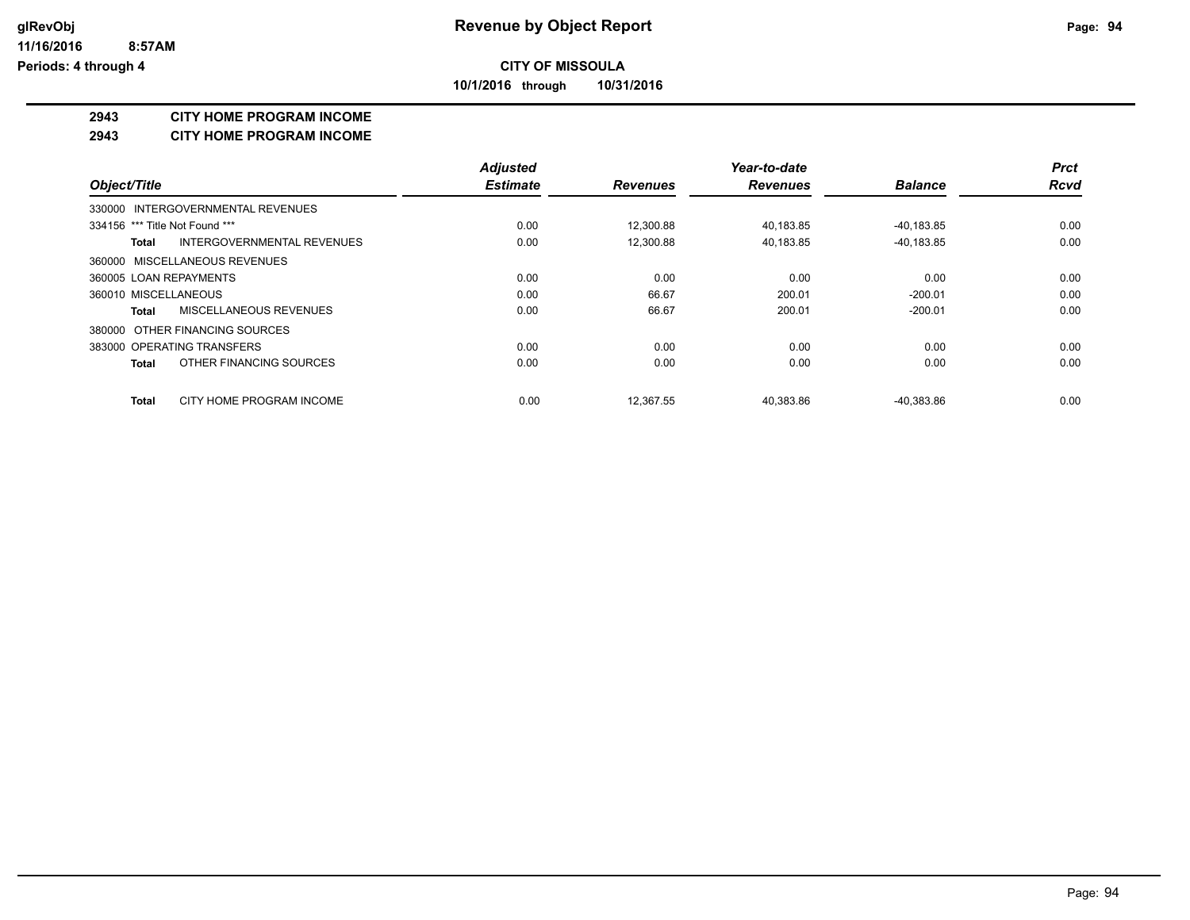**glRevObj**
**11/16/2016 8:57AM**
**Periods: 4 through 4**

# Revenue by Object Report

**CITY OF MISSOULA**

**10/1/2016 through 10/31/2016**

## 2943 CITY HOME PROGRAM INCOME

## 2943 CITY HOME PROGRAM INCOME

| Object/Title | Adjusted Estimate | Revenues | Year-to-date Revenues | Balance | Prct Rcvd |
|---|---|---|---|---|---|
| 330000 INTERGOVERNMENTAL REVENUES | | | | | |
| 334156 *** Title Not Found *** | 0.00 | 12,300.88 | 40,183.85 | -40,183.85 | 0.00 |
| **Total** INTERGOVERNMENTAL REVENUES | 0.00 | 12,300.88 | 40,183.85 | -40,183.85 | 0.00 |
| 360000 MISCELLANEOUS REVENUES | | | | | |
| 360005 LOAN REPAYMENTS | 0.00 | 0.00 | 0.00 | 0.00 | 0.00 |
| 360010 MISCELLANEOUS | 0.00 | 66.67 | 200.01 | -200.01 | 0.00 |
| **Total** MISCELLANEOUS REVENUES | 0.00 | 66.67 | 200.01 | -200.01 | 0.00 |
| 380000 OTHER FINANCING SOURCES | | | | | |
| 383000 OPERATING TRANSFERS | 0.00 | 0.00 | 0.00 | 0.00 | 0.00 |
| **Total** OTHER FINANCING SOURCES | 0.00 | 0.00 | 0.00 | 0.00 | 0.00 |
| **Total** CITY HOME PROGRAM INCOME | 0.00 | 12,367.55 | 40,383.86 | -40,383.86 | 0.00 |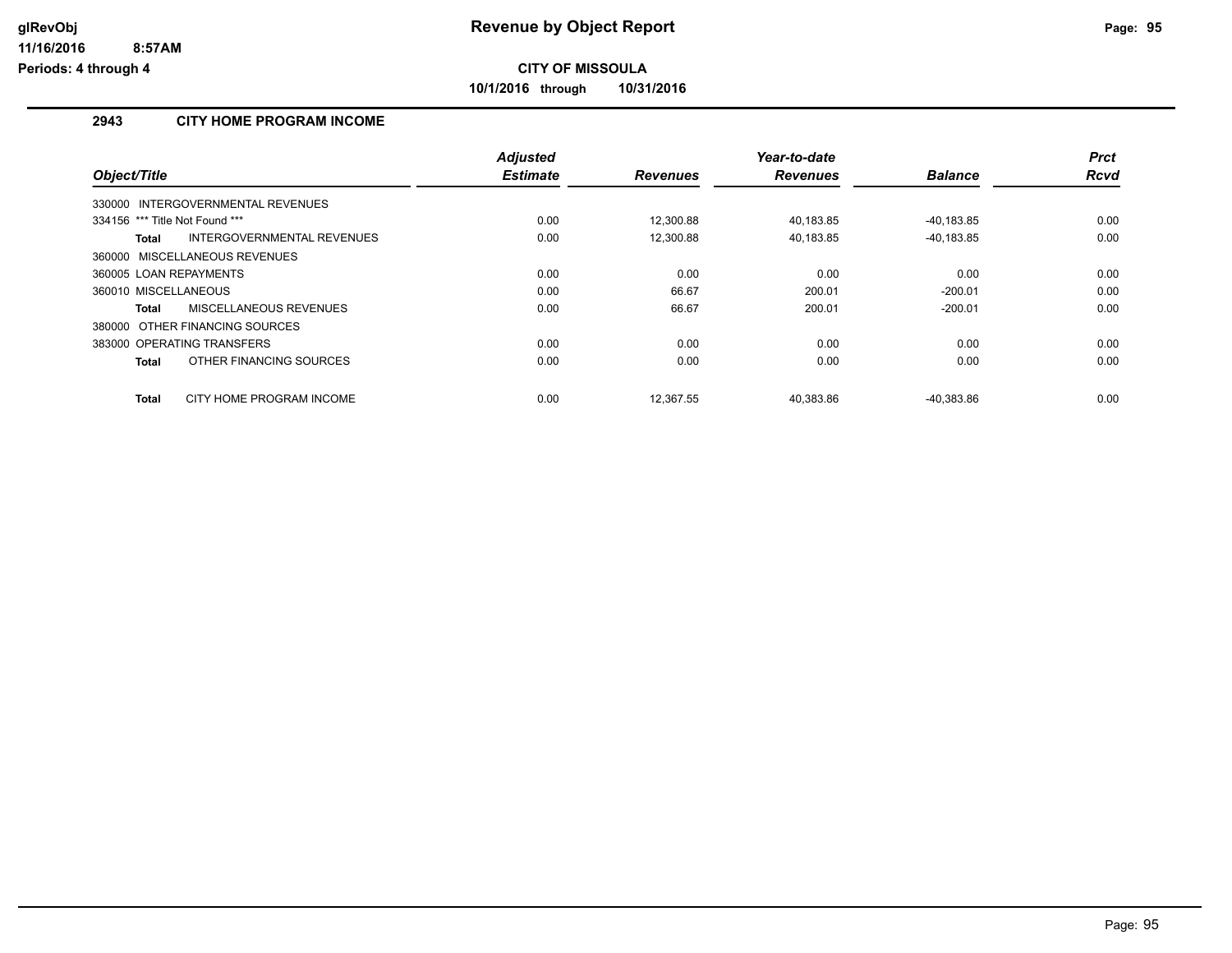**CITY OF MISSOULA**

**10/1/2016 through 10/31/2016**

## 2943 CITY HOME PROGRAM INCOME

| Object/Title | Adjusted Estimate | Revenues | Year-to-date Revenues | Balance | Prct Rcvd |
|---|---|---|---|---|---|
| 330000 INTERGOVERNMENTAL REVENUES | | | | | |
| 334156 *** Title Not Found *** | 0.00 | 12,300.88 | 40,183.85 | -40,183.85 | 0.00 |
| **Total** INTERGOVERNMENTAL REVENUES | 0.00 | 12,300.88 | 40,183.85 | -40,183.85 | 0.00 |
| 360000 MISCELLANEOUS REVENUES | | | | | |
| 360005 LOAN REPAYMENTS | 0.00 | 0.00 | 0.00 | 0.00 | 0.00 |
| 360010 MISCELLANEOUS | 0.00 | 66.67 | 200.01 | -200.01 | 0.00 |
| **Total** MISCELLANEOUS REVENUES | 0.00 | 66.67 | 200.01 | -200.01 | 0.00 |
| 380000 OTHER FINANCING SOURCES | | | | | |
| 383000 OPERATING TRANSFERS | 0.00 | 0.00 | 0.00 | 0.00 | 0.00 |
| **Total** OTHER FINANCING SOURCES | 0.00 | 0.00 | 0.00 | 0.00 | 0.00 |
| **Total** CITY HOME PROGRAM INCOME | 0.00 | 12,367.55 | 40,383.86 | -40,383.86 | 0.00 |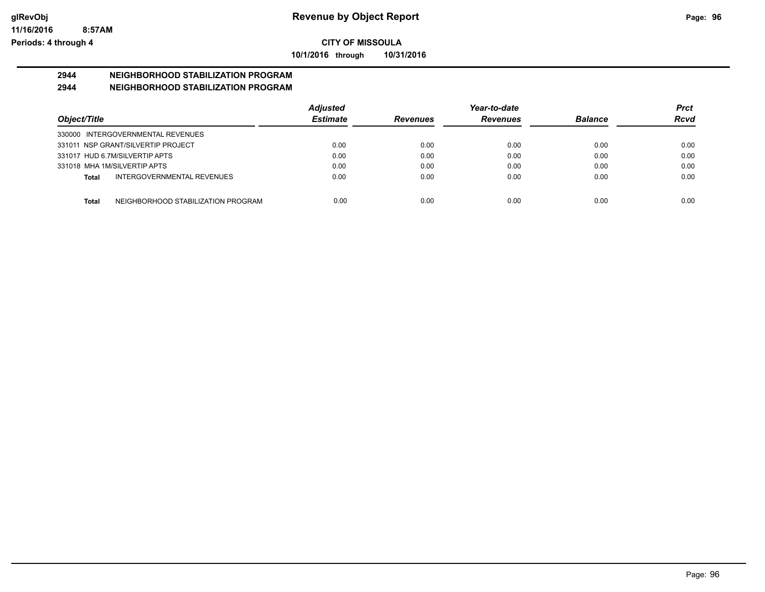**Revenue by Object Report**

**CITY OF MISSOULA**

**10/1/2016 through 10/31/2016**

glRevObj
11/16/2016 8:57AM
Periods: 4 through 4

## 2944 NEIGHBORHOOD STABILIZATION PROGRAM

## 2944 NEIGHBORHOOD STABILIZATION PROGRAM

| Object/Title | Adjusted Estimate | Revenues | Year-to-date Revenues | Balance | Prct Rcvd |
|---|---|---|---|---|---|
| 330000 INTERGOVERNMENTAL REVENUES | | | | | |
| 331011 NSP GRANT/SILVERTIP PROJECT | 0.00 | 0.00 | 0.00 | 0.00 | 0.00 |
| 331017 HUD 6.7M/SILVERTIP APTS | 0.00 | 0.00 | 0.00 | 0.00 | 0.00 |
| 331018 MHA 1M/SILVERTIP APTS | 0.00 | 0.00 | 0.00 | 0.00 | 0.00 |
| **Total** INTERGOVERNMENTAL REVENUES | 0.00 | 0.00 | 0.00 | 0.00 | 0.00 |
| **Total** NEIGHBORHOOD STABILIZATION PROGRAM | 0.00 | 0.00 | 0.00 | 0.00 | 0.00 |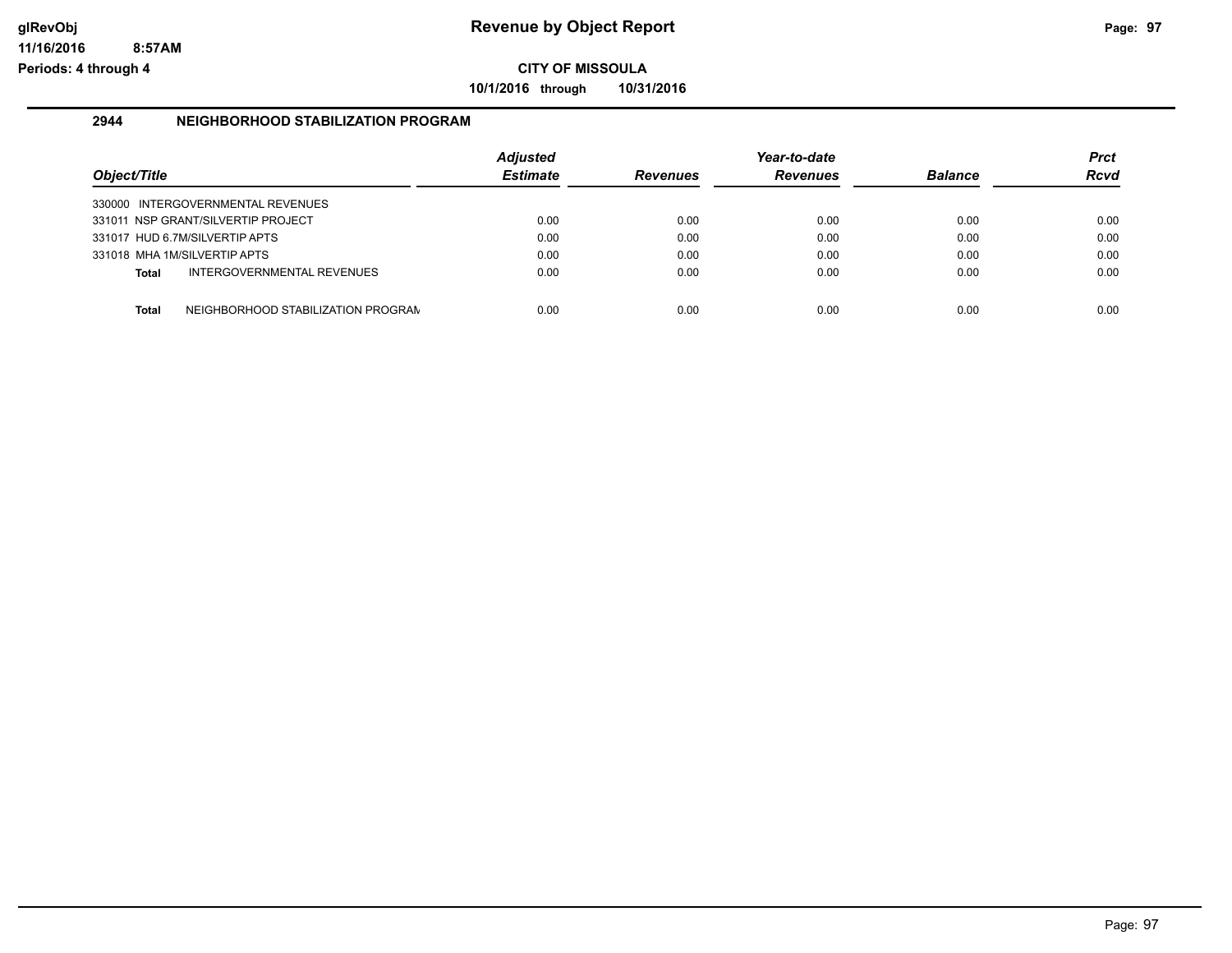# Revenue by Object Report

**CITY OF MISSOULA**

**10/1/2016 through 10/31/2016**

glRevObj
11/16/2016 8:57AM
Periods: 4 through 4

## 2944 NEIGHBORHOOD STABILIZATION PROGRAM

| Object/Title | Adjusted Estimate | Revenues | Year-to-date Revenues | Balance | Prct Rcvd |
|---|---|---|---|---|---|
| 330000 INTERGOVERNMENTAL REVENUES | | | | | |
| 331011 NSP GRANT/SILVERTIP PROJECT | 0.00 | 0.00 | 0.00 | 0.00 | 0.00 |
| 331017 HUD 6.7M/SILVERTIP APTS | 0.00 | 0.00 | 0.00 | 0.00 | 0.00 |
| 331018 MHA 1M/SILVERTIP APTS | 0.00 | 0.00 | 0.00 | 0.00 | 0.00 |
| **Total** INTERGOVERNMENTAL REVENUES | 0.00 | 0.00 | 0.00 | 0.00 | 0.00 |
| **Total** NEIGHBORHOOD STABILIZATION PROGRAM | 0.00 | 0.00 | 0.00 | 0.00 | 0.00 |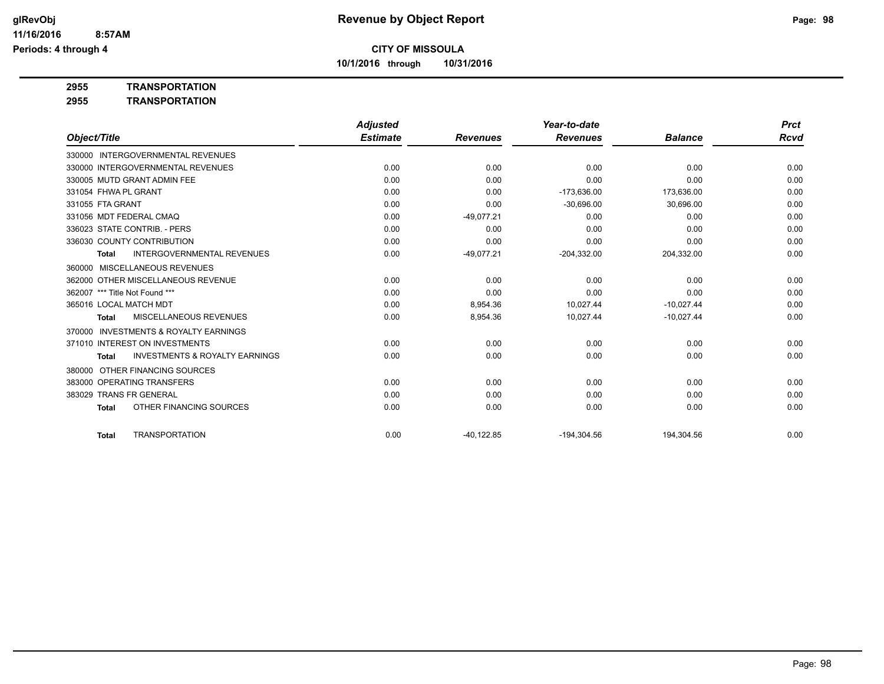# CITY OF MISSOULA

**10/1/2016 through 10/31/2016**

**2955 TRANSPORTATION**

**2955 TRANSPORTATION**

| Object/Title | Adjusted Estimate | Revenues | Year-to-date Revenues | Balance | Prct Rcvd |
|---|---|---|---|---|---|
| 330000 INTERGOVERNMENTAL REVENUES | | | | | |
| 330000 INTERGOVERNMENTAL REVENUES | 0.00 | 0.00 | 0.00 | 0.00 | 0.00 |
| 330005 MUTD GRANT ADMIN FEE | 0.00 | 0.00 | 0.00 | 0.00 | 0.00 |
| 331054 FHWA PL GRANT | 0.00 | 0.00 | -173,636.00 | 173,636.00 | 0.00 |
| 331055 FTA GRANT | 0.00 | 0.00 | -30,696.00 | 30,696.00 | 0.00 |
| 331056 MDT FEDERAL CMAQ | 0.00 | -49,077.21 | 0.00 | 0.00 | 0.00 |
| 336023 STATE CONTRIB. - PERS | 0.00 | 0.00 | 0.00 | 0.00 | 0.00 |
| 336030 COUNTY CONTRIBUTION | 0.00 | 0.00 | 0.00 | 0.00 | 0.00 |
| **Total** INTERGOVERNMENTAL REVENUES | 0.00 | -49,077.21 | -204,332.00 | 204,332.00 | 0.00 |
| 360000 MISCELLANEOUS REVENUES | | | | | |
| 362000 OTHER MISCELLANEOUS REVENUE | 0.00 | 0.00 | 0.00 | 0.00 | 0.00 |
| 362007 *** Title Not Found *** | 0.00 | 0.00 | 0.00 | 0.00 | 0.00 |
| 365016 LOCAL MATCH MDT | 0.00 | 8,954.36 | 10,027.44 | -10,027.44 | 0.00 |
| **Total** MISCELLANEOUS REVENUES | 0.00 | 8,954.36 | 10,027.44 | -10,027.44 | 0.00 |
| 370000 INVESTMENTS & ROYALTY EARNINGS | | | | | |
| 371010 INTEREST ON INVESTMENTS | 0.00 | 0.00 | 0.00 | 0.00 | 0.00 |
| **Total** INVESTMENTS & ROYALTY EARNINGS | 0.00 | 0.00 | 0.00 | 0.00 | 0.00 |
| 380000 OTHER FINANCING SOURCES | | | | | |
| 383000 OPERATING TRANSFERS | 0.00 | 0.00 | 0.00 | 0.00 | 0.00 |
| 383029 TRANS FR GENERAL | 0.00 | 0.00 | 0.00 | 0.00 | 0.00 |
| **Total** OTHER FINANCING SOURCES | 0.00 | 0.00 | 0.00 | 0.00 | 0.00 |
| **Total** TRANSPORTATION | 0.00 | -40,122.85 | -194,304.56 | 194,304.56 | 0.00 |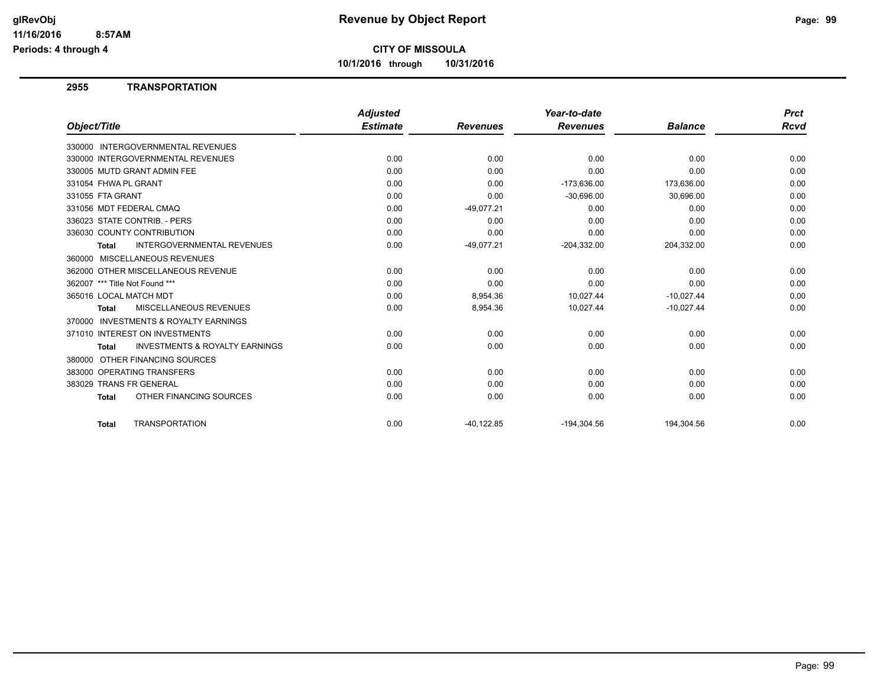**Revenue by Object Report**

**CITY OF MISSOULA**

**10/1/2016 through 10/31/2016**

glRevObj
11/16/2016 8:57AM
Periods: 4 through 4

## 2955 TRANSPORTATION

| Object/Title | Adjusted Estimate | Revenues | Year-to-date Revenues | Balance | Prct Rcvd |
|---|---|---|---|---|---|
| 330000 INTERGOVERNMENTAL REVENUES | | | | | |
| 330000 INTERGOVERNMENTAL REVENUES | 0.00 | 0.00 | 0.00 | 0.00 | 0.00 |
| 330005 MUTD GRANT ADMIN FEE | 0.00 | 0.00 | 0.00 | 0.00 | 0.00 |
| 331054 FHWA PL GRANT | 0.00 | 0.00 | -173,636.00 | 173,636.00 | 0.00 |
| 331055 FTA GRANT | 0.00 | 0.00 | -30,696.00 | 30,696.00 | 0.00 |
| 331056 MDT FEDERAL CMAQ | 0.00 | -49,077.21 | 0.00 | 0.00 | 0.00 |
| 336023 STATE CONTRIB. - PERS | 0.00 | 0.00 | 0.00 | 0.00 | 0.00 |
| 336030 COUNTY CONTRIBUTION | 0.00 | 0.00 | 0.00 | 0.00 | 0.00 |
| **Total** INTERGOVERNMENTAL REVENUES | 0.00 | -49,077.21 | -204,332.00 | 204,332.00 | 0.00 |
| 360000 MISCELLANEOUS REVENUES | | | | | |
| 362000 OTHER MISCELLANEOUS REVENUE | 0.00 | 0.00 | 0.00 | 0.00 | 0.00 |
| 362007 *** Title Not Found *** | 0.00 | 0.00 | 0.00 | 0.00 | 0.00 |
| 365016 LOCAL MATCH MDT | 0.00 | 8,954.36 | 10,027.44 | -10,027.44 | 0.00 |
| **Total** MISCELLANEOUS REVENUES | 0.00 | 8,954.36 | 10,027.44 | -10,027.44 | 0.00 |
| 370000 INVESTMENTS & ROYALTY EARNINGS | | | | | |
| 371010 INTEREST ON INVESTMENTS | 0.00 | 0.00 | 0.00 | 0.00 | 0.00 |
| **Total** INVESTMENTS & ROYALTY EARNINGS | 0.00 | 0.00 | 0.00 | 0.00 | 0.00 |
| 380000 OTHER FINANCING SOURCES | | | | | |
| 383000 OPERATING TRANSFERS | 0.00 | 0.00 | 0.00 | 0.00 | 0.00 |
| 383029 TRANS FR GENERAL | 0.00 | 0.00 | 0.00 | 0.00 | 0.00 |
| **Total** OTHER FINANCING SOURCES | 0.00 | 0.00 | 0.00 | 0.00 | 0.00 |
| **Total** TRANSPORTATION | 0.00 | -40,122.85 | -194,304.56 | 194,304.56 | 0.00 |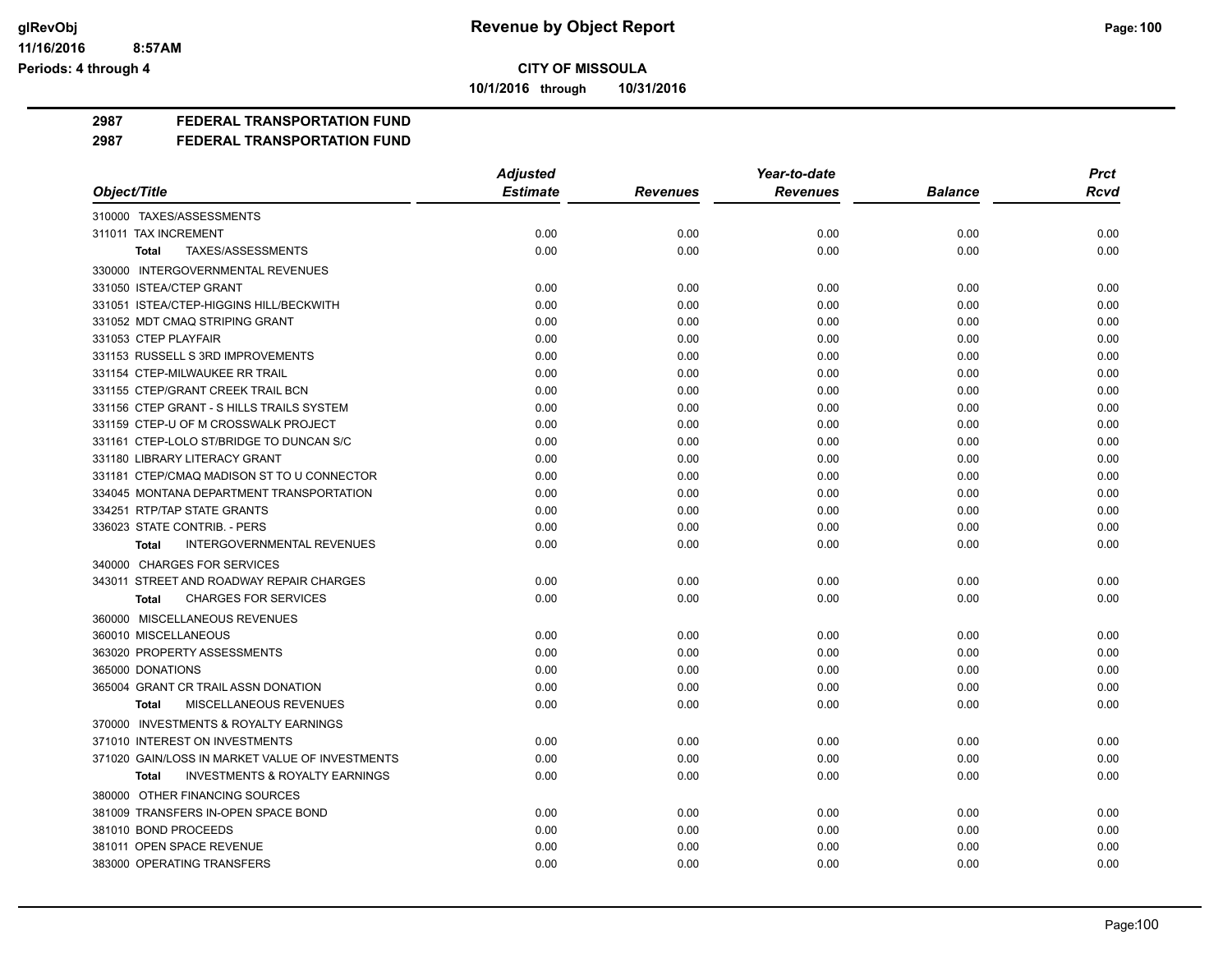**CITY OF MISSOULA**

**10/1/2016 through 10/31/2016**

## 2987 FEDERAL TRANSPORTATION FUND

## 2987 FEDERAL TRANSPORTATION FUND

| Object/Title | Adjusted Estimate | Revenues | Year-to-date Revenues | Balance | Prct Rcvd |
|---|---|---|---|---|---|
| 310000 TAXES/ASSESSMENTS | | | | | |
| 311011 TAX INCREMENT | 0.00 | 0.00 | 0.00 | 0.00 | 0.00 |
| **Total** TAXES/ASSESSMENTS | 0.00 | 0.00 | 0.00 | 0.00 | 0.00 |
| 330000 INTERGOVERNMENTAL REVENUES | | | | | |
| 331050 ISTEA/CTEP GRANT | 0.00 | 0.00 | 0.00 | 0.00 | 0.00 |
| 331051 ISTEA/CTEP-HIGGINS HILL/BECKWITH | 0.00 | 0.00 | 0.00 | 0.00 | 0.00 |
| 331052 MDT CMAQ STRIPING GRANT | 0.00 | 0.00 | 0.00 | 0.00 | 0.00 |
| 331053 CTEP PLAYFAIR | 0.00 | 0.00 | 0.00 | 0.00 | 0.00 |
| 331153 RUSSELL S 3RD IMPROVEMENTS | 0.00 | 0.00 | 0.00 | 0.00 | 0.00 |
| 331154 CTEP-MILWAUKEE RR TRAIL | 0.00 | 0.00 | 0.00 | 0.00 | 0.00 |
| 331155 CTEP/GRANT CREEK TRAIL BCN | 0.00 | 0.00 | 0.00 | 0.00 | 0.00 |
| 331156 CTEP GRANT - S HILLS TRAILS SYSTEM | 0.00 | 0.00 | 0.00 | 0.00 | 0.00 |
| 331159 CTEP-U OF M CROSSWALK PROJECT | 0.00 | 0.00 | 0.00 | 0.00 | 0.00 |
| 331161 CTEP-LOLO ST/BRIDGE TO DUNCAN S/C | 0.00 | 0.00 | 0.00 | 0.00 | 0.00 |
| 331180 LIBRARY LITERACY GRANT | 0.00 | 0.00 | 0.00 | 0.00 | 0.00 |
| 331181 CTEP/CMAQ MADISON ST TO U CONNECTOR | 0.00 | 0.00 | 0.00 | 0.00 | 0.00 |
| 334045 MONTANA DEPARTMENT TRANSPORTATION | 0.00 | 0.00 | 0.00 | 0.00 | 0.00 |
| 334251 RTP/TAP STATE GRANTS | 0.00 | 0.00 | 0.00 | 0.00 | 0.00 |
| 336023 STATE CONTRIB. - PERS | 0.00 | 0.00 | 0.00 | 0.00 | 0.00 |
| **Total** INTERGOVERNMENTAL REVENUES | 0.00 | 0.00 | 0.00 | 0.00 | 0.00 |
| 340000 CHARGES FOR SERVICES | | | | | |
| 343011 STREET AND ROADWAY REPAIR CHARGES | 0.00 | 0.00 | 0.00 | 0.00 | 0.00 |
| **Total** CHARGES FOR SERVICES | 0.00 | 0.00 | 0.00 | 0.00 | 0.00 |
| 360000 MISCELLANEOUS REVENUES | | | | | |
| 360010 MISCELLANEOUS | 0.00 | 0.00 | 0.00 | 0.00 | 0.00 |
| 363020 PROPERTY ASSESSMENTS | 0.00 | 0.00 | 0.00 | 0.00 | 0.00 |
| 365000 DONATIONS | 0.00 | 0.00 | 0.00 | 0.00 | 0.00 |
| 365004 GRANT CR TRAIL ASSN DONATION | 0.00 | 0.00 | 0.00 | 0.00 | 0.00 |
| **Total** MISCELLANEOUS REVENUES | 0.00 | 0.00 | 0.00 | 0.00 | 0.00 |
| 370000 INVESTMENTS & ROYALTY EARNINGS | | | | | |
| 371010 INTEREST ON INVESTMENTS | 0.00 | 0.00 | 0.00 | 0.00 | 0.00 |
| 371020 GAIN/LOSS IN MARKET VALUE OF INVESTMENTS | 0.00 | 0.00 | 0.00 | 0.00 | 0.00 |
| **Total** INVESTMENTS & ROYALTY EARNINGS | 0.00 | 0.00 | 0.00 | 0.00 | 0.00 |
| 380000 OTHER FINANCING SOURCES | | | | | |
| 381009 TRANSFERS IN-OPEN SPACE BOND | 0.00 | 0.00 | 0.00 | 0.00 | 0.00 |
| 381010 BOND PROCEEDS | 0.00 | 0.00 | 0.00 | 0.00 | 0.00 |
| 381011 OPEN SPACE REVENUE | 0.00 | 0.00 | 0.00 | 0.00 | 0.00 |
| 383000 OPERATING TRANSFERS | 0.00 | 0.00 | 0.00 | 0.00 | 0.00 |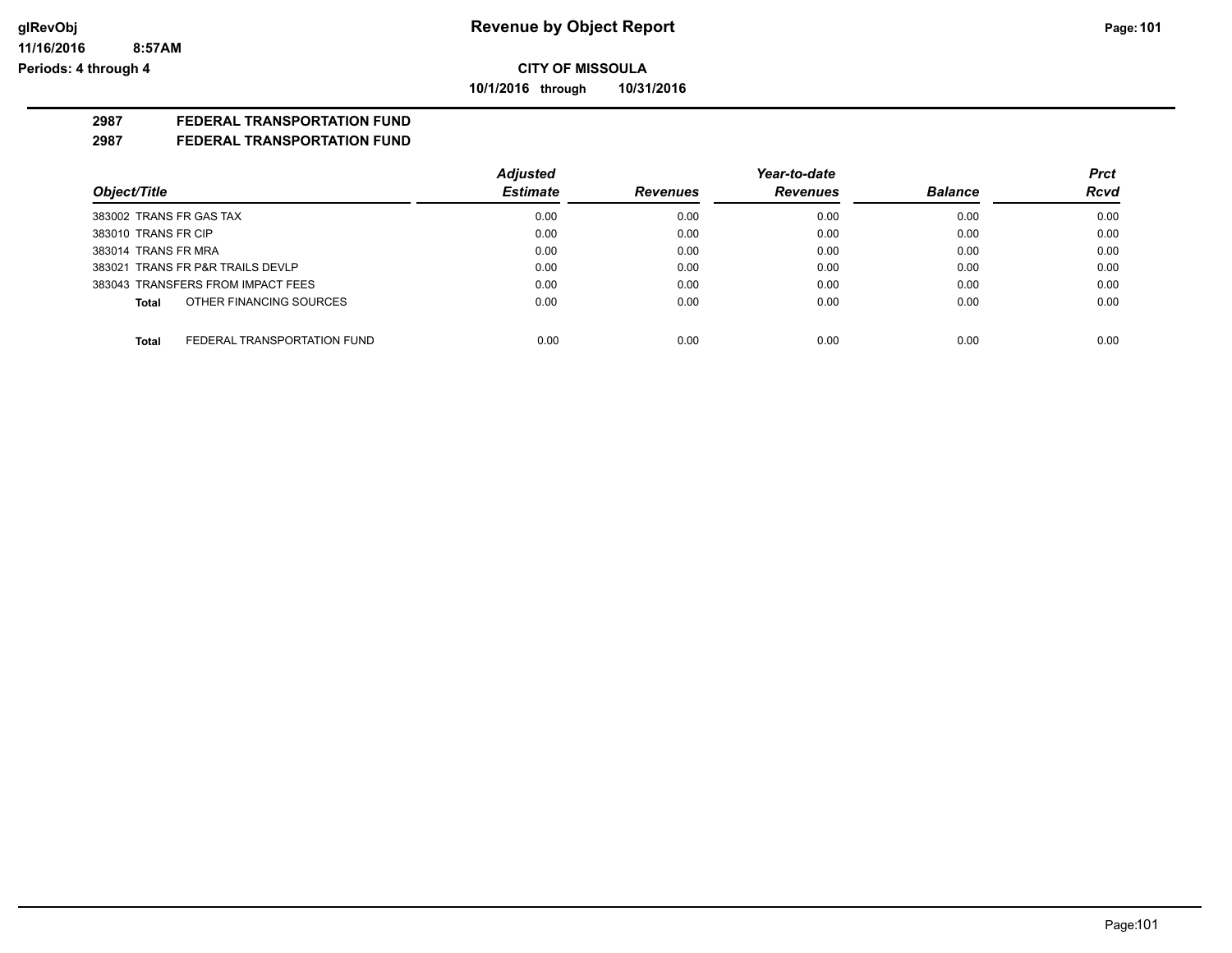**Revenue by Object Report**

**CITY OF MISSOULA**

**10/1/2016 through 10/31/2016**

glRevObj
11/16/2016 8:57AM
Periods: 4 through 4

**2987 FEDERAL TRANSPORTATION FUND**

**2987 FEDERAL TRANSPORTATION FUND**

| Object/Title | Adjusted Estimate | Revenues | Year-to-date Revenues | Balance | Prct Rcvd |
|---|---|---|---|---|---|
| 383002 TRANS FR GAS TAX | 0.00 | 0.00 | 0.00 | 0.00 | 0.00 |
| 383010 TRANS FR CIP | 0.00 | 0.00 | 0.00 | 0.00 | 0.00 |
| 383014 TRANS FR MRA | 0.00 | 0.00 | 0.00 | 0.00 | 0.00 |
| 383021 TRANS FR P&R TRAILS DEVLP | 0.00 | 0.00 | 0.00 | 0.00 | 0.00 |
| 383043 TRANSFERS FROM IMPACT FEES | 0.00 | 0.00 | 0.00 | 0.00 | 0.00 |
| **Total** OTHER FINANCING SOURCES | 0.00 | 0.00 | 0.00 | 0.00 | 0.00 |
| **Total** FEDERAL TRANSPORTATION FUND | 0.00 | 0.00 | 0.00 | 0.00 | 0.00 |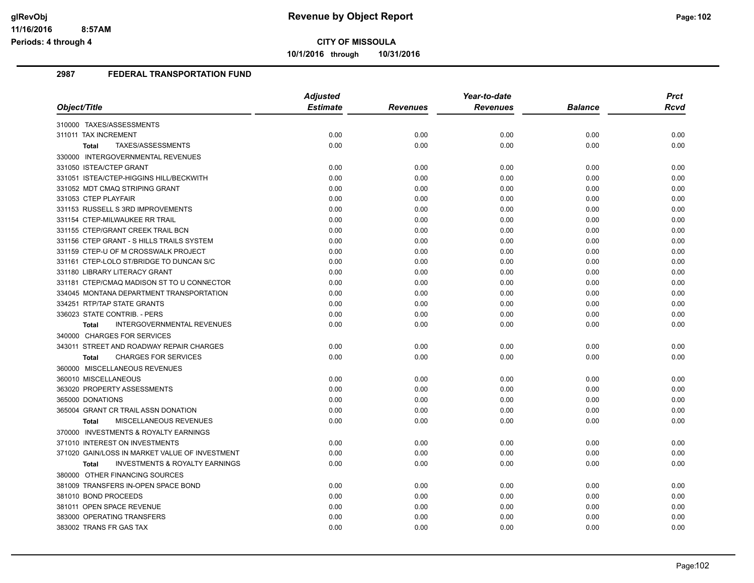**CITY OF MISSOULA**

**10/1/2016 through 10/31/2016**

## 2987 FEDERAL TRANSPORTATION FUND

| Object/Title | Adjusted Estimate | Revenues | Year-to-date Revenues | Balance | Prct Rcvd |
|---|---|---|---|---|---|
| 310000 TAXES/ASSESSMENTS | | | | | |
| 311011 TAX INCREMENT | 0.00 | 0.00 | 0.00 | 0.00 | 0.00 |
| **Total** TAXES/ASSESSMENTS | 0.00 | 0.00 | 0.00 | 0.00 | 0.00 |
| 330000 INTERGOVERNMENTAL REVENUES | | | | | |
| 331050 ISTEA/CTEP GRANT | 0.00 | 0.00 | 0.00 | 0.00 | 0.00 |
| 331051 ISTEA/CTEP-HIGGINS HILL/BECKWITH | 0.00 | 0.00 | 0.00 | 0.00 | 0.00 |
| 331052 MDT CMAQ STRIPING GRANT | 0.00 | 0.00 | 0.00 | 0.00 | 0.00 |
| 331053 CTEP PLAYFAIR | 0.00 | 0.00 | 0.00 | 0.00 | 0.00 |
| 331153 RUSSELL S 3RD IMPROVEMENTS | 0.00 | 0.00 | 0.00 | 0.00 | 0.00 |
| 331154 CTEP-MILWAUKEE RR TRAIL | 0.00 | 0.00 | 0.00 | 0.00 | 0.00 |
| 331155 CTEP/GRANT CREEK TRAIL BCN | 0.00 | 0.00 | 0.00 | 0.00 | 0.00 |
| 331156 CTEP GRANT - S HILLS TRAILS SYSTEM | 0.00 | 0.00 | 0.00 | 0.00 | 0.00 |
| 331159 CTEP-U OF M CROSSWALK PROJECT | 0.00 | 0.00 | 0.00 | 0.00 | 0.00 |
| 331161 CTEP-LOLO ST/BRIDGE TO DUNCAN S/C | 0.00 | 0.00 | 0.00 | 0.00 | 0.00 |
| 331180 LIBRARY LITERACY GRANT | 0.00 | 0.00 | 0.00 | 0.00 | 0.00 |
| 331181 CTEP/CMAQ MADISON ST TO U CONNECTOR | 0.00 | 0.00 | 0.00 | 0.00 | 0.00 |
| 334045 MONTANA DEPARTMENT TRANSPORTATION | 0.00 | 0.00 | 0.00 | 0.00 | 0.00 |
| 334251 RTP/TAP STATE GRANTS | 0.00 | 0.00 | 0.00 | 0.00 | 0.00 |
| 336023 STATE CONTRIB. - PERS | 0.00 | 0.00 | 0.00 | 0.00 | 0.00 |
| **Total** INTERGOVERNMENTAL REVENUES | 0.00 | 0.00 | 0.00 | 0.00 | 0.00 |
| 340000 CHARGES FOR SERVICES | | | | | |
| 343011 STREET AND ROADWAY REPAIR CHARGES | 0.00 | 0.00 | 0.00 | 0.00 | 0.00 |
| **Total** CHARGES FOR SERVICES | 0.00 | 0.00 | 0.00 | 0.00 | 0.00 |
| 360000 MISCELLANEOUS REVENUES | | | | | |
| 360010 MISCELLANEOUS | 0.00 | 0.00 | 0.00 | 0.00 | 0.00 |
| 363020 PROPERTY ASSESSMENTS | 0.00 | 0.00 | 0.00 | 0.00 | 0.00 |
| 365000 DONATIONS | 0.00 | 0.00 | 0.00 | 0.00 | 0.00 |
| 365004 GRANT CR TRAIL ASSN DONATION | 0.00 | 0.00 | 0.00 | 0.00 | 0.00 |
| **Total** MISCELLANEOUS REVENUES | 0.00 | 0.00 | 0.00 | 0.00 | 0.00 |
| 370000 INVESTMENTS & ROYALTY EARNINGS | | | | | |
| 371010 INTEREST ON INVESTMENTS | 0.00 | 0.00 | 0.00 | 0.00 | 0.00 |
| 371020 GAIN/LOSS IN MARKET VALUE OF INVESTMENT | 0.00 | 0.00 | 0.00 | 0.00 | 0.00 |
| **Total** INVESTMENTS & ROYALTY EARNINGS | 0.00 | 0.00 | 0.00 | 0.00 | 0.00 |
| 380000 OTHER FINANCING SOURCES | | | | | |
| 381009 TRANSFERS IN-OPEN SPACE BOND | 0.00 | 0.00 | 0.00 | 0.00 | 0.00 |
| 381010 BOND PROCEEDS | 0.00 | 0.00 | 0.00 | 0.00 | 0.00 |
| 381011 OPEN SPACE REVENUE | 0.00 | 0.00 | 0.00 | 0.00 | 0.00 |
| 383000 OPERATING TRANSFERS | 0.00 | 0.00 | 0.00 | 0.00 | 0.00 |
| 383002 TRANS FR GAS TAX | 0.00 | 0.00 | 0.00 | 0.00 | 0.00 |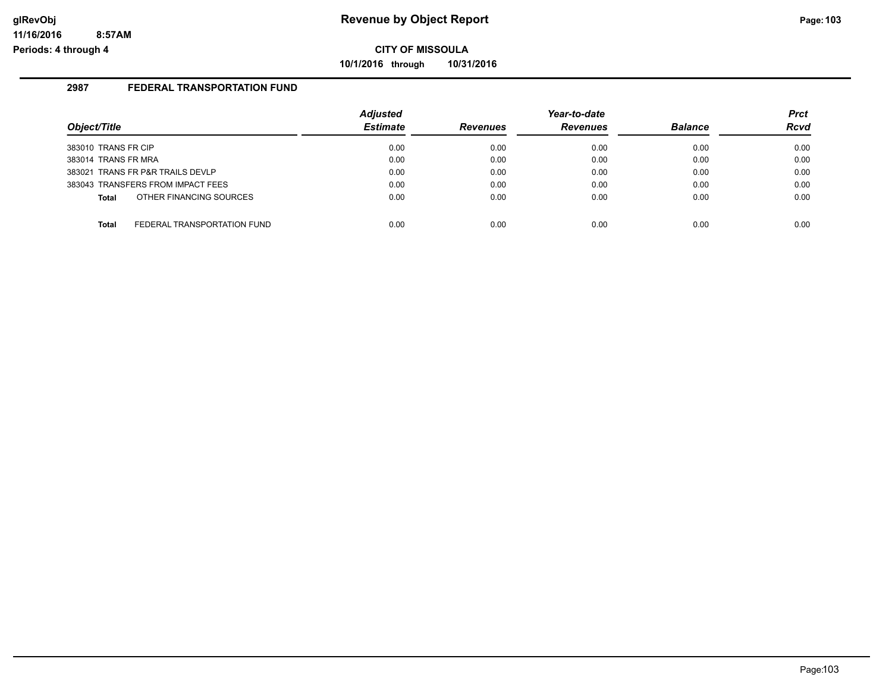# Revenue by Object Report

**CITY OF MISSOULA**

**10/1/2016 through 10/31/2016**

glRevObj
11/16/2016 8:57AM
Periods: 4 through 4

## 2987 FEDERAL TRANSPORTATION FUND

| Object/Title | Adjusted Estimate | Revenues | Year-to-date Revenues | Balance | Prct Rcvd |
|---|---|---|---|---|---|
| 383010 TRANS FR CIP | 0.00 | 0.00 | 0.00 | 0.00 | 0.00 |
| 383014 TRANS FR MRA | 0.00 | 0.00 | 0.00 | 0.00 | 0.00 |
| 383021 TRANS FR P&R TRAILS DEVLP | 0.00 | 0.00 | 0.00 | 0.00 | 0.00 |
| 383043 TRANSFERS FROM IMPACT FEES | 0.00 | 0.00 | 0.00 | 0.00 | 0.00 |
| **Total** OTHER FINANCING SOURCES | 0.00 | 0.00 | 0.00 | 0.00 | 0.00 |
| **Total** FEDERAL TRANSPORTATION FUND | 0.00 | 0.00 | 0.00 | 0.00 | 0.00 |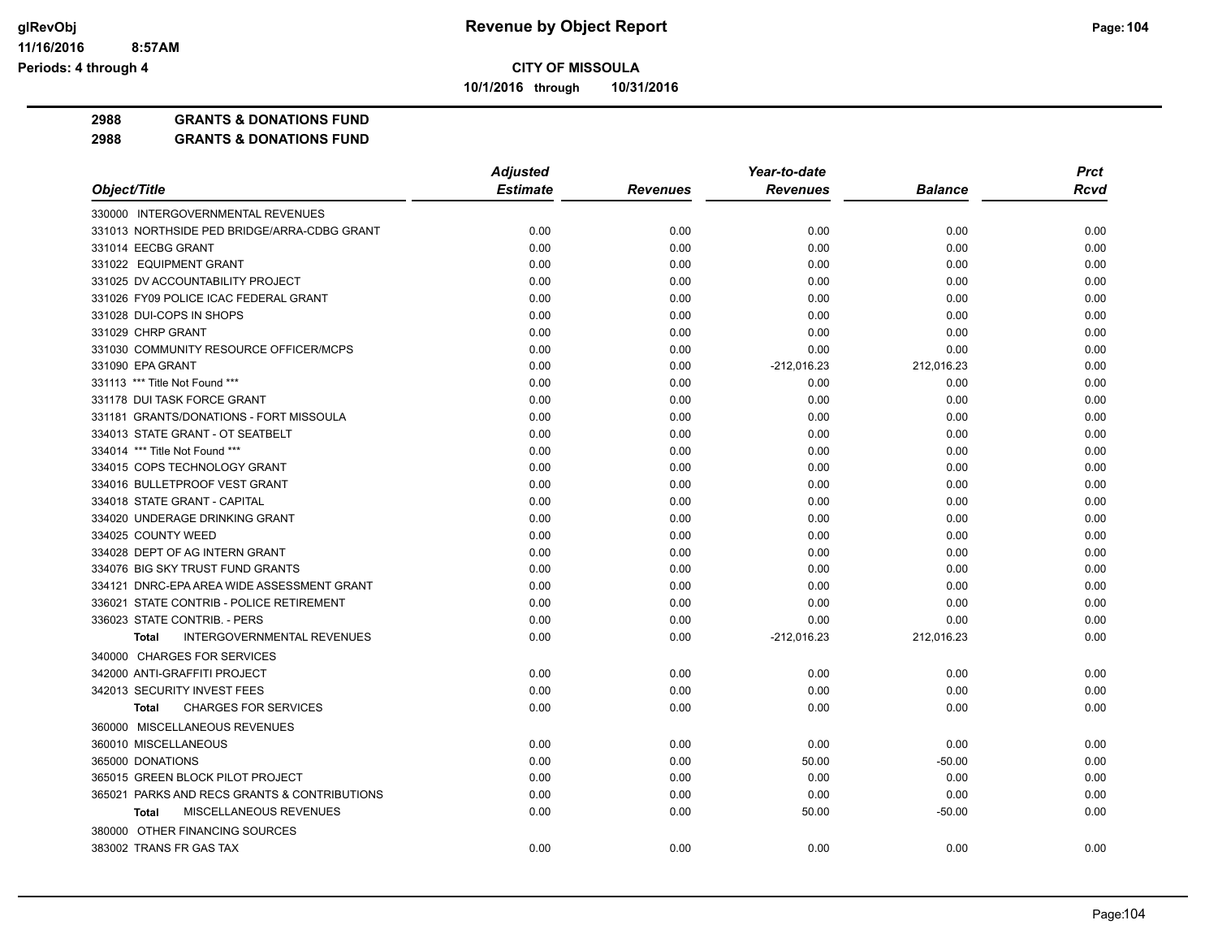**CITY OF MISSOULA**

**10/1/2016 through 10/31/2016**

**2988 GRANTS & DONATIONS FUND**

**2988 GRANTS & DONATIONS FUND**

| Object/Title | Adjusted Estimate | Revenues | Year-to-date Revenues | Balance | Prct Rcvd |
|---|---|---|---|---|---|
| 330000 INTERGOVERNMENTAL REVENUES | | | | | |
| 331013 NORTHSIDE PED BRIDGE/ARRA-CDBG GRANT | 0.00 | 0.00 | 0.00 | 0.00 | 0.00 |
| 331014 EECBG GRANT | 0.00 | 0.00 | 0.00 | 0.00 | 0.00 |
| 331022 EQUIPMENT GRANT | 0.00 | 0.00 | 0.00 | 0.00 | 0.00 |
| 331025 DV ACCOUNTABILITY PROJECT | 0.00 | 0.00 | 0.00 | 0.00 | 0.00 |
| 331026 FY09 POLICE ICAC FEDERAL GRANT | 0.00 | 0.00 | 0.00 | 0.00 | 0.00 |
| 331028 DUI-COPS IN SHOPS | 0.00 | 0.00 | 0.00 | 0.00 | 0.00 |
| 331029 CHRP GRANT | 0.00 | 0.00 | 0.00 | 0.00 | 0.00 |
| 331030 COMMUNITY RESOURCE OFFICER/MCPS | 0.00 | 0.00 | 0.00 | 0.00 | 0.00 |
| 331090 EPA GRANT | 0.00 | 0.00 | -212,016.23 | 212,016.23 | 0.00 |
| 331113 *** Title Not Found *** | 0.00 | 0.00 | 0.00 | 0.00 | 0.00 |
| 331178 DUI TASK FORCE GRANT | 0.00 | 0.00 | 0.00 | 0.00 | 0.00 |
| 331181 GRANTS/DONATIONS - FORT MISSOULA | 0.00 | 0.00 | 0.00 | 0.00 | 0.00 |
| 334013 STATE GRANT - OT SEATBELT | 0.00 | 0.00 | 0.00 | 0.00 | 0.00 |
| 334014 *** Title Not Found *** | 0.00 | 0.00 | 0.00 | 0.00 | 0.00 |
| 334015 COPS TECHNOLOGY GRANT | 0.00 | 0.00 | 0.00 | 0.00 | 0.00 |
| 334016 BULLETPROOF VEST GRANT | 0.00 | 0.00 | 0.00 | 0.00 | 0.00 |
| 334018 STATE GRANT - CAPITAL | 0.00 | 0.00 | 0.00 | 0.00 | 0.00 |
| 334020 UNDERAGE DRINKING GRANT | 0.00 | 0.00 | 0.00 | 0.00 | 0.00 |
| 334025 COUNTY WEED | 0.00 | 0.00 | 0.00 | 0.00 | 0.00 |
| 334028 DEPT OF AG INTERN GRANT | 0.00 | 0.00 | 0.00 | 0.00 | 0.00 |
| 334076 BIG SKY TRUST FUND GRANTS | 0.00 | 0.00 | 0.00 | 0.00 | 0.00 |
| 334121 DNRC-EPA AREA WIDE ASSESSMENT GRANT | 0.00 | 0.00 | 0.00 | 0.00 | 0.00 |
| 336021 STATE CONTRIB - POLICE RETIREMENT | 0.00 | 0.00 | 0.00 | 0.00 | 0.00 |
| 336023 STATE CONTRIB. - PERS | 0.00 | 0.00 | 0.00 | 0.00 | 0.00 |
| **Total** INTERGOVERNMENTAL REVENUES | 0.00 | 0.00 | -212,016.23 | 212,016.23 | 0.00 |
| 340000 CHARGES FOR SERVICES | | | | | |
| 342000 ANTI-GRAFFITI PROJECT | 0.00 | 0.00 | 0.00 | 0.00 | 0.00 |
| 342013 SECURITY INVEST FEES | 0.00 | 0.00 | 0.00 | 0.00 | 0.00 |
| **Total** CHARGES FOR SERVICES | 0.00 | 0.00 | 0.00 | 0.00 | 0.00 |
| 360000 MISCELLANEOUS REVENUES | | | | | |
| 360010 MISCELLANEOUS | 0.00 | 0.00 | 0.00 | 0.00 | 0.00 |
| 365000 DONATIONS | 0.00 | 0.00 | 50.00 | -50.00 | 0.00 |
| 365015 GREEN BLOCK PILOT PROJECT | 0.00 | 0.00 | 0.00 | 0.00 | 0.00 |
| 365021 PARKS AND RECS GRANTS & CONTRIBUTIONS | 0.00 | 0.00 | 0.00 | 0.00 | 0.00 |
| **Total** MISCELLANEOUS REVENUES | 0.00 | 0.00 | 50.00 | -50.00 | 0.00 |
| 380000 OTHER FINANCING SOURCES | | | | | |
| 383002 TRANS FR GAS TAX | 0.00 | 0.00 | 0.00 | 0.00 | 0.00 |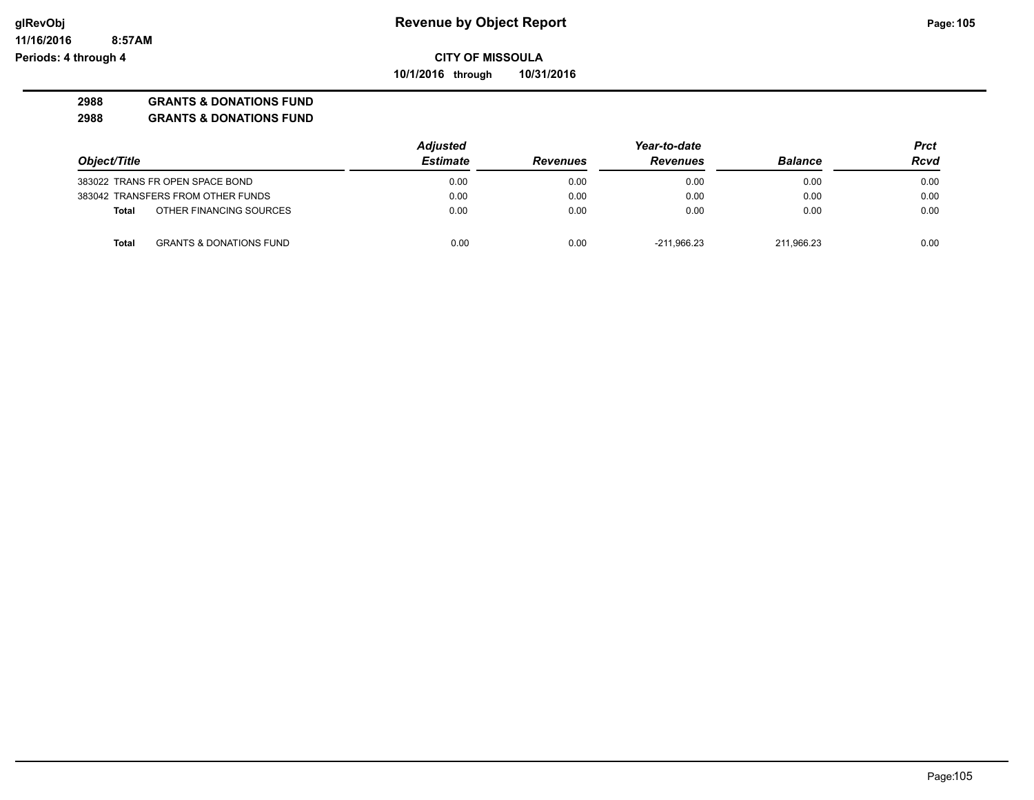**CITY OF MISSOULA**

**10/1/2016 through 10/31/2016**

**2988 GRANTS & DONATIONS FUND**

**2988 GRANTS & DONATIONS FUND**

| Object/Title | Adjusted Estimate | Revenues | Year-to-date Revenues | Balance | Prct Rcvd |
|---|---|---|---|---|---|
| 383022 TRANS FR OPEN SPACE BOND | 0.00 | 0.00 | 0.00 | 0.00 | 0.00 |
| 383042 TRANSFERS FROM OTHER FUNDS | 0.00 | 0.00 | 0.00 | 0.00 | 0.00 |
| **Total** OTHER FINANCING SOURCES | 0.00 | 0.00 | 0.00 | 0.00 | 0.00 |
| **Total** GRANTS & DONATIONS FUND | 0.00 | 0.00 | -211,966.23 | 211,966.23 | 0.00 |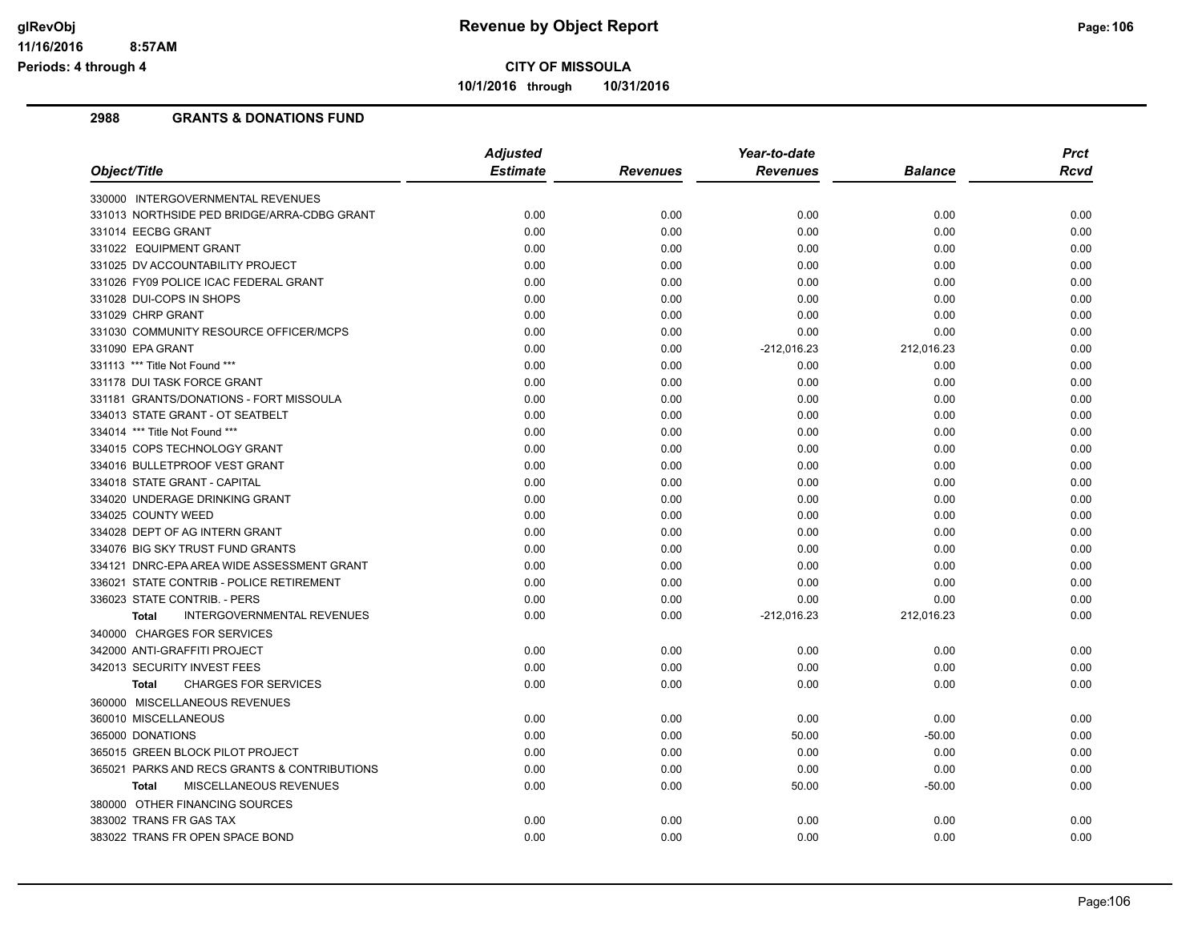# Revenue by Object Report

**CITY OF MISSOULA**

**10/1/2016 through 10/31/2016**

glRevObj
11/16/2016 8:57AM
Periods: 4 through 4

## 2988 GRANTS & DONATIONS FUND

| Object/Title | Adjusted Estimate | Revenues | Year-to-date Revenues | Balance | Prct Rcvd |
|---|---|---|---|---|---|
| 330000 INTERGOVERNMENTAL REVENUES | | | | | |
| 331013 NORTHSIDE PED BRIDGE/ARRA-CDBG GRANT | 0.00 | 0.00 | 0.00 | 0.00 | 0.00 |
| 331014 EECBG GRANT | 0.00 | 0.00 | 0.00 | 0.00 | 0.00 |
| 331022 EQUIPMENT GRANT | 0.00 | 0.00 | 0.00 | 0.00 | 0.00 |
| 331025 DV ACCOUNTABILITY PROJECT | 0.00 | 0.00 | 0.00 | 0.00 | 0.00 |
| 331026 FY09 POLICE ICAC FEDERAL GRANT | 0.00 | 0.00 | 0.00 | 0.00 | 0.00 |
| 331028 DUI-COPS IN SHOPS | 0.00 | 0.00 | 0.00 | 0.00 | 0.00 |
| 331029 CHRP GRANT | 0.00 | 0.00 | 0.00 | 0.00 | 0.00 |
| 331030 COMMUNITY RESOURCE OFFICER/MCPS | 0.00 | 0.00 | 0.00 | 0.00 | 0.00 |
| 331090 EPA GRANT | 0.00 | 0.00 | -212,016.23 | 212,016.23 | 0.00 |
| 331113 *** Title Not Found *** | 0.00 | 0.00 | 0.00 | 0.00 | 0.00 |
| 331178 DUI TASK FORCE GRANT | 0.00 | 0.00 | 0.00 | 0.00 | 0.00 |
| 331181 GRANTS/DONATIONS - FORT MISSOULA | 0.00 | 0.00 | 0.00 | 0.00 | 0.00 |
| 334013 STATE GRANT - OT SEATBELT | 0.00 | 0.00 | 0.00 | 0.00 | 0.00 |
| 334014 *** Title Not Found *** | 0.00 | 0.00 | 0.00 | 0.00 | 0.00 |
| 334015 COPS TECHNOLOGY GRANT | 0.00 | 0.00 | 0.00 | 0.00 | 0.00 |
| 334016 BULLETPROOF VEST GRANT | 0.00 | 0.00 | 0.00 | 0.00 | 0.00 |
| 334018 STATE GRANT - CAPITAL | 0.00 | 0.00 | 0.00 | 0.00 | 0.00 |
| 334020 UNDERAGE DRINKING GRANT | 0.00 | 0.00 | 0.00 | 0.00 | 0.00 |
| 334025 COUNTY WEED | 0.00 | 0.00 | 0.00 | 0.00 | 0.00 |
| 334028 DEPT OF AG INTERN GRANT | 0.00 | 0.00 | 0.00 | 0.00 | 0.00 |
| 334076 BIG SKY TRUST FUND GRANTS | 0.00 | 0.00 | 0.00 | 0.00 | 0.00 |
| 334121 DNRC-EPA AREA WIDE ASSESSMENT GRANT | 0.00 | 0.00 | 0.00 | 0.00 | 0.00 |
| 336021 STATE CONTRIB - POLICE RETIREMENT | 0.00 | 0.00 | 0.00 | 0.00 | 0.00 |
| 336023 STATE CONTRIB. - PERS | 0.00 | 0.00 | 0.00 | 0.00 | 0.00 |
| **Total** INTERGOVERNMENTAL REVENUES | 0.00 | 0.00 | -212,016.23 | 212,016.23 | 0.00 |
| 340000 CHARGES FOR SERVICES | | | | | |
| 342000 ANTI-GRAFFITI PROJECT | 0.00 | 0.00 | 0.00 | 0.00 | 0.00 |
| 342013 SECURITY INVEST FEES | 0.00 | 0.00 | 0.00 | 0.00 | 0.00 |
| **Total** CHARGES FOR SERVICES | 0.00 | 0.00 | 0.00 | 0.00 | 0.00 |
| 360000 MISCELLANEOUS REVENUES | | | | | |
| 360010 MISCELLANEOUS | 0.00 | 0.00 | 0.00 | 0.00 | 0.00 |
| 365000 DONATIONS | 0.00 | 0.00 | 50.00 | -50.00 | 0.00 |
| 365015 GREEN BLOCK PILOT PROJECT | 0.00 | 0.00 | 0.00 | 0.00 | 0.00 |
| 365021 PARKS AND RECS GRANTS & CONTRIBUTIONS | 0.00 | 0.00 | 0.00 | 0.00 | 0.00 |
| **Total** MISCELLANEOUS REVENUES | 0.00 | 0.00 | 50.00 | -50.00 | 0.00 |
| 380000 OTHER FINANCING SOURCES | | | | | |
| 383002 TRANS FR GAS TAX | 0.00 | 0.00 | 0.00 | 0.00 | 0.00 |
| 383022 TRANS FR OPEN SPACE BOND | 0.00 | 0.00 | 0.00 | 0.00 | 0.00 |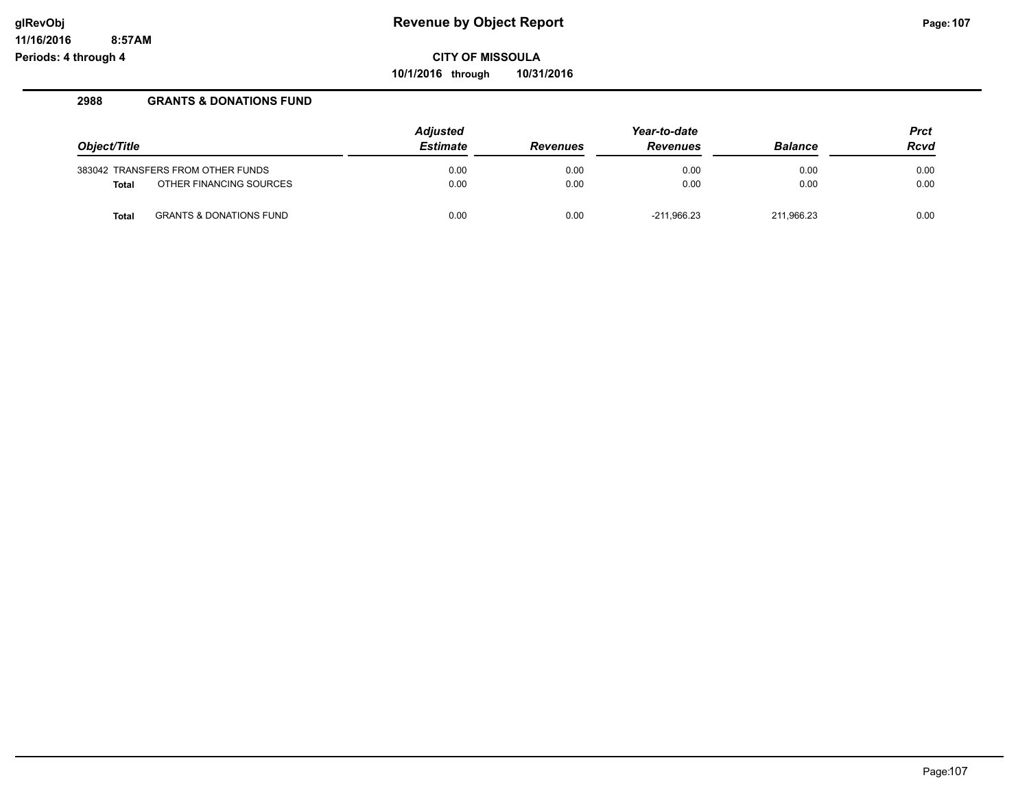**CITY OF MISSOULA**

**10/1/2016 through 10/31/2016**

### 2988 GRANTS & DONATIONS FUND

| Object/Title | | Adjusted Estimate | Revenues | Year-to-date Revenues | Balance | Prct Rcvd |
|---|---|---|---|---|---|---|
| 383042 | TRANSFERS FROM OTHER FUNDS | 0.00 | 0.00 | 0.00 | 0.00 | 0.00 |
| **Total** | OTHER FINANCING SOURCES | 0.00 | 0.00 | 0.00 | 0.00 | 0.00 |
| **Total** | GRANTS & DONATIONS FUND | 0.00 | 0.00 | -211,966.23 | 211,966.23 | 0.00 |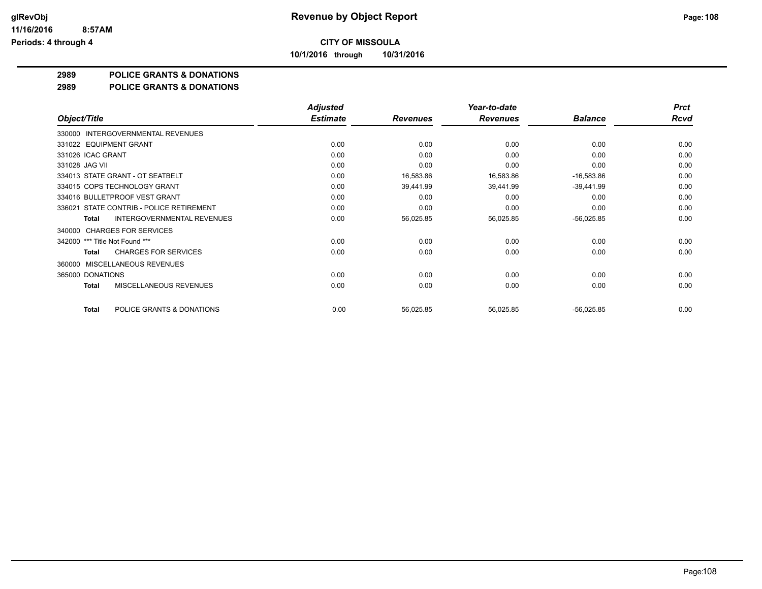**Revenue by Object Report**

**CITY OF MISSOULA**

**10/1/2016 through 10/31/2016**

glRevObj
11/16/2016 8:57AM
Periods: 4 through 4

**2989 POLICE GRANTS & DONATIONS**

**2989 POLICE GRANTS & DONATIONS**

| Object/Title | Adjusted Estimate | Revenues | Year-to-date Revenues | Balance | Prct Rcvd |
|---|---|---|---|---|---|
| 330000 INTERGOVERNMENTAL REVENUES | | | | | |
| 331022 EQUIPMENT GRANT | 0.00 | 0.00 | 0.00 | 0.00 | 0.00 |
| 331026 ICAC GRANT | 0.00 | 0.00 | 0.00 | 0.00 | 0.00 |
| 331028 JAG VII | 0.00 | 0.00 | 0.00 | 0.00 | 0.00 |
| 334013 STATE GRANT - OT SEATBELT | 0.00 | 16,583.86 | 16,583.86 | -16,583.86 | 0.00 |
| 334015 COPS TECHNOLOGY GRANT | 0.00 | 39,441.99 | 39,441.99 | -39,441.99 | 0.00 |
| 334016 BULLETPROOF VEST GRANT | 0.00 | 0.00 | 0.00 | 0.00 | 0.00 |
| 336021 STATE CONTRIB - POLICE RETIREMENT | 0.00 | 0.00 | 0.00 | 0.00 | 0.00 |
| **Total** INTERGOVERNMENTAL REVENUES | 0.00 | 56,025.85 | 56,025.85 | -56,025.85 | 0.00 |
| 340000 CHARGES FOR SERVICES | | | | | |
| 342000 *** Title Not Found *** | 0.00 | 0.00 | 0.00 | 0.00 | 0.00 |
| **Total** CHARGES FOR SERVICES | 0.00 | 0.00 | 0.00 | 0.00 | 0.00 |
| 360000 MISCELLANEOUS REVENUES | | | | | |
| 365000 DONATIONS | 0.00 | 0.00 | 0.00 | 0.00 | 0.00 |
| **Total** MISCELLANEOUS REVENUES | 0.00 | 0.00 | 0.00 | 0.00 | 0.00 |
| **Total** POLICE GRANTS & DONATIONS | 0.00 | 56,025.85 | 56,025.85 | -56,025.85 | 0.00 |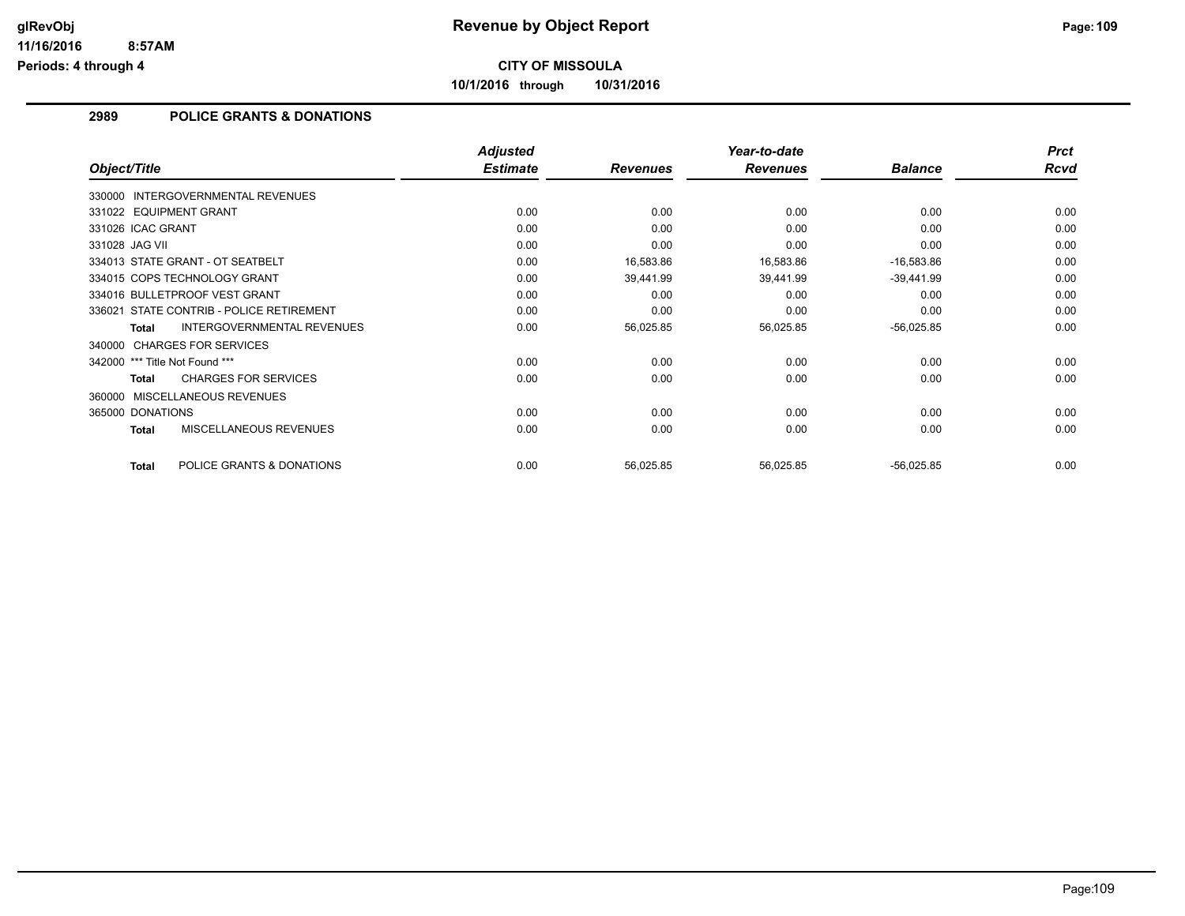# Revenue by Object Report

**CITY OF MISSOULA**

**10/1/2016 through 10/31/2016**

glRevObj
11/16/2016 8:57AM
Periods: 4 through 4

## 2989 POLICE GRANTS & DONATIONS

| Object/Title | Adjusted Estimate | Revenues | Year-to-date Revenues | Balance | Prct Rcvd |
|---|---|---|---|---|---|
| 330000 INTERGOVERNMENTAL REVENUES | | | | | |
| 331022 EQUIPMENT GRANT | 0.00 | 0.00 | 0.00 | 0.00 | 0.00 |
| 331026 ICAC GRANT | 0.00 | 0.00 | 0.00 | 0.00 | 0.00 |
| 331028 JAG VII | 0.00 | 0.00 | 0.00 | 0.00 | 0.00 |
| 334013 STATE GRANT - OT SEATBELT | 0.00 | 16,583.86 | 16,583.86 | -16,583.86 | 0.00 |
| 334015 COPS TECHNOLOGY GRANT | 0.00 | 39,441.99 | 39,441.99 | -39,441.99 | 0.00 |
| 334016 BULLETPROOF VEST GRANT | 0.00 | 0.00 | 0.00 | 0.00 | 0.00 |
| 336021 STATE CONTRIB - POLICE RETIREMENT | 0.00 | 0.00 | 0.00 | 0.00 | 0.00 |
| **Total** INTERGOVERNMENTAL REVENUES | 0.00 | 56,025.85 | 56,025.85 | -56,025.85 | 0.00 |
| 340000 CHARGES FOR SERVICES | | | | | |
| 342000 *** Title Not Found *** | 0.00 | 0.00 | 0.00 | 0.00 | 0.00 |
| **Total** CHARGES FOR SERVICES | 0.00 | 0.00 | 0.00 | 0.00 | 0.00 |
| 360000 MISCELLANEOUS REVENUES | | | | | |
| 365000 DONATIONS | 0.00 | 0.00 | 0.00 | 0.00 | 0.00 |
| **Total** MISCELLANEOUS REVENUES | 0.00 | 0.00 | 0.00 | 0.00 | 0.00 |
| **Total** POLICE GRANTS & DONATIONS | 0.00 | 56,025.85 | 56,025.85 | -56,025.85 | 0.00 |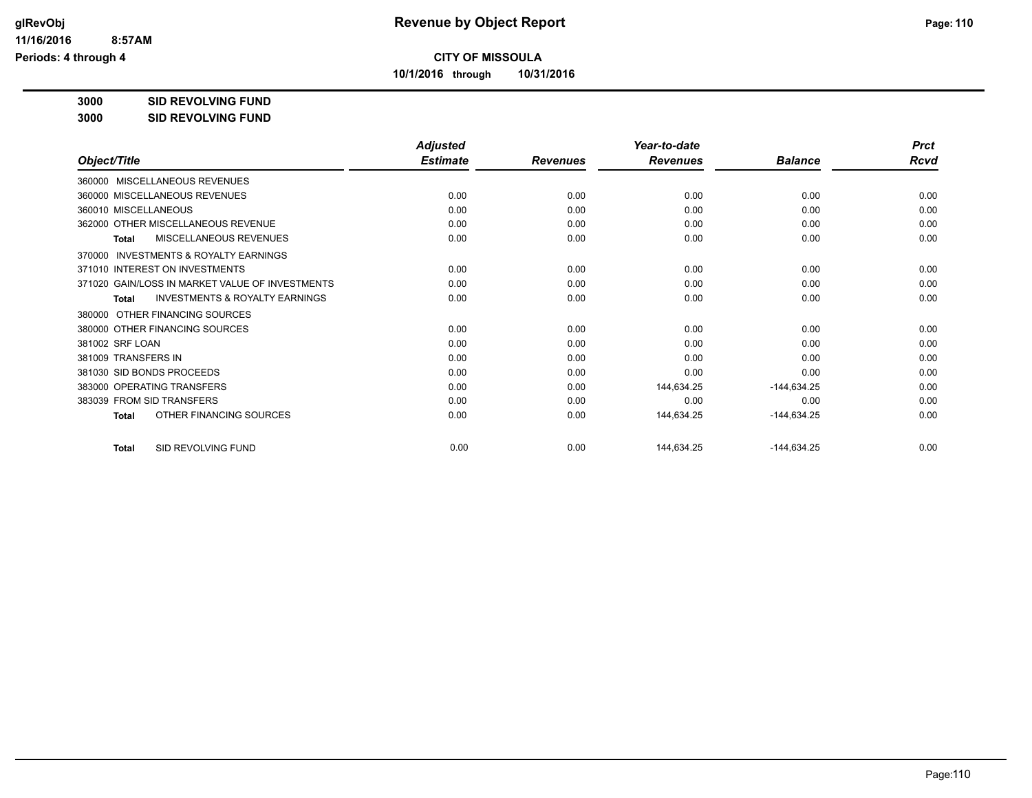**Revenue by Object Report**

**CITY OF MISSOULA**

**10/1/2016 through 10/31/2016**

glRevObj
11/16/2016 8:57AM
Periods: 4 through 4

**3000 SID REVOLVING FUND**

**3000 SID REVOLVING FUND**

| Object/Title | Adjusted Estimate | Revenues | Year-to-date Revenues | Balance | Prct Rcvd |
|---|---|---|---|---|---|
| 360000 MISCELLANEOUS REVENUES | | | | | |
| 360000 MISCELLANEOUS REVENUES | 0.00 | 0.00 | 0.00 | 0.00 | 0.00 |
| 360010 MISCELLANEOUS | 0.00 | 0.00 | 0.00 | 0.00 | 0.00 |
| 362000 OTHER MISCELLANEOUS REVENUE | 0.00 | 0.00 | 0.00 | 0.00 | 0.00 |
| **Total** MISCELLANEOUS REVENUES | 0.00 | 0.00 | 0.00 | 0.00 | 0.00 |
| 370000 INVESTMENTS & ROYALTY EARNINGS | | | | | |
| 371010 INTEREST ON INVESTMENTS | 0.00 | 0.00 | 0.00 | 0.00 | 0.00 |
| 371020 GAIN/LOSS IN MARKET VALUE OF INVESTMENTS | 0.00 | 0.00 | 0.00 | 0.00 | 0.00 |
| **Total** INVESTMENTS & ROYALTY EARNINGS | 0.00 | 0.00 | 0.00 | 0.00 | 0.00 |
| 380000 OTHER FINANCING SOURCES | | | | | |
| 380000 OTHER FINANCING SOURCES | 0.00 | 0.00 | 0.00 | 0.00 | 0.00 |
| 381002 SRF LOAN | 0.00 | 0.00 | 0.00 | 0.00 | 0.00 |
| 381009 TRANSFERS IN | 0.00 | 0.00 | 0.00 | 0.00 | 0.00 |
| 381030 SID BONDS PROCEEDS | 0.00 | 0.00 | 0.00 | 0.00 | 0.00 |
| 383000 OPERATING TRANSFERS | 0.00 | 0.00 | 144,634.25 | -144,634.25 | 0.00 |
| 383039 FROM SID TRANSFERS | 0.00 | 0.00 | 0.00 | 0.00 | 0.00 |
| **Total** OTHER FINANCING SOURCES | 0.00 | 0.00 | 144,634.25 | -144,634.25 | 0.00 |
| **Total** SID REVOLVING FUND | 0.00 | 0.00 | 144,634.25 | -144,634.25 | 0.00 |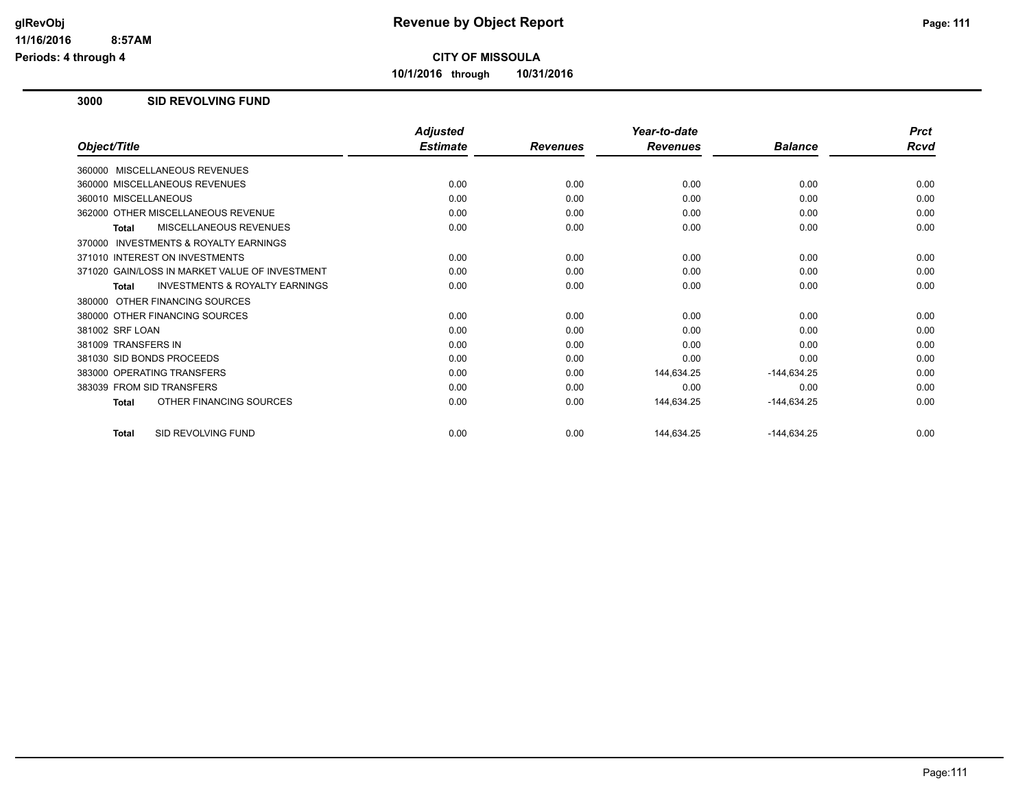**CITY OF MISSOULA**

**10/1/2016 through 10/31/2016**

**Revenue by Object Report**

glRevObj
11/16/2016 8:57AM
Periods: 4 through 4

## 3000 SID REVOLVING FUND

| Object/Title | Adjusted Estimate | Revenues | Year-to-date Revenues | Balance | Prct Rcvd |
|---|---|---|---|---|---|
| 360000 MISCELLANEOUS REVENUES | | | | | |
| 360000 MISCELLANEOUS REVENUES | 0.00 | 0.00 | 0.00 | 0.00 | 0.00 |
| 360010 MISCELLANEOUS | 0.00 | 0.00 | 0.00 | 0.00 | 0.00 |
| 362000 OTHER MISCELLANEOUS REVENUE | 0.00 | 0.00 | 0.00 | 0.00 | 0.00 |
| **Total** MISCELLANEOUS REVENUES | 0.00 | 0.00 | 0.00 | 0.00 | 0.00 |
| 370000 INVESTMENTS & ROYALTY EARNINGS | | | | | |
| 371010 INTEREST ON INVESTMENTS | 0.00 | 0.00 | 0.00 | 0.00 | 0.00 |
| 371020 GAIN/LOSS IN MARKET VALUE OF INVESTMENT | 0.00 | 0.00 | 0.00 | 0.00 | 0.00 |
| **Total** INVESTMENTS & ROYALTY EARNINGS | 0.00 | 0.00 | 0.00 | 0.00 | 0.00 |
| 380000 OTHER FINANCING SOURCES | | | | | |
| 380000 OTHER FINANCING SOURCES | 0.00 | 0.00 | 0.00 | 0.00 | 0.00 |
| 381002 SRF LOAN | 0.00 | 0.00 | 0.00 | 0.00 | 0.00 |
| 381009 TRANSFERS IN | 0.00 | 0.00 | 0.00 | 0.00 | 0.00 |
| 381030 SID BONDS PROCEEDS | 0.00 | 0.00 | 0.00 | 0.00 | 0.00 |
| 383000 OPERATING TRANSFERS | 0.00 | 0.00 | 144,634.25 | -144,634.25 | 0.00 |
| 383039 FROM SID TRANSFERS | 0.00 | 0.00 | 0.00 | 0.00 | 0.00 |
| **Total** OTHER FINANCING SOURCES | 0.00 | 0.00 | 144,634.25 | -144,634.25 | 0.00 |
| **Total** SID REVOLVING FUND | 0.00 | 0.00 | 144,634.25 | -144,634.25 | 0.00 |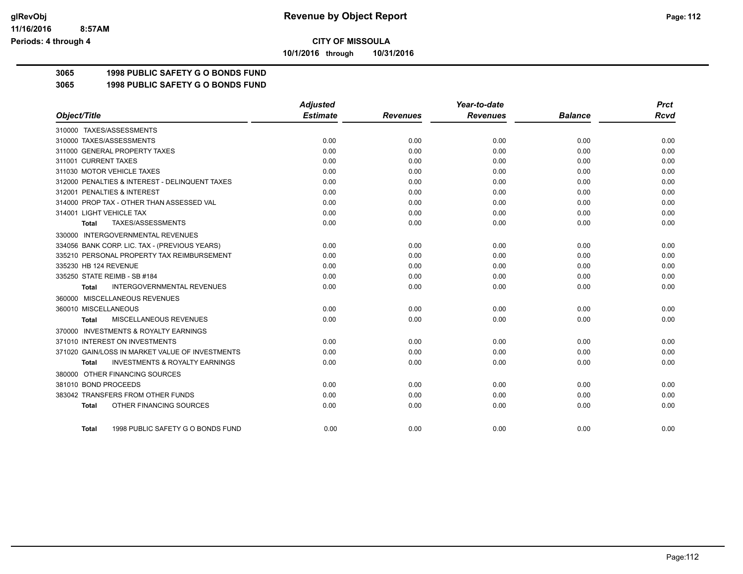# CITY OF MISSOULA

**10/1/2016 through 10/31/2016**

Revenue by Object Report

glRevObj
11/16/2016 8:57AM
Periods: 4 through 4

## 3065 1998 PUBLIC SAFETY G O BONDS FUND
## 3065 1998 PUBLIC SAFETY G O BONDS FUND

| Object/Title | Adjusted Estimate | Revenues | Year-to-date Revenues | Balance | Prct Rcvd |
|---|---|---|---|---|---|
| 310000 TAXES/ASSESSMENTS | | | | | |
| 310000 TAXES/ASSESSMENTS | 0.00 | 0.00 | 0.00 | 0.00 | 0.00 |
| 311000 GENERAL PROPERTY TAXES | 0.00 | 0.00 | 0.00 | 0.00 | 0.00 |
| 311001 CURRENT TAXES | 0.00 | 0.00 | 0.00 | 0.00 | 0.00 |
| 311030 MOTOR VEHICLE TAXES | 0.00 | 0.00 | 0.00 | 0.00 | 0.00 |
| 312000 PENALTIES & INTEREST - DELINQUENT TAXES | 0.00 | 0.00 | 0.00 | 0.00 | 0.00 |
| 312001 PENALTIES & INTEREST | 0.00 | 0.00 | 0.00 | 0.00 | 0.00 |
| 314000 PROP TAX - OTHER THAN ASSESSED VAL | 0.00 | 0.00 | 0.00 | 0.00 | 0.00 |
| 314001 LIGHT VEHICLE TAX | 0.00 | 0.00 | 0.00 | 0.00 | 0.00 |
| **Total** TAXES/ASSESSMENTS | 0.00 | 0.00 | 0.00 | 0.00 | 0.00 |
| 330000 INTERGOVERNMENTAL REVENUES | | | | | |
| 334056 BANK CORP. LIC. TAX - (PREVIOUS YEARS) | 0.00 | 0.00 | 0.00 | 0.00 | 0.00 |
| 335210 PERSONAL PROPERTY TAX REIMBURSEMENT | 0.00 | 0.00 | 0.00 | 0.00 | 0.00 |
| 335230 HB 124 REVENUE | 0.00 | 0.00 | 0.00 | 0.00 | 0.00 |
| 335250 STATE REIMB - SB #184 | 0.00 | 0.00 | 0.00 | 0.00 | 0.00 |
| **Total** INTERGOVERNMENTAL REVENUES | 0.00 | 0.00 | 0.00 | 0.00 | 0.00 |
| 360000 MISCELLANEOUS REVENUES | | | | | |
| 360010 MISCELLANEOUS | 0.00 | 0.00 | 0.00 | 0.00 | 0.00 |
| **Total** MISCELLANEOUS REVENUES | 0.00 | 0.00 | 0.00 | 0.00 | 0.00 |
| 370000 INVESTMENTS & ROYALTY EARNINGS | | | | | |
| 371010 INTEREST ON INVESTMENTS | 0.00 | 0.00 | 0.00 | 0.00 | 0.00 |
| 371020 GAIN/LOSS IN MARKET VALUE OF INVESTMENTS | 0.00 | 0.00 | 0.00 | 0.00 | 0.00 |
| **Total** INVESTMENTS & ROYALTY EARNINGS | 0.00 | 0.00 | 0.00 | 0.00 | 0.00 |
| 380000 OTHER FINANCING SOURCES | | | | | |
| 381010 BOND PROCEEDS | 0.00 | 0.00 | 0.00 | 0.00 | 0.00 |
| 383042 TRANSFERS FROM OTHER FUNDS | 0.00 | 0.00 | 0.00 | 0.00 | 0.00 |
| **Total** OTHER FINANCING SOURCES | 0.00 | 0.00 | 0.00 | 0.00 | 0.00 |
| **Total** 1998 PUBLIC SAFETY G O BONDS FUND | 0.00 | 0.00 | 0.00 | 0.00 | 0.00 |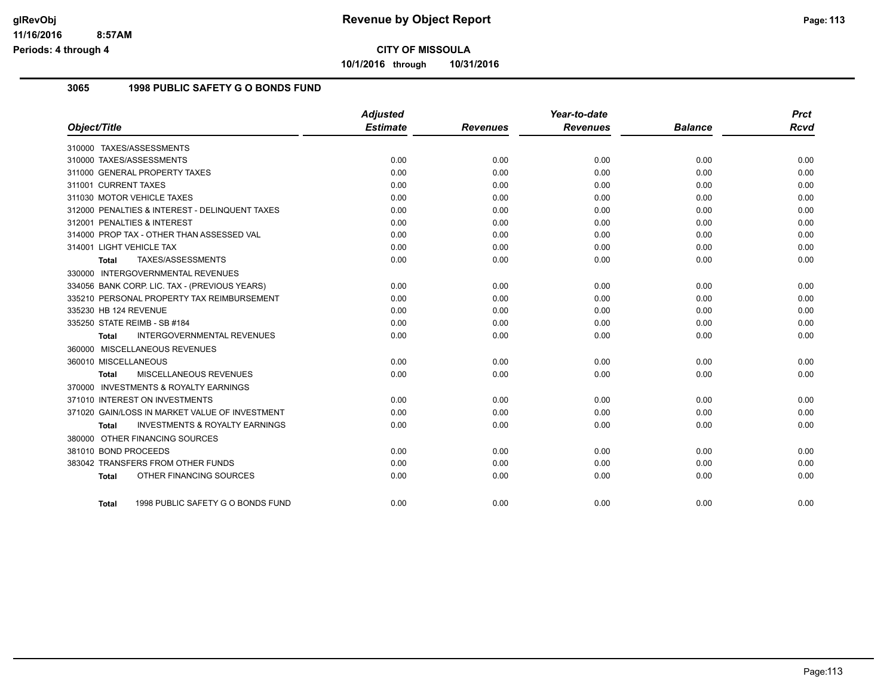# Revenue by Object Report

**CITY OF MISSOULA**

**10/1/2016 through 10/31/2016**

glRevObj
11/16/2016 8:57AM
Periods: 4 through 4

## 3065 1998 PUBLIC SAFETY G O BONDS FUND

| Object/Title | Adjusted Estimate | Revenues | Year-to-date Revenues | Balance | Prct Rcvd |
|---|---|---|---|---|---|
| 310000 TAXES/ASSESSMENTS | | | | | |
| 310000 TAXES/ASSESSMENTS | 0.00 | 0.00 | 0.00 | 0.00 | 0.00 |
| 311000 GENERAL PROPERTY TAXES | 0.00 | 0.00 | 0.00 | 0.00 | 0.00 |
| 311001 CURRENT TAXES | 0.00 | 0.00 | 0.00 | 0.00 | 0.00 |
| 311030 MOTOR VEHICLE TAXES | 0.00 | 0.00 | 0.00 | 0.00 | 0.00 |
| 312000 PENALTIES & INTEREST - DELINQUENT TAXES | 0.00 | 0.00 | 0.00 | 0.00 | 0.00 |
| 312001 PENALTIES & INTEREST | 0.00 | 0.00 | 0.00 | 0.00 | 0.00 |
| 314000 PROP TAX - OTHER THAN ASSESSED VAL | 0.00 | 0.00 | 0.00 | 0.00 | 0.00 |
| 314001 LIGHT VEHICLE TAX | 0.00 | 0.00 | 0.00 | 0.00 | 0.00 |
| **Total** TAXES/ASSESSMENTS | 0.00 | 0.00 | 0.00 | 0.00 | 0.00 |
| 330000 INTERGOVERNMENTAL REVENUES | | | | | |
| 334056 BANK CORP. LIC. TAX - (PREVIOUS YEARS) | 0.00 | 0.00 | 0.00 | 0.00 | 0.00 |
| 335210 PERSONAL PROPERTY TAX REIMBURSEMENT | 0.00 | 0.00 | 0.00 | 0.00 | 0.00 |
| 335230 HB 124 REVENUE | 0.00 | 0.00 | 0.00 | 0.00 | 0.00 |
| 335250 STATE REIMB - SB #184 | 0.00 | 0.00 | 0.00 | 0.00 | 0.00 |
| **Total** INTERGOVERNMENTAL REVENUES | 0.00 | 0.00 | 0.00 | 0.00 | 0.00 |
| 360000 MISCELLANEOUS REVENUES | | | | | |
| 360010 MISCELLANEOUS | 0.00 | 0.00 | 0.00 | 0.00 | 0.00 |
| **Total** MISCELLANEOUS REVENUES | 0.00 | 0.00 | 0.00 | 0.00 | 0.00 |
| 370000 INVESTMENTS & ROYALTY EARNINGS | | | | | |
| 371010 INTEREST ON INVESTMENTS | 0.00 | 0.00 | 0.00 | 0.00 | 0.00 |
| 371020 GAIN/LOSS IN MARKET VALUE OF INVESTMENT | 0.00 | 0.00 | 0.00 | 0.00 | 0.00 |
| **Total** INVESTMENTS & ROYALTY EARNINGS | 0.00 | 0.00 | 0.00 | 0.00 | 0.00 |
| 380000 OTHER FINANCING SOURCES | | | | | |
| 381010 BOND PROCEEDS | 0.00 | 0.00 | 0.00 | 0.00 | 0.00 |
| 383042 TRANSFERS FROM OTHER FUNDS | 0.00 | 0.00 | 0.00 | 0.00 | 0.00 |
| **Total** OTHER FINANCING SOURCES | 0.00 | 0.00 | 0.00 | 0.00 | 0.00 |
| **Total** 1998 PUBLIC SAFETY G O BONDS FUND | 0.00 | 0.00 | 0.00 | 0.00 | 0.00 |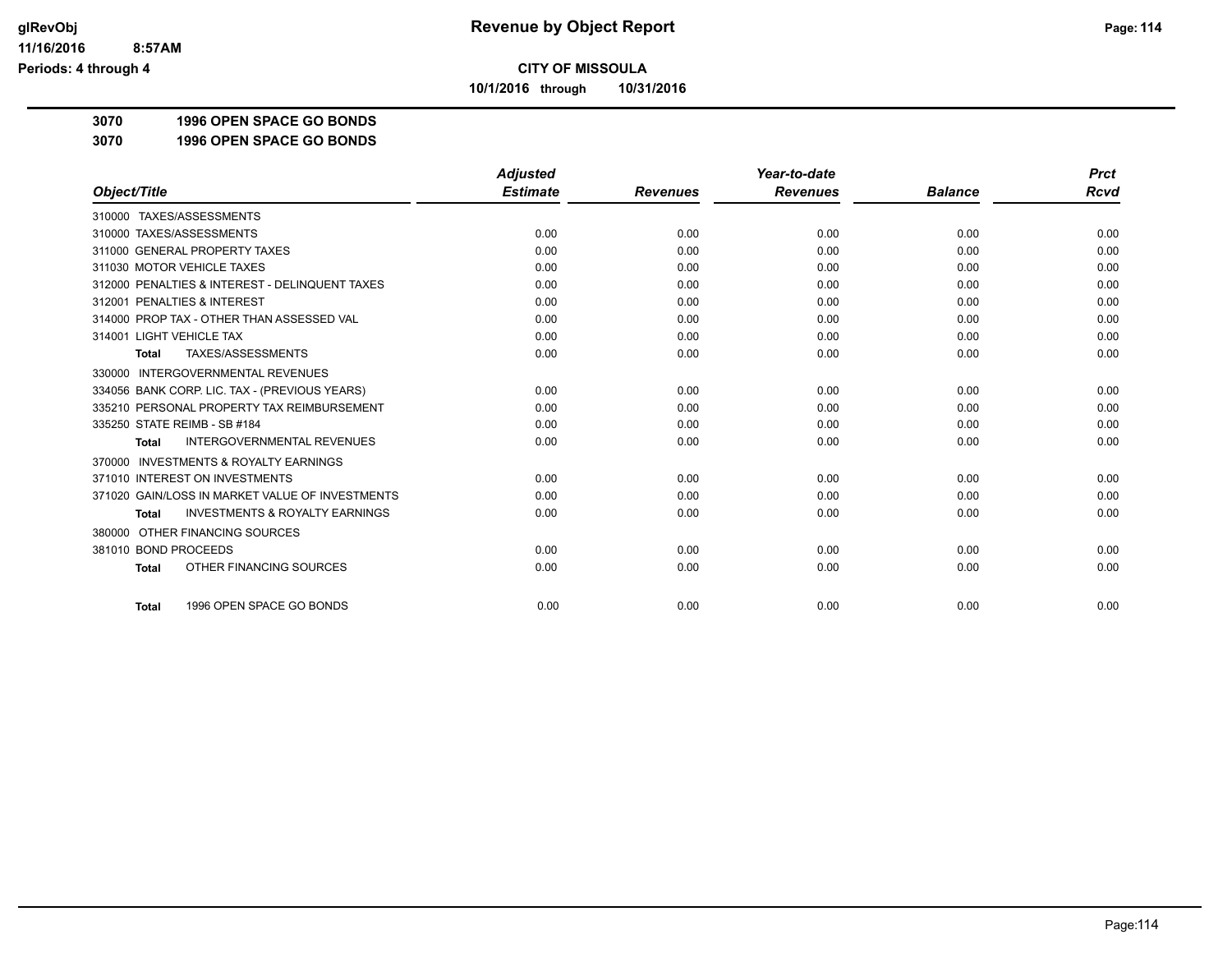# Revenue by Object Report

**CITY OF MISSOULA**

**10/1/2016 through 10/31/2016**

glRevObj
11/16/2016 8:57AM
Periods: 4 through 4

**3070 1996 OPEN SPACE GO BONDS**

**3070 1996 OPEN SPACE GO BONDS**

| Object/Title | Adjusted Estimate | Revenues | Year-to-date Revenues | Balance | Prct Rcvd |
|---|---|---|---|---|---|
| 310000 TAXES/ASSESSMENTS | | | | | |
| 310000 TAXES/ASSESSMENTS | 0.00 | 0.00 | 0.00 | 0.00 | 0.00 |
| 311000 GENERAL PROPERTY TAXES | 0.00 | 0.00 | 0.00 | 0.00 | 0.00 |
| 311030 MOTOR VEHICLE TAXES | 0.00 | 0.00 | 0.00 | 0.00 | 0.00 |
| 312000 PENALTIES & INTEREST - DELINQUENT TAXES | 0.00 | 0.00 | 0.00 | 0.00 | 0.00 |
| 312001 PENALTIES & INTEREST | 0.00 | 0.00 | 0.00 | 0.00 | 0.00 |
| 314000 PROP TAX - OTHER THAN ASSESSED VAL | 0.00 | 0.00 | 0.00 | 0.00 | 0.00 |
| 314001 LIGHT VEHICLE TAX | 0.00 | 0.00 | 0.00 | 0.00 | 0.00 |
| **Total** TAXES/ASSESSMENTS | 0.00 | 0.00 | 0.00 | 0.00 | 0.00 |
| 330000 INTERGOVERNMENTAL REVENUES | | | | | |
| 334056 BANK CORP. LIC. TAX - (PREVIOUS YEARS) | 0.00 | 0.00 | 0.00 | 0.00 | 0.00 |
| 335210 PERSONAL PROPERTY TAX REIMBURSEMENT | 0.00 | 0.00 | 0.00 | 0.00 | 0.00 |
| 335250 STATE REIMB - SB #184 | 0.00 | 0.00 | 0.00 | 0.00 | 0.00 |
| **Total** INTERGOVERNMENTAL REVENUES | 0.00 | 0.00 | 0.00 | 0.00 | 0.00 |
| 370000 INVESTMENTS & ROYALTY EARNINGS | | | | | |
| 371010 INTEREST ON INVESTMENTS | 0.00 | 0.00 | 0.00 | 0.00 | 0.00 |
| 371020 GAIN/LOSS IN MARKET VALUE OF INVESTMENTS | 0.00 | 0.00 | 0.00 | 0.00 | 0.00 |
| **Total** INVESTMENTS & ROYALTY EARNINGS | 0.00 | 0.00 | 0.00 | 0.00 | 0.00 |
| 380000 OTHER FINANCING SOURCES | | | | | |
| 381010 BOND PROCEEDS | 0.00 | 0.00 | 0.00 | 0.00 | 0.00 |
| **Total** OTHER FINANCING SOURCES | 0.00 | 0.00 | 0.00 | 0.00 | 0.00 |
| **Total** 1996 OPEN SPACE GO BONDS | 0.00 | 0.00 | 0.00 | 0.00 | 0.00 |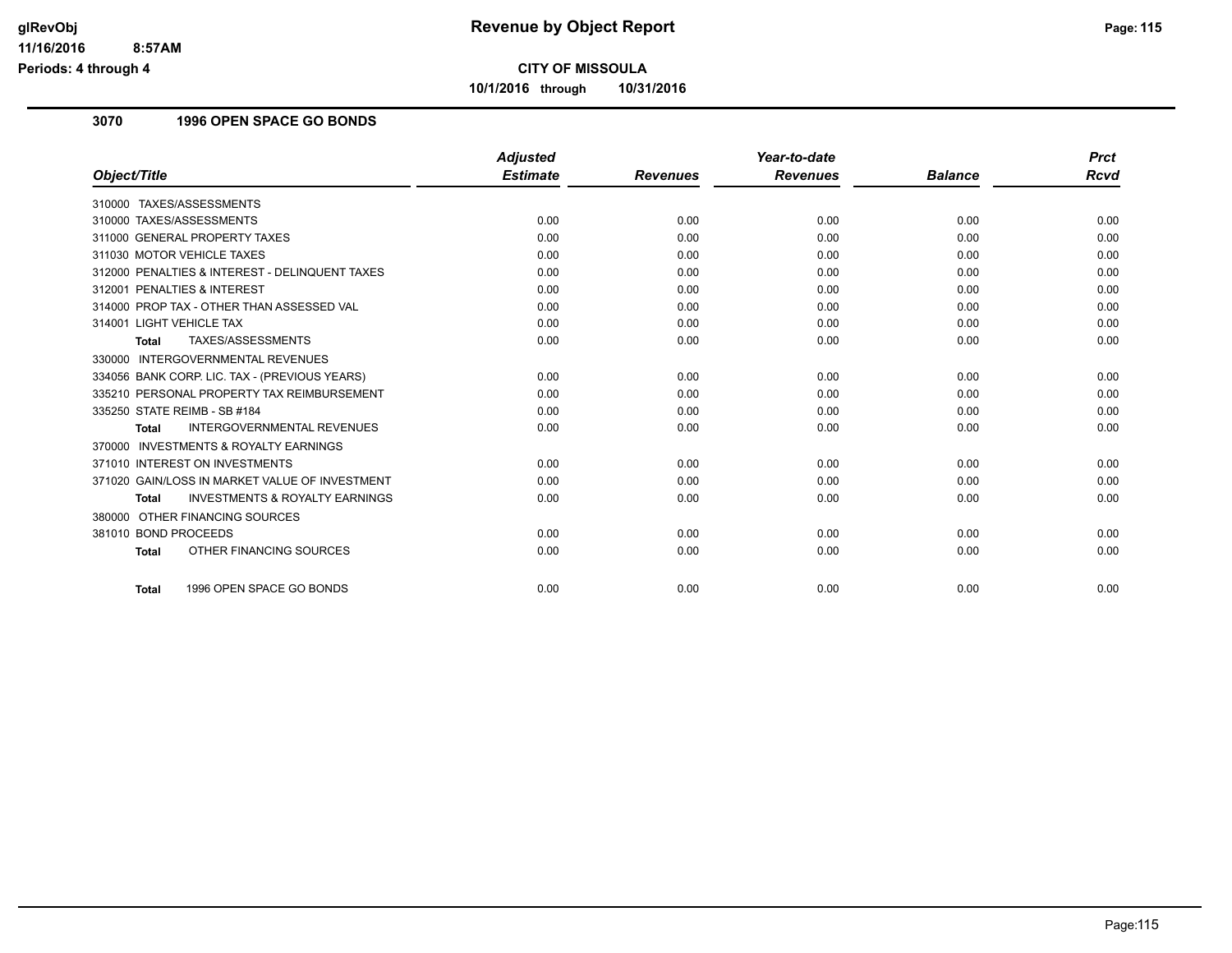# Revenue by Object Report

**CITY OF MISSOULA**

**10/1/2016 through 10/31/2016**

glRevObj
11/16/2016 8:57AM
Periods: 4 through 4

## 3070 1996 OPEN SPACE GO BONDS

| Object/Title | Adjusted Estimate | Revenues | Year-to-date Revenues | Balance | Prct Rcvd |
|---|---|---|---|---|---|
| 310000 TAXES/ASSESSMENTS | | | | | |
| 310000 TAXES/ASSESSMENTS | 0.00 | 0.00 | 0.00 | 0.00 | 0.00 |
| 311000 GENERAL PROPERTY TAXES | 0.00 | 0.00 | 0.00 | 0.00 | 0.00 |
| 311030 MOTOR VEHICLE TAXES | 0.00 | 0.00 | 0.00 | 0.00 | 0.00 |
| 312000 PENALTIES & INTEREST - DELINQUENT TAXES | 0.00 | 0.00 | 0.00 | 0.00 | 0.00 |
| 312001 PENALTIES & INTEREST | 0.00 | 0.00 | 0.00 | 0.00 | 0.00 |
| 314000 PROP TAX - OTHER THAN ASSESSED VAL | 0.00 | 0.00 | 0.00 | 0.00 | 0.00 |
| 314001 LIGHT VEHICLE TAX | 0.00 | 0.00 | 0.00 | 0.00 | 0.00 |
| **Total** TAXES/ASSESSMENTS | 0.00 | 0.00 | 0.00 | 0.00 | 0.00 |
| 330000 INTERGOVERNMENTAL REVENUES | | | | | |
| 334056 BANK CORP. LIC. TAX - (PREVIOUS YEARS) | 0.00 | 0.00 | 0.00 | 0.00 | 0.00 |
| 335210 PERSONAL PROPERTY TAX REIMBURSEMENT | 0.00 | 0.00 | 0.00 | 0.00 | 0.00 |
| 335250 STATE REIMB - SB #184 | 0.00 | 0.00 | 0.00 | 0.00 | 0.00 |
| **Total** INTERGOVERNMENTAL REVENUES | 0.00 | 0.00 | 0.00 | 0.00 | 0.00 |
| 370000 INVESTMENTS & ROYALTY EARNINGS | | | | | |
| 371010 INTEREST ON INVESTMENTS | 0.00 | 0.00 | 0.00 | 0.00 | 0.00 |
| 371020 GAIN/LOSS IN MARKET VALUE OF INVESTMENT | 0.00 | 0.00 | 0.00 | 0.00 | 0.00 |
| **Total** INVESTMENTS & ROYALTY EARNINGS | 0.00 | 0.00 | 0.00 | 0.00 | 0.00 |
| 380000 OTHER FINANCING SOURCES | | | | | |
| 381010 BOND PROCEEDS | 0.00 | 0.00 | 0.00 | 0.00 | 0.00 |
| **Total** OTHER FINANCING SOURCES | 0.00 | 0.00 | 0.00 | 0.00 | 0.00 |
| **Total** 1996 OPEN SPACE GO BONDS | 0.00 | 0.00 | 0.00 | 0.00 | 0.00 |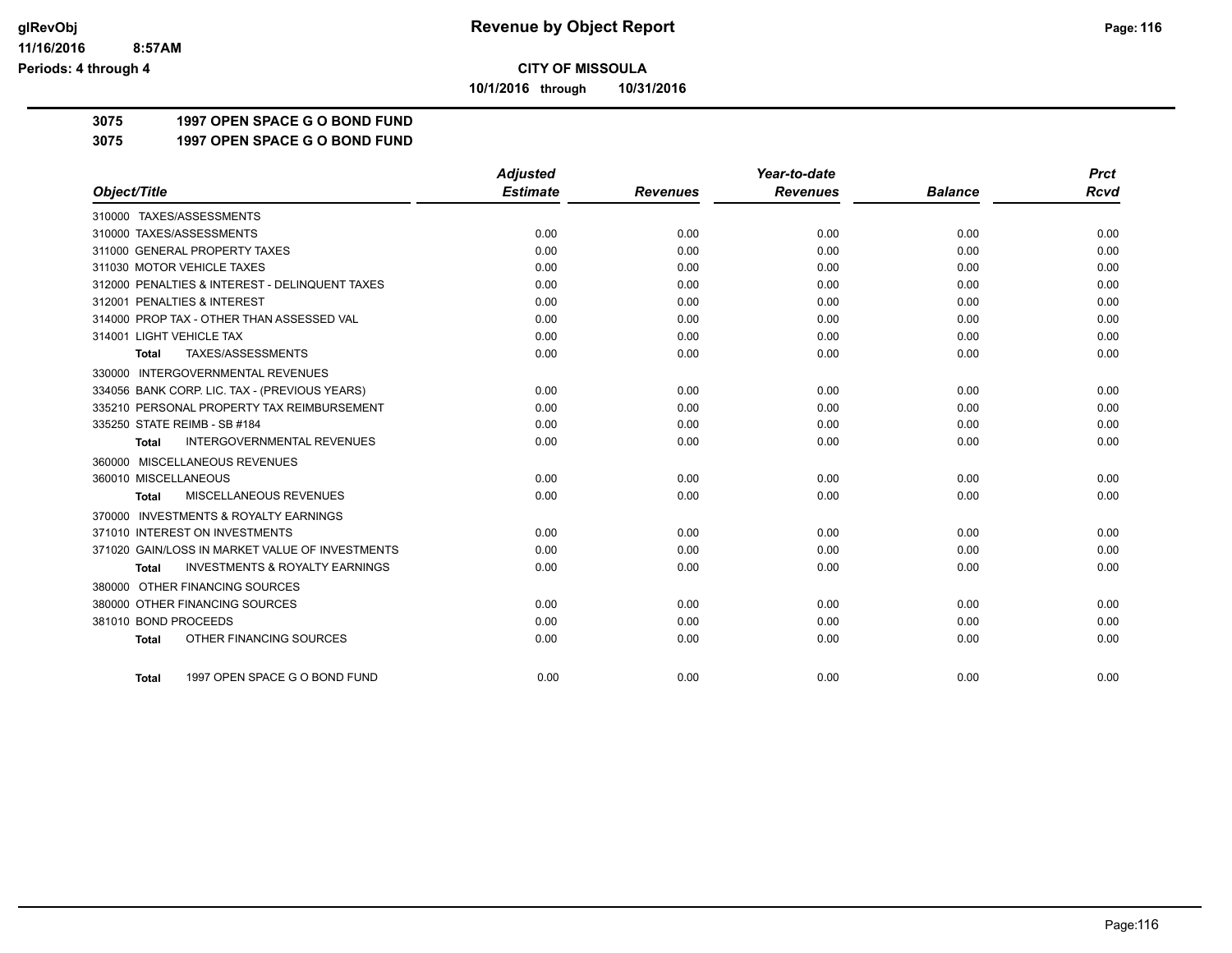**CITY OF MISSOULA**

**10/1/2016 through 10/31/2016**

**3075 1997 OPEN SPACE G O BOND FUND**

**3075 1997 OPEN SPACE G O BOND FUND**

| Object/Title | Adjusted Estimate | Revenues | Year-to-date Revenues | Balance | Prct Rcvd |
|---|---|---|---|---|---|
| 310000 TAXES/ASSESSMENTS | | | | | |
| 310000 TAXES/ASSESSMENTS | 0.00 | 0.00 | 0.00 | 0.00 | 0.00 |
| 311000 GENERAL PROPERTY TAXES | 0.00 | 0.00 | 0.00 | 0.00 | 0.00 |
| 311030 MOTOR VEHICLE TAXES | 0.00 | 0.00 | 0.00 | 0.00 | 0.00 |
| 312000 PENALTIES & INTEREST - DELINQUENT TAXES | 0.00 | 0.00 | 0.00 | 0.00 | 0.00 |
| 312001 PENALTIES & INTEREST | 0.00 | 0.00 | 0.00 | 0.00 | 0.00 |
| 314000 PROP TAX - OTHER THAN ASSESSED VAL | 0.00 | 0.00 | 0.00 | 0.00 | 0.00 |
| 314001 LIGHT VEHICLE TAX | 0.00 | 0.00 | 0.00 | 0.00 | 0.00 |
| **Total** TAXES/ASSESSMENTS | 0.00 | 0.00 | 0.00 | 0.00 | 0.00 |
| 330000 INTERGOVERNMENTAL REVENUES | | | | | |
| 334056 BANK CORP. LIC. TAX - (PREVIOUS YEARS) | 0.00 | 0.00 | 0.00 | 0.00 | 0.00 |
| 335210 PERSONAL PROPERTY TAX REIMBURSEMENT | 0.00 | 0.00 | 0.00 | 0.00 | 0.00 |
| 335250 STATE REIMB - SB #184 | 0.00 | 0.00 | 0.00 | 0.00 | 0.00 |
| **Total** INTERGOVERNMENTAL REVENUES | 0.00 | 0.00 | 0.00 | 0.00 | 0.00 |
| 360000 MISCELLANEOUS REVENUES | | | | | |
| 360010 MISCELLANEOUS | 0.00 | 0.00 | 0.00 | 0.00 | 0.00 |
| **Total** MISCELLANEOUS REVENUES | 0.00 | 0.00 | 0.00 | 0.00 | 0.00 |
| 370000 INVESTMENTS & ROYALTY EARNINGS | | | | | |
| 371010 INTEREST ON INVESTMENTS | 0.00 | 0.00 | 0.00 | 0.00 | 0.00 |
| 371020 GAIN/LOSS IN MARKET VALUE OF INVESTMENTS | 0.00 | 0.00 | 0.00 | 0.00 | 0.00 |
| **Total** INVESTMENTS & ROYALTY EARNINGS | 0.00 | 0.00 | 0.00 | 0.00 | 0.00 |
| 380000 OTHER FINANCING SOURCES | | | | | |
| 380000 OTHER FINANCING SOURCES | 0.00 | 0.00 | 0.00 | 0.00 | 0.00 |
| 381010 BOND PROCEEDS | 0.00 | 0.00 | 0.00 | 0.00 | 0.00 |
| **Total** OTHER FINANCING SOURCES | 0.00 | 0.00 | 0.00 | 0.00 | 0.00 |
| **Total** 1997 OPEN SPACE G O BOND FUND | 0.00 | 0.00 | 0.00 | 0.00 | 0.00 |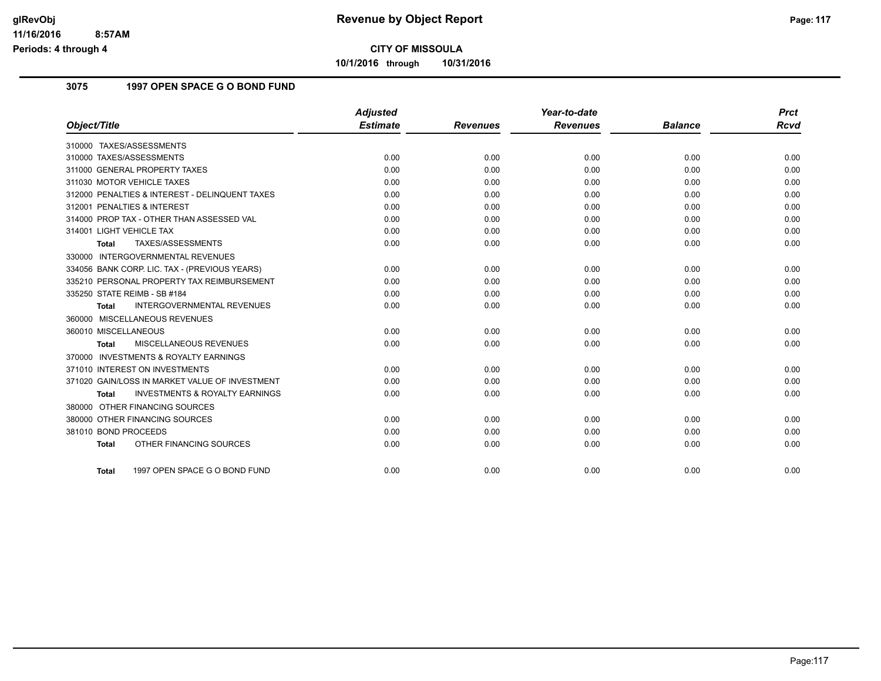# Revenue by Object Report

**CITY OF MISSOULA**

**10/1/2016 through 10/31/2016**

glRevObj
11/16/2016 8:57AM
Periods: 4 through 4

## 3075 1997 OPEN SPACE G O BOND FUND

| Object/Title | Adjusted Estimate | Revenues | Year-to-date Revenues | Balance | Prct Rcvd |
|---|---|---|---|---|---|
| 310000 TAXES/ASSESSMENTS | | | | | |
| 310000 TAXES/ASSESSMENTS | 0.00 | 0.00 | 0.00 | 0.00 | 0.00 |
| 311000 GENERAL PROPERTY TAXES | 0.00 | 0.00 | 0.00 | 0.00 | 0.00 |
| 311030 MOTOR VEHICLE TAXES | 0.00 | 0.00 | 0.00 | 0.00 | 0.00 |
| 312000 PENALTIES & INTEREST - DELINQUENT TAXES | 0.00 | 0.00 | 0.00 | 0.00 | 0.00 |
| 312001 PENALTIES & INTEREST | 0.00 | 0.00 | 0.00 | 0.00 | 0.00 |
| 314000 PROP TAX - OTHER THAN ASSESSED VAL | 0.00 | 0.00 | 0.00 | 0.00 | 0.00 |
| 314001 LIGHT VEHICLE TAX | 0.00 | 0.00 | 0.00 | 0.00 | 0.00 |
| **Total** TAXES/ASSESSMENTS | 0.00 | 0.00 | 0.00 | 0.00 | 0.00 |
| 330000 INTERGOVERNMENTAL REVENUES | | | | | |
| 334056 BANK CORP. LIC. TAX - (PREVIOUS YEARS) | 0.00 | 0.00 | 0.00 | 0.00 | 0.00 |
| 335210 PERSONAL PROPERTY TAX REIMBURSEMENT | 0.00 | 0.00 | 0.00 | 0.00 | 0.00 |
| 335250 STATE REIMB - SB #184 | 0.00 | 0.00 | 0.00 | 0.00 | 0.00 |
| **Total** INTERGOVERNMENTAL REVENUES | 0.00 | 0.00 | 0.00 | 0.00 | 0.00 |
| 360000 MISCELLANEOUS REVENUES | | | | | |
| 360010 MISCELLANEOUS | 0.00 | 0.00 | 0.00 | 0.00 | 0.00 |
| **Total** MISCELLANEOUS REVENUES | 0.00 | 0.00 | 0.00 | 0.00 | 0.00 |
| 370000 INVESTMENTS & ROYALTY EARNINGS | | | | | |
| 371010 INTEREST ON INVESTMENTS | 0.00 | 0.00 | 0.00 | 0.00 | 0.00 |
| 371020 GAIN/LOSS IN MARKET VALUE OF INVESTMENT | 0.00 | 0.00 | 0.00 | 0.00 | 0.00 |
| **Total** INVESTMENTS & ROYALTY EARNINGS | 0.00 | 0.00 | 0.00 | 0.00 | 0.00 |
| 380000 OTHER FINANCING SOURCES | | | | | |
| 380000 OTHER FINANCING SOURCES | 0.00 | 0.00 | 0.00 | 0.00 | 0.00 |
| 381010 BOND PROCEEDS | 0.00 | 0.00 | 0.00 | 0.00 | 0.00 |
| **Total** OTHER FINANCING SOURCES | 0.00 | 0.00 | 0.00 | 0.00 | 0.00 |
| **Total** 1997 OPEN SPACE G O BOND FUND | 0.00 | 0.00 | 0.00 | 0.00 | 0.00 |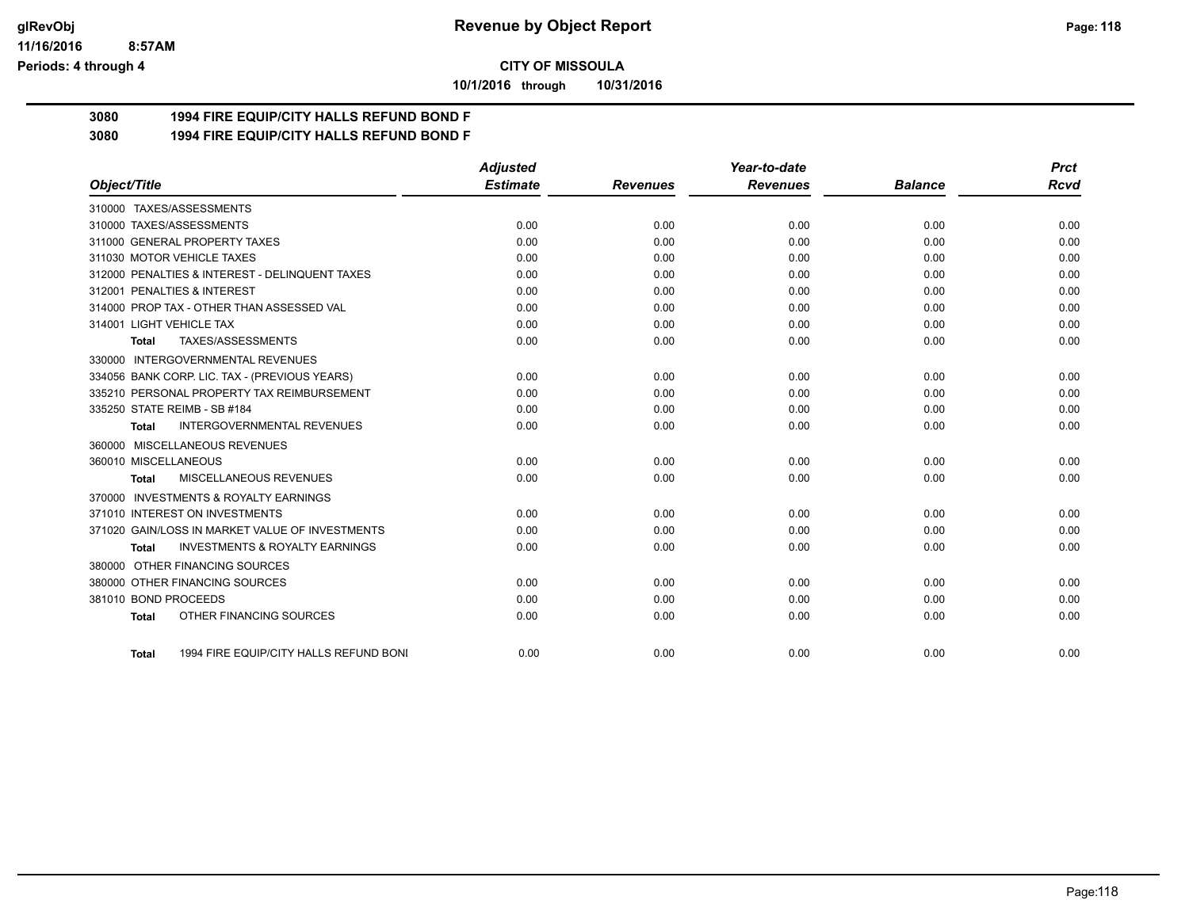# CITY OF MISSOULA

**10/1/2016 through 10/31/2016**

## 3080 1994 FIRE EQUIP/CITY HALLS REFUND BOND F

## 3080 1994 FIRE EQUIP/CITY HALLS REFUND BOND F

| Object/Title | Adjusted Estimate | Revenues | Year-to-date Revenues | Balance | Prct Rcvd |
|---|---|---|---|---|---|
| 310000 TAXES/ASSESSMENTS | | | | | |
| 310000 TAXES/ASSESSMENTS | 0.00 | 0.00 | 0.00 | 0.00 | 0.00 |
| 311000 GENERAL PROPERTY TAXES | 0.00 | 0.00 | 0.00 | 0.00 | 0.00 |
| 311030 MOTOR VEHICLE TAXES | 0.00 | 0.00 | 0.00 | 0.00 | 0.00 |
| 312000 PENALTIES & INTEREST - DELINQUENT TAXES | 0.00 | 0.00 | 0.00 | 0.00 | 0.00 |
| 312001 PENALTIES & INTEREST | 0.00 | 0.00 | 0.00 | 0.00 | 0.00 |
| 314000 PROP TAX - OTHER THAN ASSESSED VAL | 0.00 | 0.00 | 0.00 | 0.00 | 0.00 |
| 314001 LIGHT VEHICLE TAX | 0.00 | 0.00 | 0.00 | 0.00 | 0.00 |
| **Total** TAXES/ASSESSMENTS | 0.00 | 0.00 | 0.00 | 0.00 | 0.00 |
| 330000 INTERGOVERNMENTAL REVENUES | | | | | |
| 334056 BANK CORP. LIC. TAX - (PREVIOUS YEARS) | 0.00 | 0.00 | 0.00 | 0.00 | 0.00 |
| 335210 PERSONAL PROPERTY TAX REIMBURSEMENT | 0.00 | 0.00 | 0.00 | 0.00 | 0.00 |
| 335250 STATE REIMB - SB #184 | 0.00 | 0.00 | 0.00 | 0.00 | 0.00 |
| **Total** INTERGOVERNMENTAL REVENUES | 0.00 | 0.00 | 0.00 | 0.00 | 0.00 |
| 360000 MISCELLANEOUS REVENUES | | | | | |
| 360010 MISCELLANEOUS | 0.00 | 0.00 | 0.00 | 0.00 | 0.00 |
| **Total** MISCELLANEOUS REVENUES | 0.00 | 0.00 | 0.00 | 0.00 | 0.00 |
| 370000 INVESTMENTS & ROYALTY EARNINGS | | | | | |
| 371010 INTEREST ON INVESTMENTS | 0.00 | 0.00 | 0.00 | 0.00 | 0.00 |
| 371020 GAIN/LOSS IN MARKET VALUE OF INVESTMENTS | 0.00 | 0.00 | 0.00 | 0.00 | 0.00 |
| **Total** INVESTMENTS & ROYALTY EARNINGS | 0.00 | 0.00 | 0.00 | 0.00 | 0.00 |
| 380000 OTHER FINANCING SOURCES | | | | | |
| 380000 OTHER FINANCING SOURCES | 0.00 | 0.00 | 0.00 | 0.00 | 0.00 |
| 381010 BOND PROCEEDS | 0.00 | 0.00 | 0.00 | 0.00 | 0.00 |
| **Total** OTHER FINANCING SOURCES | 0.00 | 0.00 | 0.00 | 0.00 | 0.00 |
| **Total** 1994 FIRE EQUIP/CITY HALLS REFUND BONI | 0.00 | 0.00 | 0.00 | 0.00 | 0.00 |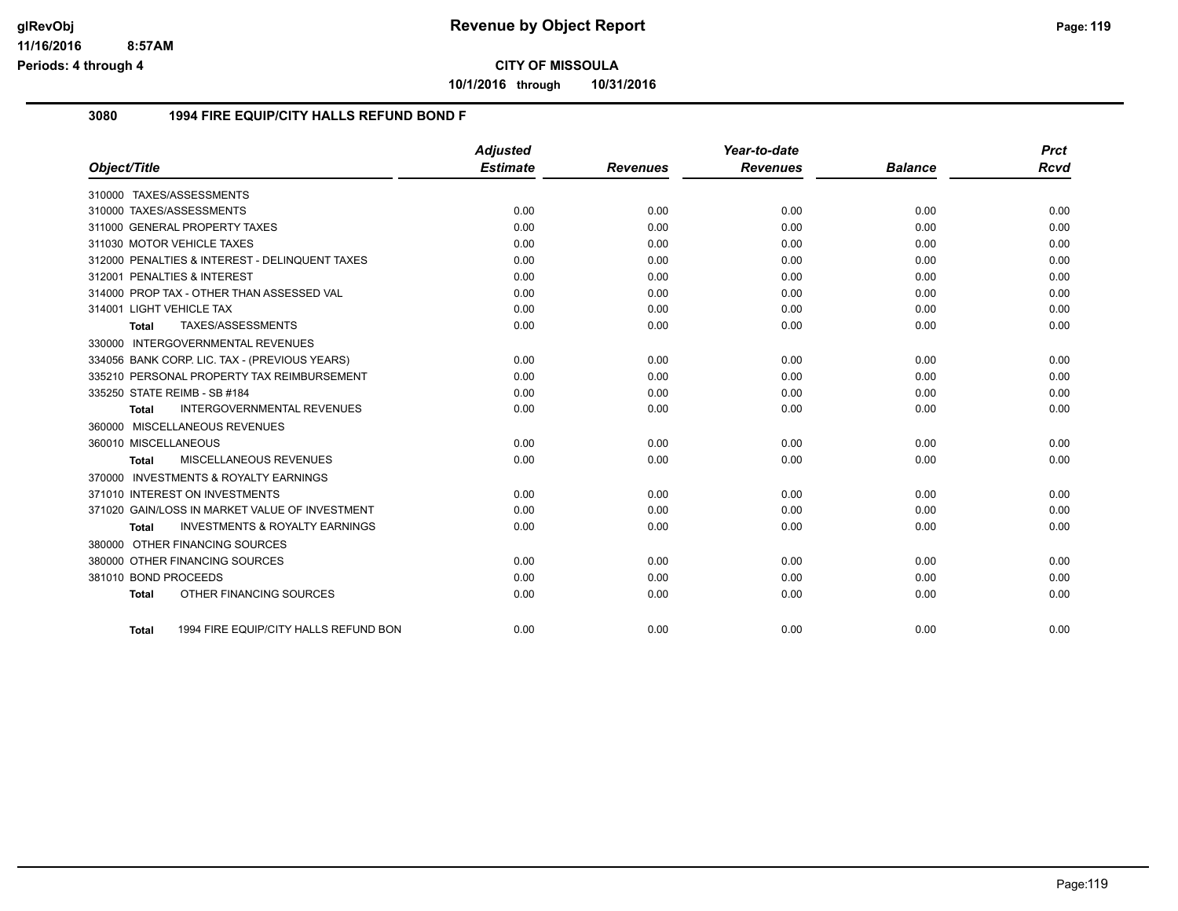# Revenue by Object Report

**CITY OF MISSOULA**

**10/1/2016 through 10/31/2016**

glRevObj
11/16/2016 8:57AM
Periods: 4 through 4

## 3080 1994 FIRE EQUIP/CITY HALLS REFUND BOND F

| Object/Title | Adjusted Estimate | Revenues | Year-to-date Revenues | Balance | Prct Rcvd |
|---|---|---|---|---|---|
| 310000 TAXES/ASSESSMENTS | | | | | |
| 310000 TAXES/ASSESSMENTS | 0.00 | 0.00 | 0.00 | 0.00 | 0.00 |
| 311000 GENERAL PROPERTY TAXES | 0.00 | 0.00 | 0.00 | 0.00 | 0.00 |
| 311030 MOTOR VEHICLE TAXES | 0.00 | 0.00 | 0.00 | 0.00 | 0.00 |
| 312000 PENALTIES & INTEREST - DELINQUENT TAXES | 0.00 | 0.00 | 0.00 | 0.00 | 0.00 |
| 312001 PENALTIES & INTEREST | 0.00 | 0.00 | 0.00 | 0.00 | 0.00 |
| 314000 PROP TAX - OTHER THAN ASSESSED VAL | 0.00 | 0.00 | 0.00 | 0.00 | 0.00 |
| 314001 LIGHT VEHICLE TAX | 0.00 | 0.00 | 0.00 | 0.00 | 0.00 |
| **Total** TAXES/ASSESSMENTS | 0.00 | 0.00 | 0.00 | 0.00 | 0.00 |
| 330000 INTERGOVERNMENTAL REVENUES | | | | | |
| 334056 BANK CORP. LIC. TAX - (PREVIOUS YEARS) | 0.00 | 0.00 | 0.00 | 0.00 | 0.00 |
| 335210 PERSONAL PROPERTY TAX REIMBURSEMENT | 0.00 | 0.00 | 0.00 | 0.00 | 0.00 |
| 335250 STATE REIMB - SB #184 | 0.00 | 0.00 | 0.00 | 0.00 | 0.00 |
| **Total** INTERGOVERNMENTAL REVENUES | 0.00 | 0.00 | 0.00 | 0.00 | 0.00 |
| 360000 MISCELLANEOUS REVENUES | | | | | |
| 360010 MISCELLANEOUS | 0.00 | 0.00 | 0.00 | 0.00 | 0.00 |
| **Total** MISCELLANEOUS REVENUES | 0.00 | 0.00 | 0.00 | 0.00 | 0.00 |
| 370000 INVESTMENTS & ROYALTY EARNINGS | | | | | |
| 371010 INTEREST ON INVESTMENTS | 0.00 | 0.00 | 0.00 | 0.00 | 0.00 |
| 371020 GAIN/LOSS IN MARKET VALUE OF INVESTMENT | 0.00 | 0.00 | 0.00 | 0.00 | 0.00 |
| **Total** INVESTMENTS & ROYALTY EARNINGS | 0.00 | 0.00 | 0.00 | 0.00 | 0.00 |
| 380000 OTHER FINANCING SOURCES | | | | | |
| 380000 OTHER FINANCING SOURCES | 0.00 | 0.00 | 0.00 | 0.00 | 0.00 |
| 381010 BOND PROCEEDS | 0.00 | 0.00 | 0.00 | 0.00 | 0.00 |
| **Total** OTHER FINANCING SOURCES | 0.00 | 0.00 | 0.00 | 0.00 | 0.00 |
| **Total** 1994 FIRE EQUIP/CITY HALLS REFUND BON | 0.00 | 0.00 | 0.00 | 0.00 | 0.00 |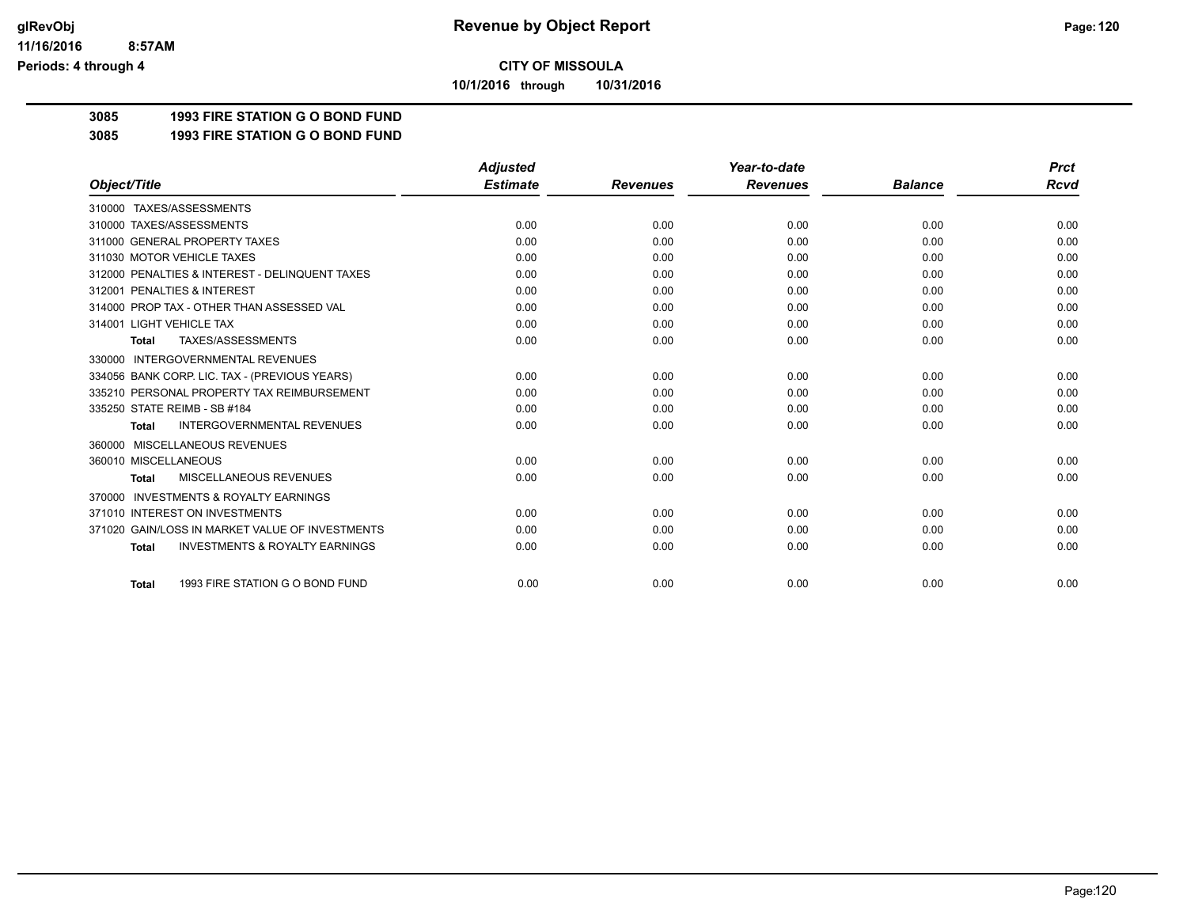**CITY OF MISSOULA**

**10/1/2016 through 10/31/2016**

**3085 1993 FIRE STATION G O BOND FUND**

**3085 1993 FIRE STATION G O BOND FUND**

| Object/Title | Adjusted Estimate | Revenues | Year-to-date Revenues | Balance | Prct Rcvd |
|---|---|---|---|---|---|
| 310000 TAXES/ASSESSMENTS | | | | | |
| 310000 TAXES/ASSESSMENTS | 0.00 | 0.00 | 0.00 | 0.00 | 0.00 |
| 311000 GENERAL PROPERTY TAXES | 0.00 | 0.00 | 0.00 | 0.00 | 0.00 |
| 311030 MOTOR VEHICLE TAXES | 0.00 | 0.00 | 0.00 | 0.00 | 0.00 |
| 312000 PENALTIES & INTEREST - DELINQUENT TAXES | 0.00 | 0.00 | 0.00 | 0.00 | 0.00 |
| 312001 PENALTIES & INTEREST | 0.00 | 0.00 | 0.00 | 0.00 | 0.00 |
| 314000 PROP TAX - OTHER THAN ASSESSED VAL | 0.00 | 0.00 | 0.00 | 0.00 | 0.00 |
| 314001 LIGHT VEHICLE TAX | 0.00 | 0.00 | 0.00 | 0.00 | 0.00 |
| **Total** TAXES/ASSESSMENTS | 0.00 | 0.00 | 0.00 | 0.00 | 0.00 |
| 330000 INTERGOVERNMENTAL REVENUES | | | | | |
| 334056 BANK CORP. LIC. TAX - (PREVIOUS YEARS) | 0.00 | 0.00 | 0.00 | 0.00 | 0.00 |
| 335210 PERSONAL PROPERTY TAX REIMBURSEMENT | 0.00 | 0.00 | 0.00 | 0.00 | 0.00 |
| 335250 STATE REIMB - SB #184 | 0.00 | 0.00 | 0.00 | 0.00 | 0.00 |
| **Total** INTERGOVERNMENTAL REVENUES | 0.00 | 0.00 | 0.00 | 0.00 | 0.00 |
| 360000 MISCELLANEOUS REVENUES | | | | | |
| 360010 MISCELLANEOUS | 0.00 | 0.00 | 0.00 | 0.00 | 0.00 |
| **Total** MISCELLANEOUS REVENUES | 0.00 | 0.00 | 0.00 | 0.00 | 0.00 |
| 370000 INVESTMENTS & ROYALTY EARNINGS | | | | | |
| 371010 INTEREST ON INVESTMENTS | 0.00 | 0.00 | 0.00 | 0.00 | 0.00 |
| 371020 GAIN/LOSS IN MARKET VALUE OF INVESTMENTS | 0.00 | 0.00 | 0.00 | 0.00 | 0.00 |
| **Total** INVESTMENTS & ROYALTY EARNINGS | 0.00 | 0.00 | 0.00 | 0.00 | 0.00 |
| **Total** 1993 FIRE STATION G O BOND FUND | 0.00 | 0.00 | 0.00 | 0.00 | 0.00 |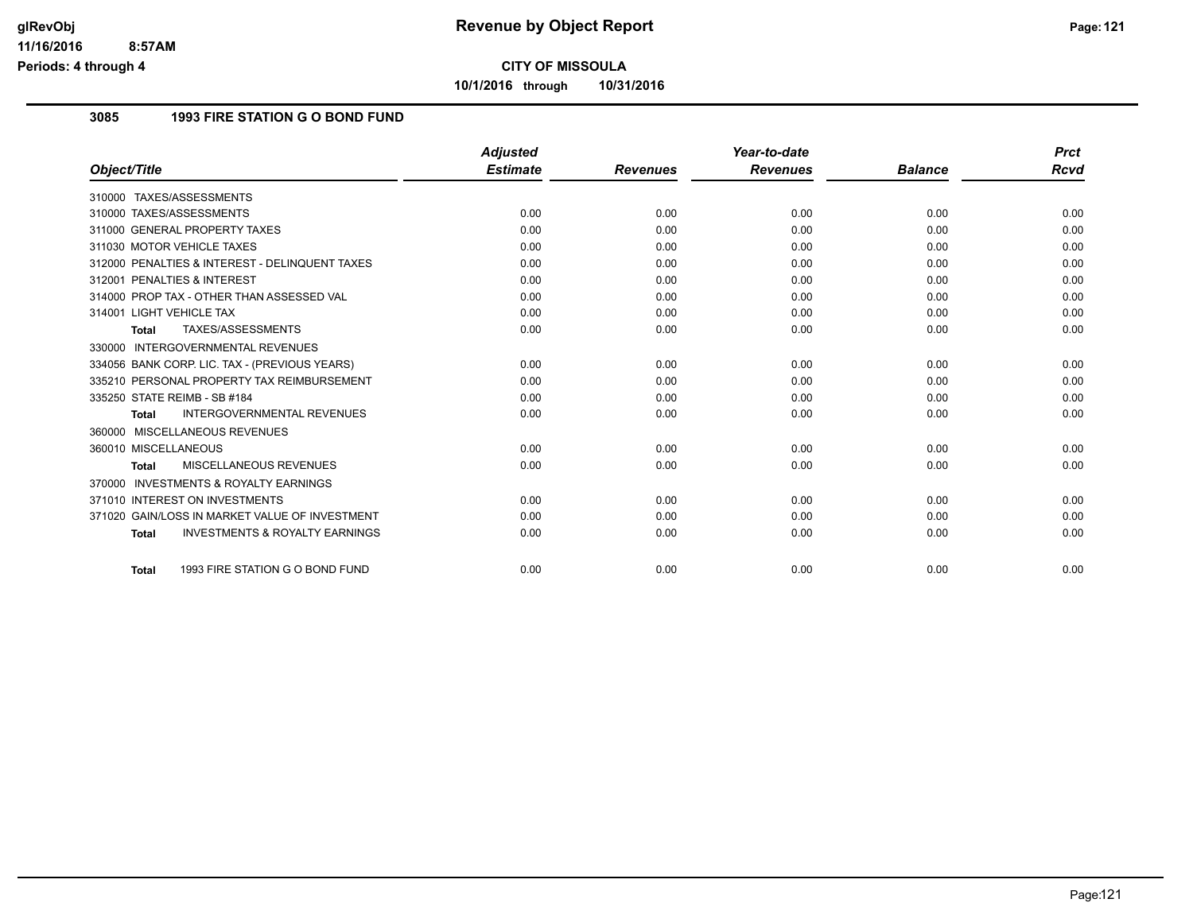**CITY OF MISSOULA**

**10/1/2016 through 10/31/2016**

### 3085 1993 FIRE STATION G O BOND FUND

| Object/Title | Adjusted Estimate | Revenues | Year-to-date Revenues | Balance | Prct Rcvd |
|---|---|---|---|---|---|
| 310000 TAXES/ASSESSMENTS | | | | | |
| 310000 TAXES/ASSESSMENTS | 0.00 | 0.00 | 0.00 | 0.00 | 0.00 |
| 311000 GENERAL PROPERTY TAXES | 0.00 | 0.00 | 0.00 | 0.00 | 0.00 |
| 311030 MOTOR VEHICLE TAXES | 0.00 | 0.00 | 0.00 | 0.00 | 0.00 |
| 312000 PENALTIES & INTEREST - DELINQUENT TAXES | 0.00 | 0.00 | 0.00 | 0.00 | 0.00 |
| 312001 PENALTIES & INTEREST | 0.00 | 0.00 | 0.00 | 0.00 | 0.00 |
| 314000 PROP TAX - OTHER THAN ASSESSED VAL | 0.00 | 0.00 | 0.00 | 0.00 | 0.00 |
| 314001 LIGHT VEHICLE TAX | 0.00 | 0.00 | 0.00 | 0.00 | 0.00 |
| **Total** TAXES/ASSESSMENTS | 0.00 | 0.00 | 0.00 | 0.00 | 0.00 |
| 330000 INTERGOVERNMENTAL REVENUES | | | | | |
| 334056 BANK CORP. LIC. TAX - (PREVIOUS YEARS) | 0.00 | 0.00 | 0.00 | 0.00 | 0.00 |
| 335210 PERSONAL PROPERTY TAX REIMBURSEMENT | 0.00 | 0.00 | 0.00 | 0.00 | 0.00 |
| 335250 STATE REIMB - SB #184 | 0.00 | 0.00 | 0.00 | 0.00 | 0.00 |
| **Total** INTERGOVERNMENTAL REVENUES | 0.00 | 0.00 | 0.00 | 0.00 | 0.00 |
| 360000 MISCELLANEOUS REVENUES | | | | | |
| 360010 MISCELLANEOUS | 0.00 | 0.00 | 0.00 | 0.00 | 0.00 |
| **Total** MISCELLANEOUS REVENUES | 0.00 | 0.00 | 0.00 | 0.00 | 0.00 |
| 370000 INVESTMENTS & ROYALTY EARNINGS | | | | | |
| 371010 INTEREST ON INVESTMENTS | 0.00 | 0.00 | 0.00 | 0.00 | 0.00 |
| 371020 GAIN/LOSS IN MARKET VALUE OF INVESTMENT | 0.00 | 0.00 | 0.00 | 0.00 | 0.00 |
| **Total** INVESTMENTS & ROYALTY EARNINGS | 0.00 | 0.00 | 0.00 | 0.00 | 0.00 |
| **Total** 1993 FIRE STATION G O BOND FUND | 0.00 | 0.00 | 0.00 | 0.00 | 0.00 |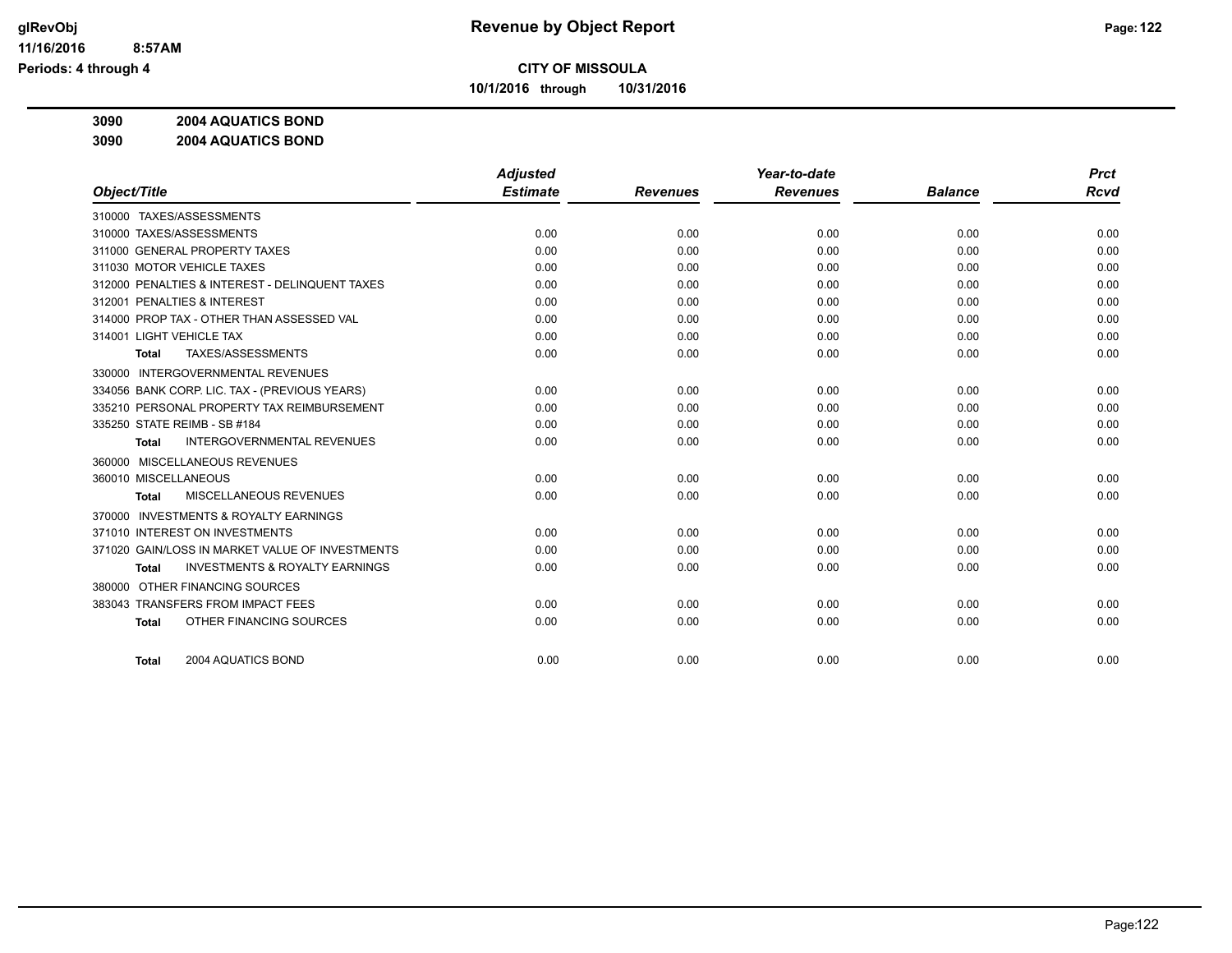**CITY OF MISSOULA**

**10/1/2016 through 10/31/2016**

**3090 2004 AQUATICS BOND**

**3090 2004 AQUATICS BOND**

| Object/Title | Adjusted Estimate | Revenues | Year-to-date Revenues | Balance | Prct Rcvd |
|---|---|---|---|---|---|
| 310000 TAXES/ASSESSMENTS | | | | | |
| 310000 TAXES/ASSESSMENTS | 0.00 | 0.00 | 0.00 | 0.00 | 0.00 |
| 311000 GENERAL PROPERTY TAXES | 0.00 | 0.00 | 0.00 | 0.00 | 0.00 |
| 311030 MOTOR VEHICLE TAXES | 0.00 | 0.00 | 0.00 | 0.00 | 0.00 |
| 312000 PENALTIES & INTEREST - DELINQUENT TAXES | 0.00 | 0.00 | 0.00 | 0.00 | 0.00 |
| 312001 PENALTIES & INTEREST | 0.00 | 0.00 | 0.00 | 0.00 | 0.00 |
| 314000 PROP TAX - OTHER THAN ASSESSED VAL | 0.00 | 0.00 | 0.00 | 0.00 | 0.00 |
| 314001 LIGHT VEHICLE TAX | 0.00 | 0.00 | 0.00 | 0.00 | 0.00 |
| **Total** TAXES/ASSESSMENTS | 0.00 | 0.00 | 0.00 | 0.00 | 0.00 |
| 330000 INTERGOVERNMENTAL REVENUES | | | | | |
| 334056 BANK CORP. LIC. TAX - (PREVIOUS YEARS) | 0.00 | 0.00 | 0.00 | 0.00 | 0.00 |
| 335210 PERSONAL PROPERTY TAX REIMBURSEMENT | 0.00 | 0.00 | 0.00 | 0.00 | 0.00 |
| 335250 STATE REIMB - SB #184 | 0.00 | 0.00 | 0.00 | 0.00 | 0.00 |
| **Total** INTERGOVERNMENTAL REVENUES | 0.00 | 0.00 | 0.00 | 0.00 | 0.00 |
| 360000 MISCELLANEOUS REVENUES | | | | | |
| 360010 MISCELLANEOUS | 0.00 | 0.00 | 0.00 | 0.00 | 0.00 |
| **Total** MISCELLANEOUS REVENUES | 0.00 | 0.00 | 0.00 | 0.00 | 0.00 |
| 370000 INVESTMENTS & ROYALTY EARNINGS | | | | | |
| 371010 INTEREST ON INVESTMENTS | 0.00 | 0.00 | 0.00 | 0.00 | 0.00 |
| 371020 GAIN/LOSS IN MARKET VALUE OF INVESTMENTS | 0.00 | 0.00 | 0.00 | 0.00 | 0.00 |
| **Total** INVESTMENTS & ROYALTY EARNINGS | 0.00 | 0.00 | 0.00 | 0.00 | 0.00 |
| 380000 OTHER FINANCING SOURCES | | | | | |
| 383043 TRANSFERS FROM IMPACT FEES | 0.00 | 0.00 | 0.00 | 0.00 | 0.00 |
| **Total** OTHER FINANCING SOURCES | 0.00 | 0.00 | 0.00 | 0.00 | 0.00 |
| **Total** 2004 AQUATICS BOND | 0.00 | 0.00 | 0.00 | 0.00 | 0.00 |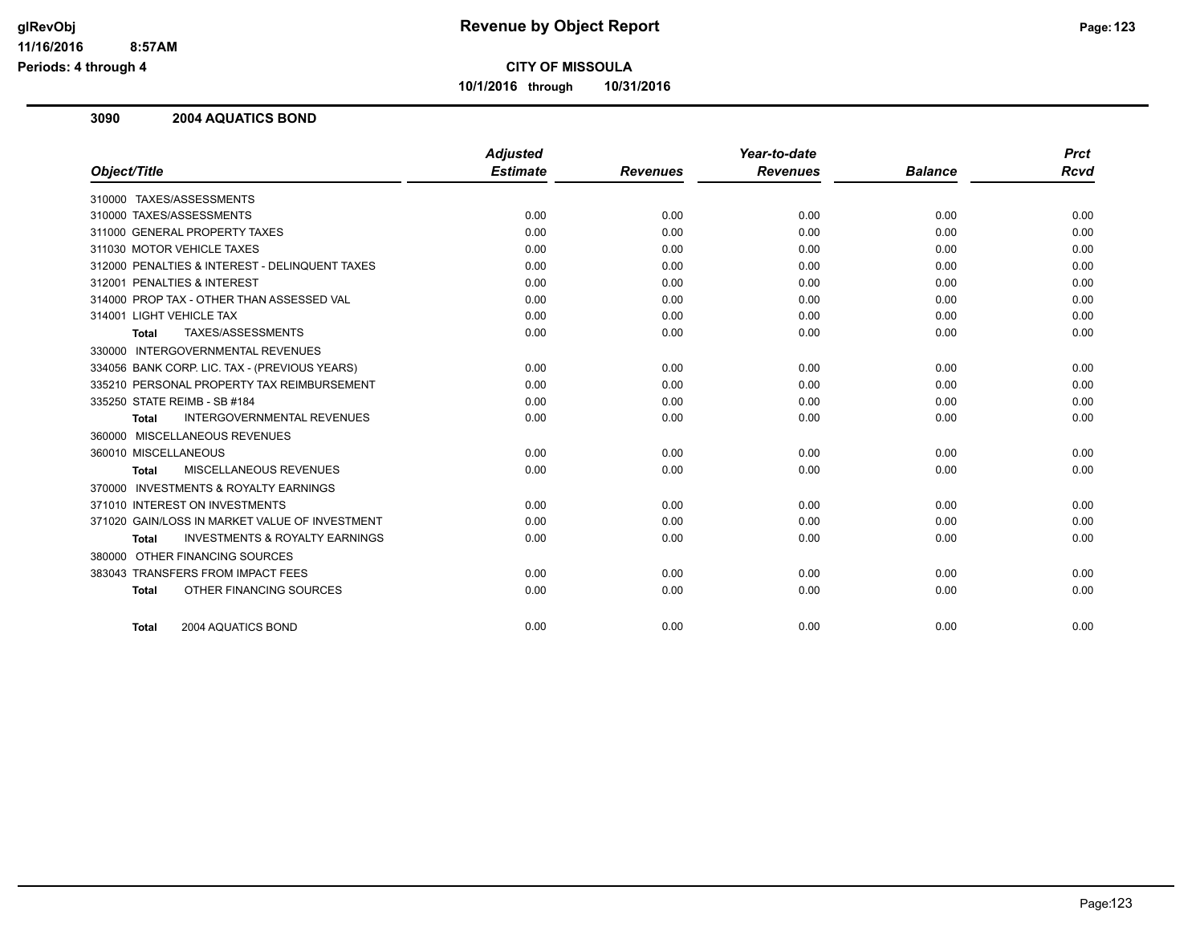**CITY OF MISSOULA**

**10/1/2016 through 10/31/2016**

## 3090 2004 AQUATICS BOND

| Object/Title | Adjusted Estimate | Revenues | Year-to-date Revenues | Balance | Prct Rcvd |
|---|---|---|---|---|---|
| 310000 TAXES/ASSESSMENTS | | | | | |
| 310000 TAXES/ASSESSMENTS | 0.00 | 0.00 | 0.00 | 0.00 | 0.00 |
| 311000 GENERAL PROPERTY TAXES | 0.00 | 0.00 | 0.00 | 0.00 | 0.00 |
| 311030 MOTOR VEHICLE TAXES | 0.00 | 0.00 | 0.00 | 0.00 | 0.00 |
| 312000 PENALTIES & INTEREST - DELINQUENT TAXES | 0.00 | 0.00 | 0.00 | 0.00 | 0.00 |
| 312001 PENALTIES & INTEREST | 0.00 | 0.00 | 0.00 | 0.00 | 0.00 |
| 314000 PROP TAX - OTHER THAN ASSESSED VAL | 0.00 | 0.00 | 0.00 | 0.00 | 0.00 |
| 314001 LIGHT VEHICLE TAX | 0.00 | 0.00 | 0.00 | 0.00 | 0.00 |
| **Total** TAXES/ASSESSMENTS | 0.00 | 0.00 | 0.00 | 0.00 | 0.00 |
| 330000 INTERGOVERNMENTAL REVENUES | | | | | |
| 334056 BANK CORP. LIC. TAX - (PREVIOUS YEARS) | 0.00 | 0.00 | 0.00 | 0.00 | 0.00 |
| 335210 PERSONAL PROPERTY TAX REIMBURSEMENT | 0.00 | 0.00 | 0.00 | 0.00 | 0.00 |
| 335250 STATE REIMB - SB #184 | 0.00 | 0.00 | 0.00 | 0.00 | 0.00 |
| **Total** INTERGOVERNMENTAL REVENUES | 0.00 | 0.00 | 0.00 | 0.00 | 0.00 |
| 360000 MISCELLANEOUS REVENUES | | | | | |
| 360010 MISCELLANEOUS | 0.00 | 0.00 | 0.00 | 0.00 | 0.00 |
| **Total** MISCELLANEOUS REVENUES | 0.00 | 0.00 | 0.00 | 0.00 | 0.00 |
| 370000 INVESTMENTS & ROYALTY EARNINGS | | | | | |
| 371010 INTEREST ON INVESTMENTS | 0.00 | 0.00 | 0.00 | 0.00 | 0.00 |
| 371020 GAIN/LOSS IN MARKET VALUE OF INVESTMENT | 0.00 | 0.00 | 0.00 | 0.00 | 0.00 |
| **Total** INVESTMENTS & ROYALTY EARNINGS | 0.00 | 0.00 | 0.00 | 0.00 | 0.00 |
| 380000 OTHER FINANCING SOURCES | | | | | |
| 383043 TRANSFERS FROM IMPACT FEES | 0.00 | 0.00 | 0.00 | 0.00 | 0.00 |
| **Total** OTHER FINANCING SOURCES | 0.00 | 0.00 | 0.00 | 0.00 | 0.00 |
| **Total** 2004 AQUATICS BOND | 0.00 | 0.00 | 0.00 | 0.00 | 0.00 |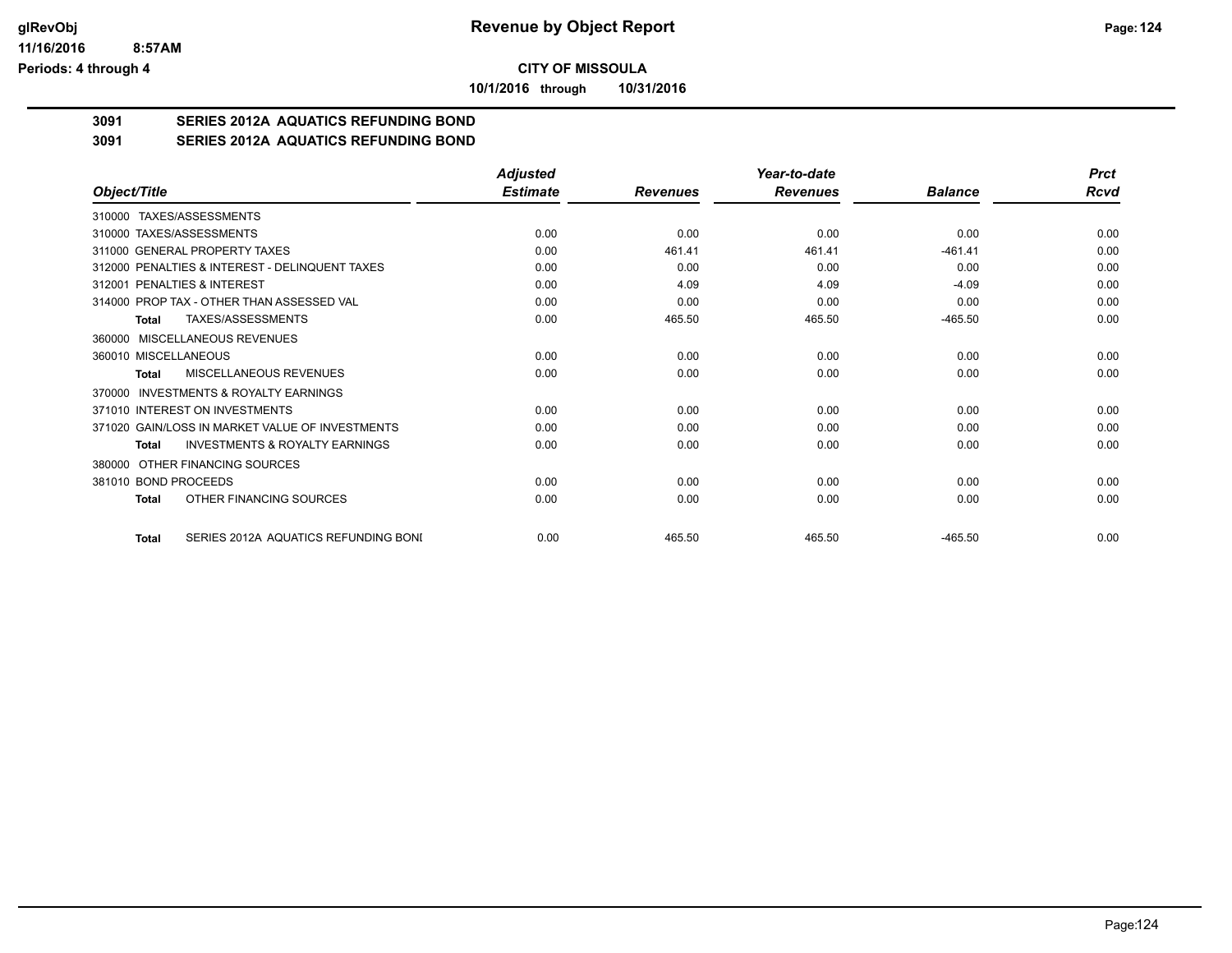**CITY OF MISSOULA**

**10/1/2016 through 10/31/2016**

## 3091 SERIES 2012A AQUATICS REFUNDING BOND

### 3091 SERIES 2012A AQUATICS REFUNDING BOND

| Object/Title | Adjusted Estimate | Revenues | Year-to-date Revenues | Balance | Prct Rcvd |
|---|---|---|---|---|---|
| 310000 TAXES/ASSESSMENTS | | | | | |
| 310000 TAXES/ASSESSMENTS | 0.00 | 0.00 | 0.00 | 0.00 | 0.00 |
| 311000 GENERAL PROPERTY TAXES | 0.00 | 461.41 | 461.41 | -461.41 | 0.00 |
| 312000 PENALTIES & INTEREST - DELINQUENT TAXES | 0.00 | 0.00 | 0.00 | 0.00 | 0.00 |
| 312001 PENALTIES & INTEREST | 0.00 | 4.09 | 4.09 | -4.09 | 0.00 |
| 314000 PROP TAX - OTHER THAN ASSESSED VAL | 0.00 | 0.00 | 0.00 | 0.00 | 0.00 |
| **Total** TAXES/ASSESSMENTS | 0.00 | 465.50 | 465.50 | -465.50 | 0.00 |
| 360000 MISCELLANEOUS REVENUES | | | | | |
| 360010 MISCELLANEOUS | 0.00 | 0.00 | 0.00 | 0.00 | 0.00 |
| **Total** MISCELLANEOUS REVENUES | 0.00 | 0.00 | 0.00 | 0.00 | 0.00 |
| 370000 INVESTMENTS & ROYALTY EARNINGS | | | | | |
| 371010 INTEREST ON INVESTMENTS | 0.00 | 0.00 | 0.00 | 0.00 | 0.00 |
| 371020 GAIN/LOSS IN MARKET VALUE OF INVESTMENTS | 0.00 | 0.00 | 0.00 | 0.00 | 0.00 |
| **Total** INVESTMENTS & ROYALTY EARNINGS | 0.00 | 0.00 | 0.00 | 0.00 | 0.00 |
| 380000 OTHER FINANCING SOURCES | | | | | |
| 381010 BOND PROCEEDS | 0.00 | 0.00 | 0.00 | 0.00 | 0.00 |
| **Total** OTHER FINANCING SOURCES | 0.00 | 0.00 | 0.00 | 0.00 | 0.00 |
| **Total** SERIES 2012A AQUATICS REFUNDING BONI | 0.00 | 465.50 | 465.50 | -465.50 | 0.00 |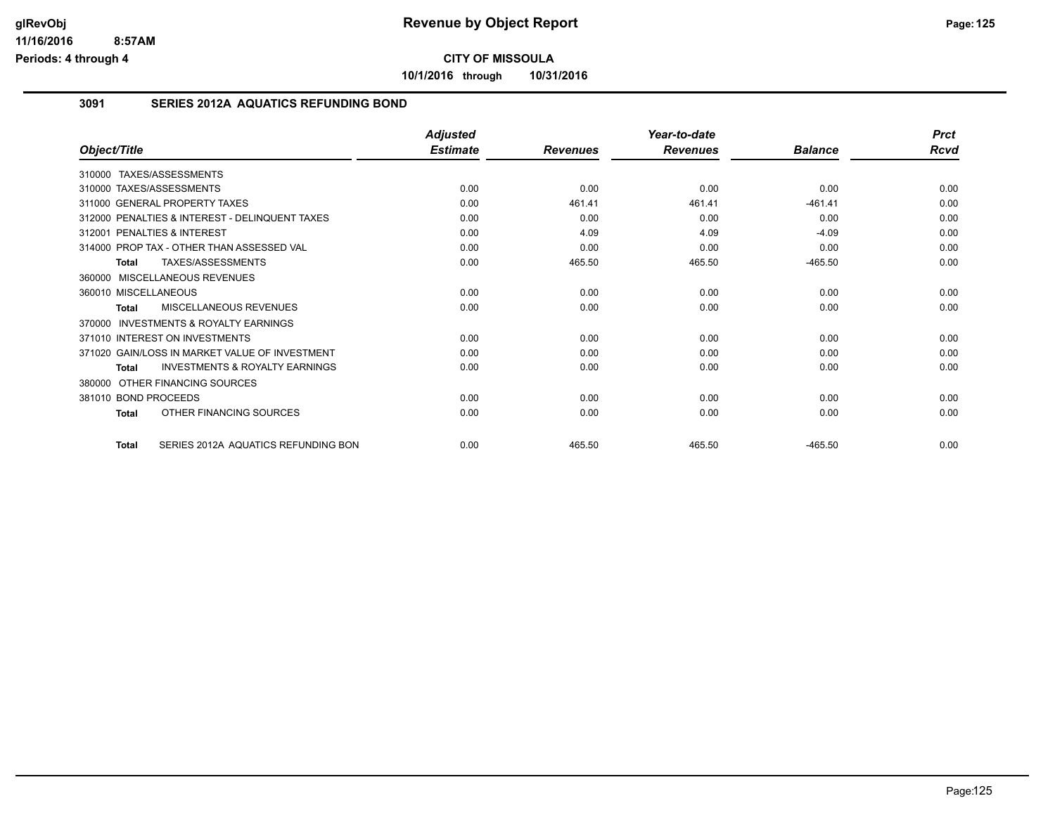# Revenue by Object Report

**CITY OF MISSOULA**

**10/1/2016 through 10/31/2016**

### 3091 SERIES 2012A AQUATICS REFUNDING BOND

| Object/Title | Adjusted Estimate | Revenues | Year-to-date Revenues | Balance | Prct Rcvd |
|---|---|---|---|---|---|
| 310000 TAXES/ASSESSMENTS | | | | | |
| 310000 TAXES/ASSESSMENTS | 0.00 | 0.00 | 0.00 | 0.00 | 0.00 |
| 311000 GENERAL PROPERTY TAXES | 0.00 | 461.41 | 461.41 | -461.41 | 0.00 |
| 312000 PENALTIES & INTEREST - DELINQUENT TAXES | 0.00 | 0.00 | 0.00 | 0.00 | 0.00 |
| 312001 PENALTIES & INTEREST | 0.00 | 4.09 | 4.09 | -4.09 | 0.00 |
| 314000 PROP TAX - OTHER THAN ASSESSED VAL | 0.00 | 0.00 | 0.00 | 0.00 | 0.00 |
| **Total** TAXES/ASSESSMENTS | 0.00 | 465.50 | 465.50 | -465.50 | 0.00 |
| 360000 MISCELLANEOUS REVENUES | | | | | |
| 360010 MISCELLANEOUS | 0.00 | 0.00 | 0.00 | 0.00 | 0.00 |
| **Total** MISCELLANEOUS REVENUES | 0.00 | 0.00 | 0.00 | 0.00 | 0.00 |
| 370000 INVESTMENTS & ROYALTY EARNINGS | | | | | |
| 371010 INTEREST ON INVESTMENTS | 0.00 | 0.00 | 0.00 | 0.00 | 0.00 |
| 371020 GAIN/LOSS IN MARKET VALUE OF INVESTMENT | 0.00 | 0.00 | 0.00 | 0.00 | 0.00 |
| **Total** INVESTMENTS & ROYALTY EARNINGS | 0.00 | 0.00 | 0.00 | 0.00 | 0.00 |
| 380000 OTHER FINANCING SOURCES | | | | | |
| 381010 BOND PROCEEDS | 0.00 | 0.00 | 0.00 | 0.00 | 0.00 |
| **Total** OTHER FINANCING SOURCES | 0.00 | 0.00 | 0.00 | 0.00 | 0.00 |
| **Total** SERIES 2012A AQUATICS REFUNDING BON | 0.00 | 465.50 | 465.50 | -465.50 | 0.00 |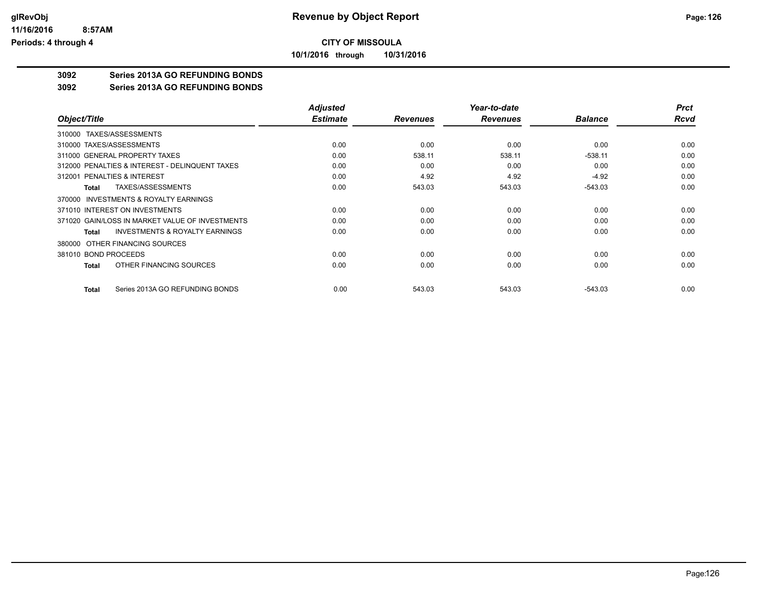**CITY OF MISSOULA**

**10/1/2016 through 10/31/2016**

**3092 Series 2013A GO REFUNDING BONDS**

**3092 Series 2013A GO REFUNDING BONDS**

| Object/Title | Adjusted Estimate | Revenues | Year-to-date Revenues | Balance | Prct Rcvd |
|---|---|---|---|---|---|
| 310000 TAXES/ASSESSMENTS | | | | | |
| 310000 TAXES/ASSESSMENTS | 0.00 | 0.00 | 0.00 | 0.00 | 0.00 |
| 311000 GENERAL PROPERTY TAXES | 0.00 | 538.11 | 538.11 | -538.11 | 0.00 |
| 312000 PENALTIES & INTEREST - DELINQUENT TAXES | 0.00 | 0.00 | 0.00 | 0.00 | 0.00 |
| 312001 PENALTIES & INTEREST | 0.00 | 4.92 | 4.92 | -4.92 | 0.00 |
| **Total** TAXES/ASSESSMENTS | 0.00 | 543.03 | 543.03 | -543.03 | 0.00 |
| 370000 INVESTMENTS & ROYALTY EARNINGS | | | | | |
| 371010 INTEREST ON INVESTMENTS | 0.00 | 0.00 | 0.00 | 0.00 | 0.00 |
| 371020 GAIN/LOSS IN MARKET VALUE OF INVESTMENTS | 0.00 | 0.00 | 0.00 | 0.00 | 0.00 |
| **Total** INVESTMENTS & ROYALTY EARNINGS | 0.00 | 0.00 | 0.00 | 0.00 | 0.00 |
| 380000 OTHER FINANCING SOURCES | | | | | |
| 381010 BOND PROCEEDS | 0.00 | 0.00 | 0.00 | 0.00 | 0.00 |
| **Total** OTHER FINANCING SOURCES | 0.00 | 0.00 | 0.00 | 0.00 | 0.00 |
| **Total** Series 2013A GO REFUNDING BONDS | 0.00 | 543.03 | 543.03 | -543.03 | 0.00 |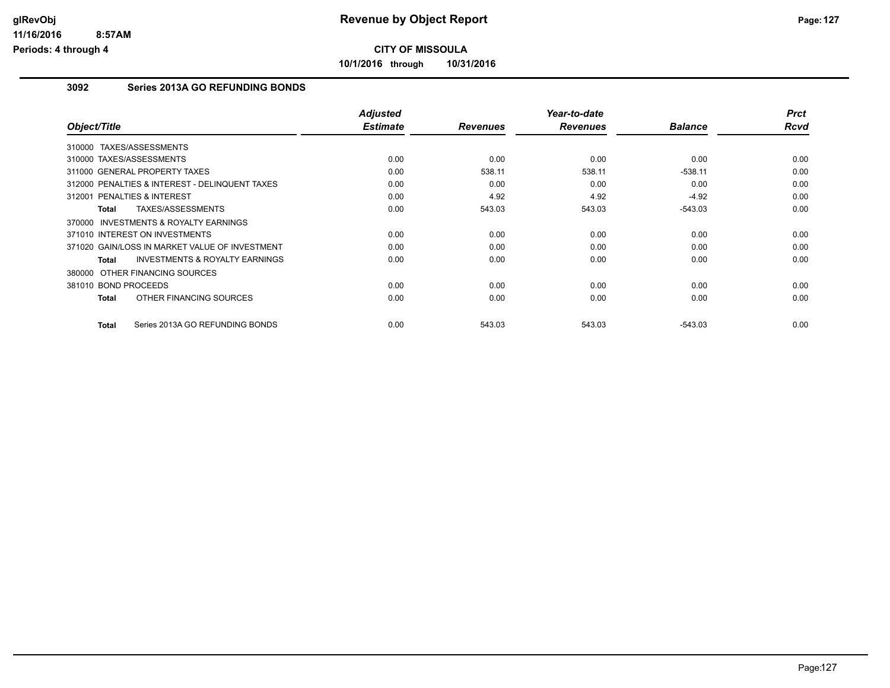# CITY OF MISSOULA

**10/1/2016 through 10/31/2016**

## 3092 Series 2013A GO REFUNDING BONDS

| Object/Title | Adjusted Estimate | Revenues | Year-to-date Revenues | Balance | Prct Rcvd |
|---|---|---|---|---|---|
| 310000 TAXES/ASSESSMENTS | | | | | |
| 310000 TAXES/ASSESSMENTS | 0.00 | 0.00 | 0.00 | 0.00 | 0.00 |
| 311000 GENERAL PROPERTY TAXES | 0.00 | 538.11 | 538.11 | -538.11 | 0.00 |
| 312000 PENALTIES & INTEREST - DELINQUENT TAXES | 0.00 | 0.00 | 0.00 | 0.00 | 0.00 |
| 312001 PENALTIES & INTEREST | 0.00 | 4.92 | 4.92 | -4.92 | 0.00 |
| **Total** TAXES/ASSESSMENTS | 0.00 | 543.03 | 543.03 | -543.03 | 0.00 |
| 370000 INVESTMENTS & ROYALTY EARNINGS | | | | | |
| 371010 INTEREST ON INVESTMENTS | 0.00 | 0.00 | 0.00 | 0.00 | 0.00 |
| 371020 GAIN/LOSS IN MARKET VALUE OF INVESTMENT | 0.00 | 0.00 | 0.00 | 0.00 | 0.00 |
| **Total** INVESTMENTS & ROYALTY EARNINGS | 0.00 | 0.00 | 0.00 | 0.00 | 0.00 |
| 380000 OTHER FINANCING SOURCES | | | | | |
| 381010 BOND PROCEEDS | 0.00 | 0.00 | 0.00 | 0.00 | 0.00 |
| **Total** OTHER FINANCING SOURCES | 0.00 | 0.00 | 0.00 | 0.00 | 0.00 |
| **Total** Series 2013A GO REFUNDING BONDS | 0.00 | 543.03 | 543.03 | -543.03 | 0.00 |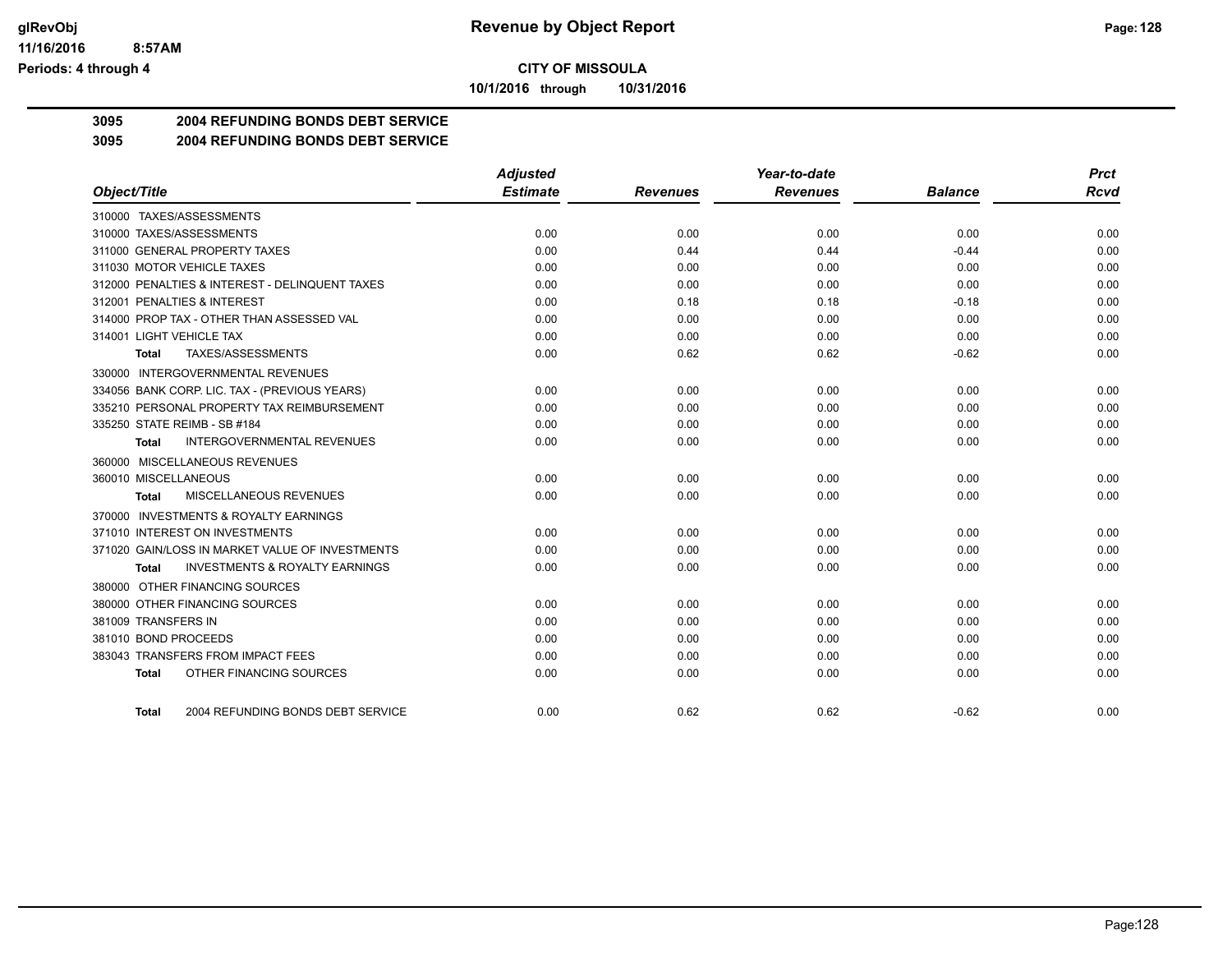# CITY OF MISSOULA

**10/1/2016 through 10/31/2016**

## 3095 2004 REFUNDING BONDS DEBT SERVICE

## 3095 2004 REFUNDING BONDS DEBT SERVICE

| Object/Title | Adjusted Estimate | Revenues | Year-to-date Revenues | Balance | Prct Rcvd |
|---|---|---|---|---|---|
| 310000 TAXES/ASSESSMENTS | | | | | |
| 310000 TAXES/ASSESSMENTS | 0.00 | 0.00 | 0.00 | 0.00 | 0.00 |
| 311000 GENERAL PROPERTY TAXES | 0.00 | 0.44 | 0.44 | -0.44 | 0.00 |
| 311030 MOTOR VEHICLE TAXES | 0.00 | 0.00 | 0.00 | 0.00 | 0.00 |
| 312000 PENALTIES & INTEREST - DELINQUENT TAXES | 0.00 | 0.00 | 0.00 | 0.00 | 0.00 |
| 312001 PENALTIES & INTEREST | 0.00 | 0.18 | 0.18 | -0.18 | 0.00 |
| 314000 PROP TAX - OTHER THAN ASSESSED VAL | 0.00 | 0.00 | 0.00 | 0.00 | 0.00 |
| 314001 LIGHT VEHICLE TAX | 0.00 | 0.00 | 0.00 | 0.00 | 0.00 |
| **Total** TAXES/ASSESSMENTS | 0.00 | 0.62 | 0.62 | -0.62 | 0.00 |
| 330000 INTERGOVERNMENTAL REVENUES | | | | | |
| 334056 BANK CORP. LIC. TAX - (PREVIOUS YEARS) | 0.00 | 0.00 | 0.00 | 0.00 | 0.00 |
| 335210 PERSONAL PROPERTY TAX REIMBURSEMENT | 0.00 | 0.00 | 0.00 | 0.00 | 0.00 |
| 335250 STATE REIMB - SB #184 | 0.00 | 0.00 | 0.00 | 0.00 | 0.00 |
| **Total** INTERGOVERNMENTAL REVENUES | 0.00 | 0.00 | 0.00 | 0.00 | 0.00 |
| 360000 MISCELLANEOUS REVENUES | | | | | |
| 360010 MISCELLANEOUS | 0.00 | 0.00 | 0.00 | 0.00 | 0.00 |
| **Total** MISCELLANEOUS REVENUES | 0.00 | 0.00 | 0.00 | 0.00 | 0.00 |
| 370000 INVESTMENTS & ROYALTY EARNINGS | | | | | |
| 371010 INTEREST ON INVESTMENTS | 0.00 | 0.00 | 0.00 | 0.00 | 0.00 |
| 371020 GAIN/LOSS IN MARKET VALUE OF INVESTMENTS | 0.00 | 0.00 | 0.00 | 0.00 | 0.00 |
| **Total** INVESTMENTS & ROYALTY EARNINGS | 0.00 | 0.00 | 0.00 | 0.00 | 0.00 |
| 380000 OTHER FINANCING SOURCES | | | | | |
| 380000 OTHER FINANCING SOURCES | 0.00 | 0.00 | 0.00 | 0.00 | 0.00 |
| 381009 TRANSFERS IN | 0.00 | 0.00 | 0.00 | 0.00 | 0.00 |
| 381010 BOND PROCEEDS | 0.00 | 0.00 | 0.00 | 0.00 | 0.00 |
| 383043 TRANSFERS FROM IMPACT FEES | 0.00 | 0.00 | 0.00 | 0.00 | 0.00 |
| **Total** OTHER FINANCING SOURCES | 0.00 | 0.00 | 0.00 | 0.00 | 0.00 |
| **Total** 2004 REFUNDING BONDS DEBT SERVICE | 0.00 | 0.62 | 0.62 | -0.62 | 0.00 |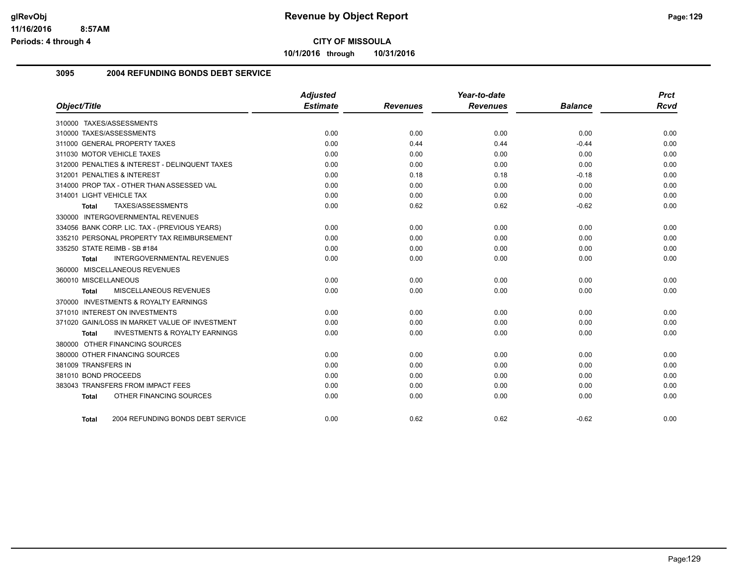**CITY OF MISSOULA**

**10/1/2016 through 10/31/2016**

## 3095 2004 REFUNDING BONDS DEBT SERVICE

| Object/Title | Adjusted Estimate | Revenues | Year-to-date Revenues | Balance | Prct Rcvd |
|---|---|---|---|---|---|
| 310000 TAXES/ASSESSMENTS | | | | | |
| 310000 TAXES/ASSESSMENTS | 0.00 | 0.00 | 0.00 | 0.00 | 0.00 |
| 311000 GENERAL PROPERTY TAXES | 0.00 | 0.44 | 0.44 | -0.44 | 0.00 |
| 311030 MOTOR VEHICLE TAXES | 0.00 | 0.00 | 0.00 | 0.00 | 0.00 |
| 312000 PENALTIES & INTEREST - DELINQUENT TAXES | 0.00 | 0.00 | 0.00 | 0.00 | 0.00 |
| 312001 PENALTIES & INTEREST | 0.00 | 0.18 | 0.18 | -0.18 | 0.00 |
| 314000 PROP TAX - OTHER THAN ASSESSED VAL | 0.00 | 0.00 | 0.00 | 0.00 | 0.00 |
| 314001 LIGHT VEHICLE TAX | 0.00 | 0.00 | 0.00 | 0.00 | 0.00 |
| **Total** TAXES/ASSESSMENTS | 0.00 | 0.62 | 0.62 | -0.62 | 0.00 |
| 330000 INTERGOVERNMENTAL REVENUES | | | | | |
| 334056 BANK CORP. LIC. TAX - (PREVIOUS YEARS) | 0.00 | 0.00 | 0.00 | 0.00 | 0.00 |
| 335210 PERSONAL PROPERTY TAX REIMBURSEMENT | 0.00 | 0.00 | 0.00 | 0.00 | 0.00 |
| 335250 STATE REIMB - SB #184 | 0.00 | 0.00 | 0.00 | 0.00 | 0.00 |
| **Total** INTERGOVERNMENTAL REVENUES | 0.00 | 0.00 | 0.00 | 0.00 | 0.00 |
| 360000 MISCELLANEOUS REVENUES | | | | | |
| 360010 MISCELLANEOUS | 0.00 | 0.00 | 0.00 | 0.00 | 0.00 |
| **Total** MISCELLANEOUS REVENUES | 0.00 | 0.00 | 0.00 | 0.00 | 0.00 |
| 370000 INVESTMENTS & ROYALTY EARNINGS | | | | | |
| 371010 INTEREST ON INVESTMENTS | 0.00 | 0.00 | 0.00 | 0.00 | 0.00 |
| 371020 GAIN/LOSS IN MARKET VALUE OF INVESTMENT | 0.00 | 0.00 | 0.00 | 0.00 | 0.00 |
| **Total** INVESTMENTS & ROYALTY EARNINGS | 0.00 | 0.00 | 0.00 | 0.00 | 0.00 |
| 380000 OTHER FINANCING SOURCES | | | | | |
| 380000 OTHER FINANCING SOURCES | 0.00 | 0.00 | 0.00 | 0.00 | 0.00 |
| 381009 TRANSFERS IN | 0.00 | 0.00 | 0.00 | 0.00 | 0.00 |
| 381010 BOND PROCEEDS | 0.00 | 0.00 | 0.00 | 0.00 | 0.00 |
| 383043 TRANSFERS FROM IMPACT FEES | 0.00 | 0.00 | 0.00 | 0.00 | 0.00 |
| **Total** OTHER FINANCING SOURCES | 0.00 | 0.00 | 0.00 | 0.00 | 0.00 |
| **Total** 2004 REFUNDING BONDS DEBT SERVICE | 0.00 | 0.62 | 0.62 | -0.62 | 0.00 |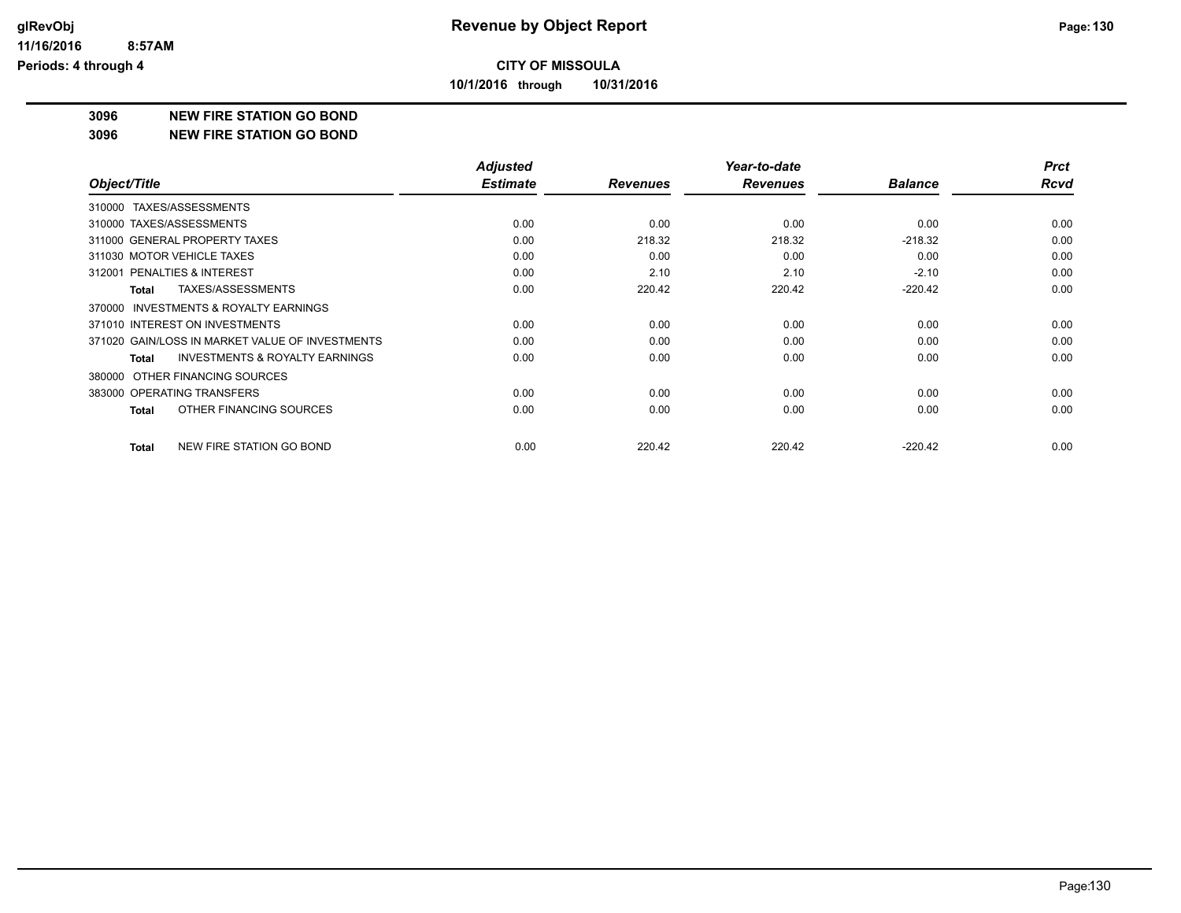**CITY OF MISSOULA**

**10/1/2016 through 10/31/2016**

**Revenue by Object Report**

**3096 NEW FIRE STATION GO BOND**

**3096 NEW FIRE STATION GO BOND**

| Object/Title | Adjusted Estimate | Revenues | Year-to-date Revenues | Balance | Prct Rcvd |
|---|---|---|---|---|---|
| 310000 TAXES/ASSESSMENTS | | | | | |
| 310000 TAXES/ASSESSMENTS | 0.00 | 0.00 | 0.00 | 0.00 | 0.00 |
| 311000 GENERAL PROPERTY TAXES | 0.00 | 218.32 | 218.32 | -218.32 | 0.00 |
| 311030 MOTOR VEHICLE TAXES | 0.00 | 0.00 | 0.00 | 0.00 | 0.00 |
| 312001 PENALTIES & INTEREST | 0.00 | 2.10 | 2.10 | -2.10 | 0.00 |
| **Total** TAXES/ASSESSMENTS | 0.00 | 220.42 | 220.42 | -220.42 | 0.00 |
| 370000 INVESTMENTS & ROYALTY EARNINGS | | | | | |
| 371010 INTEREST ON INVESTMENTS | 0.00 | 0.00 | 0.00 | 0.00 | 0.00 |
| 371020 GAIN/LOSS IN MARKET VALUE OF INVESTMENTS | 0.00 | 0.00 | 0.00 | 0.00 | 0.00 |
| **Total** INVESTMENTS & ROYALTY EARNINGS | 0.00 | 0.00 | 0.00 | 0.00 | 0.00 |
| 380000 OTHER FINANCING SOURCES | | | | | |
| 383000 OPERATING TRANSFERS | 0.00 | 0.00 | 0.00 | 0.00 | 0.00 |
| **Total** OTHER FINANCING SOURCES | 0.00 | 0.00 | 0.00 | 0.00 | 0.00 |
| **Total** NEW FIRE STATION GO BOND | 0.00 | 220.42 | 220.42 | -220.42 | 0.00 |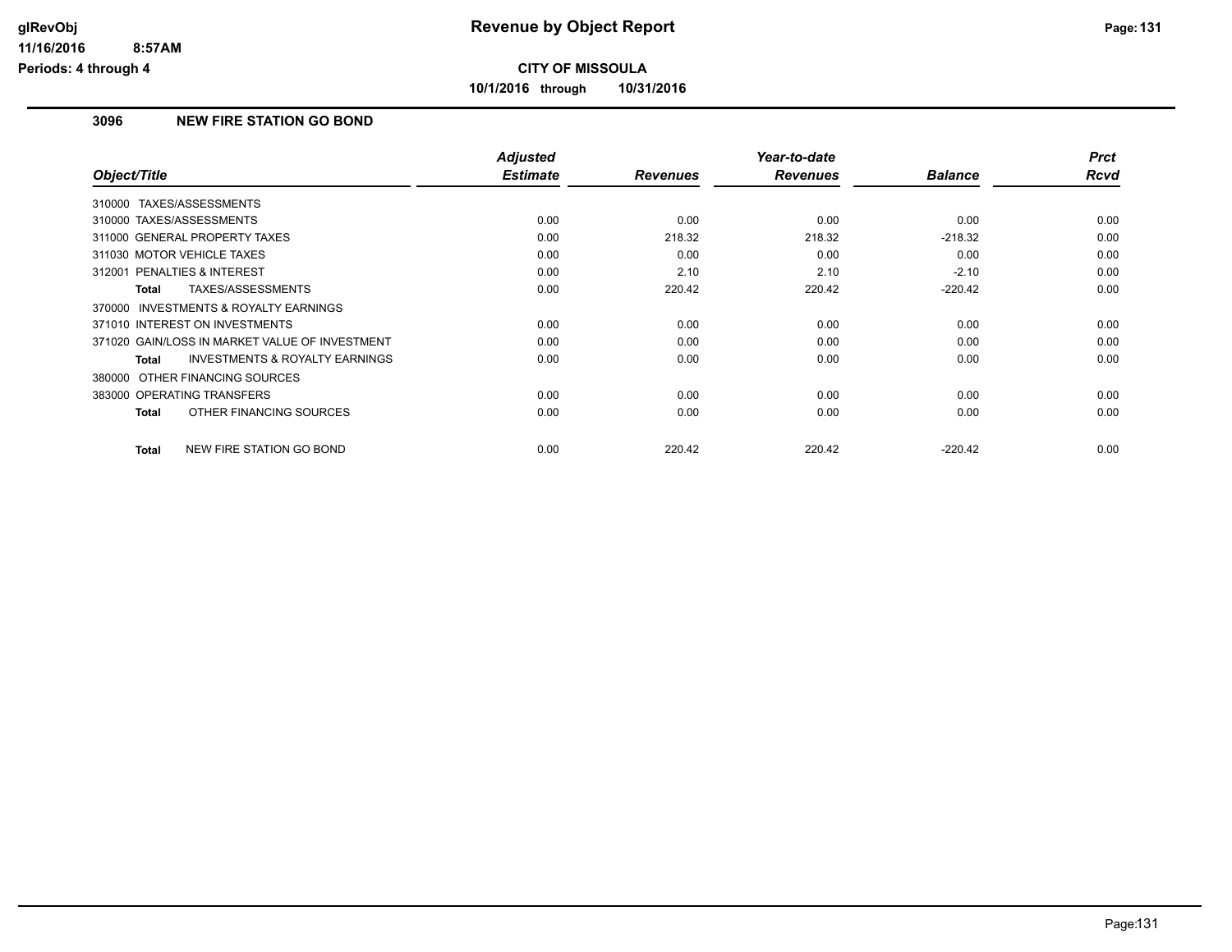**CITY OF MISSOULA**

**10/1/2016 through 10/31/2016**

## 3096 NEW FIRE STATION GO BOND

| Object/Title | Adjusted Estimate | Revenues | Year-to-date Revenues | Balance | Prct Rcvd |
|---|---|---|---|---|---|
| 310000 TAXES/ASSESSMENTS | | | | | |
| 310000 TAXES/ASSESSMENTS | 0.00 | 0.00 | 0.00 | 0.00 | 0.00 |
| 311000 GENERAL PROPERTY TAXES | 0.00 | 218.32 | 218.32 | -218.32 | 0.00 |
| 311030 MOTOR VEHICLE TAXES | 0.00 | 0.00 | 0.00 | 0.00 | 0.00 |
| 312001 PENALTIES & INTEREST | 0.00 | 2.10 | 2.10 | -2.10 | 0.00 |
| **Total** TAXES/ASSESSMENTS | 0.00 | 220.42 | 220.42 | -220.42 | 0.00 |
| 370000 INVESTMENTS & ROYALTY EARNINGS | | | | | |
| 371010 INTEREST ON INVESTMENTS | 0.00 | 0.00 | 0.00 | 0.00 | 0.00 |
| 371020 GAIN/LOSS IN MARKET VALUE OF INVESTMENT | 0.00 | 0.00 | 0.00 | 0.00 | 0.00 |
| **Total** INVESTMENTS & ROYALTY EARNINGS | 0.00 | 0.00 | 0.00 | 0.00 | 0.00 |
| 380000 OTHER FINANCING SOURCES | | | | | |
| 383000 OPERATING TRANSFERS | 0.00 | 0.00 | 0.00 | 0.00 | 0.00 |
| **Total** OTHER FINANCING SOURCES | 0.00 | 0.00 | 0.00 | 0.00 | 0.00 |
| **Total** NEW FIRE STATION GO BOND | 0.00 | 220.42 | 220.42 | -220.42 | 0.00 |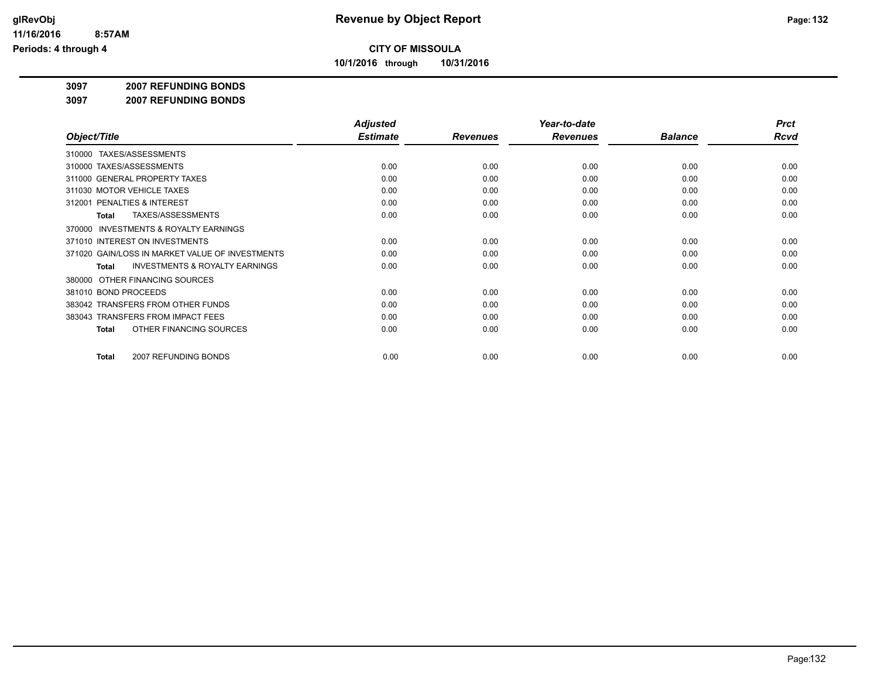**CITY OF MISSOULA**

**10/1/2016 through 10/31/2016**

**3097 2007 REFUNDING BONDS**

**3097 2007 REFUNDING BONDS**

| Object/Title | Adjusted Estimate | Revenues | Year-to-date Revenues | Balance | Prct Rcvd |
|---|---|---|---|---|---|
| 310000 TAXES/ASSESSMENTS | | | | | |
| 310000 TAXES/ASSESSMENTS | 0.00 | 0.00 | 0.00 | 0.00 | 0.00 |
| 311000 GENERAL PROPERTY TAXES | 0.00 | 0.00 | 0.00 | 0.00 | 0.00 |
| 311030 MOTOR VEHICLE TAXES | 0.00 | 0.00 | 0.00 | 0.00 | 0.00 |
| 312001 PENALTIES & INTEREST | 0.00 | 0.00 | 0.00 | 0.00 | 0.00 |
| **Total** TAXES/ASSESSMENTS | 0.00 | 0.00 | 0.00 | 0.00 | 0.00 |
| 370000 INVESTMENTS & ROYALTY EARNINGS | | | | | |
| 371010 INTEREST ON INVESTMENTS | 0.00 | 0.00 | 0.00 | 0.00 | 0.00 |
| 371020 GAIN/LOSS IN MARKET VALUE OF INVESTMENTS | 0.00 | 0.00 | 0.00 | 0.00 | 0.00 |
| **Total** INVESTMENTS & ROYALTY EARNINGS | 0.00 | 0.00 | 0.00 | 0.00 | 0.00 |
| 380000 OTHER FINANCING SOURCES | | | | | |
| 381010 BOND PROCEEDS | 0.00 | 0.00 | 0.00 | 0.00 | 0.00 |
| 383042 TRANSFERS FROM OTHER FUNDS | 0.00 | 0.00 | 0.00 | 0.00 | 0.00 |
| 383043 TRANSFERS FROM IMPACT FEES | 0.00 | 0.00 | 0.00 | 0.00 | 0.00 |
| **Total** OTHER FINANCING SOURCES | 0.00 | 0.00 | 0.00 | 0.00 | 0.00 |
| **Total** 2007 REFUNDING BONDS | 0.00 | 0.00 | 0.00 | 0.00 | 0.00 |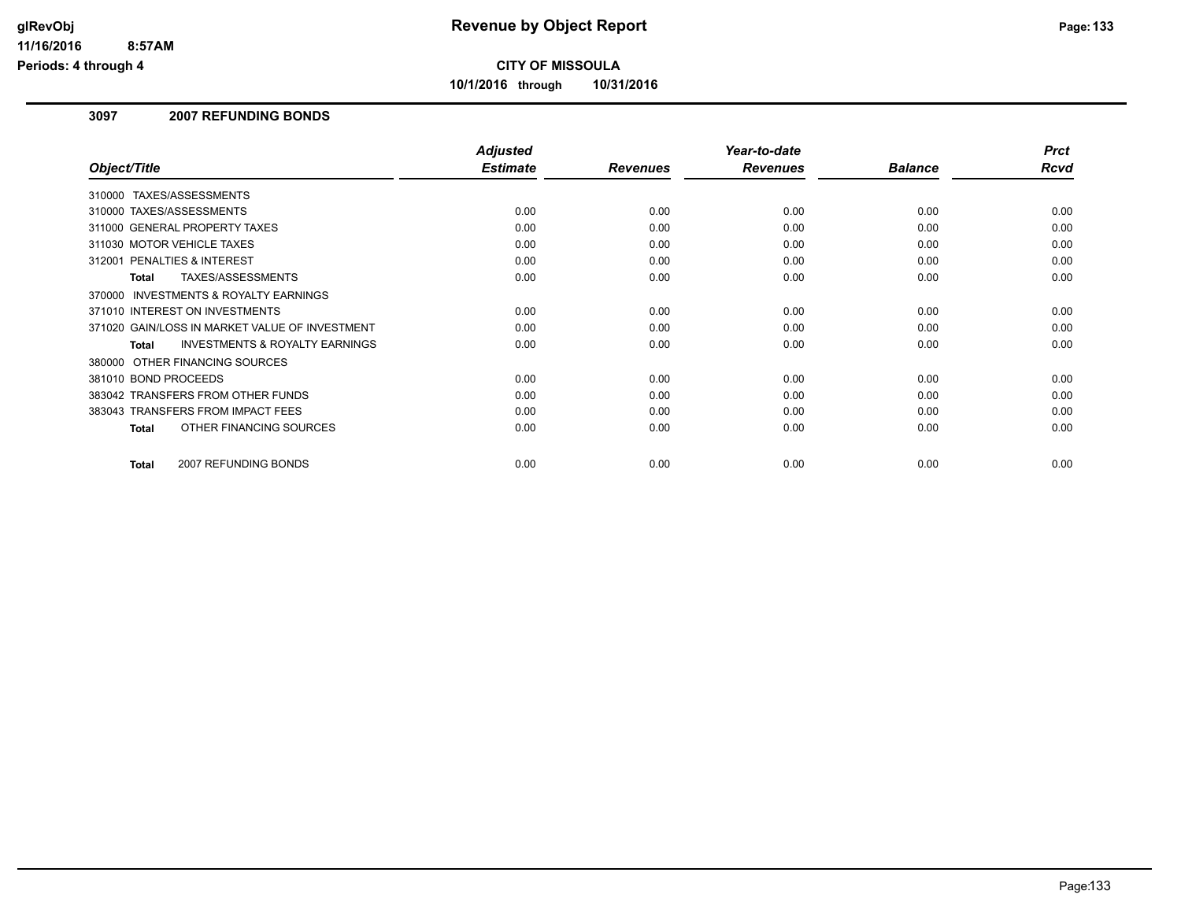# Revenue by Object Report

**CITY OF MISSOULA**

**10/1/2016 through 10/31/2016**

glRevObj
11/16/2016 8:57AM
Periods: 4 through 4

### 3097 2007 REFUNDING BONDS

| Object/Title | Adjusted Estimate | Revenues | Year-to-date Revenues | Balance | Prct Rcvd |
|---|---|---|---|---|---|
| 310000 TAXES/ASSESSMENTS | | | | | |
| 310000 TAXES/ASSESSMENTS | 0.00 | 0.00 | 0.00 | 0.00 | 0.00 |
| 311000 GENERAL PROPERTY TAXES | 0.00 | 0.00 | 0.00 | 0.00 | 0.00 |
| 311030 MOTOR VEHICLE TAXES | 0.00 | 0.00 | 0.00 | 0.00 | 0.00 |
| 312001 PENALTIES & INTEREST | 0.00 | 0.00 | 0.00 | 0.00 | 0.00 |
| **Total** TAXES/ASSESSMENTS | 0.00 | 0.00 | 0.00 | 0.00 | 0.00 |
| 370000 INVESTMENTS & ROYALTY EARNINGS | | | | | |
| 371010 INTEREST ON INVESTMENTS | 0.00 | 0.00 | 0.00 | 0.00 | 0.00 |
| 371020 GAIN/LOSS IN MARKET VALUE OF INVESTMENT | 0.00 | 0.00 | 0.00 | 0.00 | 0.00 |
| **Total** INVESTMENTS & ROYALTY EARNINGS | 0.00 | 0.00 | 0.00 | 0.00 | 0.00 |
| 380000 OTHER FINANCING SOURCES | | | | | |
| 381010 BOND PROCEEDS | 0.00 | 0.00 | 0.00 | 0.00 | 0.00 |
| 383042 TRANSFERS FROM OTHER FUNDS | 0.00 | 0.00 | 0.00 | 0.00 | 0.00 |
| 383043 TRANSFERS FROM IMPACT FEES | 0.00 | 0.00 | 0.00 | 0.00 | 0.00 |
| **Total** OTHER FINANCING SOURCES | 0.00 | 0.00 | 0.00 | 0.00 | 0.00 |
| **Total** 2007 REFUNDING BONDS | 0.00 | 0.00 | 0.00 | 0.00 | 0.00 |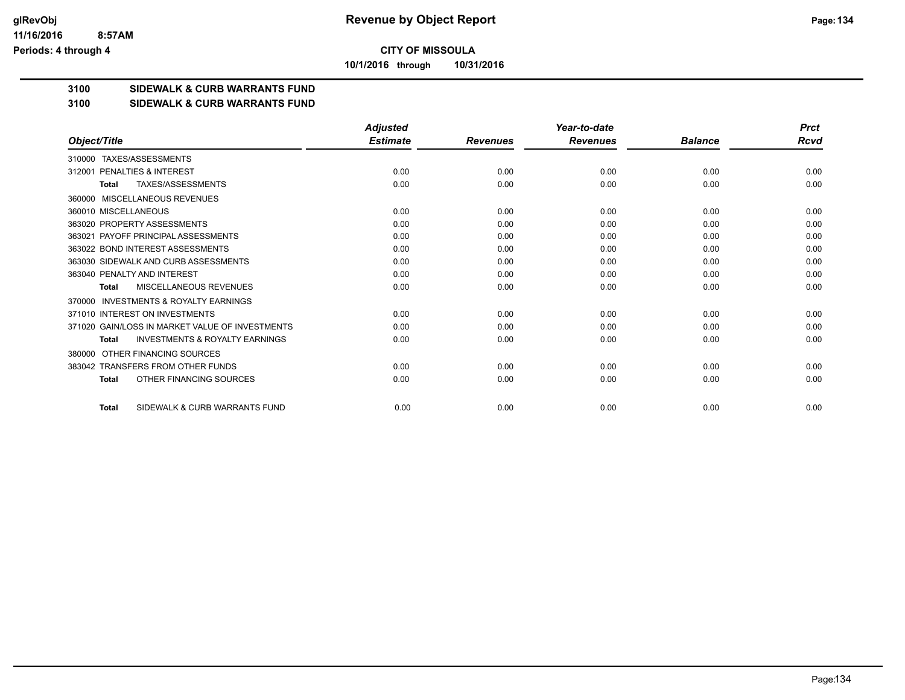**CITY OF MISSOULA**

**10/1/2016 through 10/31/2016**

**Revenue by Object Report**

**3100 SIDEWALK & CURB WARRANTS FUND**

**3100 SIDEWALK & CURB WARRANTS FUND**

| Object/Title | Adjusted Estimate | Revenues | Year-to-date Revenues | Balance | Prct Rcvd |
|---|---|---|---|---|---|
| 310000 TAXES/ASSESSMENTS | | | | | |
| 312001 PENALTIES & INTEREST | 0.00 | 0.00 | 0.00 | 0.00 | 0.00 |
| **Total** TAXES/ASSESSMENTS | 0.00 | 0.00 | 0.00 | 0.00 | 0.00 |
| 360000 MISCELLANEOUS REVENUES | | | | | |
| 360010 MISCELLANEOUS | 0.00 | 0.00 | 0.00 | 0.00 | 0.00 |
| 363020 PROPERTY ASSESSMENTS | 0.00 | 0.00 | 0.00 | 0.00 | 0.00 |
| 363021 PAYOFF PRINCIPAL ASSESSMENTS | 0.00 | 0.00 | 0.00 | 0.00 | 0.00 |
| 363022 BOND INTEREST ASSESSMENTS | 0.00 | 0.00 | 0.00 | 0.00 | 0.00 |
| 363030 SIDEWALK AND CURB ASSESSMENTS | 0.00 | 0.00 | 0.00 | 0.00 | 0.00 |
| 363040 PENALTY AND INTEREST | 0.00 | 0.00 | 0.00 | 0.00 | 0.00 |
| **Total** MISCELLANEOUS REVENUES | 0.00 | 0.00 | 0.00 | 0.00 | 0.00 |
| 370000 INVESTMENTS & ROYALTY EARNINGS | | | | | |
| 371010 INTEREST ON INVESTMENTS | 0.00 | 0.00 | 0.00 | 0.00 | 0.00 |
| 371020 GAIN/LOSS IN MARKET VALUE OF INVESTMENTS | 0.00 | 0.00 | 0.00 | 0.00 | 0.00 |
| **Total** INVESTMENTS & ROYALTY EARNINGS | 0.00 | 0.00 | 0.00 | 0.00 | 0.00 |
| 380000 OTHER FINANCING SOURCES | | | | | |
| 383042 TRANSFERS FROM OTHER FUNDS | 0.00 | 0.00 | 0.00 | 0.00 | 0.00 |
| **Total** OTHER FINANCING SOURCES | 0.00 | 0.00 | 0.00 | 0.00 | 0.00 |
| **Total** SIDEWALK & CURB WARRANTS FUND | 0.00 | 0.00 | 0.00 | 0.00 | 0.00 |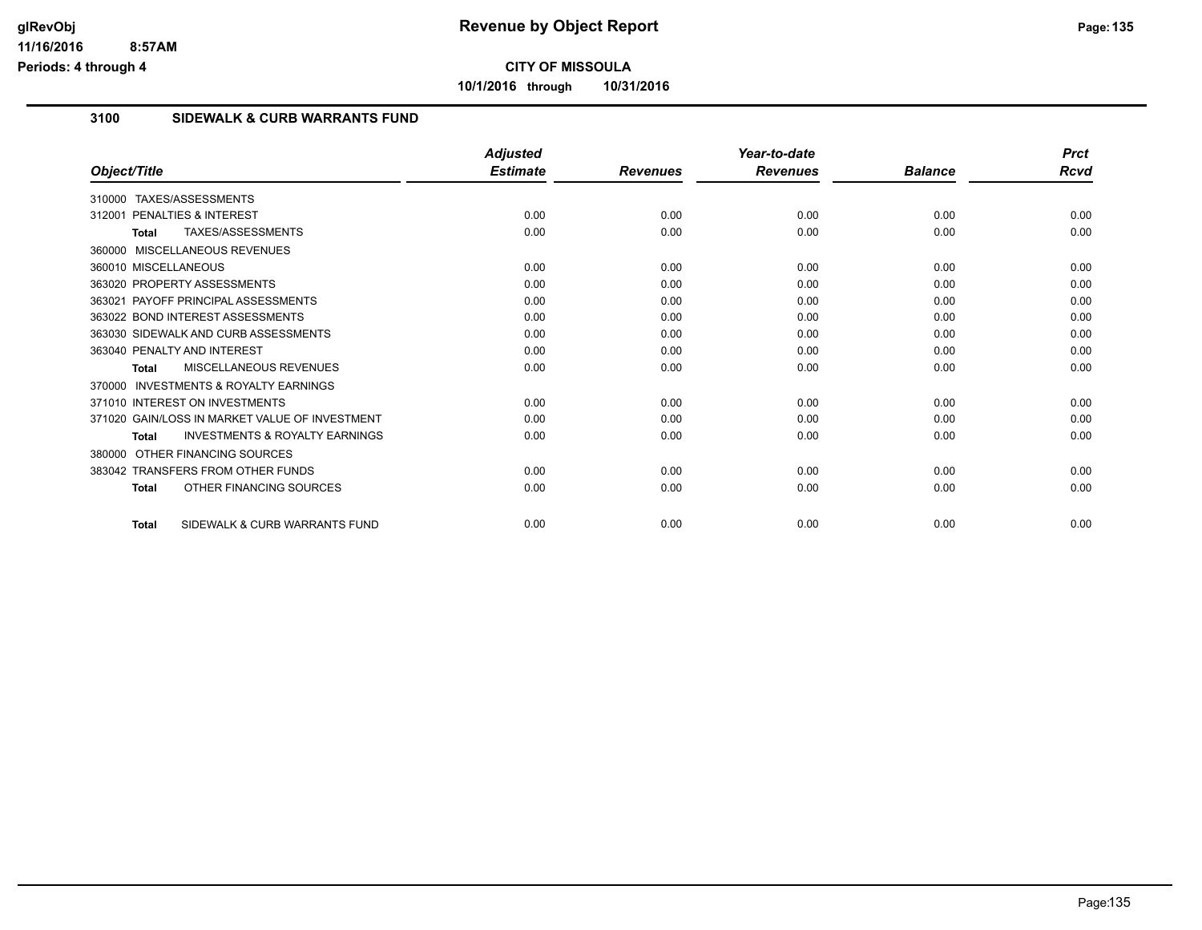# CITY OF MISSOULA

**10/1/2016 through 10/31/2016**

## 3100 SIDEWALK & CURB WARRANTS FUND

| Object/Title | Adjusted Estimate | Revenues | Year-to-date Revenues | Balance | Prct Rcvd |
|---|---|---|---|---|---|
| 310000 TAXES/ASSESSMENTS | | | | | |
| 312001 PENALTIES & INTEREST | 0.00 | 0.00 | 0.00 | 0.00 | 0.00 |
| **Total** TAXES/ASSESSMENTS | 0.00 | 0.00 | 0.00 | 0.00 | 0.00 |
| 360000 MISCELLANEOUS REVENUES | | | | | |
| 360010 MISCELLANEOUS | 0.00 | 0.00 | 0.00 | 0.00 | 0.00 |
| 363020 PROPERTY ASSESSMENTS | 0.00 | 0.00 | 0.00 | 0.00 | 0.00 |
| 363021 PAYOFF PRINCIPAL ASSESSMENTS | 0.00 | 0.00 | 0.00 | 0.00 | 0.00 |
| 363022 BOND INTEREST ASSESSMENTS | 0.00 | 0.00 | 0.00 | 0.00 | 0.00 |
| 363030 SIDEWALK AND CURB ASSESSMENTS | 0.00 | 0.00 | 0.00 | 0.00 | 0.00 |
| 363040 PENALTY AND INTEREST | 0.00 | 0.00 | 0.00 | 0.00 | 0.00 |
| **Total** MISCELLANEOUS REVENUES | 0.00 | 0.00 | 0.00 | 0.00 | 0.00 |
| 370000 INVESTMENTS & ROYALTY EARNINGS | | | | | |
| 371010 INTEREST ON INVESTMENTS | 0.00 | 0.00 | 0.00 | 0.00 | 0.00 |
| 371020 GAIN/LOSS IN MARKET VALUE OF INVESTMENT | 0.00 | 0.00 | 0.00 | 0.00 | 0.00 |
| **Total** INVESTMENTS & ROYALTY EARNINGS | 0.00 | 0.00 | 0.00 | 0.00 | 0.00 |
| 380000 OTHER FINANCING SOURCES | | | | | |
| 383042 TRANSFERS FROM OTHER FUNDS | 0.00 | 0.00 | 0.00 | 0.00 | 0.00 |
| **Total** OTHER FINANCING SOURCES | 0.00 | 0.00 | 0.00 | 0.00 | 0.00 |
| **Total** SIDEWALK & CURB WARRANTS FUND | 0.00 | 0.00 | 0.00 | 0.00 | 0.00 |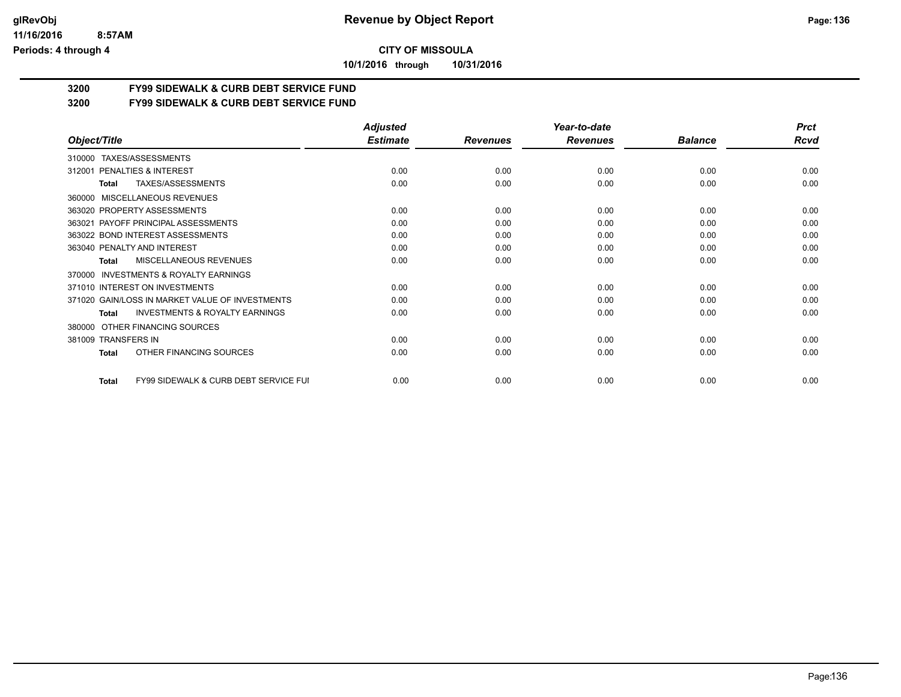**CITY OF MISSOULA**

**10/1/2016 through 10/31/2016**

**3200 FY99 SIDEWALK & CURB DEBT SERVICE FUND**

**3200 FY99 SIDEWALK & CURB DEBT SERVICE FUND**

| Object/Title | Adjusted Estimate | Revenues | Year-to-date Revenues | Balance | Prct Rcvd |
|---|---|---|---|---|---|
| 310000 TAXES/ASSESSMENTS | | | | | |
| 312001 PENALTIES & INTEREST | 0.00 | 0.00 | 0.00 | 0.00 | 0.00 |
| **Total** TAXES/ASSESSMENTS | 0.00 | 0.00 | 0.00 | 0.00 | 0.00 |
| 360000 MISCELLANEOUS REVENUES | | | | | |
| 363020 PROPERTY ASSESSMENTS | 0.00 | 0.00 | 0.00 | 0.00 | 0.00 |
| 363021 PAYOFF PRINCIPAL ASSESSMENTS | 0.00 | 0.00 | 0.00 | 0.00 | 0.00 |
| 363022 BOND INTEREST ASSESSMENTS | 0.00 | 0.00 | 0.00 | 0.00 | 0.00 |
| 363040 PENALTY AND INTEREST | 0.00 | 0.00 | 0.00 | 0.00 | 0.00 |
| **Total** MISCELLANEOUS REVENUES | 0.00 | 0.00 | 0.00 | 0.00 | 0.00 |
| 370000 INVESTMENTS & ROYALTY EARNINGS | | | | | |
| 371010 INTEREST ON INVESTMENTS | 0.00 | 0.00 | 0.00 | 0.00 | 0.00 |
| 371020 GAIN/LOSS IN MARKET VALUE OF INVESTMENTS | 0.00 | 0.00 | 0.00 | 0.00 | 0.00 |
| **Total** INVESTMENTS & ROYALTY EARNINGS | 0.00 | 0.00 | 0.00 | 0.00 | 0.00 |
| 380000 OTHER FINANCING SOURCES | | | | | |
| 381009 TRANSFERS IN | 0.00 | 0.00 | 0.00 | 0.00 | 0.00 |
| **Total** OTHER FINANCING SOURCES | 0.00 | 0.00 | 0.00 | 0.00 | 0.00 |
| **Total** FY99 SIDEWALK & CURB DEBT SERVICE FUI | 0.00 | 0.00 | 0.00 | 0.00 | 0.00 |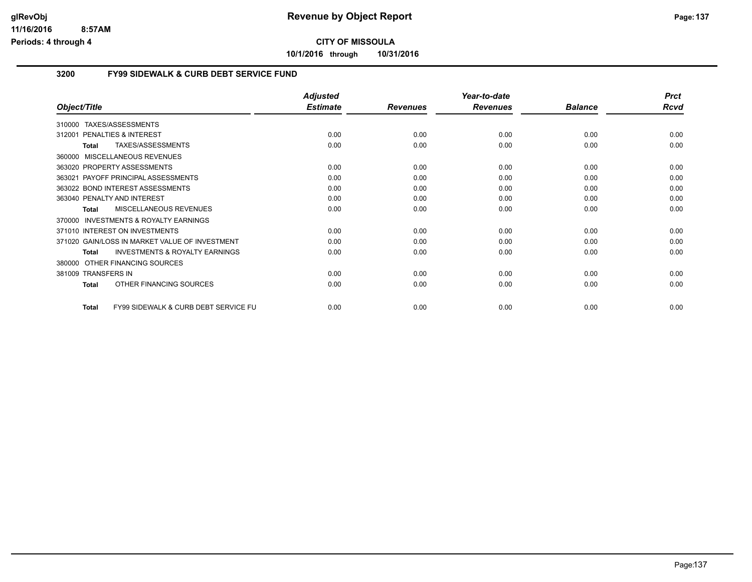**glRevObj**
**11/16/2016 8:57AM**
**Periods: 4 through 4**

# Revenue by Object Report

**CITY OF MISSOULA**

**10/1/2016 through 10/31/2016**

## 3200 FY99 SIDEWALK & CURB DEBT SERVICE FUND

| Object/Title | Adjusted Estimate | Revenues | Year-to-date Revenues | Balance | Prct Rcvd |
|---|---|---|---|---|---|
| 310000 TAXES/ASSESSMENTS | | | | | |
| 312001 PENALTIES & INTEREST | 0.00 | 0.00 | 0.00 | 0.00 | 0.00 |
| **Total** TAXES/ASSESSMENTS | 0.00 | 0.00 | 0.00 | 0.00 | 0.00 |
| 360000 MISCELLANEOUS REVENUES | | | | | |
| 363020 PROPERTY ASSESSMENTS | 0.00 | 0.00 | 0.00 | 0.00 | 0.00 |
| 363021 PAYOFF PRINCIPAL ASSESSMENTS | 0.00 | 0.00 | 0.00 | 0.00 | 0.00 |
| 363022 BOND INTEREST ASSESSMENTS | 0.00 | 0.00 | 0.00 | 0.00 | 0.00 |
| 363040 PENALTY AND INTEREST | 0.00 | 0.00 | 0.00 | 0.00 | 0.00 |
| **Total** MISCELLANEOUS REVENUES | 0.00 | 0.00 | 0.00 | 0.00 | 0.00 |
| 370000 INVESTMENTS & ROYALTY EARNINGS | | | | | |
| 371010 INTEREST ON INVESTMENTS | 0.00 | 0.00 | 0.00 | 0.00 | 0.00 |
| 371020 GAIN/LOSS IN MARKET VALUE OF INVESTMENT | 0.00 | 0.00 | 0.00 | 0.00 | 0.00 |
| **Total** INVESTMENTS & ROYALTY EARNINGS | 0.00 | 0.00 | 0.00 | 0.00 | 0.00 |
| 380000 OTHER FINANCING SOURCES | | | | | |
| 381009 TRANSFERS IN | 0.00 | 0.00 | 0.00 | 0.00 | 0.00 |
| **Total** OTHER FINANCING SOURCES | 0.00 | 0.00 | 0.00 | 0.00 | 0.00 |
| **Total** FY99 SIDEWALK & CURB DEBT SERVICE FU | 0.00 | 0.00 | 0.00 | 0.00 | 0.00 |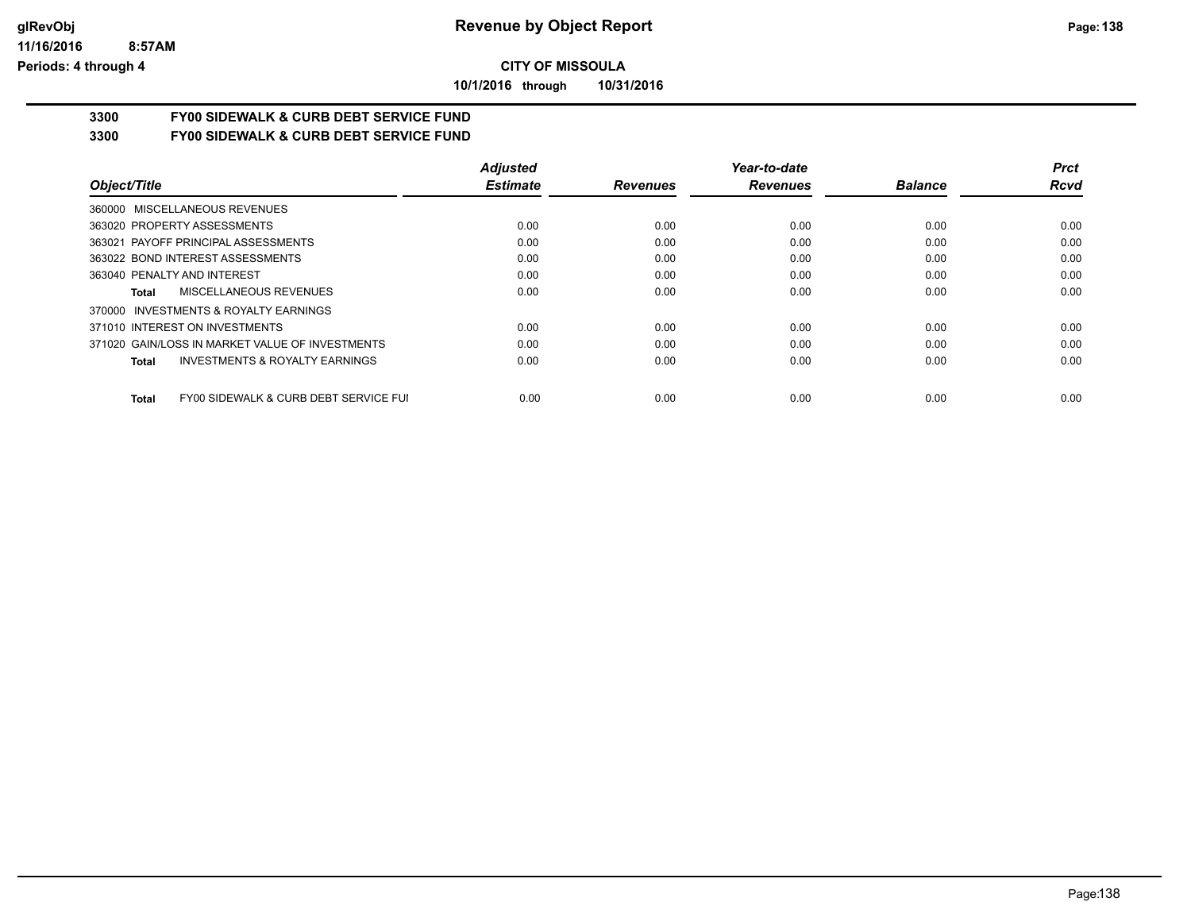**CITY OF MISSOULA**

**10/1/2016 through 10/31/2016**

## 3300 FY00 SIDEWALK & CURB DEBT SERVICE FUND

## 3300 FY00 SIDEWALK & CURB DEBT SERVICE FUND

| Object/Title | Adjusted Estimate | Revenues | Year-to-date Revenues | Balance | Prct Rcvd |
|---|---|---|---|---|---|
| 360000 MISCELLANEOUS REVENUES | | | | | |
| 363020 PROPERTY ASSESSMENTS | 0.00 | 0.00 | 0.00 | 0.00 | 0.00 |
| 363021 PAYOFF PRINCIPAL ASSESSMENTS | 0.00 | 0.00 | 0.00 | 0.00 | 0.00 |
| 363022 BOND INTEREST ASSESSMENTS | 0.00 | 0.00 | 0.00 | 0.00 | 0.00 |
| 363040 PENALTY AND INTEREST | 0.00 | 0.00 | 0.00 | 0.00 | 0.00 |
| **Total** MISCELLANEOUS REVENUES | 0.00 | 0.00 | 0.00 | 0.00 | 0.00 |
| 370000 INVESTMENTS & ROYALTY EARNINGS | | | | | |
| 371010 INTEREST ON INVESTMENTS | 0.00 | 0.00 | 0.00 | 0.00 | 0.00 |
| 371020 GAIN/LOSS IN MARKET VALUE OF INVESTMENTS | 0.00 | 0.00 | 0.00 | 0.00 | 0.00 |
| **Total** INVESTMENTS & ROYALTY EARNINGS | 0.00 | 0.00 | 0.00 | 0.00 | 0.00 |
| **Total** FY00 SIDEWALK & CURB DEBT SERVICE FUI | 0.00 | 0.00 | 0.00 | 0.00 | 0.00 |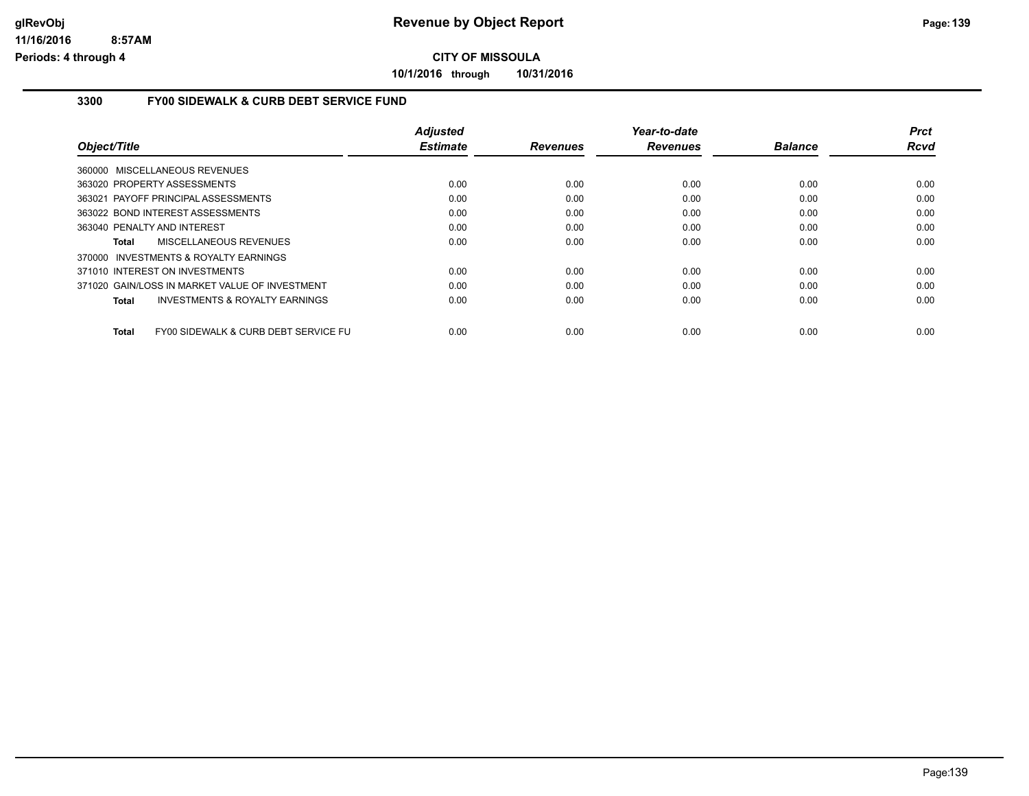# Revenue by Object Report

**CITY OF MISSOULA**

**10/1/2016 through 10/31/2016**

glRevObj
11/16/2016 8:57AM
Periods: 4 through 4

## 3300 FY00 SIDEWALK & CURB DEBT SERVICE FUND

| Object/Title | Adjusted Estimate | Revenues | Year-to-date Revenues | Balance | Prct Rcvd |
|---|---|---|---|---|---|
| 360000 MISCELLANEOUS REVENUES | | | | | |
| 363020 PROPERTY ASSESSMENTS | 0.00 | 0.00 | 0.00 | 0.00 | 0.00 |
| 363021 PAYOFF PRINCIPAL ASSESSMENTS | 0.00 | 0.00 | 0.00 | 0.00 | 0.00 |
| 363022 BOND INTEREST ASSESSMENTS | 0.00 | 0.00 | 0.00 | 0.00 | 0.00 |
| 363040 PENALTY AND INTEREST | 0.00 | 0.00 | 0.00 | 0.00 | 0.00 |
| **Total** MISCELLANEOUS REVENUES | 0.00 | 0.00 | 0.00 | 0.00 | 0.00 |
| 370000 INVESTMENTS & ROYALTY EARNINGS | | | | | |
| 371010 INTEREST ON INVESTMENTS | 0.00 | 0.00 | 0.00 | 0.00 | 0.00 |
| 371020 GAIN/LOSS IN MARKET VALUE OF INVESTMENT | 0.00 | 0.00 | 0.00 | 0.00 | 0.00 |
| **Total** INVESTMENTS & ROYALTY EARNINGS | 0.00 | 0.00 | 0.00 | 0.00 | 0.00 |
| **Total** FY00 SIDEWALK & CURB DEBT SERVICE FU | 0.00 | 0.00 | 0.00 | 0.00 | 0.00 |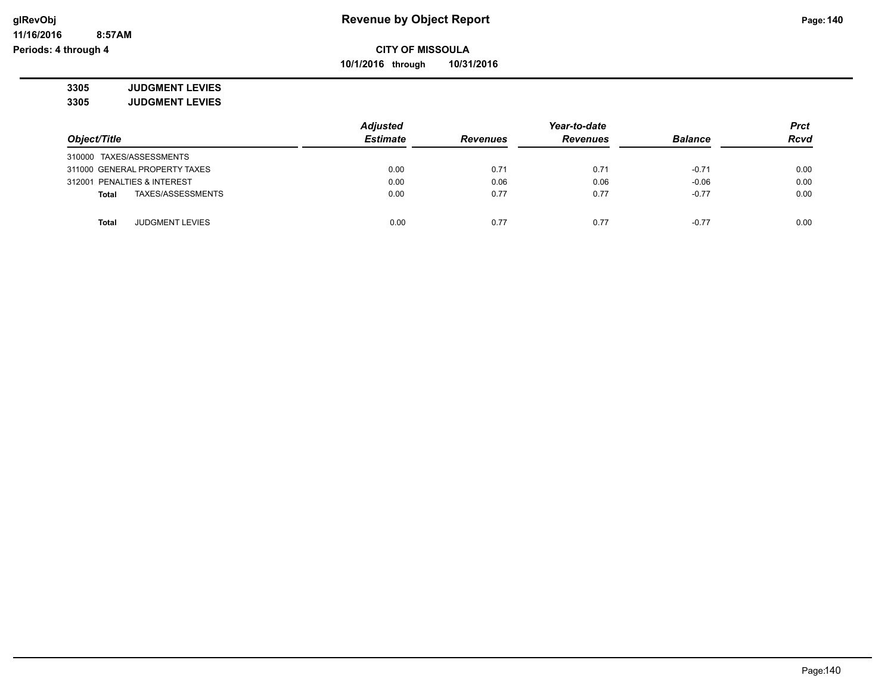**CITY OF MISSOULA**

**10/1/2016 through 10/31/2016**

**3305 JUDGMENT LEVIES**

**3305 JUDGMENT LEVIES**

| Object/Title | Adjusted Estimate | Revenues | Year-to-date Revenues | Balance | Prct Rcvd |
|---|---|---|---|---|---|
| 310000 TAXES/ASSESSMENTS | | | | | |
| 311000 GENERAL PROPERTY TAXES | 0.00 | 0.71 | 0.71 | -0.71 | 0.00 |
| 312001 PENALTIES & INTEREST | 0.00 | 0.06 | 0.06 | -0.06 | 0.00 |
| **Total** TAXES/ASSESSMENTS | 0.00 | 0.77 | 0.77 | -0.77 | 0.00 |
| | | | | | |
| **Total** JUDGMENT LEVIES | 0.00 | 0.77 | 0.77 | -0.77 | 0.00 |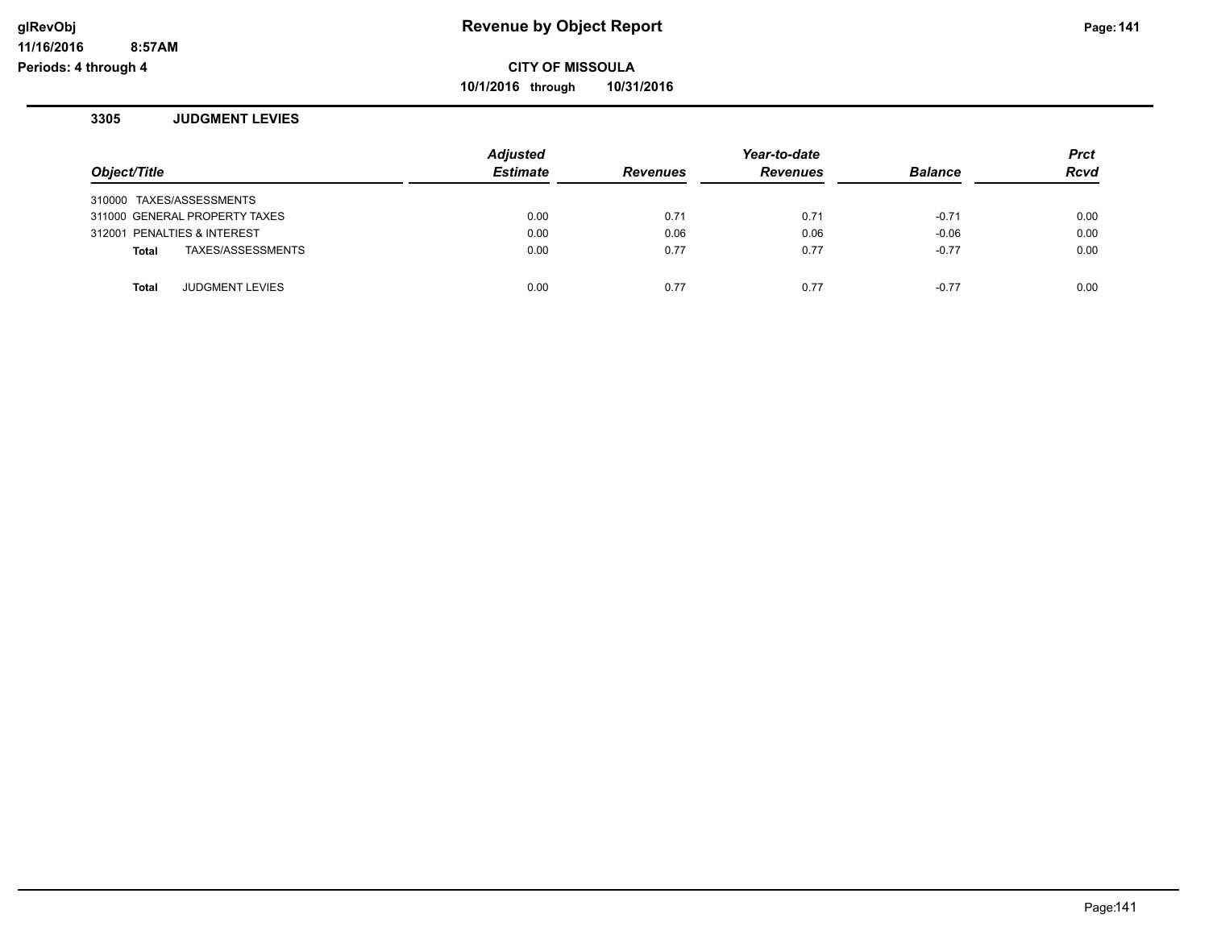# Revenue by Object Report

**CITY OF MISSOULA**

**10/1/2016 through 10/31/2016**

glRevObj
11/16/2016 8:57AM
Periods: 4 through 4

## 3305 JUDGMENT LEVIES

| Object/Title | Adjusted Estimate | Revenues | Year-to-date Revenues | Balance | Prct Rcvd |
|---|---|---|---|---|---|
| 310000 TAXES/ASSESSMENTS | | | | | |
| 311000 GENERAL PROPERTY TAXES | 0.00 | 0.71 | 0.71 | -0.71 | 0.00 |
| 312001 PENALTIES & INTEREST | 0.00 | 0.06 | 0.06 | -0.06 | 0.00 |
| **Total** TAXES/ASSESSMENTS | 0.00 | 0.77 | 0.77 | -0.77 | 0.00 |
| **Total** JUDGMENT LEVIES | 0.00 | 0.77 | 0.77 | -0.77 | 0.00 |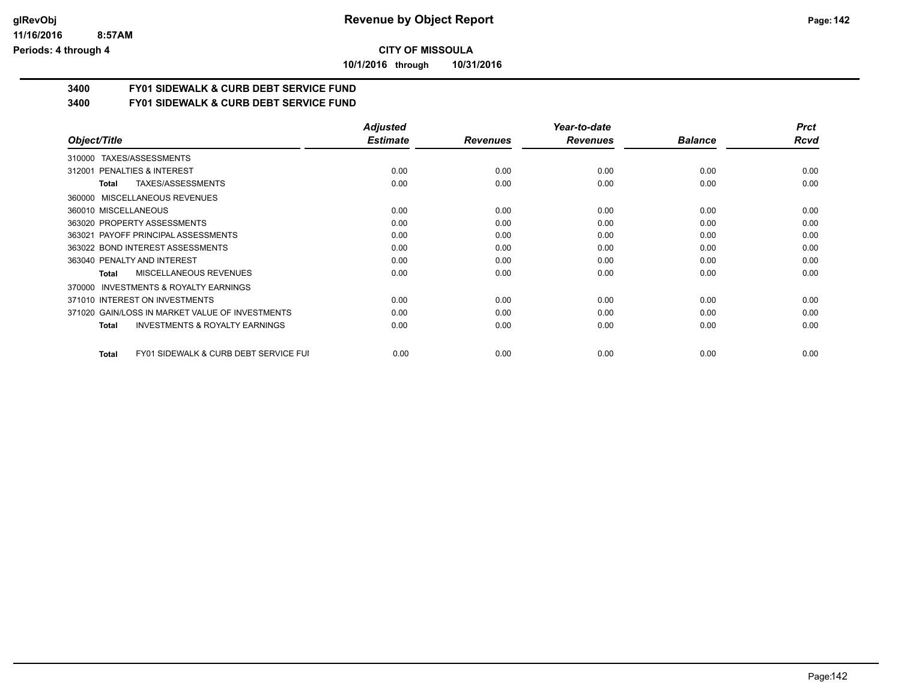**CITY OF MISSOULA**

**10/1/2016 through 10/31/2016**

**Revenue by Object Report**

glRevObj
11/16/2016 8:57AM
Periods: 4 through 4

## 3400 FY01 SIDEWALK & CURB DEBT SERVICE FUND
## 3400 FY01 SIDEWALK & CURB DEBT SERVICE FUND

| Object/Title | Adjusted Estimate | Revenues | Year-to-date Revenues | Balance | Prct Rcvd |
|---|---|---|---|---|---|
| 310000 TAXES/ASSESSMENTS | | | | | |
| 312001 PENALTIES & INTEREST | 0.00 | 0.00 | 0.00 | 0.00 | 0.00 |
| **Total** TAXES/ASSESSMENTS | 0.00 | 0.00 | 0.00 | 0.00 | 0.00 |
| 360000 MISCELLANEOUS REVENUES | | | | | |
| 360010 MISCELLANEOUS | 0.00 | 0.00 | 0.00 | 0.00 | 0.00 |
| 363020 PROPERTY ASSESSMENTS | 0.00 | 0.00 | 0.00 | 0.00 | 0.00 |
| 363021 PAYOFF PRINCIPAL ASSESSMENTS | 0.00 | 0.00 | 0.00 | 0.00 | 0.00 |
| 363022 BOND INTEREST ASSESSMENTS | 0.00 | 0.00 | 0.00 | 0.00 | 0.00 |
| 363040 PENALTY AND INTEREST | 0.00 | 0.00 | 0.00 | 0.00 | 0.00 |
| **Total** MISCELLANEOUS REVENUES | 0.00 | 0.00 | 0.00 | 0.00 | 0.00 |
| 370000 INVESTMENTS & ROYALTY EARNINGS | | | | | |
| 371010 INTEREST ON INVESTMENTS | 0.00 | 0.00 | 0.00 | 0.00 | 0.00 |
| 371020 GAIN/LOSS IN MARKET VALUE OF INVESTMENTS | 0.00 | 0.00 | 0.00 | 0.00 | 0.00 |
| **Total** INVESTMENTS & ROYALTY EARNINGS | 0.00 | 0.00 | 0.00 | 0.00 | 0.00 |
| **Total** FY01 SIDEWALK & CURB DEBT SERVICE FUI | 0.00 | 0.00 | 0.00 | 0.00 | 0.00 |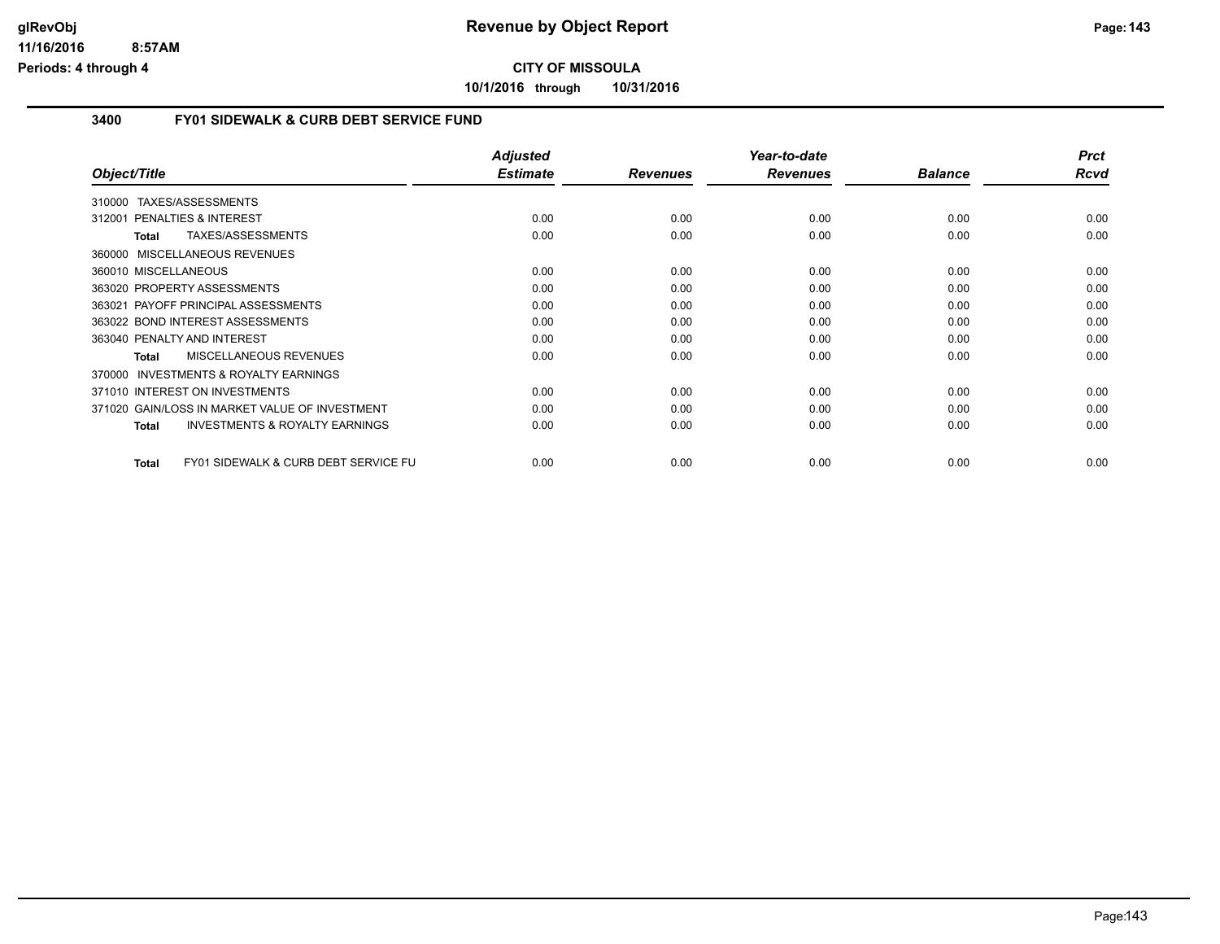# Revenue by Object Report

**CITY OF MISSOULA**

**10/1/2016 through 10/31/2016**

glRevObj
11/16/2016 8:57AM
Periods: 4 through 4

## 3400 FY01 SIDEWALK & CURB DEBT SERVICE FUND

| Object/Title | Adjusted Estimate | Revenues | Year-to-date Revenues | Balance | Prct Rcvd |
|---|---|---|---|---|---|
| 310000 TAXES/ASSESSMENTS | | | | | |
| 312001 PENALTIES & INTEREST | 0.00 | 0.00 | 0.00 | 0.00 | 0.00 |
| **Total** TAXES/ASSESSMENTS | 0.00 | 0.00 | 0.00 | 0.00 | 0.00 |
| 360000 MISCELLANEOUS REVENUES | | | | | |
| 360010 MISCELLANEOUS | 0.00 | 0.00 | 0.00 | 0.00 | 0.00 |
| 363020 PROPERTY ASSESSMENTS | 0.00 | 0.00 | 0.00 | 0.00 | 0.00 |
| 363021 PAYOFF PRINCIPAL ASSESSMENTS | 0.00 | 0.00 | 0.00 | 0.00 | 0.00 |
| 363022 BOND INTEREST ASSESSMENTS | 0.00 | 0.00 | 0.00 | 0.00 | 0.00 |
| 363040 PENALTY AND INTEREST | 0.00 | 0.00 | 0.00 | 0.00 | 0.00 |
| **Total** MISCELLANEOUS REVENUES | 0.00 | 0.00 | 0.00 | 0.00 | 0.00 |
| 370000 INVESTMENTS & ROYALTY EARNINGS | | | | | |
| 371010 INTEREST ON INVESTMENTS | 0.00 | 0.00 | 0.00 | 0.00 | 0.00 |
| 371020 GAIN/LOSS IN MARKET VALUE OF INVESTMENT | 0.00 | 0.00 | 0.00 | 0.00 | 0.00 |
| **Total** INVESTMENTS & ROYALTY EARNINGS | 0.00 | 0.00 | 0.00 | 0.00 | 0.00 |
| **Total** FY01 SIDEWALK & CURB DEBT SERVICE FU | 0.00 | 0.00 | 0.00 | 0.00 | 0.00 |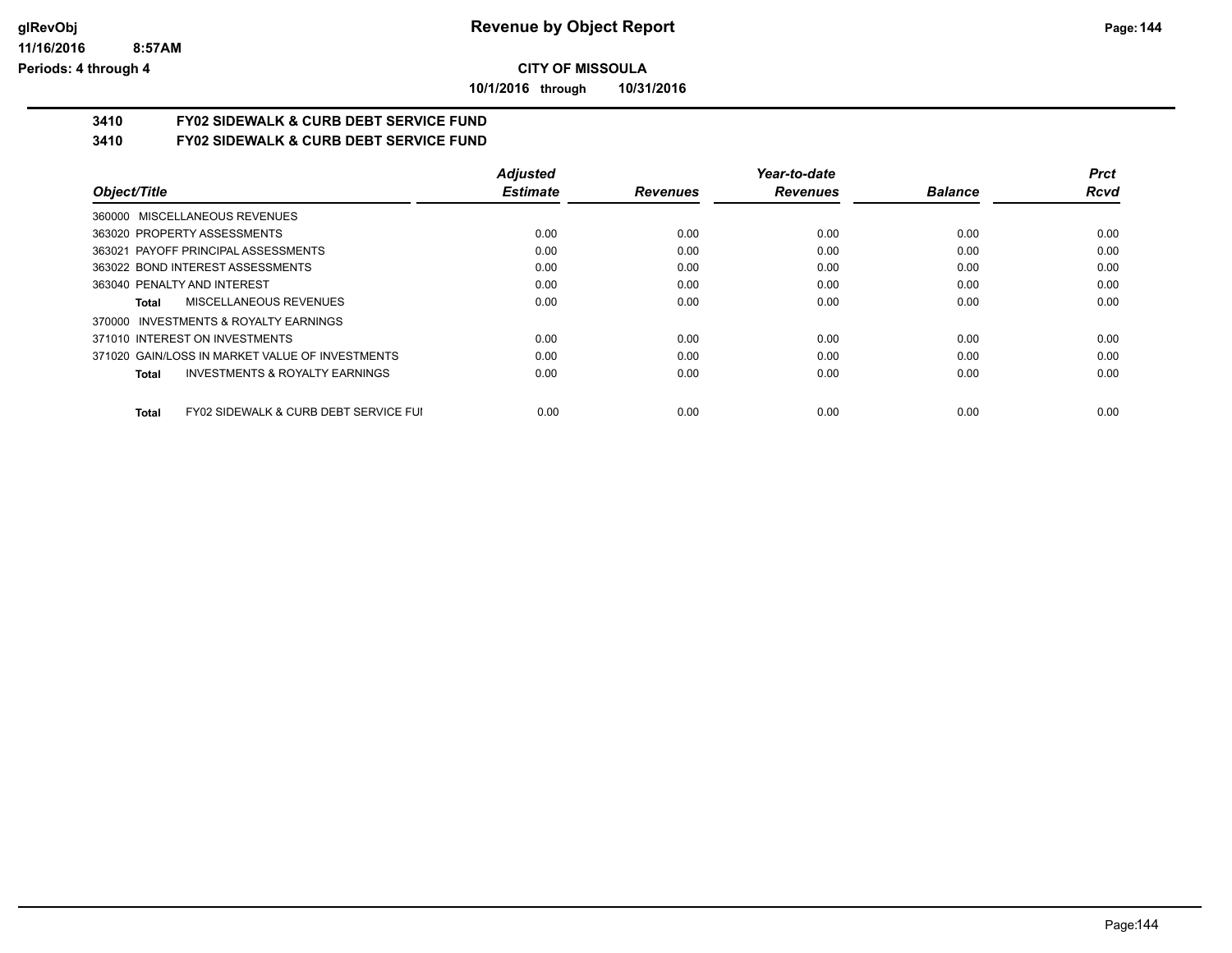# Revenue by Object Report

**CITY OF MISSOULA**

**10/1/2016 through 10/31/2016**

glRevObj
11/16/2016 8:57AM
Periods: 4 through 4

## 3410 FY02 SIDEWALK & CURB DEBT SERVICE FUND

### 3410 FY02 SIDEWALK & CURB DEBT SERVICE FUND

| Object/Title | Adjusted Estimate | Revenues | Year-to-date Revenues | Balance | Prct Rcvd |
|---|---|---|---|---|---|
| 360000 MISCELLANEOUS REVENUES | | | | | |
| 363020 PROPERTY ASSESSMENTS | 0.00 | 0.00 | 0.00 | 0.00 | 0.00 |
| 363021 PAYOFF PRINCIPAL ASSESSMENTS | 0.00 | 0.00 | 0.00 | 0.00 | 0.00 |
| 363022 BOND INTEREST ASSESSMENTS | 0.00 | 0.00 | 0.00 | 0.00 | 0.00 |
| 363040 PENALTY AND INTEREST | 0.00 | 0.00 | 0.00 | 0.00 | 0.00 |
| **Total** MISCELLANEOUS REVENUES | 0.00 | 0.00 | 0.00 | 0.00 | 0.00 |
| 370000 INVESTMENTS & ROYALTY EARNINGS | | | | | |
| 371010 INTEREST ON INVESTMENTS | 0.00 | 0.00 | 0.00 | 0.00 | 0.00 |
| 371020 GAIN/LOSS IN MARKET VALUE OF INVESTMENTS | 0.00 | 0.00 | 0.00 | 0.00 | 0.00 |
| **Total** INVESTMENTS & ROYALTY EARNINGS | 0.00 | 0.00 | 0.00 | 0.00 | 0.00 |
| **Total** FY02 SIDEWALK & CURB DEBT SERVICE FUI | 0.00 | 0.00 | 0.00 | 0.00 | 0.00 |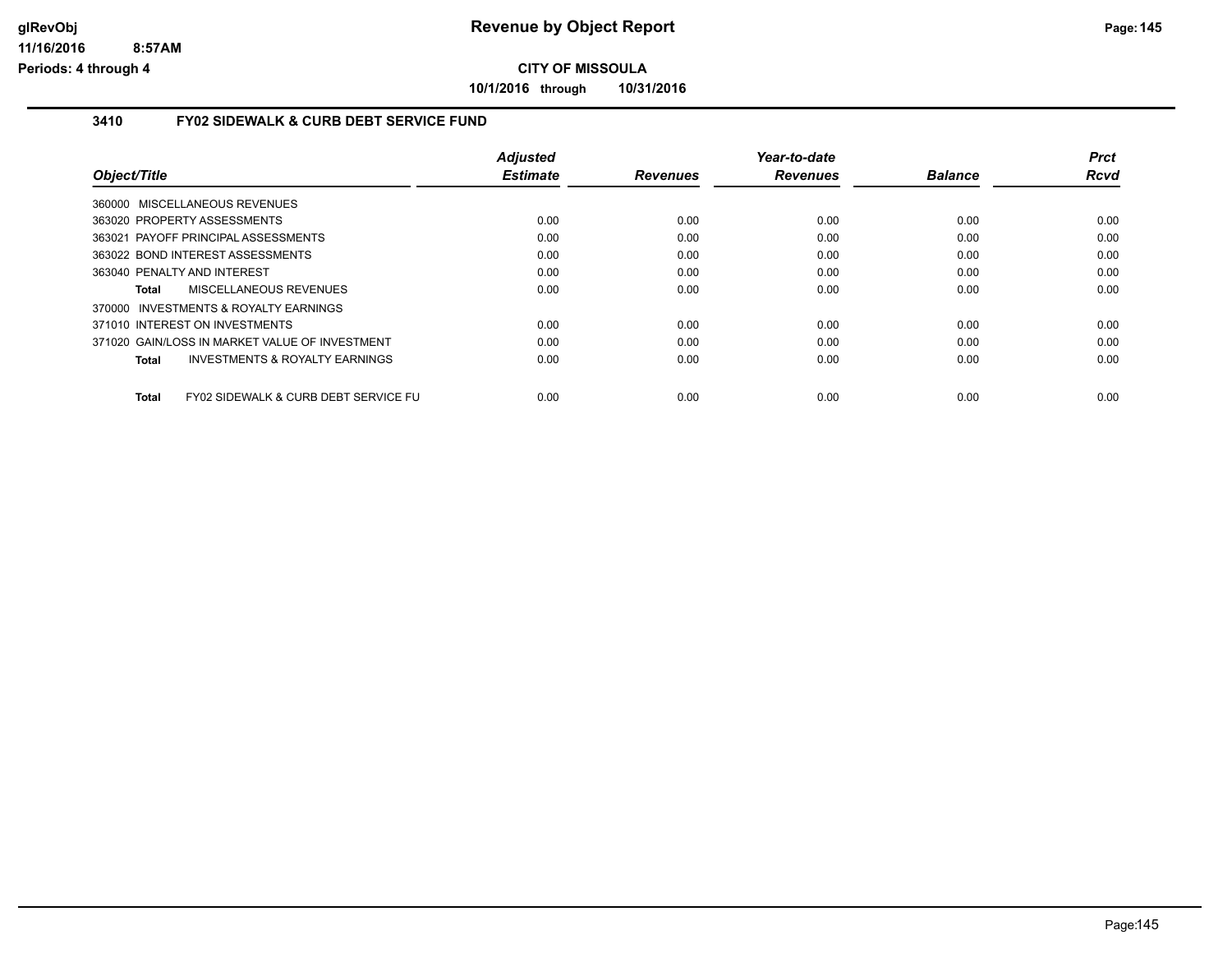**CITY OF MISSOULA**

**10/1/2016 through 10/31/2016**

### 3410 FY02 SIDEWALK & CURB DEBT SERVICE FUND

| Object/Title | Adjusted Estimate | Revenues | Year-to-date Revenues | Balance | Prct Rcvd |
|---|---|---|---|---|---|
| 360000 MISCELLANEOUS REVENUES | | | | | |
| 363020 PROPERTY ASSESSMENTS | 0.00 | 0.00 | 0.00 | 0.00 | 0.00 |
| 363021 PAYOFF PRINCIPAL ASSESSMENTS | 0.00 | 0.00 | 0.00 | 0.00 | 0.00 |
| 363022 BOND INTEREST ASSESSMENTS | 0.00 | 0.00 | 0.00 | 0.00 | 0.00 |
| 363040 PENALTY AND INTEREST | 0.00 | 0.00 | 0.00 | 0.00 | 0.00 |
| **Total** MISCELLANEOUS REVENUES | 0.00 | 0.00 | 0.00 | 0.00 | 0.00 |
| 370000 INVESTMENTS & ROYALTY EARNINGS | | | | | |
| 371010 INTEREST ON INVESTMENTS | 0.00 | 0.00 | 0.00 | 0.00 | 0.00 |
| 371020 GAIN/LOSS IN MARKET VALUE OF INVESTMENT | 0.00 | 0.00 | 0.00 | 0.00 | 0.00 |
| **Total** INVESTMENTS & ROYALTY EARNINGS | 0.00 | 0.00 | 0.00 | 0.00 | 0.00 |
| **Total** FY02 SIDEWALK & CURB DEBT SERVICE FU | 0.00 | 0.00 | 0.00 | 0.00 | 0.00 |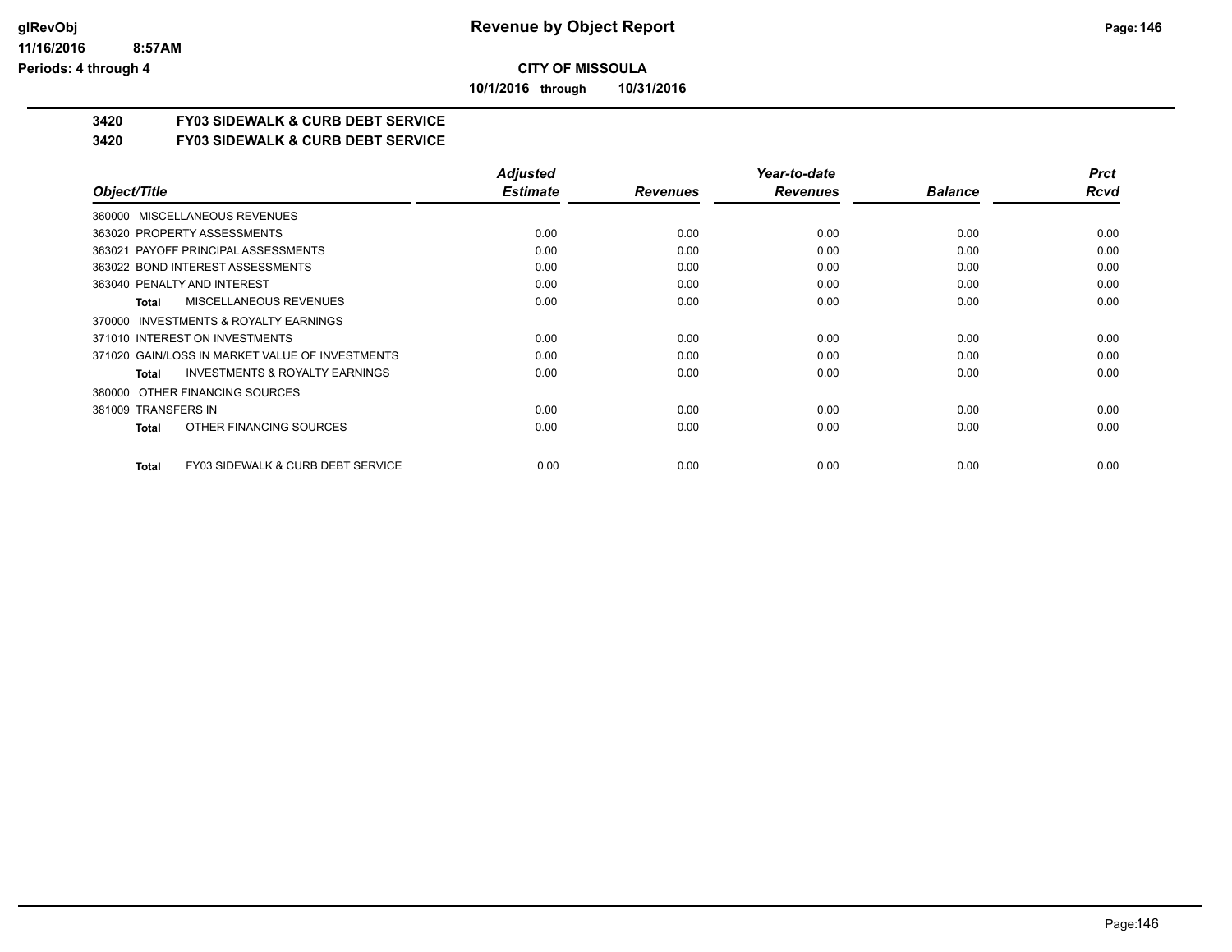**CITY OF MISSOULA**

**10/1/2016 through 10/31/2016**

# 3420 FY03 SIDEWALK & CURB DEBT SERVICE

## 3420 FY03 SIDEWALK & CURB DEBT SERVICE

| Object/Title | Adjusted Estimate | Revenues | Year-to-date Revenues | Balance | Prct Rcvd |
|---|---|---|---|---|---|
| 360000 MISCELLANEOUS REVENUES | | | | | |
| 363020 PROPERTY ASSESSMENTS | 0.00 | 0.00 | 0.00 | 0.00 | 0.00 |
| 363021 PAYOFF PRINCIPAL ASSESSMENTS | 0.00 | 0.00 | 0.00 | 0.00 | 0.00 |
| 363022 BOND INTEREST ASSESSMENTS | 0.00 | 0.00 | 0.00 | 0.00 | 0.00 |
| 363040 PENALTY AND INTEREST | 0.00 | 0.00 | 0.00 | 0.00 | 0.00 |
| **Total** MISCELLANEOUS REVENUES | 0.00 | 0.00 | 0.00 | 0.00 | 0.00 |
| 370000 INVESTMENTS & ROYALTY EARNINGS | | | | | |
| 371010 INTEREST ON INVESTMENTS | 0.00 | 0.00 | 0.00 | 0.00 | 0.00 |
| 371020 GAIN/LOSS IN MARKET VALUE OF INVESTMENTS | 0.00 | 0.00 | 0.00 | 0.00 | 0.00 |
| **Total** INVESTMENTS & ROYALTY EARNINGS | 0.00 | 0.00 | 0.00 | 0.00 | 0.00 |
| 380000 OTHER FINANCING SOURCES | | | | | |
| 381009 TRANSFERS IN | 0.00 | 0.00 | 0.00 | 0.00 | 0.00 |
| **Total** OTHER FINANCING SOURCES | 0.00 | 0.00 | 0.00 | 0.00 | 0.00 |
| **Total** FY03 SIDEWALK & CURB DEBT SERVICE | 0.00 | 0.00 | 0.00 | 0.00 | 0.00 |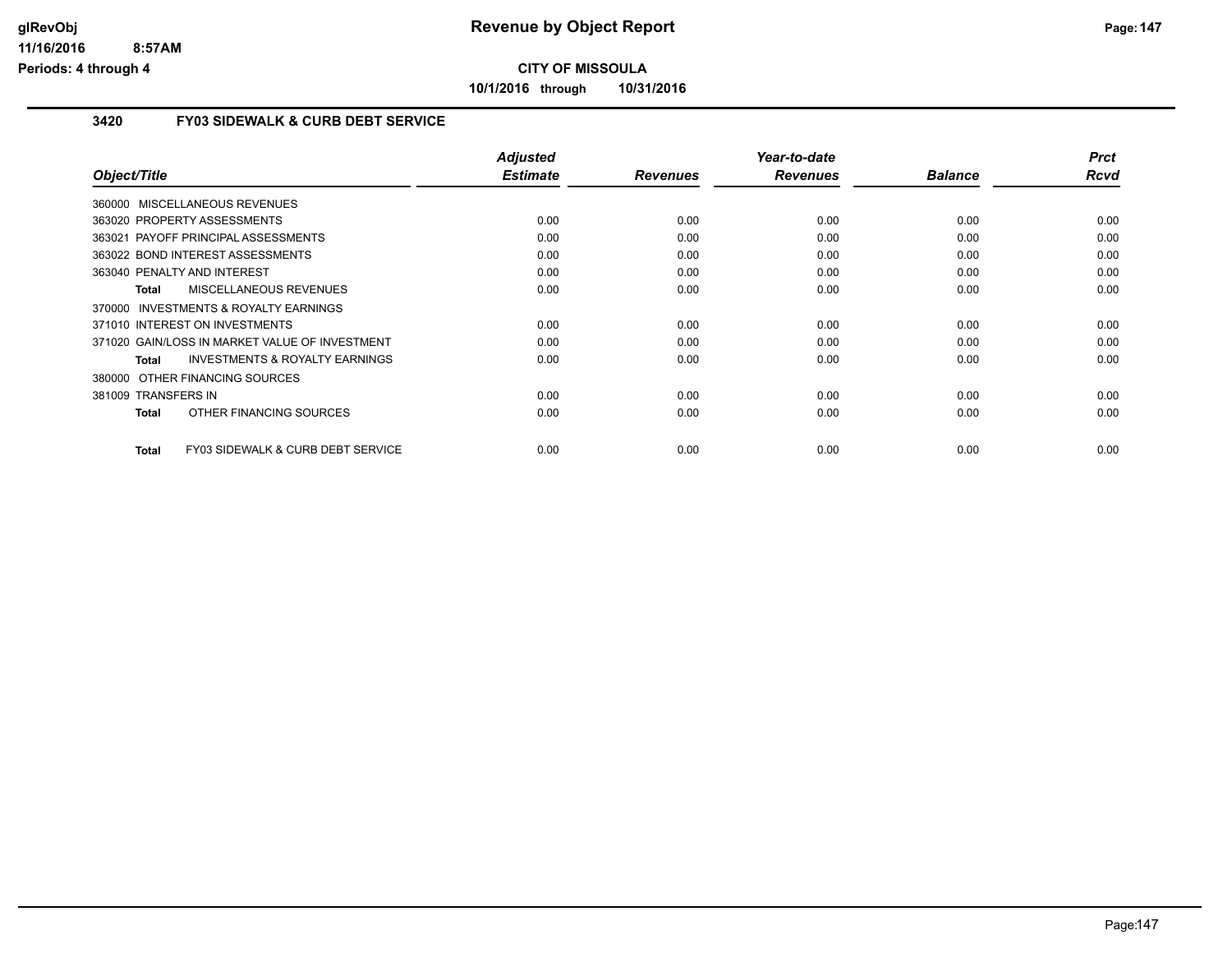**CITY OF MISSOULA**

**10/1/2016 through 10/31/2016**

### 3420 FY03 SIDEWALK & CURB DEBT SERVICE

| Object/Title | Adjusted Estimate | Revenues | Year-to-date Revenues | Balance | Prct Rcvd |
|---|---|---|---|---|---|
| 360000 MISCELLANEOUS REVENUES | | | | | |
| 363020 PROPERTY ASSESSMENTS | 0.00 | 0.00 | 0.00 | 0.00 | 0.00 |
| 363021 PAYOFF PRINCIPAL ASSESSMENTS | 0.00 | 0.00 | 0.00 | 0.00 | 0.00 |
| 363022 BOND INTEREST ASSESSMENTS | 0.00 | 0.00 | 0.00 | 0.00 | 0.00 |
| 363040 PENALTY AND INTEREST | 0.00 | 0.00 | 0.00 | 0.00 | 0.00 |
| **Total** MISCELLANEOUS REVENUES | 0.00 | 0.00 | 0.00 | 0.00 | 0.00 |
| 370000 INVESTMENTS & ROYALTY EARNINGS | | | | | |
| 371010 INTEREST ON INVESTMENTS | 0.00 | 0.00 | 0.00 | 0.00 | 0.00 |
| 371020 GAIN/LOSS IN MARKET VALUE OF INVESTMENT | 0.00 | 0.00 | 0.00 | 0.00 | 0.00 |
| **Total** INVESTMENTS & ROYALTY EARNINGS | 0.00 | 0.00 | 0.00 | 0.00 | 0.00 |
| 380000 OTHER FINANCING SOURCES | | | | | |
| 381009 TRANSFERS IN | 0.00 | 0.00 | 0.00 | 0.00 | 0.00 |
| **Total** OTHER FINANCING SOURCES | 0.00 | 0.00 | 0.00 | 0.00 | 0.00 |
| **Total** FY03 SIDEWALK & CURB DEBT SERVICE | 0.00 | 0.00 | 0.00 | 0.00 | 0.00 |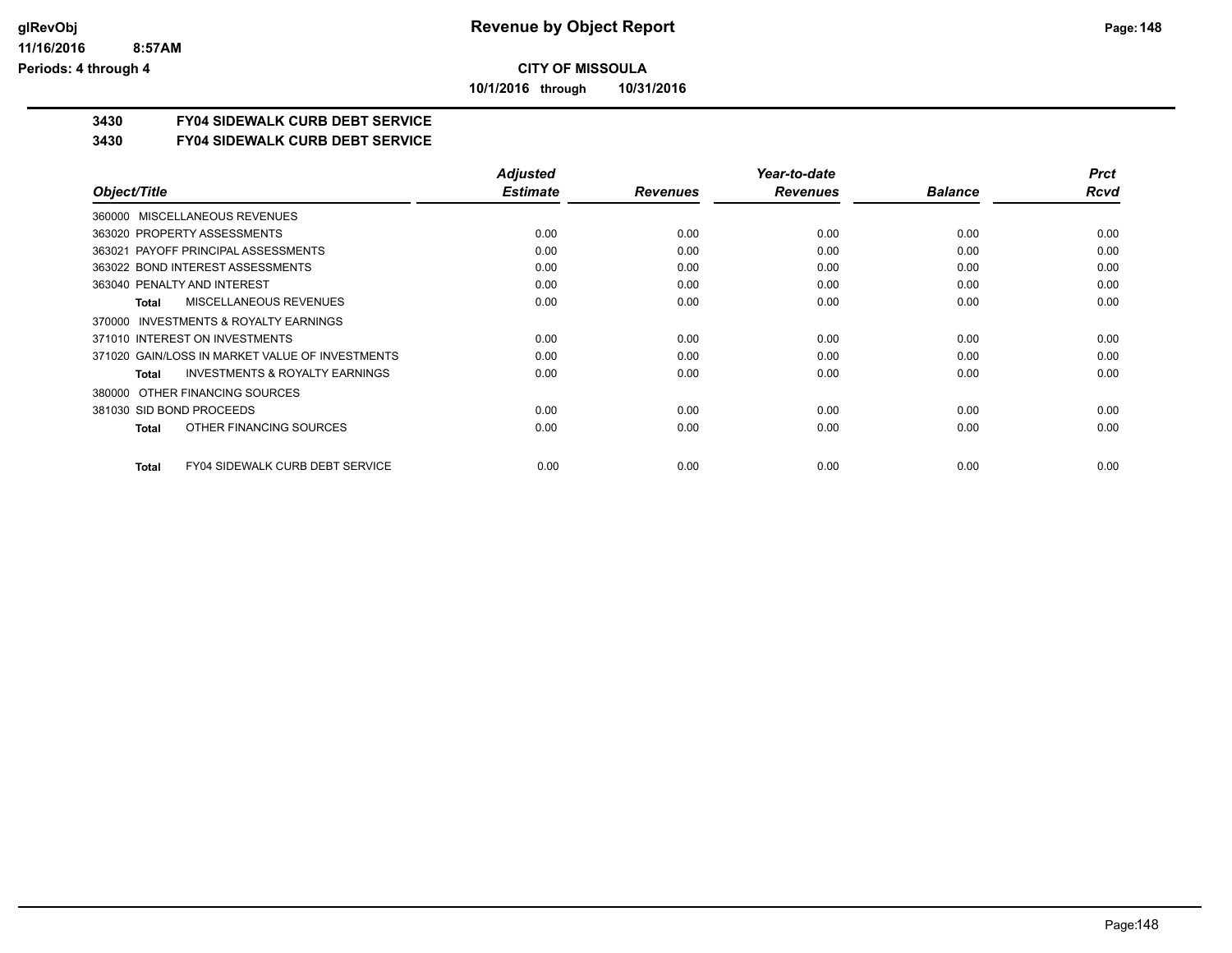**CITY OF MISSOULA**

**10/1/2016 through 10/31/2016**

## 3430 FY04 SIDEWALK CURB DEBT SERVICE

### 3430 FY04 SIDEWALK CURB DEBT SERVICE

| Object/Title | Adjusted Estimate | Revenues | Year-to-date Revenues | Balance | Prct Rcvd |
|---|---|---|---|---|---|
| 360000 MISCELLANEOUS REVENUES | | | | | |
| 363020 PROPERTY ASSESSMENTS | 0.00 | 0.00 | 0.00 | 0.00 | 0.00 |
| 363021 PAYOFF PRINCIPAL ASSESSMENTS | 0.00 | 0.00 | 0.00 | 0.00 | 0.00 |
| 363022 BOND INTEREST ASSESSMENTS | 0.00 | 0.00 | 0.00 | 0.00 | 0.00 |
| 363040 PENALTY AND INTEREST | 0.00 | 0.00 | 0.00 | 0.00 | 0.00 |
| **Total** MISCELLANEOUS REVENUES | 0.00 | 0.00 | 0.00 | 0.00 | 0.00 |
| 370000 INVESTMENTS & ROYALTY EARNINGS | | | | | |
| 371010 INTEREST ON INVESTMENTS | 0.00 | 0.00 | 0.00 | 0.00 | 0.00 |
| 371020 GAIN/LOSS IN MARKET VALUE OF INVESTMENTS | 0.00 | 0.00 | 0.00 | 0.00 | 0.00 |
| **Total** INVESTMENTS & ROYALTY EARNINGS | 0.00 | 0.00 | 0.00 | 0.00 | 0.00 |
| 380000 OTHER FINANCING SOURCES | | | | | |
| 381030 SID BOND PROCEEDS | 0.00 | 0.00 | 0.00 | 0.00 | 0.00 |
| **Total** OTHER FINANCING SOURCES | 0.00 | 0.00 | 0.00 | 0.00 | 0.00 |
| **Total** FY04 SIDEWALK CURB DEBT SERVICE | 0.00 | 0.00 | 0.00 | 0.00 | 0.00 |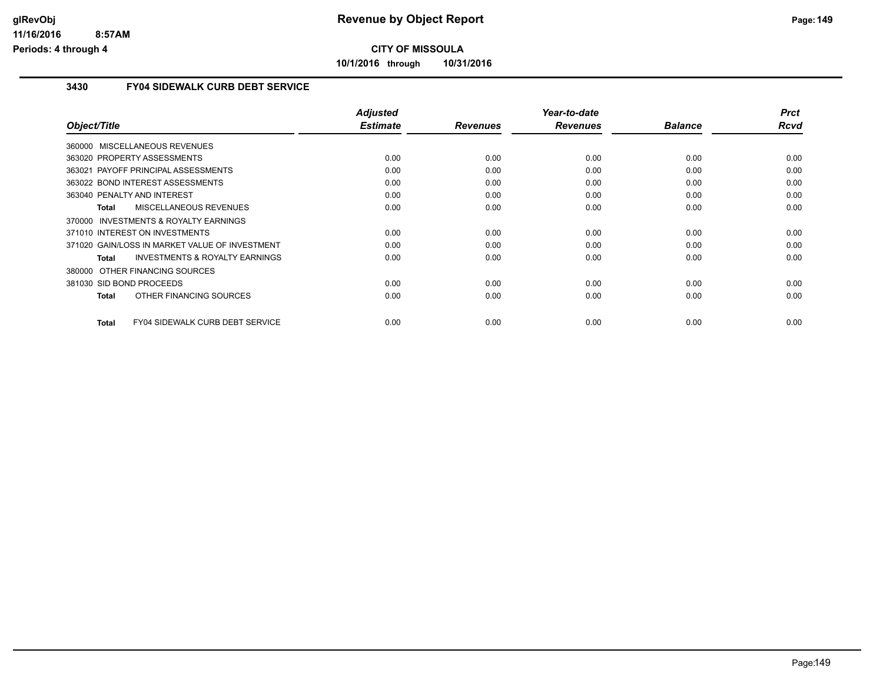**Revenue by Object Report**

**CITY OF MISSOULA**

**10/1/2016 through 10/31/2016**

glRevObj
11/16/2016 8:57AM
Periods: 4 through 4

## 3430 FY04 SIDEWALK CURB DEBT SERVICE

| Object/Title | Adjusted Estimate | Revenues | Year-to-date Revenues | Balance | Prct Rcvd |
|---|---|---|---|---|---|
| 360000 MISCELLANEOUS REVENUES | | | | | |
| 363020 PROPERTY ASSESSMENTS | 0.00 | 0.00 | 0.00 | 0.00 | 0.00 |
| 363021 PAYOFF PRINCIPAL ASSESSMENTS | 0.00 | 0.00 | 0.00 | 0.00 | 0.00 |
| 363022 BOND INTEREST ASSESSMENTS | 0.00 | 0.00 | 0.00 | 0.00 | 0.00 |
| 363040 PENALTY AND INTEREST | 0.00 | 0.00 | 0.00 | 0.00 | 0.00 |
| **Total** MISCELLANEOUS REVENUES | 0.00 | 0.00 | 0.00 | 0.00 | 0.00 |
| 370000 INVESTMENTS & ROYALTY EARNINGS | | | | | |
| 371010 INTEREST ON INVESTMENTS | 0.00 | 0.00 | 0.00 | 0.00 | 0.00 |
| 371020 GAIN/LOSS IN MARKET VALUE OF INVESTMENT | 0.00 | 0.00 | 0.00 | 0.00 | 0.00 |
| **Total** INVESTMENTS & ROYALTY EARNINGS | 0.00 | 0.00 | 0.00 | 0.00 | 0.00 |
| 380000 OTHER FINANCING SOURCES | | | | | |
| 381030 SID BOND PROCEEDS | 0.00 | 0.00 | 0.00 | 0.00 | 0.00 |
| **Total** OTHER FINANCING SOURCES | 0.00 | 0.00 | 0.00 | 0.00 | 0.00 |
| **Total** FY04 SIDEWALK CURB DEBT SERVICE | 0.00 | 0.00 | 0.00 | 0.00 | 0.00 |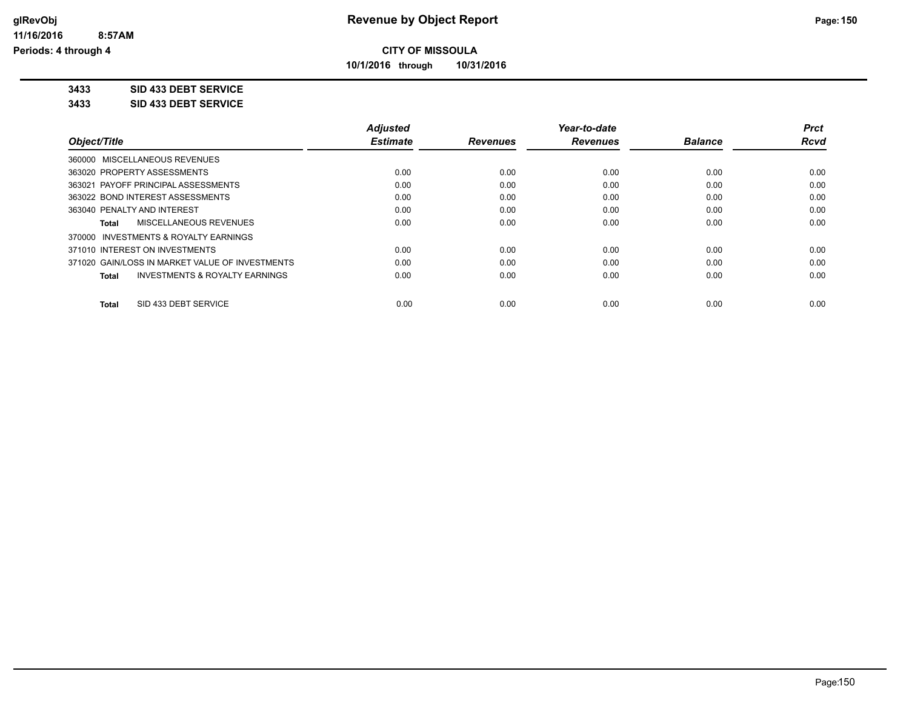# Revenue by Object Report

**CITY OF MISSOULA**

**10/1/2016 through 10/31/2016**

glRevObj
11/16/2016 8:57AM
Periods: 4 through 4

**3433 SID 433 DEBT SERVICE**

**3433 SID 433 DEBT SERVICE**

| Object/Title | Adjusted Estimate | Revenues | Year-to-date Revenues | Balance | Prct Rcvd |
|---|---|---|---|---|---|
| 360000 MISCELLANEOUS REVENUES | | | | | |
| 363020 PROPERTY ASSESSMENTS | 0.00 | 0.00 | 0.00 | 0.00 | 0.00 |
| 363021 PAYOFF PRINCIPAL ASSESSMENTS | 0.00 | 0.00 | 0.00 | 0.00 | 0.00 |
| 363022 BOND INTEREST ASSESSMENTS | 0.00 | 0.00 | 0.00 | 0.00 | 0.00 |
| 363040 PENALTY AND INTEREST | 0.00 | 0.00 | 0.00 | 0.00 | 0.00 |
| **Total** MISCELLANEOUS REVENUES | 0.00 | 0.00 | 0.00 | 0.00 | 0.00 |
| 370000 INVESTMENTS & ROYALTY EARNINGS | | | | | |
| 371010 INTEREST ON INVESTMENTS | 0.00 | 0.00 | 0.00 | 0.00 | 0.00 |
| 371020 GAIN/LOSS IN MARKET VALUE OF INVESTMENTS | 0.00 | 0.00 | 0.00 | 0.00 | 0.00 |
| **Total** INVESTMENTS & ROYALTY EARNINGS | 0.00 | 0.00 | 0.00 | 0.00 | 0.00 |
| **Total** SID 433 DEBT SERVICE | 0.00 | 0.00 | 0.00 | 0.00 | 0.00 |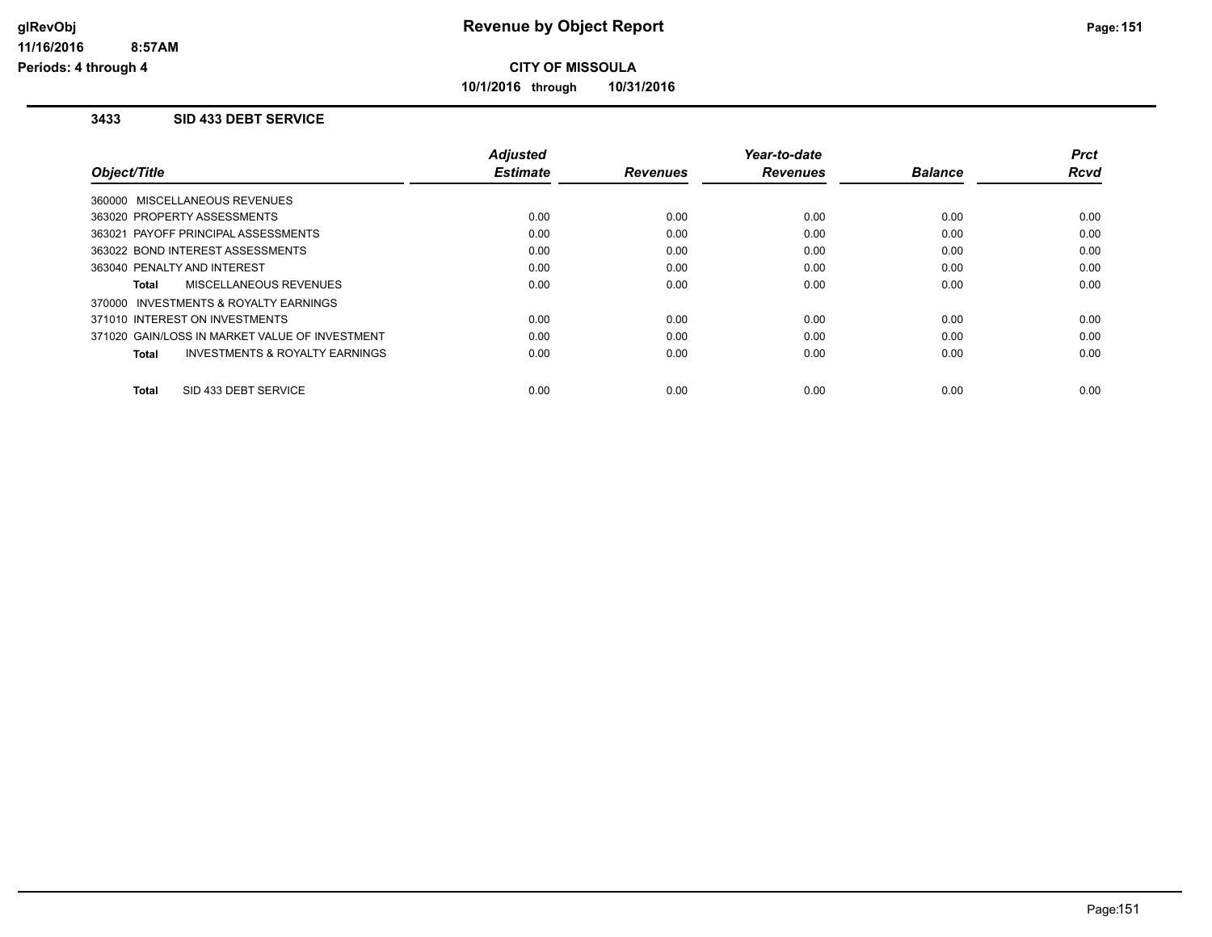**Revenue by Object Report**

**CITY OF MISSOULA**

**10/1/2016 through 10/31/2016**

glRevObj
11/16/2016 8:57AM
Periods: 4 through 4

### 3433 SID 433 DEBT SERVICE

| Object/Title | Adjusted Estimate | Revenues | Year-to-date Revenues | Balance | Prct Rcvd |
|---|---|---|---|---|---|
| 360000 MISCELLANEOUS REVENUES | | | | | |
| 363020 PROPERTY ASSESSMENTS | 0.00 | 0.00 | 0.00 | 0.00 | 0.00 |
| 363021 PAYOFF PRINCIPAL ASSESSMENTS | 0.00 | 0.00 | 0.00 | 0.00 | 0.00 |
| 363022 BOND INTEREST ASSESSMENTS | 0.00 | 0.00 | 0.00 | 0.00 | 0.00 |
| 363040 PENALTY AND INTEREST | 0.00 | 0.00 | 0.00 | 0.00 | 0.00 |
| **Total** MISCELLANEOUS REVENUES | 0.00 | 0.00 | 0.00 | 0.00 | 0.00 |
| 370000 INVESTMENTS & ROYALTY EARNINGS | | | | | |
| 371010 INTEREST ON INVESTMENTS | 0.00 | 0.00 | 0.00 | 0.00 | 0.00 |
| 371020 GAIN/LOSS IN MARKET VALUE OF INVESTMENT | 0.00 | 0.00 | 0.00 | 0.00 | 0.00 |
| **Total** INVESTMENTS & ROYALTY EARNINGS | 0.00 | 0.00 | 0.00 | 0.00 | 0.00 |
| **Total** SID 433 DEBT SERVICE | 0.00 | 0.00 | 0.00 | 0.00 | 0.00 |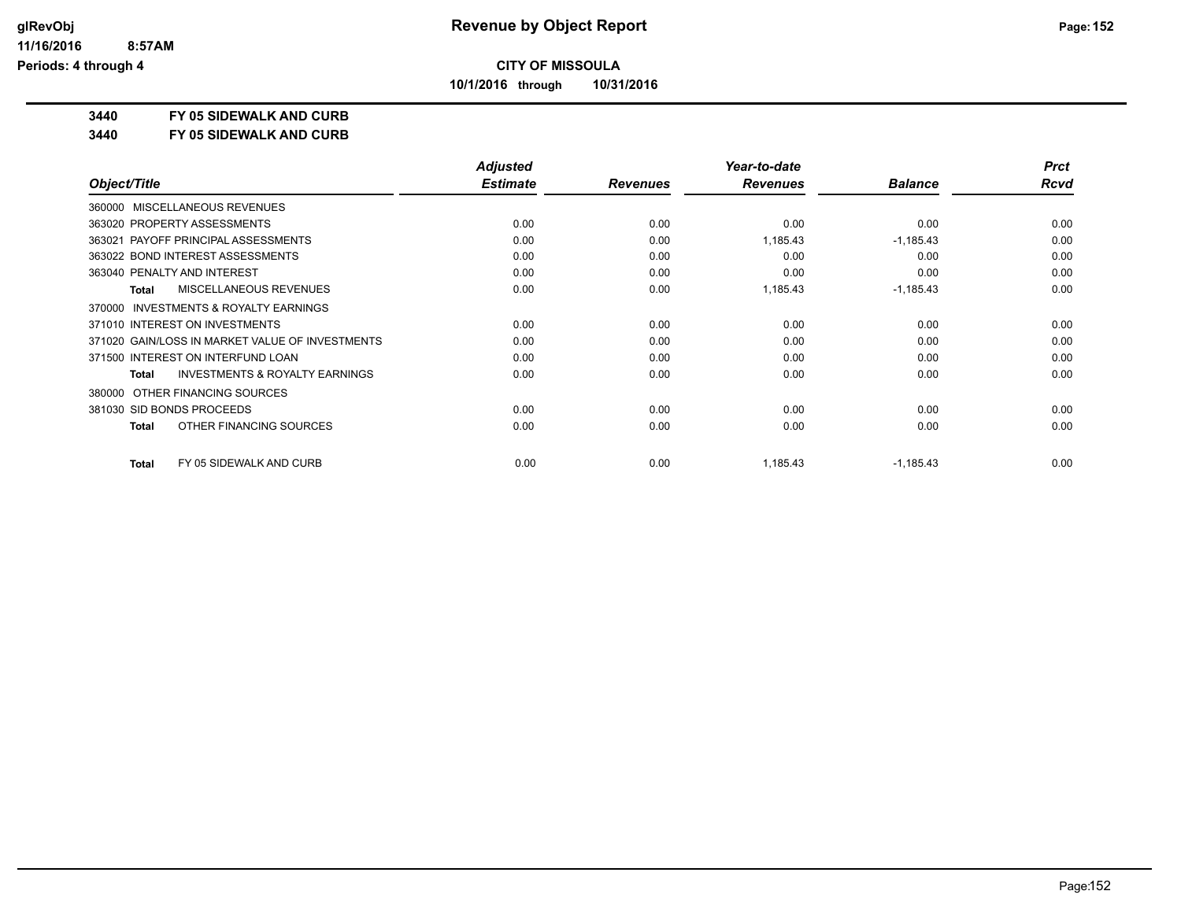**Revenue by Object Report**

**CITY OF MISSOULA**

**10/1/2016 through 10/31/2016**

glRevObj
11/16/2016 8:57AM
Periods: 4 through 4

**3440 FY 05 SIDEWALK AND CURB**

**3440 FY 05 SIDEWALK AND CURB**

| Object/Title | Adjusted Estimate | Revenues | Year-to-date Revenues | Balance | Prct Rcvd |
|---|---|---|---|---|---|
| 360000 MISCELLANEOUS REVENUES | | | | | |
| 363020 PROPERTY ASSESSMENTS | 0.00 | 0.00 | 0.00 | 0.00 | 0.00 |
| 363021 PAYOFF PRINCIPAL ASSESSMENTS | 0.00 | 0.00 | 1,185.43 | -1,185.43 | 0.00 |
| 363022 BOND INTEREST ASSESSMENTS | 0.00 | 0.00 | 0.00 | 0.00 | 0.00 |
| 363040 PENALTY AND INTEREST | 0.00 | 0.00 | 0.00 | 0.00 | 0.00 |
| **Total** MISCELLANEOUS REVENUES | 0.00 | 0.00 | 1,185.43 | -1,185.43 | 0.00 |
| 370000 INVESTMENTS & ROYALTY EARNINGS | | | | | |
| 371010 INTEREST ON INVESTMENTS | 0.00 | 0.00 | 0.00 | 0.00 | 0.00 |
| 371020 GAIN/LOSS IN MARKET VALUE OF INVESTMENTS | 0.00 | 0.00 | 0.00 | 0.00 | 0.00 |
| 371500 INTEREST ON INTERFUND LOAN | 0.00 | 0.00 | 0.00 | 0.00 | 0.00 |
| **Total** INVESTMENTS & ROYALTY EARNINGS | 0.00 | 0.00 | 0.00 | 0.00 | 0.00 |
| 380000 OTHER FINANCING SOURCES | | | | | |
| 381030 SID BONDS PROCEEDS | 0.00 | 0.00 | 0.00 | 0.00 | 0.00 |
| **Total** OTHER FINANCING SOURCES | 0.00 | 0.00 | 0.00 | 0.00 | 0.00 |
| **Total** FY 05 SIDEWALK AND CURB | 0.00 | 0.00 | 1,185.43 | -1,185.43 | 0.00 |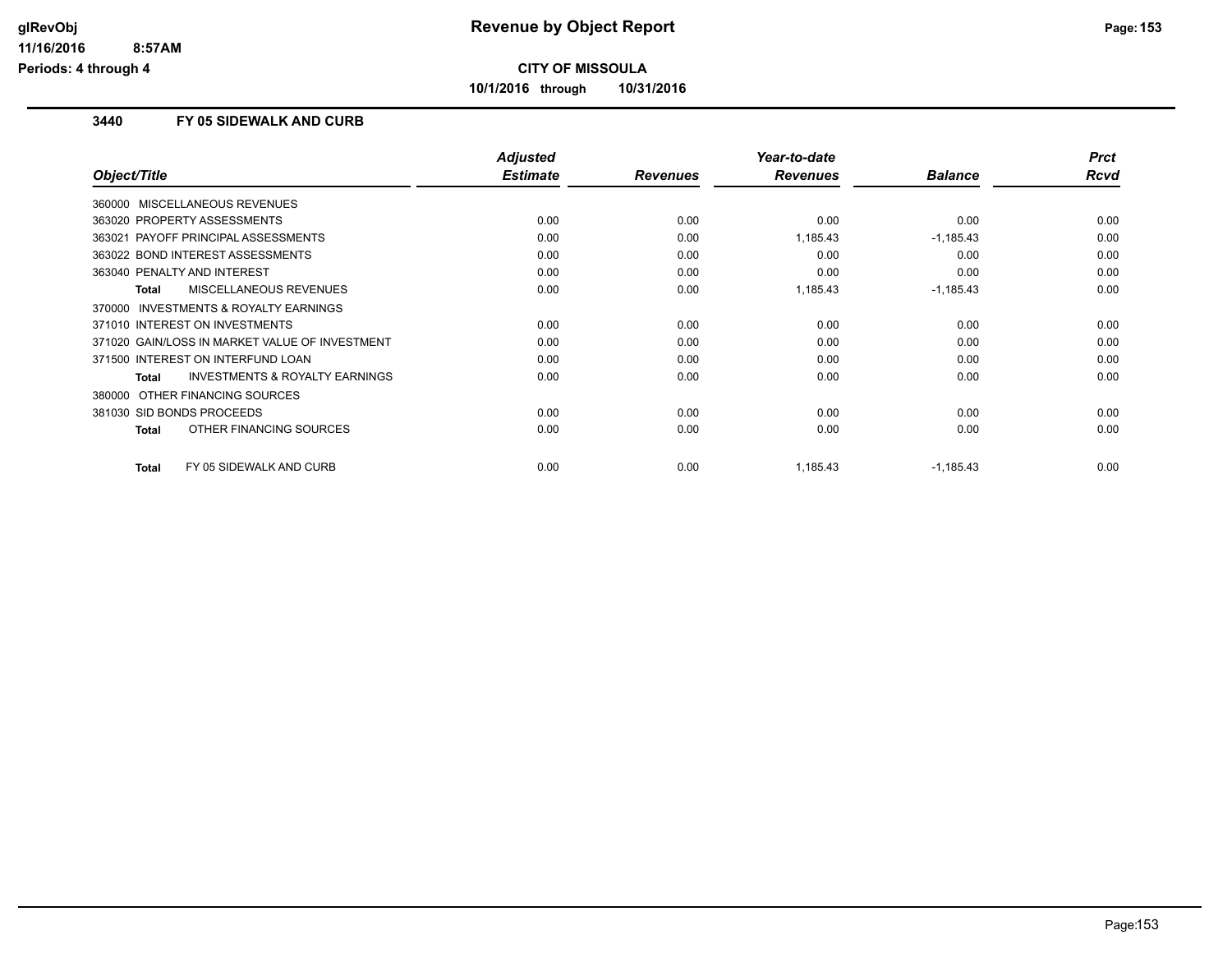# CITY OF MISSOULA

**10/1/2016 through 10/31/2016**

## 3440 FY 05 SIDEWALK AND CURB

| Object/Title | Adjusted Estimate | Revenues | Year-to-date Revenues | Balance | Prct Rcvd |
|---|---|---|---|---|---|
| 360000 MISCELLANEOUS REVENUES | | | | | |
| 363020 PROPERTY ASSESSMENTS | 0.00 | 0.00 | 0.00 | 0.00 | 0.00 |
| 363021 PAYOFF PRINCIPAL ASSESSMENTS | 0.00 | 0.00 | 1,185.43 | -1,185.43 | 0.00 |
| 363022 BOND INTEREST ASSESSMENTS | 0.00 | 0.00 | 0.00 | 0.00 | 0.00 |
| 363040 PENALTY AND INTEREST | 0.00 | 0.00 | 0.00 | 0.00 | 0.00 |
| **Total** MISCELLANEOUS REVENUES | 0.00 | 0.00 | 1,185.43 | -1,185.43 | 0.00 |
| 370000 INVESTMENTS & ROYALTY EARNINGS | | | | | |
| 371010 INTEREST ON INVESTMENTS | 0.00 | 0.00 | 0.00 | 0.00 | 0.00 |
| 371020 GAIN/LOSS IN MARKET VALUE OF INVESTMENT | 0.00 | 0.00 | 0.00 | 0.00 | 0.00 |
| 371500 INTEREST ON INTERFUND LOAN | 0.00 | 0.00 | 0.00 | 0.00 | 0.00 |
| **Total** INVESTMENTS & ROYALTY EARNINGS | 0.00 | 0.00 | 0.00 | 0.00 | 0.00 |
| 380000 OTHER FINANCING SOURCES | | | | | |
| 381030 SID BONDS PROCEEDS | 0.00 | 0.00 | 0.00 | 0.00 | 0.00 |
| **Total** OTHER FINANCING SOURCES | 0.00 | 0.00 | 0.00 | 0.00 | 0.00 |
| **Total** FY 05 SIDEWALK AND CURB | 0.00 | 0.00 | 1,185.43 | -1,185.43 | 0.00 |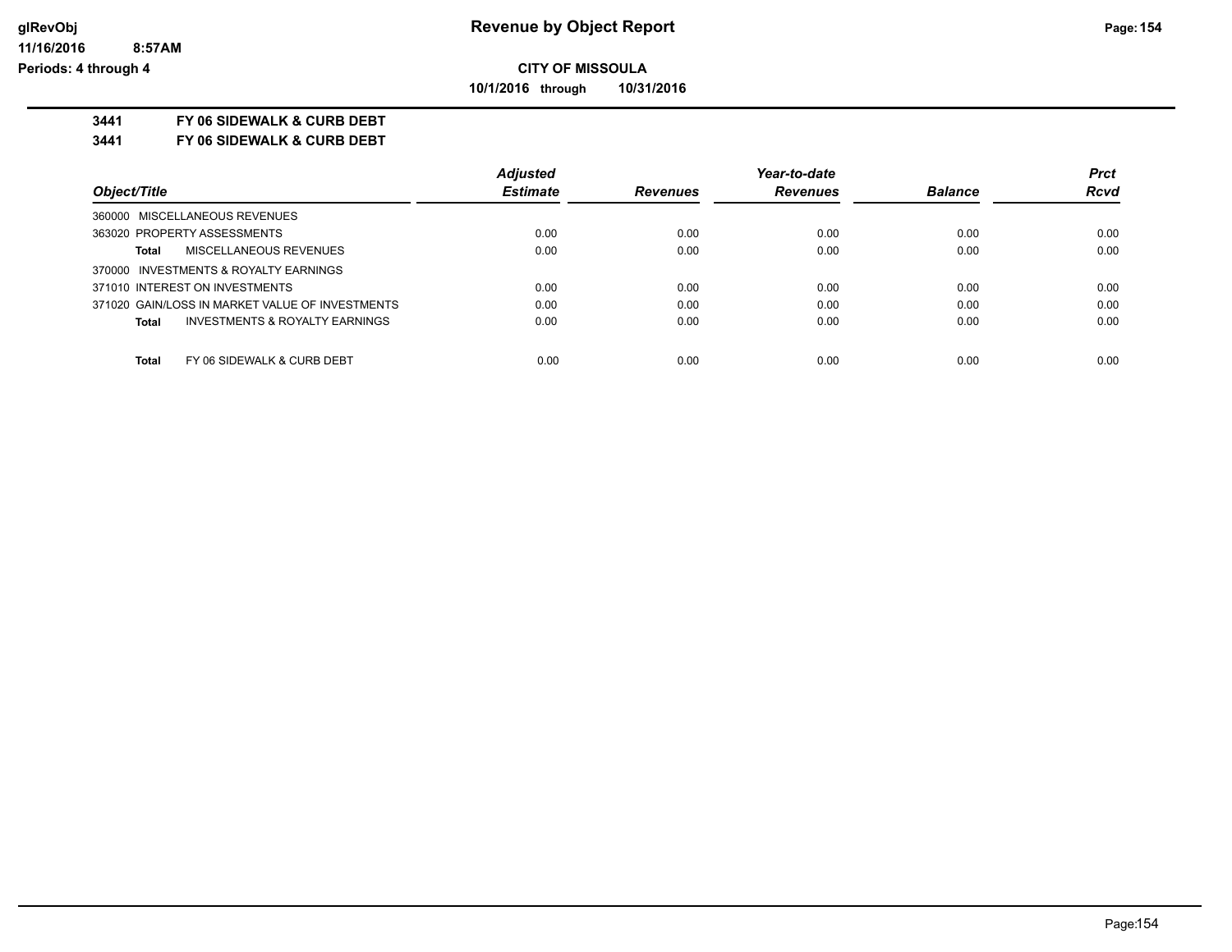# Revenue by Object Report

**CITY OF MISSOULA**

**10/1/2016 through 10/31/2016**

glRevObj
11/16/2016 8:57AM
Periods: 4 through 4

**3441 FY 06 SIDEWALK & CURB DEBT**

**3441 FY 06 SIDEWALK & CURB DEBT**

| Object/Title | Adjusted Estimate | Revenues | Year-to-date Revenues | Balance | Prct Rcvd |
|---|---|---|---|---|---|
| 360000 MISCELLANEOUS REVENUES | | | | | |
| 363020 PROPERTY ASSESSMENTS | 0.00 | 0.00 | 0.00 | 0.00 | 0.00 |
| **Total** MISCELLANEOUS REVENUES | 0.00 | 0.00 | 0.00 | 0.00 | 0.00 |
| 370000 INVESTMENTS & ROYALTY EARNINGS | | | | | |
| 371010 INTEREST ON INVESTMENTS | 0.00 | 0.00 | 0.00 | 0.00 | 0.00 |
| 371020 GAIN/LOSS IN MARKET VALUE OF INVESTMENTS | 0.00 | 0.00 | 0.00 | 0.00 | 0.00 |
| **Total** INVESTMENTS & ROYALTY EARNINGS | 0.00 | 0.00 | 0.00 | 0.00 | 0.00 |
| **Total** FY 06 SIDEWALK & CURB DEBT | 0.00 | 0.00 | 0.00 | 0.00 | 0.00 |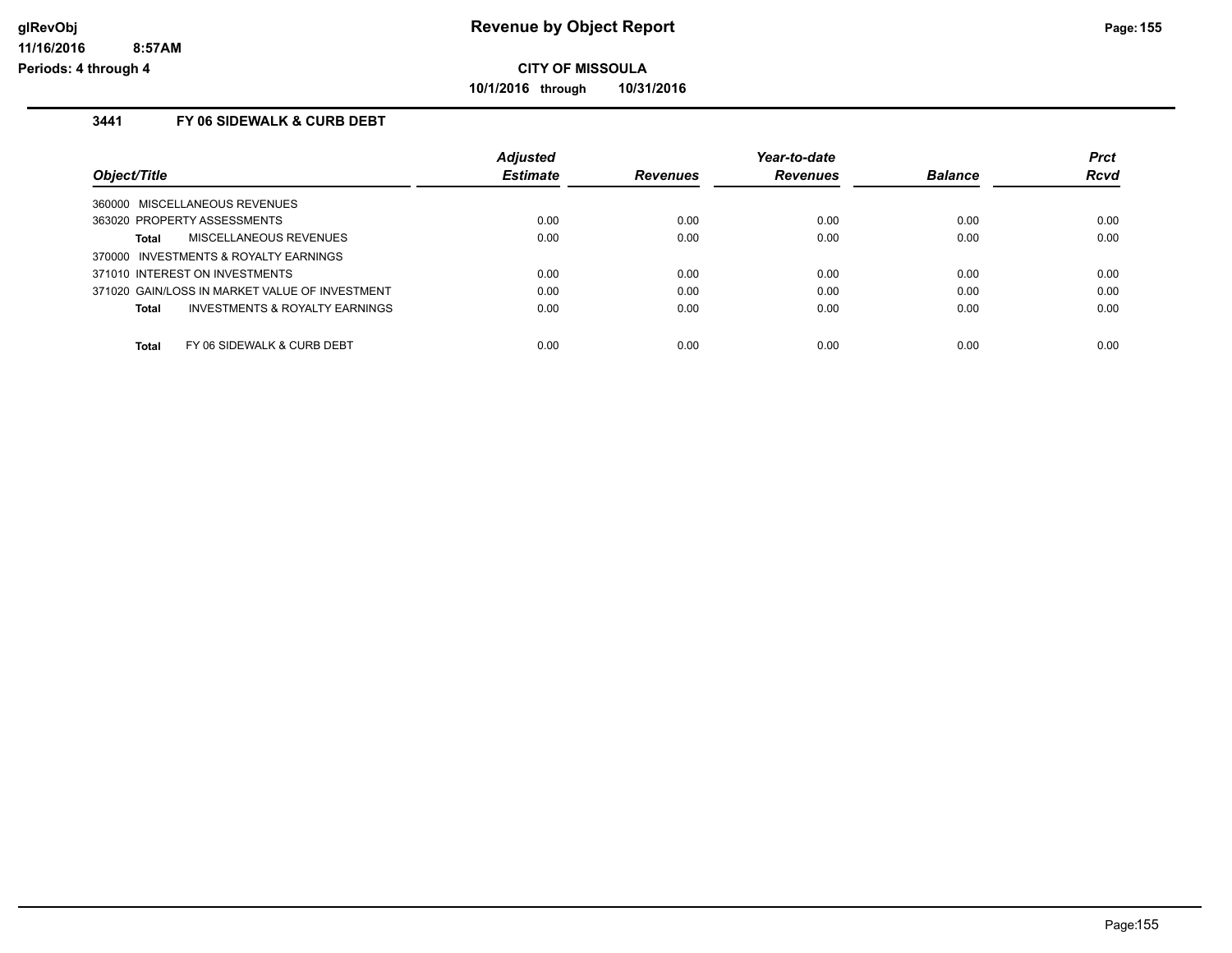**CITY OF MISSOULA**

**10/1/2016 through 10/31/2016**

### 3441 FY 06 SIDEWALK & CURB DEBT

| Object/Title | Adjusted Estimate | Revenues | Year-to-date Revenues | Balance | Prct Rcvd |
|---|---|---|---|---|---|
| 360000 MISCELLANEOUS REVENUES | | | | | |
| 363020 PROPERTY ASSESSMENTS | 0.00 | 0.00 | 0.00 | 0.00 | 0.00 |
| **Total** MISCELLANEOUS REVENUES | 0.00 | 0.00 | 0.00 | 0.00 | 0.00 |
| 370000 INVESTMENTS & ROYALTY EARNINGS | | | | | |
| 371010 INTEREST ON INVESTMENTS | 0.00 | 0.00 | 0.00 | 0.00 | 0.00 |
| 371020 GAIN/LOSS IN MARKET VALUE OF INVESTMENT | 0.00 | 0.00 | 0.00 | 0.00 | 0.00 |
| **Total** INVESTMENTS & ROYALTY EARNINGS | 0.00 | 0.00 | 0.00 | 0.00 | 0.00 |
| **Total** FY 06 SIDEWALK & CURB DEBT | 0.00 | 0.00 | 0.00 | 0.00 | 0.00 |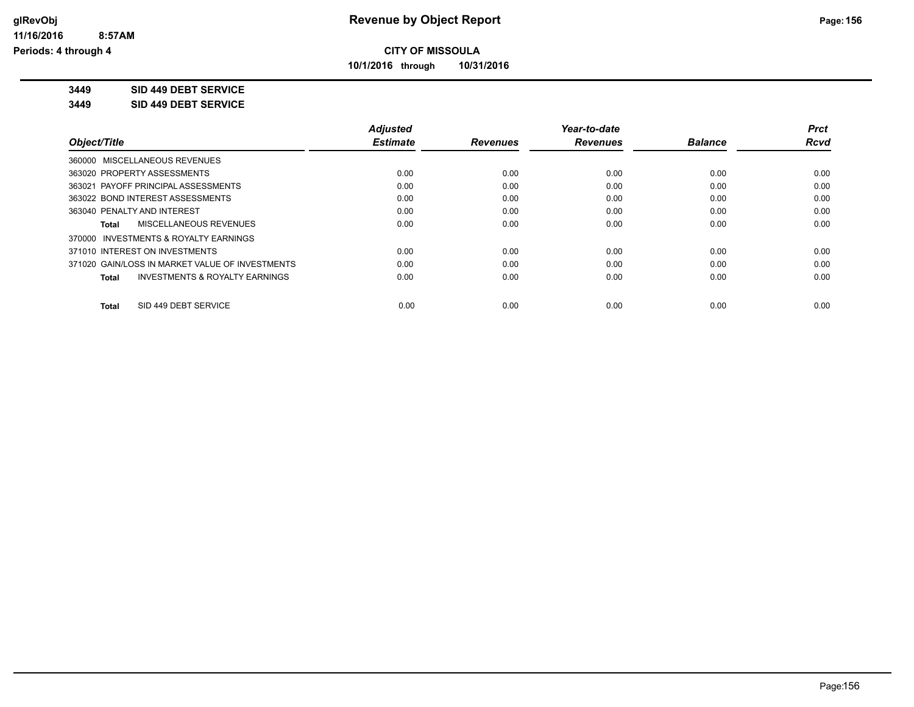**CITY OF MISSOULA**

**10/1/2016 through 10/31/2016**

**Revenue by Object Report**

glRevObj
11/16/2016 8:57AM
Periods: 4 through 4

**3449 SID 449 DEBT SERVICE**

**3449 SID 449 DEBT SERVICE**

| Object/Title | Adjusted Estimate | Revenues | Year-to-date Revenues | Balance | Prct Rcvd |
|---|---|---|---|---|---|
| 360000 MISCELLANEOUS REVENUES | | | | | |
| 363020 PROPERTY ASSESSMENTS | 0.00 | 0.00 | 0.00 | 0.00 | 0.00 |
| 363021 PAYOFF PRINCIPAL ASSESSMENTS | 0.00 | 0.00 | 0.00 | 0.00 | 0.00 |
| 363022 BOND INTEREST ASSESSMENTS | 0.00 | 0.00 | 0.00 | 0.00 | 0.00 |
| 363040 PENALTY AND INTEREST | 0.00 | 0.00 | 0.00 | 0.00 | 0.00 |
| **Total** MISCELLANEOUS REVENUES | 0.00 | 0.00 | 0.00 | 0.00 | 0.00 |
| 370000 INVESTMENTS & ROYALTY EARNINGS | | | | | |
| 371010 INTEREST ON INVESTMENTS | 0.00 | 0.00 | 0.00 | 0.00 | 0.00 |
| 371020 GAIN/LOSS IN MARKET VALUE OF INVESTMENTS | 0.00 | 0.00 | 0.00 | 0.00 | 0.00 |
| **Total** INVESTMENTS & ROYALTY EARNINGS | 0.00 | 0.00 | 0.00 | 0.00 | 0.00 |
| **Total** SID 449 DEBT SERVICE | 0.00 | 0.00 | 0.00 | 0.00 | 0.00 |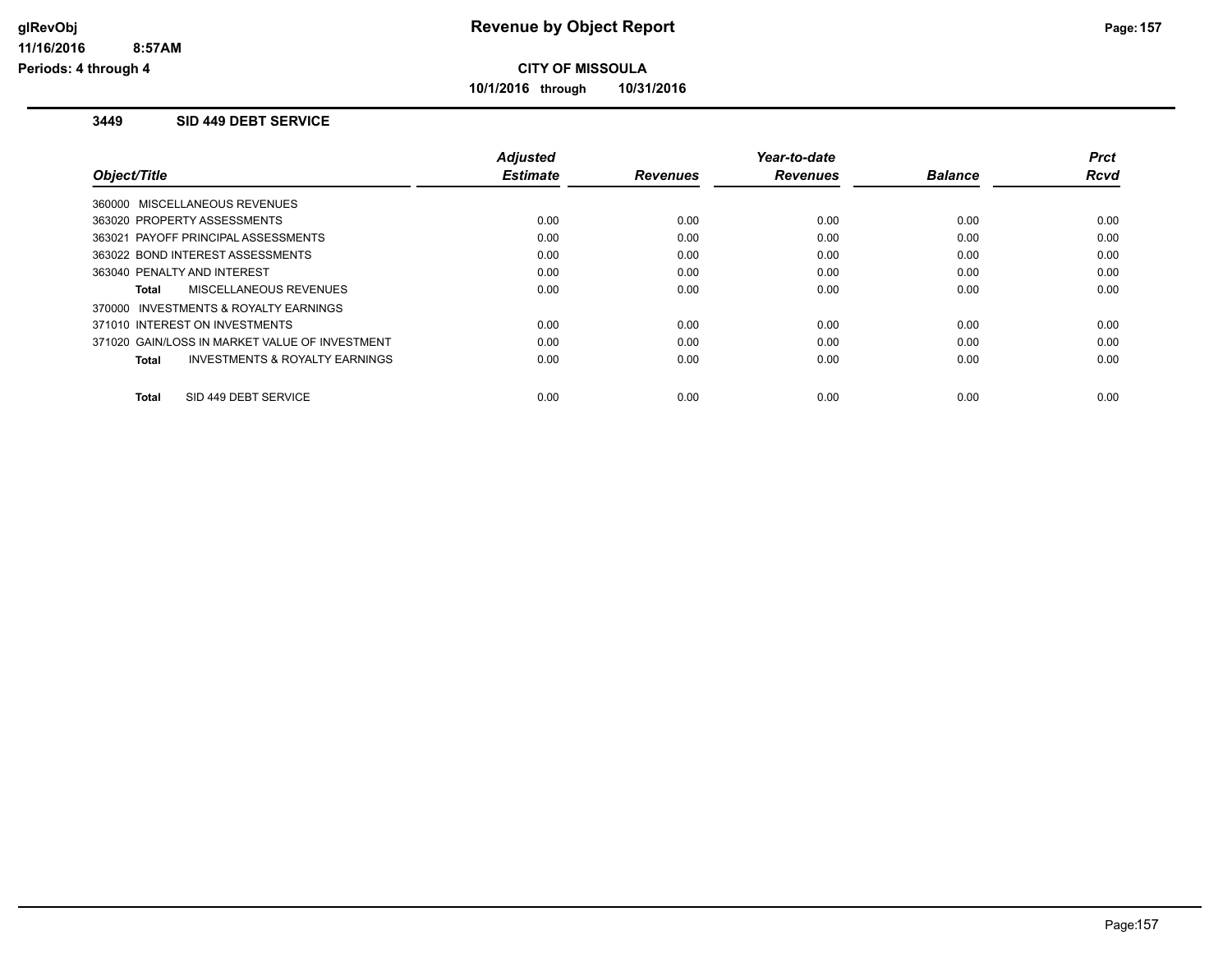# CITY OF MISSOULA

**Revenue by Object Report**

10/1/2016 through 10/31/2016

glRevObj
11/16/2016 8:57AM
Periods: 4 through 4

## 3449 SID 449 DEBT SERVICE

| Object/Title | Adjusted Estimate | Revenues | Year-to-date Revenues | Balance | Prct Rcvd |
|---|---|---|---|---|---|
| 360000 MISCELLANEOUS REVENUES | | | | | |
| 363020 PROPERTY ASSESSMENTS | 0.00 | 0.00 | 0.00 | 0.00 | 0.00 |
| 363021 PAYOFF PRINCIPAL ASSESSMENTS | 0.00 | 0.00 | 0.00 | 0.00 | 0.00 |
| 363022 BOND INTEREST ASSESSMENTS | 0.00 | 0.00 | 0.00 | 0.00 | 0.00 |
| 363040 PENALTY AND INTEREST | 0.00 | 0.00 | 0.00 | 0.00 | 0.00 |
| **Total** MISCELLANEOUS REVENUES | 0.00 | 0.00 | 0.00 | 0.00 | 0.00 |
| 370000 INVESTMENTS & ROYALTY EARNINGS | | | | | |
| 371010 INTEREST ON INVESTMENTS | 0.00 | 0.00 | 0.00 | 0.00 | 0.00 |
| 371020 GAIN/LOSS IN MARKET VALUE OF INVESTMENT | 0.00 | 0.00 | 0.00 | 0.00 | 0.00 |
| **Total** INVESTMENTS & ROYALTY EARNINGS | 0.00 | 0.00 | 0.00 | 0.00 | 0.00 |
| **Total** SID 449 DEBT SERVICE | 0.00 | 0.00 | 0.00 | 0.00 | 0.00 |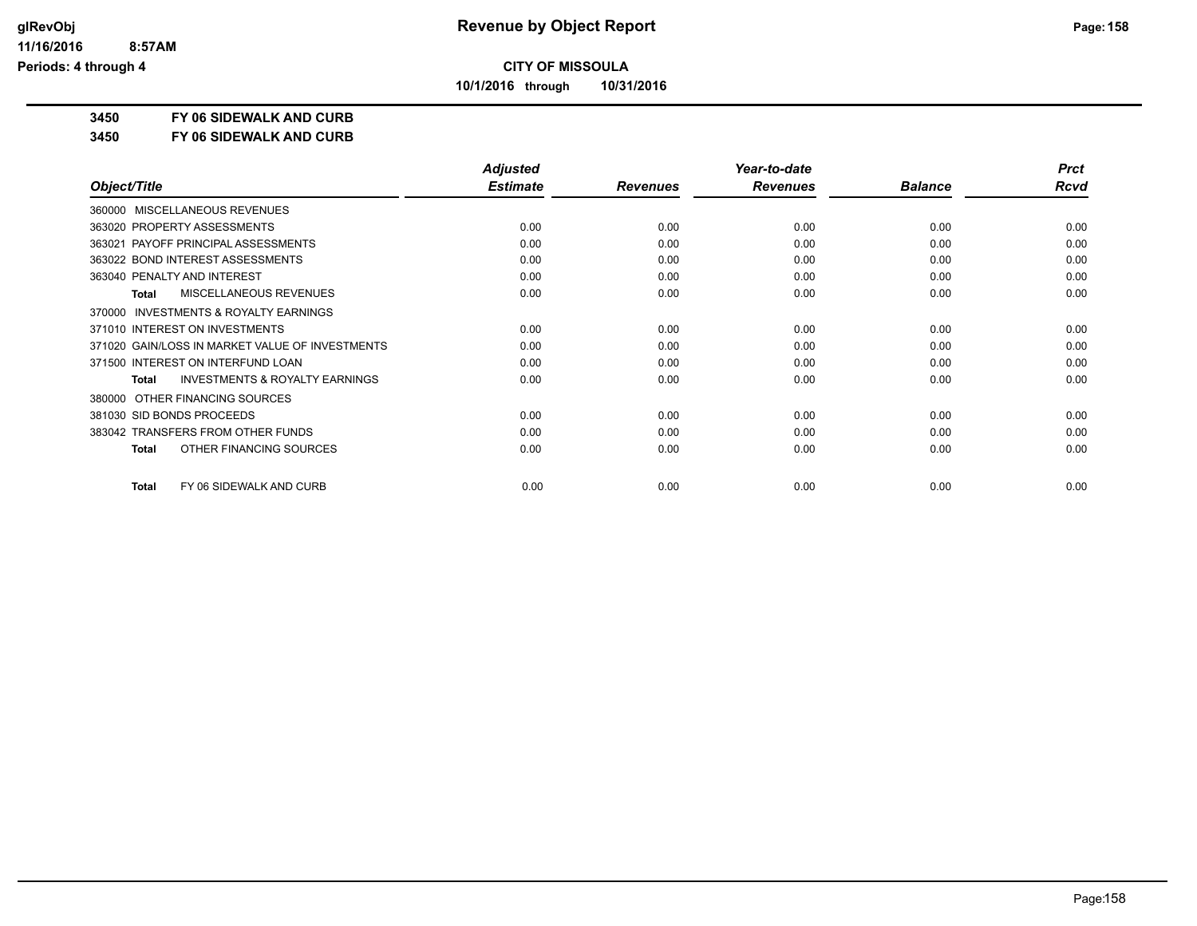**CITY OF MISSOULA**

**10/1/2016 through 10/31/2016**

## 3450 FY 06 SIDEWALK AND CURB

## 3450 FY 06 SIDEWALK AND CURB

| Object/Title | Adjusted Estimate | Revenues | Year-to-date Revenues | Balance | Prct Rcvd |
|---|---|---|---|---|---|
| 360000 MISCELLANEOUS REVENUES | | | | | |
| 363020 PROPERTY ASSESSMENTS | 0.00 | 0.00 | 0.00 | 0.00 | 0.00 |
| 363021 PAYOFF PRINCIPAL ASSESSMENTS | 0.00 | 0.00 | 0.00 | 0.00 | 0.00 |
| 363022 BOND INTEREST ASSESSMENTS | 0.00 | 0.00 | 0.00 | 0.00 | 0.00 |
| 363040 PENALTY AND INTEREST | 0.00 | 0.00 | 0.00 | 0.00 | 0.00 |
| **Total** MISCELLANEOUS REVENUES | 0.00 | 0.00 | 0.00 | 0.00 | 0.00 |
| 370000 INVESTMENTS & ROYALTY EARNINGS | | | | | |
| 371010 INTEREST ON INVESTMENTS | 0.00 | 0.00 | 0.00 | 0.00 | 0.00 |
| 371020 GAIN/LOSS IN MARKET VALUE OF INVESTMENTS | 0.00 | 0.00 | 0.00 | 0.00 | 0.00 |
| 371500 INTEREST ON INTERFUND LOAN | 0.00 | 0.00 | 0.00 | 0.00 | 0.00 |
| **Total** INVESTMENTS & ROYALTY EARNINGS | 0.00 | 0.00 | 0.00 | 0.00 | 0.00 |
| 380000 OTHER FINANCING SOURCES | | | | | |
| 381030 SID BONDS PROCEEDS | 0.00 | 0.00 | 0.00 | 0.00 | 0.00 |
| 383042 TRANSFERS FROM OTHER FUNDS | 0.00 | 0.00 | 0.00 | 0.00 | 0.00 |
| **Total** OTHER FINANCING SOURCES | 0.00 | 0.00 | 0.00 | 0.00 | 0.00 |
| **Total** FY 06 SIDEWALK AND CURB | 0.00 | 0.00 | 0.00 | 0.00 | 0.00 |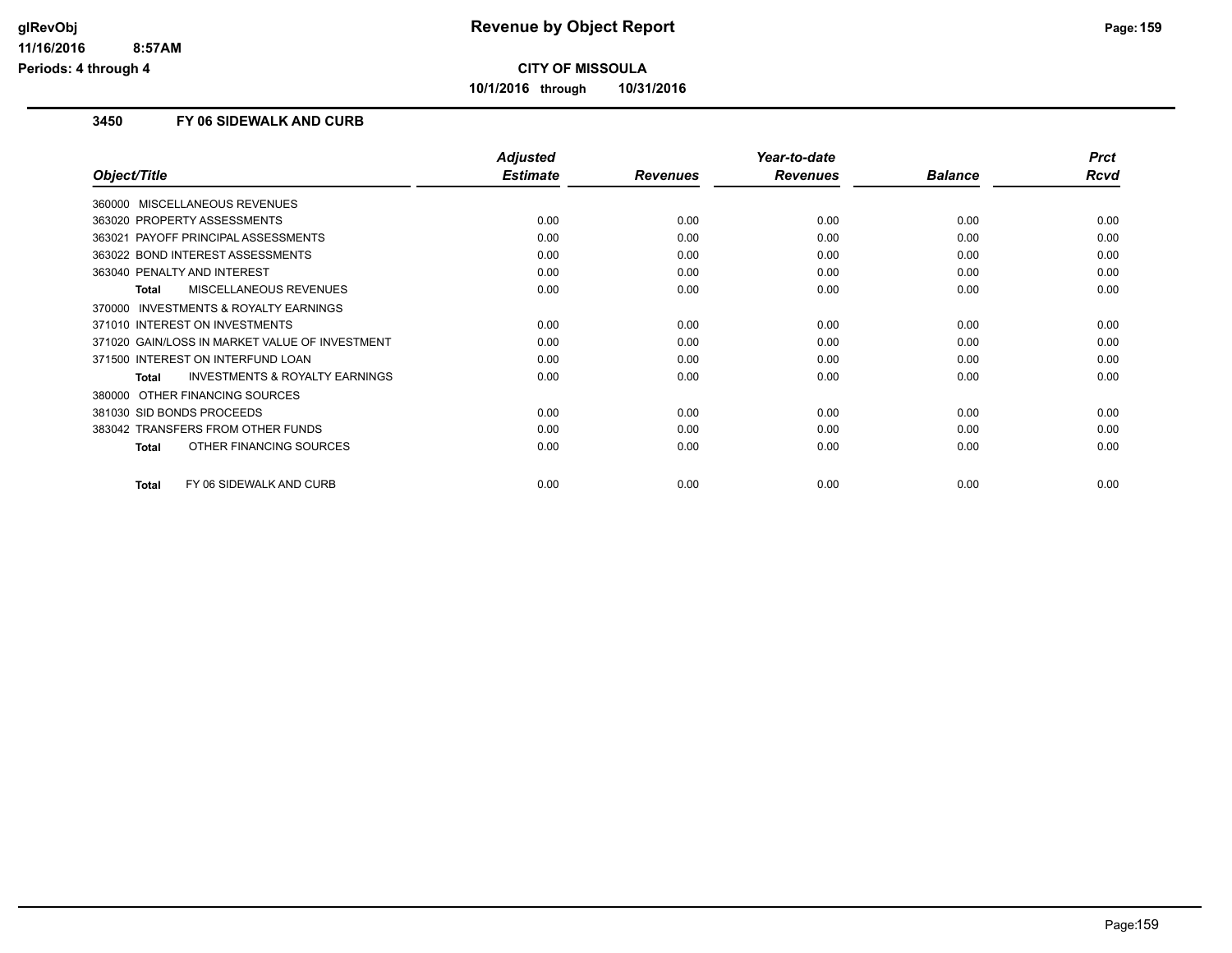**CITY OF MISSOULA**

**10/1/2016 through 10/31/2016**

## 3450 FY 06 SIDEWALK AND CURB

| Object/Title | Adjusted Estimate | Revenues | Year-to-date Revenues | Balance | Prct Rcvd |
|---|---|---|---|---|---|
| 360000 MISCELLANEOUS REVENUES | | | | | |
| 363020 PROPERTY ASSESSMENTS | 0.00 | 0.00 | 0.00 | 0.00 | 0.00 |
| 363021 PAYOFF PRINCIPAL ASSESSMENTS | 0.00 | 0.00 | 0.00 | 0.00 | 0.00 |
| 363022 BOND INTEREST ASSESSMENTS | 0.00 | 0.00 | 0.00 | 0.00 | 0.00 |
| 363040 PENALTY AND INTEREST | 0.00 | 0.00 | 0.00 | 0.00 | 0.00 |
| **Total** MISCELLANEOUS REVENUES | 0.00 | 0.00 | 0.00 | 0.00 | 0.00 |
| 370000 INVESTMENTS & ROYALTY EARNINGS | | | | | |
| 371010 INTEREST ON INVESTMENTS | 0.00 | 0.00 | 0.00 | 0.00 | 0.00 |
| 371020 GAIN/LOSS IN MARKET VALUE OF INVESTMENT | 0.00 | 0.00 | 0.00 | 0.00 | 0.00 |
| 371500 INTEREST ON INTERFUND LOAN | 0.00 | 0.00 | 0.00 | 0.00 | 0.00 |
| **Total** INVESTMENTS & ROYALTY EARNINGS | 0.00 | 0.00 | 0.00 | 0.00 | 0.00 |
| 380000 OTHER FINANCING SOURCES | | | | | |
| 381030 SID BONDS PROCEEDS | 0.00 | 0.00 | 0.00 | 0.00 | 0.00 |
| 383042 TRANSFERS FROM OTHER FUNDS | 0.00 | 0.00 | 0.00 | 0.00 | 0.00 |
| **Total** OTHER FINANCING SOURCES | 0.00 | 0.00 | 0.00 | 0.00 | 0.00 |
| **Total** FY 06 SIDEWALK AND CURB | 0.00 | 0.00 | 0.00 | 0.00 | 0.00 |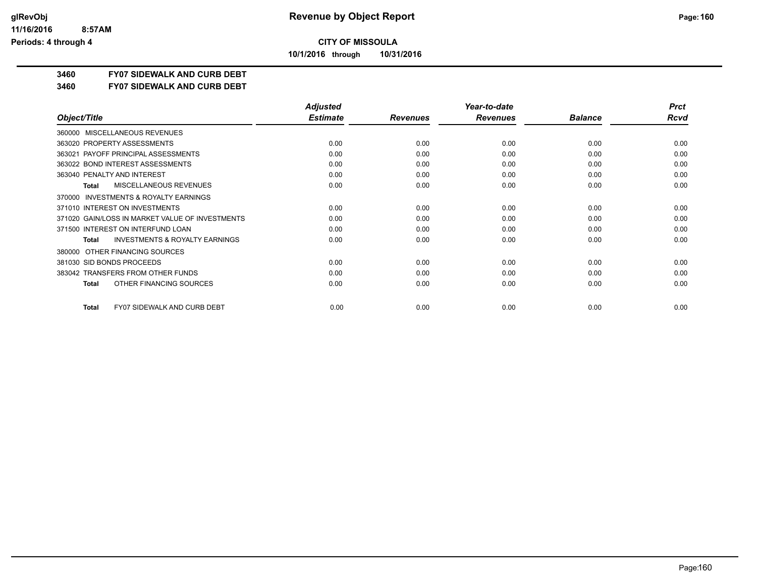# CITY OF MISSOULA

**10/1/2016 through 10/31/2016**

## 3460 FY07 SIDEWALK AND CURB DEBT

## 3460 FY07 SIDEWALK AND CURB DEBT

| Object/Title | Adjusted Estimate | Revenues | Year-to-date Revenues | Balance | Prct Rcvd |
|---|---|---|---|---|---|
| 360000 MISCELLANEOUS REVENUES | | | | | |
| 363020 PROPERTY ASSESSMENTS | 0.00 | 0.00 | 0.00 | 0.00 | 0.00 |
| 363021 PAYOFF PRINCIPAL ASSESSMENTS | 0.00 | 0.00 | 0.00 | 0.00 | 0.00 |
| 363022 BOND INTEREST ASSESSMENTS | 0.00 | 0.00 | 0.00 | 0.00 | 0.00 |
| 363040 PENALTY AND INTEREST | 0.00 | 0.00 | 0.00 | 0.00 | 0.00 |
| **Total** MISCELLANEOUS REVENUES | 0.00 | 0.00 | 0.00 | 0.00 | 0.00 |
| 370000 INVESTMENTS & ROYALTY EARNINGS | | | | | |
| 371010 INTEREST ON INVESTMENTS | 0.00 | 0.00 | 0.00 | 0.00 | 0.00 |
| 371020 GAIN/LOSS IN MARKET VALUE OF INVESTMENTS | 0.00 | 0.00 | 0.00 | 0.00 | 0.00 |
| 371500 INTEREST ON INTERFUND LOAN | 0.00 | 0.00 | 0.00 | 0.00 | 0.00 |
| **Total** INVESTMENTS & ROYALTY EARNINGS | 0.00 | 0.00 | 0.00 | 0.00 | 0.00 |
| 380000 OTHER FINANCING SOURCES | | | | | |
| 381030 SID BONDS PROCEEDS | 0.00 | 0.00 | 0.00 | 0.00 | 0.00 |
| 383042 TRANSFERS FROM OTHER FUNDS | 0.00 | 0.00 | 0.00 | 0.00 | 0.00 |
| **Total** OTHER FINANCING SOURCES | 0.00 | 0.00 | 0.00 | 0.00 | 0.00 |
| **Total** FY07 SIDEWALK AND CURB DEBT | 0.00 | 0.00 | 0.00 | 0.00 | 0.00 |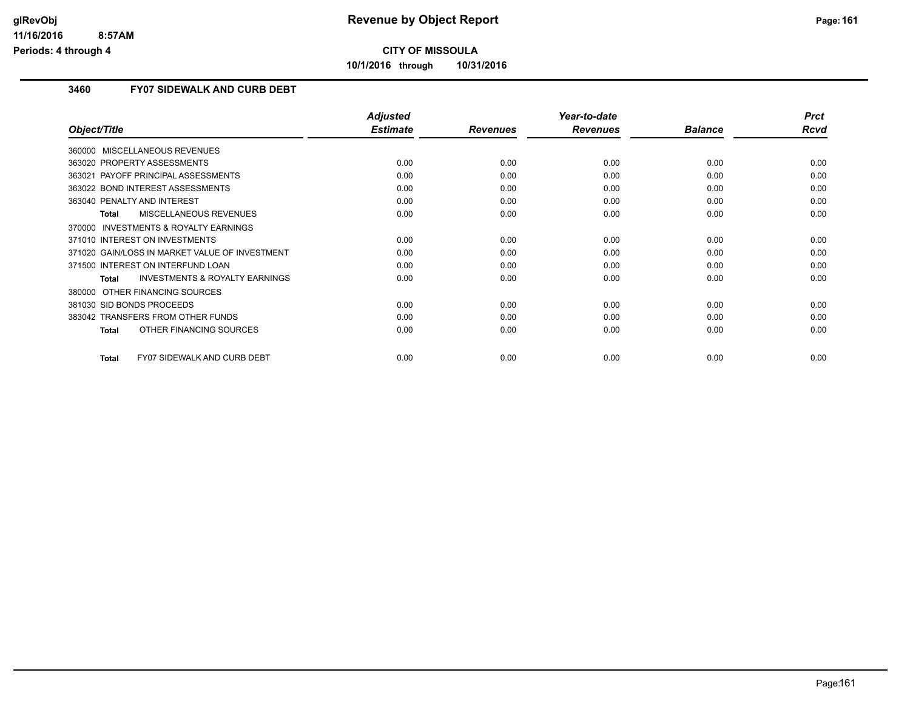**CITY OF MISSOULA**

**10/1/2016 through 10/31/2016**

### 3460 FY07 SIDEWALK AND CURB DEBT

| Object/Title | Adjusted Estimate | Revenues | Year-to-date Revenues | Balance | Prct Rcvd |
|---|---|---|---|---|---|
| 360000 MISCELLANEOUS REVENUES | | | | | |
| 363020 PROPERTY ASSESSMENTS | 0.00 | 0.00 | 0.00 | 0.00 | 0.00 |
| 363021 PAYOFF PRINCIPAL ASSESSMENTS | 0.00 | 0.00 | 0.00 | 0.00 | 0.00 |
| 363022 BOND INTEREST ASSESSMENTS | 0.00 | 0.00 | 0.00 | 0.00 | 0.00 |
| 363040 PENALTY AND INTEREST | 0.00 | 0.00 | 0.00 | 0.00 | 0.00 |
| **Total** MISCELLANEOUS REVENUES | 0.00 | 0.00 | 0.00 | 0.00 | 0.00 |
| 370000 INVESTMENTS & ROYALTY EARNINGS | | | | | |
| 371010 INTEREST ON INVESTMENTS | 0.00 | 0.00 | 0.00 | 0.00 | 0.00 |
| 371020 GAIN/LOSS IN MARKET VALUE OF INVESTMENT | 0.00 | 0.00 | 0.00 | 0.00 | 0.00 |
| 371500 INTEREST ON INTERFUND LOAN | 0.00 | 0.00 | 0.00 | 0.00 | 0.00 |
| **Total** INVESTMENTS & ROYALTY EARNINGS | 0.00 | 0.00 | 0.00 | 0.00 | 0.00 |
| 380000 OTHER FINANCING SOURCES | | | | | |
| 381030 SID BONDS PROCEEDS | 0.00 | 0.00 | 0.00 | 0.00 | 0.00 |
| 383042 TRANSFERS FROM OTHER FUNDS | 0.00 | 0.00 | 0.00 | 0.00 | 0.00 |
| **Total** OTHER FINANCING SOURCES | 0.00 | 0.00 | 0.00 | 0.00 | 0.00 |
| **Total** FY07 SIDEWALK AND CURB DEBT | 0.00 | 0.00 | 0.00 | 0.00 | 0.00 |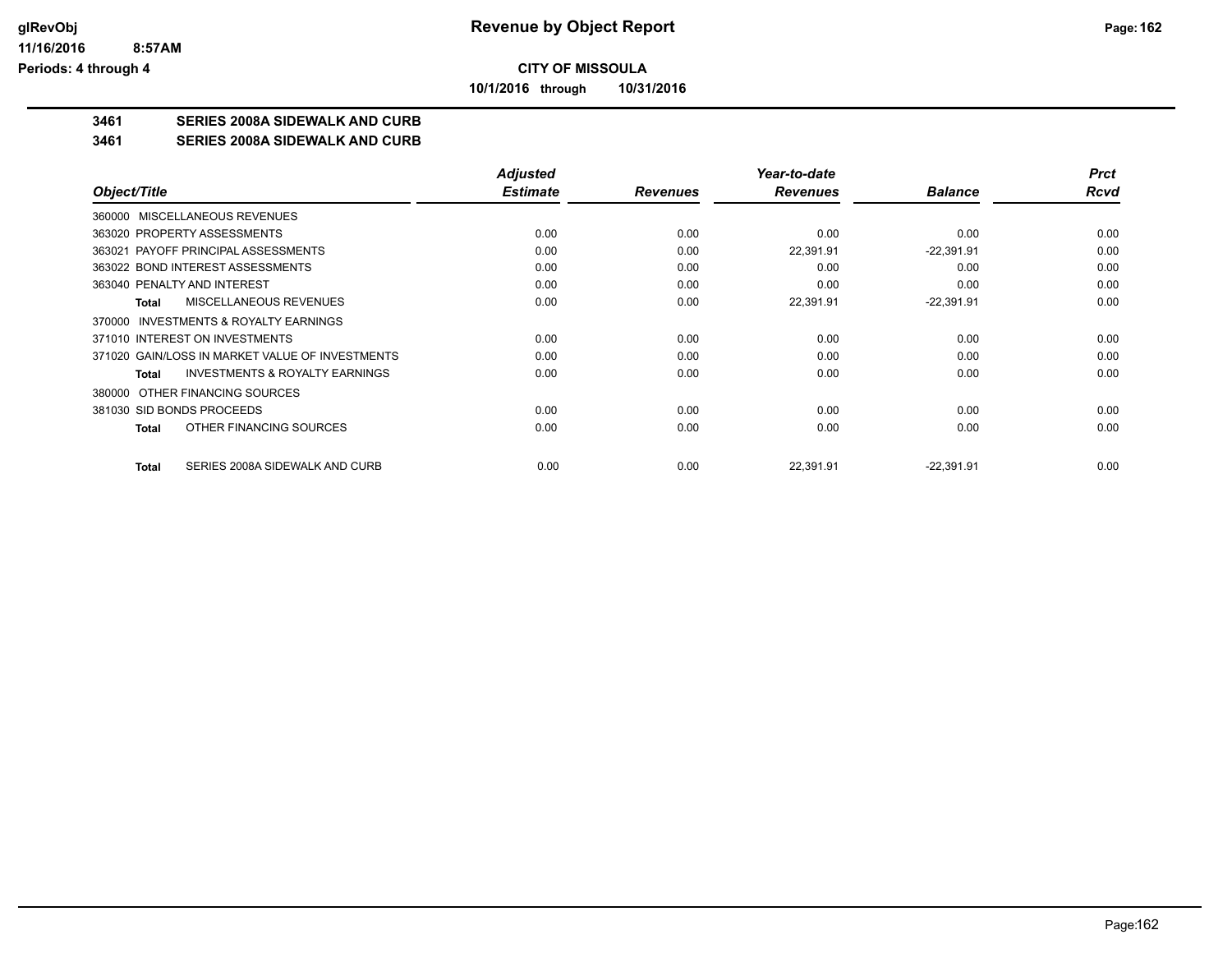# CITY OF MISSOULA

**10/1/2016 through 10/31/2016**

## 3461 SERIES 2008A SIDEWALK AND CURB

## 3461 SERIES 2008A SIDEWALK AND CURB

| Object/Title | Adjusted Estimate | Revenues | Year-to-date Revenues | Balance | Prct Rcvd |
|---|---|---|---|---|---|
| 360000 MISCELLANEOUS REVENUES | | | | | |
| 363020 PROPERTY ASSESSMENTS | 0.00 | 0.00 | 0.00 | 0.00 | 0.00 |
| 363021 PAYOFF PRINCIPAL ASSESSMENTS | 0.00 | 0.00 | 22,391.91 | -22,391.91 | 0.00 |
| 363022 BOND INTEREST ASSESSMENTS | 0.00 | 0.00 | 0.00 | 0.00 | 0.00 |
| 363040 PENALTY AND INTEREST | 0.00 | 0.00 | 0.00 | 0.00 | 0.00 |
| **Total** MISCELLANEOUS REVENUES | 0.00 | 0.00 | 22,391.91 | -22,391.91 | 0.00 |
| 370000 INVESTMENTS & ROYALTY EARNINGS | | | | | |
| 371010 INTEREST ON INVESTMENTS | 0.00 | 0.00 | 0.00 | 0.00 | 0.00 |
| 371020 GAIN/LOSS IN MARKET VALUE OF INVESTMENTS | 0.00 | 0.00 | 0.00 | 0.00 | 0.00 |
| **Total** INVESTMENTS & ROYALTY EARNINGS | 0.00 | 0.00 | 0.00 | 0.00 | 0.00 |
| 380000 OTHER FINANCING SOURCES | | | | | |
| 381030 SID BONDS PROCEEDS | 0.00 | 0.00 | 0.00 | 0.00 | 0.00 |
| **Total** OTHER FINANCING SOURCES | 0.00 | 0.00 | 0.00 | 0.00 | 0.00 |
| **Total** SERIES 2008A SIDEWALK AND CURB | 0.00 | 0.00 | 22,391.91 | -22,391.91 | 0.00 |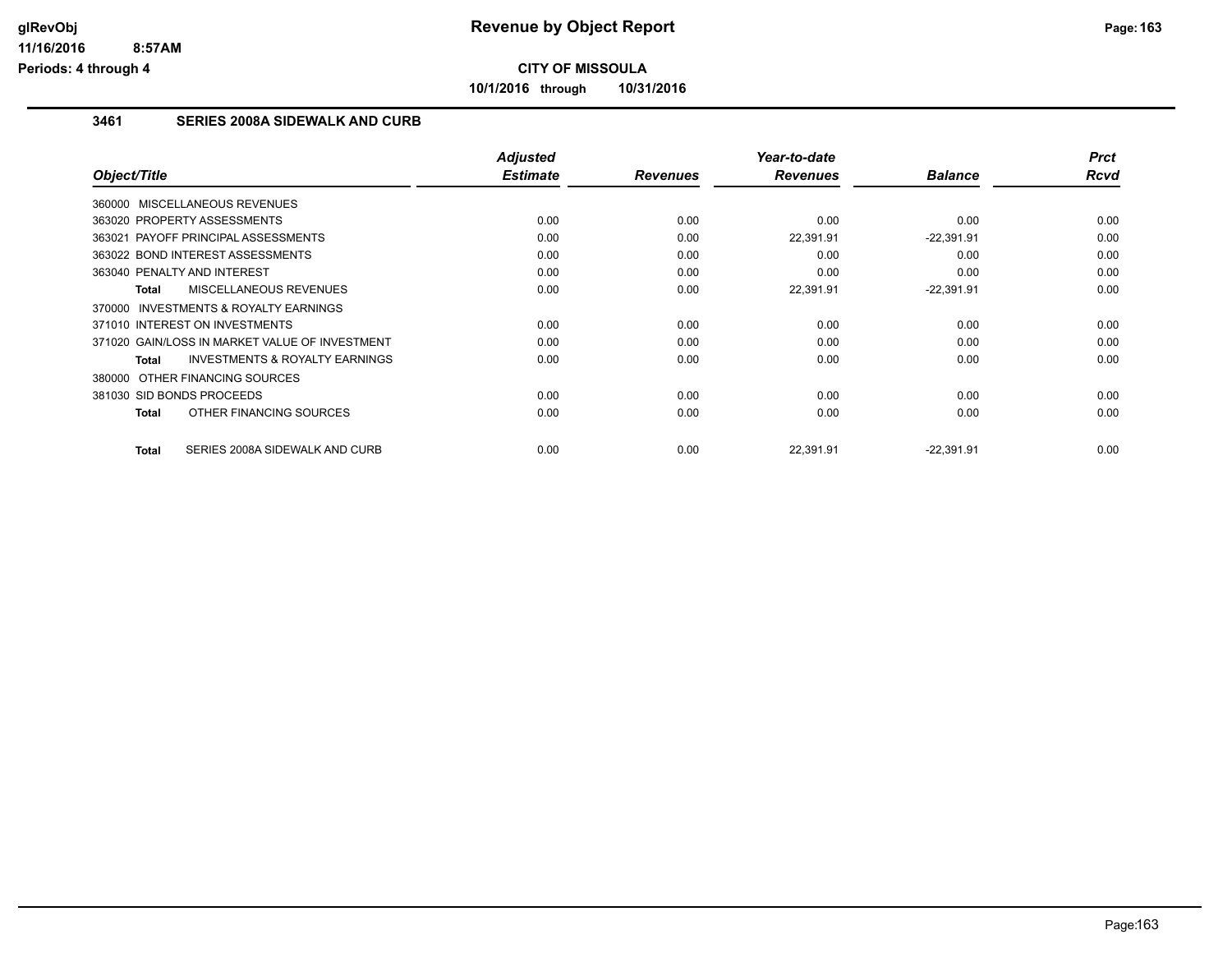# Revenue by Object Report

**CITY OF MISSOULA**

**10/1/2016 through 10/31/2016**

## 3461 SERIES 2008A SIDEWALK AND CURB

| Object/Title | Adjusted Estimate | Revenues | Year-to-date Revenues | Balance | Prct Rcvd |
|---|---|---|---|---|---|
| 360000 MISCELLANEOUS REVENUES | | | | | |
| 363020 PROPERTY ASSESSMENTS | 0.00 | 0.00 | 0.00 | 0.00 | 0.00 |
| 363021 PAYOFF PRINCIPAL ASSESSMENTS | 0.00 | 0.00 | 22,391.91 | -22,391.91 | 0.00 |
| 363022 BOND INTEREST ASSESSMENTS | 0.00 | 0.00 | 0.00 | 0.00 | 0.00 |
| 363040 PENALTY AND INTEREST | 0.00 | 0.00 | 0.00 | 0.00 | 0.00 |
| **Total** MISCELLANEOUS REVENUES | 0.00 | 0.00 | 22,391.91 | -22,391.91 | 0.00 |
| 370000 INVESTMENTS & ROYALTY EARNINGS | | | | | |
| 371010 INTEREST ON INVESTMENTS | 0.00 | 0.00 | 0.00 | 0.00 | 0.00 |
| 371020 GAIN/LOSS IN MARKET VALUE OF INVESTMENT | 0.00 | 0.00 | 0.00 | 0.00 | 0.00 |
| **Total** INVESTMENTS & ROYALTY EARNINGS | 0.00 | 0.00 | 0.00 | 0.00 | 0.00 |
| 380000 OTHER FINANCING SOURCES | | | | | |
| 381030 SID BONDS PROCEEDS | 0.00 | 0.00 | 0.00 | 0.00 | 0.00 |
| **Total** OTHER FINANCING SOURCES | 0.00 | 0.00 | 0.00 | 0.00 | 0.00 |
| **Total** SERIES 2008A SIDEWALK AND CURB | 0.00 | 0.00 | 22,391.91 | -22,391.91 | 0.00 |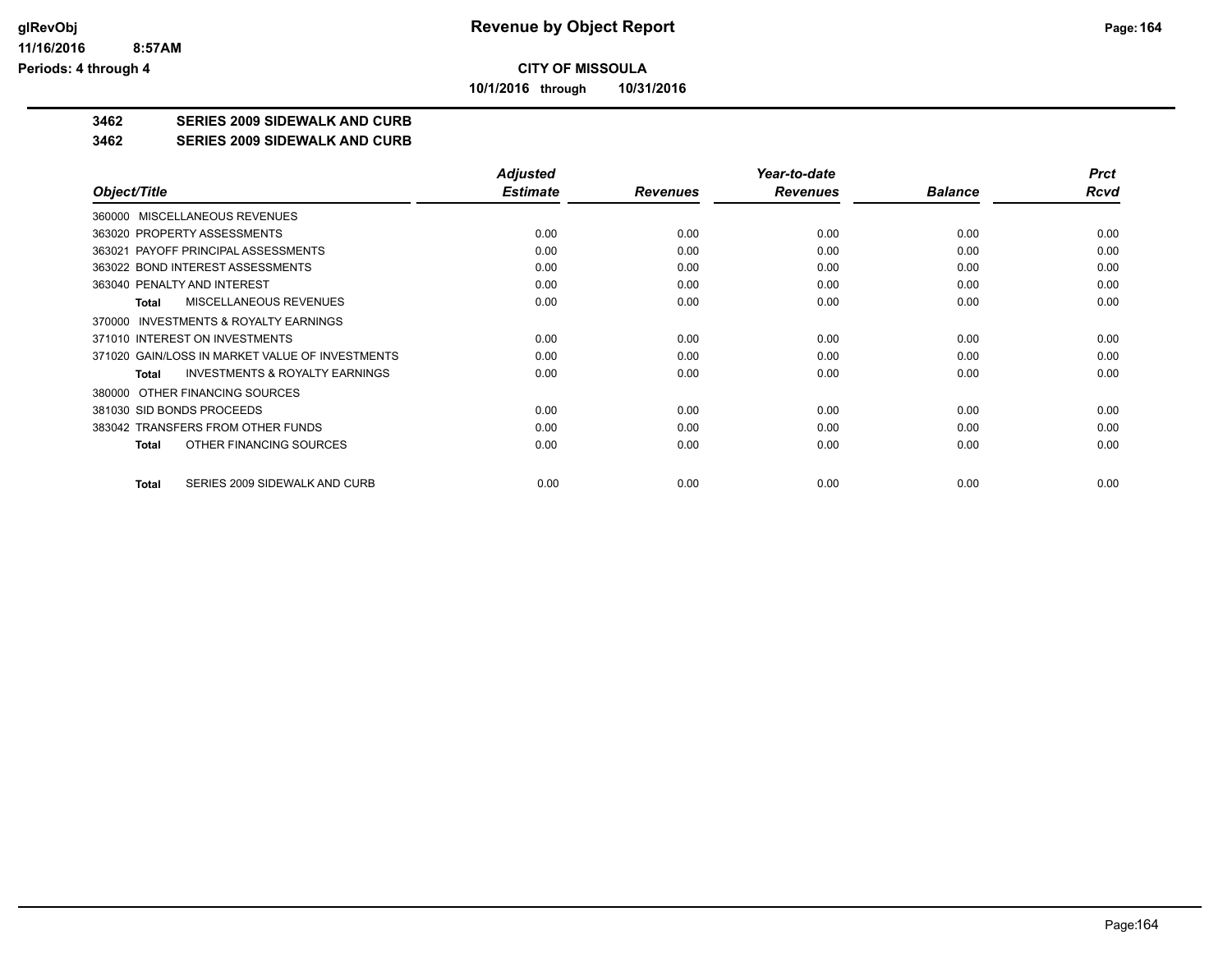**CITY OF MISSOULA**

**10/1/2016 through 10/31/2016**

**3462 SERIES 2009 SIDEWALK AND CURB**

**3462 SERIES 2009 SIDEWALK AND CURB**

| Object/Title | Adjusted Estimate | Revenues | Year-to-date Revenues | Balance | Prct Rcvd |
|---|---|---|---|---|---|
| 360000 MISCELLANEOUS REVENUES | | | | | |
| 363020 PROPERTY ASSESSMENTS | 0.00 | 0.00 | 0.00 | 0.00 | 0.00 |
| 363021 PAYOFF PRINCIPAL ASSESSMENTS | 0.00 | 0.00 | 0.00 | 0.00 | 0.00 |
| 363022 BOND INTEREST ASSESSMENTS | 0.00 | 0.00 | 0.00 | 0.00 | 0.00 |
| 363040 PENALTY AND INTEREST | 0.00 | 0.00 | 0.00 | 0.00 | 0.00 |
| **Total** MISCELLANEOUS REVENUES | 0.00 | 0.00 | 0.00 | 0.00 | 0.00 |
| 370000 INVESTMENTS & ROYALTY EARNINGS | | | | | |
| 371010 INTEREST ON INVESTMENTS | 0.00 | 0.00 | 0.00 | 0.00 | 0.00 |
| 371020 GAIN/LOSS IN MARKET VALUE OF INVESTMENTS | 0.00 | 0.00 | 0.00 | 0.00 | 0.00 |
| **Total** INVESTMENTS & ROYALTY EARNINGS | 0.00 | 0.00 | 0.00 | 0.00 | 0.00 |
| 380000 OTHER FINANCING SOURCES | | | | | |
| 381030 SID BONDS PROCEEDS | 0.00 | 0.00 | 0.00 | 0.00 | 0.00 |
| 383042 TRANSFERS FROM OTHER FUNDS | 0.00 | 0.00 | 0.00 | 0.00 | 0.00 |
| **Total** OTHER FINANCING SOURCES | 0.00 | 0.00 | 0.00 | 0.00 | 0.00 |
| **Total** SERIES 2009 SIDEWALK AND CURB | 0.00 | 0.00 | 0.00 | 0.00 | 0.00 |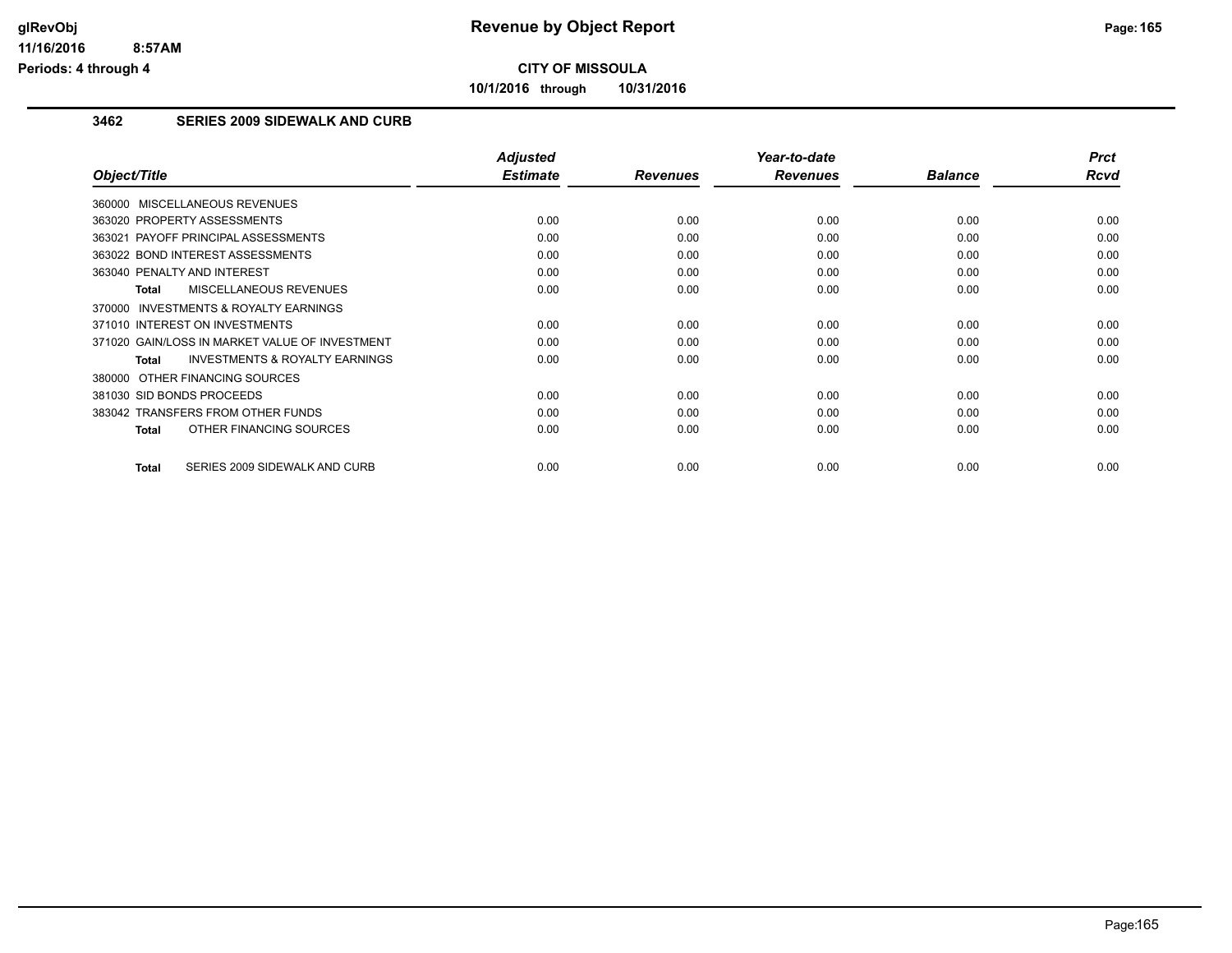**CITY OF MISSOULA**

**10/1/2016 through 10/31/2016**

### 3462 SERIES 2009 SIDEWALK AND CURB

| Object/Title | Adjusted Estimate | Revenues | Year-to-date Revenues | Balance | Prct Rcvd |
|---|---|---|---|---|---|
| 360000 MISCELLANEOUS REVENUES | | | | | |
| 363020 PROPERTY ASSESSMENTS | 0.00 | 0.00 | 0.00 | 0.00 | 0.00 |
| 363021 PAYOFF PRINCIPAL ASSESSMENTS | 0.00 | 0.00 | 0.00 | 0.00 | 0.00 |
| 363022 BOND INTEREST ASSESSMENTS | 0.00 | 0.00 | 0.00 | 0.00 | 0.00 |
| 363040 PENALTY AND INTEREST | 0.00 | 0.00 | 0.00 | 0.00 | 0.00 |
| **Total** MISCELLANEOUS REVENUES | 0.00 | 0.00 | 0.00 | 0.00 | 0.00 |
| 370000 INVESTMENTS & ROYALTY EARNINGS | | | | | |
| 371010 INTEREST ON INVESTMENTS | 0.00 | 0.00 | 0.00 | 0.00 | 0.00 |
| 371020 GAIN/LOSS IN MARKET VALUE OF INVESTMENT | 0.00 | 0.00 | 0.00 | 0.00 | 0.00 |
| **Total** INVESTMENTS & ROYALTY EARNINGS | 0.00 | 0.00 | 0.00 | 0.00 | 0.00 |
| 380000 OTHER FINANCING SOURCES | | | | | |
| 381030 SID BONDS PROCEEDS | 0.00 | 0.00 | 0.00 | 0.00 | 0.00 |
| 383042 TRANSFERS FROM OTHER FUNDS | 0.00 | 0.00 | 0.00 | 0.00 | 0.00 |
| **Total** OTHER FINANCING SOURCES | 0.00 | 0.00 | 0.00 | 0.00 | 0.00 |
| **Total** SERIES 2009 SIDEWALK AND CURB | 0.00 | 0.00 | 0.00 | 0.00 | 0.00 |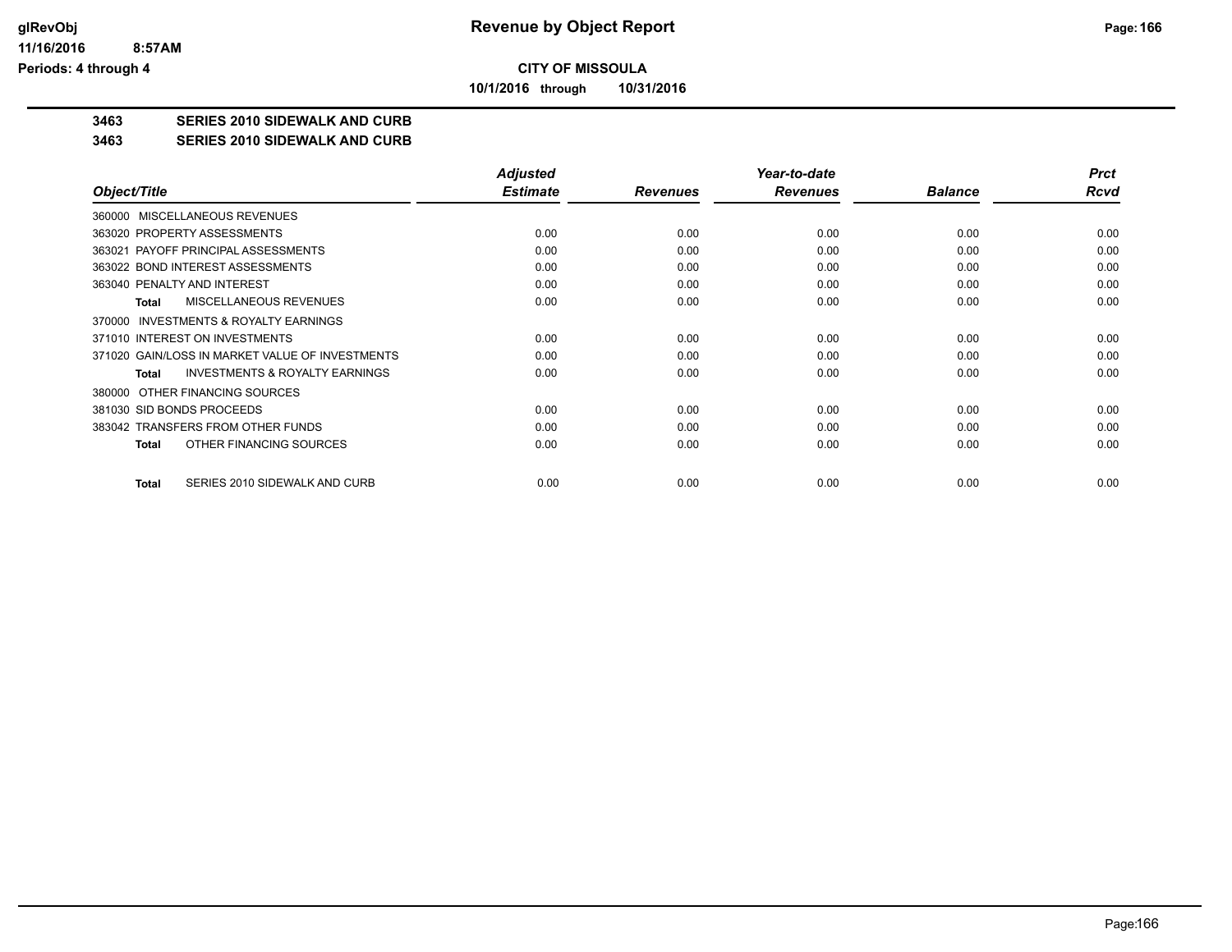**CITY OF MISSOULA**

**10/1/2016 through 10/31/2016**

**3463 SERIES 2010 SIDEWALK AND CURB**

**3463 SERIES 2010 SIDEWALK AND CURB**

| Object/Title | Adjusted Estimate | Revenues | Year-to-date Revenues | Balance | Prct Rcvd |
|---|---|---|---|---|---|
| 360000 MISCELLANEOUS REVENUES | | | | | |
| 363020 PROPERTY ASSESSMENTS | 0.00 | 0.00 | 0.00 | 0.00 | 0.00 |
| 363021 PAYOFF PRINCIPAL ASSESSMENTS | 0.00 | 0.00 | 0.00 | 0.00 | 0.00 |
| 363022 BOND INTEREST ASSESSMENTS | 0.00 | 0.00 | 0.00 | 0.00 | 0.00 |
| 363040 PENALTY AND INTEREST | 0.00 | 0.00 | 0.00 | 0.00 | 0.00 |
| **Total** MISCELLANEOUS REVENUES | 0.00 | 0.00 | 0.00 | 0.00 | 0.00 |
| 370000 INVESTMENTS & ROYALTY EARNINGS | | | | | |
| 371010 INTEREST ON INVESTMENTS | 0.00 | 0.00 | 0.00 | 0.00 | 0.00 |
| 371020 GAIN/LOSS IN MARKET VALUE OF INVESTMENTS | 0.00 | 0.00 | 0.00 | 0.00 | 0.00 |
| **Total** INVESTMENTS & ROYALTY EARNINGS | 0.00 | 0.00 | 0.00 | 0.00 | 0.00 |
| 380000 OTHER FINANCING SOURCES | | | | | |
| 381030 SID BONDS PROCEEDS | 0.00 | 0.00 | 0.00 | 0.00 | 0.00 |
| 383042 TRANSFERS FROM OTHER FUNDS | 0.00 | 0.00 | 0.00 | 0.00 | 0.00 |
| **Total** OTHER FINANCING SOURCES | 0.00 | 0.00 | 0.00 | 0.00 | 0.00 |
| **Total** SERIES 2010 SIDEWALK AND CURB | 0.00 | 0.00 | 0.00 | 0.00 | 0.00 |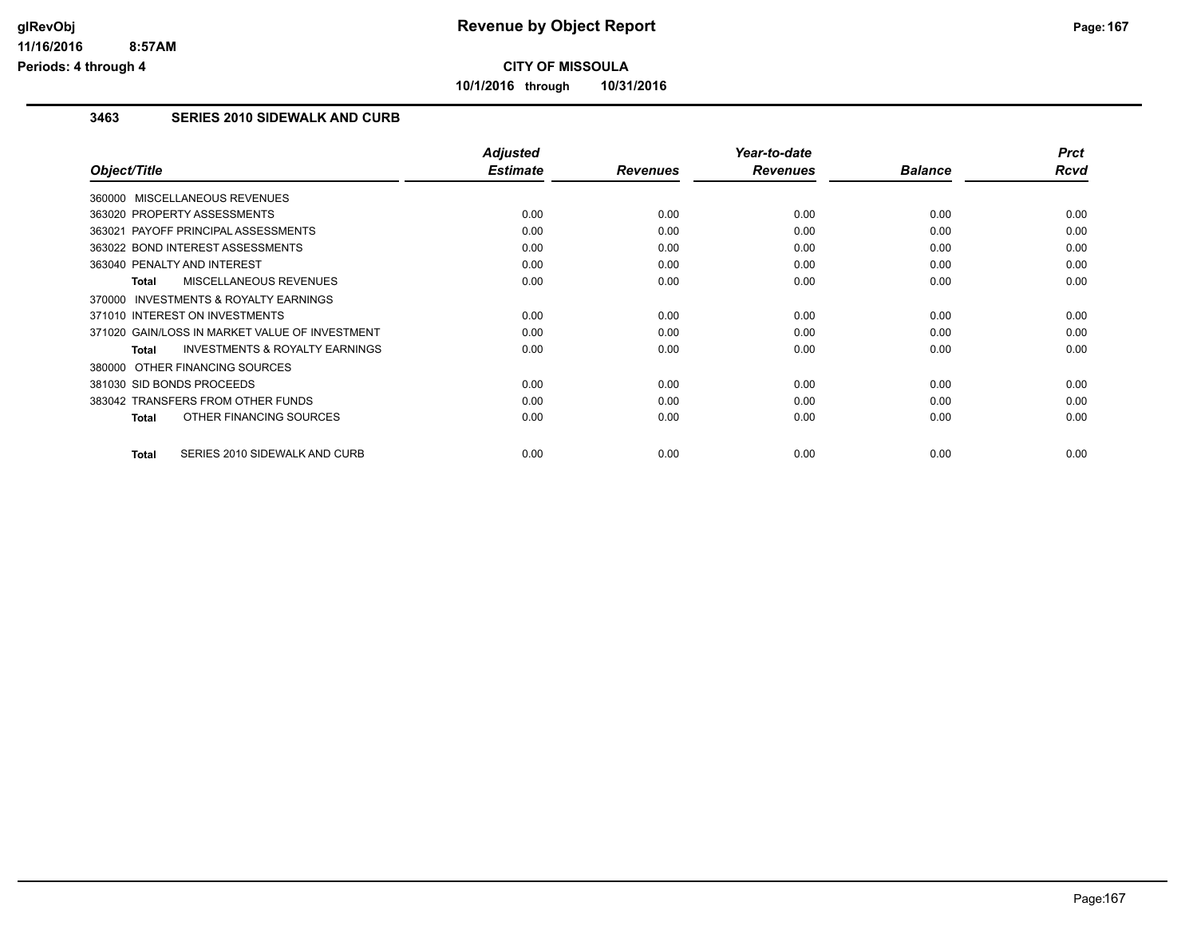**CITY OF MISSOULA**

**10/1/2016 through 10/31/2016**

### 3463 SERIES 2010 SIDEWALK AND CURB

| Object/Title | Adjusted Estimate | Revenues | Year-to-date Revenues | Balance | Prct Rcvd |
|---|---|---|---|---|---|
| 360000 MISCELLANEOUS REVENUES | | | | | |
| 363020 PROPERTY ASSESSMENTS | 0.00 | 0.00 | 0.00 | 0.00 | 0.00 |
| 363021 PAYOFF PRINCIPAL ASSESSMENTS | 0.00 | 0.00 | 0.00 | 0.00 | 0.00 |
| 363022 BOND INTEREST ASSESSMENTS | 0.00 | 0.00 | 0.00 | 0.00 | 0.00 |
| 363040 PENALTY AND INTEREST | 0.00 | 0.00 | 0.00 | 0.00 | 0.00 |
| **Total** MISCELLANEOUS REVENUES | 0.00 | 0.00 | 0.00 | 0.00 | 0.00 |
| 370000 INVESTMENTS & ROYALTY EARNINGS | | | | | |
| 371010 INTEREST ON INVESTMENTS | 0.00 | 0.00 | 0.00 | 0.00 | 0.00 |
| 371020 GAIN/LOSS IN MARKET VALUE OF INVESTMENT | 0.00 | 0.00 | 0.00 | 0.00 | 0.00 |
| **Total** INVESTMENTS & ROYALTY EARNINGS | 0.00 | 0.00 | 0.00 | 0.00 | 0.00 |
| 380000 OTHER FINANCING SOURCES | | | | | |
| 381030 SID BONDS PROCEEDS | 0.00 | 0.00 | 0.00 | 0.00 | 0.00 |
| 383042 TRANSFERS FROM OTHER FUNDS | 0.00 | 0.00 | 0.00 | 0.00 | 0.00 |
| **Total** OTHER FINANCING SOURCES | 0.00 | 0.00 | 0.00 | 0.00 | 0.00 |
| **Total** SERIES 2010 SIDEWALK AND CURB | 0.00 | 0.00 | 0.00 | 0.00 | 0.00 |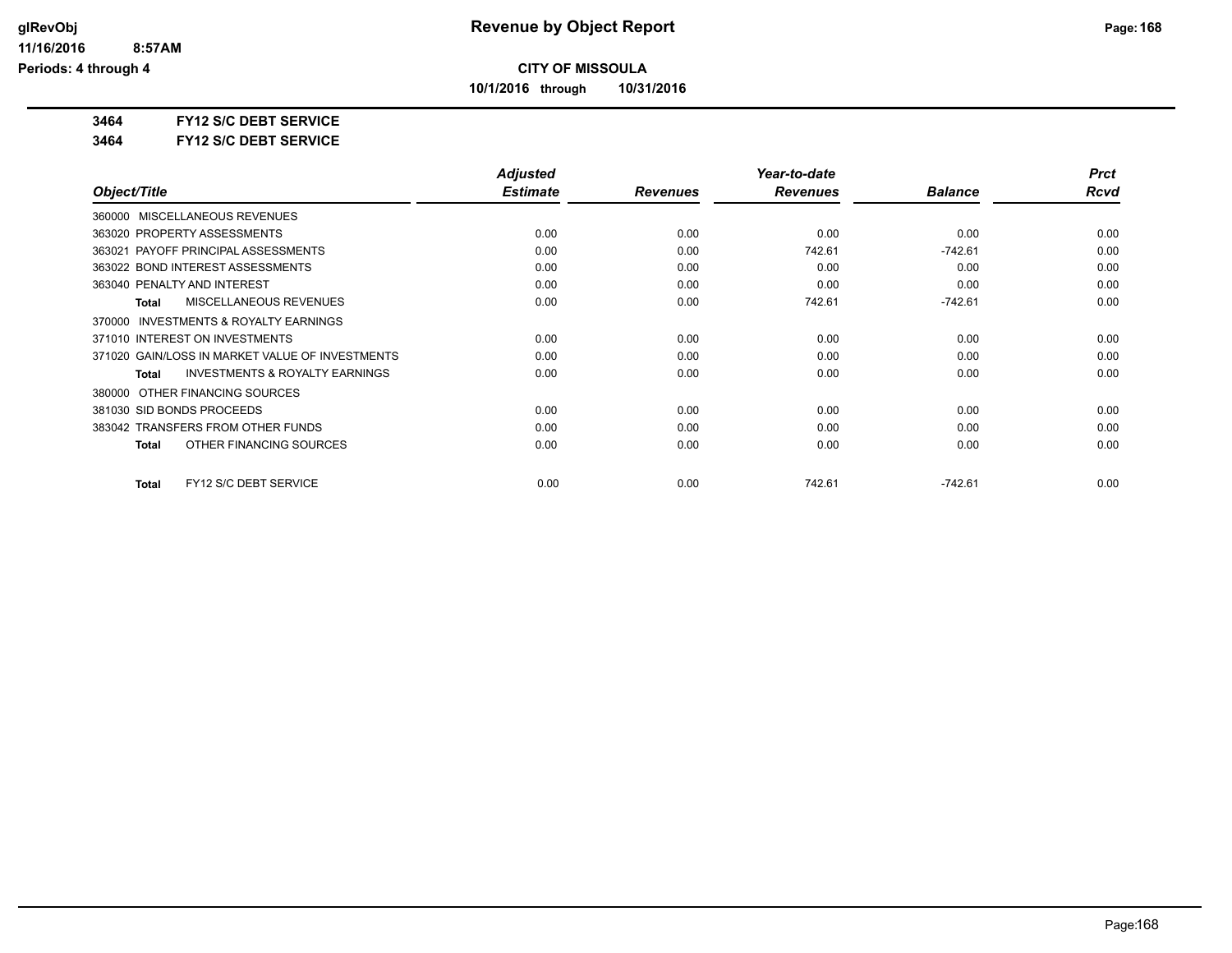**Revenue by Object Report**

**CITY OF MISSOULA**

**10/1/2016 through 10/31/2016**

glRevObj
11/16/2016 8:57AM
Periods: 4 through 4

**3464 FY12 S/C DEBT SERVICE**

**3464 FY12 S/C DEBT SERVICE**

| Object/Title | Adjusted Estimate | Revenues | Year-to-date Revenues | Balance | Prct Rcvd |
|---|---|---|---|---|---|
| 360000 MISCELLANEOUS REVENUES | | | | | |
| 363020 PROPERTY ASSESSMENTS | 0.00 | 0.00 | 0.00 | 0.00 | 0.00 |
| 363021 PAYOFF PRINCIPAL ASSESSMENTS | 0.00 | 0.00 | 742.61 | -742.61 | 0.00 |
| 363022 BOND INTEREST ASSESSMENTS | 0.00 | 0.00 | 0.00 | 0.00 | 0.00 |
| 363040 PENALTY AND INTEREST | 0.00 | 0.00 | 0.00 | 0.00 | 0.00 |
| **Total** MISCELLANEOUS REVENUES | 0.00 | 0.00 | 742.61 | -742.61 | 0.00 |
| 370000 INVESTMENTS & ROYALTY EARNINGS | | | | | |
| 371010 INTEREST ON INVESTMENTS | 0.00 | 0.00 | 0.00 | 0.00 | 0.00 |
| 371020 GAIN/LOSS IN MARKET VALUE OF INVESTMENTS | 0.00 | 0.00 | 0.00 | 0.00 | 0.00 |
| **Total** INVESTMENTS & ROYALTY EARNINGS | 0.00 | 0.00 | 0.00 | 0.00 | 0.00 |
| 380000 OTHER FINANCING SOURCES | | | | | |
| 381030 SID BONDS PROCEEDS | 0.00 | 0.00 | 0.00 | 0.00 | 0.00 |
| 383042 TRANSFERS FROM OTHER FUNDS | 0.00 | 0.00 | 0.00 | 0.00 | 0.00 |
| **Total** OTHER FINANCING SOURCES | 0.00 | 0.00 | 0.00 | 0.00 | 0.00 |
| **Total** FY12 S/C DEBT SERVICE | 0.00 | 0.00 | 742.61 | -742.61 | 0.00 |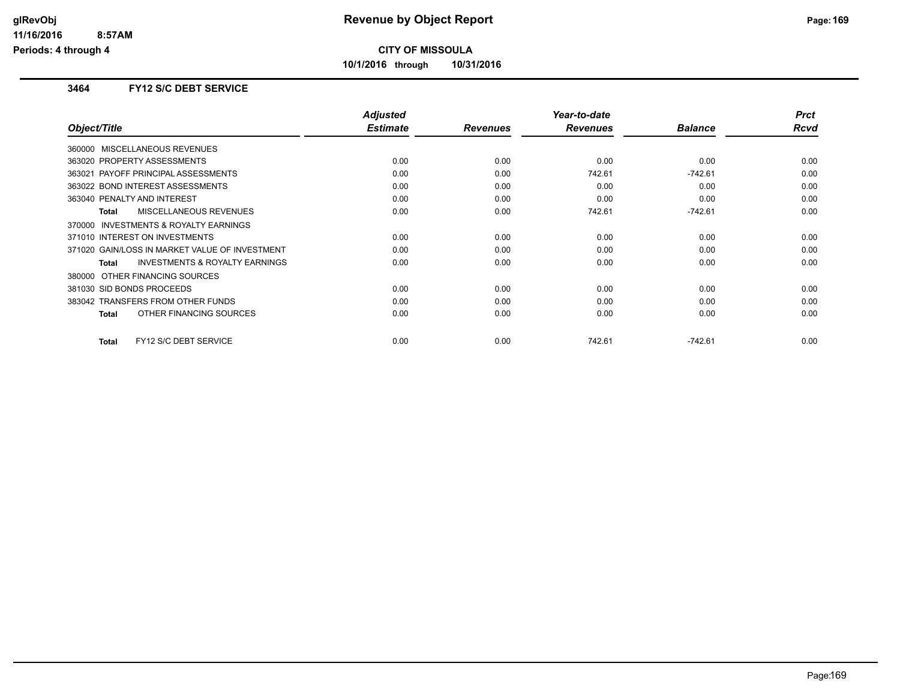# Revenue by Object Report

**CITY OF MISSOULA**

**10/1/2016 through 10/31/2016**

glRevObj
11/16/2016 8:57AM
Periods: 4 through 4

### 3464 FY12 S/C DEBT SERVICE

| Object/Title | Adjusted Estimate | Revenues | Year-to-date Revenues | Balance | Prct Rcvd |
|---|---|---|---|---|---|
| 360000 MISCELLANEOUS REVENUES | | | | | |
| 363020 PROPERTY ASSESSMENTS | 0.00 | 0.00 | 0.00 | 0.00 | 0.00 |
| 363021 PAYOFF PRINCIPAL ASSESSMENTS | 0.00 | 0.00 | 742.61 | -742.61 | 0.00 |
| 363022 BOND INTEREST ASSESSMENTS | 0.00 | 0.00 | 0.00 | 0.00 | 0.00 |
| 363040 PENALTY AND INTEREST | 0.00 | 0.00 | 0.00 | 0.00 | 0.00 |
| **Total** MISCELLANEOUS REVENUES | 0.00 | 0.00 | 742.61 | -742.61 | 0.00 |
| 370000 INVESTMENTS & ROYALTY EARNINGS | | | | | |
| 371010 INTEREST ON INVESTMENTS | 0.00 | 0.00 | 0.00 | 0.00 | 0.00 |
| 371020 GAIN/LOSS IN MARKET VALUE OF INVESTMENT | 0.00 | 0.00 | 0.00 | 0.00 | 0.00 |
| **Total** INVESTMENTS & ROYALTY EARNINGS | 0.00 | 0.00 | 0.00 | 0.00 | 0.00 |
| 380000 OTHER FINANCING SOURCES | | | | | |
| 381030 SID BONDS PROCEEDS | 0.00 | 0.00 | 0.00 | 0.00 | 0.00 |
| 383042 TRANSFERS FROM OTHER FUNDS | 0.00 | 0.00 | 0.00 | 0.00 | 0.00 |
| **Total** OTHER FINANCING SOURCES | 0.00 | 0.00 | 0.00 | 0.00 | 0.00 |
| **Total** FY12 S/C DEBT SERVICE | 0.00 | 0.00 | 742.61 | -742.61 | 0.00 |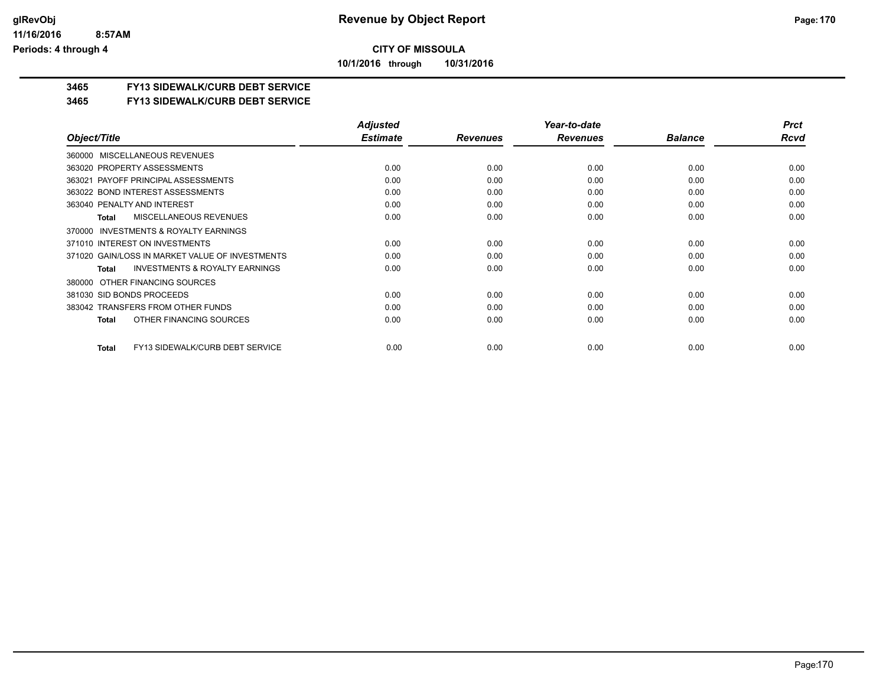**CITY OF MISSOULA**

**10/1/2016 through 10/31/2016**

# 3465 FY13 SIDEWALK/CURB DEBT SERVICE

## 3465 FY13 SIDEWALK/CURB DEBT SERVICE

| Object/Title | Adjusted Estimate | Revenues | Year-to-date Revenues | Balance | Prct Rcvd |
|---|---|---|---|---|---|
| 360000 MISCELLANEOUS REVENUES | | | | | |
| 363020 PROPERTY ASSESSMENTS | 0.00 | 0.00 | 0.00 | 0.00 | 0.00 |
| 363021 PAYOFF PRINCIPAL ASSESSMENTS | 0.00 | 0.00 | 0.00 | 0.00 | 0.00 |
| 363022 BOND INTEREST ASSESSMENTS | 0.00 | 0.00 | 0.00 | 0.00 | 0.00 |
| 363040 PENALTY AND INTEREST | 0.00 | 0.00 | 0.00 | 0.00 | 0.00 |
| **Total** MISCELLANEOUS REVENUES | 0.00 | 0.00 | 0.00 | 0.00 | 0.00 |
| 370000 INVESTMENTS & ROYALTY EARNINGS | | | | | |
| 371010 INTEREST ON INVESTMENTS | 0.00 | 0.00 | 0.00 | 0.00 | 0.00 |
| 371020 GAIN/LOSS IN MARKET VALUE OF INVESTMENTS | 0.00 | 0.00 | 0.00 | 0.00 | 0.00 |
| **Total** INVESTMENTS & ROYALTY EARNINGS | 0.00 | 0.00 | 0.00 | 0.00 | 0.00 |
| 380000 OTHER FINANCING SOURCES | | | | | |
| 381030 SID BONDS PROCEEDS | 0.00 | 0.00 | 0.00 | 0.00 | 0.00 |
| 383042 TRANSFERS FROM OTHER FUNDS | 0.00 | 0.00 | 0.00 | 0.00 | 0.00 |
| **Total** OTHER FINANCING SOURCES | 0.00 | 0.00 | 0.00 | 0.00 | 0.00 |
| **Total** FY13 SIDEWALK/CURB DEBT SERVICE | 0.00 | 0.00 | 0.00 | 0.00 | 0.00 |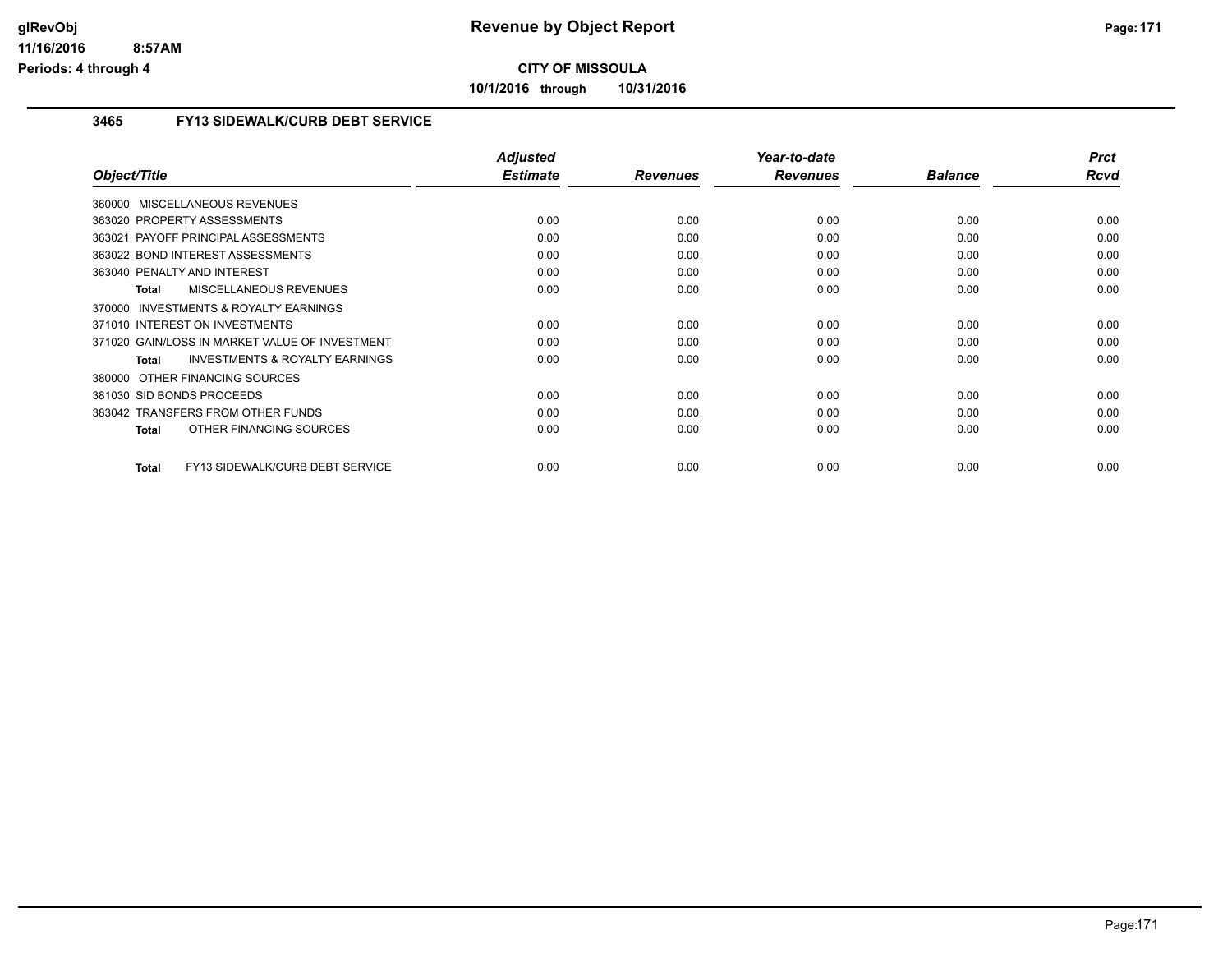**CITY OF MISSOULA**

**10/1/2016 through 10/31/2016**

## 3465 FY13 SIDEWALK/CURB DEBT SERVICE

| Object/Title | Adjusted Estimate | Revenues | Year-to-date Revenues | Balance | Prct Rcvd |
|---|---|---|---|---|---|
| 360000 MISCELLANEOUS REVENUES | | | | | |
| 363020 PROPERTY ASSESSMENTS | 0.00 | 0.00 | 0.00 | 0.00 | 0.00 |
| 363021 PAYOFF PRINCIPAL ASSESSMENTS | 0.00 | 0.00 | 0.00 | 0.00 | 0.00 |
| 363022 BOND INTEREST ASSESSMENTS | 0.00 | 0.00 | 0.00 | 0.00 | 0.00 |
| 363040 PENALTY AND INTEREST | 0.00 | 0.00 | 0.00 | 0.00 | 0.00 |
| **Total** MISCELLANEOUS REVENUES | 0.00 | 0.00 | 0.00 | 0.00 | 0.00 |
| 370000 INVESTMENTS & ROYALTY EARNINGS | | | | | |
| 371010 INTEREST ON INVESTMENTS | 0.00 | 0.00 | 0.00 | 0.00 | 0.00 |
| 371020 GAIN/LOSS IN MARKET VALUE OF INVESTMENT | 0.00 | 0.00 | 0.00 | 0.00 | 0.00 |
| **Total** INVESTMENTS & ROYALTY EARNINGS | 0.00 | 0.00 | 0.00 | 0.00 | 0.00 |
| 380000 OTHER FINANCING SOURCES | | | | | |
| 381030 SID BONDS PROCEEDS | 0.00 | 0.00 | 0.00 | 0.00 | 0.00 |
| 383042 TRANSFERS FROM OTHER FUNDS | 0.00 | 0.00 | 0.00 | 0.00 | 0.00 |
| **Total** OTHER FINANCING SOURCES | 0.00 | 0.00 | 0.00 | 0.00 | 0.00 |
| **Total** FY13 SIDEWALK/CURB DEBT SERVICE | 0.00 | 0.00 | 0.00 | 0.00 | 0.00 |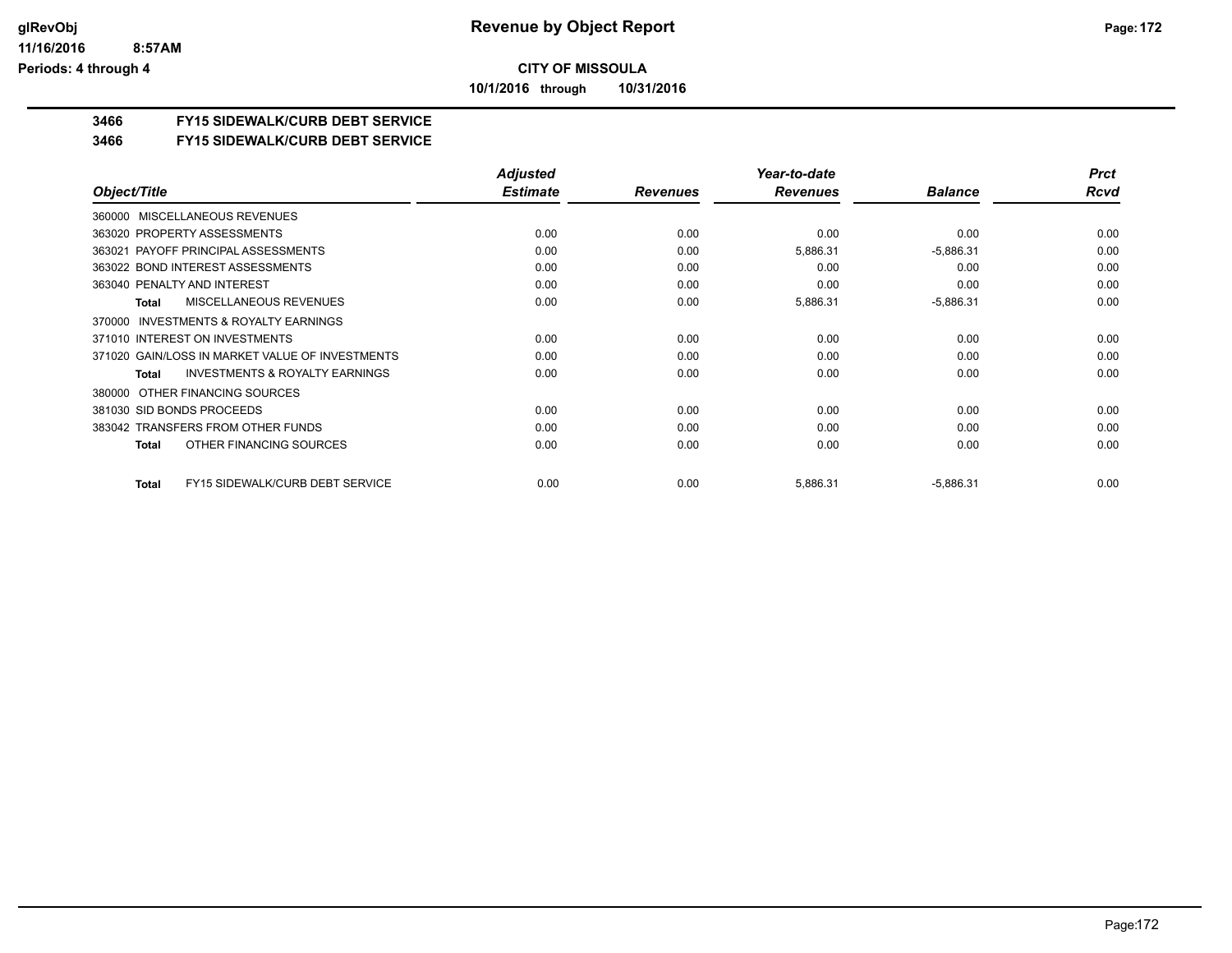**CITY OF MISSOULA**

**10/1/2016 through 10/31/2016**

## 3466 FY15 SIDEWALK/CURB DEBT SERVICE

## 3466 FY15 SIDEWALK/CURB DEBT SERVICE

| Object/Title | Adjusted Estimate | Revenues | Year-to-date Revenues | Balance | Prct Rcvd |
|---|---|---|---|---|---|
| 360000 MISCELLANEOUS REVENUES | | | | | |
| 363020 PROPERTY ASSESSMENTS | 0.00 | 0.00 | 0.00 | 0.00 | 0.00 |
| 363021 PAYOFF PRINCIPAL ASSESSMENTS | 0.00 | 0.00 | 5,886.31 | -5,886.31 | 0.00 |
| 363022 BOND INTEREST ASSESSMENTS | 0.00 | 0.00 | 0.00 | 0.00 | 0.00 |
| 363040 PENALTY AND INTEREST | 0.00 | 0.00 | 0.00 | 0.00 | 0.00 |
| **Total** MISCELLANEOUS REVENUES | 0.00 | 0.00 | 5,886.31 | -5,886.31 | 0.00 |
| 370000 INVESTMENTS & ROYALTY EARNINGS | | | | | |
| 371010 INTEREST ON INVESTMENTS | 0.00 | 0.00 | 0.00 | 0.00 | 0.00 |
| 371020 GAIN/LOSS IN MARKET VALUE OF INVESTMENTS | 0.00 | 0.00 | 0.00 | 0.00 | 0.00 |
| **Total** INVESTMENTS & ROYALTY EARNINGS | 0.00 | 0.00 | 0.00 | 0.00 | 0.00 |
| 380000 OTHER FINANCING SOURCES | | | | | |
| 381030 SID BONDS PROCEEDS | 0.00 | 0.00 | 0.00 | 0.00 | 0.00 |
| 383042 TRANSFERS FROM OTHER FUNDS | 0.00 | 0.00 | 0.00 | 0.00 | 0.00 |
| **Total** OTHER FINANCING SOURCES | 0.00 | 0.00 | 0.00 | 0.00 | 0.00 |
| **Total** FY15 SIDEWALK/CURB DEBT SERVICE | 0.00 | 0.00 | 5,886.31 | -5,886.31 | 0.00 |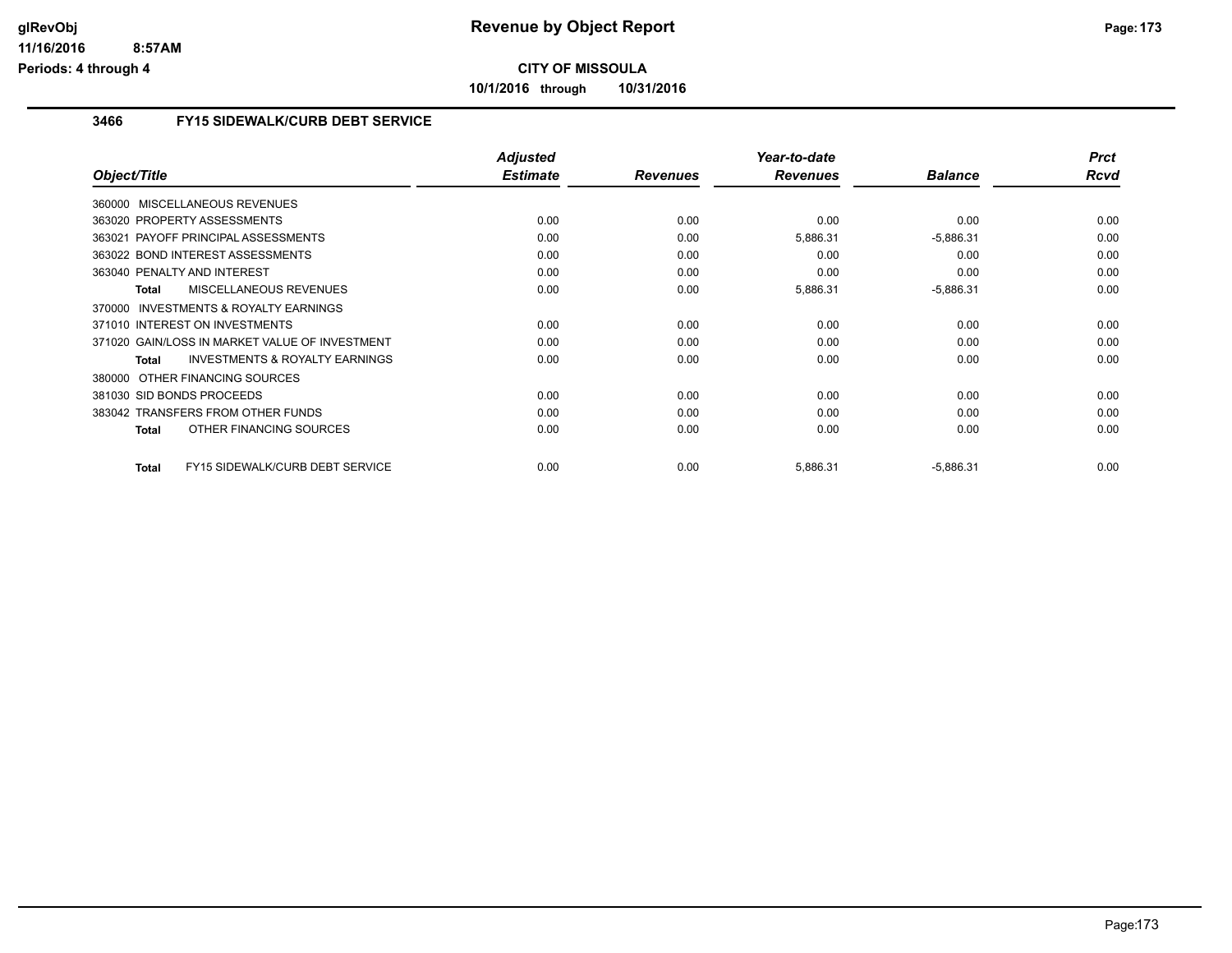**CITY OF MISSOULA**

**10/1/2016 through 10/31/2016**

### 3466 FY15 SIDEWALK/CURB DEBT SERVICE

| Object/Title | Adjusted Estimate | Revenues | Year-to-date Revenues | Balance | Prct Rcvd |
|---|---|---|---|---|---|
| 360000 MISCELLANEOUS REVENUES | | | | | |
| 363020 PROPERTY ASSESSMENTS | 0.00 | 0.00 | 0.00 | 0.00 | 0.00 |
| 363021 PAYOFF PRINCIPAL ASSESSMENTS | 0.00 | 0.00 | 5,886.31 | -5,886.31 | 0.00 |
| 363022 BOND INTEREST ASSESSMENTS | 0.00 | 0.00 | 0.00 | 0.00 | 0.00 |
| 363040 PENALTY AND INTEREST | 0.00 | 0.00 | 0.00 | 0.00 | 0.00 |
| **Total** MISCELLANEOUS REVENUES | 0.00 | 0.00 | 5,886.31 | -5,886.31 | 0.00 |
| 370000 INVESTMENTS & ROYALTY EARNINGS | | | | | |
| 371010 INTEREST ON INVESTMENTS | 0.00 | 0.00 | 0.00 | 0.00 | 0.00 |
| 371020 GAIN/LOSS IN MARKET VALUE OF INVESTMENT | 0.00 | 0.00 | 0.00 | 0.00 | 0.00 |
| **Total** INVESTMENTS & ROYALTY EARNINGS | 0.00 | 0.00 | 0.00 | 0.00 | 0.00 |
| 380000 OTHER FINANCING SOURCES | | | | | |
| 381030 SID BONDS PROCEEDS | 0.00 | 0.00 | 0.00 | 0.00 | 0.00 |
| 383042 TRANSFERS FROM OTHER FUNDS | 0.00 | 0.00 | 0.00 | 0.00 | 0.00 |
| **Total** OTHER FINANCING SOURCES | 0.00 | 0.00 | 0.00 | 0.00 | 0.00 |
| **Total** FY15 SIDEWALK/CURB DEBT SERVICE | 0.00 | 0.00 | 5,886.31 | -5,886.31 | 0.00 |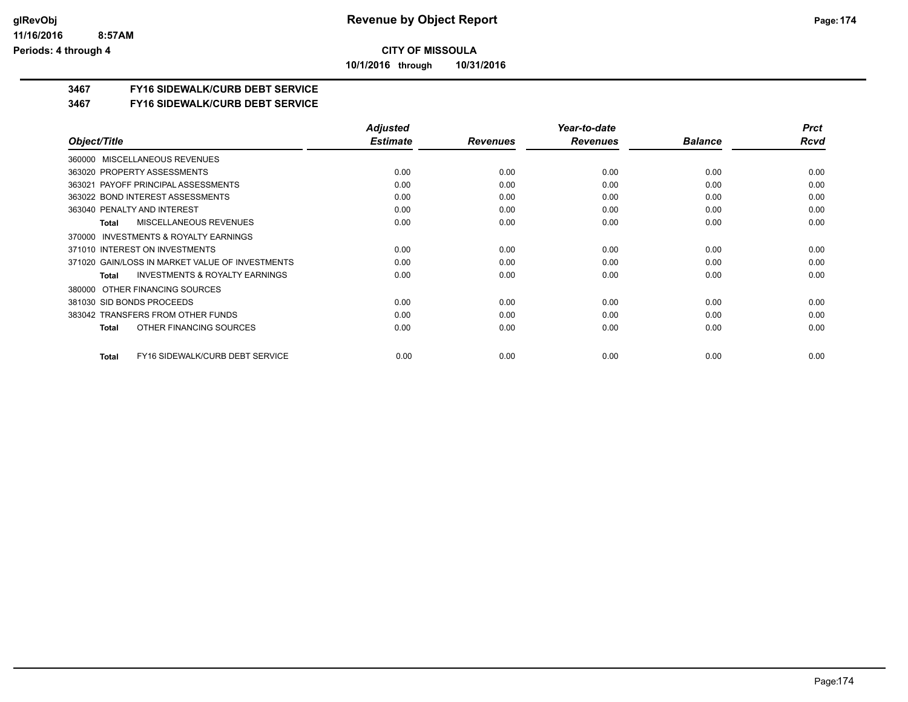**CITY OF MISSOULA**

**10/1/2016 through 10/31/2016**

**3467 FY16 SIDEWALK/CURB DEBT SERVICE**

**3467 FY16 SIDEWALK/CURB DEBT SERVICE**

| Object/Title | Adjusted Estimate | Revenues | Year-to-date Revenues | Balance | Prct Rcvd |
|---|---|---|---|---|---|
| 360000 MISCELLANEOUS REVENUES | | | | | |
| 363020 PROPERTY ASSESSMENTS | 0.00 | 0.00 | 0.00 | 0.00 | 0.00 |
| 363021 PAYOFF PRINCIPAL ASSESSMENTS | 0.00 | 0.00 | 0.00 | 0.00 | 0.00 |
| 363022 BOND INTEREST ASSESSMENTS | 0.00 | 0.00 | 0.00 | 0.00 | 0.00 |
| 363040 PENALTY AND INTEREST | 0.00 | 0.00 | 0.00 | 0.00 | 0.00 |
| **Total** MISCELLANEOUS REVENUES | 0.00 | 0.00 | 0.00 | 0.00 | 0.00 |
| 370000 INVESTMENTS & ROYALTY EARNINGS | | | | | |
| 371010 INTEREST ON INVESTMENTS | 0.00 | 0.00 | 0.00 | 0.00 | 0.00 |
| 371020 GAIN/LOSS IN MARKET VALUE OF INVESTMENTS | 0.00 | 0.00 | 0.00 | 0.00 | 0.00 |
| **Total** INVESTMENTS & ROYALTY EARNINGS | 0.00 | 0.00 | 0.00 | 0.00 | 0.00 |
| 380000 OTHER FINANCING SOURCES | | | | | |
| 381030 SID BONDS PROCEEDS | 0.00 | 0.00 | 0.00 | 0.00 | 0.00 |
| 383042 TRANSFERS FROM OTHER FUNDS | 0.00 | 0.00 | 0.00 | 0.00 | 0.00 |
| **Total** OTHER FINANCING SOURCES | 0.00 | 0.00 | 0.00 | 0.00 | 0.00 |
| **Total** FY16 SIDEWALK/CURB DEBT SERVICE | 0.00 | 0.00 | 0.00 | 0.00 | 0.00 |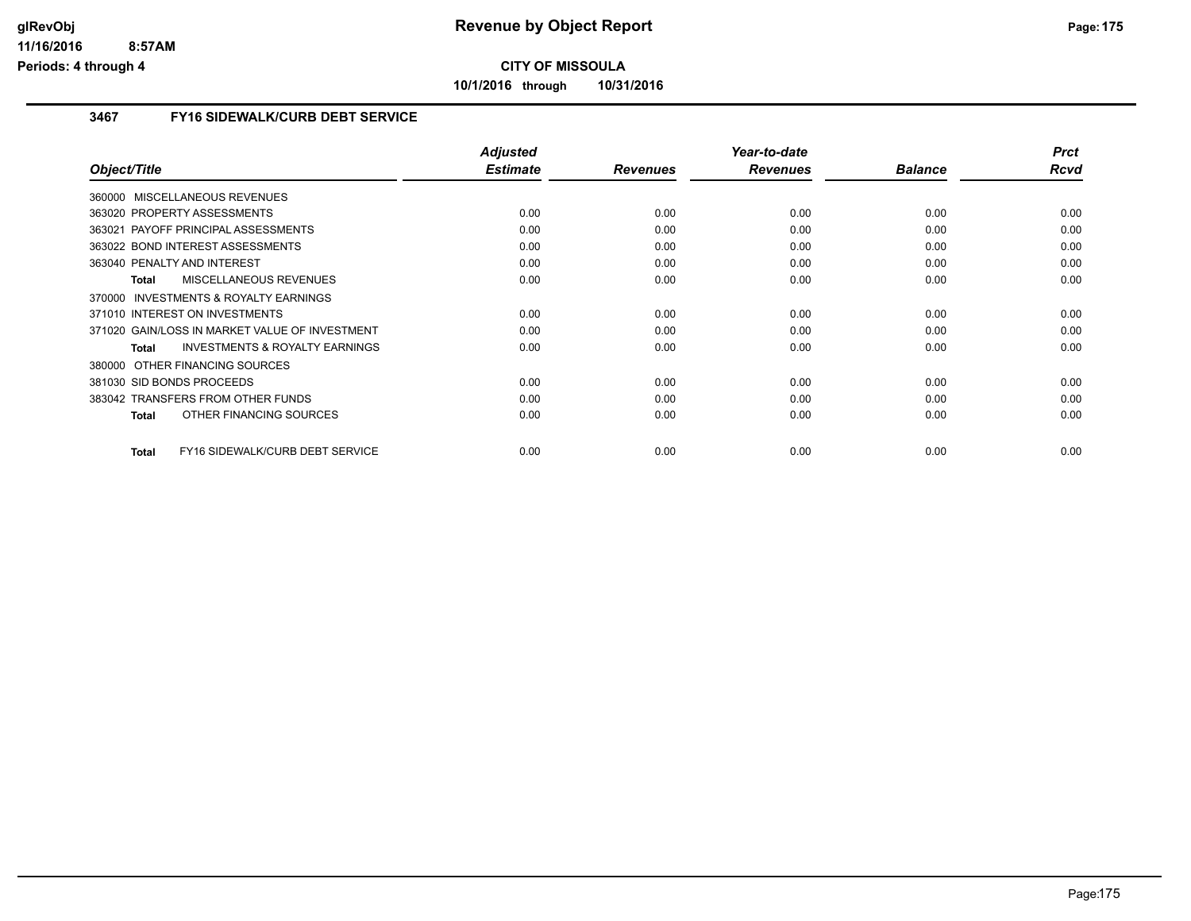**CITY OF MISSOULA**

**10/1/2016 through 10/31/2016**

### 3467 FY16 SIDEWALK/CURB DEBT SERVICE

| Object/Title | Adjusted Estimate | Revenues | Year-to-date Revenues | Balance | Prct Rcvd |
|---|---|---|---|---|---|
| 360000 MISCELLANEOUS REVENUES | | | | | |
| 363020 PROPERTY ASSESSMENTS | 0.00 | 0.00 | 0.00 | 0.00 | 0.00 |
| 363021 PAYOFF PRINCIPAL ASSESSMENTS | 0.00 | 0.00 | 0.00 | 0.00 | 0.00 |
| 363022 BOND INTEREST ASSESSMENTS | 0.00 | 0.00 | 0.00 | 0.00 | 0.00 |
| 363040 PENALTY AND INTEREST | 0.00 | 0.00 | 0.00 | 0.00 | 0.00 |
| **Total** MISCELLANEOUS REVENUES | 0.00 | 0.00 | 0.00 | 0.00 | 0.00 |
| 370000 INVESTMENTS & ROYALTY EARNINGS | | | | | |
| 371010 INTEREST ON INVESTMENTS | 0.00 | 0.00 | 0.00 | 0.00 | 0.00 |
| 371020 GAIN/LOSS IN MARKET VALUE OF INVESTMENT | 0.00 | 0.00 | 0.00 | 0.00 | 0.00 |
| **Total** INVESTMENTS & ROYALTY EARNINGS | 0.00 | 0.00 | 0.00 | 0.00 | 0.00 |
| 380000 OTHER FINANCING SOURCES | | | | | |
| 381030 SID BONDS PROCEEDS | 0.00 | 0.00 | 0.00 | 0.00 | 0.00 |
| 383042 TRANSFERS FROM OTHER FUNDS | 0.00 | 0.00 | 0.00 | 0.00 | 0.00 |
| **Total** OTHER FINANCING SOURCES | 0.00 | 0.00 | 0.00 | 0.00 | 0.00 |
| **Total** FY16 SIDEWALK/CURB DEBT SERVICE | 0.00 | 0.00 | 0.00 | 0.00 | 0.00 |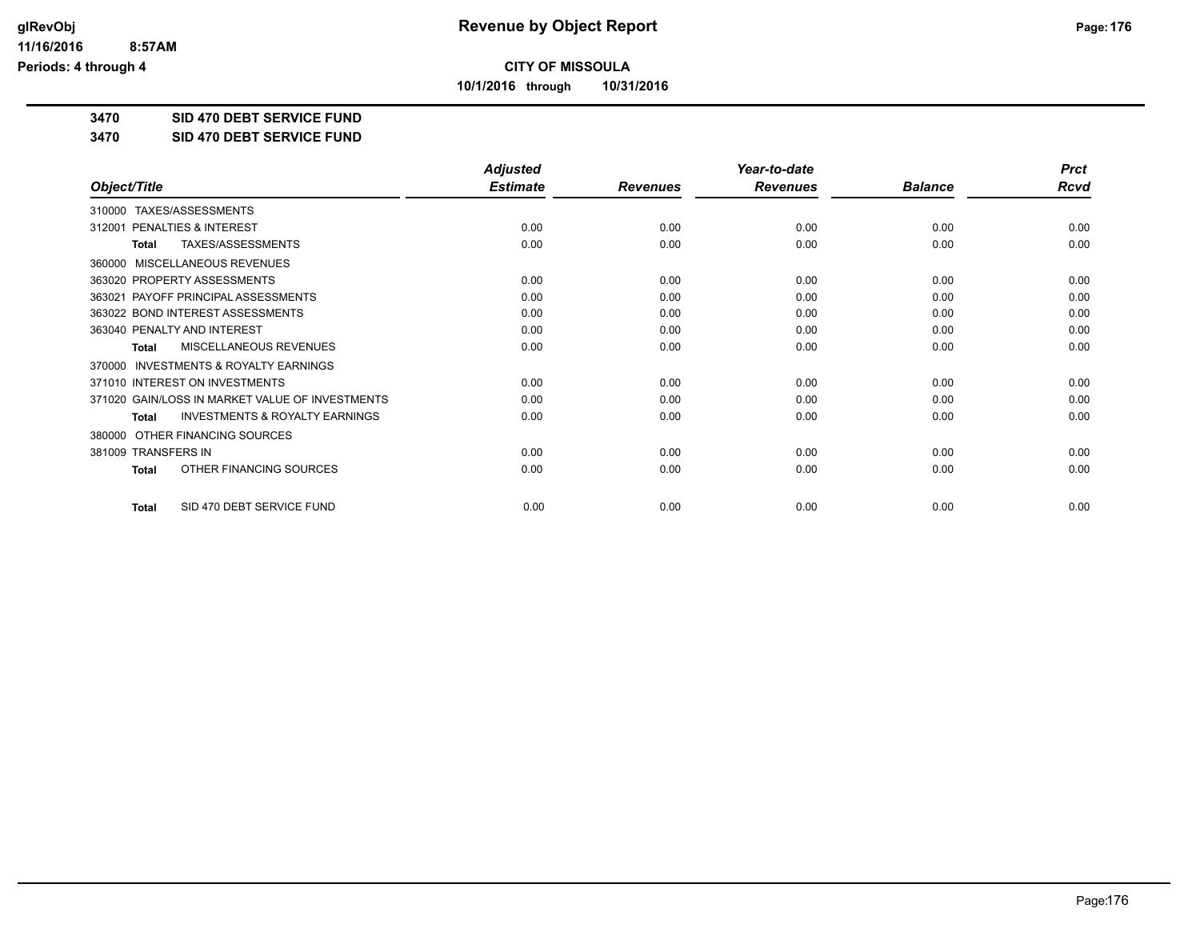# Revenue by Object Report

**CITY OF MISSOULA**

**10/1/2016 through 10/31/2016**

glRevObj
11/16/2016 8:57AM
Periods: 4 through 4

**3470 SID 470 DEBT SERVICE FUND**

**3470 SID 470 DEBT SERVICE FUND**

| Object/Title | Adjusted Estimate | Revenues | Year-to-date Revenues | Balance | Prct Rcvd |
|---|---|---|---|---|---|
| 310000 TAXES/ASSESSMENTS | | | | | |
| 312001 PENALTIES & INTEREST | 0.00 | 0.00 | 0.00 | 0.00 | 0.00 |
| **Total** TAXES/ASSESSMENTS | 0.00 | 0.00 | 0.00 | 0.00 | 0.00 |
| 360000 MISCELLANEOUS REVENUES | | | | | |
| 363020 PROPERTY ASSESSMENTS | 0.00 | 0.00 | 0.00 | 0.00 | 0.00 |
| 363021 PAYOFF PRINCIPAL ASSESSMENTS | 0.00 | 0.00 | 0.00 | 0.00 | 0.00 |
| 363022 BOND INTEREST ASSESSMENTS | 0.00 | 0.00 | 0.00 | 0.00 | 0.00 |
| 363040 PENALTY AND INTEREST | 0.00 | 0.00 | 0.00 | 0.00 | 0.00 |
| **Total** MISCELLANEOUS REVENUES | 0.00 | 0.00 | 0.00 | 0.00 | 0.00 |
| 370000 INVESTMENTS & ROYALTY EARNINGS | | | | | |
| 371010 INTEREST ON INVESTMENTS | 0.00 | 0.00 | 0.00 | 0.00 | 0.00 |
| 371020 GAIN/LOSS IN MARKET VALUE OF INVESTMENTS | 0.00 | 0.00 | 0.00 | 0.00 | 0.00 |
| **Total** INVESTMENTS & ROYALTY EARNINGS | 0.00 | 0.00 | 0.00 | 0.00 | 0.00 |
| 380000 OTHER FINANCING SOURCES | | | | | |
| 381009 TRANSFERS IN | 0.00 | 0.00 | 0.00 | 0.00 | 0.00 |
| **Total** OTHER FINANCING SOURCES | 0.00 | 0.00 | 0.00 | 0.00 | 0.00 |
| **Total** SID 470 DEBT SERVICE FUND | 0.00 | 0.00 | 0.00 | 0.00 | 0.00 |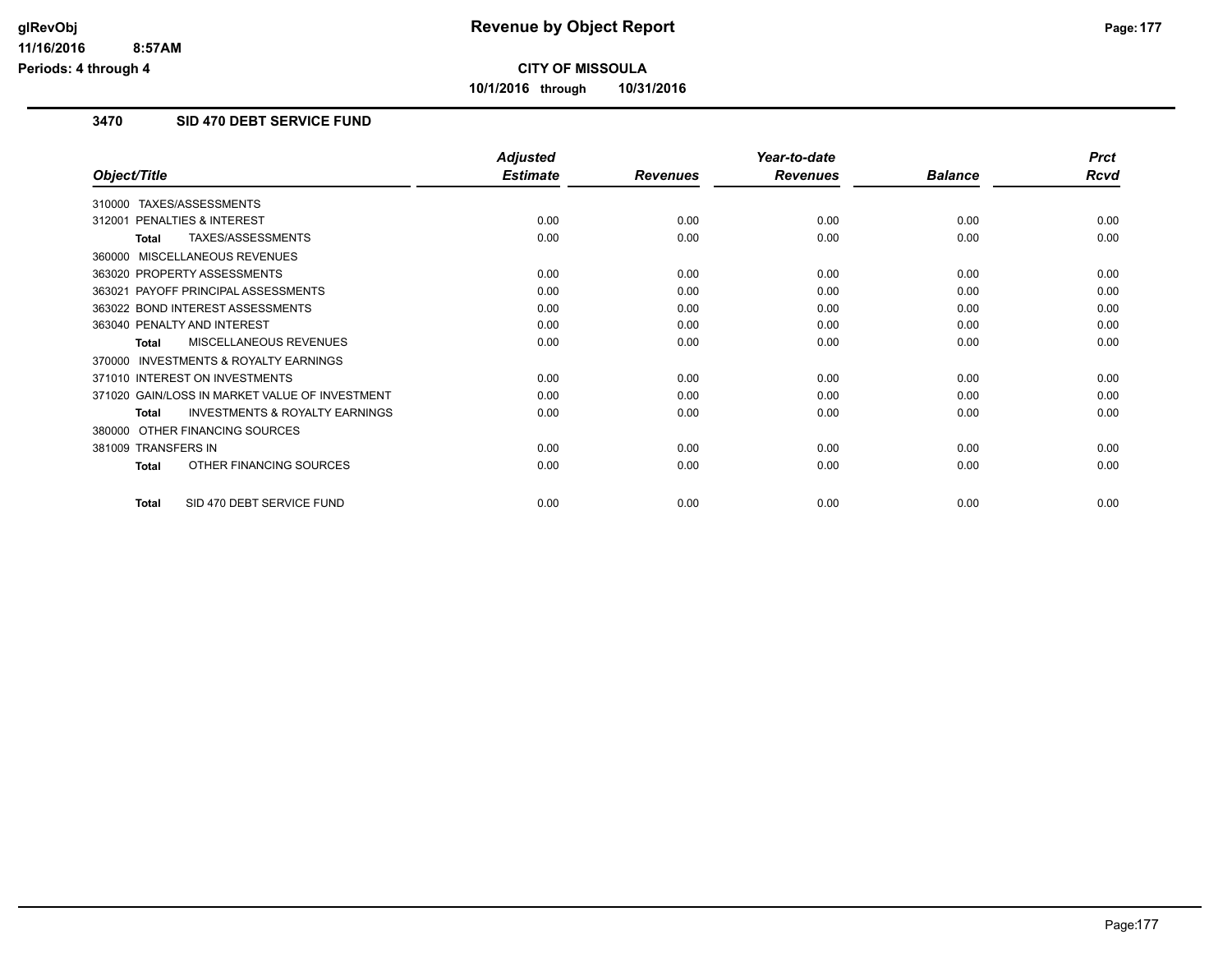**CITY OF MISSOULA**

**10/1/2016 through 10/31/2016**

## 3470 SID 470 DEBT SERVICE FUND

| Object/Title | Adjusted Estimate | Revenues | Year-to-date Revenues | Balance | Prct Rcvd |
|---|---|---|---|---|---|
| 310000 TAXES/ASSESSMENTS | | | | | |
| 312001 PENALTIES & INTEREST | 0.00 | 0.00 | 0.00 | 0.00 | 0.00 |
| **Total** TAXES/ASSESSMENTS | 0.00 | 0.00 | 0.00 | 0.00 | 0.00 |
| 360000 MISCELLANEOUS REVENUES | | | | | |
| 363020 PROPERTY ASSESSMENTS | 0.00 | 0.00 | 0.00 | 0.00 | 0.00 |
| 363021 PAYOFF PRINCIPAL ASSESSMENTS | 0.00 | 0.00 | 0.00 | 0.00 | 0.00 |
| 363022 BOND INTEREST ASSESSMENTS | 0.00 | 0.00 | 0.00 | 0.00 | 0.00 |
| 363040 PENALTY AND INTEREST | 0.00 | 0.00 | 0.00 | 0.00 | 0.00 |
| **Total** MISCELLANEOUS REVENUES | 0.00 | 0.00 | 0.00 | 0.00 | 0.00 |
| 370000 INVESTMENTS & ROYALTY EARNINGS | | | | | |
| 371010 INTEREST ON INVESTMENTS | 0.00 | 0.00 | 0.00 | 0.00 | 0.00 |
| 371020 GAIN/LOSS IN MARKET VALUE OF INVESTMENT | 0.00 | 0.00 | 0.00 | 0.00 | 0.00 |
| **Total** INVESTMENTS & ROYALTY EARNINGS | 0.00 | 0.00 | 0.00 | 0.00 | 0.00 |
| 380000 OTHER FINANCING SOURCES | | | | | |
| 381009 TRANSFERS IN | 0.00 | 0.00 | 0.00 | 0.00 | 0.00 |
| **Total** OTHER FINANCING SOURCES | 0.00 | 0.00 | 0.00 | 0.00 | 0.00 |
| **Total** SID 470 DEBT SERVICE FUND | 0.00 | 0.00 | 0.00 | 0.00 | 0.00 |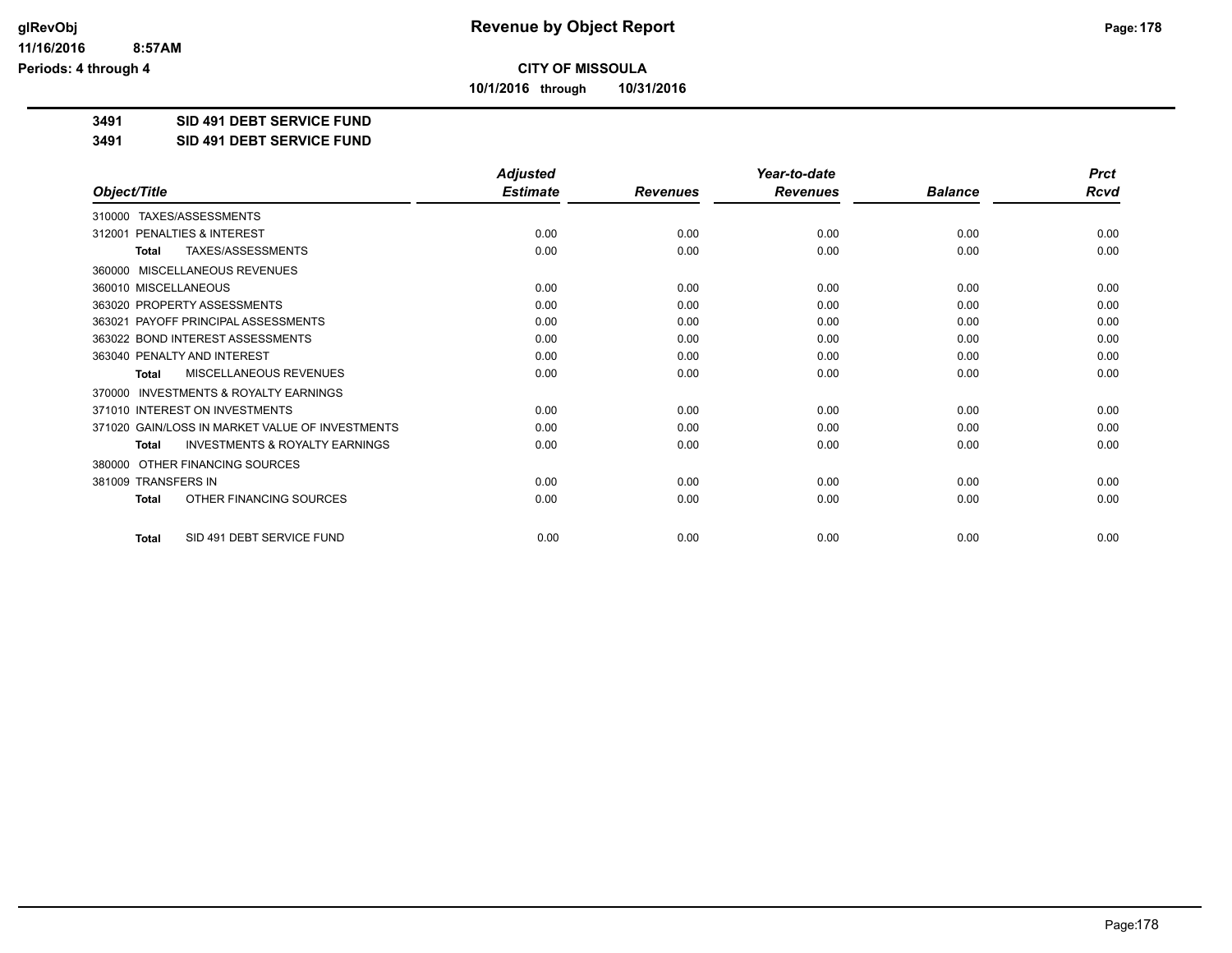# CITY OF MISSOULA

**10/1/2016 through 10/31/2016**

**3491 SID 491 DEBT SERVICE FUND**

**3491 SID 491 DEBT SERVICE FUND**

| Object/Title | Adjusted Estimate | Revenues | Year-to-date Revenues | Balance | Prct Rcvd |
|---|---|---|---|---|---|
| 310000 TAXES/ASSESSMENTS | | | | | |
| 312001 PENALTIES & INTEREST | 0.00 | 0.00 | 0.00 | 0.00 | 0.00 |
| **Total** TAXES/ASSESSMENTS | 0.00 | 0.00 | 0.00 | 0.00 | 0.00 |
| 360000 MISCELLANEOUS REVENUES | | | | | |
| 360010 MISCELLANEOUS | 0.00 | 0.00 | 0.00 | 0.00 | 0.00 |
| 363020 PROPERTY ASSESSMENTS | 0.00 | 0.00 | 0.00 | 0.00 | 0.00 |
| 363021 PAYOFF PRINCIPAL ASSESSMENTS | 0.00 | 0.00 | 0.00 | 0.00 | 0.00 |
| 363022 BOND INTEREST ASSESSMENTS | 0.00 | 0.00 | 0.00 | 0.00 | 0.00 |
| 363040 PENALTY AND INTEREST | 0.00 | 0.00 | 0.00 | 0.00 | 0.00 |
| **Total** MISCELLANEOUS REVENUES | 0.00 | 0.00 | 0.00 | 0.00 | 0.00 |
| 370000 INVESTMENTS & ROYALTY EARNINGS | | | | | |
| 371010 INTEREST ON INVESTMENTS | 0.00 | 0.00 | 0.00 | 0.00 | 0.00 |
| 371020 GAIN/LOSS IN MARKET VALUE OF INVESTMENTS | 0.00 | 0.00 | 0.00 | 0.00 | 0.00 |
| **Total** INVESTMENTS & ROYALTY EARNINGS | 0.00 | 0.00 | 0.00 | 0.00 | 0.00 |
| 380000 OTHER FINANCING SOURCES | | | | | |
| 381009 TRANSFERS IN | 0.00 | 0.00 | 0.00 | 0.00 | 0.00 |
| **Total** OTHER FINANCING SOURCES | 0.00 | 0.00 | 0.00 | 0.00 | 0.00 |
| **Total** SID 491 DEBT SERVICE FUND | 0.00 | 0.00 | 0.00 | 0.00 | 0.00 |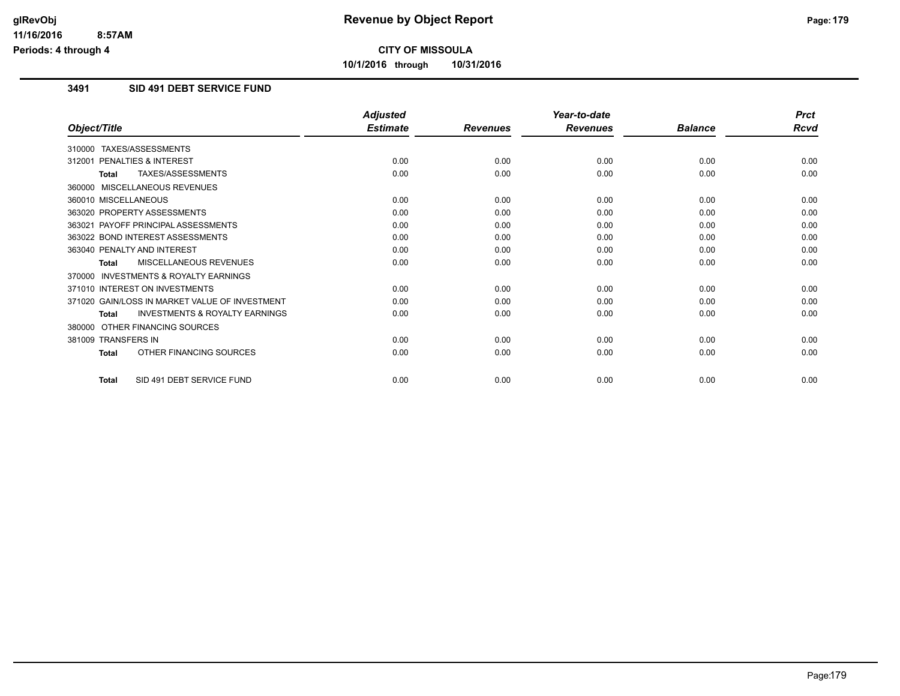# Revenue by Object Report

glRevObj
11/16/2016 8:57AM
Periods: 4 through 4

**CITY OF MISSOULA**

**10/1/2016 through 10/31/2016**

## 3491 SID 491 DEBT SERVICE FUND

| Object/Title | Adjusted Estimate | Revenues | Year-to-date Revenues | Balance | Prct Rcvd |
|---|---|---|---|---|---|
| 310000 TAXES/ASSESSMENTS | | | | | |
| 312001 PENALTIES & INTEREST | 0.00 | 0.00 | 0.00 | 0.00 | 0.00 |
| **Total** TAXES/ASSESSMENTS | 0.00 | 0.00 | 0.00 | 0.00 | 0.00 |
| 360000 MISCELLANEOUS REVENUES | | | | | |
| 360010 MISCELLANEOUS | 0.00 | 0.00 | 0.00 | 0.00 | 0.00 |
| 363020 PROPERTY ASSESSMENTS | 0.00 | 0.00 | 0.00 | 0.00 | 0.00 |
| 363021 PAYOFF PRINCIPAL ASSESSMENTS | 0.00 | 0.00 | 0.00 | 0.00 | 0.00 |
| 363022 BOND INTEREST ASSESSMENTS | 0.00 | 0.00 | 0.00 | 0.00 | 0.00 |
| 363040 PENALTY AND INTEREST | 0.00 | 0.00 | 0.00 | 0.00 | 0.00 |
| **Total** MISCELLANEOUS REVENUES | 0.00 | 0.00 | 0.00 | 0.00 | 0.00 |
| 370000 INVESTMENTS & ROYALTY EARNINGS | | | | | |
| 371010 INTEREST ON INVESTMENTS | 0.00 | 0.00 | 0.00 | 0.00 | 0.00 |
| 371020 GAIN/LOSS IN MARKET VALUE OF INVESTMENT | 0.00 | 0.00 | 0.00 | 0.00 | 0.00 |
| **Total** INVESTMENTS & ROYALTY EARNINGS | 0.00 | 0.00 | 0.00 | 0.00 | 0.00 |
| 380000 OTHER FINANCING SOURCES | | | | | |
| 381009 TRANSFERS IN | 0.00 | 0.00 | 0.00 | 0.00 | 0.00 |
| **Total** OTHER FINANCING SOURCES | 0.00 | 0.00 | 0.00 | 0.00 | 0.00 |
| **Total** SID 491 DEBT SERVICE FUND | 0.00 | 0.00 | 0.00 | 0.00 | 0.00 |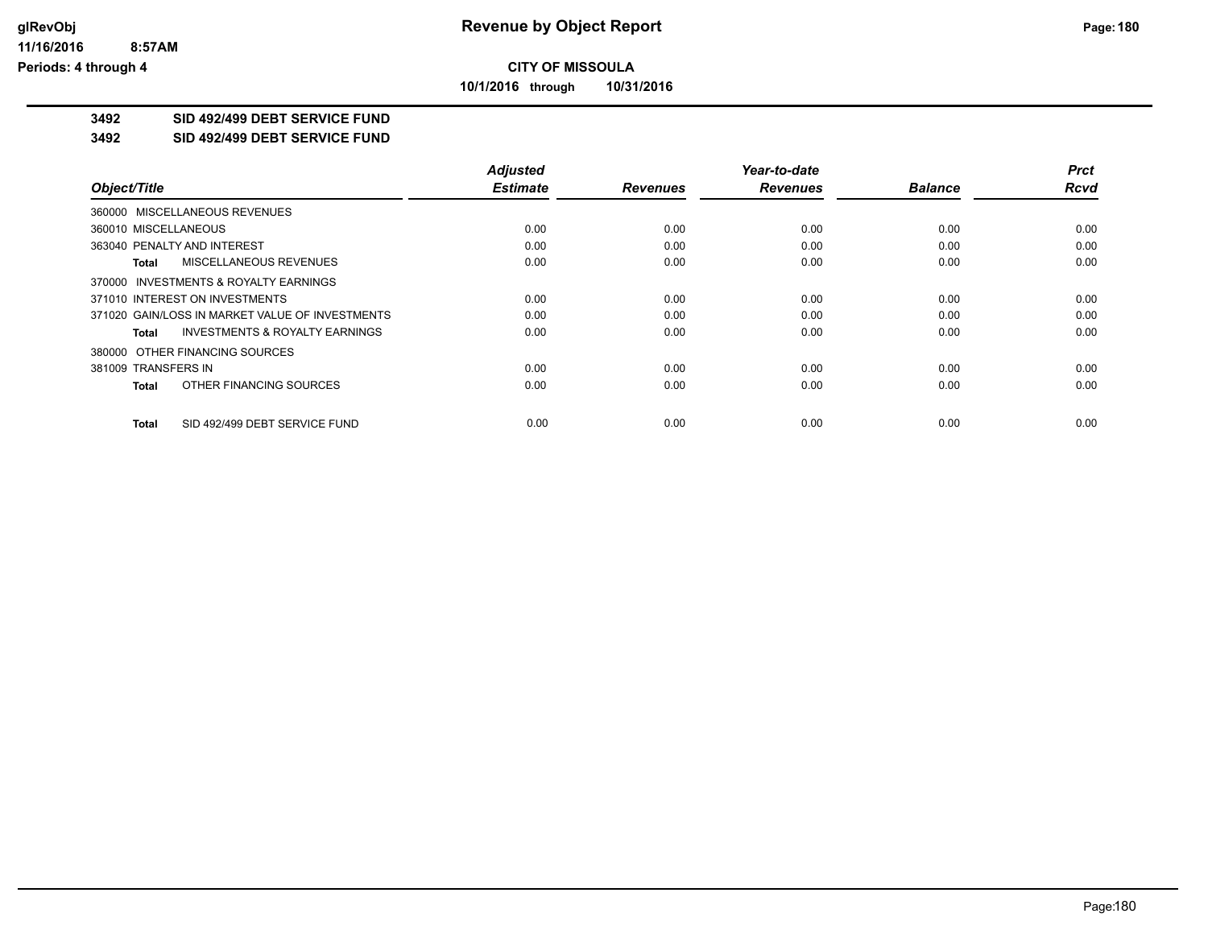**CITY OF MISSOULA**

**10/1/2016 through 10/31/2016**

**3492 SID 492/499 DEBT SERVICE FUND**

**3492 SID 492/499 DEBT SERVICE FUND**

| Object/Title | Adjusted Estimate | Revenues | Year-to-date Revenues | Balance | Prct Rcvd |
|---|---|---|---|---|---|
| 360000 MISCELLANEOUS REVENUES | | | | | |
| 360010 MISCELLANEOUS | 0.00 | 0.00 | 0.00 | 0.00 | 0.00 |
| 363040 PENALTY AND INTEREST | 0.00 | 0.00 | 0.00 | 0.00 | 0.00 |
| **Total** MISCELLANEOUS REVENUES | 0.00 | 0.00 | 0.00 | 0.00 | 0.00 |
| 370000 INVESTMENTS & ROYALTY EARNINGS | | | | | |
| 371010 INTEREST ON INVESTMENTS | 0.00 | 0.00 | 0.00 | 0.00 | 0.00 |
| 371020 GAIN/LOSS IN MARKET VALUE OF INVESTMENTS | 0.00 | 0.00 | 0.00 | 0.00 | 0.00 |
| **Total** INVESTMENTS & ROYALTY EARNINGS | 0.00 | 0.00 | 0.00 | 0.00 | 0.00 |
| 380000 OTHER FINANCING SOURCES | | | | | |
| 381009 TRANSFERS IN | 0.00 | 0.00 | 0.00 | 0.00 | 0.00 |
| **Total** OTHER FINANCING SOURCES | 0.00 | 0.00 | 0.00 | 0.00 | 0.00 |
| **Total** SID 492/499 DEBT SERVICE FUND | 0.00 | 0.00 | 0.00 | 0.00 | 0.00 |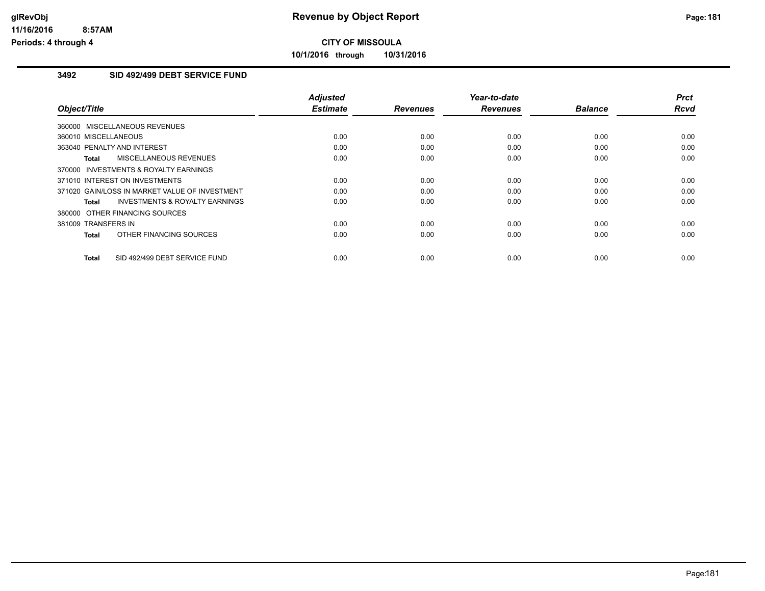**Revenue by Object Report**

**CITY OF MISSOULA**

**10/1/2016 through 10/31/2016**

### 3492 SID 492/499 DEBT SERVICE FUND

| Object/Title | Adjusted Estimate | Revenues | Year-to-date Revenues | Balance | Prct Rcvd |
|---|---|---|---|---|---|
| 360000 MISCELLANEOUS REVENUES | | | | | |
| 360010 MISCELLANEOUS | 0.00 | 0.00 | 0.00 | 0.00 | 0.00 |
| 363040 PENALTY AND INTEREST | 0.00 | 0.00 | 0.00 | 0.00 | 0.00 |
| **Total** MISCELLANEOUS REVENUES | 0.00 | 0.00 | 0.00 | 0.00 | 0.00 |
| 370000 INVESTMENTS & ROYALTY EARNINGS | | | | | |
| 371010 INTEREST ON INVESTMENTS | 0.00 | 0.00 | 0.00 | 0.00 | 0.00 |
| 371020 GAIN/LOSS IN MARKET VALUE OF INVESTMENT | 0.00 | 0.00 | 0.00 | 0.00 | 0.00 |
| **Total** INVESTMENTS & ROYALTY EARNINGS | 0.00 | 0.00 | 0.00 | 0.00 | 0.00 |
| 380000 OTHER FINANCING SOURCES | | | | | |
| 381009 TRANSFERS IN | 0.00 | 0.00 | 0.00 | 0.00 | 0.00 |
| **Total** OTHER FINANCING SOURCES | 0.00 | 0.00 | 0.00 | 0.00 | 0.00 |
| **Total** SID 492/499 DEBT SERVICE FUND | 0.00 | 0.00 | 0.00 | 0.00 | 0.00 |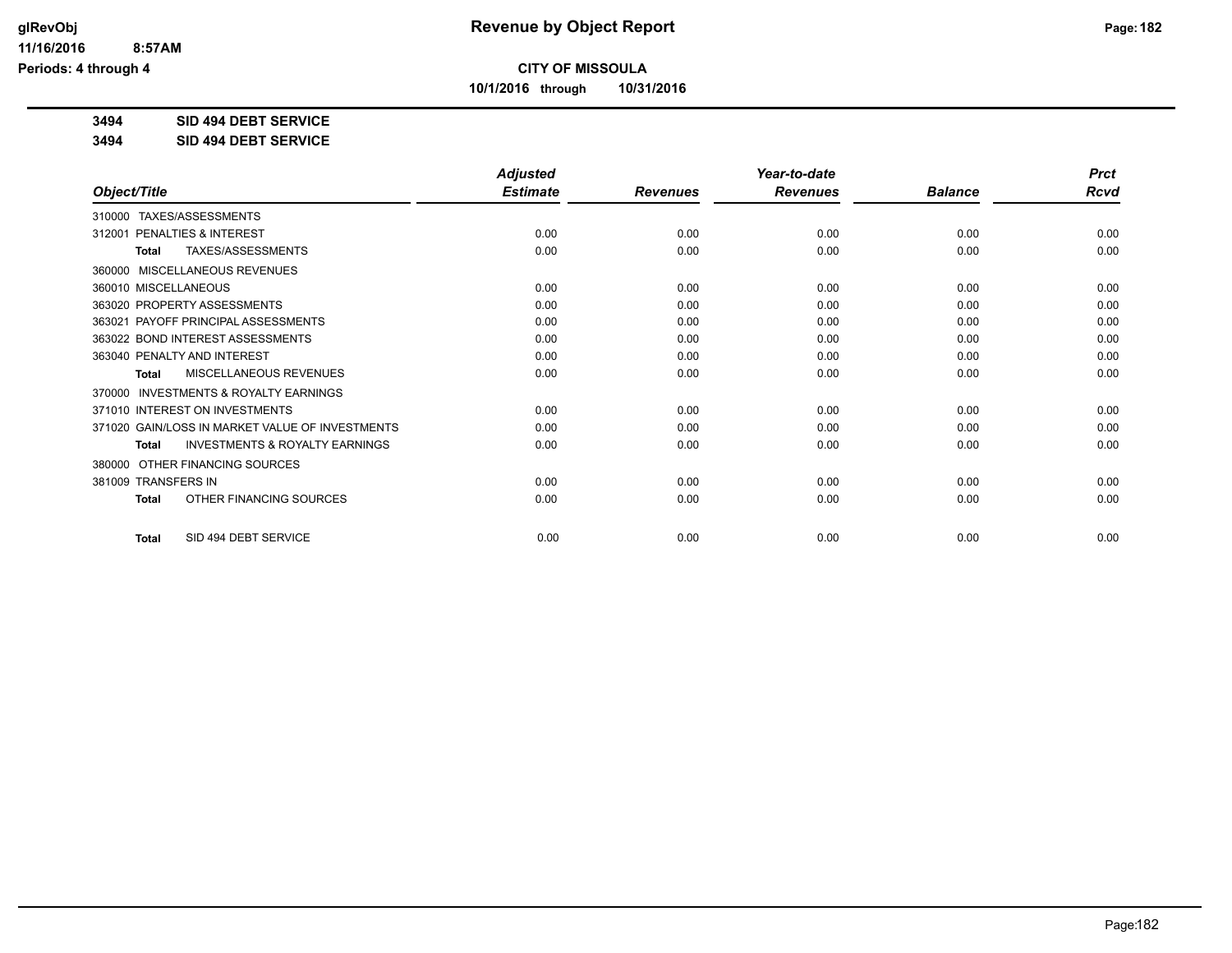**CITY OF MISSOULA**

**10/1/2016 through 10/31/2016**

**glRevObj**
**11/16/2016 8:57AM**
**Periods: 4 through 4**

# Revenue by Object Report

**3494 SID 494 DEBT SERVICE**

**3494 SID 494 DEBT SERVICE**

| Object/Title | Adjusted Estimate | Revenues | Year-to-date Revenues | Balance | Prct Rcvd |
|---|---|---|---|---|---|
| 310000 TAXES/ASSESSMENTS | | | | | |
| 312001 PENALTIES & INTEREST | 0.00 | 0.00 | 0.00 | 0.00 | 0.00 |
| **Total** TAXES/ASSESSMENTS | 0.00 | 0.00 | 0.00 | 0.00 | 0.00 |
| 360000 MISCELLANEOUS REVENUES | | | | | |
| 360010 MISCELLANEOUS | 0.00 | 0.00 | 0.00 | 0.00 | 0.00 |
| 363020 PROPERTY ASSESSMENTS | 0.00 | 0.00 | 0.00 | 0.00 | 0.00 |
| 363021 PAYOFF PRINCIPAL ASSESSMENTS | 0.00 | 0.00 | 0.00 | 0.00 | 0.00 |
| 363022 BOND INTEREST ASSESSMENTS | 0.00 | 0.00 | 0.00 | 0.00 | 0.00 |
| 363040 PENALTY AND INTEREST | 0.00 | 0.00 | 0.00 | 0.00 | 0.00 |
| **Total** MISCELLANEOUS REVENUES | 0.00 | 0.00 | 0.00 | 0.00 | 0.00 |
| 370000 INVESTMENTS & ROYALTY EARNINGS | | | | | |
| 371010 INTEREST ON INVESTMENTS | 0.00 | 0.00 | 0.00 | 0.00 | 0.00 |
| 371020 GAIN/LOSS IN MARKET VALUE OF INVESTMENTS | 0.00 | 0.00 | 0.00 | 0.00 | 0.00 |
| **Total** INVESTMENTS & ROYALTY EARNINGS | 0.00 | 0.00 | 0.00 | 0.00 | 0.00 |
| 380000 OTHER FINANCING SOURCES | | | | | |
| 381009 TRANSFERS IN | 0.00 | 0.00 | 0.00 | 0.00 | 0.00 |
| **Total** OTHER FINANCING SOURCES | 0.00 | 0.00 | 0.00 | 0.00 | 0.00 |
| **Total** SID 494 DEBT SERVICE | 0.00 | 0.00 | 0.00 | 0.00 | 0.00 |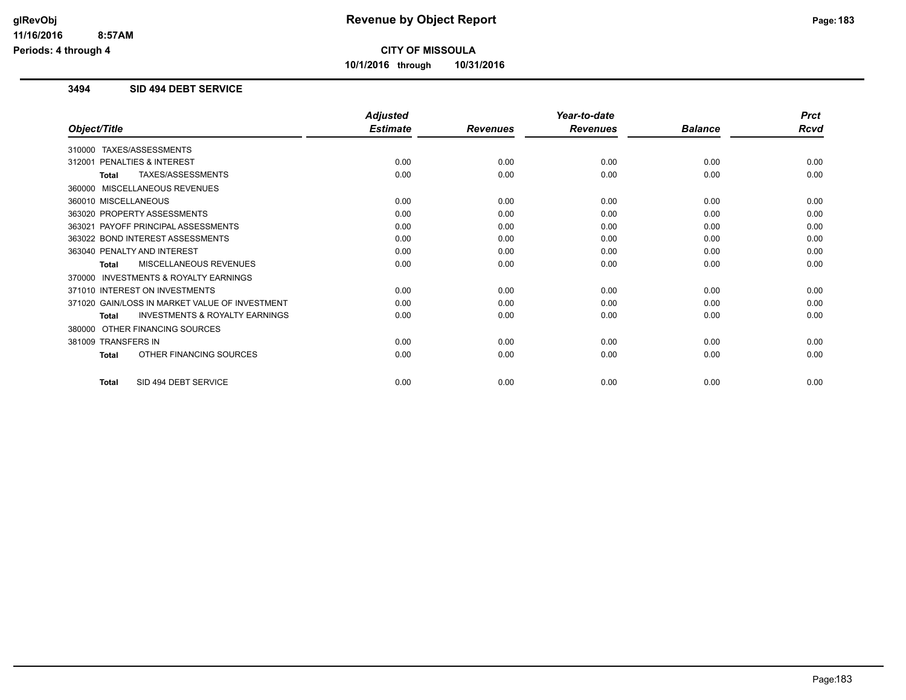# Revenue by Object Report

**CITY OF MISSOULA**

**10/1/2016 through 10/31/2016**

glRevObj
11/16/2016 8:57AM
Periods: 4 through 4

## 3494 SID 494 DEBT SERVICE

| Object/Title | Adjusted Estimate | Revenues | Year-to-date Revenues | Balance | Prct Rcvd |
|---|---|---|---|---|---|
| 310000 TAXES/ASSESSMENTS | | | | | |
| 312001 PENALTIES & INTEREST | 0.00 | 0.00 | 0.00 | 0.00 | 0.00 |
| **Total** TAXES/ASSESSMENTS | 0.00 | 0.00 | 0.00 | 0.00 | 0.00 |
| 360000 MISCELLANEOUS REVENUES | | | | | |
| 360010 MISCELLANEOUS | 0.00 | 0.00 | 0.00 | 0.00 | 0.00 |
| 363020 PROPERTY ASSESSMENTS | 0.00 | 0.00 | 0.00 | 0.00 | 0.00 |
| 363021 PAYOFF PRINCIPAL ASSESSMENTS | 0.00 | 0.00 | 0.00 | 0.00 | 0.00 |
| 363022 BOND INTEREST ASSESSMENTS | 0.00 | 0.00 | 0.00 | 0.00 | 0.00 |
| 363040 PENALTY AND INTEREST | 0.00 | 0.00 | 0.00 | 0.00 | 0.00 |
| **Total** MISCELLANEOUS REVENUES | 0.00 | 0.00 | 0.00 | 0.00 | 0.00 |
| 370000 INVESTMENTS & ROYALTY EARNINGS | | | | | |
| 371010 INTEREST ON INVESTMENTS | 0.00 | 0.00 | 0.00 | 0.00 | 0.00 |
| 371020 GAIN/LOSS IN MARKET VALUE OF INVESTMENT | 0.00 | 0.00 | 0.00 | 0.00 | 0.00 |
| **Total** INVESTMENTS & ROYALTY EARNINGS | 0.00 | 0.00 | 0.00 | 0.00 | 0.00 |
| 380000 OTHER FINANCING SOURCES | | | | | |
| 381009 TRANSFERS IN | 0.00 | 0.00 | 0.00 | 0.00 | 0.00 |
| **Total** OTHER FINANCING SOURCES | 0.00 | 0.00 | 0.00 | 0.00 | 0.00 |
| **Total** SID 494 DEBT SERVICE | 0.00 | 0.00 | 0.00 | 0.00 | 0.00 |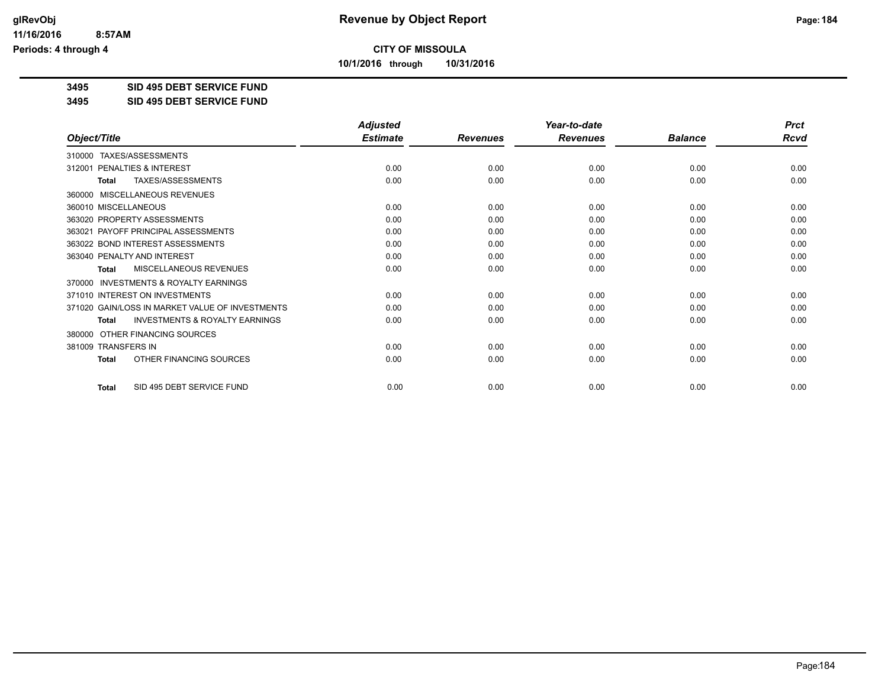# CITY OF MISSOULA

**10/1/2016 through 10/31/2016**

## 3495 SID 495 DEBT SERVICE FUND

## 3495 SID 495 DEBT SERVICE FUND

| Object/Title | Adjusted Estimate | Revenues | Year-to-date Revenues | Balance | Prct Rcvd |
|---|---|---|---|---|---|
| 310000 TAXES/ASSESSMENTS | | | | | |
| 312001 PENALTIES & INTEREST | 0.00 | 0.00 | 0.00 | 0.00 | 0.00 |
| **Total** TAXES/ASSESSMENTS | 0.00 | 0.00 | 0.00 | 0.00 | 0.00 |
| 360000 MISCELLANEOUS REVENUES | | | | | |
| 360010 MISCELLANEOUS | 0.00 | 0.00 | 0.00 | 0.00 | 0.00 |
| 363020 PROPERTY ASSESSMENTS | 0.00 | 0.00 | 0.00 | 0.00 | 0.00 |
| 363021 PAYOFF PRINCIPAL ASSESSMENTS | 0.00 | 0.00 | 0.00 | 0.00 | 0.00 |
| 363022 BOND INTEREST ASSESSMENTS | 0.00 | 0.00 | 0.00 | 0.00 | 0.00 |
| 363040 PENALTY AND INTEREST | 0.00 | 0.00 | 0.00 | 0.00 | 0.00 |
| **Total** MISCELLANEOUS REVENUES | 0.00 | 0.00 | 0.00 | 0.00 | 0.00 |
| 370000 INVESTMENTS & ROYALTY EARNINGS | | | | | |
| 371010 INTEREST ON INVESTMENTS | 0.00 | 0.00 | 0.00 | 0.00 | 0.00 |
| 371020 GAIN/LOSS IN MARKET VALUE OF INVESTMENTS | 0.00 | 0.00 | 0.00 | 0.00 | 0.00 |
| **Total** INVESTMENTS & ROYALTY EARNINGS | 0.00 | 0.00 | 0.00 | 0.00 | 0.00 |
| 380000 OTHER FINANCING SOURCES | | | | | |
| 381009 TRANSFERS IN | 0.00 | 0.00 | 0.00 | 0.00 | 0.00 |
| **Total** OTHER FINANCING SOURCES | 0.00 | 0.00 | 0.00 | 0.00 | 0.00 |
| **Total** SID 495 DEBT SERVICE FUND | 0.00 | 0.00 | 0.00 | 0.00 | 0.00 |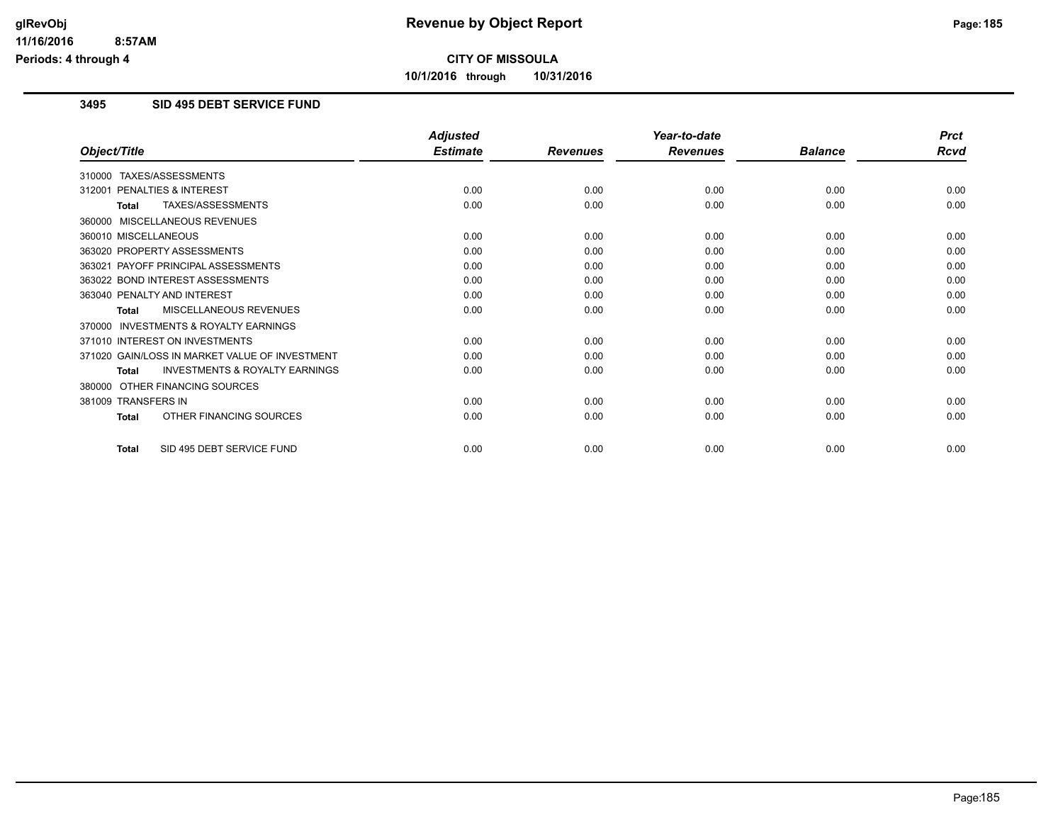# Revenue by Object Report

**CITY OF MISSOULA**

**10/1/2016 through 10/31/2016**

glRevObj
11/16/2016 8:57AM
Periods: 4 through 4

## 3495 SID 495 DEBT SERVICE FUND

| Object/Title | Adjusted Estimate | Revenues | Year-to-date Revenues | Balance | Prct Rcvd |
|---|---|---|---|---|---|
| 310000 TAXES/ASSESSMENTS | | | | | |
| 312001 PENALTIES & INTEREST | 0.00 | 0.00 | 0.00 | 0.00 | 0.00 |
| **Total** TAXES/ASSESSMENTS | 0.00 | 0.00 | 0.00 | 0.00 | 0.00 |
| 360000 MISCELLANEOUS REVENUES | | | | | |
| 360010 MISCELLANEOUS | 0.00 | 0.00 | 0.00 | 0.00 | 0.00 |
| 363020 PROPERTY ASSESSMENTS | 0.00 | 0.00 | 0.00 | 0.00 | 0.00 |
| 363021 PAYOFF PRINCIPAL ASSESSMENTS | 0.00 | 0.00 | 0.00 | 0.00 | 0.00 |
| 363022 BOND INTEREST ASSESSMENTS | 0.00 | 0.00 | 0.00 | 0.00 | 0.00 |
| 363040 PENALTY AND INTEREST | 0.00 | 0.00 | 0.00 | 0.00 | 0.00 |
| **Total** MISCELLANEOUS REVENUES | 0.00 | 0.00 | 0.00 | 0.00 | 0.00 |
| 370000 INVESTMENTS & ROYALTY EARNINGS | | | | | |
| 371010 INTEREST ON INVESTMENTS | 0.00 | 0.00 | 0.00 | 0.00 | 0.00 |
| 371020 GAIN/LOSS IN MARKET VALUE OF INVESTMENT | 0.00 | 0.00 | 0.00 | 0.00 | 0.00 |
| **Total** INVESTMENTS & ROYALTY EARNINGS | 0.00 | 0.00 | 0.00 | 0.00 | 0.00 |
| 380000 OTHER FINANCING SOURCES | | | | | |
| 381009 TRANSFERS IN | 0.00 | 0.00 | 0.00 | 0.00 | 0.00 |
| **Total** OTHER FINANCING SOURCES | 0.00 | 0.00 | 0.00 | 0.00 | 0.00 |
| **Total** SID 495 DEBT SERVICE FUND | 0.00 | 0.00 | 0.00 | 0.00 | 0.00 |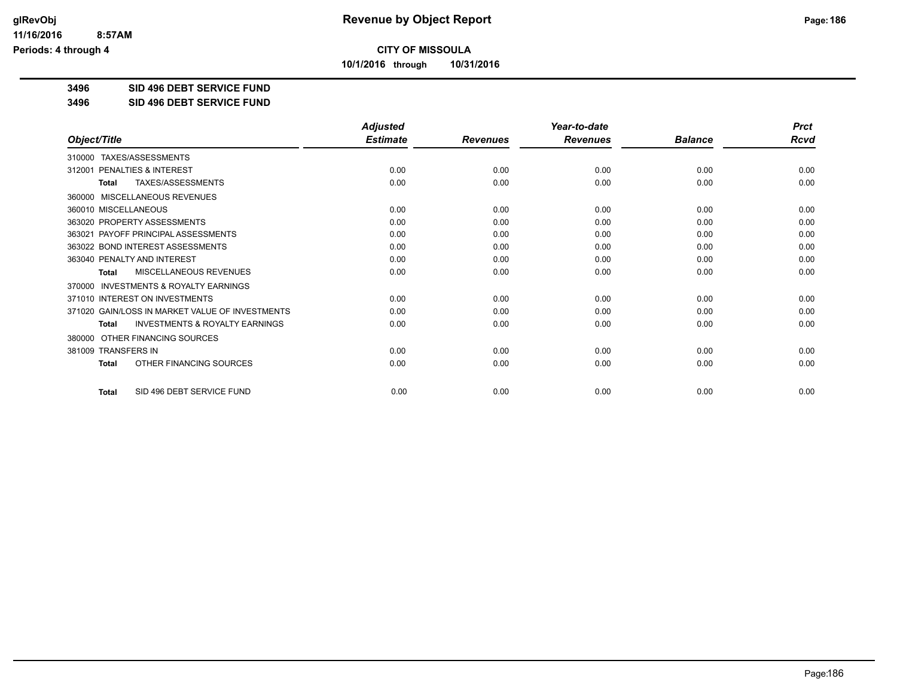# CITY OF MISSOULA

**10/1/2016 through 10/31/2016**

**3496 SID 496 DEBT SERVICE FUND**

**3496 SID 496 DEBT SERVICE FUND**

| Object/Title | Adjusted Estimate | Revenues | Year-to-date Revenues | Balance | Prct Rcvd |
|---|---|---|---|---|---|
| 310000 TAXES/ASSESSMENTS | | | | | |
| 312001 PENALTIES & INTEREST | 0.00 | 0.00 | 0.00 | 0.00 | 0.00 |
| **Total** TAXES/ASSESSMENTS | 0.00 | 0.00 | 0.00 | 0.00 | 0.00 |
| 360000 MISCELLANEOUS REVENUES | | | | | |
| 360010 MISCELLANEOUS | 0.00 | 0.00 | 0.00 | 0.00 | 0.00 |
| 363020 PROPERTY ASSESSMENTS | 0.00 | 0.00 | 0.00 | 0.00 | 0.00 |
| 363021 PAYOFF PRINCIPAL ASSESSMENTS | 0.00 | 0.00 | 0.00 | 0.00 | 0.00 |
| 363022 BOND INTEREST ASSESSMENTS | 0.00 | 0.00 | 0.00 | 0.00 | 0.00 |
| 363040 PENALTY AND INTEREST | 0.00 | 0.00 | 0.00 | 0.00 | 0.00 |
| **Total** MISCELLANEOUS REVENUES | 0.00 | 0.00 | 0.00 | 0.00 | 0.00 |
| 370000 INVESTMENTS & ROYALTY EARNINGS | | | | | |
| 371010 INTEREST ON INVESTMENTS | 0.00 | 0.00 | 0.00 | 0.00 | 0.00 |
| 371020 GAIN/LOSS IN MARKET VALUE OF INVESTMENTS | 0.00 | 0.00 | 0.00 | 0.00 | 0.00 |
| **Total** INVESTMENTS & ROYALTY EARNINGS | 0.00 | 0.00 | 0.00 | 0.00 | 0.00 |
| 380000 OTHER FINANCING SOURCES | | | | | |
| 381009 TRANSFERS IN | 0.00 | 0.00 | 0.00 | 0.00 | 0.00 |
| **Total** OTHER FINANCING SOURCES | 0.00 | 0.00 | 0.00 | 0.00 | 0.00 |
| **Total** SID 496 DEBT SERVICE FUND | 0.00 | 0.00 | 0.00 | 0.00 | 0.00 |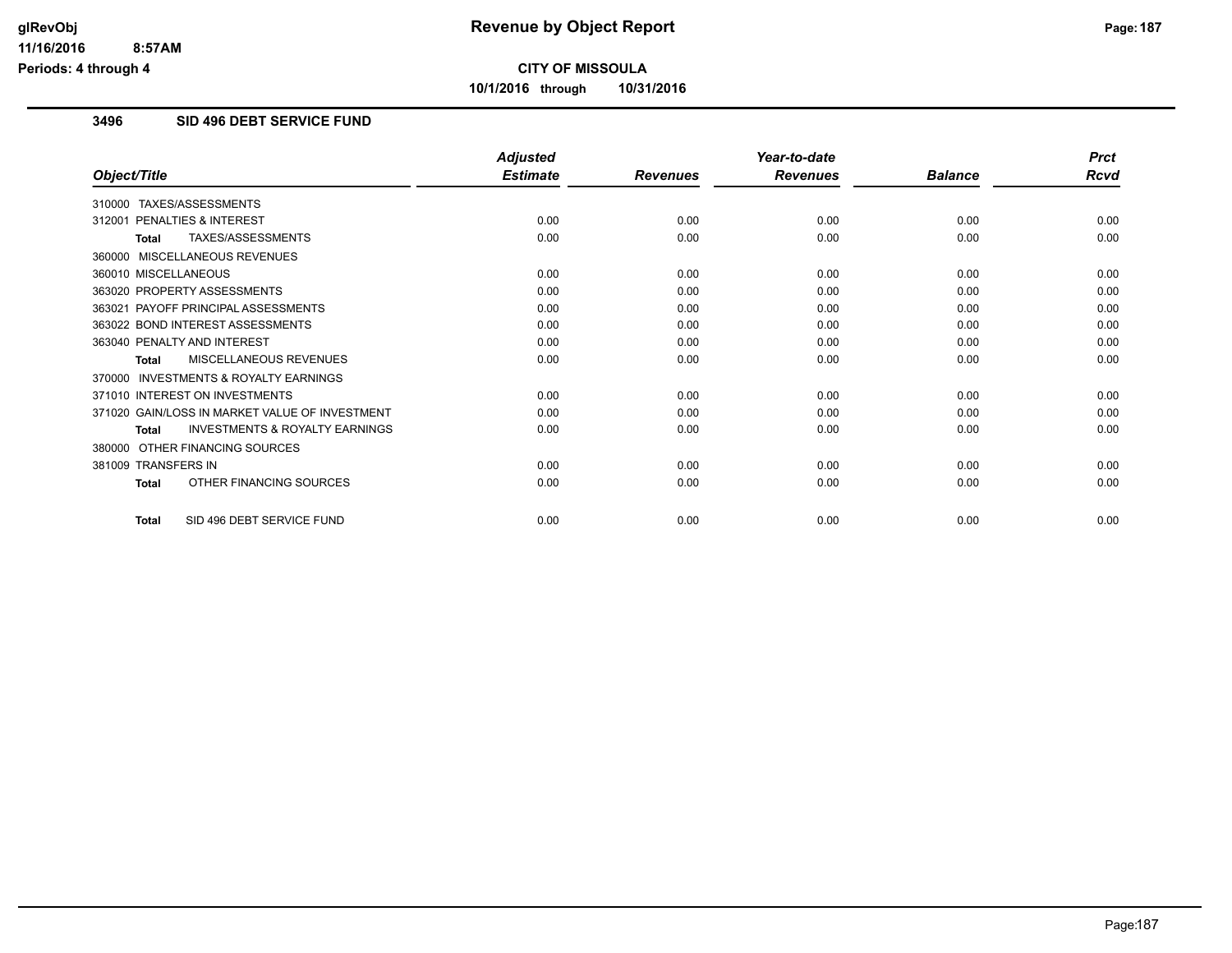# Revenue by Object Report

glRevObj
11/16/2016 8:57AM
Periods: 4 through 4

**CITY OF MISSOULA**

**10/1/2016 through 10/31/2016**

## 3496 SID 496 DEBT SERVICE FUND

| Object/Title | Adjusted Estimate | Revenues | Year-to-date Revenues | Balance | Prct Rcvd |
|---|---|---|---|---|---|
| 310000 TAXES/ASSESSMENTS | | | | | |
| 312001 PENALTIES & INTEREST | 0.00 | 0.00 | 0.00 | 0.00 | 0.00 |
| **Total** TAXES/ASSESSMENTS | 0.00 | 0.00 | 0.00 | 0.00 | 0.00 |
| 360000 MISCELLANEOUS REVENUES | | | | | |
| 360010 MISCELLANEOUS | 0.00 | 0.00 | 0.00 | 0.00 | 0.00 |
| 363020 PROPERTY ASSESSMENTS | 0.00 | 0.00 | 0.00 | 0.00 | 0.00 |
| 363021 PAYOFF PRINCIPAL ASSESSMENTS | 0.00 | 0.00 | 0.00 | 0.00 | 0.00 |
| 363022 BOND INTEREST ASSESSMENTS | 0.00 | 0.00 | 0.00 | 0.00 | 0.00 |
| 363040 PENALTY AND INTEREST | 0.00 | 0.00 | 0.00 | 0.00 | 0.00 |
| **Total** MISCELLANEOUS REVENUES | 0.00 | 0.00 | 0.00 | 0.00 | 0.00 |
| 370000 INVESTMENTS & ROYALTY EARNINGS | | | | | |
| 371010 INTEREST ON INVESTMENTS | 0.00 | 0.00 | 0.00 | 0.00 | 0.00 |
| 371020 GAIN/LOSS IN MARKET VALUE OF INVESTMENT | 0.00 | 0.00 | 0.00 | 0.00 | 0.00 |
| **Total** INVESTMENTS & ROYALTY EARNINGS | 0.00 | 0.00 | 0.00 | 0.00 | 0.00 |
| 380000 OTHER FINANCING SOURCES | | | | | |
| 381009 TRANSFERS IN | 0.00 | 0.00 | 0.00 | 0.00 | 0.00 |
| **Total** OTHER FINANCING SOURCES | 0.00 | 0.00 | 0.00 | 0.00 | 0.00 |
| **Total** SID 496 DEBT SERVICE FUND | 0.00 | 0.00 | 0.00 | 0.00 | 0.00 |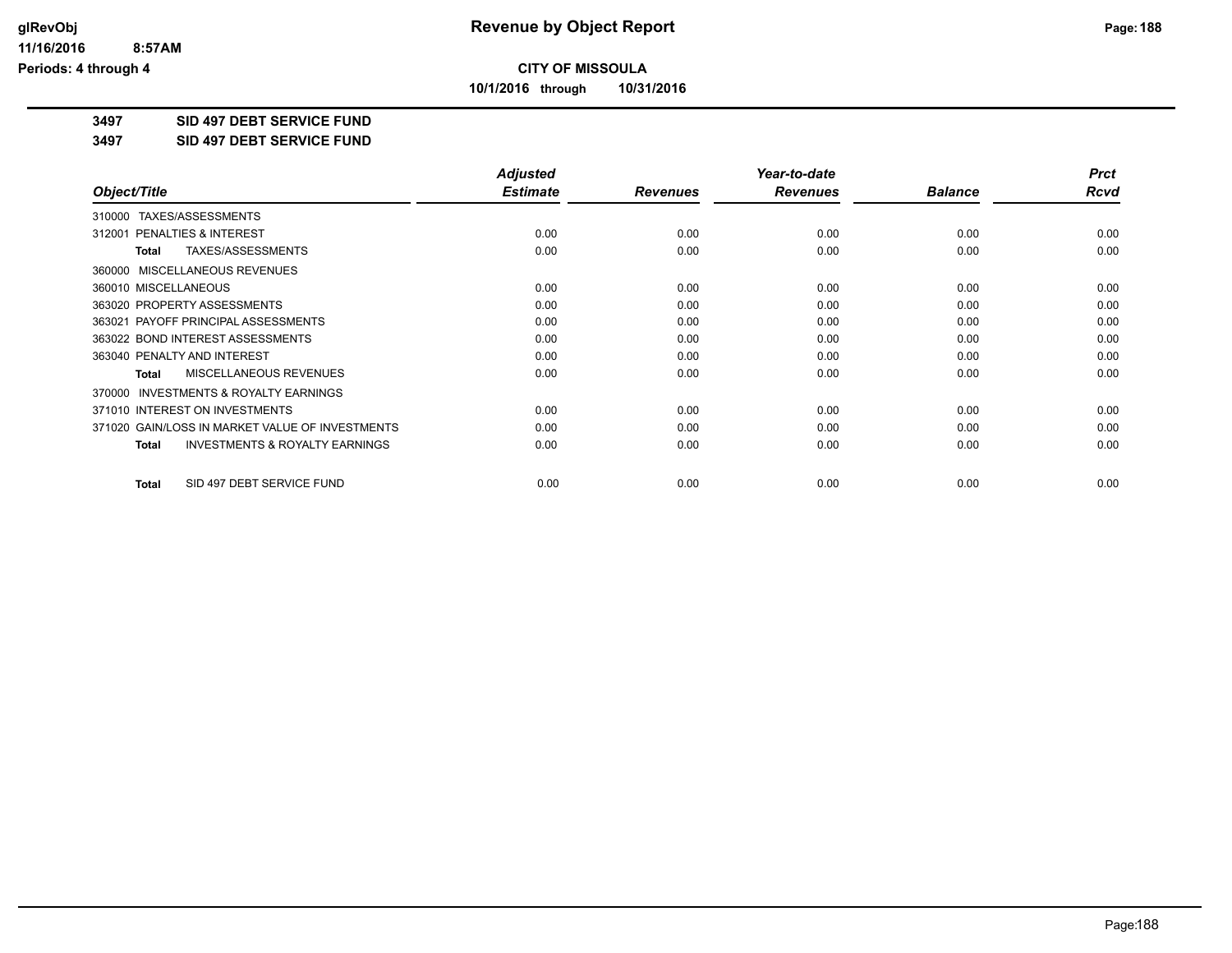# CITY OF MISSOULA

**10/1/2016 through 10/31/2016**

**Revenue by Object Report**

glRevObj
11/16/2016 8:57AM
Periods: 4 through 4

**3497 SID 497 DEBT SERVICE FUND**

**3497 SID 497 DEBT SERVICE FUND**

| Object/Title | Adjusted Estimate | Revenues | Year-to-date Revenues | Balance | Prct Rcvd |
|---|---|---|---|---|---|
| 310000 TAXES/ASSESSMENTS | | | | | |
| 312001 PENALTIES & INTEREST | 0.00 | 0.00 | 0.00 | 0.00 | 0.00 |
| **Total** TAXES/ASSESSMENTS | 0.00 | 0.00 | 0.00 | 0.00 | 0.00 |
| 360000 MISCELLANEOUS REVENUES | | | | | |
| 360010 MISCELLANEOUS | 0.00 | 0.00 | 0.00 | 0.00 | 0.00 |
| 363020 PROPERTY ASSESSMENTS | 0.00 | 0.00 | 0.00 | 0.00 | 0.00 |
| 363021 PAYOFF PRINCIPAL ASSESSMENTS | 0.00 | 0.00 | 0.00 | 0.00 | 0.00 |
| 363022 BOND INTEREST ASSESSMENTS | 0.00 | 0.00 | 0.00 | 0.00 | 0.00 |
| 363040 PENALTY AND INTEREST | 0.00 | 0.00 | 0.00 | 0.00 | 0.00 |
| **Total** MISCELLANEOUS REVENUES | 0.00 | 0.00 | 0.00 | 0.00 | 0.00 |
| 370000 INVESTMENTS & ROYALTY EARNINGS | | | | | |
| 371010 INTEREST ON INVESTMENTS | 0.00 | 0.00 | 0.00 | 0.00 | 0.00 |
| 371020 GAIN/LOSS IN MARKET VALUE OF INVESTMENTS | 0.00 | 0.00 | 0.00 | 0.00 | 0.00 |
| **Total** INVESTMENTS & ROYALTY EARNINGS | 0.00 | 0.00 | 0.00 | 0.00 | 0.00 |
| **Total** SID 497 DEBT SERVICE FUND | 0.00 | 0.00 | 0.00 | 0.00 | 0.00 |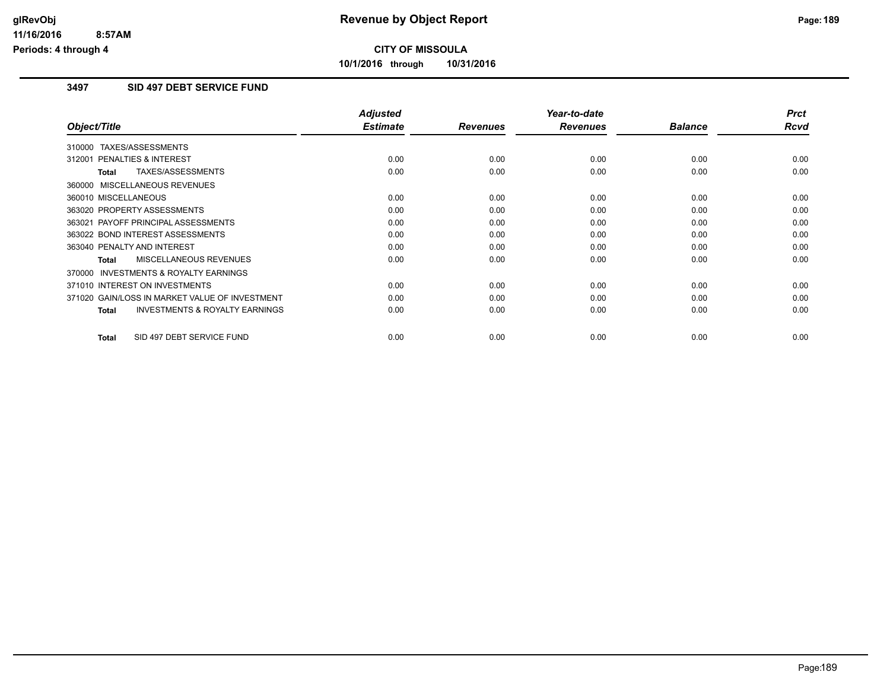# Revenue by Object Report

**CITY OF MISSOULA**

**10/1/2016 through 10/31/2016**

glRevObj
11/16/2016 8:57AM
Periods: 4 through 4

## 3497 SID 497 DEBT SERVICE FUND

| Object/Title | Adjusted Estimate | Revenues | Year-to-date Revenues | Balance | Prct Rcvd |
|---|---|---|---|---|---|
| 310000 TAXES/ASSESSMENTS | | | | | |
| 312001 PENALTIES & INTEREST | 0.00 | 0.00 | 0.00 | 0.00 | 0.00 |
| **Total** TAXES/ASSESSMENTS | 0.00 | 0.00 | 0.00 | 0.00 | 0.00 |
| 360000 MISCELLANEOUS REVENUES | | | | | |
| 360010 MISCELLANEOUS | 0.00 | 0.00 | 0.00 | 0.00 | 0.00 |
| 363020 PROPERTY ASSESSMENTS | 0.00 | 0.00 | 0.00 | 0.00 | 0.00 |
| 363021 PAYOFF PRINCIPAL ASSESSMENTS | 0.00 | 0.00 | 0.00 | 0.00 | 0.00 |
| 363022 BOND INTEREST ASSESSMENTS | 0.00 | 0.00 | 0.00 | 0.00 | 0.00 |
| 363040 PENALTY AND INTEREST | 0.00 | 0.00 | 0.00 | 0.00 | 0.00 |
| **Total** MISCELLANEOUS REVENUES | 0.00 | 0.00 | 0.00 | 0.00 | 0.00 |
| 370000 INVESTMENTS & ROYALTY EARNINGS | | | | | |
| 371010 INTEREST ON INVESTMENTS | 0.00 | 0.00 | 0.00 | 0.00 | 0.00 |
| 371020 GAIN/LOSS IN MARKET VALUE OF INVESTMENT | 0.00 | 0.00 | 0.00 | 0.00 | 0.00 |
| **Total** INVESTMENTS & ROYALTY EARNINGS | 0.00 | 0.00 | 0.00 | 0.00 | 0.00 |
| **Total** SID 497 DEBT SERVICE FUND | 0.00 | 0.00 | 0.00 | 0.00 | 0.00 |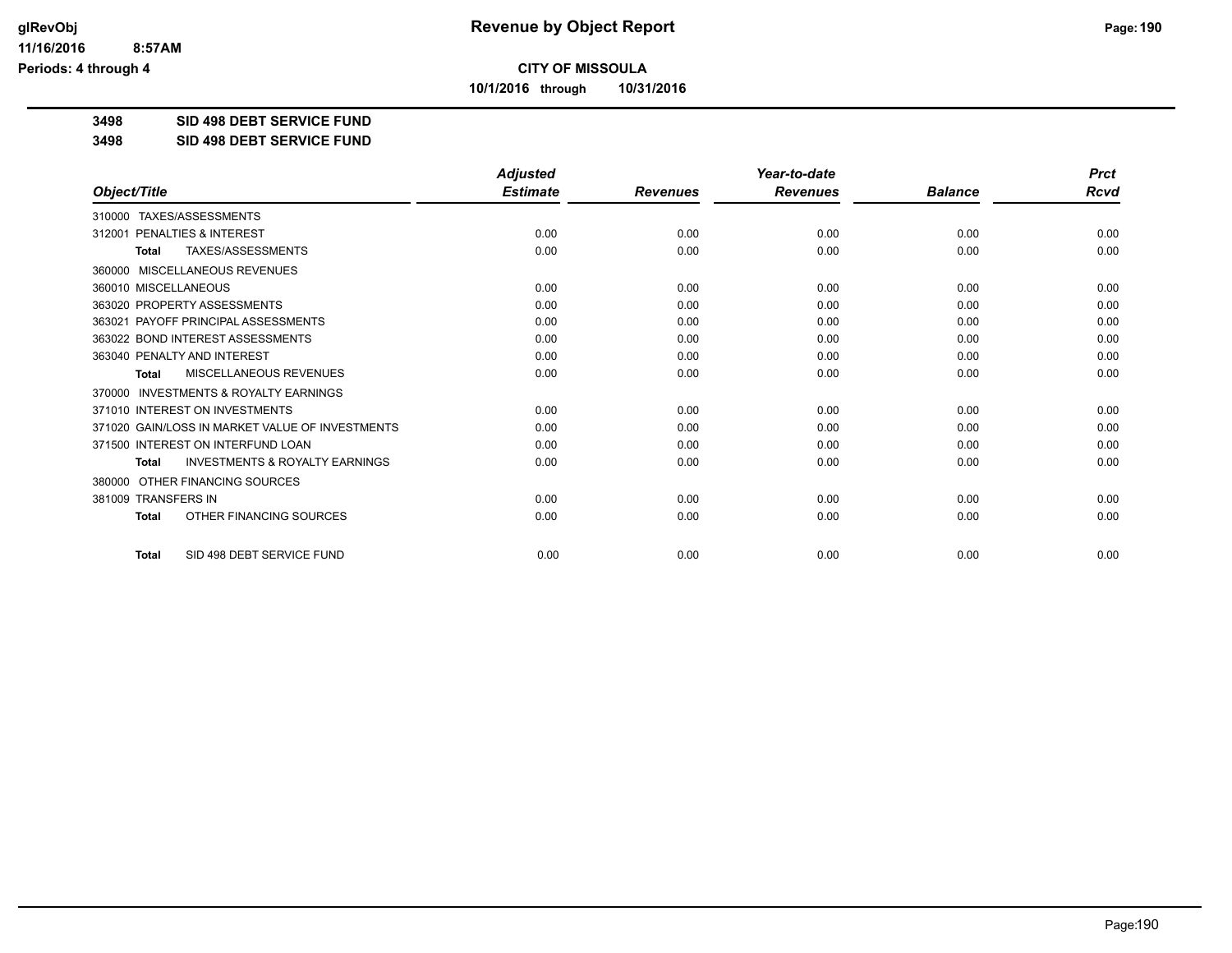**CITY OF MISSOULA**

**10/1/2016 through 10/31/2016**

**3498 SID 498 DEBT SERVICE FUND**

**3498 SID 498 DEBT SERVICE FUND**

| Object/Title | Adjusted Estimate | Revenues | Year-to-date Revenues | Balance | Prct Rcvd |
|---|---|---|---|---|---|
| 310000 TAXES/ASSESSMENTS | | | | | |
| 312001 PENALTIES & INTEREST | 0.00 | 0.00 | 0.00 | 0.00 | 0.00 |
| **Total** TAXES/ASSESSMENTS | 0.00 | 0.00 | 0.00 | 0.00 | 0.00 |
| 360000 MISCELLANEOUS REVENUES | | | | | |
| 360010 MISCELLANEOUS | 0.00 | 0.00 | 0.00 | 0.00 | 0.00 |
| 363020 PROPERTY ASSESSMENTS | 0.00 | 0.00 | 0.00 | 0.00 | 0.00 |
| 363021 PAYOFF PRINCIPAL ASSESSMENTS | 0.00 | 0.00 | 0.00 | 0.00 | 0.00 |
| 363022 BOND INTEREST ASSESSMENTS | 0.00 | 0.00 | 0.00 | 0.00 | 0.00 |
| 363040 PENALTY AND INTEREST | 0.00 | 0.00 | 0.00 | 0.00 | 0.00 |
| **Total** MISCELLANEOUS REVENUES | 0.00 | 0.00 | 0.00 | 0.00 | 0.00 |
| 370000 INVESTMENTS & ROYALTY EARNINGS | | | | | |
| 371010 INTEREST ON INVESTMENTS | 0.00 | 0.00 | 0.00 | 0.00 | 0.00 |
| 371020 GAIN/LOSS IN MARKET VALUE OF INVESTMENTS | 0.00 | 0.00 | 0.00 | 0.00 | 0.00 |
| 371500 INTEREST ON INTERFUND LOAN | 0.00 | 0.00 | 0.00 | 0.00 | 0.00 |
| **Total** INVESTMENTS & ROYALTY EARNINGS | 0.00 | 0.00 | 0.00 | 0.00 | 0.00 |
| 380000 OTHER FINANCING SOURCES | | | | | |
| 381009 TRANSFERS IN | 0.00 | 0.00 | 0.00 | 0.00 | 0.00 |
| **Total** OTHER FINANCING SOURCES | 0.00 | 0.00 | 0.00 | 0.00 | 0.00 |
| **Total** SID 498 DEBT SERVICE FUND | 0.00 | 0.00 | 0.00 | 0.00 | 0.00 |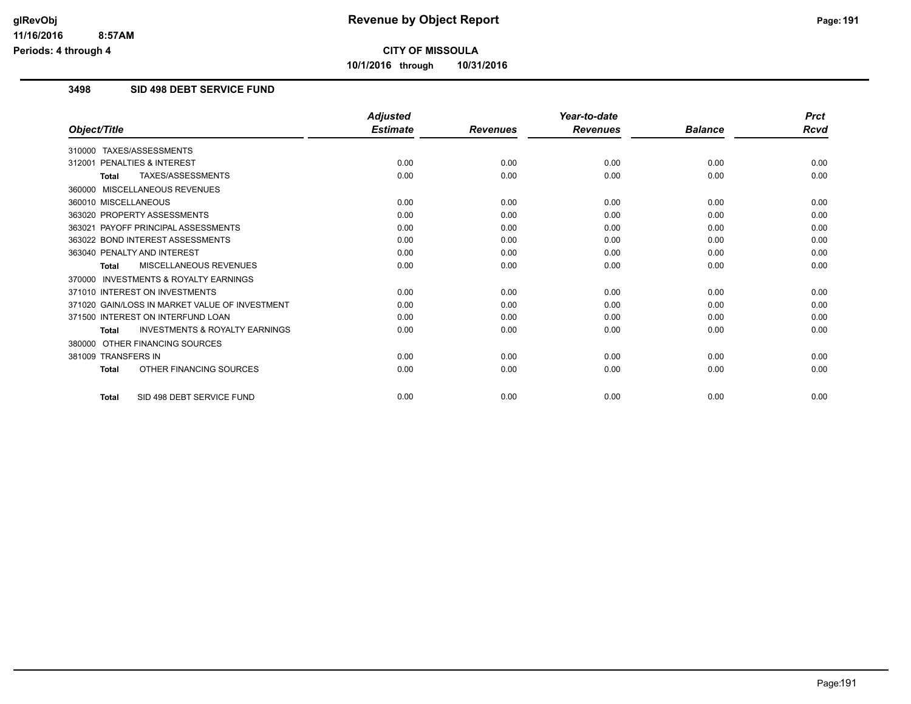# Revenue by Object Report

**CITY OF MISSOULA**

**10/1/2016 through 10/31/2016**

glRevObj
11/16/2016 8:57AM
Periods: 4 through 4

## 3498 SID 498 DEBT SERVICE FUND

| Object/Title | Adjusted Estimate | Revenues | Year-to-date Revenues | Balance | Prct Rcvd |
|---|---|---|---|---|---|
| 310000 TAXES/ASSESSMENTS | | | | | |
| 312001 PENALTIES & INTEREST | 0.00 | 0.00 | 0.00 | 0.00 | 0.00 |
| **Total** TAXES/ASSESSMENTS | 0.00 | 0.00 | 0.00 | 0.00 | 0.00 |
| 360000 MISCELLANEOUS REVENUES | | | | | |
| 360010 MISCELLANEOUS | 0.00 | 0.00 | 0.00 | 0.00 | 0.00 |
| 363020 PROPERTY ASSESSMENTS | 0.00 | 0.00 | 0.00 | 0.00 | 0.00 |
| 363021 PAYOFF PRINCIPAL ASSESSMENTS | 0.00 | 0.00 | 0.00 | 0.00 | 0.00 |
| 363022 BOND INTEREST ASSESSMENTS | 0.00 | 0.00 | 0.00 | 0.00 | 0.00 |
| 363040 PENALTY AND INTEREST | 0.00 | 0.00 | 0.00 | 0.00 | 0.00 |
| **Total** MISCELLANEOUS REVENUES | 0.00 | 0.00 | 0.00 | 0.00 | 0.00 |
| 370000 INVESTMENTS & ROYALTY EARNINGS | | | | | |
| 371010 INTEREST ON INVESTMENTS | 0.00 | 0.00 | 0.00 | 0.00 | 0.00 |
| 371020 GAIN/LOSS IN MARKET VALUE OF INVESTMENT | 0.00 | 0.00 | 0.00 | 0.00 | 0.00 |
| 371500 INTEREST ON INTERFUND LOAN | 0.00 | 0.00 | 0.00 | 0.00 | 0.00 |
| **Total** INVESTMENTS & ROYALTY EARNINGS | 0.00 | 0.00 | 0.00 | 0.00 | 0.00 |
| 380000 OTHER FINANCING SOURCES | | | | | |
| 381009 TRANSFERS IN | 0.00 | 0.00 | 0.00 | 0.00 | 0.00 |
| **Total** OTHER FINANCING SOURCES | 0.00 | 0.00 | 0.00 | 0.00 | 0.00 |
| **Total** SID 498 DEBT SERVICE FUND | 0.00 | 0.00 | 0.00 | 0.00 | 0.00 |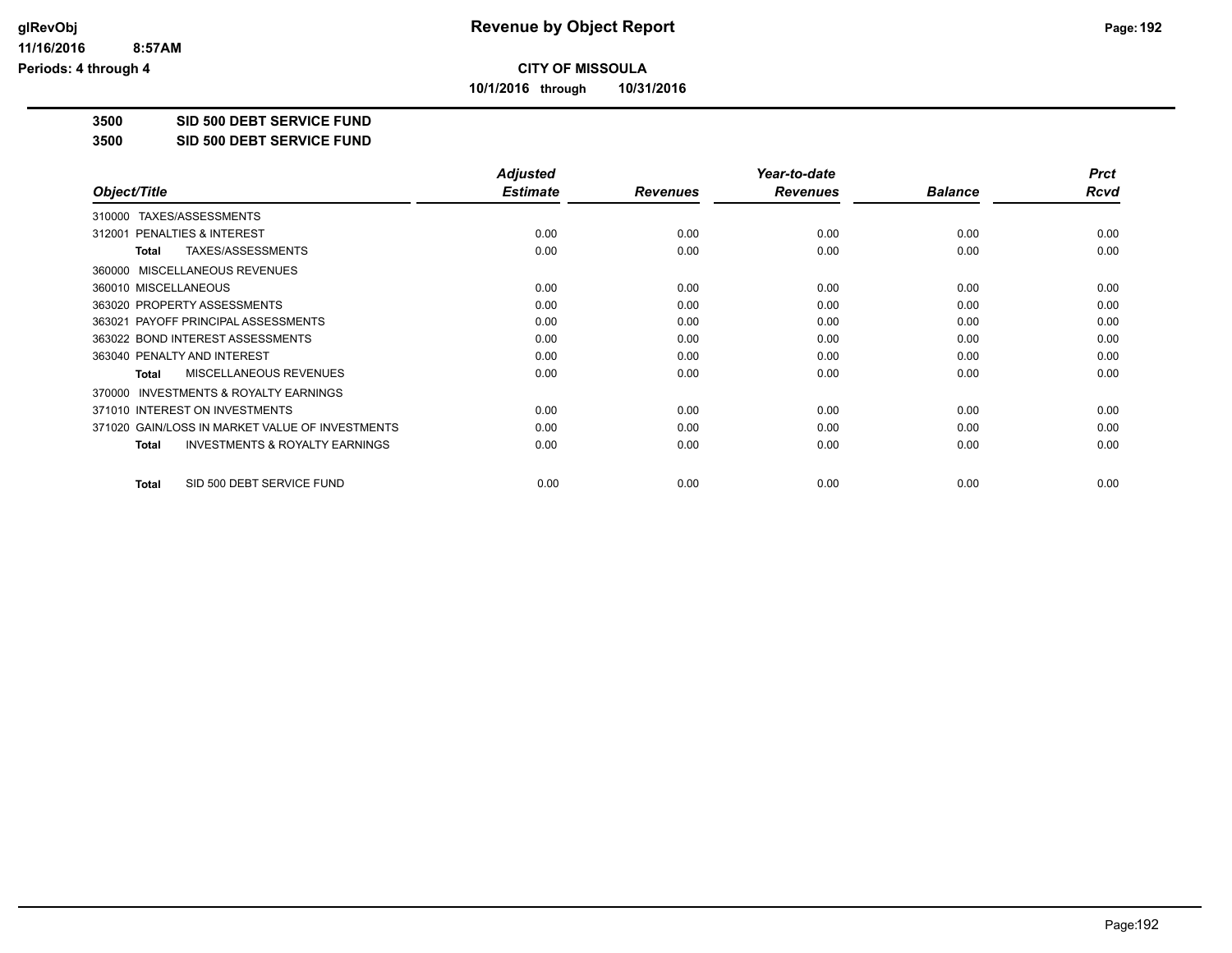**CITY OF MISSOULA**

**10/1/2016 through 10/31/2016**

**3500 SID 500 DEBT SERVICE FUND**

**3500 SID 500 DEBT SERVICE FUND**

| Object/Title | Adjusted Estimate | Revenues | Year-to-date Revenues | Balance | Prct Rcvd |
|---|---|---|---|---|---|
| 310000 TAXES/ASSESSMENTS | | | | | |
| 312001 PENALTIES & INTEREST | 0.00 | 0.00 | 0.00 | 0.00 | 0.00 |
| **Total** TAXES/ASSESSMENTS | 0.00 | 0.00 | 0.00 | 0.00 | 0.00 |
| 360000 MISCELLANEOUS REVENUES | | | | | |
| 360010 MISCELLANEOUS | 0.00 | 0.00 | 0.00 | 0.00 | 0.00 |
| 363020 PROPERTY ASSESSMENTS | 0.00 | 0.00 | 0.00 | 0.00 | 0.00 |
| 363021 PAYOFF PRINCIPAL ASSESSMENTS | 0.00 | 0.00 | 0.00 | 0.00 | 0.00 |
| 363022 BOND INTEREST ASSESSMENTS | 0.00 | 0.00 | 0.00 | 0.00 | 0.00 |
| 363040 PENALTY AND INTEREST | 0.00 | 0.00 | 0.00 | 0.00 | 0.00 |
| **Total** MISCELLANEOUS REVENUES | 0.00 | 0.00 | 0.00 | 0.00 | 0.00 |
| 370000 INVESTMENTS & ROYALTY EARNINGS | | | | | |
| 371010 INTEREST ON INVESTMENTS | 0.00 | 0.00 | 0.00 | 0.00 | 0.00 |
| 371020 GAIN/LOSS IN MARKET VALUE OF INVESTMENTS | 0.00 | 0.00 | 0.00 | 0.00 | 0.00 |
| **Total** INVESTMENTS & ROYALTY EARNINGS | 0.00 | 0.00 | 0.00 | 0.00 | 0.00 |
| **Total** SID 500 DEBT SERVICE FUND | 0.00 | 0.00 | 0.00 | 0.00 | 0.00 |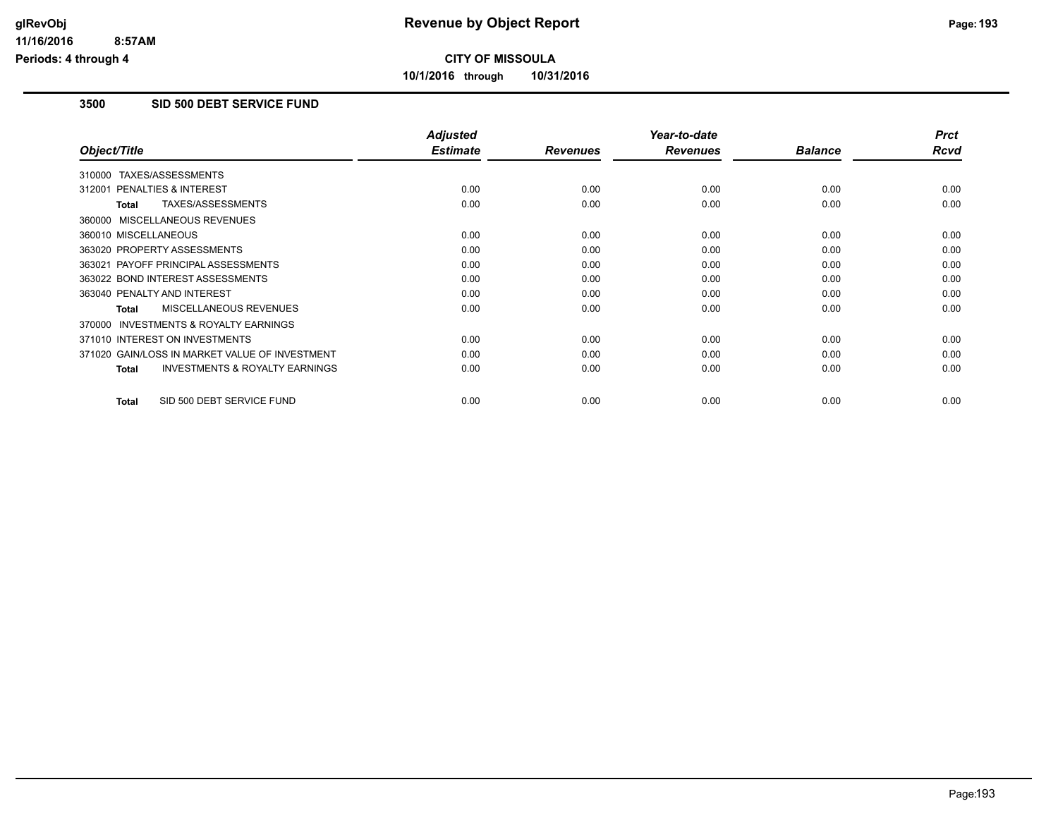# Revenue by Object Report

**CITY OF MISSOULA**

**10/1/2016 through 10/31/2016**

glRevObj
11/16/2016 8:57AM
Periods: 4 through 4

## 3500 SID 500 DEBT SERVICE FUND

| Object/Title | Adjusted Estimate | Revenues | Year-to-date Revenues | Balance | Prct Rcvd |
|---|---|---|---|---|---|
| 310000 TAXES/ASSESSMENTS | | | | | |
| 312001 PENALTIES & INTEREST | 0.00 | 0.00 | 0.00 | 0.00 | 0.00 |
| **Total** TAXES/ASSESSMENTS | 0.00 | 0.00 | 0.00 | 0.00 | 0.00 |
| 360000 MISCELLANEOUS REVENUES | | | | | |
| 360010 MISCELLANEOUS | 0.00 | 0.00 | 0.00 | 0.00 | 0.00 |
| 363020 PROPERTY ASSESSMENTS | 0.00 | 0.00 | 0.00 | 0.00 | 0.00 |
| 363021 PAYOFF PRINCIPAL ASSESSMENTS | 0.00 | 0.00 | 0.00 | 0.00 | 0.00 |
| 363022 BOND INTEREST ASSESSMENTS | 0.00 | 0.00 | 0.00 | 0.00 | 0.00 |
| 363040 PENALTY AND INTEREST | 0.00 | 0.00 | 0.00 | 0.00 | 0.00 |
| **Total** MISCELLANEOUS REVENUES | 0.00 | 0.00 | 0.00 | 0.00 | 0.00 |
| 370000 INVESTMENTS & ROYALTY EARNINGS | | | | | |
| 371010 INTEREST ON INVESTMENTS | 0.00 | 0.00 | 0.00 | 0.00 | 0.00 |
| 371020 GAIN/LOSS IN MARKET VALUE OF INVESTMENT | 0.00 | 0.00 | 0.00 | 0.00 | 0.00 |
| **Total** INVESTMENTS & ROYALTY EARNINGS | 0.00 | 0.00 | 0.00 | 0.00 | 0.00 |
| **Total** SID 500 DEBT SERVICE FUND | 0.00 | 0.00 | 0.00 | 0.00 | 0.00 |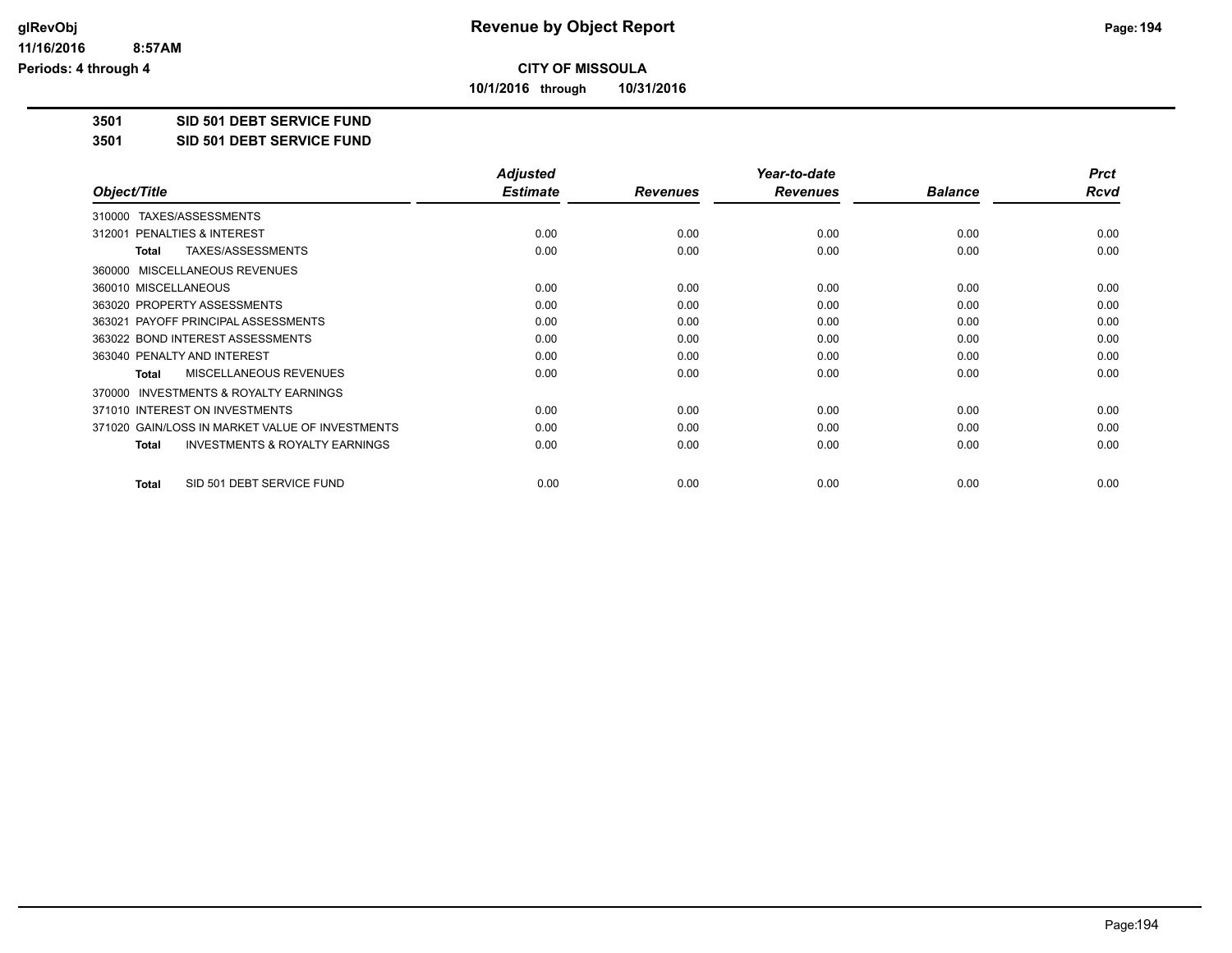**CITY OF MISSOULA**

**10/1/2016 through 10/31/2016**

**3501 SID 501 DEBT SERVICE FUND**

**3501 SID 501 DEBT SERVICE FUND**

| Object/Title | Adjusted Estimate | Revenues | Year-to-date Revenues | Balance | Prct Rcvd |
|---|---|---|---|---|---|
| 310000 TAXES/ASSESSMENTS | | | | | |
| 312001 PENALTIES & INTEREST | 0.00 | 0.00 | 0.00 | 0.00 | 0.00 |
| **Total** TAXES/ASSESSMENTS | 0.00 | 0.00 | 0.00 | 0.00 | 0.00 |
| 360000 MISCELLANEOUS REVENUES | | | | | |
| 360010 MISCELLANEOUS | 0.00 | 0.00 | 0.00 | 0.00 | 0.00 |
| 363020 PROPERTY ASSESSMENTS | 0.00 | 0.00 | 0.00 | 0.00 | 0.00 |
| 363021 PAYOFF PRINCIPAL ASSESSMENTS | 0.00 | 0.00 | 0.00 | 0.00 | 0.00 |
| 363022 BOND INTEREST ASSESSMENTS | 0.00 | 0.00 | 0.00 | 0.00 | 0.00 |
| 363040 PENALTY AND INTEREST | 0.00 | 0.00 | 0.00 | 0.00 | 0.00 |
| **Total** MISCELLANEOUS REVENUES | 0.00 | 0.00 | 0.00 | 0.00 | 0.00 |
| 370000 INVESTMENTS & ROYALTY EARNINGS | | | | | |
| 371010 INTEREST ON INVESTMENTS | 0.00 | 0.00 | 0.00 | 0.00 | 0.00 |
| 371020 GAIN/LOSS IN MARKET VALUE OF INVESTMENTS | 0.00 | 0.00 | 0.00 | 0.00 | 0.00 |
| **Total** INVESTMENTS & ROYALTY EARNINGS | 0.00 | 0.00 | 0.00 | 0.00 | 0.00 |
| **Total** SID 501 DEBT SERVICE FUND | 0.00 | 0.00 | 0.00 | 0.00 | 0.00 |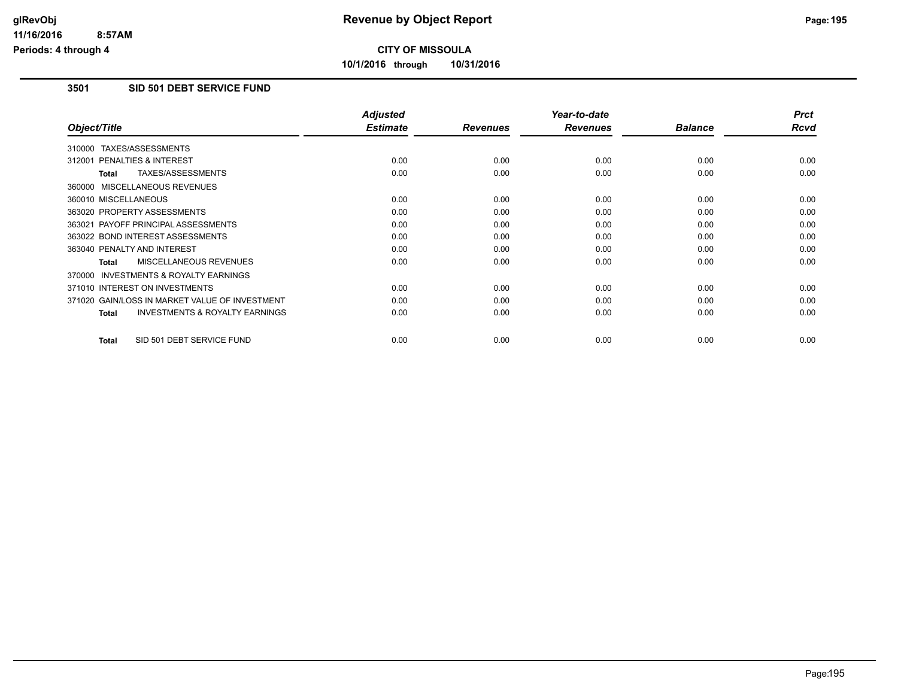**CITY OF MISSOULA**

**10/1/2016 through 10/31/2016**

### 3501 SID 501 DEBT SERVICE FUND

| Object/Title | Adjusted Estimate | Revenues | Year-to-date Revenues | Balance | Prct Rcvd |
|---|---|---|---|---|---|
| 310000 TAXES/ASSESSMENTS | | | | | |
| 312001 PENALTIES & INTEREST | 0.00 | 0.00 | 0.00 | 0.00 | 0.00 |
| **Total** TAXES/ASSESSMENTS | 0.00 | 0.00 | 0.00 | 0.00 | 0.00 |
| 360000 MISCELLANEOUS REVENUES | | | | | |
| 360010 MISCELLANEOUS | 0.00 | 0.00 | 0.00 | 0.00 | 0.00 |
| 363020 PROPERTY ASSESSMENTS | 0.00 | 0.00 | 0.00 | 0.00 | 0.00 |
| 363021 PAYOFF PRINCIPAL ASSESSMENTS | 0.00 | 0.00 | 0.00 | 0.00 | 0.00 |
| 363022 BOND INTEREST ASSESSMENTS | 0.00 | 0.00 | 0.00 | 0.00 | 0.00 |
| 363040 PENALTY AND INTEREST | 0.00 | 0.00 | 0.00 | 0.00 | 0.00 |
| **Total** MISCELLANEOUS REVENUES | 0.00 | 0.00 | 0.00 | 0.00 | 0.00 |
| 370000 INVESTMENTS & ROYALTY EARNINGS | | | | | |
| 371010 INTEREST ON INVESTMENTS | 0.00 | 0.00 | 0.00 | 0.00 | 0.00 |
| 371020 GAIN/LOSS IN MARKET VALUE OF INVESTMENT | 0.00 | 0.00 | 0.00 | 0.00 | 0.00 |
| **Total** INVESTMENTS & ROYALTY EARNINGS | 0.00 | 0.00 | 0.00 | 0.00 | 0.00 |
| **Total** SID 501 DEBT SERVICE FUND | 0.00 | 0.00 | 0.00 | 0.00 | 0.00 |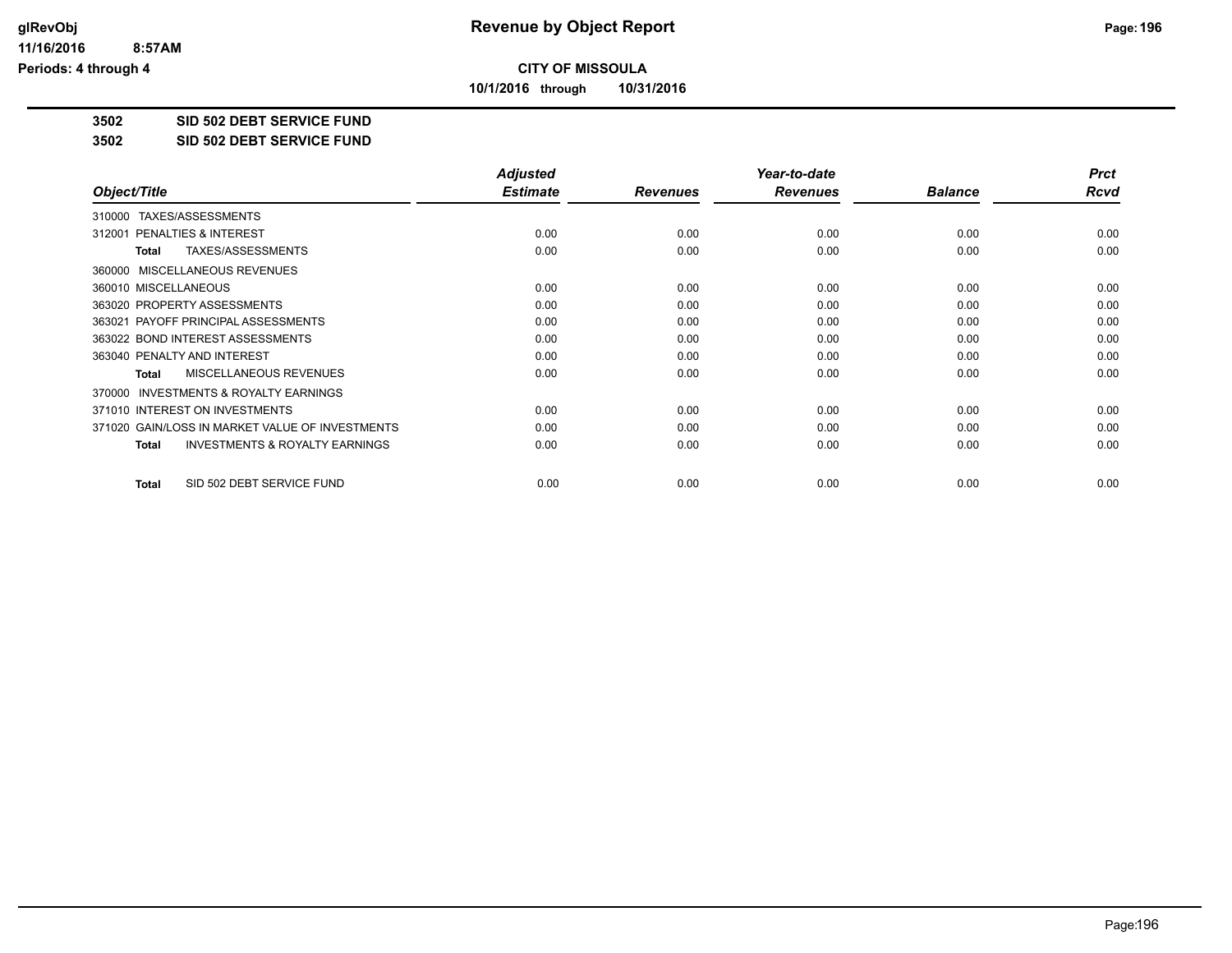**CITY OF MISSOULA**

**10/1/2016 through 10/31/2016**

**3502 SID 502 DEBT SERVICE FUND**

**3502 SID 502 DEBT SERVICE FUND**

| Object/Title | Adjusted Estimate | Revenues | Year-to-date Revenues | Balance | Prct Rcvd |
|---|---|---|---|---|---|
| 310000 TAXES/ASSESSMENTS | | | | | |
| 312001 PENALTIES & INTEREST | 0.00 | 0.00 | 0.00 | 0.00 | 0.00 |
| **Total** TAXES/ASSESSMENTS | 0.00 | 0.00 | 0.00 | 0.00 | 0.00 |
| 360000 MISCELLANEOUS REVENUES | | | | | |
| 360010 MISCELLANEOUS | 0.00 | 0.00 | 0.00 | 0.00 | 0.00 |
| 363020 PROPERTY ASSESSMENTS | 0.00 | 0.00 | 0.00 | 0.00 | 0.00 |
| 363021 PAYOFF PRINCIPAL ASSESSMENTS | 0.00 | 0.00 | 0.00 | 0.00 | 0.00 |
| 363022 BOND INTEREST ASSESSMENTS | 0.00 | 0.00 | 0.00 | 0.00 | 0.00 |
| 363040 PENALTY AND INTEREST | 0.00 | 0.00 | 0.00 | 0.00 | 0.00 |
| **Total** MISCELLANEOUS REVENUES | 0.00 | 0.00 | 0.00 | 0.00 | 0.00 |
| 370000 INVESTMENTS & ROYALTY EARNINGS | | | | | |
| 371010 INTEREST ON INVESTMENTS | 0.00 | 0.00 | 0.00 | 0.00 | 0.00 |
| 371020 GAIN/LOSS IN MARKET VALUE OF INVESTMENTS | 0.00 | 0.00 | 0.00 | 0.00 | 0.00 |
| **Total** INVESTMENTS & ROYALTY EARNINGS | 0.00 | 0.00 | 0.00 | 0.00 | 0.00 |
| **Total** SID 502 DEBT SERVICE FUND | 0.00 | 0.00 | 0.00 | 0.00 | 0.00 |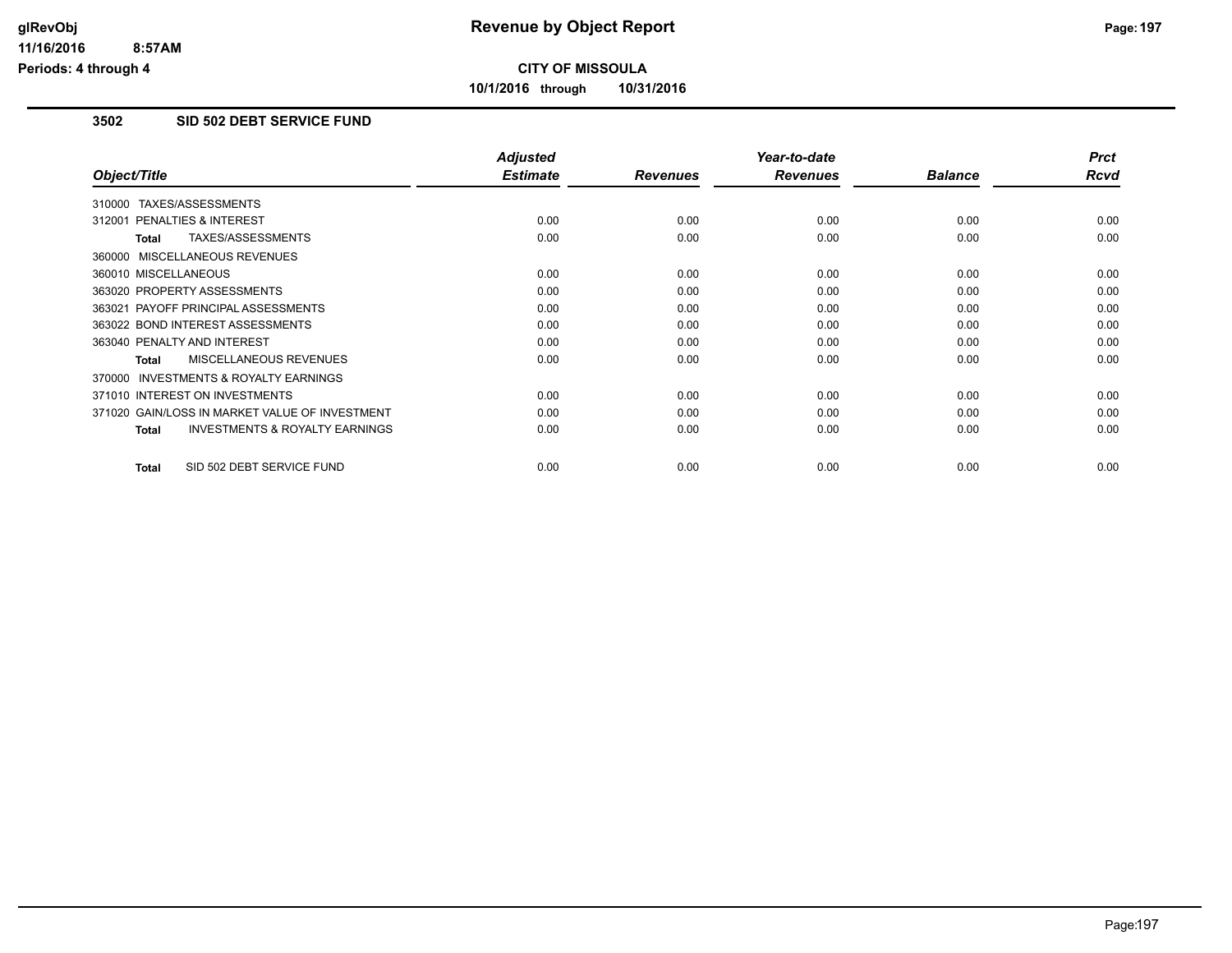**CITY OF MISSOULA**

**10/1/2016 through 10/31/2016**

### 3502 SID 502 DEBT SERVICE FUND

| Object/Title | Adjusted Estimate | Revenues | Year-to-date Revenues | Balance | Prct Rcvd |
|---|---|---|---|---|---|
| 310000 TAXES/ASSESSMENTS | | | | | |
| 312001 PENALTIES & INTEREST | 0.00 | 0.00 | 0.00 | 0.00 | 0.00 |
| **Total** TAXES/ASSESSMENTS | 0.00 | 0.00 | 0.00 | 0.00 | 0.00 |
| 360000 MISCELLANEOUS REVENUES | | | | | |
| 360010 MISCELLANEOUS | 0.00 | 0.00 | 0.00 | 0.00 | 0.00 |
| 363020 PROPERTY ASSESSMENTS | 0.00 | 0.00 | 0.00 | 0.00 | 0.00 |
| 363021 PAYOFF PRINCIPAL ASSESSMENTS | 0.00 | 0.00 | 0.00 | 0.00 | 0.00 |
| 363022 BOND INTEREST ASSESSMENTS | 0.00 | 0.00 | 0.00 | 0.00 | 0.00 |
| 363040 PENALTY AND INTEREST | 0.00 | 0.00 | 0.00 | 0.00 | 0.00 |
| **Total** MISCELLANEOUS REVENUES | 0.00 | 0.00 | 0.00 | 0.00 | 0.00 |
| 370000 INVESTMENTS & ROYALTY EARNINGS | | | | | |
| 371010 INTEREST ON INVESTMENTS | 0.00 | 0.00 | 0.00 | 0.00 | 0.00 |
| 371020 GAIN/LOSS IN MARKET VALUE OF INVESTMENT | 0.00 | 0.00 | 0.00 | 0.00 | 0.00 |
| **Total** INVESTMENTS & ROYALTY EARNINGS | 0.00 | 0.00 | 0.00 | 0.00 | 0.00 |
| **Total** SID 502 DEBT SERVICE FUND | 0.00 | 0.00 | 0.00 | 0.00 | 0.00 |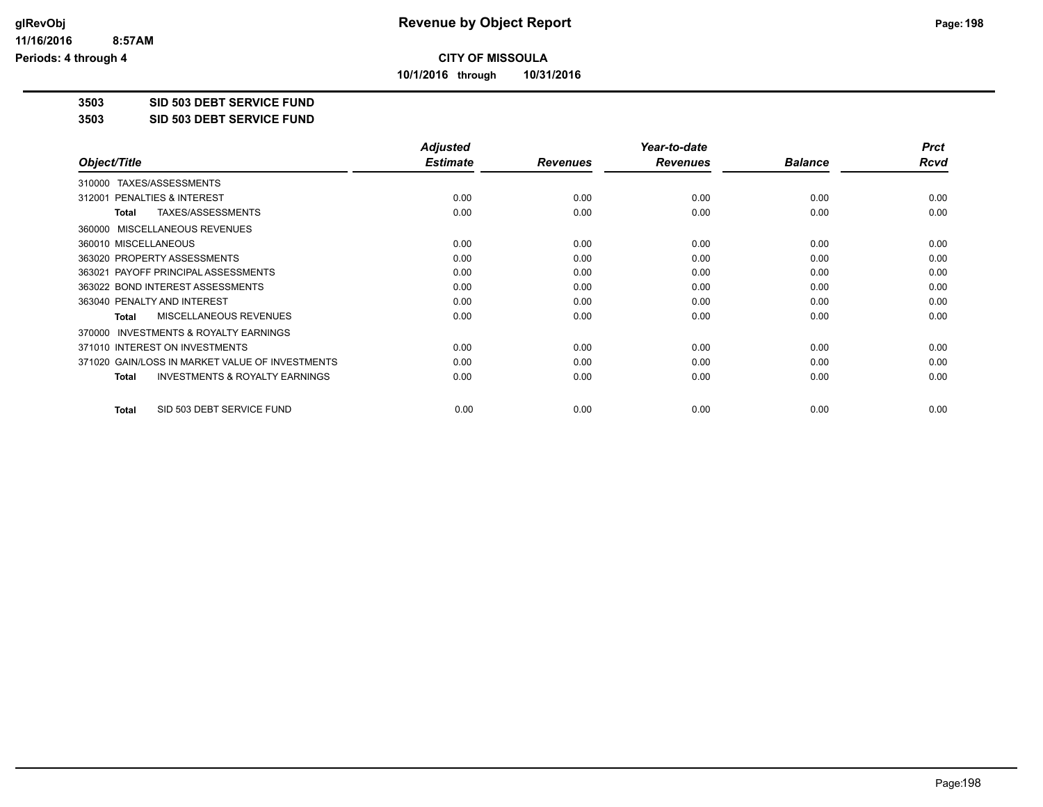# Revenue by Object Report

**CITY OF MISSOULA**

**10/1/2016 through 10/31/2016**

glRevObj
11/16/2016 8:57AM
Periods: 4 through 4

**3503 SID 503 DEBT SERVICE FUND**

**3503 SID 503 DEBT SERVICE FUND**

| Object/Title | Adjusted Estimate | Revenues | Year-to-date Revenues | Balance | Prct Rcvd |
|---|---|---|---|---|---|
| 310000 TAXES/ASSESSMENTS | | | | | |
| 312001 PENALTIES & INTEREST | 0.00 | 0.00 | 0.00 | 0.00 | 0.00 |
| **Total** TAXES/ASSESSMENTS | 0.00 | 0.00 | 0.00 | 0.00 | 0.00 |
| 360000 MISCELLANEOUS REVENUES | | | | | |
| 360010 MISCELLANEOUS | 0.00 | 0.00 | 0.00 | 0.00 | 0.00 |
| 363020 PROPERTY ASSESSMENTS | 0.00 | 0.00 | 0.00 | 0.00 | 0.00 |
| 363021 PAYOFF PRINCIPAL ASSESSMENTS | 0.00 | 0.00 | 0.00 | 0.00 | 0.00 |
| 363022 BOND INTEREST ASSESSMENTS | 0.00 | 0.00 | 0.00 | 0.00 | 0.00 |
| 363040 PENALTY AND INTEREST | 0.00 | 0.00 | 0.00 | 0.00 | 0.00 |
| **Total** MISCELLANEOUS REVENUES | 0.00 | 0.00 | 0.00 | 0.00 | 0.00 |
| 370000 INVESTMENTS & ROYALTY EARNINGS | | | | | |
| 371010 INTEREST ON INVESTMENTS | 0.00 | 0.00 | 0.00 | 0.00 | 0.00 |
| 371020 GAIN/LOSS IN MARKET VALUE OF INVESTMENTS | 0.00 | 0.00 | 0.00 | 0.00 | 0.00 |
| **Total** INVESTMENTS & ROYALTY EARNINGS | 0.00 | 0.00 | 0.00 | 0.00 | 0.00 |
| **Total** SID 503 DEBT SERVICE FUND | 0.00 | 0.00 | 0.00 | 0.00 | 0.00 |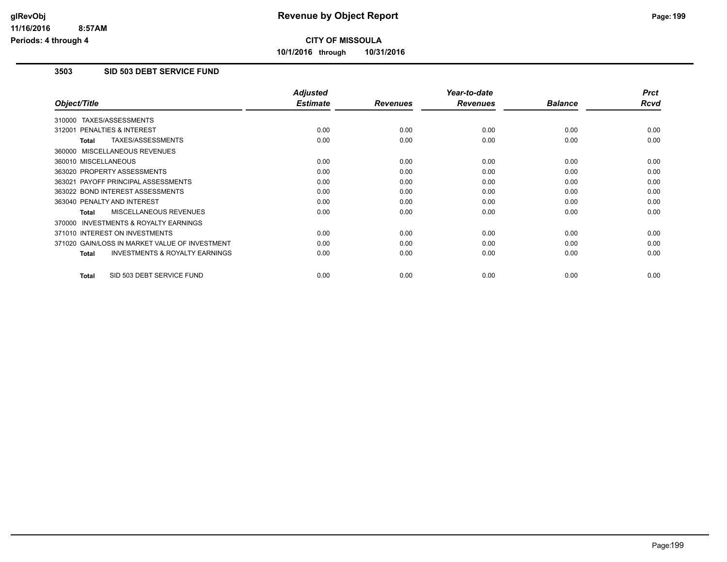**CITY OF MISSOULA**

**10/1/2016 through 10/31/2016**

### 3503 SID 503 DEBT SERVICE FUND

| Object/Title | Adjusted Estimate | Revenues | Year-to-date Revenues | Balance | Prct Rcvd |
|---|---|---|---|---|---|
| 310000 TAXES/ASSESSMENTS | | | | | |
| 312001 PENALTIES & INTEREST | 0.00 | 0.00 | 0.00 | 0.00 | 0.00 |
| **Total** TAXES/ASSESSMENTS | 0.00 | 0.00 | 0.00 | 0.00 | 0.00 |
| 360000 MISCELLANEOUS REVENUES | | | | | |
| 360010 MISCELLANEOUS | 0.00 | 0.00 | 0.00 | 0.00 | 0.00 |
| 363020 PROPERTY ASSESSMENTS | 0.00 | 0.00 | 0.00 | 0.00 | 0.00 |
| 363021 PAYOFF PRINCIPAL ASSESSMENTS | 0.00 | 0.00 | 0.00 | 0.00 | 0.00 |
| 363022 BOND INTEREST ASSESSMENTS | 0.00 | 0.00 | 0.00 | 0.00 | 0.00 |
| 363040 PENALTY AND INTEREST | 0.00 | 0.00 | 0.00 | 0.00 | 0.00 |
| **Total** MISCELLANEOUS REVENUES | 0.00 | 0.00 | 0.00 | 0.00 | 0.00 |
| 370000 INVESTMENTS & ROYALTY EARNINGS | | | | | |
| 371010 INTEREST ON INVESTMENTS | 0.00 | 0.00 | 0.00 | 0.00 | 0.00 |
| 371020 GAIN/LOSS IN MARKET VALUE OF INVESTMENT | 0.00 | 0.00 | 0.00 | 0.00 | 0.00 |
| **Total** INVESTMENTS & ROYALTY EARNINGS | 0.00 | 0.00 | 0.00 | 0.00 | 0.00 |
| **Total** SID 503 DEBT SERVICE FUND | 0.00 | 0.00 | 0.00 | 0.00 | 0.00 |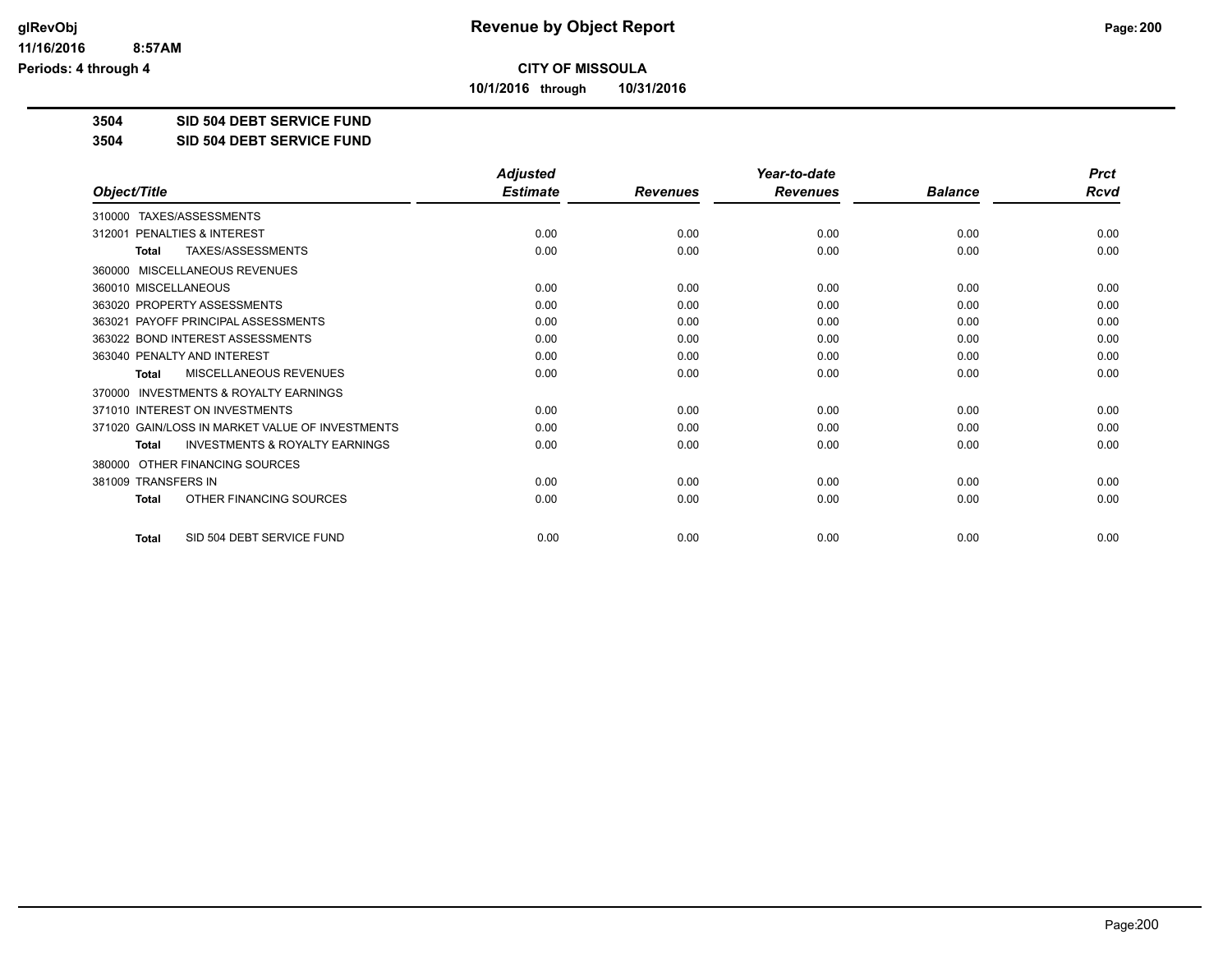**CITY OF MISSOULA**

**10/1/2016 through 10/31/2016**

**Revenue by Object Report**

glRevObj
11/16/2016 8:57AM
Periods: 4 through 4

**3504 SID 504 DEBT SERVICE FUND**

**3504 SID 504 DEBT SERVICE FUND**

| Object/Title | Adjusted Estimate | Revenues | Year-to-date Revenues | Balance | Prct Rcvd |
|---|---|---|---|---|---|
| 310000 TAXES/ASSESSMENTS | | | | | |
| 312001 PENALTIES & INTEREST | 0.00 | 0.00 | 0.00 | 0.00 | 0.00 |
| **Total** TAXES/ASSESSMENTS | 0.00 | 0.00 | 0.00 | 0.00 | 0.00 |
| 360000 MISCELLANEOUS REVENUES | | | | | |
| 360010 MISCELLANEOUS | 0.00 | 0.00 | 0.00 | 0.00 | 0.00 |
| 363020 PROPERTY ASSESSMENTS | 0.00 | 0.00 | 0.00 | 0.00 | 0.00 |
| 363021 PAYOFF PRINCIPAL ASSESSMENTS | 0.00 | 0.00 | 0.00 | 0.00 | 0.00 |
| 363022 BOND INTEREST ASSESSMENTS | 0.00 | 0.00 | 0.00 | 0.00 | 0.00 |
| 363040 PENALTY AND INTEREST | 0.00 | 0.00 | 0.00 | 0.00 | 0.00 |
| **Total** MISCELLANEOUS REVENUES | 0.00 | 0.00 | 0.00 | 0.00 | 0.00 |
| 370000 INVESTMENTS & ROYALTY EARNINGS | | | | | |
| 371010 INTEREST ON INVESTMENTS | 0.00 | 0.00 | 0.00 | 0.00 | 0.00 |
| 371020 GAIN/LOSS IN MARKET VALUE OF INVESTMENTS | 0.00 | 0.00 | 0.00 | 0.00 | 0.00 |
| **Total** INVESTMENTS & ROYALTY EARNINGS | 0.00 | 0.00 | 0.00 | 0.00 | 0.00 |
| 380000 OTHER FINANCING SOURCES | | | | | |
| 381009 TRANSFERS IN | 0.00 | 0.00 | 0.00 | 0.00 | 0.00 |
| **Total** OTHER FINANCING SOURCES | 0.00 | 0.00 | 0.00 | 0.00 | 0.00 |
| **Total** SID 504 DEBT SERVICE FUND | 0.00 | 0.00 | 0.00 | 0.00 | 0.00 |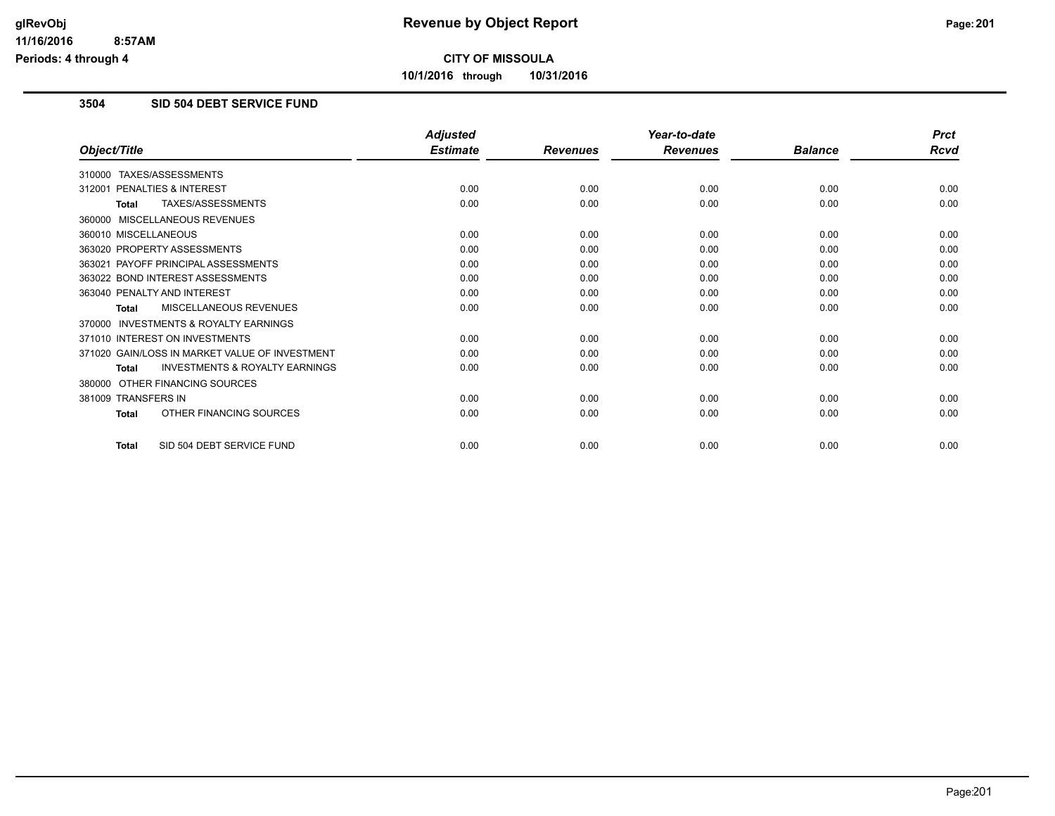# Revenue by Object Report

**CITY OF MISSOULA**

**10/1/2016 through 10/31/2016**

glRevObj
11/16/2016 8:57AM
Periods: 4 through 4

## 3504 SID 504 DEBT SERVICE FUND

| Object/Title | Adjusted Estimate | Revenues | Year-to-date Revenues | Balance | Prct Rcvd |
|---|---|---|---|---|---|
| 310000 TAXES/ASSESSMENTS | | | | | |
| 312001 PENALTIES & INTEREST | 0.00 | 0.00 | 0.00 | 0.00 | 0.00 |
| **Total** TAXES/ASSESSMENTS | 0.00 | 0.00 | 0.00 | 0.00 | 0.00 |
| 360000 MISCELLANEOUS REVENUES | | | | | |
| 360010 MISCELLANEOUS | 0.00 | 0.00 | 0.00 | 0.00 | 0.00 |
| 363020 PROPERTY ASSESSMENTS | 0.00 | 0.00 | 0.00 | 0.00 | 0.00 |
| 363021 PAYOFF PRINCIPAL ASSESSMENTS | 0.00 | 0.00 | 0.00 | 0.00 | 0.00 |
| 363022 BOND INTEREST ASSESSMENTS | 0.00 | 0.00 | 0.00 | 0.00 | 0.00 |
| 363040 PENALTY AND INTEREST | 0.00 | 0.00 | 0.00 | 0.00 | 0.00 |
| **Total** MISCELLANEOUS REVENUES | 0.00 | 0.00 | 0.00 | 0.00 | 0.00 |
| 370000 INVESTMENTS & ROYALTY EARNINGS | | | | | |
| 371010 INTEREST ON INVESTMENTS | 0.00 | 0.00 | 0.00 | 0.00 | 0.00 |
| 371020 GAIN/LOSS IN MARKET VALUE OF INVESTMENT | 0.00 | 0.00 | 0.00 | 0.00 | 0.00 |
| **Total** INVESTMENTS & ROYALTY EARNINGS | 0.00 | 0.00 | 0.00 | 0.00 | 0.00 |
| 380000 OTHER FINANCING SOURCES | | | | | |
| 381009 TRANSFERS IN | 0.00 | 0.00 | 0.00 | 0.00 | 0.00 |
| **Total** OTHER FINANCING SOURCES | 0.00 | 0.00 | 0.00 | 0.00 | 0.00 |
| **Total** SID 504 DEBT SERVICE FUND | 0.00 | 0.00 | 0.00 | 0.00 | 0.00 |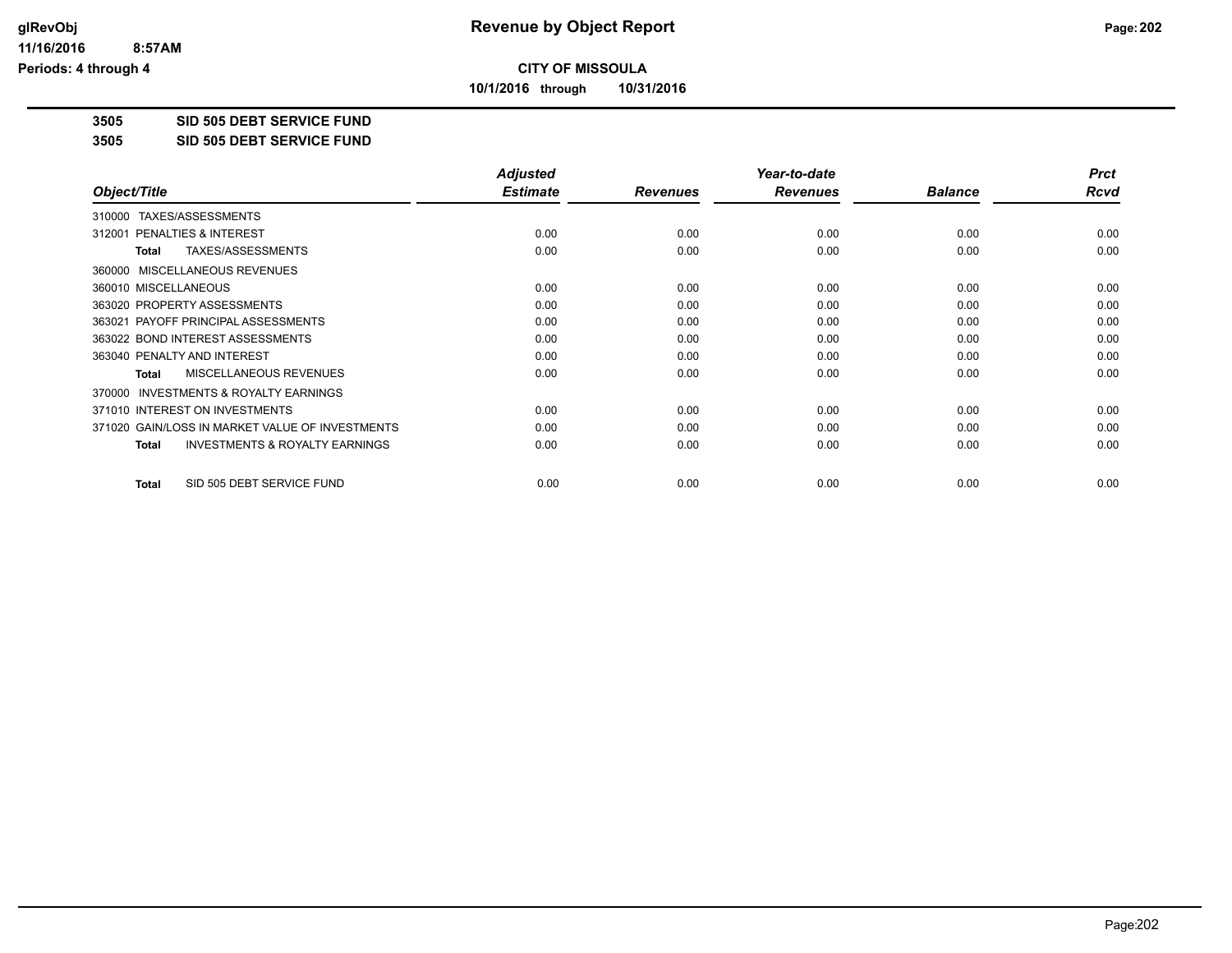glRevObj
11/16/2016 8:57AM
Periods: 4 through 4

# Revenue by Object Report

**CITY OF MISSOULA**

**10/1/2016 through 10/31/2016**

**3505 SID 505 DEBT SERVICE FUND**

**3505 SID 505 DEBT SERVICE FUND**

| Object/Title | Adjusted Estimate | Revenues | Year-to-date Revenues | Balance | Prct Rcvd |
|---|---|---|---|---|---|
| 310000 TAXES/ASSESSMENTS | | | | | |
| 312001 PENALTIES & INTEREST | 0.00 | 0.00 | 0.00 | 0.00 | 0.00 |
| **Total** TAXES/ASSESSMENTS | 0.00 | 0.00 | 0.00 | 0.00 | 0.00 |
| 360000 MISCELLANEOUS REVENUES | | | | | |
| 360010 MISCELLANEOUS | 0.00 | 0.00 | 0.00 | 0.00 | 0.00 |
| 363020 PROPERTY ASSESSMENTS | 0.00 | 0.00 | 0.00 | 0.00 | 0.00 |
| 363021 PAYOFF PRINCIPAL ASSESSMENTS | 0.00 | 0.00 | 0.00 | 0.00 | 0.00 |
| 363022 BOND INTEREST ASSESSMENTS | 0.00 | 0.00 | 0.00 | 0.00 | 0.00 |
| 363040 PENALTY AND INTEREST | 0.00 | 0.00 | 0.00 | 0.00 | 0.00 |
| **Total** MISCELLANEOUS REVENUES | 0.00 | 0.00 | 0.00 | 0.00 | 0.00 |
| 370000 INVESTMENTS & ROYALTY EARNINGS | | | | | |
| 371010 INTEREST ON INVESTMENTS | 0.00 | 0.00 | 0.00 | 0.00 | 0.00 |
| 371020 GAIN/LOSS IN MARKET VALUE OF INVESTMENTS | 0.00 | 0.00 | 0.00 | 0.00 | 0.00 |
| **Total** INVESTMENTS & ROYALTY EARNINGS | 0.00 | 0.00 | 0.00 | 0.00 | 0.00 |
| **Total** SID 505 DEBT SERVICE FUND | 0.00 | 0.00 | 0.00 | 0.00 | 0.00 |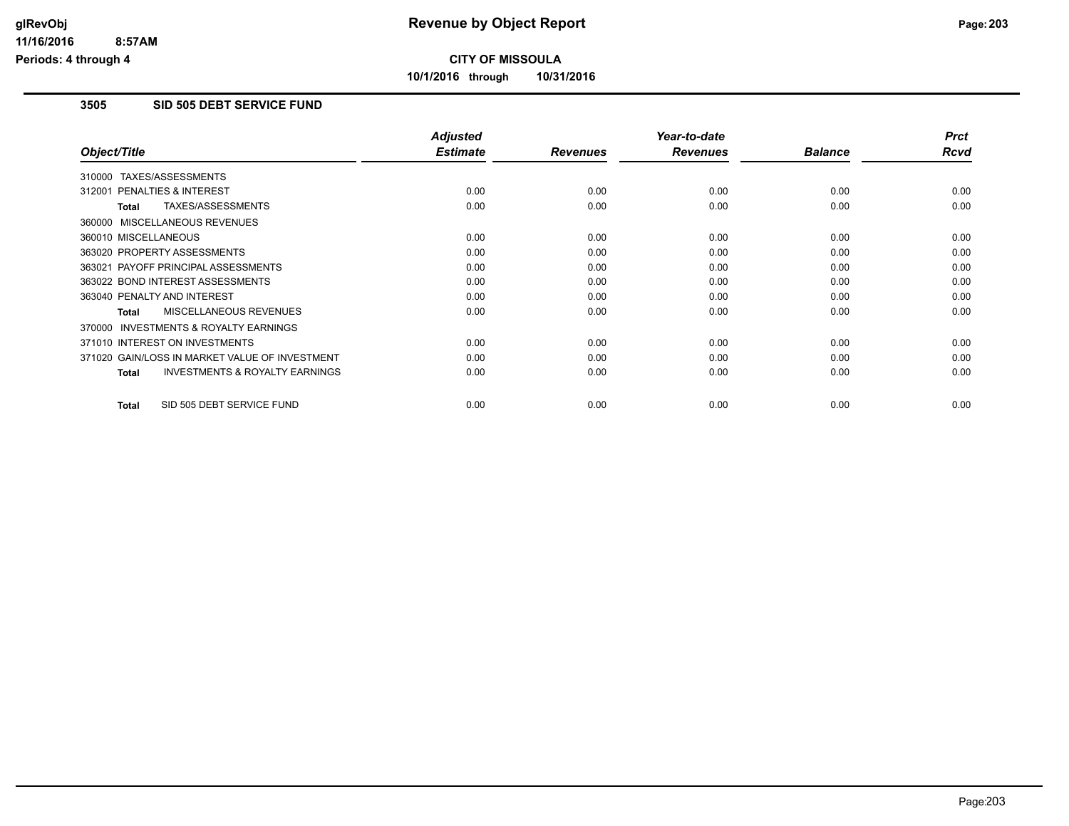# Revenue by Object Report

**CITY OF MISSOULA**

**10/1/2016 through 10/31/2016**

glRevObj
11/16/2016 8:57AM
Periods: 4 through 4

### 3505 SID 505 DEBT SERVICE FUND

| Object/Title | Adjusted Estimate | Revenues | Year-to-date Revenues | Balance | Prct Rcvd |
|---|---|---|---|---|---|
| 310000 TAXES/ASSESSMENTS | | | | | |
| 312001 PENALTIES & INTEREST | 0.00 | 0.00 | 0.00 | 0.00 | 0.00 |
| **Total** TAXES/ASSESSMENTS | 0.00 | 0.00 | 0.00 | 0.00 | 0.00 |
| 360000 MISCELLANEOUS REVENUES | | | | | |
| 360010 MISCELLANEOUS | 0.00 | 0.00 | 0.00 | 0.00 | 0.00 |
| 363020 PROPERTY ASSESSMENTS | 0.00 | 0.00 | 0.00 | 0.00 | 0.00 |
| 363021 PAYOFF PRINCIPAL ASSESSMENTS | 0.00 | 0.00 | 0.00 | 0.00 | 0.00 |
| 363022 BOND INTEREST ASSESSMENTS | 0.00 | 0.00 | 0.00 | 0.00 | 0.00 |
| 363040 PENALTY AND INTEREST | 0.00 | 0.00 | 0.00 | 0.00 | 0.00 |
| **Total** MISCELLANEOUS REVENUES | 0.00 | 0.00 | 0.00 | 0.00 | 0.00 |
| 370000 INVESTMENTS & ROYALTY EARNINGS | | | | | |
| 371010 INTEREST ON INVESTMENTS | 0.00 | 0.00 | 0.00 | 0.00 | 0.00 |
| 371020 GAIN/LOSS IN MARKET VALUE OF INVESTMENT | 0.00 | 0.00 | 0.00 | 0.00 | 0.00 |
| **Total** INVESTMENTS & ROYALTY EARNINGS | 0.00 | 0.00 | 0.00 | 0.00 | 0.00 |
| **Total** SID 505 DEBT SERVICE FUND | 0.00 | 0.00 | 0.00 | 0.00 | 0.00 |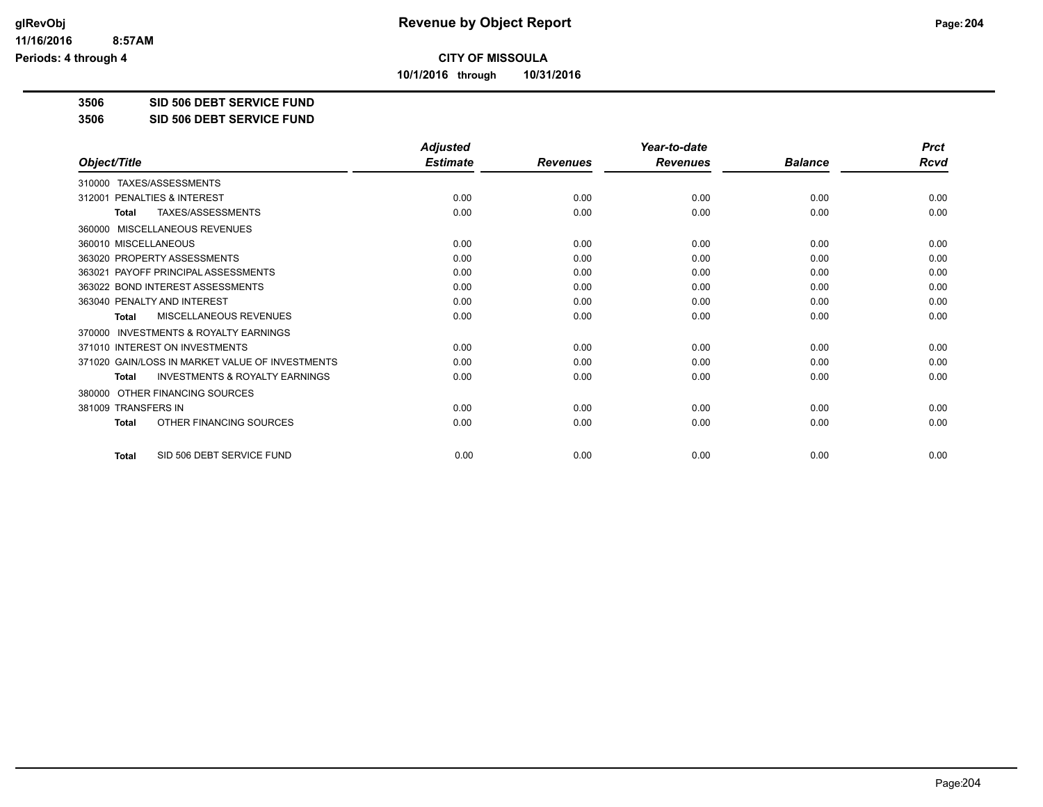**CITY OF MISSOULA**

**10/1/2016 through 10/31/2016**

**Revenue by Object Report**

## 3506 SID 506 DEBT SERVICE FUND

## 3506 SID 506 DEBT SERVICE FUND

| Object/Title | Adjusted Estimate | Revenues | Year-to-date Revenues | Balance | Prct Rcvd |
|---|---|---|---|---|---|
| 310000 TAXES/ASSESSMENTS | | | | | |
| 312001 PENALTIES & INTEREST | 0.00 | 0.00 | 0.00 | 0.00 | 0.00 |
| **Total** TAXES/ASSESSMENTS | 0.00 | 0.00 | 0.00 | 0.00 | 0.00 |
| 360000 MISCELLANEOUS REVENUES | | | | | |
| 360010 MISCELLANEOUS | 0.00 | 0.00 | 0.00 | 0.00 | 0.00 |
| 363020 PROPERTY ASSESSMENTS | 0.00 | 0.00 | 0.00 | 0.00 | 0.00 |
| 363021 PAYOFF PRINCIPAL ASSESSMENTS | 0.00 | 0.00 | 0.00 | 0.00 | 0.00 |
| 363022 BOND INTEREST ASSESSMENTS | 0.00 | 0.00 | 0.00 | 0.00 | 0.00 |
| 363040 PENALTY AND INTEREST | 0.00 | 0.00 | 0.00 | 0.00 | 0.00 |
| **Total** MISCELLANEOUS REVENUES | 0.00 | 0.00 | 0.00 | 0.00 | 0.00 |
| 370000 INVESTMENTS & ROYALTY EARNINGS | | | | | |
| 371010 INTEREST ON INVESTMENTS | 0.00 | 0.00 | 0.00 | 0.00 | 0.00 |
| 371020 GAIN/LOSS IN MARKET VALUE OF INVESTMENTS | 0.00 | 0.00 | 0.00 | 0.00 | 0.00 |
| **Total** INVESTMENTS & ROYALTY EARNINGS | 0.00 | 0.00 | 0.00 | 0.00 | 0.00 |
| 380000 OTHER FINANCING SOURCES | | | | | |
| 381009 TRANSFERS IN | 0.00 | 0.00 | 0.00 | 0.00 | 0.00 |
| **Total** OTHER FINANCING SOURCES | 0.00 | 0.00 | 0.00 | 0.00 | 0.00 |
| **Total** SID 506 DEBT SERVICE FUND | 0.00 | 0.00 | 0.00 | 0.00 | 0.00 |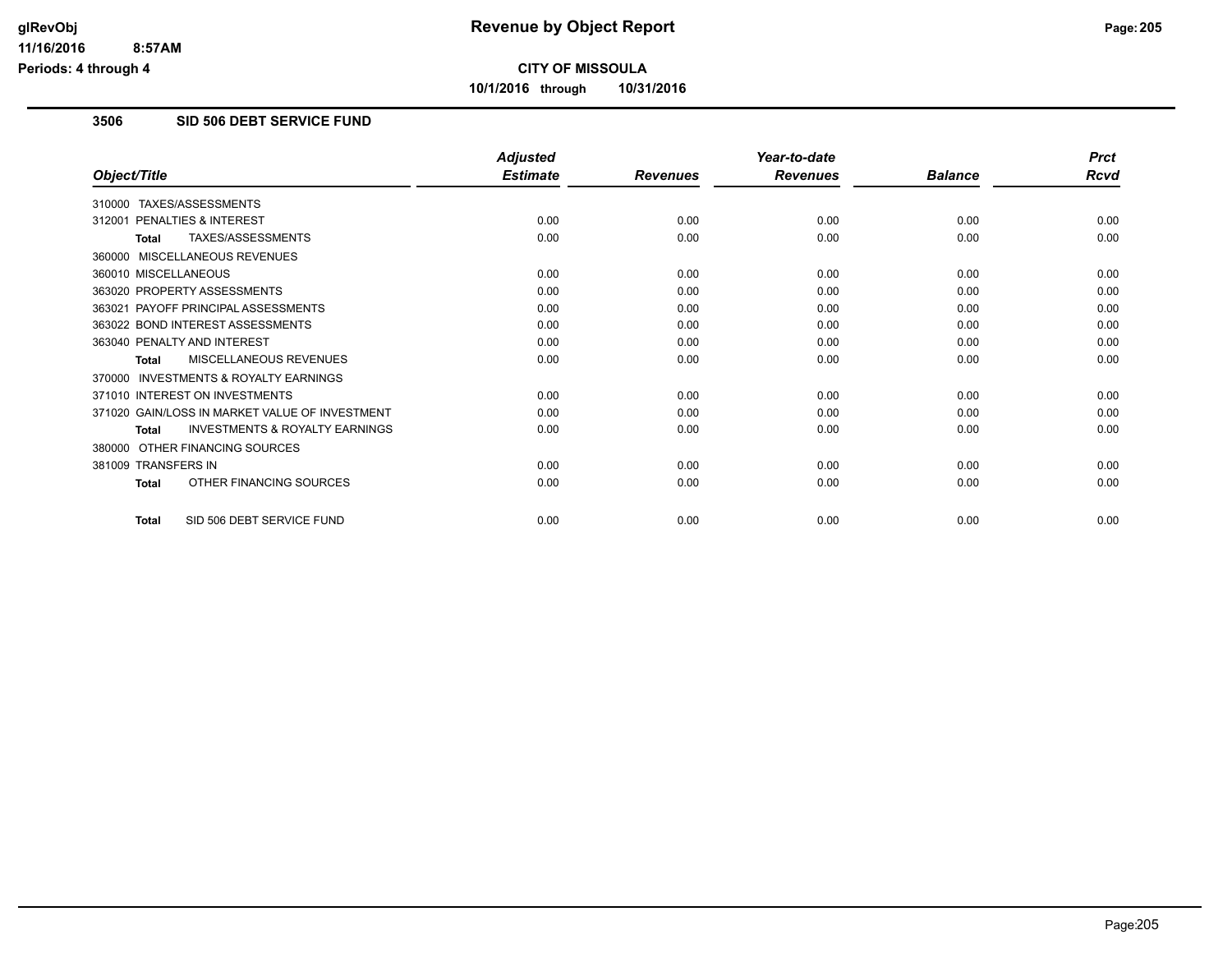**CITY OF MISSOULA**

**10/1/2016 through 10/31/2016**

### 3506 SID 506 DEBT SERVICE FUND

| Object/Title | Adjusted Estimate | Revenues | Year-to-date Revenues | Balance | Prct Rcvd |
|---|---|---|---|---|---|
| 310000 TAXES/ASSESSMENTS | | | | | |
| 312001 PENALTIES & INTEREST | 0.00 | 0.00 | 0.00 | 0.00 | 0.00 |
| **Total** TAXES/ASSESSMENTS | 0.00 | 0.00 | 0.00 | 0.00 | 0.00 |
| 360000 MISCELLANEOUS REVENUES | | | | | |
| 360010 MISCELLANEOUS | 0.00 | 0.00 | 0.00 | 0.00 | 0.00 |
| 363020 PROPERTY ASSESSMENTS | 0.00 | 0.00 | 0.00 | 0.00 | 0.00 |
| 363021 PAYOFF PRINCIPAL ASSESSMENTS | 0.00 | 0.00 | 0.00 | 0.00 | 0.00 |
| 363022 BOND INTEREST ASSESSMENTS | 0.00 | 0.00 | 0.00 | 0.00 | 0.00 |
| 363040 PENALTY AND INTEREST | 0.00 | 0.00 | 0.00 | 0.00 | 0.00 |
| **Total** MISCELLANEOUS REVENUES | 0.00 | 0.00 | 0.00 | 0.00 | 0.00 |
| 370000 INVESTMENTS & ROYALTY EARNINGS | | | | | |
| 371010 INTEREST ON INVESTMENTS | 0.00 | 0.00 | 0.00 | 0.00 | 0.00 |
| 371020 GAIN/LOSS IN MARKET VALUE OF INVESTMENT | 0.00 | 0.00 | 0.00 | 0.00 | 0.00 |
| **Total** INVESTMENTS & ROYALTY EARNINGS | 0.00 | 0.00 | 0.00 | 0.00 | 0.00 |
| 380000 OTHER FINANCING SOURCES | | | | | |
| 381009 TRANSFERS IN | 0.00 | 0.00 | 0.00 | 0.00 | 0.00 |
| **Total** OTHER FINANCING SOURCES | 0.00 | 0.00 | 0.00 | 0.00 | 0.00 |
| **Total** SID 506 DEBT SERVICE FUND | 0.00 | 0.00 | 0.00 | 0.00 | 0.00 |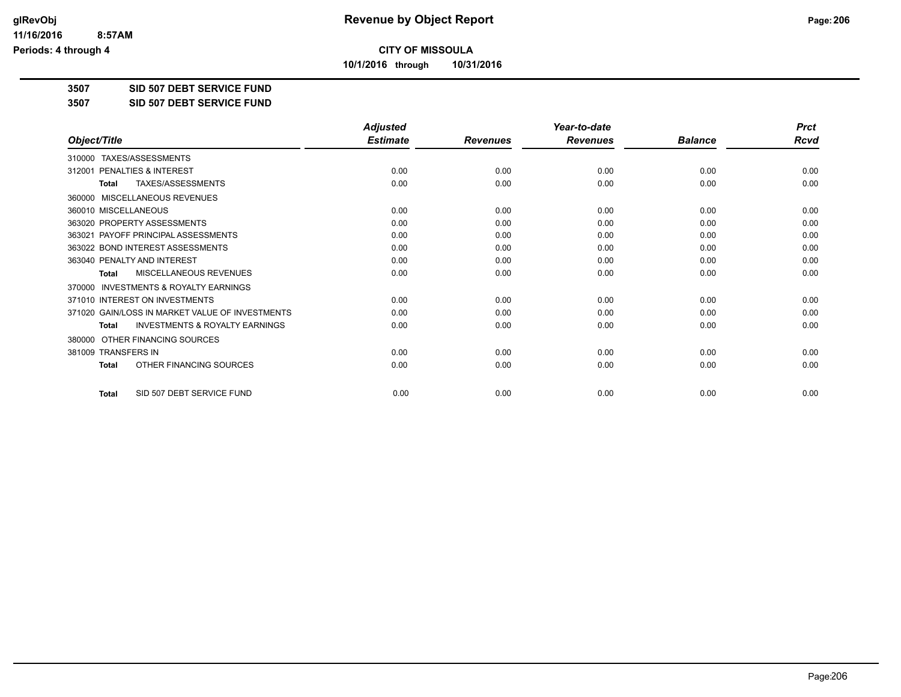**Revenue by Object Report**

**CITY OF MISSOULA**

**10/1/2016 through 10/31/2016**

glRevObj
11/16/2016 8:57AM
Periods: 4 through 4

**3507 SID 507 DEBT SERVICE FUND**

**3507 SID 507 DEBT SERVICE FUND**

| Object/Title | Adjusted Estimate | Revenues | Year-to-date Revenues | Balance | Prct Rcvd |
|---|---|---|---|---|---|
| 310000 TAXES/ASSESSMENTS | | | | | |
| 312001 PENALTIES & INTEREST | 0.00 | 0.00 | 0.00 | 0.00 | 0.00 |
| **Total** TAXES/ASSESSMENTS | 0.00 | 0.00 | 0.00 | 0.00 | 0.00 |
| 360000 MISCELLANEOUS REVENUES | | | | | |
| 360010 MISCELLANEOUS | 0.00 | 0.00 | 0.00 | 0.00 | 0.00 |
| 363020 PROPERTY ASSESSMENTS | 0.00 | 0.00 | 0.00 | 0.00 | 0.00 |
| 363021 PAYOFF PRINCIPAL ASSESSMENTS | 0.00 | 0.00 | 0.00 | 0.00 | 0.00 |
| 363022 BOND INTEREST ASSESSMENTS | 0.00 | 0.00 | 0.00 | 0.00 | 0.00 |
| 363040 PENALTY AND INTEREST | 0.00 | 0.00 | 0.00 | 0.00 | 0.00 |
| **Total** MISCELLANEOUS REVENUES | 0.00 | 0.00 | 0.00 | 0.00 | 0.00 |
| 370000 INVESTMENTS & ROYALTY EARNINGS | | | | | |
| 371010 INTEREST ON INVESTMENTS | 0.00 | 0.00 | 0.00 | 0.00 | 0.00 |
| 371020 GAIN/LOSS IN MARKET VALUE OF INVESTMENTS | 0.00 | 0.00 | 0.00 | 0.00 | 0.00 |
| **Total** INVESTMENTS & ROYALTY EARNINGS | 0.00 | 0.00 | 0.00 | 0.00 | 0.00 |
| 380000 OTHER FINANCING SOURCES | | | | | |
| 381009 TRANSFERS IN | 0.00 | 0.00 | 0.00 | 0.00 | 0.00 |
| **Total** OTHER FINANCING SOURCES | 0.00 | 0.00 | 0.00 | 0.00 | 0.00 |
| **Total** SID 507 DEBT SERVICE FUND | 0.00 | 0.00 | 0.00 | 0.00 | 0.00 |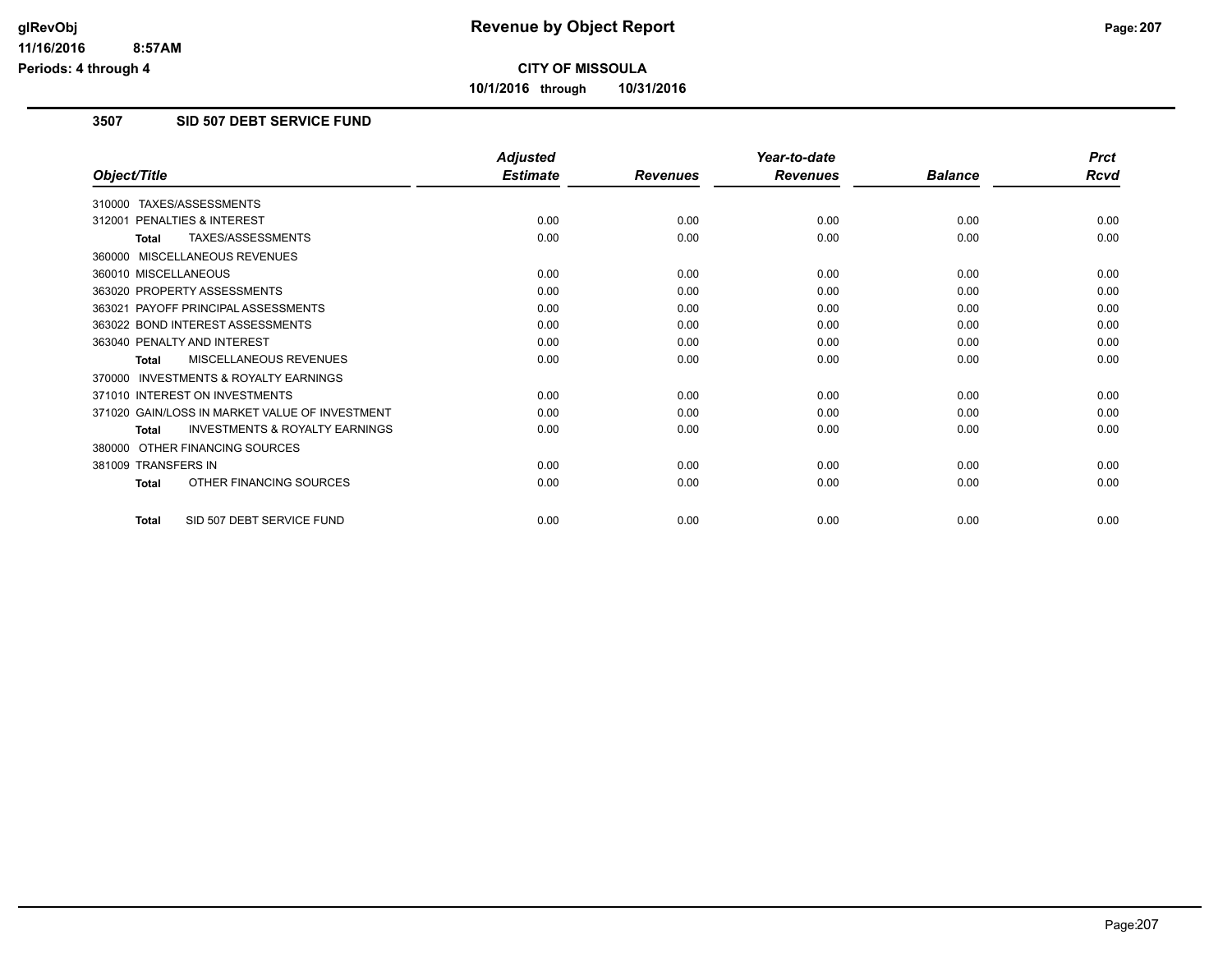# CITY OF MISSOULA

**10/1/2016 through 10/31/2016**

## 3507 SID 507 DEBT SERVICE FUND

| Object/Title | Adjusted Estimate | Revenues | Year-to-date Revenues | Balance | Prct Rcvd |
|---|---|---|---|---|---|
| 310000 TAXES/ASSESSMENTS | | | | | |
| 312001 PENALTIES & INTEREST | 0.00 | 0.00 | 0.00 | 0.00 | 0.00 |
| **Total** TAXES/ASSESSMENTS | 0.00 | 0.00 | 0.00 | 0.00 | 0.00 |
| 360000 MISCELLANEOUS REVENUES | | | | | |
| 360010 MISCELLANEOUS | 0.00 | 0.00 | 0.00 | 0.00 | 0.00 |
| 363020 PROPERTY ASSESSMENTS | 0.00 | 0.00 | 0.00 | 0.00 | 0.00 |
| 363021 PAYOFF PRINCIPAL ASSESSMENTS | 0.00 | 0.00 | 0.00 | 0.00 | 0.00 |
| 363022 BOND INTEREST ASSESSMENTS | 0.00 | 0.00 | 0.00 | 0.00 | 0.00 |
| 363040 PENALTY AND INTEREST | 0.00 | 0.00 | 0.00 | 0.00 | 0.00 |
| **Total** MISCELLANEOUS REVENUES | 0.00 | 0.00 | 0.00 | 0.00 | 0.00 |
| 370000 INVESTMENTS & ROYALTY EARNINGS | | | | | |
| 371010 INTEREST ON INVESTMENTS | 0.00 | 0.00 | 0.00 | 0.00 | 0.00 |
| 371020 GAIN/LOSS IN MARKET VALUE OF INVESTMENT | 0.00 | 0.00 | 0.00 | 0.00 | 0.00 |
| **Total** INVESTMENTS & ROYALTY EARNINGS | 0.00 | 0.00 | 0.00 | 0.00 | 0.00 |
| 380000 OTHER FINANCING SOURCES | | | | | |
| 381009 TRANSFERS IN | 0.00 | 0.00 | 0.00 | 0.00 | 0.00 |
| **Total** OTHER FINANCING SOURCES | 0.00 | 0.00 | 0.00 | 0.00 | 0.00 |
| **Total** SID 507 DEBT SERVICE FUND | 0.00 | 0.00 | 0.00 | 0.00 | 0.00 |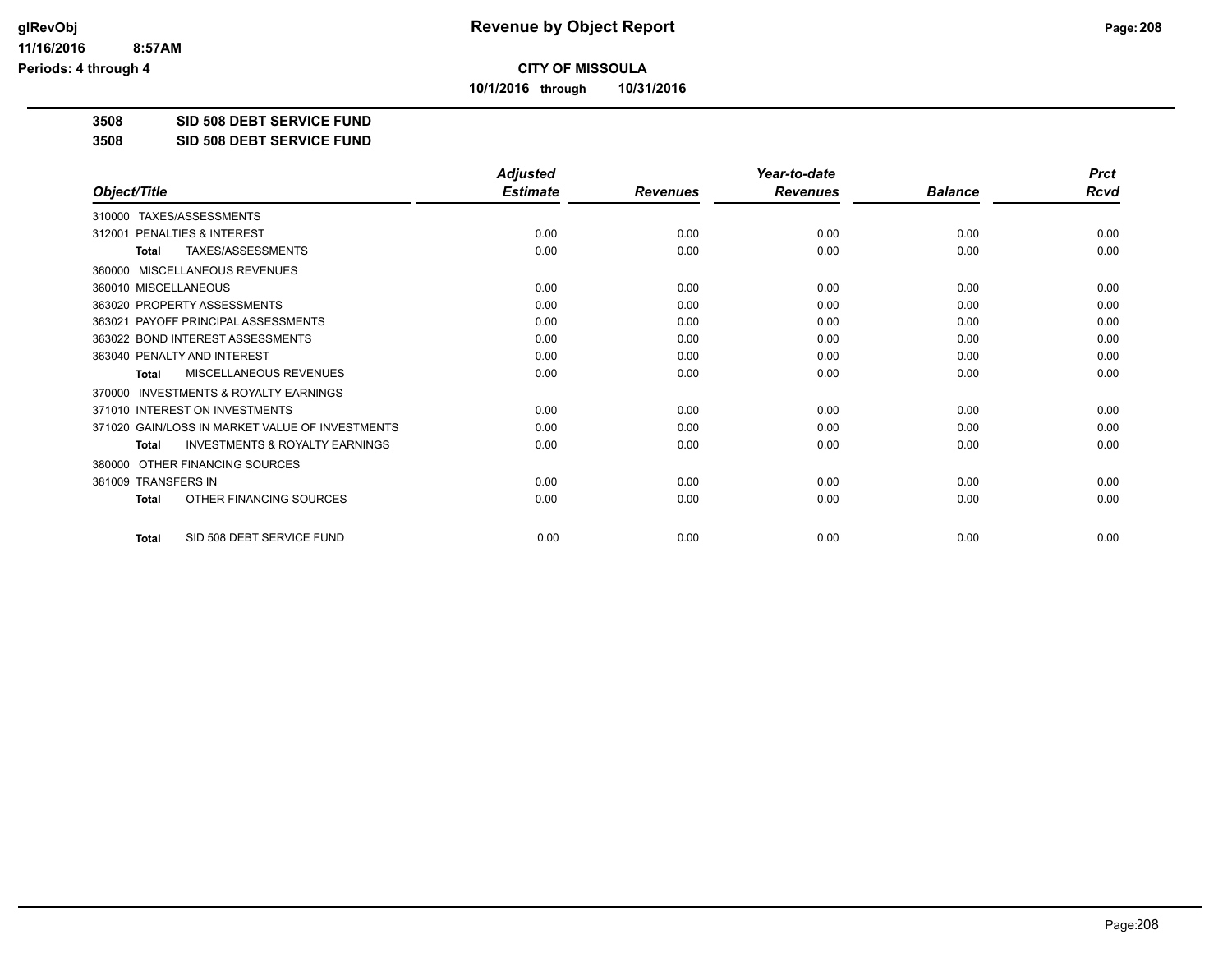**CITY OF MISSOULA**

**10/1/2016 through 10/31/2016**

**Revenue by Object Report**

glRevObj
11/16/2016 8:57AM
Periods: 4 through 4

**3508 SID 508 DEBT SERVICE FUND**

**3508 SID 508 DEBT SERVICE FUND**

| Object/Title | Adjusted Estimate | Revenues | Year-to-date Revenues | Balance | Prct Rcvd |
|---|---|---|---|---|---|
| 310000 TAXES/ASSESSMENTS | | | | | |
| 312001 PENALTIES & INTEREST | 0.00 | 0.00 | 0.00 | 0.00 | 0.00 |
| **Total** TAXES/ASSESSMENTS | 0.00 | 0.00 | 0.00 | 0.00 | 0.00 |
| 360000 MISCELLANEOUS REVENUES | | | | | |
| 360010 MISCELLANEOUS | 0.00 | 0.00 | 0.00 | 0.00 | 0.00 |
| 363020 PROPERTY ASSESSMENTS | 0.00 | 0.00 | 0.00 | 0.00 | 0.00 |
| 363021 PAYOFF PRINCIPAL ASSESSMENTS | 0.00 | 0.00 | 0.00 | 0.00 | 0.00 |
| 363022 BOND INTEREST ASSESSMENTS | 0.00 | 0.00 | 0.00 | 0.00 | 0.00 |
| 363040 PENALTY AND INTEREST | 0.00 | 0.00 | 0.00 | 0.00 | 0.00 |
| **Total** MISCELLANEOUS REVENUES | 0.00 | 0.00 | 0.00 | 0.00 | 0.00 |
| 370000 INVESTMENTS & ROYALTY EARNINGS | | | | | |
| 371010 INTEREST ON INVESTMENTS | 0.00 | 0.00 | 0.00 | 0.00 | 0.00 |
| 371020 GAIN/LOSS IN MARKET VALUE OF INVESTMENTS | 0.00 | 0.00 | 0.00 | 0.00 | 0.00 |
| **Total** INVESTMENTS & ROYALTY EARNINGS | 0.00 | 0.00 | 0.00 | 0.00 | 0.00 |
| 380000 OTHER FINANCING SOURCES | | | | | |
| 381009 TRANSFERS IN | 0.00 | 0.00 | 0.00 | 0.00 | 0.00 |
| **Total** OTHER FINANCING SOURCES | 0.00 | 0.00 | 0.00 | 0.00 | 0.00 |
| **Total** SID 508 DEBT SERVICE FUND | 0.00 | 0.00 | 0.00 | 0.00 | 0.00 |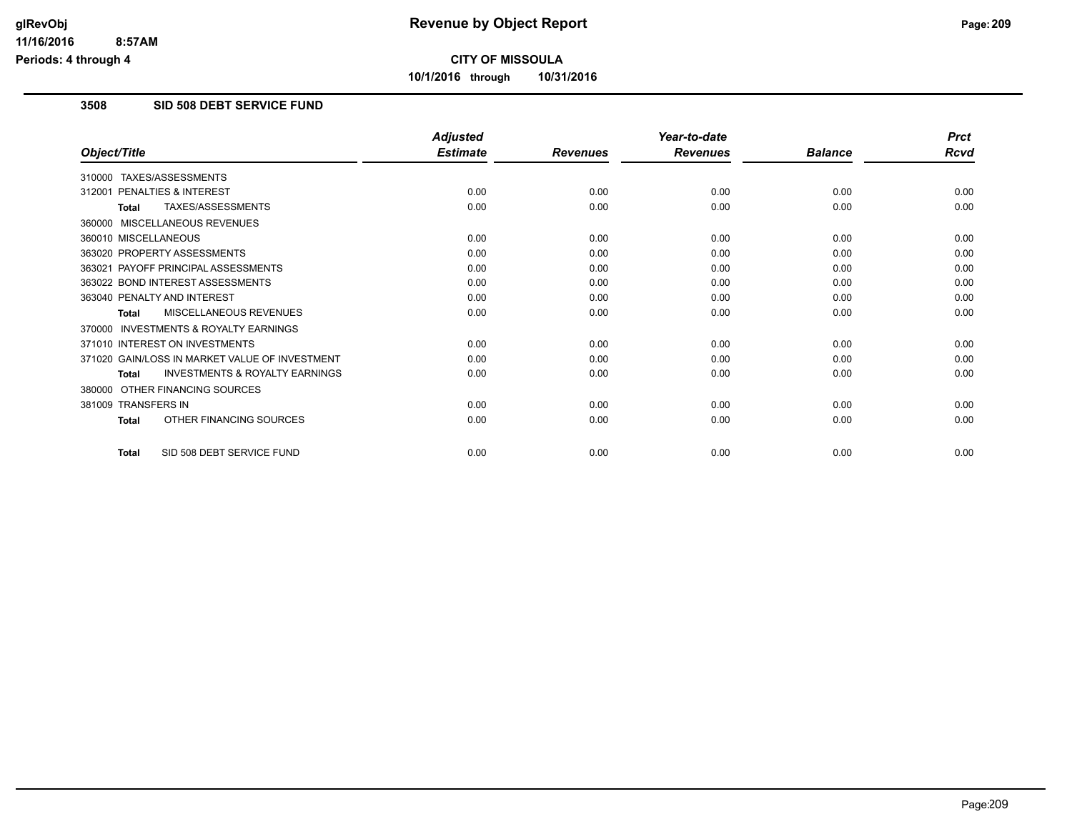**CITY OF MISSOULA**

**10/1/2016 through 10/31/2016**

## 3508 SID 508 DEBT SERVICE FUND

| Object/Title | Adjusted Estimate | Revenues | Year-to-date Revenues | Balance | Prct Rcvd |
|---|---|---|---|---|---|
| 310000 TAXES/ASSESSMENTS | | | | | |
| 312001 PENALTIES & INTEREST | 0.00 | 0.00 | 0.00 | 0.00 | 0.00 |
| **Total** TAXES/ASSESSMENTS | 0.00 | 0.00 | 0.00 | 0.00 | 0.00 |
| 360000 MISCELLANEOUS REVENUES | | | | | |
| 360010 MISCELLANEOUS | 0.00 | 0.00 | 0.00 | 0.00 | 0.00 |
| 363020 PROPERTY ASSESSMENTS | 0.00 | 0.00 | 0.00 | 0.00 | 0.00 |
| 363021 PAYOFF PRINCIPAL ASSESSMENTS | 0.00 | 0.00 | 0.00 | 0.00 | 0.00 |
| 363022 BOND INTEREST ASSESSMENTS | 0.00 | 0.00 | 0.00 | 0.00 | 0.00 |
| 363040 PENALTY AND INTEREST | 0.00 | 0.00 | 0.00 | 0.00 | 0.00 |
| **Total** MISCELLANEOUS REVENUES | 0.00 | 0.00 | 0.00 | 0.00 | 0.00 |
| 370000 INVESTMENTS & ROYALTY EARNINGS | | | | | |
| 371010 INTEREST ON INVESTMENTS | 0.00 | 0.00 | 0.00 | 0.00 | 0.00 |
| 371020 GAIN/LOSS IN MARKET VALUE OF INVESTMENT | 0.00 | 0.00 | 0.00 | 0.00 | 0.00 |
| **Total** INVESTMENTS & ROYALTY EARNINGS | 0.00 | 0.00 | 0.00 | 0.00 | 0.00 |
| 380000 OTHER FINANCING SOURCES | | | | | |
| 381009 TRANSFERS IN | 0.00 | 0.00 | 0.00 | 0.00 | 0.00 |
| **Total** OTHER FINANCING SOURCES | 0.00 | 0.00 | 0.00 | 0.00 | 0.00 |
| **Total** SID 508 DEBT SERVICE FUND | 0.00 | 0.00 | 0.00 | 0.00 | 0.00 |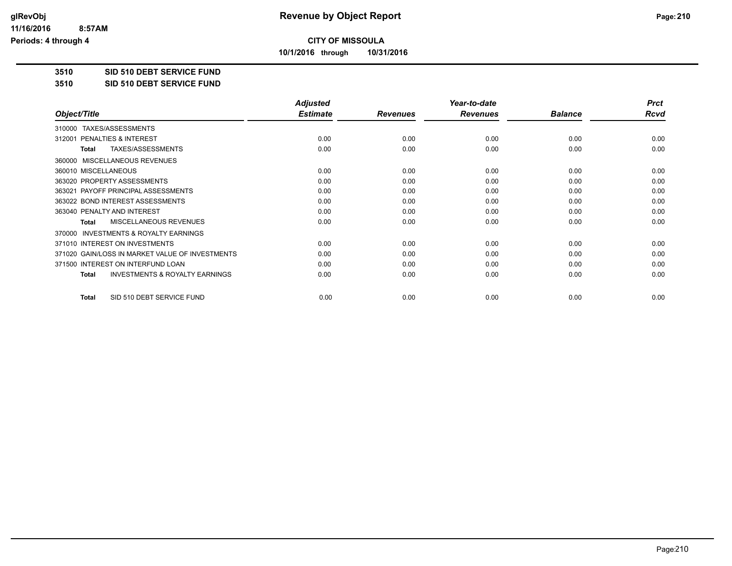**CITY OF MISSOULA**

**10/1/2016 through 10/31/2016**

**3510 SID 510 DEBT SERVICE FUND**

**3510 SID 510 DEBT SERVICE FUND**

| Object/Title | Adjusted Estimate | Revenues | Year-to-date Revenues | Balance | Prct Rcvd |
|---|---|---|---|---|---|
| 310000 TAXES/ASSESSMENTS | | | | | |
| 312001 PENALTIES & INTEREST | 0.00 | 0.00 | 0.00 | 0.00 | 0.00 |
| **Total** TAXES/ASSESSMENTS | 0.00 | 0.00 | 0.00 | 0.00 | 0.00 |
| 360000 MISCELLANEOUS REVENUES | | | | | |
| 360010 MISCELLANEOUS | 0.00 | 0.00 | 0.00 | 0.00 | 0.00 |
| 363020 PROPERTY ASSESSMENTS | 0.00 | 0.00 | 0.00 | 0.00 | 0.00 |
| 363021 PAYOFF PRINCIPAL ASSESSMENTS | 0.00 | 0.00 | 0.00 | 0.00 | 0.00 |
| 363022 BOND INTEREST ASSESSMENTS | 0.00 | 0.00 | 0.00 | 0.00 | 0.00 |
| 363040 PENALTY AND INTEREST | 0.00 | 0.00 | 0.00 | 0.00 | 0.00 |
| **Total** MISCELLANEOUS REVENUES | 0.00 | 0.00 | 0.00 | 0.00 | 0.00 |
| 370000 INVESTMENTS & ROYALTY EARNINGS | | | | | |
| 371010 INTEREST ON INVESTMENTS | 0.00 | 0.00 | 0.00 | 0.00 | 0.00 |
| 371020 GAIN/LOSS IN MARKET VALUE OF INVESTMENTS | 0.00 | 0.00 | 0.00 | 0.00 | 0.00 |
| 371500 INTEREST ON INTERFUND LOAN | 0.00 | 0.00 | 0.00 | 0.00 | 0.00 |
| **Total** INVESTMENTS & ROYALTY EARNINGS | 0.00 | 0.00 | 0.00 | 0.00 | 0.00 |
| **Total** SID 510 DEBT SERVICE FUND | 0.00 | 0.00 | 0.00 | 0.00 | 0.00 |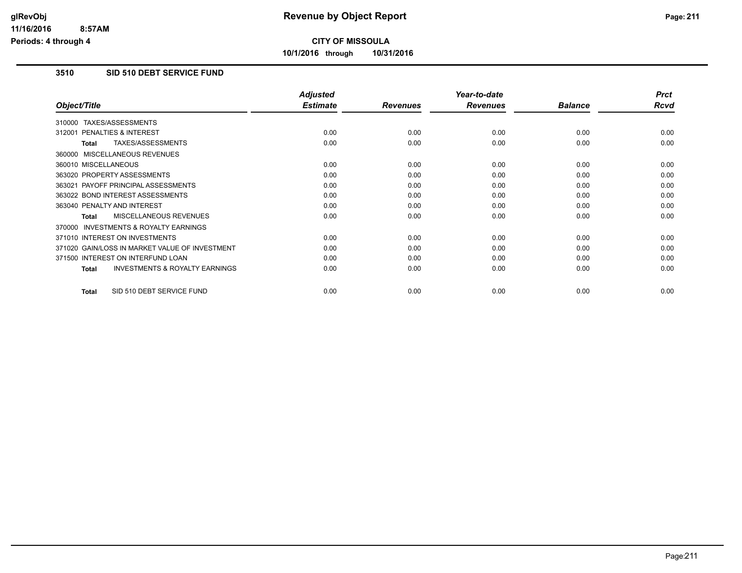# Revenue by Object Report

**CITY OF MISSOULA**

**10/1/2016 through 10/31/2016**

glRevObj
11/16/2016 8:57AM
Periods: 4 through 4

## 3510 SID 510 DEBT SERVICE FUND

| Object/Title | Adjusted Estimate | Revenues | Year-to-date Revenues | Balance | Prct Rcvd |
|---|---|---|---|---|---|
| 310000 TAXES/ASSESSMENTS | | | | | |
| 312001 PENALTIES & INTEREST | 0.00 | 0.00 | 0.00 | 0.00 | 0.00 |
| **Total** TAXES/ASSESSMENTS | 0.00 | 0.00 | 0.00 | 0.00 | 0.00 |
| 360000 MISCELLANEOUS REVENUES | | | | | |
| 360010 MISCELLANEOUS | 0.00 | 0.00 | 0.00 | 0.00 | 0.00 |
| 363020 PROPERTY ASSESSMENTS | 0.00 | 0.00 | 0.00 | 0.00 | 0.00 |
| 363021 PAYOFF PRINCIPAL ASSESSMENTS | 0.00 | 0.00 | 0.00 | 0.00 | 0.00 |
| 363022 BOND INTEREST ASSESSMENTS | 0.00 | 0.00 | 0.00 | 0.00 | 0.00 |
| 363040 PENALTY AND INTEREST | 0.00 | 0.00 | 0.00 | 0.00 | 0.00 |
| **Total** MISCELLANEOUS REVENUES | 0.00 | 0.00 | 0.00 | 0.00 | 0.00 |
| 370000 INVESTMENTS & ROYALTY EARNINGS | | | | | |
| 371010 INTEREST ON INVESTMENTS | 0.00 | 0.00 | 0.00 | 0.00 | 0.00 |
| 371020 GAIN/LOSS IN MARKET VALUE OF INVESTMENT | 0.00 | 0.00 | 0.00 | 0.00 | 0.00 |
| 371500 INTEREST ON INTERFUND LOAN | 0.00 | 0.00 | 0.00 | 0.00 | 0.00 |
| **Total** INVESTMENTS & ROYALTY EARNINGS | 0.00 | 0.00 | 0.00 | 0.00 | 0.00 |
| **Total** SID 510 DEBT SERVICE FUND | 0.00 | 0.00 | 0.00 | 0.00 | 0.00 |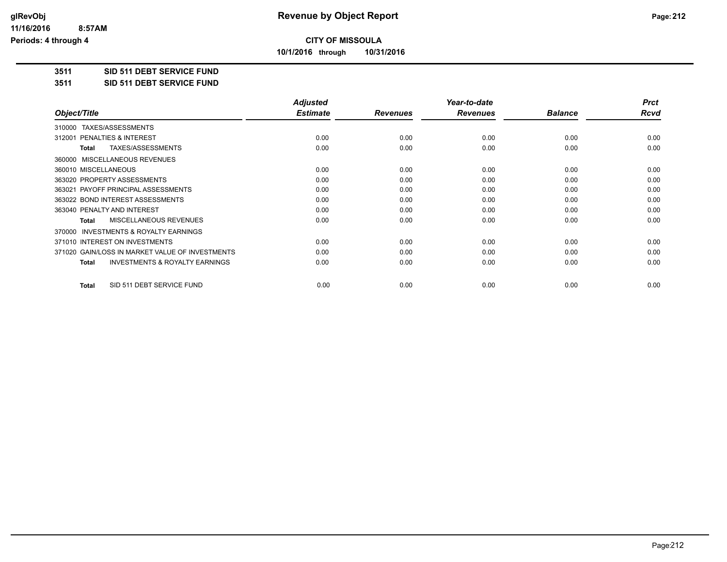**CITY OF MISSOULA**

**10/1/2016 through 10/31/2016**

**3511 SID 511 DEBT SERVICE FUND**

**3511 SID 511 DEBT SERVICE FUND**

| Object/Title | Adjusted Estimate | Revenues | Year-to-date Revenues | Balance | Prct Rcvd |
|---|---|---|---|---|---|
| 310000 TAXES/ASSESSMENTS | | | | | |
| 312001 PENALTIES & INTEREST | 0.00 | 0.00 | 0.00 | 0.00 | 0.00 |
| **Total** TAXES/ASSESSMENTS | 0.00 | 0.00 | 0.00 | 0.00 | 0.00 |
| 360000 MISCELLANEOUS REVENUES | | | | | |
| 360010 MISCELLANEOUS | 0.00 | 0.00 | 0.00 | 0.00 | 0.00 |
| 363020 PROPERTY ASSESSMENTS | 0.00 | 0.00 | 0.00 | 0.00 | 0.00 |
| 363021 PAYOFF PRINCIPAL ASSESSMENTS | 0.00 | 0.00 | 0.00 | 0.00 | 0.00 |
| 363022 BOND INTEREST ASSESSMENTS | 0.00 | 0.00 | 0.00 | 0.00 | 0.00 |
| 363040 PENALTY AND INTEREST | 0.00 | 0.00 | 0.00 | 0.00 | 0.00 |
| **Total** MISCELLANEOUS REVENUES | 0.00 | 0.00 | 0.00 | 0.00 | 0.00 |
| 370000 INVESTMENTS & ROYALTY EARNINGS | | | | | |
| 371010 INTEREST ON INVESTMENTS | 0.00 | 0.00 | 0.00 | 0.00 | 0.00 |
| 371020 GAIN/LOSS IN MARKET VALUE OF INVESTMENTS | 0.00 | 0.00 | 0.00 | 0.00 | 0.00 |
| **Total** INVESTMENTS & ROYALTY EARNINGS | 0.00 | 0.00 | 0.00 | 0.00 | 0.00 |
| **Total** SID 511 DEBT SERVICE FUND | 0.00 | 0.00 | 0.00 | 0.00 | 0.00 |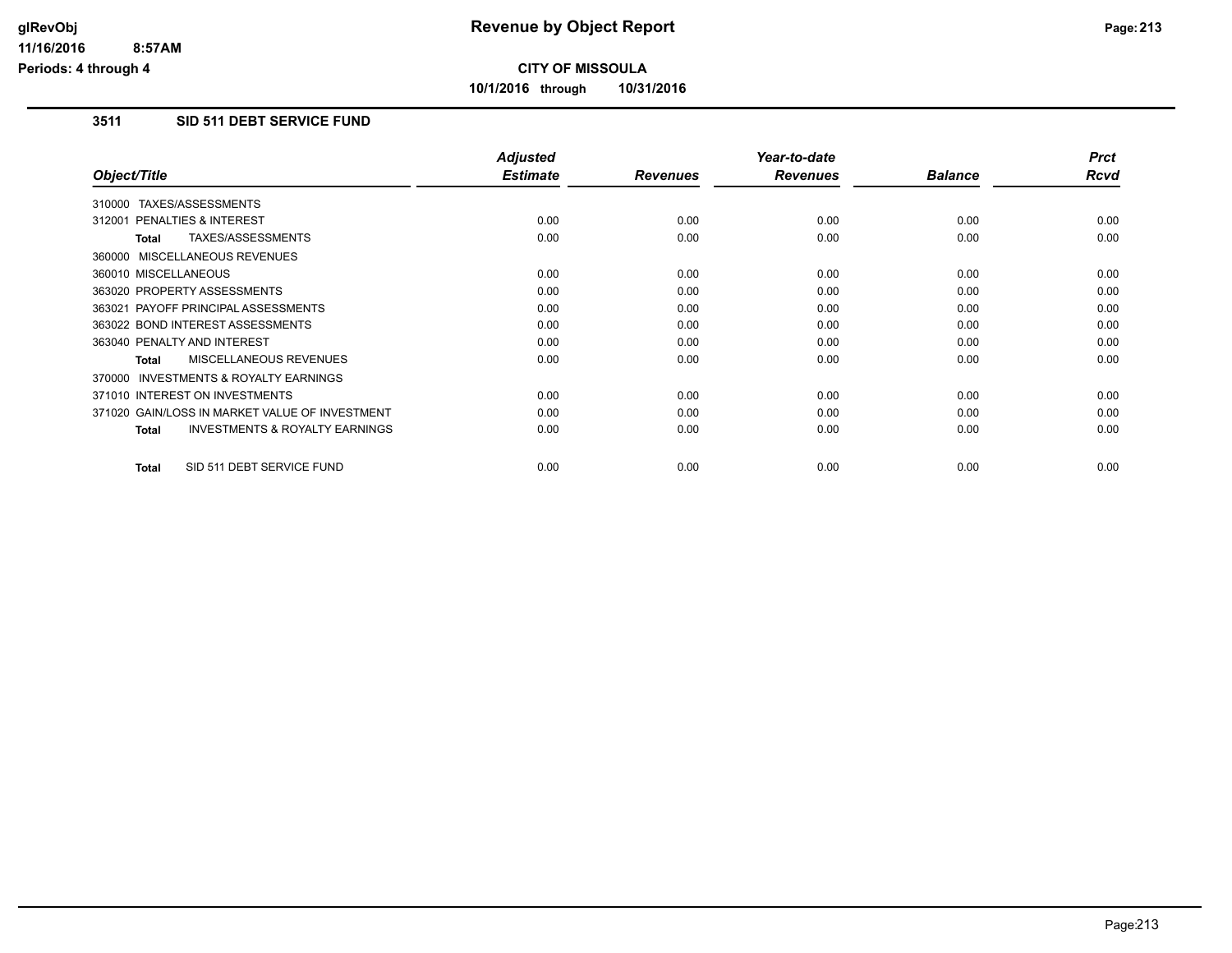**Revenue by Object Report**

**CITY OF MISSOULA**

**10/1/2016 through 10/31/2016**

glRevObj
11/16/2016 8:57AM
Periods: 4 through 4

## 3511 SID 511 DEBT SERVICE FUND

| Object/Title | Adjusted Estimate | Revenues | Year-to-date Revenues | Balance | Prct Rcvd |
|---|---|---|---|---|---|
| 310000 TAXES/ASSESSMENTS | | | | | |
| 312001 PENALTIES & INTEREST | 0.00 | 0.00 | 0.00 | 0.00 | 0.00 |
| **Total** TAXES/ASSESSMENTS | 0.00 | 0.00 | 0.00 | 0.00 | 0.00 |
| 360000 MISCELLANEOUS REVENUES | | | | | |
| 360010 MISCELLANEOUS | 0.00 | 0.00 | 0.00 | 0.00 | 0.00 |
| 363020 PROPERTY ASSESSMENTS | 0.00 | 0.00 | 0.00 | 0.00 | 0.00 |
| 363021 PAYOFF PRINCIPAL ASSESSMENTS | 0.00 | 0.00 | 0.00 | 0.00 | 0.00 |
| 363022 BOND INTEREST ASSESSMENTS | 0.00 | 0.00 | 0.00 | 0.00 | 0.00 |
| 363040 PENALTY AND INTEREST | 0.00 | 0.00 | 0.00 | 0.00 | 0.00 |
| **Total** MISCELLANEOUS REVENUES | 0.00 | 0.00 | 0.00 | 0.00 | 0.00 |
| 370000 INVESTMENTS & ROYALTY EARNINGS | | | | | |
| 371010 INTEREST ON INVESTMENTS | 0.00 | 0.00 | 0.00 | 0.00 | 0.00 |
| 371020 GAIN/LOSS IN MARKET VALUE OF INVESTMENT | 0.00 | 0.00 | 0.00 | 0.00 | 0.00 |
| **Total** INVESTMENTS & ROYALTY EARNINGS | 0.00 | 0.00 | 0.00 | 0.00 | 0.00 |
| **Total** SID 511 DEBT SERVICE FUND | 0.00 | 0.00 | 0.00 | 0.00 | 0.00 |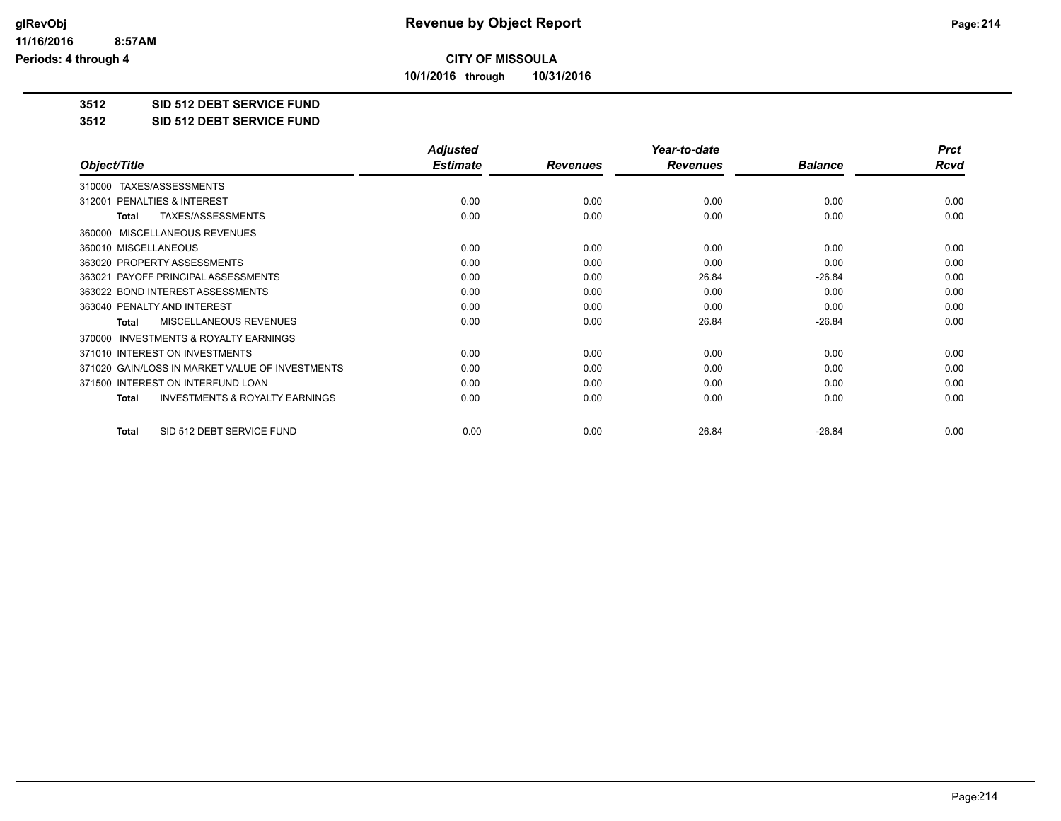**CITY OF MISSOULA**

**10/1/2016 through 10/31/2016**

## 3512 SID 512 DEBT SERVICE FUND

## 3512 SID 512 DEBT SERVICE FUND

| Object/Title | Adjusted Estimate | Revenues | Year-to-date Revenues | Balance | Prct Rcvd |
|---|---|---|---|---|---|
| 310000 TAXES/ASSESSMENTS | | | | | |
| 312001 PENALTIES & INTEREST | 0.00 | 0.00 | 0.00 | 0.00 | 0.00 |
| **Total** TAXES/ASSESSMENTS | 0.00 | 0.00 | 0.00 | 0.00 | 0.00 |
| 360000 MISCELLANEOUS REVENUES | | | | | |
| 360010 MISCELLANEOUS | 0.00 | 0.00 | 0.00 | 0.00 | 0.00 |
| 363020 PROPERTY ASSESSMENTS | 0.00 | 0.00 | 0.00 | 0.00 | 0.00 |
| 363021 PAYOFF PRINCIPAL ASSESSMENTS | 0.00 | 0.00 | 26.84 | -26.84 | 0.00 |
| 363022 BOND INTEREST ASSESSMENTS | 0.00 | 0.00 | 0.00 | 0.00 | 0.00 |
| 363040 PENALTY AND INTEREST | 0.00 | 0.00 | 0.00 | 0.00 | 0.00 |
| **Total** MISCELLANEOUS REVENUES | 0.00 | 0.00 | 26.84 | -26.84 | 0.00 |
| 370000 INVESTMENTS & ROYALTY EARNINGS | | | | | |
| 371010 INTEREST ON INVESTMENTS | 0.00 | 0.00 | 0.00 | 0.00 | 0.00 |
| 371020 GAIN/LOSS IN MARKET VALUE OF INVESTMENTS | 0.00 | 0.00 | 0.00 | 0.00 | 0.00 |
| 371500 INTEREST ON INTERFUND LOAN | 0.00 | 0.00 | 0.00 | 0.00 | 0.00 |
| **Total** INVESTMENTS & ROYALTY EARNINGS | 0.00 | 0.00 | 0.00 | 0.00 | 0.00 |
| **Total** SID 512 DEBT SERVICE FUND | 0.00 | 0.00 | 26.84 | -26.84 | 0.00 |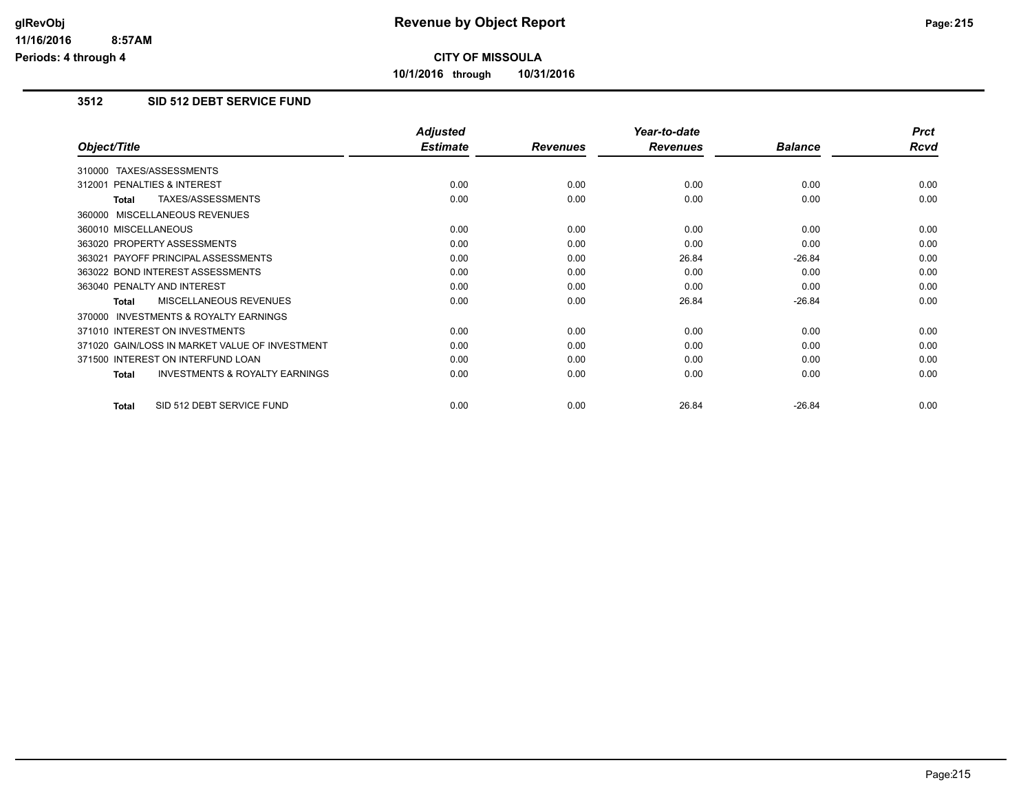# Revenue by Object Report

**CITY OF MISSOULA**

**10/1/2016 through 10/31/2016**

glRevObj
11/16/2016 8:57AM
Periods: 4 through 4

## 3512 SID 512 DEBT SERVICE FUND

| Object/Title | Adjusted Estimate | Revenues | Year-to-date Revenues | Balance | Prct Rcvd |
|---|---|---|---|---|---|
| 310000 TAXES/ASSESSMENTS | | | | | |
| 312001 PENALTIES & INTEREST | 0.00 | 0.00 | 0.00 | 0.00 | 0.00 |
| **Total** TAXES/ASSESSMENTS | 0.00 | 0.00 | 0.00 | 0.00 | 0.00 |
| 360000 MISCELLANEOUS REVENUES | | | | | |
| 360010 MISCELLANEOUS | 0.00 | 0.00 | 0.00 | 0.00 | 0.00 |
| 363020 PROPERTY ASSESSMENTS | 0.00 | 0.00 | 0.00 | 0.00 | 0.00 |
| 363021 PAYOFF PRINCIPAL ASSESSMENTS | 0.00 | 0.00 | 26.84 | -26.84 | 0.00 |
| 363022 BOND INTEREST ASSESSMENTS | 0.00 | 0.00 | 0.00 | 0.00 | 0.00 |
| 363040 PENALTY AND INTEREST | 0.00 | 0.00 | 0.00 | 0.00 | 0.00 |
| **Total** MISCELLANEOUS REVENUES | 0.00 | 0.00 | 26.84 | -26.84 | 0.00 |
| 370000 INVESTMENTS & ROYALTY EARNINGS | | | | | |
| 371010 INTEREST ON INVESTMENTS | 0.00 | 0.00 | 0.00 | 0.00 | 0.00 |
| 371020 GAIN/LOSS IN MARKET VALUE OF INVESTMENT | 0.00 | 0.00 | 0.00 | 0.00 | 0.00 |
| 371500 INTEREST ON INTERFUND LOAN | 0.00 | 0.00 | 0.00 | 0.00 | 0.00 |
| **Total** INVESTMENTS & ROYALTY EARNINGS | 0.00 | 0.00 | 0.00 | 0.00 | 0.00 |
| **Total** SID 512 DEBT SERVICE FUND | 0.00 | 0.00 | 26.84 | -26.84 | 0.00 |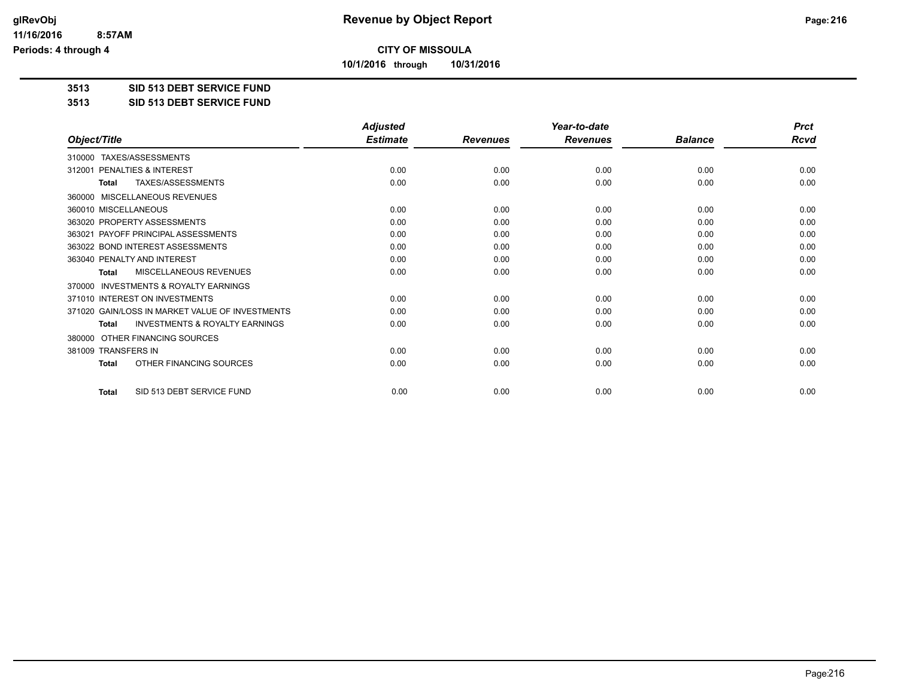# Revenue by Object Report

**CITY OF MISSOULA**

**10/1/2016 through 10/31/2016**

glRevObj
11/16/2016 8:57AM
Periods: 4 through 4

**3513 SID 513 DEBT SERVICE FUND**

**3513 SID 513 DEBT SERVICE FUND**

| Object/Title | Adjusted Estimate | Revenues | Year-to-date Revenues | Balance | Prct Rcvd |
|---|---|---|---|---|---|
| 310000 TAXES/ASSESSMENTS | | | | | |
| 312001 PENALTIES & INTEREST | 0.00 | 0.00 | 0.00 | 0.00 | 0.00 |
| **Total** TAXES/ASSESSMENTS | 0.00 | 0.00 | 0.00 | 0.00 | 0.00 |
| 360000 MISCELLANEOUS REVENUES | | | | | |
| 360010 MISCELLANEOUS | 0.00 | 0.00 | 0.00 | 0.00 | 0.00 |
| 363020 PROPERTY ASSESSMENTS | 0.00 | 0.00 | 0.00 | 0.00 | 0.00 |
| 363021 PAYOFF PRINCIPAL ASSESSMENTS | 0.00 | 0.00 | 0.00 | 0.00 | 0.00 |
| 363022 BOND INTEREST ASSESSMENTS | 0.00 | 0.00 | 0.00 | 0.00 | 0.00 |
| 363040 PENALTY AND INTEREST | 0.00 | 0.00 | 0.00 | 0.00 | 0.00 |
| **Total** MISCELLANEOUS REVENUES | 0.00 | 0.00 | 0.00 | 0.00 | 0.00 |
| 370000 INVESTMENTS & ROYALTY EARNINGS | | | | | |
| 371010 INTEREST ON INVESTMENTS | 0.00 | 0.00 | 0.00 | 0.00 | 0.00 |
| 371020 GAIN/LOSS IN MARKET VALUE OF INVESTMENTS | 0.00 | 0.00 | 0.00 | 0.00 | 0.00 |
| **Total** INVESTMENTS & ROYALTY EARNINGS | 0.00 | 0.00 | 0.00 | 0.00 | 0.00 |
| 380000 OTHER FINANCING SOURCES | | | | | |
| 381009 TRANSFERS IN | 0.00 | 0.00 | 0.00 | 0.00 | 0.00 |
| **Total** OTHER FINANCING SOURCES | 0.00 | 0.00 | 0.00 | 0.00 | 0.00 |
| **Total** SID 513 DEBT SERVICE FUND | 0.00 | 0.00 | 0.00 | 0.00 | 0.00 |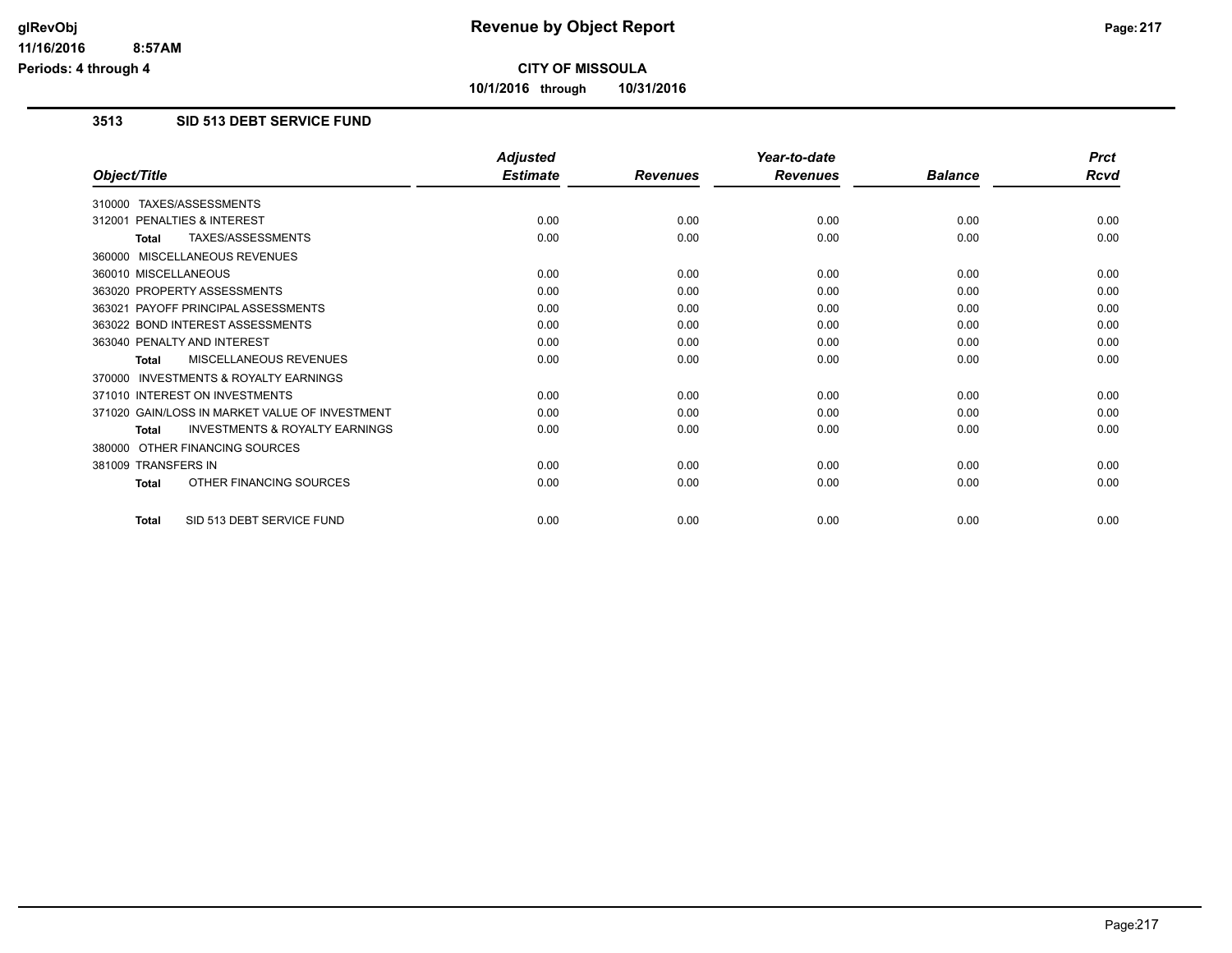# CITY OF MISSOULA

10/1/2016 through 10/31/2016

## 3513 SID 513 DEBT SERVICE FUND

| Object/Title | Adjusted Estimate | Revenues | Year-to-date Revenues | Balance | Prct Rcvd |
|---|---|---|---|---|---|
| 310000 TAXES/ASSESSMENTS | | | | | |
| 312001 PENALTIES & INTEREST | 0.00 | 0.00 | 0.00 | 0.00 | 0.00 |
| **Total** TAXES/ASSESSMENTS | 0.00 | 0.00 | 0.00 | 0.00 | 0.00 |
| 360000 MISCELLANEOUS REVENUES | | | | | |
| 360010 MISCELLANEOUS | 0.00 | 0.00 | 0.00 | 0.00 | 0.00 |
| 363020 PROPERTY ASSESSMENTS | 0.00 | 0.00 | 0.00 | 0.00 | 0.00 |
| 363021 PAYOFF PRINCIPAL ASSESSMENTS | 0.00 | 0.00 | 0.00 | 0.00 | 0.00 |
| 363022 BOND INTEREST ASSESSMENTS | 0.00 | 0.00 | 0.00 | 0.00 | 0.00 |
| 363040 PENALTY AND INTEREST | 0.00 | 0.00 | 0.00 | 0.00 | 0.00 |
| **Total** MISCELLANEOUS REVENUES | 0.00 | 0.00 | 0.00 | 0.00 | 0.00 |
| 370000 INVESTMENTS & ROYALTY EARNINGS | | | | | |
| 371010 INTEREST ON INVESTMENTS | 0.00 | 0.00 | 0.00 | 0.00 | 0.00 |
| 371020 GAIN/LOSS IN MARKET VALUE OF INVESTMENT | 0.00 | 0.00 | 0.00 | 0.00 | 0.00 |
| **Total** INVESTMENTS & ROYALTY EARNINGS | 0.00 | 0.00 | 0.00 | 0.00 | 0.00 |
| 380000 OTHER FINANCING SOURCES | | | | | |
| 381009 TRANSFERS IN | 0.00 | 0.00 | 0.00 | 0.00 | 0.00 |
| **Total** OTHER FINANCING SOURCES | 0.00 | 0.00 | 0.00 | 0.00 | 0.00 |
| **Total** SID 513 DEBT SERVICE FUND | 0.00 | 0.00 | 0.00 | 0.00 | 0.00 |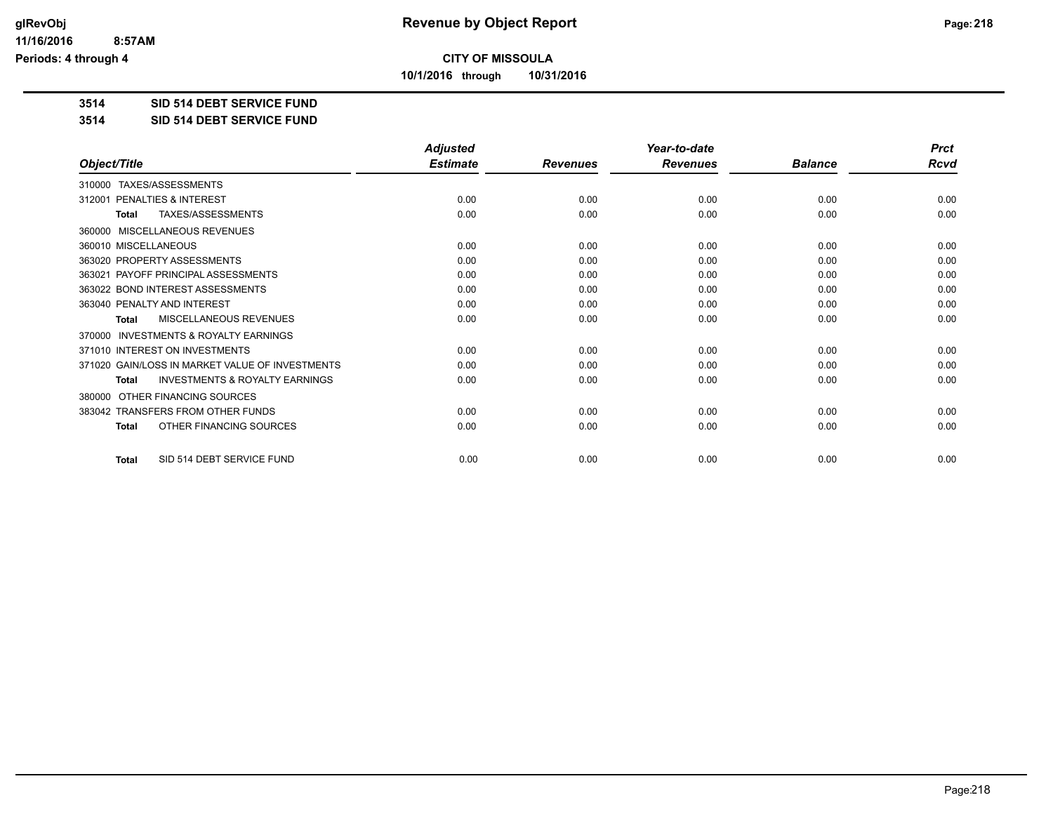# CITY OF MISSOULA

**10/1/2016 through 10/31/2016**

## 3514 SID 514 DEBT SERVICE FUND

## 3514 SID 514 DEBT SERVICE FUND

| Object/Title | Adjusted Estimate | Revenues | Year-to-date Revenues | Balance | Prct Rcvd |
|---|---|---|---|---|---|
| 310000 TAXES/ASSESSMENTS | | | | | |
| 312001 PENALTIES & INTEREST | 0.00 | 0.00 | 0.00 | 0.00 | 0.00 |
| **Total** TAXES/ASSESSMENTS | 0.00 | 0.00 | 0.00 | 0.00 | 0.00 |
| 360000 MISCELLANEOUS REVENUES | | | | | |
| 360010 MISCELLANEOUS | 0.00 | 0.00 | 0.00 | 0.00 | 0.00 |
| 363020 PROPERTY ASSESSMENTS | 0.00 | 0.00 | 0.00 | 0.00 | 0.00 |
| 363021 PAYOFF PRINCIPAL ASSESSMENTS | 0.00 | 0.00 | 0.00 | 0.00 | 0.00 |
| 363022 BOND INTEREST ASSESSMENTS | 0.00 | 0.00 | 0.00 | 0.00 | 0.00 |
| 363040 PENALTY AND INTEREST | 0.00 | 0.00 | 0.00 | 0.00 | 0.00 |
| **Total** MISCELLANEOUS REVENUES | 0.00 | 0.00 | 0.00 | 0.00 | 0.00 |
| 370000 INVESTMENTS & ROYALTY EARNINGS | | | | | |
| 371010 INTEREST ON INVESTMENTS | 0.00 | 0.00 | 0.00 | 0.00 | 0.00 |
| 371020 GAIN/LOSS IN MARKET VALUE OF INVESTMENTS | 0.00 | 0.00 | 0.00 | 0.00 | 0.00 |
| **Total** INVESTMENTS & ROYALTY EARNINGS | 0.00 | 0.00 | 0.00 | 0.00 | 0.00 |
| 380000 OTHER FINANCING SOURCES | | | | | |
| 383042 TRANSFERS FROM OTHER FUNDS | 0.00 | 0.00 | 0.00 | 0.00 | 0.00 |
| **Total** OTHER FINANCING SOURCES | 0.00 | 0.00 | 0.00 | 0.00 | 0.00 |
| **Total** SID 514 DEBT SERVICE FUND | 0.00 | 0.00 | 0.00 | 0.00 | 0.00 |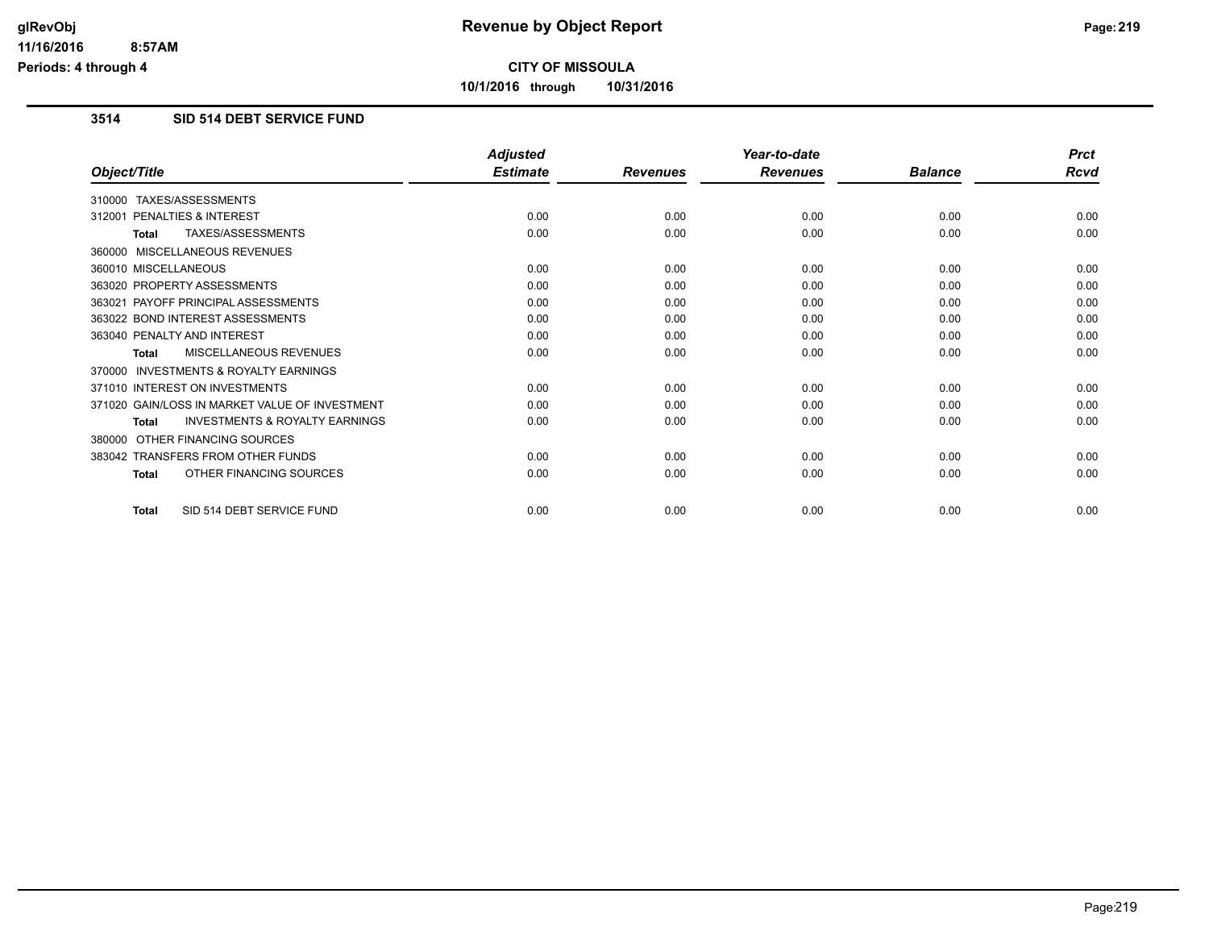# Revenue by Object Report

**CITY OF MISSOULA**

**10/1/2016 through 10/31/2016**

glRevObj
11/16/2016 8:57AM
Periods: 4 through 4

## 3514 SID 514 DEBT SERVICE FUND

| Object/Title | Adjusted Estimate | Revenues | Year-to-date Revenues | Balance | Prct Rcvd |
|---|---|---|---|---|---|
| 310000 TAXES/ASSESSMENTS | | | | | |
| 312001 PENALTIES & INTEREST | 0.00 | 0.00 | 0.00 | 0.00 | 0.00 |
| **Total** TAXES/ASSESSMENTS | 0.00 | 0.00 | 0.00 | 0.00 | 0.00 |
| 360000 MISCELLANEOUS REVENUES | | | | | |
| 360010 MISCELLANEOUS | 0.00 | 0.00 | 0.00 | 0.00 | 0.00 |
| 363020 PROPERTY ASSESSMENTS | 0.00 | 0.00 | 0.00 | 0.00 | 0.00 |
| 363021 PAYOFF PRINCIPAL ASSESSMENTS | 0.00 | 0.00 | 0.00 | 0.00 | 0.00 |
| 363022 BOND INTEREST ASSESSMENTS | 0.00 | 0.00 | 0.00 | 0.00 | 0.00 |
| 363040 PENALTY AND INTEREST | 0.00 | 0.00 | 0.00 | 0.00 | 0.00 |
| **Total** MISCELLANEOUS REVENUES | 0.00 | 0.00 | 0.00 | 0.00 | 0.00 |
| 370000 INVESTMENTS & ROYALTY EARNINGS | | | | | |
| 371010 INTEREST ON INVESTMENTS | 0.00 | 0.00 | 0.00 | 0.00 | 0.00 |
| 371020 GAIN/LOSS IN MARKET VALUE OF INVESTMENT | 0.00 | 0.00 | 0.00 | 0.00 | 0.00 |
| **Total** INVESTMENTS & ROYALTY EARNINGS | 0.00 | 0.00 | 0.00 | 0.00 | 0.00 |
| 380000 OTHER FINANCING SOURCES | | | | | |
| 383042 TRANSFERS FROM OTHER FUNDS | 0.00 | 0.00 | 0.00 | 0.00 | 0.00 |
| **Total** OTHER FINANCING SOURCES | 0.00 | 0.00 | 0.00 | 0.00 | 0.00 |
| **Total** SID 514 DEBT SERVICE FUND | 0.00 | 0.00 | 0.00 | 0.00 | 0.00 |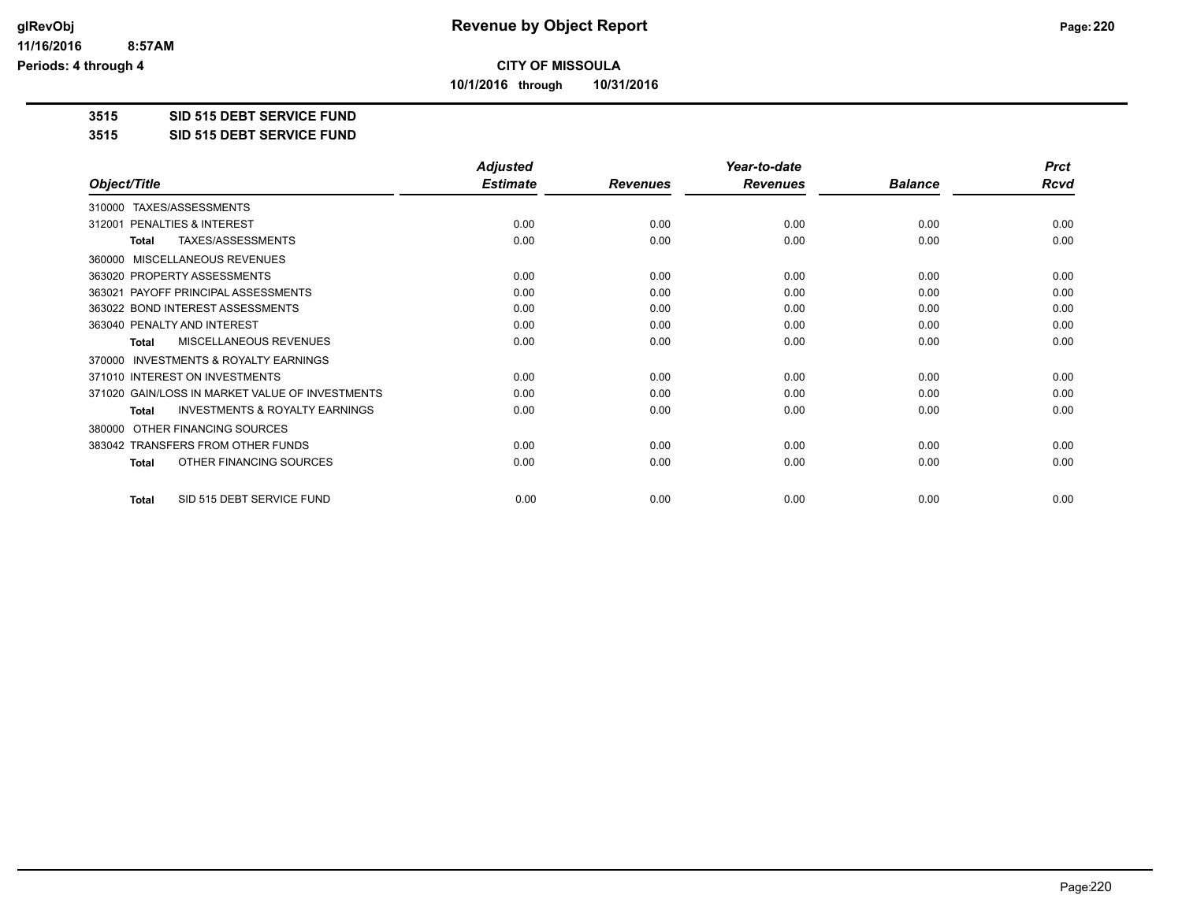**CITY OF MISSOULA**

**10/1/2016 through 10/31/2016**

**3515 SID 515 DEBT SERVICE FUND**

**3515 SID 515 DEBT SERVICE FUND**

| Object/Title | Adjusted Estimate | Revenues | Year-to-date Revenues | Balance | Prct Rcvd |
|---|---|---|---|---|---|
| 310000 TAXES/ASSESSMENTS | | | | | |
| 312001 PENALTIES & INTEREST | 0.00 | 0.00 | 0.00 | 0.00 | 0.00 |
| **Total** TAXES/ASSESSMENTS | 0.00 | 0.00 | 0.00 | 0.00 | 0.00 |
| 360000 MISCELLANEOUS REVENUES | | | | | |
| 363020 PROPERTY ASSESSMENTS | 0.00 | 0.00 | 0.00 | 0.00 | 0.00 |
| 363021 PAYOFF PRINCIPAL ASSESSMENTS | 0.00 | 0.00 | 0.00 | 0.00 | 0.00 |
| 363022 BOND INTEREST ASSESSMENTS | 0.00 | 0.00 | 0.00 | 0.00 | 0.00 |
| 363040 PENALTY AND INTEREST | 0.00 | 0.00 | 0.00 | 0.00 | 0.00 |
| **Total** MISCELLANEOUS REVENUES | 0.00 | 0.00 | 0.00 | 0.00 | 0.00 |
| 370000 INVESTMENTS & ROYALTY EARNINGS | | | | | |
| 371010 INTEREST ON INVESTMENTS | 0.00 | 0.00 | 0.00 | 0.00 | 0.00 |
| 371020 GAIN/LOSS IN MARKET VALUE OF INVESTMENTS | 0.00 | 0.00 | 0.00 | 0.00 | 0.00 |
| **Total** INVESTMENTS & ROYALTY EARNINGS | 0.00 | 0.00 | 0.00 | 0.00 | 0.00 |
| 380000 OTHER FINANCING SOURCES | | | | | |
| 383042 TRANSFERS FROM OTHER FUNDS | 0.00 | 0.00 | 0.00 | 0.00 | 0.00 |
| **Total** OTHER FINANCING SOURCES | 0.00 | 0.00 | 0.00 | 0.00 | 0.00 |
| **Total** SID 515 DEBT SERVICE FUND | 0.00 | 0.00 | 0.00 | 0.00 | 0.00 |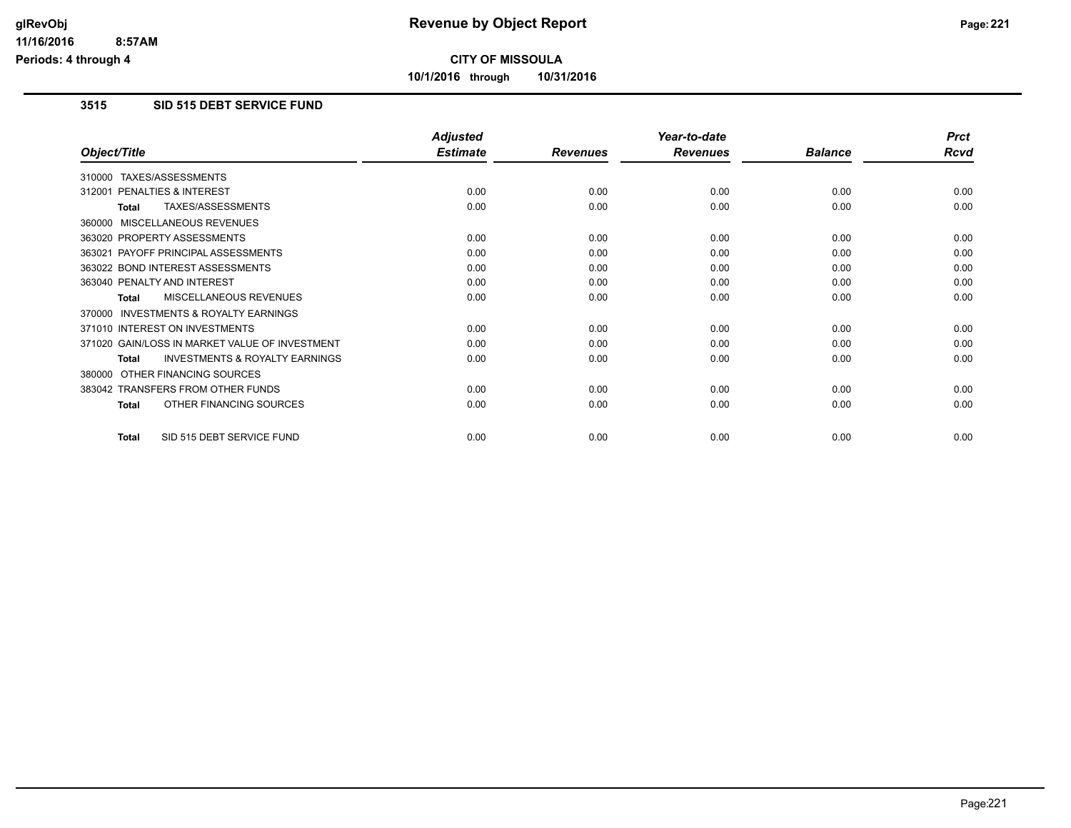# Revenue by Object Report

**CITY OF MISSOULA**

**10/1/2016 through 10/31/2016**

glRevObj
11/16/2016 8:57AM
Periods: 4 through 4

## 3515 SID 515 DEBT SERVICE FUND

| Object/Title | Adjusted Estimate | Revenues | Year-to-date Revenues | Balance | Prct Rcvd |
|---|---|---|---|---|---|
| 310000 TAXES/ASSESSMENTS | | | | | |
| 312001 PENALTIES & INTEREST | 0.00 | 0.00 | 0.00 | 0.00 | 0.00 |
| **Total** TAXES/ASSESSMENTS | 0.00 | 0.00 | 0.00 | 0.00 | 0.00 |
| 360000 MISCELLANEOUS REVENUES | | | | | |
| 363020 PROPERTY ASSESSMENTS | 0.00 | 0.00 | 0.00 | 0.00 | 0.00 |
| 363021 PAYOFF PRINCIPAL ASSESSMENTS | 0.00 | 0.00 | 0.00 | 0.00 | 0.00 |
| 363022 BOND INTEREST ASSESSMENTS | 0.00 | 0.00 | 0.00 | 0.00 | 0.00 |
| 363040 PENALTY AND INTEREST | 0.00 | 0.00 | 0.00 | 0.00 | 0.00 |
| **Total** MISCELLANEOUS REVENUES | 0.00 | 0.00 | 0.00 | 0.00 | 0.00 |
| 370000 INVESTMENTS & ROYALTY EARNINGS | | | | | |
| 371010 INTEREST ON INVESTMENTS | 0.00 | 0.00 | 0.00 | 0.00 | 0.00 |
| 371020 GAIN/LOSS IN MARKET VALUE OF INVESTMENT | 0.00 | 0.00 | 0.00 | 0.00 | 0.00 |
| **Total** INVESTMENTS & ROYALTY EARNINGS | 0.00 | 0.00 | 0.00 | 0.00 | 0.00 |
| 380000 OTHER FINANCING SOURCES | | | | | |
| 383042 TRANSFERS FROM OTHER FUNDS | 0.00 | 0.00 | 0.00 | 0.00 | 0.00 |
| **Total** OTHER FINANCING SOURCES | 0.00 | 0.00 | 0.00 | 0.00 | 0.00 |
| **Total** SID 515 DEBT SERVICE FUND | 0.00 | 0.00 | 0.00 | 0.00 | 0.00 |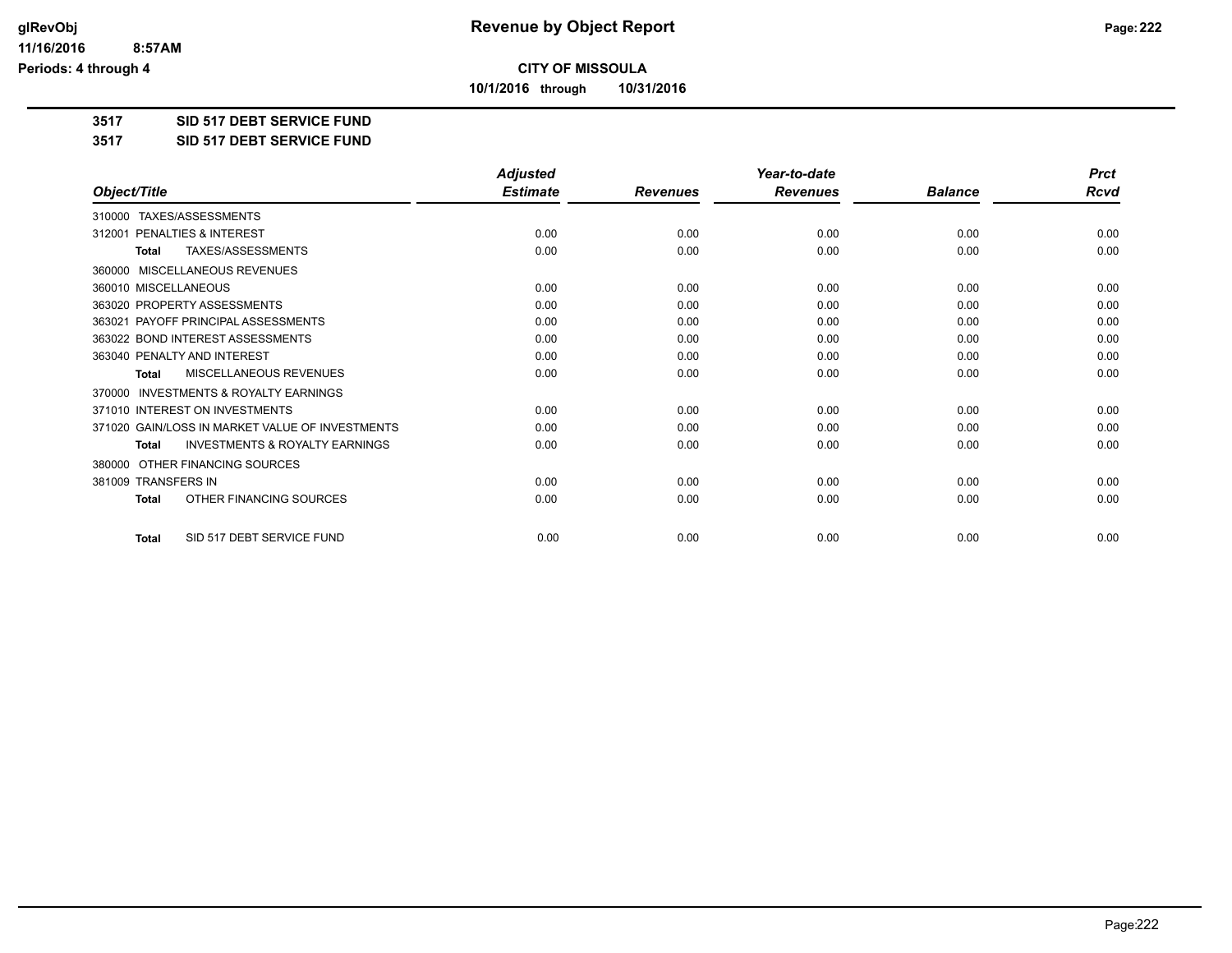**CITY OF MISSOULA**

**10/1/2016 through 10/31/2016**

**3517 SID 517 DEBT SERVICE FUND**

**3517 SID 517 DEBT SERVICE FUND**

| Object/Title | Adjusted Estimate | Revenues | Year-to-date Revenues | Balance | Prct Rcvd |
|---|---|---|---|---|---|
| 310000 TAXES/ASSESSMENTS | | | | | |
| 312001 PENALTIES & INTEREST | 0.00 | 0.00 | 0.00 | 0.00 | 0.00 |
| **Total** TAXES/ASSESSMENTS | 0.00 | 0.00 | 0.00 | 0.00 | 0.00 |
| 360000 MISCELLANEOUS REVENUES | | | | | |
| 360010 MISCELLANEOUS | 0.00 | 0.00 | 0.00 | 0.00 | 0.00 |
| 363020 PROPERTY ASSESSMENTS | 0.00 | 0.00 | 0.00 | 0.00 | 0.00 |
| 363021 PAYOFF PRINCIPAL ASSESSMENTS | 0.00 | 0.00 | 0.00 | 0.00 | 0.00 |
| 363022 BOND INTEREST ASSESSMENTS | 0.00 | 0.00 | 0.00 | 0.00 | 0.00 |
| 363040 PENALTY AND INTEREST | 0.00 | 0.00 | 0.00 | 0.00 | 0.00 |
| **Total** MISCELLANEOUS REVENUES | 0.00 | 0.00 | 0.00 | 0.00 | 0.00 |
| 370000 INVESTMENTS & ROYALTY EARNINGS | | | | | |
| 371010 INTEREST ON INVESTMENTS | 0.00 | 0.00 | 0.00 | 0.00 | 0.00 |
| 371020 GAIN/LOSS IN MARKET VALUE OF INVESTMENTS | 0.00 | 0.00 | 0.00 | 0.00 | 0.00 |
| **Total** INVESTMENTS & ROYALTY EARNINGS | 0.00 | 0.00 | 0.00 | 0.00 | 0.00 |
| 380000 OTHER FINANCING SOURCES | | | | | |
| 381009 TRANSFERS IN | 0.00 | 0.00 | 0.00 | 0.00 | 0.00 |
| **Total** OTHER FINANCING SOURCES | 0.00 | 0.00 | 0.00 | 0.00 | 0.00 |
| **Total** SID 517 DEBT SERVICE FUND | 0.00 | 0.00 | 0.00 | 0.00 | 0.00 |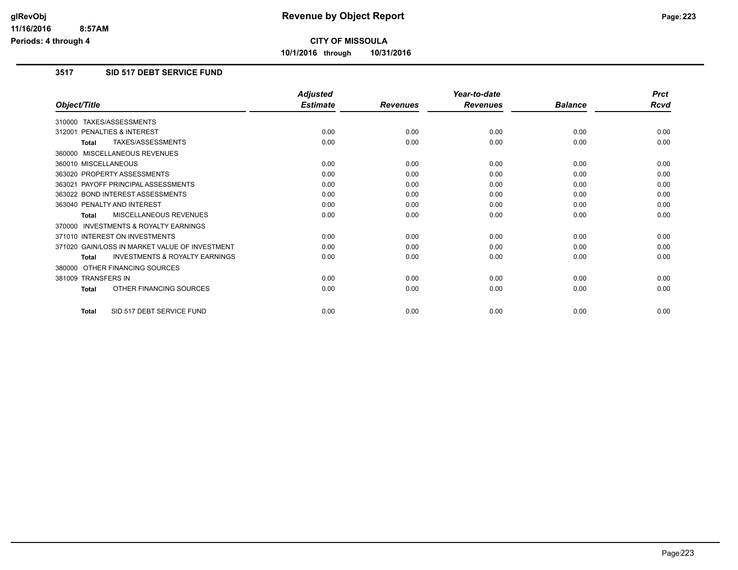**CITY OF MISSOULA**

**10/1/2016 through 10/31/2016**

## 3517 SID 517 DEBT SERVICE FUND

| Object/Title | Adjusted Estimate | Revenues | Year-to-date Revenues | Balance | Prct Rcvd |
|---|---|---|---|---|---|
| 310000 TAXES/ASSESSMENTS | | | | | |
| 312001 PENALTIES & INTEREST | 0.00 | 0.00 | 0.00 | 0.00 | 0.00 |
| **Total** TAXES/ASSESSMENTS | 0.00 | 0.00 | 0.00 | 0.00 | 0.00 |
| 360000 MISCELLANEOUS REVENUES | | | | | |
| 360010 MISCELLANEOUS | 0.00 | 0.00 | 0.00 | 0.00 | 0.00 |
| 363020 PROPERTY ASSESSMENTS | 0.00 | 0.00 | 0.00 | 0.00 | 0.00 |
| 363021 PAYOFF PRINCIPAL ASSESSMENTS | 0.00 | 0.00 | 0.00 | 0.00 | 0.00 |
| 363022 BOND INTEREST ASSESSMENTS | 0.00 | 0.00 | 0.00 | 0.00 | 0.00 |
| 363040 PENALTY AND INTEREST | 0.00 | 0.00 | 0.00 | 0.00 | 0.00 |
| **Total** MISCELLANEOUS REVENUES | 0.00 | 0.00 | 0.00 | 0.00 | 0.00 |
| 370000 INVESTMENTS & ROYALTY EARNINGS | | | | | |
| 371010 INTEREST ON INVESTMENTS | 0.00 | 0.00 | 0.00 | 0.00 | 0.00 |
| 371020 GAIN/LOSS IN MARKET VALUE OF INVESTMENT | 0.00 | 0.00 | 0.00 | 0.00 | 0.00 |
| **Total** INVESTMENTS & ROYALTY EARNINGS | 0.00 | 0.00 | 0.00 | 0.00 | 0.00 |
| 380000 OTHER FINANCING SOURCES | | | | | |
| 381009 TRANSFERS IN | 0.00 | 0.00 | 0.00 | 0.00 | 0.00 |
| **Total** OTHER FINANCING SOURCES | 0.00 | 0.00 | 0.00 | 0.00 | 0.00 |
| **Total** SID 517 DEBT SERVICE FUND | 0.00 | 0.00 | 0.00 | 0.00 | 0.00 |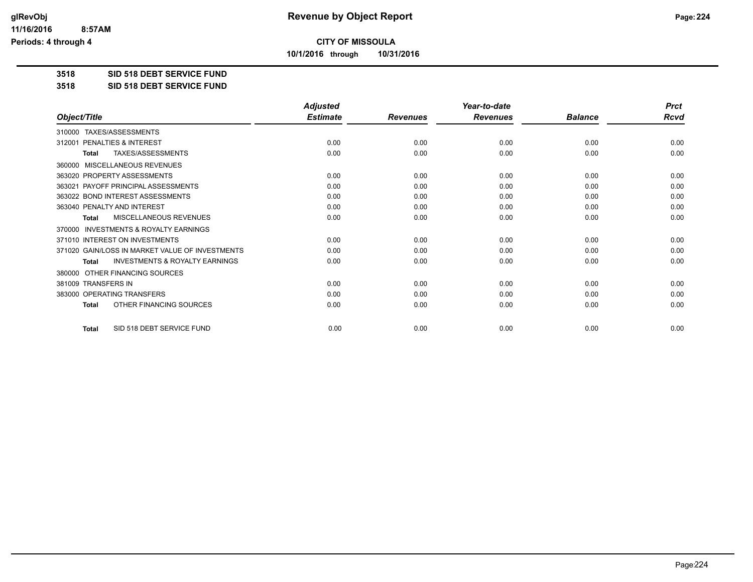# Revenue by Object Report

**CITY OF MISSOULA**

**10/1/2016 through 10/31/2016**

glRevObj
11/16/2016 8:57AM
Periods: 4 through 4

## 3518 SID 518 DEBT SERVICE FUND

## 3518 SID 518 DEBT SERVICE FUND

| Object/Title | Adjusted Estimate | Revenues | Year-to-date Revenues | Balance | Prct Rcvd |
|---|---|---|---|---|---|
| 310000 TAXES/ASSESSMENTS | | | | | |
| 312001 PENALTIES & INTEREST | 0.00 | 0.00 | 0.00 | 0.00 | 0.00 |
| **Total** TAXES/ASSESSMENTS | 0.00 | 0.00 | 0.00 | 0.00 | 0.00 |
| 360000 MISCELLANEOUS REVENUES | | | | | |
| 363020 PROPERTY ASSESSMENTS | 0.00 | 0.00 | 0.00 | 0.00 | 0.00 |
| 363021 PAYOFF PRINCIPAL ASSESSMENTS | 0.00 | 0.00 | 0.00 | 0.00 | 0.00 |
| 363022 BOND INTEREST ASSESSMENTS | 0.00 | 0.00 | 0.00 | 0.00 | 0.00 |
| 363040 PENALTY AND INTEREST | 0.00 | 0.00 | 0.00 | 0.00 | 0.00 |
| **Total** MISCELLANEOUS REVENUES | 0.00 | 0.00 | 0.00 | 0.00 | 0.00 |
| 370000 INVESTMENTS & ROYALTY EARNINGS | | | | | |
| 371010 INTEREST ON INVESTMENTS | 0.00 | 0.00 | 0.00 | 0.00 | 0.00 |
| 371020 GAIN/LOSS IN MARKET VALUE OF INVESTMENTS | 0.00 | 0.00 | 0.00 | 0.00 | 0.00 |
| **Total** INVESTMENTS & ROYALTY EARNINGS | 0.00 | 0.00 | 0.00 | 0.00 | 0.00 |
| 380000 OTHER FINANCING SOURCES | | | | | |
| 381009 TRANSFERS IN | 0.00 | 0.00 | 0.00 | 0.00 | 0.00 |
| 383000 OPERATING TRANSFERS | 0.00 | 0.00 | 0.00 | 0.00 | 0.00 |
| **Total** OTHER FINANCING SOURCES | 0.00 | 0.00 | 0.00 | 0.00 | 0.00 |
| **Total** SID 518 DEBT SERVICE FUND | 0.00 | 0.00 | 0.00 | 0.00 | 0.00 |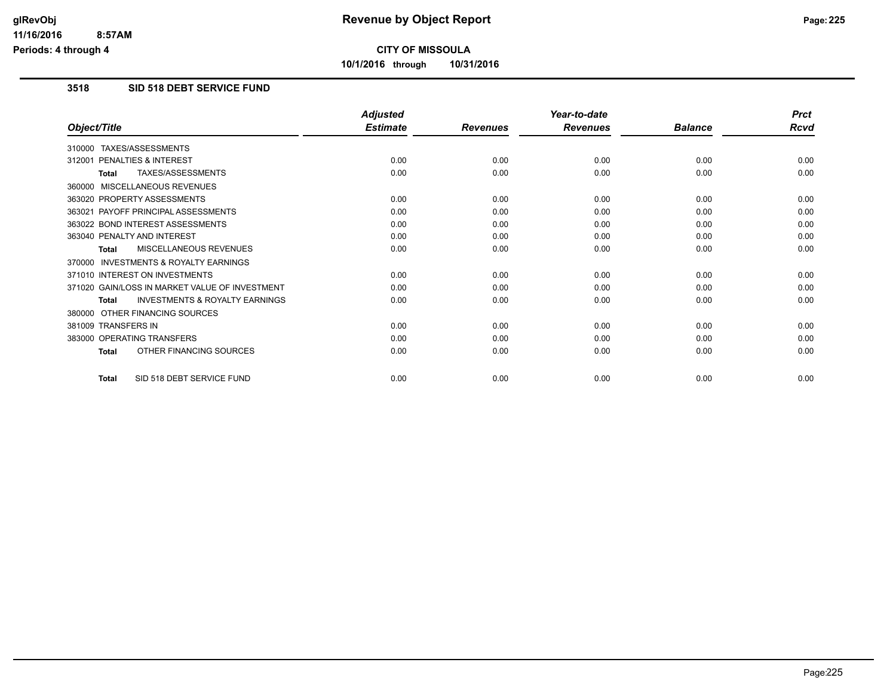**CITY OF MISSOULA**

**10/1/2016 through 10/31/2016**

## 3518 SID 518 DEBT SERVICE FUND

| Object/Title | Adjusted Estimate | Revenues | Year-to-date Revenues | Balance | Prct Rcvd |
|---|---|---|---|---|---|
| 310000 TAXES/ASSESSMENTS | | | | | |
| 312001 PENALTIES & INTEREST | 0.00 | 0.00 | 0.00 | 0.00 | 0.00 |
| **Total** TAXES/ASSESSMENTS | 0.00 | 0.00 | 0.00 | 0.00 | 0.00 |
| 360000 MISCELLANEOUS REVENUES | | | | | |
| 363020 PROPERTY ASSESSMENTS | 0.00 | 0.00 | 0.00 | 0.00 | 0.00 |
| 363021 PAYOFF PRINCIPAL ASSESSMENTS | 0.00 | 0.00 | 0.00 | 0.00 | 0.00 |
| 363022 BOND INTEREST ASSESSMENTS | 0.00 | 0.00 | 0.00 | 0.00 | 0.00 |
| 363040 PENALTY AND INTEREST | 0.00 | 0.00 | 0.00 | 0.00 | 0.00 |
| **Total** MISCELLANEOUS REVENUES | 0.00 | 0.00 | 0.00 | 0.00 | 0.00 |
| 370000 INVESTMENTS & ROYALTY EARNINGS | | | | | |
| 371010 INTEREST ON INVESTMENTS | 0.00 | 0.00 | 0.00 | 0.00 | 0.00 |
| 371020 GAIN/LOSS IN MARKET VALUE OF INVESTMENT | 0.00 | 0.00 | 0.00 | 0.00 | 0.00 |
| **Total** INVESTMENTS & ROYALTY EARNINGS | 0.00 | 0.00 | 0.00 | 0.00 | 0.00 |
| 380000 OTHER FINANCING SOURCES | | | | | |
| 381009 TRANSFERS IN | 0.00 | 0.00 | 0.00 | 0.00 | 0.00 |
| 383000 OPERATING TRANSFERS | 0.00 | 0.00 | 0.00 | 0.00 | 0.00 |
| **Total** OTHER FINANCING SOURCES | 0.00 | 0.00 | 0.00 | 0.00 | 0.00 |
| **Total** SID 518 DEBT SERVICE FUND | 0.00 | 0.00 | 0.00 | 0.00 | 0.00 |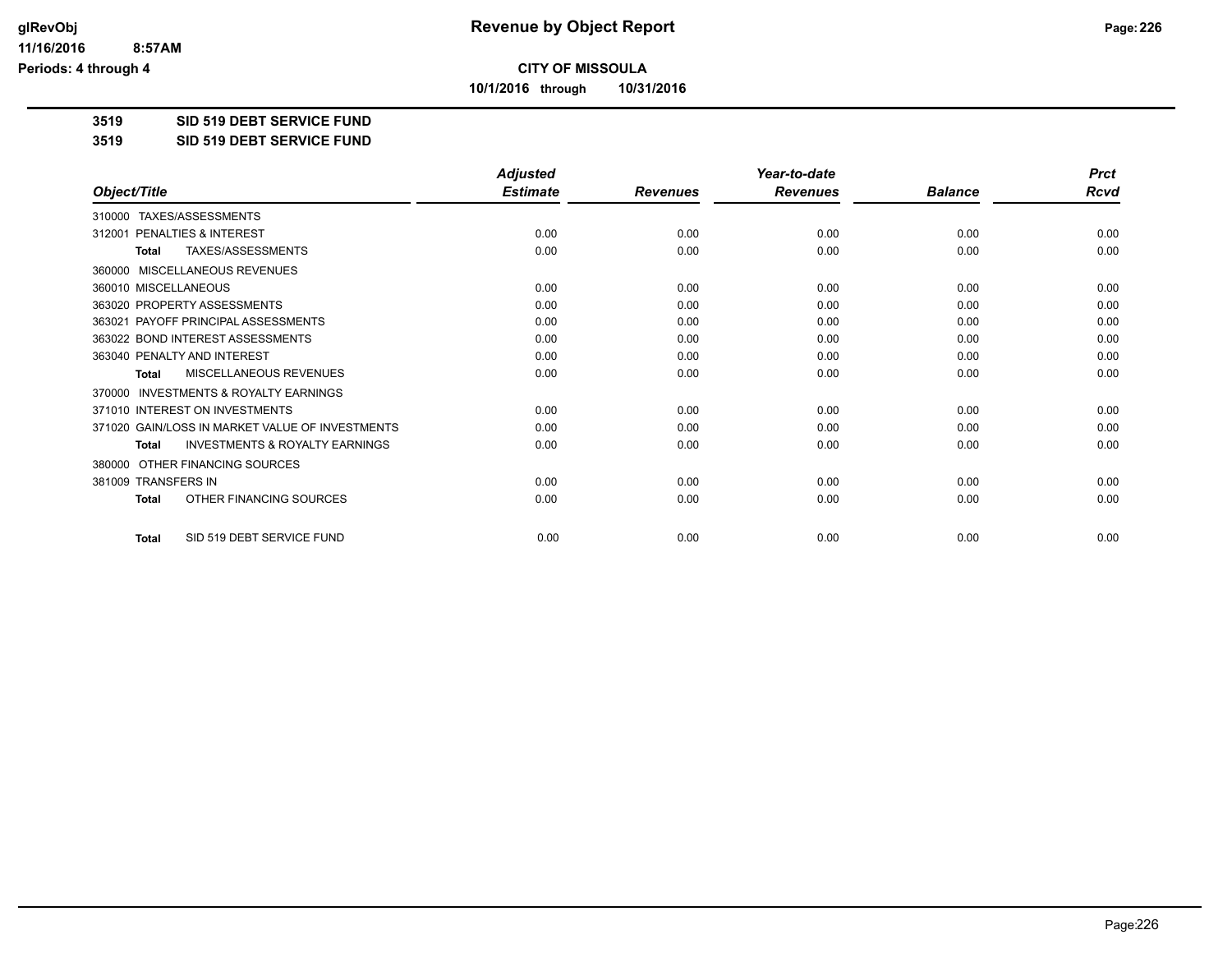**CITY OF MISSOULA**

**10/1/2016 through 10/31/2016**

**3519 SID 519 DEBT SERVICE FUND**

**3519 SID 519 DEBT SERVICE FUND**

| Object/Title | Adjusted Estimate | Revenues | Year-to-date Revenues | Balance | Prct Rcvd |
|---|---|---|---|---|---|
| 310000 TAXES/ASSESSMENTS | | | | | |
| 312001 PENALTIES & INTEREST | 0.00 | 0.00 | 0.00 | 0.00 | 0.00 |
| **Total** TAXES/ASSESSMENTS | 0.00 | 0.00 | 0.00 | 0.00 | 0.00 |
| 360000 MISCELLANEOUS REVENUES | | | | | |
| 360010 MISCELLANEOUS | 0.00 | 0.00 | 0.00 | 0.00 | 0.00 |
| 363020 PROPERTY ASSESSMENTS | 0.00 | 0.00 | 0.00 | 0.00 | 0.00 |
| 363021 PAYOFF PRINCIPAL ASSESSMENTS | 0.00 | 0.00 | 0.00 | 0.00 | 0.00 |
| 363022 BOND INTEREST ASSESSMENTS | 0.00 | 0.00 | 0.00 | 0.00 | 0.00 |
| 363040 PENALTY AND INTEREST | 0.00 | 0.00 | 0.00 | 0.00 | 0.00 |
| **Total** MISCELLANEOUS REVENUES | 0.00 | 0.00 | 0.00 | 0.00 | 0.00 |
| 370000 INVESTMENTS & ROYALTY EARNINGS | | | | | |
| 371010 INTEREST ON INVESTMENTS | 0.00 | 0.00 | 0.00 | 0.00 | 0.00 |
| 371020 GAIN/LOSS IN MARKET VALUE OF INVESTMENTS | 0.00 | 0.00 | 0.00 | 0.00 | 0.00 |
| **Total** INVESTMENTS & ROYALTY EARNINGS | 0.00 | 0.00 | 0.00 | 0.00 | 0.00 |
| 380000 OTHER FINANCING SOURCES | | | | | |
| 381009 TRANSFERS IN | 0.00 | 0.00 | 0.00 | 0.00 | 0.00 |
| **Total** OTHER FINANCING SOURCES | 0.00 | 0.00 | 0.00 | 0.00 | 0.00 |
| **Total** SID 519 DEBT SERVICE FUND | 0.00 | 0.00 | 0.00 | 0.00 | 0.00 |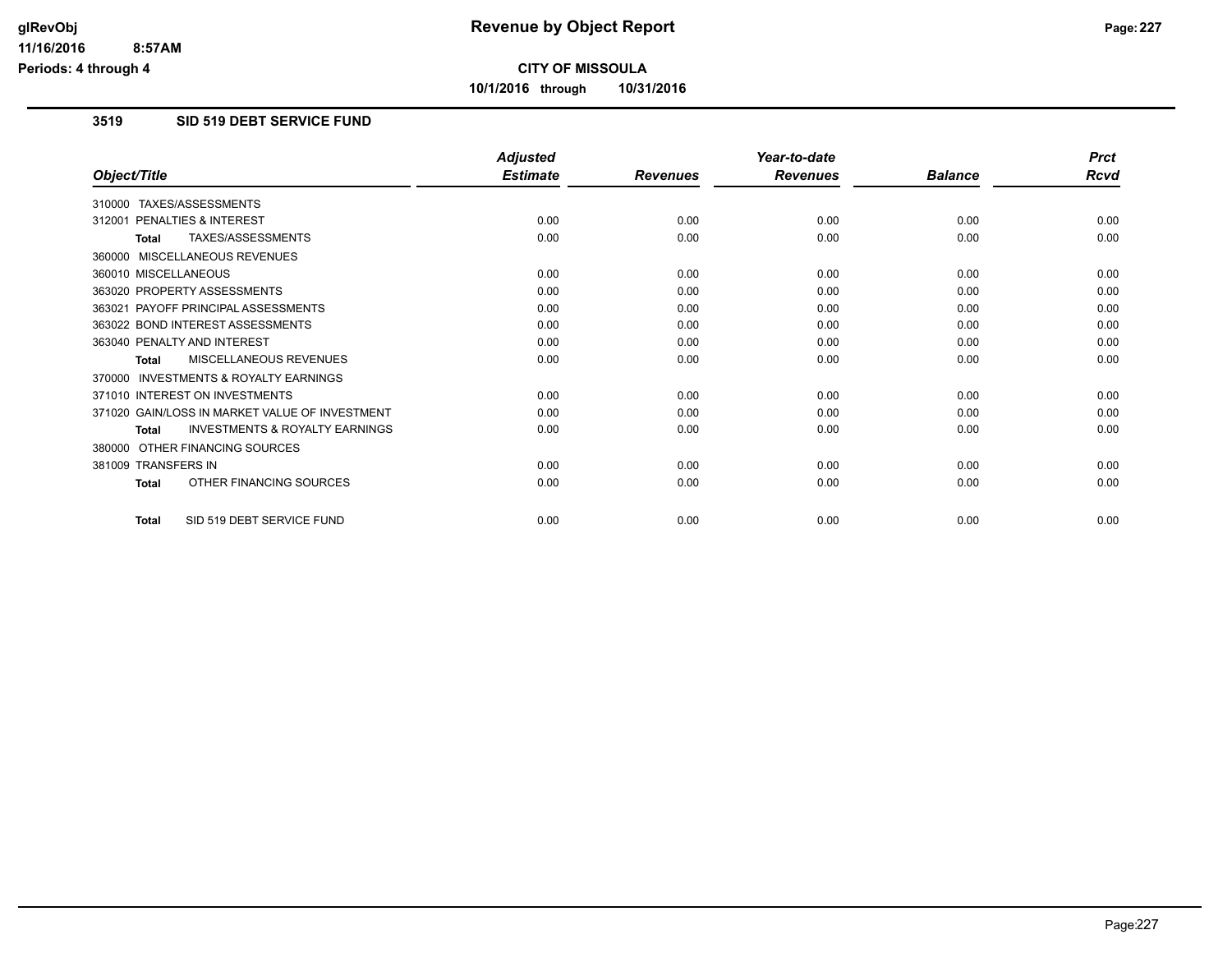# CITY OF MISSOULA

**10/1/2016 through 10/31/2016**

## 3519 SID 519 DEBT SERVICE FUND

| Object/Title | Adjusted Estimate | Revenues | Year-to-date Revenues | Balance | Prct Rcvd |
|---|---|---|---|---|---|
| 310000 TAXES/ASSESSMENTS | | | | | |
| 312001 PENALTIES & INTEREST | 0.00 | 0.00 | 0.00 | 0.00 | 0.00 |
| **Total** TAXES/ASSESSMENTS | 0.00 | 0.00 | 0.00 | 0.00 | 0.00 |
| 360000 MISCELLANEOUS REVENUES | | | | | |
| 360010 MISCELLANEOUS | 0.00 | 0.00 | 0.00 | 0.00 | 0.00 |
| 363020 PROPERTY ASSESSMENTS | 0.00 | 0.00 | 0.00 | 0.00 | 0.00 |
| 363021 PAYOFF PRINCIPAL ASSESSMENTS | 0.00 | 0.00 | 0.00 | 0.00 | 0.00 |
| 363022 BOND INTEREST ASSESSMENTS | 0.00 | 0.00 | 0.00 | 0.00 | 0.00 |
| 363040 PENALTY AND INTEREST | 0.00 | 0.00 | 0.00 | 0.00 | 0.00 |
| **Total** MISCELLANEOUS REVENUES | 0.00 | 0.00 | 0.00 | 0.00 | 0.00 |
| 370000 INVESTMENTS & ROYALTY EARNINGS | | | | | |
| 371010 INTEREST ON INVESTMENTS | 0.00 | 0.00 | 0.00 | 0.00 | 0.00 |
| 371020 GAIN/LOSS IN MARKET VALUE OF INVESTMENT | 0.00 | 0.00 | 0.00 | 0.00 | 0.00 |
| **Total** INVESTMENTS & ROYALTY EARNINGS | 0.00 | 0.00 | 0.00 | 0.00 | 0.00 |
| 380000 OTHER FINANCING SOURCES | | | | | |
| 381009 TRANSFERS IN | 0.00 | 0.00 | 0.00 | 0.00 | 0.00 |
| **Total** OTHER FINANCING SOURCES | 0.00 | 0.00 | 0.00 | 0.00 | 0.00 |
| **Total** SID 519 DEBT SERVICE FUND | 0.00 | 0.00 | 0.00 | 0.00 | 0.00 |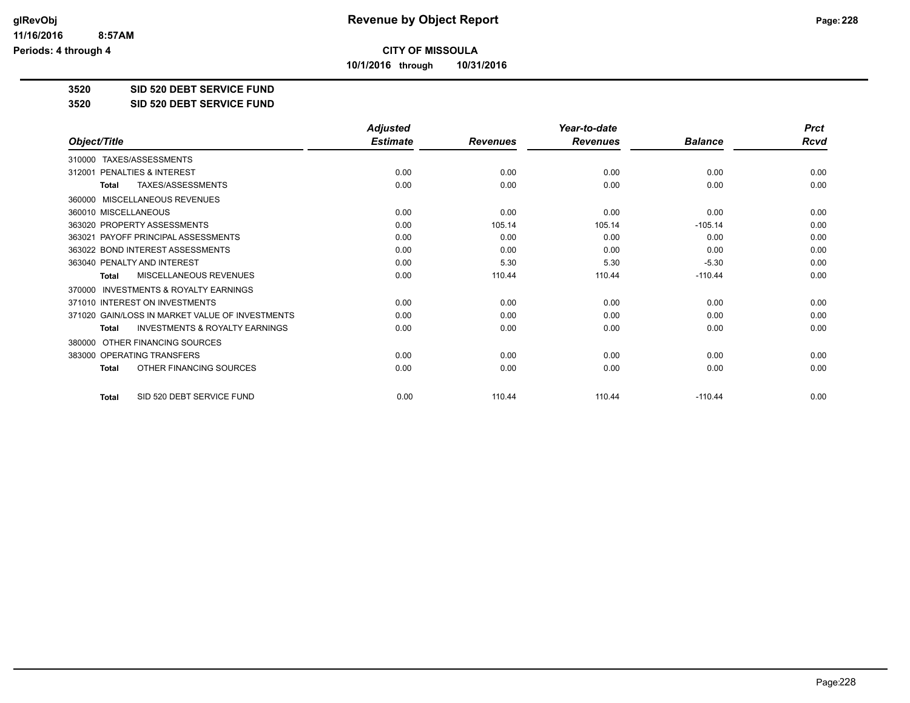**CITY OF MISSOULA**

**10/1/2016 through 10/31/2016**

**Revenue by Object Report**

glRevObj
11/16/2016 8:57AM
Periods: 4 through 4

## 3520 SID 520 DEBT SERVICE FUND

## 3520 SID 520 DEBT SERVICE FUND

| Object/Title | Adjusted Estimate | Revenues | Year-to-date Revenues | Balance | Prct Rcvd |
|---|---|---|---|---|---|
| 310000 TAXES/ASSESSMENTS | | | | | |
| 312001 PENALTIES & INTEREST | 0.00 | 0.00 | 0.00 | 0.00 | 0.00 |
| **Total** TAXES/ASSESSMENTS | 0.00 | 0.00 | 0.00 | 0.00 | 0.00 |
| 360000 MISCELLANEOUS REVENUES | | | | | |
| 360010 MISCELLANEOUS | 0.00 | 0.00 | 0.00 | 0.00 | 0.00 |
| 363020 PROPERTY ASSESSMENTS | 0.00 | 105.14 | 105.14 | -105.14 | 0.00 |
| 363021 PAYOFF PRINCIPAL ASSESSMENTS | 0.00 | 0.00 | 0.00 | 0.00 | 0.00 |
| 363022 BOND INTEREST ASSESSMENTS | 0.00 | 0.00 | 0.00 | 0.00 | 0.00 |
| 363040 PENALTY AND INTEREST | 0.00 | 5.30 | 5.30 | -5.30 | 0.00 |
| **Total** MISCELLANEOUS REVENUES | 0.00 | 110.44 | 110.44 | -110.44 | 0.00 |
| 370000 INVESTMENTS & ROYALTY EARNINGS | | | | | |
| 371010 INTEREST ON INVESTMENTS | 0.00 | 0.00 | 0.00 | 0.00 | 0.00 |
| 371020 GAIN/LOSS IN MARKET VALUE OF INVESTMENTS | 0.00 | 0.00 | 0.00 | 0.00 | 0.00 |
| **Total** INVESTMENTS & ROYALTY EARNINGS | 0.00 | 0.00 | 0.00 | 0.00 | 0.00 |
| 380000 OTHER FINANCING SOURCES | | | | | |
| 383000 OPERATING TRANSFERS | 0.00 | 0.00 | 0.00 | 0.00 | 0.00 |
| **Total** OTHER FINANCING SOURCES | 0.00 | 0.00 | 0.00 | 0.00 | 0.00 |
| **Total** SID 520 DEBT SERVICE FUND | 0.00 | 110.44 | 110.44 | -110.44 | 0.00 |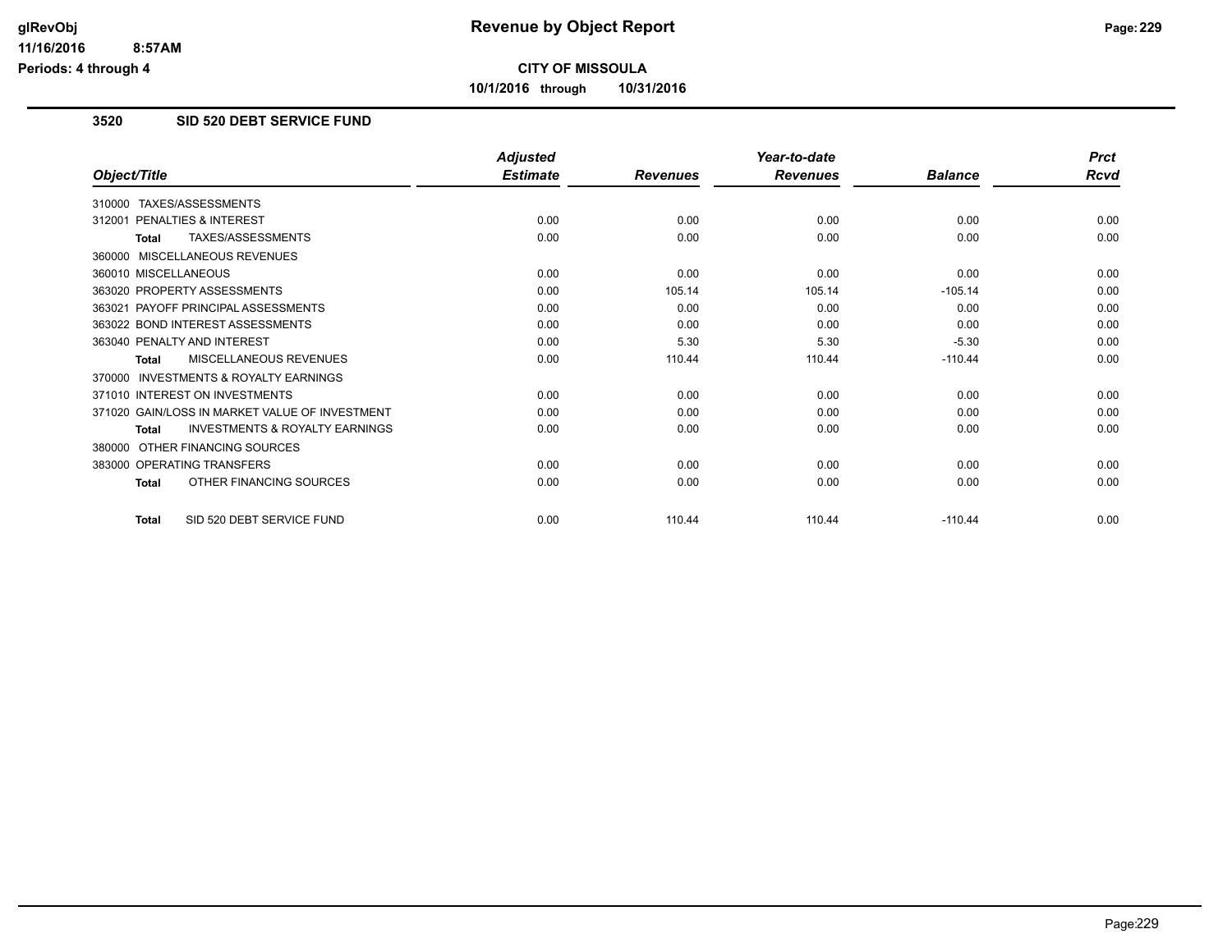## Revenue by Object Report

**CITY OF MISSOULA**

**10/1/2016 through 10/31/2016**

glRevObj
11/16/2016 8:57AM
Periods: 4 through 4

### 3520 SID 520 DEBT SERVICE FUND

| Object/Title | Adjusted Estimate | Revenues | Year-to-date Revenues | Balance | Prct Rcvd |
|---|---|---|---|---|---|
| 310000 TAXES/ASSESSMENTS | | | | | |
| 312001 PENALTIES & INTEREST | 0.00 | 0.00 | 0.00 | 0.00 | 0.00 |
| **Total** TAXES/ASSESSMENTS | 0.00 | 0.00 | 0.00 | 0.00 | 0.00 |
| 360000 MISCELLANEOUS REVENUES | | | | | |
| 360010 MISCELLANEOUS | 0.00 | 0.00 | 0.00 | 0.00 | 0.00 |
| 363020 PROPERTY ASSESSMENTS | 0.00 | 105.14 | 105.14 | -105.14 | 0.00 |
| 363021 PAYOFF PRINCIPAL ASSESSMENTS | 0.00 | 0.00 | 0.00 | 0.00 | 0.00 |
| 363022 BOND INTEREST ASSESSMENTS | 0.00 | 0.00 | 0.00 | 0.00 | 0.00 |
| 363040 PENALTY AND INTEREST | 0.00 | 5.30 | 5.30 | -5.30 | 0.00 |
| **Total** MISCELLANEOUS REVENUES | 0.00 | 110.44 | 110.44 | -110.44 | 0.00 |
| 370000 INVESTMENTS & ROYALTY EARNINGS | | | | | |
| 371010 INTEREST ON INVESTMENTS | 0.00 | 0.00 | 0.00 | 0.00 | 0.00 |
| 371020 GAIN/LOSS IN MARKET VALUE OF INVESTMENT | 0.00 | 0.00 | 0.00 | 0.00 | 0.00 |
| **Total** INVESTMENTS & ROYALTY EARNINGS | 0.00 | 0.00 | 0.00 | 0.00 | 0.00 |
| 380000 OTHER FINANCING SOURCES | | | | | |
| 383000 OPERATING TRANSFERS | 0.00 | 0.00 | 0.00 | 0.00 | 0.00 |
| **Total** OTHER FINANCING SOURCES | 0.00 | 0.00 | 0.00 | 0.00 | 0.00 |
| **Total** SID 520 DEBT SERVICE FUND | 0.00 | 110.44 | 110.44 | -110.44 | 0.00 |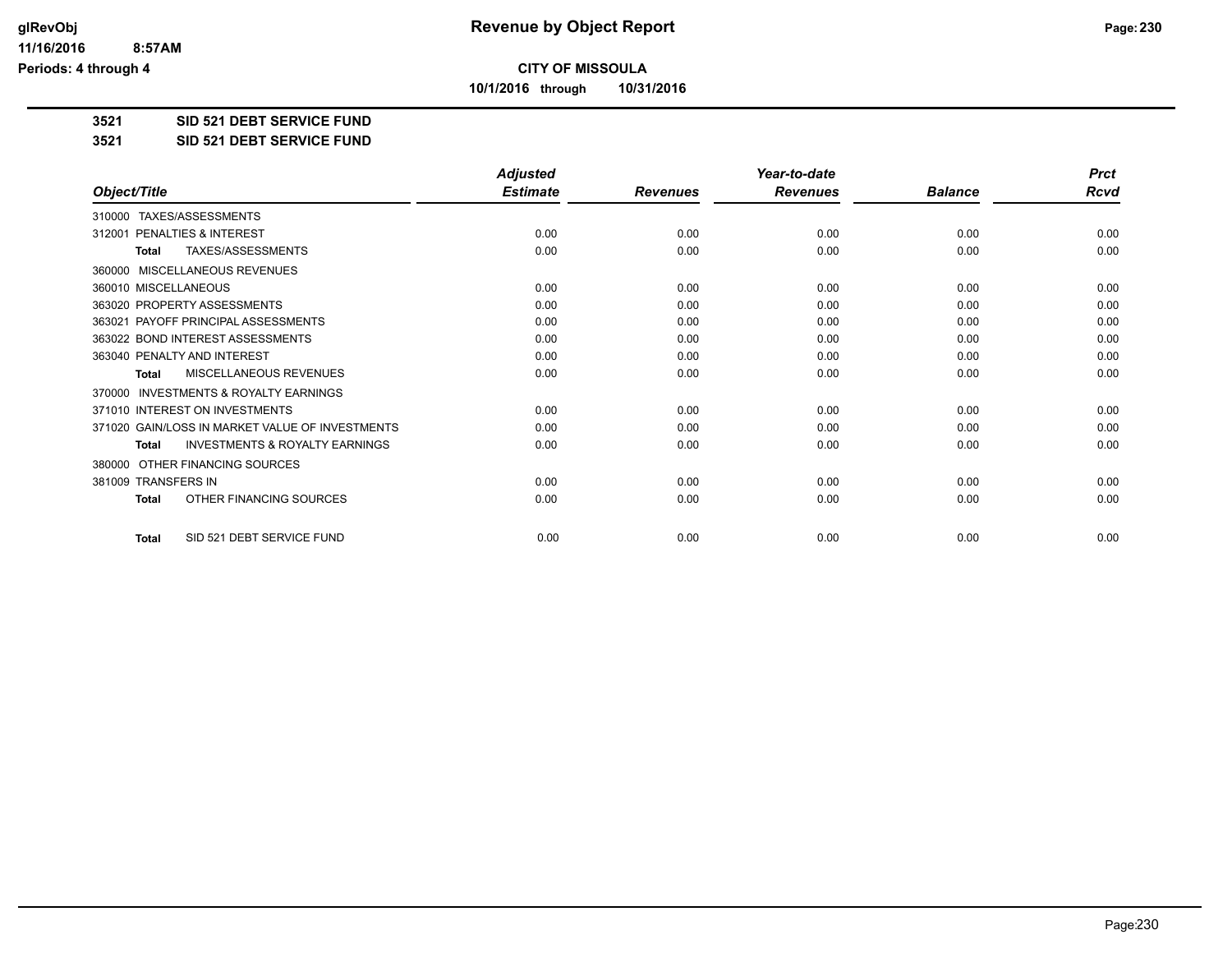**CITY OF MISSOULA**

**10/1/2016 through 10/31/2016**

**3521 SID 521 DEBT SERVICE FUND**

**3521 SID 521 DEBT SERVICE FUND**

| Object/Title | Adjusted Estimate | Revenues | Year-to-date Revenues | Balance | Prct Rcvd |
|---|---|---|---|---|---|
| 310000 TAXES/ASSESSMENTS | | | | | |
| 312001 PENALTIES & INTEREST | 0.00 | 0.00 | 0.00 | 0.00 | 0.00 |
| **Total** TAXES/ASSESSMENTS | 0.00 | 0.00 | 0.00 | 0.00 | 0.00 |
| 360000 MISCELLANEOUS REVENUES | | | | | |
| 360010 MISCELLANEOUS | 0.00 | 0.00 | 0.00 | 0.00 | 0.00 |
| 363020 PROPERTY ASSESSMENTS | 0.00 | 0.00 | 0.00 | 0.00 | 0.00 |
| 363021 PAYOFF PRINCIPAL ASSESSMENTS | 0.00 | 0.00 | 0.00 | 0.00 | 0.00 |
| 363022 BOND INTEREST ASSESSMENTS | 0.00 | 0.00 | 0.00 | 0.00 | 0.00 |
| 363040 PENALTY AND INTEREST | 0.00 | 0.00 | 0.00 | 0.00 | 0.00 |
| **Total** MISCELLANEOUS REVENUES | 0.00 | 0.00 | 0.00 | 0.00 | 0.00 |
| 370000 INVESTMENTS & ROYALTY EARNINGS | | | | | |
| 371010 INTEREST ON INVESTMENTS | 0.00 | 0.00 | 0.00 | 0.00 | 0.00 |
| 371020 GAIN/LOSS IN MARKET VALUE OF INVESTMENTS | 0.00 | 0.00 | 0.00 | 0.00 | 0.00 |
| **Total** INVESTMENTS & ROYALTY EARNINGS | 0.00 | 0.00 | 0.00 | 0.00 | 0.00 |
| 380000 OTHER FINANCING SOURCES | | | | | |
| 381009 TRANSFERS IN | 0.00 | 0.00 | 0.00 | 0.00 | 0.00 |
| **Total** OTHER FINANCING SOURCES | 0.00 | 0.00 | 0.00 | 0.00 | 0.00 |
| **Total** SID 521 DEBT SERVICE FUND | 0.00 | 0.00 | 0.00 | 0.00 | 0.00 |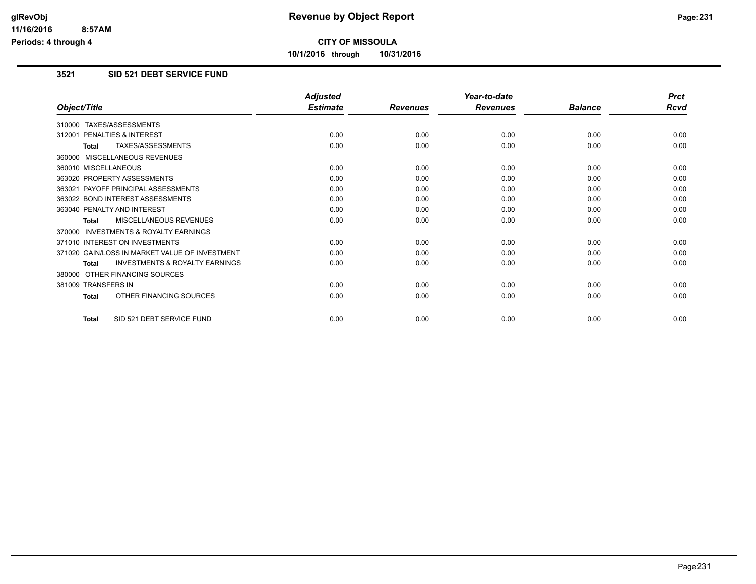# CITY OF MISSOULA

**10/1/2016 through 10/31/2016**

## 3521 SID 521 DEBT SERVICE FUND

| Object/Title | Adjusted Estimate | Revenues | Year-to-date Revenues | Balance | Prct Rcvd |
|---|---|---|---|---|---|
| 310000 TAXES/ASSESSMENTS | | | | | |
| 312001 PENALTIES & INTEREST | 0.00 | 0.00 | 0.00 | 0.00 | 0.00 |
| **Total** TAXES/ASSESSMENTS | 0.00 | 0.00 | 0.00 | 0.00 | 0.00 |
| 360000 MISCELLANEOUS REVENUES | | | | | |
| 360010 MISCELLANEOUS | 0.00 | 0.00 | 0.00 | 0.00 | 0.00 |
| 363020 PROPERTY ASSESSMENTS | 0.00 | 0.00 | 0.00 | 0.00 | 0.00 |
| 363021 PAYOFF PRINCIPAL ASSESSMENTS | 0.00 | 0.00 | 0.00 | 0.00 | 0.00 |
| 363022 BOND INTEREST ASSESSMENTS | 0.00 | 0.00 | 0.00 | 0.00 | 0.00 |
| 363040 PENALTY AND INTEREST | 0.00 | 0.00 | 0.00 | 0.00 | 0.00 |
| **Total** MISCELLANEOUS REVENUES | 0.00 | 0.00 | 0.00 | 0.00 | 0.00 |
| 370000 INVESTMENTS & ROYALTY EARNINGS | | | | | |
| 371010 INTEREST ON INVESTMENTS | 0.00 | 0.00 | 0.00 | 0.00 | 0.00 |
| 371020 GAIN/LOSS IN MARKET VALUE OF INVESTMENT | 0.00 | 0.00 | 0.00 | 0.00 | 0.00 |
| **Total** INVESTMENTS & ROYALTY EARNINGS | 0.00 | 0.00 | 0.00 | 0.00 | 0.00 |
| 380000 OTHER FINANCING SOURCES | | | | | |
| 381009 TRANSFERS IN | 0.00 | 0.00 | 0.00 | 0.00 | 0.00 |
| **Total** OTHER FINANCING SOURCES | 0.00 | 0.00 | 0.00 | 0.00 | 0.00 |
| **Total** SID 521 DEBT SERVICE FUND | 0.00 | 0.00 | 0.00 | 0.00 | 0.00 |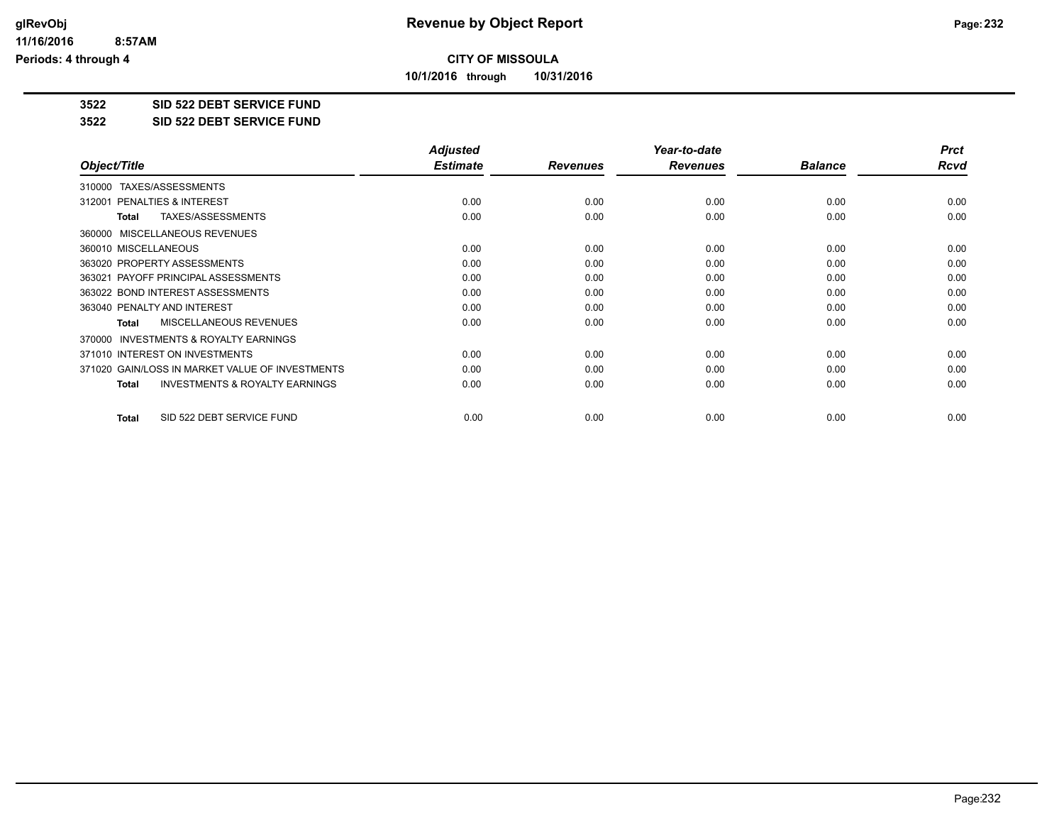# CITY OF MISSOULA

**10/1/2016 through 10/31/2016**

**Revenue by Object Report**

**3522 SID 522 DEBT SERVICE FUND**

**3522 SID 522 DEBT SERVICE FUND**

| Object/Title | Adjusted Estimate | Revenues | Year-to-date Revenues | Balance | Prct Rcvd |
|---|---|---|---|---|---|
| 310000 TAXES/ASSESSMENTS | | | | | |
| 312001 PENALTIES & INTEREST | 0.00 | 0.00 | 0.00 | 0.00 | 0.00 |
| **Total** TAXES/ASSESSMENTS | 0.00 | 0.00 | 0.00 | 0.00 | 0.00 |
| 360000 MISCELLANEOUS REVENUES | | | | | |
| 360010 MISCELLANEOUS | 0.00 | 0.00 | 0.00 | 0.00 | 0.00 |
| 363020 PROPERTY ASSESSMENTS | 0.00 | 0.00 | 0.00 | 0.00 | 0.00 |
| 363021 PAYOFF PRINCIPAL ASSESSMENTS | 0.00 | 0.00 | 0.00 | 0.00 | 0.00 |
| 363022 BOND INTEREST ASSESSMENTS | 0.00 | 0.00 | 0.00 | 0.00 | 0.00 |
| 363040 PENALTY AND INTEREST | 0.00 | 0.00 | 0.00 | 0.00 | 0.00 |
| **Total** MISCELLANEOUS REVENUES | 0.00 | 0.00 | 0.00 | 0.00 | 0.00 |
| 370000 INVESTMENTS & ROYALTY EARNINGS | | | | | |
| 371010 INTEREST ON INVESTMENTS | 0.00 | 0.00 | 0.00 | 0.00 | 0.00 |
| 371020 GAIN/LOSS IN MARKET VALUE OF INVESTMENTS | 0.00 | 0.00 | 0.00 | 0.00 | 0.00 |
| **Total** INVESTMENTS & ROYALTY EARNINGS | 0.00 | 0.00 | 0.00 | 0.00 | 0.00 |
| **Total** SID 522 DEBT SERVICE FUND | 0.00 | 0.00 | 0.00 | 0.00 | 0.00 |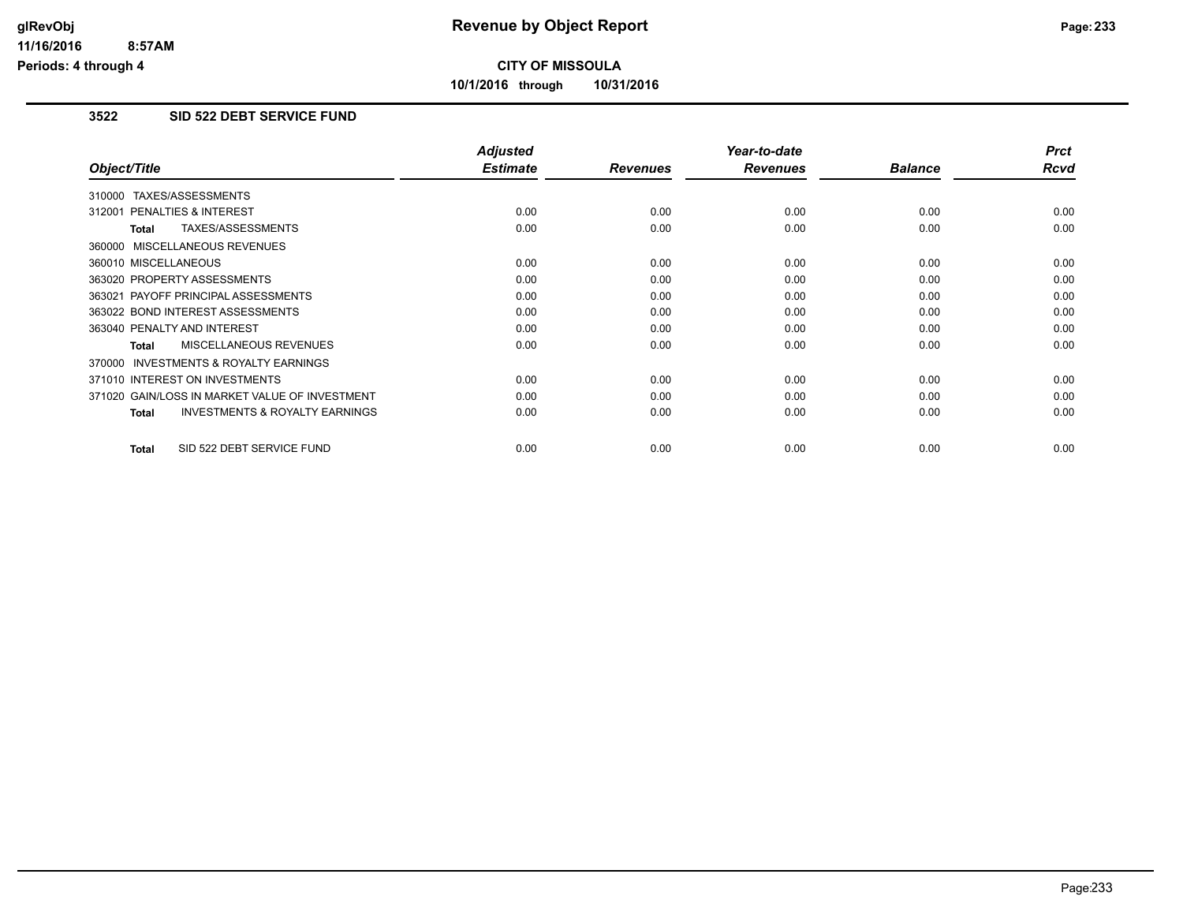**CITY OF MISSOULA**

**10/1/2016 through 10/31/2016**

### 3522 SID 522 DEBT SERVICE FUND

| Object/Title | Adjusted Estimate | Revenues | Year-to-date Revenues | Balance | Prct Rcvd |
|---|---|---|---|---|---|
| 310000 TAXES/ASSESSMENTS | | | | | |
| 312001 PENALTIES & INTEREST | 0.00 | 0.00 | 0.00 | 0.00 | 0.00 |
| **Total** TAXES/ASSESSMENTS | 0.00 | 0.00 | 0.00 | 0.00 | 0.00 |
| 360000 MISCELLANEOUS REVENUES | | | | | |
| 360010 MISCELLANEOUS | 0.00 | 0.00 | 0.00 | 0.00 | 0.00 |
| 363020 PROPERTY ASSESSMENTS | 0.00 | 0.00 | 0.00 | 0.00 | 0.00 |
| 363021 PAYOFF PRINCIPAL ASSESSMENTS | 0.00 | 0.00 | 0.00 | 0.00 | 0.00 |
| 363022 BOND INTEREST ASSESSMENTS | 0.00 | 0.00 | 0.00 | 0.00 | 0.00 |
| 363040 PENALTY AND INTEREST | 0.00 | 0.00 | 0.00 | 0.00 | 0.00 |
| **Total** MISCELLANEOUS REVENUES | 0.00 | 0.00 | 0.00 | 0.00 | 0.00 |
| 370000 INVESTMENTS & ROYALTY EARNINGS | | | | | |
| 371010 INTEREST ON INVESTMENTS | 0.00 | 0.00 | 0.00 | 0.00 | 0.00 |
| 371020 GAIN/LOSS IN MARKET VALUE OF INVESTMENT | 0.00 | 0.00 | 0.00 | 0.00 | 0.00 |
| **Total** INVESTMENTS & ROYALTY EARNINGS | 0.00 | 0.00 | 0.00 | 0.00 | 0.00 |
| **Total** SID 522 DEBT SERVICE FUND | 0.00 | 0.00 | 0.00 | 0.00 | 0.00 |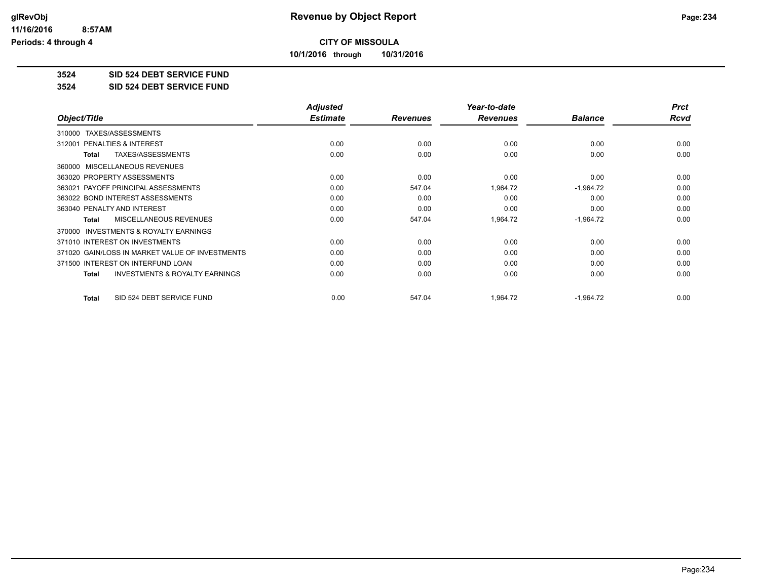**CITY OF MISSOULA**

**10/1/2016 through 10/31/2016**

**Revenue by Object Report**

glRevObj
11/16/2016 8:57AM
Periods: 4 through 4

## 3524 SID 524 DEBT SERVICE FUND

## 3524 SID 524 DEBT SERVICE FUND

| Object/Title | Adjusted Estimate | Revenues | Year-to-date Revenues | Balance | Prct Rcvd |
|---|---|---|---|---|---|
| 310000 TAXES/ASSESSMENTS | | | | | |
| 312001 PENALTIES & INTEREST | 0.00 | 0.00 | 0.00 | 0.00 | 0.00 |
| **Total** TAXES/ASSESSMENTS | 0.00 | 0.00 | 0.00 | 0.00 | 0.00 |
| 360000 MISCELLANEOUS REVENUES | | | | | |
| 363020 PROPERTY ASSESSMENTS | 0.00 | 0.00 | 0.00 | 0.00 | 0.00 |
| 363021 PAYOFF PRINCIPAL ASSESSMENTS | 0.00 | 547.04 | 1,964.72 | -1,964.72 | 0.00 |
| 363022 BOND INTEREST ASSESSMENTS | 0.00 | 0.00 | 0.00 | 0.00 | 0.00 |
| 363040 PENALTY AND INTEREST | 0.00 | 0.00 | 0.00 | 0.00 | 0.00 |
| **Total** MISCELLANEOUS REVENUES | 0.00 | 547.04 | 1,964.72 | -1,964.72 | 0.00 |
| 370000 INVESTMENTS & ROYALTY EARNINGS | | | | | |
| 371010 INTEREST ON INVESTMENTS | 0.00 | 0.00 | 0.00 | 0.00 | 0.00 |
| 371020 GAIN/LOSS IN MARKET VALUE OF INVESTMENTS | 0.00 | 0.00 | 0.00 | 0.00 | 0.00 |
| 371500 INTEREST ON INTERFUND LOAN | 0.00 | 0.00 | 0.00 | 0.00 | 0.00 |
| **Total** INVESTMENTS & ROYALTY EARNINGS | 0.00 | 0.00 | 0.00 | 0.00 | 0.00 |
| **Total** SID 524 DEBT SERVICE FUND | 0.00 | 547.04 | 1,964.72 | -1,964.72 | 0.00 |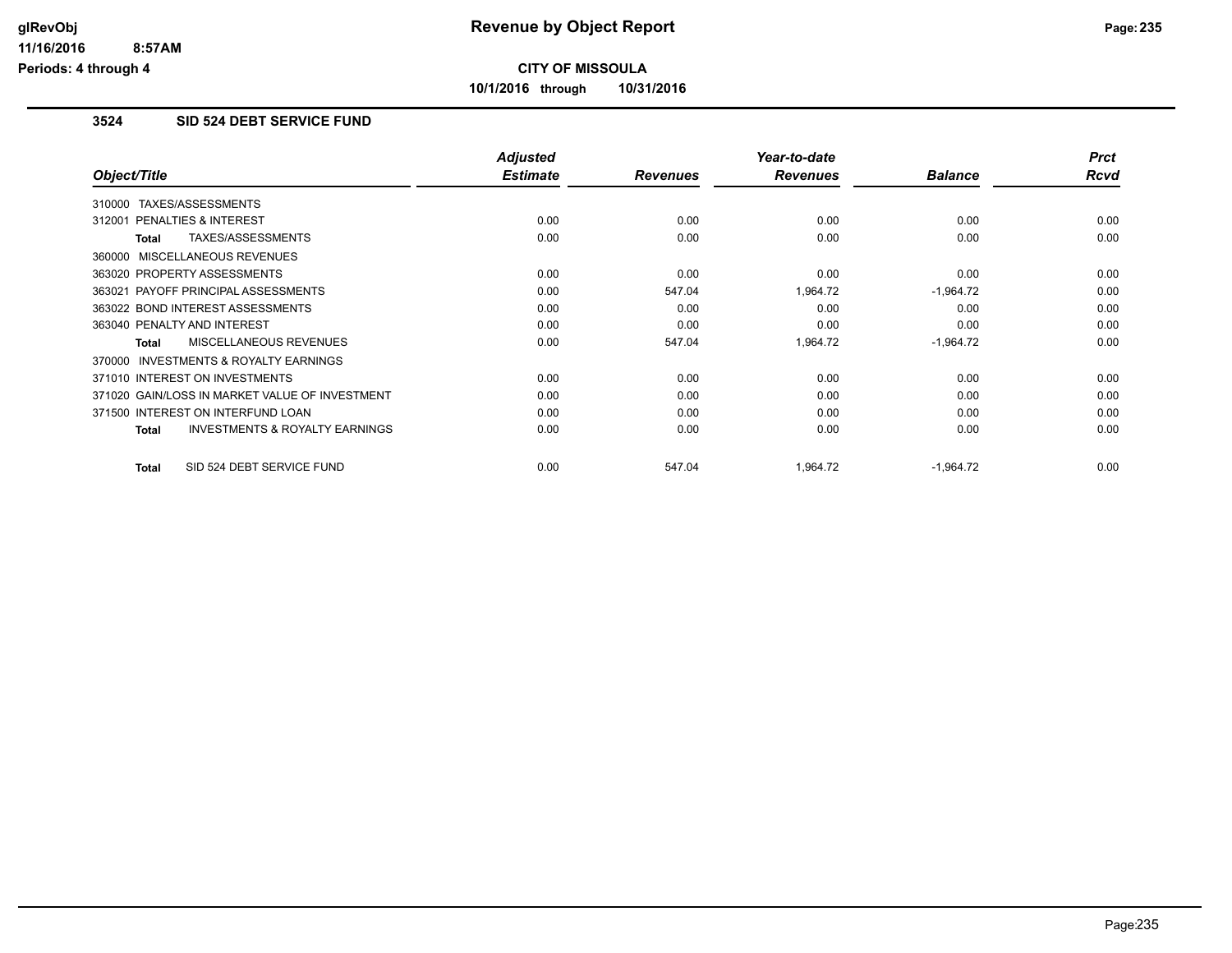# Revenue by Object Report

**CITY OF MISSOULA**

**10/1/2016 through 10/31/2016**

glRevObj
11/16/2016 8:57AM
Periods: 4 through 4

### 3524 SID 524 DEBT SERVICE FUND

| Object/Title | Adjusted Estimate | Revenues | Year-to-date Revenues | Balance | Prct Rcvd |
|---|---|---|---|---|---|
| 310000 TAXES/ASSESSMENTS | | | | | |
| 312001 PENALTIES & INTEREST | 0.00 | 0.00 | 0.00 | 0.00 | 0.00 |
| **Total** TAXES/ASSESSMENTS | 0.00 | 0.00 | 0.00 | 0.00 | 0.00 |
| 360000 MISCELLANEOUS REVENUES | | | | | |
| 363020 PROPERTY ASSESSMENTS | 0.00 | 0.00 | 0.00 | 0.00 | 0.00 |
| 363021 PAYOFF PRINCIPAL ASSESSMENTS | 0.00 | 547.04 | 1,964.72 | -1,964.72 | 0.00 |
| 363022 BOND INTEREST ASSESSMENTS | 0.00 | 0.00 | 0.00 | 0.00 | 0.00 |
| 363040 PENALTY AND INTEREST | 0.00 | 0.00 | 0.00 | 0.00 | 0.00 |
| **Total** MISCELLANEOUS REVENUES | 0.00 | 547.04 | 1,964.72 | -1,964.72 | 0.00 |
| 370000 INVESTMENTS & ROYALTY EARNINGS | | | | | |
| 371010 INTEREST ON INVESTMENTS | 0.00 | 0.00 | 0.00 | 0.00 | 0.00 |
| 371020 GAIN/LOSS IN MARKET VALUE OF INVESTMENT | 0.00 | 0.00 | 0.00 | 0.00 | 0.00 |
| 371500 INTEREST ON INTERFUND LOAN | 0.00 | 0.00 | 0.00 | 0.00 | 0.00 |
| **Total** INVESTMENTS & ROYALTY EARNINGS | 0.00 | 0.00 | 0.00 | 0.00 | 0.00 |
| **Total** SID 524 DEBT SERVICE FUND | 0.00 | 547.04 | 1,964.72 | -1,964.72 | 0.00 |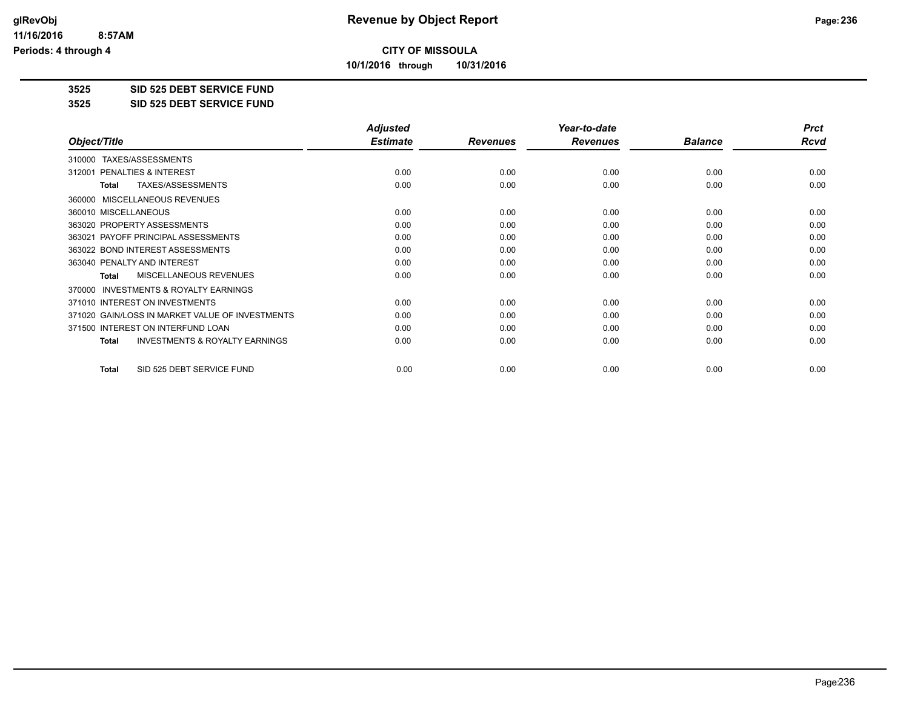# Revenue by Object Report

**CITY OF MISSOULA**

**10/1/2016 through 10/31/2016**

glRevObj
11/16/2016 8:57AM
Periods: 4 through 4

## 3525 SID 525 DEBT SERVICE FUND

## 3525 SID 525 DEBT SERVICE FUND

| Object/Title | Adjusted Estimate | Revenues | Year-to-date Revenues | Balance | Prct Rcvd |
|---|---|---|---|---|---|
| 310000 TAXES/ASSESSMENTS | | | | | |
| 312001 PENALTIES & INTEREST | 0.00 | 0.00 | 0.00 | 0.00 | 0.00 |
| **Total** TAXES/ASSESSMENTS | 0.00 | 0.00 | 0.00 | 0.00 | 0.00 |
| 360000 MISCELLANEOUS REVENUES | | | | | |
| 360010 MISCELLANEOUS | 0.00 | 0.00 | 0.00 | 0.00 | 0.00 |
| 363020 PROPERTY ASSESSMENTS | 0.00 | 0.00 | 0.00 | 0.00 | 0.00 |
| 363021 PAYOFF PRINCIPAL ASSESSMENTS | 0.00 | 0.00 | 0.00 | 0.00 | 0.00 |
| 363022 BOND INTEREST ASSESSMENTS | 0.00 | 0.00 | 0.00 | 0.00 | 0.00 |
| 363040 PENALTY AND INTEREST | 0.00 | 0.00 | 0.00 | 0.00 | 0.00 |
| **Total** MISCELLANEOUS REVENUES | 0.00 | 0.00 | 0.00 | 0.00 | 0.00 |
| 370000 INVESTMENTS & ROYALTY EARNINGS | | | | | |
| 371010 INTEREST ON INVESTMENTS | 0.00 | 0.00 | 0.00 | 0.00 | 0.00 |
| 371020 GAIN/LOSS IN MARKET VALUE OF INVESTMENTS | 0.00 | 0.00 | 0.00 | 0.00 | 0.00 |
| 371500 INTEREST ON INTERFUND LOAN | 0.00 | 0.00 | 0.00 | 0.00 | 0.00 |
| **Total** INVESTMENTS & ROYALTY EARNINGS | 0.00 | 0.00 | 0.00 | 0.00 | 0.00 |
| **Total** SID 525 DEBT SERVICE FUND | 0.00 | 0.00 | 0.00 | 0.00 | 0.00 |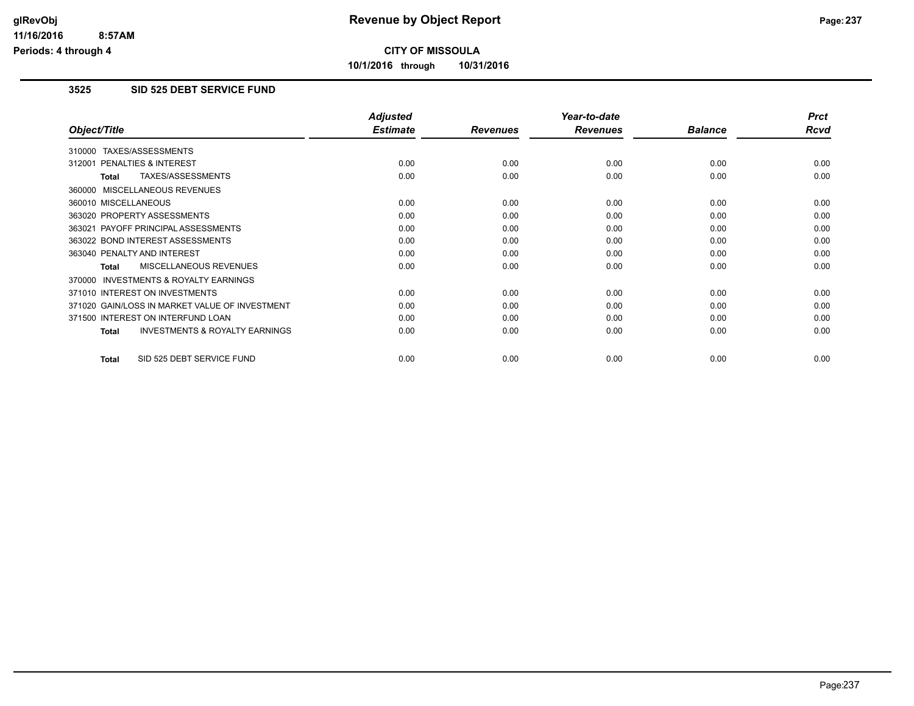**CITY OF MISSOULA**

**10/1/2016 through 10/31/2016**

### 3525 SID 525 DEBT SERVICE FUND

| Object/Title | Adjusted Estimate | Revenues | Year-to-date Revenues | Balance | Prct Rcvd |
|---|---|---|---|---|---|
| 310000 TAXES/ASSESSMENTS | | | | | |
| 312001 PENALTIES & INTEREST | 0.00 | 0.00 | 0.00 | 0.00 | 0.00 |
| **Total** TAXES/ASSESSMENTS | 0.00 | 0.00 | 0.00 | 0.00 | 0.00 |
| 360000 MISCELLANEOUS REVENUES | | | | | |
| 360010 MISCELLANEOUS | 0.00 | 0.00 | 0.00 | 0.00 | 0.00 |
| 363020 PROPERTY ASSESSMENTS | 0.00 | 0.00 | 0.00 | 0.00 | 0.00 |
| 363021 PAYOFF PRINCIPAL ASSESSMENTS | 0.00 | 0.00 | 0.00 | 0.00 | 0.00 |
| 363022 BOND INTEREST ASSESSMENTS | 0.00 | 0.00 | 0.00 | 0.00 | 0.00 |
| 363040 PENALTY AND INTEREST | 0.00 | 0.00 | 0.00 | 0.00 | 0.00 |
| **Total** MISCELLANEOUS REVENUES | 0.00 | 0.00 | 0.00 | 0.00 | 0.00 |
| 370000 INVESTMENTS & ROYALTY EARNINGS | | | | | |
| 371010 INTEREST ON INVESTMENTS | 0.00 | 0.00 | 0.00 | 0.00 | 0.00 |
| 371020 GAIN/LOSS IN MARKET VALUE OF INVESTMENT | 0.00 | 0.00 | 0.00 | 0.00 | 0.00 |
| 371500 INTEREST ON INTERFUND LOAN | 0.00 | 0.00 | 0.00 | 0.00 | 0.00 |
| **Total** INVESTMENTS & ROYALTY EARNINGS | 0.00 | 0.00 | 0.00 | 0.00 | 0.00 |
| **Total** SID 525 DEBT SERVICE FUND | 0.00 | 0.00 | 0.00 | 0.00 | 0.00 |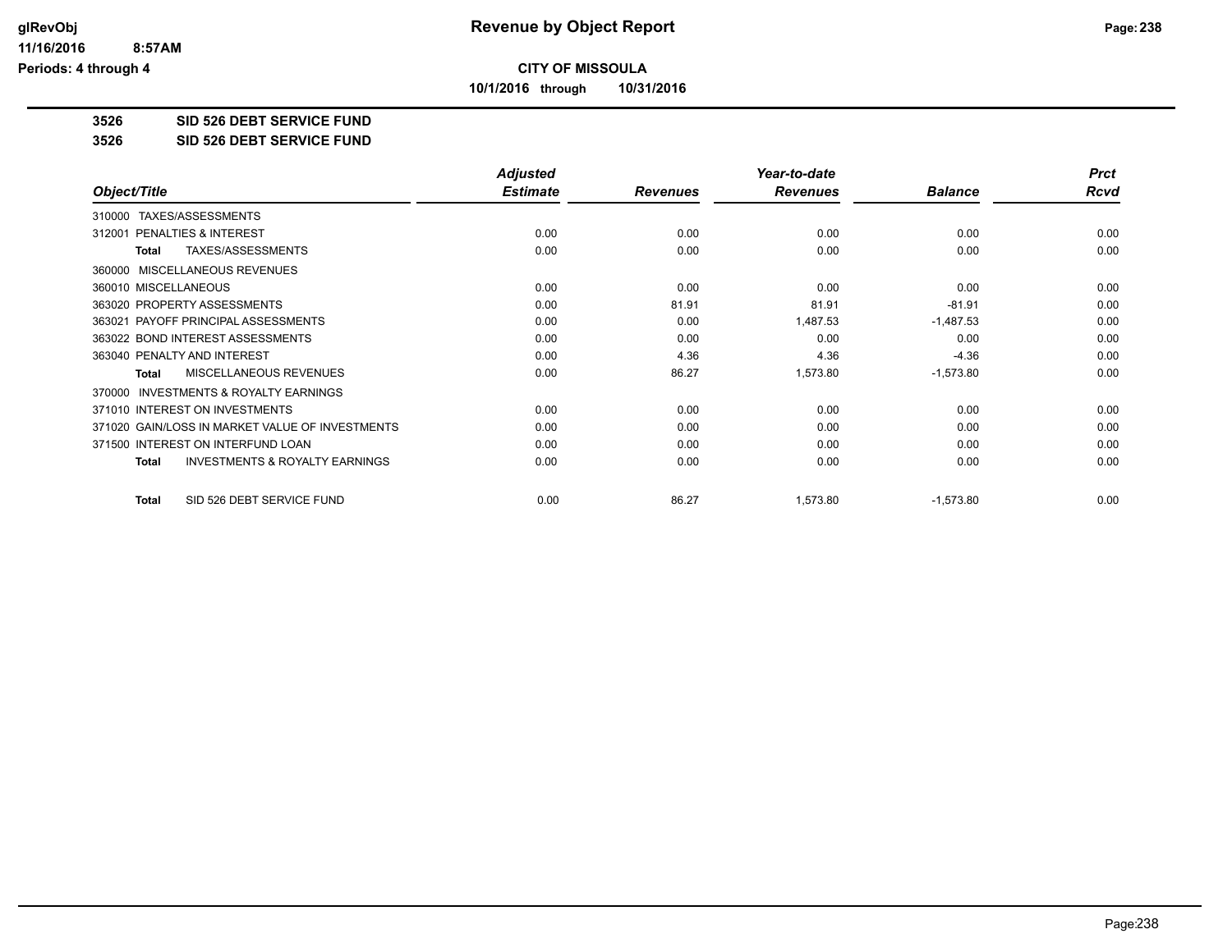**CITY OF MISSOULA**

**10/1/2016 through 10/31/2016**

# 3526 SID 526 DEBT SERVICE FUND

## 3526 SID 526 DEBT SERVICE FUND

| Object/Title | Adjusted Estimate | Revenues | Year-to-date Revenues | Balance | Prct Rcvd |
|---|---|---|---|---|---|
| 310000 TAXES/ASSESSMENTS | | | | | |
| 312001 PENALTIES & INTEREST | 0.00 | 0.00 | 0.00 | 0.00 | 0.00 |
| **Total** TAXES/ASSESSMENTS | 0.00 | 0.00 | 0.00 | 0.00 | 0.00 |
| 360000 MISCELLANEOUS REVENUES | | | | | |
| 360010 MISCELLANEOUS | 0.00 | 0.00 | 0.00 | 0.00 | 0.00 |
| 363020 PROPERTY ASSESSMENTS | 0.00 | 81.91 | 81.91 | -81.91 | 0.00 |
| 363021 PAYOFF PRINCIPAL ASSESSMENTS | 0.00 | 0.00 | 1,487.53 | -1,487.53 | 0.00 |
| 363022 BOND INTEREST ASSESSMENTS | 0.00 | 0.00 | 0.00 | 0.00 | 0.00 |
| 363040 PENALTY AND INTEREST | 0.00 | 4.36 | 4.36 | -4.36 | 0.00 |
| **Total** MISCELLANEOUS REVENUES | 0.00 | 86.27 | 1,573.80 | -1,573.80 | 0.00 |
| 370000 INVESTMENTS & ROYALTY EARNINGS | | | | | |
| 371010 INTEREST ON INVESTMENTS | 0.00 | 0.00 | 0.00 | 0.00 | 0.00 |
| 371020 GAIN/LOSS IN MARKET VALUE OF INVESTMENTS | 0.00 | 0.00 | 0.00 | 0.00 | 0.00 |
| 371500 INTEREST ON INTERFUND LOAN | 0.00 | 0.00 | 0.00 | 0.00 | 0.00 |
| **Total** INVESTMENTS & ROYALTY EARNINGS | 0.00 | 0.00 | 0.00 | 0.00 | 0.00 |
| **Total** SID 526 DEBT SERVICE FUND | 0.00 | 86.27 | 1,573.80 | -1,573.80 | 0.00 |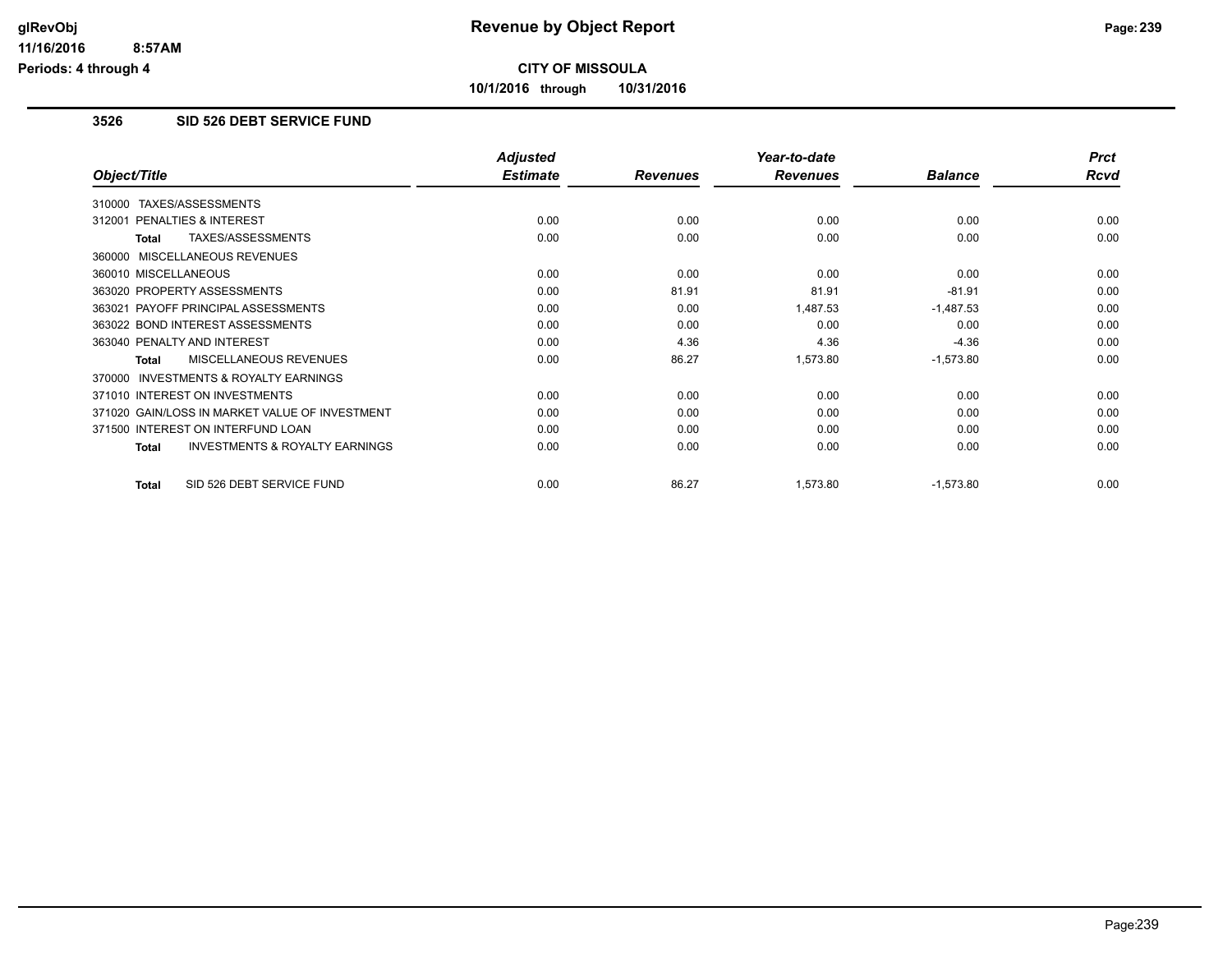# Revenue by Object Report

**CITY OF MISSOULA**

**10/1/2016 through 10/31/2016**

glRevObj
11/16/2016 8:57AM
Periods: 4 through 4

### 3526 SID 526 DEBT SERVICE FUND

| Object/Title | Adjusted Estimate | Revenues | Year-to-date Revenues | Balance | Prct Rcvd |
|---|---|---|---|---|---|
| 310000 TAXES/ASSESSMENTS | | | | | |
| 312001 PENALTIES & INTEREST | 0.00 | 0.00 | 0.00 | 0.00 | 0.00 |
| **Total** TAXES/ASSESSMENTS | 0.00 | 0.00 | 0.00 | 0.00 | 0.00 |
| 360000 MISCELLANEOUS REVENUES | | | | | |
| 360010 MISCELLANEOUS | 0.00 | 0.00 | 0.00 | 0.00 | 0.00 |
| 363020 PROPERTY ASSESSMENTS | 0.00 | 81.91 | 81.91 | -81.91 | 0.00 |
| 363021 PAYOFF PRINCIPAL ASSESSMENTS | 0.00 | 0.00 | 1,487.53 | -1,487.53 | 0.00 |
| 363022 BOND INTEREST ASSESSMENTS | 0.00 | 0.00 | 0.00 | 0.00 | 0.00 |
| 363040 PENALTY AND INTEREST | 0.00 | 4.36 | 4.36 | -4.36 | 0.00 |
| **Total** MISCELLANEOUS REVENUES | 0.00 | 86.27 | 1,573.80 | -1,573.80 | 0.00 |
| 370000 INVESTMENTS & ROYALTY EARNINGS | | | | | |
| 371010 INTEREST ON INVESTMENTS | 0.00 | 0.00 | 0.00 | 0.00 | 0.00 |
| 371020 GAIN/LOSS IN MARKET VALUE OF INVESTMENT | 0.00 | 0.00 | 0.00 | 0.00 | 0.00 |
| 371500 INTEREST ON INTERFUND LOAN | 0.00 | 0.00 | 0.00 | 0.00 | 0.00 |
| **Total** INVESTMENTS & ROYALTY EARNINGS | 0.00 | 0.00 | 0.00 | 0.00 | 0.00 |
| **Total** SID 526 DEBT SERVICE FUND | 0.00 | 86.27 | 1,573.80 | -1,573.80 | 0.00 |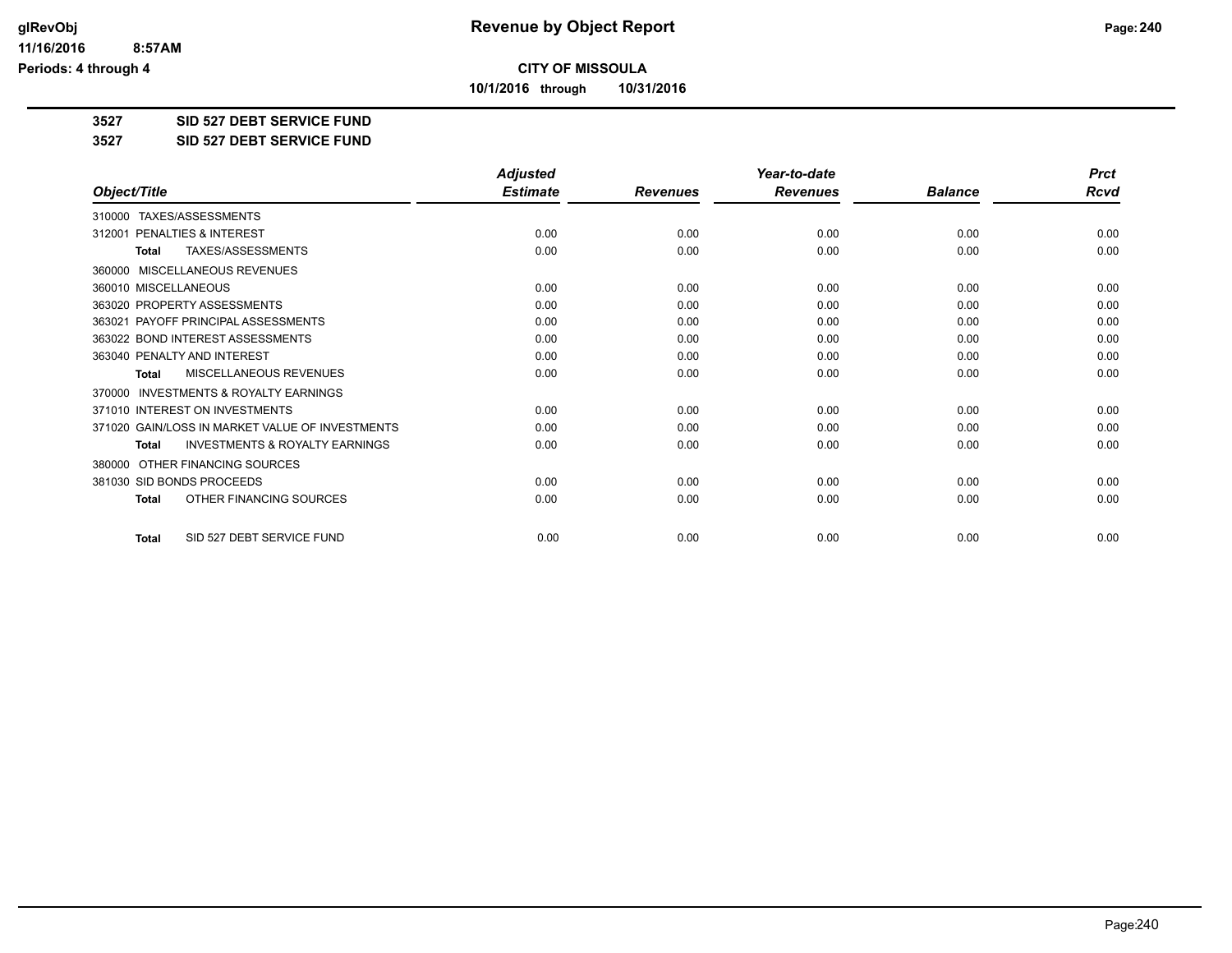# Revenue by Object Report

**CITY OF MISSOULA**

**10/1/2016 through 10/31/2016**

glRevObj
11/16/2016 8:57AM
Periods: 4 through 4

**3527 SID 527 DEBT SERVICE FUND**

**3527 SID 527 DEBT SERVICE FUND**

| Object/Title | Adjusted Estimate | Revenues | Year-to-date Revenues | Balance | Prct Rcvd |
|---|---|---|---|---|---|
| 310000 TAXES/ASSESSMENTS | | | | | |
| 312001 PENALTIES & INTEREST | 0.00 | 0.00 | 0.00 | 0.00 | 0.00 |
| **Total** TAXES/ASSESSMENTS | 0.00 | 0.00 | 0.00 | 0.00 | 0.00 |
| 360000 MISCELLANEOUS REVENUES | | | | | |
| 360010 MISCELLANEOUS | 0.00 | 0.00 | 0.00 | 0.00 | 0.00 |
| 363020 PROPERTY ASSESSMENTS | 0.00 | 0.00 | 0.00 | 0.00 | 0.00 |
| 363021 PAYOFF PRINCIPAL ASSESSMENTS | 0.00 | 0.00 | 0.00 | 0.00 | 0.00 |
| 363022 BOND INTEREST ASSESSMENTS | 0.00 | 0.00 | 0.00 | 0.00 | 0.00 |
| 363040 PENALTY AND INTEREST | 0.00 | 0.00 | 0.00 | 0.00 | 0.00 |
| **Total** MISCELLANEOUS REVENUES | 0.00 | 0.00 | 0.00 | 0.00 | 0.00 |
| 370000 INVESTMENTS & ROYALTY EARNINGS | | | | | |
| 371010 INTEREST ON INVESTMENTS | 0.00 | 0.00 | 0.00 | 0.00 | 0.00 |
| 371020 GAIN/LOSS IN MARKET VALUE OF INVESTMENTS | 0.00 | 0.00 | 0.00 | 0.00 | 0.00 |
| **Total** INVESTMENTS & ROYALTY EARNINGS | 0.00 | 0.00 | 0.00 | 0.00 | 0.00 |
| 380000 OTHER FINANCING SOURCES | | | | | |
| 381030 SID BONDS PROCEEDS | 0.00 | 0.00 | 0.00 | 0.00 | 0.00 |
| **Total** OTHER FINANCING SOURCES | 0.00 | 0.00 | 0.00 | 0.00 | 0.00 |
| **Total** SID 527 DEBT SERVICE FUND | 0.00 | 0.00 | 0.00 | 0.00 | 0.00 |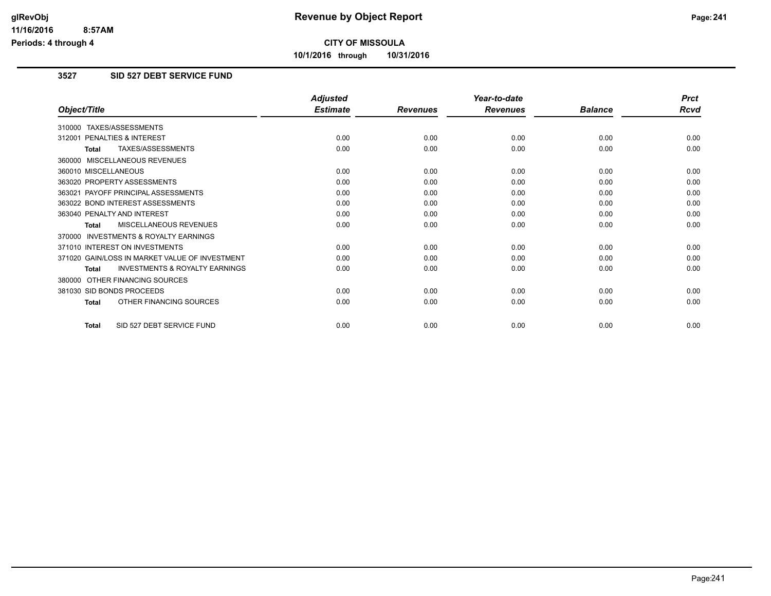# Revenue by Object Report

**CITY OF MISSOULA**

**10/1/2016 through 10/31/2016**

glRevObj
11/16/2016 8:57AM
Periods: 4 through 4

## 3527 SID 527 DEBT SERVICE FUND

| Object/Title | Adjusted Estimate | Revenues | Year-to-date Revenues | Balance | Prct Rcvd |
|---|---|---|---|---|---|
| 310000 TAXES/ASSESSMENTS | | | | | |
| 312001 PENALTIES & INTEREST | 0.00 | 0.00 | 0.00 | 0.00 | 0.00 |
| **Total** TAXES/ASSESSMENTS | 0.00 | 0.00 | 0.00 | 0.00 | 0.00 |
| 360000 MISCELLANEOUS REVENUES | | | | | |
| 360010 MISCELLANEOUS | 0.00 | 0.00 | 0.00 | 0.00 | 0.00 |
| 363020 PROPERTY ASSESSMENTS | 0.00 | 0.00 | 0.00 | 0.00 | 0.00 |
| 363021 PAYOFF PRINCIPAL ASSESSMENTS | 0.00 | 0.00 | 0.00 | 0.00 | 0.00 |
| 363022 BOND INTEREST ASSESSMENTS | 0.00 | 0.00 | 0.00 | 0.00 | 0.00 |
| 363040 PENALTY AND INTEREST | 0.00 | 0.00 | 0.00 | 0.00 | 0.00 |
| **Total** MISCELLANEOUS REVENUES | 0.00 | 0.00 | 0.00 | 0.00 | 0.00 |
| 370000 INVESTMENTS & ROYALTY EARNINGS | | | | | |
| 371010 INTEREST ON INVESTMENTS | 0.00 | 0.00 | 0.00 | 0.00 | 0.00 |
| 371020 GAIN/LOSS IN MARKET VALUE OF INVESTMENT | 0.00 | 0.00 | 0.00 | 0.00 | 0.00 |
| **Total** INVESTMENTS & ROYALTY EARNINGS | 0.00 | 0.00 | 0.00 | 0.00 | 0.00 |
| 380000 OTHER FINANCING SOURCES | | | | | |
| 381030 SID BONDS PROCEEDS | 0.00 | 0.00 | 0.00 | 0.00 | 0.00 |
| **Total** OTHER FINANCING SOURCES | 0.00 | 0.00 | 0.00 | 0.00 | 0.00 |
| **Total** SID 527 DEBT SERVICE FUND | 0.00 | 0.00 | 0.00 | 0.00 | 0.00 |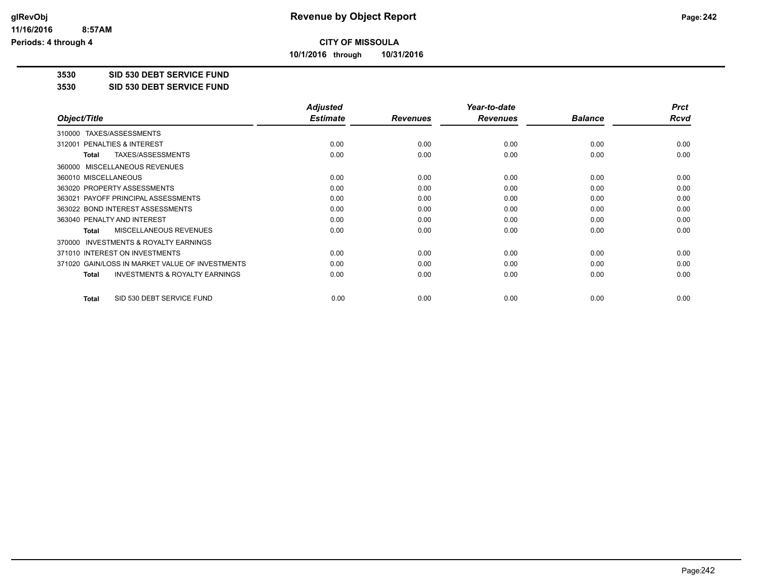# Revenue by Object Report

**CITY OF MISSOULA**

**10/1/2016 through 10/31/2016**

glRevObj
11/16/2016 8:57AM
Periods: 4 through 4

**3530 SID 530 DEBT SERVICE FUND**

**3530 SID 530 DEBT SERVICE FUND**

| Object/Title | Adjusted Estimate | Revenues | Year-to-date Revenues | Balance | Prct Rcvd |
|---|---|---|---|---|---|
| 310000 TAXES/ASSESSMENTS | | | | | |
| 312001 PENALTIES & INTEREST | 0.00 | 0.00 | 0.00 | 0.00 | 0.00 |
| **Total** TAXES/ASSESSMENTS | 0.00 | 0.00 | 0.00 | 0.00 | 0.00 |
| 360000 MISCELLANEOUS REVENUES | | | | | |
| 360010 MISCELLANEOUS | 0.00 | 0.00 | 0.00 | 0.00 | 0.00 |
| 363020 PROPERTY ASSESSMENTS | 0.00 | 0.00 | 0.00 | 0.00 | 0.00 |
| 363021 PAYOFF PRINCIPAL ASSESSMENTS | 0.00 | 0.00 | 0.00 | 0.00 | 0.00 |
| 363022 BOND INTEREST ASSESSMENTS | 0.00 | 0.00 | 0.00 | 0.00 | 0.00 |
| 363040 PENALTY AND INTEREST | 0.00 | 0.00 | 0.00 | 0.00 | 0.00 |
| **Total** MISCELLANEOUS REVENUES | 0.00 | 0.00 | 0.00 | 0.00 | 0.00 |
| 370000 INVESTMENTS & ROYALTY EARNINGS | | | | | |
| 371010 INTEREST ON INVESTMENTS | 0.00 | 0.00 | 0.00 | 0.00 | 0.00 |
| 371020 GAIN/LOSS IN MARKET VALUE OF INVESTMENTS | 0.00 | 0.00 | 0.00 | 0.00 | 0.00 |
| **Total** INVESTMENTS & ROYALTY EARNINGS | 0.00 | 0.00 | 0.00 | 0.00 | 0.00 |
| **Total** SID 530 DEBT SERVICE FUND | 0.00 | 0.00 | 0.00 | 0.00 | 0.00 |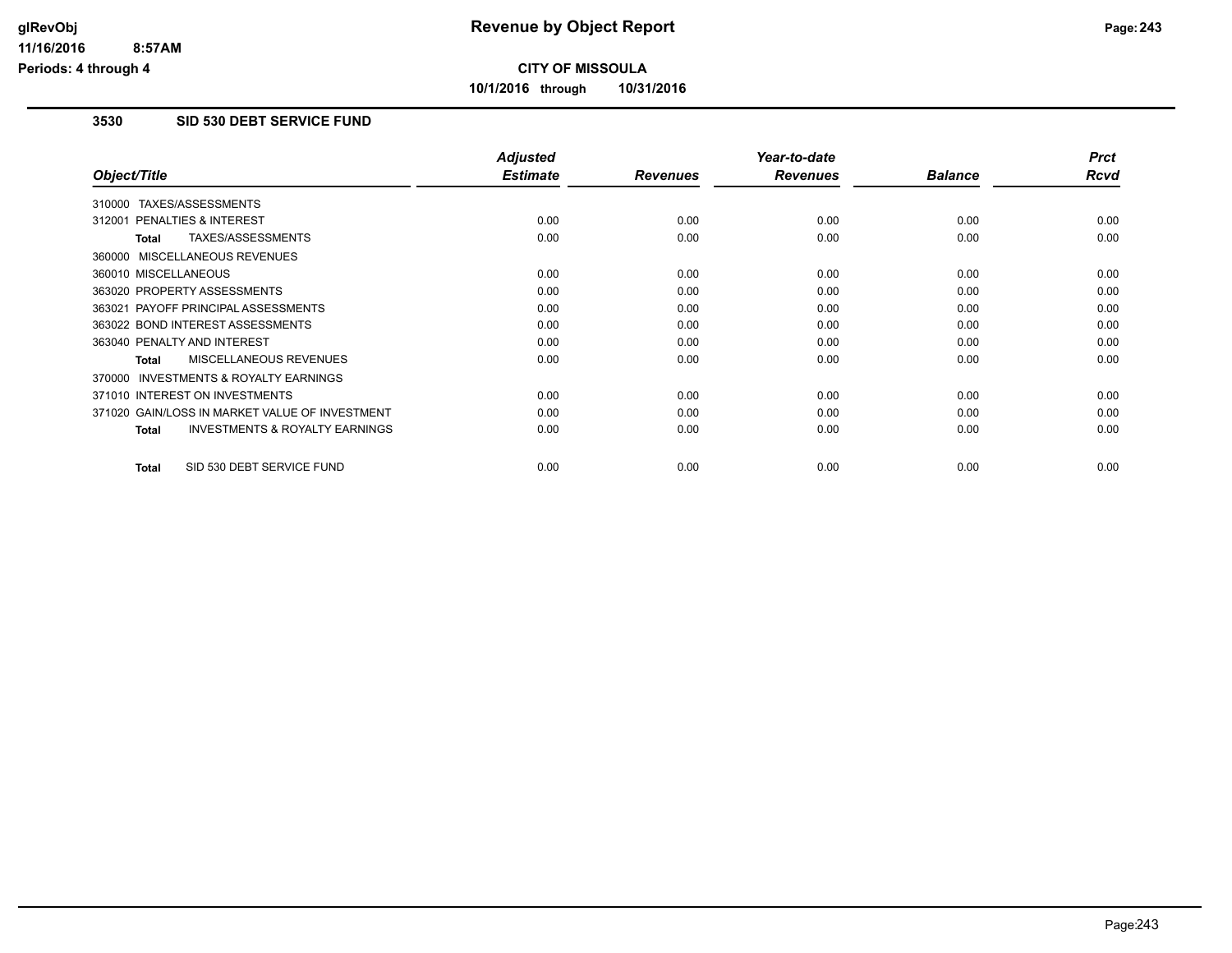# CITY OF MISSOULA

**10/1/2016 through 10/31/2016**

## 3530 SID 530 DEBT SERVICE FUND

| Object/Title | Adjusted Estimate | Revenues | Year-to-date Revenues | Balance | Prct Rcvd |
|---|---|---|---|---|---|
| 310000 TAXES/ASSESSMENTS | | | | | |
| 312001 PENALTIES & INTEREST | 0.00 | 0.00 | 0.00 | 0.00 | 0.00 |
| **Total** TAXES/ASSESSMENTS | 0.00 | 0.00 | 0.00 | 0.00 | 0.00 |
| 360000 MISCELLANEOUS REVENUES | | | | | |
| 360010 MISCELLANEOUS | 0.00 | 0.00 | 0.00 | 0.00 | 0.00 |
| 363020 PROPERTY ASSESSMENTS | 0.00 | 0.00 | 0.00 | 0.00 | 0.00 |
| 363021 PAYOFF PRINCIPAL ASSESSMENTS | 0.00 | 0.00 | 0.00 | 0.00 | 0.00 |
| 363022 BOND INTEREST ASSESSMENTS | 0.00 | 0.00 | 0.00 | 0.00 | 0.00 |
| 363040 PENALTY AND INTEREST | 0.00 | 0.00 | 0.00 | 0.00 | 0.00 |
| **Total** MISCELLANEOUS REVENUES | 0.00 | 0.00 | 0.00 | 0.00 | 0.00 |
| 370000 INVESTMENTS & ROYALTY EARNINGS | | | | | |
| 371010 INTEREST ON INVESTMENTS | 0.00 | 0.00 | 0.00 | 0.00 | 0.00 |
| 371020 GAIN/LOSS IN MARKET VALUE OF INVESTMENT | 0.00 | 0.00 | 0.00 | 0.00 | 0.00 |
| **Total** INVESTMENTS & ROYALTY EARNINGS | 0.00 | 0.00 | 0.00 | 0.00 | 0.00 |
| **Total** SID 530 DEBT SERVICE FUND | 0.00 | 0.00 | 0.00 | 0.00 | 0.00 |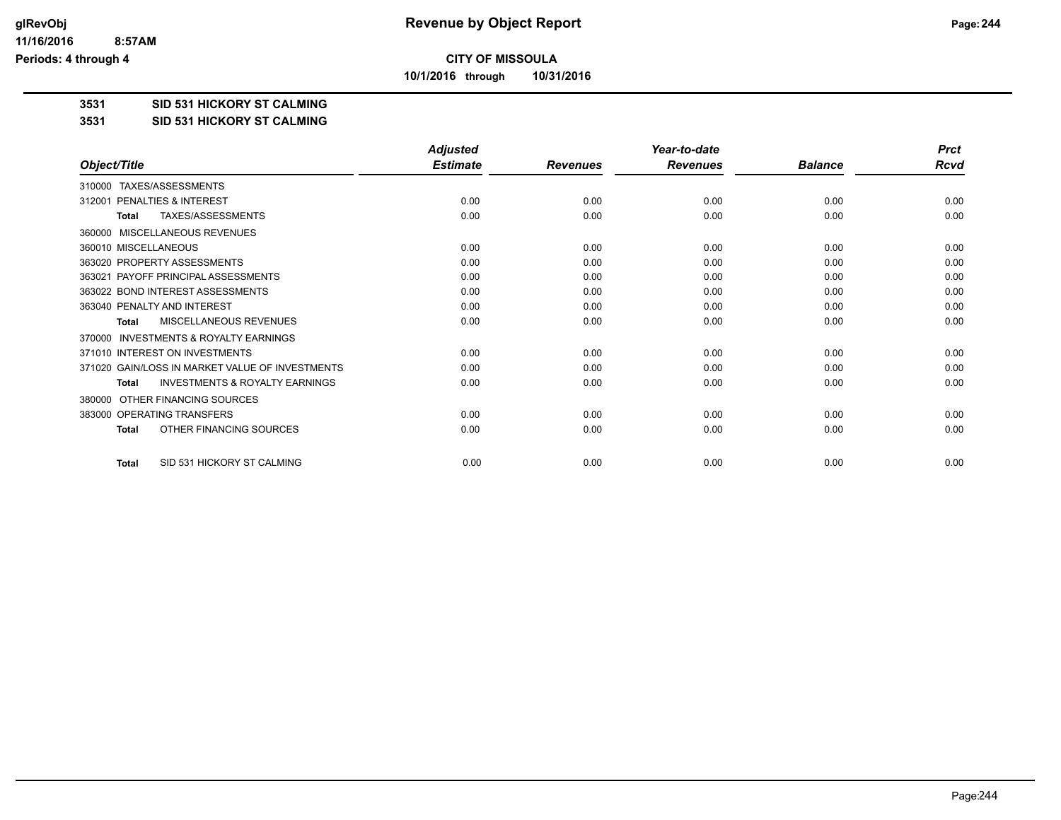**CITY OF MISSOULA**

**10/1/2016 through 10/31/2016**

**3531 SID 531 HICKORY ST CALMING**

**3531 SID 531 HICKORY ST CALMING**

| Object/Title | Adjusted Estimate | Revenues | Year-to-date Revenues | Balance | Prct Rcvd |
|---|---|---|---|---|---|
| 310000 TAXES/ASSESSMENTS | | | | | |
| 312001 PENALTIES & INTEREST | 0.00 | 0.00 | 0.00 | 0.00 | 0.00 |
| **Total** TAXES/ASSESSMENTS | 0.00 | 0.00 | 0.00 | 0.00 | 0.00 |
| 360000 MISCELLANEOUS REVENUES | | | | | |
| 360010 MISCELLANEOUS | 0.00 | 0.00 | 0.00 | 0.00 | 0.00 |
| 363020 PROPERTY ASSESSMENTS | 0.00 | 0.00 | 0.00 | 0.00 | 0.00 |
| 363021 PAYOFF PRINCIPAL ASSESSMENTS | 0.00 | 0.00 | 0.00 | 0.00 | 0.00 |
| 363022 BOND INTEREST ASSESSMENTS | 0.00 | 0.00 | 0.00 | 0.00 | 0.00 |
| 363040 PENALTY AND INTEREST | 0.00 | 0.00 | 0.00 | 0.00 | 0.00 |
| **Total** MISCELLANEOUS REVENUES | 0.00 | 0.00 | 0.00 | 0.00 | 0.00 |
| 370000 INVESTMENTS & ROYALTY EARNINGS | | | | | |
| 371010 INTEREST ON INVESTMENTS | 0.00 | 0.00 | 0.00 | 0.00 | 0.00 |
| 371020 GAIN/LOSS IN MARKET VALUE OF INVESTMENTS | 0.00 | 0.00 | 0.00 | 0.00 | 0.00 |
| **Total** INVESTMENTS & ROYALTY EARNINGS | 0.00 | 0.00 | 0.00 | 0.00 | 0.00 |
| 380000 OTHER FINANCING SOURCES | | | | | |
| 383000 OPERATING TRANSFERS | 0.00 | 0.00 | 0.00 | 0.00 | 0.00 |
| **Total** OTHER FINANCING SOURCES | 0.00 | 0.00 | 0.00 | 0.00 | 0.00 |
| **Total** SID 531 HICKORY ST CALMING | 0.00 | 0.00 | 0.00 | 0.00 | 0.00 |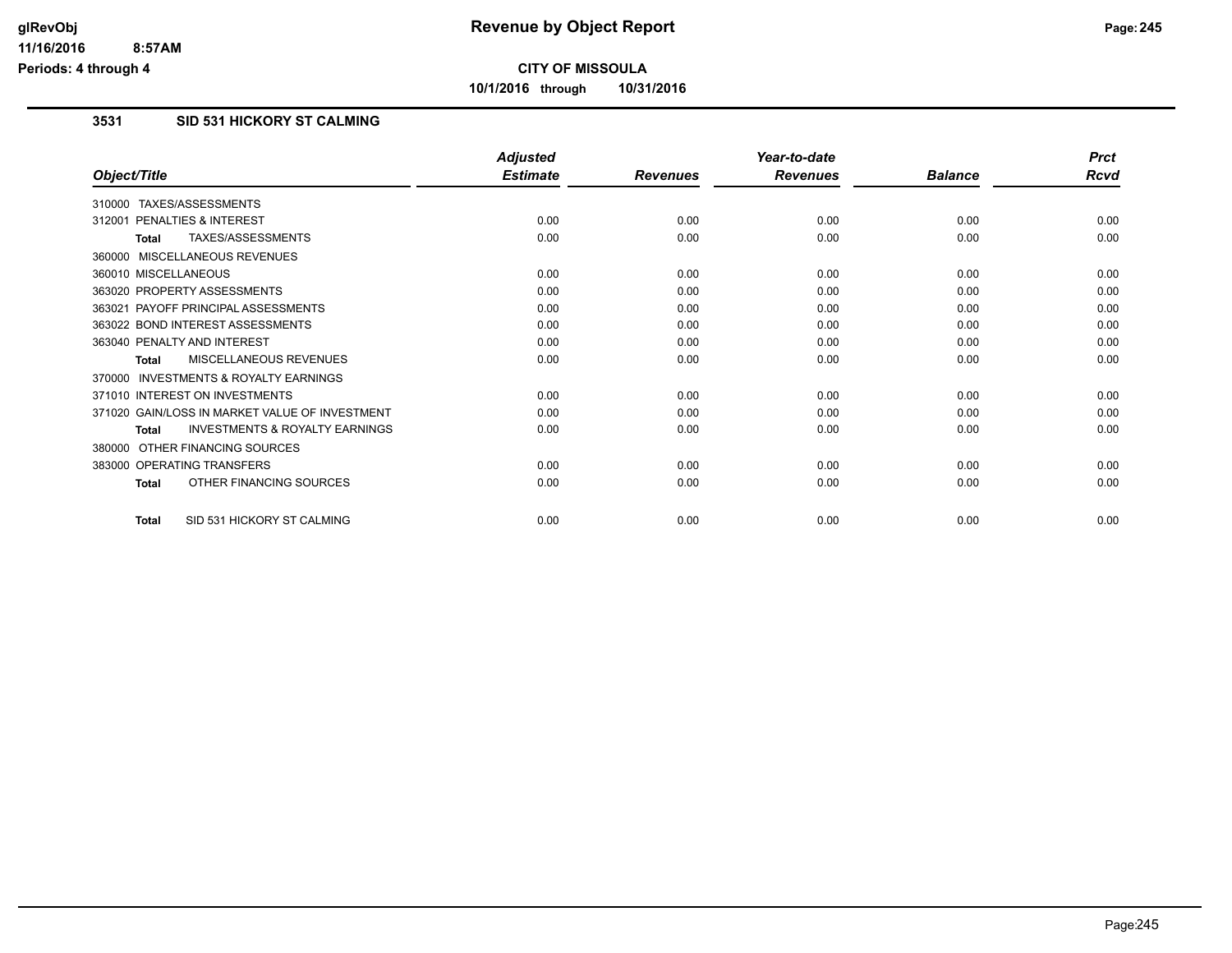**CITY OF MISSOULA**

**10/1/2016 through 10/31/2016**

### 3531 SID 531 HICKORY ST CALMING

| Object/Title | Adjusted Estimate | Revenues | Year-to-date Revenues | Balance | Prct Rcvd |
|---|---|---|---|---|---|
| 310000 TAXES/ASSESSMENTS | | | | | |
| 312001 PENALTIES & INTEREST | 0.00 | 0.00 | 0.00 | 0.00 | 0.00 |
| **Total** TAXES/ASSESSMENTS | 0.00 | 0.00 | 0.00 | 0.00 | 0.00 |
| 360000 MISCELLANEOUS REVENUES | | | | | |
| 360010 MISCELLANEOUS | 0.00 | 0.00 | 0.00 | 0.00 | 0.00 |
| 363020 PROPERTY ASSESSMENTS | 0.00 | 0.00 | 0.00 | 0.00 | 0.00 |
| 363021 PAYOFF PRINCIPAL ASSESSMENTS | 0.00 | 0.00 | 0.00 | 0.00 | 0.00 |
| 363022 BOND INTEREST ASSESSMENTS | 0.00 | 0.00 | 0.00 | 0.00 | 0.00 |
| 363040 PENALTY AND INTEREST | 0.00 | 0.00 | 0.00 | 0.00 | 0.00 |
| **Total** MISCELLANEOUS REVENUES | 0.00 | 0.00 | 0.00 | 0.00 | 0.00 |
| 370000 INVESTMENTS & ROYALTY EARNINGS | | | | | |
| 371010 INTEREST ON INVESTMENTS | 0.00 | 0.00 | 0.00 | 0.00 | 0.00 |
| 371020 GAIN/LOSS IN MARKET VALUE OF INVESTMENT | 0.00 | 0.00 | 0.00 | 0.00 | 0.00 |
| **Total** INVESTMENTS & ROYALTY EARNINGS | 0.00 | 0.00 | 0.00 | 0.00 | 0.00 |
| 380000 OTHER FINANCING SOURCES | | | | | |
| 383000 OPERATING TRANSFERS | 0.00 | 0.00 | 0.00 | 0.00 | 0.00 |
| **Total** OTHER FINANCING SOURCES | 0.00 | 0.00 | 0.00 | 0.00 | 0.00 |
| **Total** SID 531 HICKORY ST CALMING | 0.00 | 0.00 | 0.00 | 0.00 | 0.00 |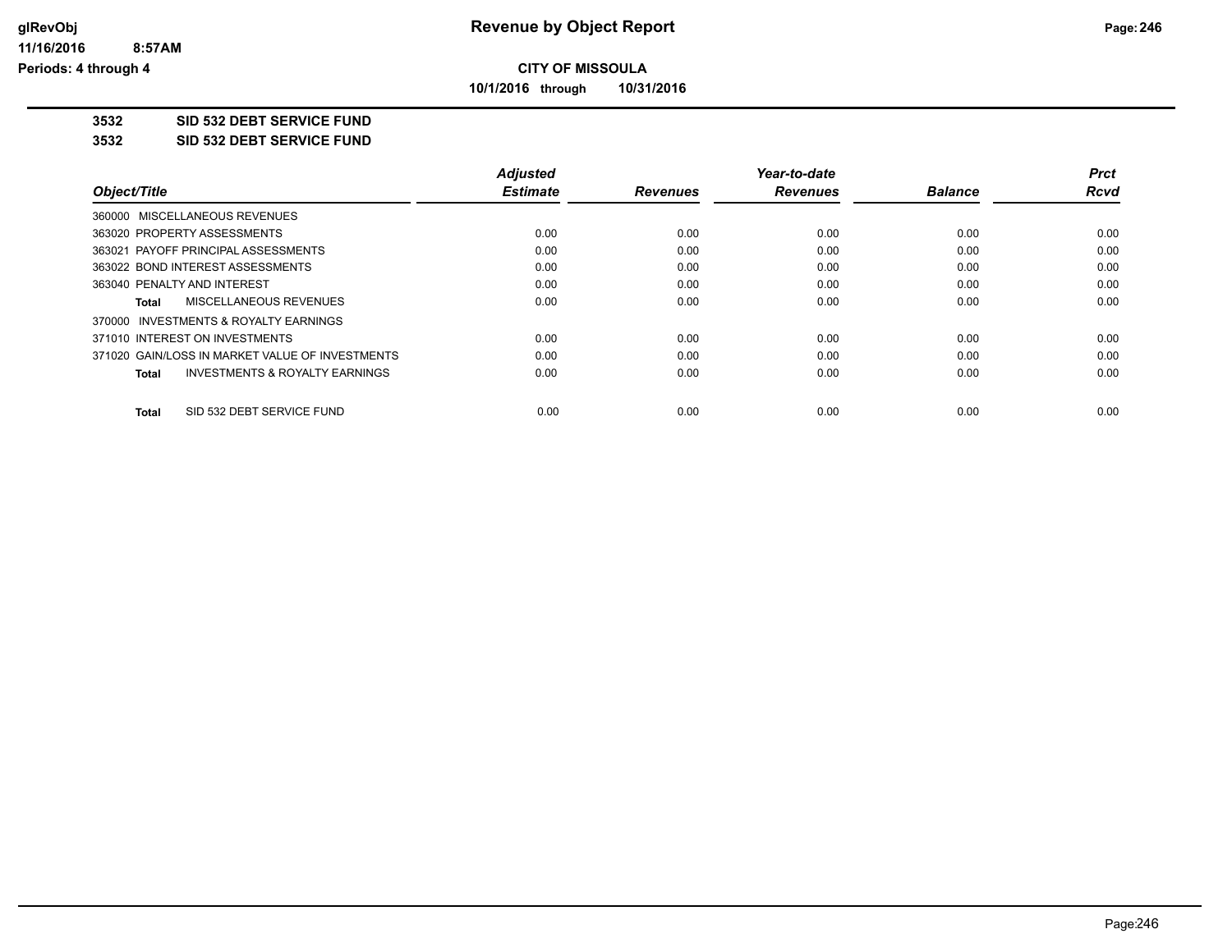# Revenue by Object Report

**CITY OF MISSOULA**

**10/1/2016 through 10/31/2016**

glRevObj
11/16/2016 8:57AM
Periods: 4 through 4

## 3532 SID 532 DEBT SERVICE FUND

### 3532 SID 532 DEBT SERVICE FUND

| Object/Title | Adjusted Estimate | Revenues | Year-to-date Revenues | Balance | Prct Rcvd |
|---|---|---|---|---|---|
| 360000 MISCELLANEOUS REVENUES | | | | | |
| 363020 PROPERTY ASSESSMENTS | 0.00 | 0.00 | 0.00 | 0.00 | 0.00 |
| 363021 PAYOFF PRINCIPAL ASSESSMENTS | 0.00 | 0.00 | 0.00 | 0.00 | 0.00 |
| 363022 BOND INTEREST ASSESSMENTS | 0.00 | 0.00 | 0.00 | 0.00 | 0.00 |
| 363040 PENALTY AND INTEREST | 0.00 | 0.00 | 0.00 | 0.00 | 0.00 |
| **Total** MISCELLANEOUS REVENUES | 0.00 | 0.00 | 0.00 | 0.00 | 0.00 |
| 370000 INVESTMENTS & ROYALTY EARNINGS | | | | | |
| 371010 INTEREST ON INVESTMENTS | 0.00 | 0.00 | 0.00 | 0.00 | 0.00 |
| 371020 GAIN/LOSS IN MARKET VALUE OF INVESTMENTS | 0.00 | 0.00 | 0.00 | 0.00 | 0.00 |
| **Total** INVESTMENTS & ROYALTY EARNINGS | 0.00 | 0.00 | 0.00 | 0.00 | 0.00 |
| **Total** SID 532 DEBT SERVICE FUND | 0.00 | 0.00 | 0.00 | 0.00 | 0.00 |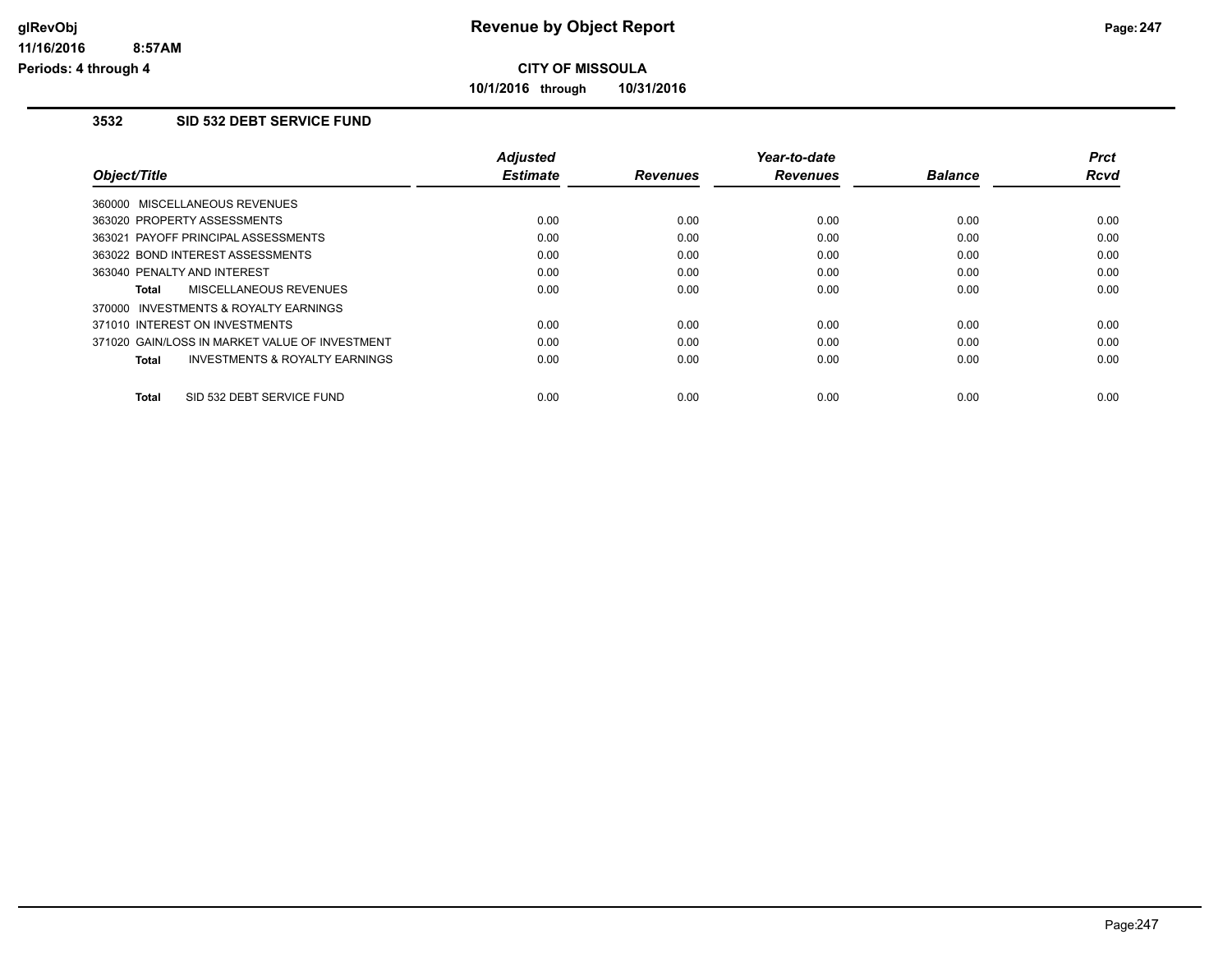**CITY OF MISSOULA**

**10/1/2016 through 10/31/2016**

## 3532 SID 532 DEBT SERVICE FUND

| Object/Title | Adjusted Estimate | Revenues | Year-to-date Revenues | Balance | Prct Rcvd |
|---|---|---|---|---|---|
| 360000 MISCELLANEOUS REVENUES | | | | | |
| 363020 PROPERTY ASSESSMENTS | 0.00 | 0.00 | 0.00 | 0.00 | 0.00 |
| 363021 PAYOFF PRINCIPAL ASSESSMENTS | 0.00 | 0.00 | 0.00 | 0.00 | 0.00 |
| 363022 BOND INTEREST ASSESSMENTS | 0.00 | 0.00 | 0.00 | 0.00 | 0.00 |
| 363040 PENALTY AND INTEREST | 0.00 | 0.00 | 0.00 | 0.00 | 0.00 |
| **Total** MISCELLANEOUS REVENUES | 0.00 | 0.00 | 0.00 | 0.00 | 0.00 |
| 370000 INVESTMENTS & ROYALTY EARNINGS | | | | | |
| 371010 INTEREST ON INVESTMENTS | 0.00 | 0.00 | 0.00 | 0.00 | 0.00 |
| 371020 GAIN/LOSS IN MARKET VALUE OF INVESTMENT | 0.00 | 0.00 | 0.00 | 0.00 | 0.00 |
| **Total** INVESTMENTS & ROYALTY EARNINGS | 0.00 | 0.00 | 0.00 | 0.00 | 0.00 |
| **Total** SID 532 DEBT SERVICE FUND | 0.00 | 0.00 | 0.00 | 0.00 | 0.00 |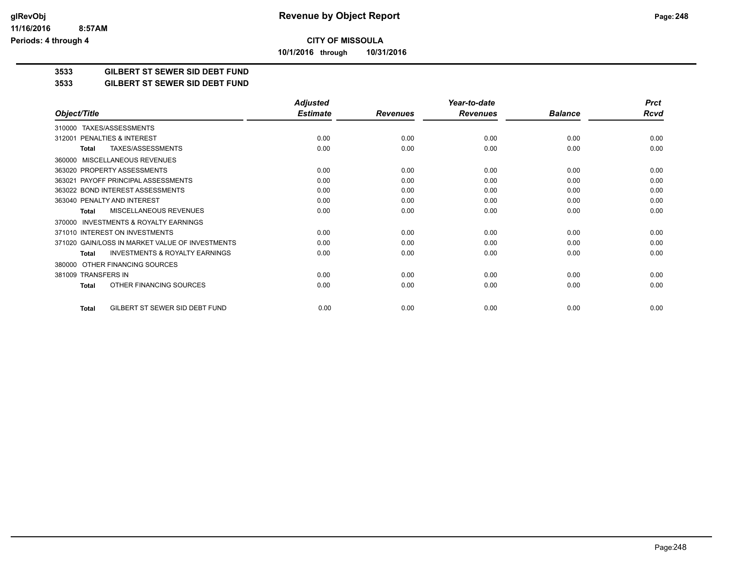**CITY OF MISSOULA**

**10/1/2016 through 10/31/2016**

**Revenue by Object Report**

**3533 GILBERT ST SEWER SID DEBT FUND**

**3533 GILBERT ST SEWER SID DEBT FUND**

| Object/Title | Adjusted Estimate | Revenues | Year-to-date Revenues | Balance | Prct Rcvd |
|---|---|---|---|---|---|
| 310000 TAXES/ASSESSMENTS | | | | | |
| 312001 PENALTIES & INTEREST | 0.00 | 0.00 | 0.00 | 0.00 | 0.00 |
| **Total** TAXES/ASSESSMENTS | 0.00 | 0.00 | 0.00 | 0.00 | 0.00 |
| 360000 MISCELLANEOUS REVENUES | | | | | |
| 363020 PROPERTY ASSESSMENTS | 0.00 | 0.00 | 0.00 | 0.00 | 0.00 |
| 363021 PAYOFF PRINCIPAL ASSESSMENTS | 0.00 | 0.00 | 0.00 | 0.00 | 0.00 |
| 363022 BOND INTEREST ASSESSMENTS | 0.00 | 0.00 | 0.00 | 0.00 | 0.00 |
| 363040 PENALTY AND INTEREST | 0.00 | 0.00 | 0.00 | 0.00 | 0.00 |
| **Total** MISCELLANEOUS REVENUES | 0.00 | 0.00 | 0.00 | 0.00 | 0.00 |
| 370000 INVESTMENTS & ROYALTY EARNINGS | | | | | |
| 371010 INTEREST ON INVESTMENTS | 0.00 | 0.00 | 0.00 | 0.00 | 0.00 |
| 371020 GAIN/LOSS IN MARKET VALUE OF INVESTMENTS | 0.00 | 0.00 | 0.00 | 0.00 | 0.00 |
| **Total** INVESTMENTS & ROYALTY EARNINGS | 0.00 | 0.00 | 0.00 | 0.00 | 0.00 |
| 380000 OTHER FINANCING SOURCES | | | | | |
| 381009 TRANSFERS IN | 0.00 | 0.00 | 0.00 | 0.00 | 0.00 |
| **Total** OTHER FINANCING SOURCES | 0.00 | 0.00 | 0.00 | 0.00 | 0.00 |
| **Total** GILBERT ST SEWER SID DEBT FUND | 0.00 | 0.00 | 0.00 | 0.00 | 0.00 |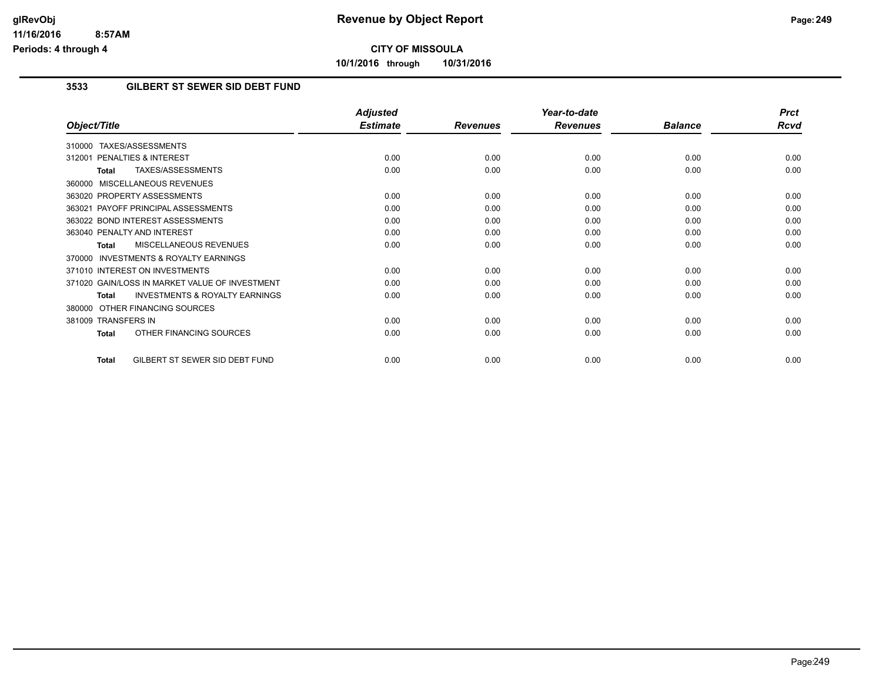# Revenue by Object Report

**CITY OF MISSOULA**

**10/1/2016 through 10/31/2016**

glRevObj
11/16/2016 8:57AM
Periods: 4 through 4

### 3533 GILBERT ST SEWER SID DEBT FUND

| Object/Title | Adjusted Estimate | Revenues | Year-to-date Revenues | Balance | Prct Rcvd |
|---|---|---|---|---|---|
| 310000 TAXES/ASSESSMENTS | | | | | |
| 312001 PENALTIES & INTEREST | 0.00 | 0.00 | 0.00 | 0.00 | 0.00 |
| **Total** TAXES/ASSESSMENTS | 0.00 | 0.00 | 0.00 | 0.00 | 0.00 |
| 360000 MISCELLANEOUS REVENUES | | | | | |
| 363020 PROPERTY ASSESSMENTS | 0.00 | 0.00 | 0.00 | 0.00 | 0.00 |
| 363021 PAYOFF PRINCIPAL ASSESSMENTS | 0.00 | 0.00 | 0.00 | 0.00 | 0.00 |
| 363022 BOND INTEREST ASSESSMENTS | 0.00 | 0.00 | 0.00 | 0.00 | 0.00 |
| 363040 PENALTY AND INTEREST | 0.00 | 0.00 | 0.00 | 0.00 | 0.00 |
| **Total** MISCELLANEOUS REVENUES | 0.00 | 0.00 | 0.00 | 0.00 | 0.00 |
| 370000 INVESTMENTS & ROYALTY EARNINGS | | | | | |
| 371010 INTEREST ON INVESTMENTS | 0.00 | 0.00 | 0.00 | 0.00 | 0.00 |
| 371020 GAIN/LOSS IN MARKET VALUE OF INVESTMENT | 0.00 | 0.00 | 0.00 | 0.00 | 0.00 |
| **Total** INVESTMENTS & ROYALTY EARNINGS | 0.00 | 0.00 | 0.00 | 0.00 | 0.00 |
| 380000 OTHER FINANCING SOURCES | | | | | |
| 381009 TRANSFERS IN | 0.00 | 0.00 | 0.00 | 0.00 | 0.00 |
| **Total** OTHER FINANCING SOURCES | 0.00 | 0.00 | 0.00 | 0.00 | 0.00 |
| **Total** GILBERT ST SEWER SID DEBT FUND | 0.00 | 0.00 | 0.00 | 0.00 | 0.00 |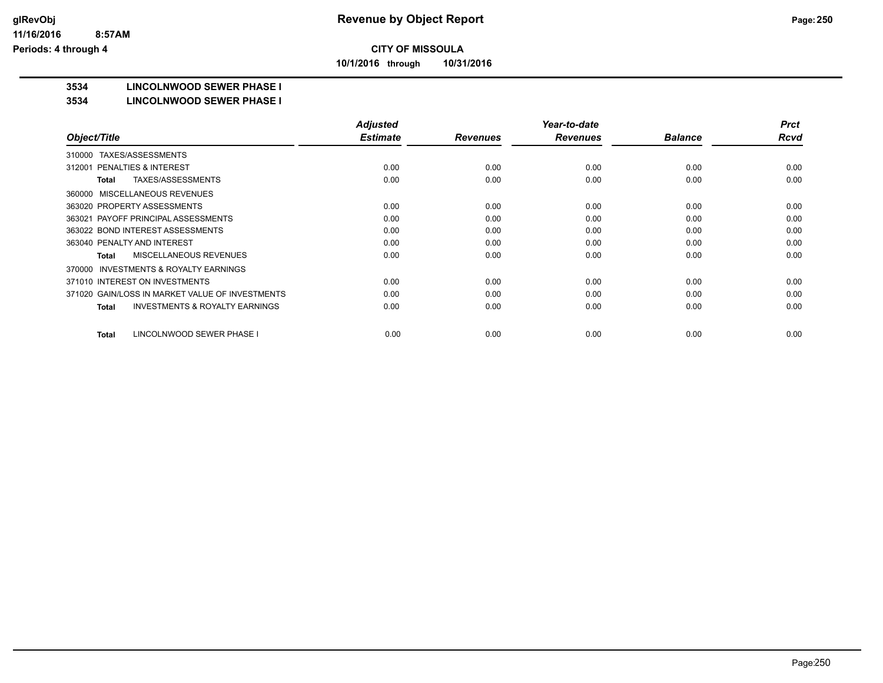**CITY OF MISSOULA**

**10/1/2016 through 10/31/2016**

## 3534 LINCOLNWOOD SEWER PHASE I

### 3534 LINCOLNWOOD SEWER PHASE I

| Object/Title | Adjusted Estimate | Revenues | Year-to-date Revenues | Balance | Prct Rcvd |
|---|---|---|---|---|---|
| 310000 TAXES/ASSESSMENTS | | | | | |
| 312001 PENALTIES & INTEREST | 0.00 | 0.00 | 0.00 | 0.00 | 0.00 |
| **Total** TAXES/ASSESSMENTS | 0.00 | 0.00 | 0.00 | 0.00 | 0.00 |
| 360000 MISCELLANEOUS REVENUES | | | | | |
| 363020 PROPERTY ASSESSMENTS | 0.00 | 0.00 | 0.00 | 0.00 | 0.00 |
| 363021 PAYOFF PRINCIPAL ASSESSMENTS | 0.00 | 0.00 | 0.00 | 0.00 | 0.00 |
| 363022 BOND INTEREST ASSESSMENTS | 0.00 | 0.00 | 0.00 | 0.00 | 0.00 |
| 363040 PENALTY AND INTEREST | 0.00 | 0.00 | 0.00 | 0.00 | 0.00 |
| **Total** MISCELLANEOUS REVENUES | 0.00 | 0.00 | 0.00 | 0.00 | 0.00 |
| 370000 INVESTMENTS & ROYALTY EARNINGS | | | | | |
| 371010 INTEREST ON INVESTMENTS | 0.00 | 0.00 | 0.00 | 0.00 | 0.00 |
| 371020 GAIN/LOSS IN MARKET VALUE OF INVESTMENTS | 0.00 | 0.00 | 0.00 | 0.00 | 0.00 |
| **Total** INVESTMENTS & ROYALTY EARNINGS | 0.00 | 0.00 | 0.00 | 0.00 | 0.00 |
| **Total** LINCOLNWOOD SEWER PHASE I | 0.00 | 0.00 | 0.00 | 0.00 | 0.00 |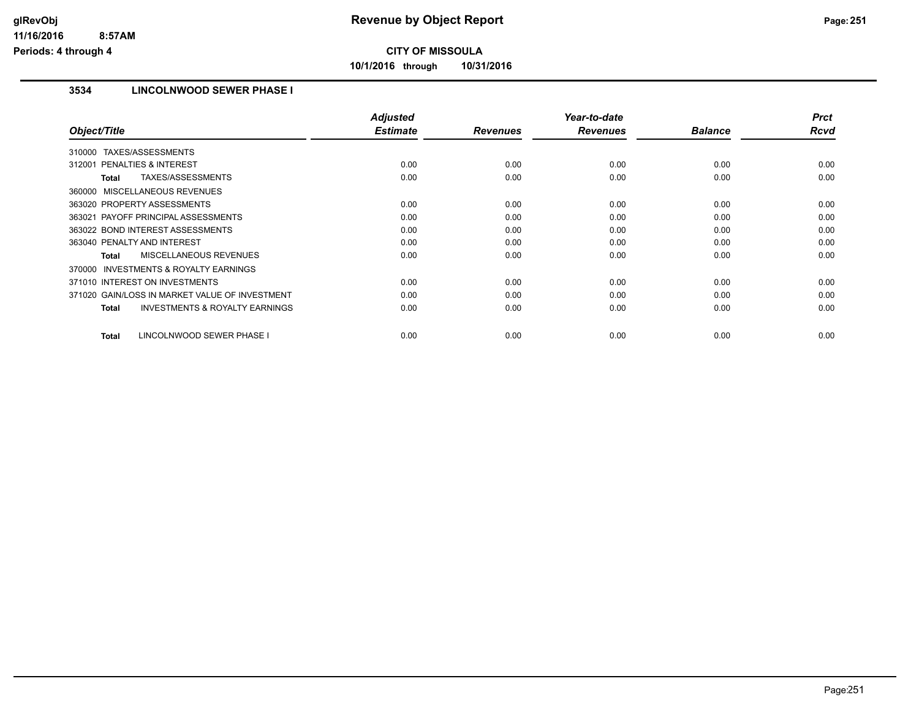**CITY OF MISSOULA**

**10/1/2016 through 10/31/2016**

### 3534 LINCOLNWOOD SEWER PHASE I

| Object/Title | Adjusted Estimate | Revenues | Year-to-date Revenues | Balance | Prct Rcvd |
|---|---|---|---|---|---|
| 310000 TAXES/ASSESSMENTS | | | | | |
| 312001 PENALTIES & INTEREST | 0.00 | 0.00 | 0.00 | 0.00 | 0.00 |
| **Total** TAXES/ASSESSMENTS | 0.00 | 0.00 | 0.00 | 0.00 | 0.00 |
| 360000 MISCELLANEOUS REVENUES | | | | | |
| 363020 PROPERTY ASSESSMENTS | 0.00 | 0.00 | 0.00 | 0.00 | 0.00 |
| 363021 PAYOFF PRINCIPAL ASSESSMENTS | 0.00 | 0.00 | 0.00 | 0.00 | 0.00 |
| 363022 BOND INTEREST ASSESSMENTS | 0.00 | 0.00 | 0.00 | 0.00 | 0.00 |
| 363040 PENALTY AND INTEREST | 0.00 | 0.00 | 0.00 | 0.00 | 0.00 |
| **Total** MISCELLANEOUS REVENUES | 0.00 | 0.00 | 0.00 | 0.00 | 0.00 |
| 370000 INVESTMENTS & ROYALTY EARNINGS | | | | | |
| 371010 INTEREST ON INVESTMENTS | 0.00 | 0.00 | 0.00 | 0.00 | 0.00 |
| 371020 GAIN/LOSS IN MARKET VALUE OF INVESTMENT | 0.00 | 0.00 | 0.00 | 0.00 | 0.00 |
| **Total** INVESTMENTS & ROYALTY EARNINGS | 0.00 | 0.00 | 0.00 | 0.00 | 0.00 |
| **Total** LINCOLNWOOD SEWER PHASE I | 0.00 | 0.00 | 0.00 | 0.00 | 0.00 |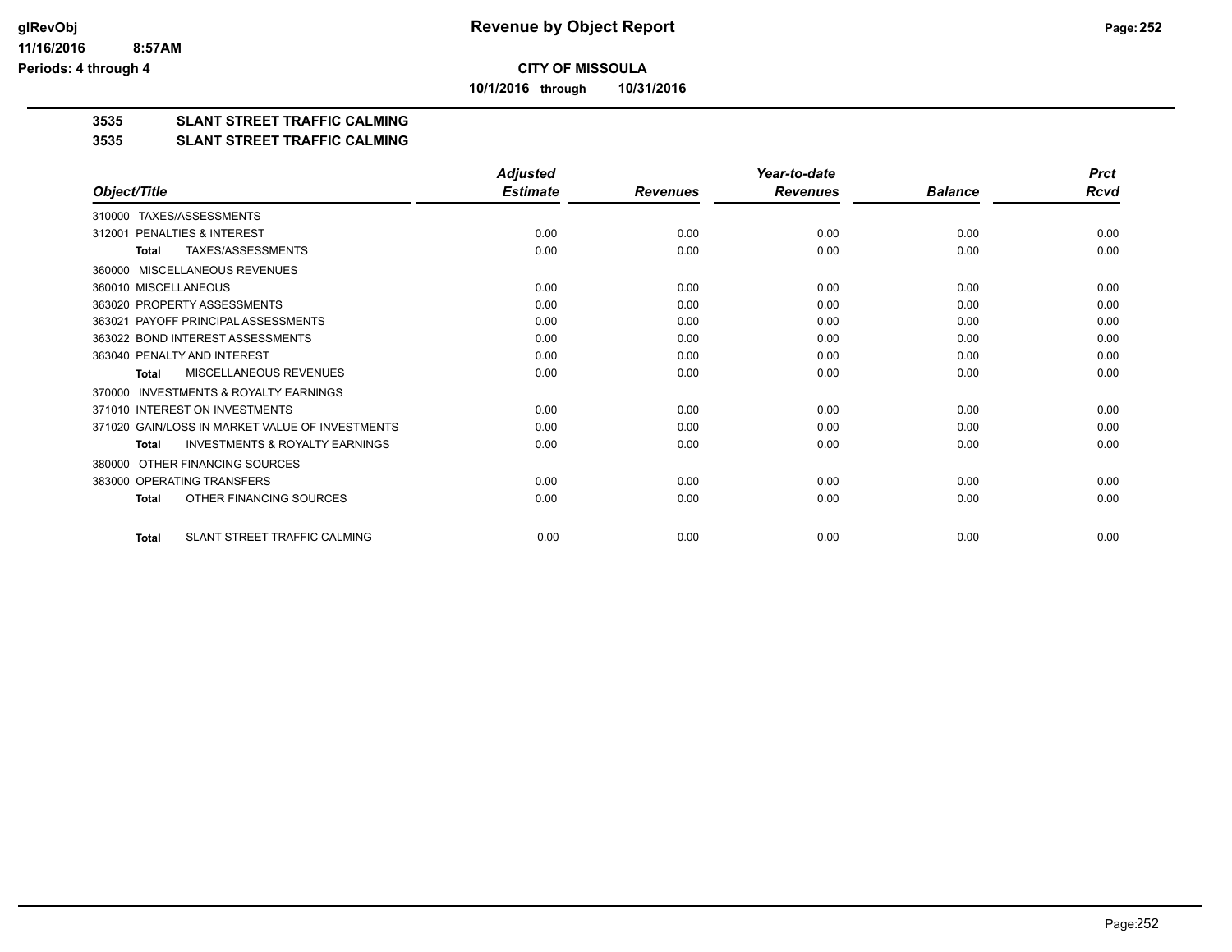**CITY OF MISSOULA**

**10/1/2016 through 10/31/2016**

**3535 SLANT STREET TRAFFIC CALMING**

**3535 SLANT STREET TRAFFIC CALMING**

| Object/Title | Adjusted Estimate | Revenues | Year-to-date Revenues | Balance | Prct Rcvd |
|---|---|---|---|---|---|
| 310000 TAXES/ASSESSMENTS | | | | | |
| 312001 PENALTIES & INTEREST | 0.00 | 0.00 | 0.00 | 0.00 | 0.00 |
| **Total** TAXES/ASSESSMENTS | 0.00 | 0.00 | 0.00 | 0.00 | 0.00 |
| 360000 MISCELLANEOUS REVENUES | | | | | |
| 360010 MISCELLANEOUS | 0.00 | 0.00 | 0.00 | 0.00 | 0.00 |
| 363020 PROPERTY ASSESSMENTS | 0.00 | 0.00 | 0.00 | 0.00 | 0.00 |
| 363021 PAYOFF PRINCIPAL ASSESSMENTS | 0.00 | 0.00 | 0.00 | 0.00 | 0.00 |
| 363022 BOND INTEREST ASSESSMENTS | 0.00 | 0.00 | 0.00 | 0.00 | 0.00 |
| 363040 PENALTY AND INTEREST | 0.00 | 0.00 | 0.00 | 0.00 | 0.00 |
| **Total** MISCELLANEOUS REVENUES | 0.00 | 0.00 | 0.00 | 0.00 | 0.00 |
| 370000 INVESTMENTS & ROYALTY EARNINGS | | | | | |
| 371010 INTEREST ON INVESTMENTS | 0.00 | 0.00 | 0.00 | 0.00 | 0.00 |
| 371020 GAIN/LOSS IN MARKET VALUE OF INVESTMENTS | 0.00 | 0.00 | 0.00 | 0.00 | 0.00 |
| **Total** INVESTMENTS & ROYALTY EARNINGS | 0.00 | 0.00 | 0.00 | 0.00 | 0.00 |
| 380000 OTHER FINANCING SOURCES | | | | | |
| 383000 OPERATING TRANSFERS | 0.00 | 0.00 | 0.00 | 0.00 | 0.00 |
| **Total** OTHER FINANCING SOURCES | 0.00 | 0.00 | 0.00 | 0.00 | 0.00 |
| **Total** SLANT STREET TRAFFIC CALMING | 0.00 | 0.00 | 0.00 | 0.00 | 0.00 |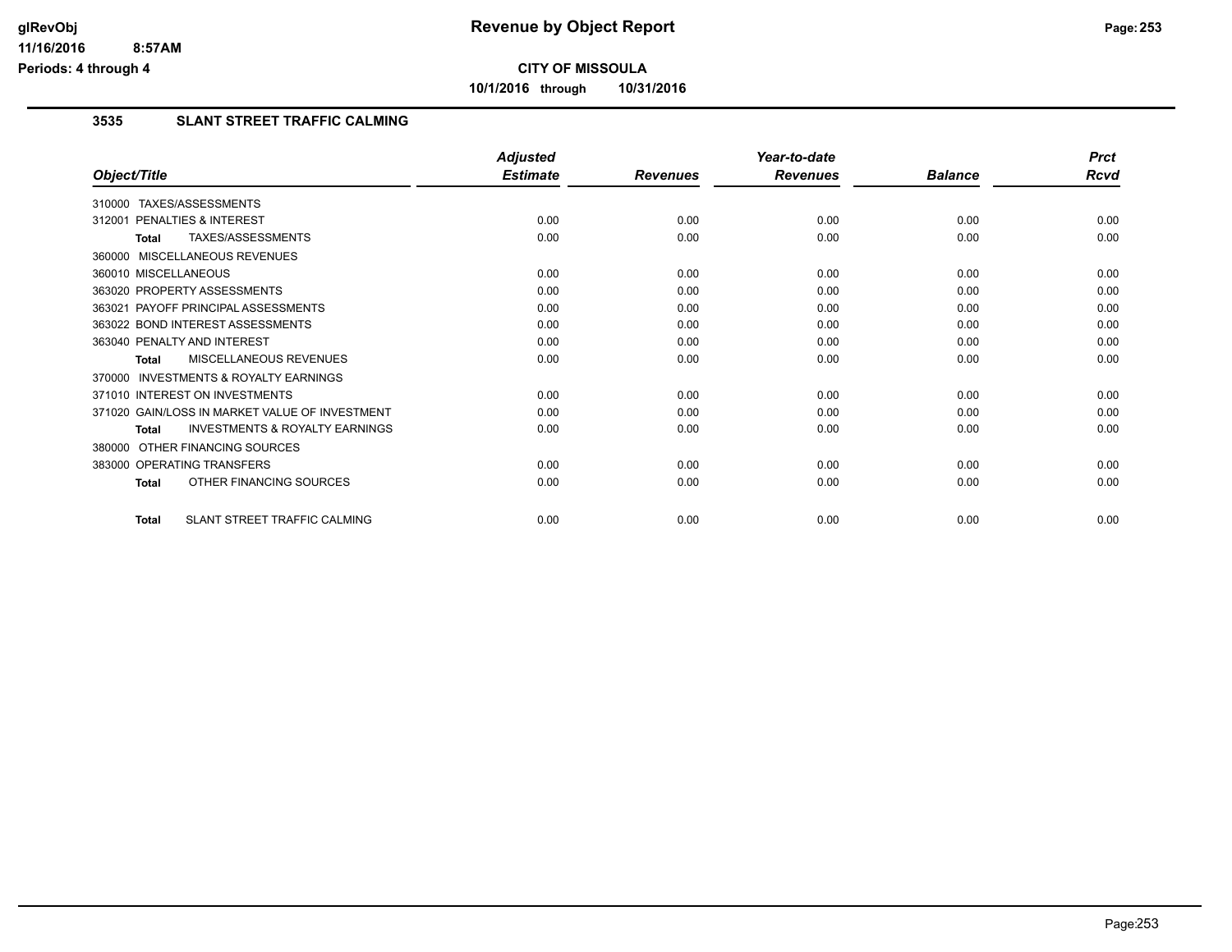# Revenue by Object Report

**CITY OF MISSOULA**

**10/1/2016 through 10/31/2016**

glRevObj
11/16/2016 8:57AM
Periods: 4 through 4

## 3535 SLANT STREET TRAFFIC CALMING

| Object/Title | Adjusted Estimate | Revenues | Year-to-date Revenues | Balance | Prct Rcvd |
|---|---|---|---|---|---|
| 310000 TAXES/ASSESSMENTS | | | | | |
| 312001 PENALTIES & INTEREST | 0.00 | 0.00 | 0.00 | 0.00 | 0.00 |
| **Total** TAXES/ASSESSMENTS | 0.00 | 0.00 | 0.00 | 0.00 | 0.00 |
| 360000 MISCELLANEOUS REVENUES | | | | | |
| 360010 MISCELLANEOUS | 0.00 | 0.00 | 0.00 | 0.00 | 0.00 |
| 363020 PROPERTY ASSESSMENTS | 0.00 | 0.00 | 0.00 | 0.00 | 0.00 |
| 363021 PAYOFF PRINCIPAL ASSESSMENTS | 0.00 | 0.00 | 0.00 | 0.00 | 0.00 |
| 363022 BOND INTEREST ASSESSMENTS | 0.00 | 0.00 | 0.00 | 0.00 | 0.00 |
| 363040 PENALTY AND INTEREST | 0.00 | 0.00 | 0.00 | 0.00 | 0.00 |
| **Total** MISCELLANEOUS REVENUES | 0.00 | 0.00 | 0.00 | 0.00 | 0.00 |
| 370000 INVESTMENTS & ROYALTY EARNINGS | | | | | |
| 371010 INTEREST ON INVESTMENTS | 0.00 | 0.00 | 0.00 | 0.00 | 0.00 |
| 371020 GAIN/LOSS IN MARKET VALUE OF INVESTMENT | 0.00 | 0.00 | 0.00 | 0.00 | 0.00 |
| **Total** INVESTMENTS & ROYALTY EARNINGS | 0.00 | 0.00 | 0.00 | 0.00 | 0.00 |
| 380000 OTHER FINANCING SOURCES | | | | | |
| 383000 OPERATING TRANSFERS | 0.00 | 0.00 | 0.00 | 0.00 | 0.00 |
| **Total** OTHER FINANCING SOURCES | 0.00 | 0.00 | 0.00 | 0.00 | 0.00 |
| **Total** SLANT STREET TRAFFIC CALMING | 0.00 | 0.00 | 0.00 | 0.00 | 0.00 |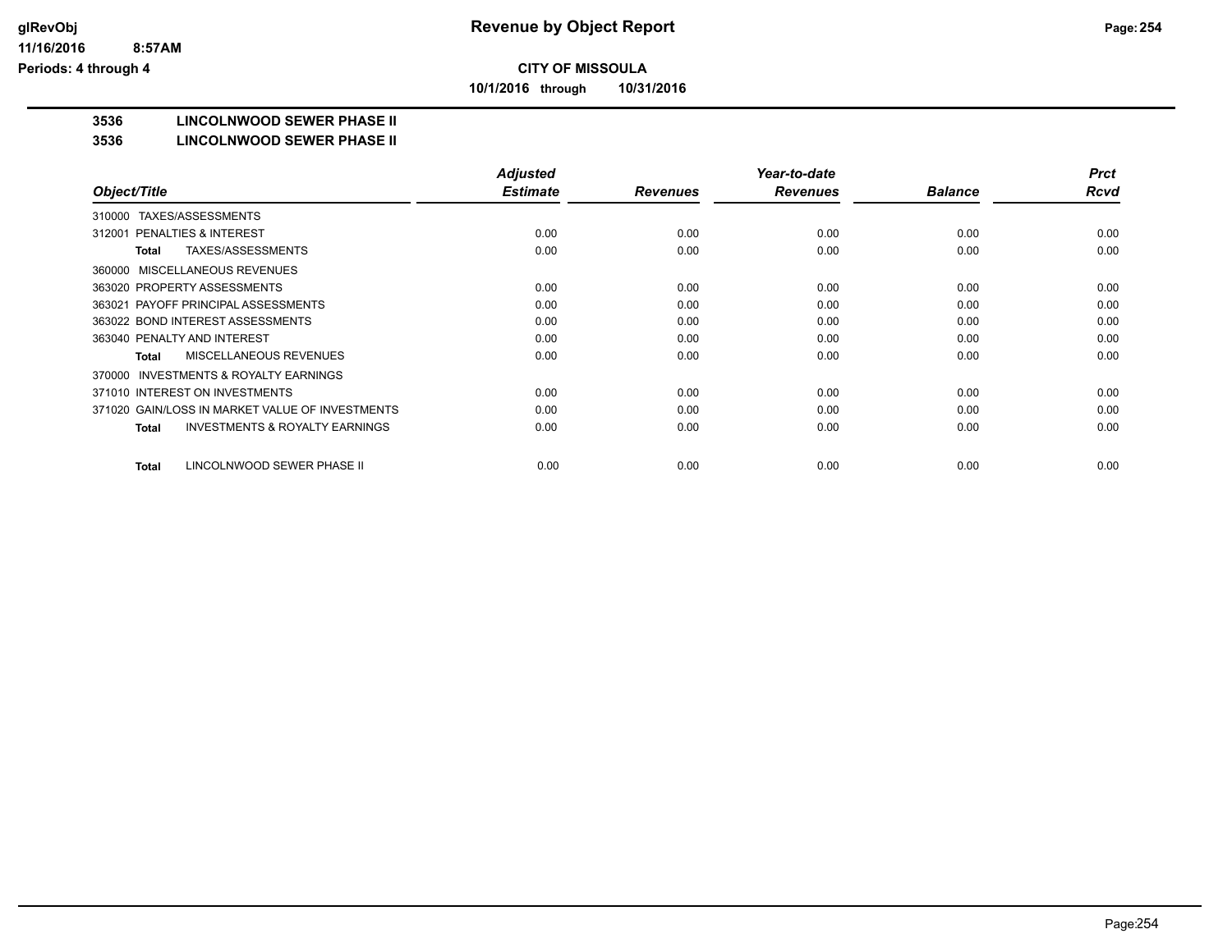**CITY OF MISSOULA**

**10/1/2016 through 10/31/2016**

**3536 LINCOLNWOOD SEWER PHASE II**

**3536 LINCOLNWOOD SEWER PHASE II**

| Object/Title | Adjusted Estimate | Revenues | Year-to-date Revenues | Balance | Prct Rcvd |
|---|---|---|---|---|---|
| 310000 TAXES/ASSESSMENTS | | | | | |
| 312001 PENALTIES & INTEREST | 0.00 | 0.00 | 0.00 | 0.00 | 0.00 |
| **Total** TAXES/ASSESSMENTS | 0.00 | 0.00 | 0.00 | 0.00 | 0.00 |
| 360000 MISCELLANEOUS REVENUES | | | | | |
| 363020 PROPERTY ASSESSMENTS | 0.00 | 0.00 | 0.00 | 0.00 | 0.00 |
| 363021 PAYOFF PRINCIPAL ASSESSMENTS | 0.00 | 0.00 | 0.00 | 0.00 | 0.00 |
| 363022 BOND INTEREST ASSESSMENTS | 0.00 | 0.00 | 0.00 | 0.00 | 0.00 |
| 363040 PENALTY AND INTEREST | 0.00 | 0.00 | 0.00 | 0.00 | 0.00 |
| **Total** MISCELLANEOUS REVENUES | 0.00 | 0.00 | 0.00 | 0.00 | 0.00 |
| 370000 INVESTMENTS & ROYALTY EARNINGS | | | | | |
| 371010 INTEREST ON INVESTMENTS | 0.00 | 0.00 | 0.00 | 0.00 | 0.00 |
| 371020 GAIN/LOSS IN MARKET VALUE OF INVESTMENTS | 0.00 | 0.00 | 0.00 | 0.00 | 0.00 |
| **Total** INVESTMENTS & ROYALTY EARNINGS | 0.00 | 0.00 | 0.00 | 0.00 | 0.00 |
| **Total** LINCOLNWOOD SEWER PHASE II | 0.00 | 0.00 | 0.00 | 0.00 | 0.00 |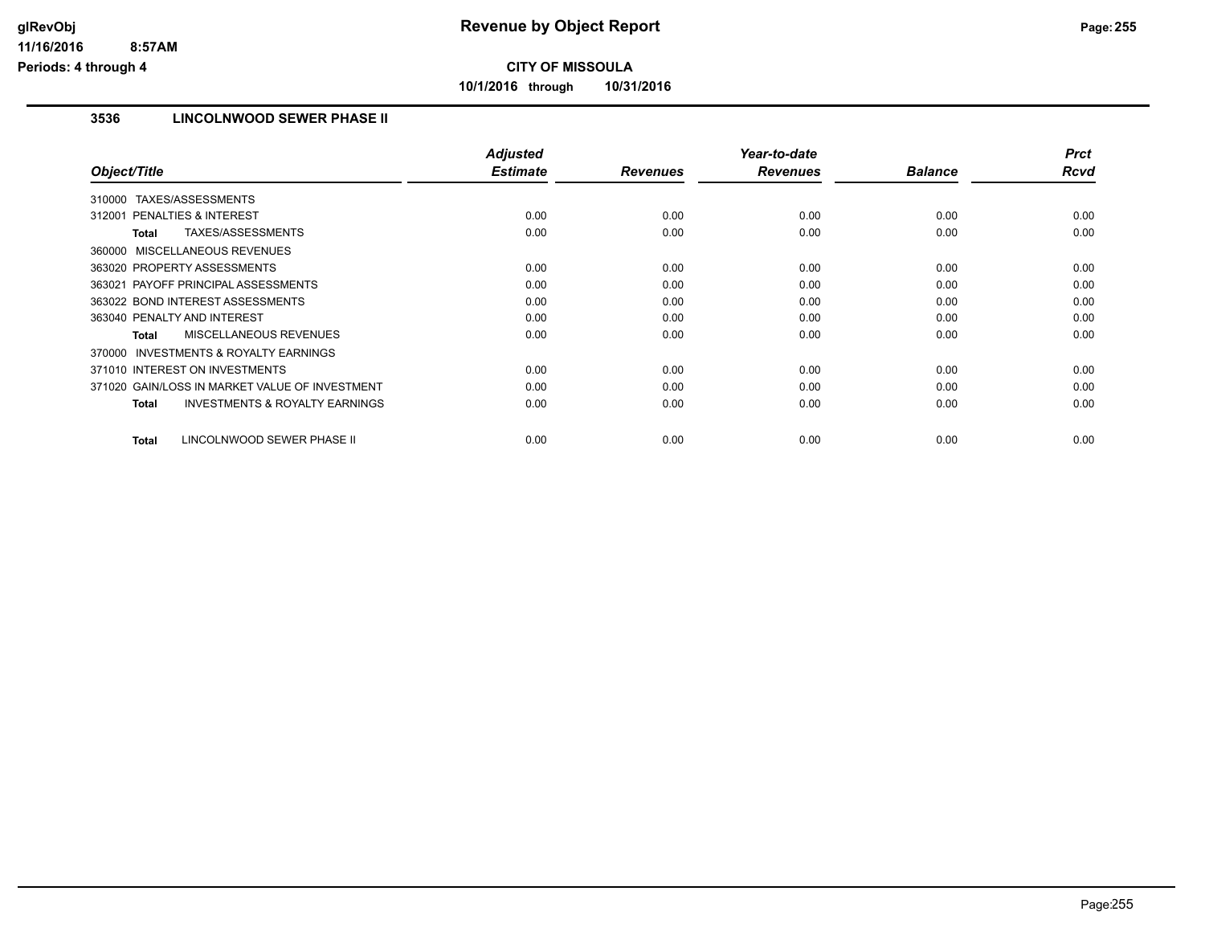# Revenue by Object Report

**CITY OF MISSOULA**

**10/1/2016 through 10/31/2016**

glRevObj
11/16/2016 8:57AM
Periods: 4 through 4

## 3536 LINCOLNWOOD SEWER PHASE II

| Object/Title | Adjusted Estimate | Revenues | Year-to-date Revenues | Balance | Prct Rcvd |
|---|---|---|---|---|---|
| 310000 TAXES/ASSESSMENTS | | | | | |
| 312001 PENALTIES & INTEREST | 0.00 | 0.00 | 0.00 | 0.00 | 0.00 |
| **Total** TAXES/ASSESSMENTS | 0.00 | 0.00 | 0.00 | 0.00 | 0.00 |
| 360000 MISCELLANEOUS REVENUES | | | | | |
| 363020 PROPERTY ASSESSMENTS | 0.00 | 0.00 | 0.00 | 0.00 | 0.00 |
| 363021 PAYOFF PRINCIPAL ASSESSMENTS | 0.00 | 0.00 | 0.00 | 0.00 | 0.00 |
| 363022 BOND INTEREST ASSESSMENTS | 0.00 | 0.00 | 0.00 | 0.00 | 0.00 |
| 363040 PENALTY AND INTEREST | 0.00 | 0.00 | 0.00 | 0.00 | 0.00 |
| **Total** MISCELLANEOUS REVENUES | 0.00 | 0.00 | 0.00 | 0.00 | 0.00 |
| 370000 INVESTMENTS & ROYALTY EARNINGS | | | | | |
| 371010 INTEREST ON INVESTMENTS | 0.00 | 0.00 | 0.00 | 0.00 | 0.00 |
| 371020 GAIN/LOSS IN MARKET VALUE OF INVESTMENT | 0.00 | 0.00 | 0.00 | 0.00 | 0.00 |
| **Total** INVESTMENTS & ROYALTY EARNINGS | 0.00 | 0.00 | 0.00 | 0.00 | 0.00 |
| **Total** LINCOLNWOOD SEWER PHASE II | 0.00 | 0.00 | 0.00 | 0.00 | 0.00 |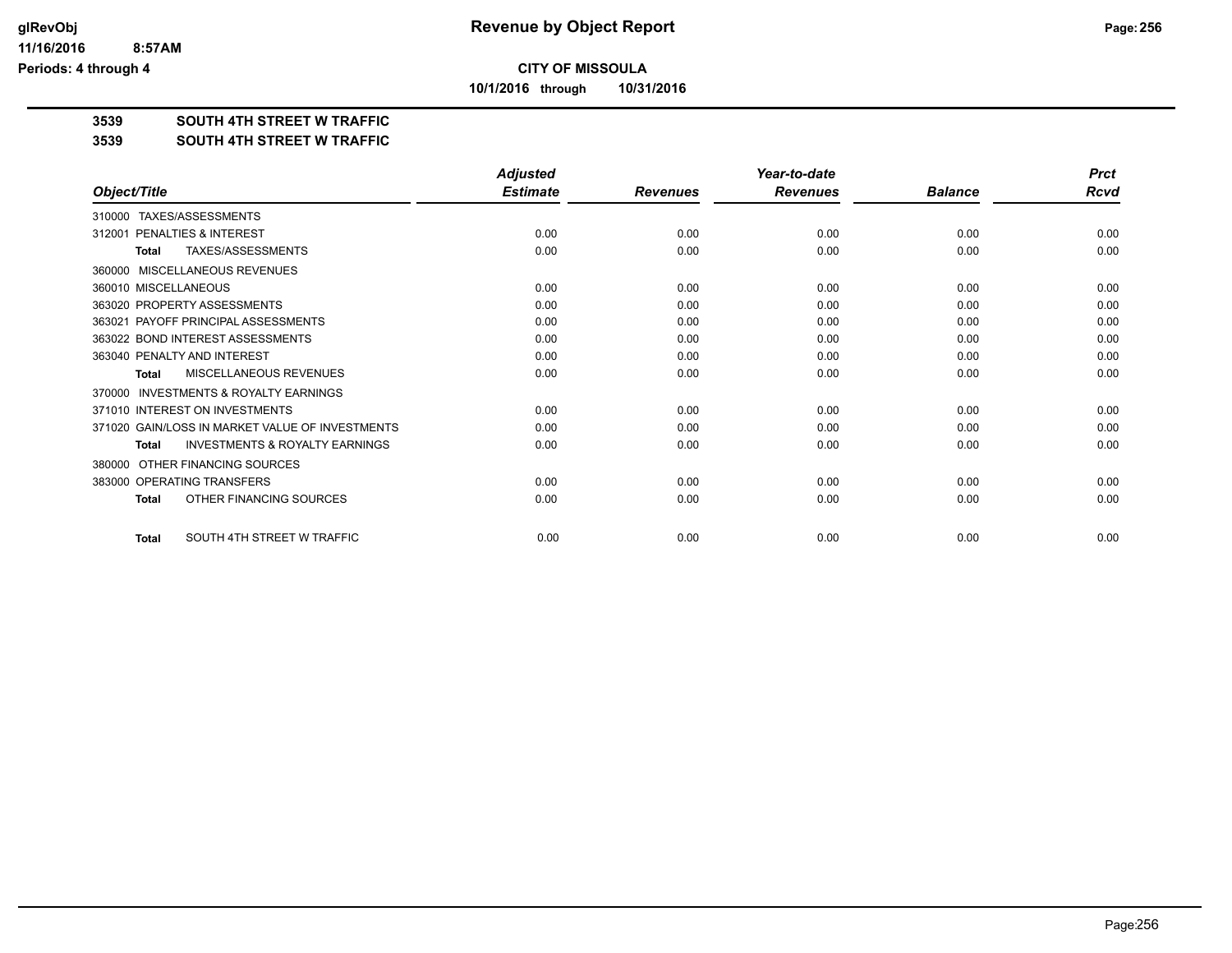**CITY OF MISSOULA**

**10/1/2016 through 10/31/2016**

**3539 SOUTH 4TH STREET W TRAFFIC**

**3539 SOUTH 4TH STREET W TRAFFIC**

| Object/Title | Adjusted Estimate | Revenues | Year-to-date Revenues | Balance | Prct Rcvd |
|---|---|---|---|---|---|
| 310000 TAXES/ASSESSMENTS | | | | | |
| 312001 PENALTIES & INTEREST | 0.00 | 0.00 | 0.00 | 0.00 | 0.00 |
| **Total** TAXES/ASSESSMENTS | 0.00 | 0.00 | 0.00 | 0.00 | 0.00 |
| 360000 MISCELLANEOUS REVENUES | | | | | |
| 360010 MISCELLANEOUS | 0.00 | 0.00 | 0.00 | 0.00 | 0.00 |
| 363020 PROPERTY ASSESSMENTS | 0.00 | 0.00 | 0.00 | 0.00 | 0.00 |
| 363021 PAYOFF PRINCIPAL ASSESSMENTS | 0.00 | 0.00 | 0.00 | 0.00 | 0.00 |
| 363022 BOND INTEREST ASSESSMENTS | 0.00 | 0.00 | 0.00 | 0.00 | 0.00 |
| 363040 PENALTY AND INTEREST | 0.00 | 0.00 | 0.00 | 0.00 | 0.00 |
| **Total** MISCELLANEOUS REVENUES | 0.00 | 0.00 | 0.00 | 0.00 | 0.00 |
| 370000 INVESTMENTS & ROYALTY EARNINGS | | | | | |
| 371010 INTEREST ON INVESTMENTS | 0.00 | 0.00 | 0.00 | 0.00 | 0.00 |
| 371020 GAIN/LOSS IN MARKET VALUE OF INVESTMENTS | 0.00 | 0.00 | 0.00 | 0.00 | 0.00 |
| **Total** INVESTMENTS & ROYALTY EARNINGS | 0.00 | 0.00 | 0.00 | 0.00 | 0.00 |
| 380000 OTHER FINANCING SOURCES | | | | | |
| 383000 OPERATING TRANSFERS | 0.00 | 0.00 | 0.00 | 0.00 | 0.00 |
| **Total** OTHER FINANCING SOURCES | 0.00 | 0.00 | 0.00 | 0.00 | 0.00 |
| **Total** SOUTH 4TH STREET W TRAFFIC | 0.00 | 0.00 | 0.00 | 0.00 | 0.00 |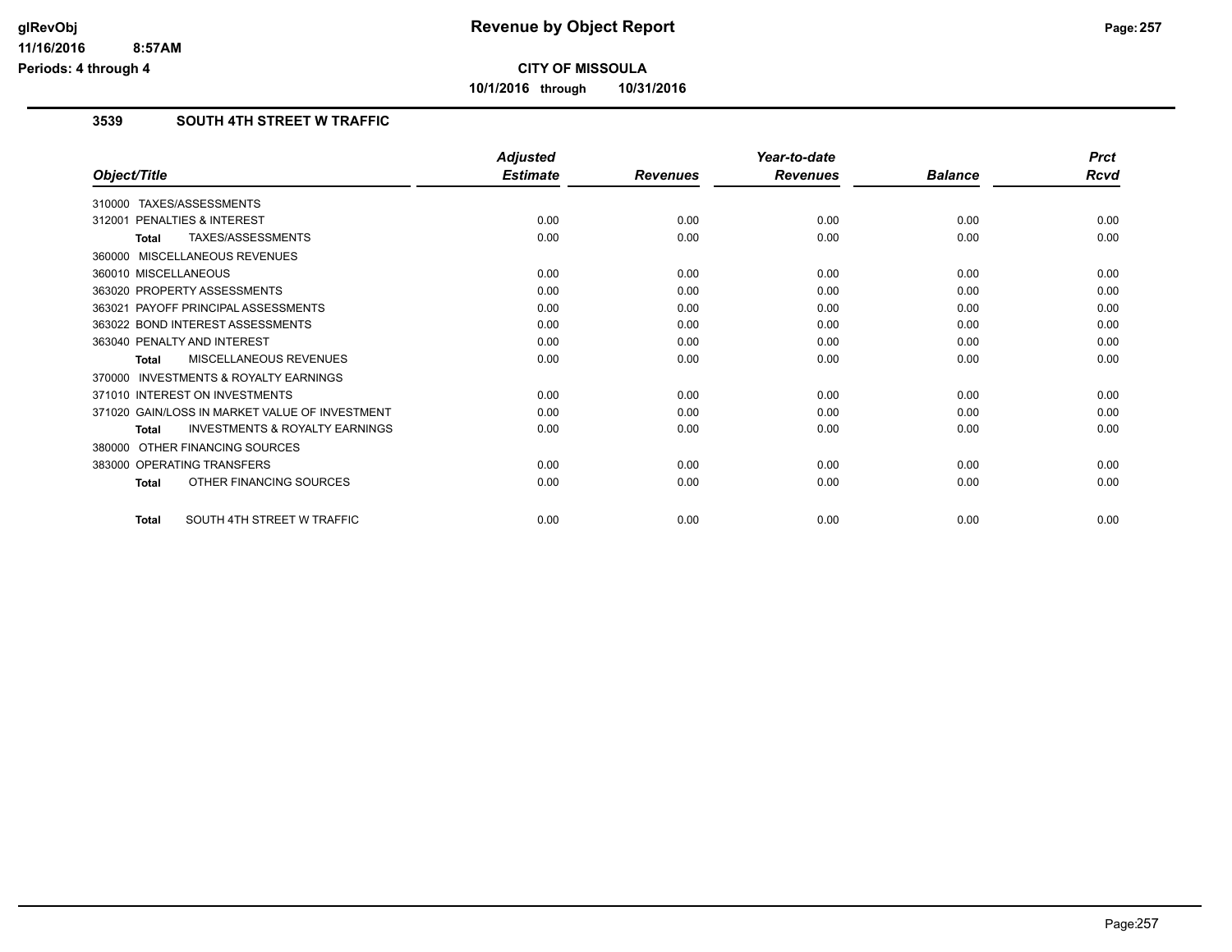## Revenue by Object Report

**CITY OF MISSOULA**

**10/1/2016 through 10/31/2016**

glRevObj
11/16/2016 8:57AM
Periods: 4 through 4

### 3539 SOUTH 4TH STREET W TRAFFIC

| Object/Title | Adjusted Estimate | Revenues | Year-to-date Revenues | Balance | Prct Rcvd |
|---|---|---|---|---|---|
| 310000 TAXES/ASSESSMENTS | | | | | |
| 312001 PENALTIES & INTEREST | 0.00 | 0.00 | 0.00 | 0.00 | 0.00 |
| **Total** TAXES/ASSESSMENTS | 0.00 | 0.00 | 0.00 | 0.00 | 0.00 |
| 360000 MISCELLANEOUS REVENUES | | | | | |
| 360010 MISCELLANEOUS | 0.00 | 0.00 | 0.00 | 0.00 | 0.00 |
| 363020 PROPERTY ASSESSMENTS | 0.00 | 0.00 | 0.00 | 0.00 | 0.00 |
| 363021 PAYOFF PRINCIPAL ASSESSMENTS | 0.00 | 0.00 | 0.00 | 0.00 | 0.00 |
| 363022 BOND INTEREST ASSESSMENTS | 0.00 | 0.00 | 0.00 | 0.00 | 0.00 |
| 363040 PENALTY AND INTEREST | 0.00 | 0.00 | 0.00 | 0.00 | 0.00 |
| **Total** MISCELLANEOUS REVENUES | 0.00 | 0.00 | 0.00 | 0.00 | 0.00 |
| 370000 INVESTMENTS & ROYALTY EARNINGS | | | | | |
| 371010 INTEREST ON INVESTMENTS | 0.00 | 0.00 | 0.00 | 0.00 | 0.00 |
| 371020 GAIN/LOSS IN MARKET VALUE OF INVESTMENT | 0.00 | 0.00 | 0.00 | 0.00 | 0.00 |
| **Total** INVESTMENTS & ROYALTY EARNINGS | 0.00 | 0.00 | 0.00 | 0.00 | 0.00 |
| 380000 OTHER FINANCING SOURCES | | | | | |
| 383000 OPERATING TRANSFERS | 0.00 | 0.00 | 0.00 | 0.00 | 0.00 |
| **Total** OTHER FINANCING SOURCES | 0.00 | 0.00 | 0.00 | 0.00 | 0.00 |
| **Total** SOUTH 4TH STREET W TRAFFIC | 0.00 | 0.00 | 0.00 | 0.00 | 0.00 |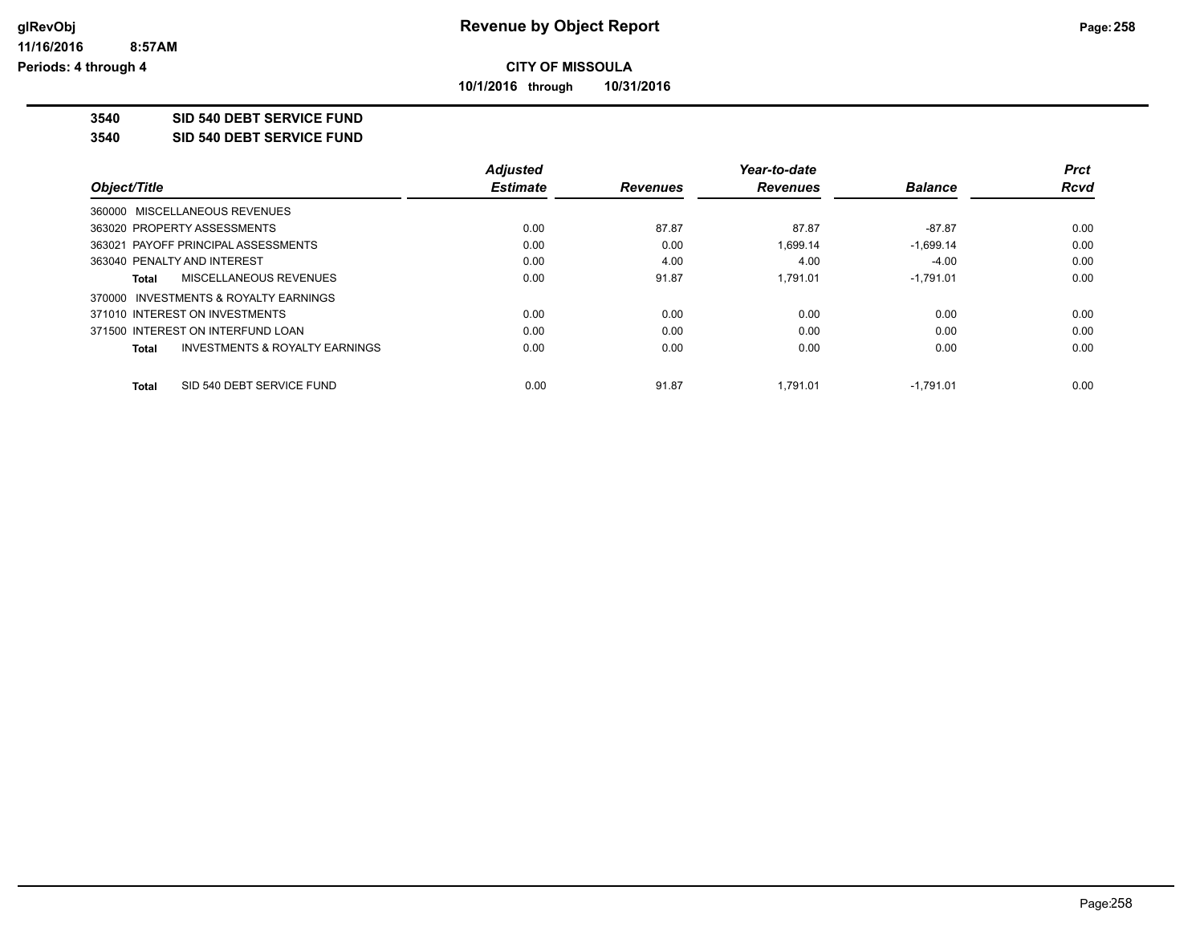**Revenue by Object Report**

**CITY OF MISSOULA**

**10/1/2016 through 10/31/2016**

glRevObj
11/16/2016 8:57AM
Periods: 4 through 4

## 3540 SID 540 DEBT SERVICE FUND

## 3540 SID 540 DEBT SERVICE FUND

| Object/Title | Adjusted Estimate | Revenues | Year-to-date Revenues | Balance | Prct Rcvd |
|---|---|---|---|---|---|
| 360000 MISCELLANEOUS REVENUES | | | | | |
| 363020 PROPERTY ASSESSMENTS | 0.00 | 87.87 | 87.87 | -87.87 | 0.00 |
| 363021 PAYOFF PRINCIPAL ASSESSMENTS | 0.00 | 0.00 | 1,699.14 | -1,699.14 | 0.00 |
| 363040 PENALTY AND INTEREST | 0.00 | 4.00 | 4.00 | -4.00 | 0.00 |
| **Total** MISCELLANEOUS REVENUES | 0.00 | 91.87 | 1,791.01 | -1,791.01 | 0.00 |
| 370000 INVESTMENTS & ROYALTY EARNINGS | | | | | |
| 371010 INTEREST ON INVESTMENTS | 0.00 | 0.00 | 0.00 | 0.00 | 0.00 |
| 371500 INTEREST ON INTERFUND LOAN | 0.00 | 0.00 | 0.00 | 0.00 | 0.00 |
| **Total** INVESTMENTS & ROYALTY EARNINGS | 0.00 | 0.00 | 0.00 | 0.00 | 0.00 |
| **Total** SID 540 DEBT SERVICE FUND | 0.00 | 91.87 | 1,791.01 | -1,791.01 | 0.00 |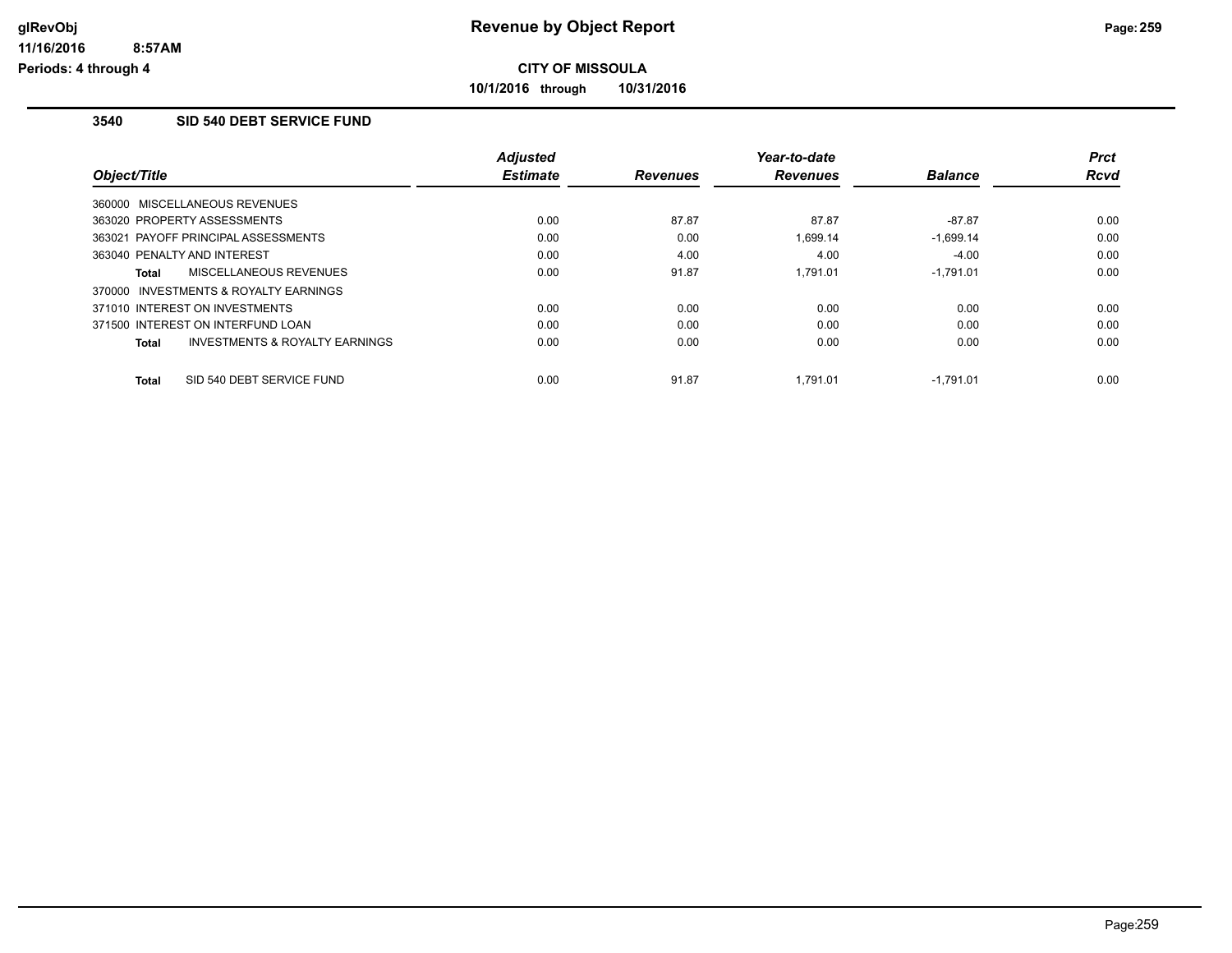# Revenue by Object Report

**CITY OF MISSOULA**

**10/1/2016 through 10/31/2016**

glRevObj
11/16/2016 8:57AM
Periods: 4 through 4

## 3540 SID 540 DEBT SERVICE FUND

| Object/Title | Adjusted Estimate | Revenues | Year-to-date Revenues | Balance | Prct Rcvd |
|---|---|---|---|---|---|
| 360000 MISCELLANEOUS REVENUES | | | | | |
| 363020 PROPERTY ASSESSMENTS | 0.00 | 87.87 | 87.87 | -87.87 | 0.00 |
| 363021 PAYOFF PRINCIPAL ASSESSMENTS | 0.00 | 0.00 | 1,699.14 | -1,699.14 | 0.00 |
| 363040 PENALTY AND INTEREST | 0.00 | 4.00 | 4.00 | -4.00 | 0.00 |
| **Total** MISCELLANEOUS REVENUES | 0.00 | 91.87 | 1,791.01 | -1,791.01 | 0.00 |
| 370000 INVESTMENTS & ROYALTY EARNINGS | | | | | |
| 371010 INTEREST ON INVESTMENTS | 0.00 | 0.00 | 0.00 | 0.00 | 0.00 |
| 371500 INTEREST ON INTERFUND LOAN | 0.00 | 0.00 | 0.00 | 0.00 | 0.00 |
| **Total** INVESTMENTS & ROYALTY EARNINGS | 0.00 | 0.00 | 0.00 | 0.00 | 0.00 |
| **Total** SID 540 DEBT SERVICE FUND | 0.00 | 91.87 | 1,791.01 | -1,791.01 | 0.00 |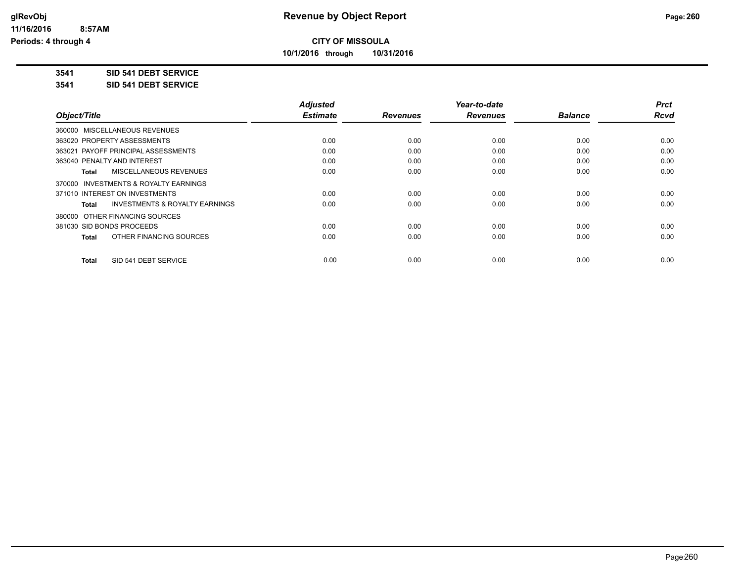**CITY OF MISSOULA**

**10/1/2016 through 10/31/2016**

**3541 SID 541 DEBT SERVICE**

**3541 SID 541 DEBT SERVICE**

| Object/Title | Adjusted Estimate | Revenues | Year-to-date Revenues | Balance | Prct Rcvd |
|---|---|---|---|---|---|
| 360000 MISCELLANEOUS REVENUES | | | | | |
| 363020 PROPERTY ASSESSMENTS | 0.00 | 0.00 | 0.00 | 0.00 | 0.00 |
| 363021 PAYOFF PRINCIPAL ASSESSMENTS | 0.00 | 0.00 | 0.00 | 0.00 | 0.00 |
| 363040 PENALTY AND INTEREST | 0.00 | 0.00 | 0.00 | 0.00 | 0.00 |
| **Total** MISCELLANEOUS REVENUES | 0.00 | 0.00 | 0.00 | 0.00 | 0.00 |
| 370000 INVESTMENTS & ROYALTY EARNINGS | | | | | |
| 371010 INTEREST ON INVESTMENTS | 0.00 | 0.00 | 0.00 | 0.00 | 0.00 |
| **Total** INVESTMENTS & ROYALTY EARNINGS | 0.00 | 0.00 | 0.00 | 0.00 | 0.00 |
| 380000 OTHER FINANCING SOURCES | | | | | |
| 381030 SID BONDS PROCEEDS | 0.00 | 0.00 | 0.00 | 0.00 | 0.00 |
| **Total** OTHER FINANCING SOURCES | 0.00 | 0.00 | 0.00 | 0.00 | 0.00 |
| **Total** SID 541 DEBT SERVICE | 0.00 | 0.00 | 0.00 | 0.00 | 0.00 |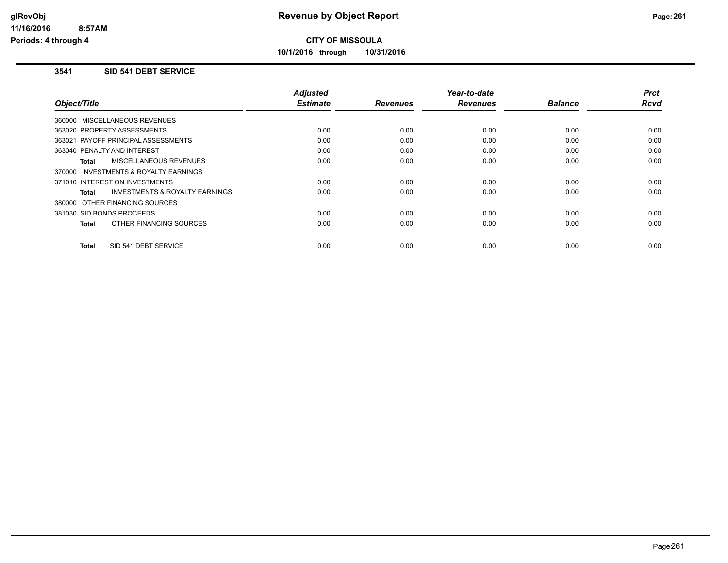# CITY OF MISSOULA

**10/1/2016 through 10/31/2016**

## 3541 SID 541 DEBT SERVICE

| Object/Title | Adjusted Estimate | Revenues | Year-to-date Revenues | Balance | Prct Rcvd |
|---|---|---|---|---|---|
| 360000 MISCELLANEOUS REVENUES | | | | | |
| 363020 PROPERTY ASSESSMENTS | 0.00 | 0.00 | 0.00 | 0.00 | 0.00 |
| 363021 PAYOFF PRINCIPAL ASSESSMENTS | 0.00 | 0.00 | 0.00 | 0.00 | 0.00 |
| 363040 PENALTY AND INTEREST | 0.00 | 0.00 | 0.00 | 0.00 | 0.00 |
| **Total** MISCELLANEOUS REVENUES | 0.00 | 0.00 | 0.00 | 0.00 | 0.00 |
| 370000 INVESTMENTS & ROYALTY EARNINGS | | | | | |
| 371010 INTEREST ON INVESTMENTS | 0.00 | 0.00 | 0.00 | 0.00 | 0.00 |
| **Total** INVESTMENTS & ROYALTY EARNINGS | 0.00 | 0.00 | 0.00 | 0.00 | 0.00 |
| 380000 OTHER FINANCING SOURCES | | | | | |
| 381030 SID BONDS PROCEEDS | 0.00 | 0.00 | 0.00 | 0.00 | 0.00 |
| **Total** OTHER FINANCING SOURCES | 0.00 | 0.00 | 0.00 | 0.00 | 0.00 |
| **Total** SID 541 DEBT SERVICE | 0.00 | 0.00 | 0.00 | 0.00 | 0.00 |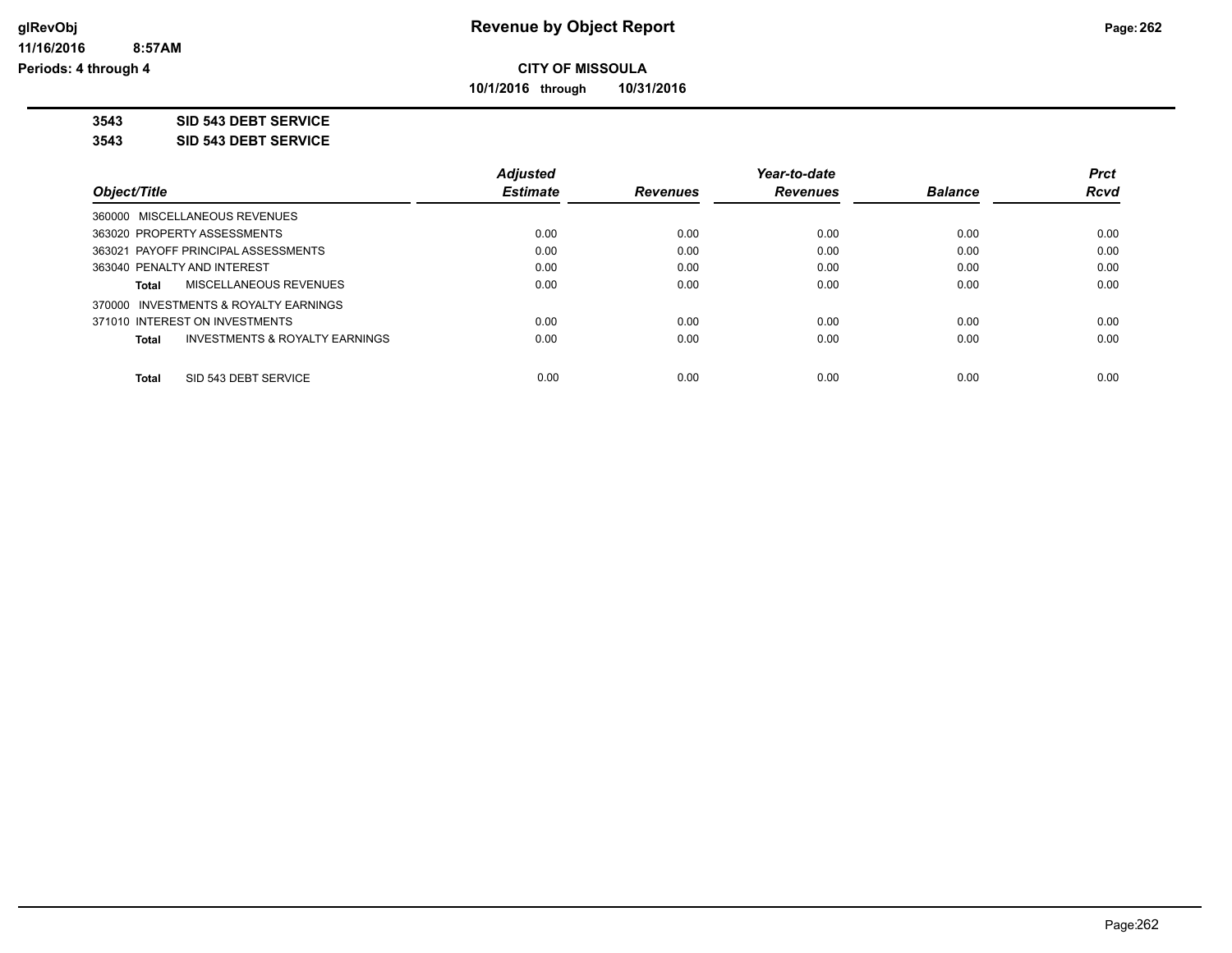# Revenue by Object Report

**CITY OF MISSOULA**

**10/1/2016 through 10/31/2016**

glRevObj
11/16/2016 8:57AM
Periods: 4 through 4

**3543 SID 543 DEBT SERVICE**

**3543 SID 543 DEBT SERVICE**

| Object/Title | Adjusted Estimate | Revenues | Year-to-date Revenues | Balance | Prct Rcvd |
|---|---|---|---|---|---|
| 360000 MISCELLANEOUS REVENUES | | | | | |
| 363020 PROPERTY ASSESSMENTS | 0.00 | 0.00 | 0.00 | 0.00 | 0.00 |
| 363021 PAYOFF PRINCIPAL ASSESSMENTS | 0.00 | 0.00 | 0.00 | 0.00 | 0.00 |
| 363040 PENALTY AND INTEREST | 0.00 | 0.00 | 0.00 | 0.00 | 0.00 |
| **Total** MISCELLANEOUS REVENUES | 0.00 | 0.00 | 0.00 | 0.00 | 0.00 |
| 370000 INVESTMENTS & ROYALTY EARNINGS | | | | | |
| 371010 INTEREST ON INVESTMENTS | 0.00 | 0.00 | 0.00 | 0.00 | 0.00 |
| **Total** INVESTMENTS & ROYALTY EARNINGS | 0.00 | 0.00 | 0.00 | 0.00 | 0.00 |
| **Total** SID 543 DEBT SERVICE | 0.00 | 0.00 | 0.00 | 0.00 | 0.00 |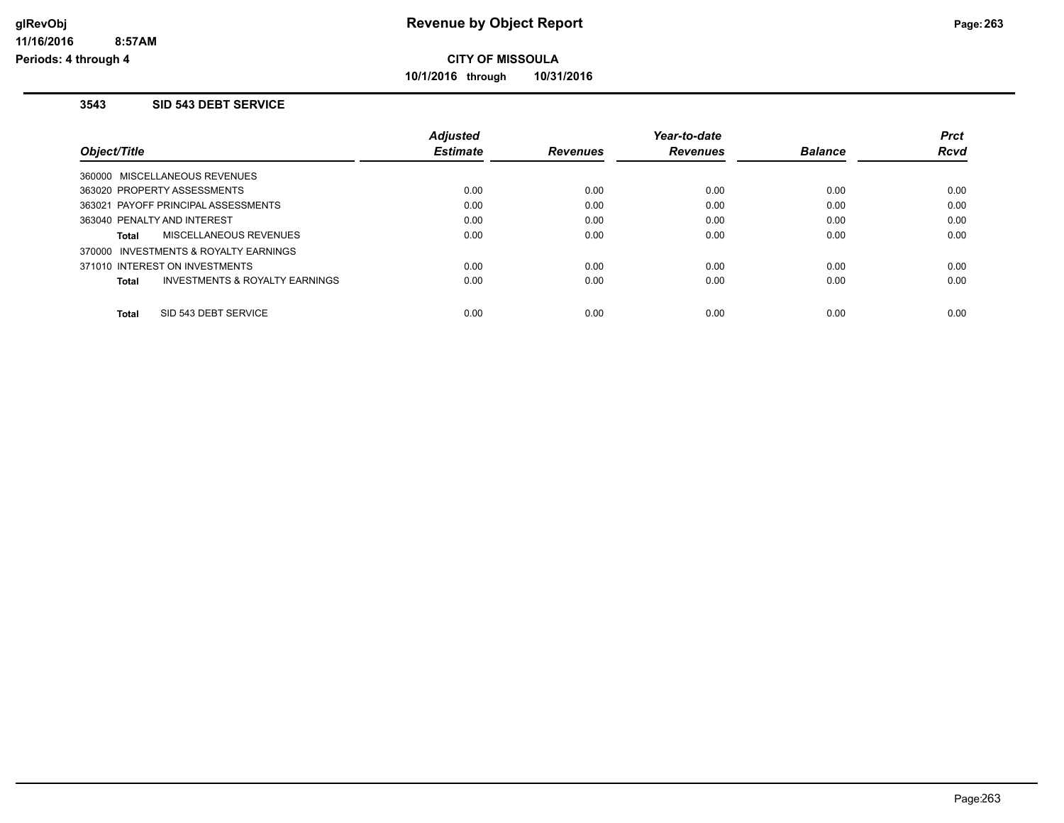**CITY OF MISSOULA**

**10/1/2016 through 10/31/2016**

### 3543 SID 543 DEBT SERVICE

| Object/Title | Adjusted Estimate | Revenues | Year-to-date Revenues | Balance | Prct Rcvd |
|---|---|---|---|---|---|
| 360000 MISCELLANEOUS REVENUES | | | | | |
| 363020 PROPERTY ASSESSMENTS | 0.00 | 0.00 | 0.00 | 0.00 | 0.00 |
| 363021 PAYOFF PRINCIPAL ASSESSMENTS | 0.00 | 0.00 | 0.00 | 0.00 | 0.00 |
| 363040 PENALTY AND INTEREST | 0.00 | 0.00 | 0.00 | 0.00 | 0.00 |
| **Total** MISCELLANEOUS REVENUES | 0.00 | 0.00 | 0.00 | 0.00 | 0.00 |
| 370000 INVESTMENTS & ROYALTY EARNINGS | | | | | |
| 371010 INTEREST ON INVESTMENTS | 0.00 | 0.00 | 0.00 | 0.00 | 0.00 |
| **Total** INVESTMENTS & ROYALTY EARNINGS | 0.00 | 0.00 | 0.00 | 0.00 | 0.00 |
| **Total** SID 543 DEBT SERVICE | 0.00 | 0.00 | 0.00 | 0.00 | 0.00 |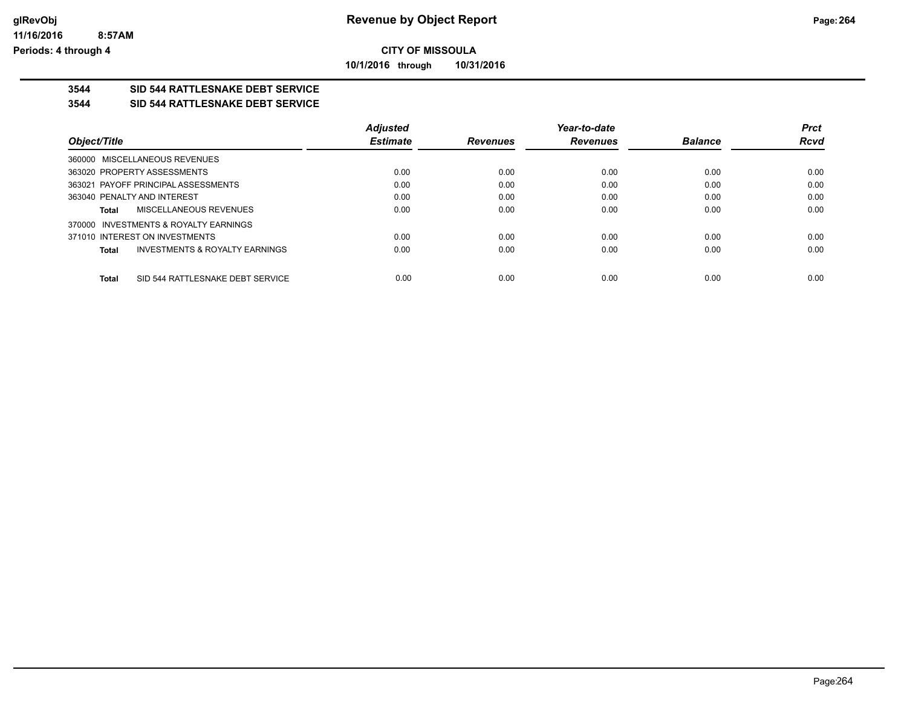**CITY OF MISSOULA**

**10/1/2016 through 10/31/2016**

**3544 SID 544 RATTLESNAKE DEBT SERVICE**

**3544 SID 544 RATTLESNAKE DEBT SERVICE**

| Object/Title | Adjusted Estimate | Revenues | Year-to-date Revenues | Balance | Prct Rcvd |
|---|---|---|---|---|---|
| 360000 MISCELLANEOUS REVENUES | | | | | |
| 363020 PROPERTY ASSESSMENTS | 0.00 | 0.00 | 0.00 | 0.00 | 0.00 |
| 363021 PAYOFF PRINCIPAL ASSESSMENTS | 0.00 | 0.00 | 0.00 | 0.00 | 0.00 |
| 363040 PENALTY AND INTEREST | 0.00 | 0.00 | 0.00 | 0.00 | 0.00 |
| **Total** MISCELLANEOUS REVENUES | 0.00 | 0.00 | 0.00 | 0.00 | 0.00 |
| 370000 INVESTMENTS & ROYALTY EARNINGS | | | | | |
| 371010 INTEREST ON INVESTMENTS | 0.00 | 0.00 | 0.00 | 0.00 | 0.00 |
| **Total** INVESTMENTS & ROYALTY EARNINGS | 0.00 | 0.00 | 0.00 | 0.00 | 0.00 |
| **Total** SID 544 RATTLESNAKE DEBT SERVICE | 0.00 | 0.00 | 0.00 | 0.00 | 0.00 |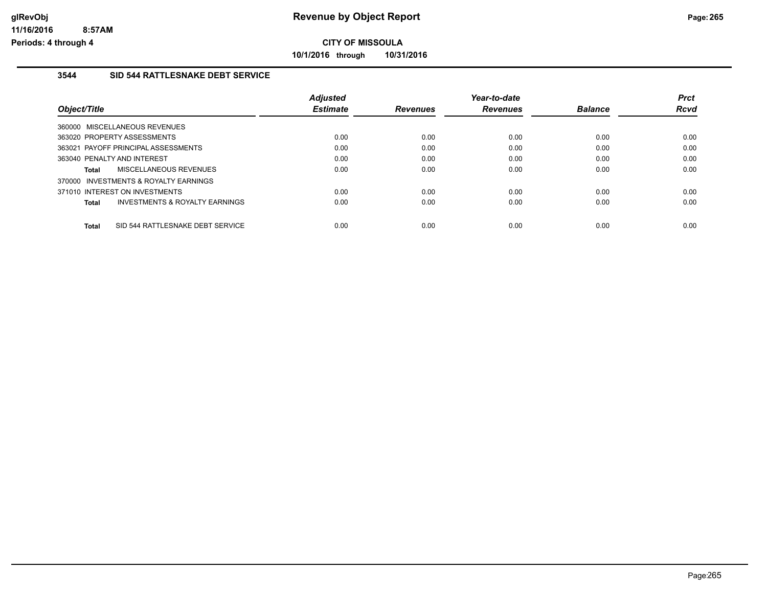**CITY OF MISSOULA**

**10/1/2016 through 10/31/2016**

### 3544 SID 544 RATTLESNAKE DEBT SERVICE

| Object/Title | Adjusted Estimate | Revenues | Year-to-date Revenues | Balance | Prct Rcvd |
|---|---|---|---|---|---|
| 360000 MISCELLANEOUS REVENUES | | | | | |
| 363020 PROPERTY ASSESSMENTS | 0.00 | 0.00 | 0.00 | 0.00 | 0.00 |
| 363021 PAYOFF PRINCIPAL ASSESSMENTS | 0.00 | 0.00 | 0.00 | 0.00 | 0.00 |
| 363040 PENALTY AND INTEREST | 0.00 | 0.00 | 0.00 | 0.00 | 0.00 |
| **Total** MISCELLANEOUS REVENUES | 0.00 | 0.00 | 0.00 | 0.00 | 0.00 |
| 370000 INVESTMENTS & ROYALTY EARNINGS | | | | | |
| 371010 INTEREST ON INVESTMENTS | 0.00 | 0.00 | 0.00 | 0.00 | 0.00 |
| **Total** INVESTMENTS & ROYALTY EARNINGS | 0.00 | 0.00 | 0.00 | 0.00 | 0.00 |
| **Total** SID 544 RATTLESNAKE DEBT SERVICE | 0.00 | 0.00 | 0.00 | 0.00 | 0.00 |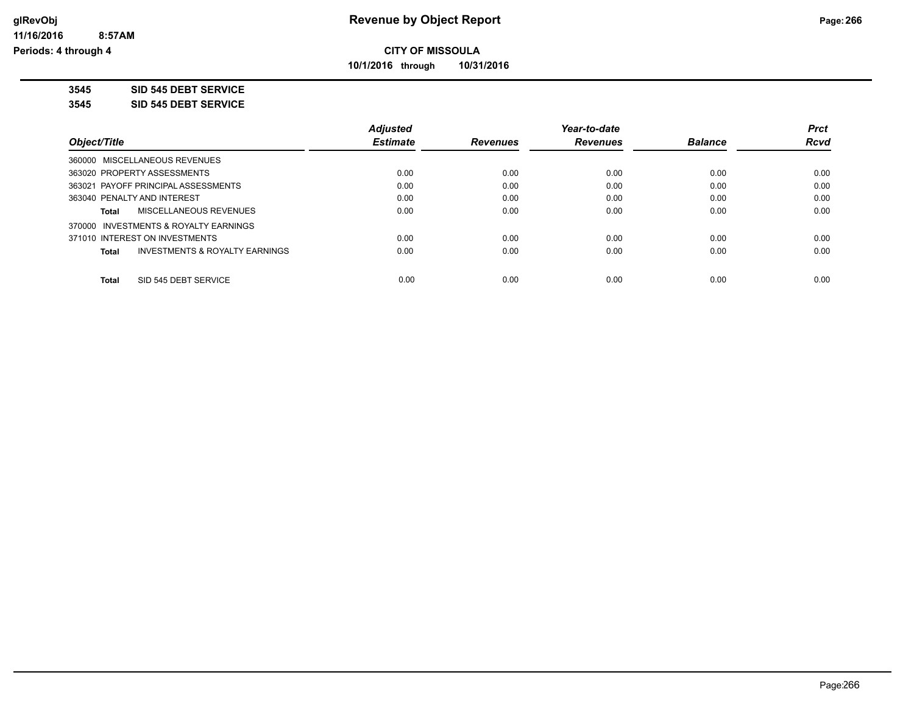# CITY OF MISSOULA

**10/1/2016 through 10/31/2016**

## 3545 SID 545 DEBT SERVICE

## 3545 SID 545 DEBT SERVICE

| Object/Title | Adjusted Estimate | Revenues | Year-to-date Revenues | Balance | Prct Rcvd |
|---|---|---|---|---|---|
| 360000 MISCELLANEOUS REVENUES | | | | | |
| 363020 PROPERTY ASSESSMENTS | 0.00 | 0.00 | 0.00 | 0.00 | 0.00 |
| 363021 PAYOFF PRINCIPAL ASSESSMENTS | 0.00 | 0.00 | 0.00 | 0.00 | 0.00 |
| 363040 PENALTY AND INTEREST | 0.00 | 0.00 | 0.00 | 0.00 | 0.00 |
| **Total** MISCELLANEOUS REVENUES | 0.00 | 0.00 | 0.00 | 0.00 | 0.00 |
| 370000 INVESTMENTS & ROYALTY EARNINGS | | | | | |
| 371010 INTEREST ON INVESTMENTS | 0.00 | 0.00 | 0.00 | 0.00 | 0.00 |
| **Total** INVESTMENTS & ROYALTY EARNINGS | 0.00 | 0.00 | 0.00 | 0.00 | 0.00 |
| **Total** SID 545 DEBT SERVICE | 0.00 | 0.00 | 0.00 | 0.00 | 0.00 |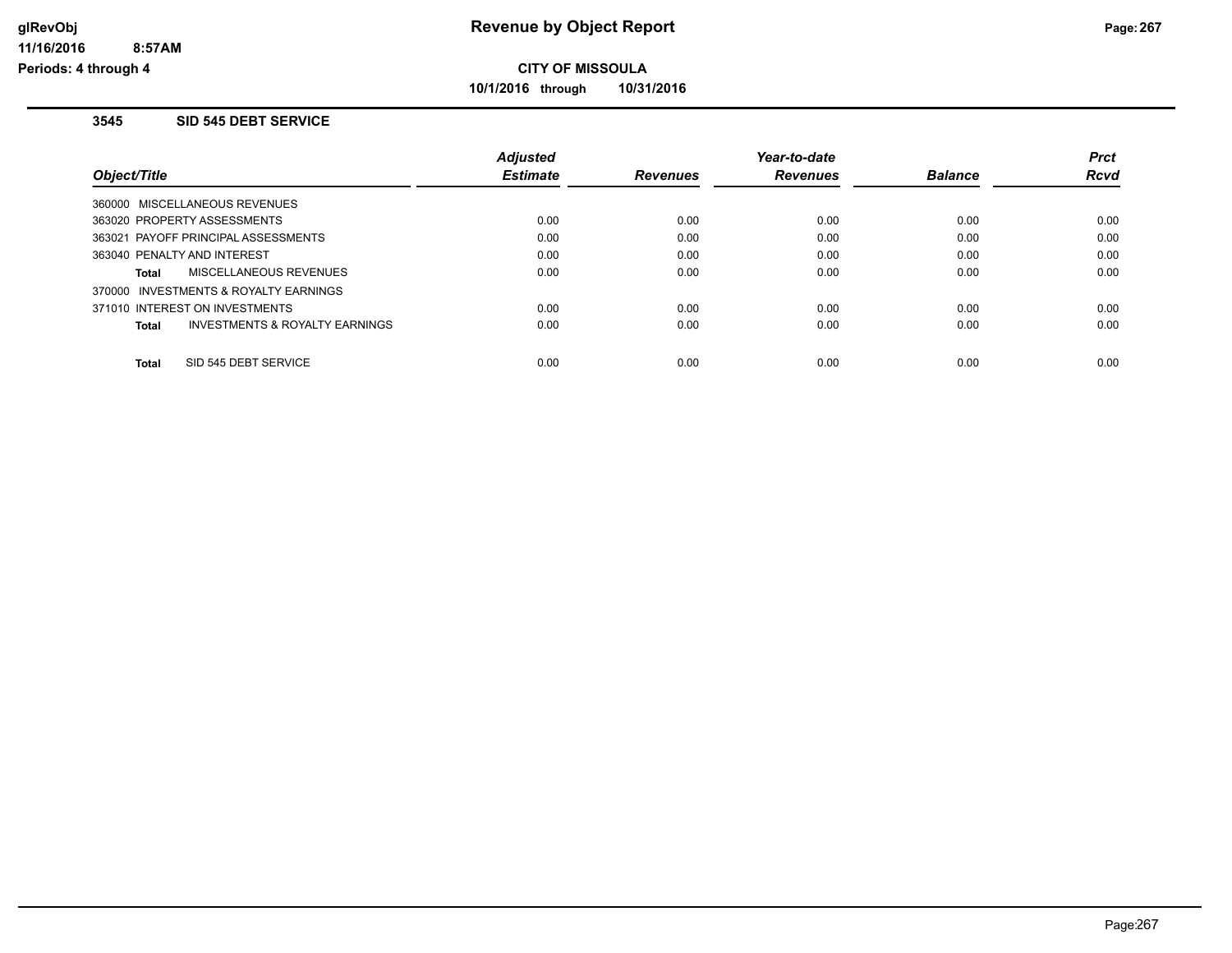**Revenue by Object Report**

**CITY OF MISSOULA**

**10/1/2016 through 10/31/2016**

glRevObj
11/16/2016 8:57AM
Periods: 4 through 4

### 3545 SID 545 DEBT SERVICE

| Object/Title | Adjusted Estimate | Revenues | Year-to-date Revenues | Balance | Prct Rcvd |
|---|---|---|---|---|---|
| 360000 MISCELLANEOUS REVENUES | | | | | |
| 363020 PROPERTY ASSESSMENTS | 0.00 | 0.00 | 0.00 | 0.00 | 0.00 |
| 363021 PAYOFF PRINCIPAL ASSESSMENTS | 0.00 | 0.00 | 0.00 | 0.00 | 0.00 |
| 363040 PENALTY AND INTEREST | 0.00 | 0.00 | 0.00 | 0.00 | 0.00 |
| **Total** MISCELLANEOUS REVENUES | 0.00 | 0.00 | 0.00 | 0.00 | 0.00 |
| 370000 INVESTMENTS & ROYALTY EARNINGS | | | | | |
| 371010 INTEREST ON INVESTMENTS | 0.00 | 0.00 | 0.00 | 0.00 | 0.00 |
| **Total** INVESTMENTS & ROYALTY EARNINGS | 0.00 | 0.00 | 0.00 | 0.00 | 0.00 |
| **Total** SID 545 DEBT SERVICE | 0.00 | 0.00 | 0.00 | 0.00 | 0.00 |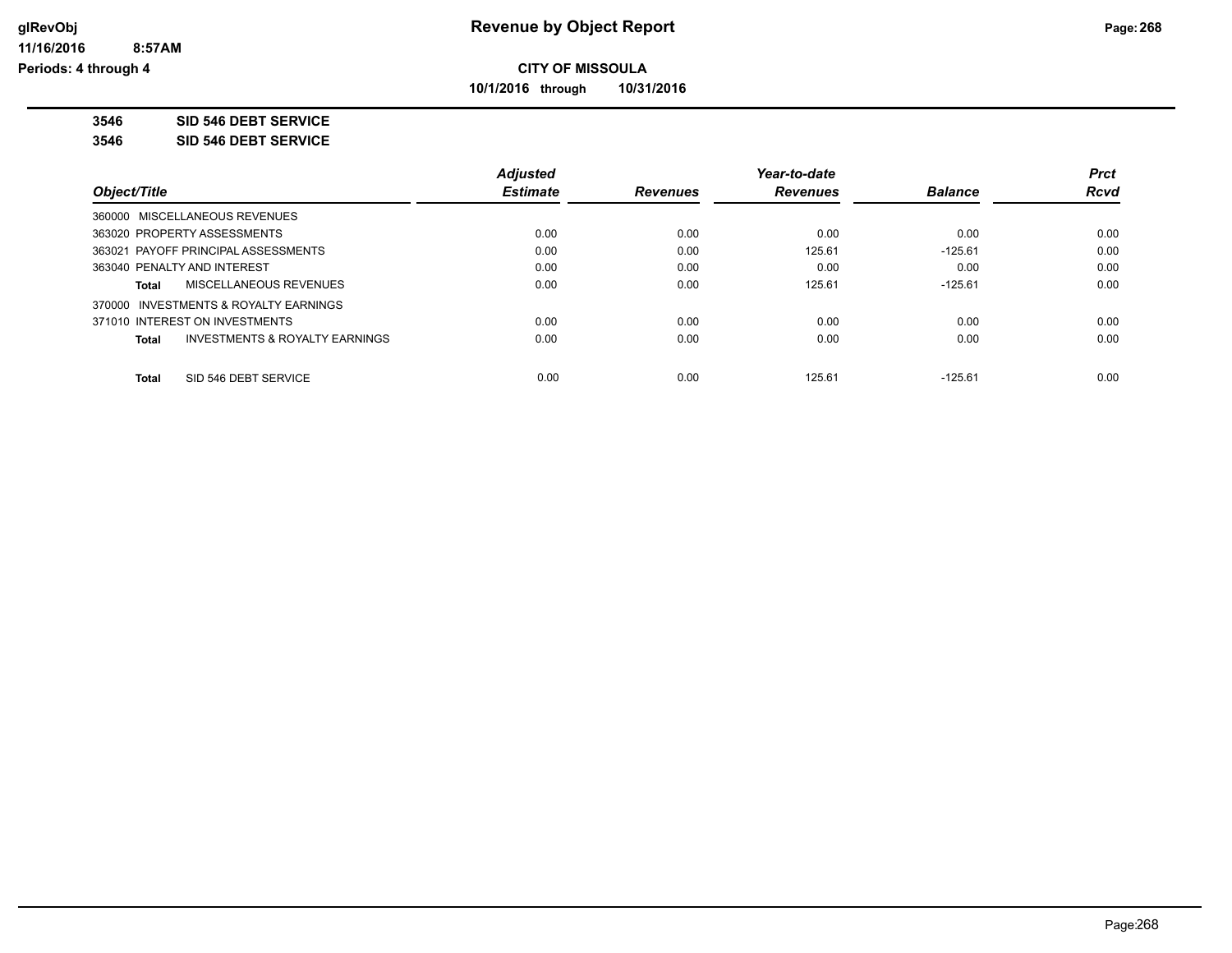**CITY OF MISSOULA**

**10/1/2016 through 10/31/2016**

**3546 SID 546 DEBT SERVICE**

**3546 SID 546 DEBT SERVICE**

| Object/Title | Adjusted Estimate | Revenues | Year-to-date Revenues | Balance | Prct Rcvd |
|---|---|---|---|---|---|
| 360000 MISCELLANEOUS REVENUES | | | | | |
| 363020 PROPERTY ASSESSMENTS | 0.00 | 0.00 | 0.00 | 0.00 | 0.00 |
| 363021 PAYOFF PRINCIPAL ASSESSMENTS | 0.00 | 0.00 | 125.61 | -125.61 | 0.00 |
| 363040 PENALTY AND INTEREST | 0.00 | 0.00 | 0.00 | 0.00 | 0.00 |
| **Total** MISCELLANEOUS REVENUES | 0.00 | 0.00 | 125.61 | -125.61 | 0.00 |
| 370000 INVESTMENTS & ROYALTY EARNINGS | | | | | |
| 371010 INTEREST ON INVESTMENTS | 0.00 | 0.00 | 0.00 | 0.00 | 0.00 |
| **Total** INVESTMENTS & ROYALTY EARNINGS | 0.00 | 0.00 | 0.00 | 0.00 | 0.00 |
| **Total** SID 546 DEBT SERVICE | 0.00 | 0.00 | 125.61 | -125.61 | 0.00 |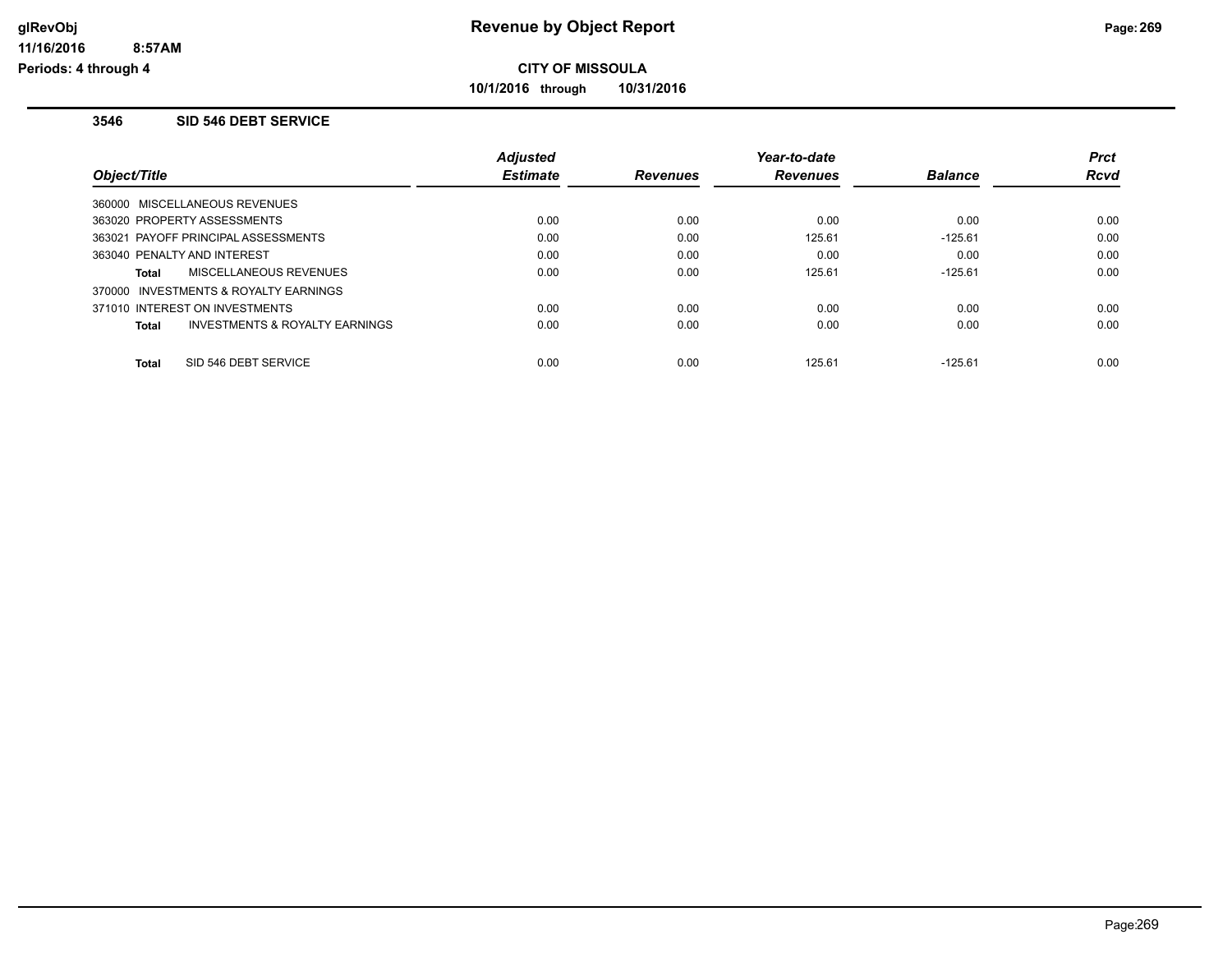# Revenue by Object Report

glRevObj
11/16/2016 8:57AM
Periods: 4 through 4

**CITY OF MISSOULA**

**10/1/2016 through 10/31/2016**

### 3546 SID 546 DEBT SERVICE

| Object/Title | Adjusted Estimate | Revenues | Year-to-date Revenues | Balance | Prct Rcvd |
|---|---|---|---|---|---|
| 360000 MISCELLANEOUS REVENUES | | | | | |
| 363020 PROPERTY ASSESSMENTS | 0.00 | 0.00 | 0.00 | 0.00 | 0.00 |
| 363021 PAYOFF PRINCIPAL ASSESSMENTS | 0.00 | 0.00 | 125.61 | -125.61 | 0.00 |
| 363040 PENALTY AND INTEREST | 0.00 | 0.00 | 0.00 | 0.00 | 0.00 |
| **Total** MISCELLANEOUS REVENUES | 0.00 | 0.00 | 125.61 | -125.61 | 0.00 |
| 370000 INVESTMENTS & ROYALTY EARNINGS | | | | | |
| 371010 INTEREST ON INVESTMENTS | 0.00 | 0.00 | 0.00 | 0.00 | 0.00 |
| **Total** INVESTMENTS & ROYALTY EARNINGS | 0.00 | 0.00 | 0.00 | 0.00 | 0.00 |
| **Total** SID 546 DEBT SERVICE | 0.00 | 0.00 | 125.61 | -125.61 | 0.00 |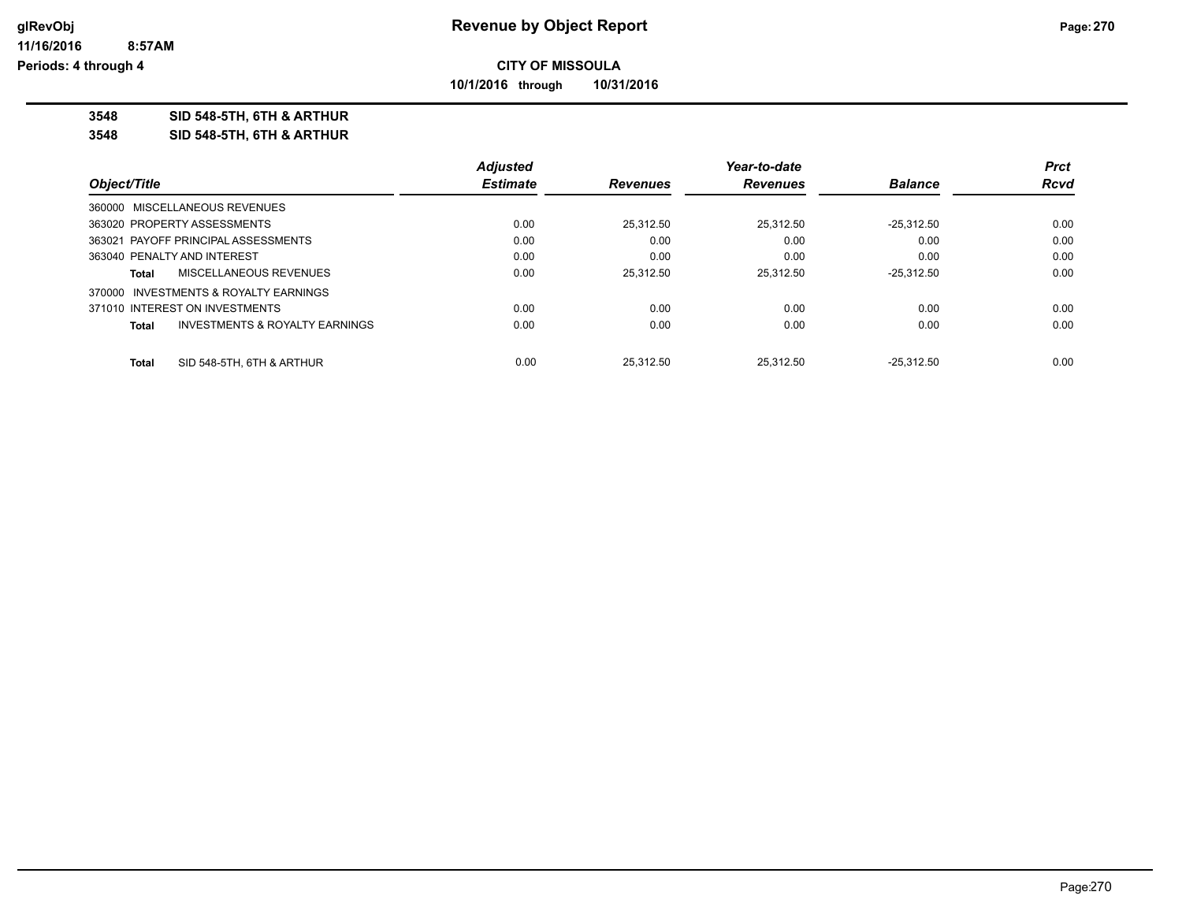**Revenue by Object Report**

**CITY OF MISSOULA**

**10/1/2016 through 10/31/2016**

glRevObj
11/16/2016 8:57AM
Periods: 4 through 4

**3548 SID 548-5TH, 6TH & ARTHUR**

**3548 SID 548-5TH, 6TH & ARTHUR**

| Object/Title | Adjusted Estimate | Revenues | Year-to-date Revenues | Balance | Prct Rcvd |
|---|---|---|---|---|---|
| 360000 MISCELLANEOUS REVENUES | | | | | |
| 363020 PROPERTY ASSESSMENTS | 0.00 | 25,312.50 | 25,312.50 | -25,312.50 | 0.00 |
| 363021 PAYOFF PRINCIPAL ASSESSMENTS | 0.00 | 0.00 | 0.00 | 0.00 | 0.00 |
| 363040 PENALTY AND INTEREST | 0.00 | 0.00 | 0.00 | 0.00 | 0.00 |
| **Total** MISCELLANEOUS REVENUES | 0.00 | 25,312.50 | 25,312.50 | -25,312.50 | 0.00 |
| 370000 INVESTMENTS & ROYALTY EARNINGS | | | | | |
| 371010 INTEREST ON INVESTMENTS | 0.00 | 0.00 | 0.00 | 0.00 | 0.00 |
| **Total** INVESTMENTS & ROYALTY EARNINGS | 0.00 | 0.00 | 0.00 | 0.00 | 0.00 |
| **Total** SID 548-5TH, 6TH & ARTHUR | 0.00 | 25,312.50 | 25,312.50 | -25,312.50 | 0.00 |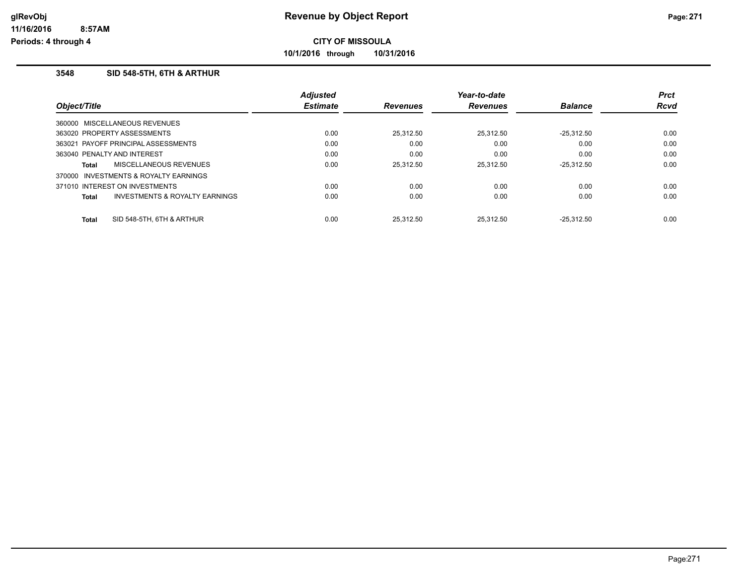# Revenue by Object Report

**CITY OF MISSOULA**

**10/1/2016 through 10/31/2016**

glRevObj
11/16/2016 8:57AM
Periods: 4 through 4

### 3548 SID 548-5TH, 6TH & ARTHUR

| Object/Title | Adjusted Estimate | Revenues | Year-to-date Revenues | Balance | Prct Rcvd |
|---|---|---|---|---|---|
| 360000 MISCELLANEOUS REVENUES | | | | | |
| 363020 PROPERTY ASSESSMENTS | 0.00 | 25,312.50 | 25,312.50 | -25,312.50 | 0.00 |
| 363021 PAYOFF PRINCIPAL ASSESSMENTS | 0.00 | 0.00 | 0.00 | 0.00 | 0.00 |
| 363040 PENALTY AND INTEREST | 0.00 | 0.00 | 0.00 | 0.00 | 0.00 |
| **Total** MISCELLANEOUS REVENUES | 0.00 | 25,312.50 | 25,312.50 | -25,312.50 | 0.00 |
| 370000 INVESTMENTS & ROYALTY EARNINGS | | | | | |
| 371010 INTEREST ON INVESTMENTS | 0.00 | 0.00 | 0.00 | 0.00 | 0.00 |
| **Total** INVESTMENTS & ROYALTY EARNINGS | 0.00 | 0.00 | 0.00 | 0.00 | 0.00 |
| **Total** SID 548-5TH, 6TH & ARTHUR | 0.00 | 25,312.50 | 25,312.50 | -25,312.50 | 0.00 |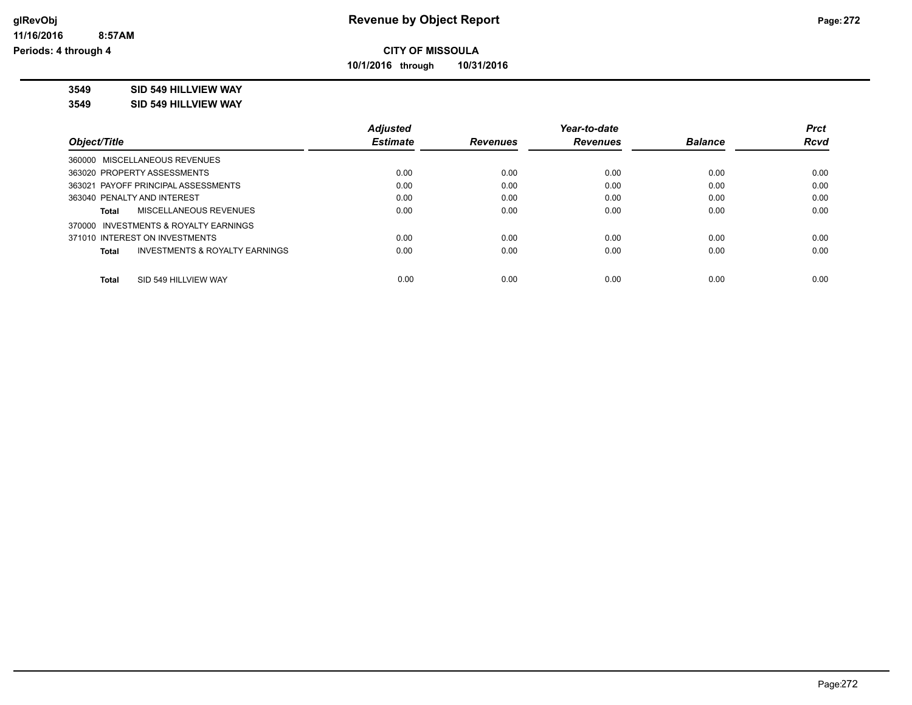**CITY OF MISSOULA**

**10/1/2016 through 10/31/2016**

**3549 SID 549 HILLVIEW WAY**

**3549 SID 549 HILLVIEW WAY**

| Object/Title | Adjusted Estimate | Revenues | Year-to-date Revenues | Balance | Prct Rcvd |
|---|---|---|---|---|---|
| 360000 MISCELLANEOUS REVENUES | | | | | |
| 363020 PROPERTY ASSESSMENTS | 0.00 | 0.00 | 0.00 | 0.00 | 0.00 |
| 363021 PAYOFF PRINCIPAL ASSESSMENTS | 0.00 | 0.00 | 0.00 | 0.00 | 0.00 |
| 363040 PENALTY AND INTEREST | 0.00 | 0.00 | 0.00 | 0.00 | 0.00 |
| **Total** MISCELLANEOUS REVENUES | 0.00 | 0.00 | 0.00 | 0.00 | 0.00 |
| 370000 INVESTMENTS & ROYALTY EARNINGS | | | | | |
| 371010 INTEREST ON INVESTMENTS | 0.00 | 0.00 | 0.00 | 0.00 | 0.00 |
| **Total** INVESTMENTS & ROYALTY EARNINGS | 0.00 | 0.00 | 0.00 | 0.00 | 0.00 |
| **Total** SID 549 HILLVIEW WAY | 0.00 | 0.00 | 0.00 | 0.00 | 0.00 |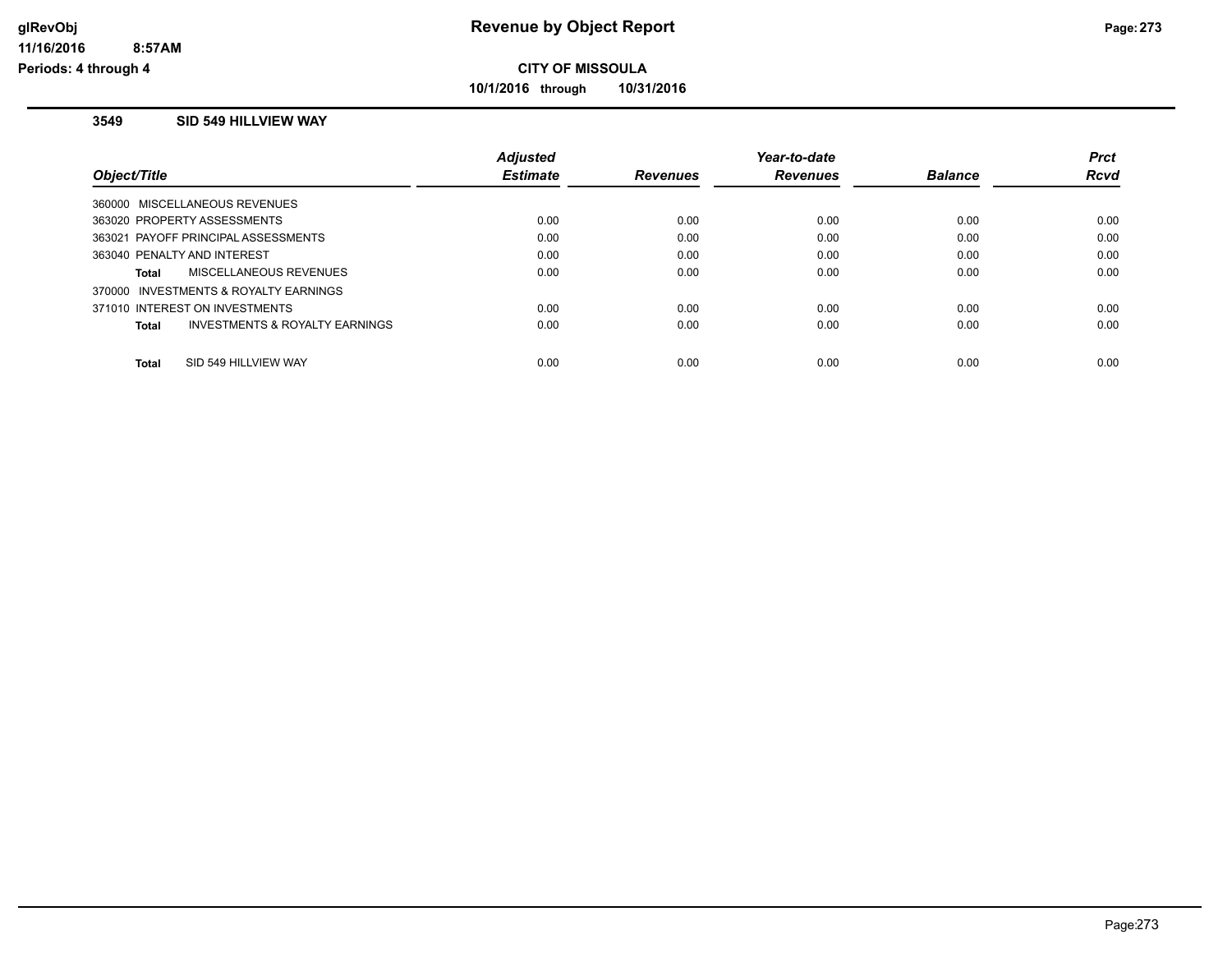# Revenue by Object Report

**CITY OF MISSOULA**

**10/1/2016 through 10/31/2016**

glRevObj
11/16/2016 8:57AM
Periods: 4 through 4

## 3549 SID 549 HILLVIEW WAY

| Object/Title | | Adjusted Estimate | Revenues | Year-to-date Revenues | Balance | Prct Rcvd |
|---|---|---|---|---|---|---|
| 360000 MISCELLANEOUS REVENUES | | | | | | |
| 363020 PROPERTY ASSESSMENTS | | 0.00 | 0.00 | 0.00 | 0.00 | 0.00 |
| 363021 PAYOFF PRINCIPAL ASSESSMENTS | | 0.00 | 0.00 | 0.00 | 0.00 | 0.00 |
| 363040 PENALTY AND INTEREST | | 0.00 | 0.00 | 0.00 | 0.00 | 0.00 |
| **Total** | MISCELLANEOUS REVENUES | 0.00 | 0.00 | 0.00 | 0.00 | 0.00 |
| 370000 INVESTMENTS & ROYALTY EARNINGS | | | | | | |
| 371010 INTEREST ON INVESTMENTS | | 0.00 | 0.00 | 0.00 | 0.00 | 0.00 |
| **Total** | INVESTMENTS & ROYALTY EARNINGS | 0.00 | 0.00 | 0.00 | 0.00 | 0.00 |
| **Total** | SID 549 HILLVIEW WAY | 0.00 | 0.00 | 0.00 | 0.00 | 0.00 |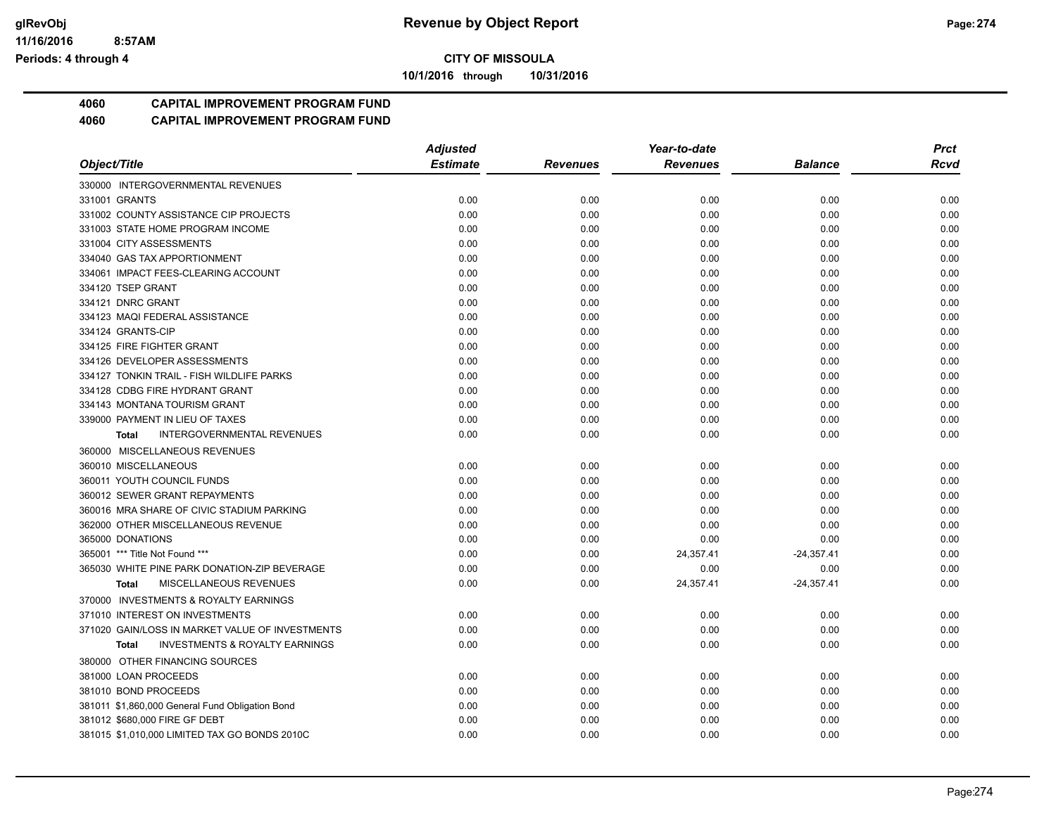# CITY OF MISSOULA

**10/1/2016 through 10/31/2016**

## 4060 CAPITAL IMPROVEMENT PROGRAM FUND

## 4060 CAPITAL IMPROVEMENT PROGRAM FUND

| Object/Title | Adjusted Estimate | Revenues | Year-to-date Revenues | Balance | Prct Rcvd |
|---|---|---|---|---|---|
| 330000 INTERGOVERNMENTAL REVENUES | | | | | |
| 331001 GRANTS | 0.00 | 0.00 | 0.00 | 0.00 | 0.00 |
| 331002 COUNTY ASSISTANCE CIP PROJECTS | 0.00 | 0.00 | 0.00 | 0.00 | 0.00 |
| 331003 STATE HOME PROGRAM INCOME | 0.00 | 0.00 | 0.00 | 0.00 | 0.00 |
| 331004 CITY ASSESSMENTS | 0.00 | 0.00 | 0.00 | 0.00 | 0.00 |
| 334040 GAS TAX APPORTIONMENT | 0.00 | 0.00 | 0.00 | 0.00 | 0.00 |
| 334061 IMPACT FEES-CLEARING ACCOUNT | 0.00 | 0.00 | 0.00 | 0.00 | 0.00 |
| 334120 TSEP GRANT | 0.00 | 0.00 | 0.00 | 0.00 | 0.00 |
| 334121 DNRC GRANT | 0.00 | 0.00 | 0.00 | 0.00 | 0.00 |
| 334123 MAQI FEDERAL ASSISTANCE | 0.00 | 0.00 | 0.00 | 0.00 | 0.00 |
| 334124 GRANTS-CIP | 0.00 | 0.00 | 0.00 | 0.00 | 0.00 |
| 334125 FIRE FIGHTER GRANT | 0.00 | 0.00 | 0.00 | 0.00 | 0.00 |
| 334126 DEVELOPER ASSESSMENTS | 0.00 | 0.00 | 0.00 | 0.00 | 0.00 |
| 334127 TONKIN TRAIL - FISH WILDLIFE PARKS | 0.00 | 0.00 | 0.00 | 0.00 | 0.00 |
| 334128 CDBG FIRE HYDRANT GRANT | 0.00 | 0.00 | 0.00 | 0.00 | 0.00 |
| 334143 MONTANA TOURISM GRANT | 0.00 | 0.00 | 0.00 | 0.00 | 0.00 |
| 339000 PAYMENT IN LIEU OF TAXES | 0.00 | 0.00 | 0.00 | 0.00 | 0.00 |
| **Total** INTERGOVERNMENTAL REVENUES | 0.00 | 0.00 | 0.00 | 0.00 | 0.00 |
| 360000 MISCELLANEOUS REVENUES | | | | | |
| 360010 MISCELLANEOUS | 0.00 | 0.00 | 0.00 | 0.00 | 0.00 |
| 360011 YOUTH COUNCIL FUNDS | 0.00 | 0.00 | 0.00 | 0.00 | 0.00 |
| 360012 SEWER GRANT REPAYMENTS | 0.00 | 0.00 | 0.00 | 0.00 | 0.00 |
| 360016 MRA SHARE OF CIVIC STADIUM PARKING | 0.00 | 0.00 | 0.00 | 0.00 | 0.00 |
| 362000 OTHER MISCELLANEOUS REVENUE | 0.00 | 0.00 | 0.00 | 0.00 | 0.00 |
| 365000 DONATIONS | 0.00 | 0.00 | 0.00 | 0.00 | 0.00 |
| 365001 *** Title Not Found *** | 0.00 | 0.00 | 24,357.41 | -24,357.41 | 0.00 |
| 365030 WHITE PINE PARK DONATION-ZIP BEVERAGE | 0.00 | 0.00 | 0.00 | 0.00 | 0.00 |
| **Total** MISCELLANEOUS REVENUES | 0.00 | 0.00 | 24,357.41 | -24,357.41 | 0.00 |
| 370000 INVESTMENTS & ROYALTY EARNINGS | | | | | |
| 371010 INTEREST ON INVESTMENTS | 0.00 | 0.00 | 0.00 | 0.00 | 0.00 |
| 371020 GAIN/LOSS IN MARKET VALUE OF INVESTMENTS | 0.00 | 0.00 | 0.00 | 0.00 | 0.00 |
| **Total** INVESTMENTS & ROYALTY EARNINGS | 0.00 | 0.00 | 0.00 | 0.00 | 0.00 |
| 380000 OTHER FINANCING SOURCES | | | | | |
| 381000 LOAN PROCEEDS | 0.00 | 0.00 | 0.00 | 0.00 | 0.00 |
| 381010 BOND PROCEEDS | 0.00 | 0.00 | 0.00 | 0.00 | 0.00 |
| 381011 $1,860,000 General Fund Obligation Bond | 0.00 | 0.00 | 0.00 | 0.00 | 0.00 |
| 381012 $680,000 FIRE GF DEBT | 0.00 | 0.00 | 0.00 | 0.00 | 0.00 |
| 381015 $1,010,000 LIMITED TAX GO BONDS 2010C | 0.00 | 0.00 | 0.00 | 0.00 | 0.00 |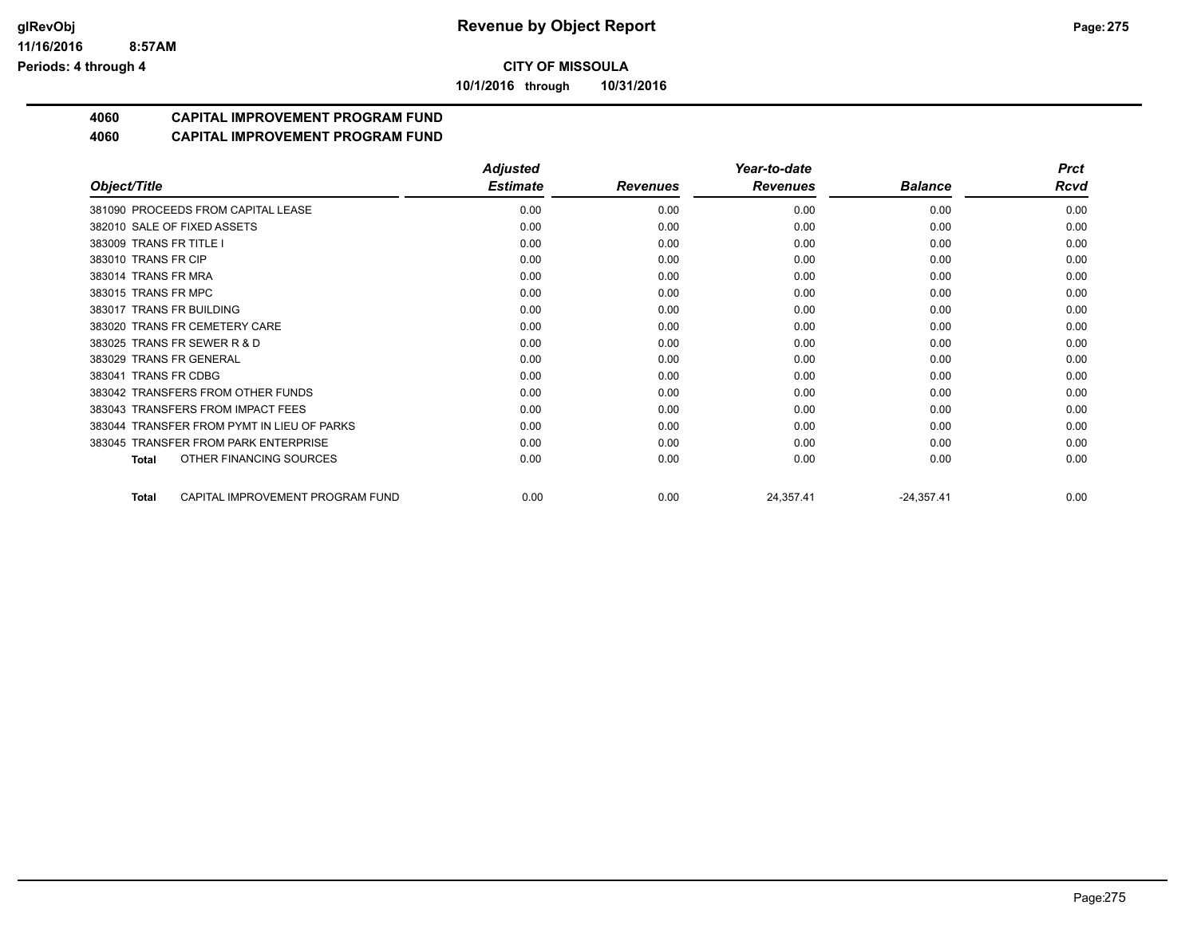**CITY OF MISSOULA**

**10/1/2016 through 10/31/2016**

## 4060 CAPITAL IMPROVEMENT PROGRAM FUND

## 4060 CAPITAL IMPROVEMENT PROGRAM FUND

| Object/Title | Adjusted Estimate | Revenues | Year-to-date Revenues | Balance | Prct Rcvd |
|---|---|---|---|---|---|
| 381090 PROCEEDS FROM CAPITAL LEASE | 0.00 | 0.00 | 0.00 | 0.00 | 0.00 |
| 382010 SALE OF FIXED ASSETS | 0.00 | 0.00 | 0.00 | 0.00 | 0.00 |
| 383009 TRANS FR TITLE I | 0.00 | 0.00 | 0.00 | 0.00 | 0.00 |
| 383010 TRANS FR CIP | 0.00 | 0.00 | 0.00 | 0.00 | 0.00 |
| 383014 TRANS FR MRA | 0.00 | 0.00 | 0.00 | 0.00 | 0.00 |
| 383015 TRANS FR MPC | 0.00 | 0.00 | 0.00 | 0.00 | 0.00 |
| 383017 TRANS FR BUILDING | 0.00 | 0.00 | 0.00 | 0.00 | 0.00 |
| 383020 TRANS FR CEMETERY CARE | 0.00 | 0.00 | 0.00 | 0.00 | 0.00 |
| 383025 TRANS FR SEWER R & D | 0.00 | 0.00 | 0.00 | 0.00 | 0.00 |
| 383029 TRANS FR GENERAL | 0.00 | 0.00 | 0.00 | 0.00 | 0.00 |
| 383041 TRANS FR CDBG | 0.00 | 0.00 | 0.00 | 0.00 | 0.00 |
| 383042 TRANSFERS FROM OTHER FUNDS | 0.00 | 0.00 | 0.00 | 0.00 | 0.00 |
| 383043 TRANSFERS FROM IMPACT FEES | 0.00 | 0.00 | 0.00 | 0.00 | 0.00 |
| 383044 TRANSFER FROM PYMT IN LIEU OF PARKS | 0.00 | 0.00 | 0.00 | 0.00 | 0.00 |
| 383045 TRANSFER FROM PARK ENTERPRISE | 0.00 | 0.00 | 0.00 | 0.00 | 0.00 |
| **Total** OTHER FINANCING SOURCES | 0.00 | 0.00 | 0.00 | 0.00 | 0.00 |
| **Total** CAPITAL IMPROVEMENT PROGRAM FUND | 0.00 | 0.00 | 24,357.41 | -24,357.41 | 0.00 |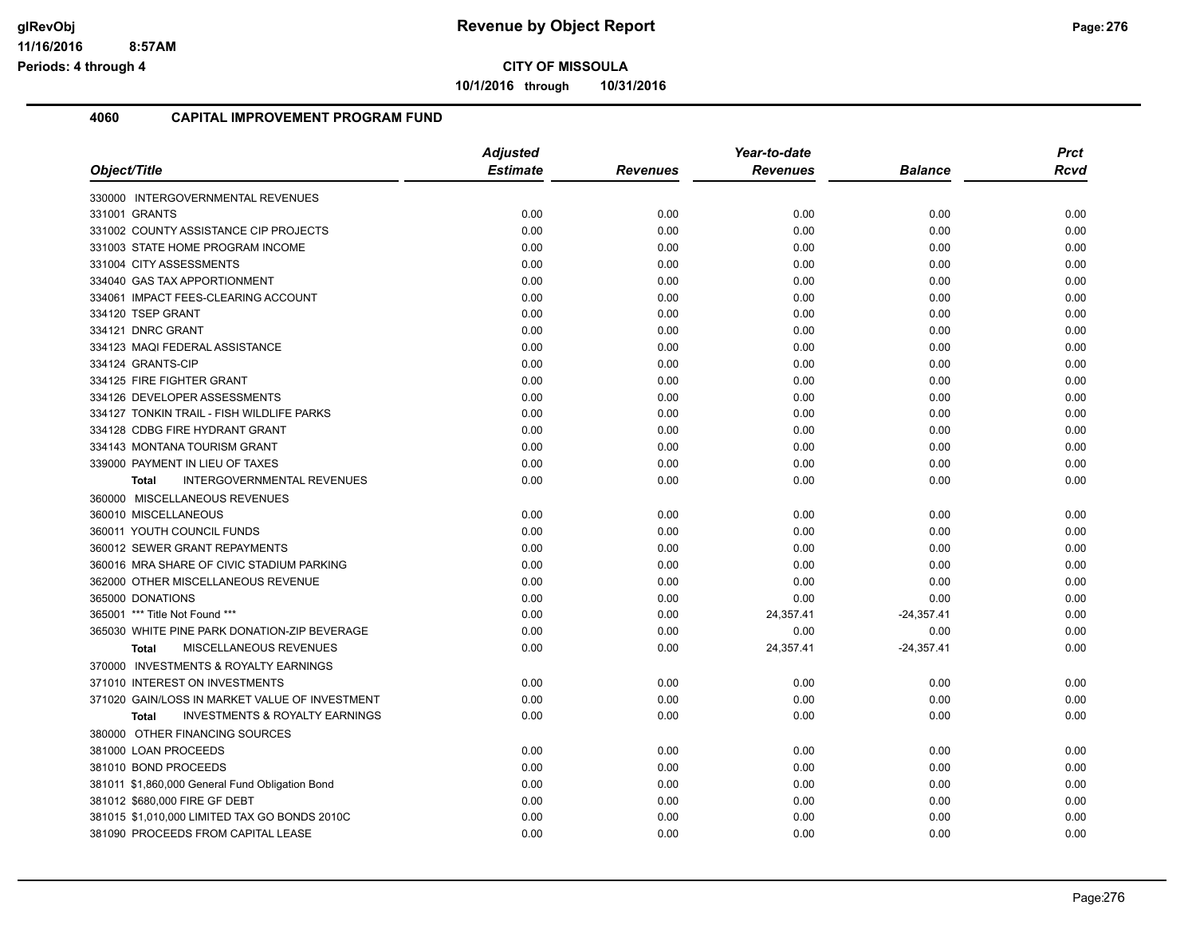**CITY OF MISSOULA**

**10/1/2016 through 10/31/2016**

## 4060 CAPITAL IMPROVEMENT PROGRAM FUND

| Object/Title | Adjusted Estimate | Revenues | Year-to-date Revenues | Balance | Prct Rcvd |
|---|---|---|---|---|---|
| 330000 INTERGOVERNMENTAL REVENUES | | | | | |
| 331001 GRANTS | 0.00 | 0.00 | 0.00 | 0.00 | 0.00 |
| 331002 COUNTY ASSISTANCE CIP PROJECTS | 0.00 | 0.00 | 0.00 | 0.00 | 0.00 |
| 331003 STATE HOME PROGRAM INCOME | 0.00 | 0.00 | 0.00 | 0.00 | 0.00 |
| 331004 CITY ASSESSMENTS | 0.00 | 0.00 | 0.00 | 0.00 | 0.00 |
| 334040 GAS TAX APPORTIONMENT | 0.00 | 0.00 | 0.00 | 0.00 | 0.00 |
| 334061 IMPACT FEES-CLEARING ACCOUNT | 0.00 | 0.00 | 0.00 | 0.00 | 0.00 |
| 334120 TSEP GRANT | 0.00 | 0.00 | 0.00 | 0.00 | 0.00 |
| 334121 DNRC GRANT | 0.00 | 0.00 | 0.00 | 0.00 | 0.00 |
| 334123 MAQI FEDERAL ASSISTANCE | 0.00 | 0.00 | 0.00 | 0.00 | 0.00 |
| 334124 GRANTS-CIP | 0.00 | 0.00 | 0.00 | 0.00 | 0.00 |
| 334125 FIRE FIGHTER GRANT | 0.00 | 0.00 | 0.00 | 0.00 | 0.00 |
| 334126 DEVELOPER ASSESSMENTS | 0.00 | 0.00 | 0.00 | 0.00 | 0.00 |
| 334127 TONKIN TRAIL - FISH WILDLIFE PARKS | 0.00 | 0.00 | 0.00 | 0.00 | 0.00 |
| 334128 CDBG FIRE HYDRANT GRANT | 0.00 | 0.00 | 0.00 | 0.00 | 0.00 |
| 334143 MONTANA TOURISM GRANT | 0.00 | 0.00 | 0.00 | 0.00 | 0.00 |
| 339000 PAYMENT IN LIEU OF TAXES | 0.00 | 0.00 | 0.00 | 0.00 | 0.00 |
| **Total** INTERGOVERNMENTAL REVENUES | 0.00 | 0.00 | 0.00 | 0.00 | 0.00 |
| 360000 MISCELLANEOUS REVENUES | | | | | |
| 360010 MISCELLANEOUS | 0.00 | 0.00 | 0.00 | 0.00 | 0.00 |
| 360011 YOUTH COUNCIL FUNDS | 0.00 | 0.00 | 0.00 | 0.00 | 0.00 |
| 360012 SEWER GRANT REPAYMENTS | 0.00 | 0.00 | 0.00 | 0.00 | 0.00 |
| 360016 MRA SHARE OF CIVIC STADIUM PARKING | 0.00 | 0.00 | 0.00 | 0.00 | 0.00 |
| 362000 OTHER MISCELLANEOUS REVENUE | 0.00 | 0.00 | 0.00 | 0.00 | 0.00 |
| 365000 DONATIONS | 0.00 | 0.00 | 0.00 | 0.00 | 0.00 |
| 365001 *** Title Not Found *** | 0.00 | 0.00 | 24,357.41 | -24,357.41 | 0.00 |
| 365030 WHITE PINE PARK DONATION-ZIP BEVERAGE | 0.00 | 0.00 | 0.00 | 0.00 | 0.00 |
| **Total** MISCELLANEOUS REVENUES | 0.00 | 0.00 | 24,357.41 | -24,357.41 | 0.00 |
| 370000 INVESTMENTS & ROYALTY EARNINGS | | | | | |
| 371010 INTEREST ON INVESTMENTS | 0.00 | 0.00 | 0.00 | 0.00 | 0.00 |
| 371020 GAIN/LOSS IN MARKET VALUE OF INVESTMENT | 0.00 | 0.00 | 0.00 | 0.00 | 0.00 |
| **Total** INVESTMENTS & ROYALTY EARNINGS | 0.00 | 0.00 | 0.00 | 0.00 | 0.00 |
| 380000 OTHER FINANCING SOURCES | | | | | |
| 381000 LOAN PROCEEDS | 0.00 | 0.00 | 0.00 | 0.00 | 0.00 |
| 381010 BOND PROCEEDS | 0.00 | 0.00 | 0.00 | 0.00 | 0.00 |
| 381011 $1,860,000 General Fund Obligation Bond | 0.00 | 0.00 | 0.00 | 0.00 | 0.00 |
| 381012 $680,000 FIRE GF DEBT | 0.00 | 0.00 | 0.00 | 0.00 | 0.00 |
| 381015 $1,010,000 LIMITED TAX GO BONDS 2010C | 0.00 | 0.00 | 0.00 | 0.00 | 0.00 |
| 381090 PROCEEDS FROM CAPITAL LEASE | 0.00 | 0.00 | 0.00 | 0.00 | 0.00 |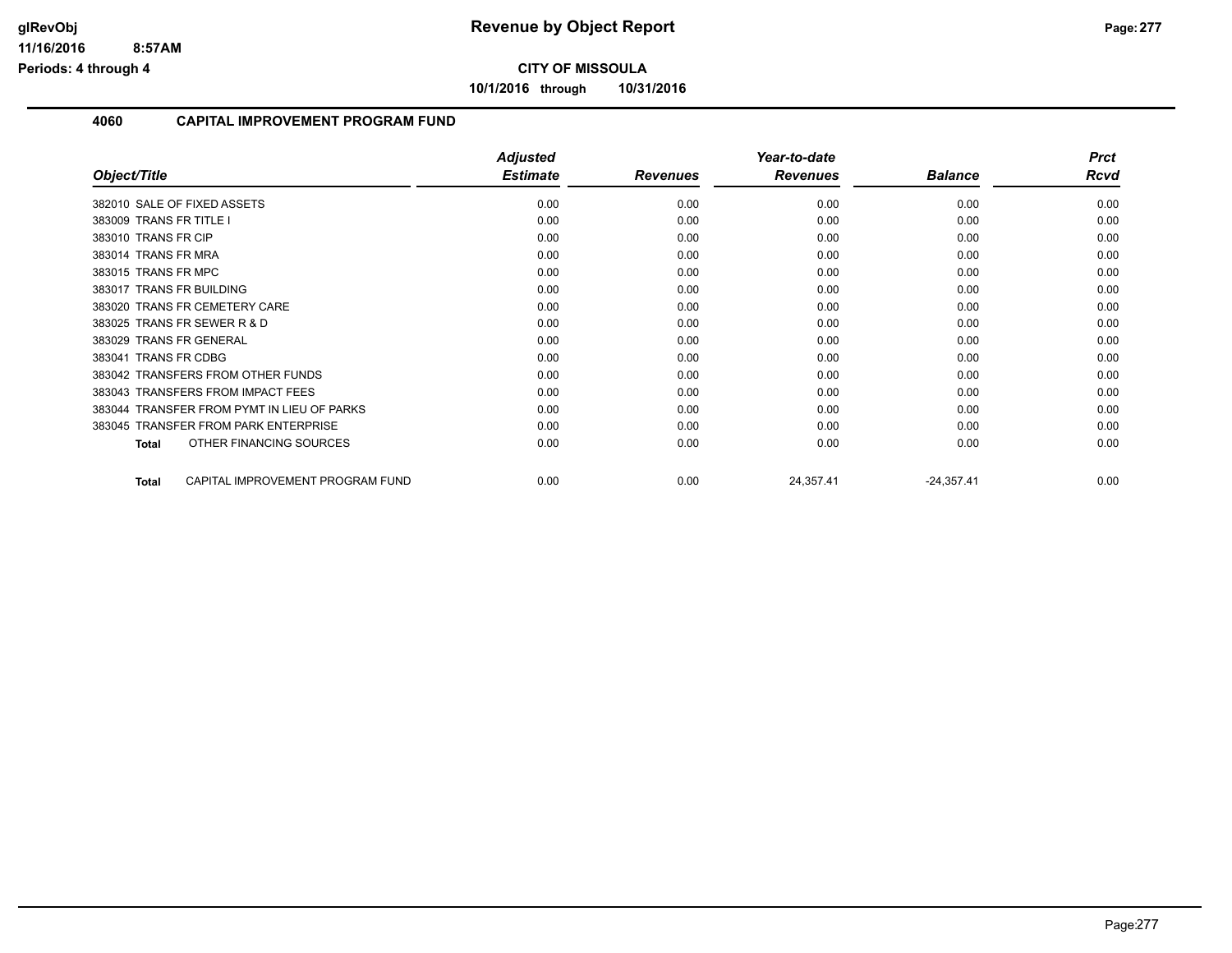# CITY OF MISSOULA

## Revenue by Object Report

10/1/2016 through 10/31/2016

### 4060 CAPITAL IMPROVEMENT PROGRAM FUND

| Object/Title | Adjusted Estimate | Revenues | Year-to-date Revenues | Balance | Prct Rcvd |
|---|---|---|---|---|---|
| 382010 SALE OF FIXED ASSETS | 0.00 | 0.00 | 0.00 | 0.00 | 0.00 |
| 383009 TRANS FR TITLE I | 0.00 | 0.00 | 0.00 | 0.00 | 0.00 |
| 383010 TRANS FR CIP | 0.00 | 0.00 | 0.00 | 0.00 | 0.00 |
| 383014 TRANS FR MRA | 0.00 | 0.00 | 0.00 | 0.00 | 0.00 |
| 383015 TRANS FR MPC | 0.00 | 0.00 | 0.00 | 0.00 | 0.00 |
| 383017 TRANS FR BUILDING | 0.00 | 0.00 | 0.00 | 0.00 | 0.00 |
| 383020 TRANS FR CEMETERY CARE | 0.00 | 0.00 | 0.00 | 0.00 | 0.00 |
| 383025 TRANS FR SEWER R & D | 0.00 | 0.00 | 0.00 | 0.00 | 0.00 |
| 383029 TRANS FR GENERAL | 0.00 | 0.00 | 0.00 | 0.00 | 0.00 |
| 383041 TRANS FR CDBG | 0.00 | 0.00 | 0.00 | 0.00 | 0.00 |
| 383042 TRANSFERS FROM OTHER FUNDS | 0.00 | 0.00 | 0.00 | 0.00 | 0.00 |
| 383043 TRANSFERS FROM IMPACT FEES | 0.00 | 0.00 | 0.00 | 0.00 | 0.00 |
| 383044 TRANSFER FROM PYMT IN LIEU OF PARKS | 0.00 | 0.00 | 0.00 | 0.00 | 0.00 |
| 383045 TRANSFER FROM PARK ENTERPRISE | 0.00 | 0.00 | 0.00 | 0.00 | 0.00 |
| **Total** OTHER FINANCING SOURCES | 0.00 | 0.00 | 0.00 | 0.00 | 0.00 |
| **Total** CAPITAL IMPROVEMENT PROGRAM FUND | 0.00 | 0.00 | 24,357.41 | -24,357.41 | 0.00 |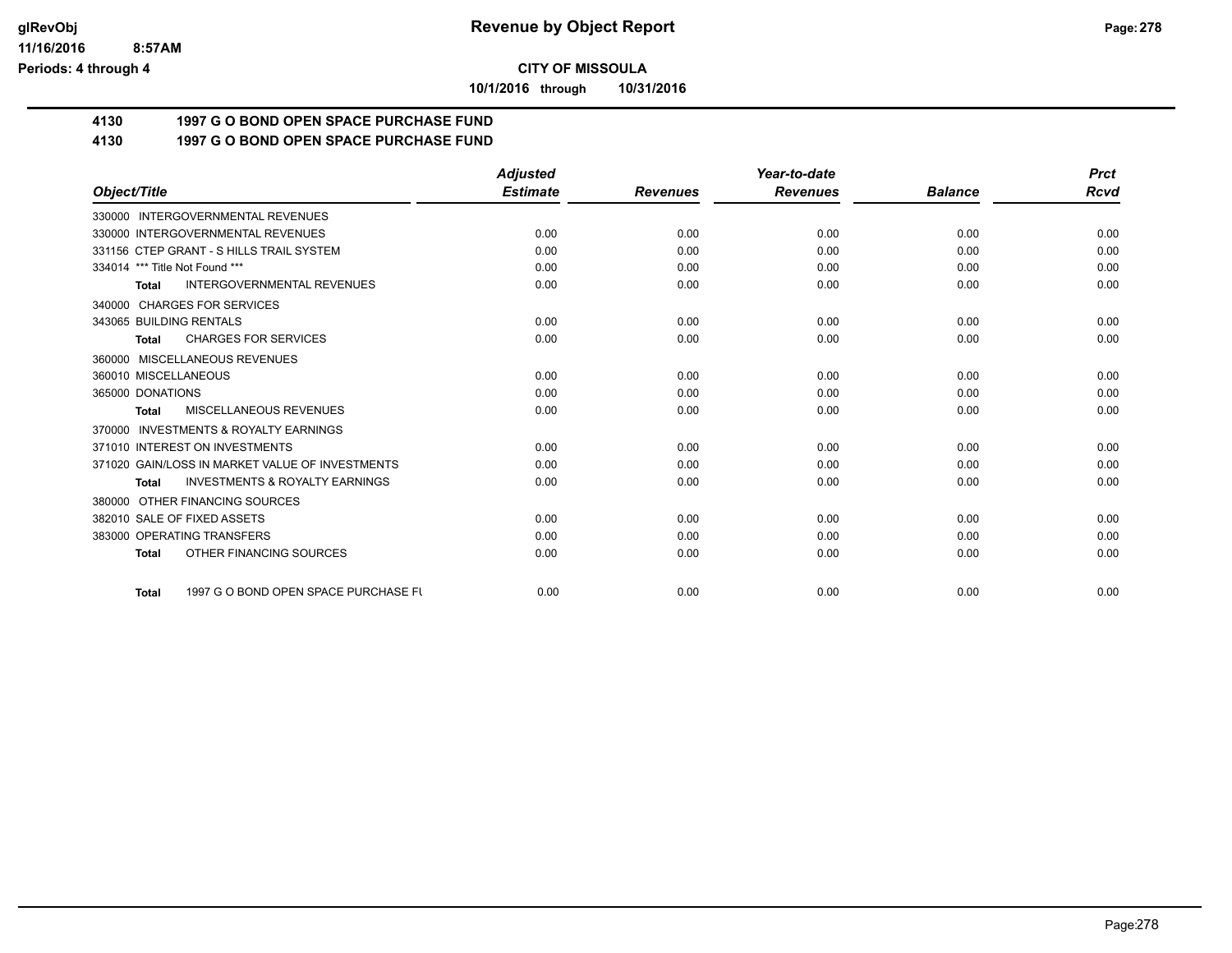**CITY OF MISSOULA**

**10/1/2016 through 10/31/2016**

## 4130 1997 G O BOND OPEN SPACE PURCHASE FUND

## 4130 1997 G O BOND OPEN SPACE PURCHASE FUND

| Object/Title | Adjusted Estimate | Revenues | Year-to-date Revenues | Balance | Prct Rcvd |
|---|---|---|---|---|---|
| 330000 INTERGOVERNMENTAL REVENUES | | | | | |
| 330000 INTERGOVERNMENTAL REVENUES | 0.00 | 0.00 | 0.00 | 0.00 | 0.00 |
| 331156 CTEP GRANT - S HILLS TRAIL SYSTEM | 0.00 | 0.00 | 0.00 | 0.00 | 0.00 |
| 334014 *** Title Not Found *** | 0.00 | 0.00 | 0.00 | 0.00 | 0.00 |
| **Total** INTERGOVERNMENTAL REVENUES | 0.00 | 0.00 | 0.00 | 0.00 | 0.00 |
| 340000 CHARGES FOR SERVICES | | | | | |
| 343065 BUILDING RENTALS | 0.00 | 0.00 | 0.00 | 0.00 | 0.00 |
| **Total** CHARGES FOR SERVICES | 0.00 | 0.00 | 0.00 | 0.00 | 0.00 |
| 360000 MISCELLANEOUS REVENUES | | | | | |
| 360010 MISCELLANEOUS | 0.00 | 0.00 | 0.00 | 0.00 | 0.00 |
| 365000 DONATIONS | 0.00 | 0.00 | 0.00 | 0.00 | 0.00 |
| **Total** MISCELLANEOUS REVENUES | 0.00 | 0.00 | 0.00 | 0.00 | 0.00 |
| 370000 INVESTMENTS & ROYALTY EARNINGS | | | | | |
| 371010 INTEREST ON INVESTMENTS | 0.00 | 0.00 | 0.00 | 0.00 | 0.00 |
| 371020 GAIN/LOSS IN MARKET VALUE OF INVESTMENTS | 0.00 | 0.00 | 0.00 | 0.00 | 0.00 |
| **Total** INVESTMENTS & ROYALTY EARNINGS | 0.00 | 0.00 | 0.00 | 0.00 | 0.00 |
| 380000 OTHER FINANCING SOURCES | | | | | |
| 382010 SALE OF FIXED ASSETS | 0.00 | 0.00 | 0.00 | 0.00 | 0.00 |
| 383000 OPERATING TRANSFERS | 0.00 | 0.00 | 0.00 | 0.00 | 0.00 |
| **Total** OTHER FINANCING SOURCES | 0.00 | 0.00 | 0.00 | 0.00 | 0.00 |
| **Total** 1997 G O BOND OPEN SPACE PURCHASE FU | 0.00 | 0.00 | 0.00 | 0.00 | 0.00 |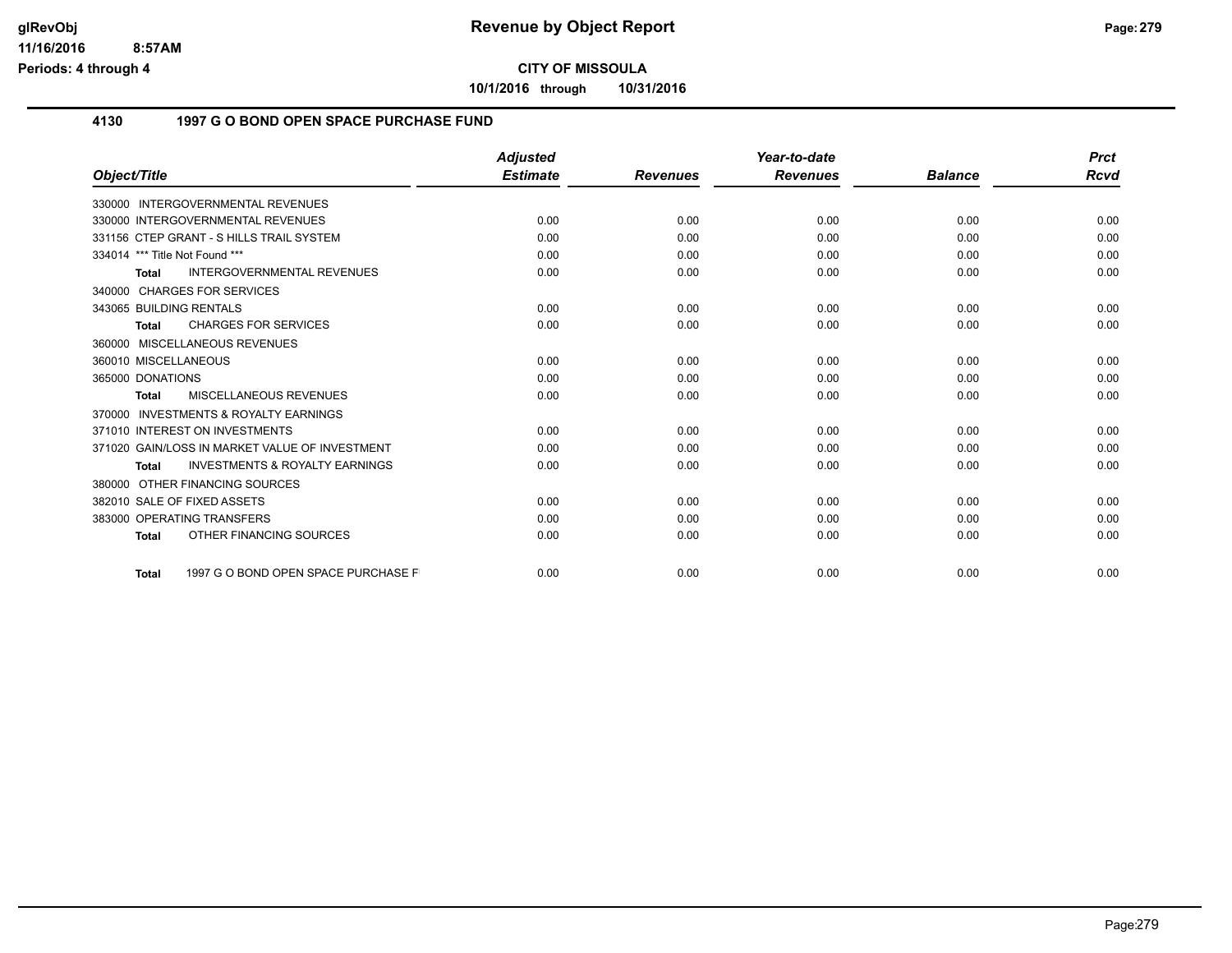**CITY OF MISSOULA**

**10/1/2016 through 10/31/2016**

## 4130 1997 G O BOND OPEN SPACE PURCHASE FUND

| Object/Title | Adjusted Estimate | Revenues | Year-to-date Revenues | Balance | Prct Rcvd |
|---|---|---|---|---|---|
| 330000 INTERGOVERNMENTAL REVENUES | | | | | |
| 330000 INTERGOVERNMENTAL REVENUES | 0.00 | 0.00 | 0.00 | 0.00 | 0.00 |
| 331156 CTEP GRANT - S HILLS TRAIL SYSTEM | 0.00 | 0.00 | 0.00 | 0.00 | 0.00 |
| 334014 *** Title Not Found *** | 0.00 | 0.00 | 0.00 | 0.00 | 0.00 |
| **Total** INTERGOVERNMENTAL REVENUES | 0.00 | 0.00 | 0.00 | 0.00 | 0.00 |
| 340000 CHARGES FOR SERVICES | | | | | |
| 343065 BUILDING RENTALS | 0.00 | 0.00 | 0.00 | 0.00 | 0.00 |
| **Total** CHARGES FOR SERVICES | 0.00 | 0.00 | 0.00 | 0.00 | 0.00 |
| 360000 MISCELLANEOUS REVENUES | | | | | |
| 360010 MISCELLANEOUS | 0.00 | 0.00 | 0.00 | 0.00 | 0.00 |
| 365000 DONATIONS | 0.00 | 0.00 | 0.00 | 0.00 | 0.00 |
| **Total** MISCELLANEOUS REVENUES | 0.00 | 0.00 | 0.00 | 0.00 | 0.00 |
| 370000 INVESTMENTS & ROYALTY EARNINGS | | | | | |
| 371010 INTEREST ON INVESTMENTS | 0.00 | 0.00 | 0.00 | 0.00 | 0.00 |
| 371020 GAIN/LOSS IN MARKET VALUE OF INVESTMENT | 0.00 | 0.00 | 0.00 | 0.00 | 0.00 |
| **Total** INVESTMENTS & ROYALTY EARNINGS | 0.00 | 0.00 | 0.00 | 0.00 | 0.00 |
| 380000 OTHER FINANCING SOURCES | | | | | |
| 382010 SALE OF FIXED ASSETS | 0.00 | 0.00 | 0.00 | 0.00 | 0.00 |
| 383000 OPERATING TRANSFERS | 0.00 | 0.00 | 0.00 | 0.00 | 0.00 |
| **Total** OTHER FINANCING SOURCES | 0.00 | 0.00 | 0.00 | 0.00 | 0.00 |
| **Total** 1997 G O BOND OPEN SPACE PURCHASE F | 0.00 | 0.00 | 0.00 | 0.00 | 0.00 |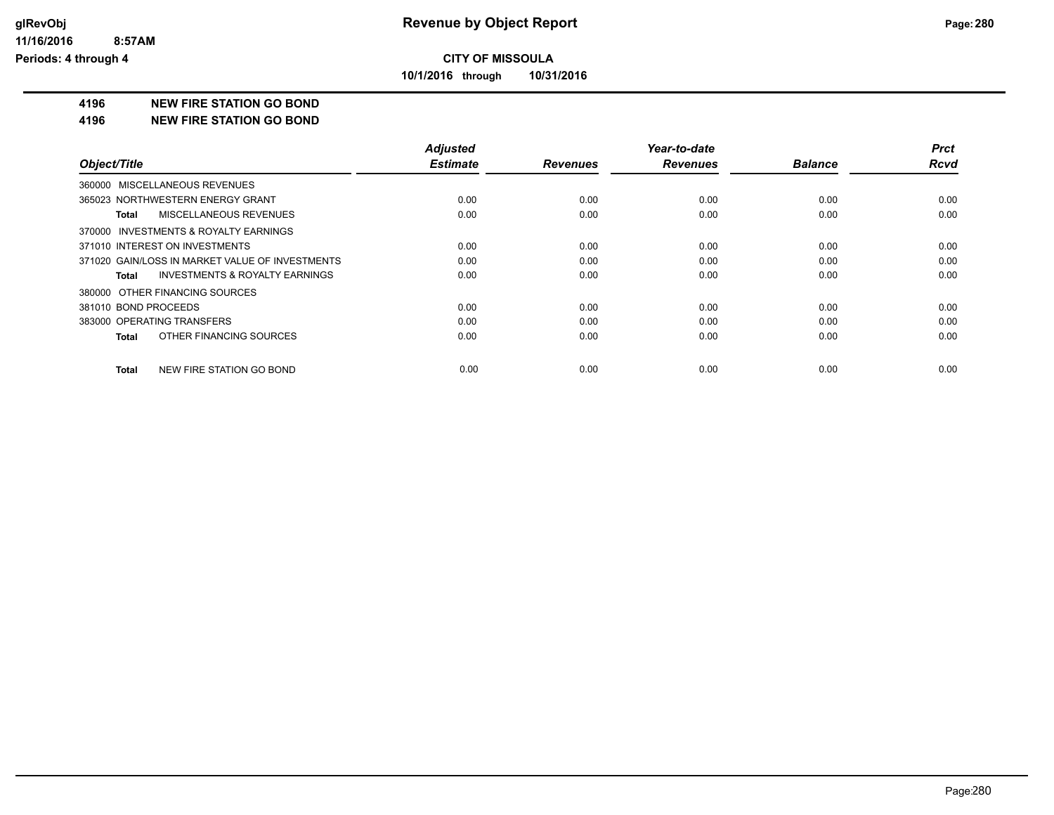**CITY OF MISSOULA**

**10/1/2016 through 10/31/2016**

**4196 NEW FIRE STATION GO BOND**

**4196 NEW FIRE STATION GO BOND**

| Object/Title | Adjusted Estimate | Revenues | Year-to-date Revenues | Balance | Prct Rcvd |
|---|---|---|---|---|---|
| 360000 MISCELLANEOUS REVENUES | | | | | |
| 365023 NORTHWESTERN ENERGY GRANT | 0.00 | 0.00 | 0.00 | 0.00 | 0.00 |
| **Total** MISCELLANEOUS REVENUES | 0.00 | 0.00 | 0.00 | 0.00 | 0.00 |
| 370000 INVESTMENTS & ROYALTY EARNINGS | | | | | |
| 371010 INTEREST ON INVESTMENTS | 0.00 | 0.00 | 0.00 | 0.00 | 0.00 |
| 371020 GAIN/LOSS IN MARKET VALUE OF INVESTMENTS | 0.00 | 0.00 | 0.00 | 0.00 | 0.00 |
| **Total** INVESTMENTS & ROYALTY EARNINGS | 0.00 | 0.00 | 0.00 | 0.00 | 0.00 |
| 380000 OTHER FINANCING SOURCES | | | | | |
| 381010 BOND PROCEEDS | 0.00 | 0.00 | 0.00 | 0.00 | 0.00 |
| 383000 OPERATING TRANSFERS | 0.00 | 0.00 | 0.00 | 0.00 | 0.00 |
| **Total** OTHER FINANCING SOURCES | 0.00 | 0.00 | 0.00 | 0.00 | 0.00 |
| **Total** NEW FIRE STATION GO BOND | 0.00 | 0.00 | 0.00 | 0.00 | 0.00 |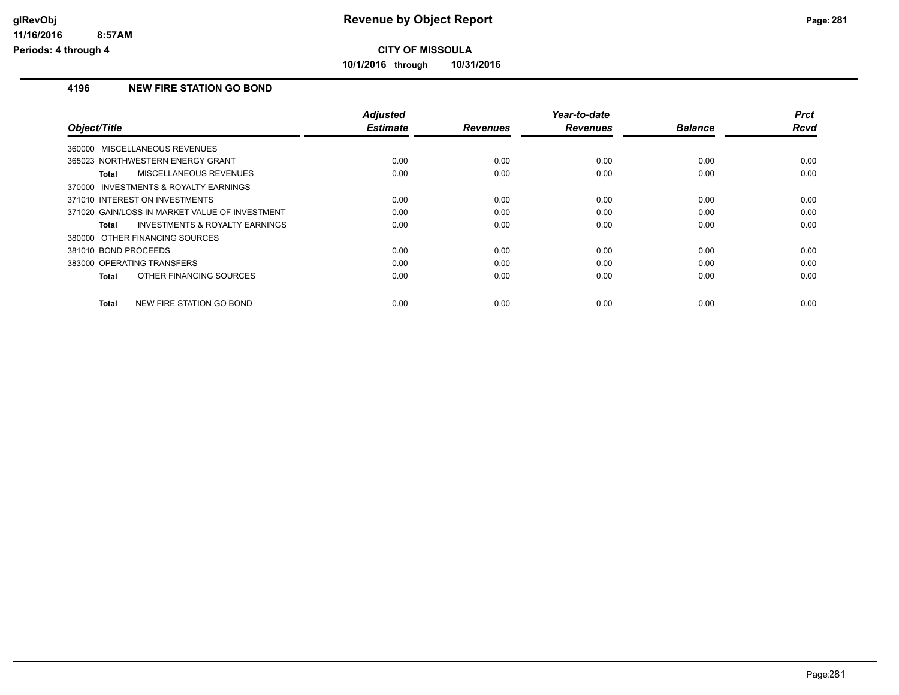# Revenue by Object Report

**CITY OF MISSOULA**

**10/1/2016 through 10/31/2016**

glRevObj
11/16/2016 8:57AM
Periods: 4 through 4

### 4196 NEW FIRE STATION GO BOND

| Object/Title | Adjusted Estimate | Revenues | Year-to-date Revenues | Balance | Prct Rcvd |
|---|---|---|---|---|---|
| 360000 MISCELLANEOUS REVENUES | | | | | |
| 365023 NORTHWESTERN ENERGY GRANT | 0.00 | 0.00 | 0.00 | 0.00 | 0.00 |
| **Total** MISCELLANEOUS REVENUES | 0.00 | 0.00 | 0.00 | 0.00 | 0.00 |
| 370000 INVESTMENTS & ROYALTY EARNINGS | | | | | |
| 371010 INTEREST ON INVESTMENTS | 0.00 | 0.00 | 0.00 | 0.00 | 0.00 |
| 371020 GAIN/LOSS IN MARKET VALUE OF INVESTMENT | 0.00 | 0.00 | 0.00 | 0.00 | 0.00 |
| **Total** INVESTMENTS & ROYALTY EARNINGS | 0.00 | 0.00 | 0.00 | 0.00 | 0.00 |
| 380000 OTHER FINANCING SOURCES | | | | | |
| 381010 BOND PROCEEDS | 0.00 | 0.00 | 0.00 | 0.00 | 0.00 |
| 383000 OPERATING TRANSFERS | 0.00 | 0.00 | 0.00 | 0.00 | 0.00 |
| **Total** OTHER FINANCING SOURCES | 0.00 | 0.00 | 0.00 | 0.00 | 0.00 |
| **Total** NEW FIRE STATION GO BOND | 0.00 | 0.00 | 0.00 | 0.00 | 0.00 |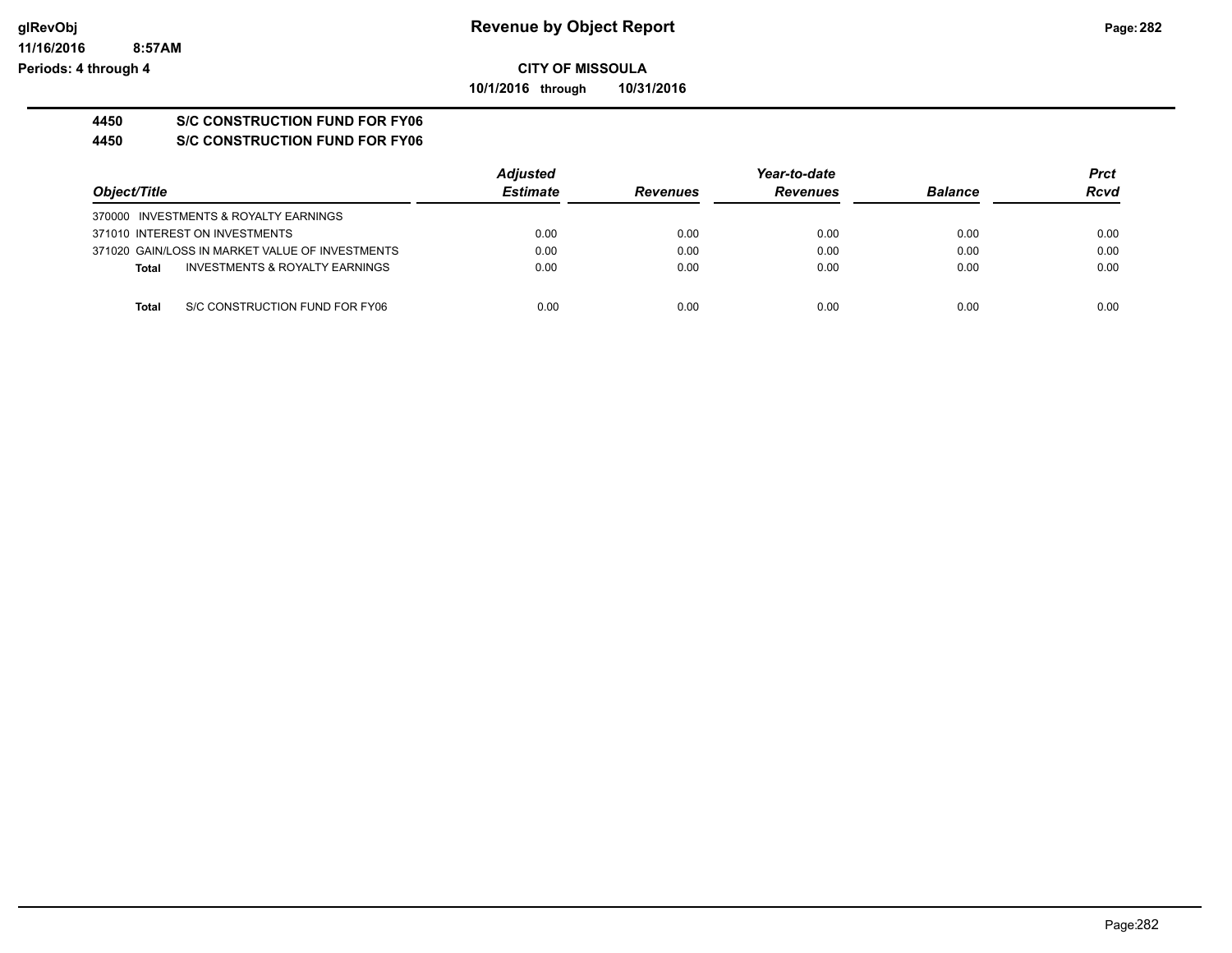# Revenue by Object Report

**CITY OF MISSOULA**

**10/1/2016 through 10/31/2016**

glRevObj
11/16/2016 8:57AM
Periods: 4 through 4

## 4450 S/C CONSTRUCTION FUND FOR FY06

## 4450 S/C CONSTRUCTION FUND FOR FY06

| Object/Title | Adjusted Estimate | Revenues | Year-to-date Revenues | Balance | Prct Rcvd |
|---|---|---|---|---|---|
| 370000 INVESTMENTS & ROYALTY EARNINGS | | | | | |
| 371010 INTEREST ON INVESTMENTS | 0.00 | 0.00 | 0.00 | 0.00 | 0.00 |
| 371020 GAIN/LOSS IN MARKET VALUE OF INVESTMENTS | 0.00 | 0.00 | 0.00 | 0.00 | 0.00 |
| **Total** INVESTMENTS & ROYALTY EARNINGS | 0.00 | 0.00 | 0.00 | 0.00 | 0.00 |
| **Total** S/C CONSTRUCTION FUND FOR FY06 | 0.00 | 0.00 | 0.00 | 0.00 | 0.00 |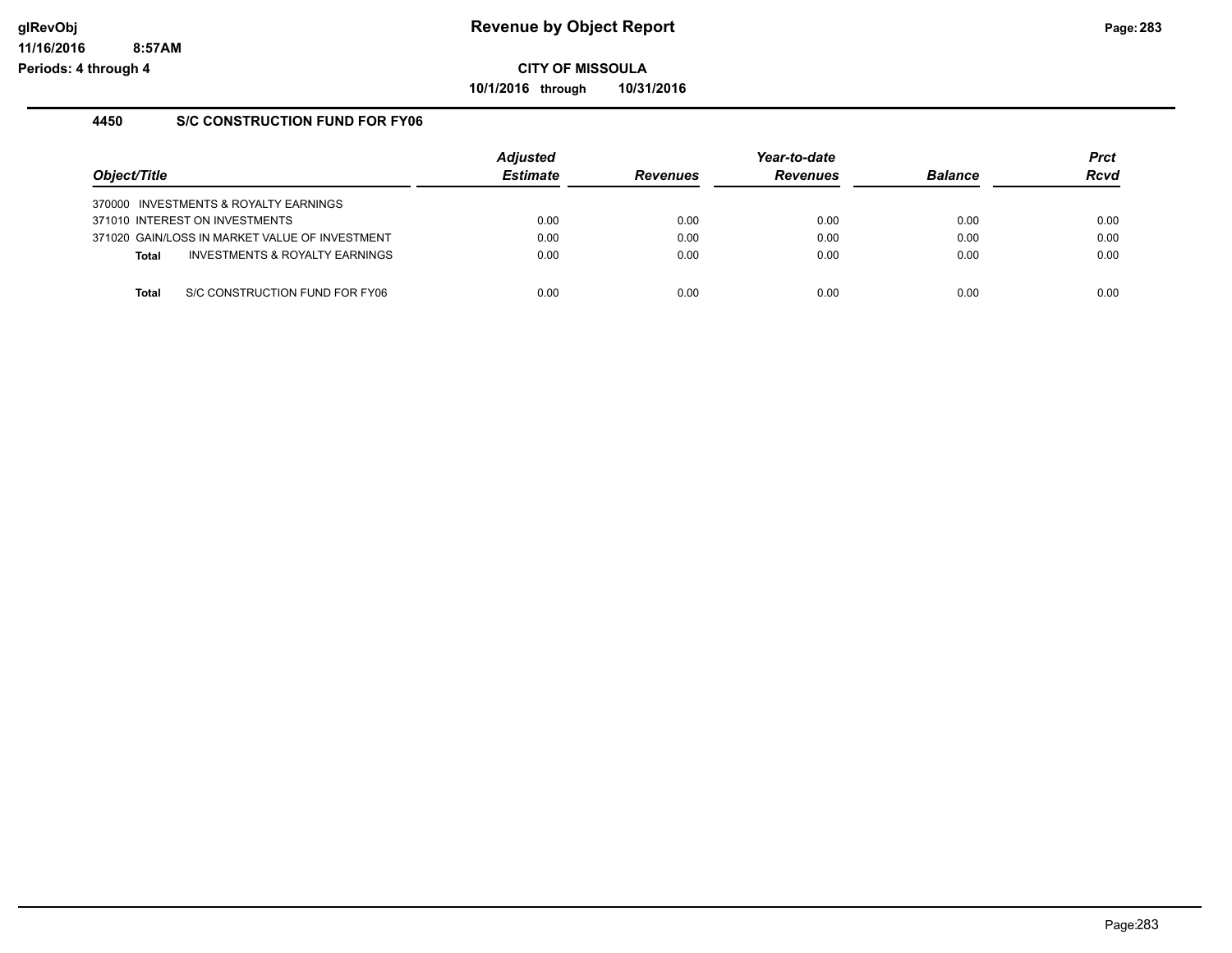**CITY OF MISSOULA**

**10/1/2016 through 10/31/2016**

### 4450 S/C CONSTRUCTION FUND FOR FY06

| Object/Title | Adjusted Estimate | Revenues | Year-to-date Revenues | Balance | Prct Rcvd |
|---|---|---|---|---|---|
| 370000 INVESTMENTS & ROYALTY EARNINGS | | | | | |
| 371010 INTEREST ON INVESTMENTS | 0.00 | 0.00 | 0.00 | 0.00 | 0.00 |
| 371020 GAIN/LOSS IN MARKET VALUE OF INVESTMENT | 0.00 | 0.00 | 0.00 | 0.00 | 0.00 |
| **Total** INVESTMENTS & ROYALTY EARNINGS | 0.00 | 0.00 | 0.00 | 0.00 | 0.00 |
| **Total** S/C CONSTRUCTION FUND FOR FY06 | 0.00 | 0.00 | 0.00 | 0.00 | 0.00 |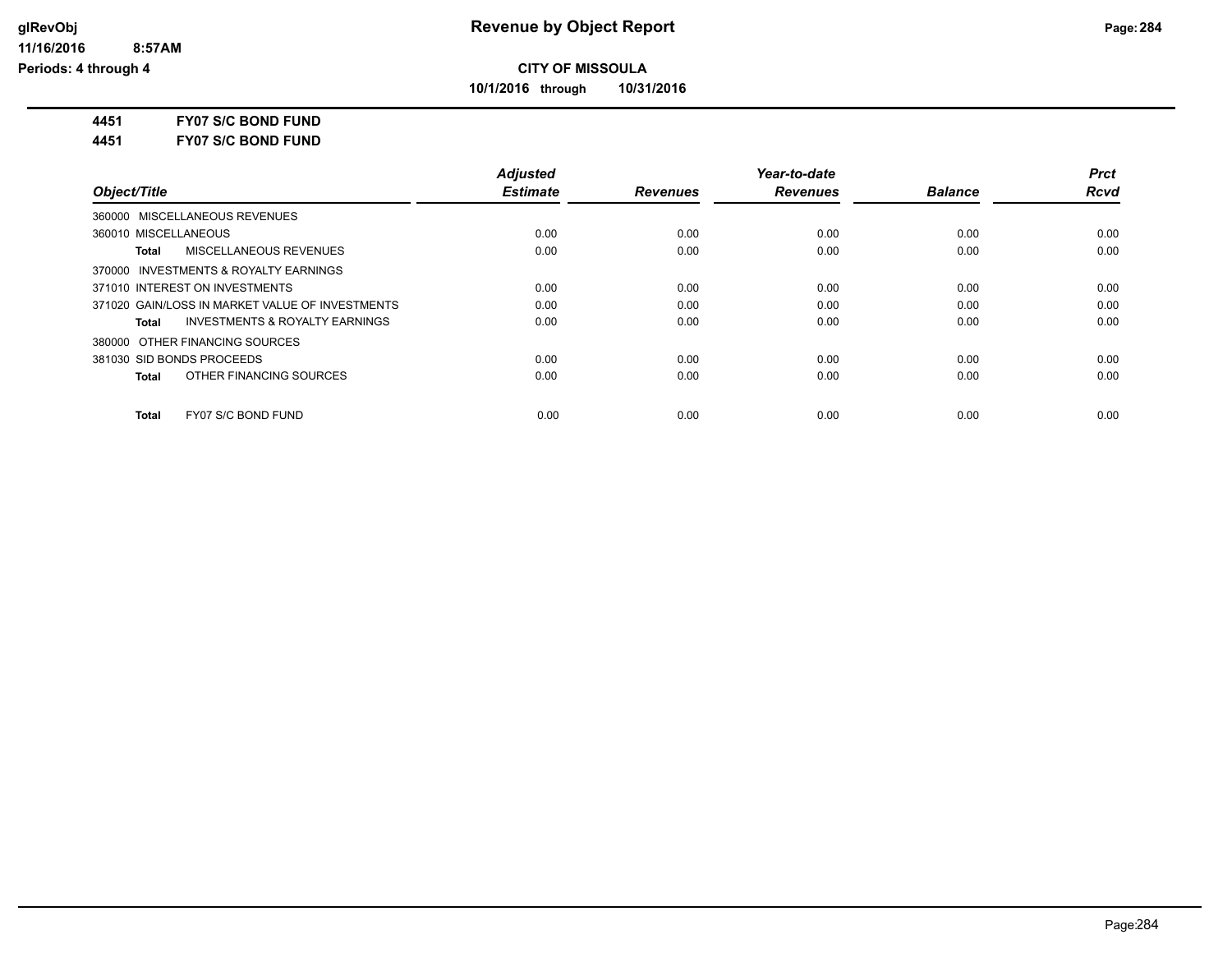**CITY OF MISSOULA**

**10/1/2016 through 10/31/2016**

**4451 FY07 S/C BOND FUND**

**4451 FY07 S/C BOND FUND**

| Object/Title | Adjusted Estimate | Revenues | Year-to-date Revenues | Balance | Prct Rcvd |
|---|---|---|---|---|---|
| 360000 MISCELLANEOUS REVENUES | | | | | |
| 360010 MISCELLANEOUS | 0.00 | 0.00 | 0.00 | 0.00 | 0.00 |
| **Total** MISCELLANEOUS REVENUES | 0.00 | 0.00 | 0.00 | 0.00 | 0.00 |
| 370000 INVESTMENTS & ROYALTY EARNINGS | | | | | |
| 371010 INTEREST ON INVESTMENTS | 0.00 | 0.00 | 0.00 | 0.00 | 0.00 |
| 371020 GAIN/LOSS IN MARKET VALUE OF INVESTMENTS | 0.00 | 0.00 | 0.00 | 0.00 | 0.00 |
| **Total** INVESTMENTS & ROYALTY EARNINGS | 0.00 | 0.00 | 0.00 | 0.00 | 0.00 |
| 380000 OTHER FINANCING SOURCES | | | | | |
| 381030 SID BONDS PROCEEDS | 0.00 | 0.00 | 0.00 | 0.00 | 0.00 |
| **Total** OTHER FINANCING SOURCES | 0.00 | 0.00 | 0.00 | 0.00 | 0.00 |
| **Total** FY07 S/C BOND FUND | 0.00 | 0.00 | 0.00 | 0.00 | 0.00 |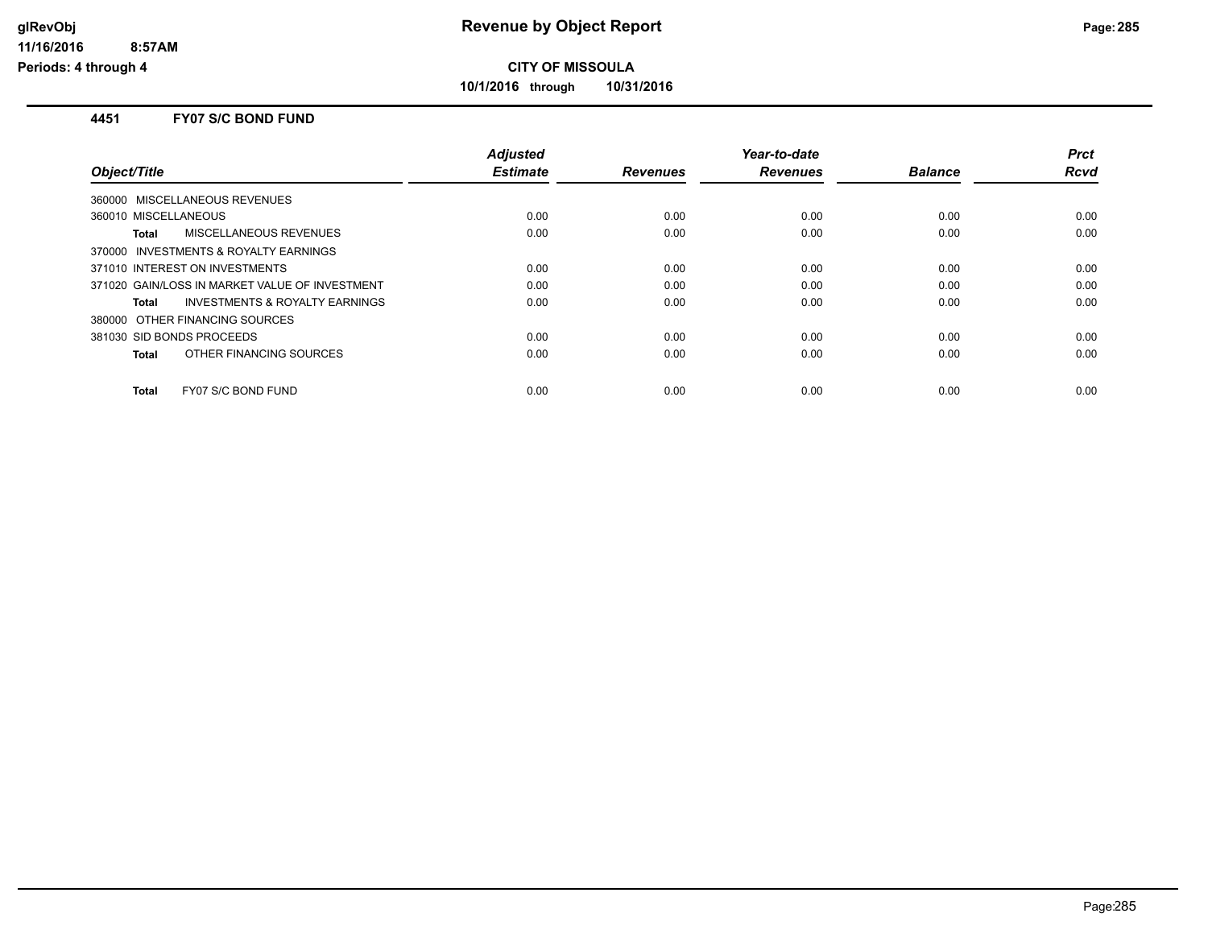# Revenue by Object Report

**CITY OF MISSOULA**

**10/1/2016 through 10/31/2016**

glRevObj
11/16/2016 8:57AM
Periods: 4 through 4

## 4451 FY07 S/C BOND FUND

| Object/Title | Adjusted Estimate | Revenues | Year-to-date Revenues | Balance | Prct Rcvd |
|---|---|---|---|---|---|
| 360000 MISCELLANEOUS REVENUES | | | | | |
| 360010 MISCELLANEOUS | 0.00 | 0.00 | 0.00 | 0.00 | 0.00 |
| **Total** MISCELLANEOUS REVENUES | 0.00 | 0.00 | 0.00 | 0.00 | 0.00 |
| 370000 INVESTMENTS & ROYALTY EARNINGS | | | | | |
| 371010 INTEREST ON INVESTMENTS | 0.00 | 0.00 | 0.00 | 0.00 | 0.00 |
| 371020 GAIN/LOSS IN MARKET VALUE OF INVESTMENT | 0.00 | 0.00 | 0.00 | 0.00 | 0.00 |
| **Total** INVESTMENTS & ROYALTY EARNINGS | 0.00 | 0.00 | 0.00 | 0.00 | 0.00 |
| 380000 OTHER FINANCING SOURCES | | | | | |
| 381030 SID BONDS PROCEEDS | 0.00 | 0.00 | 0.00 | 0.00 | 0.00 |
| **Total** OTHER FINANCING SOURCES | 0.00 | 0.00 | 0.00 | 0.00 | 0.00 |
| **Total** FY07 S/C BOND FUND | 0.00 | 0.00 | 0.00 | 0.00 | 0.00 |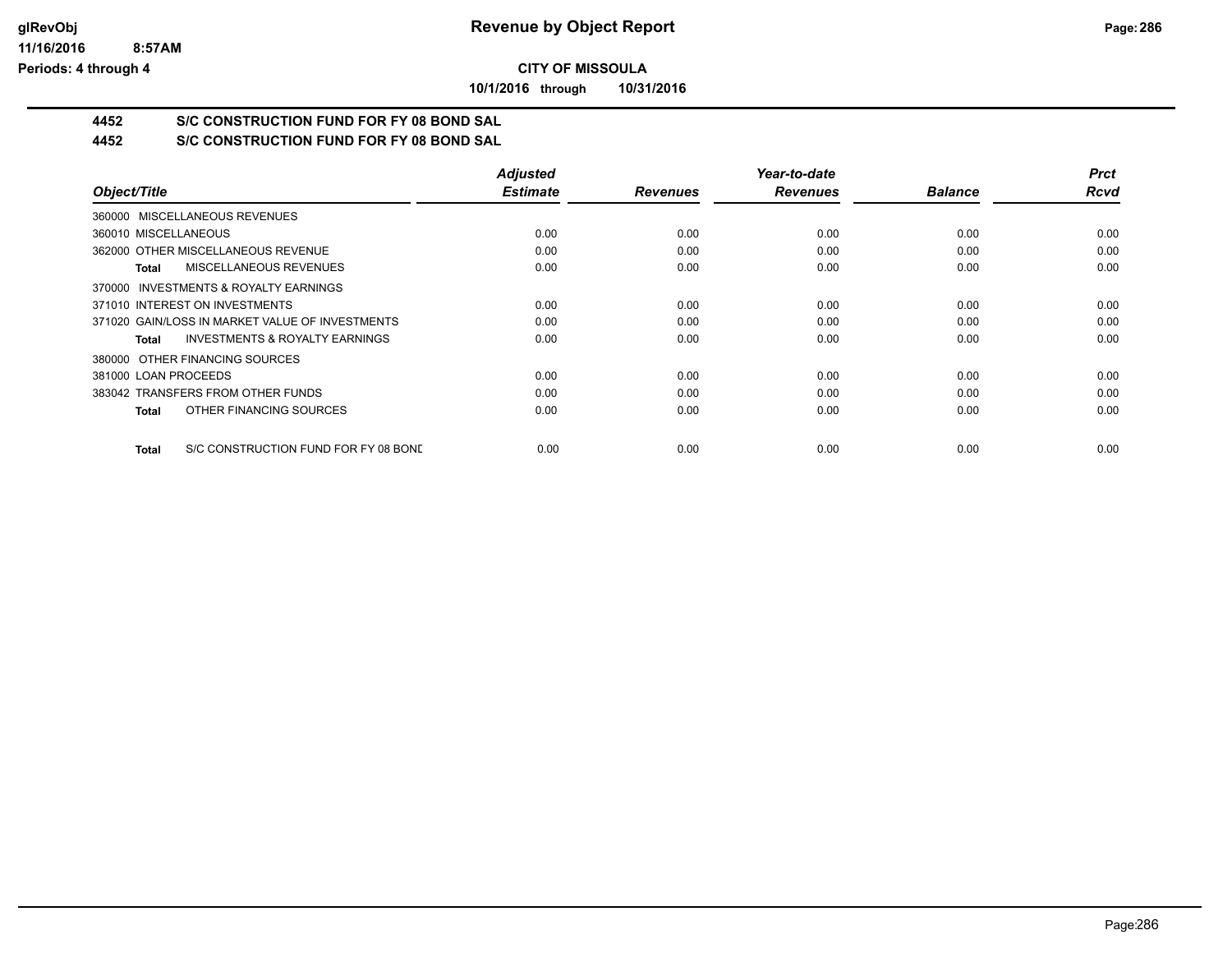**CITY OF MISSOULA**

**10/1/2016 through 10/31/2016**

## 4452 S/C CONSTRUCTION FUND FOR FY 08 BOND SAL

## 4452 S/C CONSTRUCTION FUND FOR FY 08 BOND SAL

| Object/Title | Adjusted Estimate | Revenues | Year-to-date Revenues | Balance | Prct Rcvd |
|---|---|---|---|---|---|
| 360000 MISCELLANEOUS REVENUES | | | | | |
| 360010 MISCELLANEOUS | 0.00 | 0.00 | 0.00 | 0.00 | 0.00 |
| 362000 OTHER MISCELLANEOUS REVENUE | 0.00 | 0.00 | 0.00 | 0.00 | 0.00 |
| **Total** MISCELLANEOUS REVENUES | 0.00 | 0.00 | 0.00 | 0.00 | 0.00 |
| 370000 INVESTMENTS & ROYALTY EARNINGS | | | | | |
| 371010 INTEREST ON INVESTMENTS | 0.00 | 0.00 | 0.00 | 0.00 | 0.00 |
| 371020 GAIN/LOSS IN MARKET VALUE OF INVESTMENTS | 0.00 | 0.00 | 0.00 | 0.00 | 0.00 |
| **Total** INVESTMENTS & ROYALTY EARNINGS | 0.00 | 0.00 | 0.00 | 0.00 | 0.00 |
| 380000 OTHER FINANCING SOURCES | | | | | |
| 381000 LOAN PROCEEDS | 0.00 | 0.00 | 0.00 | 0.00 | 0.00 |
| 383042 TRANSFERS FROM OTHER FUNDS | 0.00 | 0.00 | 0.00 | 0.00 | 0.00 |
| **Total** OTHER FINANCING SOURCES | 0.00 | 0.00 | 0.00 | 0.00 | 0.00 |
| **Total** S/C CONSTRUCTION FUND FOR FY 08 BOND | 0.00 | 0.00 | 0.00 | 0.00 | 0.00 |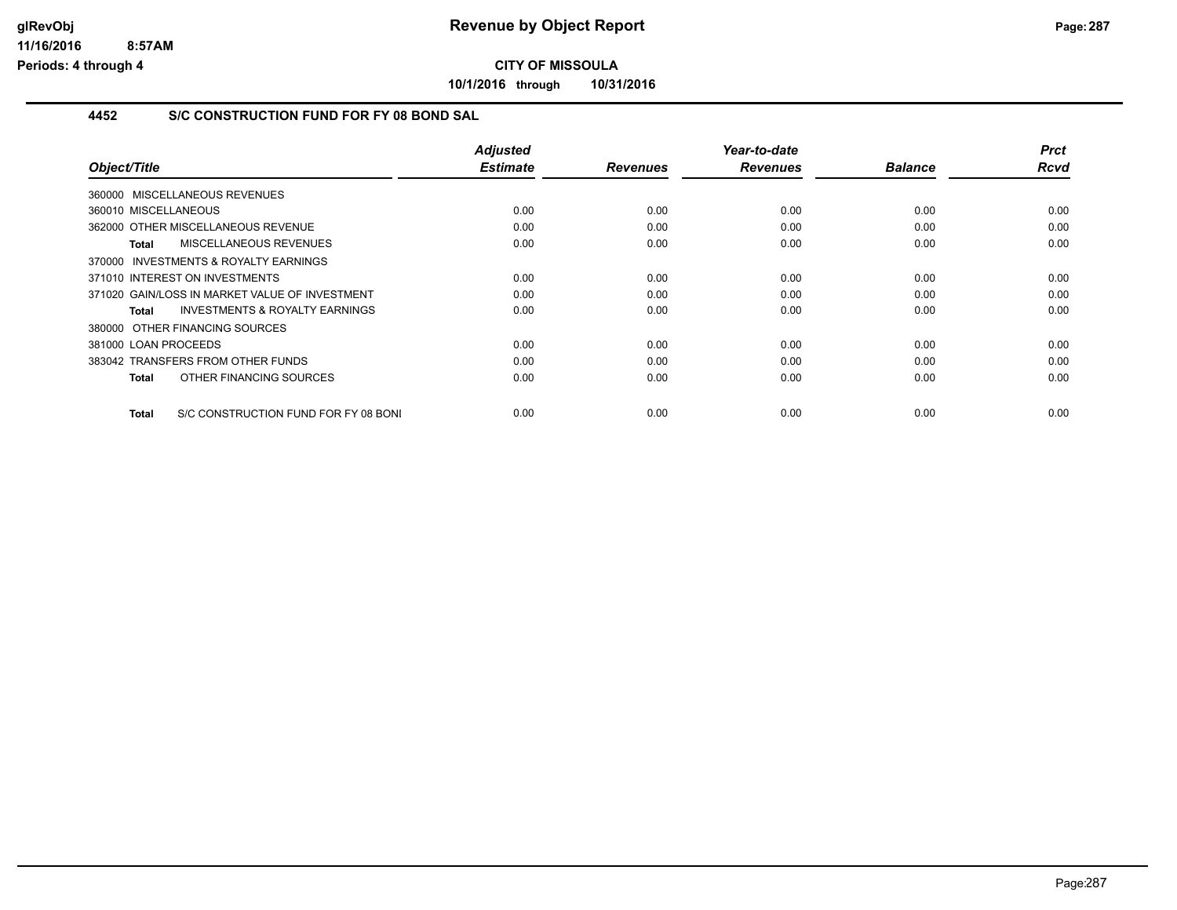**CITY OF MISSOULA**

**10/1/2016 through 10/31/2016**

### 4452 S/C CONSTRUCTION FUND FOR FY 08 BOND SAL

| Object/Title | Adjusted Estimate | Revenues | Year-to-date Revenues | Balance | Prct Rcvd |
|---|---|---|---|---|---|
| 360000 MISCELLANEOUS REVENUES | | | | | |
| 360010 MISCELLANEOUS | 0.00 | 0.00 | 0.00 | 0.00 | 0.00 |
| 362000 OTHER MISCELLANEOUS REVENUE | 0.00 | 0.00 | 0.00 | 0.00 | 0.00 |
| **Total** MISCELLANEOUS REVENUES | 0.00 | 0.00 | 0.00 | 0.00 | 0.00 |
| 370000 INVESTMENTS & ROYALTY EARNINGS | | | | | |
| 371010 INTEREST ON INVESTMENTS | 0.00 | 0.00 | 0.00 | 0.00 | 0.00 |
| 371020 GAIN/LOSS IN MARKET VALUE OF INVESTMENT | 0.00 | 0.00 | 0.00 | 0.00 | 0.00 |
| **Total** INVESTMENTS & ROYALTY EARNINGS | 0.00 | 0.00 | 0.00 | 0.00 | 0.00 |
| 380000 OTHER FINANCING SOURCES | | | | | |
| 381000 LOAN PROCEEDS | 0.00 | 0.00 | 0.00 | 0.00 | 0.00 |
| 383042 TRANSFERS FROM OTHER FUNDS | 0.00 | 0.00 | 0.00 | 0.00 | 0.00 |
| **Total** OTHER FINANCING SOURCES | 0.00 | 0.00 | 0.00 | 0.00 | 0.00 |
| **Total** S/C CONSTRUCTION FUND FOR FY 08 BONI | 0.00 | 0.00 | 0.00 | 0.00 | 0.00 |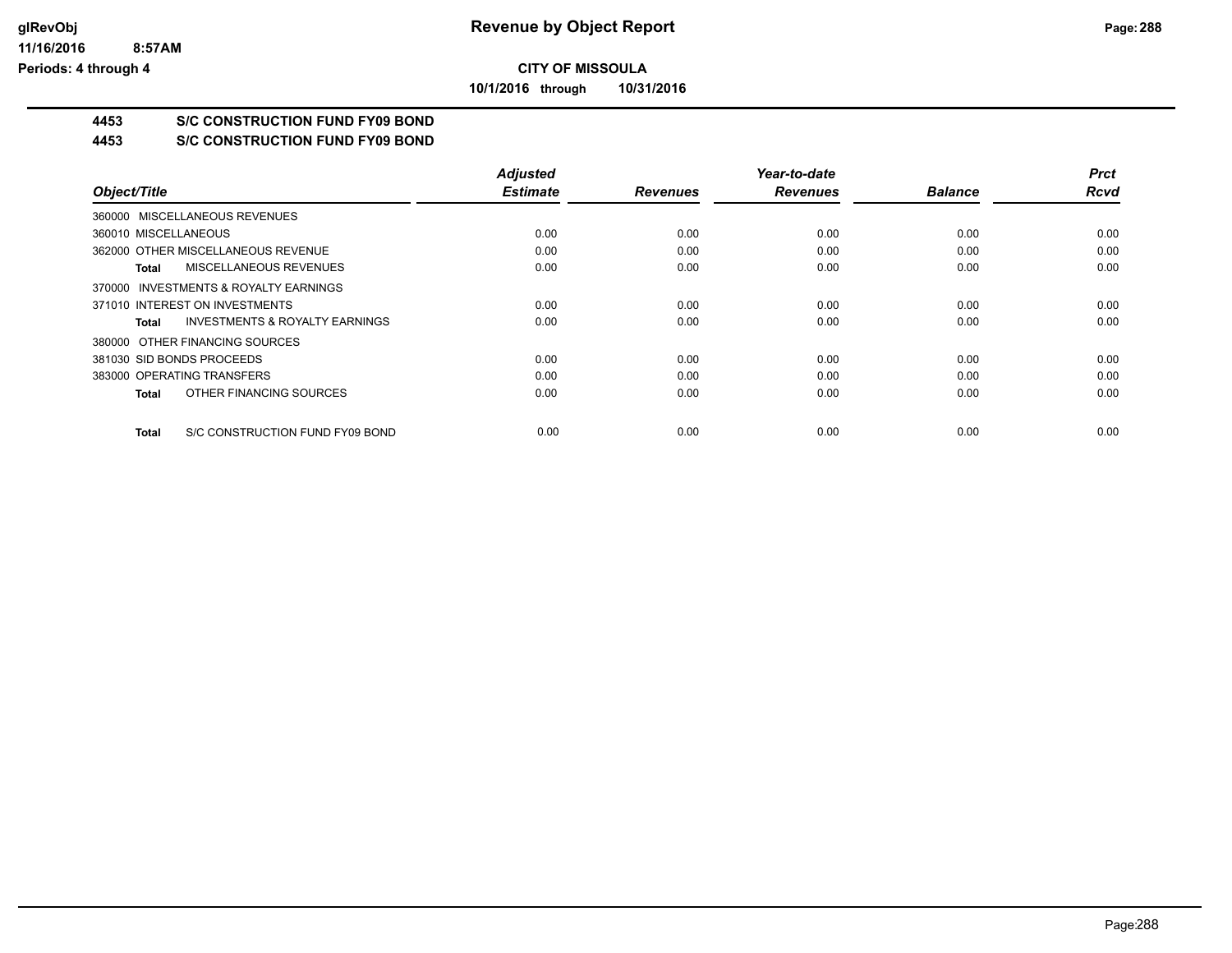**CITY OF MISSOULA**

**10/1/2016 through 10/31/2016**

**Revenue by Object Report**

glRevObj
11/16/2016 8:57AM
Periods: 4 through 4

## 4453 S/C CONSTRUCTION FUND FY09 BOND

### 4453 S/C CONSTRUCTION FUND FY09 BOND

| Object/Title | Adjusted Estimate | Revenues | Year-to-date Revenues | Balance | Prct Rcvd |
|---|---|---|---|---|---|
| 360000 MISCELLANEOUS REVENUES | | | | | |
| 360010 MISCELLANEOUS | 0.00 | 0.00 | 0.00 | 0.00 | 0.00 |
| 362000 OTHER MISCELLANEOUS REVENUE | 0.00 | 0.00 | 0.00 | 0.00 | 0.00 |
| **Total** MISCELLANEOUS REVENUES | 0.00 | 0.00 | 0.00 | 0.00 | 0.00 |
| 370000 INVESTMENTS & ROYALTY EARNINGS | | | | | |
| 371010 INTEREST ON INVESTMENTS | 0.00 | 0.00 | 0.00 | 0.00 | 0.00 |
| **Total** INVESTMENTS & ROYALTY EARNINGS | 0.00 | 0.00 | 0.00 | 0.00 | 0.00 |
| 380000 OTHER FINANCING SOURCES | | | | | |
| 381030 SID BONDS PROCEEDS | 0.00 | 0.00 | 0.00 | 0.00 | 0.00 |
| 383000 OPERATING TRANSFERS | 0.00 | 0.00 | 0.00 | 0.00 | 0.00 |
| **Total** OTHER FINANCING SOURCES | 0.00 | 0.00 | 0.00 | 0.00 | 0.00 |
| **Total** S/C CONSTRUCTION FUND FY09 BOND | 0.00 | 0.00 | 0.00 | 0.00 | 0.00 |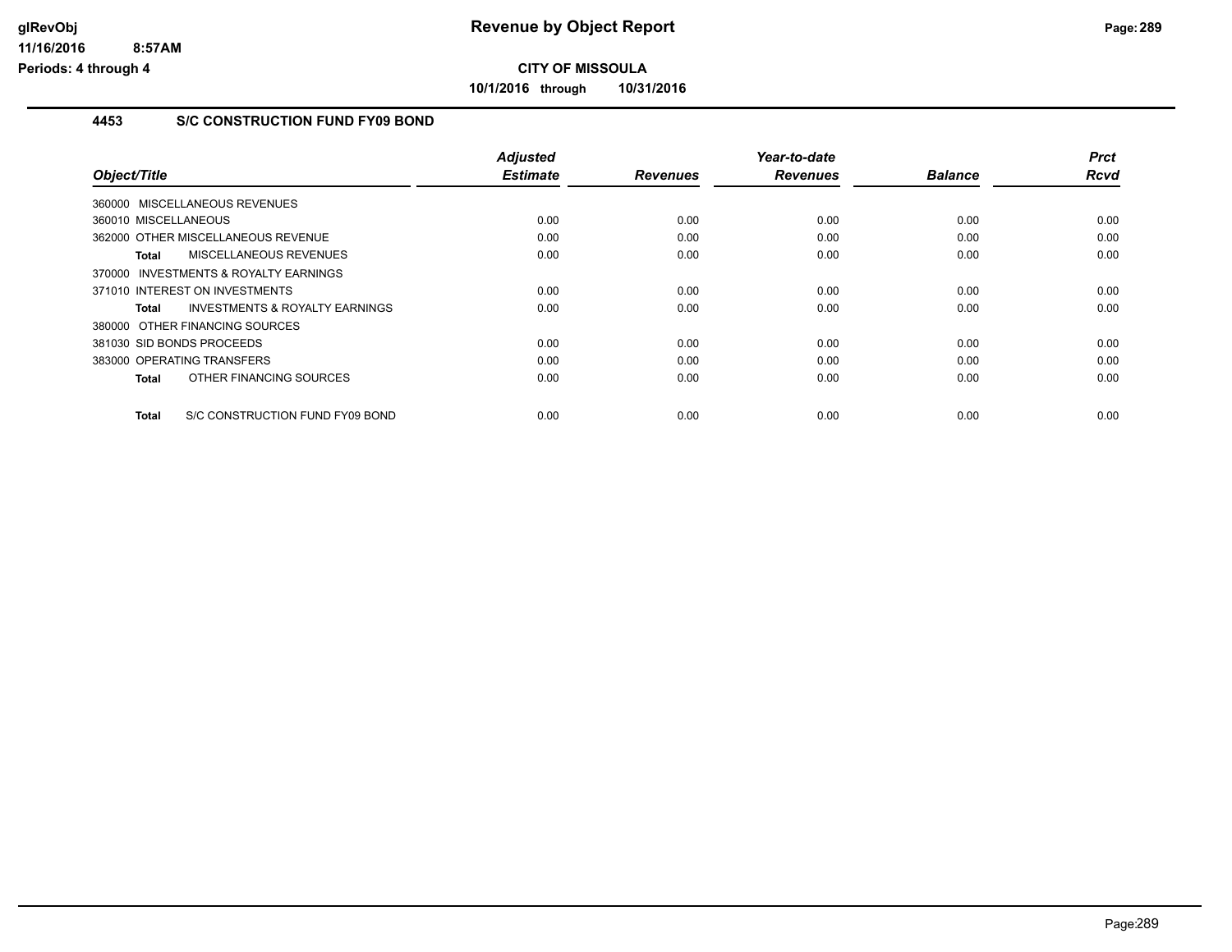**CITY OF MISSOULA**

**10/1/2016 through 10/31/2016**

### 4453 S/C CONSTRUCTION FUND FY09 BOND

| Object/Title | Adjusted Estimate | Revenues | Year-to-date Revenues | Balance | Prct Rcvd |
|---|---|---|---|---|---|
| 360000 MISCELLANEOUS REVENUES | | | | | |
| 360010 MISCELLANEOUS | 0.00 | 0.00 | 0.00 | 0.00 | 0.00 |
| 362000 OTHER MISCELLANEOUS REVENUE | 0.00 | 0.00 | 0.00 | 0.00 | 0.00 |
| **Total** MISCELLANEOUS REVENUES | 0.00 | 0.00 | 0.00 | 0.00 | 0.00 |
| 370000 INVESTMENTS & ROYALTY EARNINGS | | | | | |
| 371010 INTEREST ON INVESTMENTS | 0.00 | 0.00 | 0.00 | 0.00 | 0.00 |
| **Total** INVESTMENTS & ROYALTY EARNINGS | 0.00 | 0.00 | 0.00 | 0.00 | 0.00 |
| 380000 OTHER FINANCING SOURCES | | | | | |
| 381030 SID BONDS PROCEEDS | 0.00 | 0.00 | 0.00 | 0.00 | 0.00 |
| 383000 OPERATING TRANSFERS | 0.00 | 0.00 | 0.00 | 0.00 | 0.00 |
| **Total** OTHER FINANCING SOURCES | 0.00 | 0.00 | 0.00 | 0.00 | 0.00 |
| **Total** S/C CONSTRUCTION FUND FY09 BOND | 0.00 | 0.00 | 0.00 | 0.00 | 0.00 |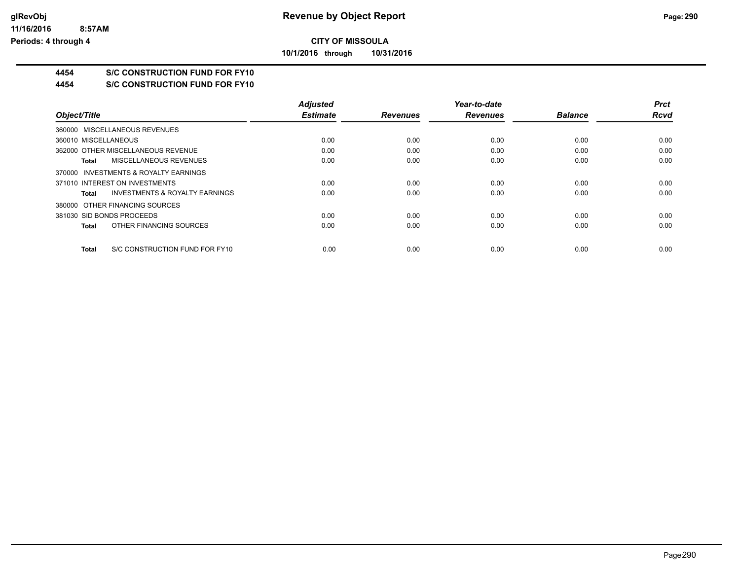**CITY OF MISSOULA**

**10/1/2016 through 10/31/2016**

## 4454 S/C CONSTRUCTION FUND FOR FY10

### 4454 S/C CONSTRUCTION FUND FOR FY10

| Object/Title | Adjusted Estimate | Revenues | Year-to-date Revenues | Balance | Prct Rcvd |
|---|---|---|---|---|---|
| 360000 MISCELLANEOUS REVENUES | | | | | |
| 360010 MISCELLANEOUS | 0.00 | 0.00 | 0.00 | 0.00 | 0.00 |
| 362000 OTHER MISCELLANEOUS REVENUE | 0.00 | 0.00 | 0.00 | 0.00 | 0.00 |
| **Total** MISCELLANEOUS REVENUES | 0.00 | 0.00 | 0.00 | 0.00 | 0.00 |
| 370000 INVESTMENTS & ROYALTY EARNINGS | | | | | |
| 371010 INTEREST ON INVESTMENTS | 0.00 | 0.00 | 0.00 | 0.00 | 0.00 |
| **Total** INVESTMENTS & ROYALTY EARNINGS | 0.00 | 0.00 | 0.00 | 0.00 | 0.00 |
| 380000 OTHER FINANCING SOURCES | | | | | |
| 381030 SID BONDS PROCEEDS | 0.00 | 0.00 | 0.00 | 0.00 | 0.00 |
| **Total** OTHER FINANCING SOURCES | 0.00 | 0.00 | 0.00 | 0.00 | 0.00 |
| **Total** S/C CONSTRUCTION FUND FOR FY10 | 0.00 | 0.00 | 0.00 | 0.00 | 0.00 |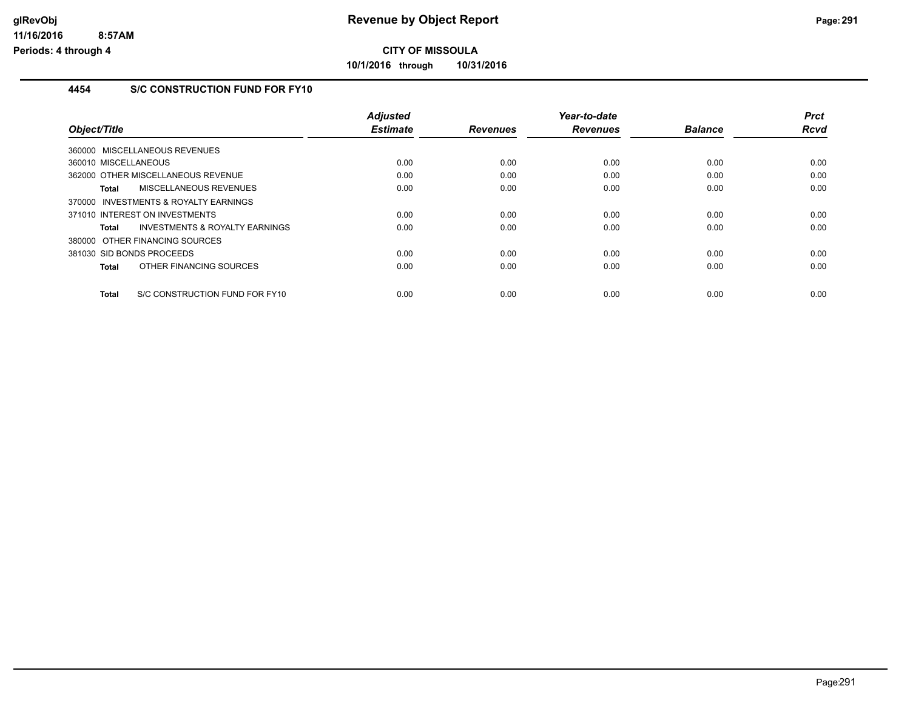**Revenue by Object Report**

**CITY OF MISSOULA**

**10/1/2016 through 10/31/2016**

## 4454 S/C CONSTRUCTION FUND FOR FY10

| Object/Title | Adjusted Estimate | Revenues | Year-to-date Revenues | Balance | Prct Rcvd |
|---|---|---|---|---|---|
| 360000 MISCELLANEOUS REVENUES | | | | | |
| 360010 MISCELLANEOUS | 0.00 | 0.00 | 0.00 | 0.00 | 0.00 |
| 362000 OTHER MISCELLANEOUS REVENUE | 0.00 | 0.00 | 0.00 | 0.00 | 0.00 |
| **Total** MISCELLANEOUS REVENUES | 0.00 | 0.00 | 0.00 | 0.00 | 0.00 |
| 370000 INVESTMENTS & ROYALTY EARNINGS | | | | | |
| 371010 INTEREST ON INVESTMENTS | 0.00 | 0.00 | 0.00 | 0.00 | 0.00 |
| **Total** INVESTMENTS & ROYALTY EARNINGS | 0.00 | 0.00 | 0.00 | 0.00 | 0.00 |
| 380000 OTHER FINANCING SOURCES | | | | | |
| 381030 SID BONDS PROCEEDS | 0.00 | 0.00 | 0.00 | 0.00 | 0.00 |
| **Total** OTHER FINANCING SOURCES | 0.00 | 0.00 | 0.00 | 0.00 | 0.00 |
| **Total** S/C CONSTRUCTION FUND FOR FY10 | 0.00 | 0.00 | 0.00 | 0.00 | 0.00 |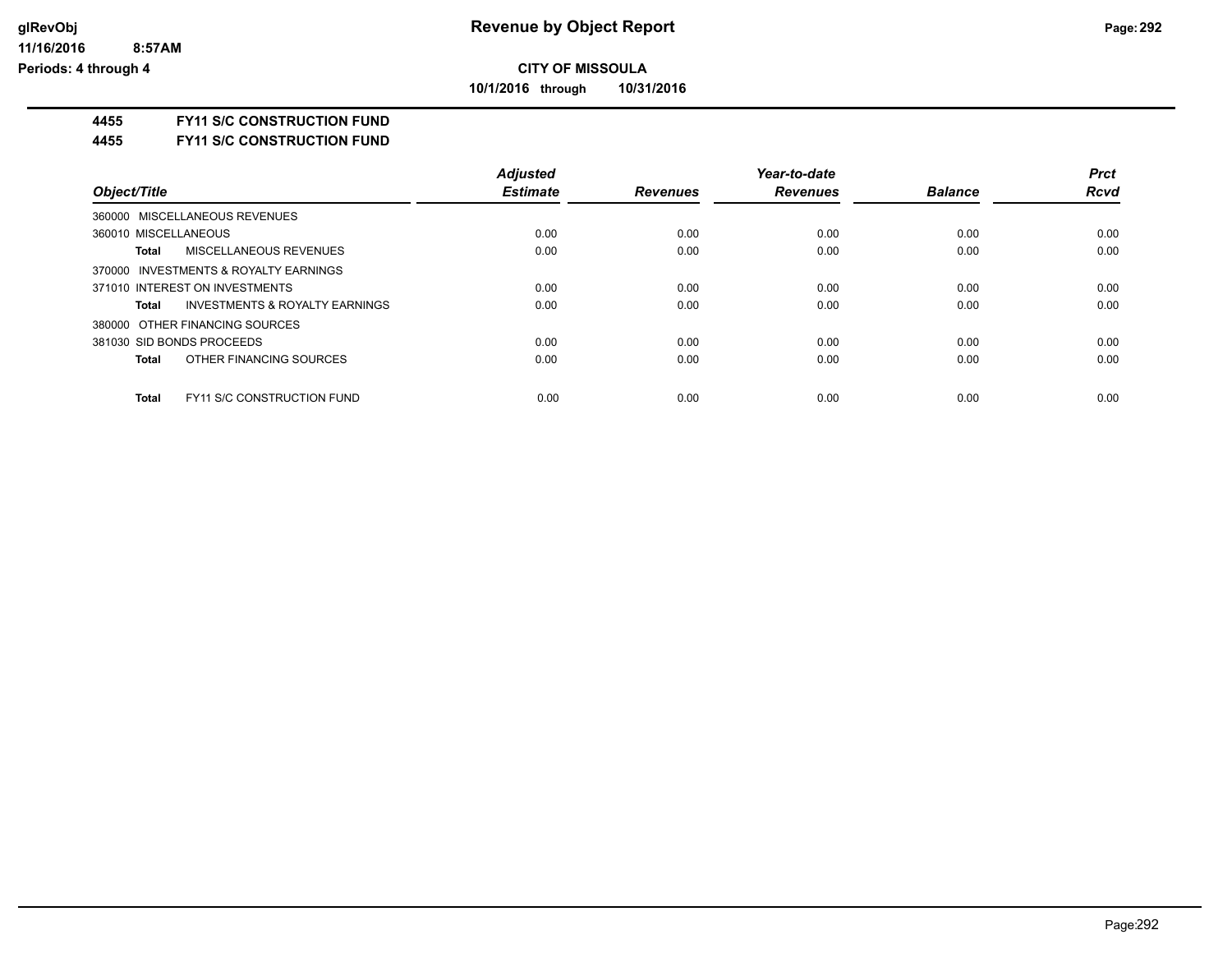**Revenue by Object Report**

**CITY OF MISSOULA**

**10/1/2016 through 10/31/2016**

glRevObj
11/16/2016 8:57AM
Periods: 4 through 4

**4455 FY11 S/C CONSTRUCTION FUND**

**4455 FY11 S/C CONSTRUCTION FUND**

| Object/Title | Adjusted Estimate | Revenues | Year-to-date Revenues | Balance | Prct Rcvd |
|---|---|---|---|---|---|
| 360000 MISCELLANEOUS REVENUES | | | | | |
| 360010 MISCELLANEOUS | 0.00 | 0.00 | 0.00 | 0.00 | 0.00 |
| **Total** MISCELLANEOUS REVENUES | 0.00 | 0.00 | 0.00 | 0.00 | 0.00 |
| 370000 INVESTMENTS & ROYALTY EARNINGS | | | | | |
| 371010 INTEREST ON INVESTMENTS | 0.00 | 0.00 | 0.00 | 0.00 | 0.00 |
| **Total** INVESTMENTS & ROYALTY EARNINGS | 0.00 | 0.00 | 0.00 | 0.00 | 0.00 |
| 380000 OTHER FINANCING SOURCES | | | | | |
| 381030 SID BONDS PROCEEDS | 0.00 | 0.00 | 0.00 | 0.00 | 0.00 |
| **Total** OTHER FINANCING SOURCES | 0.00 | 0.00 | 0.00 | 0.00 | 0.00 |
| **Total** FY11 S/C CONSTRUCTION FUND | 0.00 | 0.00 | 0.00 | 0.00 | 0.00 |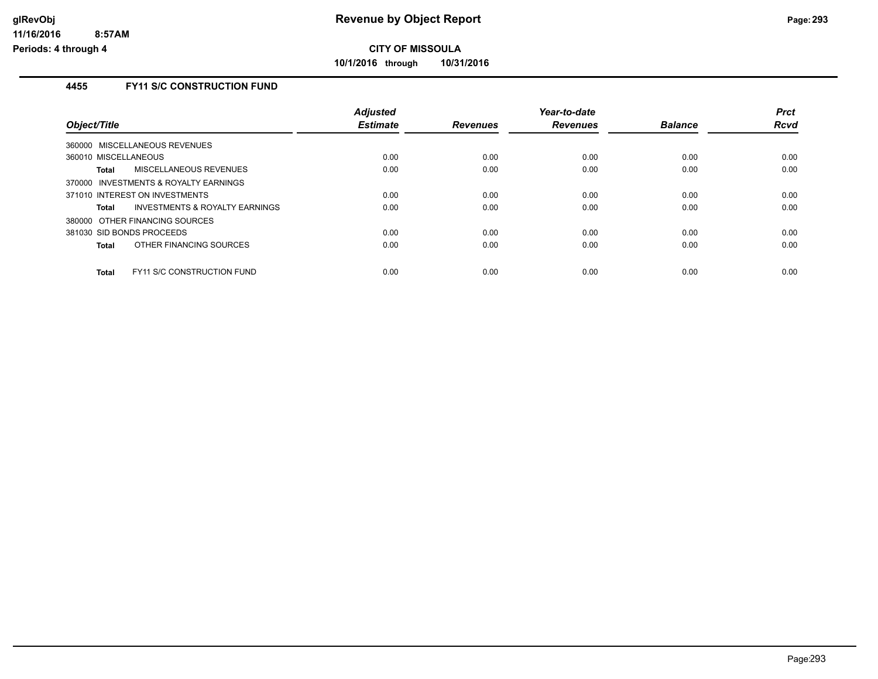**CITY OF MISSOULA**

**10/1/2016 through 10/31/2016**

### 4455 FY11 S/C CONSTRUCTION FUND

| Object/Title | Adjusted Estimate | Revenues | Year-to-date Revenues | Balance | Prct Rcvd |
|---|---|---|---|---|---|
| 360000 MISCELLANEOUS REVENUES | | | | | |
| 360010 MISCELLANEOUS | 0.00 | 0.00 | 0.00 | 0.00 | 0.00 |
| **Total** MISCELLANEOUS REVENUES | 0.00 | 0.00 | 0.00 | 0.00 | 0.00 |
| 370000 INVESTMENTS & ROYALTY EARNINGS | | | | | |
| 371010 INTEREST ON INVESTMENTS | 0.00 | 0.00 | 0.00 | 0.00 | 0.00 |
| **Total** INVESTMENTS & ROYALTY EARNINGS | 0.00 | 0.00 | 0.00 | 0.00 | 0.00 |
| 380000 OTHER FINANCING SOURCES | | | | | |
| 381030 SID BONDS PROCEEDS | 0.00 | 0.00 | 0.00 | 0.00 | 0.00 |
| **Total** OTHER FINANCING SOURCES | 0.00 | 0.00 | 0.00 | 0.00 | 0.00 |
| **Total** FY11 S/C CONSTRUCTION FUND | 0.00 | 0.00 | 0.00 | 0.00 | 0.00 |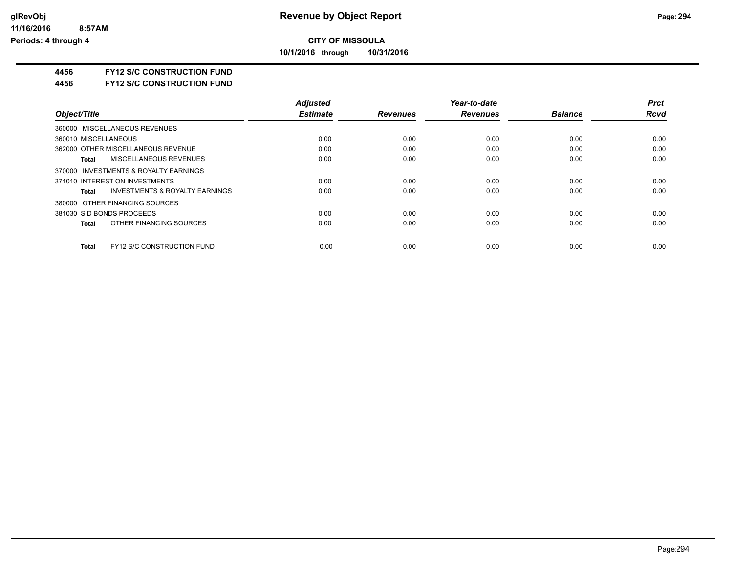# CITY OF MISSOULA

**10/1/2016 through 10/31/2016**

## 4456 FY12 S/C CONSTRUCTION FUND

## 4456 FY12 S/C CONSTRUCTION FUND

| Object/Title | Adjusted Estimate | Revenues | Year-to-date Revenues | Balance | Prct Rcvd |
|---|---|---|---|---|---|
| 360000 MISCELLANEOUS REVENUES | | | | | |
| 360010 MISCELLANEOUS | 0.00 | 0.00 | 0.00 | 0.00 | 0.00 |
| 362000 OTHER MISCELLANEOUS REVENUE | 0.00 | 0.00 | 0.00 | 0.00 | 0.00 |
| **Total** MISCELLANEOUS REVENUES | 0.00 | 0.00 | 0.00 | 0.00 | 0.00 |
| 370000 INVESTMENTS & ROYALTY EARNINGS | | | | | |
| 371010 INTEREST ON INVESTMENTS | 0.00 | 0.00 | 0.00 | 0.00 | 0.00 |
| **Total** INVESTMENTS & ROYALTY EARNINGS | 0.00 | 0.00 | 0.00 | 0.00 | 0.00 |
| 380000 OTHER FINANCING SOURCES | | | | | |
| 381030 SID BONDS PROCEEDS | 0.00 | 0.00 | 0.00 | 0.00 | 0.00 |
| **Total** OTHER FINANCING SOURCES | 0.00 | 0.00 | 0.00 | 0.00 | 0.00 |
| **Total** FY12 S/C CONSTRUCTION FUND | 0.00 | 0.00 | 0.00 | 0.00 | 0.00 |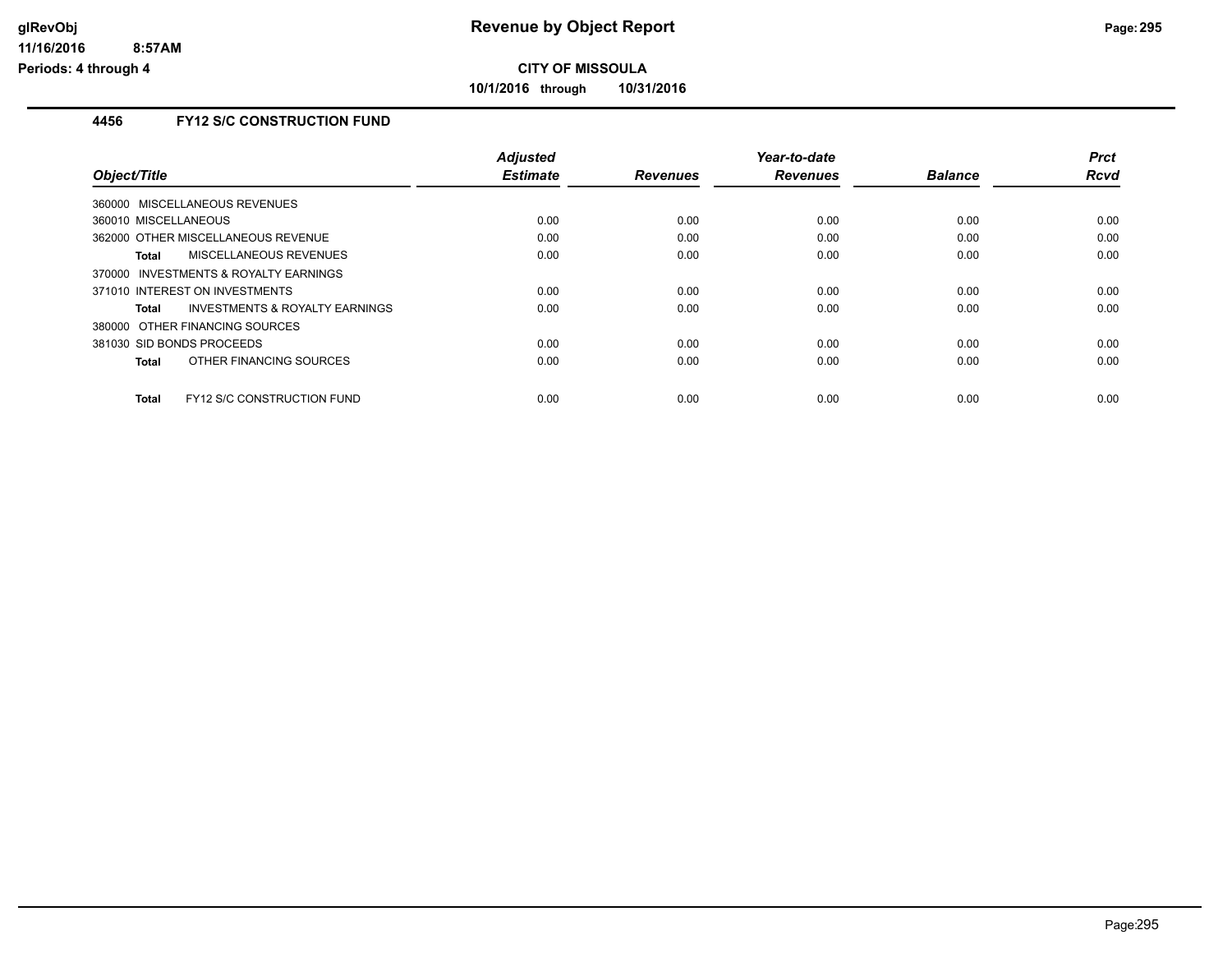# Revenue by Object Report

**CITY OF MISSOULA**

**10/1/2016 through 10/31/2016**

glRevObj
11/16/2016 8:57AM
Periods: 4 through 4

## 4456 FY12 S/C CONSTRUCTION FUND

| Object/Title | Adjusted Estimate | Revenues | Year-to-date Revenues | Balance | Prct Rcvd |
|---|---|---|---|---|---|
| 360000 MISCELLANEOUS REVENUES | | | | | |
| 360010 MISCELLANEOUS | 0.00 | 0.00 | 0.00 | 0.00 | 0.00 |
| 362000 OTHER MISCELLANEOUS REVENUE | 0.00 | 0.00 | 0.00 | 0.00 | 0.00 |
| **Total** MISCELLANEOUS REVENUES | 0.00 | 0.00 | 0.00 | 0.00 | 0.00 |
| 370000 INVESTMENTS & ROYALTY EARNINGS | | | | | |
| 371010 INTEREST ON INVESTMENTS | 0.00 | 0.00 | 0.00 | 0.00 | 0.00 |
| **Total** INVESTMENTS & ROYALTY EARNINGS | 0.00 | 0.00 | 0.00 | 0.00 | 0.00 |
| 380000 OTHER FINANCING SOURCES | | | | | |
| 381030 SID BONDS PROCEEDS | 0.00 | 0.00 | 0.00 | 0.00 | 0.00 |
| **Total** OTHER FINANCING SOURCES | 0.00 | 0.00 | 0.00 | 0.00 | 0.00 |
| **Total** FY12 S/C CONSTRUCTION FUND | 0.00 | 0.00 | 0.00 | 0.00 | 0.00 |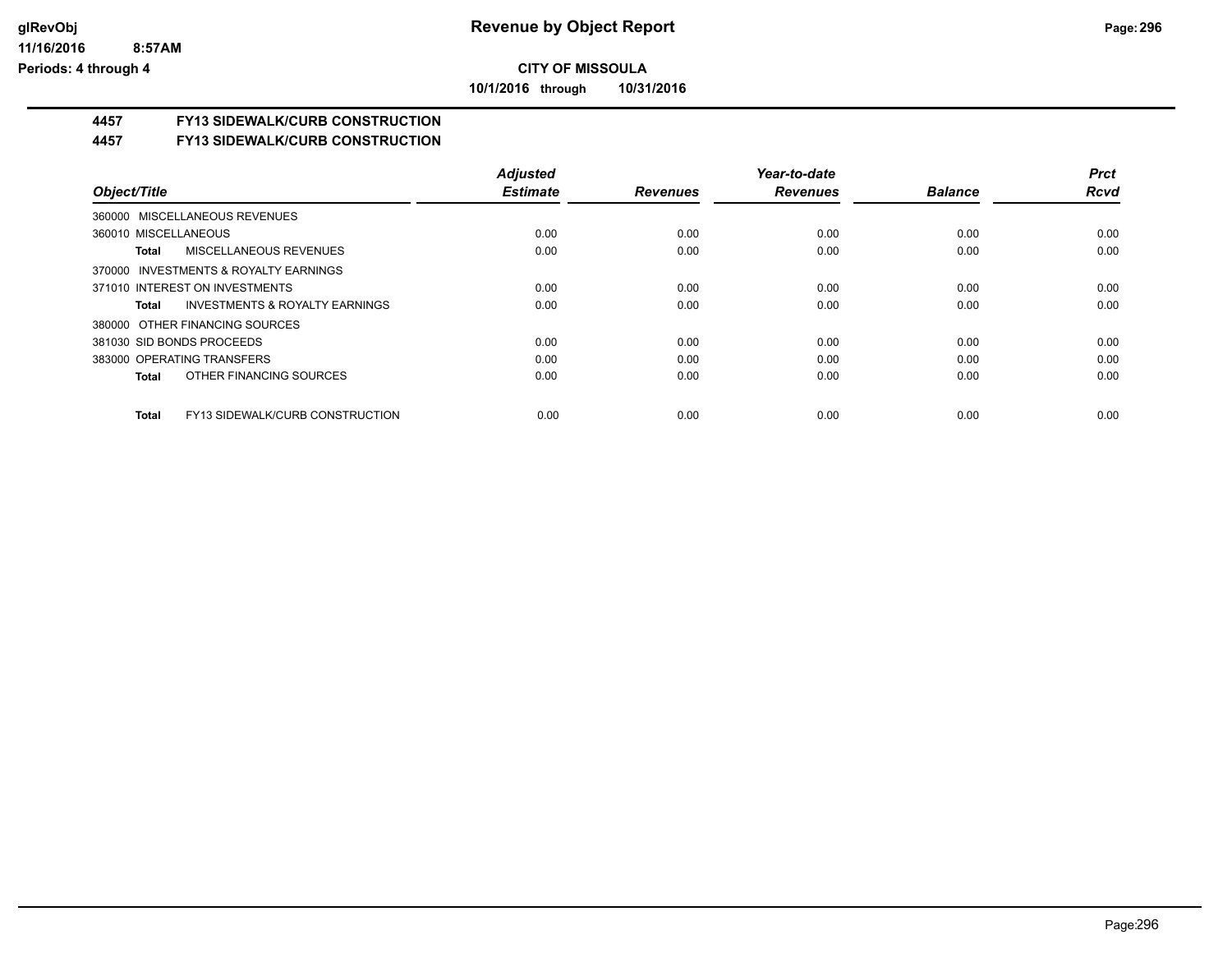**CITY OF MISSOULA**

**10/1/2016 through 10/31/2016**

## 4457 FY13 SIDEWALK/CURB CONSTRUCTION

## 4457 FY13 SIDEWALK/CURB CONSTRUCTION

| Object/Title | Adjusted Estimate | Revenues | Year-to-date Revenues | Balance | Prct Rcvd |
|---|---|---|---|---|---|
| 360000 MISCELLANEOUS REVENUES | | | | | |
| 360010 MISCELLANEOUS | 0.00 | 0.00 | 0.00 | 0.00 | 0.00 |
| **Total** MISCELLANEOUS REVENUES | 0.00 | 0.00 | 0.00 | 0.00 | 0.00 |
| 370000 INVESTMENTS & ROYALTY EARNINGS | | | | | |
| 371010 INTEREST ON INVESTMENTS | 0.00 | 0.00 | 0.00 | 0.00 | 0.00 |
| **Total** INVESTMENTS & ROYALTY EARNINGS | 0.00 | 0.00 | 0.00 | 0.00 | 0.00 |
| 380000 OTHER FINANCING SOURCES | | | | | |
| 381030 SID BONDS PROCEEDS | 0.00 | 0.00 | 0.00 | 0.00 | 0.00 |
| 383000 OPERATING TRANSFERS | 0.00 | 0.00 | 0.00 | 0.00 | 0.00 |
| **Total** OTHER FINANCING SOURCES | 0.00 | 0.00 | 0.00 | 0.00 | 0.00 |
| **Total** FY13 SIDEWALK/CURB CONSTRUCTION | 0.00 | 0.00 | 0.00 | 0.00 | 0.00 |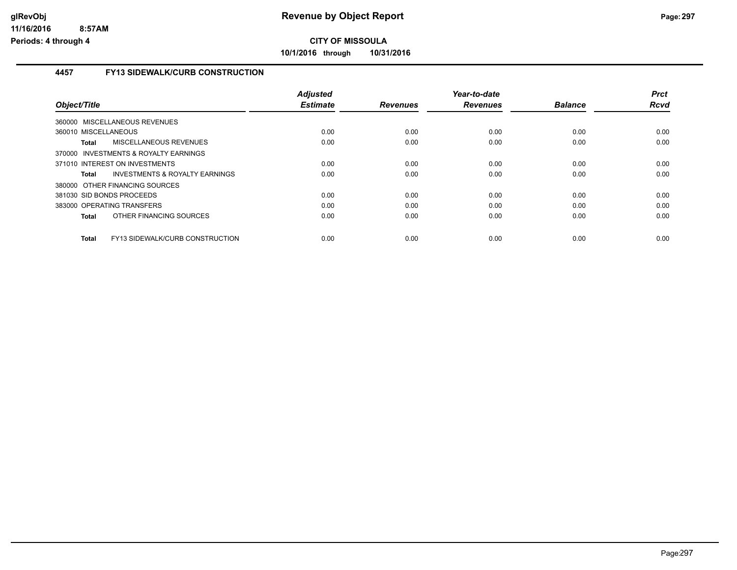**CITY OF MISSOULA**

**10/1/2016 through 10/31/2016**

## 4457 FY13 SIDEWALK/CURB CONSTRUCTION

| Object/Title | | Adjusted Estimate | Revenues | Year-to-date Revenues | Balance | Prct Rcvd |
|---|---|---|---|---|---|---|
| 360000 MISCELLANEOUS REVENUES | | | | | | |
| 360010 MISCELLANEOUS | | 0.00 | 0.00 | 0.00 | 0.00 | 0.00 |
| **Total** | MISCELLANEOUS REVENUES | 0.00 | 0.00 | 0.00 | 0.00 | 0.00 |
| 370000 INVESTMENTS & ROYALTY EARNINGS | | | | | | |
| 371010 INTEREST ON INVESTMENTS | | 0.00 | 0.00 | 0.00 | 0.00 | 0.00 |
| **Total** | INVESTMENTS & ROYALTY EARNINGS | 0.00 | 0.00 | 0.00 | 0.00 | 0.00 |
| 380000 OTHER FINANCING SOURCES | | | | | | |
| 381030 SID BONDS PROCEEDS | | 0.00 | 0.00 | 0.00 | 0.00 | 0.00 |
| 383000 OPERATING TRANSFERS | | 0.00 | 0.00 | 0.00 | 0.00 | 0.00 |
| **Total** | OTHER FINANCING SOURCES | 0.00 | 0.00 | 0.00 | 0.00 | 0.00 |
| **Total** | FY13 SIDEWALK/CURB CONSTRUCTION | 0.00 | 0.00 | 0.00 | 0.00 | 0.00 |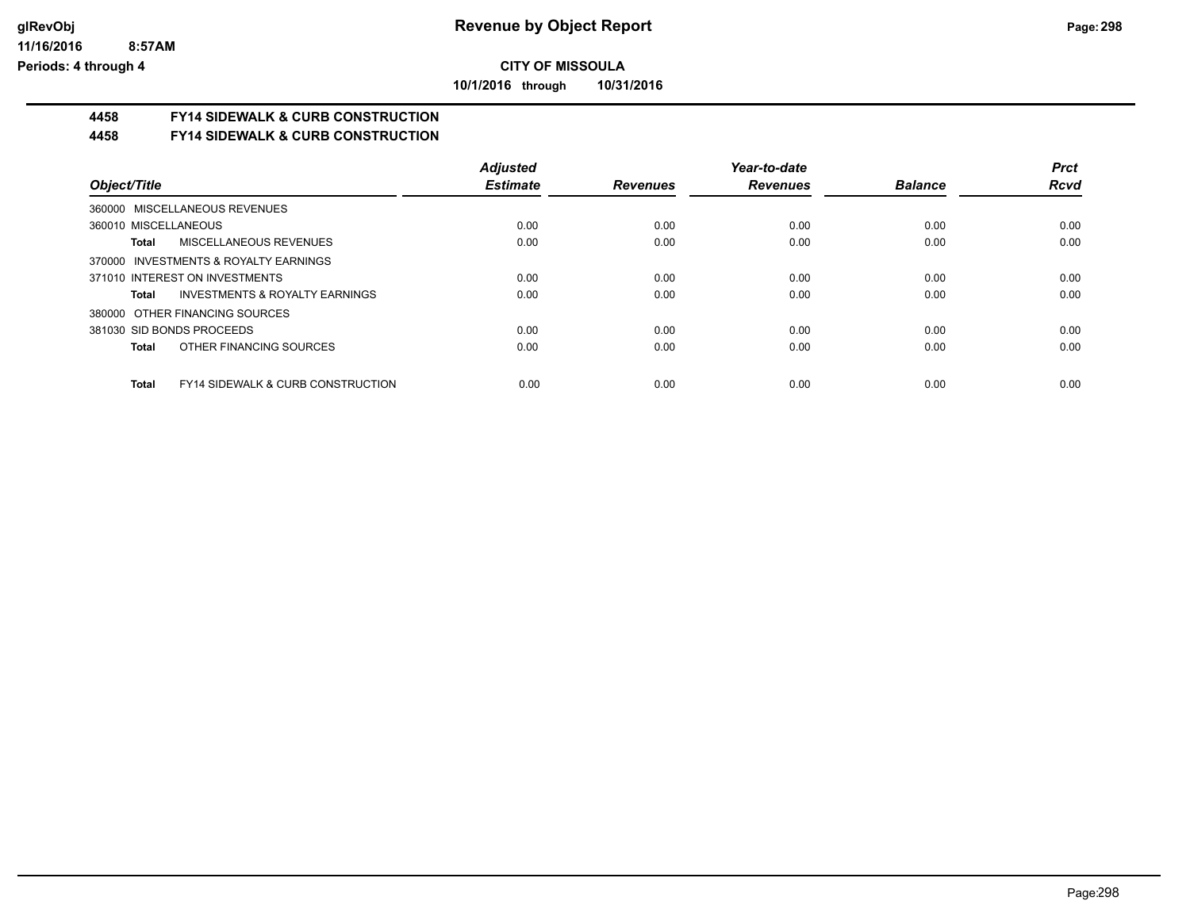# Revenue by Object Report

**CITY OF MISSOULA**

**10/1/2016 through 10/31/2016**

glRevObj
11/16/2016 8:57AM
Periods: 4 through 4

## 4458 FY14 SIDEWALK & CURB CONSTRUCTION

## 4458 FY14 SIDEWALK & CURB CONSTRUCTION

| Object/Title | Adjusted Estimate | Revenues | Year-to-date Revenues | Balance | Prct Rcvd |
|---|---|---|---|---|---|
| 360000 MISCELLANEOUS REVENUES | | | | | |
| 360010 MISCELLANEOUS | 0.00 | 0.00 | 0.00 | 0.00 | 0.00 |
| **Total** MISCELLANEOUS REVENUES | 0.00 | 0.00 | 0.00 | 0.00 | 0.00 |
| 370000 INVESTMENTS & ROYALTY EARNINGS | | | | | |
| 371010 INTEREST ON INVESTMENTS | 0.00 | 0.00 | 0.00 | 0.00 | 0.00 |
| **Total** INVESTMENTS & ROYALTY EARNINGS | 0.00 | 0.00 | 0.00 | 0.00 | 0.00 |
| 380000 OTHER FINANCING SOURCES | | | | | |
| 381030 SID BONDS PROCEEDS | 0.00 | 0.00 | 0.00 | 0.00 | 0.00 |
| **Total** OTHER FINANCING SOURCES | 0.00 | 0.00 | 0.00 | 0.00 | 0.00 |
| **Total** FY14 SIDEWALK & CURB CONSTRUCTION | 0.00 | 0.00 | 0.00 | 0.00 | 0.00 |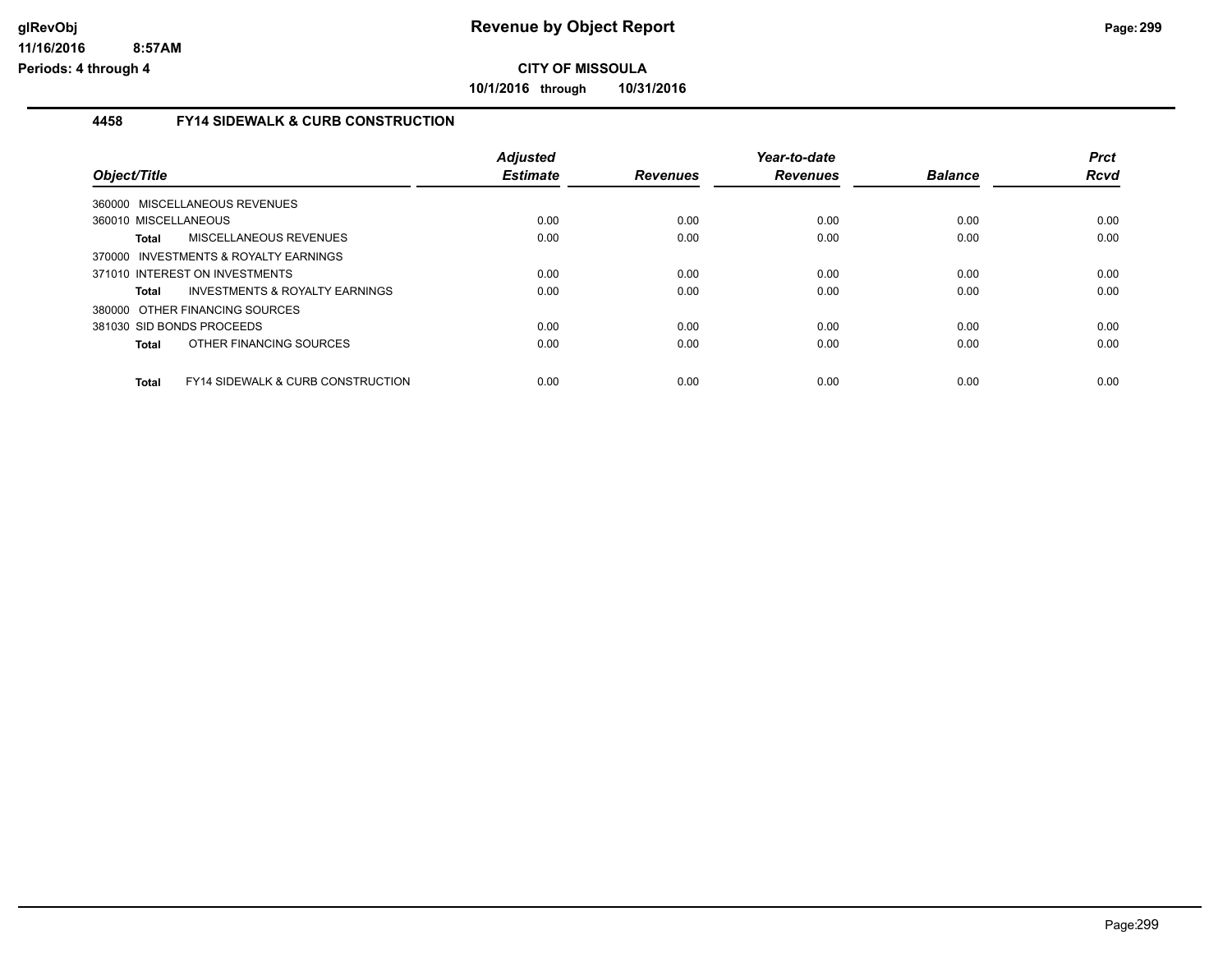# Revenue by Object Report

**CITY OF MISSOULA**

**10/1/2016 through 10/31/2016**

## 4458 FY14 SIDEWALK & CURB CONSTRUCTION

| Object/Title | Adjusted Estimate | Revenues | Year-to-date Revenues | Balance | Prct Rcvd |
|---|---|---|---|---|---|
| 360000 MISCELLANEOUS REVENUES | | | | | |
| 360010 MISCELLANEOUS | 0.00 | 0.00 | 0.00 | 0.00 | 0.00 |
| **Total** MISCELLANEOUS REVENUES | 0.00 | 0.00 | 0.00 | 0.00 | 0.00 |
| 370000 INVESTMENTS & ROYALTY EARNINGS | | | | | |
| 371010 INTEREST ON INVESTMENTS | 0.00 | 0.00 | 0.00 | 0.00 | 0.00 |
| **Total** INVESTMENTS & ROYALTY EARNINGS | 0.00 | 0.00 | 0.00 | 0.00 | 0.00 |
| 380000 OTHER FINANCING SOURCES | | | | | |
| 381030 SID BONDS PROCEEDS | 0.00 | 0.00 | 0.00 | 0.00 | 0.00 |
| **Total** OTHER FINANCING SOURCES | 0.00 | 0.00 | 0.00 | 0.00 | 0.00 |
| **Total** FY14 SIDEWALK & CURB CONSTRUCTION | 0.00 | 0.00 | 0.00 | 0.00 | 0.00 |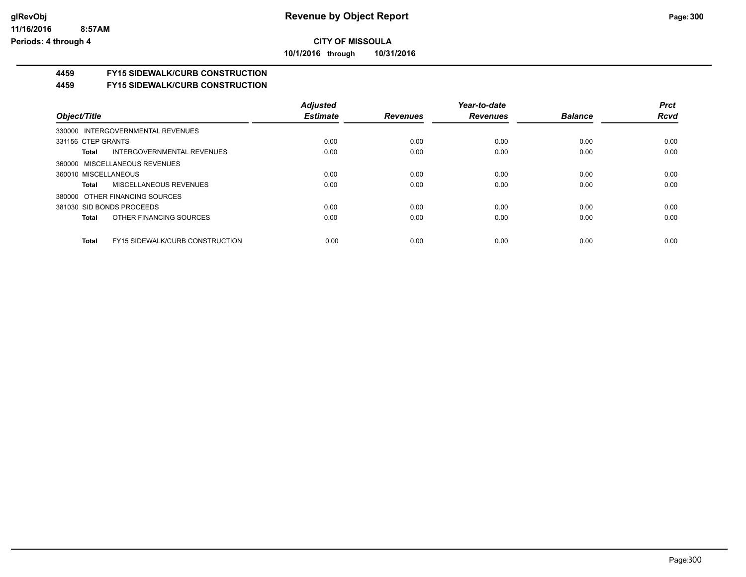# CITY OF MISSOULA

10/1/2016 through 10/31/2016

## 4459 FY15 SIDEWALK/CURB CONSTRUCTION

## 4459 FY15 SIDEWALK/CURB CONSTRUCTION

| Object/Title | Adjusted Estimate | Revenues | Year-to-date Revenues | Balance | Prct Rcvd |
|---|---|---|---|---|---|
| 330000 INTERGOVERNMENTAL REVENUES | | | | | |
| 331156 CTEP GRANTS | 0.00 | 0.00 | 0.00 | 0.00 | 0.00 |
| **Total** INTERGOVERNMENTAL REVENUES | 0.00 | 0.00 | 0.00 | 0.00 | 0.00 |
| 360000 MISCELLANEOUS REVENUES | | | | | |
| 360010 MISCELLANEOUS | 0.00 | 0.00 | 0.00 | 0.00 | 0.00 |
| **Total** MISCELLANEOUS REVENUES | 0.00 | 0.00 | 0.00 | 0.00 | 0.00 |
| 380000 OTHER FINANCING SOURCES | | | | | |
| 381030 SID BONDS PROCEEDS | 0.00 | 0.00 | 0.00 | 0.00 | 0.00 |
| **Total** OTHER FINANCING SOURCES | 0.00 | 0.00 | 0.00 | 0.00 | 0.00 |
| **Total** FY15 SIDEWALK/CURB CONSTRUCTION | 0.00 | 0.00 | 0.00 | 0.00 | 0.00 |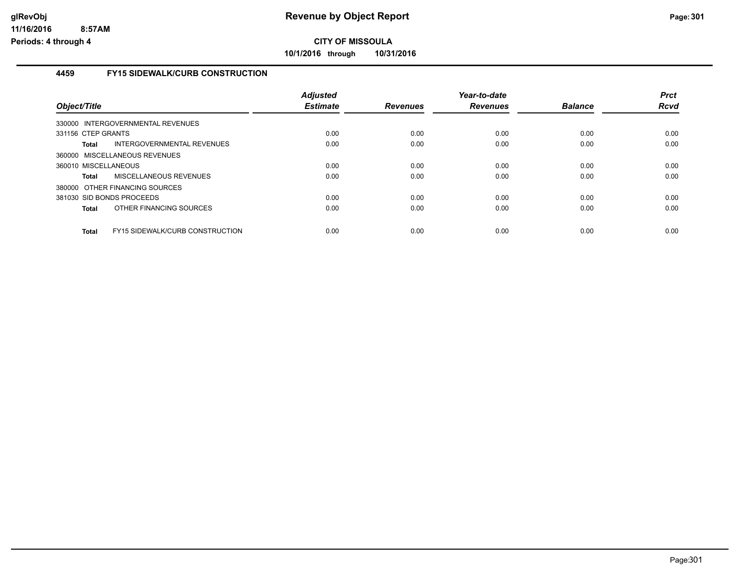**Revenue by Object Report**

**CITY OF MISSOULA**

**10/1/2016 through 10/31/2016**

glRevObj
11/16/2016 8:57AM
Periods: 4 through 4

## 4459 FY15 SIDEWALK/CURB CONSTRUCTION

| Object/Title | | Adjusted Estimate | Revenues | Year-to-date Revenues | Balance | Prct Rcvd |
|---|---|---|---|---|---|---|
| 330000 INTERGOVERNMENTAL REVENUES | | | | | | |
| 331156 CTEP GRANTS | | 0.00 | 0.00 | 0.00 | 0.00 | 0.00 |
| **Total** | INTERGOVERNMENTAL REVENUES | 0.00 | 0.00 | 0.00 | 0.00 | 0.00 |
| 360000 MISCELLANEOUS REVENUES | | | | | | |
| 360010 MISCELLANEOUS | | 0.00 | 0.00 | 0.00 | 0.00 | 0.00 |
| **Total** | MISCELLANEOUS REVENUES | 0.00 | 0.00 | 0.00 | 0.00 | 0.00 |
| 380000 OTHER FINANCING SOURCES | | | | | | |
| 381030 SID BONDS PROCEEDS | | 0.00 | 0.00 | 0.00 | 0.00 | 0.00 |
| **Total** | OTHER FINANCING SOURCES | 0.00 | 0.00 | 0.00 | 0.00 | 0.00 |
| **Total** | FY15 SIDEWALK/CURB CONSTRUCTION | 0.00 | 0.00 | 0.00 | 0.00 | 0.00 |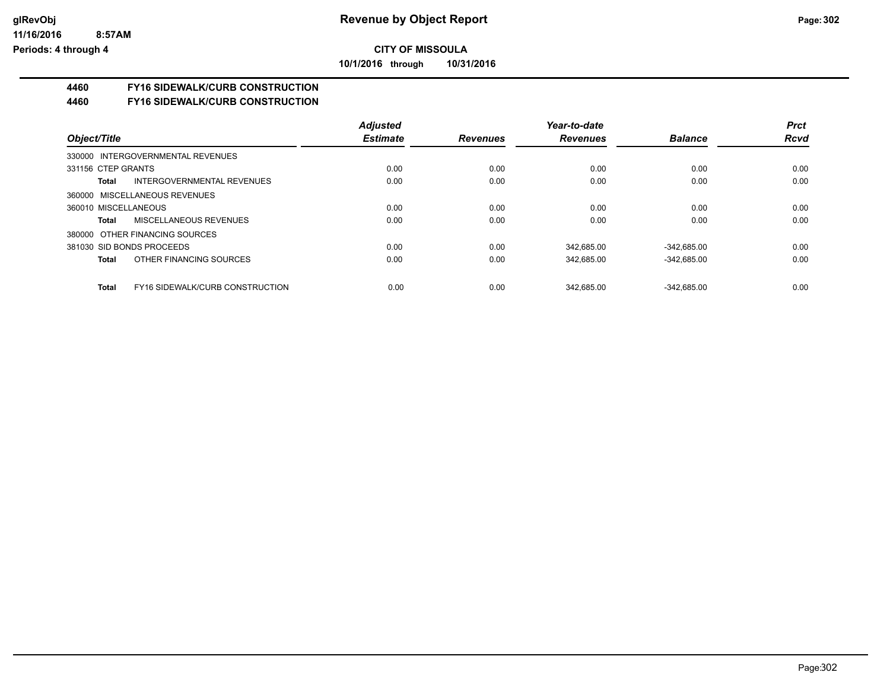**CITY OF MISSOULA**

**10/1/2016 through 10/31/2016**

**4460 FY16 SIDEWALK/CURB CONSTRUCTION**

**4460 FY16 SIDEWALK/CURB CONSTRUCTION**

| Object/Title | | Adjusted Estimate | Revenues | Year-to-date Revenues | Balance | Prct Rcvd |
|---|---|---|---|---|---|---|
| 330000 INTERGOVERNMENTAL REVENUES | | | | | | |
| 331156 CTEP GRANTS | | 0.00 | 0.00 | 0.00 | 0.00 | 0.00 |
| **Total** | INTERGOVERNMENTAL REVENUES | 0.00 | 0.00 | 0.00 | 0.00 | 0.00 |
| 360000 MISCELLANEOUS REVENUES | | | | | | |
| 360010 MISCELLANEOUS | | 0.00 | 0.00 | 0.00 | 0.00 | 0.00 |
| **Total** | MISCELLANEOUS REVENUES | 0.00 | 0.00 | 0.00 | 0.00 | 0.00 |
| 380000 OTHER FINANCING SOURCES | | | | | | |
| 381030 SID BONDS PROCEEDS | | 0.00 | 0.00 | 342,685.00 | -342,685.00 | 0.00 |
| **Total** | OTHER FINANCING SOURCES | 0.00 | 0.00 | 342,685.00 | -342,685.00 | 0.00 |
| **Total** | FY16 SIDEWALK/CURB CONSTRUCTION | 0.00 | 0.00 | 342,685.00 | -342,685.00 | 0.00 |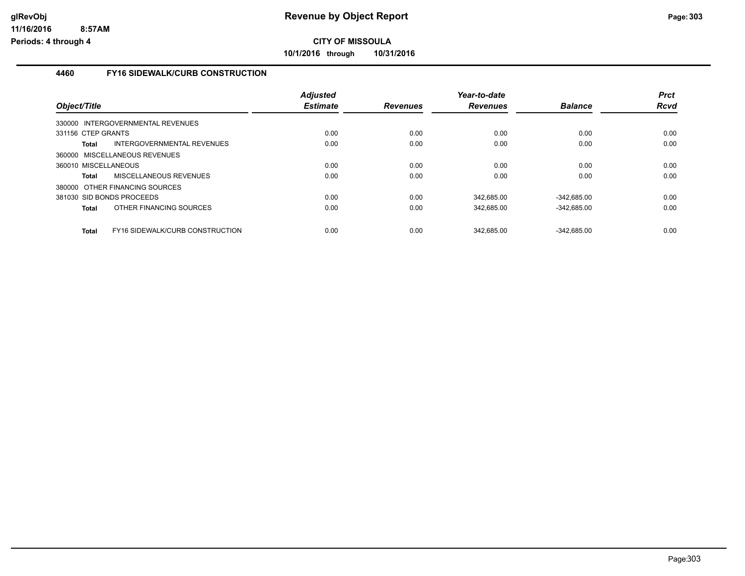**CITY OF MISSOULA**

**10/1/2016 through 10/31/2016**

## 4460 FY16 SIDEWALK/CURB CONSTRUCTION

| Object/Title | Adjusted Estimate | Revenues | Year-to-date Revenues | Balance | Prct Rcvd |
|---|---|---|---|---|---|
| 330000 INTERGOVERNMENTAL REVENUES | | | | | |
| 331156 CTEP GRANTS | 0.00 | 0.00 | 0.00 | 0.00 | 0.00 |
| **Total** INTERGOVERNMENTAL REVENUES | 0.00 | 0.00 | 0.00 | 0.00 | 0.00 |
| 360000 MISCELLANEOUS REVENUES | | | | | |
| 360010 MISCELLANEOUS | 0.00 | 0.00 | 0.00 | 0.00 | 0.00 |
| **Total** MISCELLANEOUS REVENUES | 0.00 | 0.00 | 0.00 | 0.00 | 0.00 |
| 380000 OTHER FINANCING SOURCES | | | | | |
| 381030 SID BONDS PROCEEDS | 0.00 | 0.00 | 342,685.00 | -342,685.00 | 0.00 |
| **Total** OTHER FINANCING SOURCES | 0.00 | 0.00 | 342,685.00 | -342,685.00 | 0.00 |
| **Total** FY16 SIDEWALK/CURB CONSTRUCTION | 0.00 | 0.00 | 342,685.00 | -342,685.00 | 0.00 |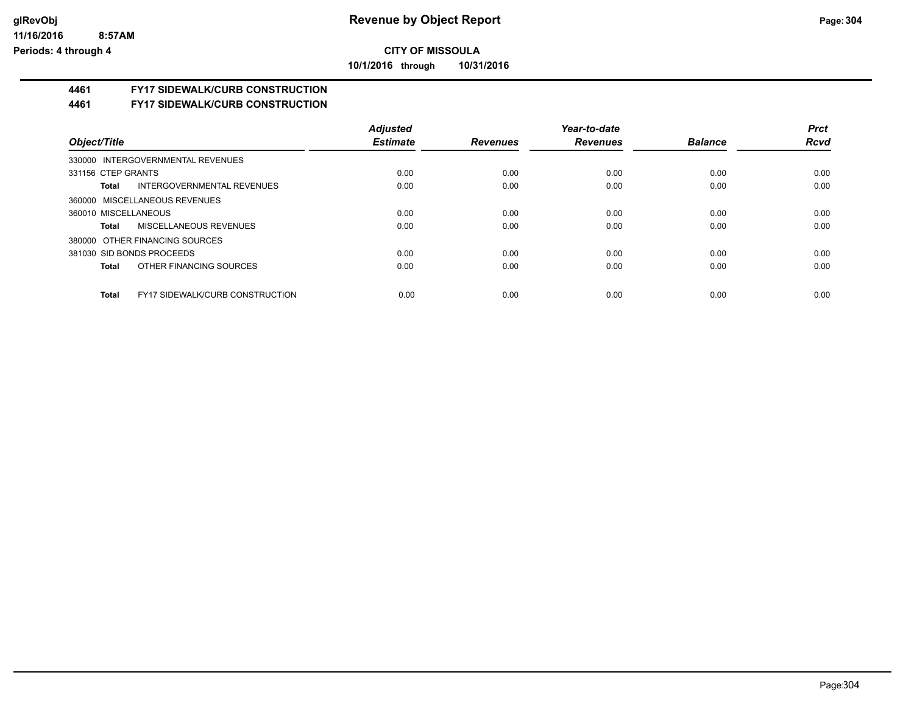**CITY OF MISSOULA**

**10/1/2016 through 10/31/2016**

## 4461 FY17 SIDEWALK/CURB CONSTRUCTION

### 4461 FY17 SIDEWALK/CURB CONSTRUCTION

| Object/Title | Adjusted Estimate | Revenues | Year-to-date Revenues | Balance | Prct Rcvd |
|---|---|---|---|---|---|
| 330000 INTERGOVERNMENTAL REVENUES | | | | | |
| 331156 CTEP GRANTS | 0.00 | 0.00 | 0.00 | 0.00 | 0.00 |
| **Total** INTERGOVERNMENTAL REVENUES | 0.00 | 0.00 | 0.00 | 0.00 | 0.00 |
| 360000 MISCELLANEOUS REVENUES | | | | | |
| 360010 MISCELLANEOUS | 0.00 | 0.00 | 0.00 | 0.00 | 0.00 |
| **Total** MISCELLANEOUS REVENUES | 0.00 | 0.00 | 0.00 | 0.00 | 0.00 |
| 380000 OTHER FINANCING SOURCES | | | | | |
| 381030 SID BONDS PROCEEDS | 0.00 | 0.00 | 0.00 | 0.00 | 0.00 |
| **Total** OTHER FINANCING SOURCES | 0.00 | 0.00 | 0.00 | 0.00 | 0.00 |
| **Total** FY17 SIDEWALK/CURB CONSTRUCTION | 0.00 | 0.00 | 0.00 | 0.00 | 0.00 |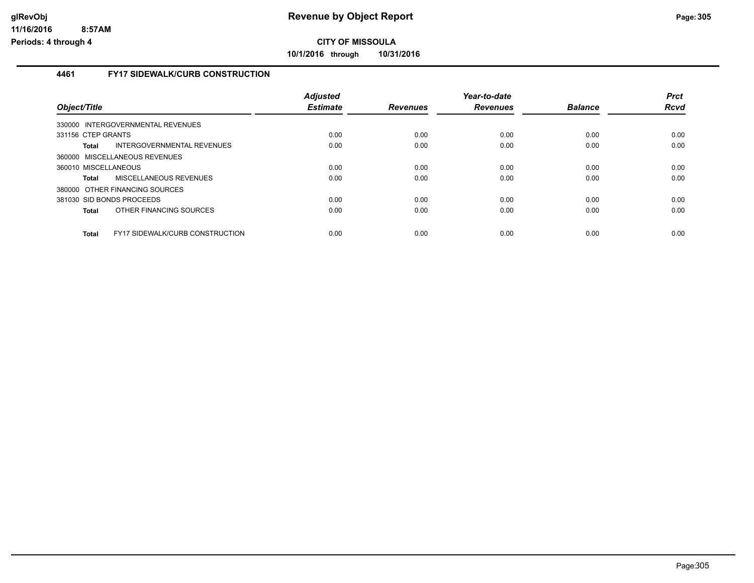# Revenue by Object Report

**CITY OF MISSOULA**

**10/1/2016 through 10/31/2016**

### 4461 FY17 SIDEWALK/CURB CONSTRUCTION

| Object/Title | Adjusted Estimate | Revenues | Year-to-date Revenues | Balance | Prct Rcvd |
|---|---|---|---|---|---|
| 330000 INTERGOVERNMENTAL REVENUES | | | | | |
| 331156 CTEP GRANTS | 0.00 | 0.00 | 0.00 | 0.00 | 0.00 |
| **Total** INTERGOVERNMENTAL REVENUES | 0.00 | 0.00 | 0.00 | 0.00 | 0.00 |
| 360000 MISCELLANEOUS REVENUES | | | | | |
| 360010 MISCELLANEOUS | 0.00 | 0.00 | 0.00 | 0.00 | 0.00 |
| **Total** MISCELLANEOUS REVENUES | 0.00 | 0.00 | 0.00 | 0.00 | 0.00 |
| 380000 OTHER FINANCING SOURCES | | | | | |
| 381030 SID BONDS PROCEEDS | 0.00 | 0.00 | 0.00 | 0.00 | 0.00 |
| **Total** OTHER FINANCING SOURCES | 0.00 | 0.00 | 0.00 | 0.00 | 0.00 |
| **Total** FY17 SIDEWALK/CURB CONSTRUCTION | 0.00 | 0.00 | 0.00 | 0.00 | 0.00 |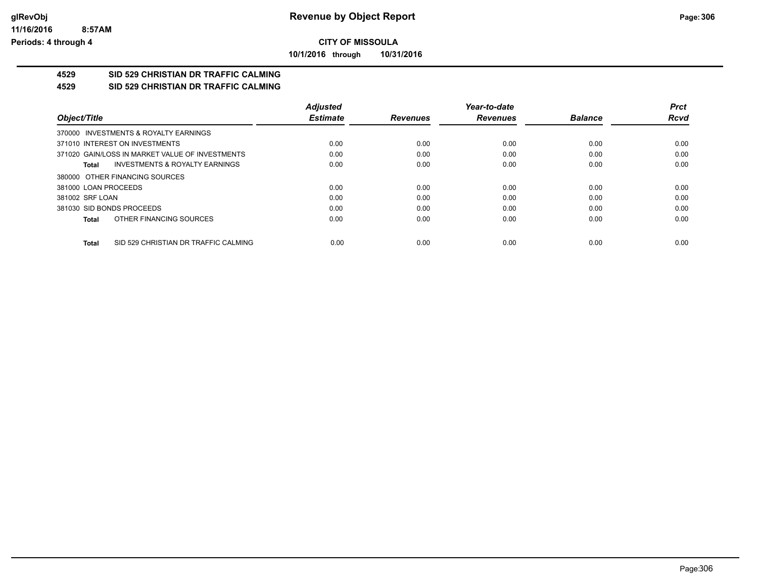# Revenue by Object Report

**CITY OF MISSOULA**

**10/1/2016 through 10/31/2016**

glRevObj
11/16/2016 8:57AM
Periods: 4 through 4

## 4529 SID 529 CHRISTIAN DR TRAFFIC CALMING
## 4529 SID 529 CHRISTIAN DR TRAFFIC CALMING

| Object/Title | Adjusted Estimate | Revenues | Year-to-date Revenues | Balance | Prct Rcvd |
|---|---|---|---|---|---|
| 370000 INVESTMENTS & ROYALTY EARNINGS | | | | | |
| 371010 INTEREST ON INVESTMENTS | 0.00 | 0.00 | 0.00 | 0.00 | 0.00 |
| 371020 GAIN/LOSS IN MARKET VALUE OF INVESTMENTS | 0.00 | 0.00 | 0.00 | 0.00 | 0.00 |
| **Total** INVESTMENTS & ROYALTY EARNINGS | 0.00 | 0.00 | 0.00 | 0.00 | 0.00 |
| 380000 OTHER FINANCING SOURCES | | | | | |
| 381000 LOAN PROCEEDS | 0.00 | 0.00 | 0.00 | 0.00 | 0.00 |
| 381002 SRF LOAN | 0.00 | 0.00 | 0.00 | 0.00 | 0.00 |
| 381030 SID BONDS PROCEEDS | 0.00 | 0.00 | 0.00 | 0.00 | 0.00 |
| **Total** OTHER FINANCING SOURCES | 0.00 | 0.00 | 0.00 | 0.00 | 0.00 |
| **Total** SID 529 CHRISTIAN DR TRAFFIC CALMING | 0.00 | 0.00 | 0.00 | 0.00 | 0.00 |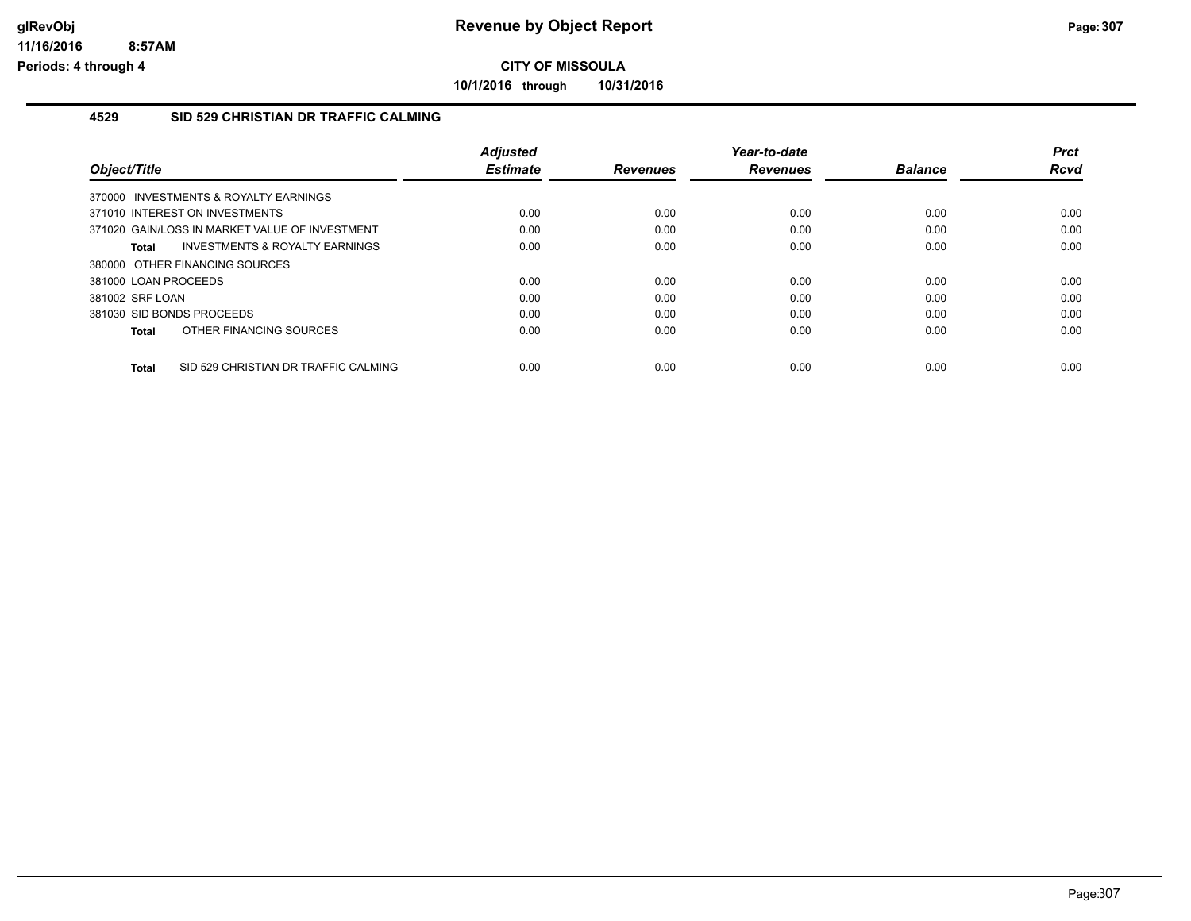**CITY OF MISSOULA**

**10/1/2016 through 10/31/2016**

## 4529 SID 529 CHRISTIAN DR TRAFFIC CALMING

| Object/Title | Adjusted Estimate | Revenues | Year-to-date Revenues | Balance | Prct Rcvd |
|---|---|---|---|---|---|
| 370000 INVESTMENTS & ROYALTY EARNINGS | | | | | |
| 371010 INTEREST ON INVESTMENTS | 0.00 | 0.00 | 0.00 | 0.00 | 0.00 |
| 371020 GAIN/LOSS IN MARKET VALUE OF INVESTMENT | 0.00 | 0.00 | 0.00 | 0.00 | 0.00 |
| **Total** INVESTMENTS & ROYALTY EARNINGS | 0.00 | 0.00 | 0.00 | 0.00 | 0.00 |
| 380000 OTHER FINANCING SOURCES | | | | | |
| 381000 LOAN PROCEEDS | 0.00 | 0.00 | 0.00 | 0.00 | 0.00 |
| 381002 SRF LOAN | 0.00 | 0.00 | 0.00 | 0.00 | 0.00 |
| 381030 SID BONDS PROCEEDS | 0.00 | 0.00 | 0.00 | 0.00 | 0.00 |
| **Total** OTHER FINANCING SOURCES | 0.00 | 0.00 | 0.00 | 0.00 | 0.00 |
| **Total** SID 529 CHRISTIAN DR TRAFFIC CALMING | 0.00 | 0.00 | 0.00 | 0.00 | 0.00 |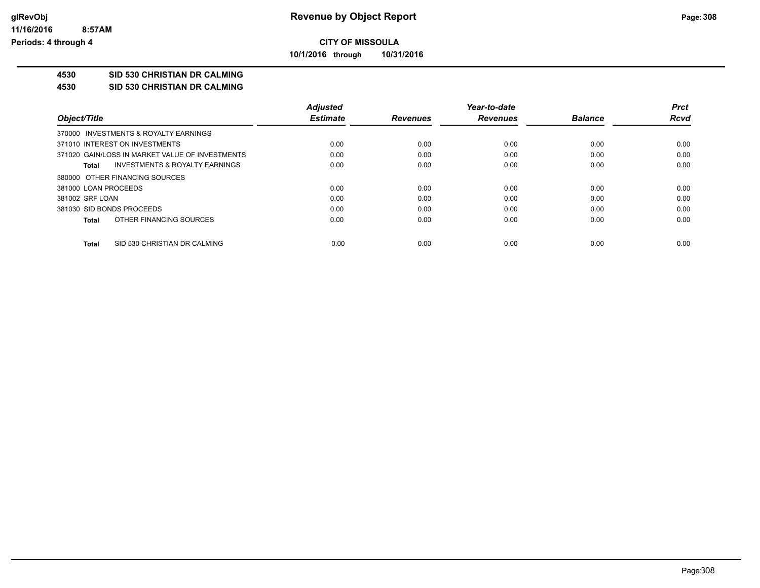**CITY OF MISSOULA**

**10/1/2016 through 10/31/2016**

**4530 SID 530 CHRISTIAN DR CALMING**

**4530 SID 530 CHRISTIAN DR CALMING**

| Object/Title | Adjusted Estimate | Revenues | Year-to-date Revenues | Balance | Prct Rcvd |
|---|---|---|---|---|---|
| 370000 INVESTMENTS & ROYALTY EARNINGS | | | | | |
| 371010 INTEREST ON INVESTMENTS | 0.00 | 0.00 | 0.00 | 0.00 | 0.00 |
| 371020 GAIN/LOSS IN MARKET VALUE OF INVESTMENTS | 0.00 | 0.00 | 0.00 | 0.00 | 0.00 |
| **Total** INVESTMENTS & ROYALTY EARNINGS | 0.00 | 0.00 | 0.00 | 0.00 | 0.00 |
| 380000 OTHER FINANCING SOURCES | | | | | |
| 381000 LOAN PROCEEDS | 0.00 | 0.00 | 0.00 | 0.00 | 0.00 |
| 381002 SRF LOAN | 0.00 | 0.00 | 0.00 | 0.00 | 0.00 |
| 381030 SID BONDS PROCEEDS | 0.00 | 0.00 | 0.00 | 0.00 | 0.00 |
| **Total** OTHER FINANCING SOURCES | 0.00 | 0.00 | 0.00 | 0.00 | 0.00 |
| **Total** SID 530 CHRISTIAN DR CALMING | 0.00 | 0.00 | 0.00 | 0.00 | 0.00 |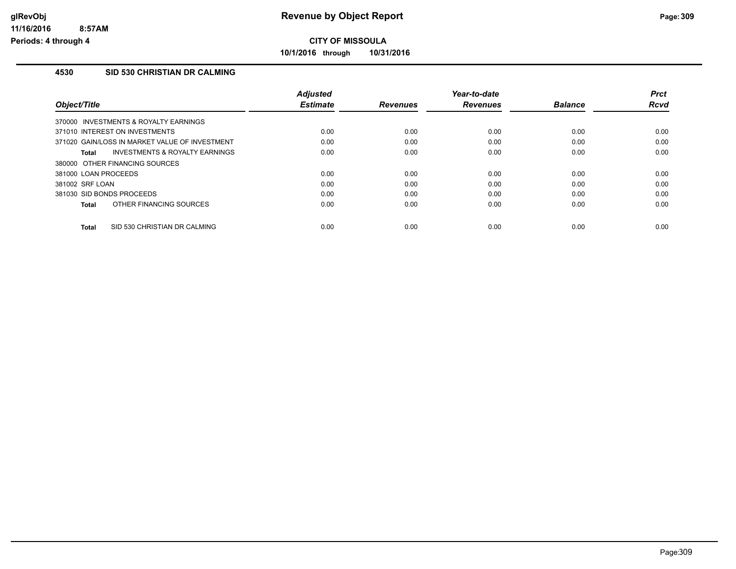**CITY OF MISSOULA**

**10/1/2016 through 10/31/2016**

### 4530 SID 530 CHRISTIAN DR CALMING

| Object/Title | Adjusted Estimate | Revenues | Year-to-date Revenues | Balance | Prct Rcvd |
|---|---|---|---|---|---|
| 370000 INVESTMENTS & ROYALTY EARNINGS | | | | | |
| 371010 INTEREST ON INVESTMENTS | 0.00 | 0.00 | 0.00 | 0.00 | 0.00 |
| 371020 GAIN/LOSS IN MARKET VALUE OF INVESTMENT | 0.00 | 0.00 | 0.00 | 0.00 | 0.00 |
| **Total** INVESTMENTS & ROYALTY EARNINGS | 0.00 | 0.00 | 0.00 | 0.00 | 0.00 |
| 380000 OTHER FINANCING SOURCES | | | | | |
| 381000 LOAN PROCEEDS | 0.00 | 0.00 | 0.00 | 0.00 | 0.00 |
| 381002 SRF LOAN | 0.00 | 0.00 | 0.00 | 0.00 | 0.00 |
| 381030 SID BONDS PROCEEDS | 0.00 | 0.00 | 0.00 | 0.00 | 0.00 |
| **Total** OTHER FINANCING SOURCES | 0.00 | 0.00 | 0.00 | 0.00 | 0.00 |
| **Total** SID 530 CHRISTIAN DR CALMING | 0.00 | 0.00 | 0.00 | 0.00 | 0.00 |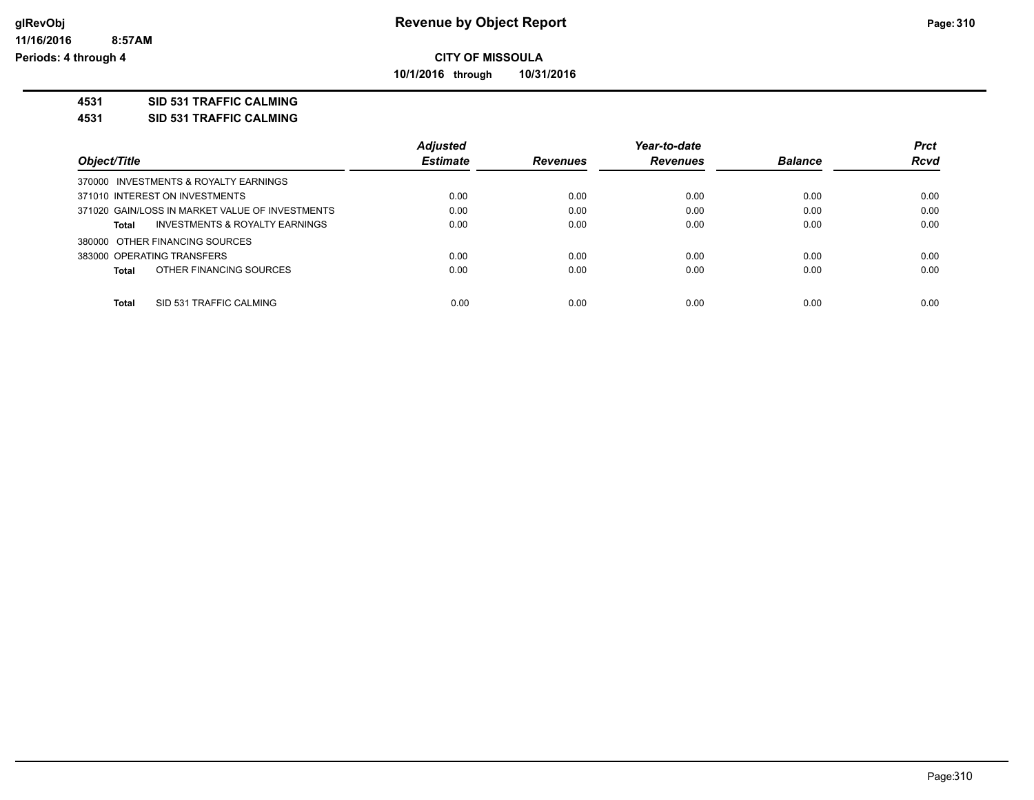# Revenue by Object Report

**CITY OF MISSOULA**

**10/1/2016 through 10/31/2016**

**4531 SID 531 TRAFFIC CALMING**

**4531 SID 531 TRAFFIC CALMING**

| Object/Title | Adjusted Estimate | Revenues | Year-to-date Revenues | Balance | Prct Rcvd |
|---|---|---|---|---|---|
| 370000 INVESTMENTS & ROYALTY EARNINGS | | | | | |
| 371010 INTEREST ON INVESTMENTS | 0.00 | 0.00 | 0.00 | 0.00 | 0.00 |
| 371020 GAIN/LOSS IN MARKET VALUE OF INVESTMENTS | 0.00 | 0.00 | 0.00 | 0.00 | 0.00 |
| **Total** INVESTMENTS & ROYALTY EARNINGS | 0.00 | 0.00 | 0.00 | 0.00 | 0.00 |
| 380000 OTHER FINANCING SOURCES | | | | | |
| 383000 OPERATING TRANSFERS | 0.00 | 0.00 | 0.00 | 0.00 | 0.00 |
| **Total** OTHER FINANCING SOURCES | 0.00 | 0.00 | 0.00 | 0.00 | 0.00 |
| **Total** SID 531 TRAFFIC CALMING | 0.00 | 0.00 | 0.00 | 0.00 | 0.00 |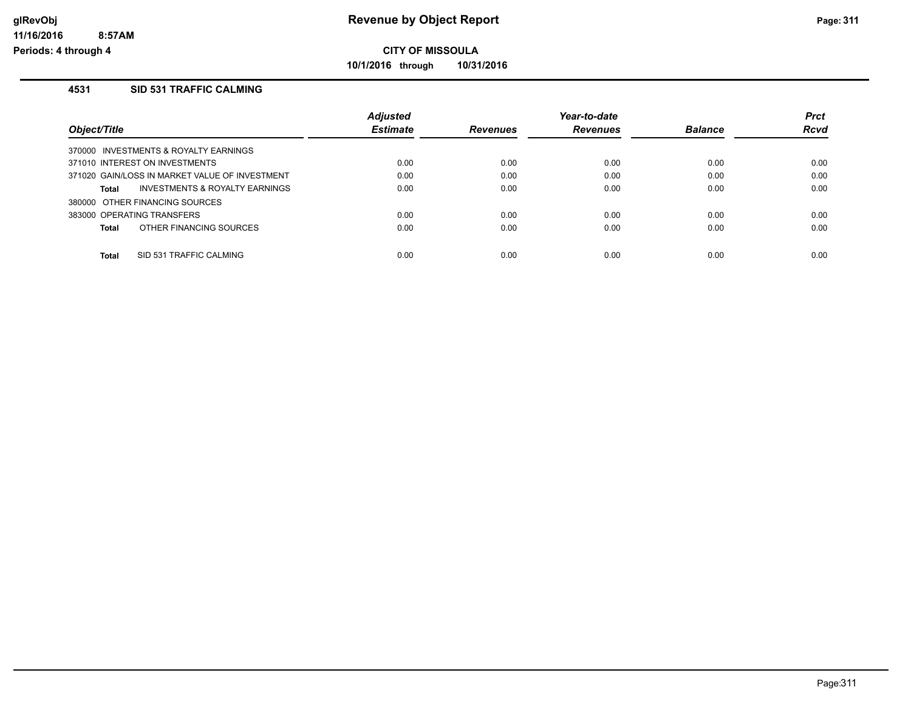**glRevObj**
**11/16/2016 8:57AM**
**Periods: 4 through 4**

# Revenue by Object Report

**CITY OF MISSOULA**

**10/1/2016 through 10/31/2016**

## 4531 SID 531 TRAFFIC CALMING

| Object/Title | Adjusted Estimate | Revenues | Year-to-date Revenues | Balance | Prct Rcvd |
|---|---|---|---|---|---|
| 370000 INVESTMENTS & ROYALTY EARNINGS | | | | | |
| 371010 INTEREST ON INVESTMENTS | 0.00 | 0.00 | 0.00 | 0.00 | 0.00 |
| 371020 GAIN/LOSS IN MARKET VALUE OF INVESTMENT | 0.00 | 0.00 | 0.00 | 0.00 | 0.00 |
| **Total** INVESTMENTS & ROYALTY EARNINGS | 0.00 | 0.00 | 0.00 | 0.00 | 0.00 |
| 380000 OTHER FINANCING SOURCES | | | | | |
| 383000 OPERATING TRANSFERS | 0.00 | 0.00 | 0.00 | 0.00 | 0.00 |
| **Total** OTHER FINANCING SOURCES | 0.00 | 0.00 | 0.00 | 0.00 | 0.00 |
| **Total** SID 531 TRAFFIC CALMING | 0.00 | 0.00 | 0.00 | 0.00 | 0.00 |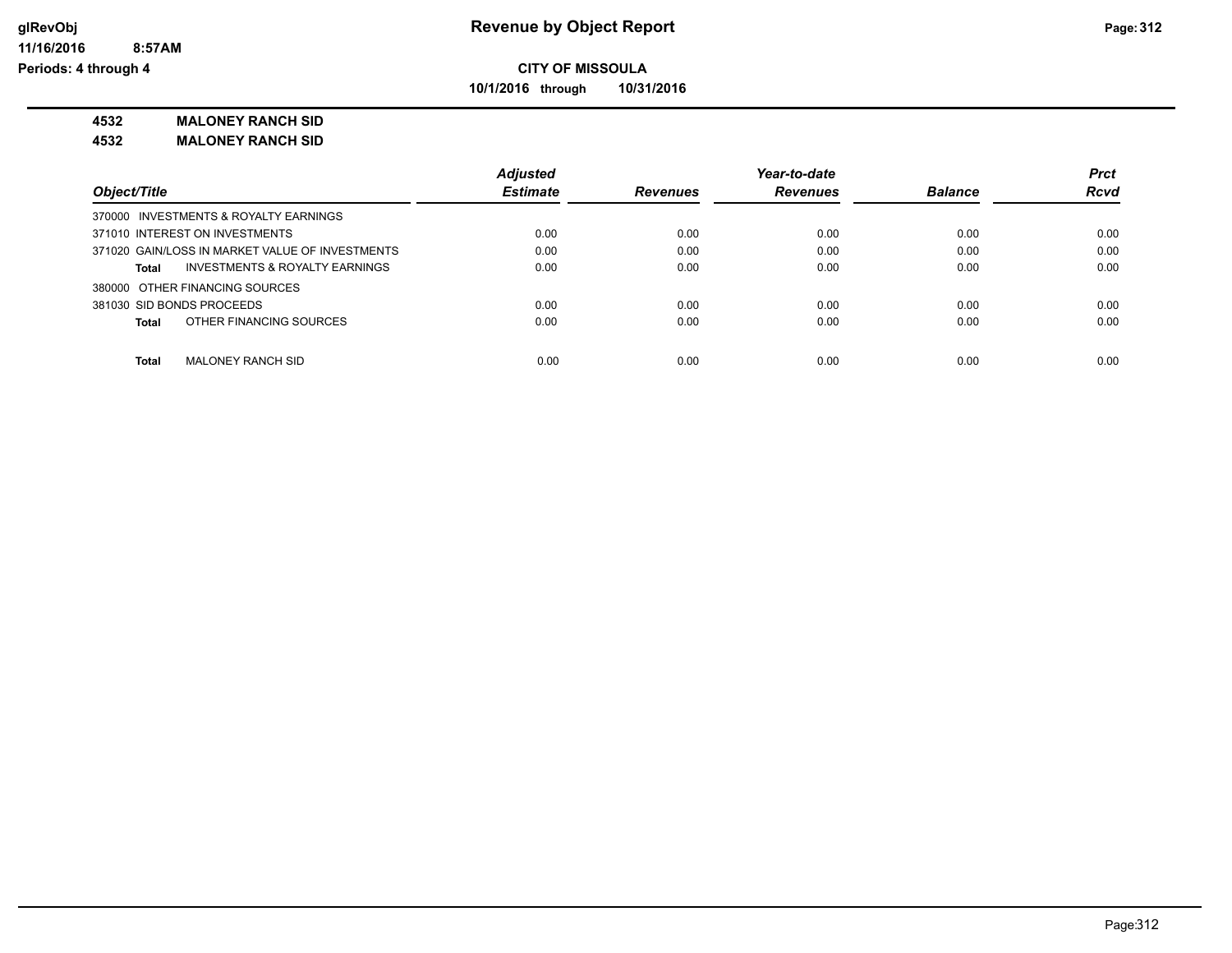**CITY OF MISSOULA**

**10/1/2016 through 10/31/2016**

**4532 MALONEY RANCH SID**

**4532 MALONEY RANCH SID**

| Object/Title | Adjusted Estimate | Revenues | Year-to-date Revenues | Balance | Prct Rcvd |
|---|---|---|---|---|---|
| 370000 INVESTMENTS & ROYALTY EARNINGS | | | | | |
| 371010 INTEREST ON INVESTMENTS | 0.00 | 0.00 | 0.00 | 0.00 | 0.00 |
| 371020 GAIN/LOSS IN MARKET VALUE OF INVESTMENTS | 0.00 | 0.00 | 0.00 | 0.00 | 0.00 |
| **Total** INVESTMENTS & ROYALTY EARNINGS | 0.00 | 0.00 | 0.00 | 0.00 | 0.00 |
| 380000 OTHER FINANCING SOURCES | | | | | |
| 381030 SID BONDS PROCEEDS | 0.00 | 0.00 | 0.00 | 0.00 | 0.00 |
| **Total** OTHER FINANCING SOURCES | 0.00 | 0.00 | 0.00 | 0.00 | 0.00 |
| **Total** MALONEY RANCH SID | 0.00 | 0.00 | 0.00 | 0.00 | 0.00 |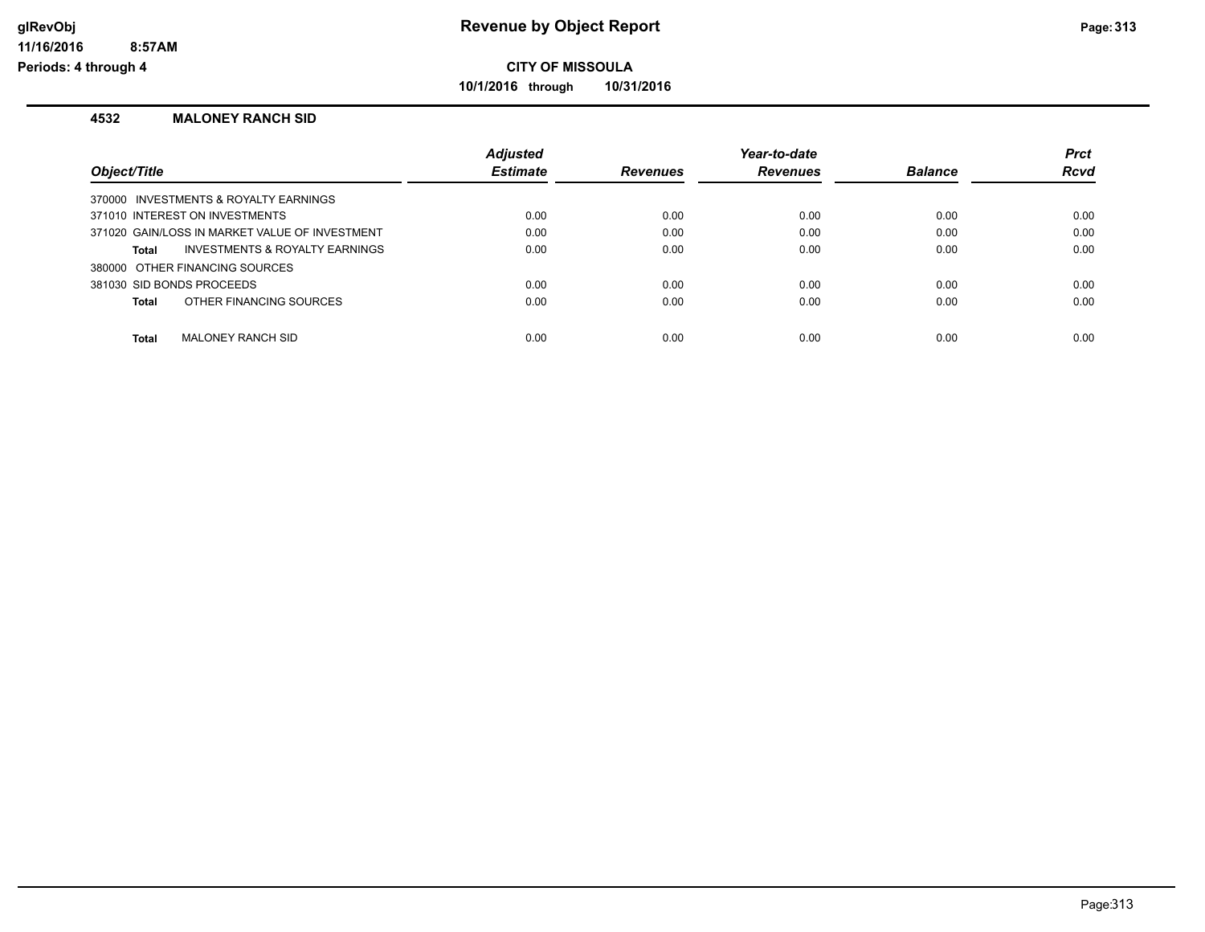**Revenue by Object Report**

**CITY OF MISSOULA**

**10/1/2016 through 10/31/2016**

glRevObj
11/16/2016 8:57AM
Periods: 4 through 4

## 4532 MALONEY RANCH SID

| Object/Title | Adjusted Estimate | Revenues | Year-to-date Revenues | Balance | Prct Rcvd |
|---|---|---|---|---|---|
| 370000 INVESTMENTS & ROYALTY EARNINGS | | | | | |
| 371010 INTEREST ON INVESTMENTS | 0.00 | 0.00 | 0.00 | 0.00 | 0.00 |
| 371020 GAIN/LOSS IN MARKET VALUE OF INVESTMENT | 0.00 | 0.00 | 0.00 | 0.00 | 0.00 |
| **Total** INVESTMENTS & ROYALTY EARNINGS | 0.00 | 0.00 | 0.00 | 0.00 | 0.00 |
| 380000 OTHER FINANCING SOURCES | | | | | |
| 381030 SID BONDS PROCEEDS | 0.00 | 0.00 | 0.00 | 0.00 | 0.00 |
| **Total** OTHER FINANCING SOURCES | 0.00 | 0.00 | 0.00 | 0.00 | 0.00 |
| **Total** MALONEY RANCH SID | 0.00 | 0.00 | 0.00 | 0.00 | 0.00 |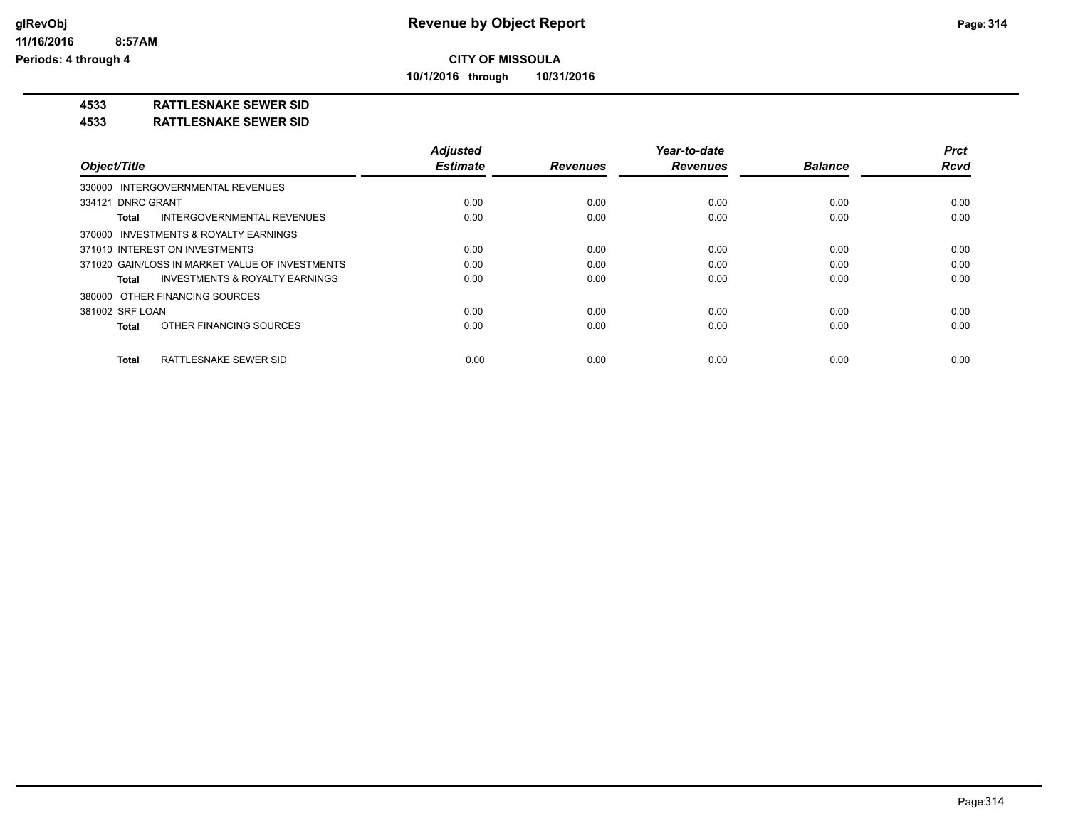**Revenue by Object Report**

**CITY OF MISSOULA**

**10/1/2016 through 10/31/2016**

glRevObj
11/16/2016 8:57AM
Periods: 4 through 4

**4533 RATTLESNAKE SEWER SID**

**4533 RATTLESNAKE SEWER SID**

| Object/Title | Adjusted Estimate | Revenues | Year-to-date Revenues | Balance | Prct Rcvd |
|---|---|---|---|---|---|
| 330000 INTERGOVERNMENTAL REVENUES | | | | | |
| 334121 DNRC GRANT | 0.00 | 0.00 | 0.00 | 0.00 | 0.00 |
| **Total** INTERGOVERNMENTAL REVENUES | 0.00 | 0.00 | 0.00 | 0.00 | 0.00 |
| 370000 INVESTMENTS & ROYALTY EARNINGS | | | | | |
| 371010 INTEREST ON INVESTMENTS | 0.00 | 0.00 | 0.00 | 0.00 | 0.00 |
| 371020 GAIN/LOSS IN MARKET VALUE OF INVESTMENTS | 0.00 | 0.00 | 0.00 | 0.00 | 0.00 |
| **Total** INVESTMENTS & ROYALTY EARNINGS | 0.00 | 0.00 | 0.00 | 0.00 | 0.00 |
| 380000 OTHER FINANCING SOURCES | | | | | |
| 381002 SRF LOAN | 0.00 | 0.00 | 0.00 | 0.00 | 0.00 |
| **Total** OTHER FINANCING SOURCES | 0.00 | 0.00 | 0.00 | 0.00 | 0.00 |
| **Total** RATTLESNAKE SEWER SID | 0.00 | 0.00 | 0.00 | 0.00 | 0.00 |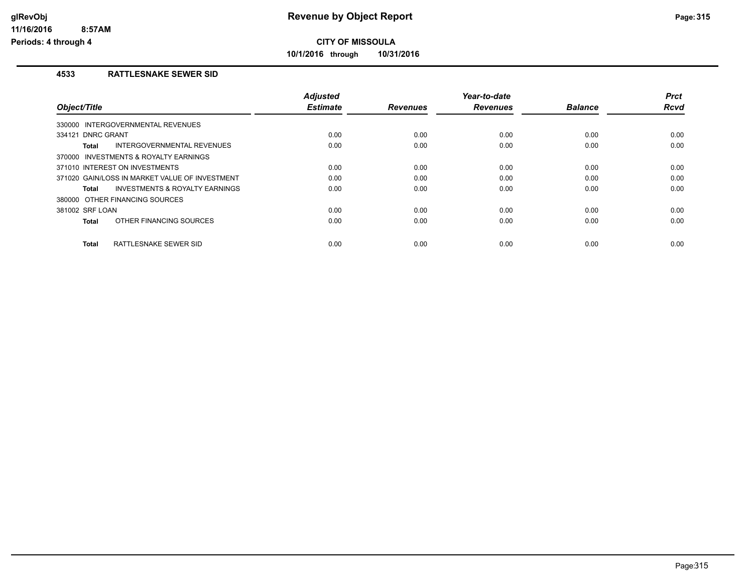**CITY OF MISSOULA**

**10/1/2016 through 10/31/2016**

## 4533 RATTLESNAKE SEWER SID

| Object/Title | Adjusted Estimate | Revenues | Year-to-date Revenues | Balance | Prct Rcvd |
|---|---|---|---|---|---|
| 330000 INTERGOVERNMENTAL REVENUES | | | | | |
| 334121 DNRC GRANT | 0.00 | 0.00 | 0.00 | 0.00 | 0.00 |
| **Total** INTERGOVERNMENTAL REVENUES | 0.00 | 0.00 | 0.00 | 0.00 | 0.00 |
| 370000 INVESTMENTS & ROYALTY EARNINGS | | | | | |
| 371010 INTEREST ON INVESTMENTS | 0.00 | 0.00 | 0.00 | 0.00 | 0.00 |
| 371020 GAIN/LOSS IN MARKET VALUE OF INVESTMENT | 0.00 | 0.00 | 0.00 | 0.00 | 0.00 |
| **Total** INVESTMENTS & ROYALTY EARNINGS | 0.00 | 0.00 | 0.00 | 0.00 | 0.00 |
| 380000 OTHER FINANCING SOURCES | | | | | |
| 381002 SRF LOAN | 0.00 | 0.00 | 0.00 | 0.00 | 0.00 |
| **Total** OTHER FINANCING SOURCES | 0.00 | 0.00 | 0.00 | 0.00 | 0.00 |
| **Total** RATTLESNAKE SEWER SID | 0.00 | 0.00 | 0.00 | 0.00 | 0.00 |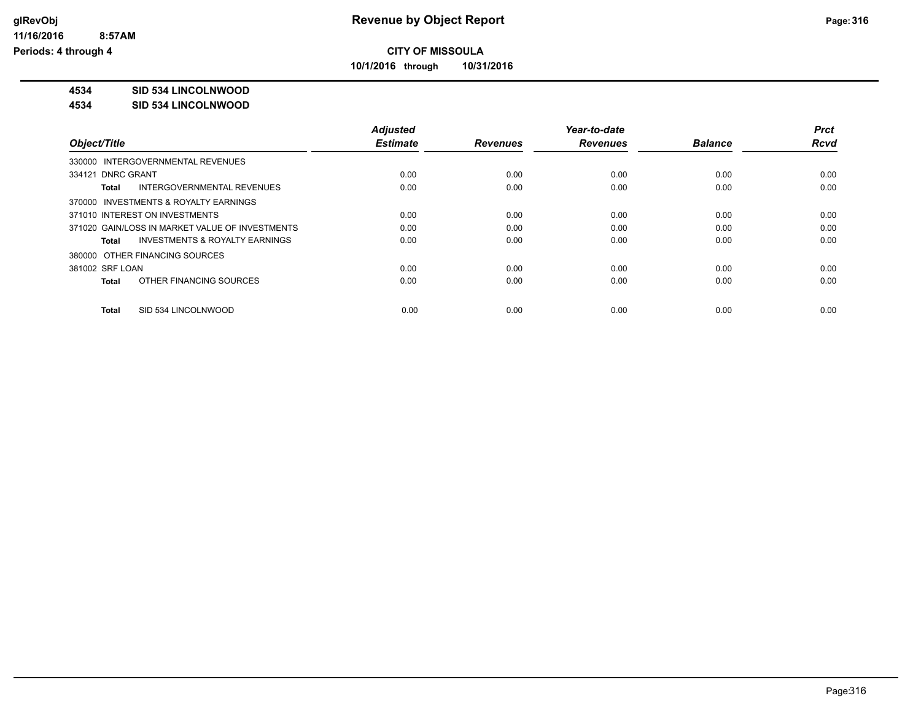**CITY OF MISSOULA**

**10/1/2016 through 10/31/2016**

**4534 SID 534 LINCOLNWOOD**

**4534 SID 534 LINCOLNWOOD**

| Object/Title | Adjusted Estimate | Revenues | Year-to-date Revenues | Balance | Prct Rcvd |
|---|---|---|---|---|---|
| 330000 INTERGOVERNMENTAL REVENUES | | | | | |
| 334121 DNRC GRANT | 0.00 | 0.00 | 0.00 | 0.00 | 0.00 |
| **Total** INTERGOVERNMENTAL REVENUES | 0.00 | 0.00 | 0.00 | 0.00 | 0.00 |
| 370000 INVESTMENTS & ROYALTY EARNINGS | | | | | |
| 371010 INTEREST ON INVESTMENTS | 0.00 | 0.00 | 0.00 | 0.00 | 0.00 |
| 371020 GAIN/LOSS IN MARKET VALUE OF INVESTMENTS | 0.00 | 0.00 | 0.00 | 0.00 | 0.00 |
| **Total** INVESTMENTS & ROYALTY EARNINGS | 0.00 | 0.00 | 0.00 | 0.00 | 0.00 |
| 380000 OTHER FINANCING SOURCES | | | | | |
| 381002 SRF LOAN | 0.00 | 0.00 | 0.00 | 0.00 | 0.00 |
| **Total** OTHER FINANCING SOURCES | 0.00 | 0.00 | 0.00 | 0.00 | 0.00 |
| **Total** SID 534 LINCOLNWOOD | 0.00 | 0.00 | 0.00 | 0.00 | 0.00 |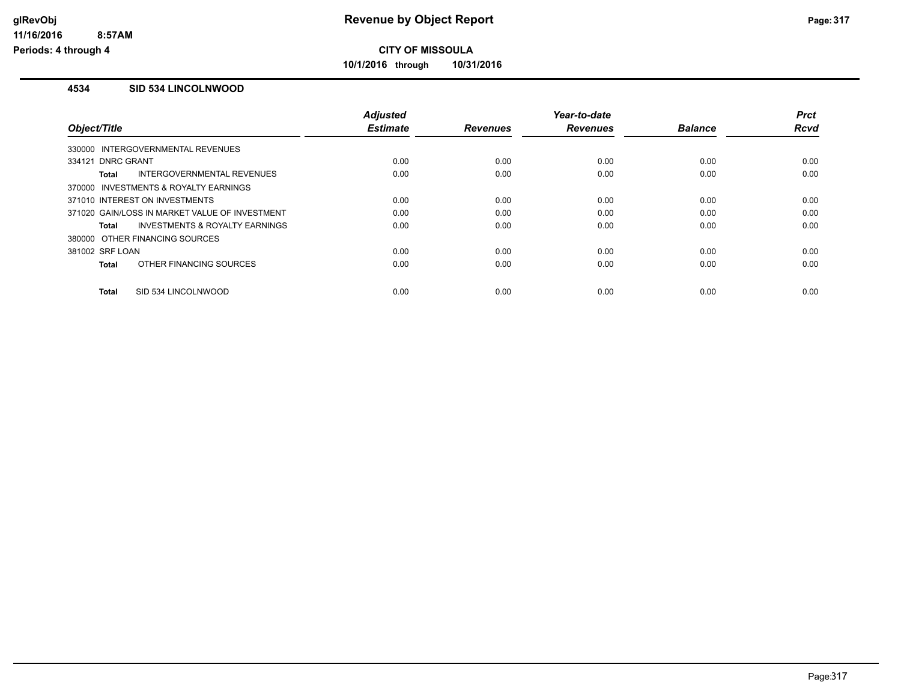**CITY OF MISSOULA**

**10/1/2016 through 10/31/2016**

### 4534 SID 534 LINCOLNWOOD

| Object/Title | Adjusted Estimate | Revenues | Year-to-date Revenues | Balance | Prct Rcvd |
|---|---|---|---|---|---|
| 330000 INTERGOVERNMENTAL REVENUES | | | | | |
| 334121 DNRC GRANT | 0.00 | 0.00 | 0.00 | 0.00 | 0.00 |
| **Total** INTERGOVERNMENTAL REVENUES | 0.00 | 0.00 | 0.00 | 0.00 | 0.00 |
| 370000 INVESTMENTS & ROYALTY EARNINGS | | | | | |
| 371010 INTEREST ON INVESTMENTS | 0.00 | 0.00 | 0.00 | 0.00 | 0.00 |
| 371020 GAIN/LOSS IN MARKET VALUE OF INVESTMENT | 0.00 | 0.00 | 0.00 | 0.00 | 0.00 |
| **Total** INVESTMENTS & ROYALTY EARNINGS | 0.00 | 0.00 | 0.00 | 0.00 | 0.00 |
| 380000 OTHER FINANCING SOURCES | | | | | |
| 381002 SRF LOAN | 0.00 | 0.00 | 0.00 | 0.00 | 0.00 |
| **Total** OTHER FINANCING SOURCES | 0.00 | 0.00 | 0.00 | 0.00 | 0.00 |
| **Total** SID 534 LINCOLNWOOD | 0.00 | 0.00 | 0.00 | 0.00 | 0.00 |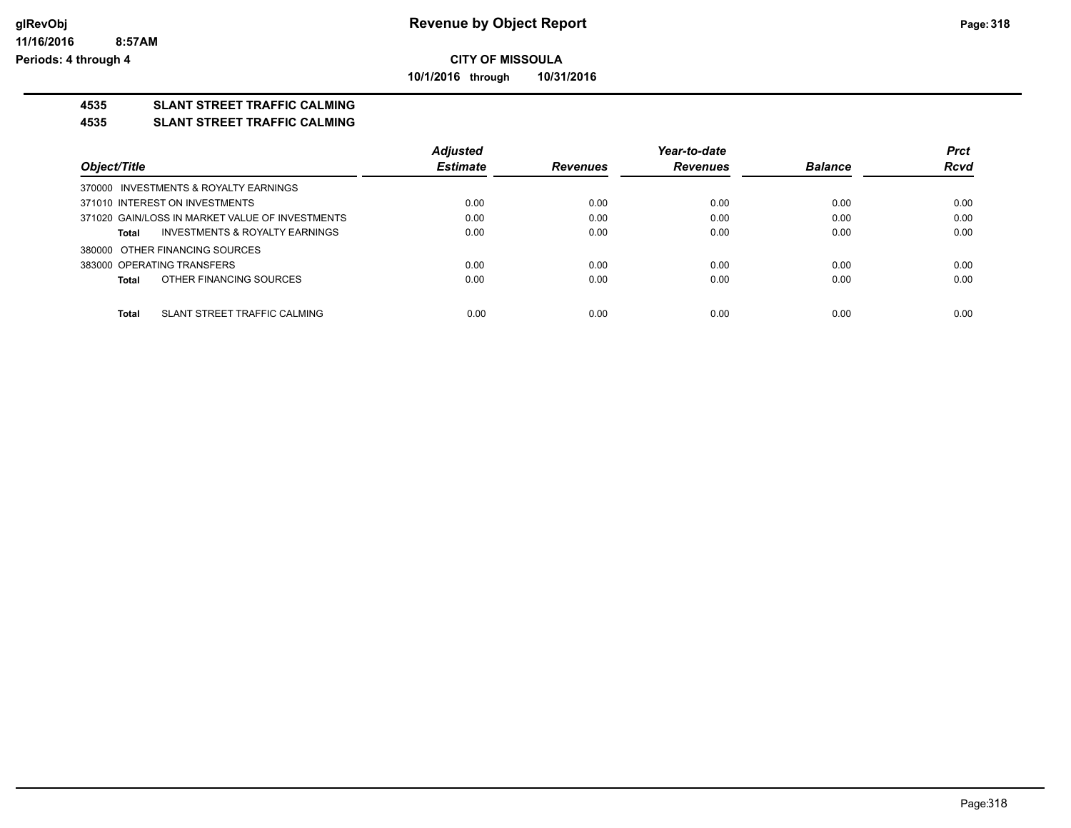**glRevObj**
**11/16/2016 8:57AM**
**Periods: 4 through 4**

# Revenue by Object Report

**CITY OF MISSOULA**

**10/1/2016 through 10/31/2016**

## 4535 SLANT STREET TRAFFIC CALMING
## 4535 SLANT STREET TRAFFIC CALMING

| Object/Title | Adjusted Estimate | Revenues | Year-to-date Revenues | Balance | Prct Rcvd |
|---|---|---|---|---|---|
| 370000 INVESTMENTS & ROYALTY EARNINGS | | | | | |
| 371010 INTEREST ON INVESTMENTS | 0.00 | 0.00 | 0.00 | 0.00 | 0.00 |
| 371020 GAIN/LOSS IN MARKET VALUE OF INVESTMENTS | 0.00 | 0.00 | 0.00 | 0.00 | 0.00 |
| **Total** INVESTMENTS & ROYALTY EARNINGS | 0.00 | 0.00 | 0.00 | 0.00 | 0.00 |
| 380000 OTHER FINANCING SOURCES | | | | | |
| 383000 OPERATING TRANSFERS | 0.00 | 0.00 | 0.00 | 0.00 | 0.00 |
| **Total** OTHER FINANCING SOURCES | 0.00 | 0.00 | 0.00 | 0.00 | 0.00 |
| **Total** SLANT STREET TRAFFIC CALMING | 0.00 | 0.00 | 0.00 | 0.00 | 0.00 |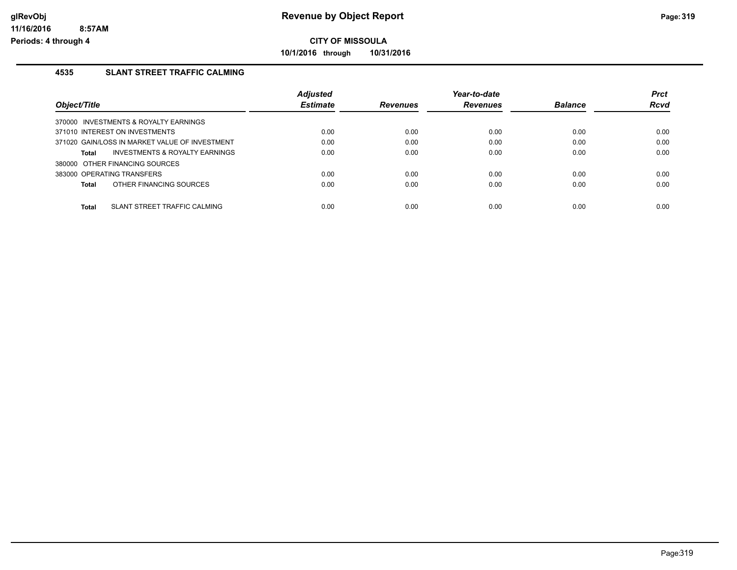**CITY OF MISSOULA**

**10/1/2016 through 10/31/2016**

## 4535 SLANT STREET TRAFFIC CALMING

| Object/Title | Adjusted Estimate | Revenues | Year-to-date Revenues | Balance | Prct Rcvd |
|---|---|---|---|---|---|
| 370000 INVESTMENTS & ROYALTY EARNINGS | | | | | |
| 371010 INTEREST ON INVESTMENTS | 0.00 | 0.00 | 0.00 | 0.00 | 0.00 |
| 371020 GAIN/LOSS IN MARKET VALUE OF INVESTMENT | 0.00 | 0.00 | 0.00 | 0.00 | 0.00 |
| **Total** INVESTMENTS & ROYALTY EARNINGS | 0.00 | 0.00 | 0.00 | 0.00 | 0.00 |
| 380000 OTHER FINANCING SOURCES | | | | | |
| 383000 OPERATING TRANSFERS | 0.00 | 0.00 | 0.00 | 0.00 | 0.00 |
| **Total** OTHER FINANCING SOURCES | 0.00 | 0.00 | 0.00 | 0.00 | 0.00 |
| **Total** SLANT STREET TRAFFIC CALMING | 0.00 | 0.00 | 0.00 | 0.00 | 0.00 |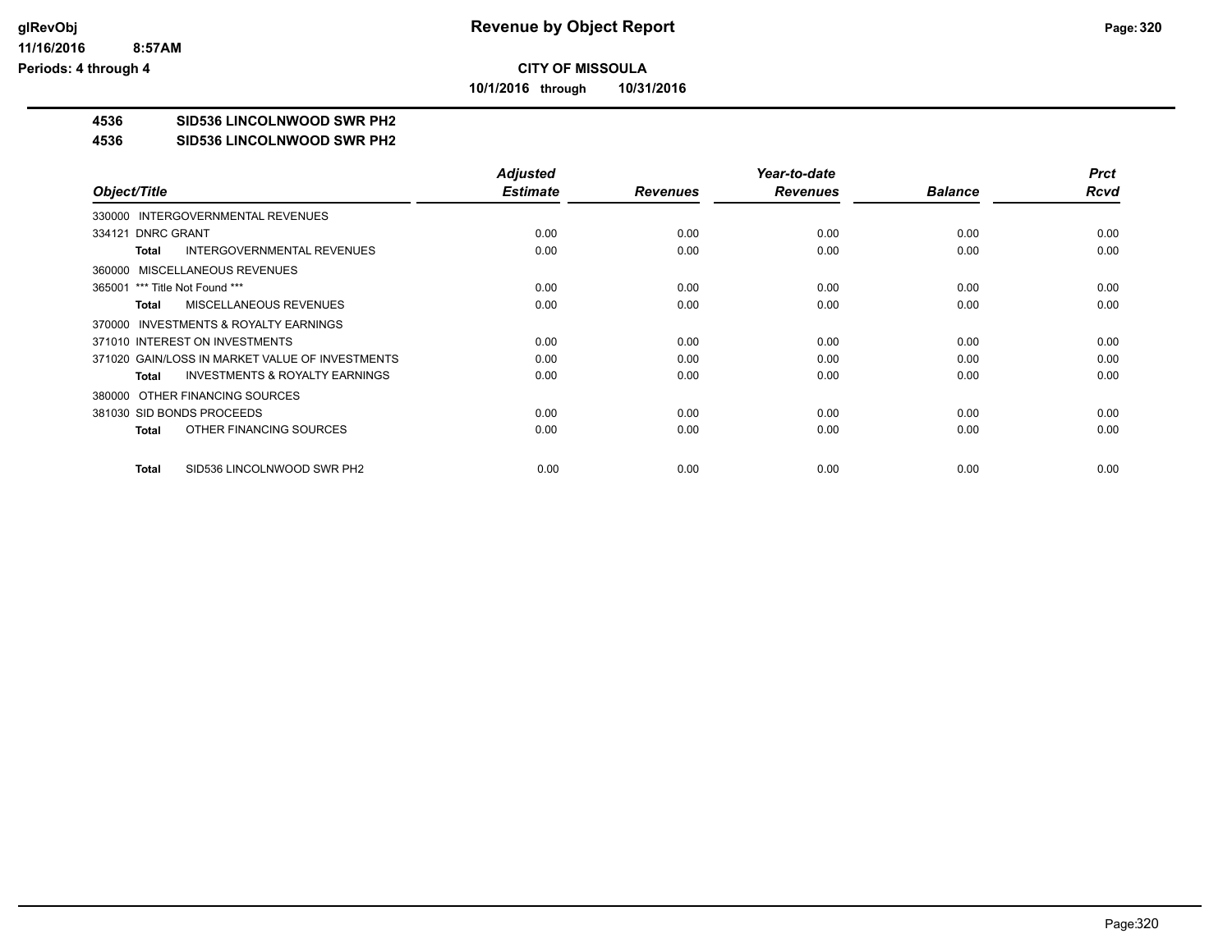# Revenue by Object Report

## CITY OF MISSOULA

**10/1/2016 through 10/31/2016**

**4536 SID536 LINCOLNWOOD SWR PH2**

**4536 SID536 LINCOLNWOOD SWR PH2**

| Object/Title | Adjusted Estimate | Revenues | Year-to-date Revenues | Balance | Prct Rcvd |
|---|---|---|---|---|---|
| 330000 INTERGOVERNMENTAL REVENUES | | | | | |
| 334121 DNRC GRANT | 0.00 | 0.00 | 0.00 | 0.00 | 0.00 |
| **Total** INTERGOVERNMENTAL REVENUES | 0.00 | 0.00 | 0.00 | 0.00 | 0.00 |
| 360000 MISCELLANEOUS REVENUES | | | | | |
| 365001 *** Title Not Found *** | 0.00 | 0.00 | 0.00 | 0.00 | 0.00 |
| **Total** MISCELLANEOUS REVENUES | 0.00 | 0.00 | 0.00 | 0.00 | 0.00 |
| 370000 INVESTMENTS & ROYALTY EARNINGS | | | | | |
| 371010 INTEREST ON INVESTMENTS | 0.00 | 0.00 | 0.00 | 0.00 | 0.00 |
| 371020 GAIN/LOSS IN MARKET VALUE OF INVESTMENTS | 0.00 | 0.00 | 0.00 | 0.00 | 0.00 |
| **Total** INVESTMENTS & ROYALTY EARNINGS | 0.00 | 0.00 | 0.00 | 0.00 | 0.00 |
| 380000 OTHER FINANCING SOURCES | | | | | |
| 381030 SID BONDS PROCEEDS | 0.00 | 0.00 | 0.00 | 0.00 | 0.00 |
| **Total** OTHER FINANCING SOURCES | 0.00 | 0.00 | 0.00 | 0.00 | 0.00 |
| **Total** SID536 LINCOLNWOOD SWR PH2 | 0.00 | 0.00 | 0.00 | 0.00 | 0.00 |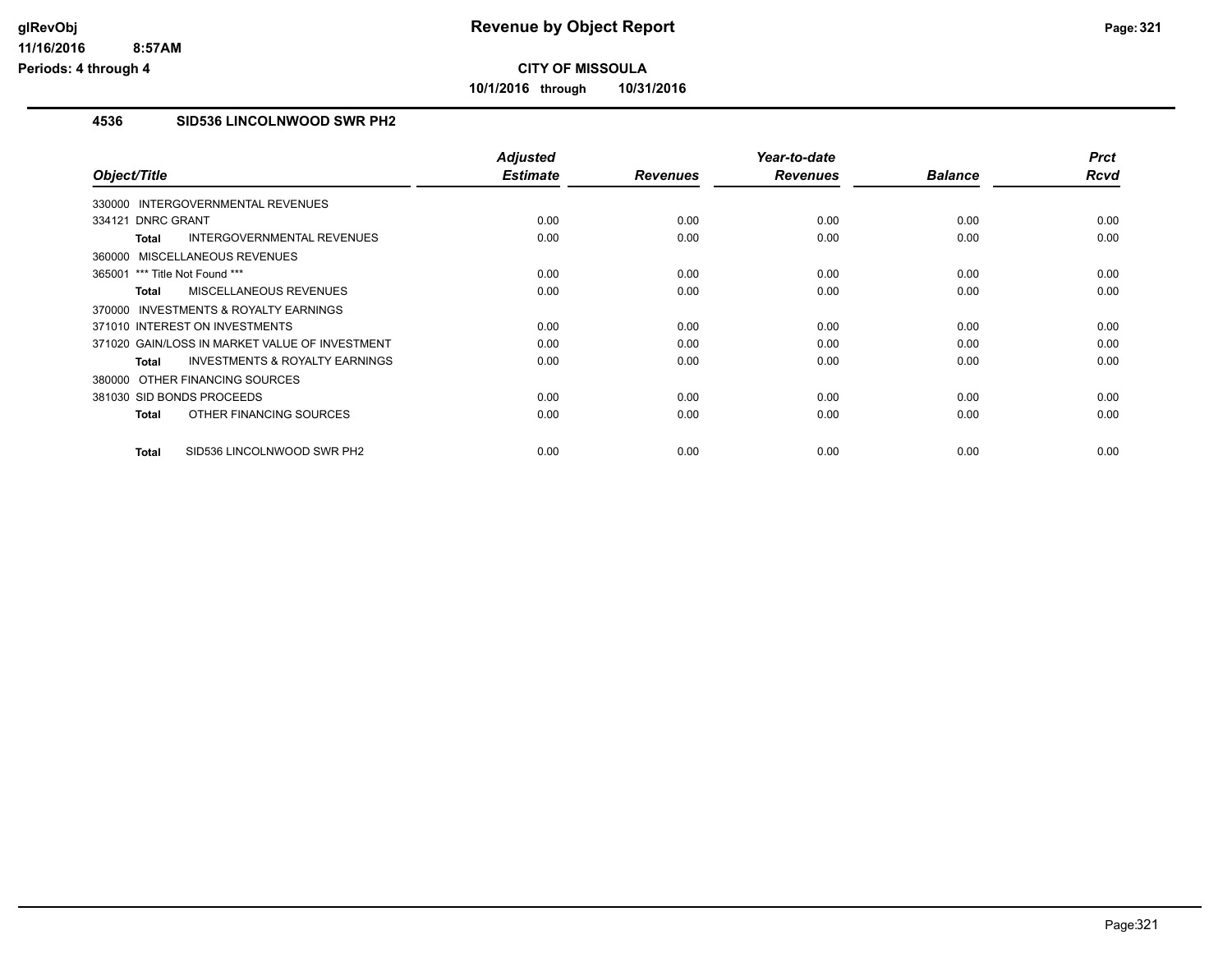# Revenue by Object Report

## CITY OF MISSOULA

**10/1/2016 through 10/31/2016**

glRevObj
11/16/2016 8:57AM
Periods: 4 through 4

### 4536 SID536 LINCOLNWOOD SWR PH2

| Object/Title | Adjusted Estimate | Revenues | Year-to-date Revenues | Balance | Prct Rcvd |
|---|---|---|---|---|---|
| 330000 INTERGOVERNMENTAL REVENUES | | | | | |
| 334121 DNRC GRANT | 0.00 | 0.00 | 0.00 | 0.00 | 0.00 |
| **Total** INTERGOVERNMENTAL REVENUES | 0.00 | 0.00 | 0.00 | 0.00 | 0.00 |
| 360000 MISCELLANEOUS REVENUES | | | | | |
| 365001 *** Title Not Found *** | 0.00 | 0.00 | 0.00 | 0.00 | 0.00 |
| **Total** MISCELLANEOUS REVENUES | 0.00 | 0.00 | 0.00 | 0.00 | 0.00 |
| 370000 INVESTMENTS & ROYALTY EARNINGS | | | | | |
| 371010 INTEREST ON INVESTMENTS | 0.00 | 0.00 | 0.00 | 0.00 | 0.00 |
| 371020 GAIN/LOSS IN MARKET VALUE OF INVESTMENT | 0.00 | 0.00 | 0.00 | 0.00 | 0.00 |
| **Total** INVESTMENTS & ROYALTY EARNINGS | 0.00 | 0.00 | 0.00 | 0.00 | 0.00 |
| 380000 OTHER FINANCING SOURCES | | | | | |
| 381030 SID BONDS PROCEEDS | 0.00 | 0.00 | 0.00 | 0.00 | 0.00 |
| **Total** OTHER FINANCING SOURCES | 0.00 | 0.00 | 0.00 | 0.00 | 0.00 |
| **Total** SID536 LINCOLNWOOD SWR PH2 | 0.00 | 0.00 | 0.00 | 0.00 | 0.00 |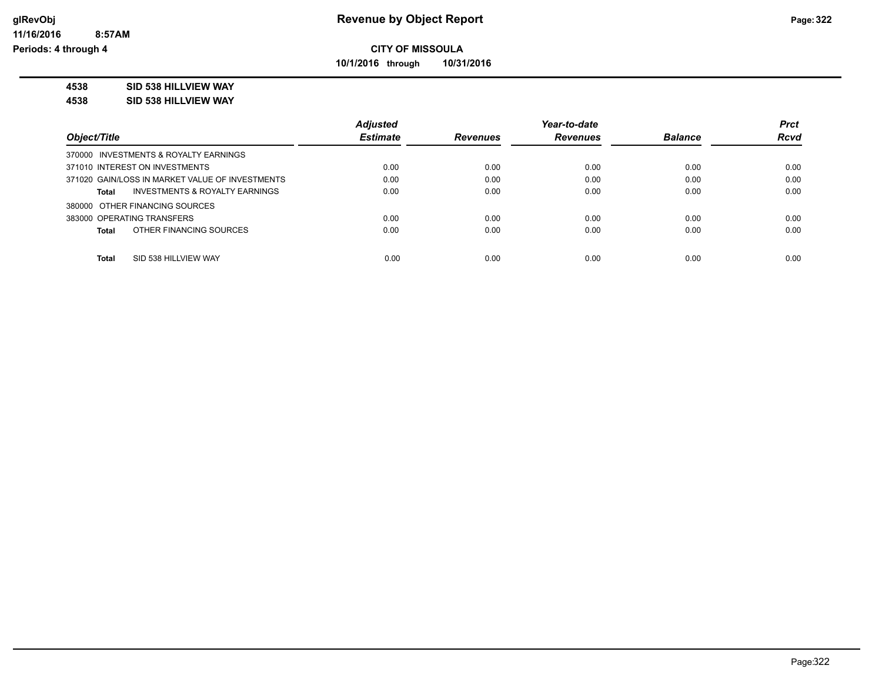# Revenue by Object Report

## CITY OF MISSOULA

**10/1/2016 through 10/31/2016**

glRevObj
11/16/2016 8:57AM
Periods: 4 through 4

**4538 SID 538 HILLVIEW WAY**

**4538 SID 538 HILLVIEW WAY**

| Object/Title | Adjusted Estimate | Revenues | Year-to-date Revenues | Balance | Prct Rcvd |
|---|---|---|---|---|---|
| 370000 INVESTMENTS & ROYALTY EARNINGS | | | | | |
| 371010 INTEREST ON INVESTMENTS | 0.00 | 0.00 | 0.00 | 0.00 | 0.00 |
| 371020 GAIN/LOSS IN MARKET VALUE OF INVESTMENTS | 0.00 | 0.00 | 0.00 | 0.00 | 0.00 |
| **Total** INVESTMENTS & ROYALTY EARNINGS | 0.00 | 0.00 | 0.00 | 0.00 | 0.00 |
| 380000 OTHER FINANCING SOURCES | | | | | |
| 383000 OPERATING TRANSFERS | 0.00 | 0.00 | 0.00 | 0.00 | 0.00 |
| **Total** OTHER FINANCING SOURCES | 0.00 | 0.00 | 0.00 | 0.00 | 0.00 |
| **Total** SID 538 HILLVIEW WAY | 0.00 | 0.00 | 0.00 | 0.00 | 0.00 |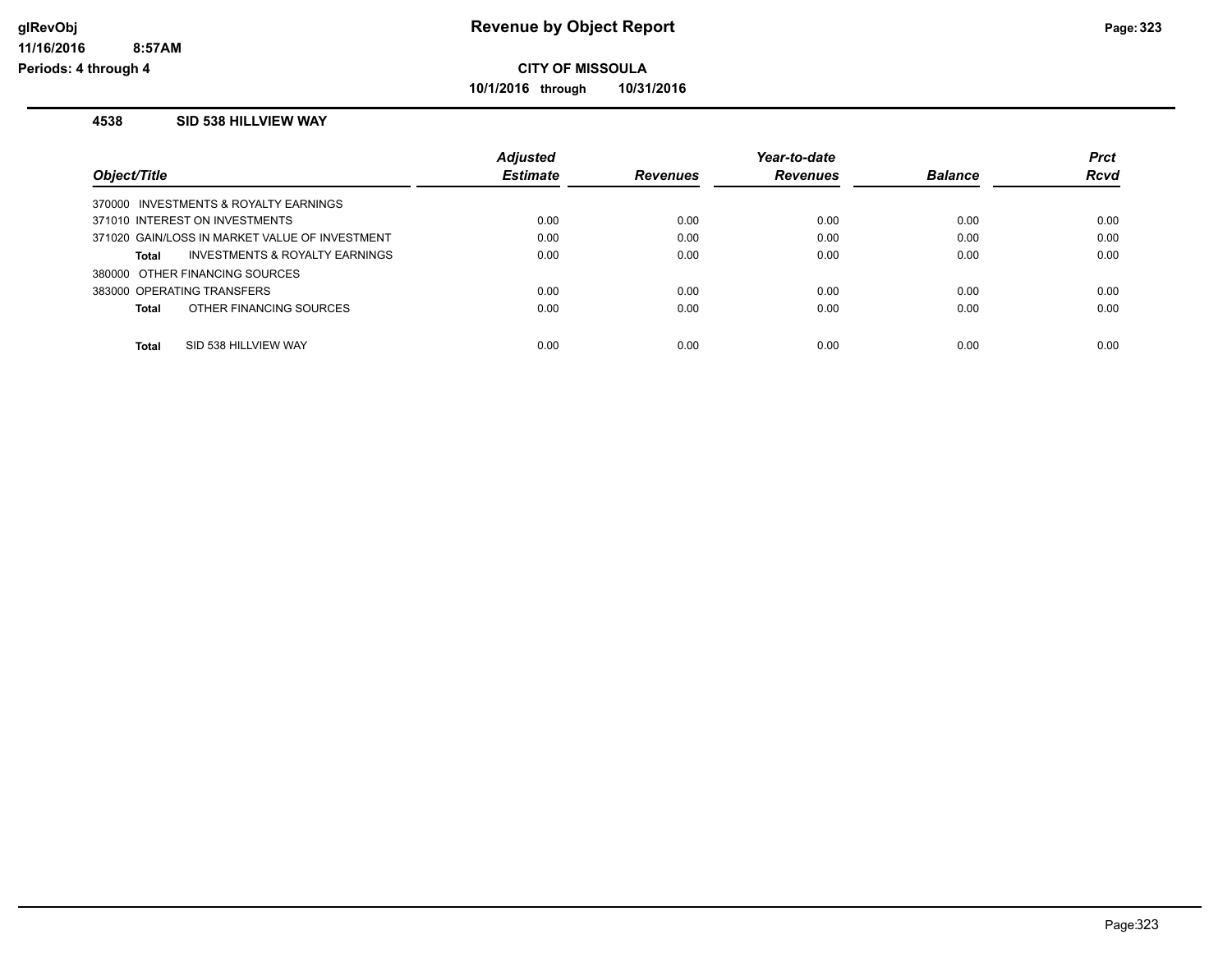**CITY OF MISSOULA**

**10/1/2016 through 10/31/2016**

## 4538 SID 538 HILLVIEW WAY

| Object/Title | Adjusted Estimate | Revenues | Year-to-date Revenues | Balance | Prct Rcvd |
|---|---|---|---|---|---|
| 370000 INVESTMENTS & ROYALTY EARNINGS | | | | | |
| 371010 INTEREST ON INVESTMENTS | 0.00 | 0.00 | 0.00 | 0.00 | 0.00 |
| 371020 GAIN/LOSS IN MARKET VALUE OF INVESTMENT | 0.00 | 0.00 | 0.00 | 0.00 | 0.00 |
| **Total** INVESTMENTS & ROYALTY EARNINGS | 0.00 | 0.00 | 0.00 | 0.00 | 0.00 |
| 380000 OTHER FINANCING SOURCES | | | | | |
| 383000 OPERATING TRANSFERS | 0.00 | 0.00 | 0.00 | 0.00 | 0.00 |
| **Total** OTHER FINANCING SOURCES | 0.00 | 0.00 | 0.00 | 0.00 | 0.00 |
| **Total** SID 538 HILLVIEW WAY | 0.00 | 0.00 | 0.00 | 0.00 | 0.00 |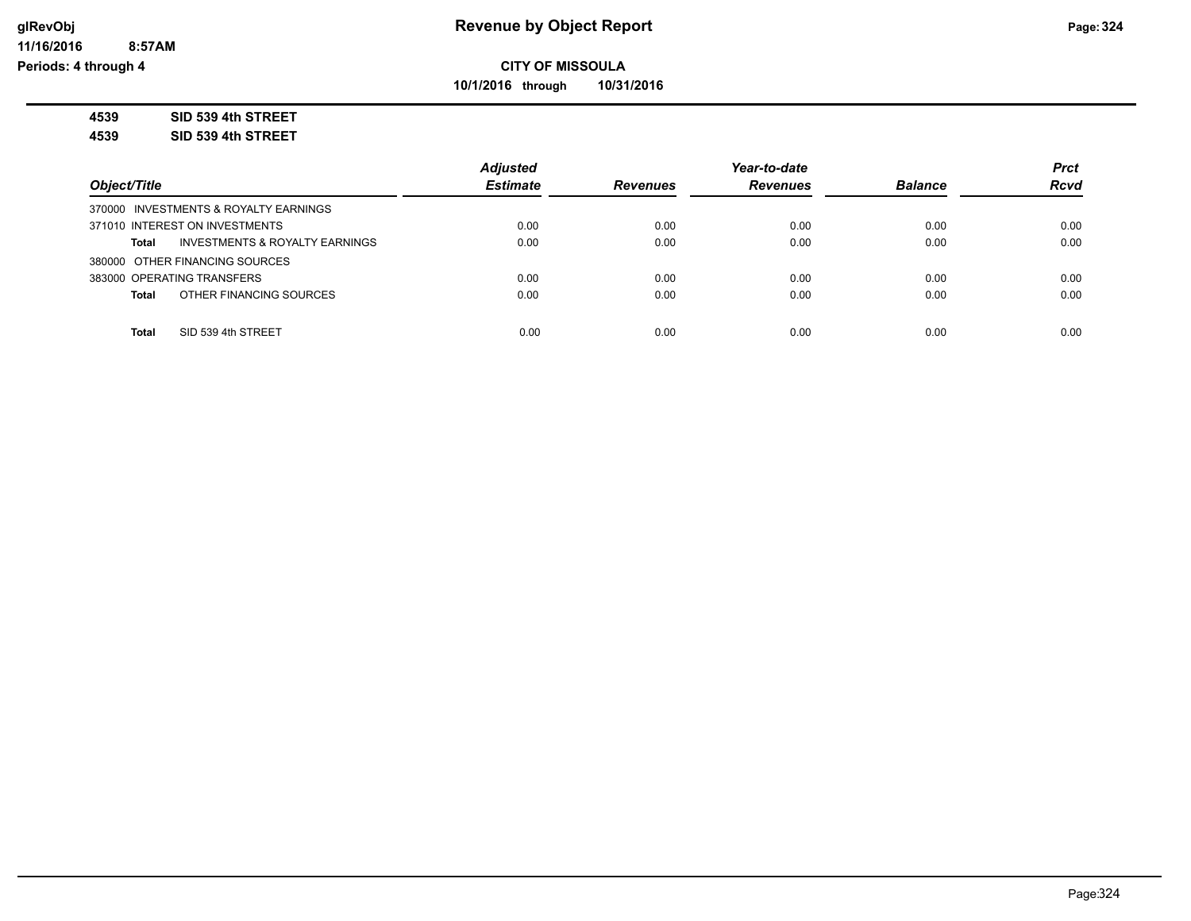**CITY OF MISSOULA**

**10/1/2016 through 10/31/2016**

**4539 SID 539 4th STREET**

**4539 SID 539 4th STREET**

| Object/Title | | Adjusted Estimate | Revenues | Year-to-date Revenues | Balance | Prct Rcvd |
|---|---|---|---|---|---|---|
| 370000 INVESTMENTS & ROYALTY EARNINGS | | | | | | |
| 371010 INTEREST ON INVESTMENTS | | 0.00 | 0.00 | 0.00 | 0.00 | 0.00 |
| **Total** | INVESTMENTS & ROYALTY EARNINGS | 0.00 | 0.00 | 0.00 | 0.00 | 0.00 |
| 380000 OTHER FINANCING SOURCES | | | | | | |
| 383000 OPERATING TRANSFERS | | 0.00 | 0.00 | 0.00 | 0.00 | 0.00 |
| **Total** | OTHER FINANCING SOURCES | 0.00 | 0.00 | 0.00 | 0.00 | 0.00 |
| **Total** | SID 539 4th STREET | 0.00 | 0.00 | 0.00 | 0.00 | 0.00 |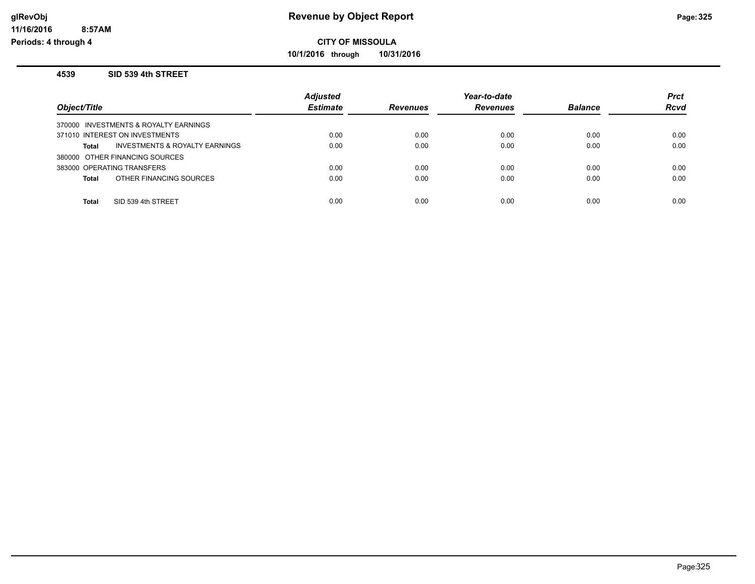**glRevObj**
**11/16/2016 8:57AM**
**Periods: 4 through 4**

# Revenue by Object Report

**CITY OF MISSOULA**

**10/1/2016 through 10/31/2016**

## 4539 SID 539 4th STREET

| Object/Title | Adjusted Estimate | Revenues | Year-to-date Revenues | Balance | Prct Rcvd |
|---|---|---|---|---|---|
| 370000 INVESTMENTS & ROYALTY EARNINGS | | | | | |
| 371010 INTEREST ON INVESTMENTS | 0.00 | 0.00 | 0.00 | 0.00 | 0.00 |
| **Total** INVESTMENTS & ROYALTY EARNINGS | 0.00 | 0.00 | 0.00 | 0.00 | 0.00 |
| 380000 OTHER FINANCING SOURCES | | | | | |
| 383000 OPERATING TRANSFERS | 0.00 | 0.00 | 0.00 | 0.00 | 0.00 |
| **Total** OTHER FINANCING SOURCES | 0.00 | 0.00 | 0.00 | 0.00 | 0.00 |
| **Total** SID 539 4th STREET | 0.00 | 0.00 | 0.00 | 0.00 | 0.00 |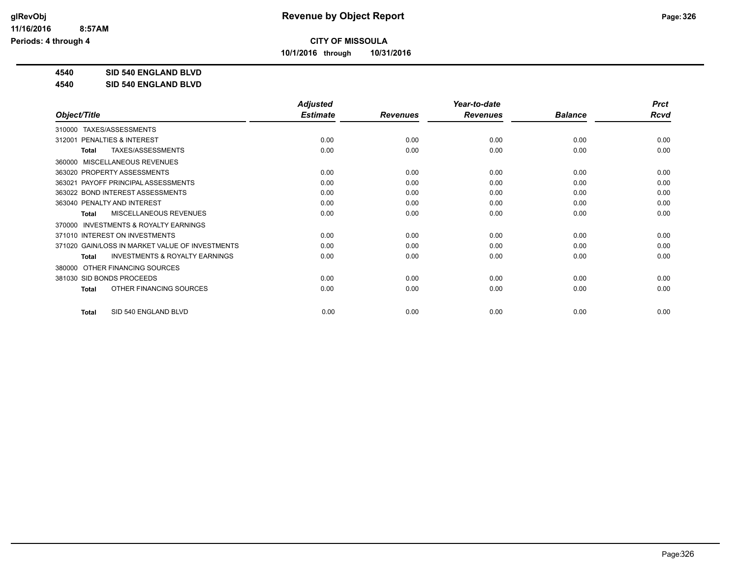# Revenue by Object Report

**CITY OF MISSOULA**

**10/1/2016 through 10/31/2016**

glRevObj
11/16/2016 8:57AM
Periods: 4 through 4

**4540 SID 540 ENGLAND BLVD**
**4540 SID 540 ENGLAND BLVD**

| Object/Title | Adjusted Estimate | Revenues | Year-to-date Revenues | Balance | Prct Rcvd |
|---|---|---|---|---|---|
| 310000 TAXES/ASSESSMENTS | | | | | |
| 312001 PENALTIES & INTEREST | 0.00 | 0.00 | 0.00 | 0.00 | 0.00 |
| **Total** TAXES/ASSESSMENTS | 0.00 | 0.00 | 0.00 | 0.00 | 0.00 |
| 360000 MISCELLANEOUS REVENUES | | | | | |
| 363020 PROPERTY ASSESSMENTS | 0.00 | 0.00 | 0.00 | 0.00 | 0.00 |
| 363021 PAYOFF PRINCIPAL ASSESSMENTS | 0.00 | 0.00 | 0.00 | 0.00 | 0.00 |
| 363022 BOND INTEREST ASSESSMENTS | 0.00 | 0.00 | 0.00 | 0.00 | 0.00 |
| 363040 PENALTY AND INTEREST | 0.00 | 0.00 | 0.00 | 0.00 | 0.00 |
| **Total** MISCELLANEOUS REVENUES | 0.00 | 0.00 | 0.00 | 0.00 | 0.00 |
| 370000 INVESTMENTS & ROYALTY EARNINGS | | | | | |
| 371010 INTEREST ON INVESTMENTS | 0.00 | 0.00 | 0.00 | 0.00 | 0.00 |
| 371020 GAIN/LOSS IN MARKET VALUE OF INVESTMENTS | 0.00 | 0.00 | 0.00 | 0.00 | 0.00 |
| **Total** INVESTMENTS & ROYALTY EARNINGS | 0.00 | 0.00 | 0.00 | 0.00 | 0.00 |
| 380000 OTHER FINANCING SOURCES | | | | | |
| 381030 SID BONDS PROCEEDS | 0.00 | 0.00 | 0.00 | 0.00 | 0.00 |
| **Total** OTHER FINANCING SOURCES | 0.00 | 0.00 | 0.00 | 0.00 | 0.00 |
| **Total** SID 540 ENGLAND BLVD | 0.00 | 0.00 | 0.00 | 0.00 | 0.00 |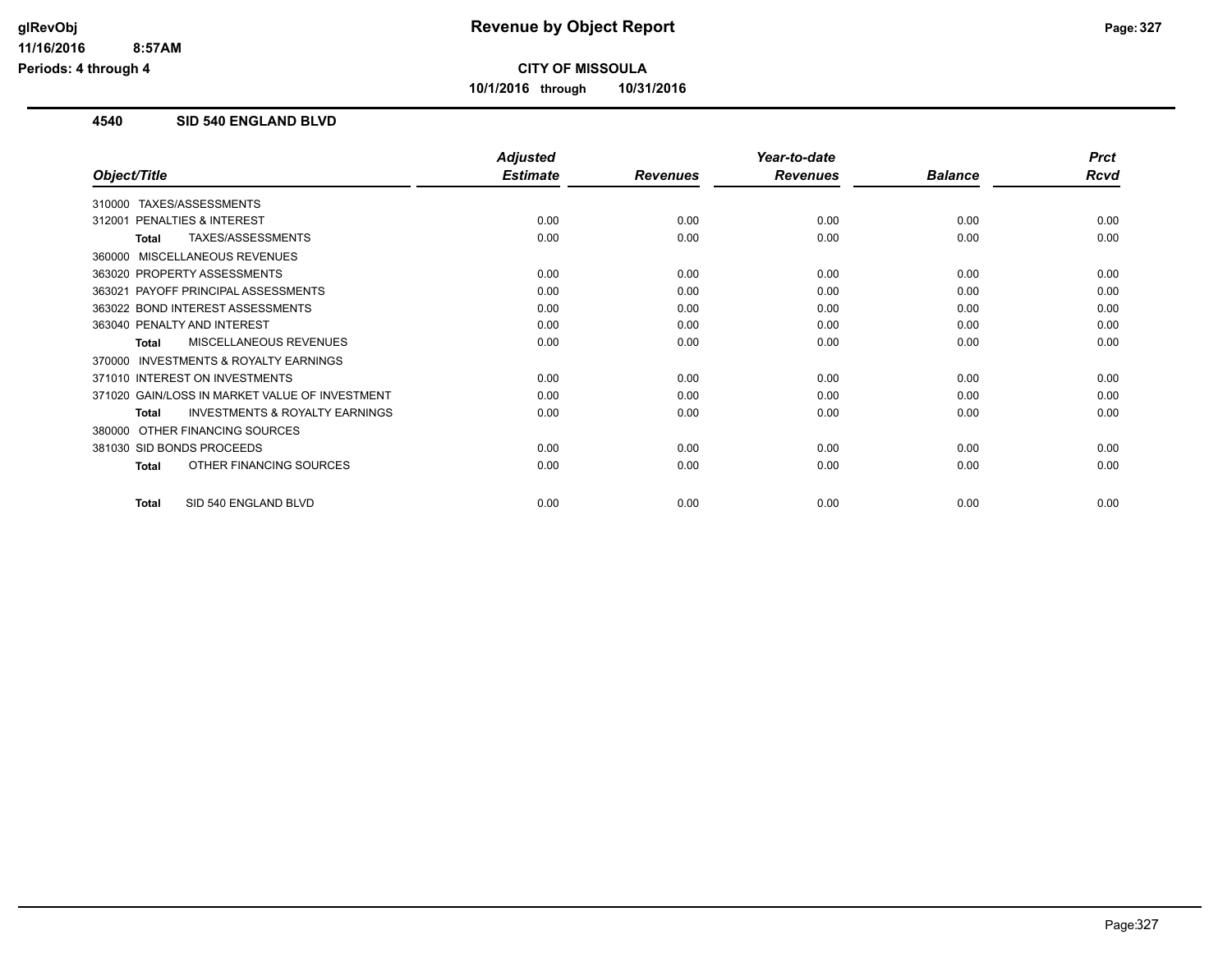# Revenue by Object Report

**CITY OF MISSOULA**

**10/1/2016 through 10/31/2016**

glRevObj
11/16/2016 8:57AM
Periods: 4 through 4

## 4540 SID 540 ENGLAND BLVD

| Object/Title | Adjusted Estimate | Revenues | Year-to-date Revenues | Balance | Prct Rcvd |
|---|---|---|---|---|---|
| 310000 TAXES/ASSESSMENTS | | | | | |
| 312001 PENALTIES & INTEREST | 0.00 | 0.00 | 0.00 | 0.00 | 0.00 |
| **Total** TAXES/ASSESSMENTS | 0.00 | 0.00 | 0.00 | 0.00 | 0.00 |
| 360000 MISCELLANEOUS REVENUES | | | | | |
| 363020 PROPERTY ASSESSMENTS | 0.00 | 0.00 | 0.00 | 0.00 | 0.00 |
| 363021 PAYOFF PRINCIPAL ASSESSMENTS | 0.00 | 0.00 | 0.00 | 0.00 | 0.00 |
| 363022 BOND INTEREST ASSESSMENTS | 0.00 | 0.00 | 0.00 | 0.00 | 0.00 |
| 363040 PENALTY AND INTEREST | 0.00 | 0.00 | 0.00 | 0.00 | 0.00 |
| **Total** MISCELLANEOUS REVENUES | 0.00 | 0.00 | 0.00 | 0.00 | 0.00 |
| 370000 INVESTMENTS & ROYALTY EARNINGS | | | | | |
| 371010 INTEREST ON INVESTMENTS | 0.00 | 0.00 | 0.00 | 0.00 | 0.00 |
| 371020 GAIN/LOSS IN MARKET VALUE OF INVESTMENT | 0.00 | 0.00 | 0.00 | 0.00 | 0.00 |
| **Total** INVESTMENTS & ROYALTY EARNINGS | 0.00 | 0.00 | 0.00 | 0.00 | 0.00 |
| 380000 OTHER FINANCING SOURCES | | | | | |
| 381030 SID BONDS PROCEEDS | 0.00 | 0.00 | 0.00 | 0.00 | 0.00 |
| **Total** OTHER FINANCING SOURCES | 0.00 | 0.00 | 0.00 | 0.00 | 0.00 |
| **Total** SID 540 ENGLAND BLVD | 0.00 | 0.00 | 0.00 | 0.00 | 0.00 |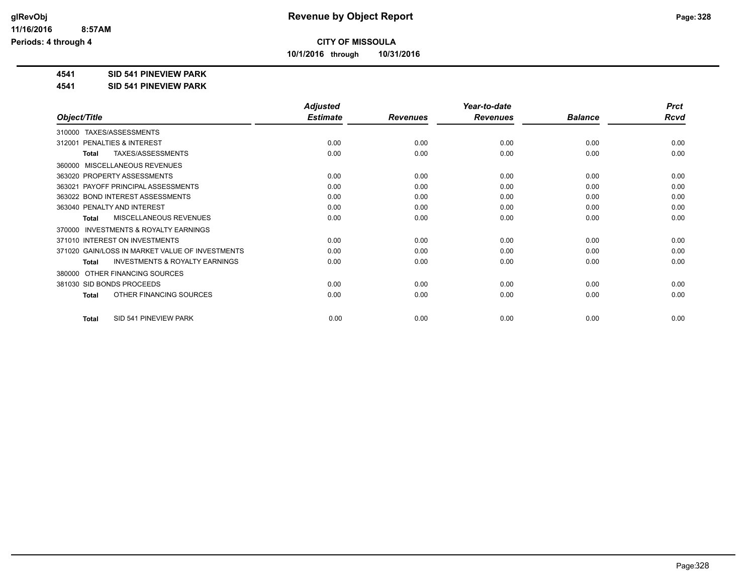# Revenue by Object Report

**CITY OF MISSOULA**

**10/1/2016 through 10/31/2016**

glRevObj
11/16/2016 8:57AM
Periods: 4 through 4

**4541 SID 541 PINEVIEW PARK**

**4541 SID 541 PINEVIEW PARK**

| Object/Title | Adjusted Estimate | Revenues | Year-to-date Revenues | Balance | Prct Rcvd |
|---|---|---|---|---|---|
| 310000 TAXES/ASSESSMENTS | | | | | |
| 312001 PENALTIES & INTEREST | 0.00 | 0.00 | 0.00 | 0.00 | 0.00 |
| **Total** TAXES/ASSESSMENTS | 0.00 | 0.00 | 0.00 | 0.00 | 0.00 |
| 360000 MISCELLANEOUS REVENUES | | | | | |
| 363020 PROPERTY ASSESSMENTS | 0.00 | 0.00 | 0.00 | 0.00 | 0.00 |
| 363021 PAYOFF PRINCIPAL ASSESSMENTS | 0.00 | 0.00 | 0.00 | 0.00 | 0.00 |
| 363022 BOND INTEREST ASSESSMENTS | 0.00 | 0.00 | 0.00 | 0.00 | 0.00 |
| 363040 PENALTY AND INTEREST | 0.00 | 0.00 | 0.00 | 0.00 | 0.00 |
| **Total** MISCELLANEOUS REVENUES | 0.00 | 0.00 | 0.00 | 0.00 | 0.00 |
| 370000 INVESTMENTS & ROYALTY EARNINGS | | | | | |
| 371010 INTEREST ON INVESTMENTS | 0.00 | 0.00 | 0.00 | 0.00 | 0.00 |
| 371020 GAIN/LOSS IN MARKET VALUE OF INVESTMENTS | 0.00 | 0.00 | 0.00 | 0.00 | 0.00 |
| **Total** INVESTMENTS & ROYALTY EARNINGS | 0.00 | 0.00 | 0.00 | 0.00 | 0.00 |
| 380000 OTHER FINANCING SOURCES | | | | | |
| 381030 SID BONDS PROCEEDS | 0.00 | 0.00 | 0.00 | 0.00 | 0.00 |
| **Total** OTHER FINANCING SOURCES | 0.00 | 0.00 | 0.00 | 0.00 | 0.00 |
| **Total** SID 541 PINEVIEW PARK | 0.00 | 0.00 | 0.00 | 0.00 | 0.00 |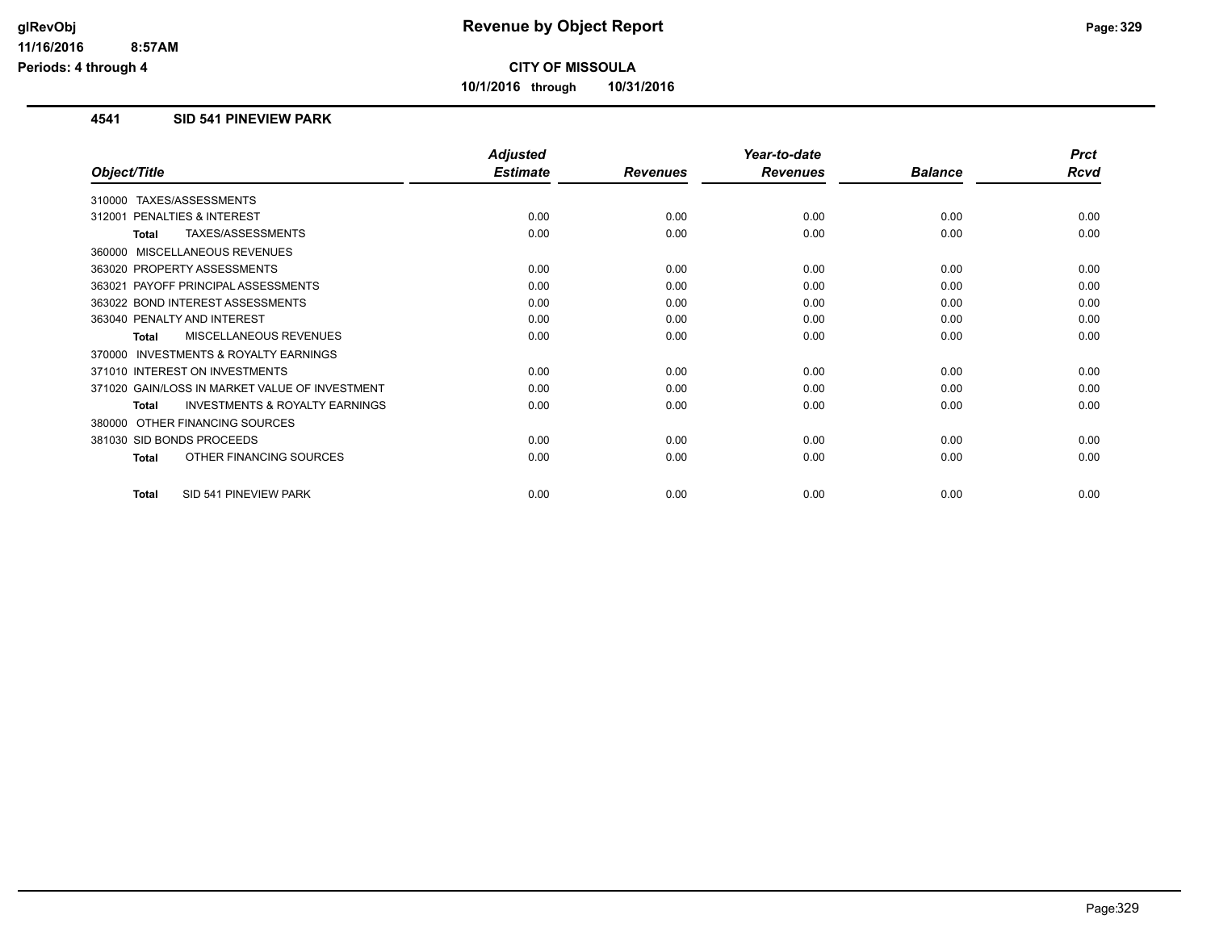# Revenue by Object Report

**CITY OF MISSOULA**

**10/1/2016 through 10/31/2016**

glRevObj
11/16/2016 8:57AM
Periods: 4 through 4

### 4541 SID 541 PINEVIEW PARK

| Object/Title | Adjusted Estimate | Revenues | Year-to-date Revenues | Balance | Prct Rcvd |
|---|---|---|---|---|---|
| 310000 TAXES/ASSESSMENTS | | | | | |
| 312001 PENALTIES & INTEREST | 0.00 | 0.00 | 0.00 | 0.00 | 0.00 |
| **Total** TAXES/ASSESSMENTS | 0.00 | 0.00 | 0.00 | 0.00 | 0.00 |
| 360000 MISCELLANEOUS REVENUES | | | | | |
| 363020 PROPERTY ASSESSMENTS | 0.00 | 0.00 | 0.00 | 0.00 | 0.00 |
| 363021 PAYOFF PRINCIPAL ASSESSMENTS | 0.00 | 0.00 | 0.00 | 0.00 | 0.00 |
| 363022 BOND INTEREST ASSESSMENTS | 0.00 | 0.00 | 0.00 | 0.00 | 0.00 |
| 363040 PENALTY AND INTEREST | 0.00 | 0.00 | 0.00 | 0.00 | 0.00 |
| **Total** MISCELLANEOUS REVENUES | 0.00 | 0.00 | 0.00 | 0.00 | 0.00 |
| 370000 INVESTMENTS & ROYALTY EARNINGS | | | | | |
| 371010 INTEREST ON INVESTMENTS | 0.00 | 0.00 | 0.00 | 0.00 | 0.00 |
| 371020 GAIN/LOSS IN MARKET VALUE OF INVESTMENT | 0.00 | 0.00 | 0.00 | 0.00 | 0.00 |
| **Total** INVESTMENTS & ROYALTY EARNINGS | 0.00 | 0.00 | 0.00 | 0.00 | 0.00 |
| 380000 OTHER FINANCING SOURCES | | | | | |
| 381030 SID BONDS PROCEEDS | 0.00 | 0.00 | 0.00 | 0.00 | 0.00 |
| **Total** OTHER FINANCING SOURCES | 0.00 | 0.00 | 0.00 | 0.00 | 0.00 |
| **Total** SID 541 PINEVIEW PARK | 0.00 | 0.00 | 0.00 | 0.00 | 0.00 |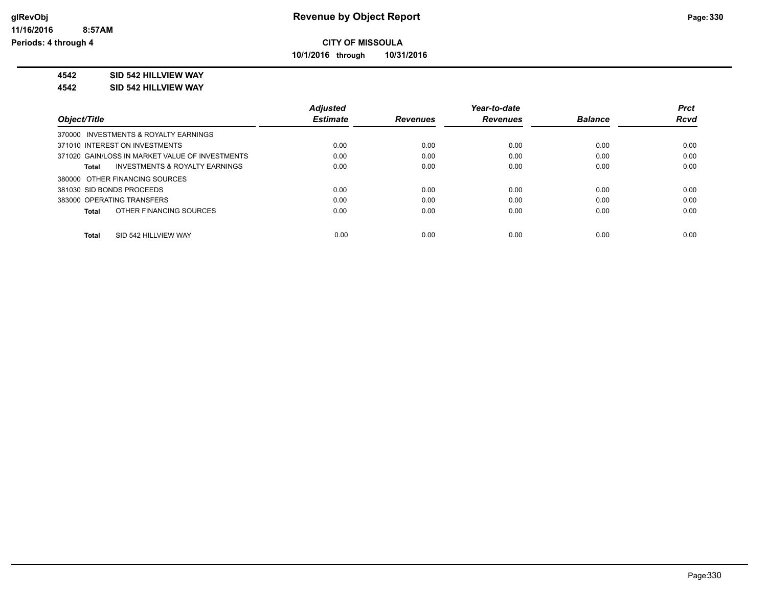**Revenue by Object Report**

**CITY OF MISSOULA**

**10/1/2016 through 10/31/2016**

**4542 SID 542 HILLVIEW WAY**

**4542 SID 542 HILLVIEW WAY**

| Object/Title | Adjusted Estimate | Revenues | Year-to-date Revenues | Balance | Prct Rcvd |
|---|---|---|---|---|---|
| 370000 INVESTMENTS & ROYALTY EARNINGS | | | | | |
| 371010 INTEREST ON INVESTMENTS | 0.00 | 0.00 | 0.00 | 0.00 | 0.00 |
| 371020 GAIN/LOSS IN MARKET VALUE OF INVESTMENTS | 0.00 | 0.00 | 0.00 | 0.00 | 0.00 |
| **Total** INVESTMENTS & ROYALTY EARNINGS | 0.00 | 0.00 | 0.00 | 0.00 | 0.00 |
| 380000 OTHER FINANCING SOURCES | | | | | |
| 381030 SID BONDS PROCEEDS | 0.00 | 0.00 | 0.00 | 0.00 | 0.00 |
| 383000 OPERATING TRANSFERS | 0.00 | 0.00 | 0.00 | 0.00 | 0.00 |
| **Total** OTHER FINANCING SOURCES | 0.00 | 0.00 | 0.00 | 0.00 | 0.00 |
| **Total** SID 542 HILLVIEW WAY | 0.00 | 0.00 | 0.00 | 0.00 | 0.00 |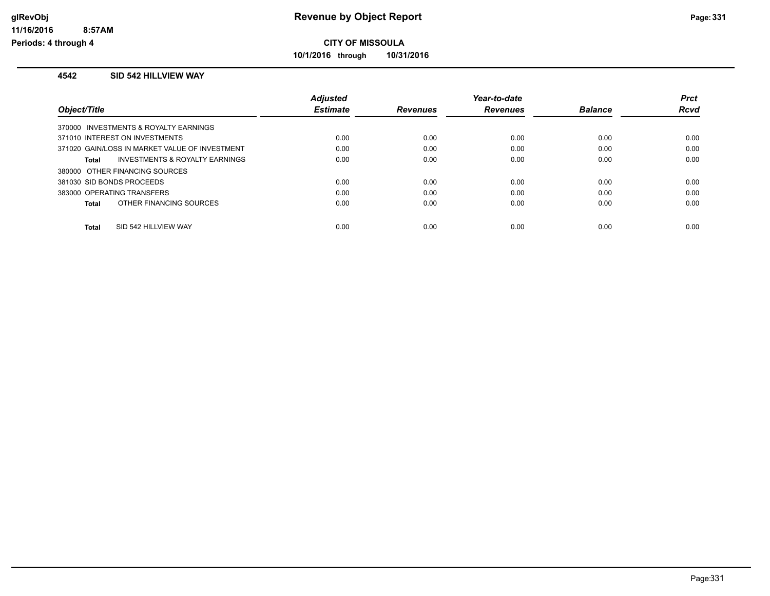**Revenue by Object Report**

**CITY OF MISSOULA**

**10/1/2016 through 10/31/2016**

## 4542 SID 542 HILLVIEW WAY

| Object/Title | Adjusted Estimate | Revenues | Year-to-date Revenues | Balance | Prct Rcvd |
|---|---|---|---|---|---|
| 370000 INVESTMENTS & ROYALTY EARNINGS | | | | | |
| 371010 INTEREST ON INVESTMENTS | 0.00 | 0.00 | 0.00 | 0.00 | 0.00 |
| 371020 GAIN/LOSS IN MARKET VALUE OF INVESTMENT | 0.00 | 0.00 | 0.00 | 0.00 | 0.00 |
| **Total** INVESTMENTS & ROYALTY EARNINGS | 0.00 | 0.00 | 0.00 | 0.00 | 0.00 |
| 380000 OTHER FINANCING SOURCES | | | | | |
| 381030 SID BONDS PROCEEDS | 0.00 | 0.00 | 0.00 | 0.00 | 0.00 |
| 383000 OPERATING TRANSFERS | 0.00 | 0.00 | 0.00 | 0.00 | 0.00 |
| **Total** OTHER FINANCING SOURCES | 0.00 | 0.00 | 0.00 | 0.00 | 0.00 |
| **Total** SID 542 HILLVIEW WAY | 0.00 | 0.00 | 0.00 | 0.00 | 0.00 |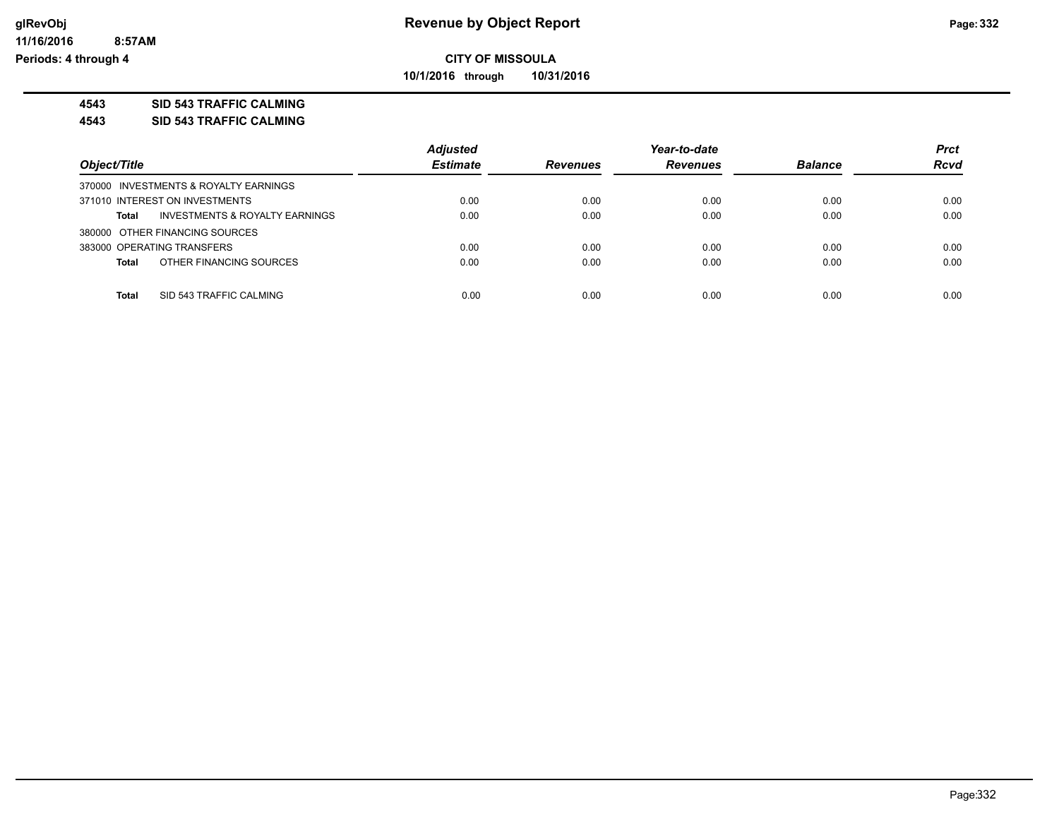**CITY OF MISSOULA**

**10/1/2016 through 10/31/2016**

**4543 SID 543 TRAFFIC CALMING**

**4543 SID 543 TRAFFIC CALMING**

| Object/Title | Adjusted Estimate | Revenues | Year-to-date Revenues | Balance | Prct Rcvd |
|---|---|---|---|---|---|
| 370000 INVESTMENTS & ROYALTY EARNINGS | | | | | |
| 371010 INTEREST ON INVESTMENTS | 0.00 | 0.00 | 0.00 | 0.00 | 0.00 |
| **Total** INVESTMENTS & ROYALTY EARNINGS | 0.00 | 0.00 | 0.00 | 0.00 | 0.00 |
| 380000 OTHER FINANCING SOURCES | | | | | |
| 383000 OPERATING TRANSFERS | 0.00 | 0.00 | 0.00 | 0.00 | 0.00 |
| **Total** OTHER FINANCING SOURCES | 0.00 | 0.00 | 0.00 | 0.00 | 0.00 |
| **Total** SID 543 TRAFFIC CALMING | 0.00 | 0.00 | 0.00 | 0.00 | 0.00 |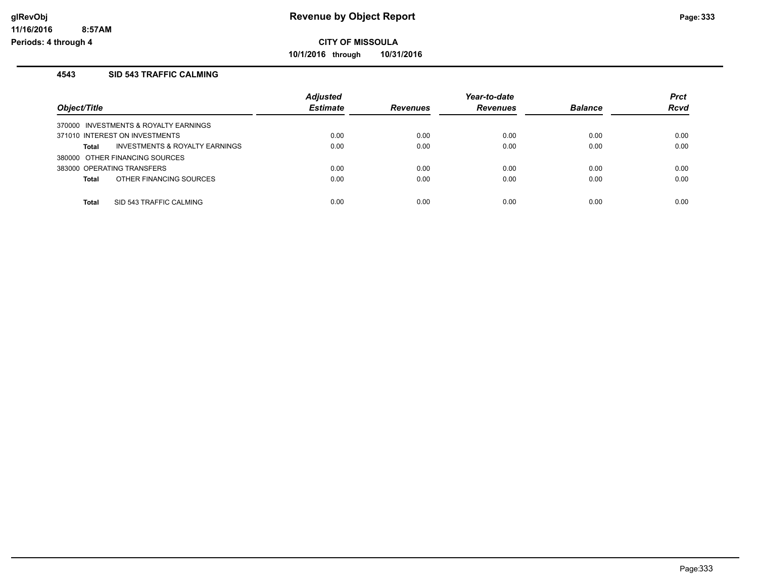# Revenue by Object Report

**CITY OF MISSOULA**

**10/1/2016 through 10/31/2016**

### 4543 SID 543 TRAFFIC CALMING

| Object/Title | Adjusted Estimate | Revenues | Year-to-date Revenues | Balance | Prct Rcvd |
|---|---|---|---|---|---|
| 370000 INVESTMENTS & ROYALTY EARNINGS | | | | | |
| 371010 INTEREST ON INVESTMENTS | 0.00 | 0.00 | 0.00 | 0.00 | 0.00 |
| **Total** INVESTMENTS & ROYALTY EARNINGS | 0.00 | 0.00 | 0.00 | 0.00 | 0.00 |
| 380000 OTHER FINANCING SOURCES | | | | | |
| 383000 OPERATING TRANSFERS | 0.00 | 0.00 | 0.00 | 0.00 | 0.00 |
| **Total** OTHER FINANCING SOURCES | 0.00 | 0.00 | 0.00 | 0.00 | 0.00 |
| **Total** SID 543 TRAFFIC CALMING | 0.00 | 0.00 | 0.00 | 0.00 | 0.00 |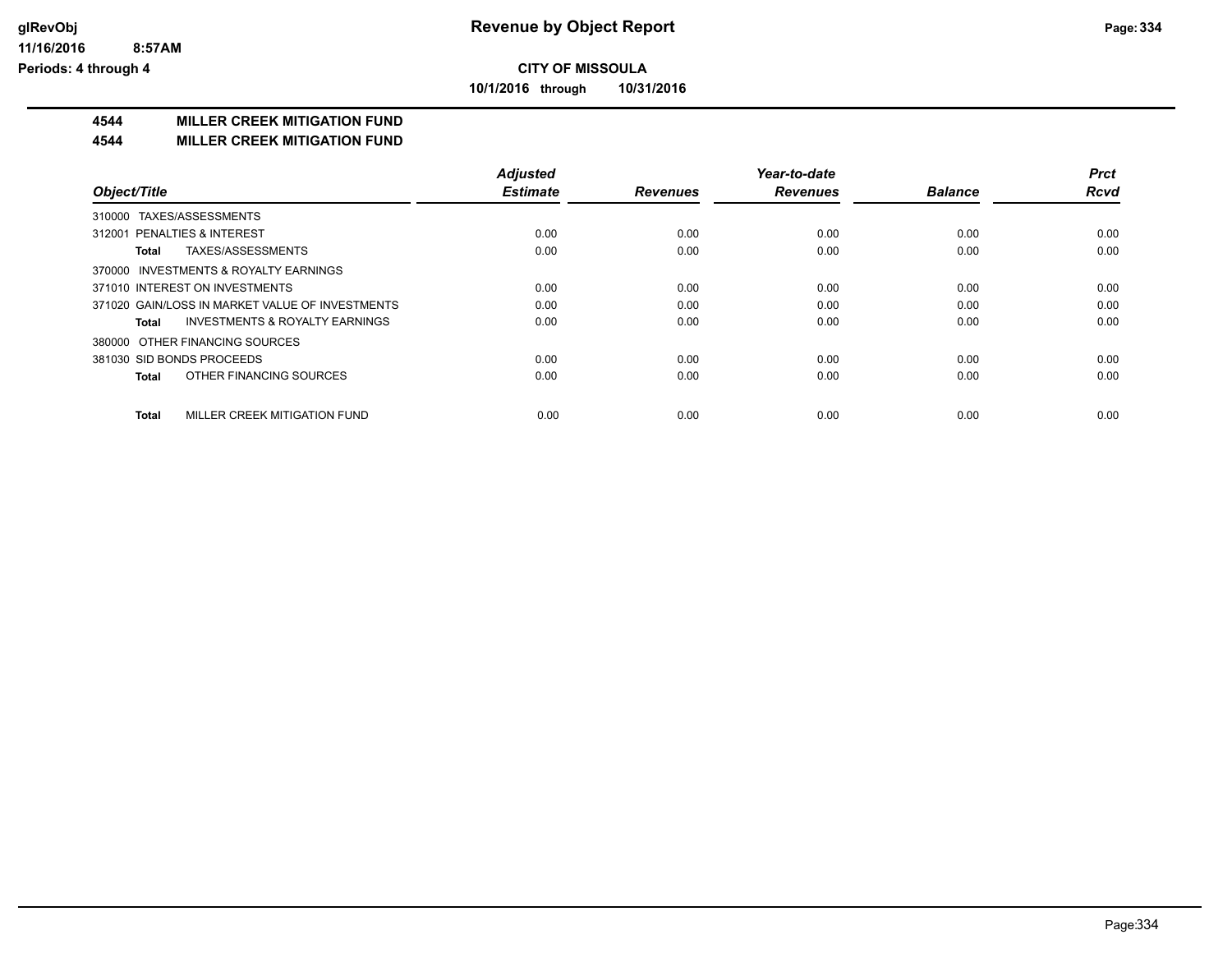**Revenue by Object Report**

**CITY OF MISSOULA**

**10/1/2016 through 10/31/2016**

glRevObj
11/16/2016 8:57AM
Periods: 4 through 4

## 4544 MILLER CREEK MITIGATION FUND

## 4544 MILLER CREEK MITIGATION FUND

| Object/Title | Adjusted Estimate | Revenues | Year-to-date Revenues | Balance | Prct Rcvd |
|---|---|---|---|---|---|
| 310000 TAXES/ASSESSMENTS | | | | | |
| 312001 PENALTIES & INTEREST | 0.00 | 0.00 | 0.00 | 0.00 | 0.00 |
| **Total** TAXES/ASSESSMENTS | 0.00 | 0.00 | 0.00 | 0.00 | 0.00 |
| 370000 INVESTMENTS & ROYALTY EARNINGS | | | | | |
| 371010 INTEREST ON INVESTMENTS | 0.00 | 0.00 | 0.00 | 0.00 | 0.00 |
| 371020 GAIN/LOSS IN MARKET VALUE OF INVESTMENTS | 0.00 | 0.00 | 0.00 | 0.00 | 0.00 |
| **Total** INVESTMENTS & ROYALTY EARNINGS | 0.00 | 0.00 | 0.00 | 0.00 | 0.00 |
| 380000 OTHER FINANCING SOURCES | | | | | |
| 381030 SID BONDS PROCEEDS | 0.00 | 0.00 | 0.00 | 0.00 | 0.00 |
| **Total** OTHER FINANCING SOURCES | 0.00 | 0.00 | 0.00 | 0.00 | 0.00 |
| **Total** MILLER CREEK MITIGATION FUND | 0.00 | 0.00 | 0.00 | 0.00 | 0.00 |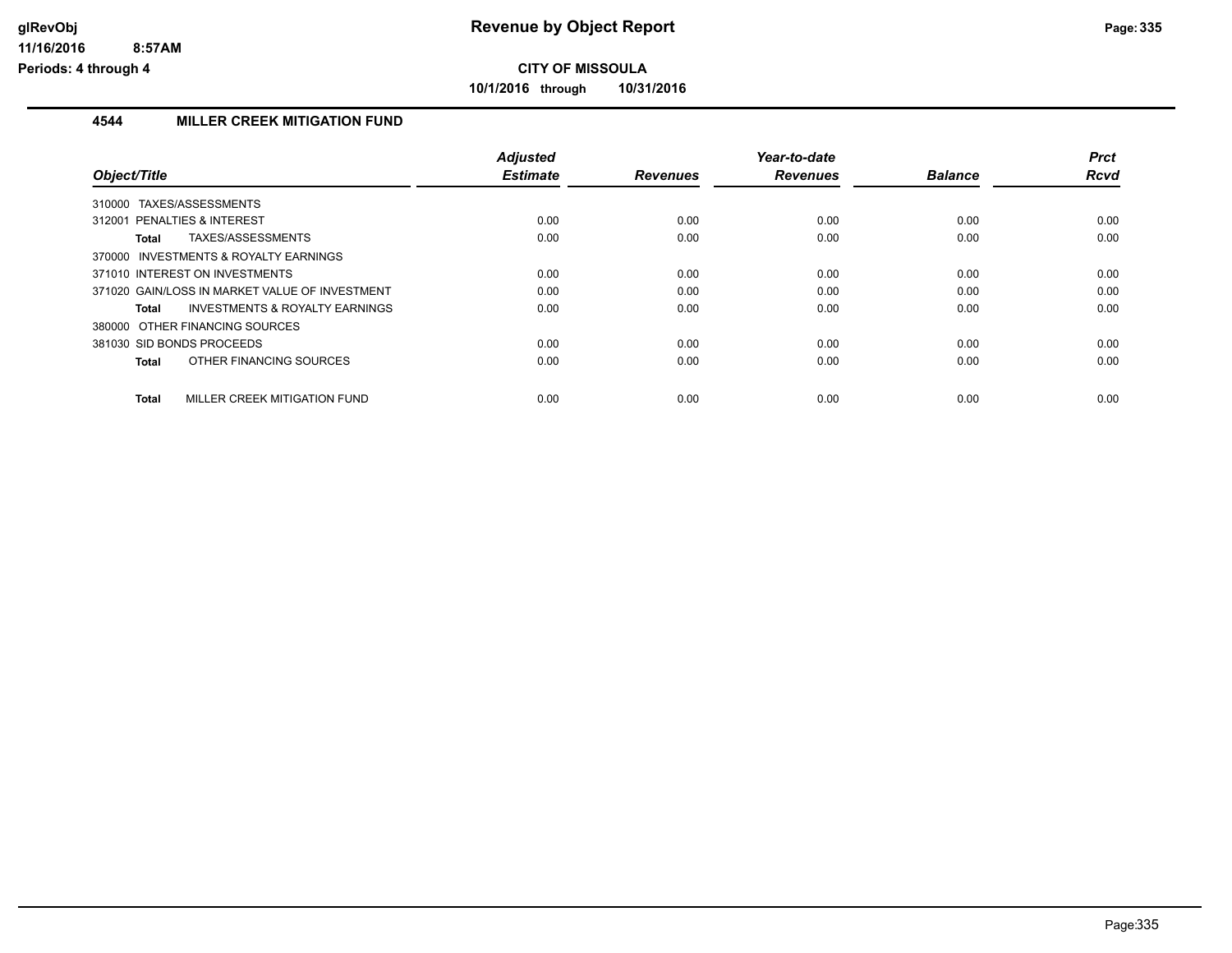# Revenue by Object Report

## CITY OF MISSOULA

**10/1/2016 through 10/31/2016**

glRevObj
11/16/2016 8:57AM
Periods: 4 through 4

### 4544 MILLER CREEK MITIGATION FUND

| Object/Title | Adjusted Estimate | Revenues | Year-to-date Revenues | Balance | Prct Rcvd |
|---|---|---|---|---|---|
| 310000 TAXES/ASSESSMENTS | | | | | |
| 312001 PENALTIES & INTEREST | 0.00 | 0.00 | 0.00 | 0.00 | 0.00 |
| **Total** TAXES/ASSESSMENTS | 0.00 | 0.00 | 0.00 | 0.00 | 0.00 |
| 370000 INVESTMENTS & ROYALTY EARNINGS | | | | | |
| 371010 INTEREST ON INVESTMENTS | 0.00 | 0.00 | 0.00 | 0.00 | 0.00 |
| 371020 GAIN/LOSS IN MARKET VALUE OF INVESTMENT | 0.00 | 0.00 | 0.00 | 0.00 | 0.00 |
| **Total** INVESTMENTS & ROYALTY EARNINGS | 0.00 | 0.00 | 0.00 | 0.00 | 0.00 |
| 380000 OTHER FINANCING SOURCES | | | | | |
| 381030 SID BONDS PROCEEDS | 0.00 | 0.00 | 0.00 | 0.00 | 0.00 |
| **Total** OTHER FINANCING SOURCES | 0.00 | 0.00 | 0.00 | 0.00 | 0.00 |
| **Total** MILLER CREEK MITIGATION FUND | 0.00 | 0.00 | 0.00 | 0.00 | 0.00 |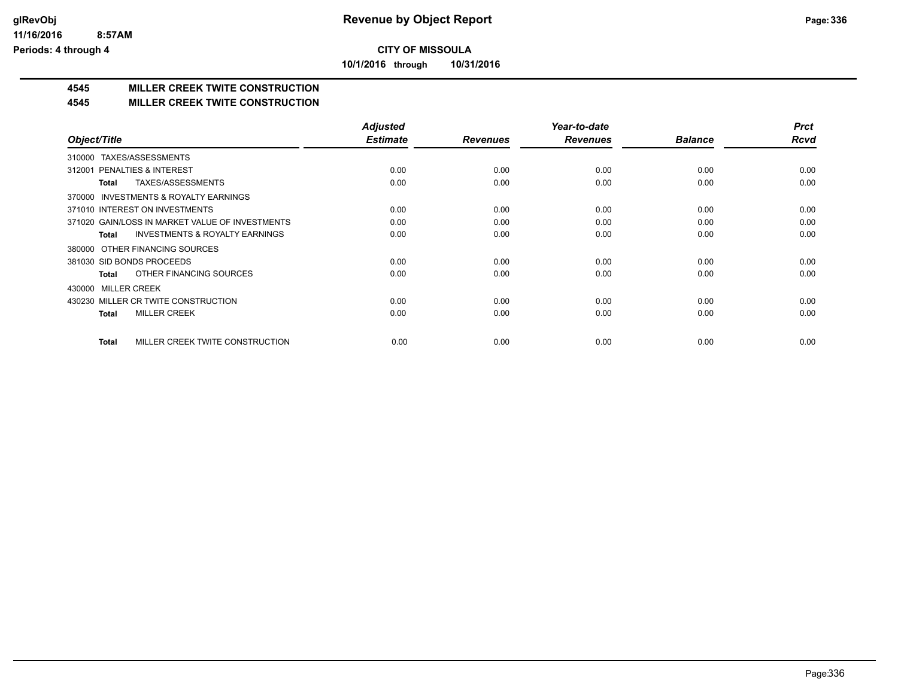**CITY OF MISSOULA**

**10/1/2016 through 10/31/2016**

## 4545 MILLER CREEK TWITE CONSTRUCTION

## 4545 MILLER CREEK TWITE CONSTRUCTION

| Object/Title | Adjusted Estimate | Revenues | Year-to-date Revenues | Balance | Prct Rcvd |
|---|---|---|---|---|---|
| 310000 TAXES/ASSESSMENTS | | | | | |
| 312001 PENALTIES & INTEREST | 0.00 | 0.00 | 0.00 | 0.00 | 0.00 |
| **Total** TAXES/ASSESSMENTS | 0.00 | 0.00 | 0.00 | 0.00 | 0.00 |
| 370000 INVESTMENTS & ROYALTY EARNINGS | | | | | |
| 371010 INTEREST ON INVESTMENTS | 0.00 | 0.00 | 0.00 | 0.00 | 0.00 |
| 371020 GAIN/LOSS IN MARKET VALUE OF INVESTMENTS | 0.00 | 0.00 | 0.00 | 0.00 | 0.00 |
| **Total** INVESTMENTS & ROYALTY EARNINGS | 0.00 | 0.00 | 0.00 | 0.00 | 0.00 |
| 380000 OTHER FINANCING SOURCES | | | | | |
| 381030 SID BONDS PROCEEDS | 0.00 | 0.00 | 0.00 | 0.00 | 0.00 |
| **Total** OTHER FINANCING SOURCES | 0.00 | 0.00 | 0.00 | 0.00 | 0.00 |
| 430000 MILLER CREEK | | | | | |
| 430230 MILLER CR TWITE CONSTRUCTION | 0.00 | 0.00 | 0.00 | 0.00 | 0.00 |
| **Total** MILLER CREEK | 0.00 | 0.00 | 0.00 | 0.00 | 0.00 |
| **Total** MILLER CREEK TWITE CONSTRUCTION | 0.00 | 0.00 | 0.00 | 0.00 | 0.00 |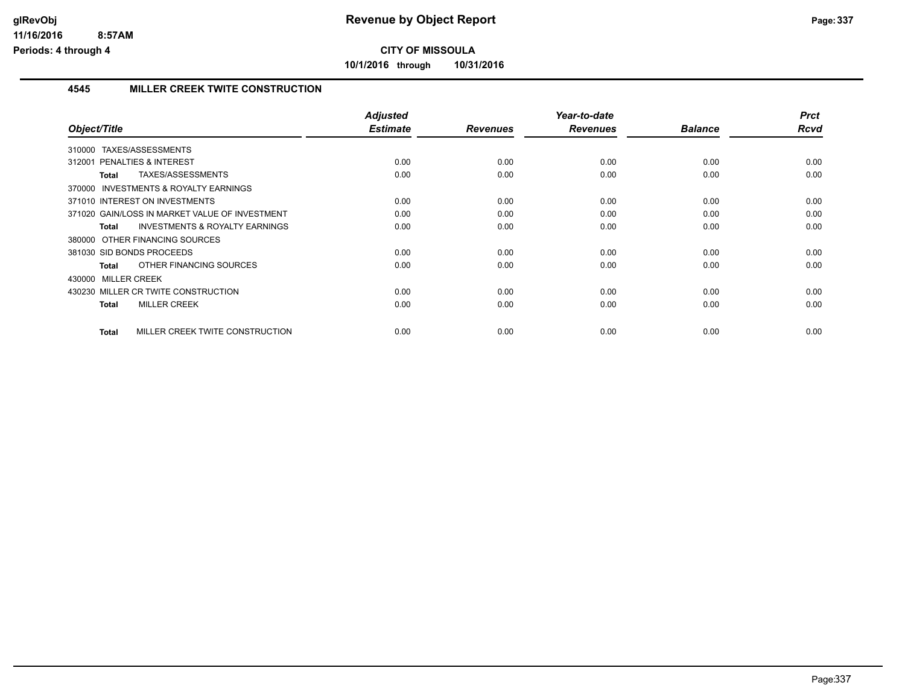# Revenue by Object Report

**CITY OF MISSOULA**

**10/1/2016 through 10/31/2016**

glRevObj
11/16/2016 8:57AM
Periods: 4 through 4

## 4545 MILLER CREEK TWITE CONSTRUCTION

| Object/Title | Adjusted Estimate | Revenues | Year-to-date Revenues | Balance | Prct Rcvd |
|---|---|---|---|---|---|
| 310000 TAXES/ASSESSMENTS | | | | | |
| 312001 PENALTIES & INTEREST | 0.00 | 0.00 | 0.00 | 0.00 | 0.00 |
| **Total** TAXES/ASSESSMENTS | 0.00 | 0.00 | 0.00 | 0.00 | 0.00 |
| 370000 INVESTMENTS & ROYALTY EARNINGS | | | | | |
| 371010 INTEREST ON INVESTMENTS | 0.00 | 0.00 | 0.00 | 0.00 | 0.00 |
| 371020 GAIN/LOSS IN MARKET VALUE OF INVESTMENT | 0.00 | 0.00 | 0.00 | 0.00 | 0.00 |
| **Total** INVESTMENTS & ROYALTY EARNINGS | 0.00 | 0.00 | 0.00 | 0.00 | 0.00 |
| 380000 OTHER FINANCING SOURCES | | | | | |
| 381030 SID BONDS PROCEEDS | 0.00 | 0.00 | 0.00 | 0.00 | 0.00 |
| **Total** OTHER FINANCING SOURCES | 0.00 | 0.00 | 0.00 | 0.00 | 0.00 |
| 430000 MILLER CREEK | | | | | |
| 430230 MILLER CR TWITE CONSTRUCTION | 0.00 | 0.00 | 0.00 | 0.00 | 0.00 |
| **Total** MILLER CREEK | 0.00 | 0.00 | 0.00 | 0.00 | 0.00 |
| **Total** MILLER CREEK TWITE CONSTRUCTION | 0.00 | 0.00 | 0.00 | 0.00 | 0.00 |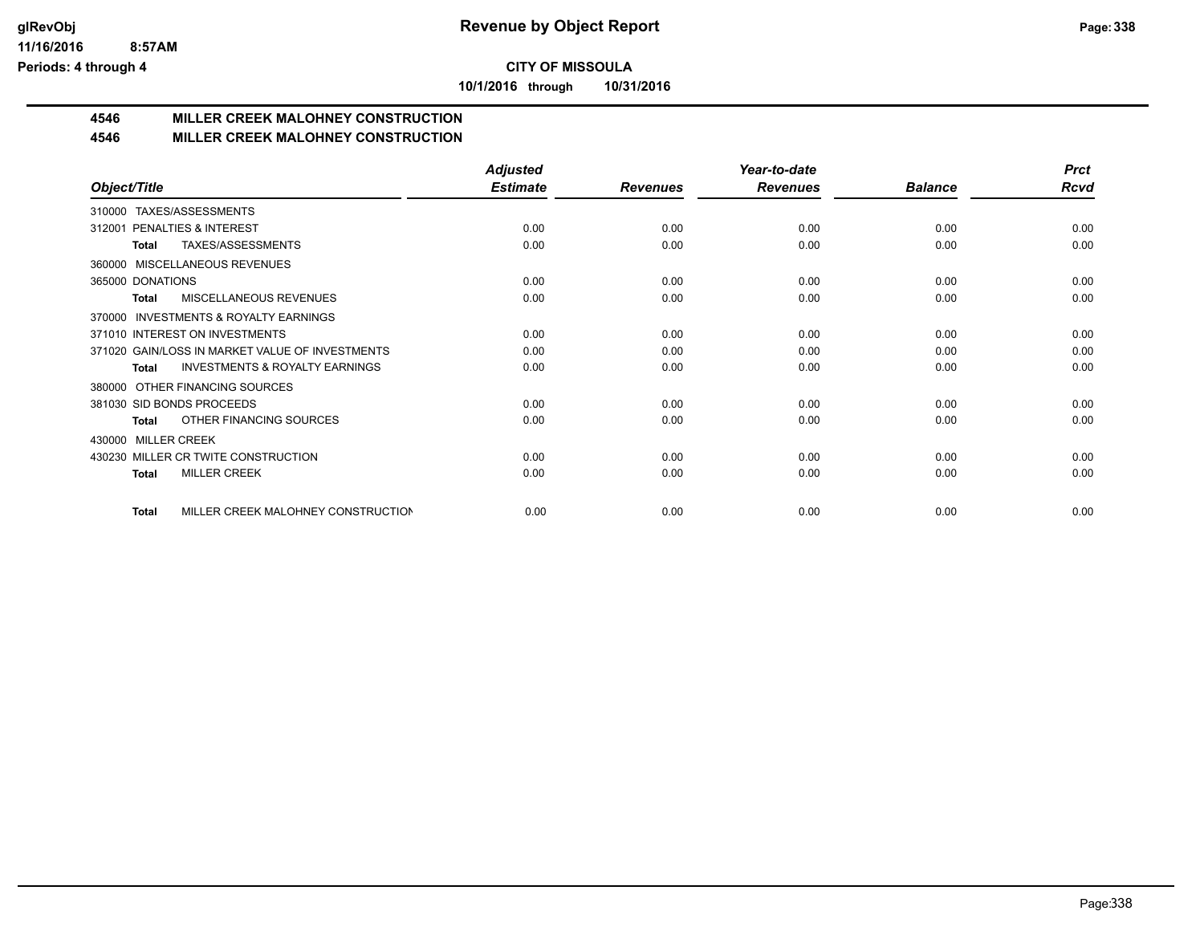**CITY OF MISSOULA**

**10/1/2016 through 10/31/2016**

## 4546 MILLER CREEK MALOHNEY CONSTRUCTION

## 4546 MILLER CREEK MALOHNEY CONSTRUCTION

| Object/Title | Adjusted Estimate | Revenues | Year-to-date Revenues | Balance | Prct Rcvd |
|---|---|---|---|---|---|
| 310000 TAXES/ASSESSMENTS | | | | | |
| 312001 PENALTIES & INTEREST | 0.00 | 0.00 | 0.00 | 0.00 | 0.00 |
| **Total** TAXES/ASSESSMENTS | 0.00 | 0.00 | 0.00 | 0.00 | 0.00 |
| 360000 MISCELLANEOUS REVENUES | | | | | |
| 365000 DONATIONS | 0.00 | 0.00 | 0.00 | 0.00 | 0.00 |
| **Total** MISCELLANEOUS REVENUES | 0.00 | 0.00 | 0.00 | 0.00 | 0.00 |
| 370000 INVESTMENTS & ROYALTY EARNINGS | | | | | |
| 371010 INTEREST ON INVESTMENTS | 0.00 | 0.00 | 0.00 | 0.00 | 0.00 |
| 371020 GAIN/LOSS IN MARKET VALUE OF INVESTMENTS | 0.00 | 0.00 | 0.00 | 0.00 | 0.00 |
| **Total** INVESTMENTS & ROYALTY EARNINGS | 0.00 | 0.00 | 0.00 | 0.00 | 0.00 |
| 380000 OTHER FINANCING SOURCES | | | | | |
| 381030 SID BONDS PROCEEDS | 0.00 | 0.00 | 0.00 | 0.00 | 0.00 |
| **Total** OTHER FINANCING SOURCES | 0.00 | 0.00 | 0.00 | 0.00 | 0.00 |
| 430000 MILLER CREEK | | | | | |
| 430230 MILLER CR TWITE CONSTRUCTION | 0.00 | 0.00 | 0.00 | 0.00 | 0.00 |
| **Total** MILLER CREEK | 0.00 | 0.00 | 0.00 | 0.00 | 0.00 |
| **Total** MILLER CREEK MALOHNEY CONSTRUCTION | 0.00 | 0.00 | 0.00 | 0.00 | 0.00 |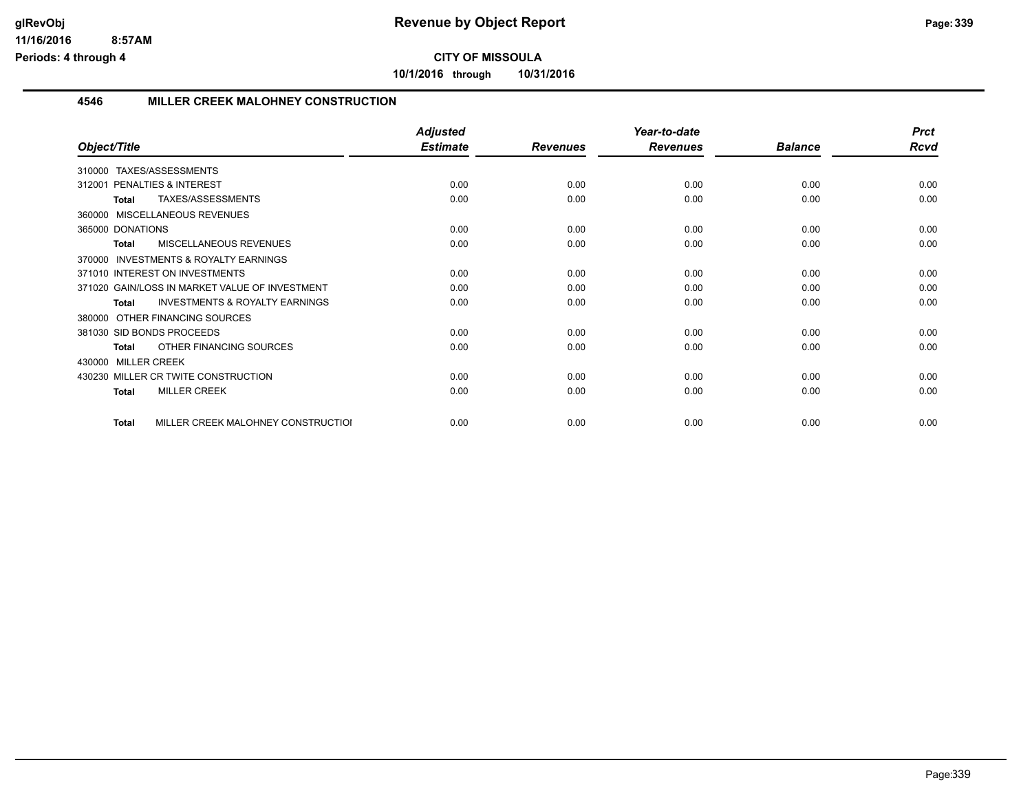**CITY OF MISSOULA**

**10/1/2016 through 10/31/2016**

## 4546 MILLER CREEK MALOHNEY CONSTRUCTION

| Object/Title | Adjusted Estimate | Revenues | Year-to-date Revenues | Balance | Prct Rcvd |
|---|---|---|---|---|---|
| 310000 TAXES/ASSESSMENTS | | | | | |
| 312001 PENALTIES & INTEREST | 0.00 | 0.00 | 0.00 | 0.00 | 0.00 |
| **Total** TAXES/ASSESSMENTS | 0.00 | 0.00 | 0.00 | 0.00 | 0.00 |
| 360000 MISCELLANEOUS REVENUES | | | | | |
| 365000 DONATIONS | 0.00 | 0.00 | 0.00 | 0.00 | 0.00 |
| **Total** MISCELLANEOUS REVENUES | 0.00 | 0.00 | 0.00 | 0.00 | 0.00 |
| 370000 INVESTMENTS & ROYALTY EARNINGS | | | | | |
| 371010 INTEREST ON INVESTMENTS | 0.00 | 0.00 | 0.00 | 0.00 | 0.00 |
| 371020 GAIN/LOSS IN MARKET VALUE OF INVESTMENT | 0.00 | 0.00 | 0.00 | 0.00 | 0.00 |
| **Total** INVESTMENTS & ROYALTY EARNINGS | 0.00 | 0.00 | 0.00 | 0.00 | 0.00 |
| 380000 OTHER FINANCING SOURCES | | | | | |
| 381030 SID BONDS PROCEEDS | 0.00 | 0.00 | 0.00 | 0.00 | 0.00 |
| **Total** OTHER FINANCING SOURCES | 0.00 | 0.00 | 0.00 | 0.00 | 0.00 |
| 430000 MILLER CREEK | | | | | |
| 430230 MILLER CR TWITE CONSTRUCTION | 0.00 | 0.00 | 0.00 | 0.00 | 0.00 |
| **Total** MILLER CREEK | 0.00 | 0.00 | 0.00 | 0.00 | 0.00 |
| **Total** MILLER CREEK MALOHNEY CONSTRUCTIOI | 0.00 | 0.00 | 0.00 | 0.00 | 0.00 |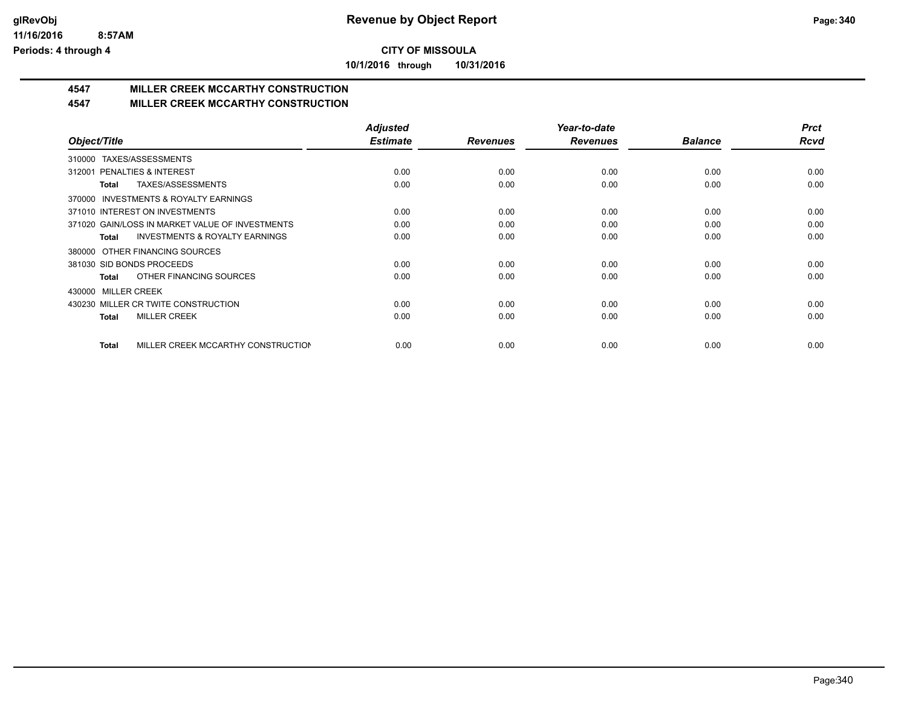# CITY OF MISSOULA

**10/1/2016 through 10/31/2016**

## 4547 MILLER CREEK MCCARTHY CONSTRUCTION

## 4547 MILLER CREEK MCCARTHY CONSTRUCTION

| Object/Title | Adjusted Estimate | Revenues | Year-to-date Revenues | Balance | Prct Rcvd |
|---|---|---|---|---|---|
| 310000 TAXES/ASSESSMENTS | | | | | |
| 312001 PENALTIES & INTEREST | 0.00 | 0.00 | 0.00 | 0.00 | 0.00 |
| **Total** TAXES/ASSESSMENTS | 0.00 | 0.00 | 0.00 | 0.00 | 0.00 |
| 370000 INVESTMENTS & ROYALTY EARNINGS | | | | | |
| 371010 INTEREST ON INVESTMENTS | 0.00 | 0.00 | 0.00 | 0.00 | 0.00 |
| 371020 GAIN/LOSS IN MARKET VALUE OF INVESTMENTS | 0.00 | 0.00 | 0.00 | 0.00 | 0.00 |
| **Total** INVESTMENTS & ROYALTY EARNINGS | 0.00 | 0.00 | 0.00 | 0.00 | 0.00 |
| 380000 OTHER FINANCING SOURCES | | | | | |
| 381030 SID BONDS PROCEEDS | 0.00 | 0.00 | 0.00 | 0.00 | 0.00 |
| **Total** OTHER FINANCING SOURCES | 0.00 | 0.00 | 0.00 | 0.00 | 0.00 |
| 430000 MILLER CREEK | | | | | |
| 430230 MILLER CR TWITE CONSTRUCTION | 0.00 | 0.00 | 0.00 | 0.00 | 0.00 |
| **Total** MILLER CREEK | 0.00 | 0.00 | 0.00 | 0.00 | 0.00 |
| **Total** MILLER CREEK MCCARTHY CONSTRUCTION | 0.00 | 0.00 | 0.00 | 0.00 | 0.00 |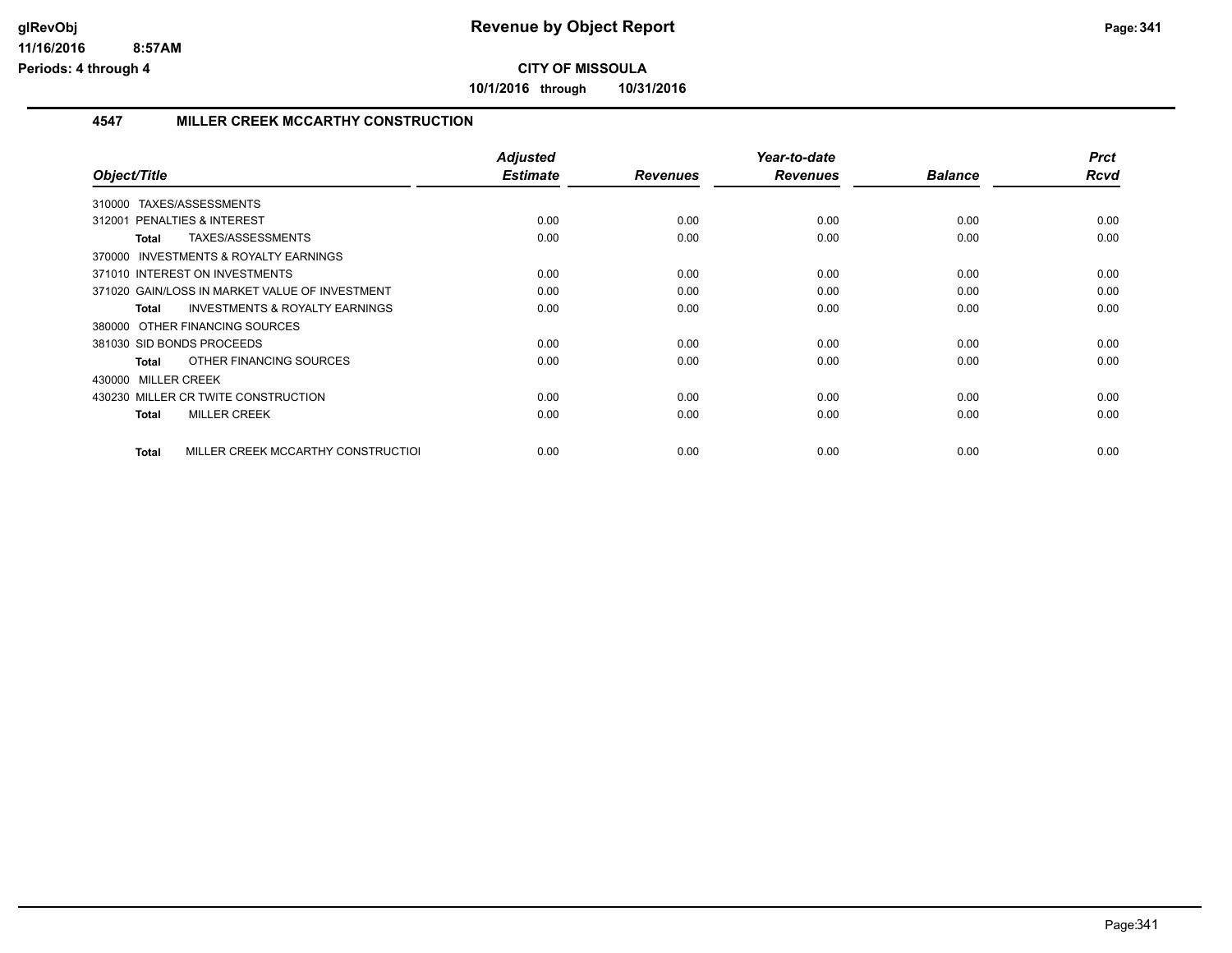**CITY OF MISSOULA**

**10/1/2016 through 10/31/2016**

## 4547 MILLER CREEK MCCARTHY CONSTRUCTION

| Object/Title | Adjusted Estimate | Revenues | Year-to-date Revenues | Balance | Prct Rcvd |
|---|---|---|---|---|---|
| 310000 TAXES/ASSESSMENTS | | | | | |
| 312001 PENALTIES & INTEREST | 0.00 | 0.00 | 0.00 | 0.00 | 0.00 |
| **Total** TAXES/ASSESSMENTS | 0.00 | 0.00 | 0.00 | 0.00 | 0.00 |
| 370000 INVESTMENTS & ROYALTY EARNINGS | | | | | |
| 371010 INTEREST ON INVESTMENTS | 0.00 | 0.00 | 0.00 | 0.00 | 0.00 |
| 371020 GAIN/LOSS IN MARKET VALUE OF INVESTMENT | 0.00 | 0.00 | 0.00 | 0.00 | 0.00 |
| **Total** INVESTMENTS & ROYALTY EARNINGS | 0.00 | 0.00 | 0.00 | 0.00 | 0.00 |
| 380000 OTHER FINANCING SOURCES | | | | | |
| 381030 SID BONDS PROCEEDS | 0.00 | 0.00 | 0.00 | 0.00 | 0.00 |
| **Total** OTHER FINANCING SOURCES | 0.00 | 0.00 | 0.00 | 0.00 | 0.00 |
| 430000 MILLER CREEK | | | | | |
| 430230 MILLER CR TWITE CONSTRUCTION | 0.00 | 0.00 | 0.00 | 0.00 | 0.00 |
| **Total** MILLER CREEK | 0.00 | 0.00 | 0.00 | 0.00 | 0.00 |
| **Total** MILLER CREEK MCCARTHY CONSTRUCTIOI | 0.00 | 0.00 | 0.00 | 0.00 | 0.00 |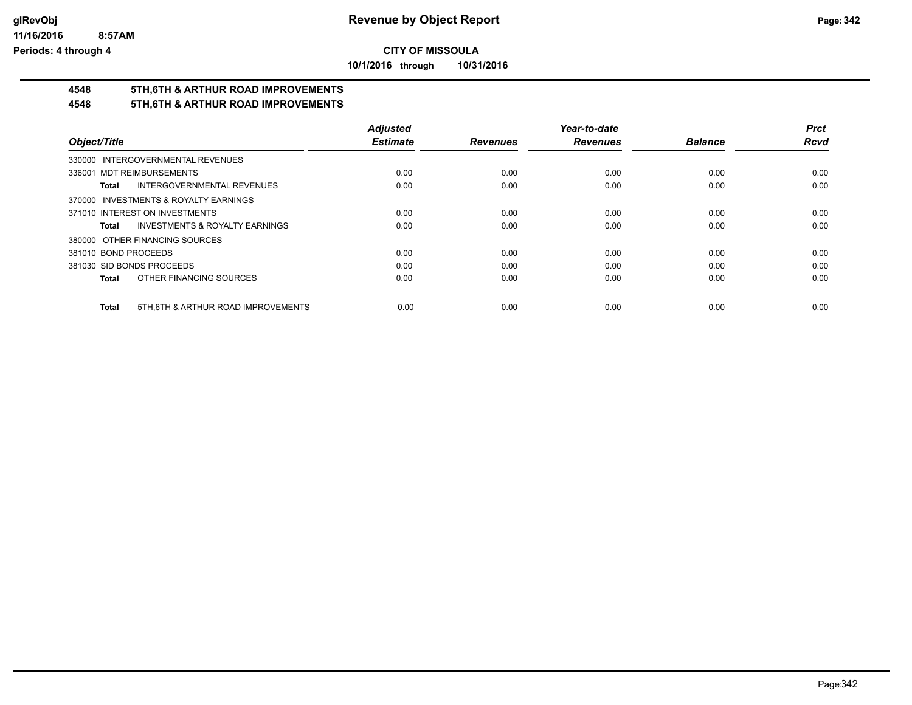# Revenue by Object Report

**CITY OF MISSOULA**

**10/1/2016 through 10/31/2016**

glRevObj
11/16/2016 8:57AM
Periods: 4 through 4

## 4548 5TH,6TH & ARTHUR ROAD IMPROVEMENTS
## 4548 5TH,6TH & ARTHUR ROAD IMPROVEMENTS

| Object/Title | Adjusted Estimate | Revenues | Year-to-date Revenues | Balance | Prct Rcvd |
|---|---|---|---|---|---|
| 330000 INTERGOVERNMENTAL REVENUES | | | | | |
| 336001 MDT REIMBURSEMENTS | 0.00 | 0.00 | 0.00 | 0.00 | 0.00 |
| **Total** INTERGOVERNMENTAL REVENUES | 0.00 | 0.00 | 0.00 | 0.00 | 0.00 |
| 370000 INVESTMENTS & ROYALTY EARNINGS | | | | | |
| 371010 INTEREST ON INVESTMENTS | 0.00 | 0.00 | 0.00 | 0.00 | 0.00 |
| **Total** INVESTMENTS & ROYALTY EARNINGS | 0.00 | 0.00 | 0.00 | 0.00 | 0.00 |
| 380000 OTHER FINANCING SOURCES | | | | | |
| 381010 BOND PROCEEDS | 0.00 | 0.00 | 0.00 | 0.00 | 0.00 |
| 381030 SID BONDS PROCEEDS | 0.00 | 0.00 | 0.00 | 0.00 | 0.00 |
| **Total** OTHER FINANCING SOURCES | 0.00 | 0.00 | 0.00 | 0.00 | 0.00 |
| **Total** 5TH,6TH & ARTHUR ROAD IMPROVEMENTS | 0.00 | 0.00 | 0.00 | 0.00 | 0.00 |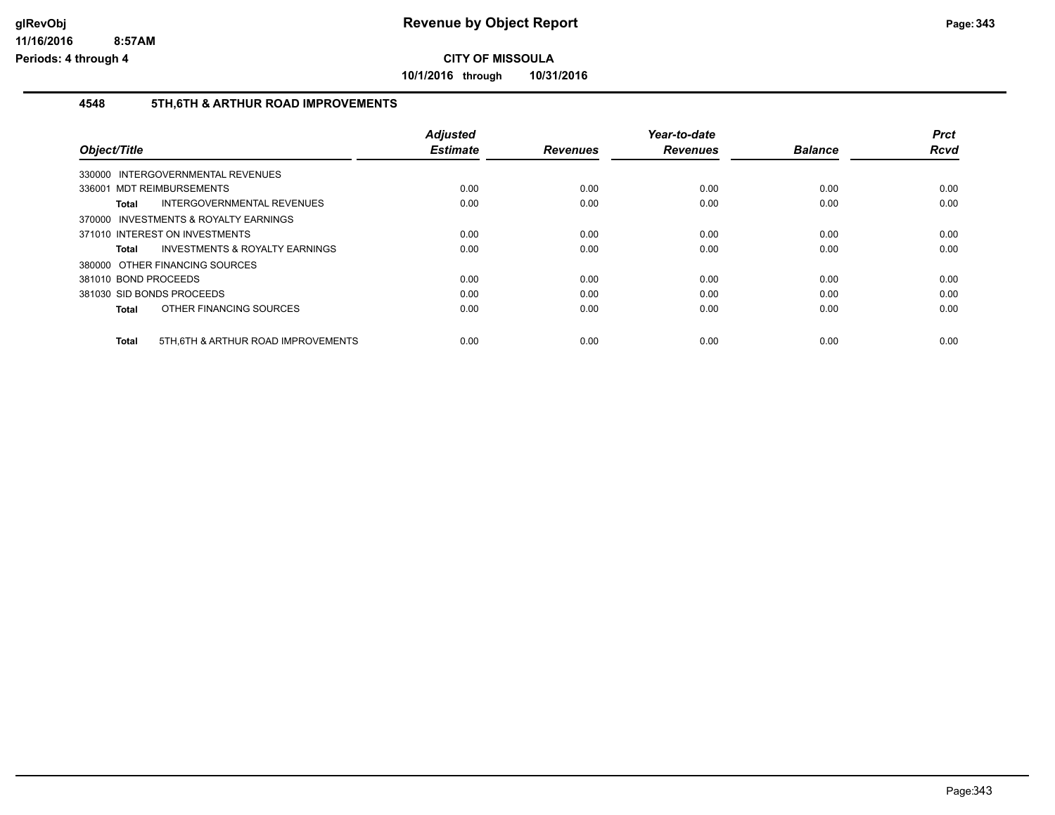# Revenue by Object Report

**CITY OF MISSOULA**

**10/1/2016 through 10/31/2016**

glRevObj
11/16/2016 8:57AM
Periods: 4 through 4

## 4548 5TH,6TH & ARTHUR ROAD IMPROVEMENTS

| Object/Title | Adjusted Estimate | Revenues | Year-to-date Revenues | Balance | Prct Rcvd |
|---|---|---|---|---|---|
| 330000 INTERGOVERNMENTAL REVENUES | | | | | |
| 336001 MDT REIMBURSEMENTS | 0.00 | 0.00 | 0.00 | 0.00 | 0.00 |
| **Total** INTERGOVERNMENTAL REVENUES | 0.00 | 0.00 | 0.00 | 0.00 | 0.00 |
| 370000 INVESTMENTS & ROYALTY EARNINGS | | | | | |
| 371010 INTEREST ON INVESTMENTS | 0.00 | 0.00 | 0.00 | 0.00 | 0.00 |
| **Total** INVESTMENTS & ROYALTY EARNINGS | 0.00 | 0.00 | 0.00 | 0.00 | 0.00 |
| 380000 OTHER FINANCING SOURCES | | | | | |
| 381010 BOND PROCEEDS | 0.00 | 0.00 | 0.00 | 0.00 | 0.00 |
| 381030 SID BONDS PROCEEDS | 0.00 | 0.00 | 0.00 | 0.00 | 0.00 |
| **Total** OTHER FINANCING SOURCES | 0.00 | 0.00 | 0.00 | 0.00 | 0.00 |
| **Total** 5TH,6TH & ARTHUR ROAD IMPROVEMENTS | 0.00 | 0.00 | 0.00 | 0.00 | 0.00 |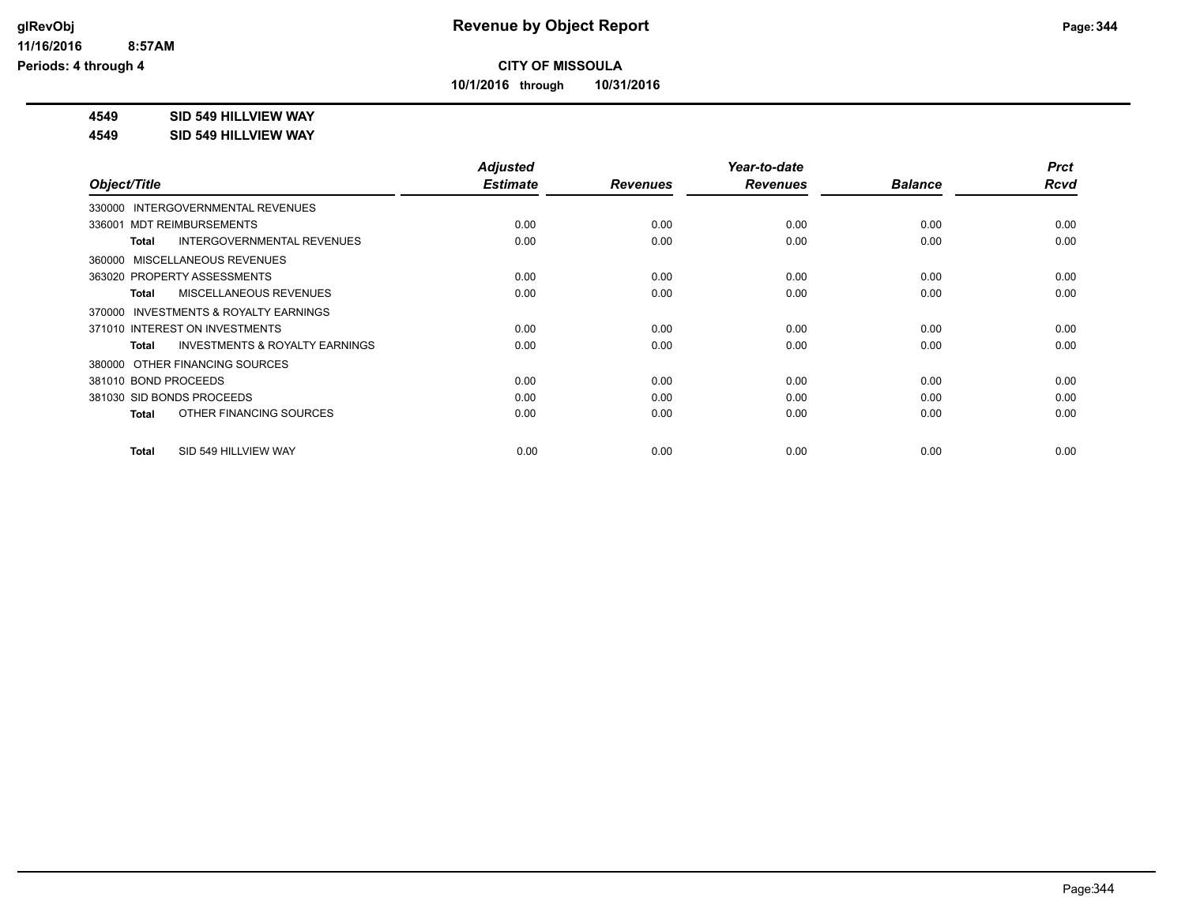**glRevObj** **Revenue by Object Report**
**11/16/2016 8:57AM**
**Periods: 4 through 4**

**CITY OF MISSOULA**
**10/1/2016 through 10/31/2016**

**4549 SID 549 HILLVIEW WAY**
**4549 SID 549 HILLVIEW WAY**

| Object/Title | Adjusted Estimate | Revenues | Year-to-date Revenues | Balance | Prct Rcvd |
|---|---|---|---|---|---|
| 330000 INTERGOVERNMENTAL REVENUES | | | | | |
| 336001 MDT REIMBURSEMENTS | 0.00 | 0.00 | 0.00 | 0.00 | 0.00 |
| **Total** INTERGOVERNMENTAL REVENUES | 0.00 | 0.00 | 0.00 | 0.00 | 0.00 |
| 360000 MISCELLANEOUS REVENUES | | | | | |
| 363020 PROPERTY ASSESSMENTS | 0.00 | 0.00 | 0.00 | 0.00 | 0.00 |
| **Total** MISCELLANEOUS REVENUES | 0.00 | 0.00 | 0.00 | 0.00 | 0.00 |
| 370000 INVESTMENTS & ROYALTY EARNINGS | | | | | |
| 371010 INTEREST ON INVESTMENTS | 0.00 | 0.00 | 0.00 | 0.00 | 0.00 |
| **Total** INVESTMENTS & ROYALTY EARNINGS | 0.00 | 0.00 | 0.00 | 0.00 | 0.00 |
| 380000 OTHER FINANCING SOURCES | | | | | |
| 381010 BOND PROCEEDS | 0.00 | 0.00 | 0.00 | 0.00 | 0.00 |
| 381030 SID BONDS PROCEEDS | 0.00 | 0.00 | 0.00 | 0.00 | 0.00 |
| **Total** OTHER FINANCING SOURCES | 0.00 | 0.00 | 0.00 | 0.00 | 0.00 |
| **Total** SID 549 HILLVIEW WAY | 0.00 | 0.00 | 0.00 | 0.00 | 0.00 |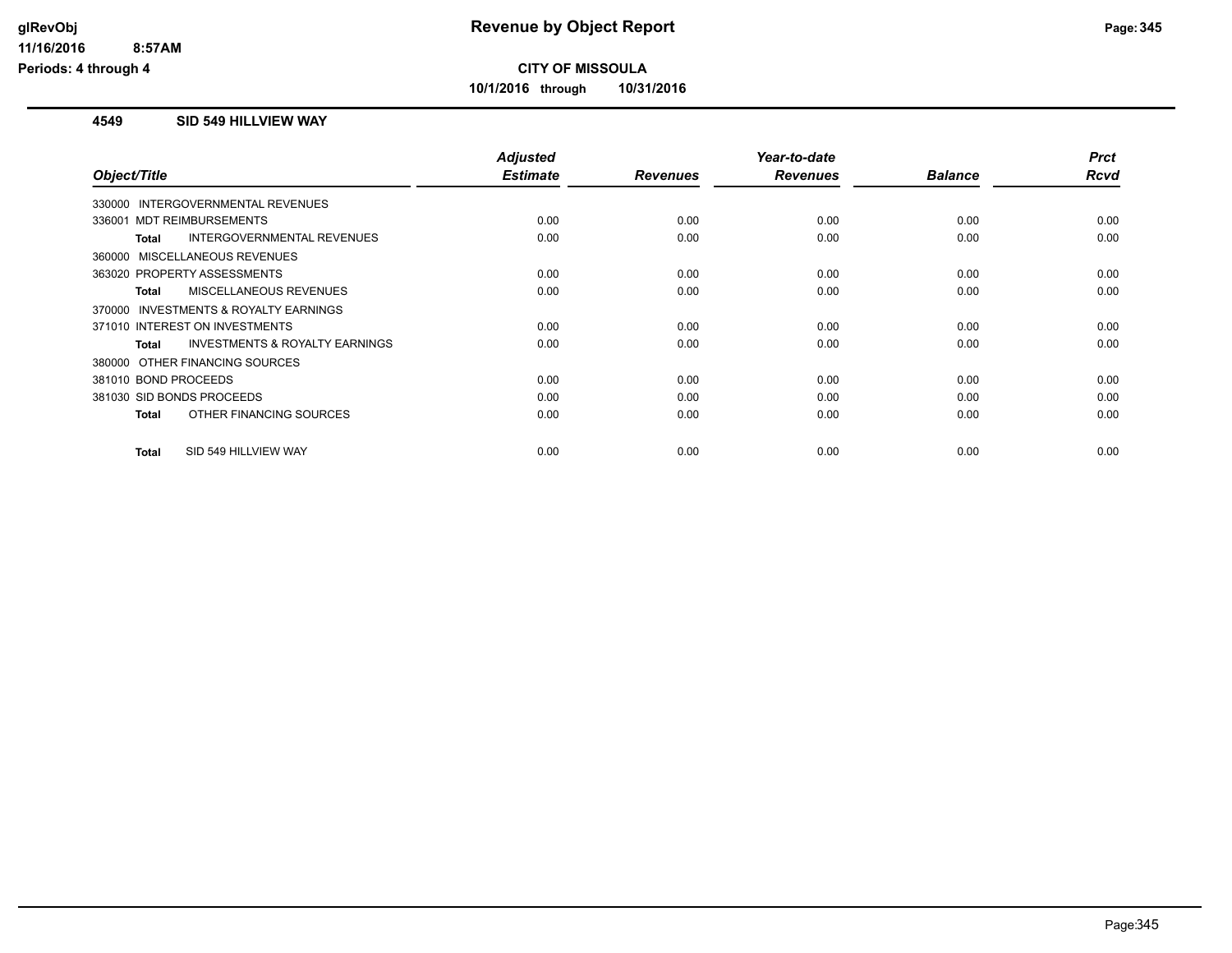# Revenue by Object Report

**CITY OF MISSOULA**

**10/1/2016 through 10/31/2016**

glRevObj
11/16/2016 8:57AM
Periods: 4 through 4

### 4549 SID 549 HILLVIEW WAY

| Object/Title | Adjusted Estimate | Revenues | Year-to-date Revenues | Balance | Prct Rcvd |
|---|---|---|---|---|---|
| 330000 INTERGOVERNMENTAL REVENUES | | | | | |
| 336001 MDT REIMBURSEMENTS | 0.00 | 0.00 | 0.00 | 0.00 | 0.00 |
| **Total** INTERGOVERNMENTAL REVENUES | 0.00 | 0.00 | 0.00 | 0.00 | 0.00 |
| 360000 MISCELLANEOUS REVENUES | | | | | |
| 363020 PROPERTY ASSESSMENTS | 0.00 | 0.00 | 0.00 | 0.00 | 0.00 |
| **Total** MISCELLANEOUS REVENUES | 0.00 | 0.00 | 0.00 | 0.00 | 0.00 |
| 370000 INVESTMENTS & ROYALTY EARNINGS | | | | | |
| 371010 INTEREST ON INVESTMENTS | 0.00 | 0.00 | 0.00 | 0.00 | 0.00 |
| **Total** INVESTMENTS & ROYALTY EARNINGS | 0.00 | 0.00 | 0.00 | 0.00 | 0.00 |
| 380000 OTHER FINANCING SOURCES | | | | | |
| 381010 BOND PROCEEDS | 0.00 | 0.00 | 0.00 | 0.00 | 0.00 |
| 381030 SID BONDS PROCEEDS | 0.00 | 0.00 | 0.00 | 0.00 | 0.00 |
| **Total** OTHER FINANCING SOURCES | 0.00 | 0.00 | 0.00 | 0.00 | 0.00 |
| **Total** SID 549 HILLVIEW WAY | 0.00 | 0.00 | 0.00 | 0.00 | 0.00 |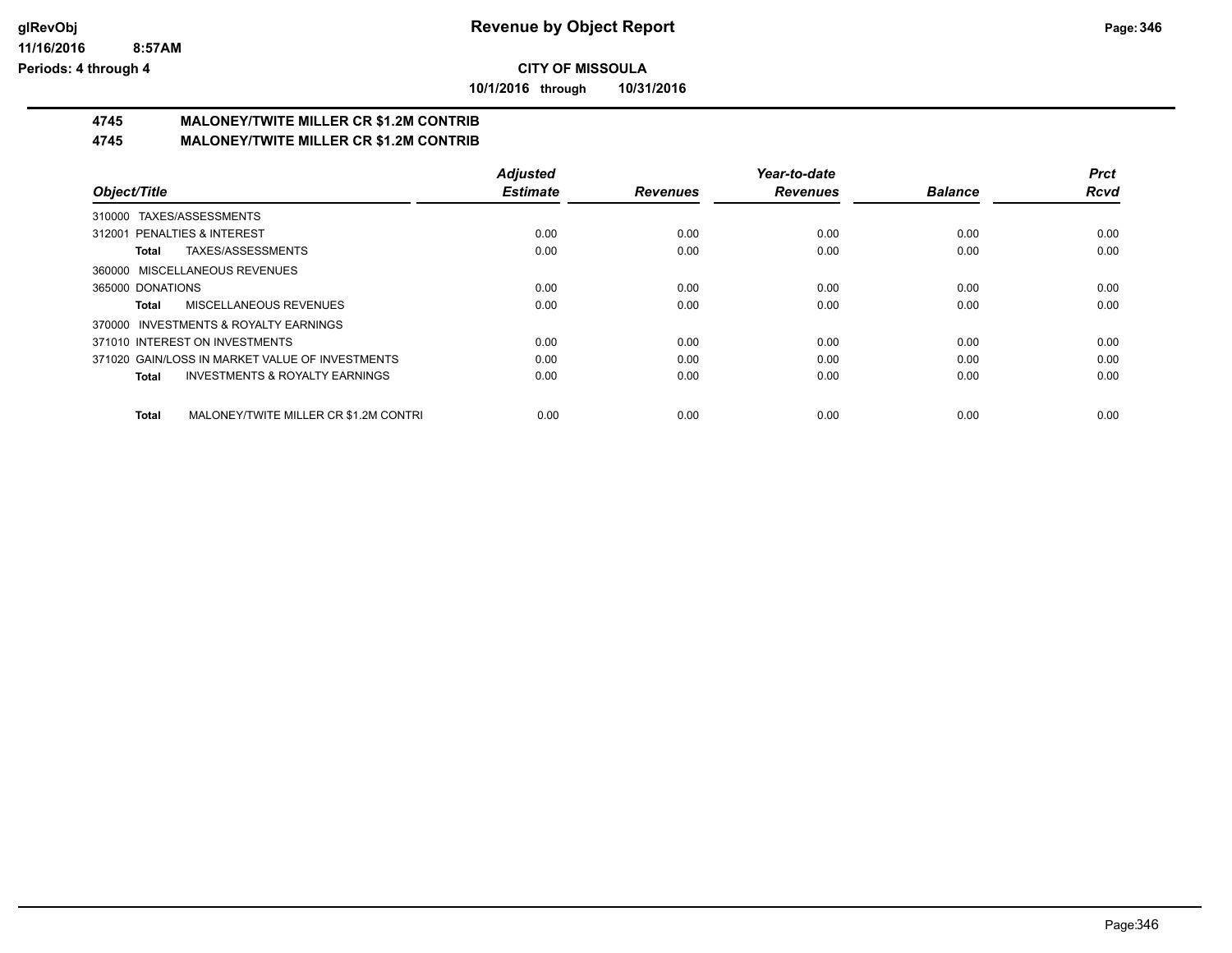**CITY OF MISSOULA**

**10/1/2016 through 10/31/2016**

## 4745 MALONEY/TWITE MILLER CR $1.2M CONTRIB

## 4745 MALONEY/TWITE MILLER CR $1.2M CONTRIB

| Object/Title | Adjusted Estimate | Revenues | Year-to-date Revenues | Balance | Prct Rcvd |
|---|---|---|---|---|---|
| 310000 TAXES/ASSESSMENTS | | | | | |
| 312001 PENALTIES & INTEREST | 0.00 | 0.00 | 0.00 | 0.00 | 0.00 |
| **Total** TAXES/ASSESSMENTS | 0.00 | 0.00 | 0.00 | 0.00 | 0.00 |
| 360000 MISCELLANEOUS REVENUES | | | | | |
| 365000 DONATIONS | 0.00 | 0.00 | 0.00 | 0.00 | 0.00 |
| **Total** MISCELLANEOUS REVENUES | 0.00 | 0.00 | 0.00 | 0.00 | 0.00 |
| 370000 INVESTMENTS & ROYALTY EARNINGS | | | | | |
| 371010 INTEREST ON INVESTMENTS | 0.00 | 0.00 | 0.00 | 0.00 | 0.00 |
| 371020 GAIN/LOSS IN MARKET VALUE OF INVESTMENTS | 0.00 | 0.00 | 0.00 | 0.00 | 0.00 |
| **Total** INVESTMENTS & ROYALTY EARNINGS | 0.00 | 0.00 | 0.00 | 0.00 | 0.00 |
| **Total** MALONEY/TWITE MILLER CR $1.2M CONTRI | 0.00 | 0.00 | 0.00 | 0.00 | 0.00 |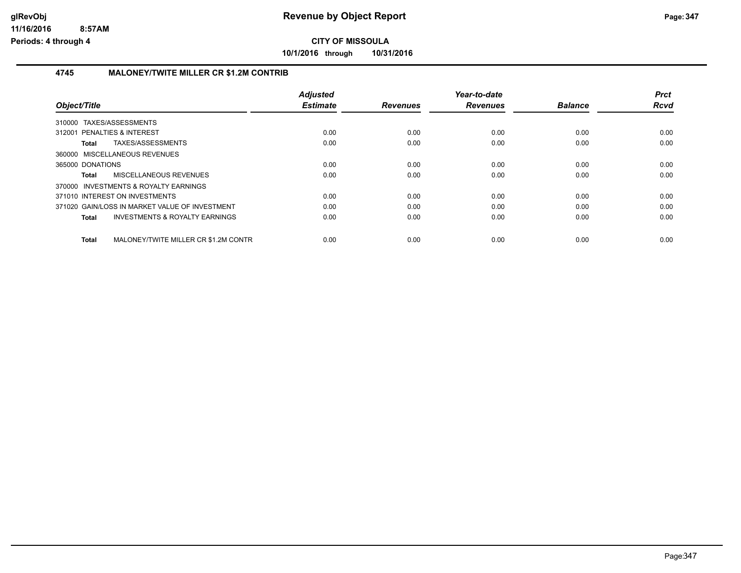# Revenue by Object Report

**CITY OF MISSOULA**

**10/1/2016 through 10/31/2016**

glRevObj
11/16/2016 8:57AM
Periods: 4 through 4

## 4745 MALONEY/TWITE MILLER CR $1.2M CONTRIB

| Object/Title | | Adjusted Estimate | Revenues | Year-to-date Revenues | Balance | Prct Rcvd |
|---|---|---|---|---|---|---|
| 310000 TAXES/ASSESSMENTS | | | | | | |
| 312001 PENALTIES & INTEREST | | 0.00 | 0.00 | 0.00 | 0.00 | 0.00 |
| **Total** | TAXES/ASSESSMENTS | 0.00 | 0.00 | 0.00 | 0.00 | 0.00 |
| 360000 MISCELLANEOUS REVENUES | | | | | | |
| 365000 DONATIONS | | 0.00 | 0.00 | 0.00 | 0.00 | 0.00 |
| **Total** | MISCELLANEOUS REVENUES | 0.00 | 0.00 | 0.00 | 0.00 | 0.00 |
| 370000 INVESTMENTS & ROYALTY EARNINGS | | | | | | |
| 371010 INTEREST ON INVESTMENTS | | 0.00 | 0.00 | 0.00 | 0.00 | 0.00 |
| 371020 GAIN/LOSS IN MARKET VALUE OF INVESTMENT | | 0.00 | 0.00 | 0.00 | 0.00 | 0.00 |
| **Total** | INVESTMENTS & ROYALTY EARNINGS | 0.00 | 0.00 | 0.00 | 0.00 | 0.00 |
| **Total** | MALONEY/TWITE MILLER CR $1.2M CONTR | 0.00 | 0.00 | 0.00 | 0.00 | 0.00 |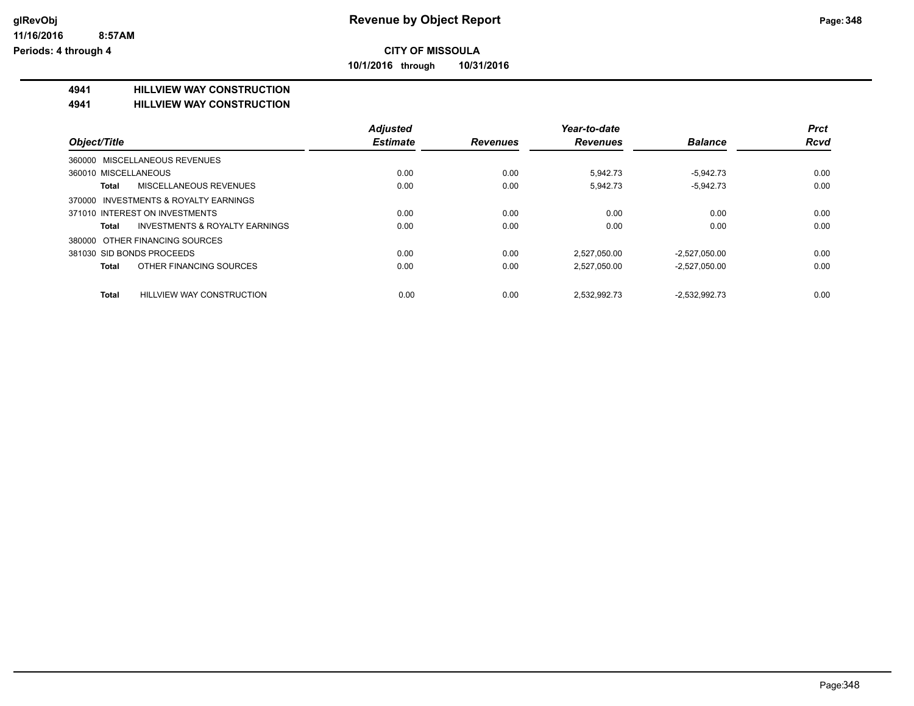# Revenue by Object Report

**CITY OF MISSOULA**

**10/1/2016 through 10/31/2016**

glRevObj
11/16/2016 8:57AM
Periods: 4 through 4

**4941 HILLVIEW WAY CONSTRUCTION**

**4941 HILLVIEW WAY CONSTRUCTION**

| Object/Title | Adjusted Estimate | Revenues | Year-to-date Revenues | Balance | Prct Rcvd |
|---|---|---|---|---|---|
| 360000 MISCELLANEOUS REVENUES | | | | | |
| 360010 MISCELLANEOUS | 0.00 | 0.00 | 5,942.73 | -5,942.73 | 0.00 |
| **Total** MISCELLANEOUS REVENUES | 0.00 | 0.00 | 5,942.73 | -5,942.73 | 0.00 |
| 370000 INVESTMENTS & ROYALTY EARNINGS | | | | | |
| 371010 INTEREST ON INVESTMENTS | 0.00 | 0.00 | 0.00 | 0.00 | 0.00 |
| **Total** INVESTMENTS & ROYALTY EARNINGS | 0.00 | 0.00 | 0.00 | 0.00 | 0.00 |
| 380000 OTHER FINANCING SOURCES | | | | | |
| 381030 SID BONDS PROCEEDS | 0.00 | 0.00 | 2,527,050.00 | -2,527,050.00 | 0.00 |
| **Total** OTHER FINANCING SOURCES | 0.00 | 0.00 | 2,527,050.00 | -2,527,050.00 | 0.00 |
| **Total** HILLVIEW WAY CONSTRUCTION | 0.00 | 0.00 | 2,532,992.73 | -2,532,992.73 | 0.00 |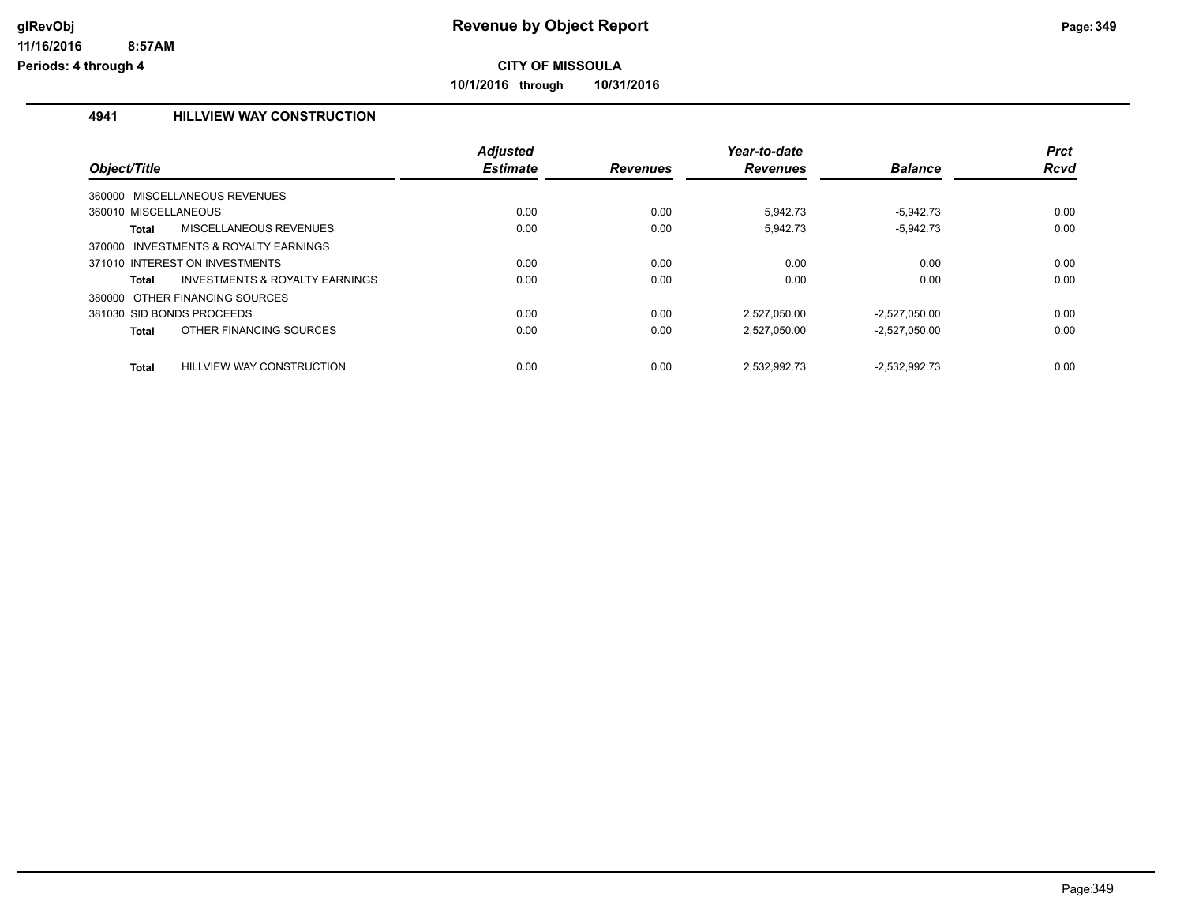# Revenue by Object Report

glRevObj
11/16/2016 8:57AM
Periods: 4 through 4

**CITY OF MISSOULA**

**10/1/2016 through 10/31/2016**

## 4941 HILLVIEW WAY CONSTRUCTION

| Object/Title | Adjusted Estimate | Revenues | Year-to-date Revenues | Balance | Prct Rcvd |
|---|---|---|---|---|---|
| 360000 MISCELLANEOUS REVENUES | | | | | |
| 360010 MISCELLANEOUS | 0.00 | 0.00 | 5,942.73 | -5,942.73 | 0.00 |
| **Total** MISCELLANEOUS REVENUES | 0.00 | 0.00 | 5,942.73 | -5,942.73 | 0.00 |
| 370000 INVESTMENTS & ROYALTY EARNINGS | | | | | |
| 371010 INTEREST ON INVESTMENTS | 0.00 | 0.00 | 0.00 | 0.00 | 0.00 |
| **Total** INVESTMENTS & ROYALTY EARNINGS | 0.00 | 0.00 | 0.00 | 0.00 | 0.00 |
| 380000 OTHER FINANCING SOURCES | | | | | |
| 381030 SID BONDS PROCEEDS | 0.00 | 0.00 | 2,527,050.00 | -2,527,050.00 | 0.00 |
| **Total** OTHER FINANCING SOURCES | 0.00 | 0.00 | 2,527,050.00 | -2,527,050.00 | 0.00 |
| **Total** HILLVIEW WAY CONSTRUCTION | 0.00 | 0.00 | 2,532,992.73 | -2,532,992.73 | 0.00 |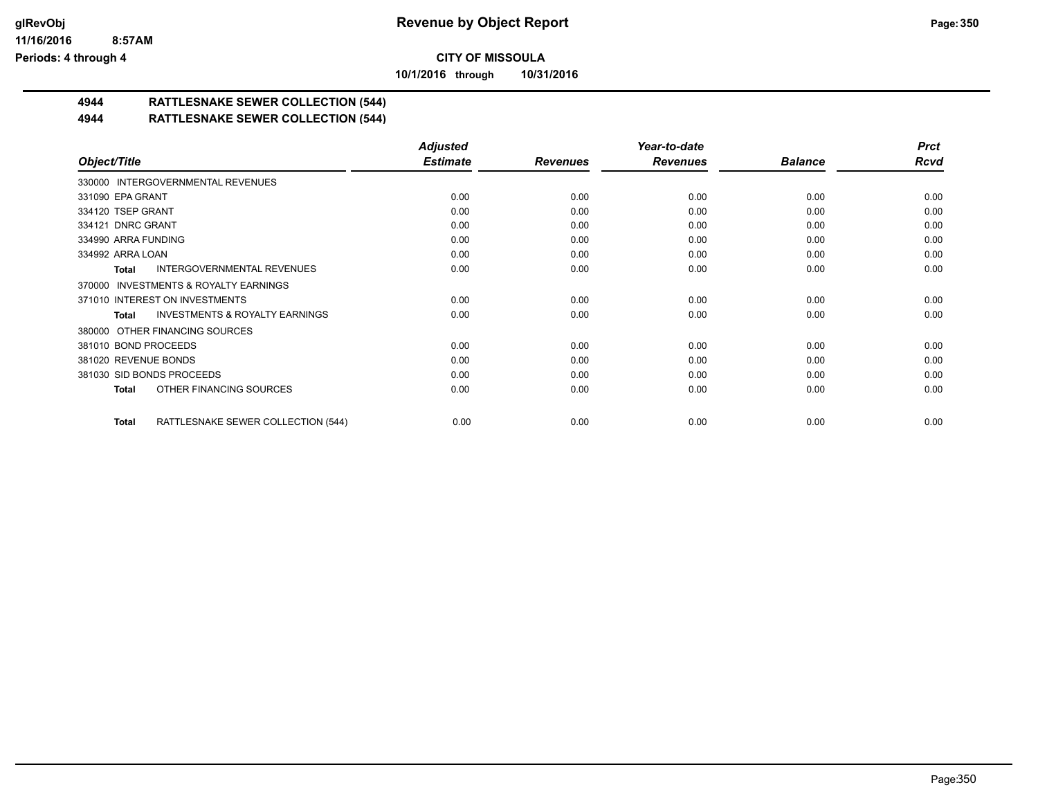**Revenue by Object Report**

**CITY OF MISSOULA**

**10/1/2016 through 10/31/2016**

glRevObj
11/16/2016 8:57AM
Periods: 4 through 4

## 4944 RATTLESNAKE SEWER COLLECTION (544)
## 4944 RATTLESNAKE SEWER COLLECTION (544)

| Object/Title | Adjusted Estimate | Revenues | Year-to-date Revenues | Balance | Prct Rcvd |
|---|---|---|---|---|---|
| 330000 INTERGOVERNMENTAL REVENUES | | | | | |
| 331090 EPA GRANT | 0.00 | 0.00 | 0.00 | 0.00 | 0.00 |
| 334120 TSEP GRANT | 0.00 | 0.00 | 0.00 | 0.00 | 0.00 |
| 334121 DNRC GRANT | 0.00 | 0.00 | 0.00 | 0.00 | 0.00 |
| 334990 ARRA FUNDING | 0.00 | 0.00 | 0.00 | 0.00 | 0.00 |
| 334992 ARRA LOAN | 0.00 | 0.00 | 0.00 | 0.00 | 0.00 |
| **Total** INTERGOVERNMENTAL REVENUES | 0.00 | 0.00 | 0.00 | 0.00 | 0.00 |
| 370000 INVESTMENTS & ROYALTY EARNINGS | | | | | |
| 371010 INTEREST ON INVESTMENTS | 0.00 | 0.00 | 0.00 | 0.00 | 0.00 |
| **Total** INVESTMENTS & ROYALTY EARNINGS | 0.00 | 0.00 | 0.00 | 0.00 | 0.00 |
| 380000 OTHER FINANCING SOURCES | | | | | |
| 381010 BOND PROCEEDS | 0.00 | 0.00 | 0.00 | 0.00 | 0.00 |
| 381020 REVENUE BONDS | 0.00 | 0.00 | 0.00 | 0.00 | 0.00 |
| 381030 SID BONDS PROCEEDS | 0.00 | 0.00 | 0.00 | 0.00 | 0.00 |
| **Total** OTHER FINANCING SOURCES | 0.00 | 0.00 | 0.00 | 0.00 | 0.00 |
| **Total** RATTLESNAKE SEWER COLLECTION (544) | 0.00 | 0.00 | 0.00 | 0.00 | 0.00 |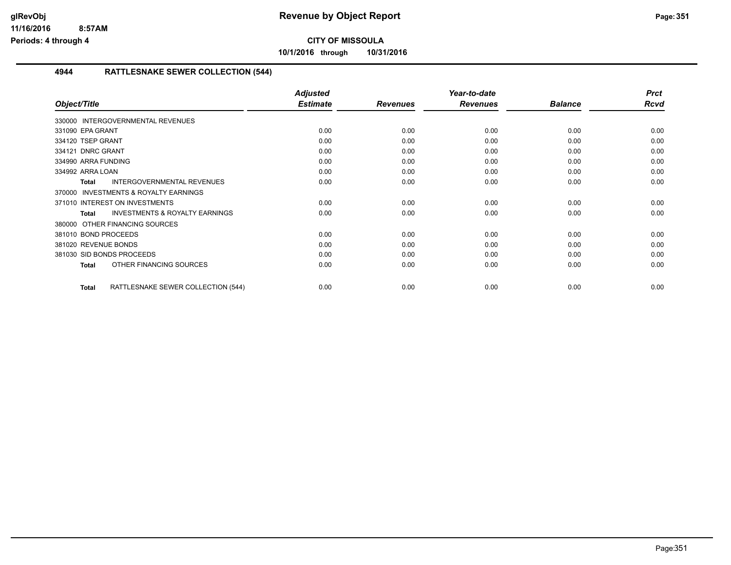# Revenue by Object Report

**CITY OF MISSOULA**

**10/1/2016 through 10/31/2016**

### 4944 RATTLESNAKE SEWER COLLECTION (544)

| Object/Title | Adjusted Estimate | Revenues | Year-to-date Revenues | Balance | Prct Rcvd |
|---|---|---|---|---|---|
| 330000 INTERGOVERNMENTAL REVENUES | | | | | |
| 331090 EPA GRANT | 0.00 | 0.00 | 0.00 | 0.00 | 0.00 |
| 334120 TSEP GRANT | 0.00 | 0.00 | 0.00 | 0.00 | 0.00 |
| 334121 DNRC GRANT | 0.00 | 0.00 | 0.00 | 0.00 | 0.00 |
| 334990 ARRA FUNDING | 0.00 | 0.00 | 0.00 | 0.00 | 0.00 |
| 334992 ARRA LOAN | 0.00 | 0.00 | 0.00 | 0.00 | 0.00 |
| **Total** INTERGOVERNMENTAL REVENUES | 0.00 | 0.00 | 0.00 | 0.00 | 0.00 |
| 370000 INVESTMENTS & ROYALTY EARNINGS | | | | | |
| 371010 INTEREST ON INVESTMENTS | 0.00 | 0.00 | 0.00 | 0.00 | 0.00 |
| **Total** INVESTMENTS & ROYALTY EARNINGS | 0.00 | 0.00 | 0.00 | 0.00 | 0.00 |
| 380000 OTHER FINANCING SOURCES | | | | | |
| 381010 BOND PROCEEDS | 0.00 | 0.00 | 0.00 | 0.00 | 0.00 |
| 381020 REVENUE BONDS | 0.00 | 0.00 | 0.00 | 0.00 | 0.00 |
| 381030 SID BONDS PROCEEDS | 0.00 | 0.00 | 0.00 | 0.00 | 0.00 |
| **Total** OTHER FINANCING SOURCES | 0.00 | 0.00 | 0.00 | 0.00 | 0.00 |
| **Total** RATTLESNAKE SEWER COLLECTION (544) | 0.00 | 0.00 | 0.00 | 0.00 | 0.00 |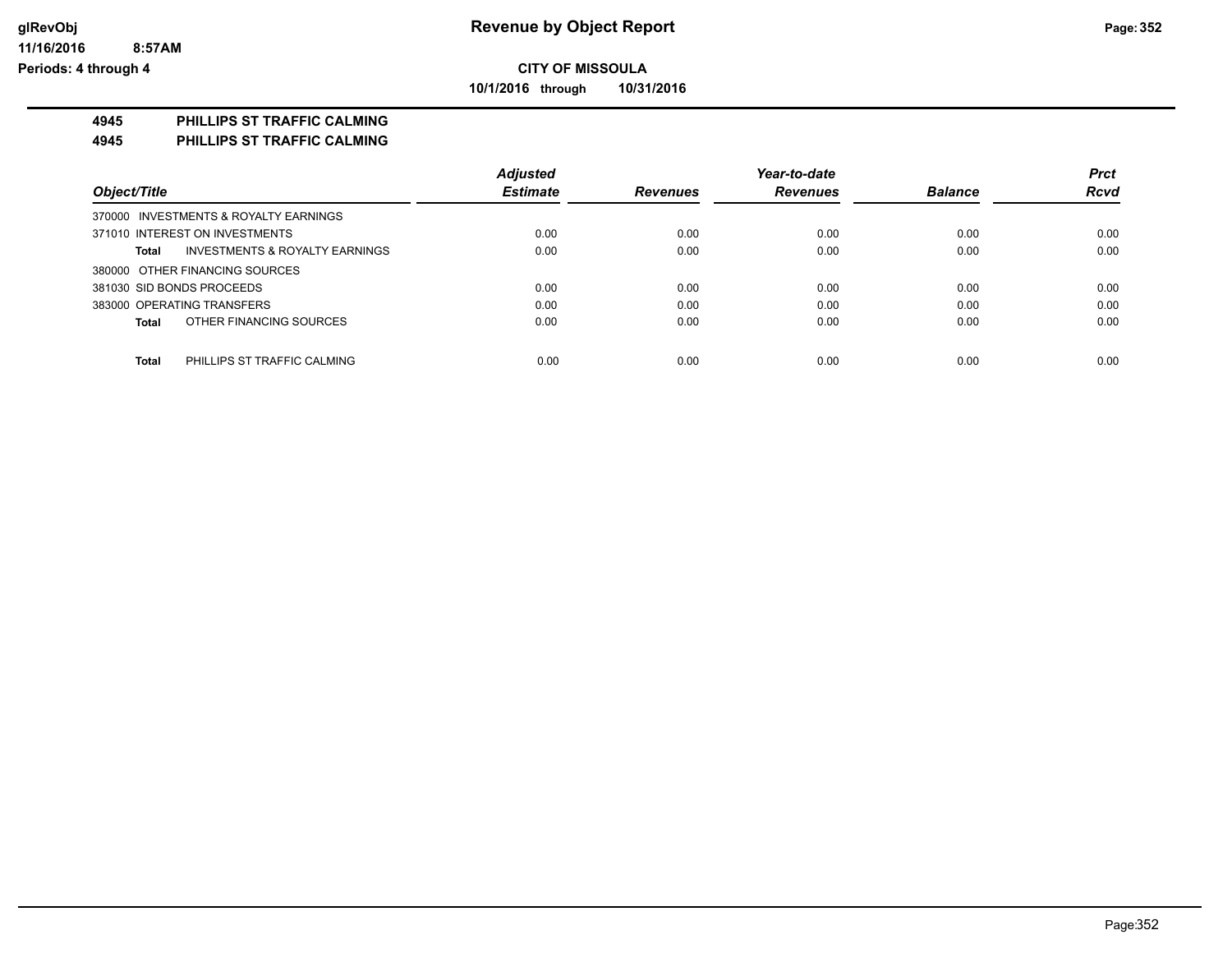# Revenue by Object Report

**CITY OF MISSOULA**

**10/1/2016 through 10/31/2016**

glRevObj
11/16/2016 8:57AM
Periods: 4 through 4

**4945 PHILLIPS ST TRAFFIC CALMING**
**4945 PHILLIPS ST TRAFFIC CALMING**

| Object/Title | Adjusted Estimate | Revenues | Year-to-date Revenues | Balance | Prct Rcvd |
|---|---|---|---|---|---|
| 370000 INVESTMENTS & ROYALTY EARNINGS | | | | | |
| 371010 INTEREST ON INVESTMENTS | 0.00 | 0.00 | 0.00 | 0.00 | 0.00 |
| **Total** INVESTMENTS & ROYALTY EARNINGS | 0.00 | 0.00 | 0.00 | 0.00 | 0.00 |
| 380000 OTHER FINANCING SOURCES | | | | | |
| 381030 SID BONDS PROCEEDS | 0.00 | 0.00 | 0.00 | 0.00 | 0.00 |
| 383000 OPERATING TRANSFERS | 0.00 | 0.00 | 0.00 | 0.00 | 0.00 |
| **Total** OTHER FINANCING SOURCES | 0.00 | 0.00 | 0.00 | 0.00 | 0.00 |
| **Total** PHILLIPS ST TRAFFIC CALMING | 0.00 | 0.00 | 0.00 | 0.00 | 0.00 |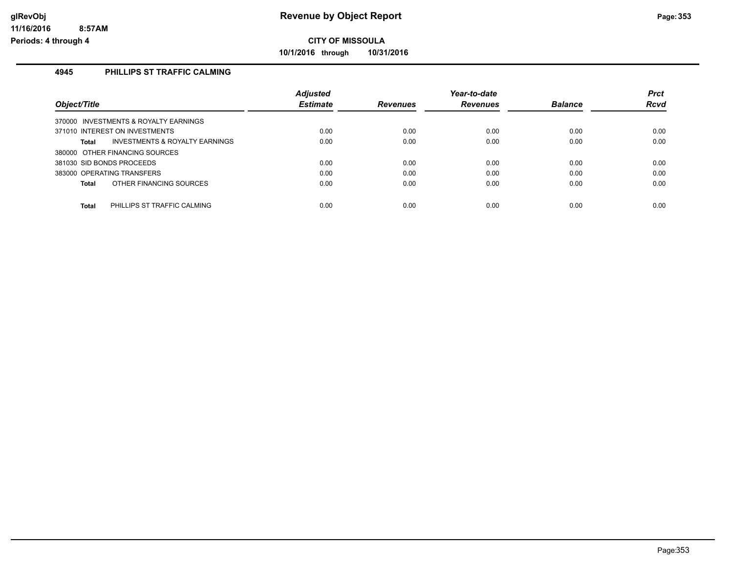# Revenue by Object Report

**CITY OF MISSOULA**

**10/1/2016 through 10/31/2016**

glRevObj
11/16/2016 8:57AM
Periods: 4 through 4

## 4945 PHILLIPS ST TRAFFIC CALMING

| Object/Title | Adjusted Estimate | Revenues | Year-to-date Revenues | Balance | Prct Rcvd |
|---|---|---|---|---|---|
| 370000 INVESTMENTS & ROYALTY EARNINGS | | | | | |
| 371010 INTEREST ON INVESTMENTS | 0.00 | 0.00 | 0.00 | 0.00 | 0.00 |
| **Total** INVESTMENTS & ROYALTY EARNINGS | 0.00 | 0.00 | 0.00 | 0.00 | 0.00 |
| 380000 OTHER FINANCING SOURCES | | | | | |
| 381030 SID BONDS PROCEEDS | 0.00 | 0.00 | 0.00 | 0.00 | 0.00 |
| 383000 OPERATING TRANSFERS | 0.00 | 0.00 | 0.00 | 0.00 | 0.00 |
| **Total** OTHER FINANCING SOURCES | 0.00 | 0.00 | 0.00 | 0.00 | 0.00 |
| **Total** PHILLIPS ST TRAFFIC CALMING | 0.00 | 0.00 | 0.00 | 0.00 | 0.00 |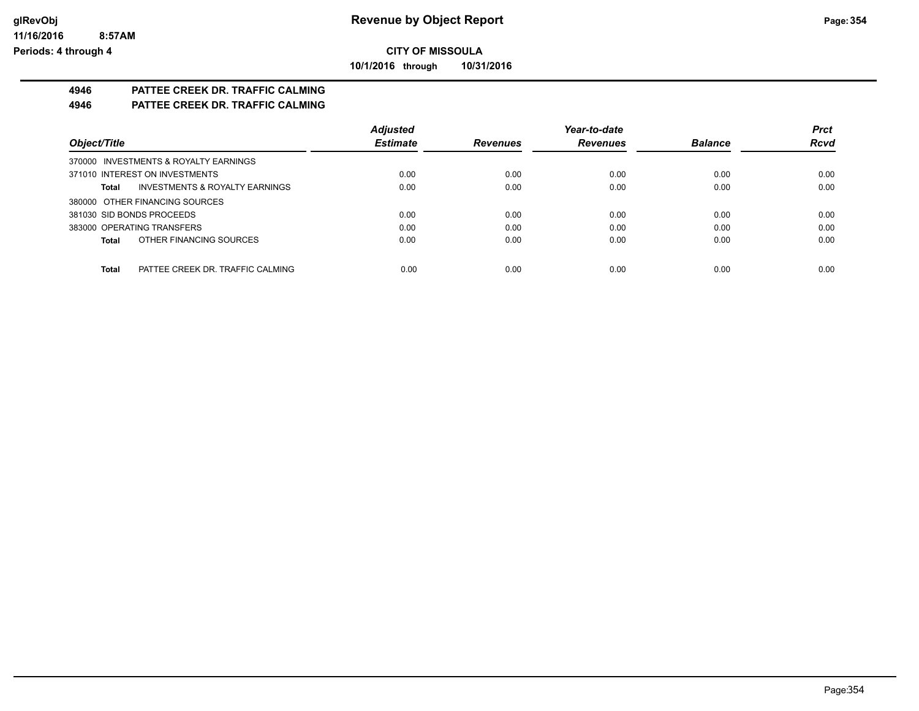# CITY OF MISSOULA

**10/1/2016 through 10/31/2016**

## 4946 PATTEE CREEK DR. TRAFFIC CALMING

## 4946 PATTEE CREEK DR. TRAFFIC CALMING

| Object/Title | Adjusted Estimate | Revenues | Year-to-date Revenues | Balance | Prct Rcvd |
|---|---|---|---|---|---|
| 370000 INVESTMENTS & ROYALTY EARNINGS | | | | | |
| 371010 INTEREST ON INVESTMENTS | 0.00 | 0.00 | 0.00 | 0.00 | 0.00 |
| **Total** INVESTMENTS & ROYALTY EARNINGS | 0.00 | 0.00 | 0.00 | 0.00 | 0.00 |
| 380000 OTHER FINANCING SOURCES | | | | | |
| 381030 SID BONDS PROCEEDS | 0.00 | 0.00 | 0.00 | 0.00 | 0.00 |
| 383000 OPERATING TRANSFERS | 0.00 | 0.00 | 0.00 | 0.00 | 0.00 |
| **Total** OTHER FINANCING SOURCES | 0.00 | 0.00 | 0.00 | 0.00 | 0.00 |
| **Total** PATTEE CREEK DR. TRAFFIC CALMING | 0.00 | 0.00 | 0.00 | 0.00 | 0.00 |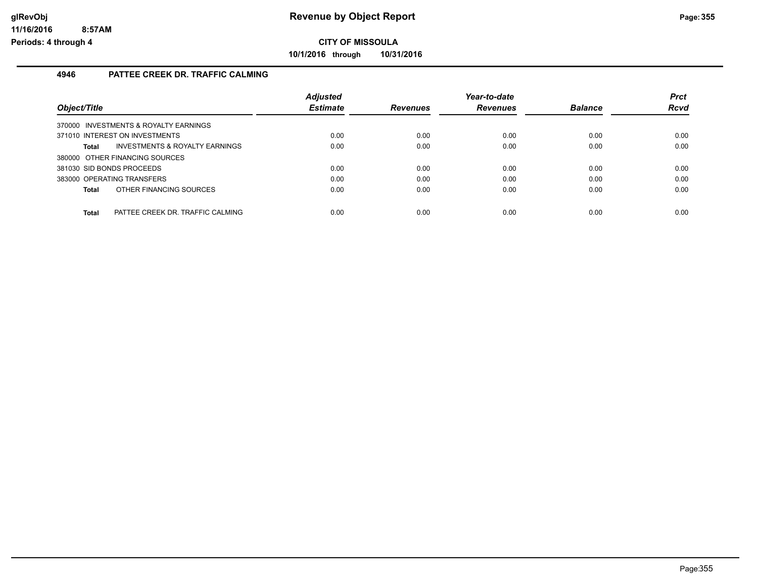# Revenue by Object Report

**CITY OF MISSOULA**

**10/1/2016 through 10/31/2016**

glRevObj
11/16/2016 8:57AM
Periods: 4 through 4

## 4946 PATTEE CREEK DR. TRAFFIC CALMING

| Object/Title | Adjusted Estimate | Revenues | Year-to-date Revenues | Balance | Prct Rcvd |
|---|---|---|---|---|---|
| 370000 INVESTMENTS & ROYALTY EARNINGS | | | | | |
| 371010 INTEREST ON INVESTMENTS | 0.00 | 0.00 | 0.00 | 0.00 | 0.00 |
| **Total** INVESTMENTS & ROYALTY EARNINGS | 0.00 | 0.00 | 0.00 | 0.00 | 0.00 |
| 380000 OTHER FINANCING SOURCES | | | | | |
| 381030 SID BONDS PROCEEDS | 0.00 | 0.00 | 0.00 | 0.00 | 0.00 |
| 383000 OPERATING TRANSFERS | 0.00 | 0.00 | 0.00 | 0.00 | 0.00 |
| **Total** OTHER FINANCING SOURCES | 0.00 | 0.00 | 0.00 | 0.00 | 0.00 |
| **Total** PATTEE CREEK DR. TRAFFIC CALMING | 0.00 | 0.00 | 0.00 | 0.00 | 0.00 |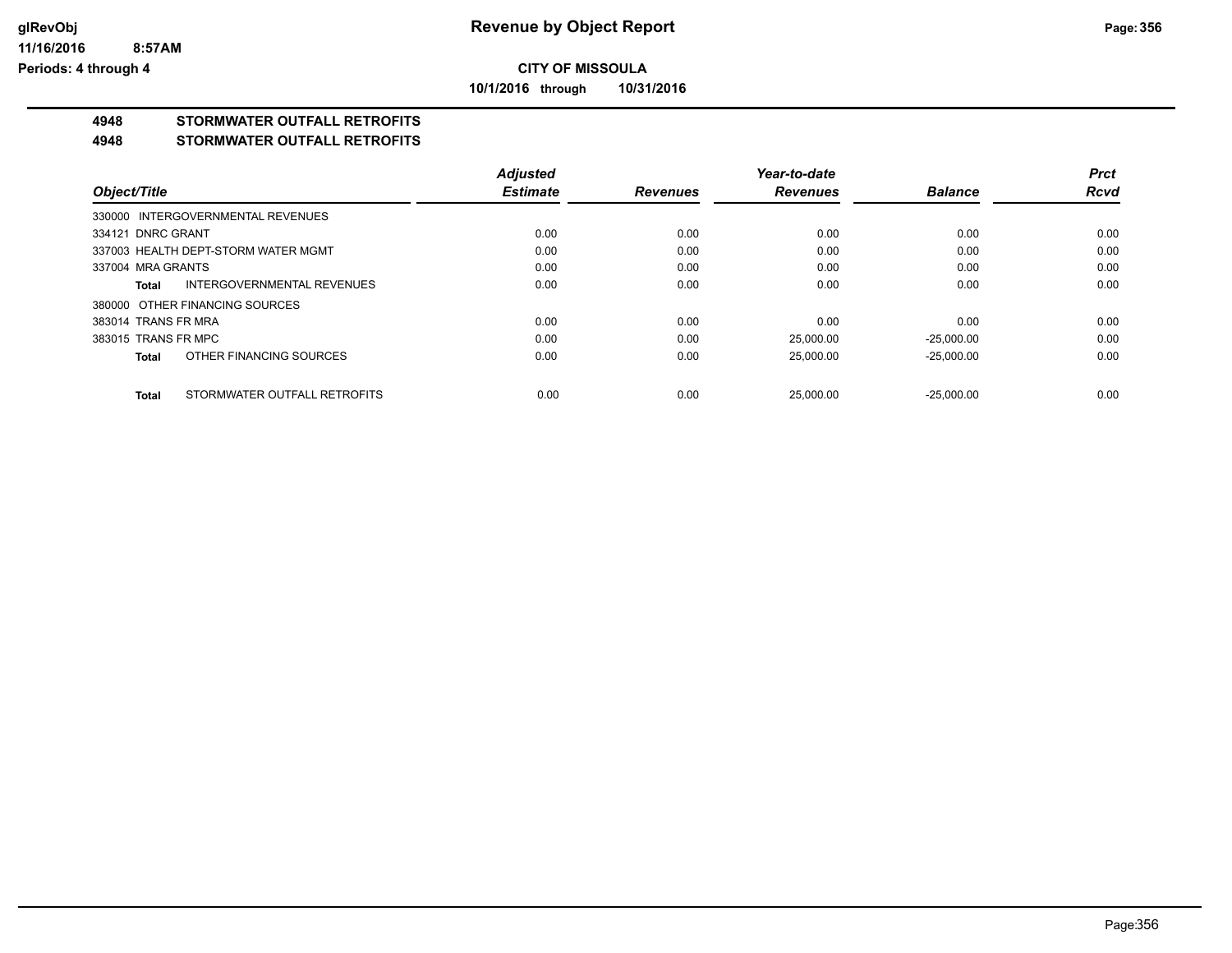**CITY OF MISSOULA**

**10/1/2016 through 10/31/2016**

## 4948 STORMWATER OUTFALL RETROFITS

## 4948 STORMWATER OUTFALL RETROFITS

| Object/Title | Adjusted Estimate | Revenues | Year-to-date Revenues | Balance | Prct Rcvd |
|---|---|---|---|---|---|
| 330000 INTERGOVERNMENTAL REVENUES | | | | | |
| 334121 DNRC GRANT | 0.00 | 0.00 | 0.00 | 0.00 | 0.00 |
| 337003 HEALTH DEPT-STORM WATER MGMT | 0.00 | 0.00 | 0.00 | 0.00 | 0.00 |
| 337004 MRA GRANTS | 0.00 | 0.00 | 0.00 | 0.00 | 0.00 |
| **Total** INTERGOVERNMENTAL REVENUES | 0.00 | 0.00 | 0.00 | 0.00 | 0.00 |
| 380000 OTHER FINANCING SOURCES | | | | | |
| 383014 TRANS FR MRA | 0.00 | 0.00 | 0.00 | 0.00 | 0.00 |
| 383015 TRANS FR MPC | 0.00 | 0.00 | 25,000.00 | -25,000.00 | 0.00 |
| **Total** OTHER FINANCING SOURCES | 0.00 | 0.00 | 25,000.00 | -25,000.00 | 0.00 |
| **Total** STORMWATER OUTFALL RETROFITS | 0.00 | 0.00 | 25,000.00 | -25,000.00 | 0.00 |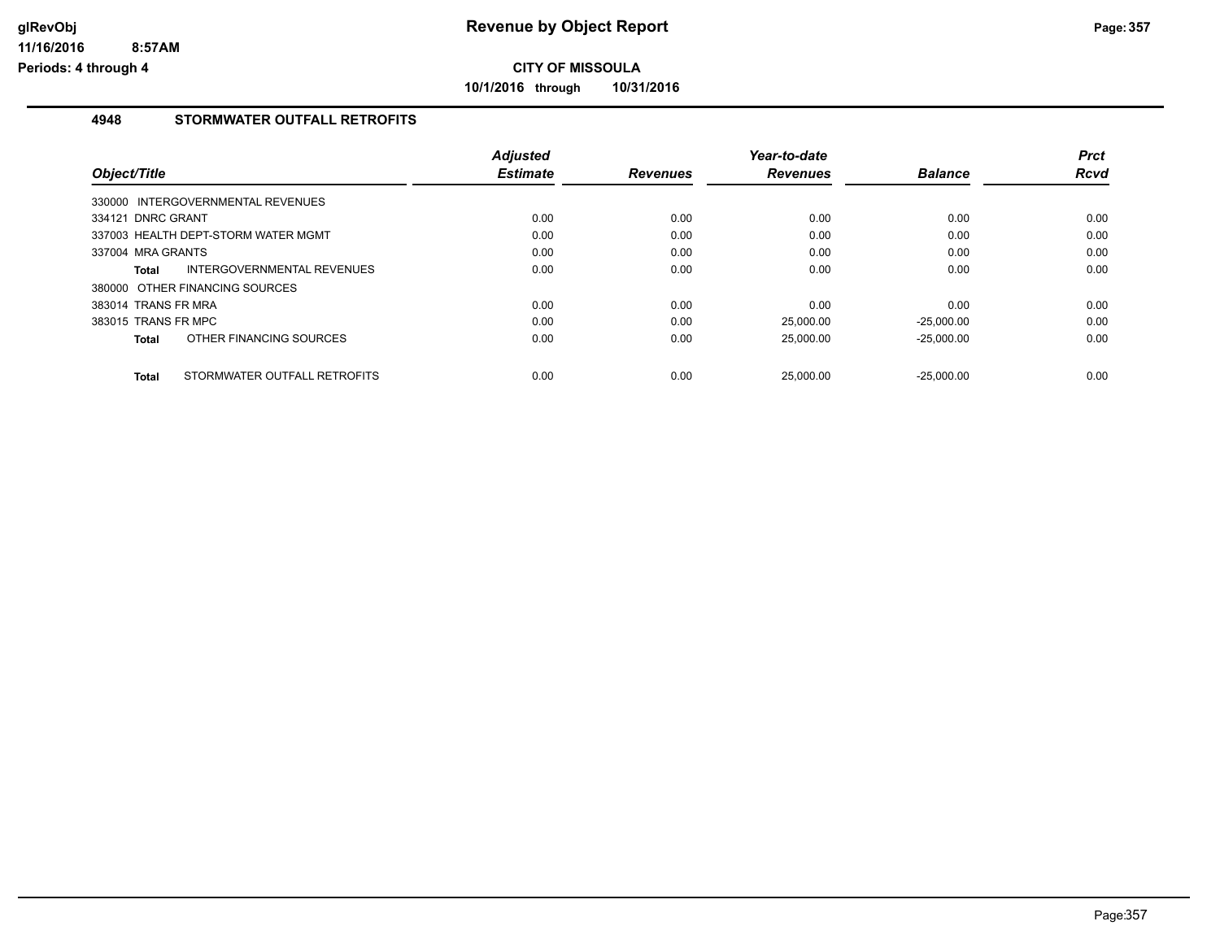# Revenue by Object Report

**CITY OF MISSOULA**

**10/1/2016 through 10/31/2016**

glRevObj
11/16/2016 8:57AM
Periods: 4 through 4

## 4948 STORMWATER OUTFALL RETROFITS

| Object/Title | Adjusted Estimate | Revenues | Year-to-date Revenues | Balance | Prct Rcvd |
|---|---|---|---|---|---|
| 330000 INTERGOVERNMENTAL REVENUES | | | | | |
| 334121 DNRC GRANT | 0.00 | 0.00 | 0.00 | 0.00 | 0.00 |
| 337003 HEALTH DEPT-STORM WATER MGMT | 0.00 | 0.00 | 0.00 | 0.00 | 0.00 |
| 337004 MRA GRANTS | 0.00 | 0.00 | 0.00 | 0.00 | 0.00 |
| **Total** INTERGOVERNMENTAL REVENUES | 0.00 | 0.00 | 0.00 | 0.00 | 0.00 |
| 380000 OTHER FINANCING SOURCES | | | | | |
| 383014 TRANS FR MRA | 0.00 | 0.00 | 0.00 | 0.00 | 0.00 |
| 383015 TRANS FR MPC | 0.00 | 0.00 | 25,000.00 | -25,000.00 | 0.00 |
| **Total** OTHER FINANCING SOURCES | 0.00 | 0.00 | 25,000.00 | -25,000.00 | 0.00 |
| **Total** STORMWATER OUTFALL RETROFITS | 0.00 | 0.00 | 25,000.00 | -25,000.00 | 0.00 |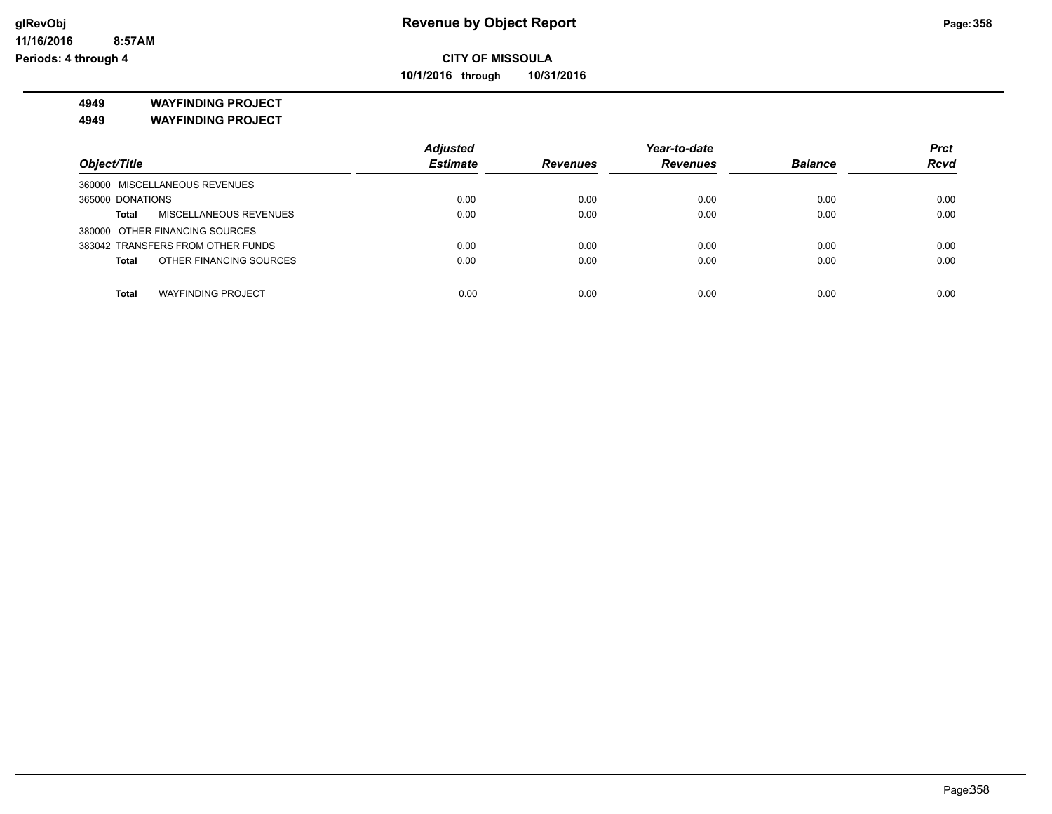**CITY OF MISSOULA**

**10/1/2016 through 10/31/2016**

# 4949 WAYFINDING PROJECT

## 4949 WAYFINDING PROJECT

| Object/Title | | Adjusted Estimate | Revenues | Year-to-date Revenues | Balance | Prct Rcvd |
|---|---|---|---|---|---|---|
| 360000 MISCELLANEOUS REVENUES | | | | | | |
| 365000 DONATIONS | | 0.00 | 0.00 | 0.00 | 0.00 | 0.00 |
| **Total** | MISCELLANEOUS REVENUES | 0.00 | 0.00 | 0.00 | 0.00 | 0.00 |
| 380000 OTHER FINANCING SOURCES | | | | | | |
| 383042 TRANSFERS FROM OTHER FUNDS | | 0.00 | 0.00 | 0.00 | 0.00 | 0.00 |
| **Total** | OTHER FINANCING SOURCES | 0.00 | 0.00 | 0.00 | 0.00 | 0.00 |
| **Total** | WAYFINDING PROJECT | 0.00 | 0.00 | 0.00 | 0.00 | 0.00 |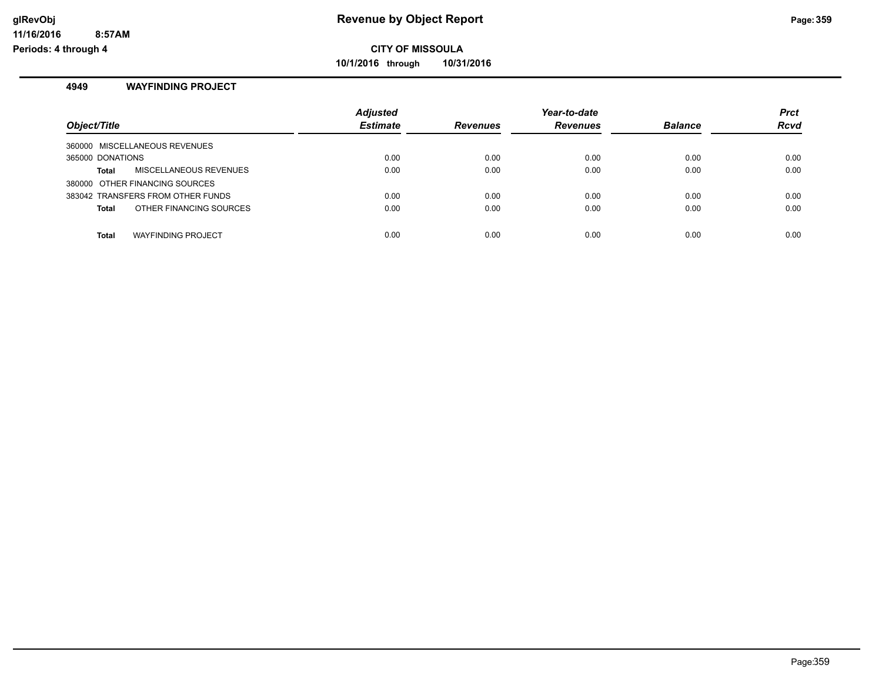**CITY OF MISSOULA**

**10/1/2016 through 10/31/2016**

## 4949 WAYFINDING PROJECT

| Object/Title | Adjusted Estimate | Revenues | Year-to-date Revenues | Balance | Prct Rcvd |
|---|---|---|---|---|---|
| 360000 MISCELLANEOUS REVENUES | | | | | |
| 365000 DONATIONS | 0.00 | 0.00 | 0.00 | 0.00 | 0.00 |
| **Total** MISCELLANEOUS REVENUES | 0.00 | 0.00 | 0.00 | 0.00 | 0.00 |
| 380000 OTHER FINANCING SOURCES | | | | | |
| 383042 TRANSFERS FROM OTHER FUNDS | 0.00 | 0.00 | 0.00 | 0.00 | 0.00 |
| **Total** OTHER FINANCING SOURCES | 0.00 | 0.00 | 0.00 | 0.00 | 0.00 |
| **Total** WAYFINDING PROJECT | 0.00 | 0.00 | 0.00 | 0.00 | 0.00 |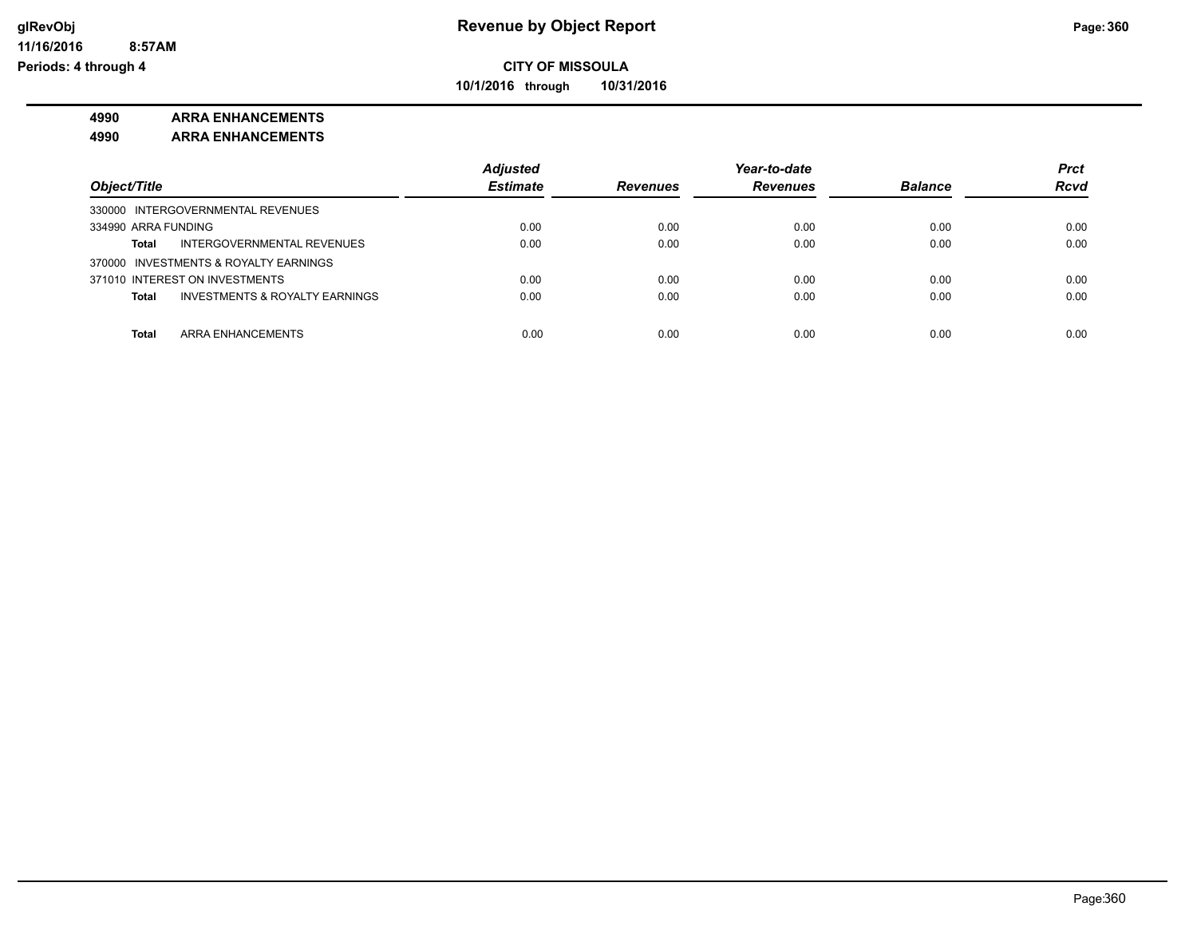**CITY OF MISSOULA**

**10/1/2016 through 10/31/2016**

**4990 ARRA ENHANCEMENTS**

**4990 ARRA ENHANCEMENTS**

| Object/Title | Adjusted Estimate | Revenues | Year-to-date Revenues | Balance | Prct Rcvd |
|---|---|---|---|---|---|
| 330000 INTERGOVERNMENTAL REVENUES | | | | | |
| 334990 ARRA FUNDING | 0.00 | 0.00 | 0.00 | 0.00 | 0.00 |
| **Total** INTERGOVERNMENTAL REVENUES | 0.00 | 0.00 | 0.00 | 0.00 | 0.00 |
| 370000 INVESTMENTS & ROYALTY EARNINGS | | | | | |
| 371010 INTEREST ON INVESTMENTS | 0.00 | 0.00 | 0.00 | 0.00 | 0.00 |
| **Total** INVESTMENTS & ROYALTY EARNINGS | 0.00 | 0.00 | 0.00 | 0.00 | 0.00 |
| **Total** ARRA ENHANCEMENTS | 0.00 | 0.00 | 0.00 | 0.00 | 0.00 |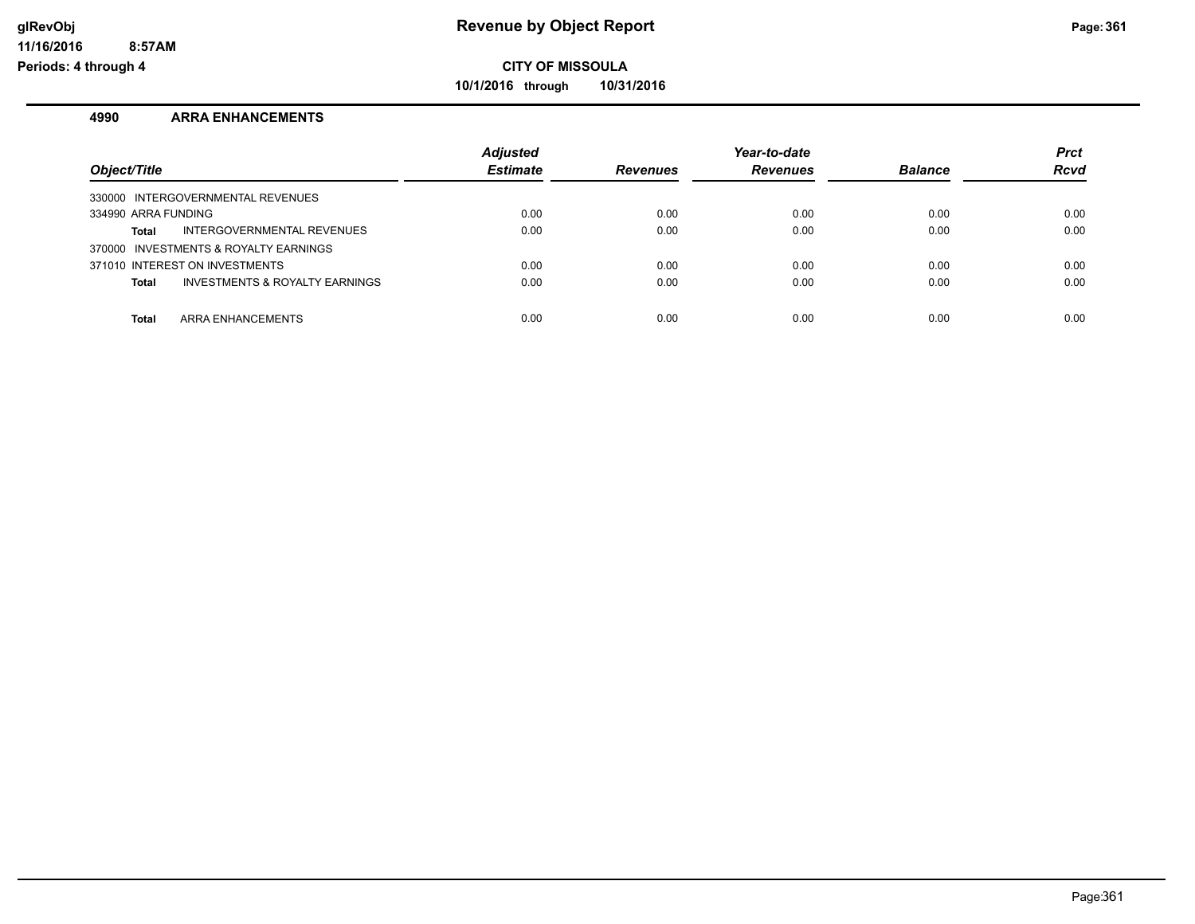**CITY OF MISSOULA**

**10/1/2016 through 10/31/2016**

## 4990 ARRA ENHANCEMENTS

| Object/Title | Adjusted Estimate | Revenues | Year-to-date Revenues | Balance | Prct Rcvd |
|---|---|---|---|---|---|
| 330000 INTERGOVERNMENTAL REVENUES | | | | | |
| 334990 ARRA FUNDING | 0.00 | 0.00 | 0.00 | 0.00 | 0.00 |
| **Total** INTERGOVERNMENTAL REVENUES | 0.00 | 0.00 | 0.00 | 0.00 | 0.00 |
| 370000 INVESTMENTS & ROYALTY EARNINGS | | | | | |
| 371010 INTEREST ON INVESTMENTS | 0.00 | 0.00 | 0.00 | 0.00 | 0.00 |
| **Total** INVESTMENTS & ROYALTY EARNINGS | 0.00 | 0.00 | 0.00 | 0.00 | 0.00 |
| **Total** ARRA ENHANCEMENTS | 0.00 | 0.00 | 0.00 | 0.00 | 0.00 |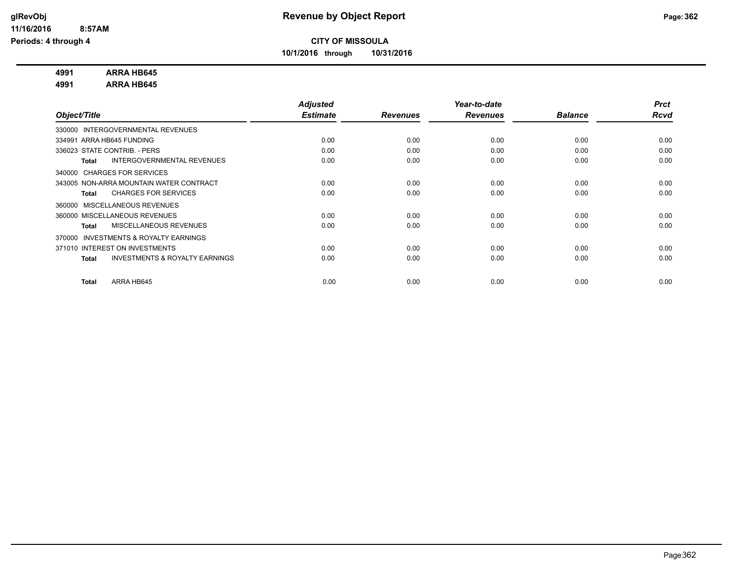**CITY OF MISSOULA**

**10/1/2016 through 10/31/2016**

**4991 ARRA HB645**

**4991 ARRA HB645**

| Object/Title | Adjusted Estimate | Revenues | Year-to-date Revenues | Balance | Prct Rcvd |
|---|---|---|---|---|---|
| 330000 INTERGOVERNMENTAL REVENUES | | | | | |
| 334991 ARRA HB645 FUNDING | 0.00 | 0.00 | 0.00 | 0.00 | 0.00 |
| 336023 STATE CONTRIB. - PERS | 0.00 | 0.00 | 0.00 | 0.00 | 0.00 |
| **Total** INTERGOVERNMENTAL REVENUES | 0.00 | 0.00 | 0.00 | 0.00 | 0.00 |
| 340000 CHARGES FOR SERVICES | | | | | |
| 343005 NON-ARRA MOUNTAIN WATER CONTRACT | 0.00 | 0.00 | 0.00 | 0.00 | 0.00 |
| **Total** CHARGES FOR SERVICES | 0.00 | 0.00 | 0.00 | 0.00 | 0.00 |
| 360000 MISCELLANEOUS REVENUES | | | | | |
| 360000 MISCELLANEOUS REVENUES | 0.00 | 0.00 | 0.00 | 0.00 | 0.00 |
| **Total** MISCELLANEOUS REVENUES | 0.00 | 0.00 | 0.00 | 0.00 | 0.00 |
| 370000 INVESTMENTS & ROYALTY EARNINGS | | | | | |
| 371010 INTEREST ON INVESTMENTS | 0.00 | 0.00 | 0.00 | 0.00 | 0.00 |
| **Total** INVESTMENTS & ROYALTY EARNINGS | 0.00 | 0.00 | 0.00 | 0.00 | 0.00 |
| **Total** ARRA HB645 | 0.00 | 0.00 | 0.00 | 0.00 | 0.00 |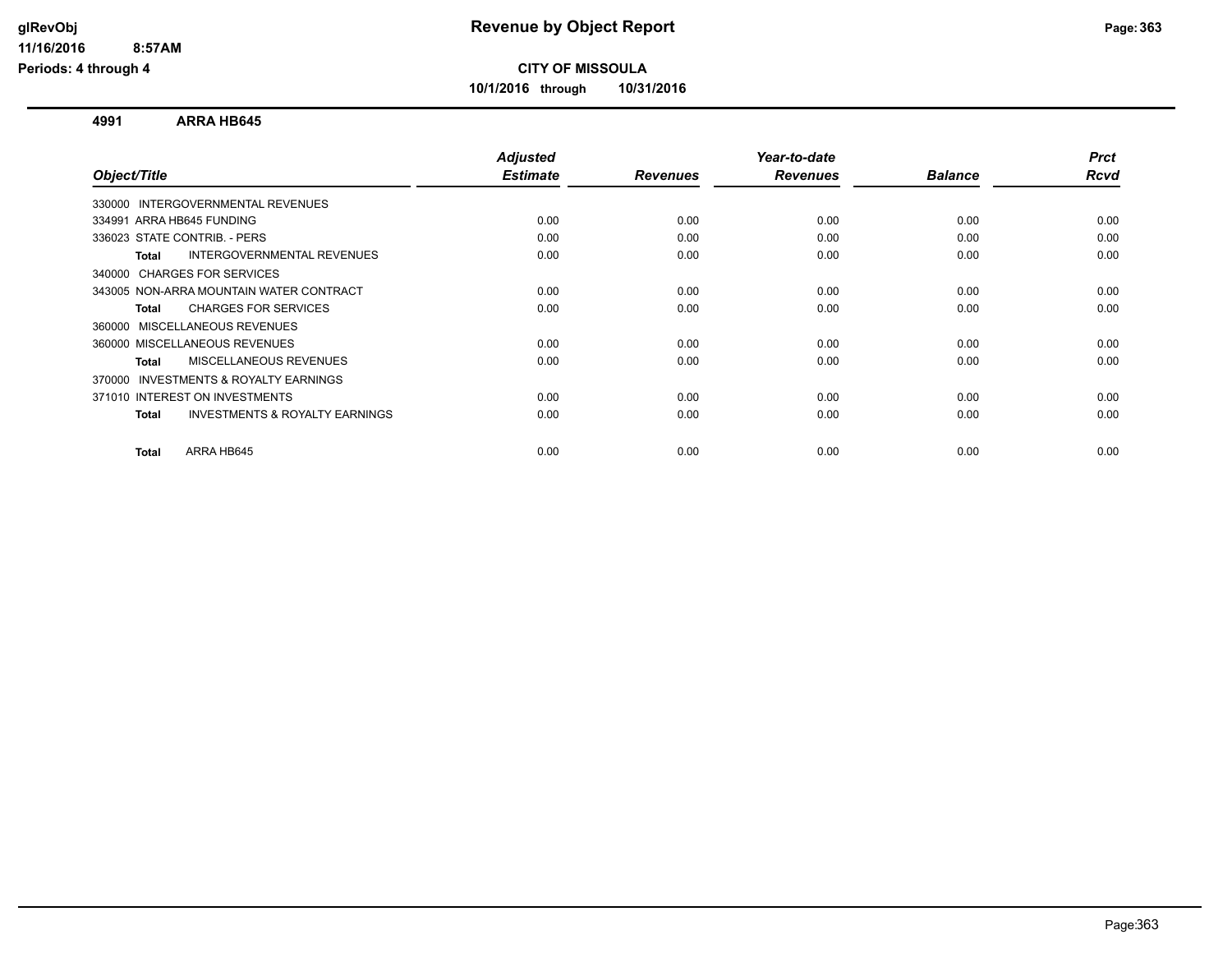# Revenue by Object Report

**CITY OF MISSOULA**

**10/1/2016 through 10/31/2016**

glRevObj
11/16/2016 8:57AM
Periods: 4 through 4

## 4991 ARRA HB645

| Object/Title | Adjusted Estimate | Revenues | Year-to-date Revenues | Balance | Prct Rcvd |
|---|---|---|---|---|---|
| 330000 INTERGOVERNMENTAL REVENUES | | | | | |
| 334991 ARRA HB645 FUNDING | 0.00 | 0.00 | 0.00 | 0.00 | 0.00 |
| 336023 STATE CONTRIB. - PERS | 0.00 | 0.00 | 0.00 | 0.00 | 0.00 |
| **Total** INTERGOVERNMENTAL REVENUES | 0.00 | 0.00 | 0.00 | 0.00 | 0.00 |
| 340000 CHARGES FOR SERVICES | | | | | |
| 343005 NON-ARRA MOUNTAIN WATER CONTRACT | 0.00 | 0.00 | 0.00 | 0.00 | 0.00 |
| **Total** CHARGES FOR SERVICES | 0.00 | 0.00 | 0.00 | 0.00 | 0.00 |
| 360000 MISCELLANEOUS REVENUES | | | | | |
| 360000 MISCELLANEOUS REVENUES | 0.00 | 0.00 | 0.00 | 0.00 | 0.00 |
| **Total** MISCELLANEOUS REVENUES | 0.00 | 0.00 | 0.00 | 0.00 | 0.00 |
| 370000 INVESTMENTS & ROYALTY EARNINGS | | | | | |
| 371010 INTEREST ON INVESTMENTS | 0.00 | 0.00 | 0.00 | 0.00 | 0.00 |
| **Total** INVESTMENTS & ROYALTY EARNINGS | 0.00 | 0.00 | 0.00 | 0.00 | 0.00 |
| **Total** ARRA HB645 | 0.00 | 0.00 | 0.00 | 0.00 | 0.00 |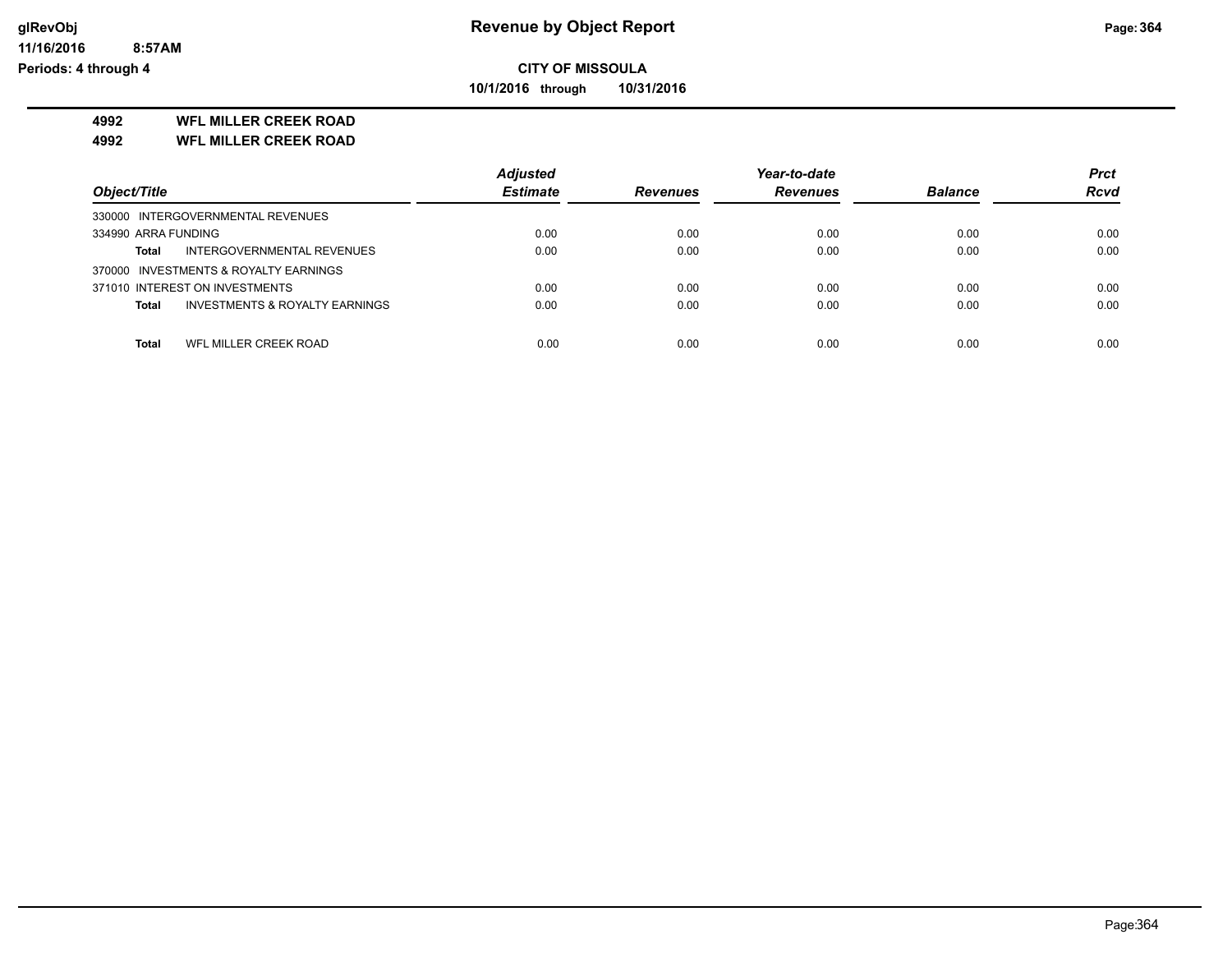## CITY OF MISSOULA

**10/1/2016 through 10/31/2016**

**4992 WFL MILLER CREEK ROAD**

**4992 WFL MILLER CREEK ROAD**

| Object/Title | Adjusted Estimate | Revenues | Year-to-date Revenues | Balance | Prct Rcvd |
|---|---|---|---|---|---|
| 330000 INTERGOVERNMENTAL REVENUES | | | | | |
| 334990 ARRA FUNDING | 0.00 | 0.00 | 0.00 | 0.00 | 0.00 |
| **Total** INTERGOVERNMENTAL REVENUES | 0.00 | 0.00 | 0.00 | 0.00 | 0.00 |
| 370000 INVESTMENTS & ROYALTY EARNINGS | | | | | |
| 371010 INTEREST ON INVESTMENTS | 0.00 | 0.00 | 0.00 | 0.00 | 0.00 |
| **Total** INVESTMENTS & ROYALTY EARNINGS | 0.00 | 0.00 | 0.00 | 0.00 | 0.00 |
| **Total** WFL MILLER CREEK ROAD | 0.00 | 0.00 | 0.00 | 0.00 | 0.00 |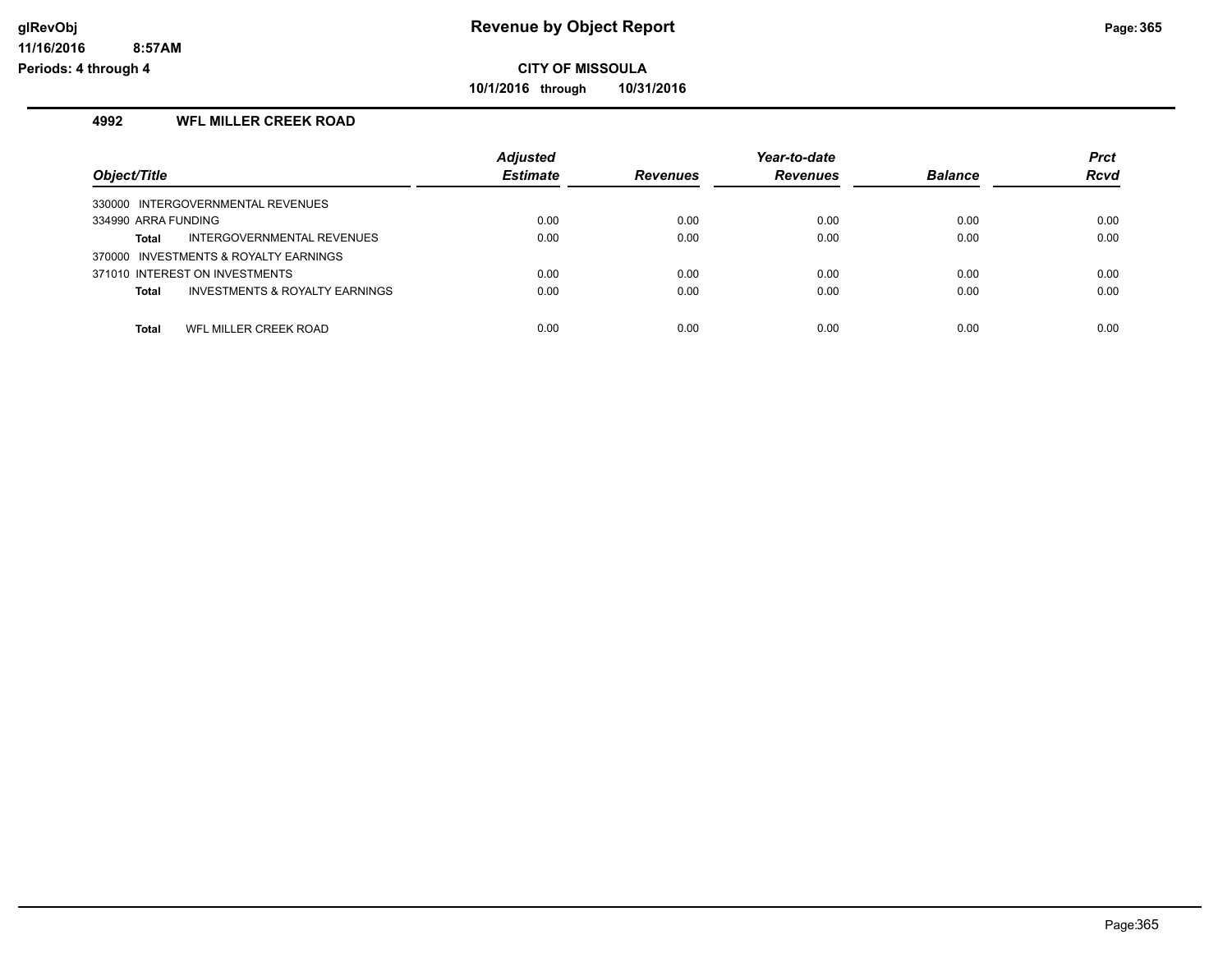# CITY OF MISSOULA

**10/1/2016 through 10/31/2016**

## 4992 WFL MILLER CREEK ROAD

| Object/Title | Adjusted Estimate | Revenues | Year-to-date Revenues | Balance | Prct Rcvd |
|---|---|---|---|---|---|
| 330000 INTERGOVERNMENTAL REVENUES | | | | | |
| 334990 ARRA FUNDING | 0.00 | 0.00 | 0.00 | 0.00 | 0.00 |
| **Total** INTERGOVERNMENTAL REVENUES | 0.00 | 0.00 | 0.00 | 0.00 | 0.00 |
| 370000 INVESTMENTS & ROYALTY EARNINGS | | | | | |
| 371010 INTEREST ON INVESTMENTS | 0.00 | 0.00 | 0.00 | 0.00 | 0.00 |
| **Total** INVESTMENTS & ROYALTY EARNINGS | 0.00 | 0.00 | 0.00 | 0.00 | 0.00 |
| **Total** WFL MILLER CREEK ROAD | 0.00 | 0.00 | 0.00 | 0.00 | 0.00 |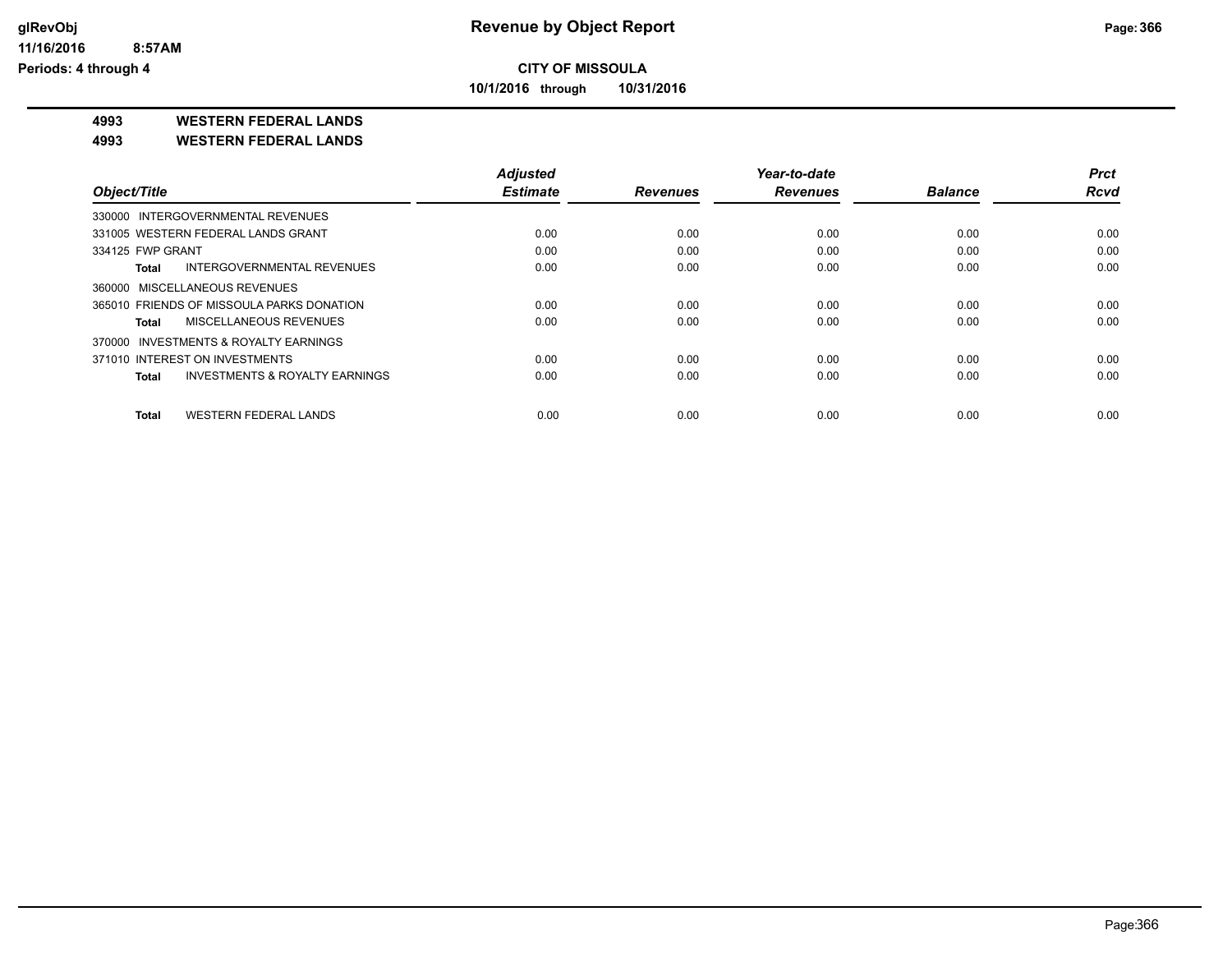# Revenue by Object Report

**CITY OF MISSOULA**

**10/1/2016 through 10/31/2016**

glRevObj
11/16/2016 8:57AM
Periods: 4 through 4

**4993 WESTERN FEDERAL LANDS**

**4993 WESTERN FEDERAL LANDS**

| Object/Title | Adjusted Estimate | Revenues | Year-to-date Revenues | Balance | Prct Rcvd |
|---|---|---|---|---|---|
| 330000 INTERGOVERNMENTAL REVENUES | | | | | |
| 331005 WESTERN FEDERAL LANDS GRANT | 0.00 | 0.00 | 0.00 | 0.00 | 0.00 |
| 334125 FWP GRANT | 0.00 | 0.00 | 0.00 | 0.00 | 0.00 |
| **Total** INTERGOVERNMENTAL REVENUES | 0.00 | 0.00 | 0.00 | 0.00 | 0.00 |
| 360000 MISCELLANEOUS REVENUES | | | | | |
| 365010 FRIENDS OF MISSOULA PARKS DONATION | 0.00 | 0.00 | 0.00 | 0.00 | 0.00 |
| **Total** MISCELLANEOUS REVENUES | 0.00 | 0.00 | 0.00 | 0.00 | 0.00 |
| 370000 INVESTMENTS & ROYALTY EARNINGS | | | | | |
| 371010 INTEREST ON INVESTMENTS | 0.00 | 0.00 | 0.00 | 0.00 | 0.00 |
| **Total** INVESTMENTS & ROYALTY EARNINGS | 0.00 | 0.00 | 0.00 | 0.00 | 0.00 |
| **Total** WESTERN FEDERAL LANDS | 0.00 | 0.00 | 0.00 | 0.00 | 0.00 |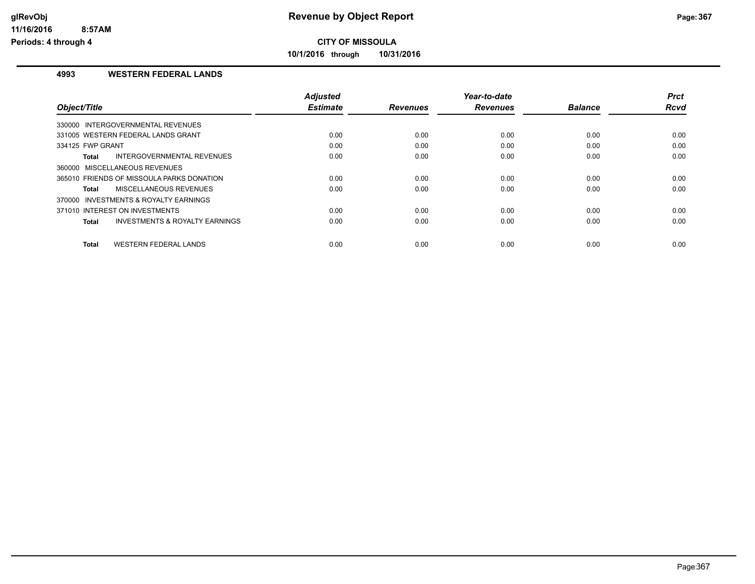# Revenue by Object Report

**CITY OF MISSOULA**

**10/1/2016 through 10/31/2016**

glRevObj
11/16/2016 8:57AM
Periods: 4 through 4

## 4993 WESTERN FEDERAL LANDS

| Object/Title | Adjusted Estimate | Revenues | Year-to-date Revenues | Balance | Prct Rcvd |
|---|---|---|---|---|---|
| 330000 INTERGOVERNMENTAL REVENUES | | | | | |
| 331005 WESTERN FEDERAL LANDS GRANT | 0.00 | 0.00 | 0.00 | 0.00 | 0.00 |
| 334125 FWP GRANT | 0.00 | 0.00 | 0.00 | 0.00 | 0.00 |
| **Total** INTERGOVERNMENTAL REVENUES | 0.00 | 0.00 | 0.00 | 0.00 | 0.00 |
| 360000 MISCELLANEOUS REVENUES | | | | | |
| 365010 FRIENDS OF MISSOULA PARKS DONATION | 0.00 | 0.00 | 0.00 | 0.00 | 0.00 |
| **Total** MISCELLANEOUS REVENUES | 0.00 | 0.00 | 0.00 | 0.00 | 0.00 |
| 370000 INVESTMENTS & ROYALTY EARNINGS | | | | | |
| 371010 INTEREST ON INVESTMENTS | 0.00 | 0.00 | 0.00 | 0.00 | 0.00 |
| **Total** INVESTMENTS & ROYALTY EARNINGS | 0.00 | 0.00 | 0.00 | 0.00 | 0.00 |
| **Total** WESTERN FEDERAL LANDS | 0.00 | 0.00 | 0.00 | 0.00 | 0.00 |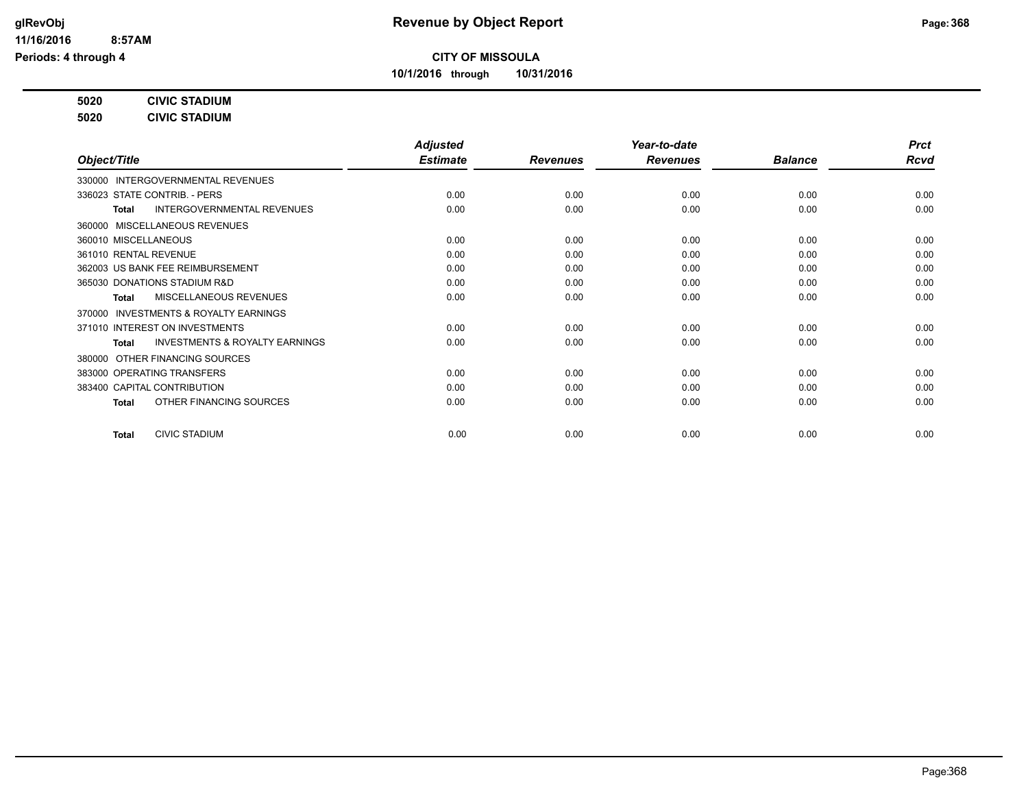**CITY OF MISSOULA**

**10/1/2016 through 10/31/2016**

**5020 CIVIC STADIUM**

**5020 CIVIC STADIUM**

| Object/Title | Adjusted Estimate | Revenues | Year-to-date Revenues | Balance | Prct Rcvd |
|---|---|---|---|---|---|
| 330000 INTERGOVERNMENTAL REVENUES | | | | | |
| 336023 STATE CONTRIB. - PERS | 0.00 | 0.00 | 0.00 | 0.00 | 0.00 |
| **Total** INTERGOVERNMENTAL REVENUES | 0.00 | 0.00 | 0.00 | 0.00 | 0.00 |
| 360000 MISCELLANEOUS REVENUES | | | | | |
| 360010 MISCELLANEOUS | 0.00 | 0.00 | 0.00 | 0.00 | 0.00 |
| 361010 RENTAL REVENUE | 0.00 | 0.00 | 0.00 | 0.00 | 0.00 |
| 362003 US BANK FEE REIMBURSEMENT | 0.00 | 0.00 | 0.00 | 0.00 | 0.00 |
| 365030 DONATIONS STADIUM R&D | 0.00 | 0.00 | 0.00 | 0.00 | 0.00 |
| **Total** MISCELLANEOUS REVENUES | 0.00 | 0.00 | 0.00 | 0.00 | 0.00 |
| 370000 INVESTMENTS & ROYALTY EARNINGS | | | | | |
| 371010 INTEREST ON INVESTMENTS | 0.00 | 0.00 | 0.00 | 0.00 | 0.00 |
| **Total** INVESTMENTS & ROYALTY EARNINGS | 0.00 | 0.00 | 0.00 | 0.00 | 0.00 |
| 380000 OTHER FINANCING SOURCES | | | | | |
| 383000 OPERATING TRANSFERS | 0.00 | 0.00 | 0.00 | 0.00 | 0.00 |
| 383400 CAPITAL CONTRIBUTION | 0.00 | 0.00 | 0.00 | 0.00 | 0.00 |
| **Total** OTHER FINANCING SOURCES | 0.00 | 0.00 | 0.00 | 0.00 | 0.00 |
| **Total** CIVIC STADIUM | 0.00 | 0.00 | 0.00 | 0.00 | 0.00 |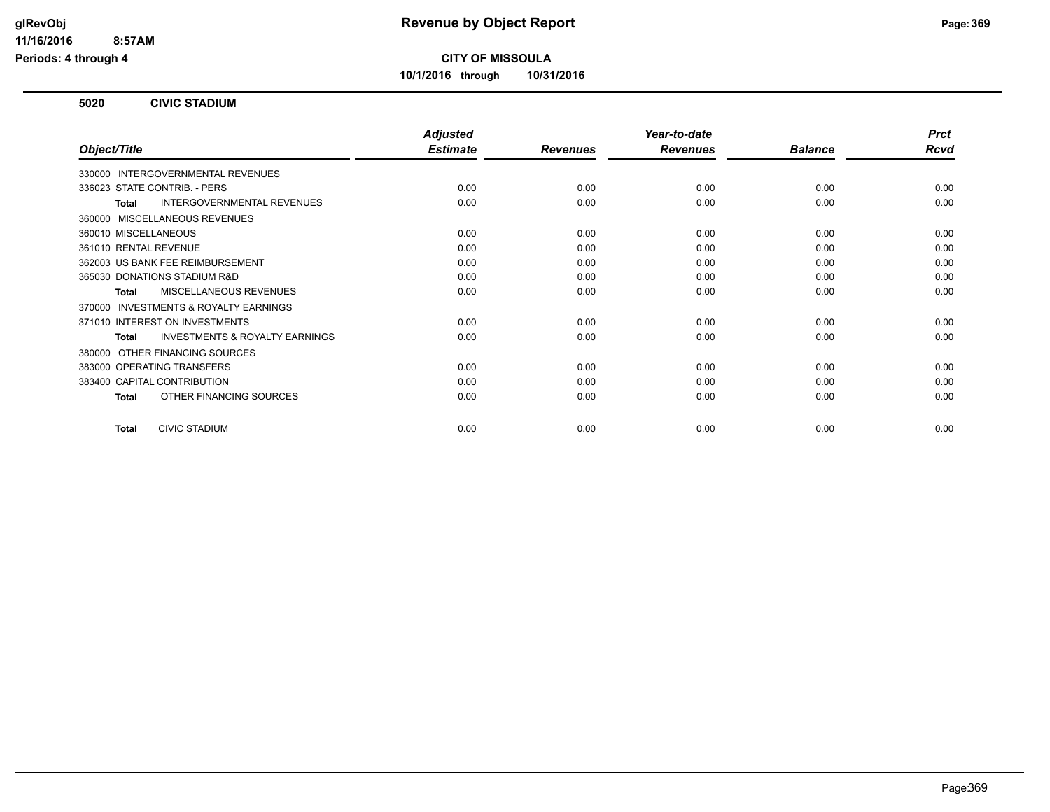# CITY OF MISSOULA

**10/1/2016 through 10/31/2016**

## 5020 CIVIC STADIUM

| Object/Title | Adjusted Estimate | Revenues | Year-to-date Revenues | Balance | Prct Rcvd |
|---|---|---|---|---|---|
| 330000 INTERGOVERNMENTAL REVENUES | | | | | |
| 336023 STATE CONTRIB. - PERS | 0.00 | 0.00 | 0.00 | 0.00 | 0.00 |
| **Total** INTERGOVERNMENTAL REVENUES | 0.00 | 0.00 | 0.00 | 0.00 | 0.00 |
| 360000 MISCELLANEOUS REVENUES | | | | | |
| 360010 MISCELLANEOUS | 0.00 | 0.00 | 0.00 | 0.00 | 0.00 |
| 361010 RENTAL REVENUE | 0.00 | 0.00 | 0.00 | 0.00 | 0.00 |
| 362003 US BANK FEE REIMBURSEMENT | 0.00 | 0.00 | 0.00 | 0.00 | 0.00 |
| 365030 DONATIONS STADIUM R&D | 0.00 | 0.00 | 0.00 | 0.00 | 0.00 |
| **Total** MISCELLANEOUS REVENUES | 0.00 | 0.00 | 0.00 | 0.00 | 0.00 |
| 370000 INVESTMENTS & ROYALTY EARNINGS | | | | | |
| 371010 INTEREST ON INVESTMENTS | 0.00 | 0.00 | 0.00 | 0.00 | 0.00 |
| **Total** INVESTMENTS & ROYALTY EARNINGS | 0.00 | 0.00 | 0.00 | 0.00 | 0.00 |
| 380000 OTHER FINANCING SOURCES | | | | | |
| 383000 OPERATING TRANSFERS | 0.00 | 0.00 | 0.00 | 0.00 | 0.00 |
| 383400 CAPITAL CONTRIBUTION | 0.00 | 0.00 | 0.00 | 0.00 | 0.00 |
| **Total** OTHER FINANCING SOURCES | 0.00 | 0.00 | 0.00 | 0.00 | 0.00 |
| **Total** CIVIC STADIUM | 0.00 | 0.00 | 0.00 | 0.00 | 0.00 |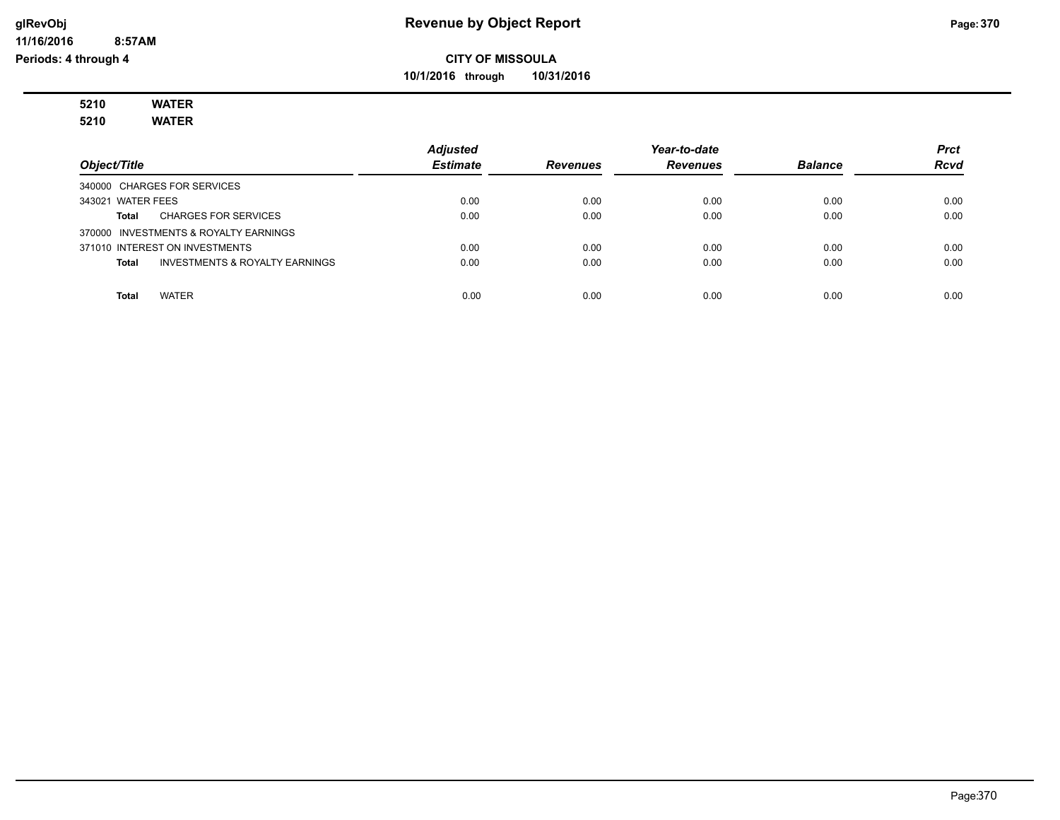# Revenue by Object Report

**CITY OF MISSOULA**

**10/1/2016 through 10/31/2016**

glRevObj
11/16/2016 8:57AM
Periods: 4 through 4

**5210 WATER**
**5210 WATER**

| Object/Title | Adjusted Estimate | Revenues | Year-to-date Revenues | Balance | Prct Rcvd |
|---|---|---|---|---|---|
| 340000 CHARGES FOR SERVICES | | | | | |
| 343021 WATER FEES | 0.00 | 0.00 | 0.00 | 0.00 | 0.00 |
| **Total** CHARGES FOR SERVICES | 0.00 | 0.00 | 0.00 | 0.00 | 0.00 |
| 370000 INVESTMENTS & ROYALTY EARNINGS | | | | | |
| 371010 INTEREST ON INVESTMENTS | 0.00 | 0.00 | 0.00 | 0.00 | 0.00 |
| **Total** INVESTMENTS & ROYALTY EARNINGS | 0.00 | 0.00 | 0.00 | 0.00 | 0.00 |
| **Total** WATER | 0.00 | 0.00 | 0.00 | 0.00 | 0.00 |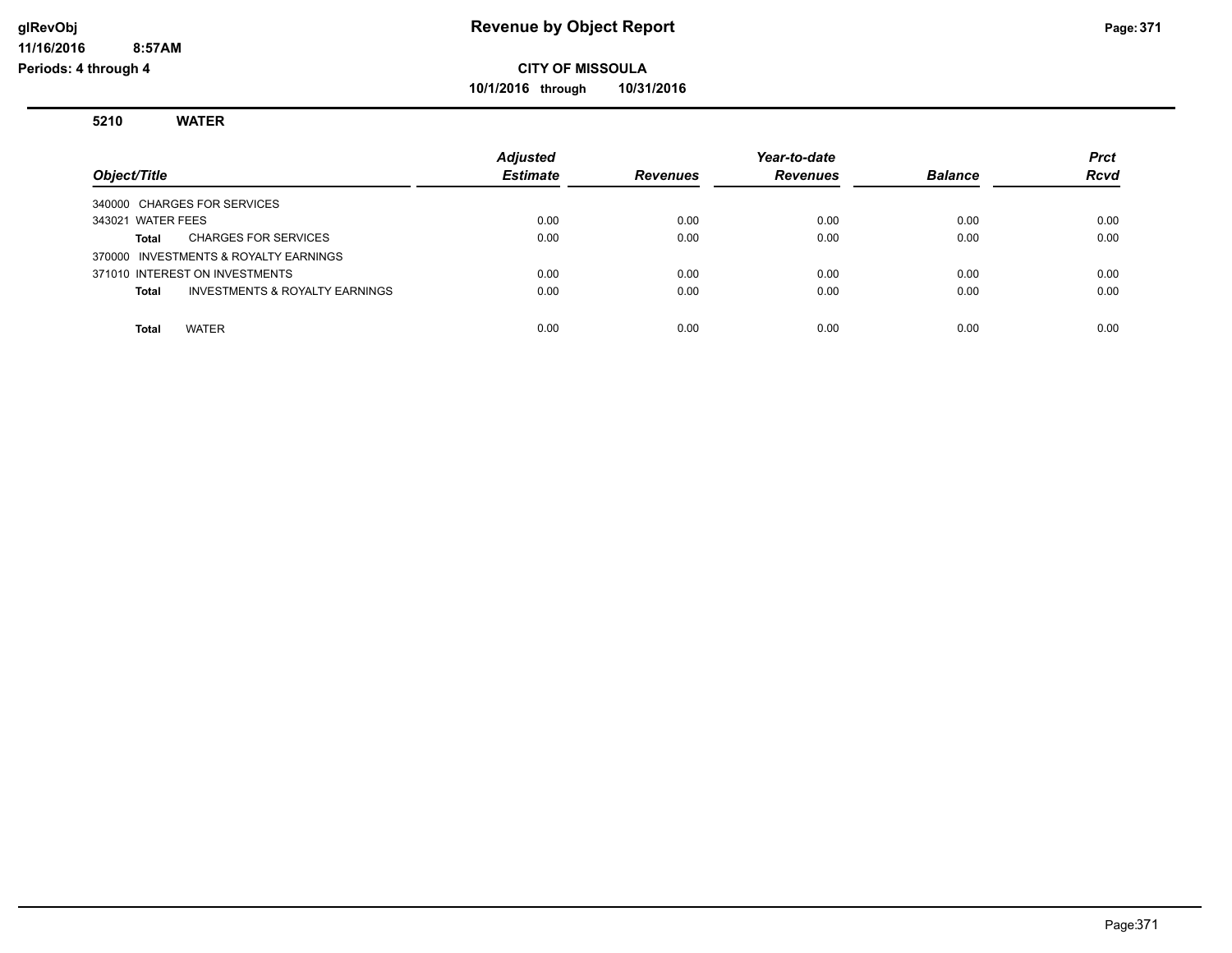# Revenue by Object Report

**CITY OF MISSOULA**

**10/1/2016 through 10/31/2016**

glRevObj
11/16/2016 8:57AM
Periods: 4 through 4

## 5210 WATER

| Object/Title | Adjusted Estimate | Revenues | Year-to-date Revenues | Balance | Prct Rcvd |
|---|---|---|---|---|---|
| 340000 CHARGES FOR SERVICES | | | | | |
| 343021 WATER FEES | 0.00 | 0.00 | 0.00 | 0.00 | 0.00 |
| **Total** CHARGES FOR SERVICES | 0.00 | 0.00 | 0.00 | 0.00 | 0.00 |
| 370000 INVESTMENTS & ROYALTY EARNINGS | | | | | |
| 371010 INTEREST ON INVESTMENTS | 0.00 | 0.00 | 0.00 | 0.00 | 0.00 |
| **Total** INVESTMENTS & ROYALTY EARNINGS | 0.00 | 0.00 | 0.00 | 0.00 | 0.00 |
| **Total** WATER | 0.00 | 0.00 | 0.00 | 0.00 | 0.00 |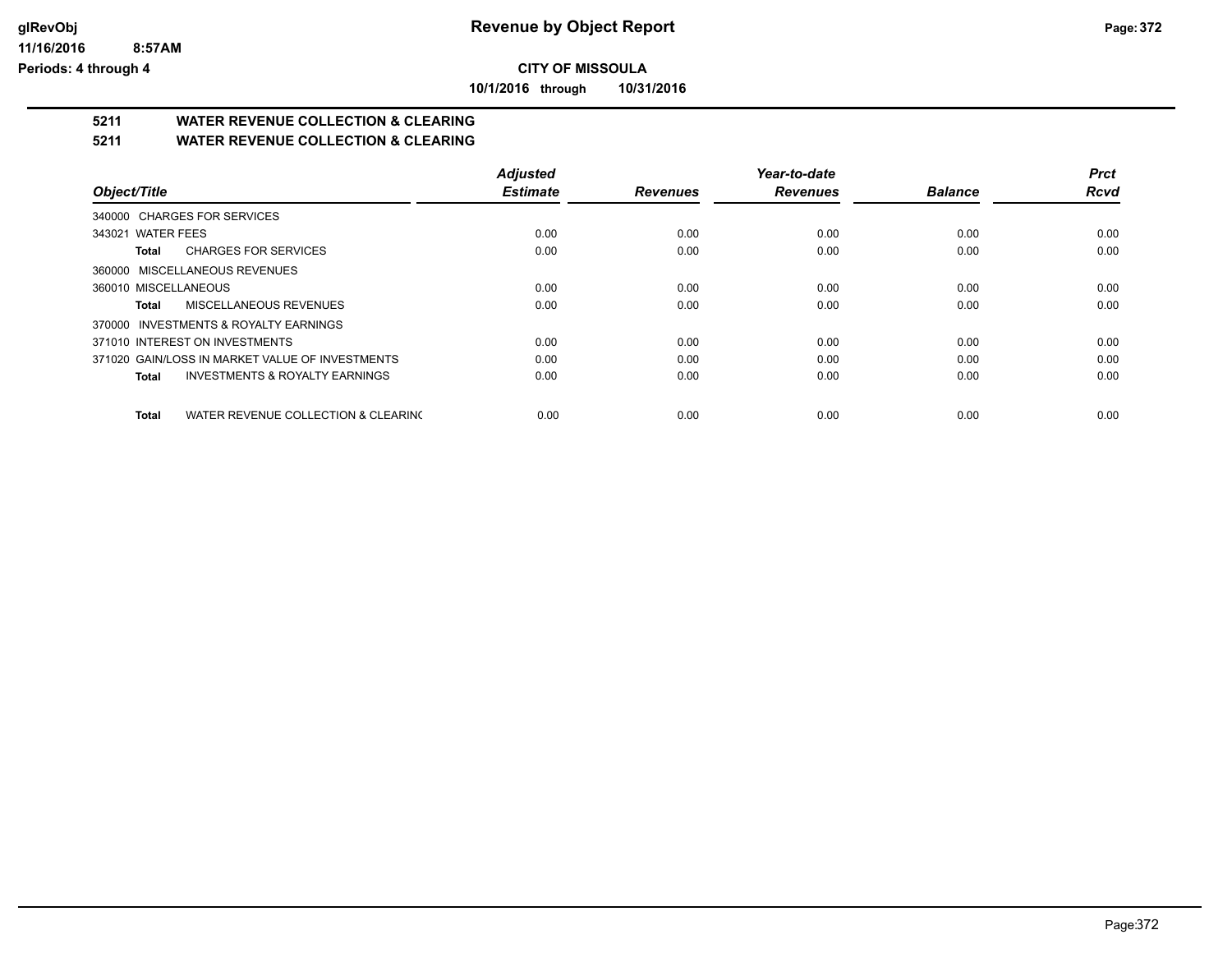# Revenue by Object Report

## CITY OF MISSOULA

**10/1/2016 through 10/31/2016**

### 5211 WATER REVENUE COLLECTION & CLEARING

### 5211 WATER REVENUE COLLECTION & CLEARING

| Object/Title | Adjusted Estimate | Revenues | Year-to-date Revenues | Balance | Prct Rcvd |
|---|---|---|---|---|---|
| 340000 CHARGES FOR SERVICES | | | | | |
| 343021 WATER FEES | 0.00 | 0.00 | 0.00 | 0.00 | 0.00 |
| **Total** CHARGES FOR SERVICES | 0.00 | 0.00 | 0.00 | 0.00 | 0.00 |
| 360000 MISCELLANEOUS REVENUES | | | | | |
| 360010 MISCELLANEOUS | 0.00 | 0.00 | 0.00 | 0.00 | 0.00 |
| **Total** MISCELLANEOUS REVENUES | 0.00 | 0.00 | 0.00 | 0.00 | 0.00 |
| 370000 INVESTMENTS & ROYALTY EARNINGS | | | | | |
| 371010 INTEREST ON INVESTMENTS | 0.00 | 0.00 | 0.00 | 0.00 | 0.00 |
| 371020 GAIN/LOSS IN MARKET VALUE OF INVESTMENTS | 0.00 | 0.00 | 0.00 | 0.00 | 0.00 |
| **Total** INVESTMENTS & ROYALTY EARNINGS | 0.00 | 0.00 | 0.00 | 0.00 | 0.00 |
| **Total** WATER REVENUE COLLECTION & CLEARING | 0.00 | 0.00 | 0.00 | 0.00 | 0.00 |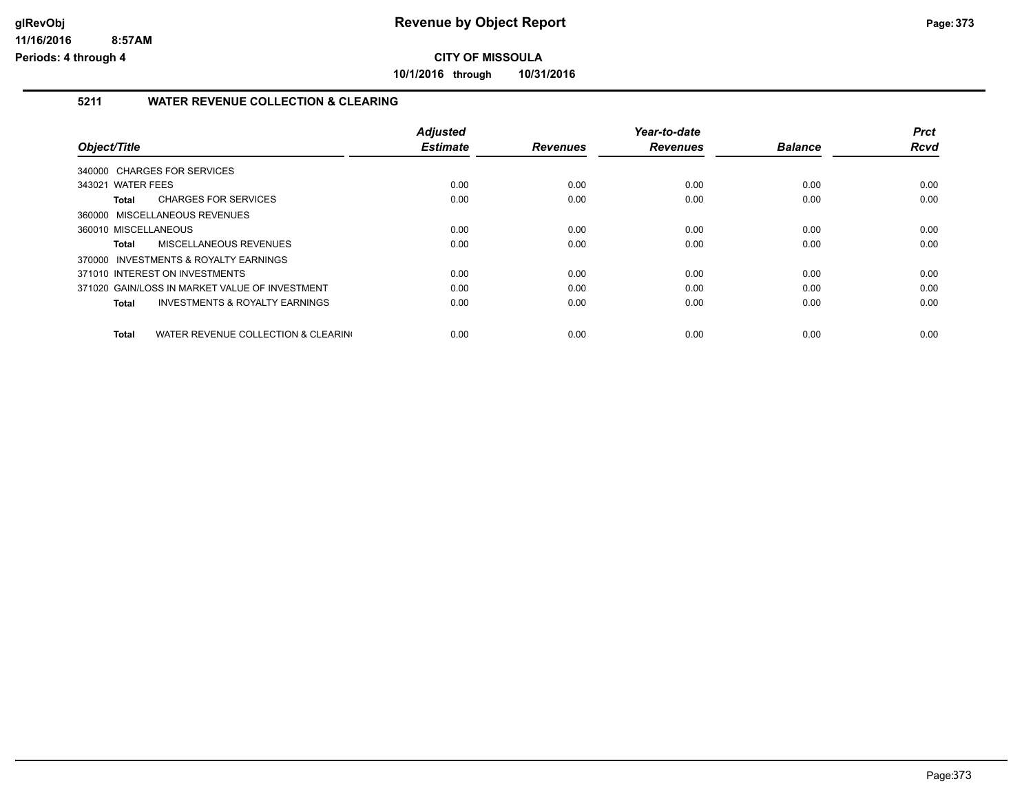# Revenue by Object Report

**CITY OF MISSOULA**

**10/1/2016 through 10/31/2016**

glRevObj
11/16/2016 8:57AM
Periods: 4 through 4

## 5211 WATER REVENUE COLLECTION & CLEARING

| Object/Title | Adjusted Estimate | Revenues | Year-to-date Revenues | Balance | Prct Rcvd |
|---|---|---|---|---|---|
| 340000 CHARGES FOR SERVICES | | | | | |
| 343021 WATER FEES | 0.00 | 0.00 | 0.00 | 0.00 | 0.00 |
| **Total** CHARGES FOR SERVICES | 0.00 | 0.00 | 0.00 | 0.00 | 0.00 |
| 360000 MISCELLANEOUS REVENUES | | | | | |
| 360010 MISCELLANEOUS | 0.00 | 0.00 | 0.00 | 0.00 | 0.00 |
| **Total** MISCELLANEOUS REVENUES | 0.00 | 0.00 | 0.00 | 0.00 | 0.00 |
| 370000 INVESTMENTS & ROYALTY EARNINGS | | | | | |
| 371010 INTEREST ON INVESTMENTS | 0.00 | 0.00 | 0.00 | 0.00 | 0.00 |
| 371020 GAIN/LOSS IN MARKET VALUE OF INVESTMENT | 0.00 | 0.00 | 0.00 | 0.00 | 0.00 |
| **Total** INVESTMENTS & ROYALTY EARNINGS | 0.00 | 0.00 | 0.00 | 0.00 | 0.00 |
| **Total** WATER REVENUE COLLECTION & CLEARIN( | 0.00 | 0.00 | 0.00 | 0.00 | 0.00 |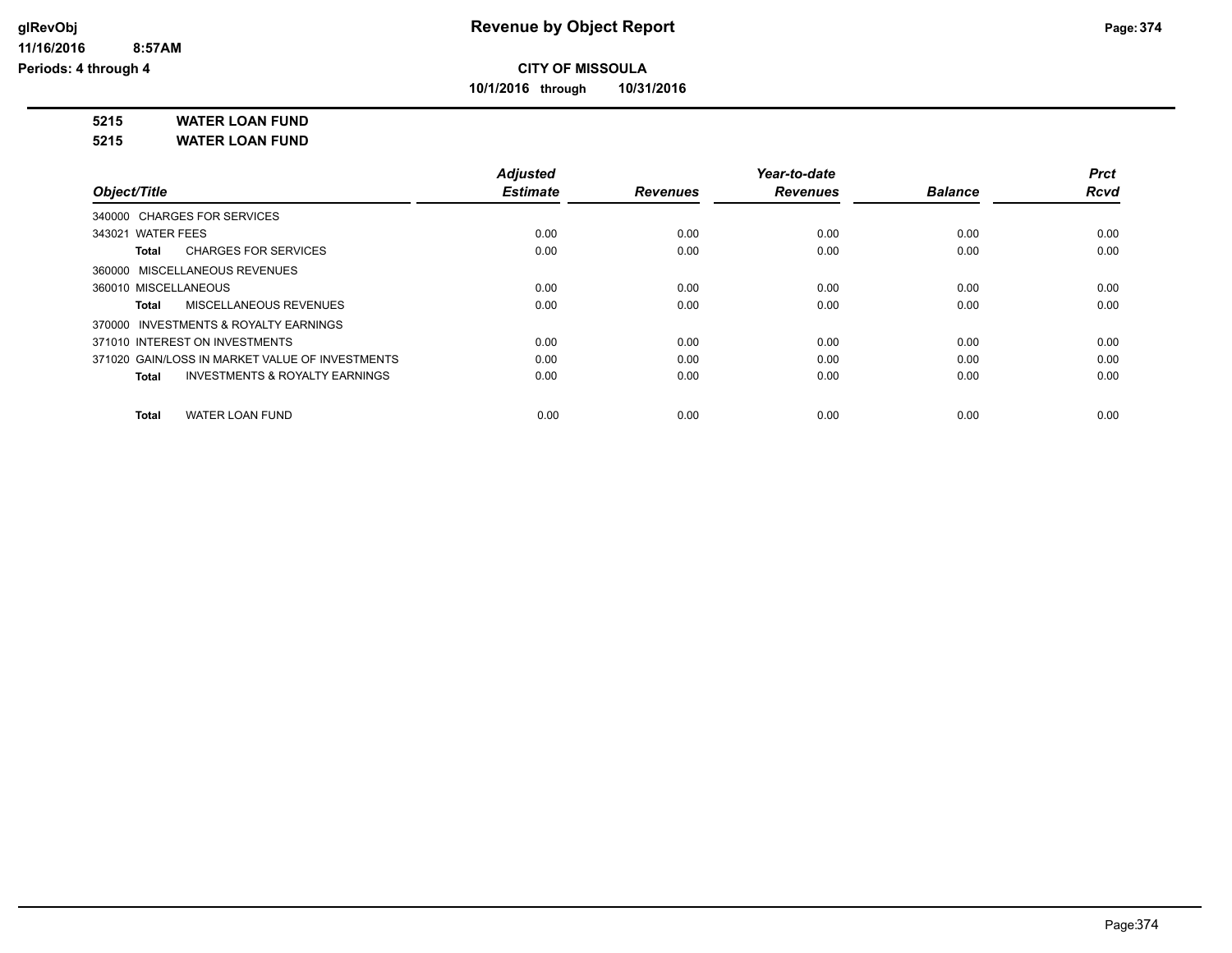# Revenue by Object Report

**CITY OF MISSOULA**

**10/1/2016 through 10/31/2016**

glRevObj
11/16/2016 8:57AM
Periods: 4 through 4

**5215 WATER LOAN FUND**
**5215 WATER LOAN FUND**

| Object/Title | Adjusted Estimate | Revenues | Year-to-date Revenues | Balance | Prct Rcvd |
|---|---|---|---|---|---|
| 340000 CHARGES FOR SERVICES | | | | | |
| 343021 WATER FEES | 0.00 | 0.00 | 0.00 | 0.00 | 0.00 |
| **Total** CHARGES FOR SERVICES | 0.00 | 0.00 | 0.00 | 0.00 | 0.00 |
| 360000 MISCELLANEOUS REVENUES | | | | | |
| 360010 MISCELLANEOUS | 0.00 | 0.00 | 0.00 | 0.00 | 0.00 |
| **Total** MISCELLANEOUS REVENUES | 0.00 | 0.00 | 0.00 | 0.00 | 0.00 |
| 370000 INVESTMENTS & ROYALTY EARNINGS | | | | | |
| 371010 INTEREST ON INVESTMENTS | 0.00 | 0.00 | 0.00 | 0.00 | 0.00 |
| 371020 GAIN/LOSS IN MARKET VALUE OF INVESTMENTS | 0.00 | 0.00 | 0.00 | 0.00 | 0.00 |
| **Total** INVESTMENTS & ROYALTY EARNINGS | 0.00 | 0.00 | 0.00 | 0.00 | 0.00 |
| **Total** WATER LOAN FUND | 0.00 | 0.00 | 0.00 | 0.00 | 0.00 |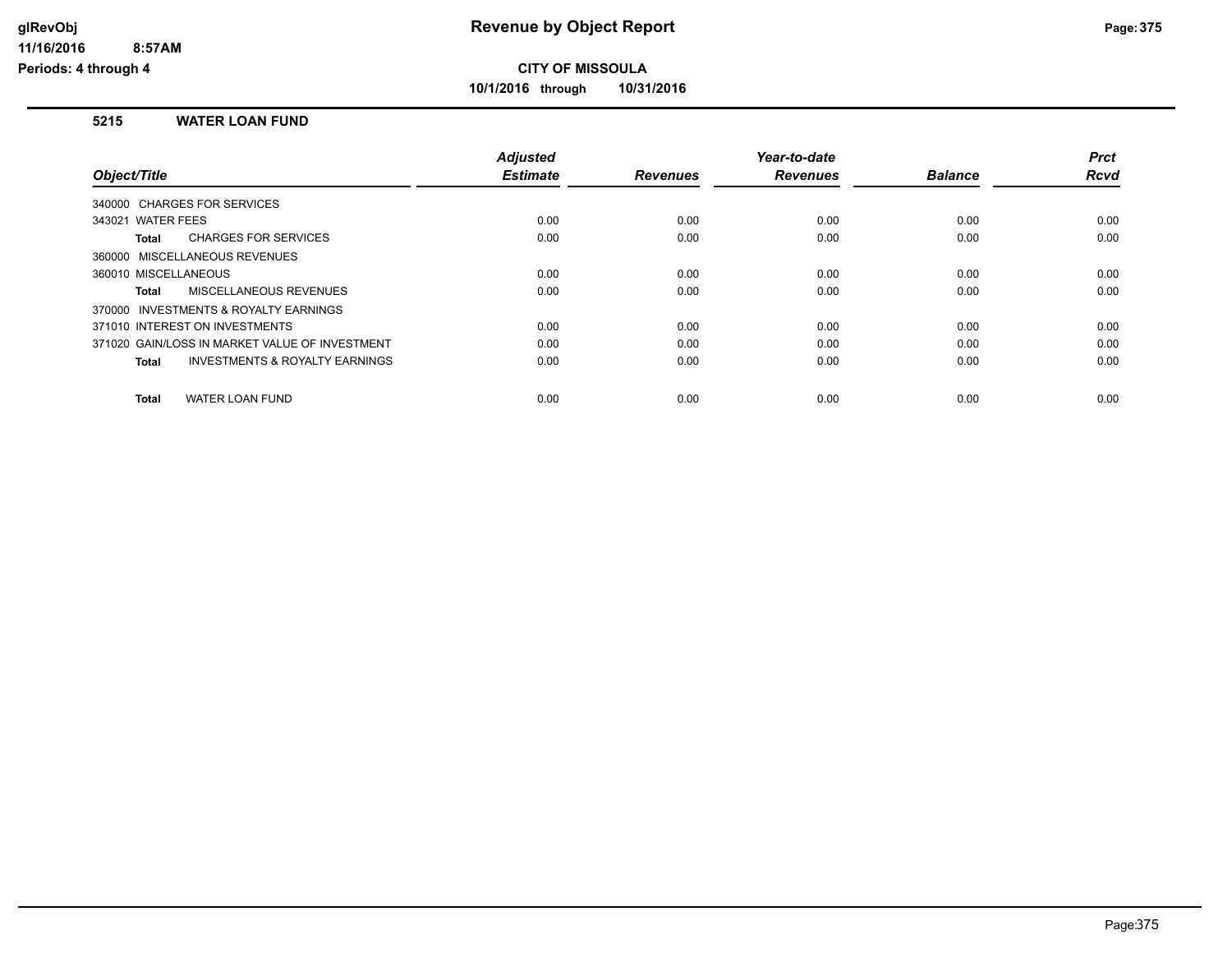# Revenue by Object Report

**CITY OF MISSOULA**

**10/1/2016 through 10/31/2016**

glRevObj
11/16/2016 8:57AM
Periods: 4 through 4

## 5215 WATER LOAN FUND

| Object/Title | Adjusted Estimate | Revenues | Year-to-date Revenues | Balance | Prct Rcvd |
|---|---|---|---|---|---|
| 340000 CHARGES FOR SERVICES | | | | | |
| 343021 WATER FEES | 0.00 | 0.00 | 0.00 | 0.00 | 0.00 |
| **Total** CHARGES FOR SERVICES | 0.00 | 0.00 | 0.00 | 0.00 | 0.00 |
| 360000 MISCELLANEOUS REVENUES | | | | | |
| 360010 MISCELLANEOUS | 0.00 | 0.00 | 0.00 | 0.00 | 0.00 |
| **Total** MISCELLANEOUS REVENUES | 0.00 | 0.00 | 0.00 | 0.00 | 0.00 |
| 370000 INVESTMENTS & ROYALTY EARNINGS | | | | | |
| 371010 INTEREST ON INVESTMENTS | 0.00 | 0.00 | 0.00 | 0.00 | 0.00 |
| 371020 GAIN/LOSS IN MARKET VALUE OF INVESTMENT | 0.00 | 0.00 | 0.00 | 0.00 | 0.00 |
| **Total** INVESTMENTS & ROYALTY EARNINGS | 0.00 | 0.00 | 0.00 | 0.00 | 0.00 |
| **Total** WATER LOAN FUND | 0.00 | 0.00 | 0.00 | 0.00 | 0.00 |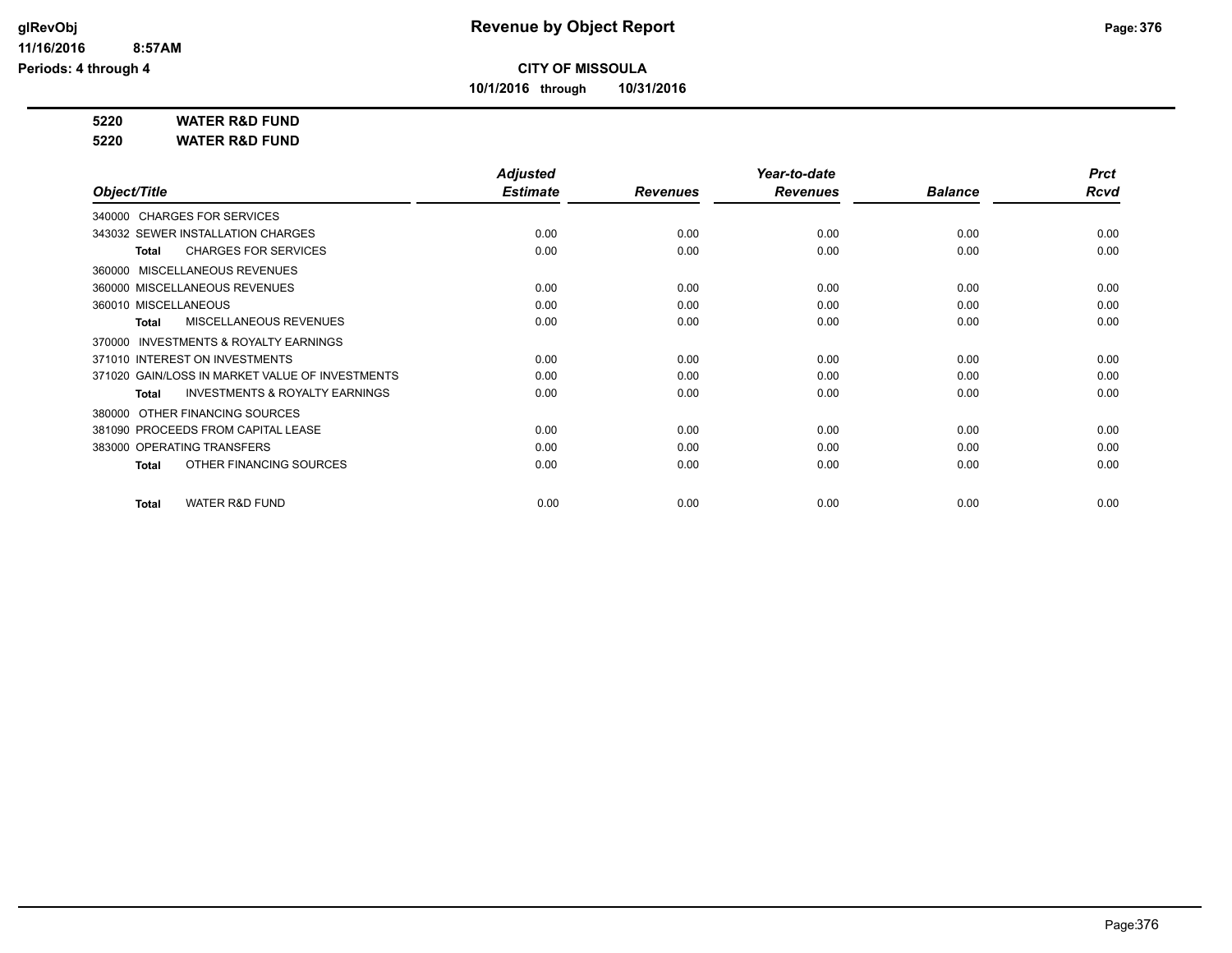**Revenue by Object Report**

**CITY OF MISSOULA**

**10/1/2016 through 10/31/2016**

glRevObj
11/16/2016 8:57AM
Periods: 4 through 4

**5220 WATER R&D FUND**

**5220 WATER R&D FUND**

| Object/Title | Adjusted Estimate | Revenues | Year-to-date Revenues | Balance | Prct Rcvd |
|---|---|---|---|---|---|
| 340000 CHARGES FOR SERVICES | | | | | |
| 343032 SEWER INSTALLATION CHARGES | 0.00 | 0.00 | 0.00 | 0.00 | 0.00 |
| **Total** CHARGES FOR SERVICES | 0.00 | 0.00 | 0.00 | 0.00 | 0.00 |
| 360000 MISCELLANEOUS REVENUES | | | | | |
| 360000 MISCELLANEOUS REVENUES | 0.00 | 0.00 | 0.00 | 0.00 | 0.00 |
| 360010 MISCELLANEOUS | 0.00 | 0.00 | 0.00 | 0.00 | 0.00 |
| **Total** MISCELLANEOUS REVENUES | 0.00 | 0.00 | 0.00 | 0.00 | 0.00 |
| 370000 INVESTMENTS & ROYALTY EARNINGS | | | | | |
| 371010 INTEREST ON INVESTMENTS | 0.00 | 0.00 | 0.00 | 0.00 | 0.00 |
| 371020 GAIN/LOSS IN MARKET VALUE OF INVESTMENTS | 0.00 | 0.00 | 0.00 | 0.00 | 0.00 |
| **Total** INVESTMENTS & ROYALTY EARNINGS | 0.00 | 0.00 | 0.00 | 0.00 | 0.00 |
| 380000 OTHER FINANCING SOURCES | | | | | |
| 381090 PROCEEDS FROM CAPITAL LEASE | 0.00 | 0.00 | 0.00 | 0.00 | 0.00 |
| 383000 OPERATING TRANSFERS | 0.00 | 0.00 | 0.00 | 0.00 | 0.00 |
| **Total** OTHER FINANCING SOURCES | 0.00 | 0.00 | 0.00 | 0.00 | 0.00 |
| **Total** WATER R&D FUND | 0.00 | 0.00 | 0.00 | 0.00 | 0.00 |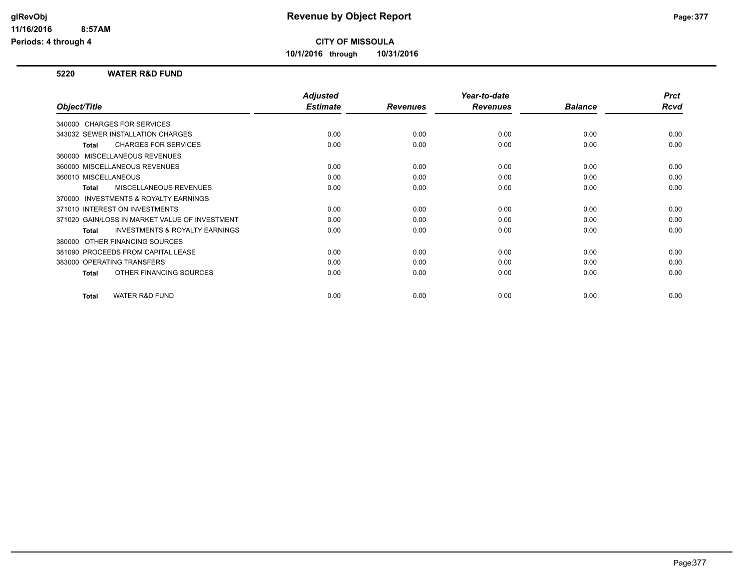**glRevObj**
**11/16/2016 8:57AM**
**Periods: 4 through 4**

# Revenue by Object Report

**CITY OF MISSOULA**

**10/1/2016 through 10/31/2016**

## 5220 WATER R&D FUND

| Object/Title | Adjusted Estimate | Revenues | Year-to-date Revenues | Balance | Prct Rcvd |
|---|---|---|---|---|---|
| 340000 CHARGES FOR SERVICES | | | | | |
| 343032 SEWER INSTALLATION CHARGES | 0.00 | 0.00 | 0.00 | 0.00 | 0.00 |
| **Total** CHARGES FOR SERVICES | 0.00 | 0.00 | 0.00 | 0.00 | 0.00 |
| 360000 MISCELLANEOUS REVENUES | | | | | |
| 360000 MISCELLANEOUS REVENUES | 0.00 | 0.00 | 0.00 | 0.00 | 0.00 |
| 360010 MISCELLANEOUS | 0.00 | 0.00 | 0.00 | 0.00 | 0.00 |
| **Total** MISCELLANEOUS REVENUES | 0.00 | 0.00 | 0.00 | 0.00 | 0.00 |
| 370000 INVESTMENTS & ROYALTY EARNINGS | | | | | |
| 371010 INTEREST ON INVESTMENTS | 0.00 | 0.00 | 0.00 | 0.00 | 0.00 |
| 371020 GAIN/LOSS IN MARKET VALUE OF INVESTMENT | 0.00 | 0.00 | 0.00 | 0.00 | 0.00 |
| **Total** INVESTMENTS & ROYALTY EARNINGS | 0.00 | 0.00 | 0.00 | 0.00 | 0.00 |
| 380000 OTHER FINANCING SOURCES | | | | | |
| 381090 PROCEEDS FROM CAPITAL LEASE | 0.00 | 0.00 | 0.00 | 0.00 | 0.00 |
| 383000 OPERATING TRANSFERS | 0.00 | 0.00 | 0.00 | 0.00 | 0.00 |
| **Total** OTHER FINANCING SOURCES | 0.00 | 0.00 | 0.00 | 0.00 | 0.00 |
| **Total** WATER R&D FUND | 0.00 | 0.00 | 0.00 | 0.00 | 0.00 |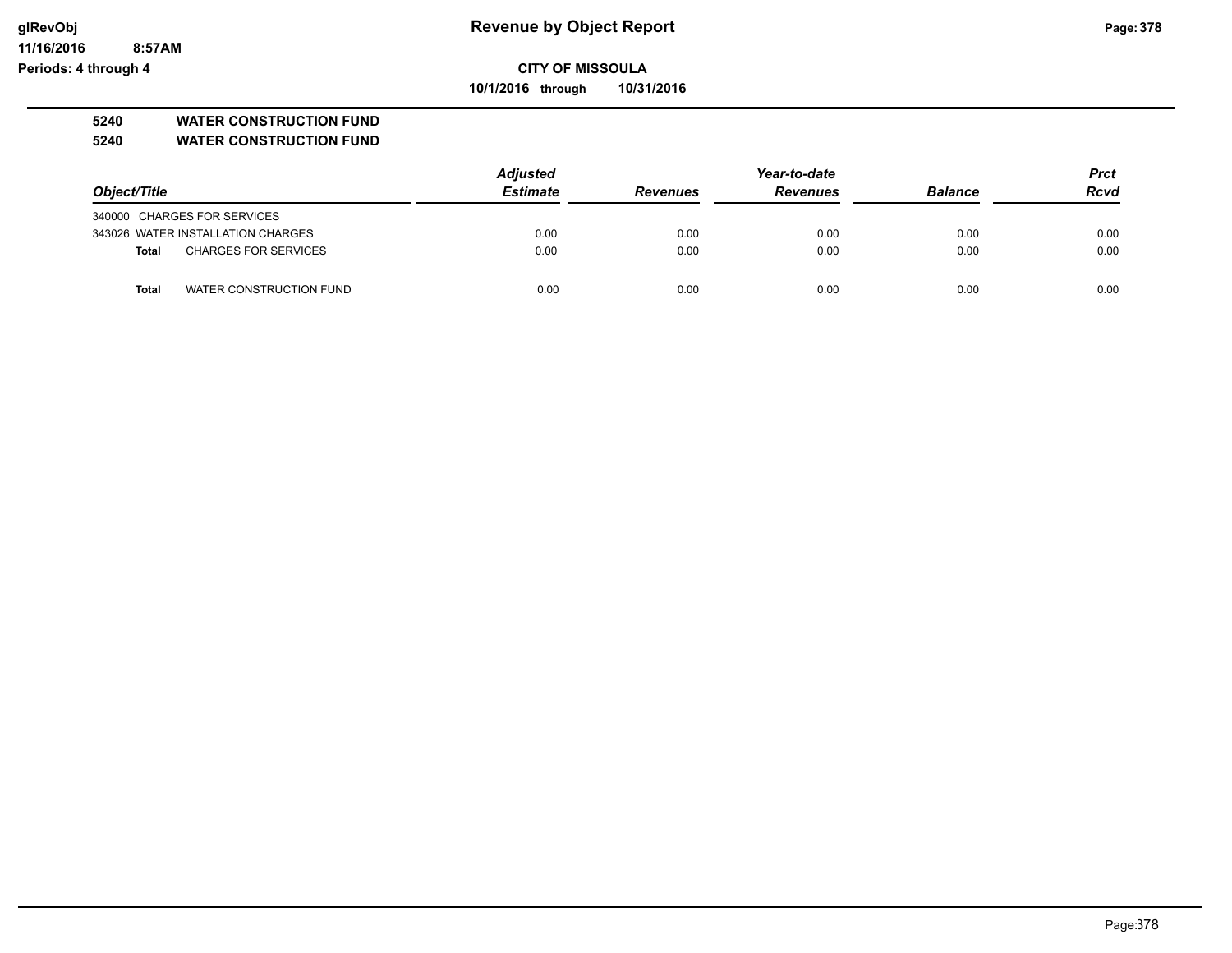**Revenue by Object Report**

**CITY OF MISSOULA**

**10/1/2016 through 10/31/2016**

**5240 WATER CONSTRUCTION FUND**

**5240 WATER CONSTRUCTION FUND**

| Object/Title | Adjusted Estimate | Revenues | Year-to-date Revenues | Balance | Prct Rcvd |
|---|---|---|---|---|---|
| 340000 CHARGES FOR SERVICES | | | | | |
| 343026 WATER INSTALLATION CHARGES | 0.00 | 0.00 | 0.00 | 0.00 | 0.00 |
| **Total** CHARGES FOR SERVICES | 0.00 | 0.00 | 0.00 | 0.00 | 0.00 |
| **Total** WATER CONSTRUCTION FUND | 0.00 | 0.00 | 0.00 | 0.00 | 0.00 |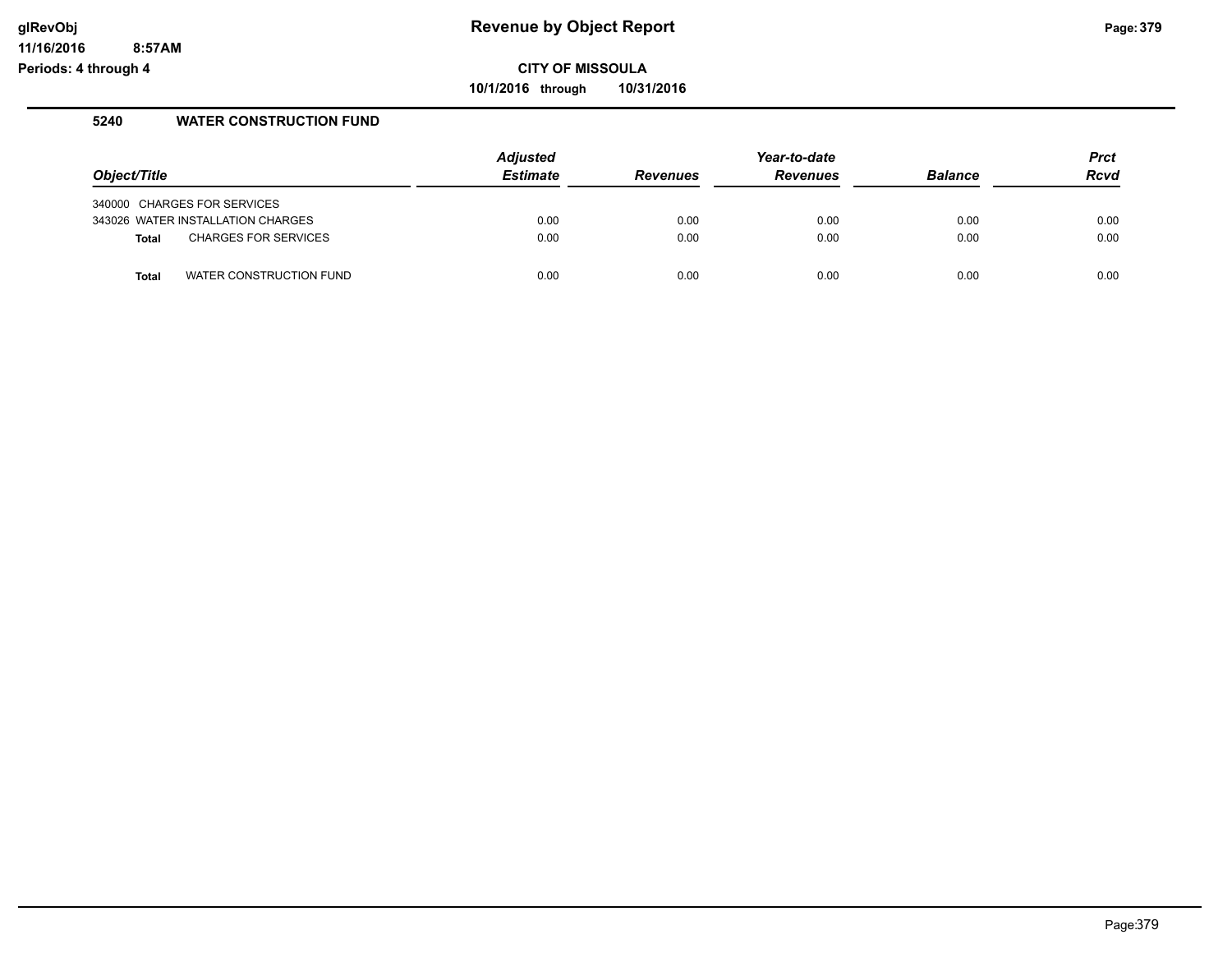**Revenue by Object Report**

**CITY OF MISSOULA**

**10/1/2016 through 10/31/2016**

glRevObj
11/16/2016 8:57AM
Periods: 4 through 4

## 5240 WATER CONSTRUCTION FUND

| Object/Title | Adjusted Estimate | Revenues | Year-to-date Revenues | Balance | Prct Rcvd |
|---|---|---|---|---|---|
| 340000 CHARGES FOR SERVICES | | | | | |
| 343026 WATER INSTALLATION CHARGES | 0.00 | 0.00 | 0.00 | 0.00 | 0.00 |
| **Total** CHARGES FOR SERVICES | 0.00 | 0.00 | 0.00 | 0.00 | 0.00 |
| **Total** WATER CONSTRUCTION FUND | 0.00 | 0.00 | 0.00 | 0.00 | 0.00 |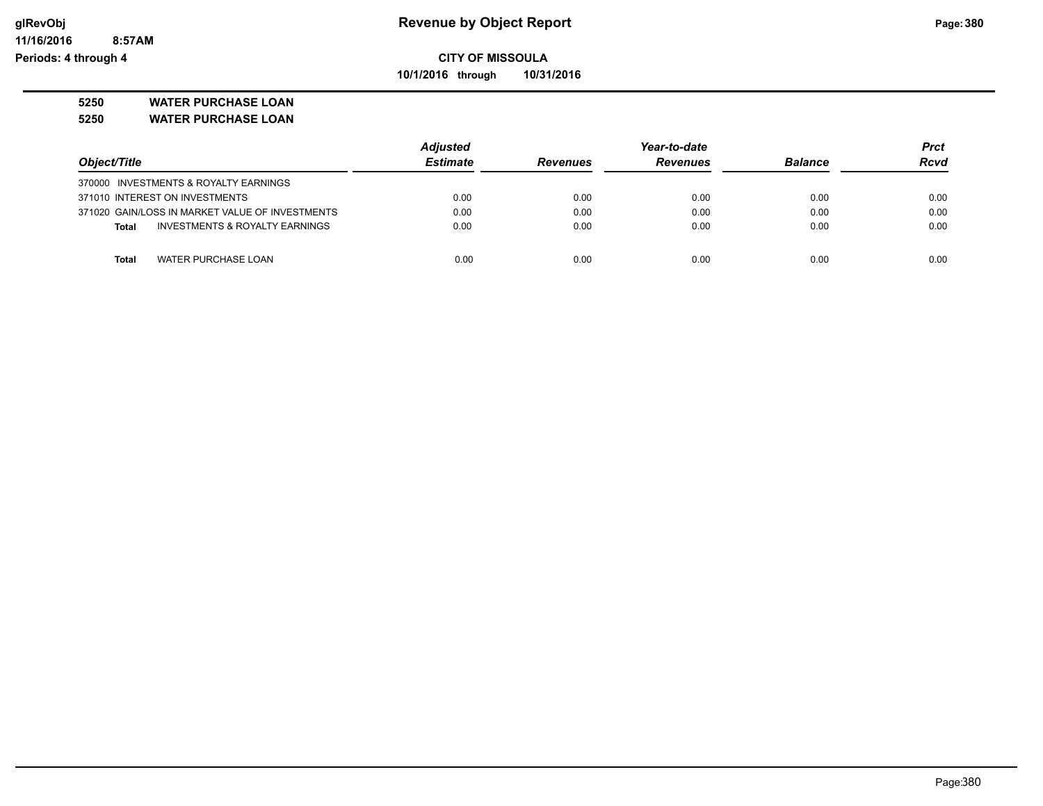# Revenue by Object Report

**CITY OF MISSOULA**

**10/1/2016 through 10/31/2016**

glRevObj
11/16/2016 8:57AM
Periods: 4 through 4

**5250 WATER PURCHASE LOAN**

**5250 WATER PURCHASE LOAN**

| Object/Title | Adjusted Estimate | Revenues | Year-to-date Revenues | Balance | Prct Rcvd |
|---|---|---|---|---|---|
| 370000 INVESTMENTS & ROYALTY EARNINGS | | | | | |
| 371010 INTEREST ON INVESTMENTS | 0.00 | 0.00 | 0.00 | 0.00 | 0.00 |
| 371020 GAIN/LOSS IN MARKET VALUE OF INVESTMENTS | 0.00 | 0.00 | 0.00 | 0.00 | 0.00 |
| **Total** INVESTMENTS & ROYALTY EARNINGS | 0.00 | 0.00 | 0.00 | 0.00 | 0.00 |
| **Total** WATER PURCHASE LOAN | 0.00 | 0.00 | 0.00 | 0.00 | 0.00 |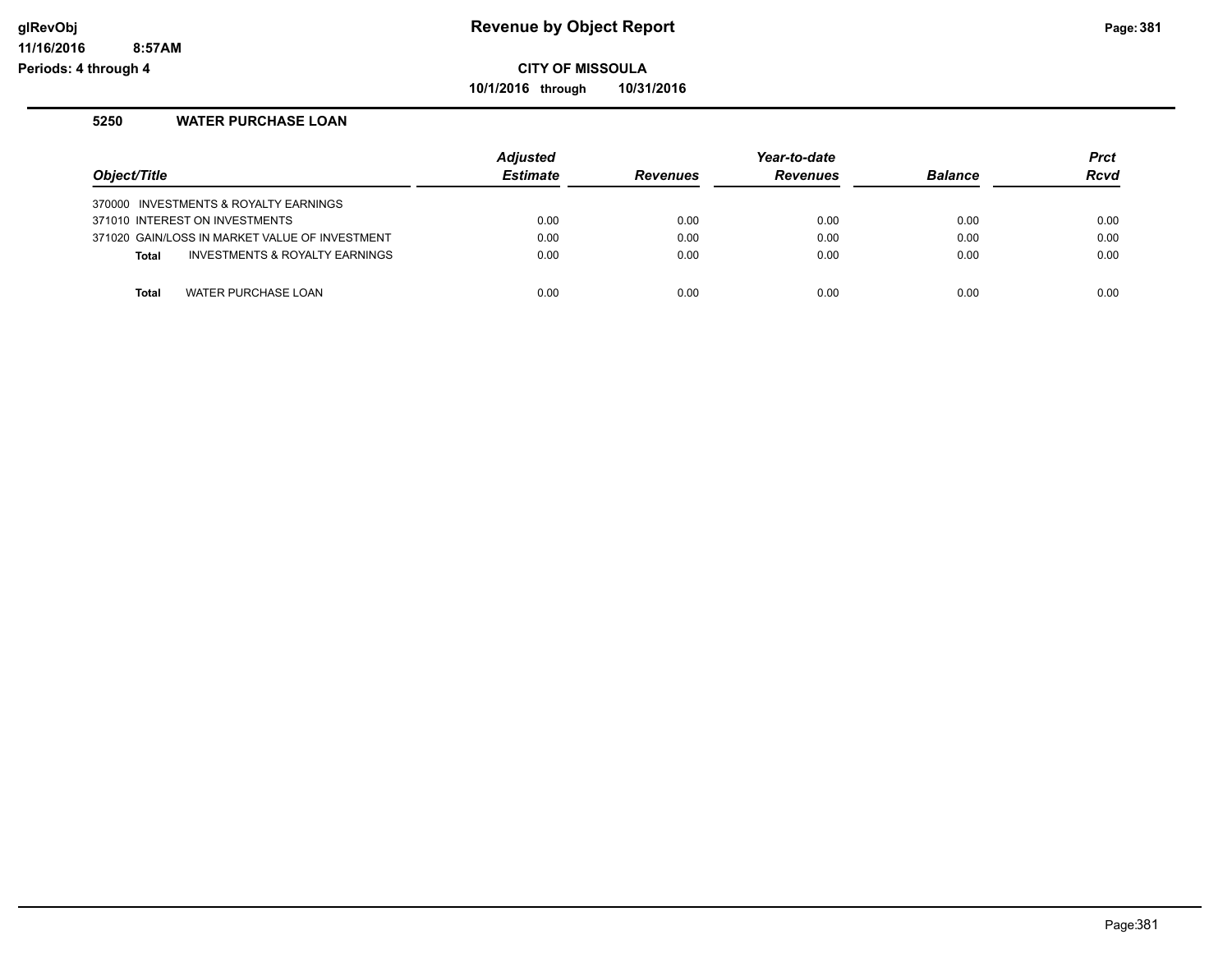## Revenue by Object Report

**CITY OF MISSOULA**

**10/1/2016 through 10/31/2016**

Periods: 4 through 4

### 5250 WATER PURCHASE LOAN

| Object/Title | Adjusted Estimate | Revenues | Year-to-date Revenues | Balance | Prct Rcvd |
|---|---|---|---|---|---|
| 370000 INVESTMENTS & ROYALTY EARNINGS | | | | | |
| 371010 INTEREST ON INVESTMENTS | 0.00 | 0.00 | 0.00 | 0.00 | 0.00 |
| 371020 GAIN/LOSS IN MARKET VALUE OF INVESTMENT | 0.00 | 0.00 | 0.00 | 0.00 | 0.00 |
| **Total** INVESTMENTS & ROYALTY EARNINGS | 0.00 | 0.00 | 0.00 | 0.00 | 0.00 |
| **Total** WATER PURCHASE LOAN | 0.00 | 0.00 | 0.00 | 0.00 | 0.00 |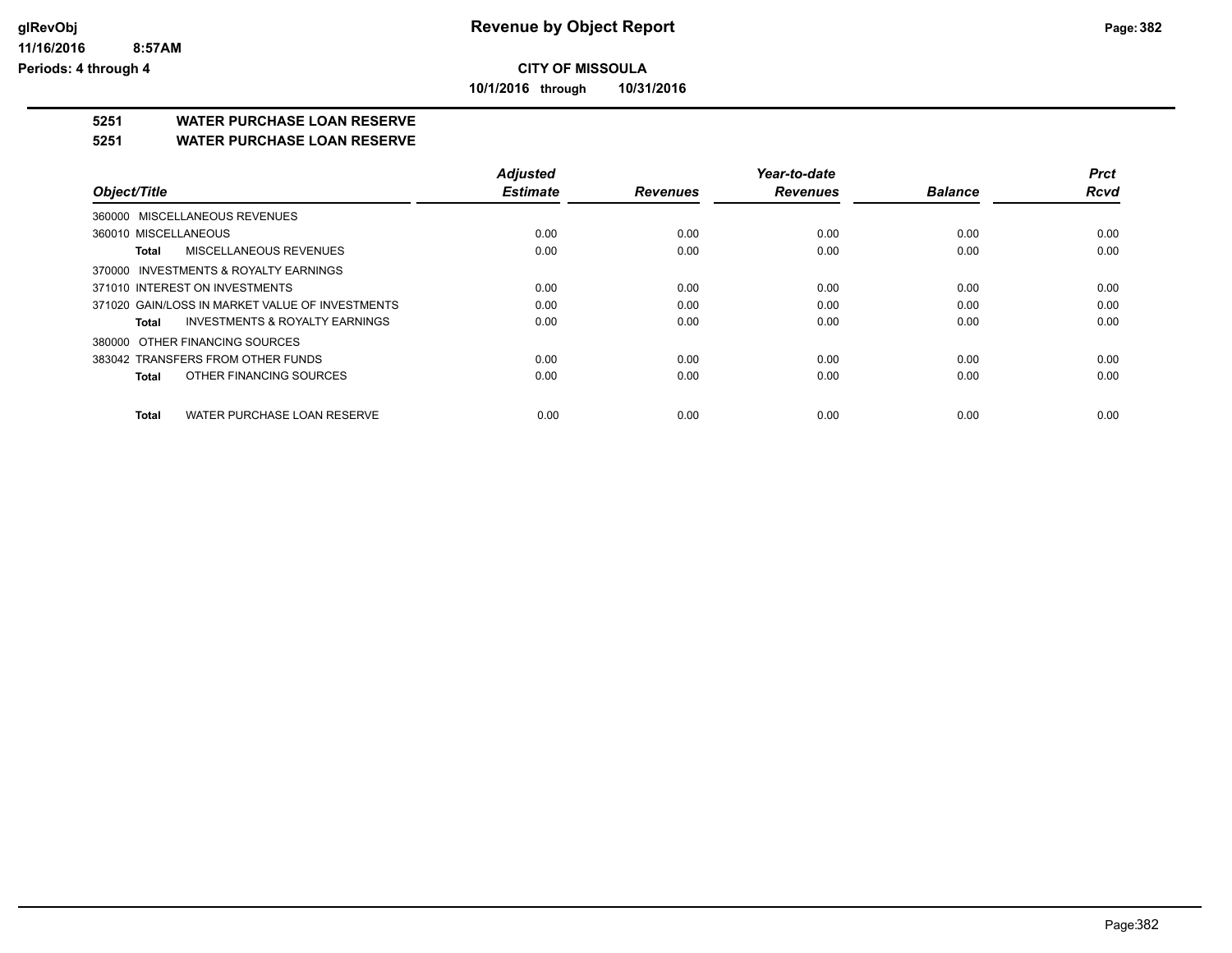**CITY OF MISSOULA**

**10/1/2016 through 10/31/2016**

## 5251 WATER PURCHASE LOAN RESERVE

## 5251 WATER PURCHASE LOAN RESERVE

| Object/Title | Adjusted Estimate | Revenues | Year-to-date Revenues | Balance | Prct Rcvd |
|---|---|---|---|---|---|
| 360000 MISCELLANEOUS REVENUES | | | | | |
| 360010 MISCELLANEOUS | 0.00 | 0.00 | 0.00 | 0.00 | 0.00 |
| **Total** MISCELLANEOUS REVENUES | 0.00 | 0.00 | 0.00 | 0.00 | 0.00 |
| 370000 INVESTMENTS & ROYALTY EARNINGS | | | | | |
| 371010 INTEREST ON INVESTMENTS | 0.00 | 0.00 | 0.00 | 0.00 | 0.00 |
| 371020 GAIN/LOSS IN MARKET VALUE OF INVESTMENTS | 0.00 | 0.00 | 0.00 | 0.00 | 0.00 |
| **Total** INVESTMENTS & ROYALTY EARNINGS | 0.00 | 0.00 | 0.00 | 0.00 | 0.00 |
| 380000 OTHER FINANCING SOURCES | | | | | |
| 383042 TRANSFERS FROM OTHER FUNDS | 0.00 | 0.00 | 0.00 | 0.00 | 0.00 |
| **Total** OTHER FINANCING SOURCES | 0.00 | 0.00 | 0.00 | 0.00 | 0.00 |
| **Total** WATER PURCHASE LOAN RESERVE | 0.00 | 0.00 | 0.00 | 0.00 | 0.00 |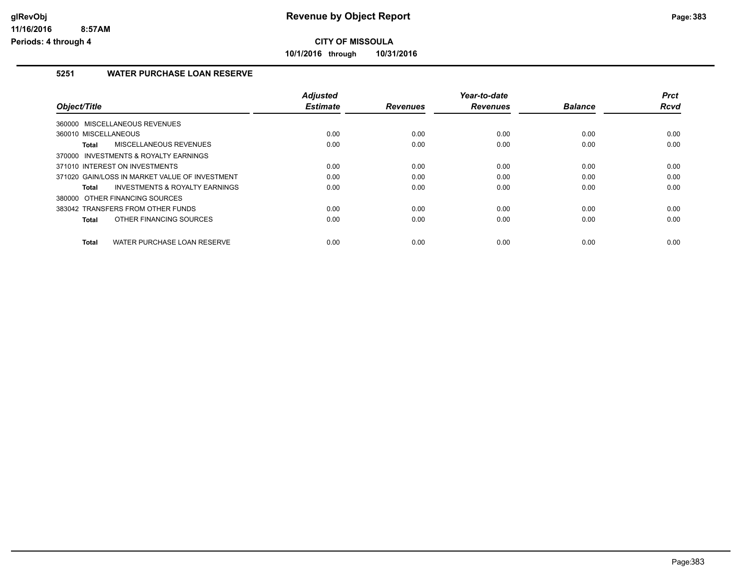# Revenue by Object Report

**CITY OF MISSOULA**

**10/1/2016 through 10/31/2016**

## 5251 WATER PURCHASE LOAN RESERVE

| Object/Title | Adjusted Estimate | Revenues | Year-to-date Revenues | Balance | Prct Rcvd |
|---|---|---|---|---|---|
| 360000 MISCELLANEOUS REVENUES | | | | | |
| 360010 MISCELLANEOUS | 0.00 | 0.00 | 0.00 | 0.00 | 0.00 |
| **Total** MISCELLANEOUS REVENUES | 0.00 | 0.00 | 0.00 | 0.00 | 0.00 |
| 370000 INVESTMENTS & ROYALTY EARNINGS | | | | | |
| 371010 INTEREST ON INVESTMENTS | 0.00 | 0.00 | 0.00 | 0.00 | 0.00 |
| 371020 GAIN/LOSS IN MARKET VALUE OF INVESTMENT | 0.00 | 0.00 | 0.00 | 0.00 | 0.00 |
| **Total** INVESTMENTS & ROYALTY EARNINGS | 0.00 | 0.00 | 0.00 | 0.00 | 0.00 |
| 380000 OTHER FINANCING SOURCES | | | | | |
| 383042 TRANSFERS FROM OTHER FUNDS | 0.00 | 0.00 | 0.00 | 0.00 | 0.00 |
| **Total** OTHER FINANCING SOURCES | 0.00 | 0.00 | 0.00 | 0.00 | 0.00 |
| **Total** WATER PURCHASE LOAN RESERVE | 0.00 | 0.00 | 0.00 | 0.00 | 0.00 |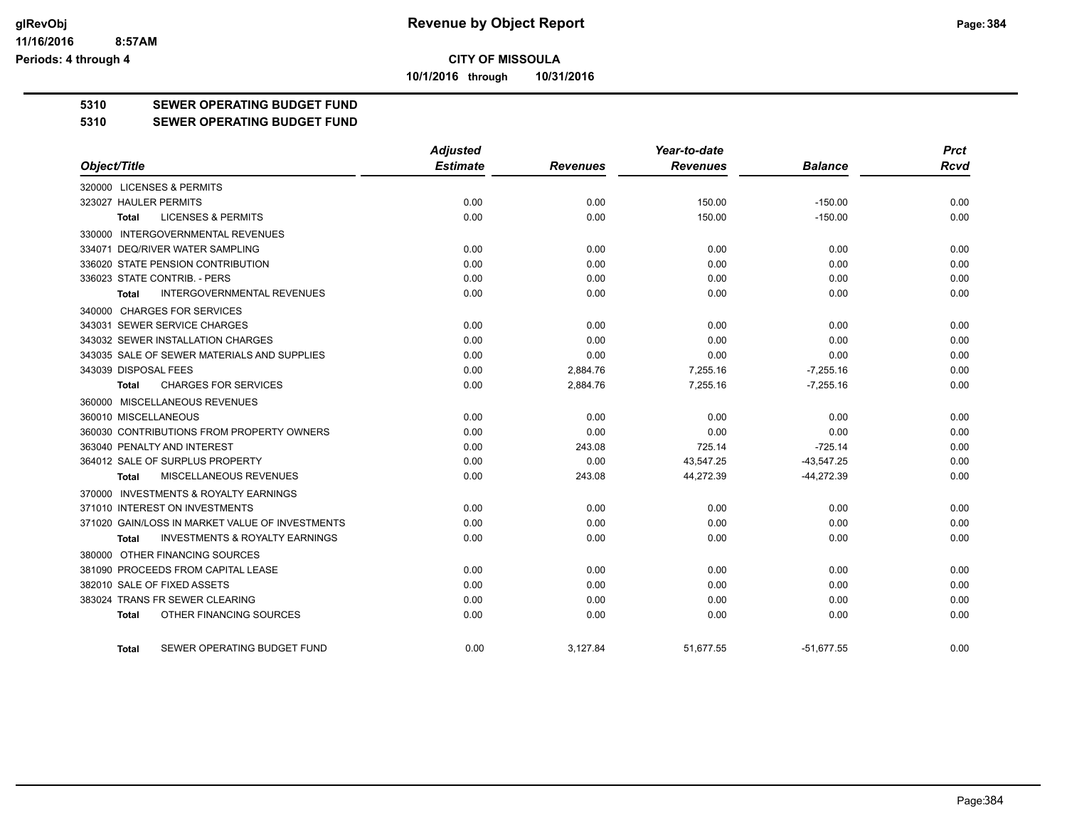**Revenue by Object Report**

**CITY OF MISSOULA**

**10/1/2016 through 10/31/2016**

glRevObj
11/16/2016 8:57AM
Periods: 4 through 4

## 5310 SEWER OPERATING BUDGET FUND

## 5310 SEWER OPERATING BUDGET FUND

| Object/Title | Adjusted Estimate | Revenues | Year-to-date Revenues | Balance | Prct Rcvd |
|---|---|---|---|---|---|
| 320000 LICENSES & PERMITS | | | | | |
| 323027 HAULER PERMITS | 0.00 | 0.00 | 150.00 | -150.00 | 0.00 |
| **Total** LICENSES & PERMITS | 0.00 | 0.00 | 150.00 | -150.00 | 0.00 |
| 330000 INTERGOVERNMENTAL REVENUES | | | | | |
| 334071 DEQ/RIVER WATER SAMPLING | 0.00 | 0.00 | 0.00 | 0.00 | 0.00 |
| 336020 STATE PENSION CONTRIBUTION | 0.00 | 0.00 | 0.00 | 0.00 | 0.00 |
| 336023 STATE CONTRIB. - PERS | 0.00 | 0.00 | 0.00 | 0.00 | 0.00 |
| **Total** INTERGOVERNMENTAL REVENUES | 0.00 | 0.00 | 0.00 | 0.00 | 0.00 |
| 340000 CHARGES FOR SERVICES | | | | | |
| 343031 SEWER SERVICE CHARGES | 0.00 | 0.00 | 0.00 | 0.00 | 0.00 |
| 343032 SEWER INSTALLATION CHARGES | 0.00 | 0.00 | 0.00 | 0.00 | 0.00 |
| 343035 SALE OF SEWER MATERIALS AND SUPPLIES | 0.00 | 0.00 | 0.00 | 0.00 | 0.00 |
| 343039 DISPOSAL FEES | 0.00 | 2,884.76 | 7,255.16 | -7,255.16 | 0.00 |
| **Total** CHARGES FOR SERVICES | 0.00 | 2,884.76 | 7,255.16 | -7,255.16 | 0.00 |
| 360000 MISCELLANEOUS REVENUES | | | | | |
| 360010 MISCELLANEOUS | 0.00 | 0.00 | 0.00 | 0.00 | 0.00 |
| 360030 CONTRIBUTIONS FROM PROPERTY OWNERS | 0.00 | 0.00 | 0.00 | 0.00 | 0.00 |
| 363040 PENALTY AND INTEREST | 0.00 | 243.08 | 725.14 | -725.14 | 0.00 |
| 364012 SALE OF SURPLUS PROPERTY | 0.00 | 0.00 | 43,547.25 | -43,547.25 | 0.00 |
| **Total** MISCELLANEOUS REVENUES | 0.00 | 243.08 | 44,272.39 | -44,272.39 | 0.00 |
| 370000 INVESTMENTS & ROYALTY EARNINGS | | | | | |
| 371010 INTEREST ON INVESTMENTS | 0.00 | 0.00 | 0.00 | 0.00 | 0.00 |
| 371020 GAIN/LOSS IN MARKET VALUE OF INVESTMENTS | 0.00 | 0.00 | 0.00 | 0.00 | 0.00 |
| **Total** INVESTMENTS & ROYALTY EARNINGS | 0.00 | 0.00 | 0.00 | 0.00 | 0.00 |
| 380000 OTHER FINANCING SOURCES | | | | | |
| 381090 PROCEEDS FROM CAPITAL LEASE | 0.00 | 0.00 | 0.00 | 0.00 | 0.00 |
| 382010 SALE OF FIXED ASSETS | 0.00 | 0.00 | 0.00 | 0.00 | 0.00 |
| 383024 TRANS FR SEWER CLEARING | 0.00 | 0.00 | 0.00 | 0.00 | 0.00 |
| **Total** OTHER FINANCING SOURCES | 0.00 | 0.00 | 0.00 | 0.00 | 0.00 |
| **Total** SEWER OPERATING BUDGET FUND | 0.00 | 3,127.84 | 51,677.55 | -51,677.55 | 0.00 |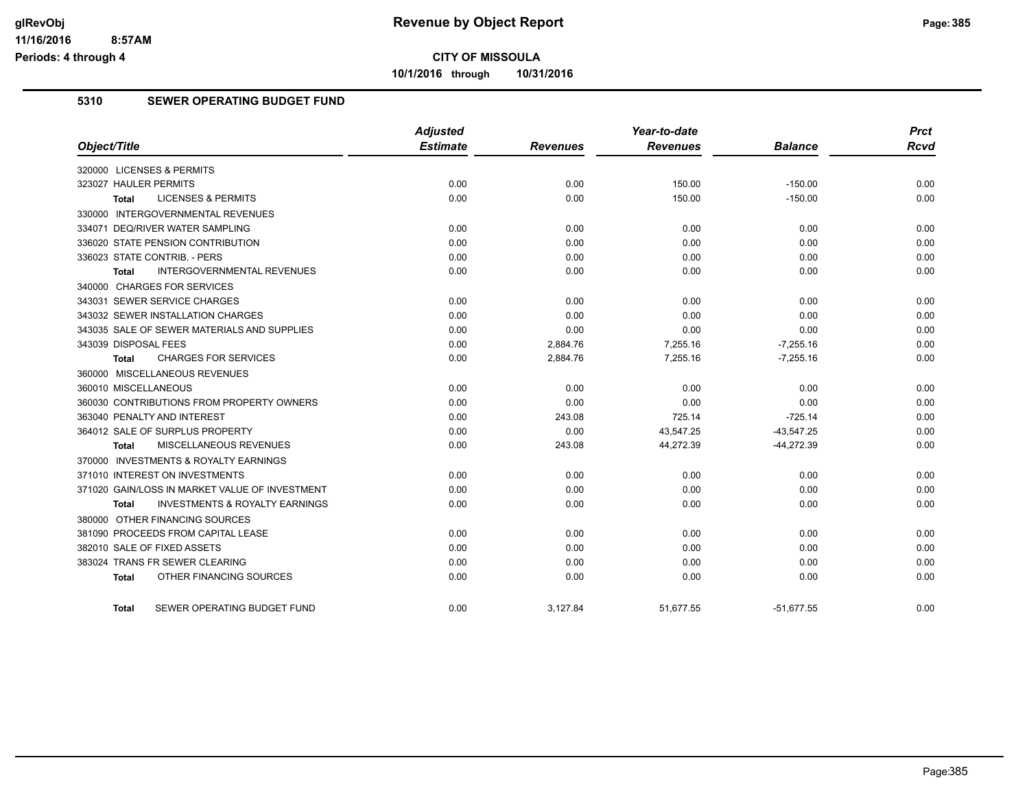**CITY OF MISSOULA**

**10/1/2016 through 10/31/2016**

## 5310 SEWER OPERATING BUDGET FUND

| Object/Title | Adjusted Estimate | Revenues | Year-to-date Revenues | Balance | Prct Rcvd |
|---|---|---|---|---|---|
| 320000 LICENSES & PERMITS | | | | | |
| 323027 HAULER PERMITS | 0.00 | 0.00 | 150.00 | -150.00 | 0.00 |
| **Total** LICENSES & PERMITS | 0.00 | 0.00 | 150.00 | -150.00 | 0.00 |
| 330000 INTERGOVERNMENTAL REVENUES | | | | | |
| 334071 DEQ/RIVER WATER SAMPLING | 0.00 | 0.00 | 0.00 | 0.00 | 0.00 |
| 336020 STATE PENSION CONTRIBUTION | 0.00 | 0.00 | 0.00 | 0.00 | 0.00 |
| 336023 STATE CONTRIB. - PERS | 0.00 | 0.00 | 0.00 | 0.00 | 0.00 |
| **Total** INTERGOVERNMENTAL REVENUES | 0.00 | 0.00 | 0.00 | 0.00 | 0.00 |
| 340000 CHARGES FOR SERVICES | | | | | |
| 343031 SEWER SERVICE CHARGES | 0.00 | 0.00 | 0.00 | 0.00 | 0.00 |
| 343032 SEWER INSTALLATION CHARGES | 0.00 | 0.00 | 0.00 | 0.00 | 0.00 |
| 343035 SALE OF SEWER MATERIALS AND SUPPLIES | 0.00 | 0.00 | 0.00 | 0.00 | 0.00 |
| 343039 DISPOSAL FEES | 0.00 | 2,884.76 | 7,255.16 | -7,255.16 | 0.00 |
| **Total** CHARGES FOR SERVICES | 0.00 | 2,884.76 | 7,255.16 | -7,255.16 | 0.00 |
| 360000 MISCELLANEOUS REVENUES | | | | | |
| 360010 MISCELLANEOUS | 0.00 | 0.00 | 0.00 | 0.00 | 0.00 |
| 360030 CONTRIBUTIONS FROM PROPERTY OWNERS | 0.00 | 0.00 | 0.00 | 0.00 | 0.00 |
| 363040 PENALTY AND INTEREST | 0.00 | 243.08 | 725.14 | -725.14 | 0.00 |
| 364012 SALE OF SURPLUS PROPERTY | 0.00 | 0.00 | 43,547.25 | -43,547.25 | 0.00 |
| **Total** MISCELLANEOUS REVENUES | 0.00 | 243.08 | 44,272.39 | -44,272.39 | 0.00 |
| 370000 INVESTMENTS & ROYALTY EARNINGS | | | | | |
| 371010 INTEREST ON INVESTMENTS | 0.00 | 0.00 | 0.00 | 0.00 | 0.00 |
| 371020 GAIN/LOSS IN MARKET VALUE OF INVESTMENT | 0.00 | 0.00 | 0.00 | 0.00 | 0.00 |
| **Total** INVESTMENTS & ROYALTY EARNINGS | 0.00 | 0.00 | 0.00 | 0.00 | 0.00 |
| 380000 OTHER FINANCING SOURCES | | | | | |
| 381090 PROCEEDS FROM CAPITAL LEASE | 0.00 | 0.00 | 0.00 | 0.00 | 0.00 |
| 382010 SALE OF FIXED ASSETS | 0.00 | 0.00 | 0.00 | 0.00 | 0.00 |
| 383024 TRANS FR SEWER CLEARING | 0.00 | 0.00 | 0.00 | 0.00 | 0.00 |
| **Total** OTHER FINANCING SOURCES | 0.00 | 0.00 | 0.00 | 0.00 | 0.00 |
| **Total** SEWER OPERATING BUDGET FUND | 0.00 | 3,127.84 | 51,677.55 | -51,677.55 | 0.00 |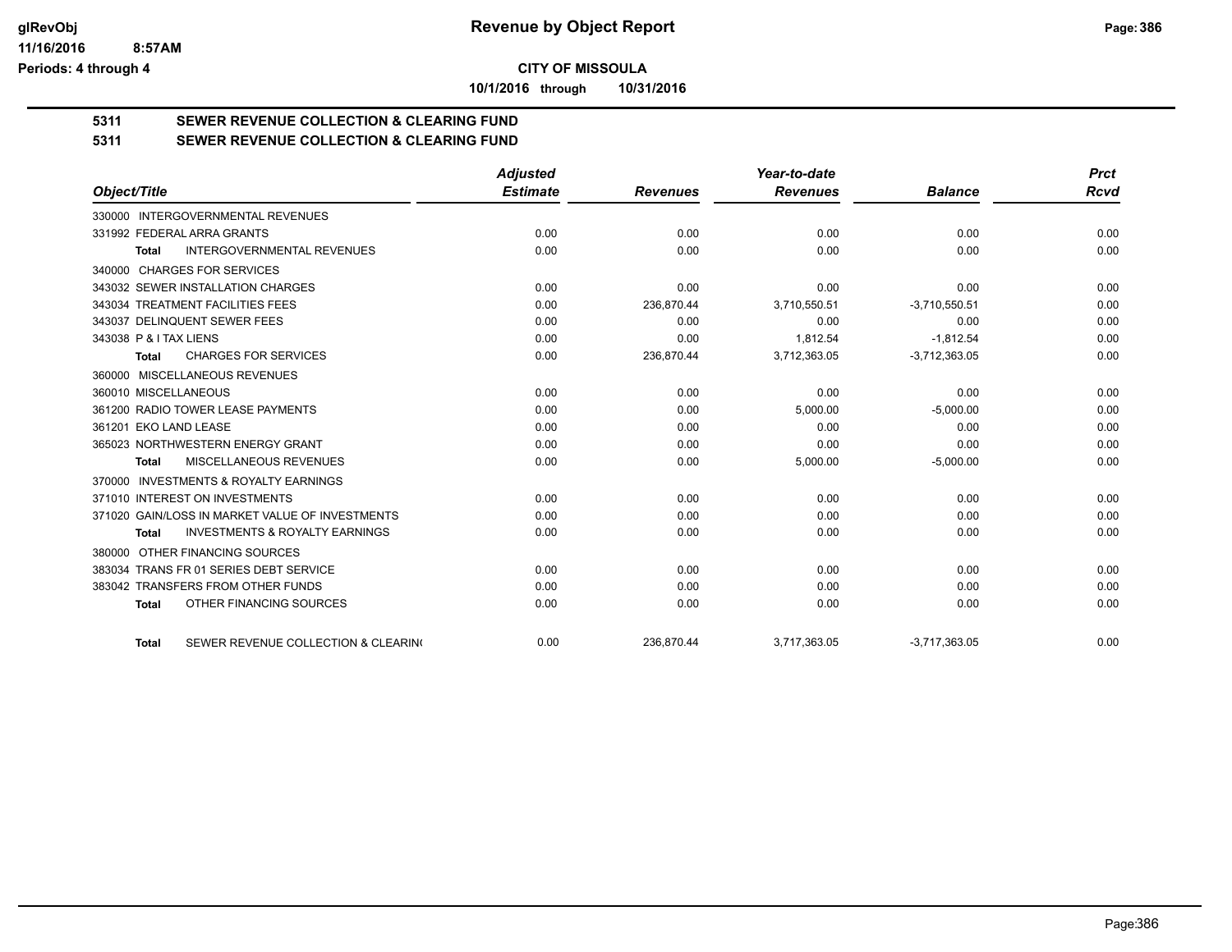**CITY OF MISSOULA**

**10/1/2016 through 10/31/2016**

## 5311 SEWER REVENUE COLLECTION & CLEARING FUND

## 5311 SEWER REVENUE COLLECTION & CLEARING FUND

| Object/Title | Adjusted Estimate | Revenues | Year-to-date Revenues | Balance | Prct Rcvd |
|---|---|---|---|---|---|
| 330000 INTERGOVERNMENTAL REVENUES | | | | | |
| 331992 FEDERAL ARRA GRANTS | 0.00 | 0.00 | 0.00 | 0.00 | 0.00 |
| **Total** INTERGOVERNMENTAL REVENUES | 0.00 | 0.00 | 0.00 | 0.00 | 0.00 |
| 340000 CHARGES FOR SERVICES | | | | | |
| 343032 SEWER INSTALLATION CHARGES | 0.00 | 0.00 | 0.00 | 0.00 | 0.00 |
| 343034 TREATMENT FACILITIES FEES | 0.00 | 236,870.44 | 3,710,550.51 | -3,710,550.51 | 0.00 |
| 343037 DELINQUENT SEWER FEES | 0.00 | 0.00 | 0.00 | 0.00 | 0.00 |
| 343038 P & I TAX LIENS | 0.00 | 0.00 | 1,812.54 | -1,812.54 | 0.00 |
| **Total** CHARGES FOR SERVICES | 0.00 | 236,870.44 | 3,712,363.05 | -3,712,363.05 | 0.00 |
| 360000 MISCELLANEOUS REVENUES | | | | | |
| 360010 MISCELLANEOUS | 0.00 | 0.00 | 0.00 | 0.00 | 0.00 |
| 361200 RADIO TOWER LEASE PAYMENTS | 0.00 | 0.00 | 5,000.00 | -5,000.00 | 0.00 |
| 361201 EKO LAND LEASE | 0.00 | 0.00 | 0.00 | 0.00 | 0.00 |
| 365023 NORTHWESTERN ENERGY GRANT | 0.00 | 0.00 | 0.00 | 0.00 | 0.00 |
| **Total** MISCELLANEOUS REVENUES | 0.00 | 0.00 | 5,000.00 | -5,000.00 | 0.00 |
| 370000 INVESTMENTS & ROYALTY EARNINGS | | | | | |
| 371010 INTEREST ON INVESTMENTS | 0.00 | 0.00 | 0.00 | 0.00 | 0.00 |
| 371020 GAIN/LOSS IN MARKET VALUE OF INVESTMENTS | 0.00 | 0.00 | 0.00 | 0.00 | 0.00 |
| **Total** INVESTMENTS & ROYALTY EARNINGS | 0.00 | 0.00 | 0.00 | 0.00 | 0.00 |
| 380000 OTHER FINANCING SOURCES | | | | | |
| 383034 TRANS FR 01 SERIES DEBT SERVICE | 0.00 | 0.00 | 0.00 | 0.00 | 0.00 |
| 383042 TRANSFERS FROM OTHER FUNDS | 0.00 | 0.00 | 0.00 | 0.00 | 0.00 |
| **Total** OTHER FINANCING SOURCES | 0.00 | 0.00 | 0.00 | 0.00 | 0.00 |
| **Total** SEWER REVENUE COLLECTION & CLEARIN( | 0.00 | 236,870.44 | 3,717,363.05 | -3,717,363.05 | 0.00 |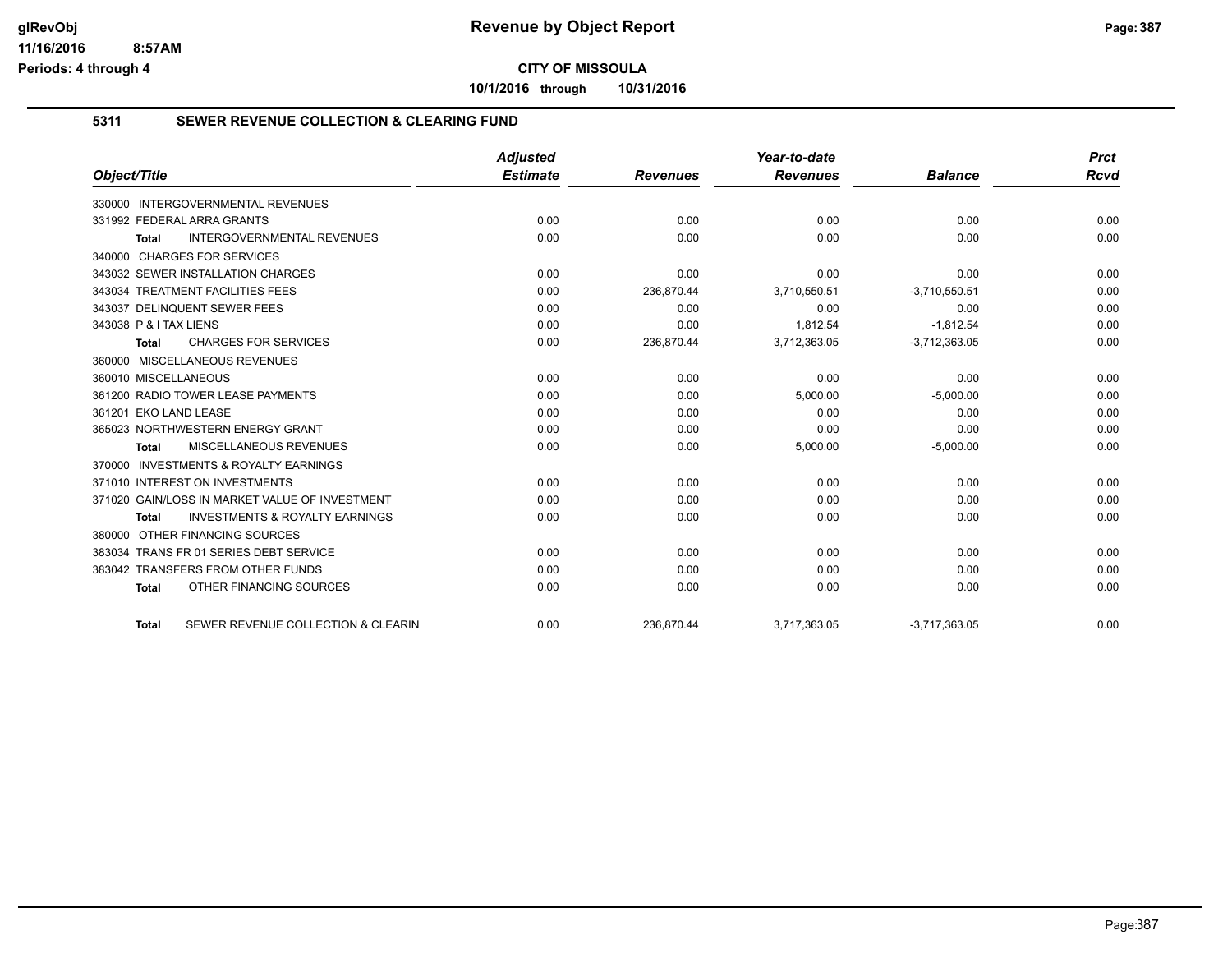# CITY OF MISSOULA

**10/1/2016 through 10/31/2016**

## 5311 SEWER REVENUE COLLECTION & CLEARING FUND

| Object/Title | Adjusted Estimate | Revenues | Year-to-date Revenues | Balance | Prct Rcvd |
|---|---|---|---|---|---|
| 330000 INTERGOVERNMENTAL REVENUES | | | | | |
| 331992 FEDERAL ARRA GRANTS | 0.00 | 0.00 | 0.00 | 0.00 | 0.00 |
| **Total** INTERGOVERNMENTAL REVENUES | 0.00 | 0.00 | 0.00 | 0.00 | 0.00 |
| 340000 CHARGES FOR SERVICES | | | | | |
| 343032 SEWER INSTALLATION CHARGES | 0.00 | 0.00 | 0.00 | 0.00 | 0.00 |
| 343034 TREATMENT FACILITIES FEES | 0.00 | 236,870.44 | 3,710,550.51 | -3,710,550.51 | 0.00 |
| 343037 DELINQUENT SEWER FEES | 0.00 | 0.00 | 0.00 | 0.00 | 0.00 |
| 343038 P & I TAX LIENS | 0.00 | 0.00 | 1,812.54 | -1,812.54 | 0.00 |
| **Total** CHARGES FOR SERVICES | 0.00 | 236,870.44 | 3,712,363.05 | -3,712,363.05 | 0.00 |
| 360000 MISCELLANEOUS REVENUES | | | | | |
| 360010 MISCELLANEOUS | 0.00 | 0.00 | 0.00 | 0.00 | 0.00 |
| 361200 RADIO TOWER LEASE PAYMENTS | 0.00 | 0.00 | 5,000.00 | -5,000.00 | 0.00 |
| 361201 EKO LAND LEASE | 0.00 | 0.00 | 0.00 | 0.00 | 0.00 |
| 365023 NORTHWESTERN ENERGY GRANT | 0.00 | 0.00 | 0.00 | 0.00 | 0.00 |
| **Total** MISCELLANEOUS REVENUES | 0.00 | 0.00 | 5,000.00 | -5,000.00 | 0.00 |
| 370000 INVESTMENTS & ROYALTY EARNINGS | | | | | |
| 371010 INTEREST ON INVESTMENTS | 0.00 | 0.00 | 0.00 | 0.00 | 0.00 |
| 371020 GAIN/LOSS IN MARKET VALUE OF INVESTMENT | 0.00 | 0.00 | 0.00 | 0.00 | 0.00 |
| **Total** INVESTMENTS & ROYALTY EARNINGS | 0.00 | 0.00 | 0.00 | 0.00 | 0.00 |
| 380000 OTHER FINANCING SOURCES | | | | | |
| 383034 TRANS FR 01 SERIES DEBT SERVICE | 0.00 | 0.00 | 0.00 | 0.00 | 0.00 |
| 383042 TRANSFERS FROM OTHER FUNDS | 0.00 | 0.00 | 0.00 | 0.00 | 0.00 |
| **Total** OTHER FINANCING SOURCES | 0.00 | 0.00 | 0.00 | 0.00 | 0.00 |
| **Total** SEWER REVENUE COLLECTION & CLEARIN | 0.00 | 236,870.44 | 3,717,363.05 | -3,717,363.05 | 0.00 |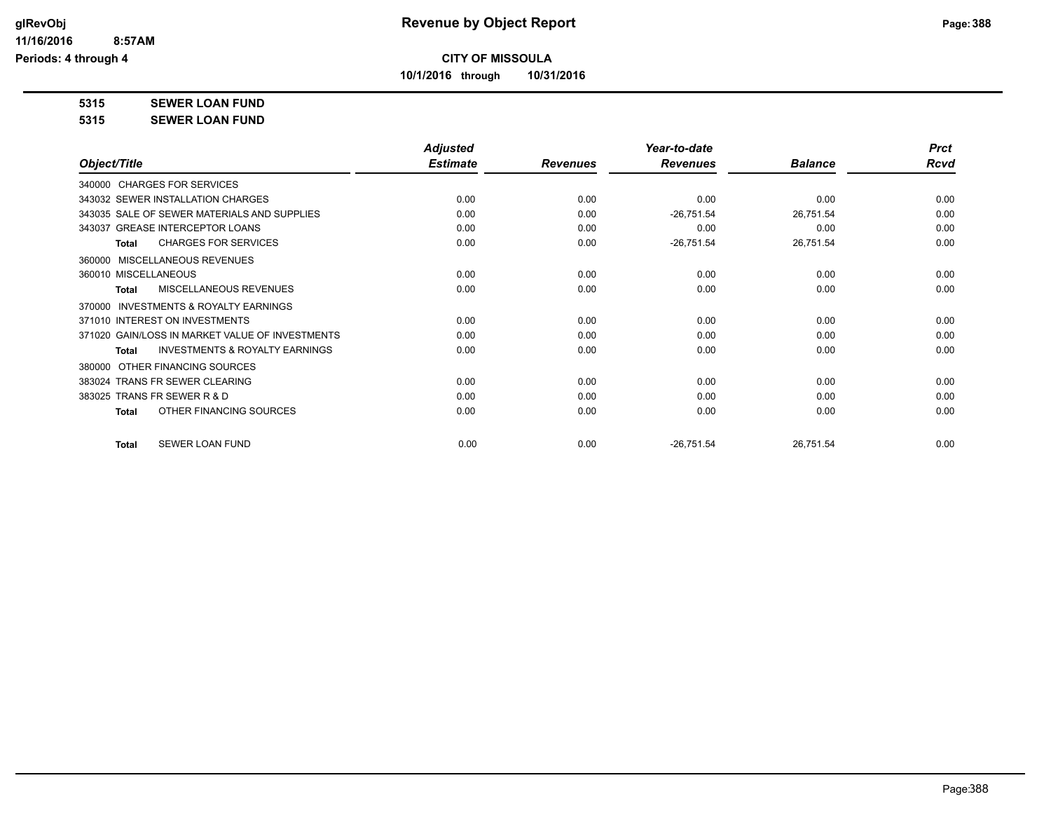**CITY OF MISSOULA**

**10/1/2016 through 10/31/2016**

**5315 SEWER LOAN FUND**

**5315 SEWER LOAN FUND**

| Object/Title | Adjusted Estimate | Revenues | Year-to-date Revenues | Balance | Prct Rcvd |
|---|---|---|---|---|---|
| 340000 CHARGES FOR SERVICES | | | | | |
| 343032 SEWER INSTALLATION CHARGES | 0.00 | 0.00 | 0.00 | 0.00 | 0.00 |
| 343035 SALE OF SEWER MATERIALS AND SUPPLIES | 0.00 | 0.00 | -26,751.54 | 26,751.54 | 0.00 |
| 343037 GREASE INTERCEPTOR LOANS | 0.00 | 0.00 | 0.00 | 0.00 | 0.00 |
| **Total** CHARGES FOR SERVICES | 0.00 | 0.00 | -26,751.54 | 26,751.54 | 0.00 |
| 360000 MISCELLANEOUS REVENUES | | | | | |
| 360010 MISCELLANEOUS | 0.00 | 0.00 | 0.00 | 0.00 | 0.00 |
| **Total** MISCELLANEOUS REVENUES | 0.00 | 0.00 | 0.00 | 0.00 | 0.00 |
| 370000 INVESTMENTS & ROYALTY EARNINGS | | | | | |
| 371010 INTEREST ON INVESTMENTS | 0.00 | 0.00 | 0.00 | 0.00 | 0.00 |
| 371020 GAIN/LOSS IN MARKET VALUE OF INVESTMENTS | 0.00 | 0.00 | 0.00 | 0.00 | 0.00 |
| **Total** INVESTMENTS & ROYALTY EARNINGS | 0.00 | 0.00 | 0.00 | 0.00 | 0.00 |
| 380000 OTHER FINANCING SOURCES | | | | | |
| 383024 TRANS FR SEWER CLEARING | 0.00 | 0.00 | 0.00 | 0.00 | 0.00 |
| 383025 TRANS FR SEWER R & D | 0.00 | 0.00 | 0.00 | 0.00 | 0.00 |
| **Total** OTHER FINANCING SOURCES | 0.00 | 0.00 | 0.00 | 0.00 | 0.00 |
| **Total** SEWER LOAN FUND | 0.00 | 0.00 | -26,751.54 | 26,751.54 | 0.00 |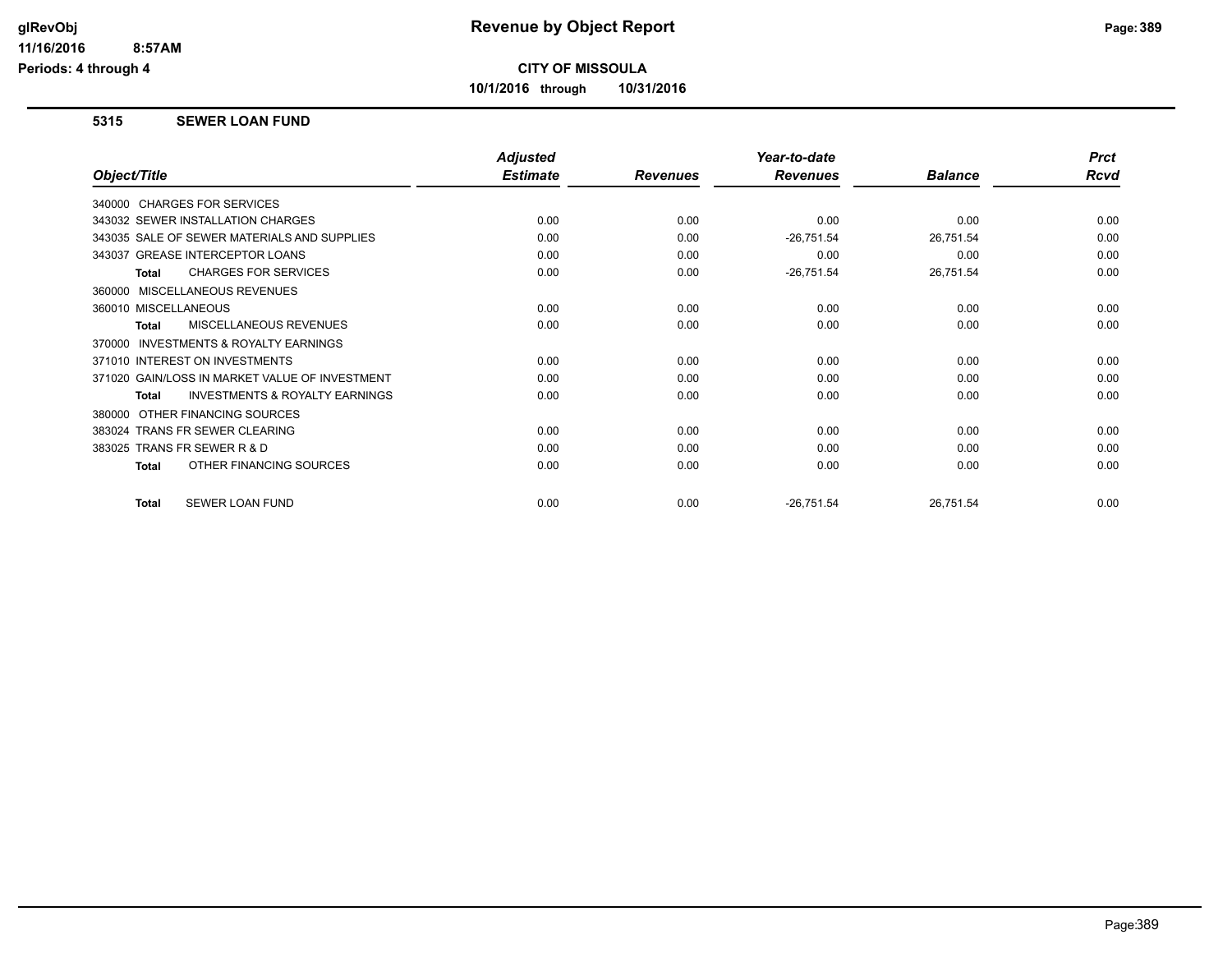# Revenue by Object Report

**CITY OF MISSOULA**

**10/1/2016 through 10/31/2016**

glRevObj
11/16/2016 8:57AM
Periods: 4 through 4

## 5315 SEWER LOAN FUND

| Object/Title | Adjusted Estimate | Revenues | Year-to-date Revenues | Balance | Prct Rcvd |
|---|---|---|---|---|---|
| 340000 CHARGES FOR SERVICES | | | | | |
| 343032 SEWER INSTALLATION CHARGES | 0.00 | 0.00 | 0.00 | 0.00 | 0.00 |
| 343035 SALE OF SEWER MATERIALS AND SUPPLIES | 0.00 | 0.00 | -26,751.54 | 26,751.54 | 0.00 |
| 343037 GREASE INTERCEPTOR LOANS | 0.00 | 0.00 | 0.00 | 0.00 | 0.00 |
| **Total** CHARGES FOR SERVICES | 0.00 | 0.00 | -26,751.54 | 26,751.54 | 0.00 |
| 360000 MISCELLANEOUS REVENUES | | | | | |
| 360010 MISCELLANEOUS | 0.00 | 0.00 | 0.00 | 0.00 | 0.00 |
| **Total** MISCELLANEOUS REVENUES | 0.00 | 0.00 | 0.00 | 0.00 | 0.00 |
| 370000 INVESTMENTS & ROYALTY EARNINGS | | | | | |
| 371010 INTEREST ON INVESTMENTS | 0.00 | 0.00 | 0.00 | 0.00 | 0.00 |
| 371020 GAIN/LOSS IN MARKET VALUE OF INVESTMENT | 0.00 | 0.00 | 0.00 | 0.00 | 0.00 |
| **Total** INVESTMENTS & ROYALTY EARNINGS | 0.00 | 0.00 | 0.00 | 0.00 | 0.00 |
| 380000 OTHER FINANCING SOURCES | | | | | |
| 383024 TRANS FR SEWER CLEARING | 0.00 | 0.00 | 0.00 | 0.00 | 0.00 |
| 383025 TRANS FR SEWER R & D | 0.00 | 0.00 | 0.00 | 0.00 | 0.00 |
| **Total** OTHER FINANCING SOURCES | 0.00 | 0.00 | 0.00 | 0.00 | 0.00 |
| **Total** SEWER LOAN FUND | 0.00 | 0.00 | -26,751.54 | 26,751.54 | 0.00 |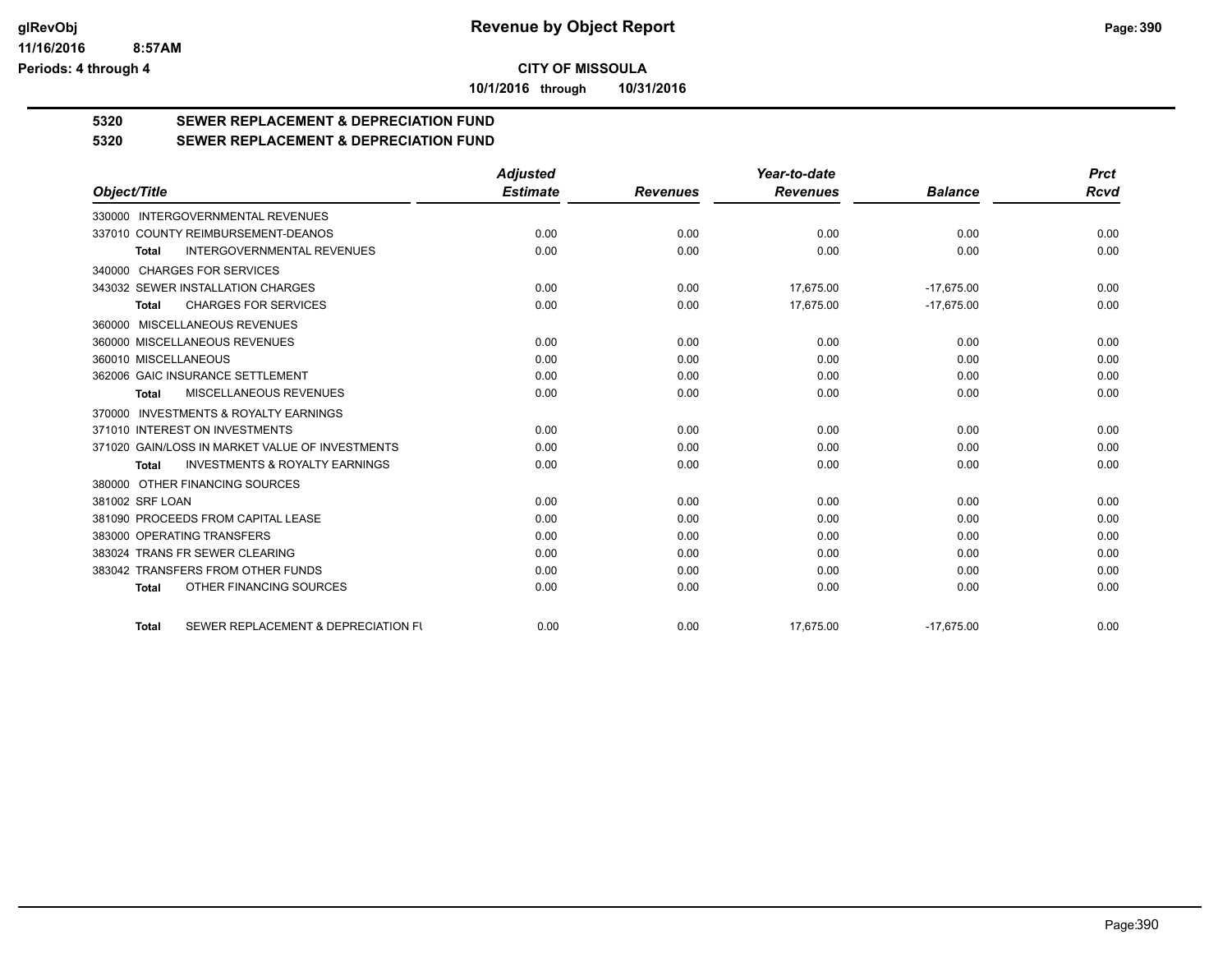**CITY OF MISSOULA**

**10/1/2016 through 10/31/2016**

## 5320 SEWER REPLACEMENT & DEPRECIATION FUND

## 5320 SEWER REPLACEMENT & DEPRECIATION FUND

| Object/Title | Adjusted Estimate | Revenues | Year-to-date Revenues | Balance | Prct Rcvd |
|---|---|---|---|---|---|
| 330000 INTERGOVERNMENTAL REVENUES | | | | | |
| 337010 COUNTY REIMBURSEMENT-DEANOS | 0.00 | 0.00 | 0.00 | 0.00 | 0.00 |
| **Total** INTERGOVERNMENTAL REVENUES | 0.00 | 0.00 | 0.00 | 0.00 | 0.00 |
| 340000 CHARGES FOR SERVICES | | | | | |
| 343032 SEWER INSTALLATION CHARGES | 0.00 | 0.00 | 17,675.00 | -17,675.00 | 0.00 |
| **Total** CHARGES FOR SERVICES | 0.00 | 0.00 | 17,675.00 | -17,675.00 | 0.00 |
| 360000 MISCELLANEOUS REVENUES | | | | | |
| 360000 MISCELLANEOUS REVENUES | 0.00 | 0.00 | 0.00 | 0.00 | 0.00 |
| 360010 MISCELLANEOUS | 0.00 | 0.00 | 0.00 | 0.00 | 0.00 |
| 362006 GAIC INSURANCE SETTLEMENT | 0.00 | 0.00 | 0.00 | 0.00 | 0.00 |
| **Total** MISCELLANEOUS REVENUES | 0.00 | 0.00 | 0.00 | 0.00 | 0.00 |
| 370000 INVESTMENTS & ROYALTY EARNINGS | | | | | |
| 371010 INTEREST ON INVESTMENTS | 0.00 | 0.00 | 0.00 | 0.00 | 0.00 |
| 371020 GAIN/LOSS IN MARKET VALUE OF INVESTMENTS | 0.00 | 0.00 | 0.00 | 0.00 | 0.00 |
| **Total** INVESTMENTS & ROYALTY EARNINGS | 0.00 | 0.00 | 0.00 | 0.00 | 0.00 |
| 380000 OTHER FINANCING SOURCES | | | | | |
| 381002 SRF LOAN | 0.00 | 0.00 | 0.00 | 0.00 | 0.00 |
| 381090 PROCEEDS FROM CAPITAL LEASE | 0.00 | 0.00 | 0.00 | 0.00 | 0.00 |
| 383000 OPERATING TRANSFERS | 0.00 | 0.00 | 0.00 | 0.00 | 0.00 |
| 383024 TRANS FR SEWER CLEARING | 0.00 | 0.00 | 0.00 | 0.00 | 0.00 |
| 383042 TRANSFERS FROM OTHER FUNDS | 0.00 | 0.00 | 0.00 | 0.00 | 0.00 |
| **Total** OTHER FINANCING SOURCES | 0.00 | 0.00 | 0.00 | 0.00 | 0.00 |
| **Total** SEWER REPLACEMENT & DEPRECIATION FU | 0.00 | 0.00 | 17,675.00 | -17,675.00 | 0.00 |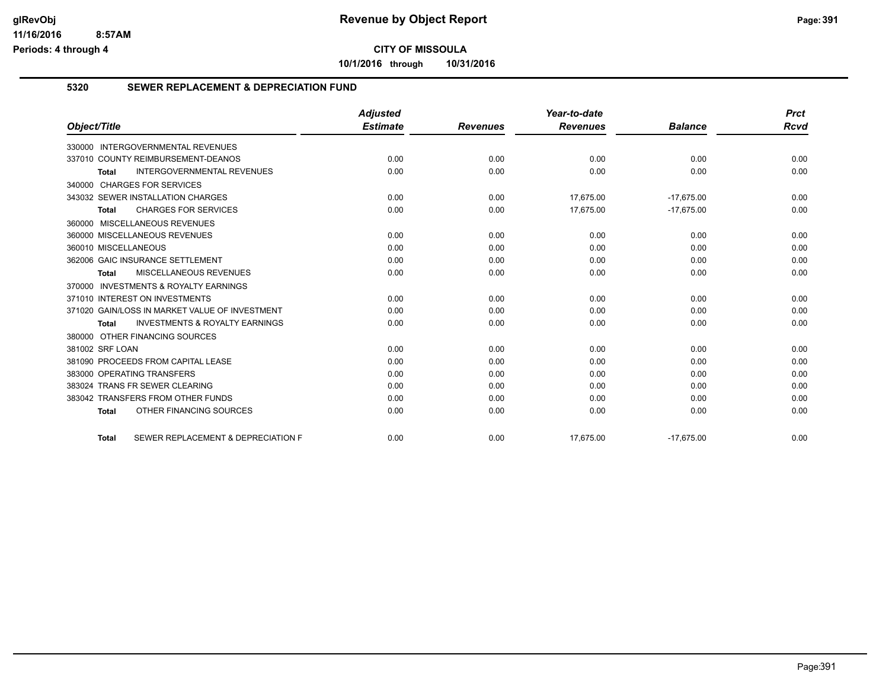# Revenue by Object Report

**CITY OF MISSOULA**

**10/1/2016 through 10/31/2016**

## 5320 SEWER REPLACEMENT & DEPRECIATION FUND

| Object/Title | Adjusted Estimate | Revenues | Year-to-date Revenues | Balance | Prct Rcvd |
|---|---|---|---|---|---|
| 330000 INTERGOVERNMENTAL REVENUES | | | | | |
| 337010 COUNTY REIMBURSEMENT-DEANOS | 0.00 | 0.00 | 0.00 | 0.00 | 0.00 |
| **Total** INTERGOVERNMENTAL REVENUES | 0.00 | 0.00 | 0.00 | 0.00 | 0.00 |
| 340000 CHARGES FOR SERVICES | | | | | |
| 343032 SEWER INSTALLATION CHARGES | 0.00 | 0.00 | 17,675.00 | -17,675.00 | 0.00 |
| **Total** CHARGES FOR SERVICES | 0.00 | 0.00 | 17,675.00 | -17,675.00 | 0.00 |
| 360000 MISCELLANEOUS REVENUES | | | | | |
| 360000 MISCELLANEOUS REVENUES | 0.00 | 0.00 | 0.00 | 0.00 | 0.00 |
| 360010 MISCELLANEOUS | 0.00 | 0.00 | 0.00 | 0.00 | 0.00 |
| 362006 GAIC INSURANCE SETTLEMENT | 0.00 | 0.00 | 0.00 | 0.00 | 0.00 |
| **Total** MISCELLANEOUS REVENUES | 0.00 | 0.00 | 0.00 | 0.00 | 0.00 |
| 370000 INVESTMENTS & ROYALTY EARNINGS | | | | | |
| 371010 INTEREST ON INVESTMENTS | 0.00 | 0.00 | 0.00 | 0.00 | 0.00 |
| 371020 GAIN/LOSS IN MARKET VALUE OF INVESTMENT | 0.00 | 0.00 | 0.00 | 0.00 | 0.00 |
| **Total** INVESTMENTS & ROYALTY EARNINGS | 0.00 | 0.00 | 0.00 | 0.00 | 0.00 |
| 380000 OTHER FINANCING SOURCES | | | | | |
| 381002 SRF LOAN | 0.00 | 0.00 | 0.00 | 0.00 | 0.00 |
| 381090 PROCEEDS FROM CAPITAL LEASE | 0.00 | 0.00 | 0.00 | 0.00 | 0.00 |
| 383000 OPERATING TRANSFERS | 0.00 | 0.00 | 0.00 | 0.00 | 0.00 |
| 383024 TRANS FR SEWER CLEARING | 0.00 | 0.00 | 0.00 | 0.00 | 0.00 |
| 383042 TRANSFERS FROM OTHER FUNDS | 0.00 | 0.00 | 0.00 | 0.00 | 0.00 |
| **Total** OTHER FINANCING SOURCES | 0.00 | 0.00 | 0.00 | 0.00 | 0.00 |
| **Total** SEWER REPLACEMENT & DEPRECIATION F | 0.00 | 0.00 | 17,675.00 | -17,675.00 | 0.00 |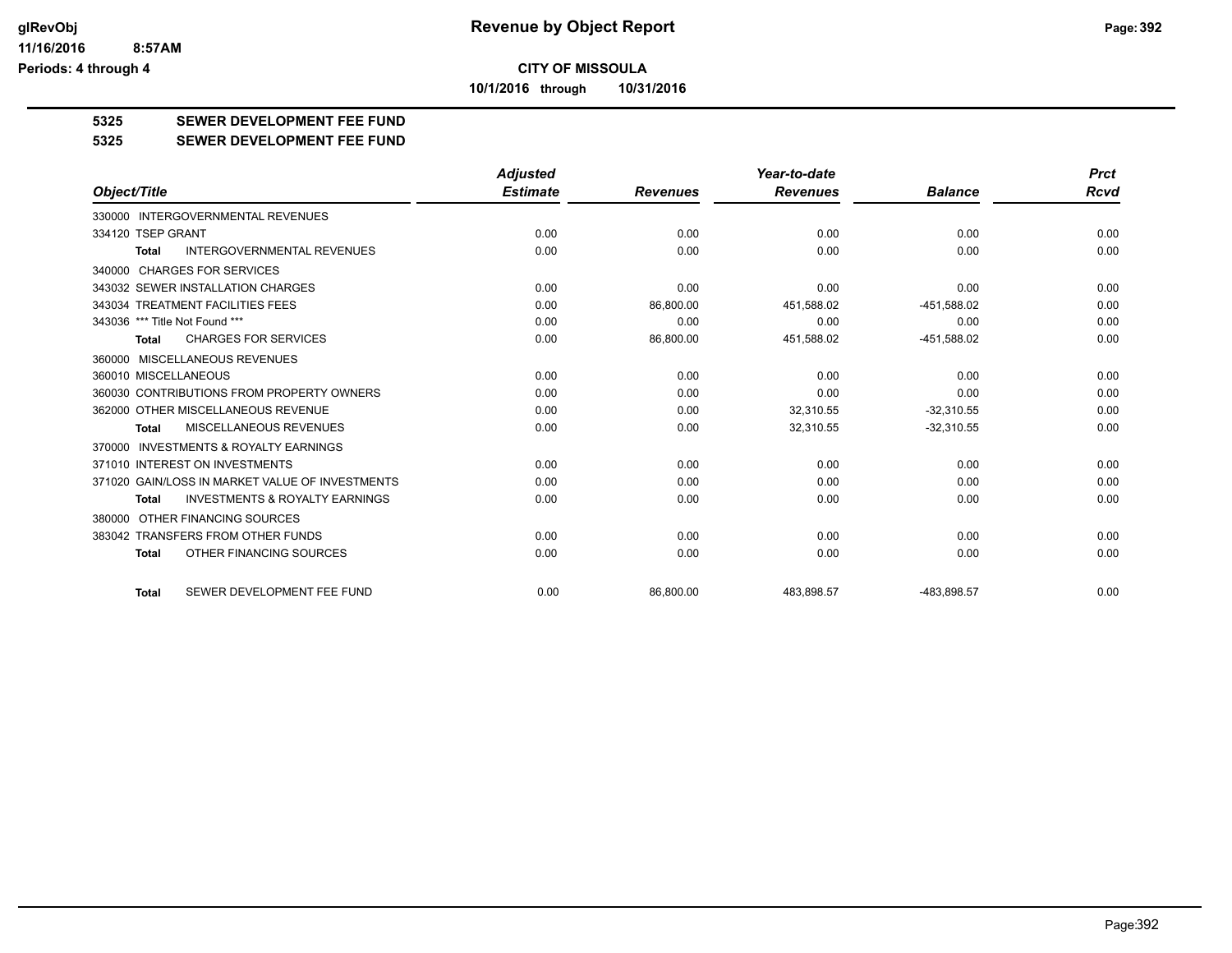# Revenue by Object Report

**CITY OF MISSOULA**

**10/1/2016 through 10/31/2016**

glRevObj
11/16/2016 8:57AM
Periods: 4 through 4

## 5325 SEWER DEVELOPMENT FEE FUND

## 5325 SEWER DEVELOPMENT FEE FUND

| Object/Title | Adjusted Estimate | Revenues | Year-to-date Revenues | Balance | Prct Rcvd |
|---|---|---|---|---|---|
| 330000 INTERGOVERNMENTAL REVENUES | | | | | |
| 334120 TSEP GRANT | 0.00 | 0.00 | 0.00 | 0.00 | 0.00 |
| **Total** INTERGOVERNMENTAL REVENUES | 0.00 | 0.00 | 0.00 | 0.00 | 0.00 |
| 340000 CHARGES FOR SERVICES | | | | | |
| 343032 SEWER INSTALLATION CHARGES | 0.00 | 0.00 | 0.00 | 0.00 | 0.00 |
| 343034 TREATMENT FACILITIES FEES | 0.00 | 86,800.00 | 451,588.02 | -451,588.02 | 0.00 |
| 343036 *** Title Not Found *** | 0.00 | 0.00 | 0.00 | 0.00 | 0.00 |
| **Total** CHARGES FOR SERVICES | 0.00 | 86,800.00 | 451,588.02 | -451,588.02 | 0.00 |
| 360000 MISCELLANEOUS REVENUES | | | | | |
| 360010 MISCELLANEOUS | 0.00 | 0.00 | 0.00 | 0.00 | 0.00 |
| 360030 CONTRIBUTIONS FROM PROPERTY OWNERS | 0.00 | 0.00 | 0.00 | 0.00 | 0.00 |
| 362000 OTHER MISCELLANEOUS REVENUE | 0.00 | 0.00 | 32,310.55 | -32,310.55 | 0.00 |
| **Total** MISCELLANEOUS REVENUES | 0.00 | 0.00 | 32,310.55 | -32,310.55 | 0.00 |
| 370000 INVESTMENTS & ROYALTY EARNINGS | | | | | |
| 371010 INTEREST ON INVESTMENTS | 0.00 | 0.00 | 0.00 | 0.00 | 0.00 |
| 371020 GAIN/LOSS IN MARKET VALUE OF INVESTMENTS | 0.00 | 0.00 | 0.00 | 0.00 | 0.00 |
| **Total** INVESTMENTS & ROYALTY EARNINGS | 0.00 | 0.00 | 0.00 | 0.00 | 0.00 |
| 380000 OTHER FINANCING SOURCES | | | | | |
| 383042 TRANSFERS FROM OTHER FUNDS | 0.00 | 0.00 | 0.00 | 0.00 | 0.00 |
| **Total** OTHER FINANCING SOURCES | 0.00 | 0.00 | 0.00 | 0.00 | 0.00 |
| **Total** SEWER DEVELOPMENT FEE FUND | 0.00 | 86,800.00 | 483,898.57 | -483,898.57 | 0.00 |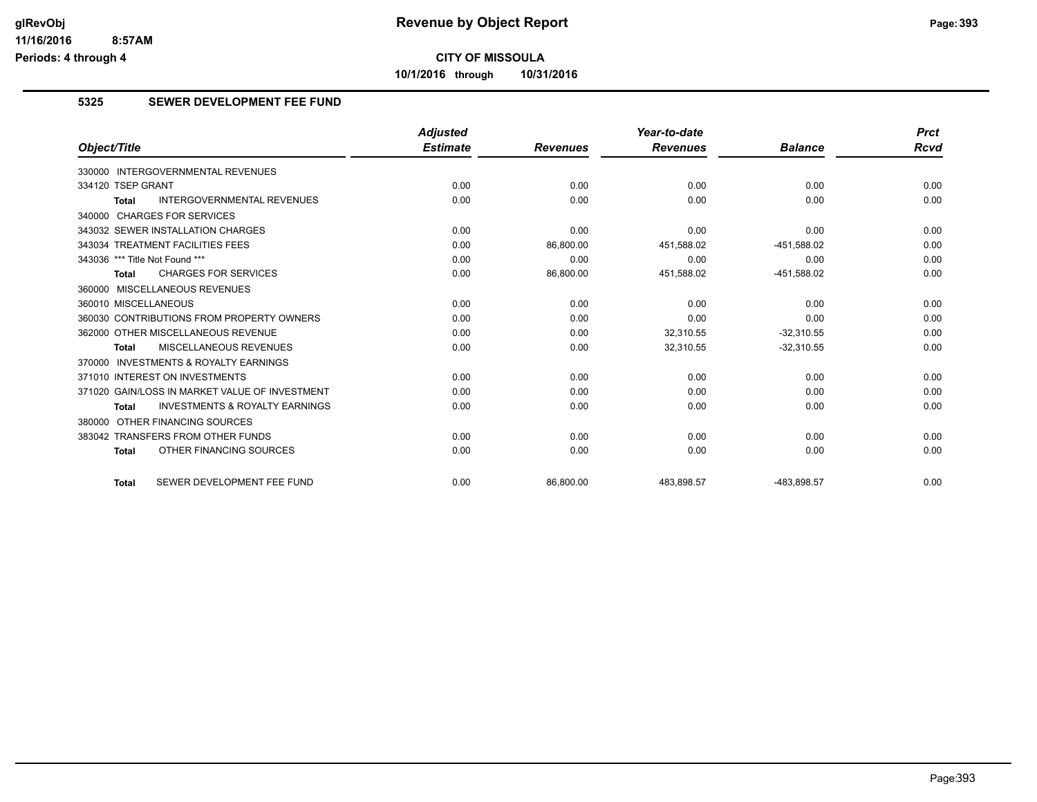# CITY OF MISSOULA

**10/1/2016 through 10/31/2016**

## 5325 SEWER DEVELOPMENT FEE FUND

| Object/Title | Adjusted Estimate | Revenues | Year-to-date Revenues | Balance | Prct Rcvd |
|---|---|---|---|---|---|
| 330000 INTERGOVERNMENTAL REVENUES | | | | | |
| 334120 TSEP GRANT | 0.00 | 0.00 | 0.00 | 0.00 | 0.00 |
| **Total** INTERGOVERNMENTAL REVENUES | 0.00 | 0.00 | 0.00 | 0.00 | 0.00 |
| 340000 CHARGES FOR SERVICES | | | | | |
| 343032 SEWER INSTALLATION CHARGES | 0.00 | 0.00 | 0.00 | 0.00 | 0.00 |
| 343034 TREATMENT FACILITIES FEES | 0.00 | 86,800.00 | 451,588.02 | -451,588.02 | 0.00 |
| 343036 *** Title Not Found *** | 0.00 | 0.00 | 0.00 | 0.00 | 0.00 |
| **Total** CHARGES FOR SERVICES | 0.00 | 86,800.00 | 451,588.02 | -451,588.02 | 0.00 |
| 360000 MISCELLANEOUS REVENUES | | | | | |
| 360010 MISCELLANEOUS | 0.00 | 0.00 | 0.00 | 0.00 | 0.00 |
| 360030 CONTRIBUTIONS FROM PROPERTY OWNERS | 0.00 | 0.00 | 0.00 | 0.00 | 0.00 |
| 362000 OTHER MISCELLANEOUS REVENUE | 0.00 | 0.00 | 32,310.55 | -32,310.55 | 0.00 |
| **Total** MISCELLANEOUS REVENUES | 0.00 | 0.00 | 32,310.55 | -32,310.55 | 0.00 |
| 370000 INVESTMENTS & ROYALTY EARNINGS | | | | | |
| 371010 INTEREST ON INVESTMENTS | 0.00 | 0.00 | 0.00 | 0.00 | 0.00 |
| 371020 GAIN/LOSS IN MARKET VALUE OF INVESTMENT | 0.00 | 0.00 | 0.00 | 0.00 | 0.00 |
| **Total** INVESTMENTS & ROYALTY EARNINGS | 0.00 | 0.00 | 0.00 | 0.00 | 0.00 |
| 380000 OTHER FINANCING SOURCES | | | | | |
| 383042 TRANSFERS FROM OTHER FUNDS | 0.00 | 0.00 | 0.00 | 0.00 | 0.00 |
| **Total** OTHER FINANCING SOURCES | 0.00 | 0.00 | 0.00 | 0.00 | 0.00 |
| **Total** SEWER DEVELOPMENT FEE FUND | 0.00 | 86,800.00 | 483,898.57 | -483,898.57 | 0.00 |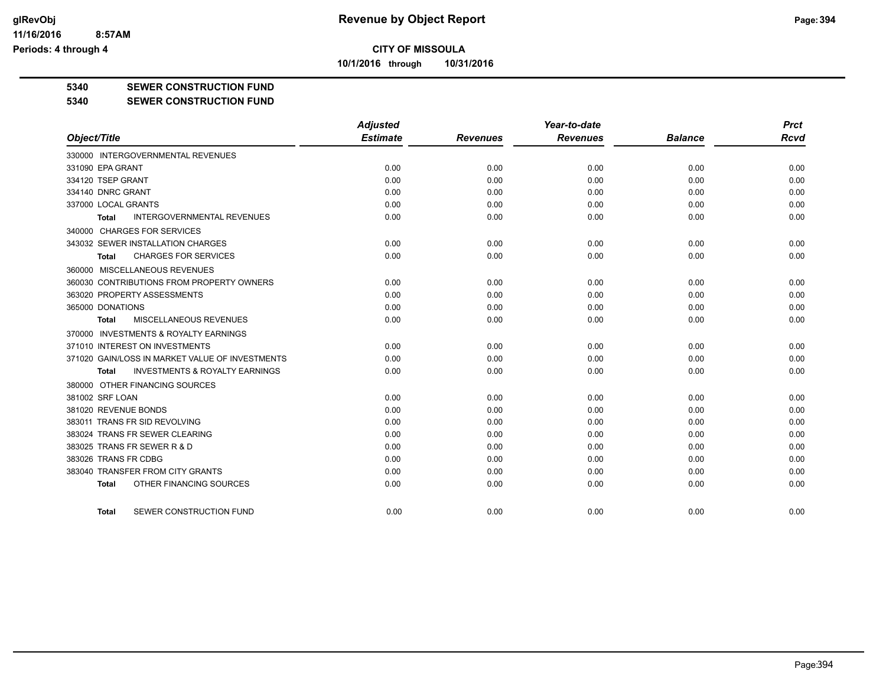# CITY OF MISSOULA

**10/1/2016 through 10/31/2016**

## 5340 SEWER CONSTRUCTION FUND

### 5340 SEWER CONSTRUCTION FUND

| Object/Title | Adjusted Estimate | Revenues | Year-to-date Revenues | Balance | Prct Rcvd |
|---|---|---|---|---|---|
| 330000 INTERGOVERNMENTAL REVENUES | | | | | |
| 331090 EPA GRANT | 0.00 | 0.00 | 0.00 | 0.00 | 0.00 |
| 334120 TSEP GRANT | 0.00 | 0.00 | 0.00 | 0.00 | 0.00 |
| 334140 DNRC GRANT | 0.00 | 0.00 | 0.00 | 0.00 | 0.00 |
| 337000 LOCAL GRANTS | 0.00 | 0.00 | 0.00 | 0.00 | 0.00 |
| **Total** INTERGOVERNMENTAL REVENUES | 0.00 | 0.00 | 0.00 | 0.00 | 0.00 |
| 340000 CHARGES FOR SERVICES | | | | | |
| 343032 SEWER INSTALLATION CHARGES | 0.00 | 0.00 | 0.00 | 0.00 | 0.00 |
| **Total** CHARGES FOR SERVICES | 0.00 | 0.00 | 0.00 | 0.00 | 0.00 |
| 360000 MISCELLANEOUS REVENUES | | | | | |
| 360030 CONTRIBUTIONS FROM PROPERTY OWNERS | 0.00 | 0.00 | 0.00 | 0.00 | 0.00 |
| 363020 PROPERTY ASSESSMENTS | 0.00 | 0.00 | 0.00 | 0.00 | 0.00 |
| 365000 DONATIONS | 0.00 | 0.00 | 0.00 | 0.00 | 0.00 |
| **Total** MISCELLANEOUS REVENUES | 0.00 | 0.00 | 0.00 | 0.00 | 0.00 |
| 370000 INVESTMENTS & ROYALTY EARNINGS | | | | | |
| 371010 INTEREST ON INVESTMENTS | 0.00 | 0.00 | 0.00 | 0.00 | 0.00 |
| 371020 GAIN/LOSS IN MARKET VALUE OF INVESTMENTS | 0.00 | 0.00 | 0.00 | 0.00 | 0.00 |
| **Total** INVESTMENTS & ROYALTY EARNINGS | 0.00 | 0.00 | 0.00 | 0.00 | 0.00 |
| 380000 OTHER FINANCING SOURCES | | | | | |
| 381002 SRF LOAN | 0.00 | 0.00 | 0.00 | 0.00 | 0.00 |
| 381020 REVENUE BONDS | 0.00 | 0.00 | 0.00 | 0.00 | 0.00 |
| 383011 TRANS FR SID REVOLVING | 0.00 | 0.00 | 0.00 | 0.00 | 0.00 |
| 383024 TRANS FR SEWER CLEARING | 0.00 | 0.00 | 0.00 | 0.00 | 0.00 |
| 383025 TRANS FR SEWER R & D | 0.00 | 0.00 | 0.00 | 0.00 | 0.00 |
| 383026 TRANS FR CDBG | 0.00 | 0.00 | 0.00 | 0.00 | 0.00 |
| 383040 TRANSFER FROM CITY GRANTS | 0.00 | 0.00 | 0.00 | 0.00 | 0.00 |
| **Total** OTHER FINANCING SOURCES | 0.00 | 0.00 | 0.00 | 0.00 | 0.00 |
| **Total** SEWER CONSTRUCTION FUND | 0.00 | 0.00 | 0.00 | 0.00 | 0.00 |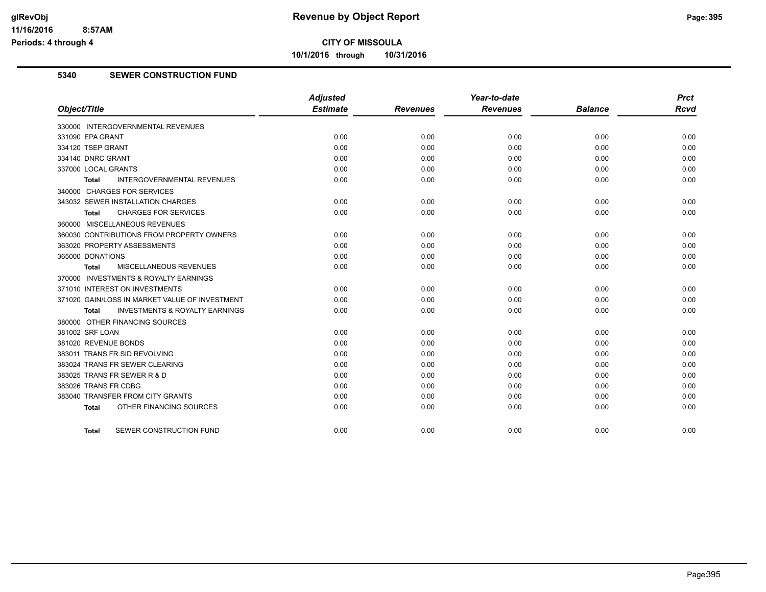**CITY OF MISSOULA**

**10/1/2016 through 10/31/2016**

## 5340 SEWER CONSTRUCTION FUND

| Object/Title | Adjusted Estimate | Revenues | Year-to-date Revenues | Balance | Prct Rcvd |
|---|---|---|---|---|---|
| 330000 INTERGOVERNMENTAL REVENUES | | | | | |
| 331090 EPA GRANT | 0.00 | 0.00 | 0.00 | 0.00 | 0.00 |
| 334120 TSEP GRANT | 0.00 | 0.00 | 0.00 | 0.00 | 0.00 |
| 334140 DNRC GRANT | 0.00 | 0.00 | 0.00 | 0.00 | 0.00 |
| 337000 LOCAL GRANTS | 0.00 | 0.00 | 0.00 | 0.00 | 0.00 |
| **Total** INTERGOVERNMENTAL REVENUES | 0.00 | 0.00 | 0.00 | 0.00 | 0.00 |
| 340000 CHARGES FOR SERVICES | | | | | |
| 343032 SEWER INSTALLATION CHARGES | 0.00 | 0.00 | 0.00 | 0.00 | 0.00 |
| **Total** CHARGES FOR SERVICES | 0.00 | 0.00 | 0.00 | 0.00 | 0.00 |
| 360000 MISCELLANEOUS REVENUES | | | | | |
| 360030 CONTRIBUTIONS FROM PROPERTY OWNERS | 0.00 | 0.00 | 0.00 | 0.00 | 0.00 |
| 363020 PROPERTY ASSESSMENTS | 0.00 | 0.00 | 0.00 | 0.00 | 0.00 |
| 365000 DONATIONS | 0.00 | 0.00 | 0.00 | 0.00 | 0.00 |
| **Total** MISCELLANEOUS REVENUES | 0.00 | 0.00 | 0.00 | 0.00 | 0.00 |
| 370000 INVESTMENTS & ROYALTY EARNINGS | | | | | |
| 371010 INTEREST ON INVESTMENTS | 0.00 | 0.00 | 0.00 | 0.00 | 0.00 |
| 371020 GAIN/LOSS IN MARKET VALUE OF INVESTMENT | 0.00 | 0.00 | 0.00 | 0.00 | 0.00 |
| **Total** INVESTMENTS & ROYALTY EARNINGS | 0.00 | 0.00 | 0.00 | 0.00 | 0.00 |
| 380000 OTHER FINANCING SOURCES | | | | | |
| 381002 SRF LOAN | 0.00 | 0.00 | 0.00 | 0.00 | 0.00 |
| 381020 REVENUE BONDS | 0.00 | 0.00 | 0.00 | 0.00 | 0.00 |
| 383011 TRANS FR SID REVOLVING | 0.00 | 0.00 | 0.00 | 0.00 | 0.00 |
| 383024 TRANS FR SEWER CLEARING | 0.00 | 0.00 | 0.00 | 0.00 | 0.00 |
| 383025 TRANS FR SEWER R & D | 0.00 | 0.00 | 0.00 | 0.00 | 0.00 |
| 383026 TRANS FR CDBG | 0.00 | 0.00 | 0.00 | 0.00 | 0.00 |
| 383040 TRANSFER FROM CITY GRANTS | 0.00 | 0.00 | 0.00 | 0.00 | 0.00 |
| **Total** OTHER FINANCING SOURCES | 0.00 | 0.00 | 0.00 | 0.00 | 0.00 |
| **Total** SEWER CONSTRUCTION FUND | 0.00 | 0.00 | 0.00 | 0.00 | 0.00 |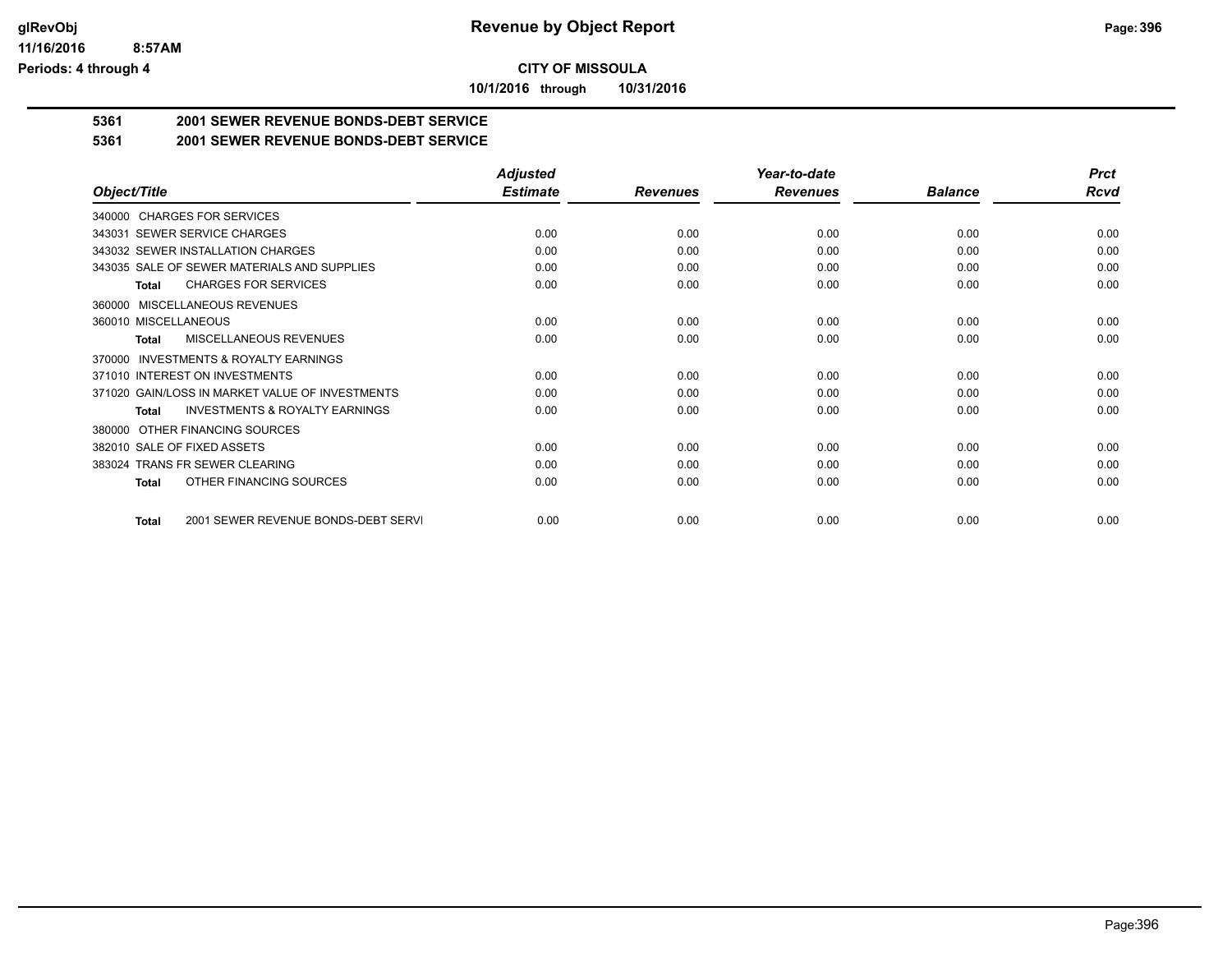**CITY OF MISSOULA**

**10/1/2016 through 10/31/2016**

## 5361 2001 SEWER REVENUE BONDS-DEBT SERVICE

## 5361 2001 SEWER REVENUE BONDS-DEBT SERVICE

| Object/Title | Adjusted Estimate | Revenues | Year-to-date Revenues | Balance | Prct Rcvd |
|---|---|---|---|---|---|
| 340000 CHARGES FOR SERVICES | | | | | |
| 343031 SEWER SERVICE CHARGES | 0.00 | 0.00 | 0.00 | 0.00 | 0.00 |
| 343032 SEWER INSTALLATION CHARGES | 0.00 | 0.00 | 0.00 | 0.00 | 0.00 |
| 343035 SALE OF SEWER MATERIALS AND SUPPLIES | 0.00 | 0.00 | 0.00 | 0.00 | 0.00 |
| **Total** CHARGES FOR SERVICES | 0.00 | 0.00 | 0.00 | 0.00 | 0.00 |
| 360000 MISCELLANEOUS REVENUES | | | | | |
| 360010 MISCELLANEOUS | 0.00 | 0.00 | 0.00 | 0.00 | 0.00 |
| **Total** MISCELLANEOUS REVENUES | 0.00 | 0.00 | 0.00 | 0.00 | 0.00 |
| 370000 INVESTMENTS & ROYALTY EARNINGS | | | | | |
| 371010 INTEREST ON INVESTMENTS | 0.00 | 0.00 | 0.00 | 0.00 | 0.00 |
| 371020 GAIN/LOSS IN MARKET VALUE OF INVESTMENTS | 0.00 | 0.00 | 0.00 | 0.00 | 0.00 |
| **Total** INVESTMENTS & ROYALTY EARNINGS | 0.00 | 0.00 | 0.00 | 0.00 | 0.00 |
| 380000 OTHER FINANCING SOURCES | | | | | |
| 382010 SALE OF FIXED ASSETS | 0.00 | 0.00 | 0.00 | 0.00 | 0.00 |
| 383024 TRANS FR SEWER CLEARING | 0.00 | 0.00 | 0.00 | 0.00 | 0.00 |
| **Total** OTHER FINANCING SOURCES | 0.00 | 0.00 | 0.00 | 0.00 | 0.00 |
| **Total** 2001 SEWER REVENUE BONDS-DEBT SERVI | 0.00 | 0.00 | 0.00 | 0.00 | 0.00 |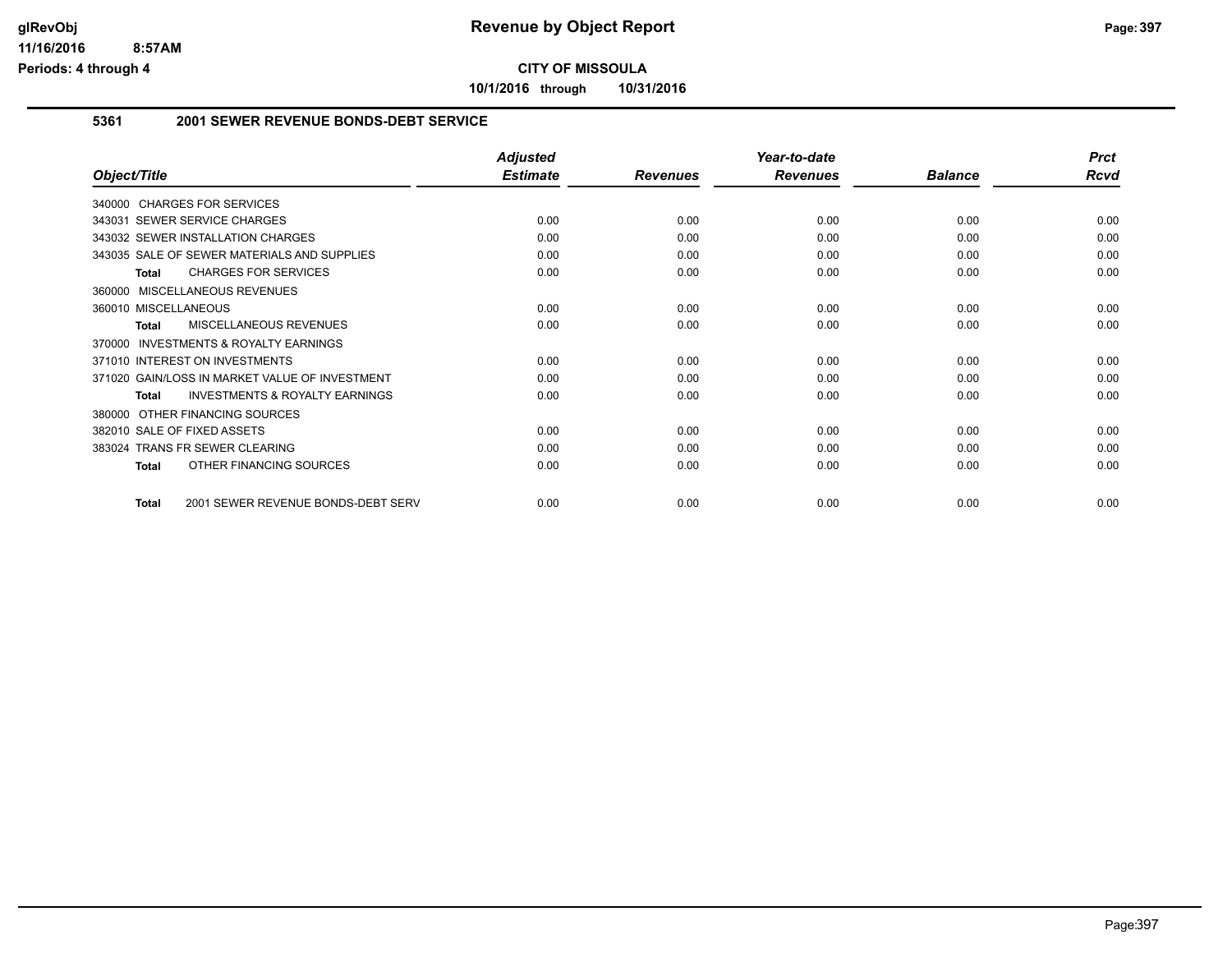# Revenue by Object Report

**CITY OF MISSOULA**

**10/1/2016 through 10/31/2016**

glRevObj
11/16/2016 8:57AM
Periods: 4 through 4

## 5361 2001 SEWER REVENUE BONDS-DEBT SERVICE

| Object/Title | Adjusted Estimate | Revenues | Year-to-date Revenues | Balance | Prct Rcvd |
|---|---|---|---|---|---|
| 340000 CHARGES FOR SERVICES | | | | | |
| 343031 SEWER SERVICE CHARGES | 0.00 | 0.00 | 0.00 | 0.00 | 0.00 |
| 343032 SEWER INSTALLATION CHARGES | 0.00 | 0.00 | 0.00 | 0.00 | 0.00 |
| 343035 SALE OF SEWER MATERIALS AND SUPPLIES | 0.00 | 0.00 | 0.00 | 0.00 | 0.00 |
| **Total** CHARGES FOR SERVICES | 0.00 | 0.00 | 0.00 | 0.00 | 0.00 |
| 360000 MISCELLANEOUS REVENUES | | | | | |
| 360010 MISCELLANEOUS | 0.00 | 0.00 | 0.00 | 0.00 | 0.00 |
| **Total** MISCELLANEOUS REVENUES | 0.00 | 0.00 | 0.00 | 0.00 | 0.00 |
| 370000 INVESTMENTS & ROYALTY EARNINGS | | | | | |
| 371010 INTEREST ON INVESTMENTS | 0.00 | 0.00 | 0.00 | 0.00 | 0.00 |
| 371020 GAIN/LOSS IN MARKET VALUE OF INVESTMENT | 0.00 | 0.00 | 0.00 | 0.00 | 0.00 |
| **Total** INVESTMENTS & ROYALTY EARNINGS | 0.00 | 0.00 | 0.00 | 0.00 | 0.00 |
| 380000 OTHER FINANCING SOURCES | | | | | |
| 382010 SALE OF FIXED ASSETS | 0.00 | 0.00 | 0.00 | 0.00 | 0.00 |
| 383024 TRANS FR SEWER CLEARING | 0.00 | 0.00 | 0.00 | 0.00 | 0.00 |
| **Total** OTHER FINANCING SOURCES | 0.00 | 0.00 | 0.00 | 0.00 | 0.00 |
| **Total** 2001 SEWER REVENUE BONDS-DEBT SERV | 0.00 | 0.00 | 0.00 | 0.00 | 0.00 |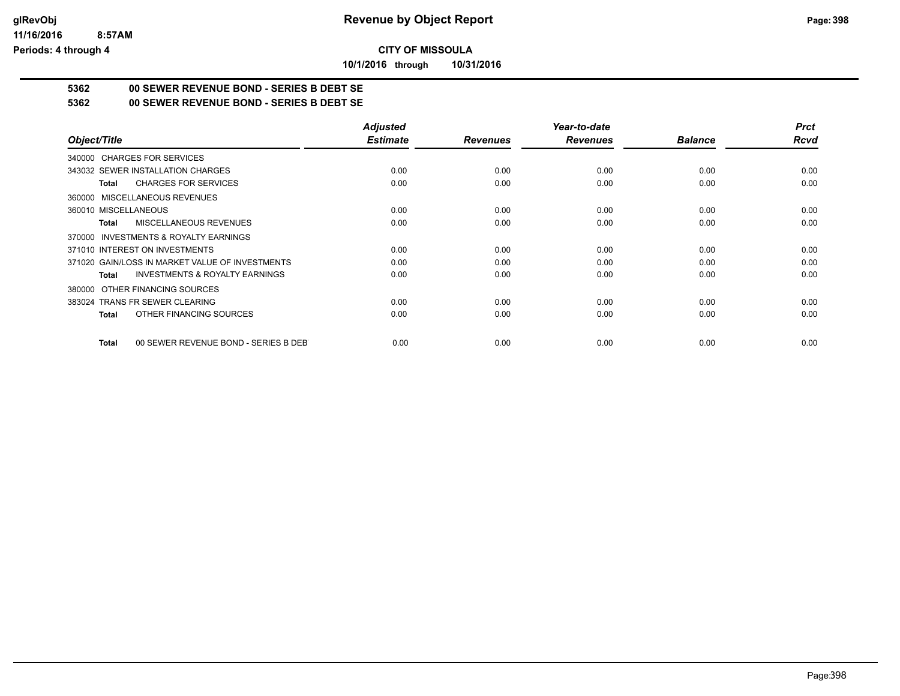# Revenue by Object Report

**CITY OF MISSOULA**

**10/1/2016 through 10/31/2016**

glRevObj
11/16/2016 8:57AM
Periods: 4 through 4

## 5362 00 SEWER REVENUE BOND - SERIES B DEBT SE

## 5362 00 SEWER REVENUE BOND - SERIES B DEBT SE

| Object/Title | Adjusted Estimate | Revenues | Year-to-date Revenues | Balance | Prct Rcvd |
|---|---|---|---|---|---|
| 340000 CHARGES FOR SERVICES | | | | | |
| 343032 SEWER INSTALLATION CHARGES | 0.00 | 0.00 | 0.00 | 0.00 | 0.00 |
| **Total** CHARGES FOR SERVICES | 0.00 | 0.00 | 0.00 | 0.00 | 0.00 |
| 360000 MISCELLANEOUS REVENUES | | | | | |
| 360010 MISCELLANEOUS | 0.00 | 0.00 | 0.00 | 0.00 | 0.00 |
| **Total** MISCELLANEOUS REVENUES | 0.00 | 0.00 | 0.00 | 0.00 | 0.00 |
| 370000 INVESTMENTS & ROYALTY EARNINGS | | | | | |
| 371010 INTEREST ON INVESTMENTS | 0.00 | 0.00 | 0.00 | 0.00 | 0.00 |
| 371020 GAIN/LOSS IN MARKET VALUE OF INVESTMENTS | 0.00 | 0.00 | 0.00 | 0.00 | 0.00 |
| **Total** INVESTMENTS & ROYALTY EARNINGS | 0.00 | 0.00 | 0.00 | 0.00 | 0.00 |
| 380000 OTHER FINANCING SOURCES | | | | | |
| 383024 TRANS FR SEWER CLEARING | 0.00 | 0.00 | 0.00 | 0.00 | 0.00 |
| **Total** OTHER FINANCING SOURCES | 0.00 | 0.00 | 0.00 | 0.00 | 0.00 |
| **Total** 00 SEWER REVENUE BOND - SERIES B DEBT | 0.00 | 0.00 | 0.00 | 0.00 | 0.00 |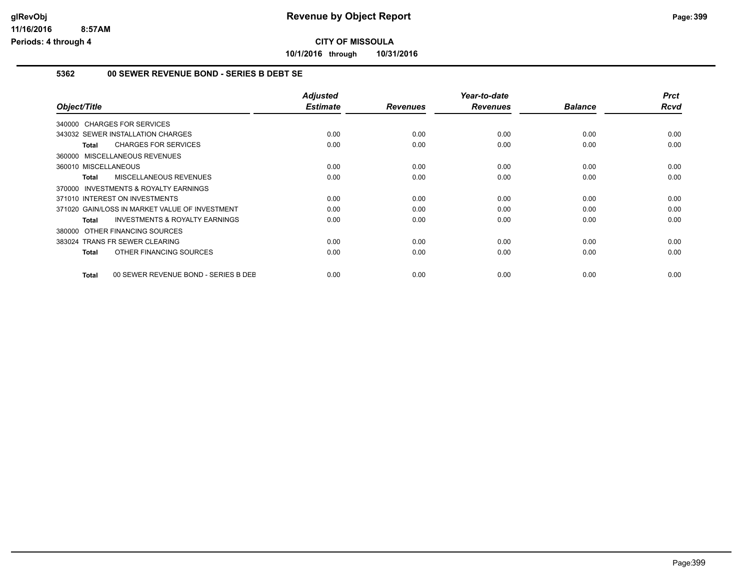**CITY OF MISSOULA**

**10/1/2016 through 10/31/2016**

## 5362 00 SEWER REVENUE BOND - SERIES B DEBT SE

| Object/Title | Adjusted Estimate | Revenues | Year-to-date Revenues | Balance | Prct Rcvd |
|---|---|---|---|---|---|
| 340000 CHARGES FOR SERVICES | | | | | |
| 343032 SEWER INSTALLATION CHARGES | 0.00 | 0.00 | 0.00 | 0.00 | 0.00 |
| **Total** CHARGES FOR SERVICES | 0.00 | 0.00 | 0.00 | 0.00 | 0.00 |
| 360000 MISCELLANEOUS REVENUES | | | | | |
| 360010 MISCELLANEOUS | 0.00 | 0.00 | 0.00 | 0.00 | 0.00 |
| **Total** MISCELLANEOUS REVENUES | 0.00 | 0.00 | 0.00 | 0.00 | 0.00 |
| 370000 INVESTMENTS & ROYALTY EARNINGS | | | | | |
| 371010 INTEREST ON INVESTMENTS | 0.00 | 0.00 | 0.00 | 0.00 | 0.00 |
| 371020 GAIN/LOSS IN MARKET VALUE OF INVESTMENT | 0.00 | 0.00 | 0.00 | 0.00 | 0.00 |
| **Total** INVESTMENTS & ROYALTY EARNINGS | 0.00 | 0.00 | 0.00 | 0.00 | 0.00 |
| 380000 OTHER FINANCING SOURCES | | | | | |
| 383024 TRANS FR SEWER CLEARING | 0.00 | 0.00 | 0.00 | 0.00 | 0.00 |
| **Total** OTHER FINANCING SOURCES | 0.00 | 0.00 | 0.00 | 0.00 | 0.00 |
| **Total** 00 SEWER REVENUE BOND - SERIES B DEB | 0.00 | 0.00 | 0.00 | 0.00 | 0.00 |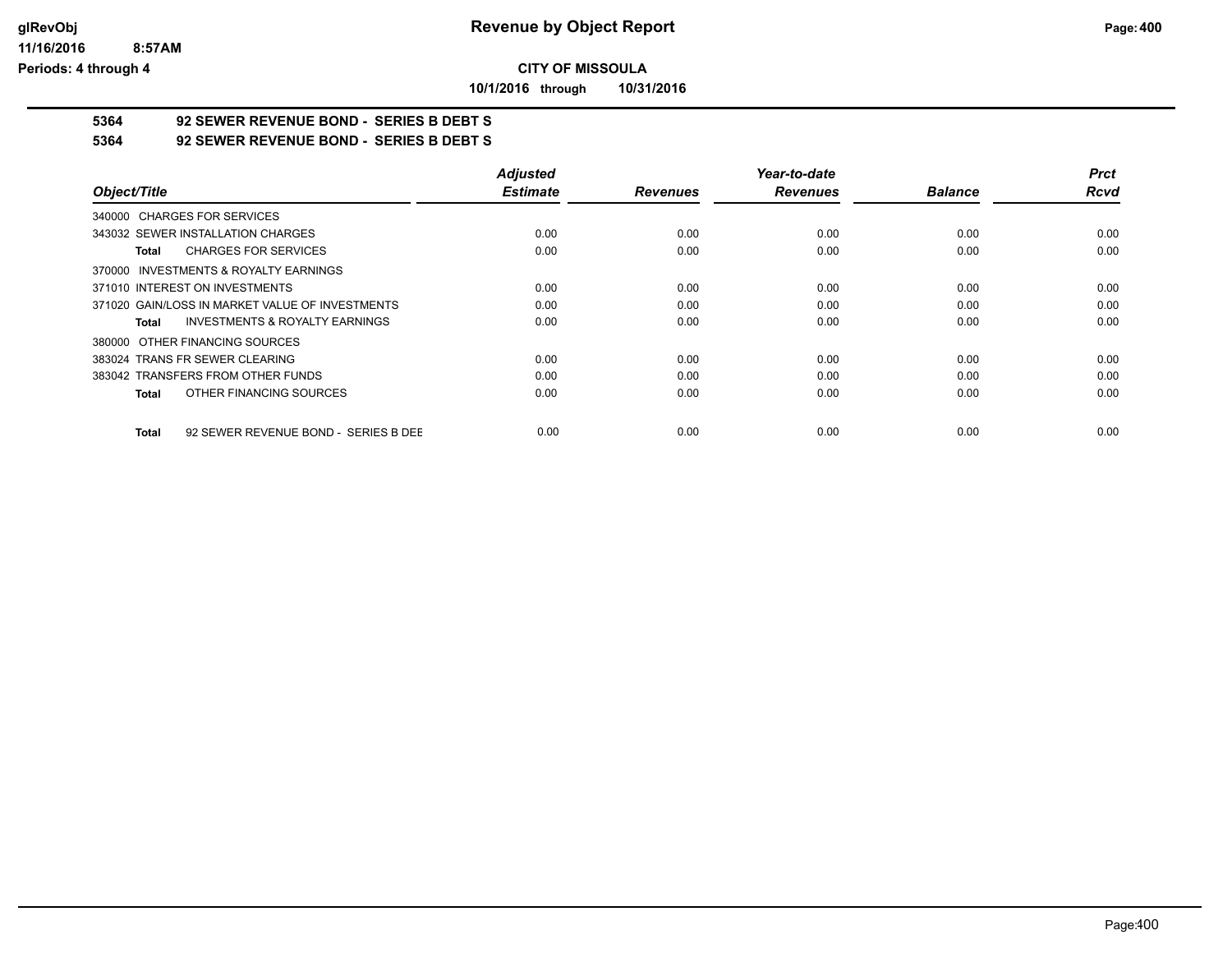**CITY OF MISSOULA**

**10/1/2016 through 10/31/2016**

**5364 92 SEWER REVENUE BOND - SERIES B DEBT S**

**5364 92 SEWER REVENUE BOND - SERIES B DEBT S**

| Object/Title | Adjusted Estimate | Revenues | Year-to-date Revenues | Balance | Prct Rcvd |
|---|---|---|---|---|---|
| 340000 CHARGES FOR SERVICES | | | | | |
| 343032 SEWER INSTALLATION CHARGES | 0.00 | 0.00 | 0.00 | 0.00 | 0.00 |
| **Total** CHARGES FOR SERVICES | 0.00 | 0.00 | 0.00 | 0.00 | 0.00 |
| 370000 INVESTMENTS & ROYALTY EARNINGS | | | | | |
| 371010 INTEREST ON INVESTMENTS | 0.00 | 0.00 | 0.00 | 0.00 | 0.00 |
| 371020 GAIN/LOSS IN MARKET VALUE OF INVESTMENTS | 0.00 | 0.00 | 0.00 | 0.00 | 0.00 |
| **Total** INVESTMENTS & ROYALTY EARNINGS | 0.00 | 0.00 | 0.00 | 0.00 | 0.00 |
| 380000 OTHER FINANCING SOURCES | | | | | |
| 383024 TRANS FR SEWER CLEARING | 0.00 | 0.00 | 0.00 | 0.00 | 0.00 |
| 383042 TRANSFERS FROM OTHER FUNDS | 0.00 | 0.00 | 0.00 | 0.00 | 0.00 |
| **Total** OTHER FINANCING SOURCES | 0.00 | 0.00 | 0.00 | 0.00 | 0.00 |
| **Total** 92 SEWER REVENUE BOND - SERIES B DEE | 0.00 | 0.00 | 0.00 | 0.00 | 0.00 |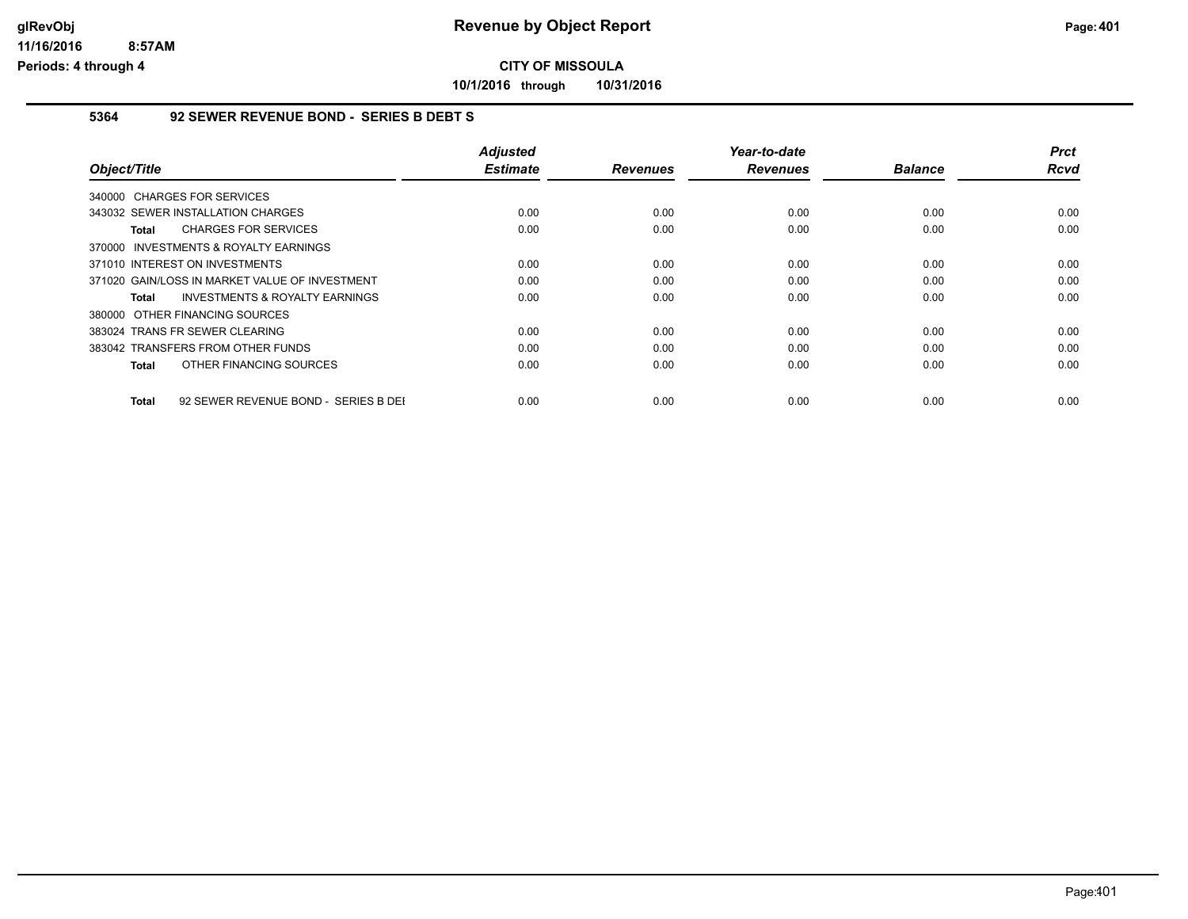# Revenue by Object Report

**CITY OF MISSOULA**

**10/1/2016 through 10/31/2016**

glRevObj
11/16/2016 8:57AM
Periods: 4 through 4

### 5364 92 SEWER REVENUE BOND - SERIES B DEBT S

| Object/Title | Adjusted Estimate | Revenues | Year-to-date Revenues | Balance | Prct Rcvd |
|---|---|---|---|---|---|
| 340000 CHARGES FOR SERVICES | | | | | |
| 343032 SEWER INSTALLATION CHARGES | 0.00 | 0.00 | 0.00 | 0.00 | 0.00 |
| **Total** CHARGES FOR SERVICES | 0.00 | 0.00 | 0.00 | 0.00 | 0.00 |
| 370000 INVESTMENTS & ROYALTY EARNINGS | | | | | |
| 371010 INTEREST ON INVESTMENTS | 0.00 | 0.00 | 0.00 | 0.00 | 0.00 |
| 371020 GAIN/LOSS IN MARKET VALUE OF INVESTMENT | 0.00 | 0.00 | 0.00 | 0.00 | 0.00 |
| **Total** INVESTMENTS & ROYALTY EARNINGS | 0.00 | 0.00 | 0.00 | 0.00 | 0.00 |
| 380000 OTHER FINANCING SOURCES | | | | | |
| 383024 TRANS FR SEWER CLEARING | 0.00 | 0.00 | 0.00 | 0.00 | 0.00 |
| 383042 TRANSFERS FROM OTHER FUNDS | 0.00 | 0.00 | 0.00 | 0.00 | 0.00 |
| **Total** OTHER FINANCING SOURCES | 0.00 | 0.00 | 0.00 | 0.00 | 0.00 |
| **Total** 92 SEWER REVENUE BOND - SERIES B DEI | 0.00 | 0.00 | 0.00 | 0.00 | 0.00 |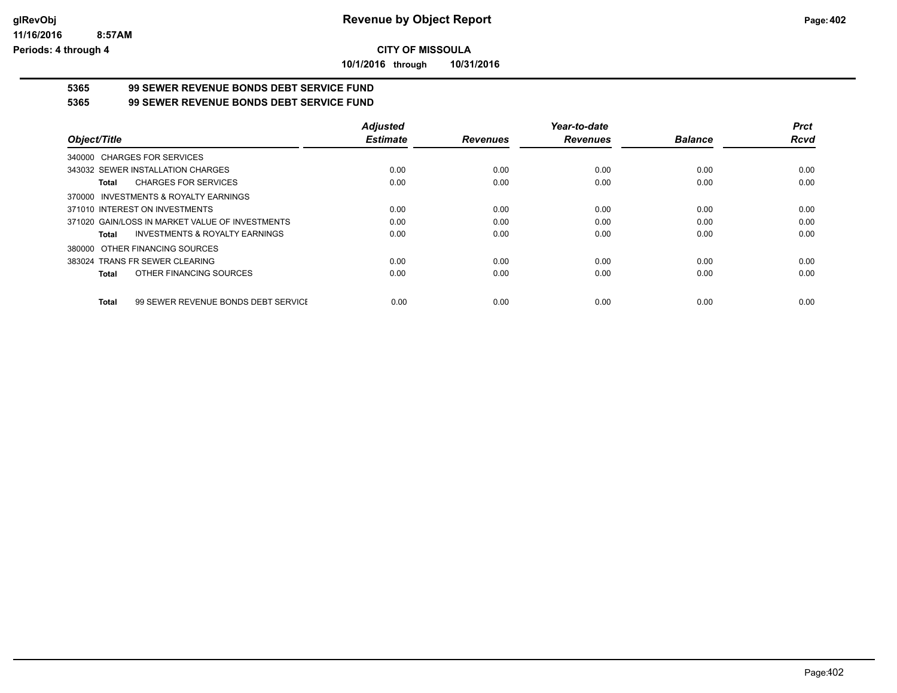# CITY OF MISSOULA

**10/1/2016 through 10/31/2016**

## 5365 99 SEWER REVENUE BONDS DEBT SERVICE FUND

## 5365 99 SEWER REVENUE BONDS DEBT SERVICE FUND

| Object/Title | Adjusted Estimate | Revenues | Year-to-date Revenues | Balance | Prct Rcvd |
|---|---|---|---|---|---|
| 340000 CHARGES FOR SERVICES | | | | | |
| 343032 SEWER INSTALLATION CHARGES | 0.00 | 0.00 | 0.00 | 0.00 | 0.00 |
| **Total** CHARGES FOR SERVICES | 0.00 | 0.00 | 0.00 | 0.00 | 0.00 |
| 370000 INVESTMENTS & ROYALTY EARNINGS | | | | | |
| 371010 INTEREST ON INVESTMENTS | 0.00 | 0.00 | 0.00 | 0.00 | 0.00 |
| 371020 GAIN/LOSS IN MARKET VALUE OF INVESTMENTS | 0.00 | 0.00 | 0.00 | 0.00 | 0.00 |
| **Total** INVESTMENTS & ROYALTY EARNINGS | 0.00 | 0.00 | 0.00 | 0.00 | 0.00 |
| 380000 OTHER FINANCING SOURCES | | | | | |
| 383024 TRANS FR SEWER CLEARING | 0.00 | 0.00 | 0.00 | 0.00 | 0.00 |
| **Total** OTHER FINANCING SOURCES | 0.00 | 0.00 | 0.00 | 0.00 | 0.00 |
| **Total** 99 SEWER REVENUE BONDS DEBT SERVICE | 0.00 | 0.00 | 0.00 | 0.00 | 0.00 |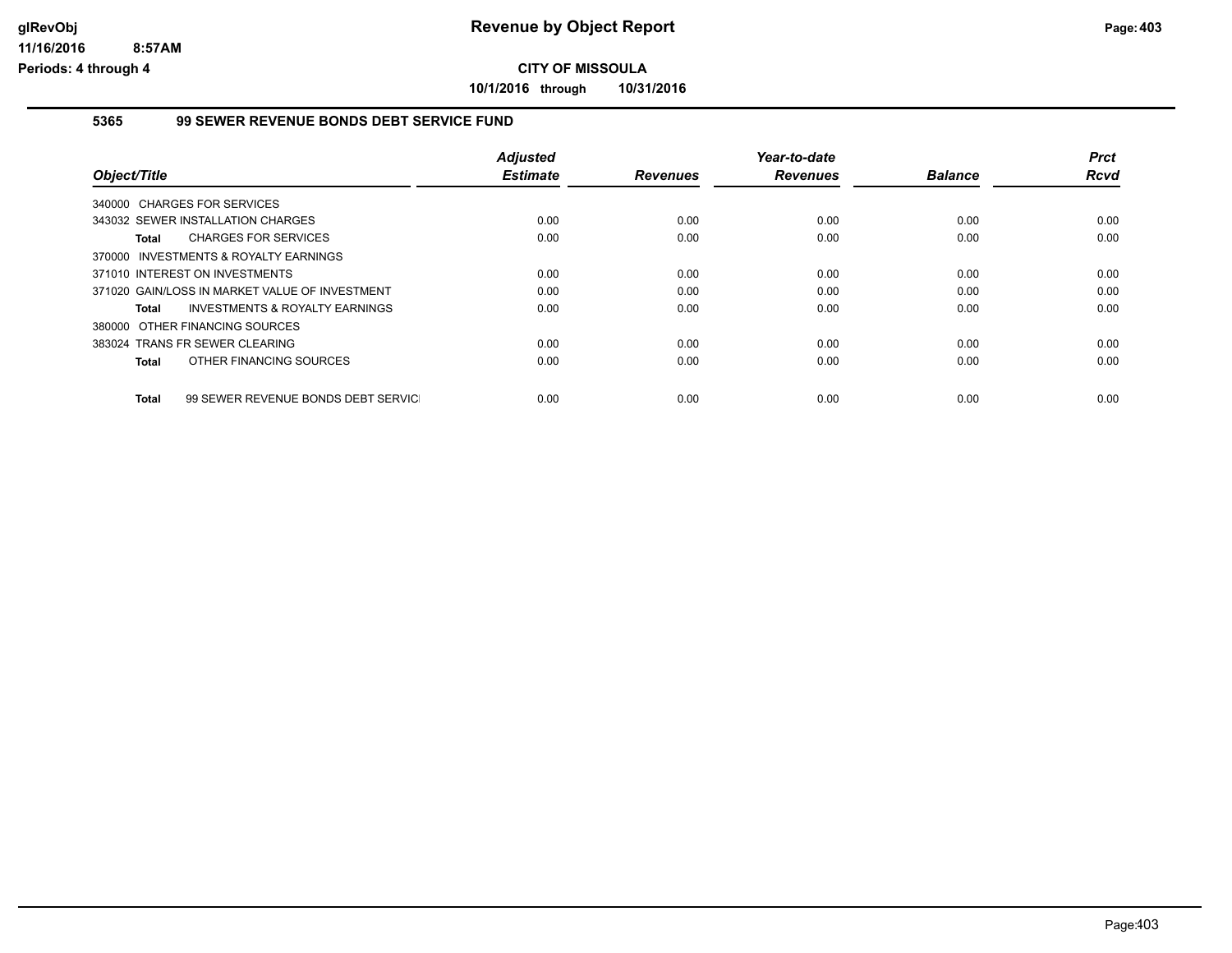# Revenue by Object Report

**CITY OF MISSOULA**

**10/1/2016 through 10/31/2016**

glRevObj
11/16/2016 8:57AM
Periods: 4 through 4

### 5365 99 SEWER REVENUE BONDS DEBT SERVICE FUND

| Object/Title | Adjusted Estimate | Revenues | Year-to-date Revenues | Balance | Prct Rcvd |
|---|---|---|---|---|---|
| 340000 CHARGES FOR SERVICES | | | | | |
| 343032 SEWER INSTALLATION CHARGES | 0.00 | 0.00 | 0.00 | 0.00 | 0.00 |
| **Total** CHARGES FOR SERVICES | 0.00 | 0.00 | 0.00 | 0.00 | 0.00 |
| 370000 INVESTMENTS & ROYALTY EARNINGS | | | | | |
| 371010 INTEREST ON INVESTMENTS | 0.00 | 0.00 | 0.00 | 0.00 | 0.00 |
| 371020 GAIN/LOSS IN MARKET VALUE OF INVESTMENT | 0.00 | 0.00 | 0.00 | 0.00 | 0.00 |
| **Total** INVESTMENTS & ROYALTY EARNINGS | 0.00 | 0.00 | 0.00 | 0.00 | 0.00 |
| 380000 OTHER FINANCING SOURCES | | | | | |
| 383024 TRANS FR SEWER CLEARING | 0.00 | 0.00 | 0.00 | 0.00 | 0.00 |
| **Total** OTHER FINANCING SOURCES | 0.00 | 0.00 | 0.00 | 0.00 | 0.00 |
| **Total** 99 SEWER REVENUE BONDS DEBT SERVICE | 0.00 | 0.00 | 0.00 | 0.00 | 0.00 |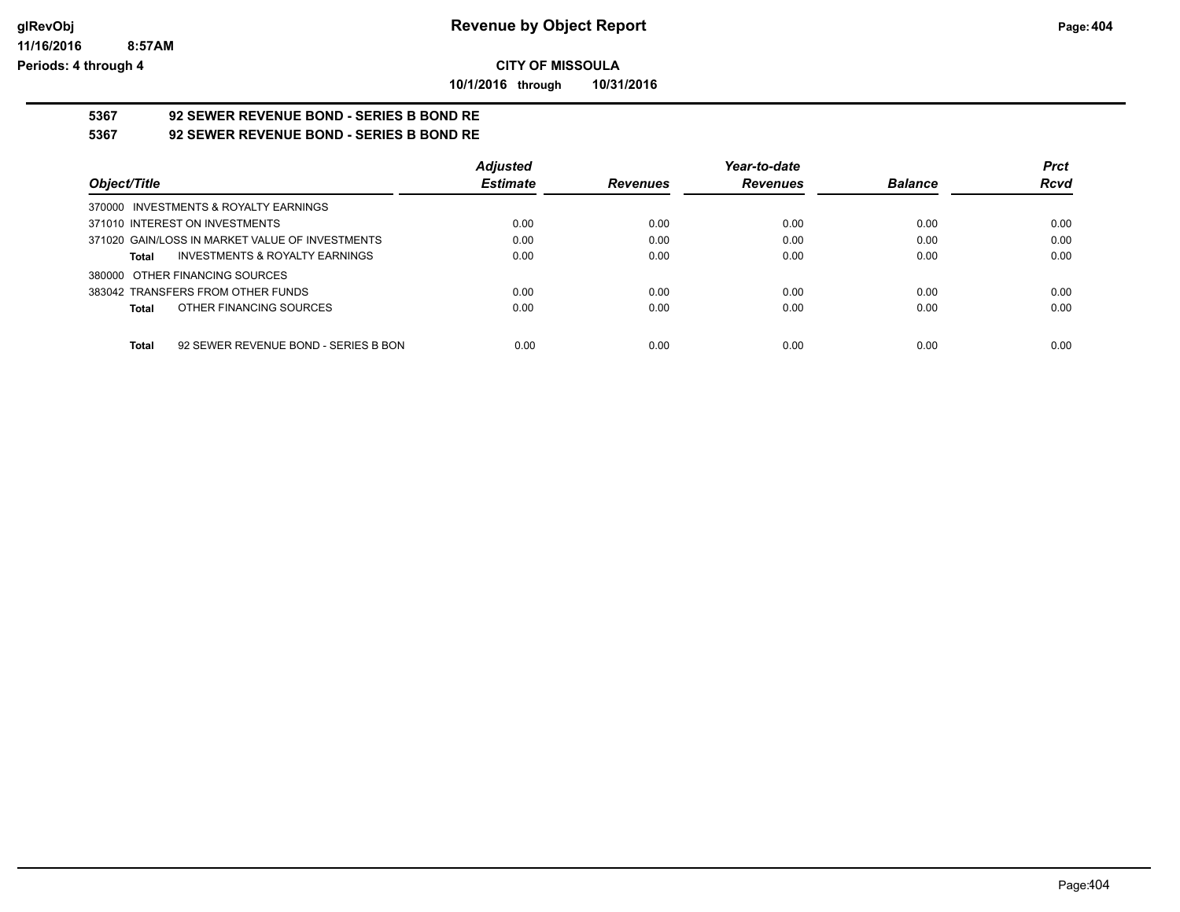# Revenue by Object Report

## CITY OF MISSOULA

**10/1/2016 through 10/31/2016**

### 5367 92 SEWER REVENUE BOND - SERIES B BOND RE

### 5367 92 SEWER REVENUE BOND - SERIES B BOND RE

| Object/Title | Adjusted Estimate | Revenues | Year-to-date Revenues | Balance | Prct Rcvd |
|---|---|---|---|---|---|
| 370000 INVESTMENTS & ROYALTY EARNINGS | | | | | |
| 371010 INTEREST ON INVESTMENTS | 0.00 | 0.00 | 0.00 | 0.00 | 0.00 |
| 371020 GAIN/LOSS IN MARKET VALUE OF INVESTMENTS | 0.00 | 0.00 | 0.00 | 0.00 | 0.00 |
| **Total** INVESTMENTS & ROYALTY EARNINGS | 0.00 | 0.00 | 0.00 | 0.00 | 0.00 |
| 380000 OTHER FINANCING SOURCES | | | | | |
| 383042 TRANSFERS FROM OTHER FUNDS | 0.00 | 0.00 | 0.00 | 0.00 | 0.00 |
| **Total** OTHER FINANCING SOURCES | 0.00 | 0.00 | 0.00 | 0.00 | 0.00 |
| **Total** 92 SEWER REVENUE BOND - SERIES B BON | 0.00 | 0.00 | 0.00 | 0.00 | 0.00 |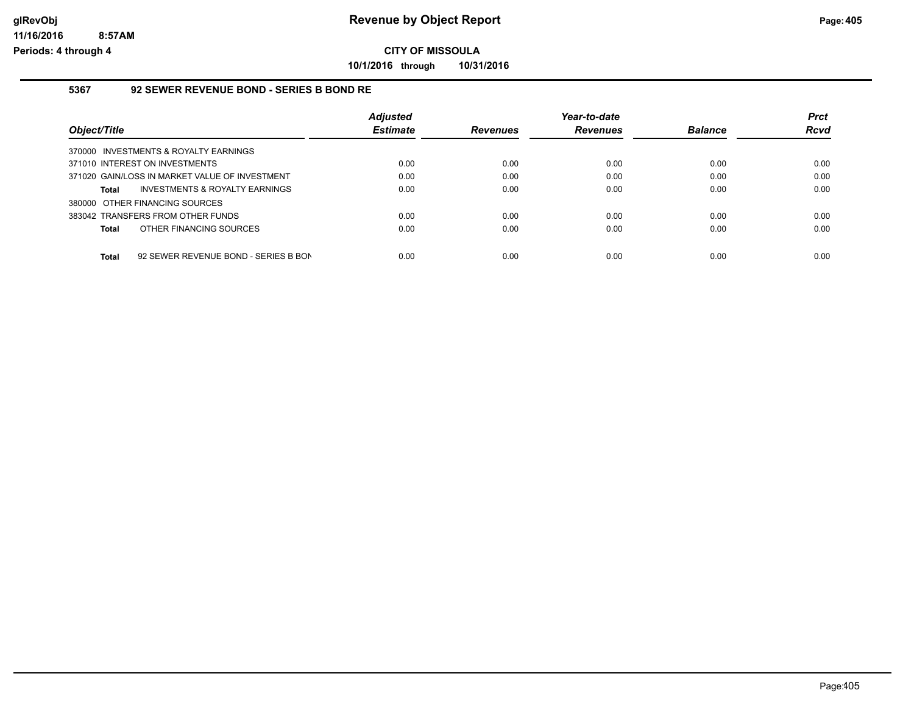**glRevObj** | **Revenue by Object Report**

**11/16/2016 8:57AM**

**Periods: 4 through 4**

**CITY OF MISSOULA**

**10/1/2016 through 10/31/2016**

## 5367 92 SEWER REVENUE BOND - SERIES B BOND RE

| Object/Title | Adjusted Estimate | Revenues | Year-to-date Revenues | Balance | Prct Rcvd |
|---|---|---|---|---|---|
| 370000 INVESTMENTS & ROYALTY EARNINGS | | | | | |
| 371010 INTEREST ON INVESTMENTS | 0.00 | 0.00 | 0.00 | 0.00 | 0.00 |
| 371020 GAIN/LOSS IN MARKET VALUE OF INVESTMENT | 0.00 | 0.00 | 0.00 | 0.00 | 0.00 |
| **Total** INVESTMENTS & ROYALTY EARNINGS | 0.00 | 0.00 | 0.00 | 0.00 | 0.00 |
| 380000 OTHER FINANCING SOURCES | | | | | |
| 383042 TRANSFERS FROM OTHER FUNDS | 0.00 | 0.00 | 0.00 | 0.00 | 0.00 |
| **Total** OTHER FINANCING SOURCES | 0.00 | 0.00 | 0.00 | 0.00 | 0.00 |
| **Total** 92 SEWER REVENUE BOND - SERIES B BON | 0.00 | 0.00 | 0.00 | 0.00 | 0.00 |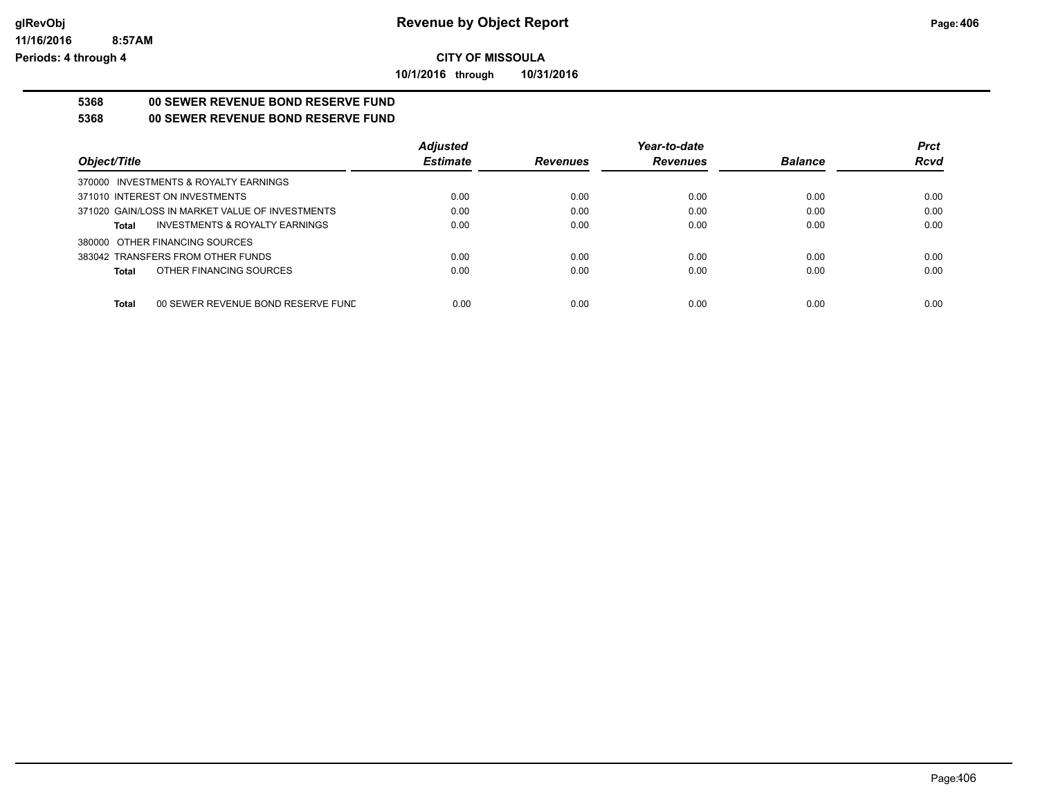# Revenue by Object Report

## CITY OF MISSOULA

10/1/2016 through 10/31/2016

**5368 00 SEWER REVENUE BOND RESERVE FUND**

**5368 00 SEWER REVENUE BOND RESERVE FUND**

| Object/Title | Adjusted Estimate | Revenues | Year-to-date Revenues | Balance | Prct Rcvd |
|---|---|---|---|---|---|
| 370000 INVESTMENTS & ROYALTY EARNINGS | | | | | |
| 371010 INTEREST ON INVESTMENTS | 0.00 | 0.00 | 0.00 | 0.00 | 0.00 |
| 371020 GAIN/LOSS IN MARKET VALUE OF INVESTMENTS | 0.00 | 0.00 | 0.00 | 0.00 | 0.00 |
| **Total** INVESTMENTS & ROYALTY EARNINGS | 0.00 | 0.00 | 0.00 | 0.00 | 0.00 |
| 380000 OTHER FINANCING SOURCES | | | | | |
| 383042 TRANSFERS FROM OTHER FUNDS | 0.00 | 0.00 | 0.00 | 0.00 | 0.00 |
| **Total** OTHER FINANCING SOURCES | 0.00 | 0.00 | 0.00 | 0.00 | 0.00 |
| **Total** 00 SEWER REVENUE BOND RESERVE FUND | 0.00 | 0.00 | 0.00 | 0.00 | 0.00 |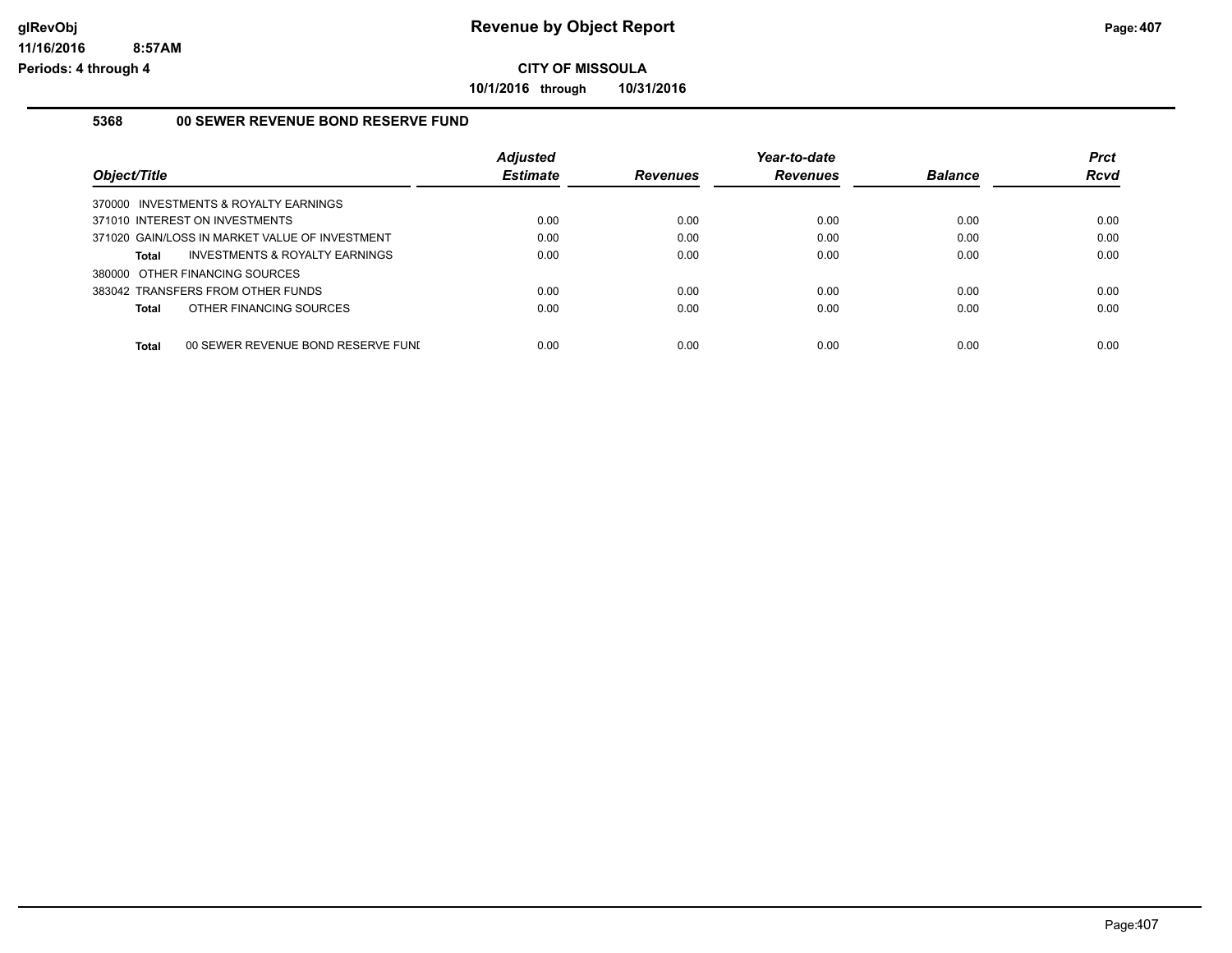# Revenue by Object Report

**CITY OF MISSOULA**

**10/1/2016 through 10/31/2016**

glRevObj
11/16/2016 8:57AM
Periods: 4 through 4

## 5368 00 SEWER REVENUE BOND RESERVE FUND

| Object/Title | Adjusted Estimate | Revenues | Year-to-date Revenues | Balance | Prct Rcvd |
|---|---|---|---|---|---|
| 370000 INVESTMENTS & ROYALTY EARNINGS | | | | | |
| 371010 INTEREST ON INVESTMENTS | 0.00 | 0.00 | 0.00 | 0.00 | 0.00 |
| 371020 GAIN/LOSS IN MARKET VALUE OF INVESTMENT | 0.00 | 0.00 | 0.00 | 0.00 | 0.00 |
| **Total** INVESTMENTS & ROYALTY EARNINGS | 0.00 | 0.00 | 0.00 | 0.00 | 0.00 |
| 380000 OTHER FINANCING SOURCES | | | | | |
| 383042 TRANSFERS FROM OTHER FUNDS | 0.00 | 0.00 | 0.00 | 0.00 | 0.00 |
| **Total** OTHER FINANCING SOURCES | 0.00 | 0.00 | 0.00 | 0.00 | 0.00 |
| **Total** 00 SEWER REVENUE BOND RESERVE FUNI | 0.00 | 0.00 | 0.00 | 0.00 | 0.00 |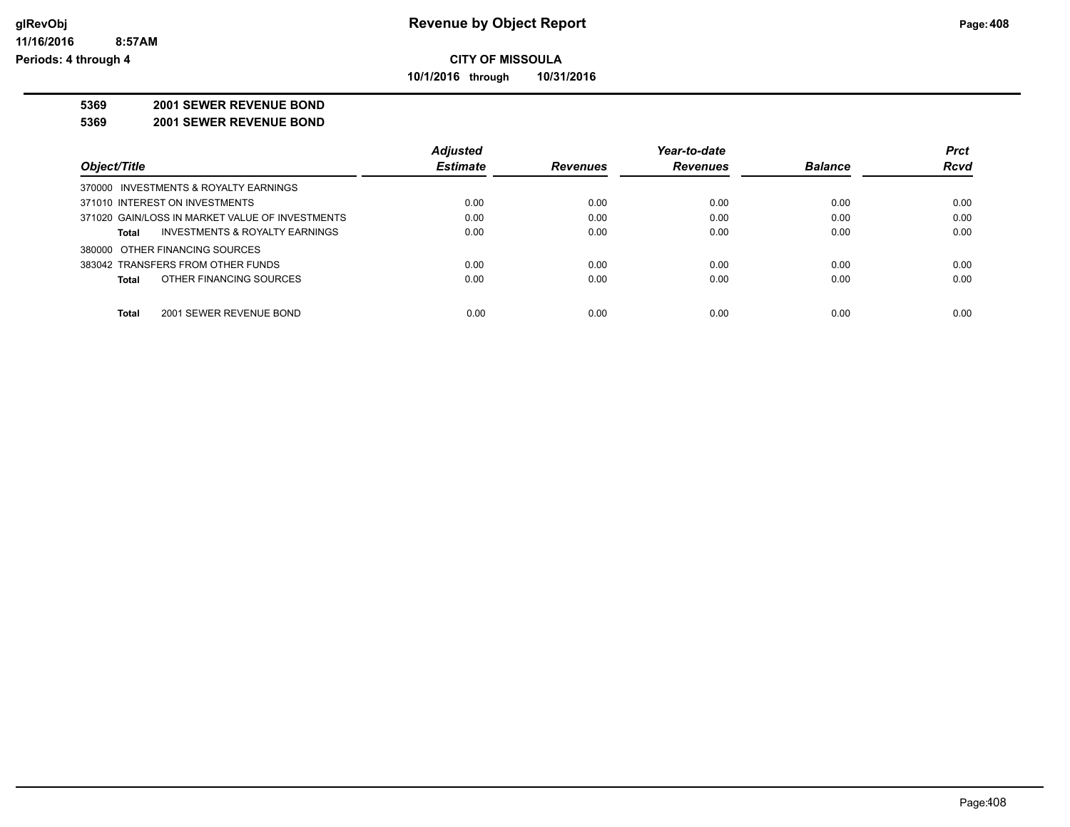**glRevObj**
**11/16/2016 8:57AM**
**Periods: 4 through 4**

# Revenue by Object Report

**CITY OF MISSOULA**

**10/1/2016 through 10/31/2016**

**5369 2001 SEWER REVENUE BOND**

**5369 2001 SEWER REVENUE BOND**

| Object/Title | Adjusted Estimate | Revenues | Year-to-date Revenues | Balance | Prct Rcvd |
|---|---|---|---|---|---|
| 370000 INVESTMENTS & ROYALTY EARNINGS | | | | | |
| 371010 INTEREST ON INVESTMENTS | 0.00 | 0.00 | 0.00 | 0.00 | 0.00 |
| 371020 GAIN/LOSS IN MARKET VALUE OF INVESTMENTS | 0.00 | 0.00 | 0.00 | 0.00 | 0.00 |
| **Total** INVESTMENTS & ROYALTY EARNINGS | 0.00 | 0.00 | 0.00 | 0.00 | 0.00 |
| 380000 OTHER FINANCING SOURCES | | | | | |
| 383042 TRANSFERS FROM OTHER FUNDS | 0.00 | 0.00 | 0.00 | 0.00 | 0.00 |
| **Total** OTHER FINANCING SOURCES | 0.00 | 0.00 | 0.00 | 0.00 | 0.00 |
| **Total** 2001 SEWER REVENUE BOND | 0.00 | 0.00 | 0.00 | 0.00 | 0.00 |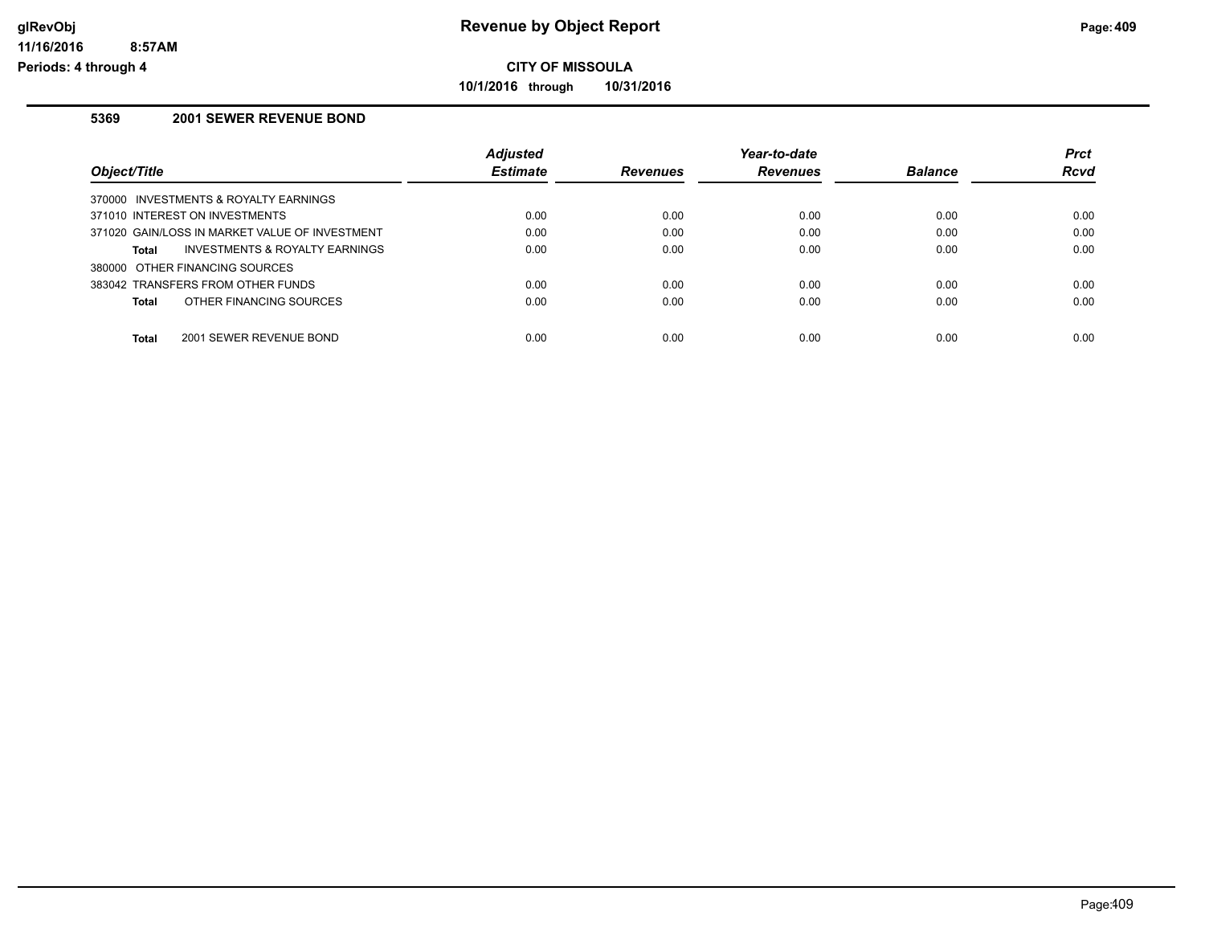**CITY OF MISSOULA**

**10/1/2016 through 10/31/2016**

## 5369 2001 SEWER REVENUE BOND

| Object/Title | Adjusted Estimate | Revenues | Year-to-date Revenues | Balance | Prct Rcvd |
|---|---|---|---|---|---|
| 370000 INVESTMENTS & ROYALTY EARNINGS | | | | | |
| 371010 INTEREST ON INVESTMENTS | 0.00 | 0.00 | 0.00 | 0.00 | 0.00 |
| 371020 GAIN/LOSS IN MARKET VALUE OF INVESTMENT | 0.00 | 0.00 | 0.00 | 0.00 | 0.00 |
| **Total** INVESTMENTS & ROYALTY EARNINGS | 0.00 | 0.00 | 0.00 | 0.00 | 0.00 |
| 380000 OTHER FINANCING SOURCES | | | | | |
| 383042 TRANSFERS FROM OTHER FUNDS | 0.00 | 0.00 | 0.00 | 0.00 | 0.00 |
| **Total** OTHER FINANCING SOURCES | 0.00 | 0.00 | 0.00 | 0.00 | 0.00 |
| **Total** 2001 SEWER REVENUE BOND | 0.00 | 0.00 | 0.00 | 0.00 | 0.00 |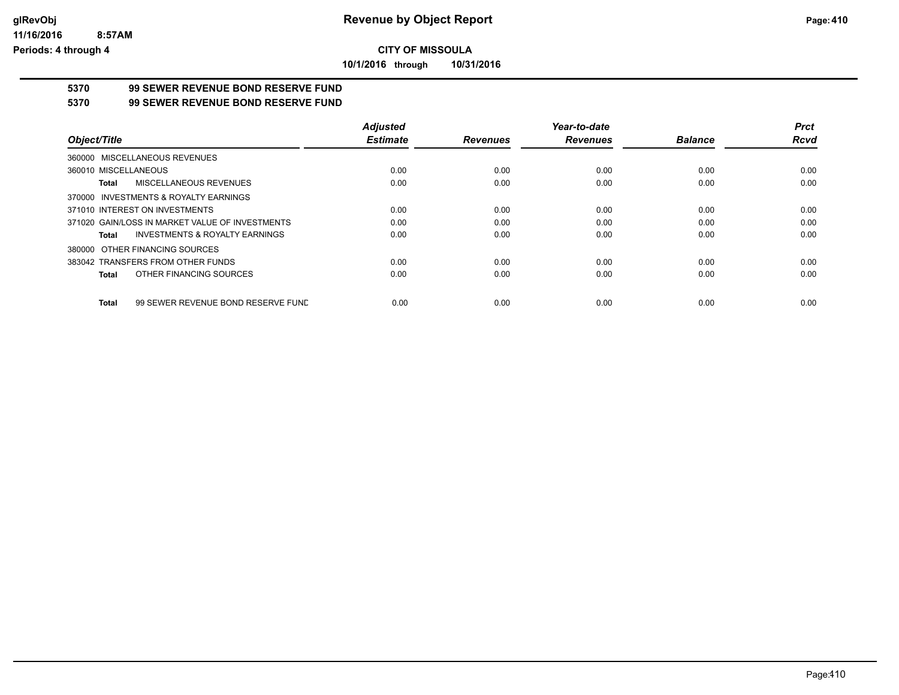**CITY OF MISSOULA**

**10/1/2016 through 10/31/2016**

## 5370 99 SEWER REVENUE BOND RESERVE FUND

## 5370 99 SEWER REVENUE BOND RESERVE FUND

| Object/Title | Adjusted Estimate | Revenues | Year-to-date Revenues | Balance | Prct Rcvd |
|---|---|---|---|---|---|
| 360000 MISCELLANEOUS REVENUES | | | | | |
| 360010 MISCELLANEOUS | 0.00 | 0.00 | 0.00 | 0.00 | 0.00 |
| **Total** MISCELLANEOUS REVENUES | 0.00 | 0.00 | 0.00 | 0.00 | 0.00 |
| 370000 INVESTMENTS & ROYALTY EARNINGS | | | | | |
| 371010 INTEREST ON INVESTMENTS | 0.00 | 0.00 | 0.00 | 0.00 | 0.00 |
| 371020 GAIN/LOSS IN MARKET VALUE OF INVESTMENTS | 0.00 | 0.00 | 0.00 | 0.00 | 0.00 |
| **Total** INVESTMENTS & ROYALTY EARNINGS | 0.00 | 0.00 | 0.00 | 0.00 | 0.00 |
| 380000 OTHER FINANCING SOURCES | | | | | |
| 383042 TRANSFERS FROM OTHER FUNDS | 0.00 | 0.00 | 0.00 | 0.00 | 0.00 |
| **Total** OTHER FINANCING SOURCES | 0.00 | 0.00 | 0.00 | 0.00 | 0.00 |
| **Total** 99 SEWER REVENUE BOND RESERVE FUNE | 0.00 | 0.00 | 0.00 | 0.00 | 0.00 |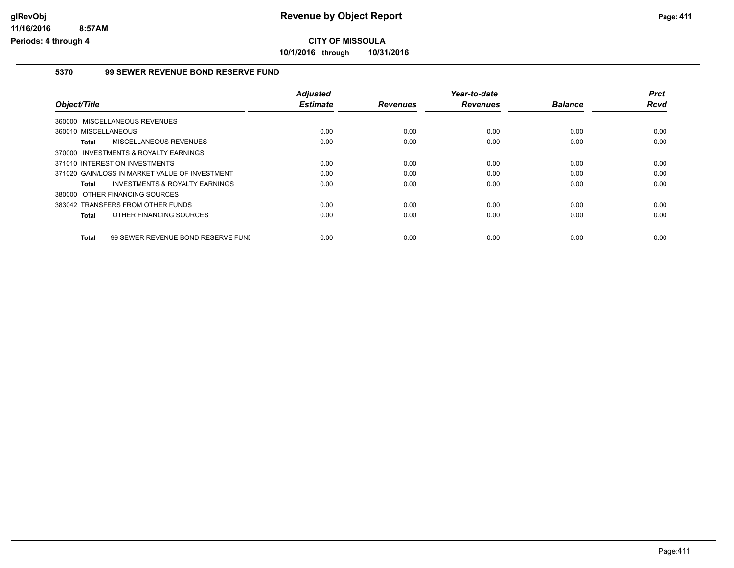**CITY OF MISSOULA**

**10/1/2016 through 10/31/2016**

### 5370 99 SEWER REVENUE BOND RESERVE FUND

| Object/Title | Adjusted Estimate | Revenues | Year-to-date Revenues | Balance | Prct Rcvd |
|---|---|---|---|---|---|
| 360000 MISCELLANEOUS REVENUES | | | | | |
| 360010 MISCELLANEOUS | 0.00 | 0.00 | 0.00 | 0.00 | 0.00 |
| **Total** MISCELLANEOUS REVENUES | 0.00 | 0.00 | 0.00 | 0.00 | 0.00 |
| 370000 INVESTMENTS & ROYALTY EARNINGS | | | | | |
| 371010 INTEREST ON INVESTMENTS | 0.00 | 0.00 | 0.00 | 0.00 | 0.00 |
| 371020 GAIN/LOSS IN MARKET VALUE OF INVESTMENT | 0.00 | 0.00 | 0.00 | 0.00 | 0.00 |
| **Total** INVESTMENTS & ROYALTY EARNINGS | 0.00 | 0.00 | 0.00 | 0.00 | 0.00 |
| 380000 OTHER FINANCING SOURCES | | | | | |
| 383042 TRANSFERS FROM OTHER FUNDS | 0.00 | 0.00 | 0.00 | 0.00 | 0.00 |
| **Total** OTHER FINANCING SOURCES | 0.00 | 0.00 | 0.00 | 0.00 | 0.00 |
| **Total** 99 SEWER REVENUE BOND RESERVE FUNI | 0.00 | 0.00 | 0.00 | 0.00 | 0.00 |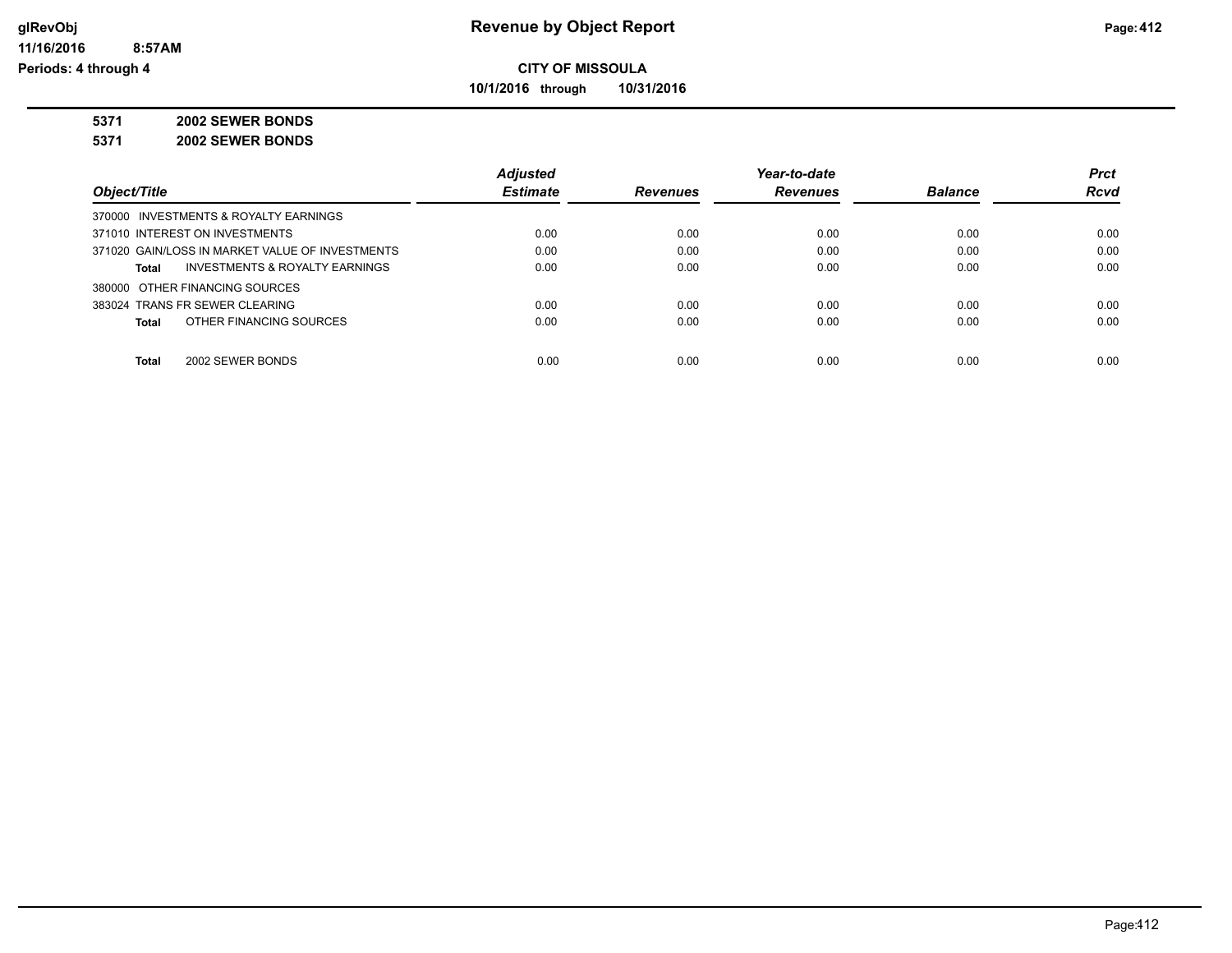**Revenue by Object Report**

**CITY OF MISSOULA**

**10/1/2016 through 10/31/2016**

glRevObj
11/16/2016 8:57AM
Periods: 4 through 4

**5371 2002 SEWER BONDS**

**5371 2002 SEWER BONDS**

| Object/Title | Adjusted Estimate | Revenues | Year-to-date Revenues | Balance | Prct Rcvd |
|---|---|---|---|---|---|
| 370000 INVESTMENTS & ROYALTY EARNINGS | | | | | |
| 371010 INTEREST ON INVESTMENTS | 0.00 | 0.00 | 0.00 | 0.00 | 0.00 |
| 371020 GAIN/LOSS IN MARKET VALUE OF INVESTMENTS | 0.00 | 0.00 | 0.00 | 0.00 | 0.00 |
| **Total** INVESTMENTS & ROYALTY EARNINGS | 0.00 | 0.00 | 0.00 | 0.00 | 0.00 |
| 380000 OTHER FINANCING SOURCES | | | | | |
| 383024 TRANS FR SEWER CLEARING | 0.00 | 0.00 | 0.00 | 0.00 | 0.00 |
| **Total** OTHER FINANCING SOURCES | 0.00 | 0.00 | 0.00 | 0.00 | 0.00 |
| **Total** 2002 SEWER BONDS | 0.00 | 0.00 | 0.00 | 0.00 | 0.00 |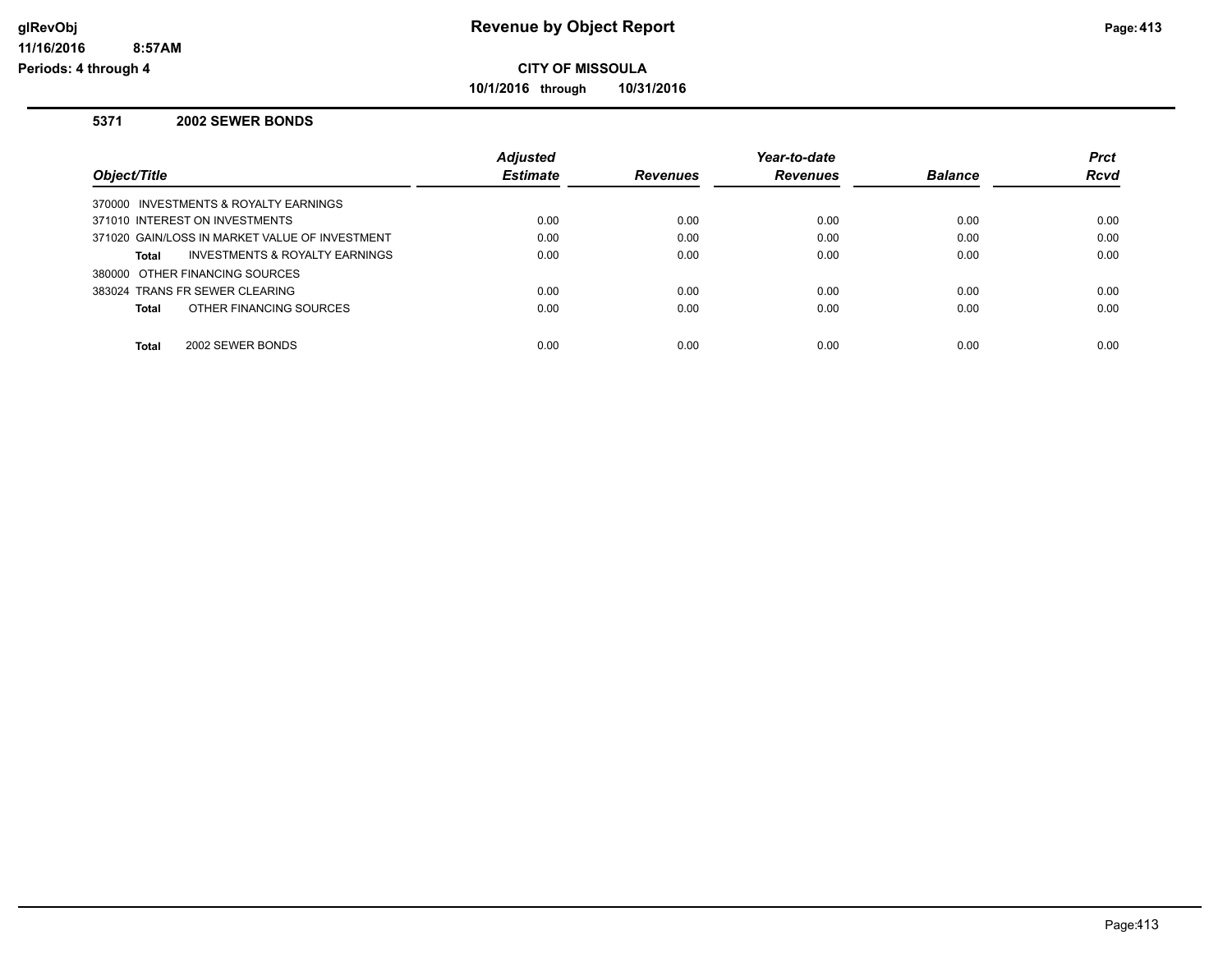**Revenue by Object Report**

**CITY OF MISSOULA**

**10/1/2016 through 10/31/2016**

glRevObj
11/16/2016 8:57AM
Periods: 4 through 4

## 5371 2002 SEWER BONDS

| Object/Title | Adjusted Estimate | Revenues | Year-to-date Revenues | Balance | Prct Rcvd |
|---|---|---|---|---|---|
| 370000 INVESTMENTS & ROYALTY EARNINGS | | | | | |
| 371010 INTEREST ON INVESTMENTS | 0.00 | 0.00 | 0.00 | 0.00 | 0.00 |
| 371020 GAIN/LOSS IN MARKET VALUE OF INVESTMENT | 0.00 | 0.00 | 0.00 | 0.00 | 0.00 |
| **Total** INVESTMENTS & ROYALTY EARNINGS | 0.00 | 0.00 | 0.00 | 0.00 | 0.00 |
| 380000 OTHER FINANCING SOURCES | | | | | |
| 383024 TRANS FR SEWER CLEARING | 0.00 | 0.00 | 0.00 | 0.00 | 0.00 |
| **Total** OTHER FINANCING SOURCES | 0.00 | 0.00 | 0.00 | 0.00 | 0.00 |
| **Total** 2002 SEWER BONDS | 0.00 | 0.00 | 0.00 | 0.00 | 0.00 |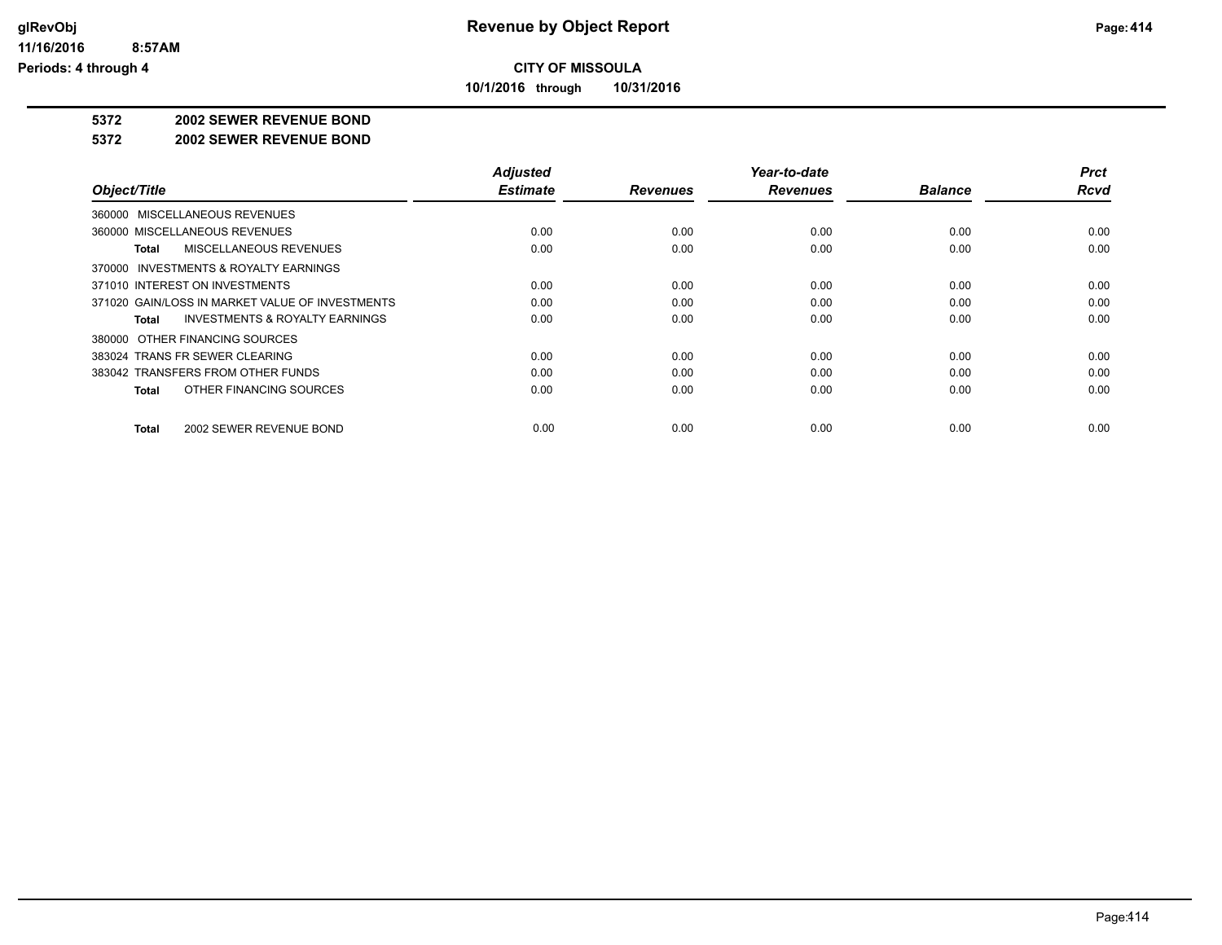**CITY OF MISSOULA**

**10/1/2016 through 10/31/2016**

**5372 2002 SEWER REVENUE BOND**

**5372 2002 SEWER REVENUE BOND**

| Object/Title | Adjusted Estimate | Revenues | Year-to-date Revenues | Balance | Prct Rcvd |
|---|---|---|---|---|---|
| 360000 MISCELLANEOUS REVENUES | | | | | |
| 360000 MISCELLANEOUS REVENUES | 0.00 | 0.00 | 0.00 | 0.00 | 0.00 |
| **Total** MISCELLANEOUS REVENUES | 0.00 | 0.00 | 0.00 | 0.00 | 0.00 |
| 370000 INVESTMENTS & ROYALTY EARNINGS | | | | | |
| 371010 INTEREST ON INVESTMENTS | 0.00 | 0.00 | 0.00 | 0.00 | 0.00 |
| 371020 GAIN/LOSS IN MARKET VALUE OF INVESTMENTS | 0.00 | 0.00 | 0.00 | 0.00 | 0.00 |
| **Total** INVESTMENTS & ROYALTY EARNINGS | 0.00 | 0.00 | 0.00 | 0.00 | 0.00 |
| 380000 OTHER FINANCING SOURCES | | | | | |
| 383024 TRANS FR SEWER CLEARING | 0.00 | 0.00 | 0.00 | 0.00 | 0.00 |
| 383042 TRANSFERS FROM OTHER FUNDS | 0.00 | 0.00 | 0.00 | 0.00 | 0.00 |
| **Total** OTHER FINANCING SOURCES | 0.00 | 0.00 | 0.00 | 0.00 | 0.00 |
| **Total** 2002 SEWER REVENUE BOND | 0.00 | 0.00 | 0.00 | 0.00 | 0.00 |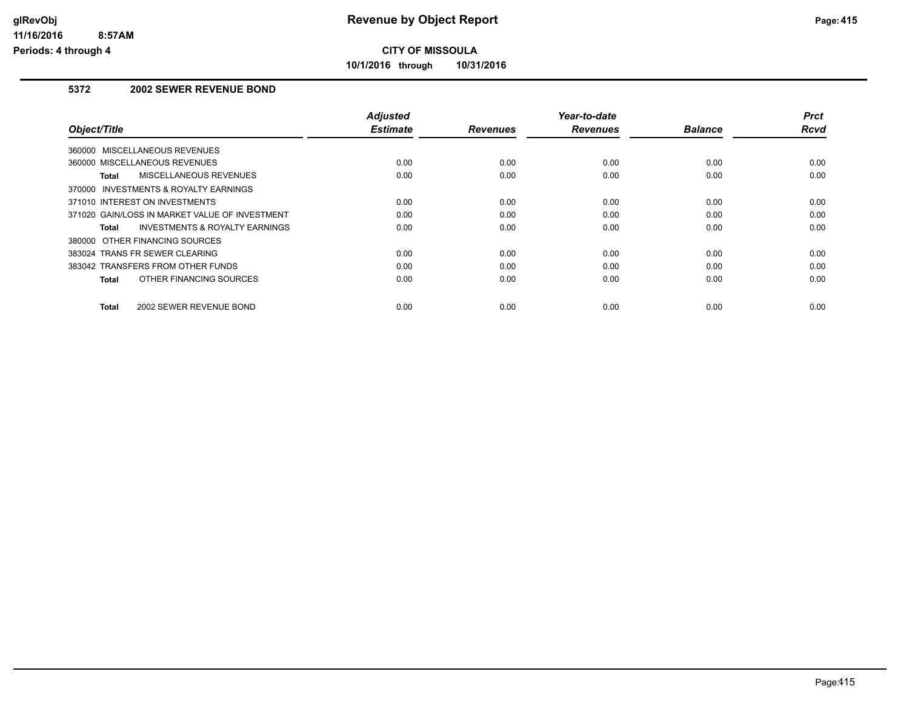# CITY OF MISSOULA

**10/1/2016 through 10/31/2016**

## 5372 2002 SEWER REVENUE BOND

| Object/Title | Adjusted Estimate | Revenues | Year-to-date Revenues | Balance | Prct Rcvd |
|---|---|---|---|---|---|
| 360000 MISCELLANEOUS REVENUES | | | | | |
| 360000 MISCELLANEOUS REVENUES | 0.00 | 0.00 | 0.00 | 0.00 | 0.00 |
| **Total** MISCELLANEOUS REVENUES | 0.00 | 0.00 | 0.00 | 0.00 | 0.00 |
| 370000 INVESTMENTS & ROYALTY EARNINGS | | | | | |
| 371010 INTEREST ON INVESTMENTS | 0.00 | 0.00 | 0.00 | 0.00 | 0.00 |
| 371020 GAIN/LOSS IN MARKET VALUE OF INVESTMENT | 0.00 | 0.00 | 0.00 | 0.00 | 0.00 |
| **Total** INVESTMENTS & ROYALTY EARNINGS | 0.00 | 0.00 | 0.00 | 0.00 | 0.00 |
| 380000 OTHER FINANCING SOURCES | | | | | |
| 383024 TRANS FR SEWER CLEARING | 0.00 | 0.00 | 0.00 | 0.00 | 0.00 |
| 383042 TRANSFERS FROM OTHER FUNDS | 0.00 | 0.00 | 0.00 | 0.00 | 0.00 |
| **Total** OTHER FINANCING SOURCES | 0.00 | 0.00 | 0.00 | 0.00 | 0.00 |
| **Total** 2002 SEWER REVENUE BOND | 0.00 | 0.00 | 0.00 | 0.00 | 0.00 |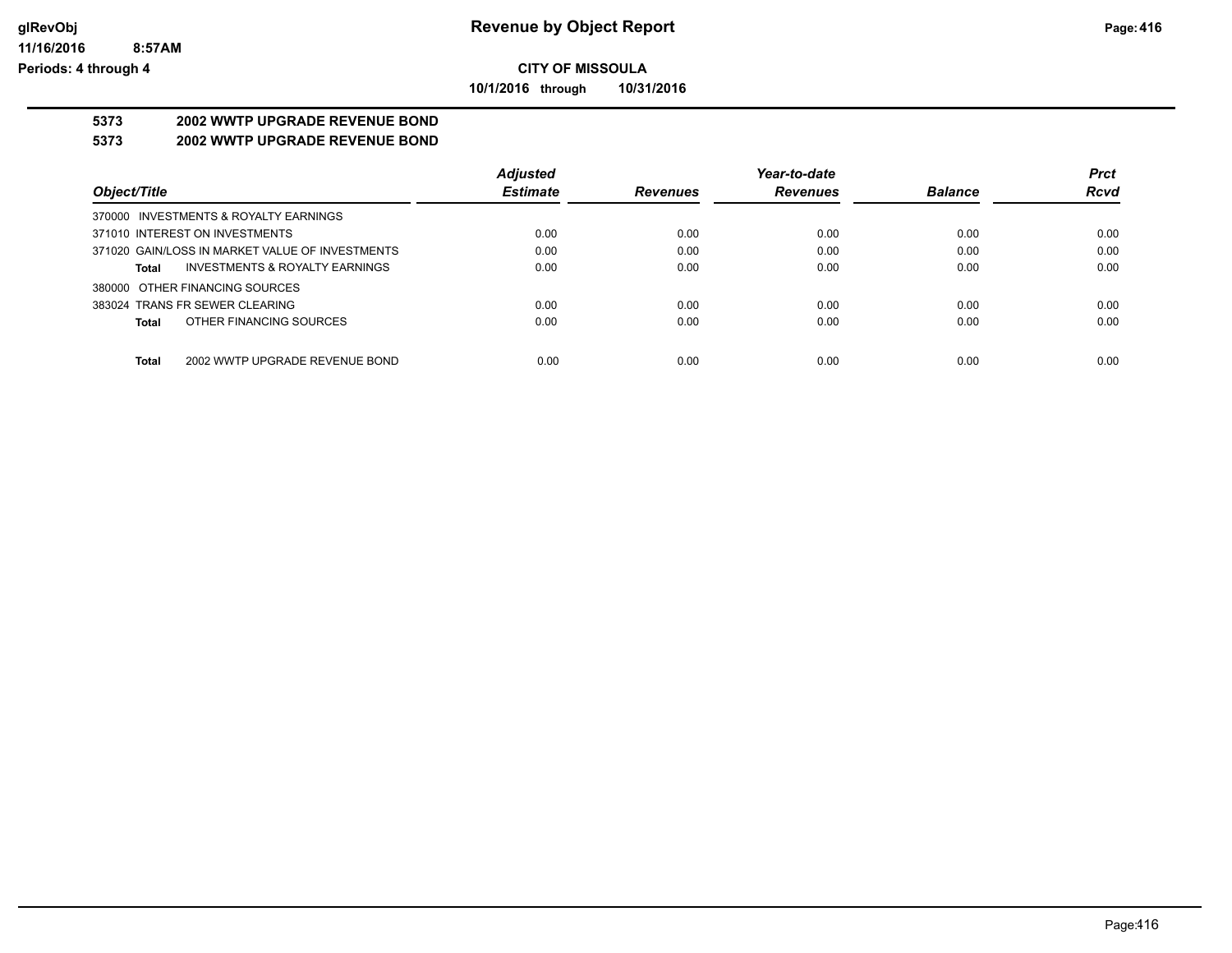**Revenue by Object Report**

**CITY OF MISSOULA**

**10/1/2016 through 10/31/2016**

glRevObj
11/16/2016 8:57AM
Periods: 4 through 4

**5373 2002 WWTP UPGRADE REVENUE BOND**

**5373 2002 WWTP UPGRADE REVENUE BOND**

| Object/Title | Adjusted Estimate | Revenues | Year-to-date Revenues | Balance | Prct Rcvd |
|---|---|---|---|---|---|
| 370000 INVESTMENTS & ROYALTY EARNINGS | | | | | |
| 371010 INTEREST ON INVESTMENTS | 0.00 | 0.00 | 0.00 | 0.00 | 0.00 |
| 371020 GAIN/LOSS IN MARKET VALUE OF INVESTMENTS | 0.00 | 0.00 | 0.00 | 0.00 | 0.00 |
| **Total** INVESTMENTS & ROYALTY EARNINGS | 0.00 | 0.00 | 0.00 | 0.00 | 0.00 |
| 380000 OTHER FINANCING SOURCES | | | | | |
| 383024 TRANS FR SEWER CLEARING | 0.00 | 0.00 | 0.00 | 0.00 | 0.00 |
| **Total** OTHER FINANCING SOURCES | 0.00 | 0.00 | 0.00 | 0.00 | 0.00 |
| **Total** 2002 WWTP UPGRADE REVENUE BOND | 0.00 | 0.00 | 0.00 | 0.00 | 0.00 |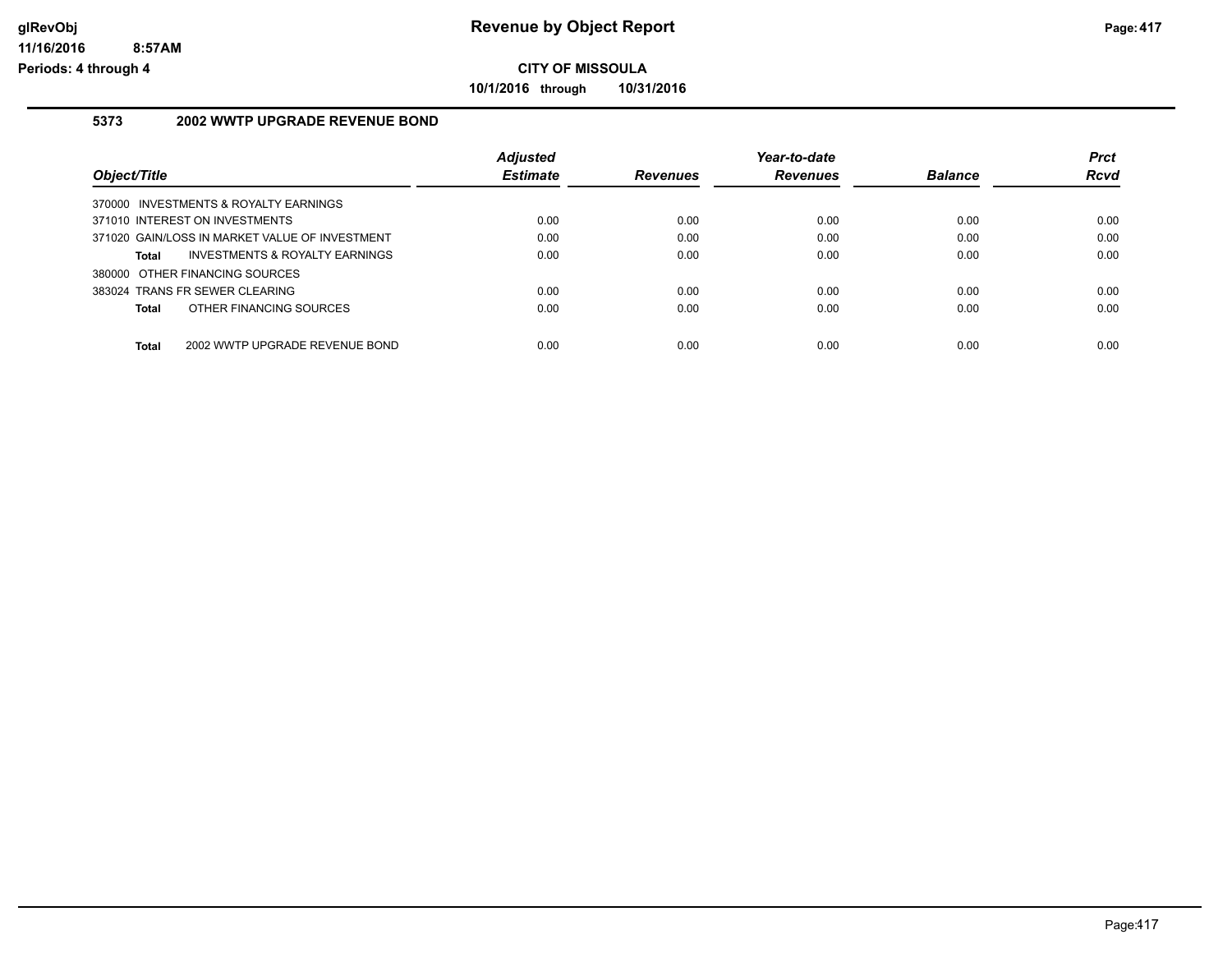# Revenue by Object Report

**CITY OF MISSOULA**

**10/1/2016 through 10/31/2016**

glRevObj
11/16/2016 8:57AM
Periods: 4 through 4

## 5373 2002 WWTP UPGRADE REVENUE BOND

| Object/Title | Adjusted Estimate | Revenues | Year-to-date Revenues | Balance | Prct Rcvd |
|---|---|---|---|---|---|
| 370000 INVESTMENTS & ROYALTY EARNINGS | | | | | |
| 371010 INTEREST ON INVESTMENTS | 0.00 | 0.00 | 0.00 | 0.00 | 0.00 |
| 371020 GAIN/LOSS IN MARKET VALUE OF INVESTMENT | 0.00 | 0.00 | 0.00 | 0.00 | 0.00 |
| **Total** INVESTMENTS & ROYALTY EARNINGS | 0.00 | 0.00 | 0.00 | 0.00 | 0.00 |
| 380000 OTHER FINANCING SOURCES | | | | | |
| 383024 TRANS FR SEWER CLEARING | 0.00 | 0.00 | 0.00 | 0.00 | 0.00 |
| **Total** OTHER FINANCING SOURCES | 0.00 | 0.00 | 0.00 | 0.00 | 0.00 |
| **Total** 2002 WWTP UPGRADE REVENUE BOND | 0.00 | 0.00 | 0.00 | 0.00 | 0.00 |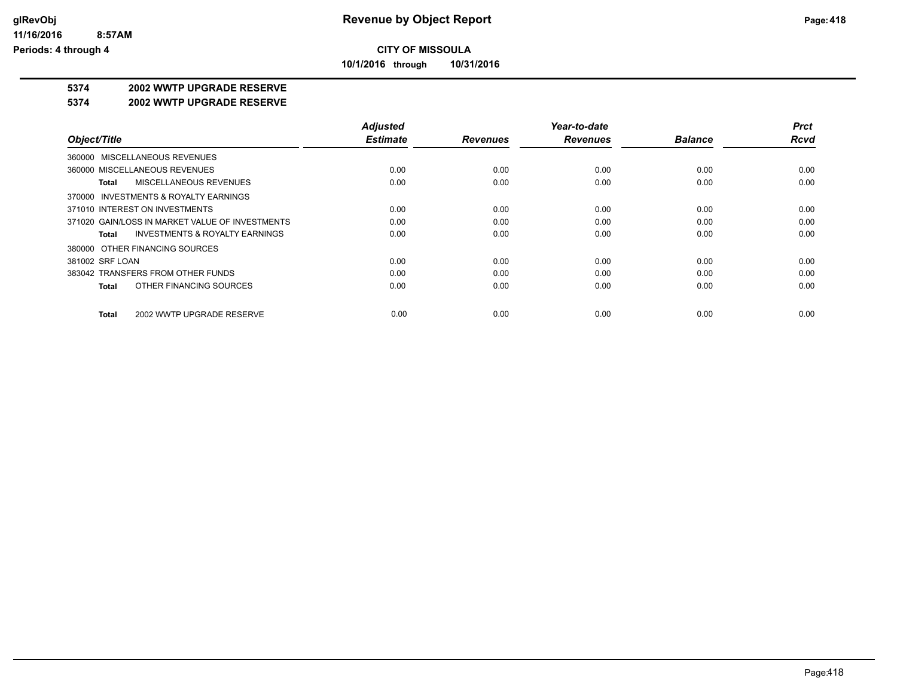# CITY OF MISSOULA

**10/1/2016 through 10/31/2016**

## 5374 2002 WWTP UPGRADE RESERVE

## 5374 2002 WWTP UPGRADE RESERVE

| Object/Title | Adjusted Estimate | Revenues | Year-to-date Revenues | Balance | Prct Rcvd |
|---|---|---|---|---|---|
| 360000 MISCELLANEOUS REVENUES | | | | | |
| 360000 MISCELLANEOUS REVENUES | 0.00 | 0.00 | 0.00 | 0.00 | 0.00 |
| **Total** MISCELLANEOUS REVENUES | 0.00 | 0.00 | 0.00 | 0.00 | 0.00 |
| 370000 INVESTMENTS & ROYALTY EARNINGS | | | | | |
| 371010 INTEREST ON INVESTMENTS | 0.00 | 0.00 | 0.00 | 0.00 | 0.00 |
| 371020 GAIN/LOSS IN MARKET VALUE OF INVESTMENTS | 0.00 | 0.00 | 0.00 | 0.00 | 0.00 |
| **Total** INVESTMENTS & ROYALTY EARNINGS | 0.00 | 0.00 | 0.00 | 0.00 | 0.00 |
| 380000 OTHER FINANCING SOURCES | | | | | |
| 381002 SRF LOAN | 0.00 | 0.00 | 0.00 | 0.00 | 0.00 |
| 383042 TRANSFERS FROM OTHER FUNDS | 0.00 | 0.00 | 0.00 | 0.00 | 0.00 |
| **Total** OTHER FINANCING SOURCES | 0.00 | 0.00 | 0.00 | 0.00 | 0.00 |
| **Total** 2002 WWTP UPGRADE RESERVE | 0.00 | 0.00 | 0.00 | 0.00 | 0.00 |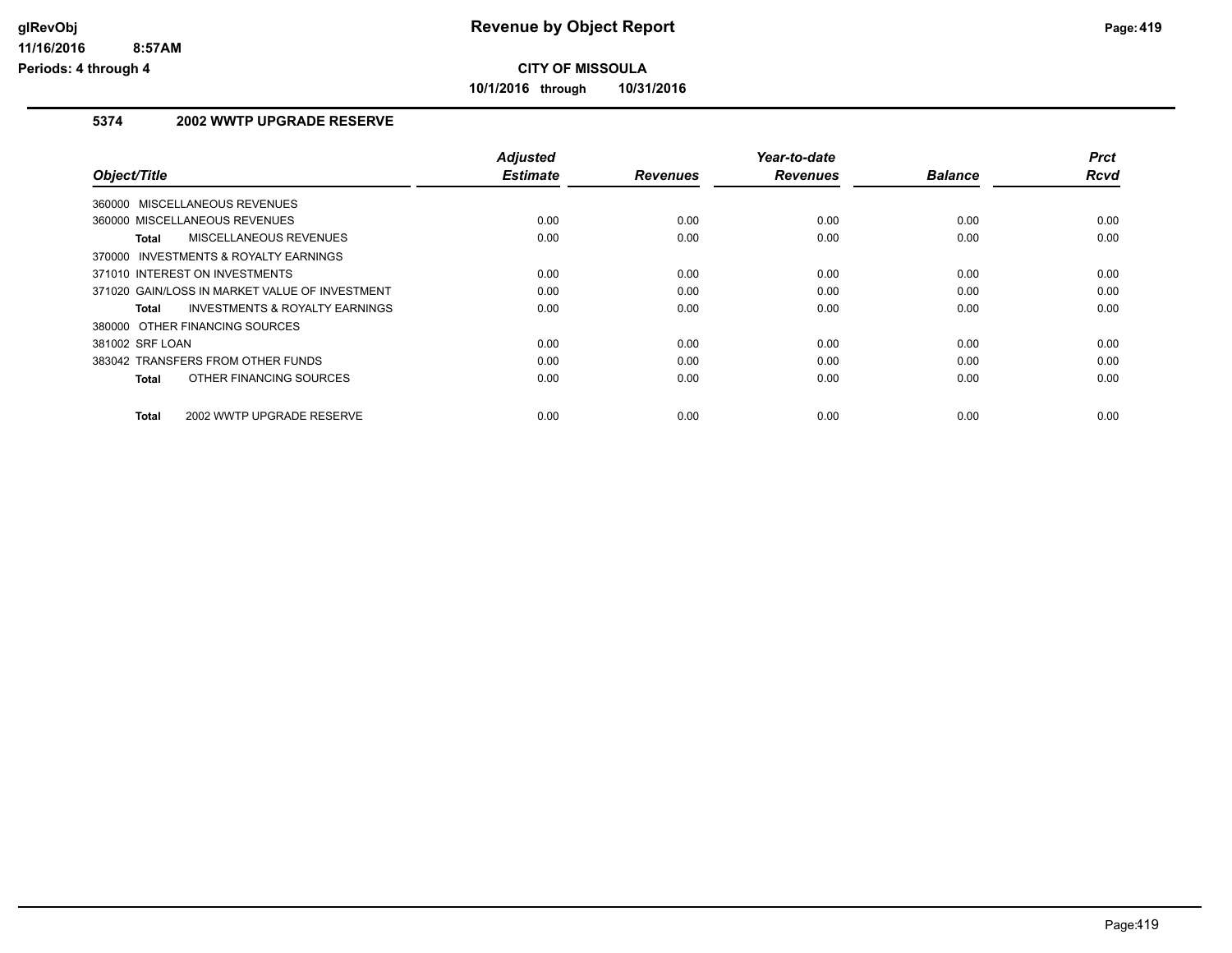# Revenue by Object Report

**CITY OF MISSOULA**

**10/1/2016 through 10/31/2016**

glRevObj
11/16/2016 8:57AM
Periods: 4 through 4

## 5374 2002 WWTP UPGRADE RESERVE

| Object/Title | Adjusted Estimate | Revenues | Year-to-date Revenues | Balance | Prct Rcvd |
|---|---|---|---|---|---|
| 360000 MISCELLANEOUS REVENUES | | | | | |
| 360000 MISCELLANEOUS REVENUES | 0.00 | 0.00 | 0.00 | 0.00 | 0.00 |
| **Total** MISCELLANEOUS REVENUES | 0.00 | 0.00 | 0.00 | 0.00 | 0.00 |
| 370000 INVESTMENTS & ROYALTY EARNINGS | | | | | |
| 371010 INTEREST ON INVESTMENTS | 0.00 | 0.00 | 0.00 | 0.00 | 0.00 |
| 371020 GAIN/LOSS IN MARKET VALUE OF INVESTMENT | 0.00 | 0.00 | 0.00 | 0.00 | 0.00 |
| **Total** INVESTMENTS & ROYALTY EARNINGS | 0.00 | 0.00 | 0.00 | 0.00 | 0.00 |
| 380000 OTHER FINANCING SOURCES | | | | | |
| 381002 SRF LOAN | 0.00 | 0.00 | 0.00 | 0.00 | 0.00 |
| 383042 TRANSFERS FROM OTHER FUNDS | 0.00 | 0.00 | 0.00 | 0.00 | 0.00 |
| **Total** OTHER FINANCING SOURCES | 0.00 | 0.00 | 0.00 | 0.00 | 0.00 |
| **Total** 2002 WWTP UPGRADE RESERVE | 0.00 | 0.00 | 0.00 | 0.00 | 0.00 |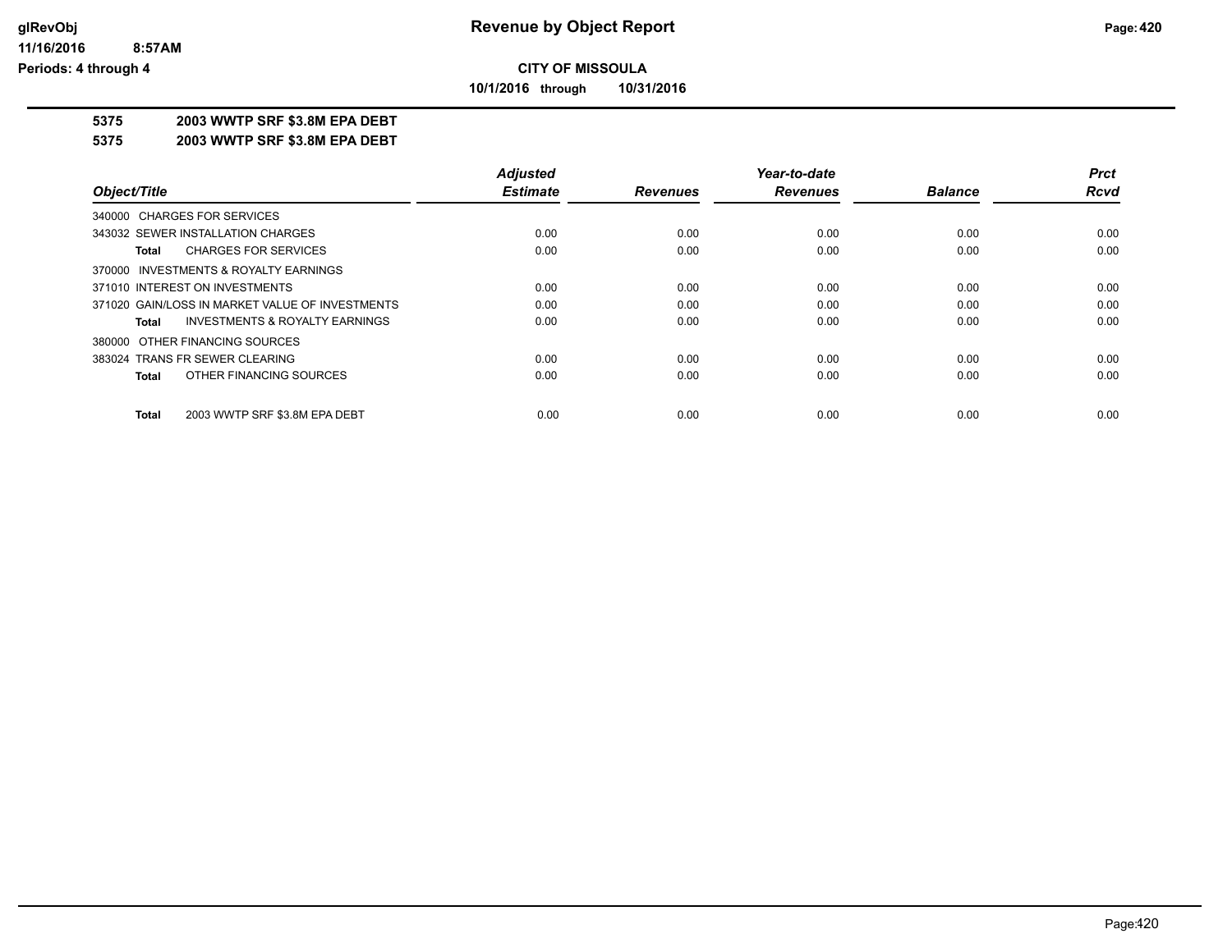**CITY OF MISSOULA**

**10/1/2016 through 10/31/2016**

**5375 2003 WWTP SRF $3.8M EPA DEBT**

**5375 2003 WWTP SRF $3.8M EPA DEBT**

| Object/Title | Adjusted Estimate | Revenues | Year-to-date Revenues | Balance | Prct Rcvd |
|---|---|---|---|---|---|
| 340000 CHARGES FOR SERVICES | | | | | |
| 343032 SEWER INSTALLATION CHARGES | 0.00 | 0.00 | 0.00 | 0.00 | 0.00 |
| **Total** CHARGES FOR SERVICES | 0.00 | 0.00 | 0.00 | 0.00 | 0.00 |
| 370000 INVESTMENTS & ROYALTY EARNINGS | | | | | |
| 371010 INTEREST ON INVESTMENTS | 0.00 | 0.00 | 0.00 | 0.00 | 0.00 |
| 371020 GAIN/LOSS IN MARKET VALUE OF INVESTMENTS | 0.00 | 0.00 | 0.00 | 0.00 | 0.00 |
| **Total** INVESTMENTS & ROYALTY EARNINGS | 0.00 | 0.00 | 0.00 | 0.00 | 0.00 |
| 380000 OTHER FINANCING SOURCES | | | | | |
| 383024 TRANS FR SEWER CLEARING | 0.00 | 0.00 | 0.00 | 0.00 | 0.00 |
| **Total** OTHER FINANCING SOURCES | 0.00 | 0.00 | 0.00 | 0.00 | 0.00 |
| **Total** 2003 WWTP SRF $3.8M EPA DEBT | 0.00 | 0.00 | 0.00 | 0.00 | 0.00 |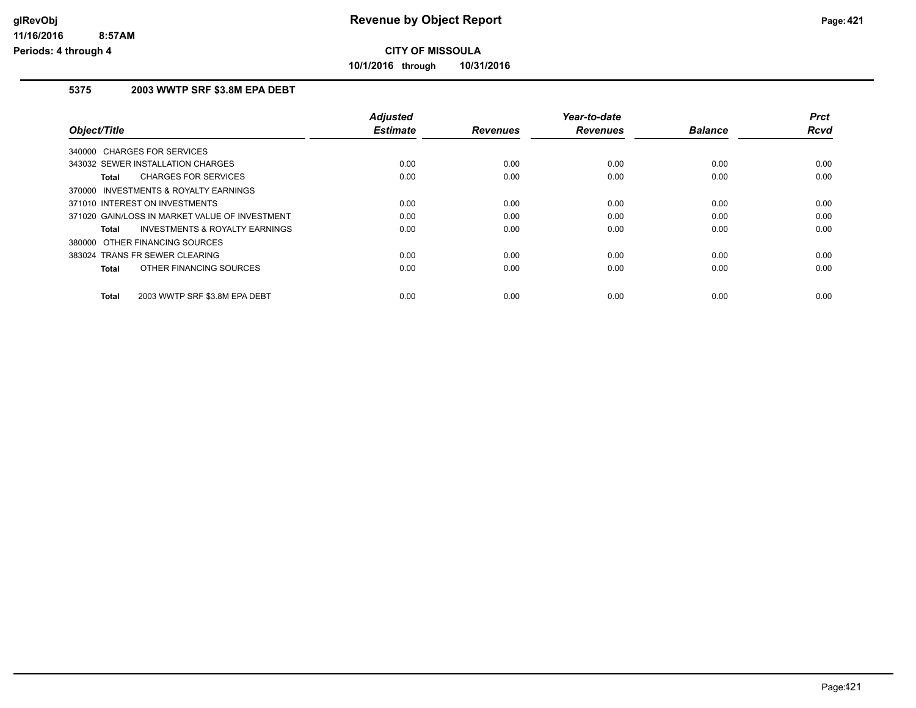# Revenue by Object Report

## CITY OF MISSOULA

**10/1/2016 through 10/31/2016**

glRevObj
11/16/2016 8:57AM
Periods: 4 through 4

### 5375 2003 WWTP SRF $3.8M EPA DEBT

| Object/Title | Adjusted Estimate | Revenues | Year-to-date Revenues | Balance | Prct Rcvd |
|---|---|---|---|---|---|
| 340000 CHARGES FOR SERVICES | | | | | |
| 343032 SEWER INSTALLATION CHARGES | 0.00 | 0.00 | 0.00 | 0.00 | 0.00 |
| **Total** CHARGES FOR SERVICES | 0.00 | 0.00 | 0.00 | 0.00 | 0.00 |
| 370000 INVESTMENTS & ROYALTY EARNINGS | | | | | |
| 371010 INTEREST ON INVESTMENTS | 0.00 | 0.00 | 0.00 | 0.00 | 0.00 |
| 371020 GAIN/LOSS IN MARKET VALUE OF INVESTMENT | 0.00 | 0.00 | 0.00 | 0.00 | 0.00 |
| **Total** INVESTMENTS & ROYALTY EARNINGS | 0.00 | 0.00 | 0.00 | 0.00 | 0.00 |
| 380000 OTHER FINANCING SOURCES | | | | | |
| 383024 TRANS FR SEWER CLEARING | 0.00 | 0.00 | 0.00 | 0.00 | 0.00 |
| **Total** OTHER FINANCING SOURCES | 0.00 | 0.00 | 0.00 | 0.00 | 0.00 |
| **Total** 2003 WWTP SRF $3.8M EPA DEBT | 0.00 | 0.00 | 0.00 | 0.00 | 0.00 |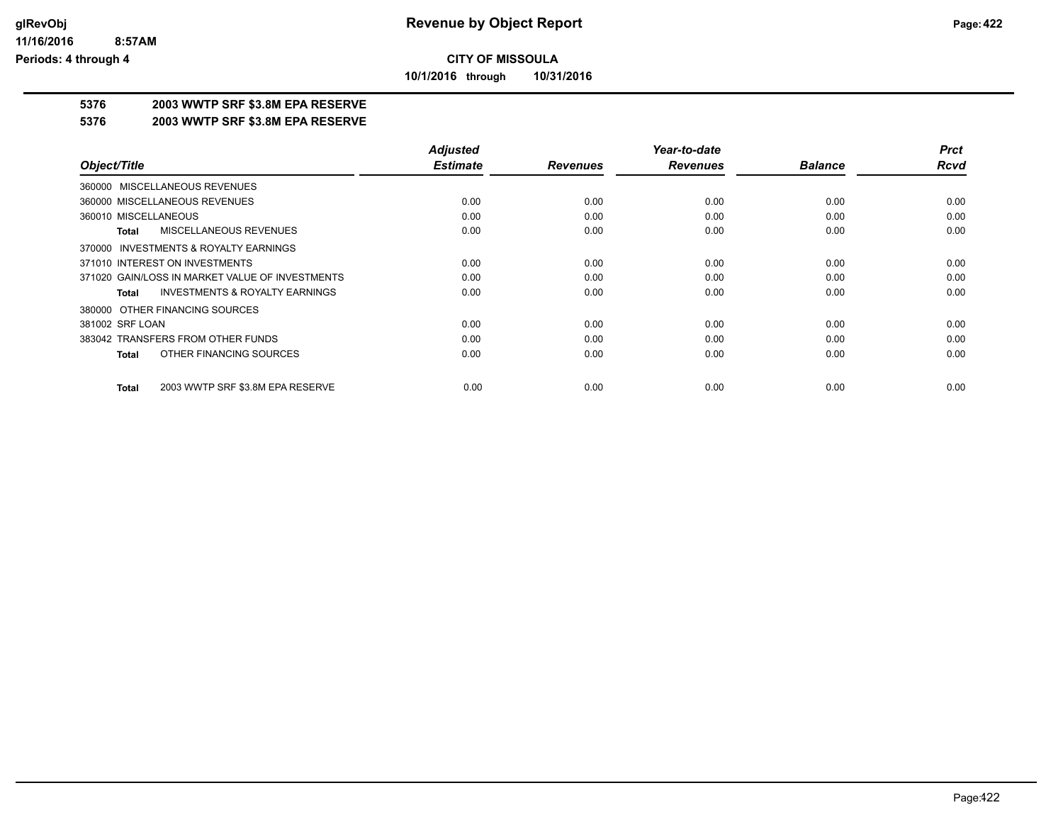**CITY OF MISSOULA**

**10/1/2016 through 10/31/2016**

**5376 2003 WWTP SRF $3.8M EPA RESERVE**

**5376 2003 WWTP SRF $3.8M EPA RESERVE**

| Object/Title | Adjusted Estimate | Revenues | Year-to-date Revenues | Balance | Prct Rcvd |
|---|---|---|---|---|---|
| 360000 MISCELLANEOUS REVENUES | | | | | |
| 360000 MISCELLANEOUS REVENUES | 0.00 | 0.00 | 0.00 | 0.00 | 0.00 |
| 360010 MISCELLANEOUS | 0.00 | 0.00 | 0.00 | 0.00 | 0.00 |
| **Total** MISCELLANEOUS REVENUES | 0.00 | 0.00 | 0.00 | 0.00 | 0.00 |
| 370000 INVESTMENTS & ROYALTY EARNINGS | | | | | |
| 371010 INTEREST ON INVESTMENTS | 0.00 | 0.00 | 0.00 | 0.00 | 0.00 |
| 371020 GAIN/LOSS IN MARKET VALUE OF INVESTMENTS | 0.00 | 0.00 | 0.00 | 0.00 | 0.00 |
| **Total** INVESTMENTS & ROYALTY EARNINGS | 0.00 | 0.00 | 0.00 | 0.00 | 0.00 |
| 380000 OTHER FINANCING SOURCES | | | | | |
| 381002 SRF LOAN | 0.00 | 0.00 | 0.00 | 0.00 | 0.00 |
| 383042 TRANSFERS FROM OTHER FUNDS | 0.00 | 0.00 | 0.00 | 0.00 | 0.00 |
| **Total** OTHER FINANCING SOURCES | 0.00 | 0.00 | 0.00 | 0.00 | 0.00 |
| **Total** 2003 WWTP SRF $3.8M EPA RESERVE | 0.00 | 0.00 | 0.00 | 0.00 | 0.00 |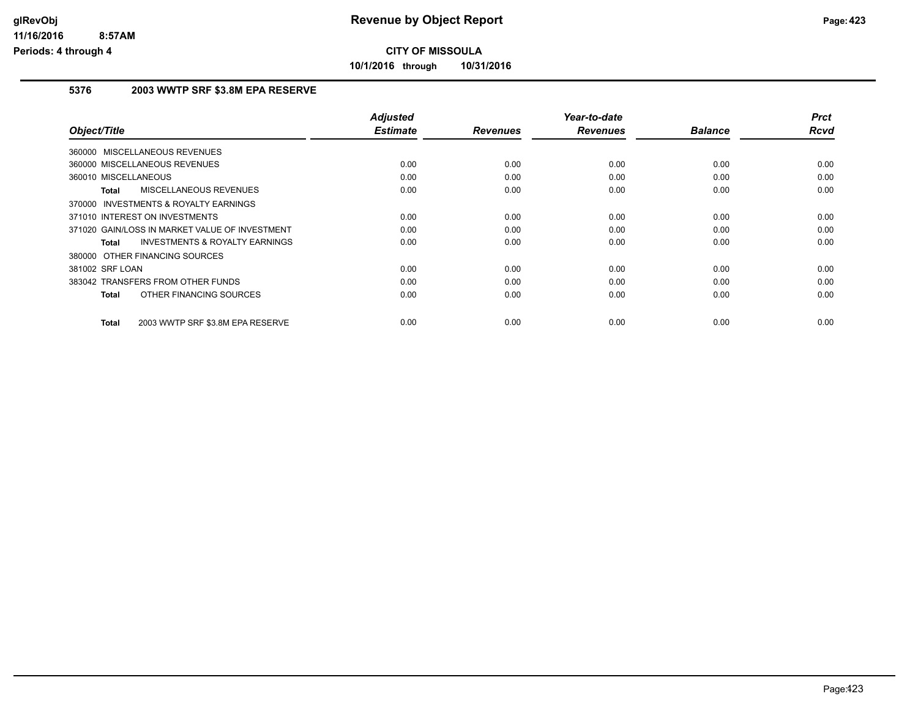**CITY OF MISSOULA**

**10/1/2016 through 10/31/2016**

## 5376 2003 WWTP SRF $3.8M EPA RESERVE

| Object/Title | Adjusted Estimate | Revenues | Year-to-date Revenues | Balance | Prct Rcvd |
|---|---|---|---|---|---|
| 360000 MISCELLANEOUS REVENUES | | | | | |
| 360000 MISCELLANEOUS REVENUES | 0.00 | 0.00 | 0.00 | 0.00 | 0.00 |
| 360010 MISCELLANEOUS | 0.00 | 0.00 | 0.00 | 0.00 | 0.00 |
| **Total** MISCELLANEOUS REVENUES | 0.00 | 0.00 | 0.00 | 0.00 | 0.00 |
| 370000 INVESTMENTS & ROYALTY EARNINGS | | | | | |
| 371010 INTEREST ON INVESTMENTS | 0.00 | 0.00 | 0.00 | 0.00 | 0.00 |
| 371020 GAIN/LOSS IN MARKET VALUE OF INVESTMENT | 0.00 | 0.00 | 0.00 | 0.00 | 0.00 |
| **Total** INVESTMENTS & ROYALTY EARNINGS | 0.00 | 0.00 | 0.00 | 0.00 | 0.00 |
| 380000 OTHER FINANCING SOURCES | | | | | |
| 381002 SRF LOAN | 0.00 | 0.00 | 0.00 | 0.00 | 0.00 |
| 383042 TRANSFERS FROM OTHER FUNDS | 0.00 | 0.00 | 0.00 | 0.00 | 0.00 |
| **Total** OTHER FINANCING SOURCES | 0.00 | 0.00 | 0.00 | 0.00 | 0.00 |
| **Total** 2003 WWTP SRF $3.8M EPA RESERVE | 0.00 | 0.00 | 0.00 | 0.00 | 0.00 |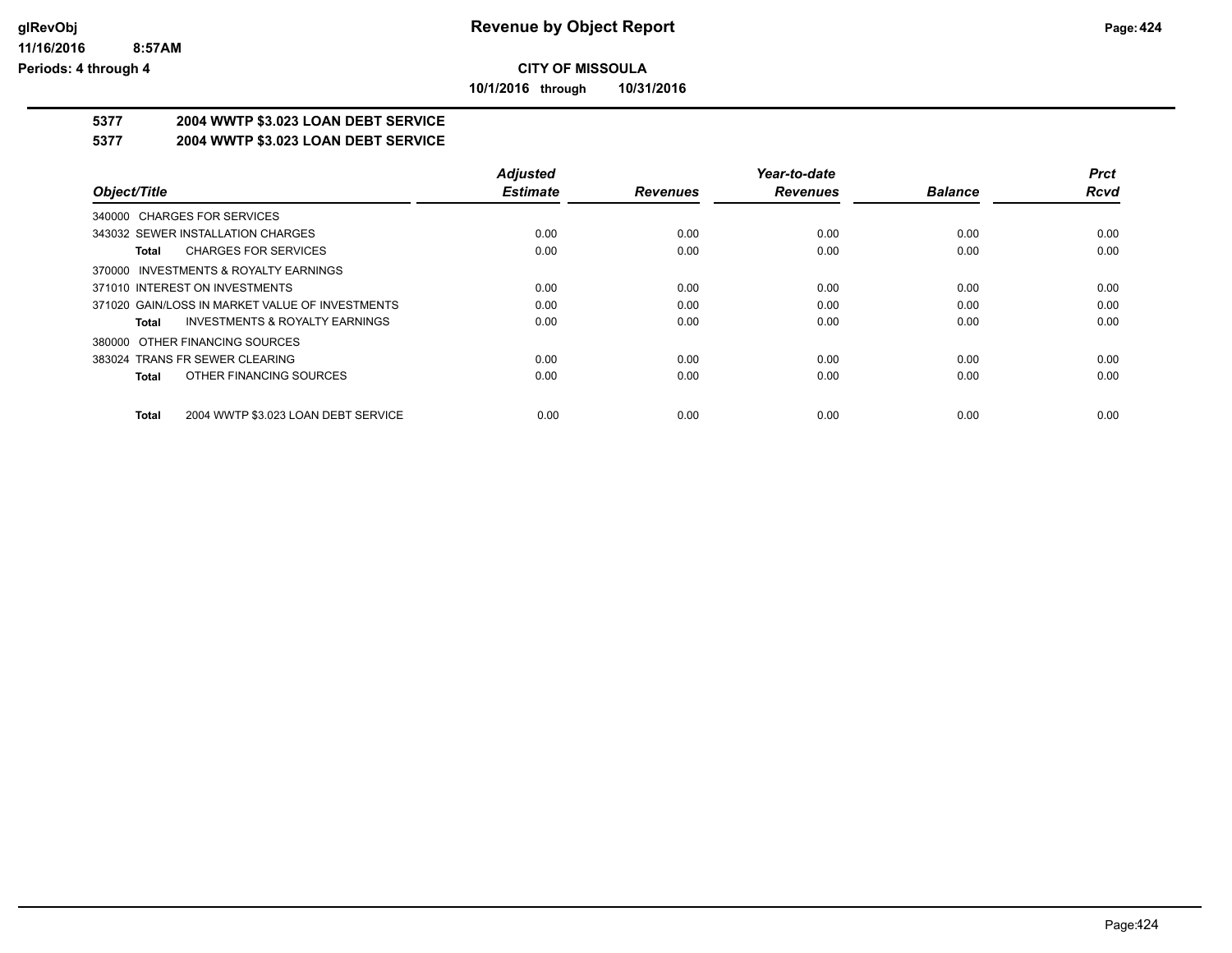**CITY OF MISSOULA**

**10/1/2016 through 10/31/2016**

## 5377 2004 WWTP $3.023 LOAN DEBT SERVICE

## 5377 2004 WWTP $3.023 LOAN DEBT SERVICE

| Object/Title | Adjusted Estimate | Revenues | Year-to-date Revenues | Balance | Prct Rcvd |
|---|---|---|---|---|---|
| 340000 CHARGES FOR SERVICES | | | | | |
| 343032 SEWER INSTALLATION CHARGES | 0.00 | 0.00 | 0.00 | 0.00 | 0.00 |
| **Total** CHARGES FOR SERVICES | 0.00 | 0.00 | 0.00 | 0.00 | 0.00 |
| 370000 INVESTMENTS & ROYALTY EARNINGS | | | | | |
| 371010 INTEREST ON INVESTMENTS | 0.00 | 0.00 | 0.00 | 0.00 | 0.00 |
| 371020 GAIN/LOSS IN MARKET VALUE OF INVESTMENTS | 0.00 | 0.00 | 0.00 | 0.00 | 0.00 |
| **Total** INVESTMENTS & ROYALTY EARNINGS | 0.00 | 0.00 | 0.00 | 0.00 | 0.00 |
| 380000 OTHER FINANCING SOURCES | | | | | |
| 383024 TRANS FR SEWER CLEARING | 0.00 | 0.00 | 0.00 | 0.00 | 0.00 |
| **Total** OTHER FINANCING SOURCES | 0.00 | 0.00 | 0.00 | 0.00 | 0.00 |
| **Total** 2004 WWTP $3.023 LOAN DEBT SERVICE | 0.00 | 0.00 | 0.00 | 0.00 | 0.00 |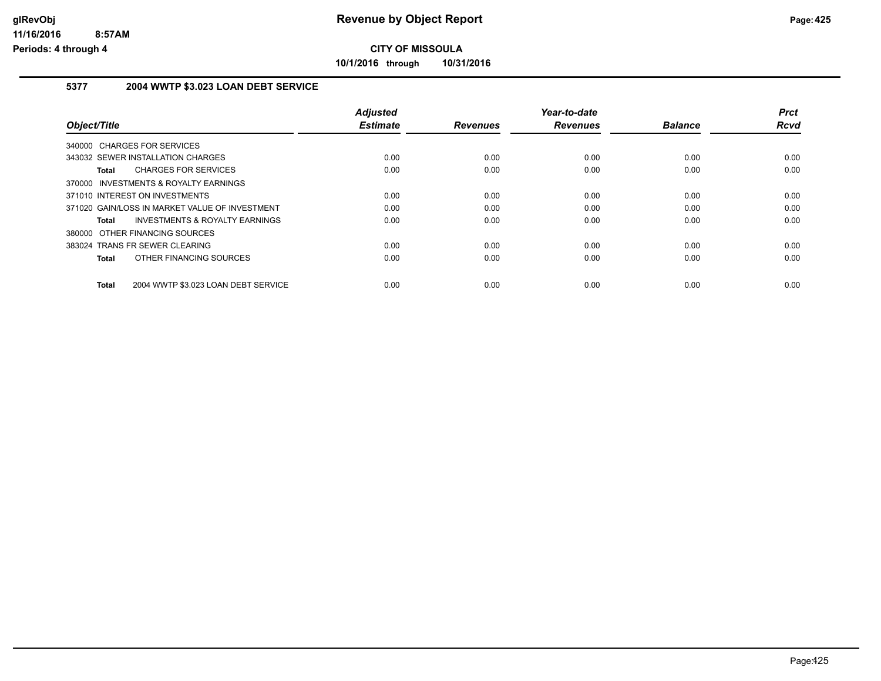# Revenue by Object Report

**CITY OF MISSOULA**

**10/1/2016 through 10/31/2016**

glRevObj
11/16/2016 8:57AM
Periods: 4 through 4

## 5377 2004 WWTP $3.023 LOAN DEBT SERVICE

| Object/Title | Adjusted Estimate | Revenues | Year-to-date Revenues | Balance | Prct Rcvd |
|---|---|---|---|---|---|
| 340000 CHARGES FOR SERVICES | | | | | |
| 343032 SEWER INSTALLATION CHARGES | 0.00 | 0.00 | 0.00 | 0.00 | 0.00 |
| **Total** CHARGES FOR SERVICES | 0.00 | 0.00 | 0.00 | 0.00 | 0.00 |
| 370000 INVESTMENTS & ROYALTY EARNINGS | | | | | |
| 371010 INTEREST ON INVESTMENTS | 0.00 | 0.00 | 0.00 | 0.00 | 0.00 |
| 371020 GAIN/LOSS IN MARKET VALUE OF INVESTMENT | 0.00 | 0.00 | 0.00 | 0.00 | 0.00 |
| **Total** INVESTMENTS & ROYALTY EARNINGS | 0.00 | 0.00 | 0.00 | 0.00 | 0.00 |
| 380000 OTHER FINANCING SOURCES | | | | | |
| 383024 TRANS FR SEWER CLEARING | 0.00 | 0.00 | 0.00 | 0.00 | 0.00 |
| **Total** OTHER FINANCING SOURCES | 0.00 | 0.00 | 0.00 | 0.00 | 0.00 |
| **Total** 2004 WWTP $3.023 LOAN DEBT SERVICE | 0.00 | 0.00 | 0.00 | 0.00 | 0.00 |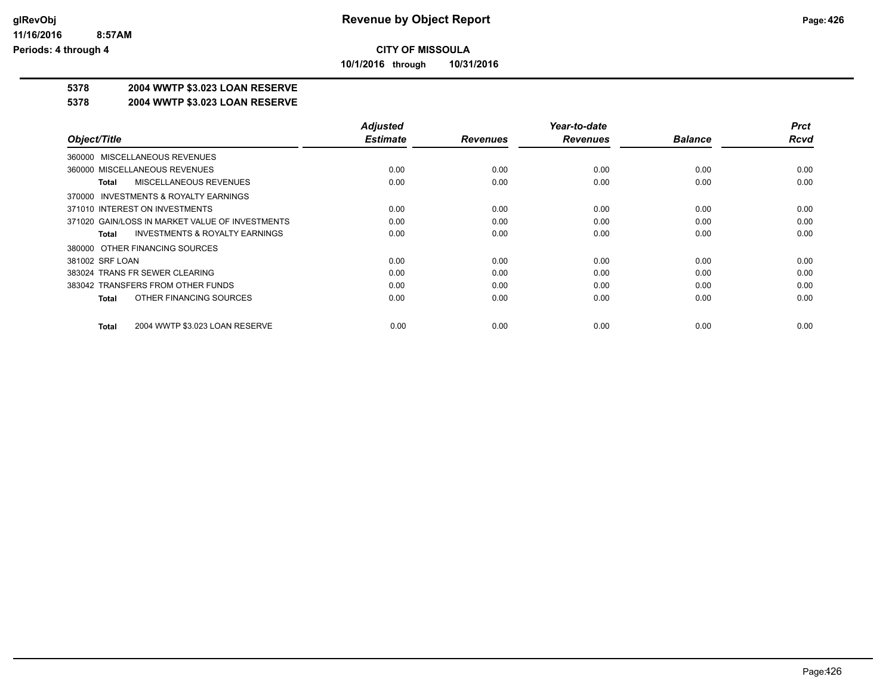**CITY OF MISSOULA**

**10/1/2016 through 10/31/2016**

**5378 2004 WWTP $3.023 LOAN RESERVE**

**5378 2004 WWTP $3.023 LOAN RESERVE**

| Object/Title | Adjusted Estimate | Revenues | Year-to-date Revenues | Balance | Prct Rcvd |
|---|---|---|---|---|---|
| 360000 MISCELLANEOUS REVENUES | | | | | |
| 360000 MISCELLANEOUS REVENUES | 0.00 | 0.00 | 0.00 | 0.00 | 0.00 |
| **Total** MISCELLANEOUS REVENUES | 0.00 | 0.00 | 0.00 | 0.00 | 0.00 |
| 370000 INVESTMENTS & ROYALTY EARNINGS | | | | | |
| 371010 INTEREST ON INVESTMENTS | 0.00 | 0.00 | 0.00 | 0.00 | 0.00 |
| 371020 GAIN/LOSS IN MARKET VALUE OF INVESTMENTS | 0.00 | 0.00 | 0.00 | 0.00 | 0.00 |
| **Total** INVESTMENTS & ROYALTY EARNINGS | 0.00 | 0.00 | 0.00 | 0.00 | 0.00 |
| 380000 OTHER FINANCING SOURCES | | | | | |
| 381002 SRF LOAN | 0.00 | 0.00 | 0.00 | 0.00 | 0.00 |
| 383024 TRANS FR SEWER CLEARING | 0.00 | 0.00 | 0.00 | 0.00 | 0.00 |
| 383042 TRANSFERS FROM OTHER FUNDS | 0.00 | 0.00 | 0.00 | 0.00 | 0.00 |
| **Total** OTHER FINANCING SOURCES | 0.00 | 0.00 | 0.00 | 0.00 | 0.00 |
| **Total** 2004 WWTP $3.023 LOAN RESERVE | 0.00 | 0.00 | 0.00 | 0.00 | 0.00 |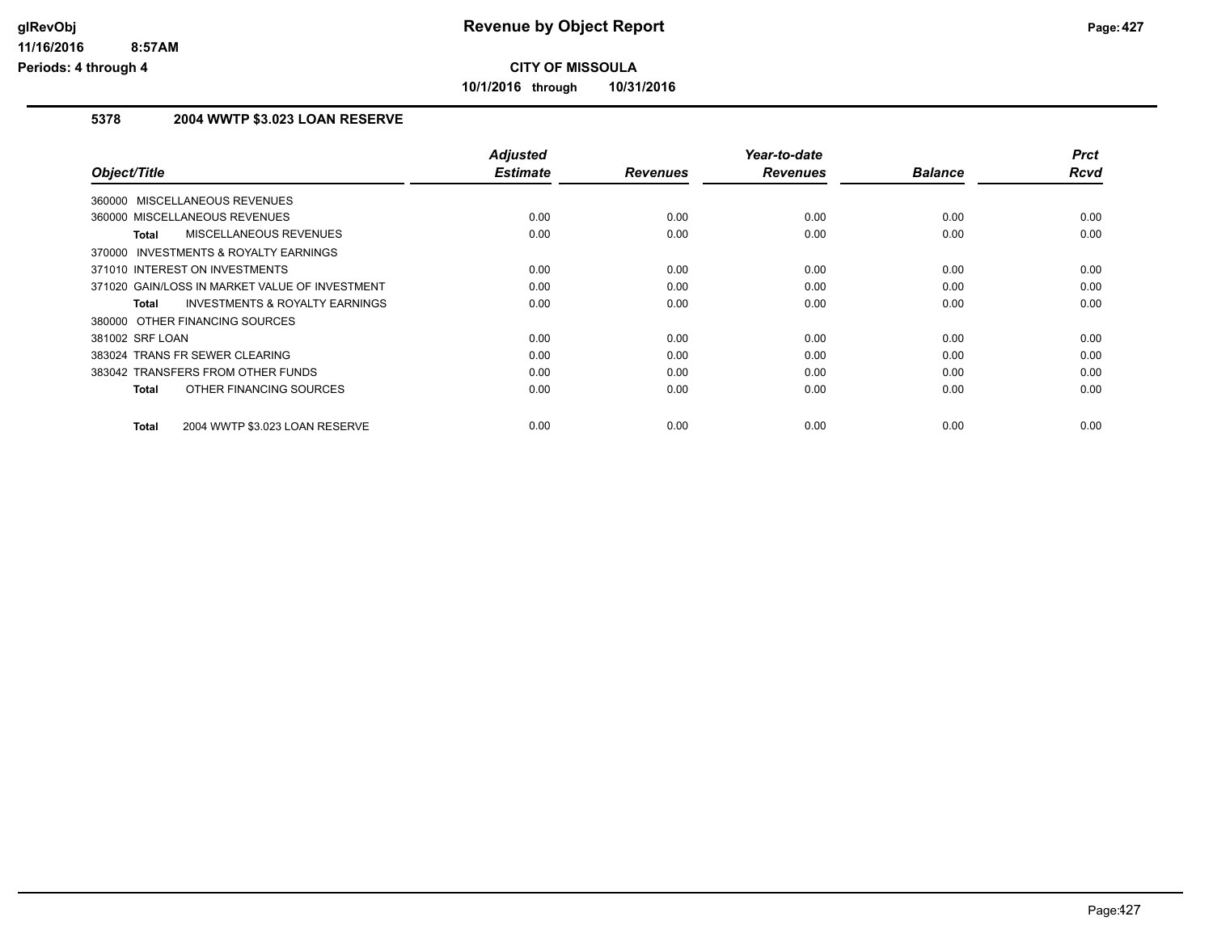# Revenue by Object Report

**CITY OF MISSOULA**

**10/1/2016 through 10/31/2016**

glRevObj
11/16/2016 8:57AM
Periods: 4 through 4

## 5378 2004 WWTP $3.023 LOAN RESERVE

| Object/Title | Adjusted Estimate | Revenues | Year-to-date Revenues | Balance | Prct Rcvd |
|---|---|---|---|---|---|
| 360000 MISCELLANEOUS REVENUES | | | | | |
| 360000 MISCELLANEOUS REVENUES | 0.00 | 0.00 | 0.00 | 0.00 | 0.00 |
| **Total** MISCELLANEOUS REVENUES | 0.00 | 0.00 | 0.00 | 0.00 | 0.00 |
| 370000 INVESTMENTS & ROYALTY EARNINGS | | | | | |
| 371010 INTEREST ON INVESTMENTS | 0.00 | 0.00 | 0.00 | 0.00 | 0.00 |
| 371020 GAIN/LOSS IN MARKET VALUE OF INVESTMENT | 0.00 | 0.00 | 0.00 | 0.00 | 0.00 |
| **Total** INVESTMENTS & ROYALTY EARNINGS | 0.00 | 0.00 | 0.00 | 0.00 | 0.00 |
| 380000 OTHER FINANCING SOURCES | | | | | |
| 381002 SRF LOAN | 0.00 | 0.00 | 0.00 | 0.00 | 0.00 |
| 383024 TRANS FR SEWER CLEARING | 0.00 | 0.00 | 0.00 | 0.00 | 0.00 |
| 383042 TRANSFERS FROM OTHER FUNDS | 0.00 | 0.00 | 0.00 | 0.00 | 0.00 |
| **Total** OTHER FINANCING SOURCES | 0.00 | 0.00 | 0.00 | 0.00 | 0.00 |
| **Total** 2004 WWTP $3.023 LOAN RESERVE | 0.00 | 0.00 | 0.00 | 0.00 | 0.00 |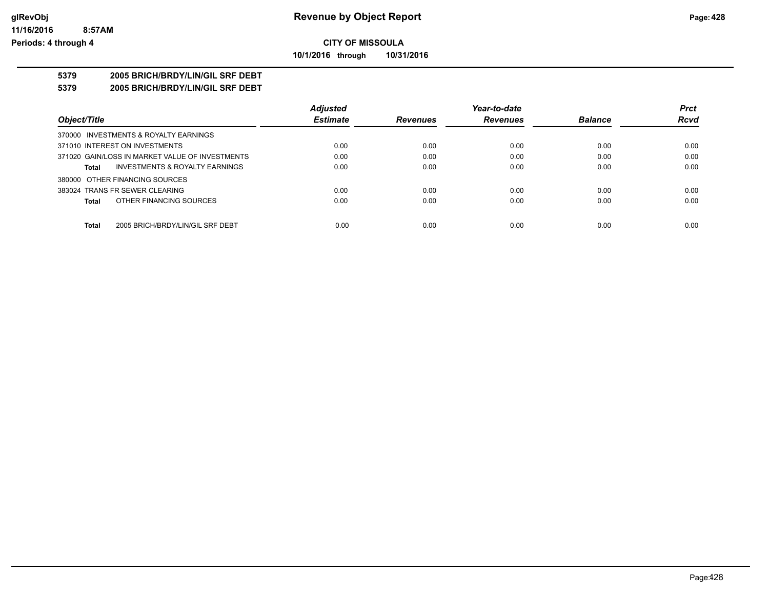# Revenue by Object Report

**CITY OF MISSOULA**

**10/1/2016 through 10/31/2016**

glRevObj
11/16/2016 8:57AM
Periods: 4 through 4

**5379 2005 BRICH/BRDY/LIN/GIL SRF DEBT**

**5379 2005 BRICH/BRDY/LIN/GIL SRF DEBT**

| Object/Title | Adjusted Estimate | Revenues | Year-to-date Revenues | Balance | Prct Rcvd |
|---|---|---|---|---|---|
| 370000 INVESTMENTS & ROYALTY EARNINGS | | | | | |
| 371010 INTEREST ON INVESTMENTS | 0.00 | 0.00 | 0.00 | 0.00 | 0.00 |
| 371020 GAIN/LOSS IN MARKET VALUE OF INVESTMENTS | 0.00 | 0.00 | 0.00 | 0.00 | 0.00 |
| **Total** INVESTMENTS & ROYALTY EARNINGS | 0.00 | 0.00 | 0.00 | 0.00 | 0.00 |
| 380000 OTHER FINANCING SOURCES | | | | | |
| 383024 TRANS FR SEWER CLEARING | 0.00 | 0.00 | 0.00 | 0.00 | 0.00 |
| **Total** OTHER FINANCING SOURCES | 0.00 | 0.00 | 0.00 | 0.00 | 0.00 |
| **Total** 2005 BRICH/BRDY/LIN/GIL SRF DEBT | 0.00 | 0.00 | 0.00 | 0.00 | 0.00 |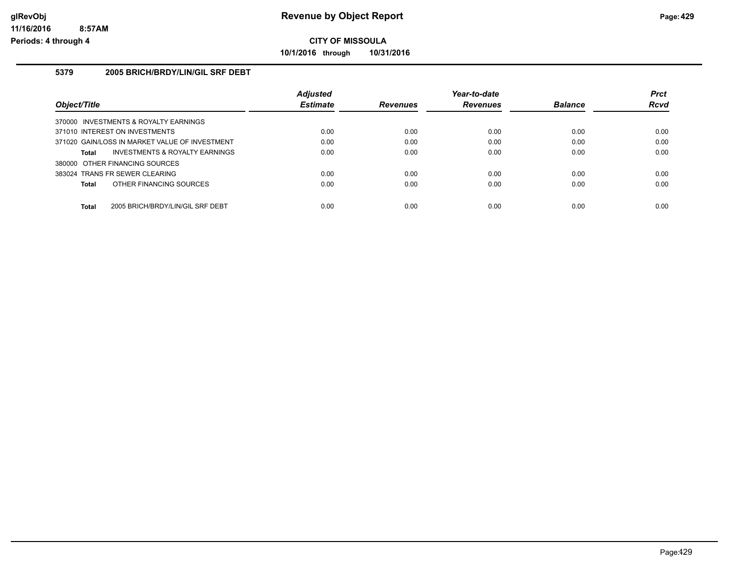# Revenue by Object Report

## CITY OF MISSOULA

**10/1/2016 through 10/31/2016**

glRevObj
11/16/2016 8:57AM
Periods: 4 through 4

### 5379 2005 BRICH/BRDY/LIN/GIL SRF DEBT

| Object/Title | Adjusted Estimate | Revenues | Year-to-date Revenues | Balance | Prct Rcvd |
|---|---|---|---|---|---|
| 370000 INVESTMENTS & ROYALTY EARNINGS | | | | | |
| 371010 INTEREST ON INVESTMENTS | 0.00 | 0.00 | 0.00 | 0.00 | 0.00 |
| 371020 GAIN/LOSS IN MARKET VALUE OF INVESTMENT | 0.00 | 0.00 | 0.00 | 0.00 | 0.00 |
| **Total** INVESTMENTS & ROYALTY EARNINGS | 0.00 | 0.00 | 0.00 | 0.00 | 0.00 |
| 380000 OTHER FINANCING SOURCES | | | | | |
| 383024 TRANS FR SEWER CLEARING | 0.00 | 0.00 | 0.00 | 0.00 | 0.00 |
| **Total** OTHER FINANCING SOURCES | 0.00 | 0.00 | 0.00 | 0.00 | 0.00 |
| **Total** 2005 BRICH/BRDY/LIN/GIL SRF DEBT | 0.00 | 0.00 | 0.00 | 0.00 | 0.00 |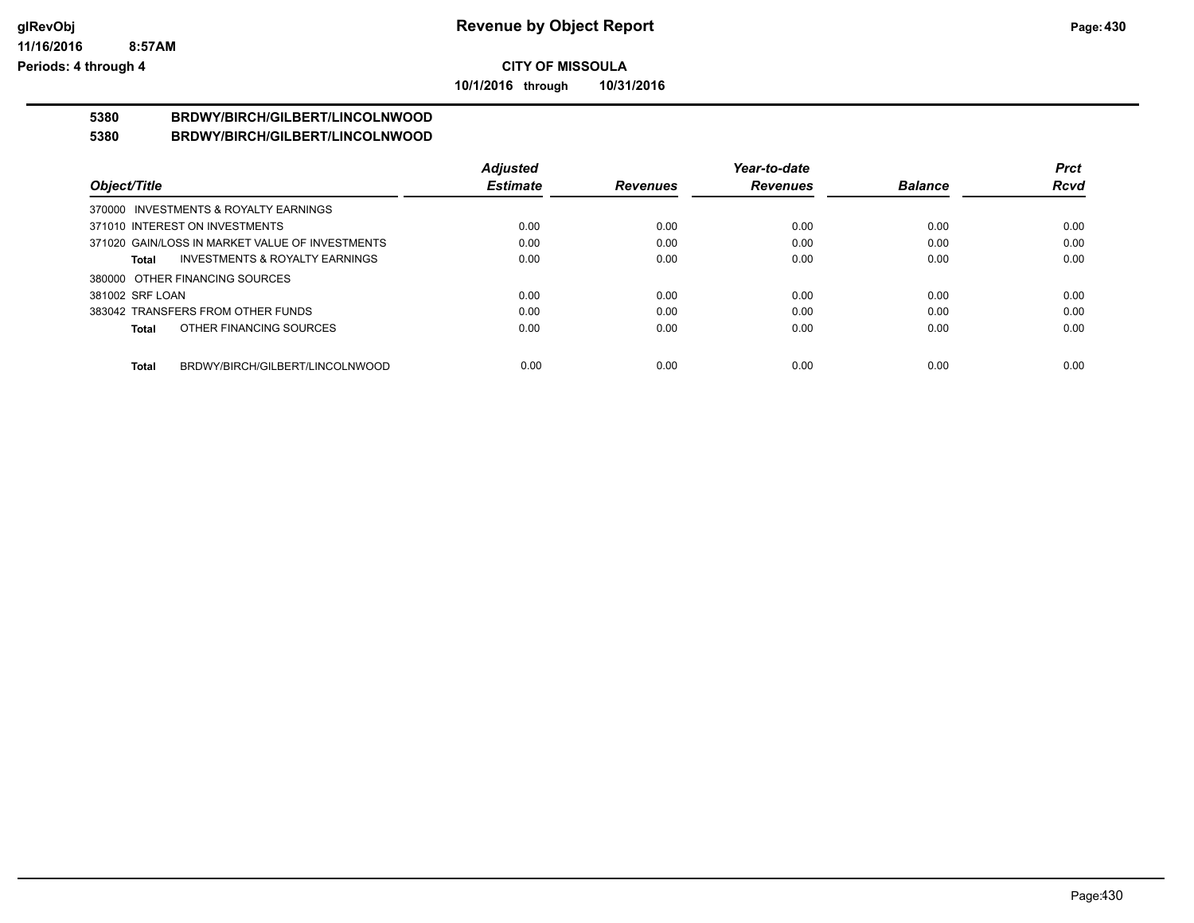**Revenue by Object Report**

**CITY OF MISSOULA**

**10/1/2016 through 10/31/2016**

glRevObj
11/16/2016 8:57AM
Periods: 4 through 4

**5380 BRDWY/BIRCH/GILBERT/LINCOLNWOOD**

**5380 BRDWY/BIRCH/GILBERT/LINCOLNWOOD**

| Object/Title | Adjusted Estimate | Revenues | Year-to-date Revenues | Balance | Prct Rcvd |
|---|---|---|---|---|---|
| 370000 INVESTMENTS & ROYALTY EARNINGS | | | | | |
| 371010 INTEREST ON INVESTMENTS | 0.00 | 0.00 | 0.00 | 0.00 | 0.00 |
| 371020 GAIN/LOSS IN MARKET VALUE OF INVESTMENTS | 0.00 | 0.00 | 0.00 | 0.00 | 0.00 |
| **Total** INVESTMENTS & ROYALTY EARNINGS | 0.00 | 0.00 | 0.00 | 0.00 | 0.00 |
| 380000 OTHER FINANCING SOURCES | | | | | |
| 381002 SRF LOAN | 0.00 | 0.00 | 0.00 | 0.00 | 0.00 |
| 383042 TRANSFERS FROM OTHER FUNDS | 0.00 | 0.00 | 0.00 | 0.00 | 0.00 |
| **Total** OTHER FINANCING SOURCES | 0.00 | 0.00 | 0.00 | 0.00 | 0.00 |
| **Total** BRDWY/BIRCH/GILBERT/LINCOLNWOOD | 0.00 | 0.00 | 0.00 | 0.00 | 0.00 |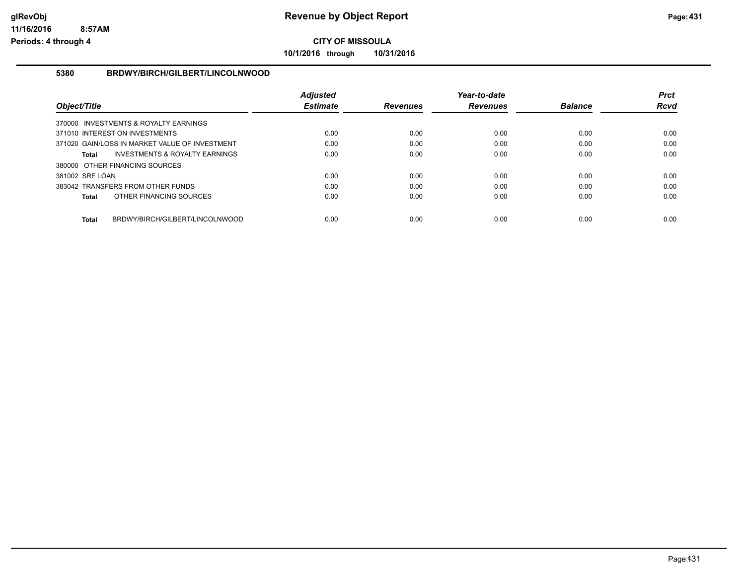**CITY OF MISSOULA**

**10/1/2016 through 10/31/2016**

## 5380 BRDWY/BIRCH/GILBERT/LINCOLNWOOD

| Object/Title | Adjusted Estimate | Revenues | Year-to-date Revenues | Balance | Prct Rcvd |
|---|---|---|---|---|---|
| 370000 INVESTMENTS & ROYALTY EARNINGS | | | | | |
| 371010 INTEREST ON INVESTMENTS | 0.00 | 0.00 | 0.00 | 0.00 | 0.00 |
| 371020 GAIN/LOSS IN MARKET VALUE OF INVESTMENT | 0.00 | 0.00 | 0.00 | 0.00 | 0.00 |
| **Total** INVESTMENTS & ROYALTY EARNINGS | 0.00 | 0.00 | 0.00 | 0.00 | 0.00 |
| 380000 OTHER FINANCING SOURCES | | | | | |
| 381002 SRF LOAN | 0.00 | 0.00 | 0.00 | 0.00 | 0.00 |
| 383042 TRANSFERS FROM OTHER FUNDS | 0.00 | 0.00 | 0.00 | 0.00 | 0.00 |
| **Total** OTHER FINANCING SOURCES | 0.00 | 0.00 | 0.00 | 0.00 | 0.00 |
| **Total** BRDWY/BIRCH/GILBERT/LINCOLNWOOD | 0.00 | 0.00 | 0.00 | 0.00 | 0.00 |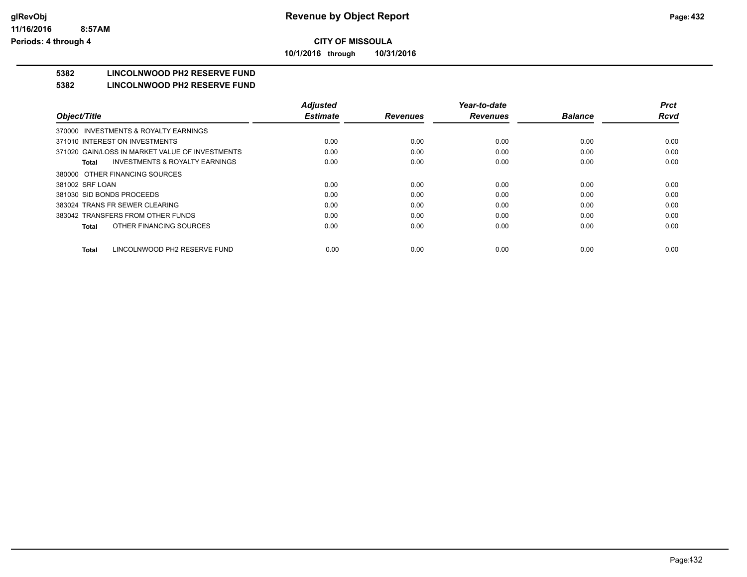## CITY OF MISSOULA

**10/1/2016 through 10/31/2016**

# 5382 LINCOLNWOOD PH2 RESERVE FUND

## 5382 LINCOLNWOOD PH2 RESERVE FUND

| Object/Title | Adjusted Estimate | Revenues | Year-to-date Revenues | Balance | Prct Rcvd |
|---|---|---|---|---|---|
| 370000 INVESTMENTS & ROYALTY EARNINGS | | | | | |
| 371010 INTEREST ON INVESTMENTS | 0.00 | 0.00 | 0.00 | 0.00 | 0.00 |
| 371020 GAIN/LOSS IN MARKET VALUE OF INVESTMENTS | 0.00 | 0.00 | 0.00 | 0.00 | 0.00 |
| **Total** INVESTMENTS & ROYALTY EARNINGS | 0.00 | 0.00 | 0.00 | 0.00 | 0.00 |
| 380000 OTHER FINANCING SOURCES | | | | | |
| 381002 SRF LOAN | 0.00 | 0.00 | 0.00 | 0.00 | 0.00 |
| 381030 SID BONDS PROCEEDS | 0.00 | 0.00 | 0.00 | 0.00 | 0.00 |
| 383024 TRANS FR SEWER CLEARING | 0.00 | 0.00 | 0.00 | 0.00 | 0.00 |
| 383042 TRANSFERS FROM OTHER FUNDS | 0.00 | 0.00 | 0.00 | 0.00 | 0.00 |
| **Total** OTHER FINANCING SOURCES | 0.00 | 0.00 | 0.00 | 0.00 | 0.00 |
| **Total** LINCOLNWOOD PH2 RESERVE FUND | 0.00 | 0.00 | 0.00 | 0.00 | 0.00 |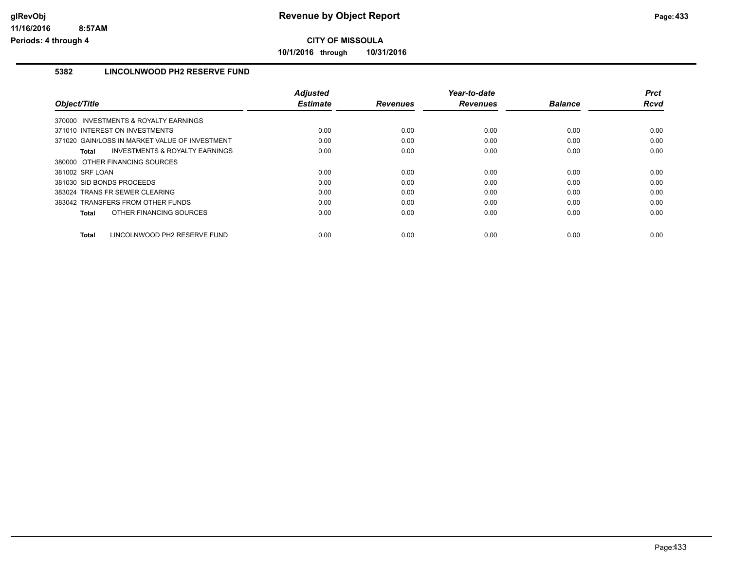**CITY OF MISSOULA**

**10/1/2016 through 10/31/2016**

### 5382 LINCOLNWOOD PH2 RESERVE FUND

| Object/Title | Adjusted Estimate | Revenues | Year-to-date Revenues | Balance | Prct Rcvd |
|---|---|---|---|---|---|
| 370000 INVESTMENTS & ROYALTY EARNINGS | | | | | |
| 371010 INTEREST ON INVESTMENTS | 0.00 | 0.00 | 0.00 | 0.00 | 0.00 |
| 371020 GAIN/LOSS IN MARKET VALUE OF INVESTMENT | 0.00 | 0.00 | 0.00 | 0.00 | 0.00 |
| **Total** INVESTMENTS & ROYALTY EARNINGS | 0.00 | 0.00 | 0.00 | 0.00 | 0.00 |
| 380000 OTHER FINANCING SOURCES | | | | | |
| 381002 SRF LOAN | 0.00 | 0.00 | 0.00 | 0.00 | 0.00 |
| 381030 SID BONDS PROCEEDS | 0.00 | 0.00 | 0.00 | 0.00 | 0.00 |
| 383024 TRANS FR SEWER CLEARING | 0.00 | 0.00 | 0.00 | 0.00 | 0.00 |
| 383042 TRANSFERS FROM OTHER FUNDS | 0.00 | 0.00 | 0.00 | 0.00 | 0.00 |
| **Total** OTHER FINANCING SOURCES | 0.00 | 0.00 | 0.00 | 0.00 | 0.00 |
| **Total** LINCOLNWOOD PH2 RESERVE FUND | 0.00 | 0.00 | 0.00 | 0.00 | 0.00 |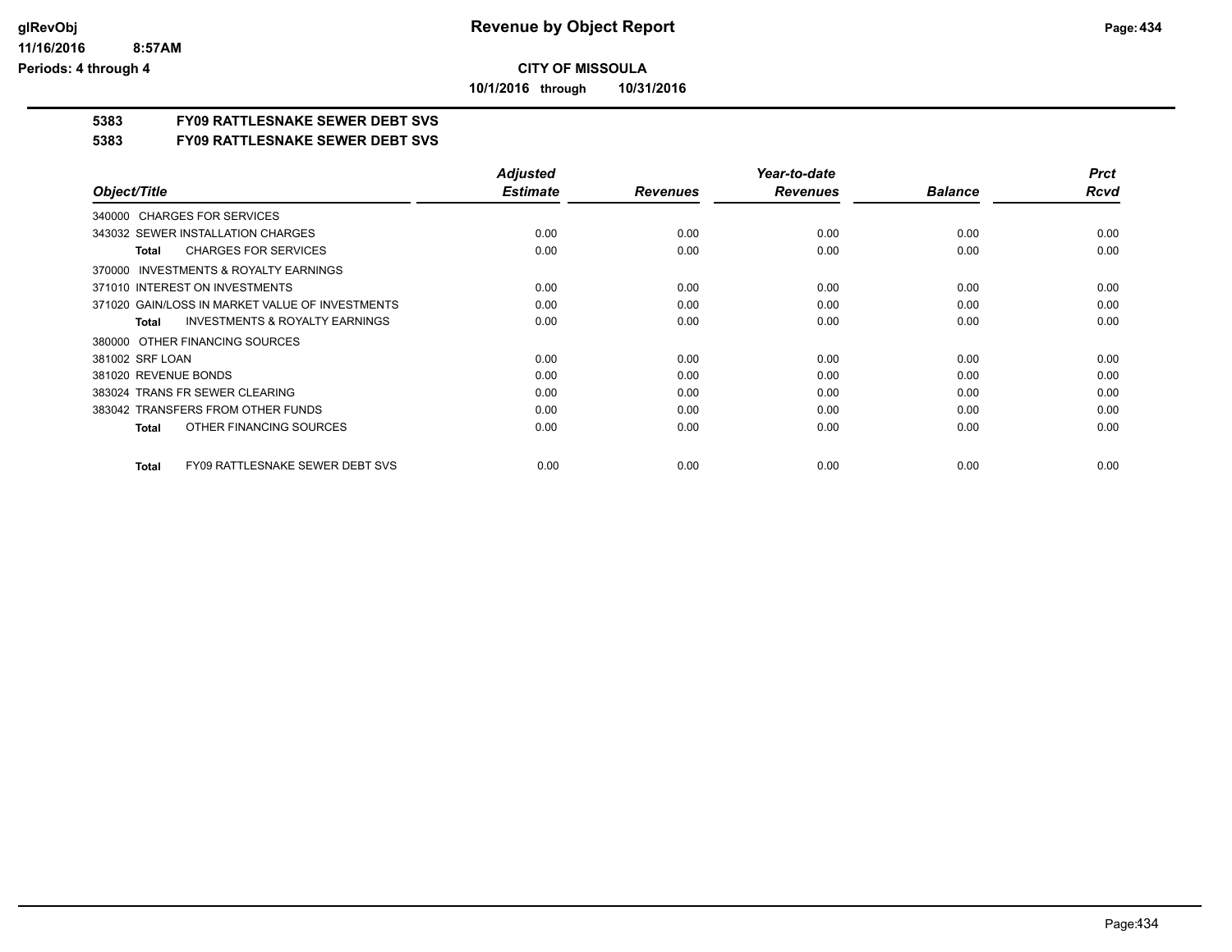**CITY OF MISSOULA**

**10/1/2016 through 10/31/2016**

## 5383 FY09 RATTLESNAKE SEWER DEBT SVS

## 5383 FY09 RATTLESNAKE SEWER DEBT SVS

| Object/Title | Adjusted Estimate | Revenues | Year-to-date Revenues | Balance | Prct Rcvd |
|---|---|---|---|---|---|
| 340000 CHARGES FOR SERVICES | | | | | |
| 343032 SEWER INSTALLATION CHARGES | 0.00 | 0.00 | 0.00 | 0.00 | 0.00 |
| **Total** CHARGES FOR SERVICES | 0.00 | 0.00 | 0.00 | 0.00 | 0.00 |
| 370000 INVESTMENTS & ROYALTY EARNINGS | | | | | |
| 371010 INTEREST ON INVESTMENTS | 0.00 | 0.00 | 0.00 | 0.00 | 0.00 |
| 371020 GAIN/LOSS IN MARKET VALUE OF INVESTMENTS | 0.00 | 0.00 | 0.00 | 0.00 | 0.00 |
| **Total** INVESTMENTS & ROYALTY EARNINGS | 0.00 | 0.00 | 0.00 | 0.00 | 0.00 |
| 380000 OTHER FINANCING SOURCES | | | | | |
| 381002 SRF LOAN | 0.00 | 0.00 | 0.00 | 0.00 | 0.00 |
| 381020 REVENUE BONDS | 0.00 | 0.00 | 0.00 | 0.00 | 0.00 |
| 383024 TRANS FR SEWER CLEARING | 0.00 | 0.00 | 0.00 | 0.00 | 0.00 |
| 383042 TRANSFERS FROM OTHER FUNDS | 0.00 | 0.00 | 0.00 | 0.00 | 0.00 |
| **Total** OTHER FINANCING SOURCES | 0.00 | 0.00 | 0.00 | 0.00 | 0.00 |
| **Total** FY09 RATTLESNAKE SEWER DEBT SVS | 0.00 | 0.00 | 0.00 | 0.00 | 0.00 |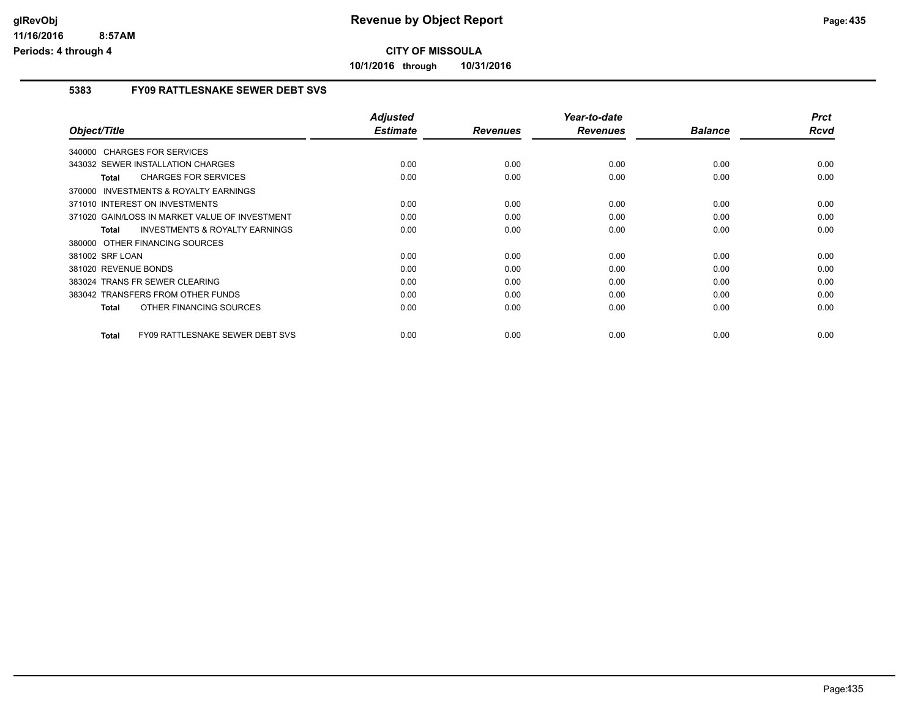**Revenue by Object Report**

**CITY OF MISSOULA**

**10/1/2016 through 10/31/2016**

glRevObj
11/16/2016 8:57AM
Periods: 4 through 4

## 5383 FY09 RATTLESNAKE SEWER DEBT SVS

| Object/Title | Adjusted Estimate | Revenues | Year-to-date Revenues | Balance | Prct Rcvd |
|---|---|---|---|---|---|
| 340000 CHARGES FOR SERVICES | | | | | |
| 343032 SEWER INSTALLATION CHARGES | 0.00 | 0.00 | 0.00 | 0.00 | 0.00 |
| **Total** CHARGES FOR SERVICES | 0.00 | 0.00 | 0.00 | 0.00 | 0.00 |
| 370000 INVESTMENTS & ROYALTY EARNINGS | | | | | |
| 371010 INTEREST ON INVESTMENTS | 0.00 | 0.00 | 0.00 | 0.00 | 0.00 |
| 371020 GAIN/LOSS IN MARKET VALUE OF INVESTMENT | 0.00 | 0.00 | 0.00 | 0.00 | 0.00 |
| **Total** INVESTMENTS & ROYALTY EARNINGS | 0.00 | 0.00 | 0.00 | 0.00 | 0.00 |
| 380000 OTHER FINANCING SOURCES | | | | | |
| 381002 SRF LOAN | 0.00 | 0.00 | 0.00 | 0.00 | 0.00 |
| 381020 REVENUE BONDS | 0.00 | 0.00 | 0.00 | 0.00 | 0.00 |
| 383024 TRANS FR SEWER CLEARING | 0.00 | 0.00 | 0.00 | 0.00 | 0.00 |
| 383042 TRANSFERS FROM OTHER FUNDS | 0.00 | 0.00 | 0.00 | 0.00 | 0.00 |
| **Total** OTHER FINANCING SOURCES | 0.00 | 0.00 | 0.00 | 0.00 | 0.00 |
| **Total** FY09 RATTLESNAKE SEWER DEBT SVS | 0.00 | 0.00 | 0.00 | 0.00 | 0.00 |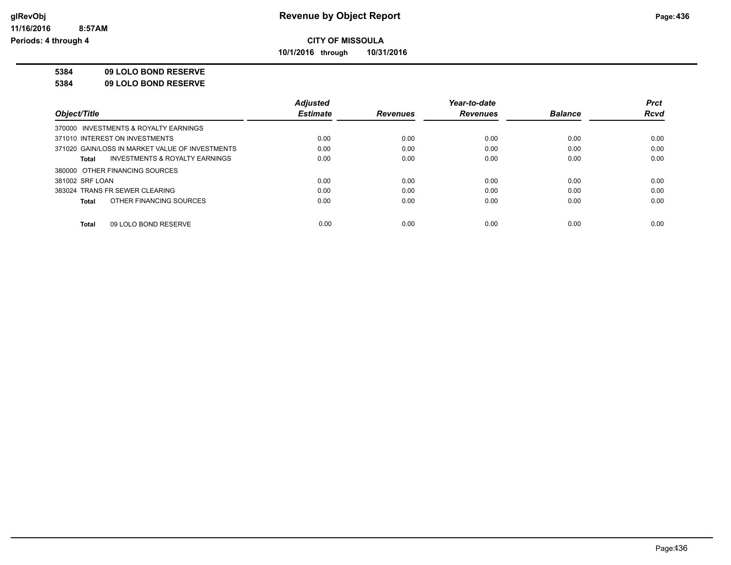**CITY OF MISSOULA**

**10/1/2016 through 10/31/2016**

**5384 09 LOLO BOND RESERVE**

**5384 09 LOLO BOND RESERVE**

| Object/Title | Adjusted Estimate | Revenues | Year-to-date Revenues | Balance | Prct Rcvd |
|---|---|---|---|---|---|
| 370000 INVESTMENTS & ROYALTY EARNINGS | | | | | |
| 371010 INTEREST ON INVESTMENTS | 0.00 | 0.00 | 0.00 | 0.00 | 0.00 |
| 371020 GAIN/LOSS IN MARKET VALUE OF INVESTMENTS | 0.00 | 0.00 | 0.00 | 0.00 | 0.00 |
| **Total** INVESTMENTS & ROYALTY EARNINGS | 0.00 | 0.00 | 0.00 | 0.00 | 0.00 |
| 380000 OTHER FINANCING SOURCES | | | | | |
| 381002 SRF LOAN | 0.00 | 0.00 | 0.00 | 0.00 | 0.00 |
| 383024 TRANS FR SEWER CLEARING | 0.00 | 0.00 | 0.00 | 0.00 | 0.00 |
| **Total** OTHER FINANCING SOURCES | 0.00 | 0.00 | 0.00 | 0.00 | 0.00 |
| **Total** 09 LOLO BOND RESERVE | 0.00 | 0.00 | 0.00 | 0.00 | 0.00 |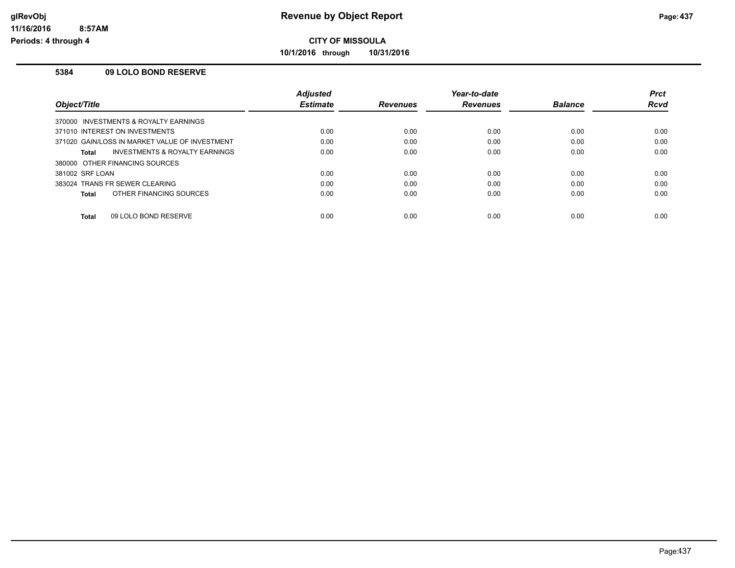# Revenue by Object Report

**CITY OF MISSOULA**

**10/1/2016 through 10/31/2016**

glRevObj
11/16/2016 8:57AM
Periods: 4 through 4

## 5384 09 LOLO BOND RESERVE

| Object/Title | Adjusted Estimate | Revenues | Year-to-date Revenues | Balance | Prct Rcvd |
|---|---|---|---|---|---|
| 370000 INVESTMENTS & ROYALTY EARNINGS | | | | | |
| 371010 INTEREST ON INVESTMENTS | 0.00 | 0.00 | 0.00 | 0.00 | 0.00 |
| 371020 GAIN/LOSS IN MARKET VALUE OF INVESTMENT | 0.00 | 0.00 | 0.00 | 0.00 | 0.00 |
| **Total** INVESTMENTS & ROYALTY EARNINGS | 0.00 | 0.00 | 0.00 | 0.00 | 0.00 |
| 380000 OTHER FINANCING SOURCES | | | | | |
| 381002 SRF LOAN | 0.00 | 0.00 | 0.00 | 0.00 | 0.00 |
| 383024 TRANS FR SEWER CLEARING | 0.00 | 0.00 | 0.00 | 0.00 | 0.00 |
| **Total** OTHER FINANCING SOURCES | 0.00 | 0.00 | 0.00 | 0.00 | 0.00 |
| **Total** 09 LOLO BOND RESERVE | 0.00 | 0.00 | 0.00 | 0.00 | 0.00 |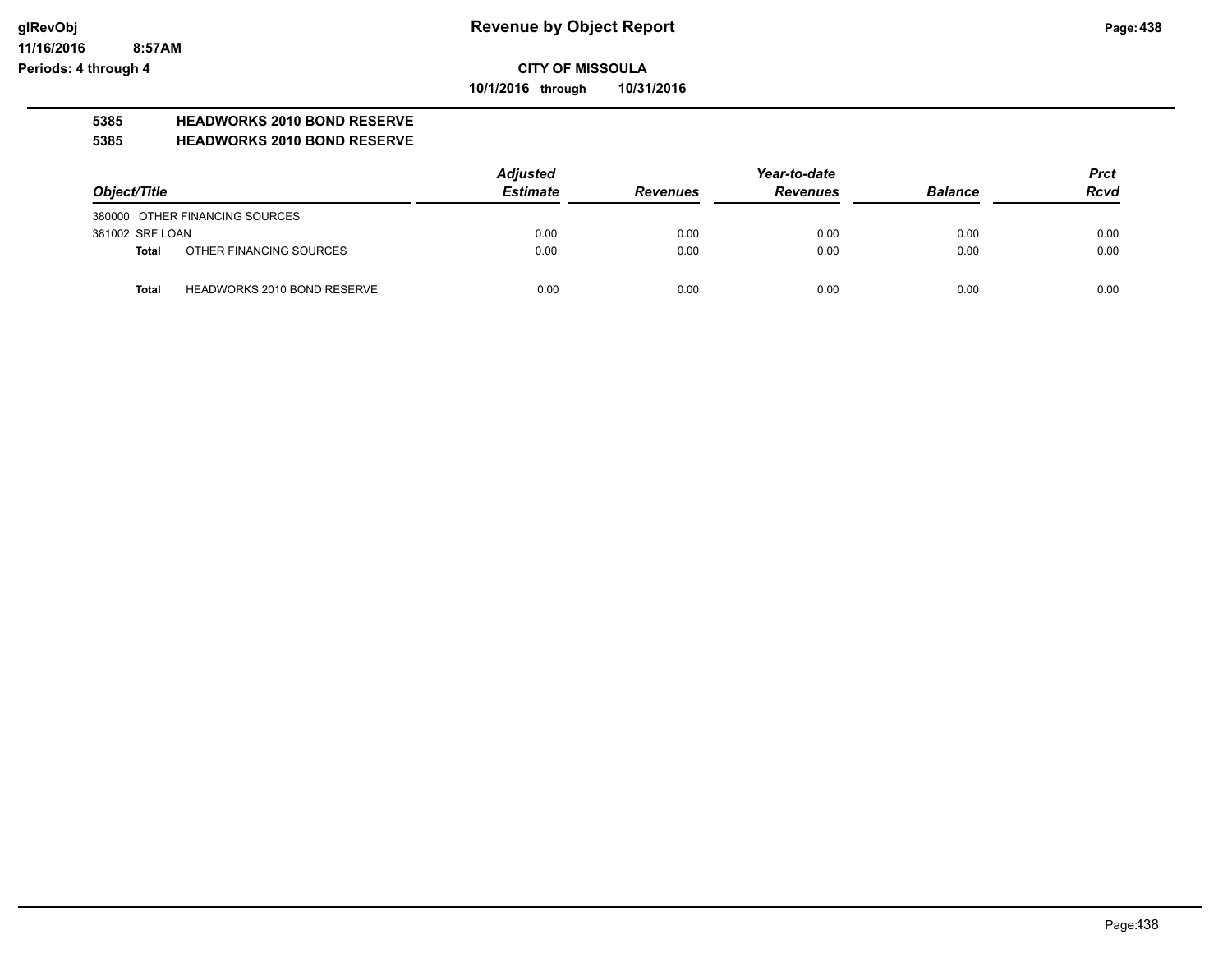# Revenue by Object Report

**CITY OF MISSOULA**

**10/1/2016 through 10/31/2016**

glRevObj
11/16/2016 8:57AM
Periods: 4 through 4

**5385 HEADWORKS 2010 BOND RESERVE**

**5385 HEADWORKS 2010 BOND RESERVE**

| Object/Title | | Adjusted Estimate | Revenues | Year-to-date Revenues | Balance | Prct Rcvd |
|---|---|---|---|---|---|---|
| 380000 OTHER FINANCING SOURCES | | | | | | |
| 381002 SRF LOAN | | 0.00 | 0.00 | 0.00 | 0.00 | 0.00 |
| **Total** | OTHER FINANCING SOURCES | 0.00 | 0.00 | 0.00 | 0.00 | 0.00 |
| **Total** | HEADWORKS 2010 BOND RESERVE | 0.00 | 0.00 | 0.00 | 0.00 | 0.00 |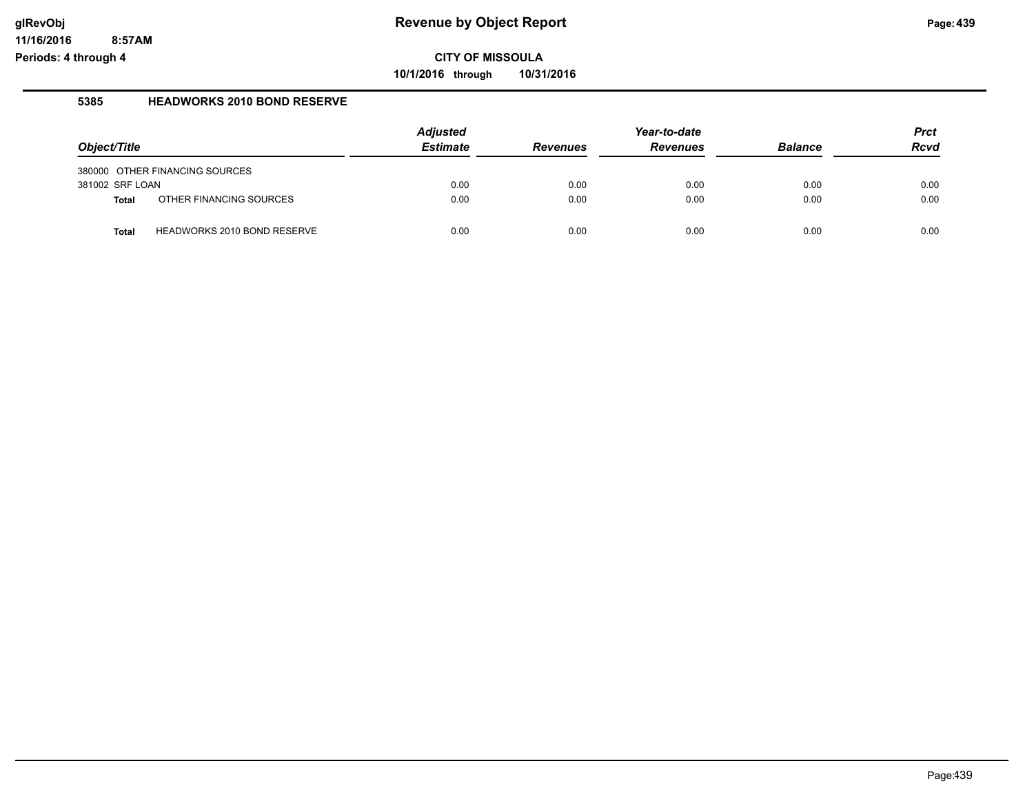# Revenue by Object Report

glRevObj
11/16/2016 8:57AM
Periods: 4 through 4

**CITY OF MISSOULA**

**10/1/2016 through 10/31/2016**

## 5385 HEADWORKS 2010 BOND RESERVE

| Object/Title | Adjusted Estimate | Revenues | Year-to-date Revenues | Balance | Prct Rcvd |
|---|---|---|---|---|---|
| 380000 OTHER FINANCING SOURCES | | | | | |
| 381002 SRF LOAN | 0.00 | 0.00 | 0.00 | 0.00 | 0.00 |
| **Total** OTHER FINANCING SOURCES | 0.00 | 0.00 | 0.00 | 0.00 | 0.00 |
| **Total** HEADWORKS 2010 BOND RESERVE | 0.00 | 0.00 | 0.00 | 0.00 | 0.00 |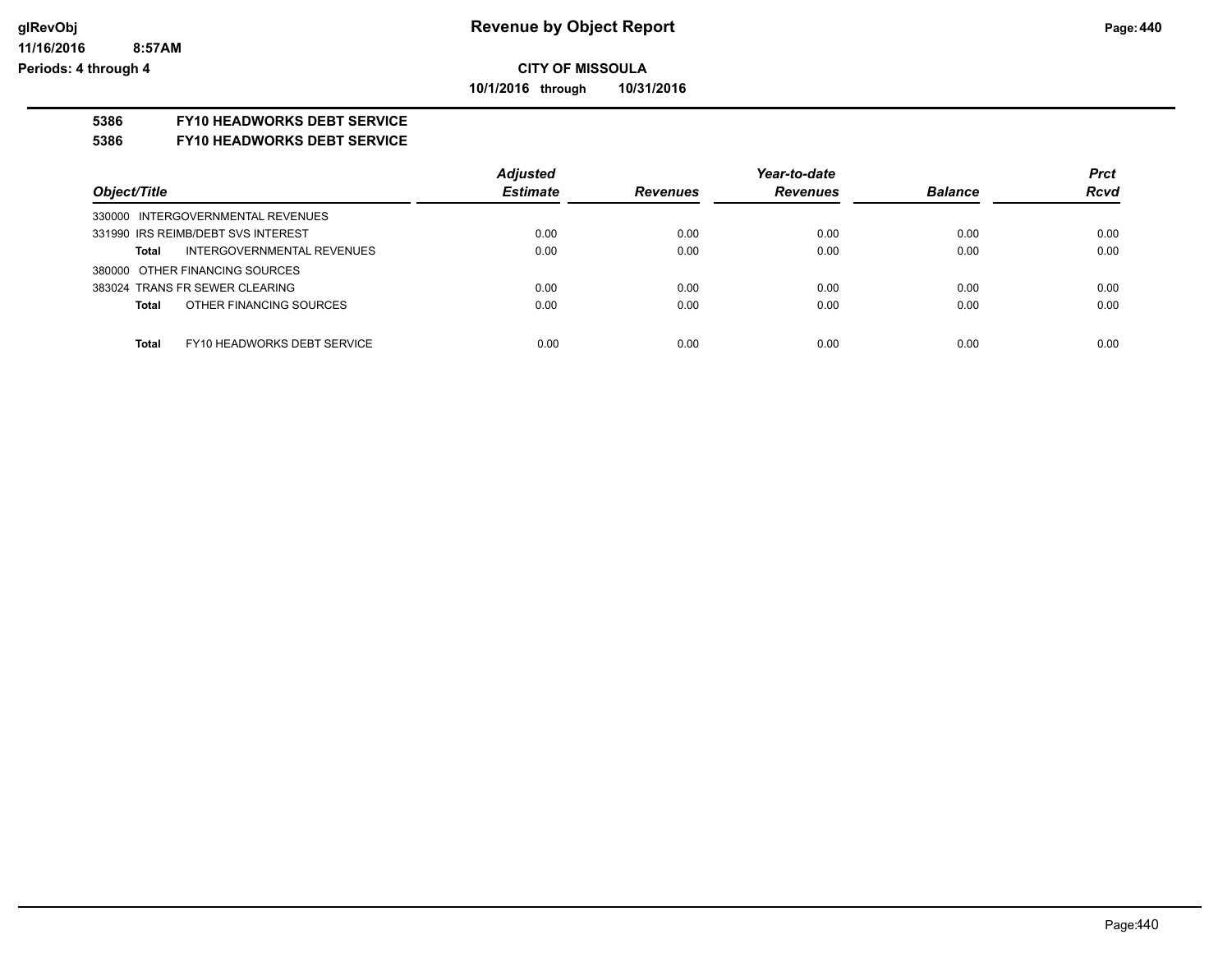# Revenue by Object Report

**CITY OF MISSOULA**

**10/1/2016 through 10/31/2016**

glRevObj
11/16/2016 8:57AM
Periods: 4 through 4

**5386 FY10 HEADWORKS DEBT SERVICE**

**5386 FY10 HEADWORKS DEBT SERVICE**

| Object/Title | | Adjusted Estimate | Revenues | Year-to-date Revenues | Balance | Prct Rcvd |
|---|---|---|---|---|---|---|
| 330000 INTERGOVERNMENTAL REVENUES | | | | | | |
| 331990 IRS REIMB/DEBT SVS INTEREST | | 0.00 | 0.00 | 0.00 | 0.00 | 0.00 |
| Total | INTERGOVERNMENTAL REVENUES | 0.00 | 0.00 | 0.00 | 0.00 | 0.00 |
| 380000 OTHER FINANCING SOURCES | | | | | | |
| 383024 TRANS FR SEWER CLEARING | | 0.00 | 0.00 | 0.00 | 0.00 | 0.00 |
| Total | OTHER FINANCING SOURCES | 0.00 | 0.00 | 0.00 | 0.00 | 0.00 |
| Total | FY10 HEADWORKS DEBT SERVICE | 0.00 | 0.00 | 0.00 | 0.00 | 0.00 |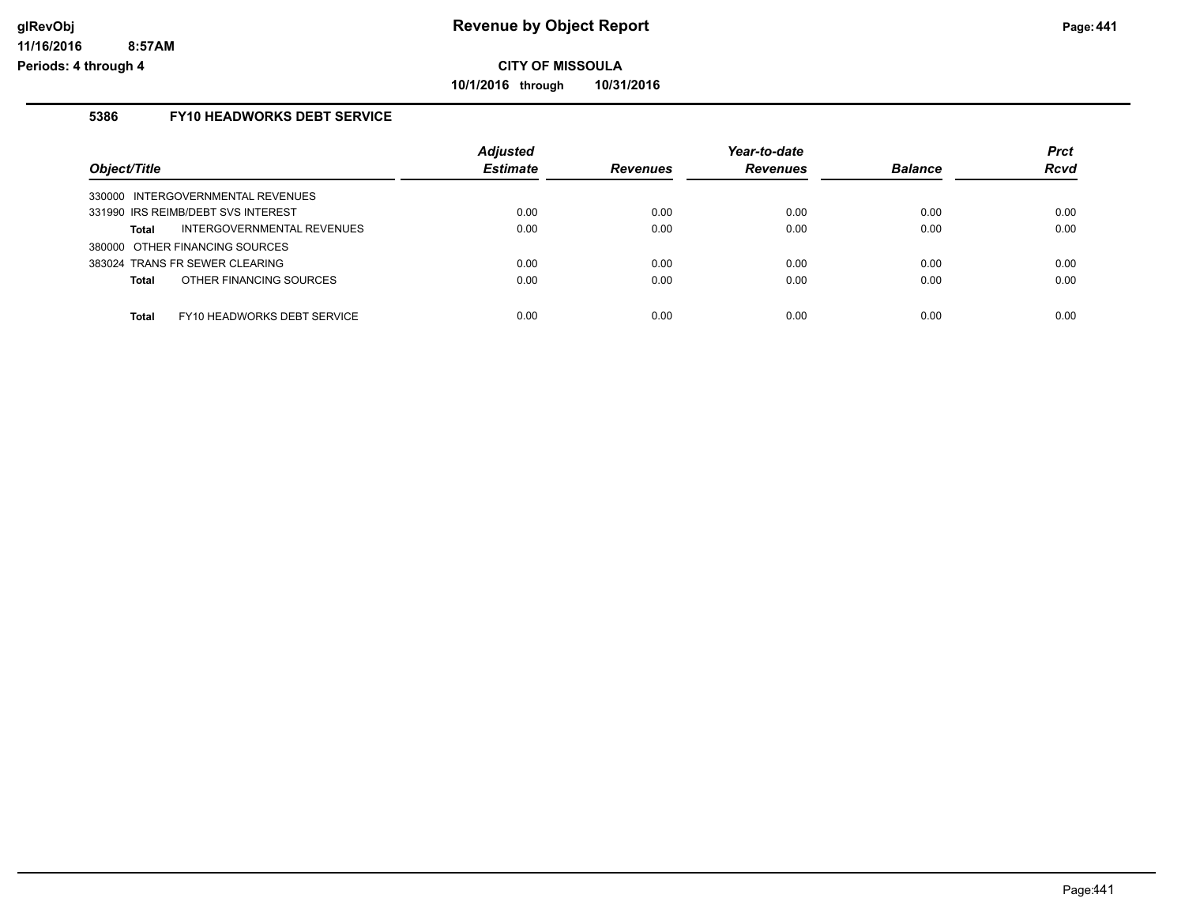# Revenue by Object Report

**CITY OF MISSOULA**

**10/1/2016 through 10/31/2016**

glRevObj
11/16/2016 8:57AM
Periods: 4 through 4

## 5386 FY10 HEADWORKS DEBT SERVICE

| Object/Title | Adjusted Estimate | Revenues | Year-to-date Revenues | Balance | Prct Rcvd |
|---|---|---|---|---|---|
| 330000 INTERGOVERNMENTAL REVENUES | | | | | |
| 331990 IRS REIMB/DEBT SVS INTEREST | 0.00 | 0.00 | 0.00 | 0.00 | 0.00 |
| **Total** INTERGOVERNMENTAL REVENUES | 0.00 | 0.00 | 0.00 | 0.00 | 0.00 |
| 380000 OTHER FINANCING SOURCES | | | | | |
| 383024 TRANS FR SEWER CLEARING | 0.00 | 0.00 | 0.00 | 0.00 | 0.00 |
| **Total** OTHER FINANCING SOURCES | 0.00 | 0.00 | 0.00 | 0.00 | 0.00 |
| **Total** FY10 HEADWORKS DEBT SERVICE | 0.00 | 0.00 | 0.00 | 0.00 | 0.00 |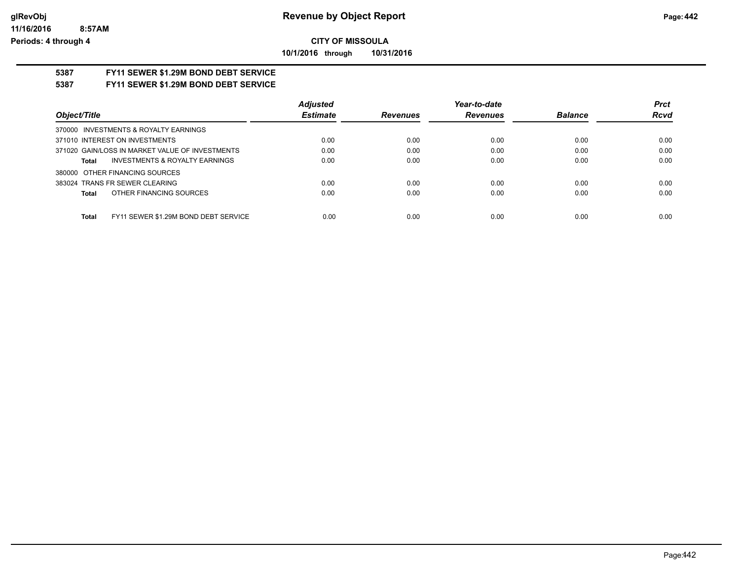**CITY OF MISSOULA**

**10/1/2016 through 10/31/2016**

# Revenue by Object Report

**5387 FY11 SEWER $1.29M BOND DEBT SERVICE**

**5387 FY11 SEWER $1.29M BOND DEBT SERVICE**

| Object/Title | Adjusted Estimate | Revenues | Year-to-date Revenues | Balance | Prct Rcvd |
|---|---|---|---|---|---|
| 370000 INVESTMENTS & ROYALTY EARNINGS | | | | | |
| 371010 INTEREST ON INVESTMENTS | 0.00 | 0.00 | 0.00 | 0.00 | 0.00 |
| 371020 GAIN/LOSS IN MARKET VALUE OF INVESTMENTS | 0.00 | 0.00 | 0.00 | 0.00 | 0.00 |
| **Total** INVESTMENTS & ROYALTY EARNINGS | 0.00 | 0.00 | 0.00 | 0.00 | 0.00 |
| 380000 OTHER FINANCING SOURCES | | | | | |
| 383024 TRANS FR SEWER CLEARING | 0.00 | 0.00 | 0.00 | 0.00 | 0.00 |
| **Total** OTHER FINANCING SOURCES | 0.00 | 0.00 | 0.00 | 0.00 | 0.00 |
| **Total** FY11 SEWER $1.29M BOND DEBT SERVICE | 0.00 | 0.00 | 0.00 | 0.00 | 0.00 |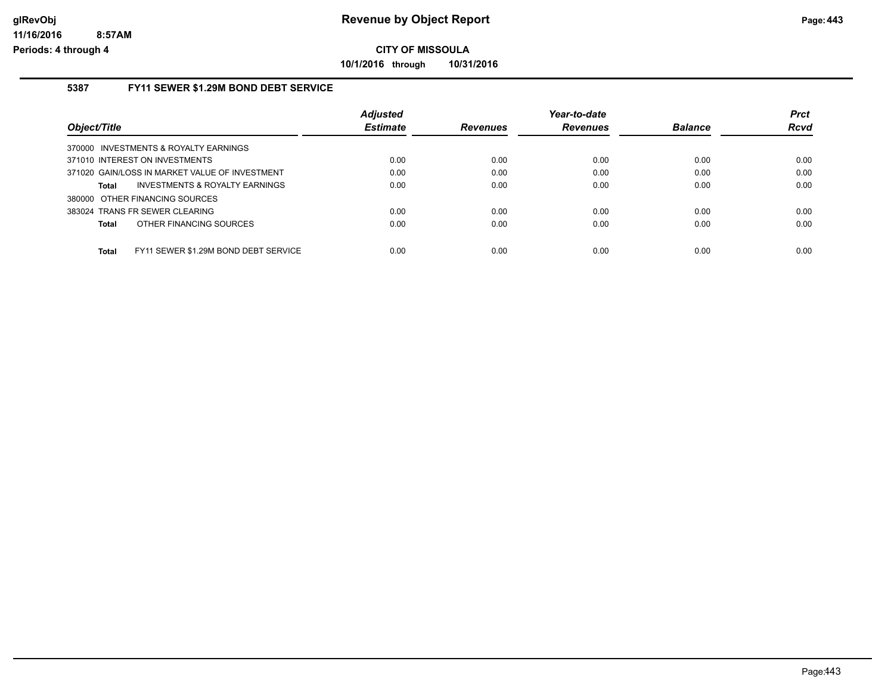**glRevObj**
**11/16/2016 8:57AM**
**Periods: 4 through 4**

# Revenue by Object Report

**CITY OF MISSOULA**

**10/1/2016 through 10/31/2016**

## 5387 FY11 SEWER $1.29M BOND DEBT SERVICE

| Object/Title | Adjusted Estimate | Revenues | Year-to-date Revenues | Balance | Prct Rcvd |
|---|---|---|---|---|---|
| 370000 INVESTMENTS & ROYALTY EARNINGS | | | | | |
| 371010 INTEREST ON INVESTMENTS | 0.00 | 0.00 | 0.00 | 0.00 | 0.00 |
| 371020 GAIN/LOSS IN MARKET VALUE OF INVESTMENT | 0.00 | 0.00 | 0.00 | 0.00 | 0.00 |
| **Total** INVESTMENTS & ROYALTY EARNINGS | 0.00 | 0.00 | 0.00 | 0.00 | 0.00 |
| 380000 OTHER FINANCING SOURCES | | | | | |
| 383024 TRANS FR SEWER CLEARING | 0.00 | 0.00 | 0.00 | 0.00 | 0.00 |
| **Total** OTHER FINANCING SOURCES | 0.00 | 0.00 | 0.00 | 0.00 | 0.00 |
| **Total** FY11 SEWER $1.29M BOND DEBT SERVICE | 0.00 | 0.00 | 0.00 | 0.00 | 0.00 |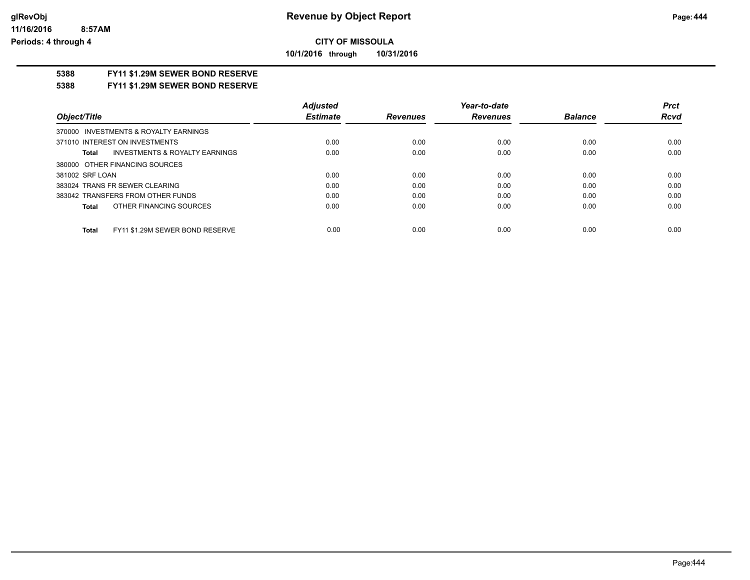**Revenue by Object Report**

**CITY OF MISSOULA**

**10/1/2016 through 10/31/2016**

glRevObj
11/16/2016 8:57AM
Periods: 4 through 4

## 5388 FY11 $1.29M SEWER BOND RESERVE

## 5388 FY11 $1.29M SEWER BOND RESERVE

| Object/Title | Adjusted Estimate | Revenues | Year-to-date Revenues | Balance | Prct Rcvd |
|---|---|---|---|---|---|
| 370000 INVESTMENTS & ROYALTY EARNINGS | | | | | |
| 371010 INTEREST ON INVESTMENTS | 0.00 | 0.00 | 0.00 | 0.00 | 0.00 |
| **Total** INVESTMENTS & ROYALTY EARNINGS | 0.00 | 0.00 | 0.00 | 0.00 | 0.00 |
| 380000 OTHER FINANCING SOURCES | | | | | |
| 381002 SRF LOAN | 0.00 | 0.00 | 0.00 | 0.00 | 0.00 |
| 383024 TRANS FR SEWER CLEARING | 0.00 | 0.00 | 0.00 | 0.00 | 0.00 |
| 383042 TRANSFERS FROM OTHER FUNDS | 0.00 | 0.00 | 0.00 | 0.00 | 0.00 |
| **Total** OTHER FINANCING SOURCES | 0.00 | 0.00 | 0.00 | 0.00 | 0.00 |
| **Total** FY11 $1.29M SEWER BOND RESERVE | 0.00 | 0.00 | 0.00 | 0.00 | 0.00 |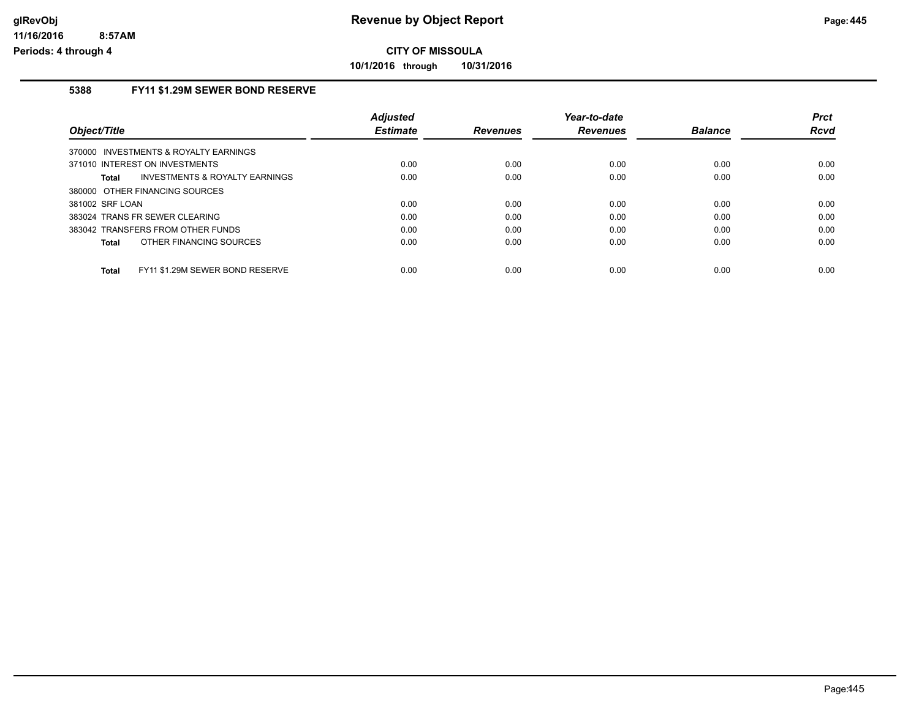**CITY OF MISSOULA**

**10/1/2016 through 10/31/2016**

### 5388 FY11 $1.29M SEWER BOND RESERVE

| Object/Title | Adjusted Estimate | Revenues | Year-to-date Revenues | Balance | Prct Rcvd |
|---|---|---|---|---|---|
| 370000 INVESTMENTS & ROYALTY EARNINGS | | | | | |
| 371010 INTEREST ON INVESTMENTS | 0.00 | 0.00 | 0.00 | 0.00 | 0.00 |
| **Total** INVESTMENTS & ROYALTY EARNINGS | 0.00 | 0.00 | 0.00 | 0.00 | 0.00 |
| 380000 OTHER FINANCING SOURCES | | | | | |
| 381002 SRF LOAN | 0.00 | 0.00 | 0.00 | 0.00 | 0.00 |
| 383024 TRANS FR SEWER CLEARING | 0.00 | 0.00 | 0.00 | 0.00 | 0.00 |
| 383042 TRANSFERS FROM OTHER FUNDS | 0.00 | 0.00 | 0.00 | 0.00 | 0.00 |
| **Total** OTHER FINANCING SOURCES | 0.00 | 0.00 | 0.00 | 0.00 | 0.00 |
| **Total** FY11 $1.29M SEWER BOND RESERVE | 0.00 | 0.00 | 0.00 | 0.00 | 0.00 |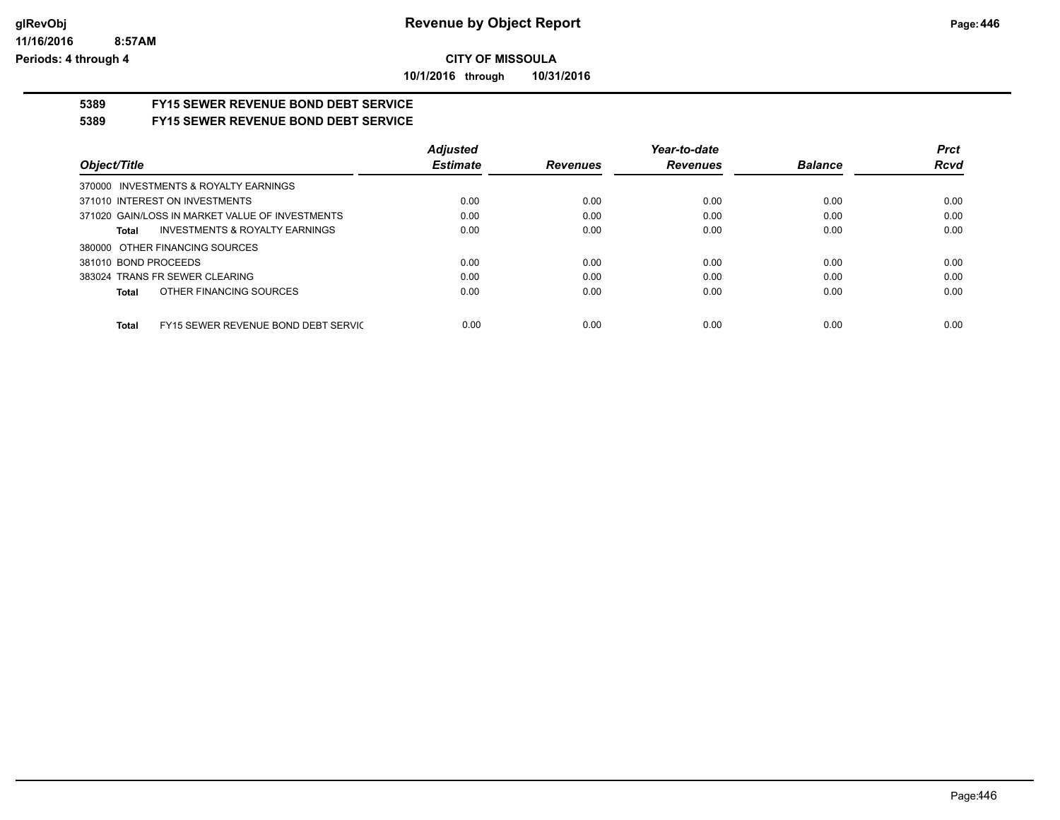# CITY OF MISSOULA

**10/1/2016 through 10/31/2016**

## 5389 FY15 SEWER REVENUE BOND DEBT SERVICE

## 5389 FY15 SEWER REVENUE BOND DEBT SERVICE

| Object/Title | Adjusted Estimate | Revenues | Year-to-date Revenues | Balance | Prct Rcvd |
|---|---|---|---|---|---|
| 370000 INVESTMENTS & ROYALTY EARNINGS | | | | | |
| 371010 INTEREST ON INVESTMENTS | 0.00 | 0.00 | 0.00 | 0.00 | 0.00 |
| 371020 GAIN/LOSS IN MARKET VALUE OF INVESTMENTS | 0.00 | 0.00 | 0.00 | 0.00 | 0.00 |
| **Total** INVESTMENTS & ROYALTY EARNINGS | 0.00 | 0.00 | 0.00 | 0.00 | 0.00 |
| 380000 OTHER FINANCING SOURCES | | | | | |
| 381010 BOND PROCEEDS | 0.00 | 0.00 | 0.00 | 0.00 | 0.00 |
| 383024 TRANS FR SEWER CLEARING | 0.00 | 0.00 | 0.00 | 0.00 | 0.00 |
| **Total** OTHER FINANCING SOURCES | 0.00 | 0.00 | 0.00 | 0.00 | 0.00 |
| **Total** FY15 SEWER REVENUE BOND DEBT SERVIC | 0.00 | 0.00 | 0.00 | 0.00 | 0.00 |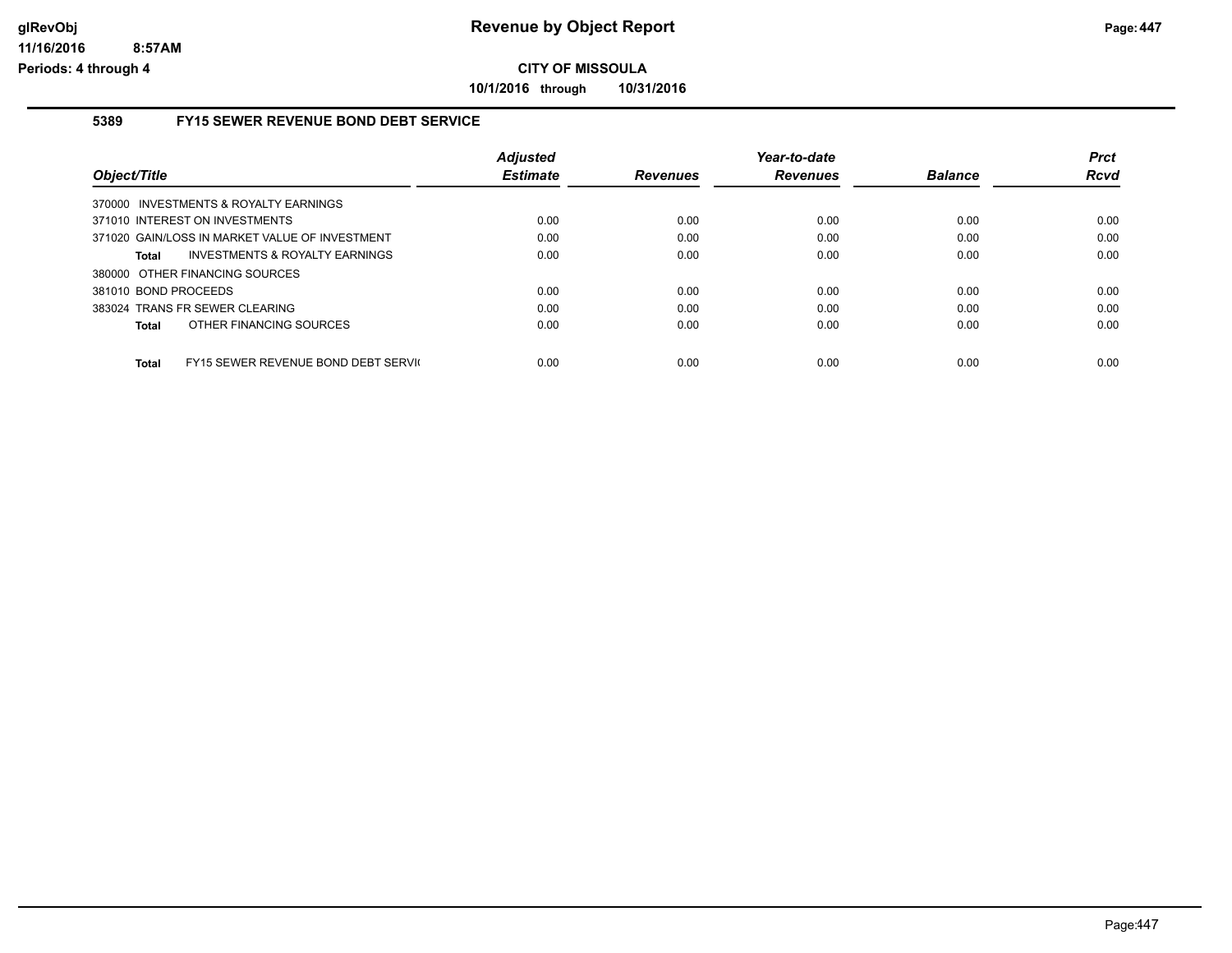**CITY OF MISSOULA**

**10/1/2016 through 10/31/2016**

### 5389 FY15 SEWER REVENUE BOND DEBT SERVICE

| Object/Title | Adjusted Estimate | Revenues | Year-to-date Revenues | Balance | Prct Rcvd |
|---|---|---|---|---|---|
| 370000 INVESTMENTS & ROYALTY EARNINGS | | | | | |
| 371010 INTEREST ON INVESTMENTS | 0.00 | 0.00 | 0.00 | 0.00 | 0.00 |
| 371020 GAIN/LOSS IN MARKET VALUE OF INVESTMENT | 0.00 | 0.00 | 0.00 | 0.00 | 0.00 |
| **Total** INVESTMENTS & ROYALTY EARNINGS | 0.00 | 0.00 | 0.00 | 0.00 | 0.00 |
| 380000 OTHER FINANCING SOURCES | | | | | |
| 381010 BOND PROCEEDS | 0.00 | 0.00 | 0.00 | 0.00 | 0.00 |
| 383024 TRANS FR SEWER CLEARING | 0.00 | 0.00 | 0.00 | 0.00 | 0.00 |
| **Total** OTHER FINANCING SOURCES | 0.00 | 0.00 | 0.00 | 0.00 | 0.00 |
| **Total** FY15 SEWER REVENUE BOND DEBT SERVI( | 0.00 | 0.00 | 0.00 | 0.00 | 0.00 |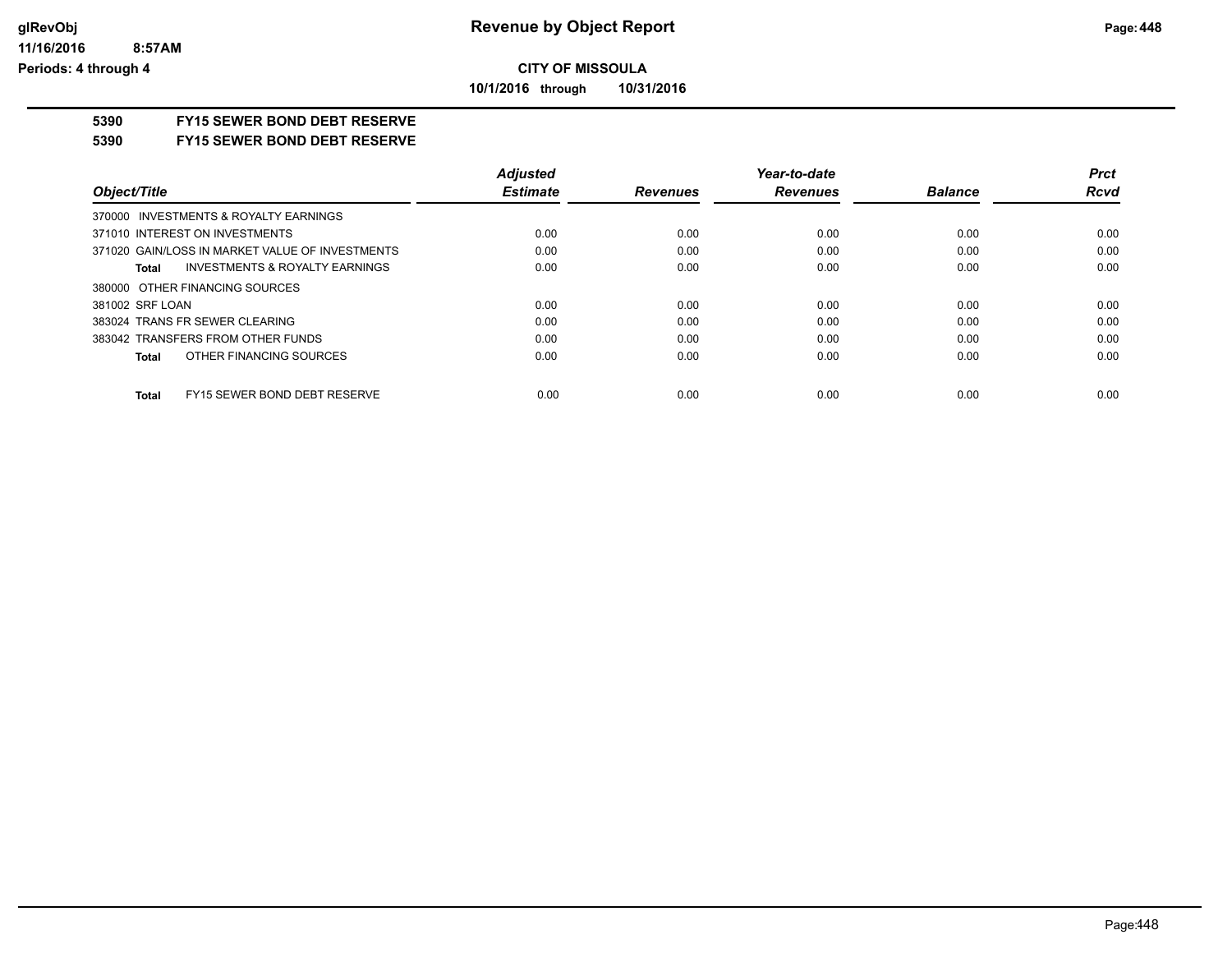**CITY OF MISSOULA**

**10/1/2016 through 10/31/2016**

**Revenue by Object Report**

glRevObj
11/16/2016 8:57AM
Periods: 4 through 4

## 5390 FY15 SEWER BOND DEBT RESERVE

### 5390 FY15 SEWER BOND DEBT RESERVE

| Object/Title | Adjusted Estimate | Revenues | Year-to-date Revenues | Balance | Prct Rcvd |
|---|---|---|---|---|---|
| 370000 INVESTMENTS & ROYALTY EARNINGS | | | | | |
| 371010 INTEREST ON INVESTMENTS | 0.00 | 0.00 | 0.00 | 0.00 | 0.00 |
| 371020 GAIN/LOSS IN MARKET VALUE OF INVESTMENTS | 0.00 | 0.00 | 0.00 | 0.00 | 0.00 |
| **Total** INVESTMENTS & ROYALTY EARNINGS | 0.00 | 0.00 | 0.00 | 0.00 | 0.00 |
| 380000 OTHER FINANCING SOURCES | | | | | |
| 381002 SRF LOAN | 0.00 | 0.00 | 0.00 | 0.00 | 0.00 |
| 383024 TRANS FR SEWER CLEARING | 0.00 | 0.00 | 0.00 | 0.00 | 0.00 |
| 383042 TRANSFERS FROM OTHER FUNDS | 0.00 | 0.00 | 0.00 | 0.00 | 0.00 |
| **Total** OTHER FINANCING SOURCES | 0.00 | 0.00 | 0.00 | 0.00 | 0.00 |
| **Total** FY15 SEWER BOND DEBT RESERVE | 0.00 | 0.00 | 0.00 | 0.00 | 0.00 |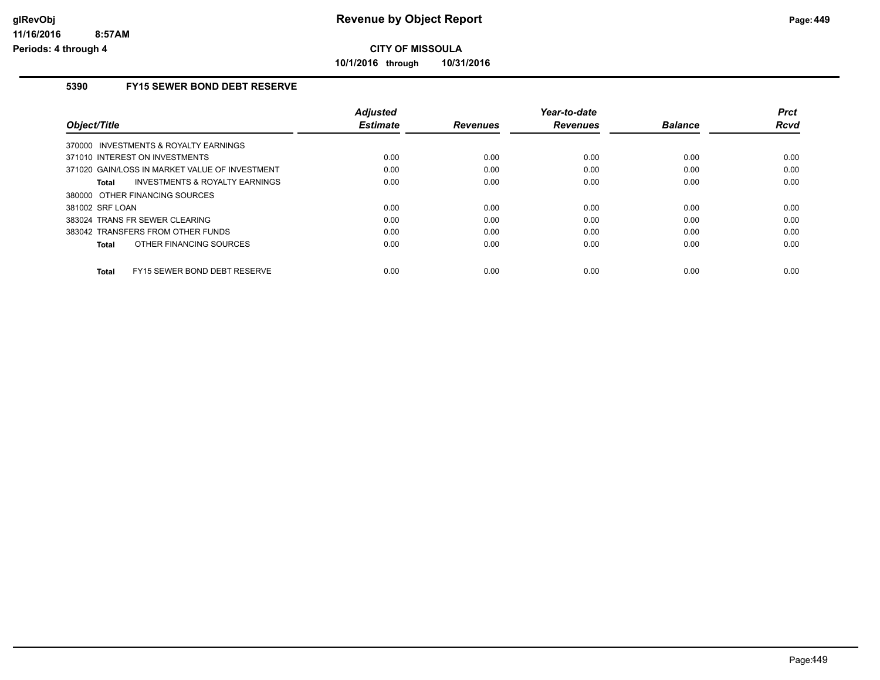# Revenue by Object Report

**CITY OF MISSOULA**

**10/1/2016 through 10/31/2016**

glRevObj
11/16/2016 8:57AM
Periods: 4 through 4

## 5390 FY15 SEWER BOND DEBT RESERVE

| Object/Title | Adjusted Estimate | Revenues | Year-to-date Revenues | Balance | Prct Rcvd |
|---|---|---|---|---|---|
| 370000 INVESTMENTS & ROYALTY EARNINGS | | | | | |
| 371010 INTEREST ON INVESTMENTS | 0.00 | 0.00 | 0.00 | 0.00 | 0.00 |
| 371020 GAIN/LOSS IN MARKET VALUE OF INVESTMENT | 0.00 | 0.00 | 0.00 | 0.00 | 0.00 |
| **Total** INVESTMENTS & ROYALTY EARNINGS | 0.00 | 0.00 | 0.00 | 0.00 | 0.00 |
| 380000 OTHER FINANCING SOURCES | | | | | |
| 381002 SRF LOAN | 0.00 | 0.00 | 0.00 | 0.00 | 0.00 |
| 383024 TRANS FR SEWER CLEARING | 0.00 | 0.00 | 0.00 | 0.00 | 0.00 |
| 383042 TRANSFERS FROM OTHER FUNDS | 0.00 | 0.00 | 0.00 | 0.00 | 0.00 |
| **Total** OTHER FINANCING SOURCES | 0.00 | 0.00 | 0.00 | 0.00 | 0.00 |
| **Total** FY15 SEWER BOND DEBT RESERVE | 0.00 | 0.00 | 0.00 | 0.00 | 0.00 |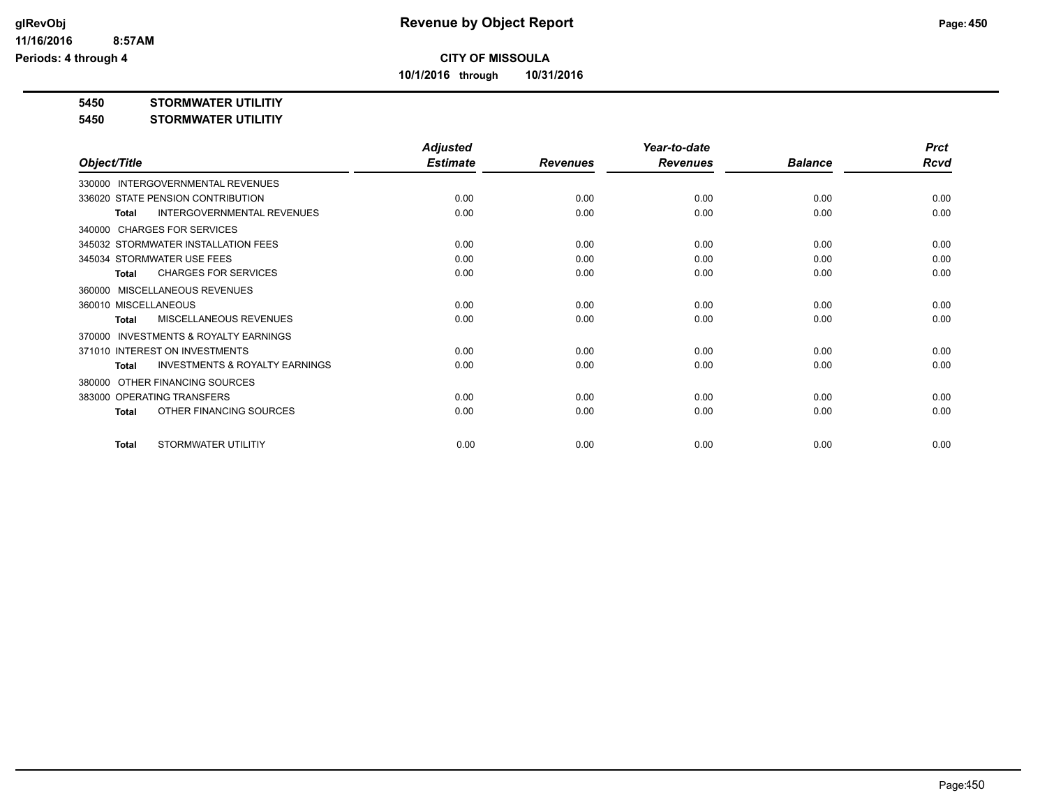# Revenue by Object Report

**CITY OF MISSOULA**

**10/1/2016 through 10/31/2016**

glRevObj
11/16/2016 8:57AM
Periods: 4 through 4

**5450 STORMWATER UTILITIY**

**5450 STORMWATER UTILITIY**

| Object/Title | Adjusted Estimate | Revenues | Year-to-date Revenues | Balance | Prct Rcvd |
|---|---|---|---|---|---|
| 330000 INTERGOVERNMENTAL REVENUES | | | | | |
| 336020 STATE PENSION CONTRIBUTION | 0.00 | 0.00 | 0.00 | 0.00 | 0.00 |
| **Total** INTERGOVERNMENTAL REVENUES | 0.00 | 0.00 | 0.00 | 0.00 | 0.00 |
| 340000 CHARGES FOR SERVICES | | | | | |
| 345032 STORMWATER INSTALLATION FEES | 0.00 | 0.00 | 0.00 | 0.00 | 0.00 |
| 345034 STORMWATER USE FEES | 0.00 | 0.00 | 0.00 | 0.00 | 0.00 |
| **Total** CHARGES FOR SERVICES | 0.00 | 0.00 | 0.00 | 0.00 | 0.00 |
| 360000 MISCELLANEOUS REVENUES | | | | | |
| 360010 MISCELLANEOUS | 0.00 | 0.00 | 0.00 | 0.00 | 0.00 |
| **Total** MISCELLANEOUS REVENUES | 0.00 | 0.00 | 0.00 | 0.00 | 0.00 |
| 370000 INVESTMENTS & ROYALTY EARNINGS | | | | | |
| 371010 INTEREST ON INVESTMENTS | 0.00 | 0.00 | 0.00 | 0.00 | 0.00 |
| **Total** INVESTMENTS & ROYALTY EARNINGS | 0.00 | 0.00 | 0.00 | 0.00 | 0.00 |
| 380000 OTHER FINANCING SOURCES | | | | | |
| 383000 OPERATING TRANSFERS | 0.00 | 0.00 | 0.00 | 0.00 | 0.00 |
| **Total** OTHER FINANCING SOURCES | 0.00 | 0.00 | 0.00 | 0.00 | 0.00 |
| **Total** STORMWATER UTILITIY | 0.00 | 0.00 | 0.00 | 0.00 | 0.00 |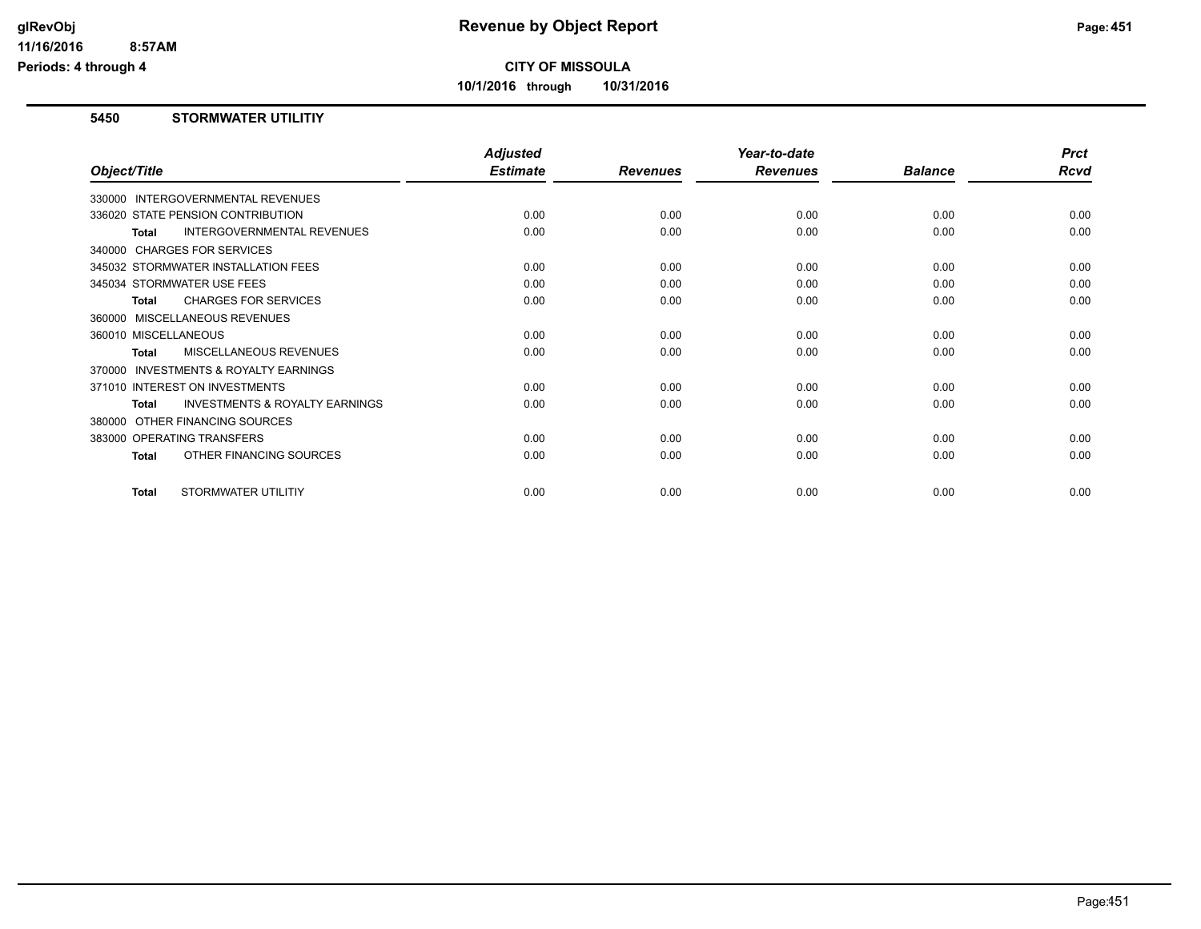**CITY OF MISSOULA**

**10/1/2016 through 10/31/2016**

## 5450 STORMWATER UTILITIY

| Object/Title | Adjusted Estimate | Revenues | Year-to-date Revenues | Balance | Prct Rcvd |
|---|---|---|---|---|---|
| 330000 INTERGOVERNMENTAL REVENUES | | | | | |
| 336020 STATE PENSION CONTRIBUTION | 0.00 | 0.00 | 0.00 | 0.00 | 0.00 |
| **Total** INTERGOVERNMENTAL REVENUES | 0.00 | 0.00 | 0.00 | 0.00 | 0.00 |
| 340000 CHARGES FOR SERVICES | | | | | |
| 345032 STORMWATER INSTALLATION FEES | 0.00 | 0.00 | 0.00 | 0.00 | 0.00 |
| 345034 STORMWATER USE FEES | 0.00 | 0.00 | 0.00 | 0.00 | 0.00 |
| **Total** CHARGES FOR SERVICES | 0.00 | 0.00 | 0.00 | 0.00 | 0.00 |
| 360000 MISCELLANEOUS REVENUES | | | | | |
| 360010 MISCELLANEOUS | 0.00 | 0.00 | 0.00 | 0.00 | 0.00 |
| **Total** MISCELLANEOUS REVENUES | 0.00 | 0.00 | 0.00 | 0.00 | 0.00 |
| 370000 INVESTMENTS & ROYALTY EARNINGS | | | | | |
| 371010 INTEREST ON INVESTMENTS | 0.00 | 0.00 | 0.00 | 0.00 | 0.00 |
| **Total** INVESTMENTS & ROYALTY EARNINGS | 0.00 | 0.00 | 0.00 | 0.00 | 0.00 |
| 380000 OTHER FINANCING SOURCES | | | | | |
| 383000 OPERATING TRANSFERS | 0.00 | 0.00 | 0.00 | 0.00 | 0.00 |
| **Total** OTHER FINANCING SOURCES | 0.00 | 0.00 | 0.00 | 0.00 | 0.00 |
| **Total** STORMWATER UTILITIY | 0.00 | 0.00 | 0.00 | 0.00 | 0.00 |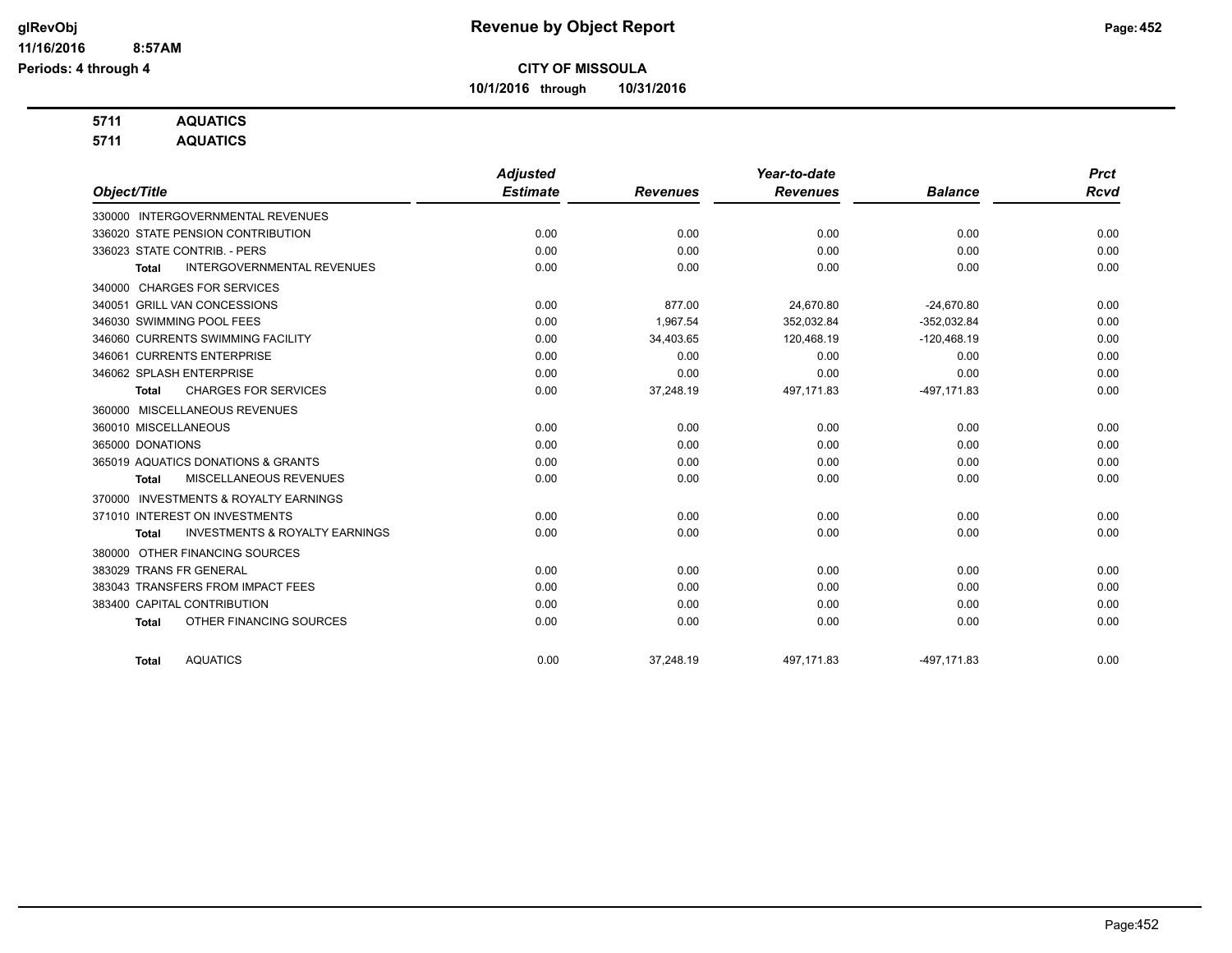# Revenue by Object Report

**CITY OF MISSOULA**

**10/1/2016 through 10/31/2016**

glRevObj
11/16/2016 8:57AM
Periods: 4 through 4

**5711 AQUATICS**
**5711 AQUATICS**

| Object/Title | Adjusted Estimate | Revenues | Year-to-date Revenues | Balance | Prct Rcvd |
|---|---|---|---|---|---|
| 330000 INTERGOVERNMENTAL REVENUES | | | | | |
| 336020 STATE PENSION CONTRIBUTION | 0.00 | 0.00 | 0.00 | 0.00 | 0.00 |
| 336023 STATE CONTRIB. - PERS | 0.00 | 0.00 | 0.00 | 0.00 | 0.00 |
| **Total** INTERGOVERNMENTAL REVENUES | 0.00 | 0.00 | 0.00 | 0.00 | 0.00 |
| 340000 CHARGES FOR SERVICES | | | | | |
| 340051 GRILL VAN CONCESSIONS | 0.00 | 877.00 | 24,670.80 | -24,670.80 | 0.00 |
| 346030 SWIMMING POOL FEES | 0.00 | 1,967.54 | 352,032.84 | -352,032.84 | 0.00 |
| 346060 CURRENTS SWIMMING FACILITY | 0.00 | 34,403.65 | 120,468.19 | -120,468.19 | 0.00 |
| 346061 CURRENTS ENTERPRISE | 0.00 | 0.00 | 0.00 | 0.00 | 0.00 |
| 346062 SPLASH ENTERPRISE | 0.00 | 0.00 | 0.00 | 0.00 | 0.00 |
| **Total** CHARGES FOR SERVICES | 0.00 | 37,248.19 | 497,171.83 | -497,171.83 | 0.00 |
| 360000 MISCELLANEOUS REVENUES | | | | | |
| 360010 MISCELLANEOUS | 0.00 | 0.00 | 0.00 | 0.00 | 0.00 |
| 365000 DONATIONS | 0.00 | 0.00 | 0.00 | 0.00 | 0.00 |
| 365019 AQUATICS DONATIONS & GRANTS | 0.00 | 0.00 | 0.00 | 0.00 | 0.00 |
| **Total** MISCELLANEOUS REVENUES | 0.00 | 0.00 | 0.00 | 0.00 | 0.00 |
| 370000 INVESTMENTS & ROYALTY EARNINGS | | | | | |
| 371010 INTEREST ON INVESTMENTS | 0.00 | 0.00 | 0.00 | 0.00 | 0.00 |
| **Total** INVESTMENTS & ROYALTY EARNINGS | 0.00 | 0.00 | 0.00 | 0.00 | 0.00 |
| 380000 OTHER FINANCING SOURCES | | | | | |
| 383029 TRANS FR GENERAL | 0.00 | 0.00 | 0.00 | 0.00 | 0.00 |
| 383043 TRANSFERS FROM IMPACT FEES | 0.00 | 0.00 | 0.00 | 0.00 | 0.00 |
| 383400 CAPITAL CONTRIBUTION | 0.00 | 0.00 | 0.00 | 0.00 | 0.00 |
| **Total** OTHER FINANCING SOURCES | 0.00 | 0.00 | 0.00 | 0.00 | 0.00 |
| **Total** AQUATICS | 0.00 | 37,248.19 | 497,171.83 | -497,171.83 | 0.00 |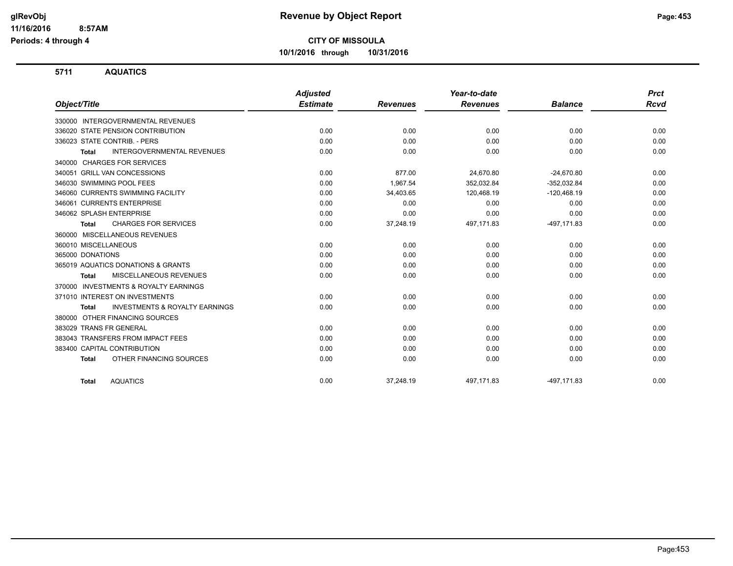# Revenue by Object Report

**CITY OF MISSOULA**

**10/1/2016 through 10/31/2016**

glRevObj
11/16/2016 8:57AM
Periods: 4 through 4

## 5711 AQUATICS

| Object/Title | Adjusted Estimate | Revenues | Year-to-date Revenues | Balance | Prct Rcvd |
|---|---|---|---|---|---|
| 330000 INTERGOVERNMENTAL REVENUES | | | | | |
| 336020 STATE PENSION CONTRIBUTION | 0.00 | 0.00 | 0.00 | 0.00 | 0.00 |
| 336023 STATE CONTRIB. - PERS | 0.00 | 0.00 | 0.00 | 0.00 | 0.00 |
| **Total** INTERGOVERNMENTAL REVENUES | 0.00 | 0.00 | 0.00 | 0.00 | 0.00 |
| 340000 CHARGES FOR SERVICES | | | | | |
| 340051 GRILL VAN CONCESSIONS | 0.00 | 877.00 | 24,670.80 | -24,670.80 | 0.00 |
| 346030 SWIMMING POOL FEES | 0.00 | 1,967.54 | 352,032.84 | -352,032.84 | 0.00 |
| 346060 CURRENTS SWIMMING FACILITY | 0.00 | 34,403.65 | 120,468.19 | -120,468.19 | 0.00 |
| 346061 CURRENTS ENTERPRISE | 0.00 | 0.00 | 0.00 | 0.00 | 0.00 |
| 346062 SPLASH ENTERPRISE | 0.00 | 0.00 | 0.00 | 0.00 | 0.00 |
| **Total** CHARGES FOR SERVICES | 0.00 | 37,248.19 | 497,171.83 | -497,171.83 | 0.00 |
| 360000 MISCELLANEOUS REVENUES | | | | | |
| 360010 MISCELLANEOUS | 0.00 | 0.00 | 0.00 | 0.00 | 0.00 |
| 365000 DONATIONS | 0.00 | 0.00 | 0.00 | 0.00 | 0.00 |
| 365019 AQUATICS DONATIONS & GRANTS | 0.00 | 0.00 | 0.00 | 0.00 | 0.00 |
| **Total** MISCELLANEOUS REVENUES | 0.00 | 0.00 | 0.00 | 0.00 | 0.00 |
| 370000 INVESTMENTS & ROYALTY EARNINGS | | | | | |
| 371010 INTEREST ON INVESTMENTS | 0.00 | 0.00 | 0.00 | 0.00 | 0.00 |
| **Total** INVESTMENTS & ROYALTY EARNINGS | 0.00 | 0.00 | 0.00 | 0.00 | 0.00 |
| 380000 OTHER FINANCING SOURCES | | | | | |
| 383029 TRANS FR GENERAL | 0.00 | 0.00 | 0.00 | 0.00 | 0.00 |
| 383043 TRANSFERS FROM IMPACT FEES | 0.00 | 0.00 | 0.00 | 0.00 | 0.00 |
| 383400 CAPITAL CONTRIBUTION | 0.00 | 0.00 | 0.00 | 0.00 | 0.00 |
| **Total** OTHER FINANCING SOURCES | 0.00 | 0.00 | 0.00 | 0.00 | 0.00 |
| **Total** AQUATICS | 0.00 | 37,248.19 | 497,171.83 | -497,171.83 | 0.00 |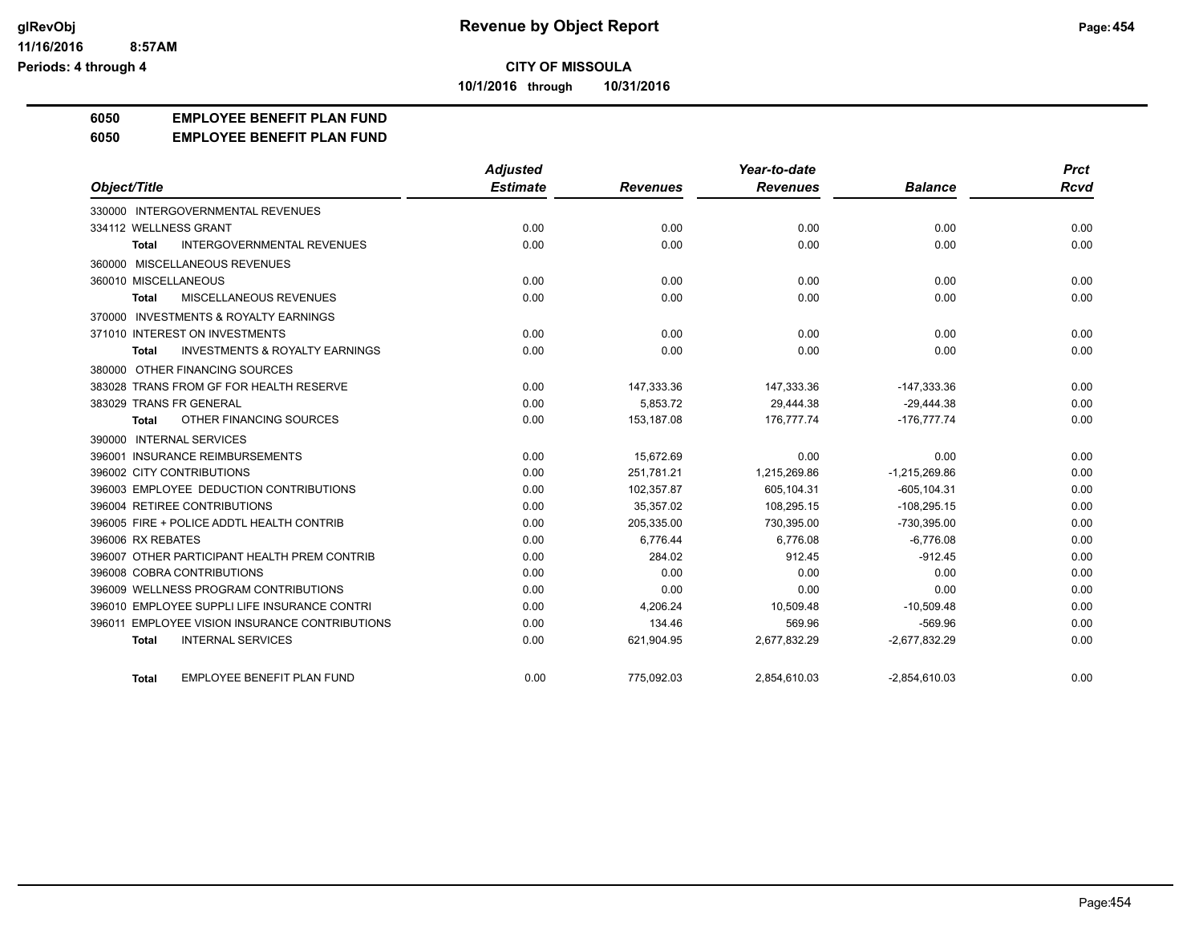# Revenue by Object Report

**CITY OF MISSOULA**

**10/1/2016 through 10/31/2016**

glRevObj
11/16/2016 8:57AM
Periods: 4 through 4

## 6050 EMPLOYEE BENEFIT PLAN FUND
## 6050 EMPLOYEE BENEFIT PLAN FUND

| Object/Title | Adjusted Estimate | Revenues | Year-to-date Revenues | Balance | Prct Rcvd |
|---|---|---|---|---|---|
| 330000 INTERGOVERNMENTAL REVENUES | | | | | |
| 334112 WELLNESS GRANT | 0.00 | 0.00 | 0.00 | 0.00 | 0.00 |
| **Total** INTERGOVERNMENTAL REVENUES | 0.00 | 0.00 | 0.00 | 0.00 | 0.00 |
| 360000 MISCELLANEOUS REVENUES | | | | | |
| 360010 MISCELLANEOUS | 0.00 | 0.00 | 0.00 | 0.00 | 0.00 |
| **Total** MISCELLANEOUS REVENUES | 0.00 | 0.00 | 0.00 | 0.00 | 0.00 |
| 370000 INVESTMENTS & ROYALTY EARNINGS | | | | | |
| 371010 INTEREST ON INVESTMENTS | 0.00 | 0.00 | 0.00 | 0.00 | 0.00 |
| **Total** INVESTMENTS & ROYALTY EARNINGS | 0.00 | 0.00 | 0.00 | 0.00 | 0.00 |
| 380000 OTHER FINANCING SOURCES | | | | | |
| 383028 TRANS FROM GF FOR HEALTH RESERVE | 0.00 | 147,333.36 | 147,333.36 | -147,333.36 | 0.00 |
| 383029 TRANS FR GENERAL | 0.00 | 5,853.72 | 29,444.38 | -29,444.38 | 0.00 |
| **Total** OTHER FINANCING SOURCES | 0.00 | 153,187.08 | 176,777.74 | -176,777.74 | 0.00 |
| 390000 INTERNAL SERVICES | | | | | |
| 396001 INSURANCE REIMBURSEMENTS | 0.00 | 15,672.69 | 0.00 | 0.00 | 0.00 |
| 396002 CITY CONTRIBUTIONS | 0.00 | 251,781.21 | 1,215,269.86 | -1,215,269.86 | 0.00 |
| 396003 EMPLOYEE DEDUCTION CONTRIBUTIONS | 0.00 | 102,357.87 | 605,104.31 | -605,104.31 | 0.00 |
| 396004 RETIREE CONTRIBUTIONS | 0.00 | 35,357.02 | 108,295.15 | -108,295.15 | 0.00 |
| 396005 FIRE + POLICE ADDTL HEALTH CONTRIB | 0.00 | 205,335.00 | 730,395.00 | -730,395.00 | 0.00 |
| 396006 RX REBATES | 0.00 | 6,776.44 | 6,776.08 | -6,776.08 | 0.00 |
| 396007 OTHER PARTICIPANT HEALTH PREM CONTRIB | 0.00 | 284.02 | 912.45 | -912.45 | 0.00 |
| 396008 COBRA CONTRIBUTIONS | 0.00 | 0.00 | 0.00 | 0.00 | 0.00 |
| 396009 WELLNESS PROGRAM CONTRIBUTIONS | 0.00 | 0.00 | 0.00 | 0.00 | 0.00 |
| 396010 EMPLOYEE SUPPLI LIFE INSURANCE CONTRI | 0.00 | 4,206.24 | 10,509.48 | -10,509.48 | 0.00 |
| 396011 EMPLOYEE VISION INSURANCE CONTRIBUTIONS | 0.00 | 134.46 | 569.96 | -569.96 | 0.00 |
| **Total** INTERNAL SERVICES | 0.00 | 621,904.95 | 2,677,832.29 | -2,677,832.29 | 0.00 |
| **Total** EMPLOYEE BENEFIT PLAN FUND | 0.00 | 775,092.03 | 2,854,610.03 | -2,854,610.03 | 0.00 |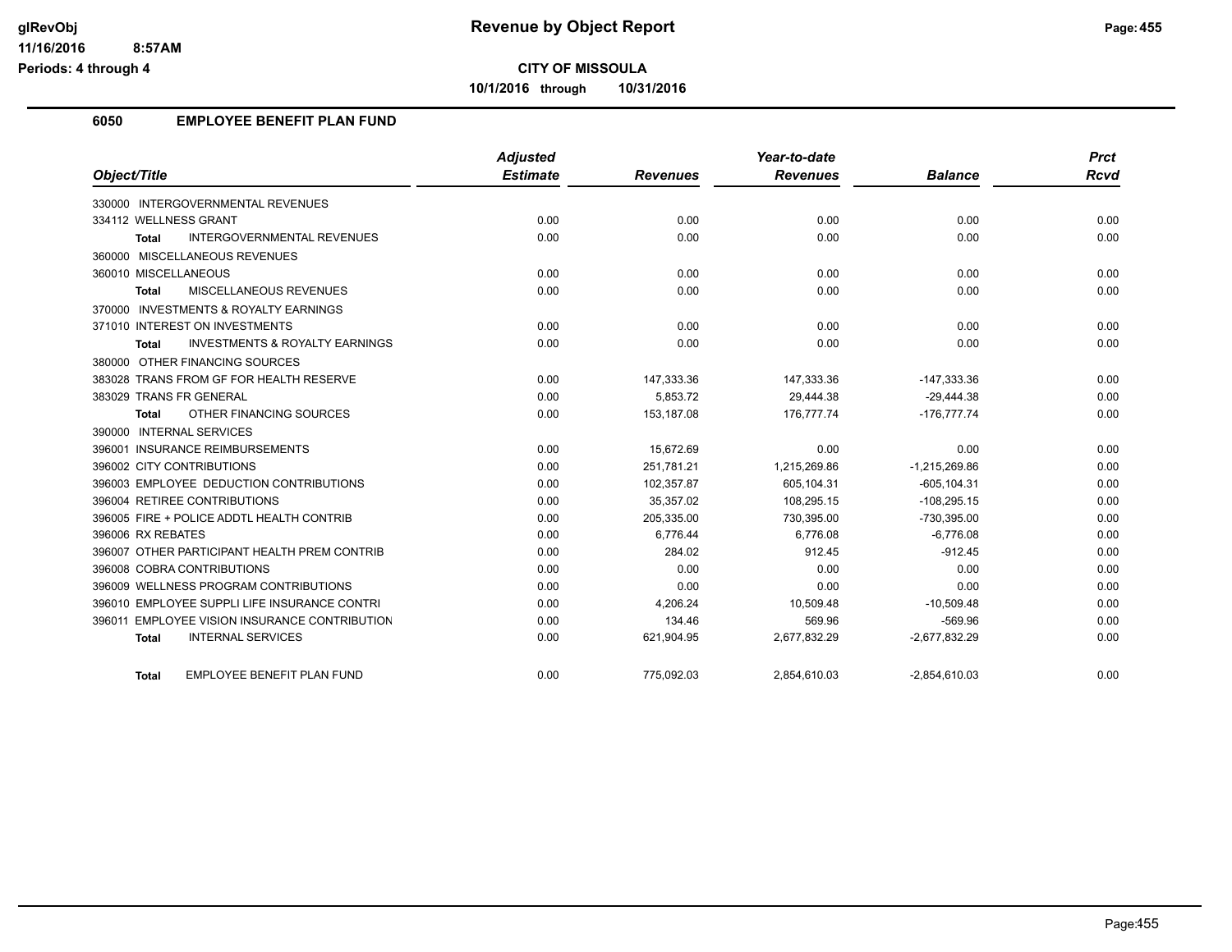## CITY OF MISSOULA

**10/1/2016 through 10/31/2016**

### 6050 EMPLOYEE BENEFIT PLAN FUND

| Object/Title | Adjusted Estimate | Revenues | Year-to-date Revenues | Balance | Prct Rcvd |
|---|---|---|---|---|---|
| 330000 INTERGOVERNMENTAL REVENUES | | | | | |
| 334112 WELLNESS GRANT | 0.00 | 0.00 | 0.00 | 0.00 | 0.00 |
| **Total** INTERGOVERNMENTAL REVENUES | 0.00 | 0.00 | 0.00 | 0.00 | 0.00 |
| 360000 MISCELLANEOUS REVENUES | | | | | |
| 360010 MISCELLANEOUS | 0.00 | 0.00 | 0.00 | 0.00 | 0.00 |
| **Total** MISCELLANEOUS REVENUES | 0.00 | 0.00 | 0.00 | 0.00 | 0.00 |
| 370000 INVESTMENTS & ROYALTY EARNINGS | | | | | |
| 371010 INTEREST ON INVESTMENTS | 0.00 | 0.00 | 0.00 | 0.00 | 0.00 |
| **Total** INVESTMENTS & ROYALTY EARNINGS | 0.00 | 0.00 | 0.00 | 0.00 | 0.00 |
| 380000 OTHER FINANCING SOURCES | | | | | |
| 383028 TRANS FROM GF FOR HEALTH RESERVE | 0.00 | 147,333.36 | 147,333.36 | -147,333.36 | 0.00 |
| 383029 TRANS FR GENERAL | 0.00 | 5,853.72 | 29,444.38 | -29,444.38 | 0.00 |
| **Total** OTHER FINANCING SOURCES | 0.00 | 153,187.08 | 176,777.74 | -176,777.74 | 0.00 |
| 390000 INTERNAL SERVICES | | | | | |
| 396001 INSURANCE REIMBURSEMENTS | 0.00 | 15,672.69 | 0.00 | 0.00 | 0.00 |
| 396002 CITY CONTRIBUTIONS | 0.00 | 251,781.21 | 1,215,269.86 | -1,215,269.86 | 0.00 |
| 396003 EMPLOYEE DEDUCTION CONTRIBUTIONS | 0.00 | 102,357.87 | 605,104.31 | -605,104.31 | 0.00 |
| 396004 RETIREE CONTRIBUTIONS | 0.00 | 35,357.02 | 108,295.15 | -108,295.15 | 0.00 |
| 396005 FIRE + POLICE ADDTL HEALTH CONTRIB | 0.00 | 205,335.00 | 730,395.00 | -730,395.00 | 0.00 |
| 396006 RX REBATES | 0.00 | 6,776.44 | 6,776.08 | -6,776.08 | 0.00 |
| 396007 OTHER PARTICIPANT HEALTH PREM CONTRIB | 0.00 | 284.02 | 912.45 | -912.45 | 0.00 |
| 396008 COBRA CONTRIBUTIONS | 0.00 | 0.00 | 0.00 | 0.00 | 0.00 |
| 396009 WELLNESS PROGRAM CONTRIBUTIONS | 0.00 | 0.00 | 0.00 | 0.00 | 0.00 |
| 396010 EMPLOYEE SUPPLI LIFE INSURANCE CONTRI | 0.00 | 4,206.24 | 10,509.48 | -10,509.48 | 0.00 |
| 396011 EMPLOYEE VISION INSURANCE CONTRIBUTION | 0.00 | 134.46 | 569.96 | -569.96 | 0.00 |
| **Total** INTERNAL SERVICES | 0.00 | 621,904.95 | 2,677,832.29 | -2,677,832.29 | 0.00 |
| **Total** EMPLOYEE BENEFIT PLAN FUND | 0.00 | 775,092.03 | 2,854,610.03 | -2,854,610.03 | 0.00 |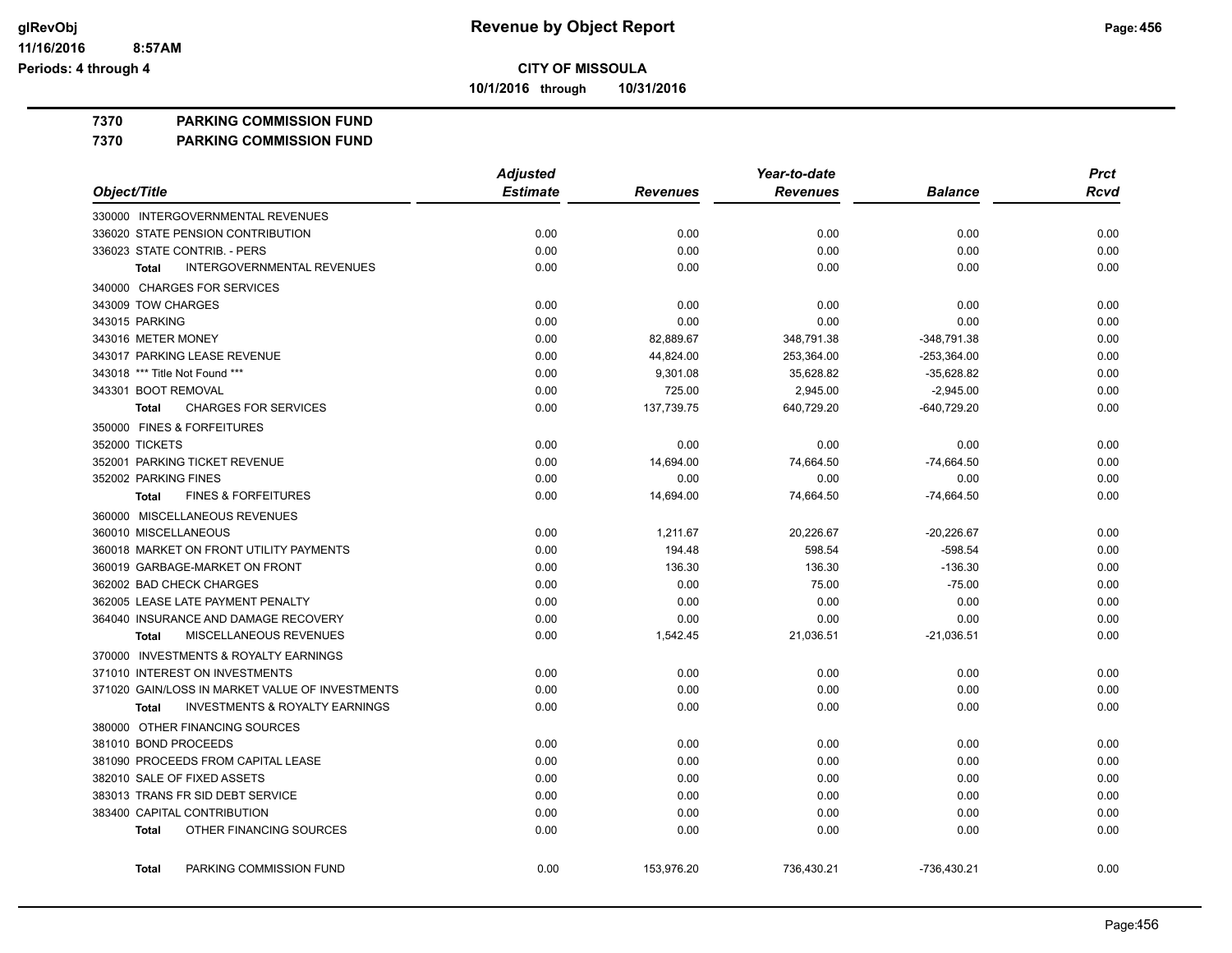# Revenue by Object Report

**CITY OF MISSOULA**

**10/1/2016 through 10/31/2016**

glRevObj
11/16/2016 8:57AM
Periods: 4 through 4

**7370 PARKING COMMISSION FUND**

**7370 PARKING COMMISSION FUND**

| Object/Title | Adjusted Estimate | Revenues | Year-to-date Revenues | Balance | Prct Rcvd |
|---|---|---|---|---|---|
| 330000 INTERGOVERNMENTAL REVENUES | | | | | |
| 336020 STATE PENSION CONTRIBUTION | 0.00 | 0.00 | 0.00 | 0.00 | 0.00 |
| 336023 STATE CONTRIB. - PERS | 0.00 | 0.00 | 0.00 | 0.00 | 0.00 |
| **Total** INTERGOVERNMENTAL REVENUES | 0.00 | 0.00 | 0.00 | 0.00 | 0.00 |
| 340000 CHARGES FOR SERVICES | | | | | |
| 343009 TOW CHARGES | 0.00 | 0.00 | 0.00 | 0.00 | 0.00 |
| 343015 PARKING | 0.00 | 0.00 | 0.00 | 0.00 | 0.00 |
| 343016 METER MONEY | 0.00 | 82,889.67 | 348,791.38 | -348,791.38 | 0.00 |
| 343017 PARKING LEASE REVENUE | 0.00 | 44,824.00 | 253,364.00 | -253,364.00 | 0.00 |
| 343018 *** Title Not Found *** | 0.00 | 9,301.08 | 35,628.82 | -35,628.82 | 0.00 |
| 343301 BOOT REMOVAL | 0.00 | 725.00 | 2,945.00 | -2,945.00 | 0.00 |
| **Total** CHARGES FOR SERVICES | 0.00 | 137,739.75 | 640,729.20 | -640,729.20 | 0.00 |
| 350000 FINES & FORFEITURES | | | | | |
| 352000 TICKETS | 0.00 | 0.00 | 0.00 | 0.00 | 0.00 |
| 352001 PARKING TICKET REVENUE | 0.00 | 14,694.00 | 74,664.50 | -74,664.50 | 0.00 |
| 352002 PARKING FINES | 0.00 | 0.00 | 0.00 | 0.00 | 0.00 |
| **Total** FINES & FORFEITURES | 0.00 | 14,694.00 | 74,664.50 | -74,664.50 | 0.00 |
| 360000 MISCELLANEOUS REVENUES | | | | | |
| 360010 MISCELLANEOUS | 0.00 | 1,211.67 | 20,226.67 | -20,226.67 | 0.00 |
| 360018 MARKET ON FRONT UTILITY PAYMENTS | 0.00 | 194.48 | 598.54 | -598.54 | 0.00 |
| 360019 GARBAGE-MARKET ON FRONT | 0.00 | 136.30 | 136.30 | -136.30 | 0.00 |
| 362002 BAD CHECK CHARGES | 0.00 | 0.00 | 75.00 | -75.00 | 0.00 |
| 362005 LEASE LATE PAYMENT PENALTY | 0.00 | 0.00 | 0.00 | 0.00 | 0.00 |
| 364040 INSURANCE AND DAMAGE RECOVERY | 0.00 | 0.00 | 0.00 | 0.00 | 0.00 |
| **Total** MISCELLANEOUS REVENUES | 0.00 | 1,542.45 | 21,036.51 | -21,036.51 | 0.00 |
| 370000 INVESTMENTS & ROYALTY EARNINGS | | | | | |
| 371010 INTEREST ON INVESTMENTS | 0.00 | 0.00 | 0.00 | 0.00 | 0.00 |
| 371020 GAIN/LOSS IN MARKET VALUE OF INVESTMENTS | 0.00 | 0.00 | 0.00 | 0.00 | 0.00 |
| **Total** INVESTMENTS & ROYALTY EARNINGS | 0.00 | 0.00 | 0.00 | 0.00 | 0.00 |
| 380000 OTHER FINANCING SOURCES | | | | | |
| 381010 BOND PROCEEDS | 0.00 | 0.00 | 0.00 | 0.00 | 0.00 |
| 381090 PROCEEDS FROM CAPITAL LEASE | 0.00 | 0.00 | 0.00 | 0.00 | 0.00 |
| 382010 SALE OF FIXED ASSETS | 0.00 | 0.00 | 0.00 | 0.00 | 0.00 |
| 383013 TRANS FR SID DEBT SERVICE | 0.00 | 0.00 | 0.00 | 0.00 | 0.00 |
| 383400 CAPITAL CONTRIBUTION | 0.00 | 0.00 | 0.00 | 0.00 | 0.00 |
| **Total** OTHER FINANCING SOURCES | 0.00 | 0.00 | 0.00 | 0.00 | 0.00 |
| **Total** PARKING COMMISSION FUND | 0.00 | 153,976.20 | 736,430.21 | -736,430.21 | 0.00 |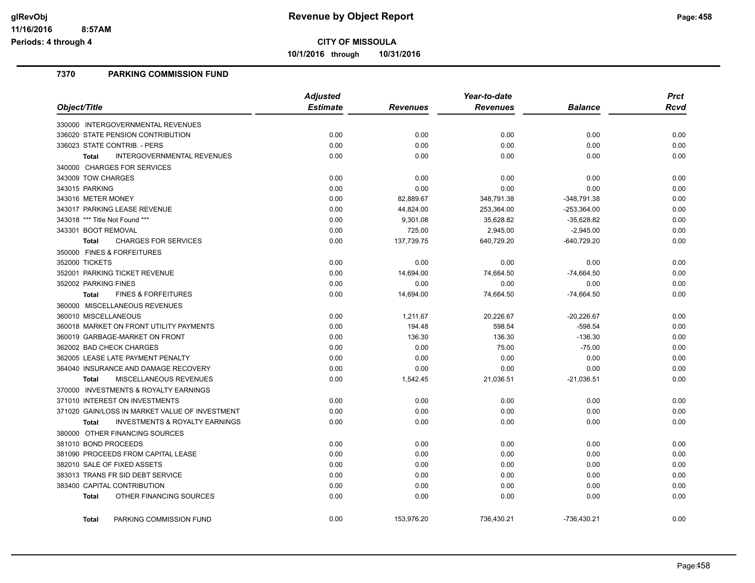# Revenue by Object Report

**CITY OF MISSOULA**

**10/1/2016 through 10/31/2016**

glRevObj
11/16/2016 8:57AM
Periods: 4 through 4

## 7370 PARKING COMMISSION FUND

| Object/Title | Adjusted Estimate | Revenues | Year-to-date Revenues | Balance | Prct Rcvd |
|---|---|---|---|---|---|
| 330000 INTERGOVERNMENTAL REVENUES | | | | | |
| 336020 STATE PENSION CONTRIBUTION | 0.00 | 0.00 | 0.00 | 0.00 | 0.00 |
| 336023 STATE CONTRIB. - PERS | 0.00 | 0.00 | 0.00 | 0.00 | 0.00 |
| **Total** INTERGOVERNMENTAL REVENUES | 0.00 | 0.00 | 0.00 | 0.00 | 0.00 |
| 340000 CHARGES FOR SERVICES | | | | | |
| 343009 TOW CHARGES | 0.00 | 0.00 | 0.00 | 0.00 | 0.00 |
| 343015 PARKING | 0.00 | 0.00 | 0.00 | 0.00 | 0.00 |
| 343016 METER MONEY | 0.00 | 82,889.67 | 348,791.38 | -348,791.38 | 0.00 |
| 343017 PARKING LEASE REVENUE | 0.00 | 44,824.00 | 253,364.00 | -253,364.00 | 0.00 |
| 343018 *** Title Not Found *** | 0.00 | 9,301.08 | 35,628.82 | -35,628.82 | 0.00 |
| 343301 BOOT REMOVAL | 0.00 | 725.00 | 2,945.00 | -2,945.00 | 0.00 |
| **Total** CHARGES FOR SERVICES | 0.00 | 137,739.75 | 640,729.20 | -640,729.20 | 0.00 |
| 350000 FINES & FORFEITURES | | | | | |
| 352000 TICKETS | 0.00 | 0.00 | 0.00 | 0.00 | 0.00 |
| 352001 PARKING TICKET REVENUE | 0.00 | 14,694.00 | 74,664.50 | -74,664.50 | 0.00 |
| 352002 PARKING FINES | 0.00 | 0.00 | 0.00 | 0.00 | 0.00 |
| **Total** FINES & FORFEITURES | 0.00 | 14,694.00 | 74,664.50 | -74,664.50 | 0.00 |
| 360000 MISCELLANEOUS REVENUES | | | | | |
| 360010 MISCELLANEOUS | 0.00 | 1,211.67 | 20,226.67 | -20,226.67 | 0.00 |
| 360018 MARKET ON FRONT UTILITY PAYMENTS | 0.00 | 194.48 | 598.54 | -598.54 | 0.00 |
| 360019 GARBAGE-MARKET ON FRONT | 0.00 | 136.30 | 136.30 | -136.30 | 0.00 |
| 362002 BAD CHECK CHARGES | 0.00 | 0.00 | 75.00 | -75.00 | 0.00 |
| 362005 LEASE LATE PAYMENT PENALTY | 0.00 | 0.00 | 0.00 | 0.00 | 0.00 |
| 364040 INSURANCE AND DAMAGE RECOVERY | 0.00 | 0.00 | 0.00 | 0.00 | 0.00 |
| **Total** MISCELLANEOUS REVENUES | 0.00 | 1,542.45 | 21,036.51 | -21,036.51 | 0.00 |
| 370000 INVESTMENTS & ROYALTY EARNINGS | | | | | |
| 371010 INTEREST ON INVESTMENTS | 0.00 | 0.00 | 0.00 | 0.00 | 0.00 |
| 371020 GAIN/LOSS IN MARKET VALUE OF INVESTMENT | 0.00 | 0.00 | 0.00 | 0.00 | 0.00 |
| **Total** INVESTMENTS & ROYALTY EARNINGS | 0.00 | 0.00 | 0.00 | 0.00 | 0.00 |
| 380000 OTHER FINANCING SOURCES | | | | | |
| 381010 BOND PROCEEDS | 0.00 | 0.00 | 0.00 | 0.00 | 0.00 |
| 381090 PROCEEDS FROM CAPITAL LEASE | 0.00 | 0.00 | 0.00 | 0.00 | 0.00 |
| 382010 SALE OF FIXED ASSETS | 0.00 | 0.00 | 0.00 | 0.00 | 0.00 |
| 383013 TRANS FR SID DEBT SERVICE | 0.00 | 0.00 | 0.00 | 0.00 | 0.00 |
| 383400 CAPITAL CONTRIBUTION | 0.00 | 0.00 | 0.00 | 0.00 | 0.00 |
| **Total** OTHER FINANCING SOURCES | 0.00 | 0.00 | 0.00 | 0.00 | 0.00 |
| **Total** PARKING COMMISSION FUND | 0.00 | 153,976.20 | 736,430.21 | -736,430.21 | 0.00 |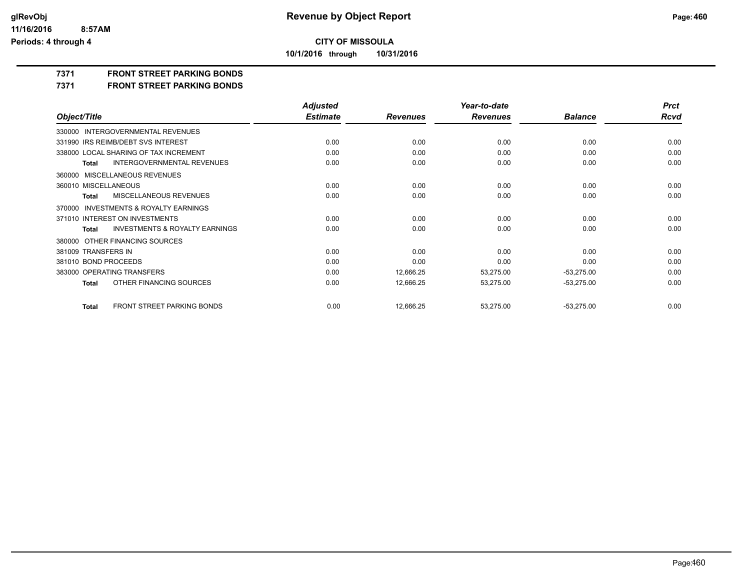**CITY OF MISSOULA**

**10/1/2016 through 10/31/2016**

**Revenue by Object Report**

glRevObj
11/16/2016 8:57AM
Periods: 4 through 4

# 7371 FRONT STREET PARKING BONDS

## 7371 FRONT STREET PARKING BONDS

| Object/Title | Adjusted Estimate | Revenues | Year-to-date Revenues | Balance | Prct Rcvd |
|---|---|---|---|---|---|
| 330000 INTERGOVERNMENTAL REVENUES | | | | | |
| 331990 IRS REIMB/DEBT SVS INTEREST | 0.00 | 0.00 | 0.00 | 0.00 | 0.00 |
| 338000 LOCAL SHARING OF TAX INCREMENT | 0.00 | 0.00 | 0.00 | 0.00 | 0.00 |
| **Total** INTERGOVERNMENTAL REVENUES | 0.00 | 0.00 | 0.00 | 0.00 | 0.00 |
| 360000 MISCELLANEOUS REVENUES | | | | | |
| 360010 MISCELLANEOUS | 0.00 | 0.00 | 0.00 | 0.00 | 0.00 |
| **Total** MISCELLANEOUS REVENUES | 0.00 | 0.00 | 0.00 | 0.00 | 0.00 |
| 370000 INVESTMENTS & ROYALTY EARNINGS | | | | | |
| 371010 INTEREST ON INVESTMENTS | 0.00 | 0.00 | 0.00 | 0.00 | 0.00 |
| **Total** INVESTMENTS & ROYALTY EARNINGS | 0.00 | 0.00 | 0.00 | 0.00 | 0.00 |
| 380000 OTHER FINANCING SOURCES | | | | | |
| 381009 TRANSFERS IN | 0.00 | 0.00 | 0.00 | 0.00 | 0.00 |
| 381010 BOND PROCEEDS | 0.00 | 0.00 | 0.00 | 0.00 | 0.00 |
| 383000 OPERATING TRANSFERS | 0.00 | 12,666.25 | 53,275.00 | -53,275.00 | 0.00 |
| **Total** OTHER FINANCING SOURCES | 0.00 | 12,666.25 | 53,275.00 | -53,275.00 | 0.00 |
| **Total** FRONT STREET PARKING BONDS | 0.00 | 12,666.25 | 53,275.00 | -53,275.00 | 0.00 |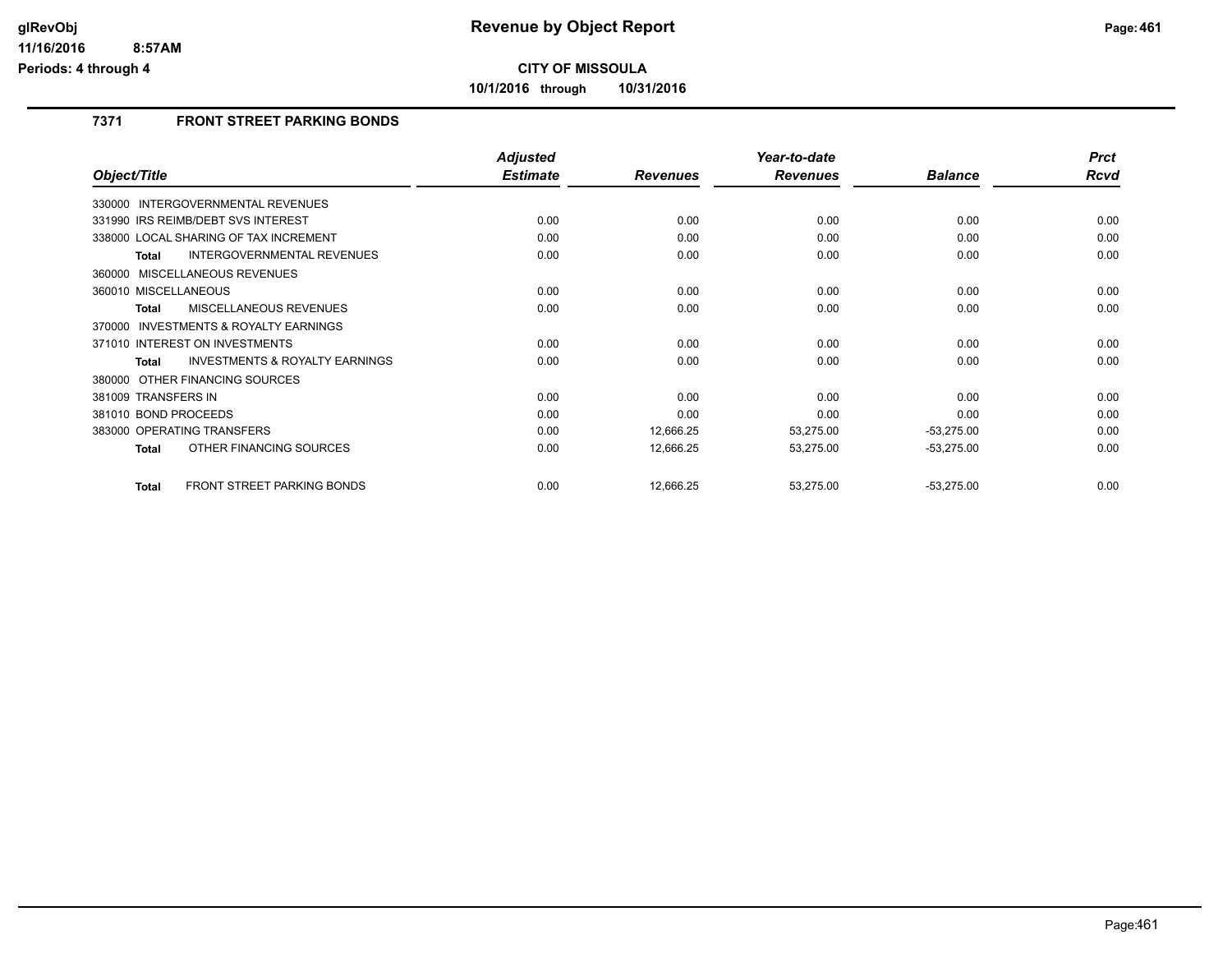# Revenue by Object Report

**CITY OF MISSOULA**

**10/1/2016 through 10/31/2016**

glRevObj
11/16/2016 8:57AM
Periods: 4 through 4

### 7371 FRONT STREET PARKING BONDS

| Object/Title | Adjusted Estimate | Revenues | Year-to-date Revenues | Balance | Prct Rcvd |
|---|---|---|---|---|---|
| 330000 INTERGOVERNMENTAL REVENUES | | | | | |
| 331990 IRS REIMB/DEBT SVS INTEREST | 0.00 | 0.00 | 0.00 | 0.00 | 0.00 |
| 338000 LOCAL SHARING OF TAX INCREMENT | 0.00 | 0.00 | 0.00 | 0.00 | 0.00 |
| **Total** INTERGOVERNMENTAL REVENUES | 0.00 | 0.00 | 0.00 | 0.00 | 0.00 |
| 360000 MISCELLANEOUS REVENUES | | | | | |
| 360010 MISCELLANEOUS | 0.00 | 0.00 | 0.00 | 0.00 | 0.00 |
| **Total** MISCELLANEOUS REVENUES | 0.00 | 0.00 | 0.00 | 0.00 | 0.00 |
| 370000 INVESTMENTS & ROYALTY EARNINGS | | | | | |
| 371010 INTEREST ON INVESTMENTS | 0.00 | 0.00 | 0.00 | 0.00 | 0.00 |
| **Total** INVESTMENTS & ROYALTY EARNINGS | 0.00 | 0.00 | 0.00 | 0.00 | 0.00 |
| 380000 OTHER FINANCING SOURCES | | | | | |
| 381009 TRANSFERS IN | 0.00 | 0.00 | 0.00 | 0.00 | 0.00 |
| 381010 BOND PROCEEDS | 0.00 | 0.00 | 0.00 | 0.00 | 0.00 |
| 383000 OPERATING TRANSFERS | 0.00 | 12,666.25 | 53,275.00 | -53,275.00 | 0.00 |
| **Total** OTHER FINANCING SOURCES | 0.00 | 12,666.25 | 53,275.00 | -53,275.00 | 0.00 |
| **Total** FRONT STREET PARKING BONDS | 0.00 | 12,666.25 | 53,275.00 | -53,275.00 | 0.00 |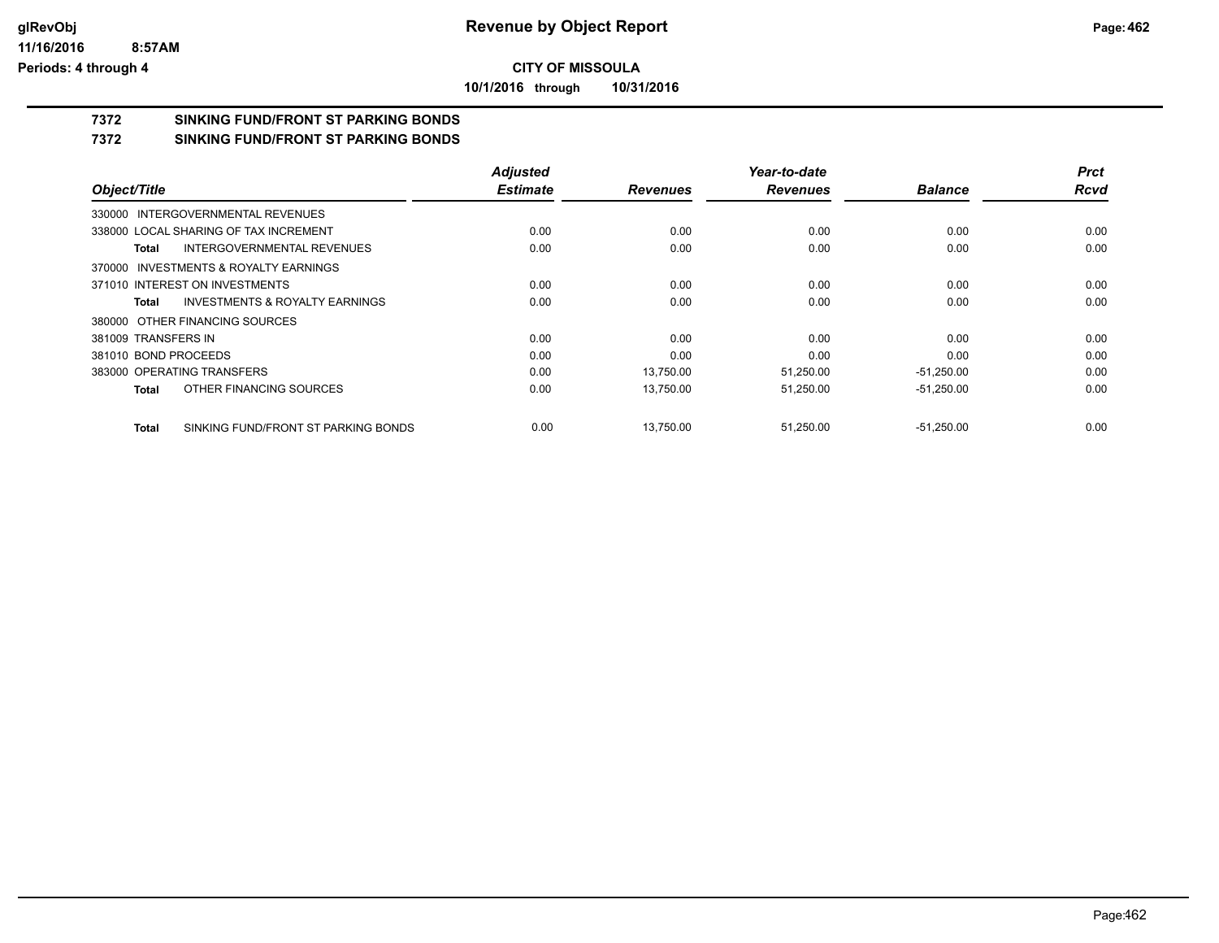**CITY OF MISSOULA**

**10/1/2016 through 10/31/2016**

# 7372 SINKING FUND/FRONT ST PARKING BONDS

## 7372 SINKING FUND/FRONT ST PARKING BONDS

| Object/Title | Adjusted Estimate | Revenues | Year-to-date Revenues | Balance | Prct Rcvd |
|---|---|---|---|---|---|
| 330000 INTERGOVERNMENTAL REVENUES | | | | | |
| 338000 LOCAL SHARING OF TAX INCREMENT | 0.00 | 0.00 | 0.00 | 0.00 | 0.00 |
| **Total** INTERGOVERNMENTAL REVENUES | 0.00 | 0.00 | 0.00 | 0.00 | 0.00 |
| 370000 INVESTMENTS & ROYALTY EARNINGS | | | | | |
| 371010 INTEREST ON INVESTMENTS | 0.00 | 0.00 | 0.00 | 0.00 | 0.00 |
| **Total** INVESTMENTS & ROYALTY EARNINGS | 0.00 | 0.00 | 0.00 | 0.00 | 0.00 |
| 380000 OTHER FINANCING SOURCES | | | | | |
| 381009 TRANSFERS IN | 0.00 | 0.00 | 0.00 | 0.00 | 0.00 |
| 381010 BOND PROCEEDS | 0.00 | 0.00 | 0.00 | 0.00 | 0.00 |
| 383000 OPERATING TRANSFERS | 0.00 | 13,750.00 | 51,250.00 | -51,250.00 | 0.00 |
| **Total** OTHER FINANCING SOURCES | 0.00 | 13,750.00 | 51,250.00 | -51,250.00 | 0.00 |
| **Total** SINKING FUND/FRONT ST PARKING BONDS | 0.00 | 13,750.00 | 51,250.00 | -51,250.00 | 0.00 |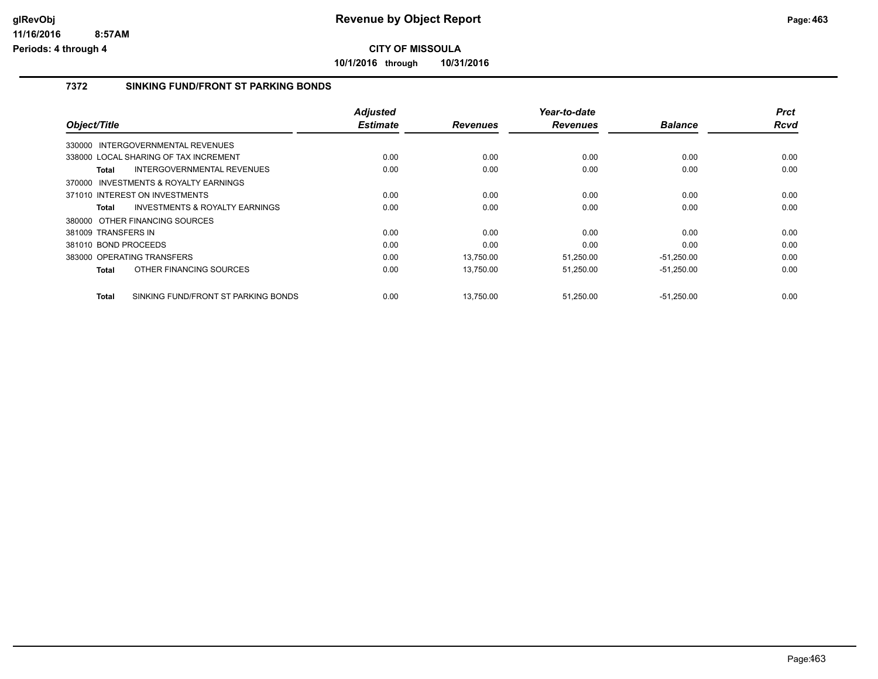**CITY OF MISSOULA**

**10/1/2016 through 10/31/2016**

## 7372 SINKING FUND/FRONT ST PARKING BONDS

| Object/Title | Adjusted Estimate | Revenues | Year-to-date Revenues | Balance | Prct Rcvd |
|---|---|---|---|---|---|
| 330000 INTERGOVERNMENTAL REVENUES | | | | | |
| 338000 LOCAL SHARING OF TAX INCREMENT | 0.00 | 0.00 | 0.00 | 0.00 | 0.00 |
| **Total** INTERGOVERNMENTAL REVENUES | 0.00 | 0.00 | 0.00 | 0.00 | 0.00 |
| 370000 INVESTMENTS & ROYALTY EARNINGS | | | | | |
| 371010 INTEREST ON INVESTMENTS | 0.00 | 0.00 | 0.00 | 0.00 | 0.00 |
| **Total** INVESTMENTS & ROYALTY EARNINGS | 0.00 | 0.00 | 0.00 | 0.00 | 0.00 |
| 380000 OTHER FINANCING SOURCES | | | | | |
| 381009 TRANSFERS IN | 0.00 | 0.00 | 0.00 | 0.00 | 0.00 |
| 381010 BOND PROCEEDS | 0.00 | 0.00 | 0.00 | 0.00 | 0.00 |
| 383000 OPERATING TRANSFERS | 0.00 | 13,750.00 | 51,250.00 | -51,250.00 | 0.00 |
| **Total** OTHER FINANCING SOURCES | 0.00 | 13,750.00 | 51,250.00 | -51,250.00 | 0.00 |
| **Total** SINKING FUND/FRONT ST PARKING BONDS | 0.00 | 13,750.00 | 51,250.00 | -51,250.00 | 0.00 |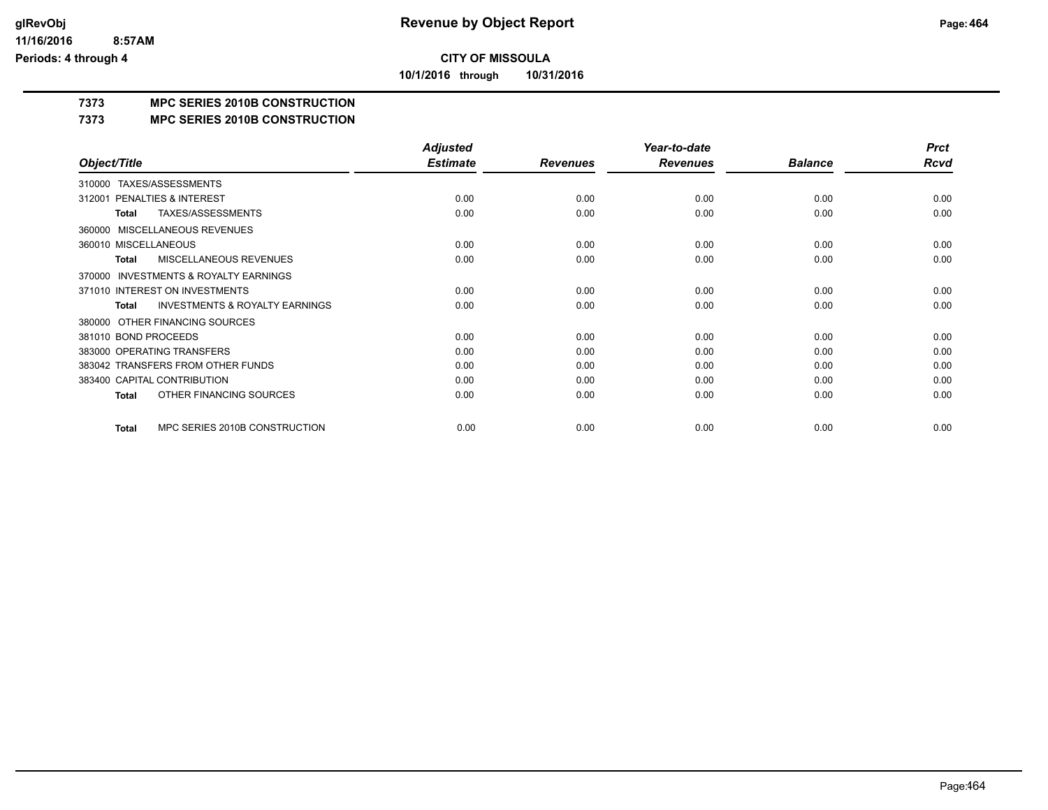# Revenue by Object Report

**CITY OF MISSOULA**

**10/1/2016 through 10/31/2016**

glRevObj
11/16/2016 8:57AM
Periods: 4 through 4

**7373 MPC SERIES 2010B CONSTRUCTION**

**7373 MPC SERIES 2010B CONSTRUCTION**

| Object/Title | Adjusted Estimate | Revenues | Year-to-date Revenues | Balance | Prct Rcvd |
|---|---|---|---|---|---|
| 310000 TAXES/ASSESSMENTS | | | | | |
| 312001 PENALTIES & INTEREST | 0.00 | 0.00 | 0.00 | 0.00 | 0.00 |
| **Total** TAXES/ASSESSMENTS | 0.00 | 0.00 | 0.00 | 0.00 | 0.00 |
| 360000 MISCELLANEOUS REVENUES | | | | | |
| 360010 MISCELLANEOUS | 0.00 | 0.00 | 0.00 | 0.00 | 0.00 |
| **Total** MISCELLANEOUS REVENUES | 0.00 | 0.00 | 0.00 | 0.00 | 0.00 |
| 370000 INVESTMENTS & ROYALTY EARNINGS | | | | | |
| 371010 INTEREST ON INVESTMENTS | 0.00 | 0.00 | 0.00 | 0.00 | 0.00 |
| **Total** INVESTMENTS & ROYALTY EARNINGS | 0.00 | 0.00 | 0.00 | 0.00 | 0.00 |
| 380000 OTHER FINANCING SOURCES | | | | | |
| 381010 BOND PROCEEDS | 0.00 | 0.00 | 0.00 | 0.00 | 0.00 |
| 383000 OPERATING TRANSFERS | 0.00 | 0.00 | 0.00 | 0.00 | 0.00 |
| 383042 TRANSFERS FROM OTHER FUNDS | 0.00 | 0.00 | 0.00 | 0.00 | 0.00 |
| 383400 CAPITAL CONTRIBUTION | 0.00 | 0.00 | 0.00 | 0.00 | 0.00 |
| **Total** OTHER FINANCING SOURCES | 0.00 | 0.00 | 0.00 | 0.00 | 0.00 |
| **Total** MPC SERIES 2010B CONSTRUCTION | 0.00 | 0.00 | 0.00 | 0.00 | 0.00 |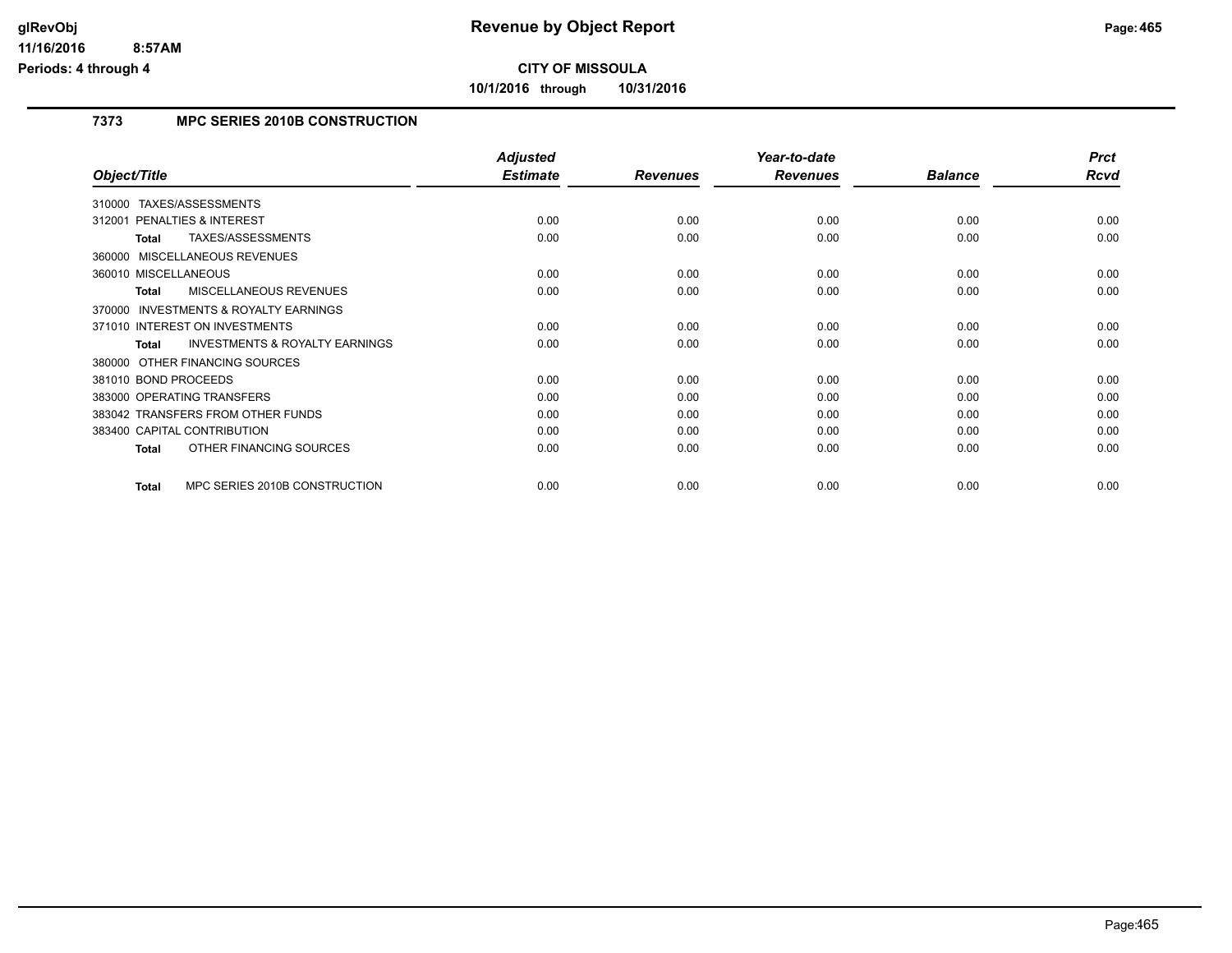**CITY OF MISSOULA**

**10/1/2016 through 10/31/2016**

## 7373 MPC SERIES 2010B CONSTRUCTION

| Object/Title | Adjusted Estimate | Revenues | Year-to-date Revenues | Balance | Prct Rcvd |
|---|---|---|---|---|---|
| 310000 TAXES/ASSESSMENTS | | | | | |
| 312001 PENALTIES & INTEREST | 0.00 | 0.00 | 0.00 | 0.00 | 0.00 |
| **Total** TAXES/ASSESSMENTS | 0.00 | 0.00 | 0.00 | 0.00 | 0.00 |
| 360000 MISCELLANEOUS REVENUES | | | | | |
| 360010 MISCELLANEOUS | 0.00 | 0.00 | 0.00 | 0.00 | 0.00 |
| **Total** MISCELLANEOUS REVENUES | 0.00 | 0.00 | 0.00 | 0.00 | 0.00 |
| 370000 INVESTMENTS & ROYALTY EARNINGS | | | | | |
| 371010 INTEREST ON INVESTMENTS | 0.00 | 0.00 | 0.00 | 0.00 | 0.00 |
| **Total** INVESTMENTS & ROYALTY EARNINGS | 0.00 | 0.00 | 0.00 | 0.00 | 0.00 |
| 380000 OTHER FINANCING SOURCES | | | | | |
| 381010 BOND PROCEEDS | 0.00 | 0.00 | 0.00 | 0.00 | 0.00 |
| 383000 OPERATING TRANSFERS | 0.00 | 0.00 | 0.00 | 0.00 | 0.00 |
| 383042 TRANSFERS FROM OTHER FUNDS | 0.00 | 0.00 | 0.00 | 0.00 | 0.00 |
| 383400 CAPITAL CONTRIBUTION | 0.00 | 0.00 | 0.00 | 0.00 | 0.00 |
| **Total** OTHER FINANCING SOURCES | 0.00 | 0.00 | 0.00 | 0.00 | 0.00 |
| **Total** MPC SERIES 2010B CONSTRUCTION | 0.00 | 0.00 | 0.00 | 0.00 | 0.00 |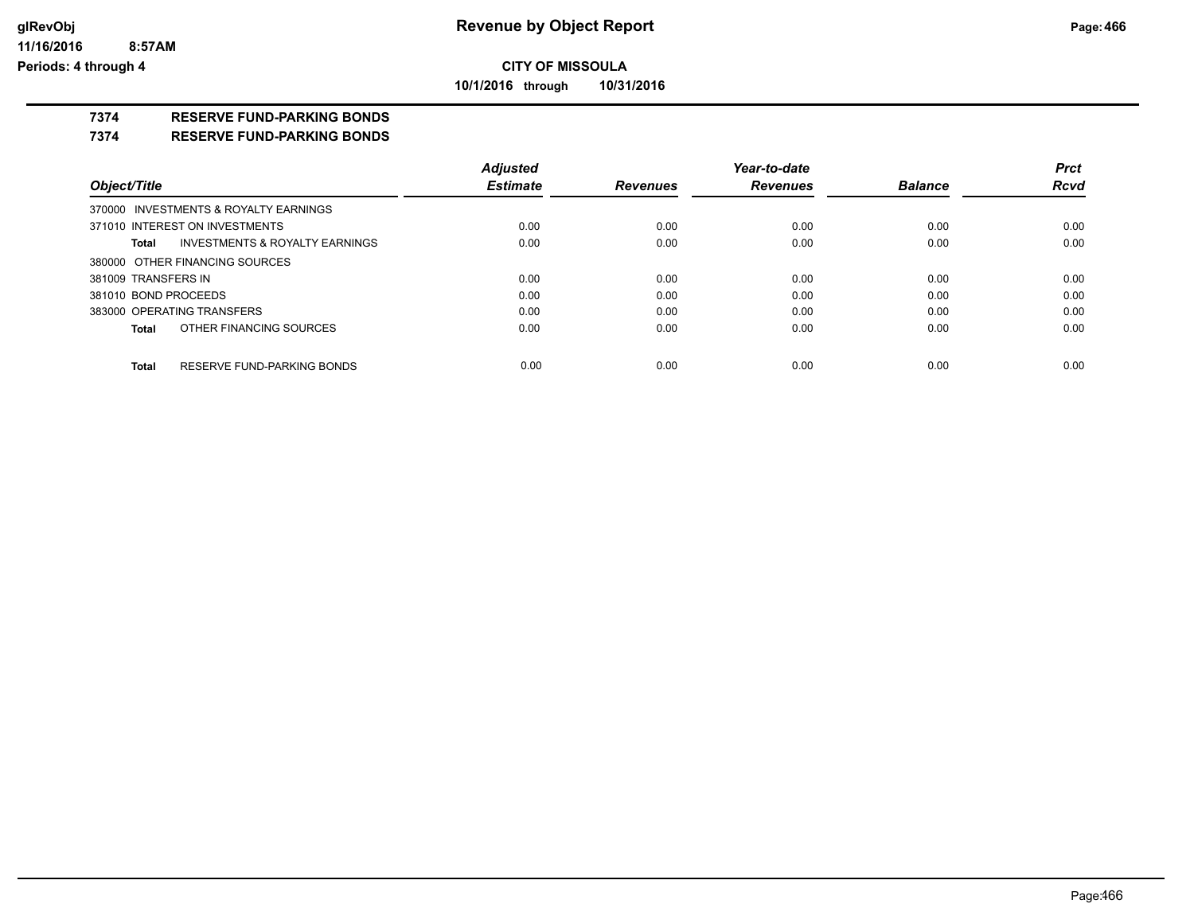**CITY OF MISSOULA**

**10/1/2016 through 10/31/2016**

**7374 RESERVE FUND-PARKING BONDS**

**7374 RESERVE FUND-PARKING BONDS**

| Object/Title | Adjusted Estimate | Revenues | Year-to-date Revenues | Balance | Prct Rcvd |
|---|---|---|---|---|---|
| 370000 INVESTMENTS & ROYALTY EARNINGS | | | | | |
| 371010 INTEREST ON INVESTMENTS | 0.00 | 0.00 | 0.00 | 0.00 | 0.00 |
| **Total** INVESTMENTS & ROYALTY EARNINGS | 0.00 | 0.00 | 0.00 | 0.00 | 0.00 |
| 380000 OTHER FINANCING SOURCES | | | | | |
| 381009 TRANSFERS IN | 0.00 | 0.00 | 0.00 | 0.00 | 0.00 |
| 381010 BOND PROCEEDS | 0.00 | 0.00 | 0.00 | 0.00 | 0.00 |
| 383000 OPERATING TRANSFERS | 0.00 | 0.00 | 0.00 | 0.00 | 0.00 |
| **Total** OTHER FINANCING SOURCES | 0.00 | 0.00 | 0.00 | 0.00 | 0.00 |
| **Total** RESERVE FUND-PARKING BONDS | 0.00 | 0.00 | 0.00 | 0.00 | 0.00 |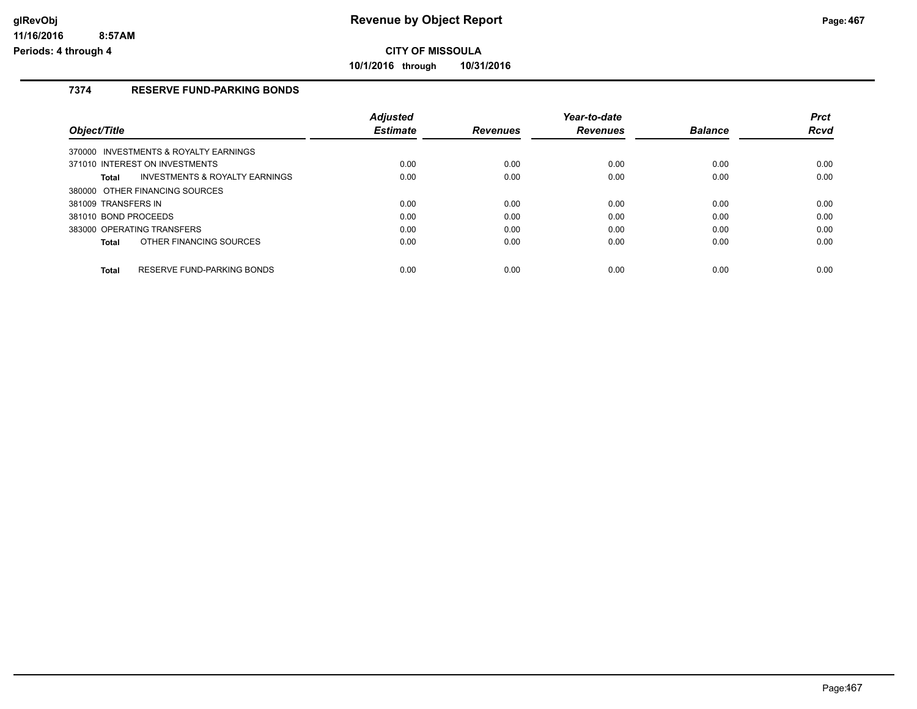# Revenue by Object Report

## CITY OF MISSOULA

10/1/2016 through 10/31/2016

### 7374 RESERVE FUND-PARKING BONDS

| Object/Title | Adjusted Estimate | Revenues | Year-to-date Revenues | Balance | Prct Rcvd |
|---|---|---|---|---|---|
| 370000 INVESTMENTS & ROYALTY EARNINGS | | | | | |
| 371010 INTEREST ON INVESTMENTS | 0.00 | 0.00 | 0.00 | 0.00 | 0.00 |
| **Total** INVESTMENTS & ROYALTY EARNINGS | 0.00 | 0.00 | 0.00 | 0.00 | 0.00 |
| 380000 OTHER FINANCING SOURCES | | | | | |
| 381009 TRANSFERS IN | 0.00 | 0.00 | 0.00 | 0.00 | 0.00 |
| 381010 BOND PROCEEDS | 0.00 | 0.00 | 0.00 | 0.00 | 0.00 |
| 383000 OPERATING TRANSFERS | 0.00 | 0.00 | 0.00 | 0.00 | 0.00 |
| **Total** OTHER FINANCING SOURCES | 0.00 | 0.00 | 0.00 | 0.00 | 0.00 |
| **Total** RESERVE FUND-PARKING BONDS | 0.00 | 0.00 | 0.00 | 0.00 | 0.00 |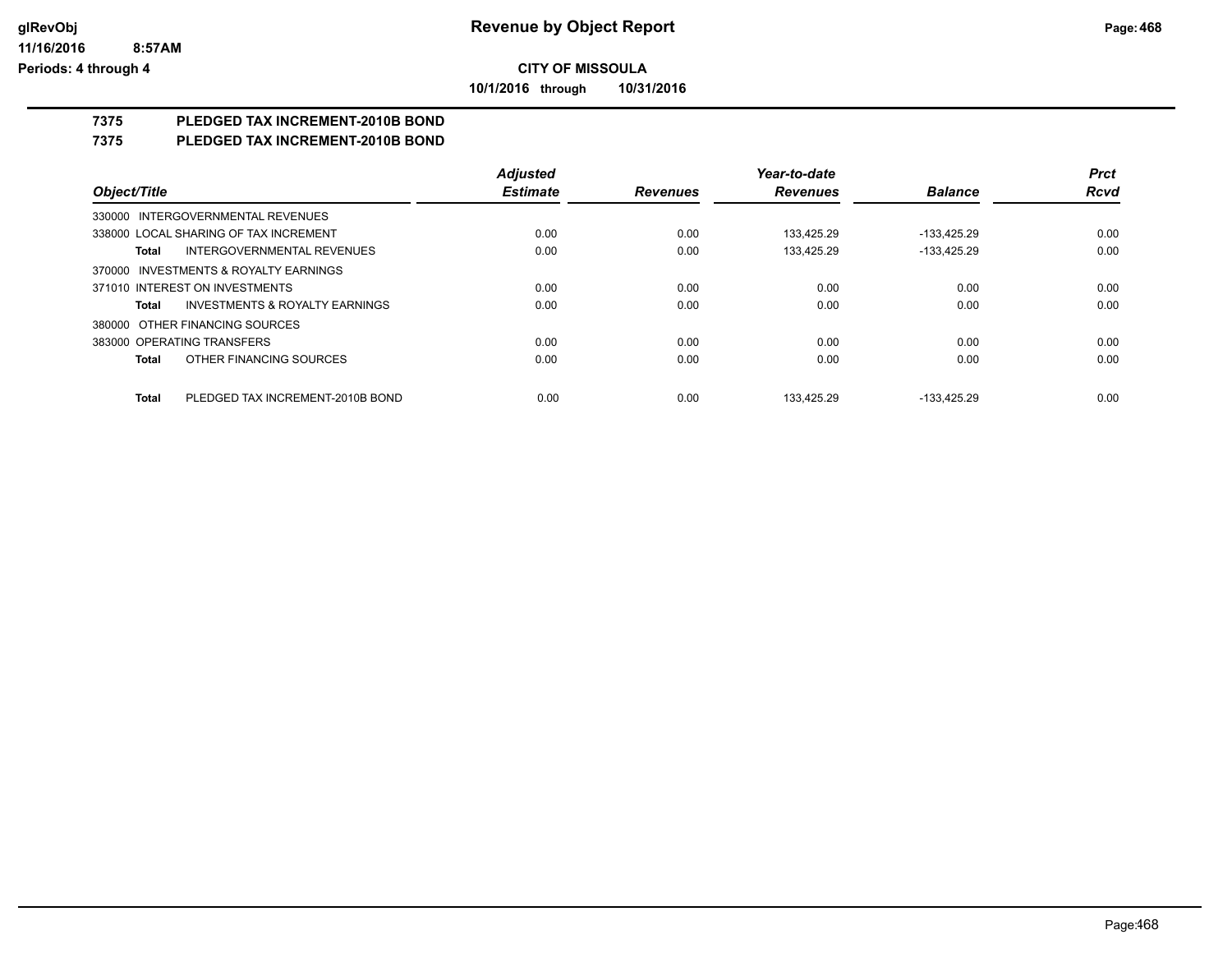**CITY OF MISSOULA**

**10/1/2016 through 10/31/2016**

## 7375 PLEDGED TAX INCREMENT-2010B BOND

## 7375 PLEDGED TAX INCREMENT-2010B BOND

| Object/Title | Adjusted Estimate | Revenues | Year-to-date Revenues | Balance | Prct Rcvd |
|---|---|---|---|---|---|
| 330000 INTERGOVERNMENTAL REVENUES | | | | | |
| 338000 LOCAL SHARING OF TAX INCREMENT | 0.00 | 0.00 | 133,425.29 | -133,425.29 | 0.00 |
| **Total** INTERGOVERNMENTAL REVENUES | 0.00 | 0.00 | 133,425.29 | -133,425.29 | 0.00 |
| 370000 INVESTMENTS & ROYALTY EARNINGS | | | | | |
| 371010 INTEREST ON INVESTMENTS | 0.00 | 0.00 | 0.00 | 0.00 | 0.00 |
| **Total** INVESTMENTS & ROYALTY EARNINGS | 0.00 | 0.00 | 0.00 | 0.00 | 0.00 |
| 380000 OTHER FINANCING SOURCES | | | | | |
| 383000 OPERATING TRANSFERS | 0.00 | 0.00 | 0.00 | 0.00 | 0.00 |
| **Total** OTHER FINANCING SOURCES | 0.00 | 0.00 | 0.00 | 0.00 | 0.00 |
| **Total** PLEDGED TAX INCREMENT-2010B BOND | 0.00 | 0.00 | 133,425.29 | -133,425.29 | 0.00 |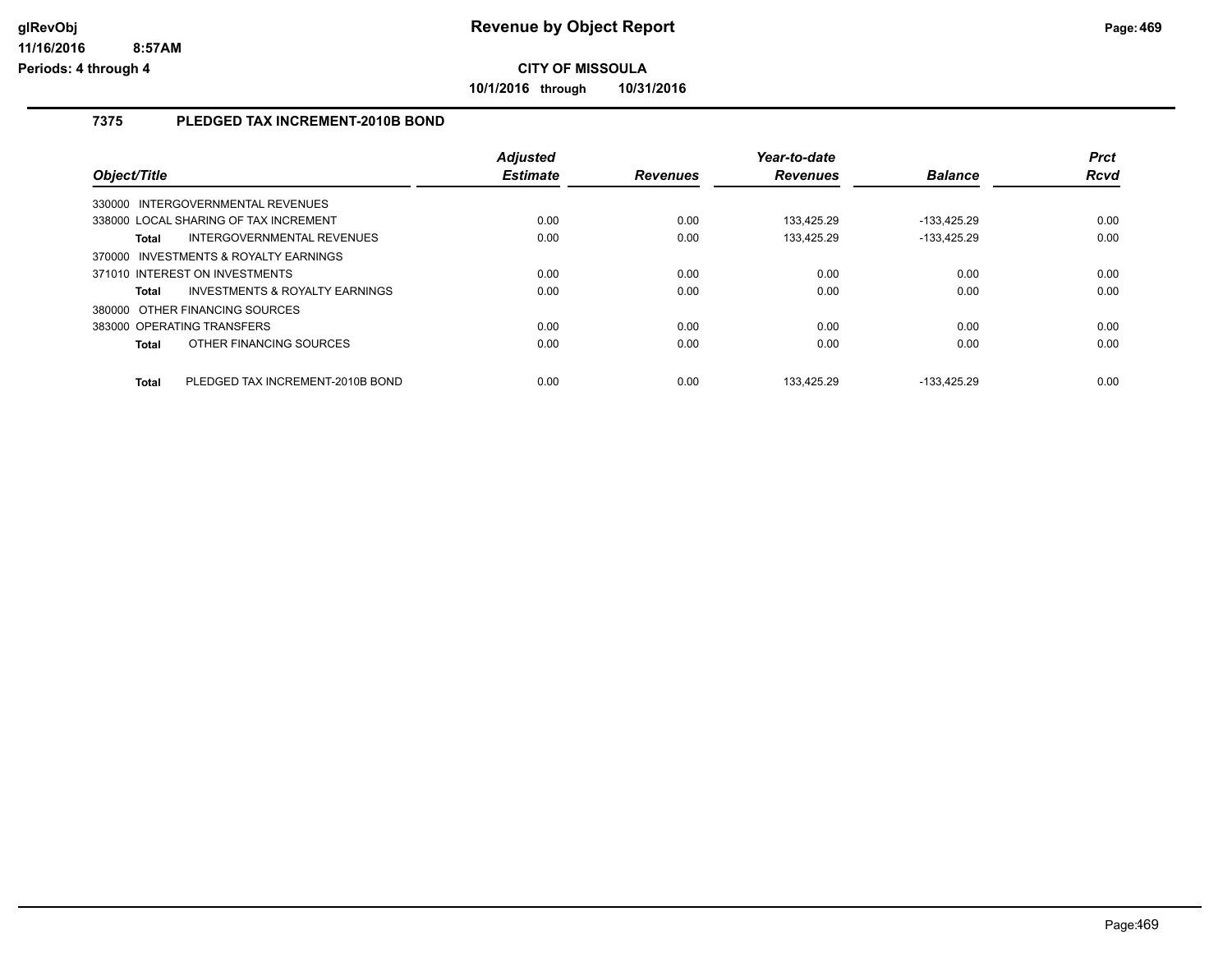# Revenue by Object Report

**CITY OF MISSOULA**

**10/1/2016 through 10/31/2016**

glRevObj
11/16/2016 8:57AM
Periods: 4 through 4

## 7375 PLEDGED TAX INCREMENT-2010B BOND

| Object/Title | Adjusted Estimate | Revenues | Year-to-date Revenues | Balance | Prct Rcvd |
|---|---|---|---|---|---|
| 330000 INTERGOVERNMENTAL REVENUES | | | | | |
| 338000 LOCAL SHARING OF TAX INCREMENT | 0.00 | 0.00 | 133,425.29 | -133,425.29 | 0.00 |
| **Total** INTERGOVERNMENTAL REVENUES | 0.00 | 0.00 | 133,425.29 | -133,425.29 | 0.00 |
| 370000 INVESTMENTS & ROYALTY EARNINGS | | | | | |
| 371010 INTEREST ON INVESTMENTS | 0.00 | 0.00 | 0.00 | 0.00 | 0.00 |
| **Total** INVESTMENTS & ROYALTY EARNINGS | 0.00 | 0.00 | 0.00 | 0.00 | 0.00 |
| 380000 OTHER FINANCING SOURCES | | | | | |
| 383000 OPERATING TRANSFERS | 0.00 | 0.00 | 0.00 | 0.00 | 0.00 |
| **Total** OTHER FINANCING SOURCES | 0.00 | 0.00 | 0.00 | 0.00 | 0.00 |
| **Total** PLEDGED TAX INCREMENT-2010B BOND | 0.00 | 0.00 | 133,425.29 | -133,425.29 | 0.00 |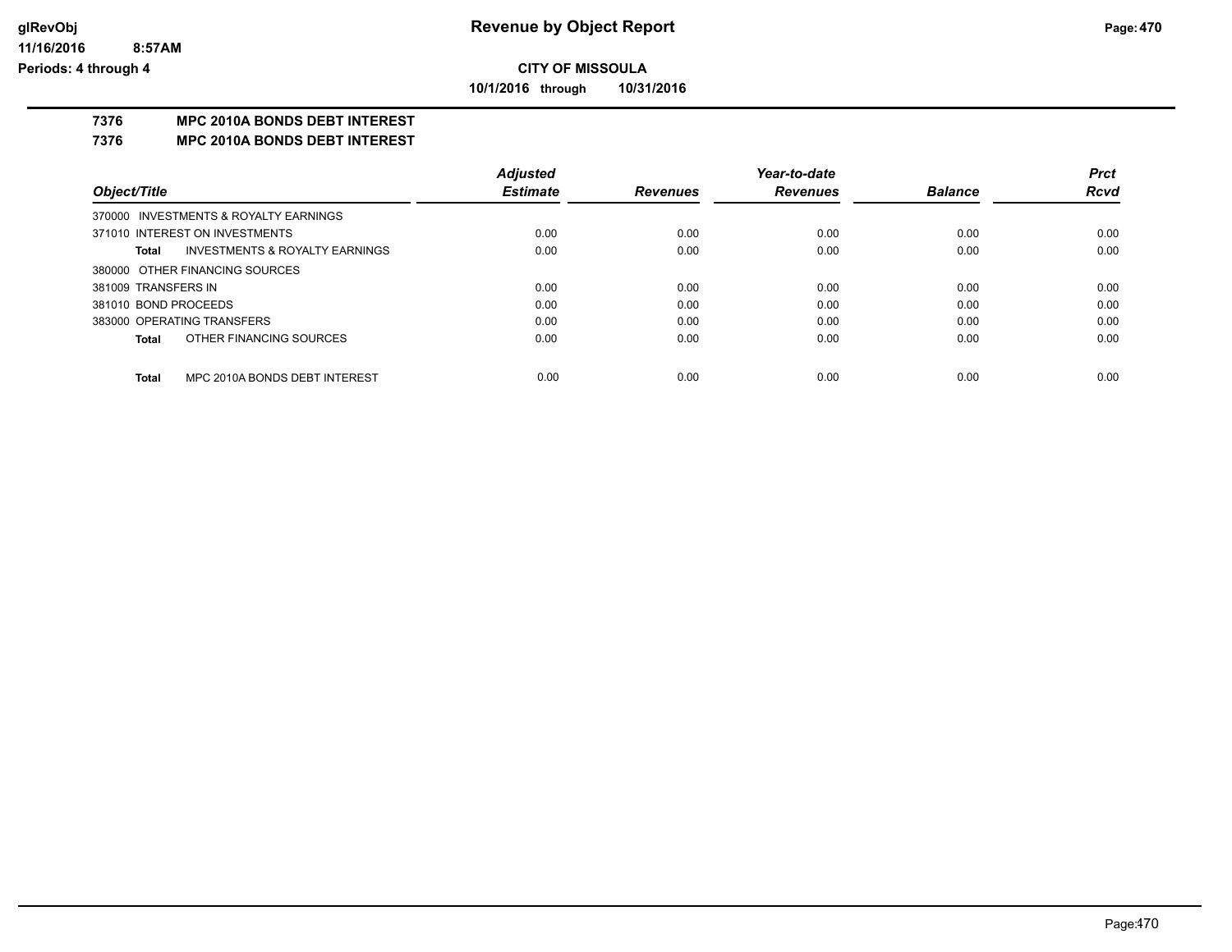# CITY OF MISSOULA

**10/1/2016 through 10/31/2016**

## 7376 MPC 2010A BONDS DEBT INTEREST

## 7376 MPC 2010A BONDS DEBT INTEREST

| Object/Title | Adjusted Estimate | Revenues | Year-to-date Revenues | Balance | Prct Rcvd |
|---|---|---|---|---|---|
| 370000 INVESTMENTS & ROYALTY EARNINGS | | | | | |
| 371010 INTEREST ON INVESTMENTS | 0.00 | 0.00 | 0.00 | 0.00 | 0.00 |
| **Total** INVESTMENTS & ROYALTY EARNINGS | 0.00 | 0.00 | 0.00 | 0.00 | 0.00 |
| 380000 OTHER FINANCING SOURCES | | | | | |
| 381009 TRANSFERS IN | 0.00 | 0.00 | 0.00 | 0.00 | 0.00 |
| 381010 BOND PROCEEDS | 0.00 | 0.00 | 0.00 | 0.00 | 0.00 |
| 383000 OPERATING TRANSFERS | 0.00 | 0.00 | 0.00 | 0.00 | 0.00 |
| **Total** OTHER FINANCING SOURCES | 0.00 | 0.00 | 0.00 | 0.00 | 0.00 |
| **Total** MPC 2010A BONDS DEBT INTEREST | 0.00 | 0.00 | 0.00 | 0.00 | 0.00 |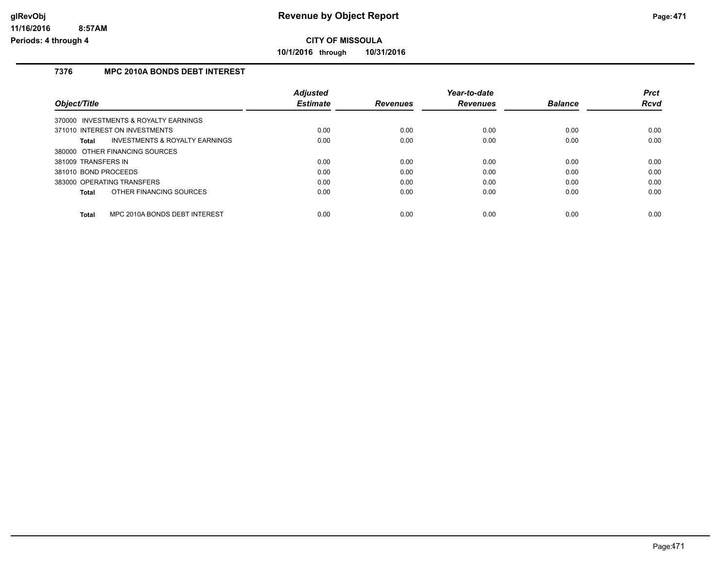# Revenue by Object Report

**CITY OF MISSOULA**

**10/1/2016 through 10/31/2016**

### 7376 MPC 2010A BONDS DEBT INTEREST

| Object/Title | Adjusted Estimate | Revenues | Year-to-date Revenues | Balance | Prct Rcvd |
|---|---|---|---|---|---|
| 370000 INVESTMENTS & ROYALTY EARNINGS | | | | | |
| 371010 INTEREST ON INVESTMENTS | 0.00 | 0.00 | 0.00 | 0.00 | 0.00 |
| **Total** INVESTMENTS & ROYALTY EARNINGS | 0.00 | 0.00 | 0.00 | 0.00 | 0.00 |
| 380000 OTHER FINANCING SOURCES | | | | | |
| 381009 TRANSFERS IN | 0.00 | 0.00 | 0.00 | 0.00 | 0.00 |
| 381010 BOND PROCEEDS | 0.00 | 0.00 | 0.00 | 0.00 | 0.00 |
| 383000 OPERATING TRANSFERS | 0.00 | 0.00 | 0.00 | 0.00 | 0.00 |
| **Total** OTHER FINANCING SOURCES | 0.00 | 0.00 | 0.00 | 0.00 | 0.00 |
| **Total** MPC 2010A BONDS DEBT INTEREST | 0.00 | 0.00 | 0.00 | 0.00 | 0.00 |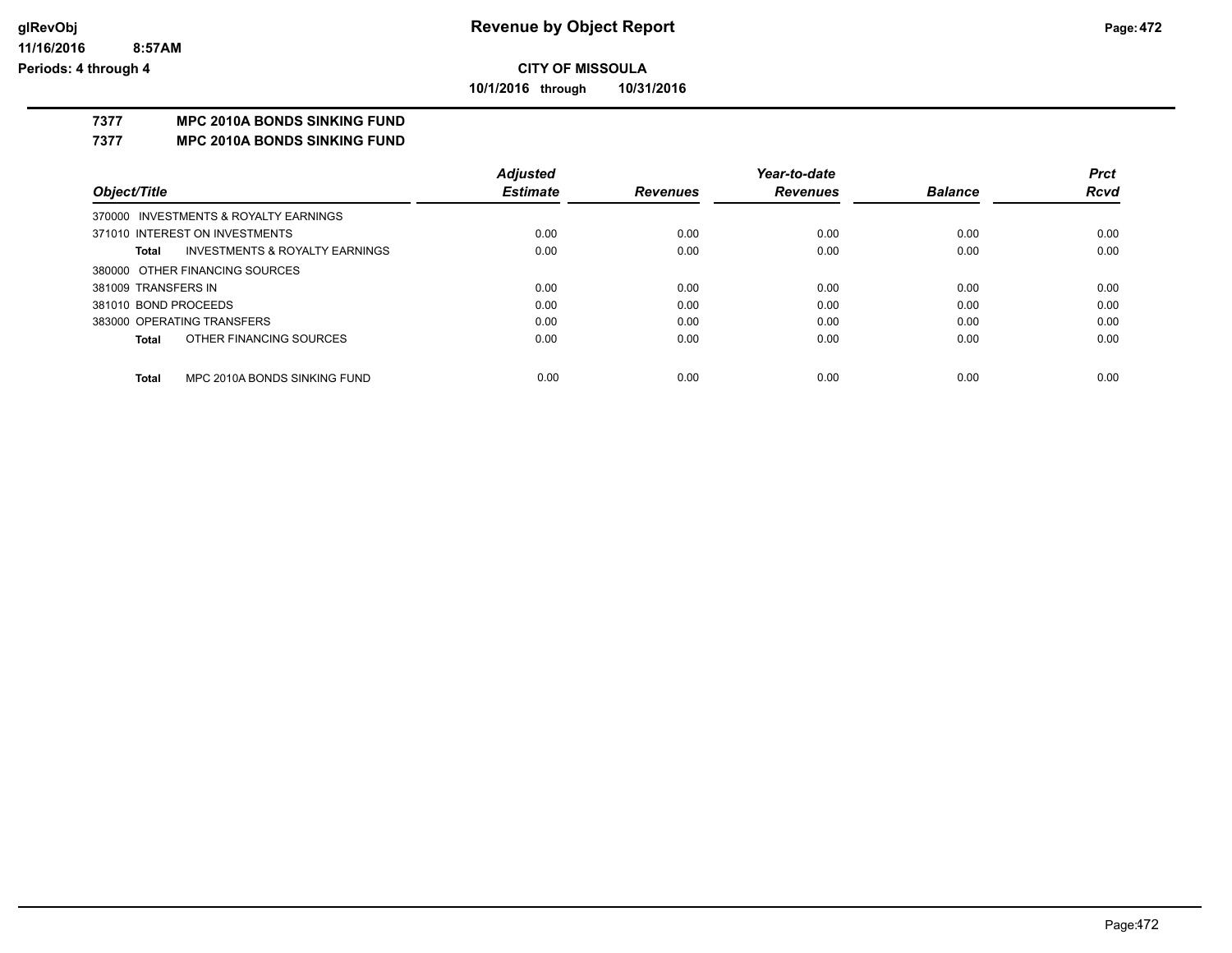# Revenue by Object Report

**CITY OF MISSOULA**

**10/1/2016 through 10/31/2016**

glRevObj
11/16/2016 8:57AM
Periods: 4 through 4

## 7377 MPC 2010A BONDS SINKING FUND

### 7377 MPC 2010A BONDS SINKING FUND

| Object/Title | Adjusted Estimate | Revenues | Year-to-date Revenues | Balance | Prct Rcvd |
|---|---|---|---|---|---|
| 370000 INVESTMENTS & ROYALTY EARNINGS | | | | | |
| 371010 INTEREST ON INVESTMENTS | 0.00 | 0.00 | 0.00 | 0.00 | 0.00 |
| **Total** INVESTMENTS & ROYALTY EARNINGS | 0.00 | 0.00 | 0.00 | 0.00 | 0.00 |
| 380000 OTHER FINANCING SOURCES | | | | | |
| 381009 TRANSFERS IN | 0.00 | 0.00 | 0.00 | 0.00 | 0.00 |
| 381010 BOND PROCEEDS | 0.00 | 0.00 | 0.00 | 0.00 | 0.00 |
| 383000 OPERATING TRANSFERS | 0.00 | 0.00 | 0.00 | 0.00 | 0.00 |
| **Total** OTHER FINANCING SOURCES | 0.00 | 0.00 | 0.00 | 0.00 | 0.00 |
| **Total** MPC 2010A BONDS SINKING FUND | 0.00 | 0.00 | 0.00 | 0.00 | 0.00 |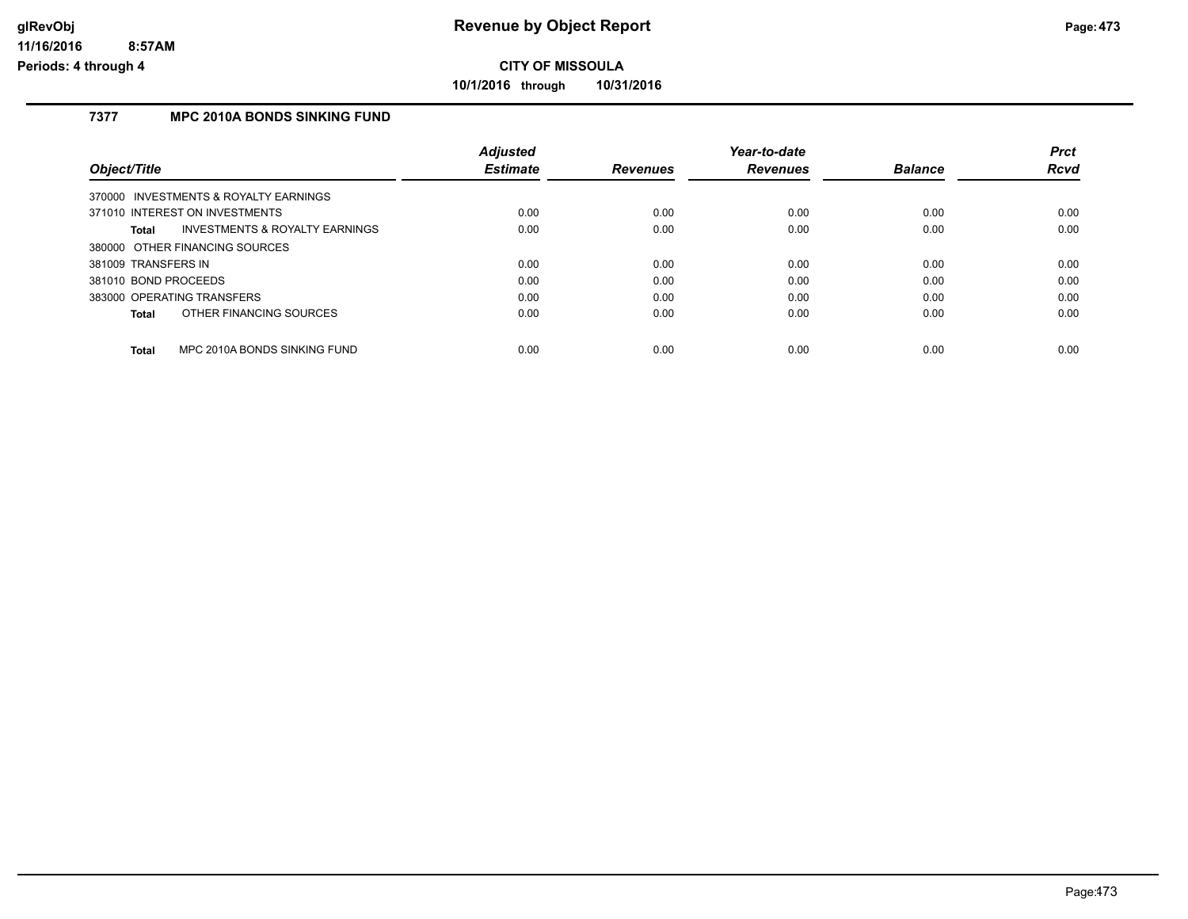## CITY OF MISSOULA

**10/1/2016 through 10/31/2016**

### 7377 MPC 2010A BONDS SINKING FUND

| Object/Title | Adjusted Estimate | Revenues | Year-to-date Revenues | Balance | Prct Rcvd |
|---|---|---|---|---|---|
| 370000 INVESTMENTS & ROYALTY EARNINGS | | | | | |
| 371010 INTEREST ON INVESTMENTS | 0.00 | 0.00 | 0.00 | 0.00 | 0.00 |
| **Total** INVESTMENTS & ROYALTY EARNINGS | 0.00 | 0.00 | 0.00 | 0.00 | 0.00 |
| 380000 OTHER FINANCING SOURCES | | | | | |
| 381009 TRANSFERS IN | 0.00 | 0.00 | 0.00 | 0.00 | 0.00 |
| 381010 BOND PROCEEDS | 0.00 | 0.00 | 0.00 | 0.00 | 0.00 |
| 383000 OPERATING TRANSFERS | 0.00 | 0.00 | 0.00 | 0.00 | 0.00 |
| **Total** OTHER FINANCING SOURCES | 0.00 | 0.00 | 0.00 | 0.00 | 0.00 |
| **Total** MPC 2010A BONDS SINKING FUND | 0.00 | 0.00 | 0.00 | 0.00 | 0.00 |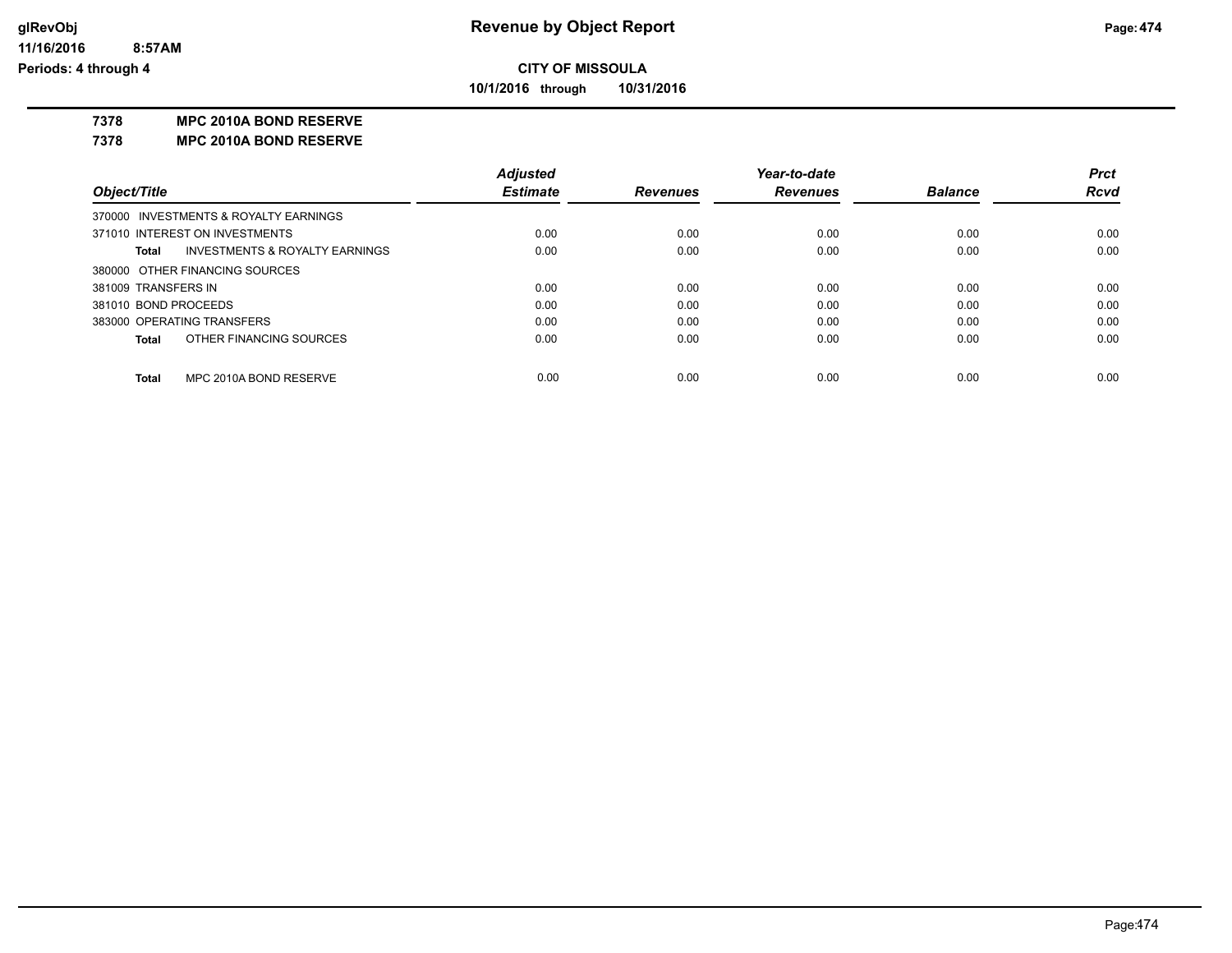**Revenue by Object Report**

**CITY OF MISSOULA**

**10/1/2016 through 10/31/2016**

glRevObj
11/16/2016 8:57AM
Periods: 4 through 4

**7378 MPC 2010A BOND RESERVE**

**7378 MPC 2010A BOND RESERVE**

| Object/Title | Adjusted Estimate | Revenues | Year-to-date Revenues | Balance | Prct Rcvd |
|---|---|---|---|---|---|
| 370000 INVESTMENTS & ROYALTY EARNINGS | | | | | |
| 371010 INTEREST ON INVESTMENTS | 0.00 | 0.00 | 0.00 | 0.00 | 0.00 |
| **Total** INVESTMENTS & ROYALTY EARNINGS | 0.00 | 0.00 | 0.00 | 0.00 | 0.00 |
| 380000 OTHER FINANCING SOURCES | | | | | |
| 381009 TRANSFERS IN | 0.00 | 0.00 | 0.00 | 0.00 | 0.00 |
| 381010 BOND PROCEEDS | 0.00 | 0.00 | 0.00 | 0.00 | 0.00 |
| 383000 OPERATING TRANSFERS | 0.00 | 0.00 | 0.00 | 0.00 | 0.00 |
| **Total** OTHER FINANCING SOURCES | 0.00 | 0.00 | 0.00 | 0.00 | 0.00 |
| **Total** MPC 2010A BOND RESERVE | 0.00 | 0.00 | 0.00 | 0.00 | 0.00 |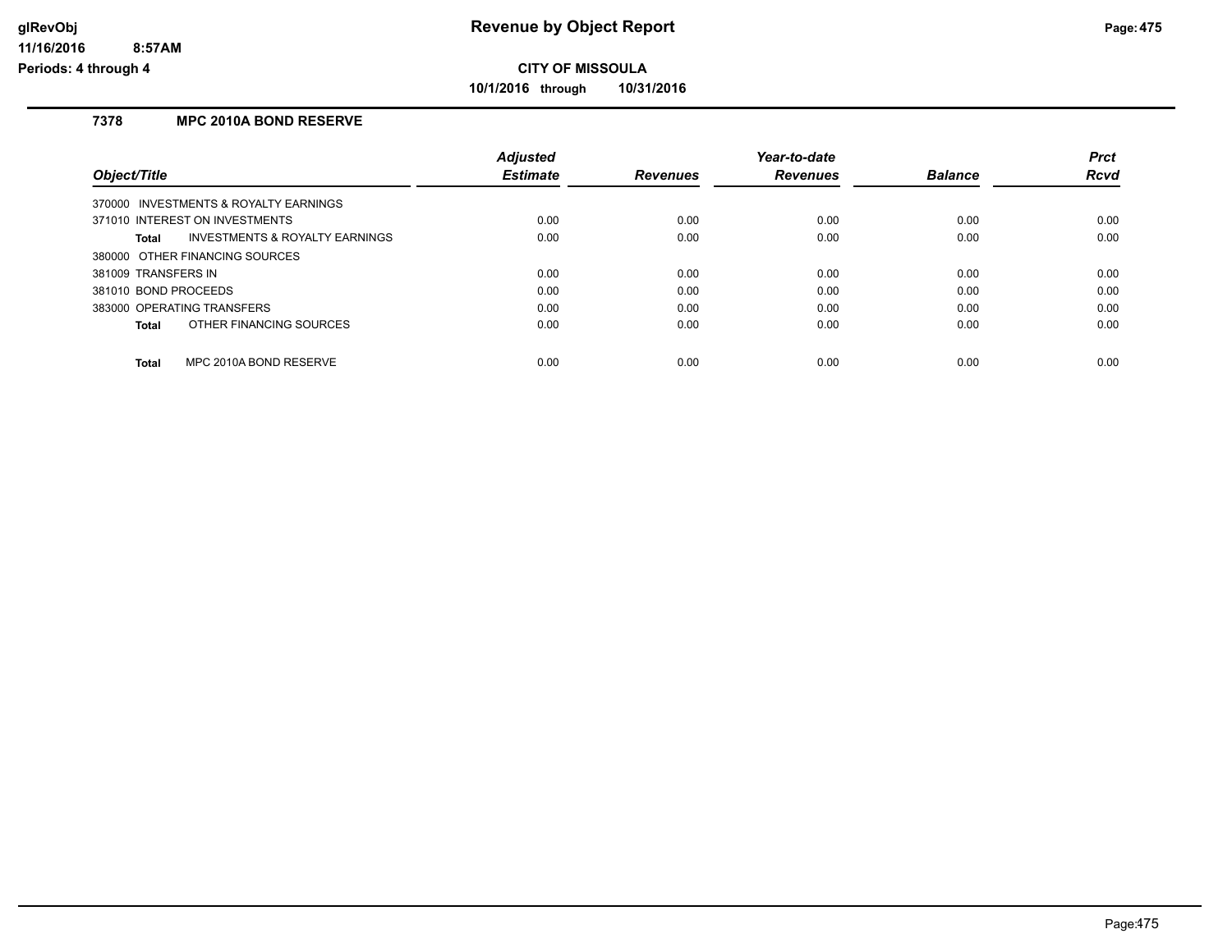# Revenue by Object Report

**CITY OF MISSOULA**

**10/1/2016 through 10/31/2016**

glRevObj
11/16/2016 8:57AM
Periods: 4 through 4

## 7378 MPC 2010A BOND RESERVE

| Object/Title | Adjusted Estimate | Revenues | Year-to-date Revenues | Balance | Prct Rcvd |
|---|---|---|---|---|---|
| 370000 INVESTMENTS & ROYALTY EARNINGS | | | | | |
| 371010 INTEREST ON INVESTMENTS | 0.00 | 0.00 | 0.00 | 0.00 | 0.00 |
| **Total** INVESTMENTS & ROYALTY EARNINGS | 0.00 | 0.00 | 0.00 | 0.00 | 0.00 |
| 380000 OTHER FINANCING SOURCES | | | | | |
| 381009 TRANSFERS IN | 0.00 | 0.00 | 0.00 | 0.00 | 0.00 |
| 381010 BOND PROCEEDS | 0.00 | 0.00 | 0.00 | 0.00 | 0.00 |
| 383000 OPERATING TRANSFERS | 0.00 | 0.00 | 0.00 | 0.00 | 0.00 |
| **Total** OTHER FINANCING SOURCES | 0.00 | 0.00 | 0.00 | 0.00 | 0.00 |
| **Total** MPC 2010A BOND RESERVE | 0.00 | 0.00 | 0.00 | 0.00 | 0.00 |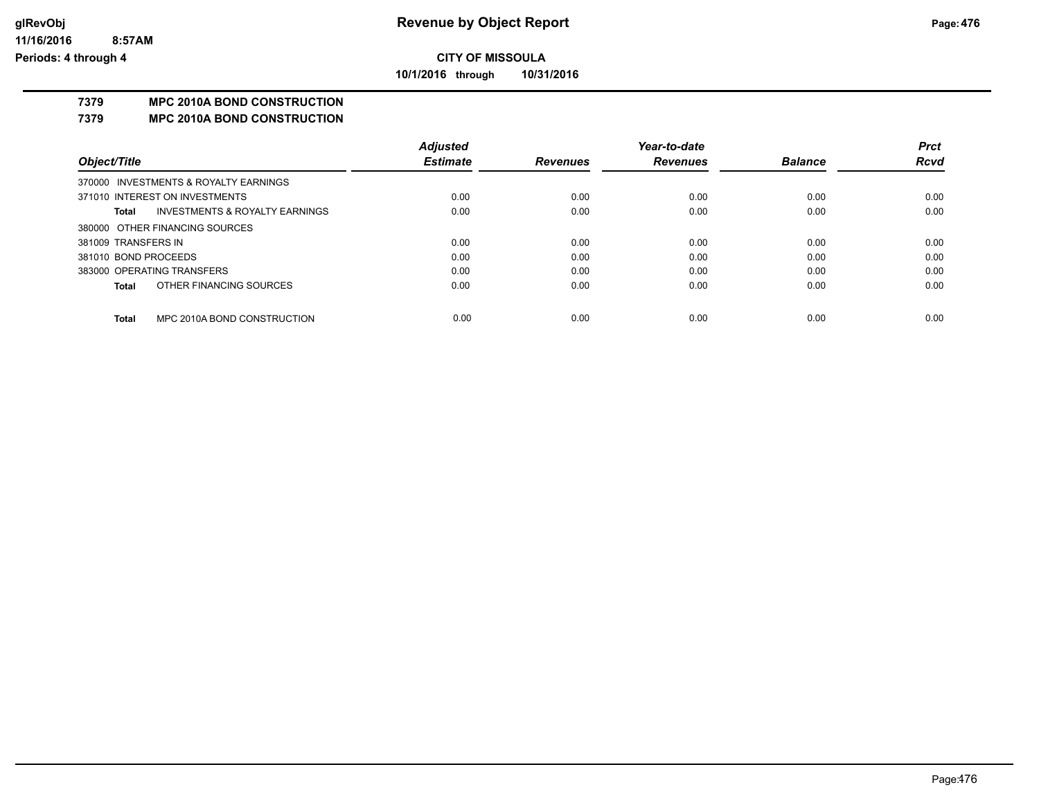**CITY OF MISSOULA**

**10/1/2016 through 10/31/2016**

# Revenue by Object Report

glRevObj
11/16/2016 8:57AM
Periods: 4 through 4

## 7379 MPC 2010A BOND CONSTRUCTION
## 7379 MPC 2010A BOND CONSTRUCTION

| Object/Title | Adjusted Estimate | Revenues | Year-to-date Revenues | Balance | Prct Rcvd |
|---|---|---|---|---|---|
| 370000 INVESTMENTS & ROYALTY EARNINGS | | | | | |
| 371010 INTEREST ON INVESTMENTS | 0.00 | 0.00 | 0.00 | 0.00 | 0.00 |
| **Total** INVESTMENTS & ROYALTY EARNINGS | 0.00 | 0.00 | 0.00 | 0.00 | 0.00 |
| 380000 OTHER FINANCING SOURCES | | | | | |
| 381009 TRANSFERS IN | 0.00 | 0.00 | 0.00 | 0.00 | 0.00 |
| 381010 BOND PROCEEDS | 0.00 | 0.00 | 0.00 | 0.00 | 0.00 |
| 383000 OPERATING TRANSFERS | 0.00 | 0.00 | 0.00 | 0.00 | 0.00 |
| **Total** OTHER FINANCING SOURCES | 0.00 | 0.00 | 0.00 | 0.00 | 0.00 |
| **Total** MPC 2010A BOND CONSTRUCTION | 0.00 | 0.00 | 0.00 | 0.00 | 0.00 |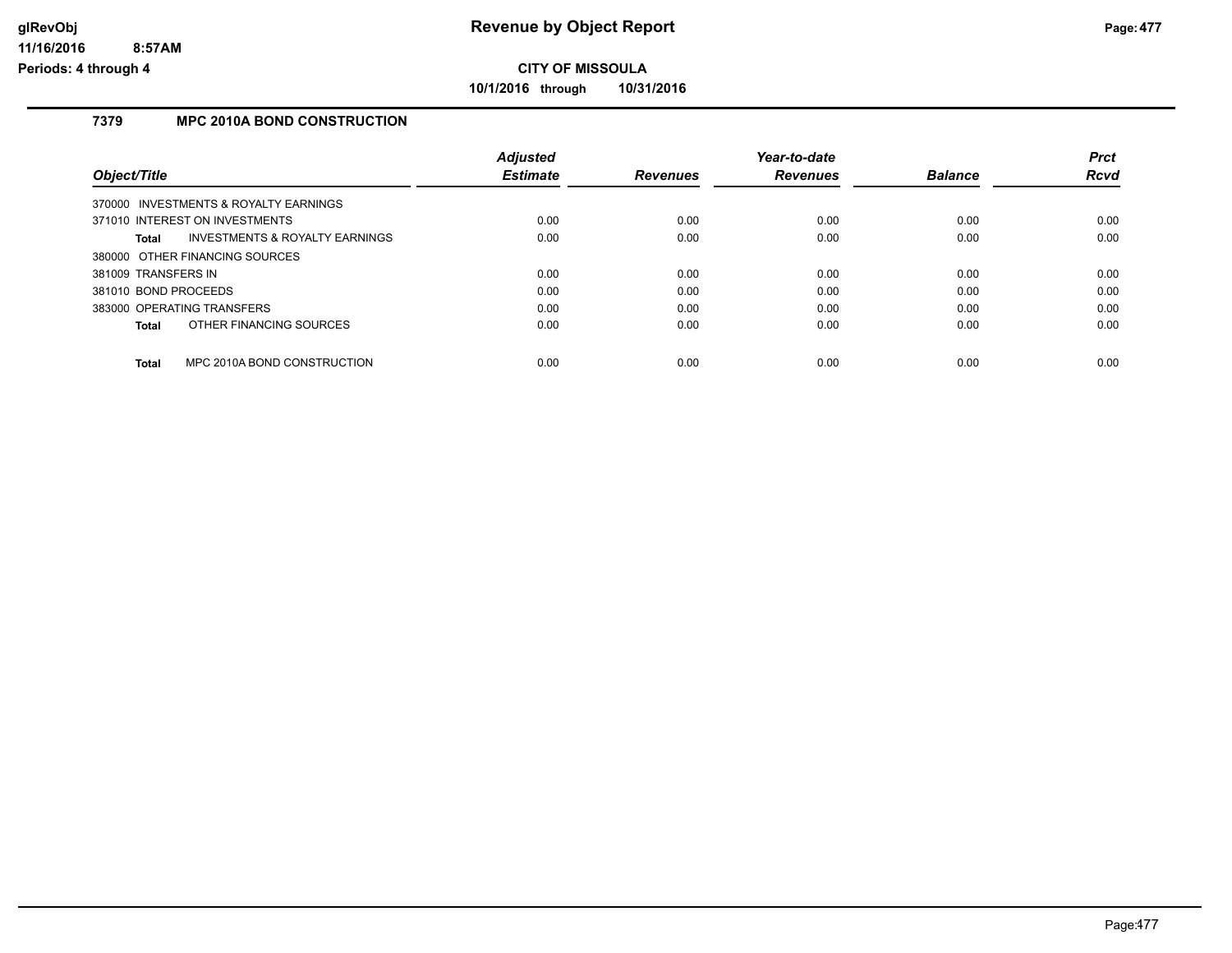**CITY OF MISSOULA**

**10/1/2016 through 10/31/2016**

## 7379 MPC 2010A BOND CONSTRUCTION

| Object/Title | Adjusted Estimate | Revenues | Year-to-date Revenues | Balance | Prct Rcvd |
|---|---|---|---|---|---|
| 370000 INVESTMENTS & ROYALTY EARNINGS | | | | | |
| 371010 INTEREST ON INVESTMENTS | 0.00 | 0.00 | 0.00 | 0.00 | 0.00 |
| **Total** INVESTMENTS & ROYALTY EARNINGS | 0.00 | 0.00 | 0.00 | 0.00 | 0.00 |
| 380000 OTHER FINANCING SOURCES | | | | | |
| 381009 TRANSFERS IN | 0.00 | 0.00 | 0.00 | 0.00 | 0.00 |
| 381010 BOND PROCEEDS | 0.00 | 0.00 | 0.00 | 0.00 | 0.00 |
| 383000 OPERATING TRANSFERS | 0.00 | 0.00 | 0.00 | 0.00 | 0.00 |
| **Total** OTHER FINANCING SOURCES | 0.00 | 0.00 | 0.00 | 0.00 | 0.00 |
| **Total** MPC 2010A BOND CONSTRUCTION | 0.00 | 0.00 | 0.00 | 0.00 | 0.00 |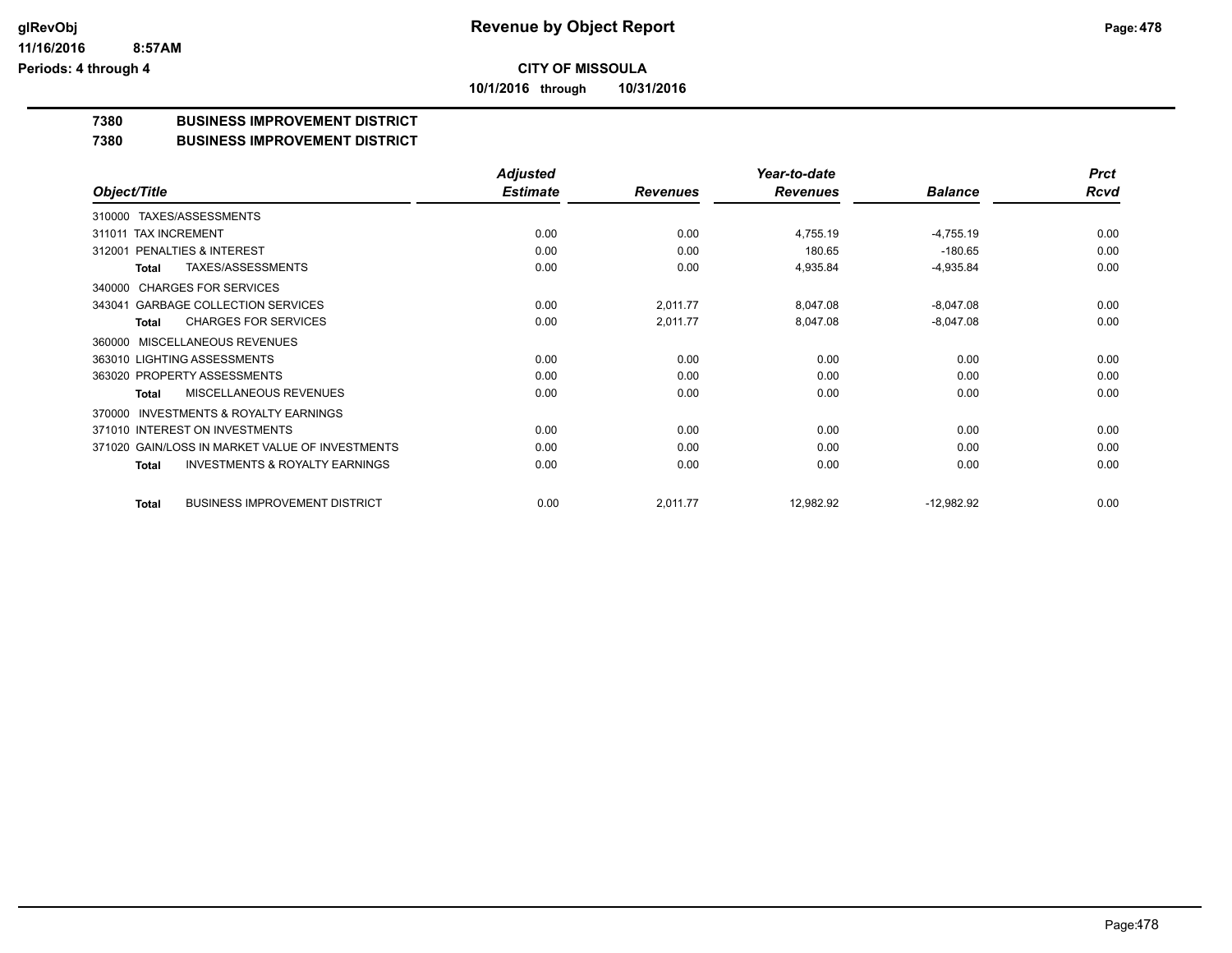**CITY OF MISSOULA**

**10/1/2016 through 10/31/2016**

# 7380 BUSINESS IMPROVEMENT DISTRICT

## 7380 BUSINESS IMPROVEMENT DISTRICT

| Object/Title | Adjusted Estimate | Revenues | Year-to-date Revenues | Balance | Prct Rcvd |
|---|---|---|---|---|---|
| 310000 TAXES/ASSESSMENTS | | | | | |
| 311011 TAX INCREMENT | 0.00 | 0.00 | 4,755.19 | -4,755.19 | 0.00 |
| 312001 PENALTIES & INTEREST | 0.00 | 0.00 | 180.65 | -180.65 | 0.00 |
| **Total** TAXES/ASSESSMENTS | 0.00 | 0.00 | 4,935.84 | -4,935.84 | 0.00 |
| 340000 CHARGES FOR SERVICES | | | | | |
| 343041 GARBAGE COLLECTION SERVICES | 0.00 | 2,011.77 | 8,047.08 | -8,047.08 | 0.00 |
| **Total** CHARGES FOR SERVICES | 0.00 | 2,011.77 | 8,047.08 | -8,047.08 | 0.00 |
| 360000 MISCELLANEOUS REVENUES | | | | | |
| 363010 LIGHTING ASSESSMENTS | 0.00 | 0.00 | 0.00 | 0.00 | 0.00 |
| 363020 PROPERTY ASSESSMENTS | 0.00 | 0.00 | 0.00 | 0.00 | 0.00 |
| **Total** MISCELLANEOUS REVENUES | 0.00 | 0.00 | 0.00 | 0.00 | 0.00 |
| 370000 INVESTMENTS & ROYALTY EARNINGS | | | | | |
| 371010 INTEREST ON INVESTMENTS | 0.00 | 0.00 | 0.00 | 0.00 | 0.00 |
| 371020 GAIN/LOSS IN MARKET VALUE OF INVESTMENTS | 0.00 | 0.00 | 0.00 | 0.00 | 0.00 |
| **Total** INVESTMENTS & ROYALTY EARNINGS | 0.00 | 0.00 | 0.00 | 0.00 | 0.00 |
| **Total** BUSINESS IMPROVEMENT DISTRICT | 0.00 | 2,011.77 | 12,982.92 | -12,982.92 | 0.00 |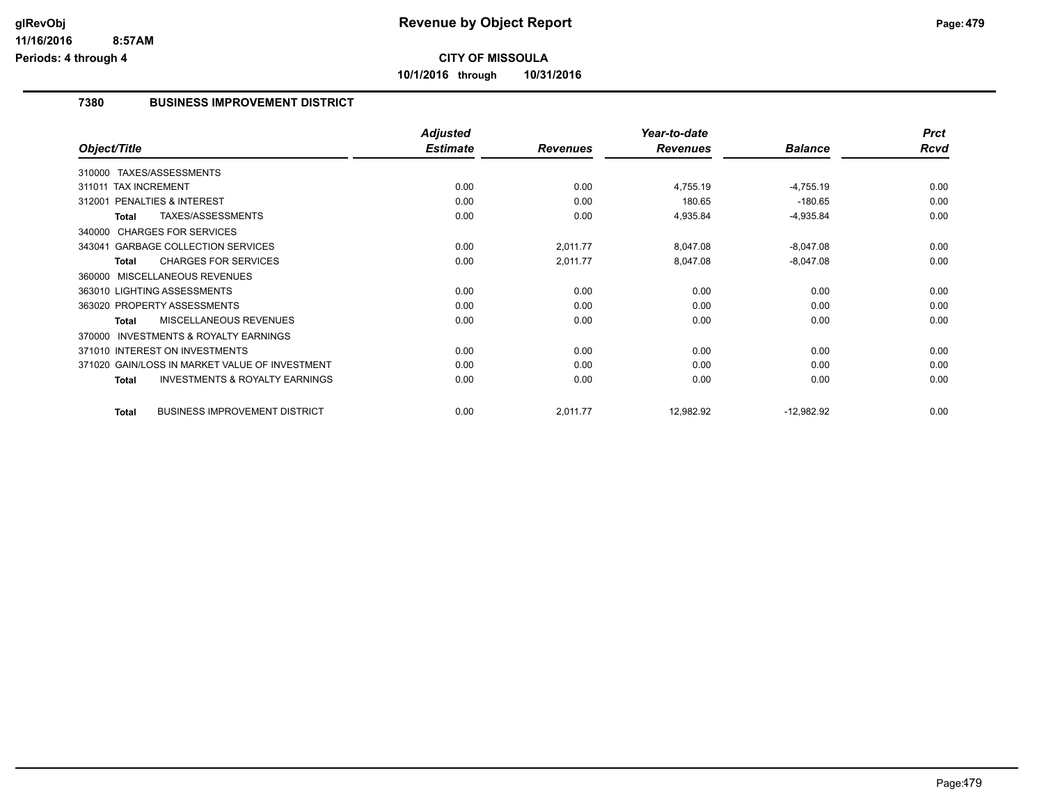# CITY OF MISSOULA

**10/1/2016 through 10/31/2016**

## 7380 BUSINESS IMPROVEMENT DISTRICT

| Object/Title | Adjusted Estimate | Revenues | Year-to-date Revenues | Balance | Prct Rcvd |
|---|---|---|---|---|---|
| 310000 TAXES/ASSESSMENTS | | | | | |
| 311011 TAX INCREMENT | 0.00 | 0.00 | 4,755.19 | -4,755.19 | 0.00 |
| 312001 PENALTIES & INTEREST | 0.00 | 0.00 | 180.65 | -180.65 | 0.00 |
| **Total** TAXES/ASSESSMENTS | 0.00 | 0.00 | 4,935.84 | -4,935.84 | 0.00 |
| 340000 CHARGES FOR SERVICES | | | | | |
| 343041 GARBAGE COLLECTION SERVICES | 0.00 | 2,011.77 | 8,047.08 | -8,047.08 | 0.00 |
| **Total** CHARGES FOR SERVICES | 0.00 | 2,011.77 | 8,047.08 | -8,047.08 | 0.00 |
| 360000 MISCELLANEOUS REVENUES | | | | | |
| 363010 LIGHTING ASSESSMENTS | 0.00 | 0.00 | 0.00 | 0.00 | 0.00 |
| 363020 PROPERTY ASSESSMENTS | 0.00 | 0.00 | 0.00 | 0.00 | 0.00 |
| **Total** MISCELLANEOUS REVENUES | 0.00 | 0.00 | 0.00 | 0.00 | 0.00 |
| 370000 INVESTMENTS & ROYALTY EARNINGS | | | | | |
| 371010 INTEREST ON INVESTMENTS | 0.00 | 0.00 | 0.00 | 0.00 | 0.00 |
| 371020 GAIN/LOSS IN MARKET VALUE OF INVESTMENT | 0.00 | 0.00 | 0.00 | 0.00 | 0.00 |
| **Total** INVESTMENTS & ROYALTY EARNINGS | 0.00 | 0.00 | 0.00 | 0.00 | 0.00 |
| **Total** BUSINESS IMPROVEMENT DISTRICT | 0.00 | 2,011.77 | 12,982.92 | -12,982.92 | 0.00 |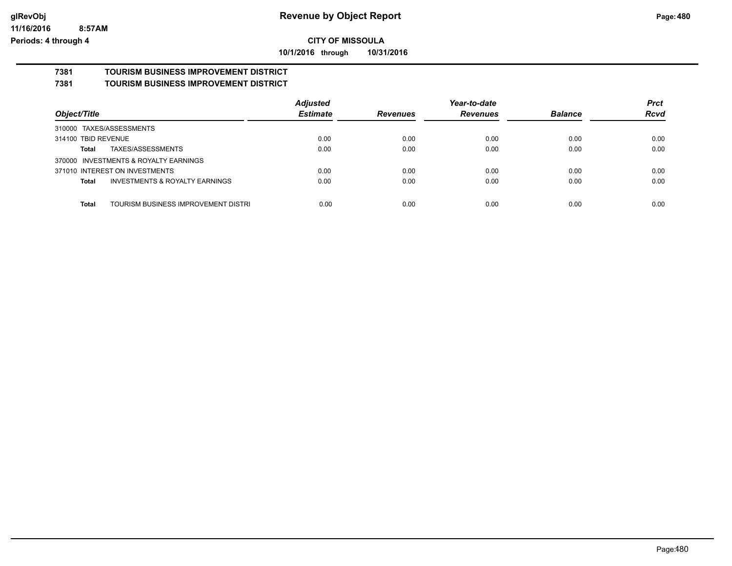# Revenue by Object Report

## CITY OF MISSOULA

**10/1/2016 through 10/31/2016**

### 7381 TOURISM BUSINESS IMPROVEMENT DISTRICT

### 7381 TOURISM BUSINESS IMPROVEMENT DISTRICT

| Object/Title | Adjusted Estimate | Revenues | Year-to-date Revenues | Balance | Prct Rcvd |
|---|---|---|---|---|---|
| 310000 TAXES/ASSESSMENTS | | | | | |
| 314100 TBID REVENUE | 0.00 | 0.00 | 0.00 | 0.00 | 0.00 |
| **Total** TAXES/ASSESSMENTS | 0.00 | 0.00 | 0.00 | 0.00 | 0.00 |
| 370000 INVESTMENTS & ROYALTY EARNINGS | | | | | |
| 371010 INTEREST ON INVESTMENTS | 0.00 | 0.00 | 0.00 | 0.00 | 0.00 |
| **Total** INVESTMENTS & ROYALTY EARNINGS | 0.00 | 0.00 | 0.00 | 0.00 | 0.00 |
| **Total** TOURISM BUSINESS IMPROVEMENT DISTRI | 0.00 | 0.00 | 0.00 | 0.00 | 0.00 |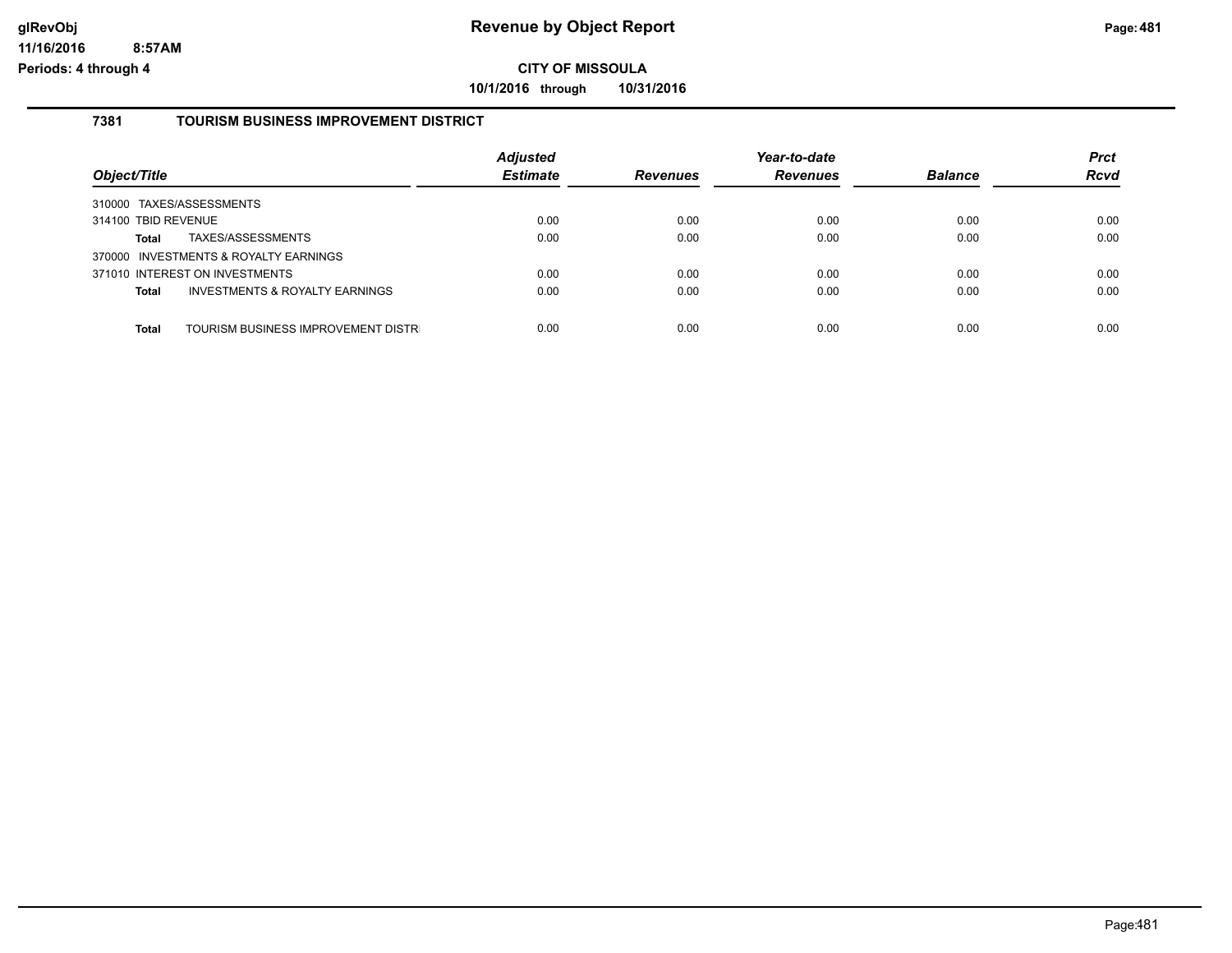# Revenue by Object Report

**CITY OF MISSOULA**

**10/1/2016 through 10/31/2016**

## 7381 TOURISM BUSINESS IMPROVEMENT DISTRICT

| Object/Title | Adjusted Estimate | Revenues | Year-to-date Revenues | Balance | Prct Rcvd |
|---|---|---|---|---|---|
| 310000 TAXES/ASSESSMENTS | | | | | |
| 314100 TBID REVENUE | 0.00 | 0.00 | 0.00 | 0.00 | 0.00 |
| **Total** TAXES/ASSESSMENTS | 0.00 | 0.00 | 0.00 | 0.00 | 0.00 |
| 370000 INVESTMENTS & ROYALTY EARNINGS | | | | | |
| 371010 INTEREST ON INVESTMENTS | 0.00 | 0.00 | 0.00 | 0.00 | 0.00 |
| **Total** INVESTMENTS & ROYALTY EARNINGS | 0.00 | 0.00 | 0.00 | 0.00 | 0.00 |
| **Total** TOURISM BUSINESS IMPROVEMENT DISTR | 0.00 | 0.00 | 0.00 | 0.00 | 0.00 |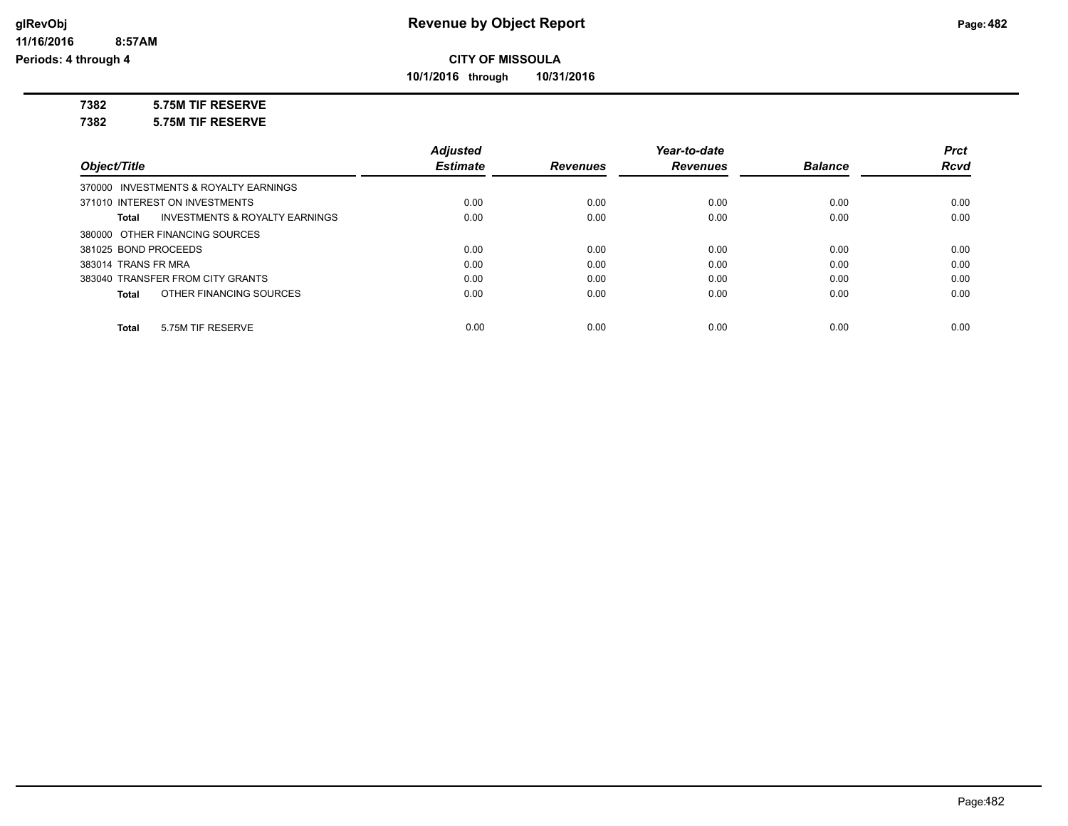# Revenue by Object Report

**CITY OF MISSOULA**

**10/1/2016 through 10/31/2016**

glRevObj
11/16/2016 8:57AM
Periods: 4 through 4

**7382 5.75M TIF RESERVE**

**7382 5.75M TIF RESERVE**

| Object/Title | | Adjusted Estimate | Revenues | Year-to-date Revenues | Balance | Prct Rcvd |
|---|---|---|---|---|---|---|
| 370000 INVESTMENTS & ROYALTY EARNINGS | | | | | | |
| 371010 INTEREST ON INVESTMENTS | | 0.00 | 0.00 | 0.00 | 0.00 | 0.00 |
| **Total** | INVESTMENTS & ROYALTY EARNINGS | 0.00 | 0.00 | 0.00 | 0.00 | 0.00 |
| 380000 OTHER FINANCING SOURCES | | | | | | |
| 381025 BOND PROCEEDS | | 0.00 | 0.00 | 0.00 | 0.00 | 0.00 |
| 383014 TRANS FR MRA | | 0.00 | 0.00 | 0.00 | 0.00 | 0.00 |
| 383040 TRANSFER FROM CITY GRANTS | | 0.00 | 0.00 | 0.00 | 0.00 | 0.00 |
| **Total** | OTHER FINANCING SOURCES | 0.00 | 0.00 | 0.00 | 0.00 | 0.00 |
| **Total** | 5.75M TIF RESERVE | 0.00 | 0.00 | 0.00 | 0.00 | 0.00 |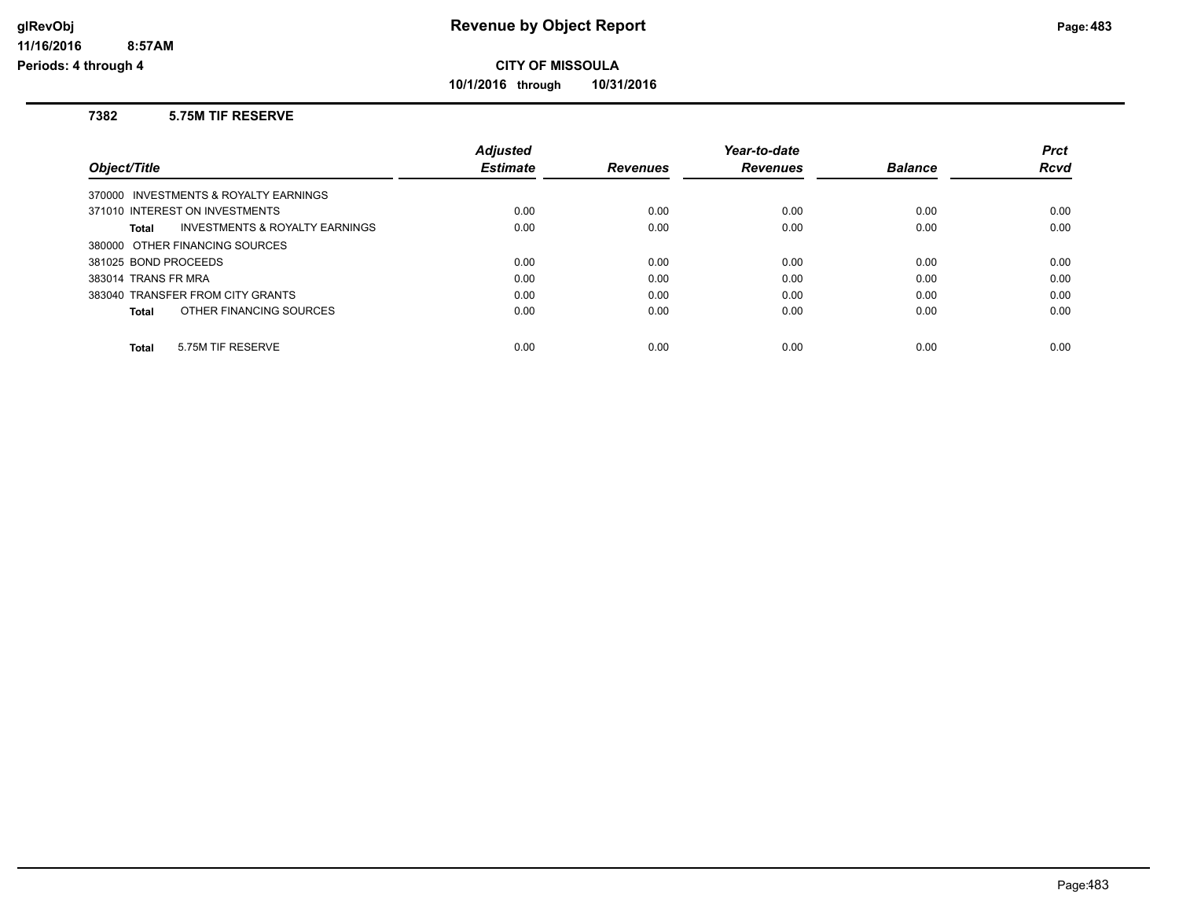**CITY OF MISSOULA**

**10/1/2016 through 10/31/2016**

### 7382 5.75M TIF RESERVE

| Object/Title | Adjusted Estimate | Revenues | Year-to-date Revenues | Balance | Prct Rcvd |
|---|---|---|---|---|---|
| 370000 INVESTMENTS & ROYALTY EARNINGS | | | | | |
| 371010 INTEREST ON INVESTMENTS | 0.00 | 0.00 | 0.00 | 0.00 | 0.00 |
| **Total** INVESTMENTS & ROYALTY EARNINGS | 0.00 | 0.00 | 0.00 | 0.00 | 0.00 |
| 380000 OTHER FINANCING SOURCES | | | | | |
| 381025 BOND PROCEEDS | 0.00 | 0.00 | 0.00 | 0.00 | 0.00 |
| 383014 TRANS FR MRA | 0.00 | 0.00 | 0.00 | 0.00 | 0.00 |
| 383040 TRANSFER FROM CITY GRANTS | 0.00 | 0.00 | 0.00 | 0.00 | 0.00 |
| **Total** OTHER FINANCING SOURCES | 0.00 | 0.00 | 0.00 | 0.00 | 0.00 |
| **Total** 5.75M TIF RESERVE | 0.00 | 0.00 | 0.00 | 0.00 | 0.00 |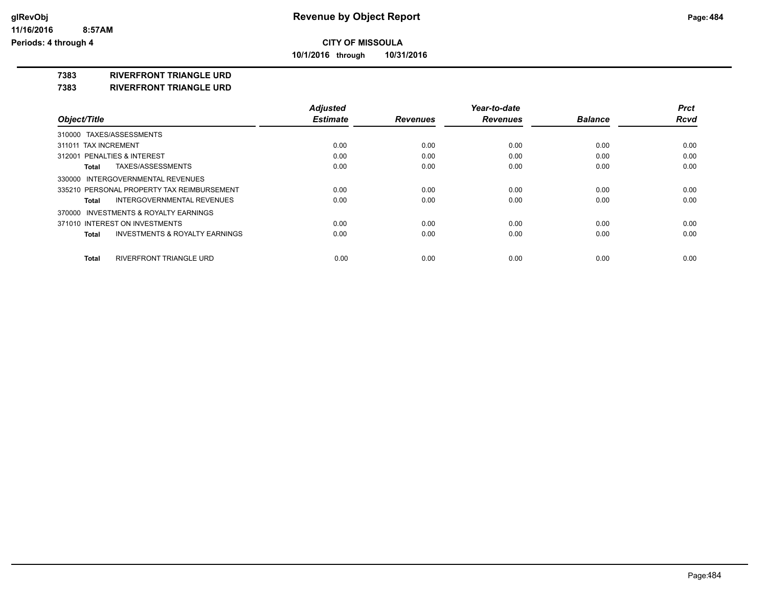**CITY OF MISSOULA**

**10/1/2016 through 10/31/2016**

**Revenue by Object Report**

glRevObj
11/16/2016 8:57AM
Periods: 4 through 4

**7383 RIVERFRONT TRIANGLE URD**

**7383 RIVERFRONT TRIANGLE URD**

| Object/Title | Adjusted Estimate | Revenues | Year-to-date Revenues | Balance | Prct Rcvd |
|---|---|---|---|---|---|
| 310000 TAXES/ASSESSMENTS | | | | | |
| 311011 TAX INCREMENT | 0.00 | 0.00 | 0.00 | 0.00 | 0.00 |
| 312001 PENALTIES & INTEREST | 0.00 | 0.00 | 0.00 | 0.00 | 0.00 |
| **Total** TAXES/ASSESSMENTS | 0.00 | 0.00 | 0.00 | 0.00 | 0.00 |
| 330000 INTERGOVERNMENTAL REVENUES | | | | | |
| 335210 PERSONAL PROPERTY TAX REIMBURSEMENT | 0.00 | 0.00 | 0.00 | 0.00 | 0.00 |
| **Total** INTERGOVERNMENTAL REVENUES | 0.00 | 0.00 | 0.00 | 0.00 | 0.00 |
| 370000 INVESTMENTS & ROYALTY EARNINGS | | | | | |
| 371010 INTEREST ON INVESTMENTS | 0.00 | 0.00 | 0.00 | 0.00 | 0.00 |
| **Total** INVESTMENTS & ROYALTY EARNINGS | 0.00 | 0.00 | 0.00 | 0.00 | 0.00 |
| **Total** RIVERFRONT TRIANGLE URD | 0.00 | 0.00 | 0.00 | 0.00 | 0.00 |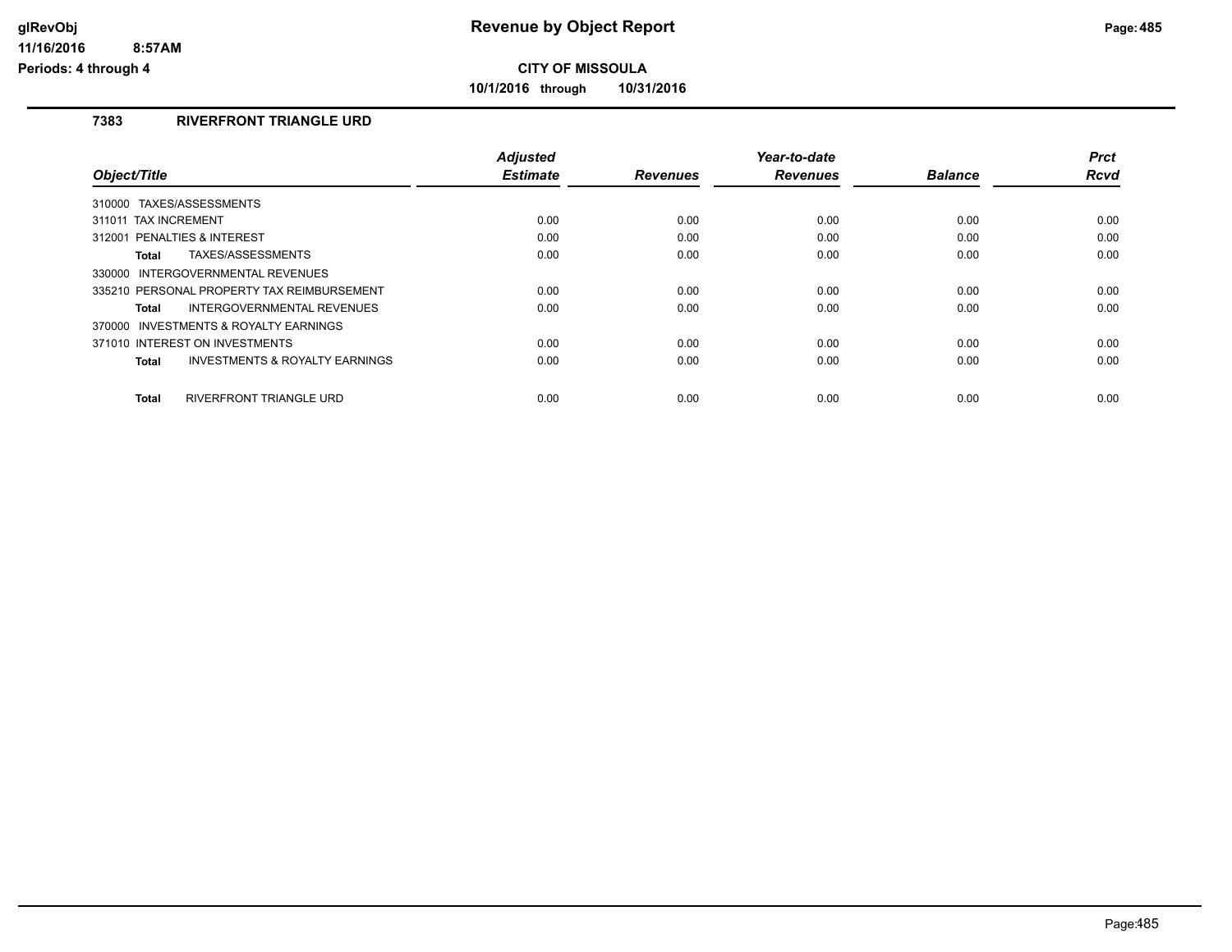# Revenue by Object Report

**CITY OF MISSOULA**

**10/1/2016 through 10/31/2016**

glRevObj
11/16/2016 8:57AM
Periods: 4 through 4

## 7383 RIVERFRONT TRIANGLE URD

| Object/Title | Adjusted Estimate | Revenues | Year-to-date Revenues | Balance | Prct Rcvd |
|---|---|---|---|---|---|
| 310000 TAXES/ASSESSMENTS | | | | | |
| 311011 TAX INCREMENT | 0.00 | 0.00 | 0.00 | 0.00 | 0.00 |
| 312001 PENALTIES & INTEREST | 0.00 | 0.00 | 0.00 | 0.00 | 0.00 |
| **Total** TAXES/ASSESSMENTS | 0.00 | 0.00 | 0.00 | 0.00 | 0.00 |
| 330000 INTERGOVERNMENTAL REVENUES | | | | | |
| 335210 PERSONAL PROPERTY TAX REIMBURSEMENT | 0.00 | 0.00 | 0.00 | 0.00 | 0.00 |
| **Total** INTERGOVERNMENTAL REVENUES | 0.00 | 0.00 | 0.00 | 0.00 | 0.00 |
| 370000 INVESTMENTS & ROYALTY EARNINGS | | | | | |
| 371010 INTEREST ON INVESTMENTS | 0.00 | 0.00 | 0.00 | 0.00 | 0.00 |
| **Total** INVESTMENTS & ROYALTY EARNINGS | 0.00 | 0.00 | 0.00 | 0.00 | 0.00 |
| **Total** RIVERFRONT TRIANGLE URD | 0.00 | 0.00 | 0.00 | 0.00 | 0.00 |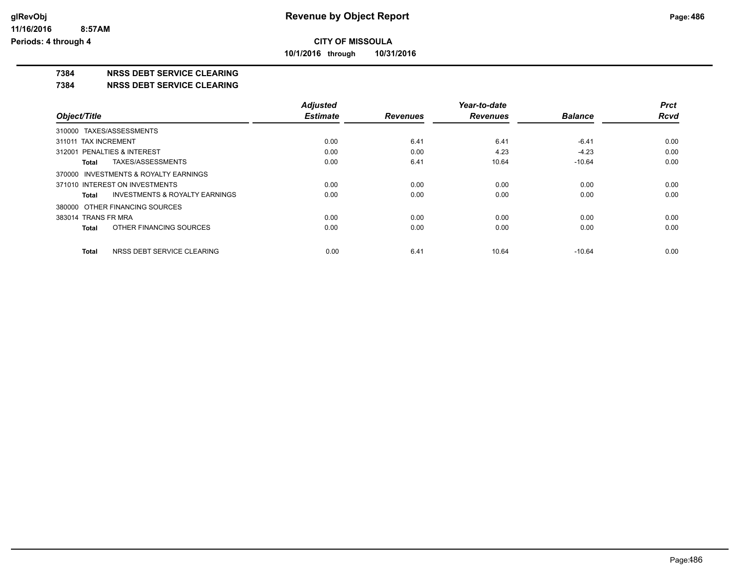# Revenue by Object Report

**CITY OF MISSOULA**

**10/1/2016 through 10/31/2016**

glRevObj
11/16/2016 8:57AM
Periods: 4 through 4

## 7384 NRSS DEBT SERVICE CLEARING

### 7384 NRSS DEBT SERVICE CLEARING

| Object/Title | Adjusted Estimate | Revenues | Year-to-date Revenues | Balance | Prct Rcvd |
|---|---|---|---|---|---|
| 310000 TAXES/ASSESSMENTS | | | | | |
| 311011 TAX INCREMENT | 0.00 | 6.41 | 6.41 | -6.41 | 0.00 |
| 312001 PENALTIES & INTEREST | 0.00 | 0.00 | 4.23 | -4.23 | 0.00 |
| **Total** TAXES/ASSESSMENTS | 0.00 | 6.41 | 10.64 | -10.64 | 0.00 |
| 370000 INVESTMENTS & ROYALTY EARNINGS | | | | | |
| 371010 INTEREST ON INVESTMENTS | 0.00 | 0.00 | 0.00 | 0.00 | 0.00 |
| **Total** INVESTMENTS & ROYALTY EARNINGS | 0.00 | 0.00 | 0.00 | 0.00 | 0.00 |
| 380000 OTHER FINANCING SOURCES | | | | | |
| 383014 TRANS FR MRA | 0.00 | 0.00 | 0.00 | 0.00 | 0.00 |
| **Total** OTHER FINANCING SOURCES | 0.00 | 0.00 | 0.00 | 0.00 | 0.00 |
| **Total** NRSS DEBT SERVICE CLEARING | 0.00 | 6.41 | 10.64 | -10.64 | 0.00 |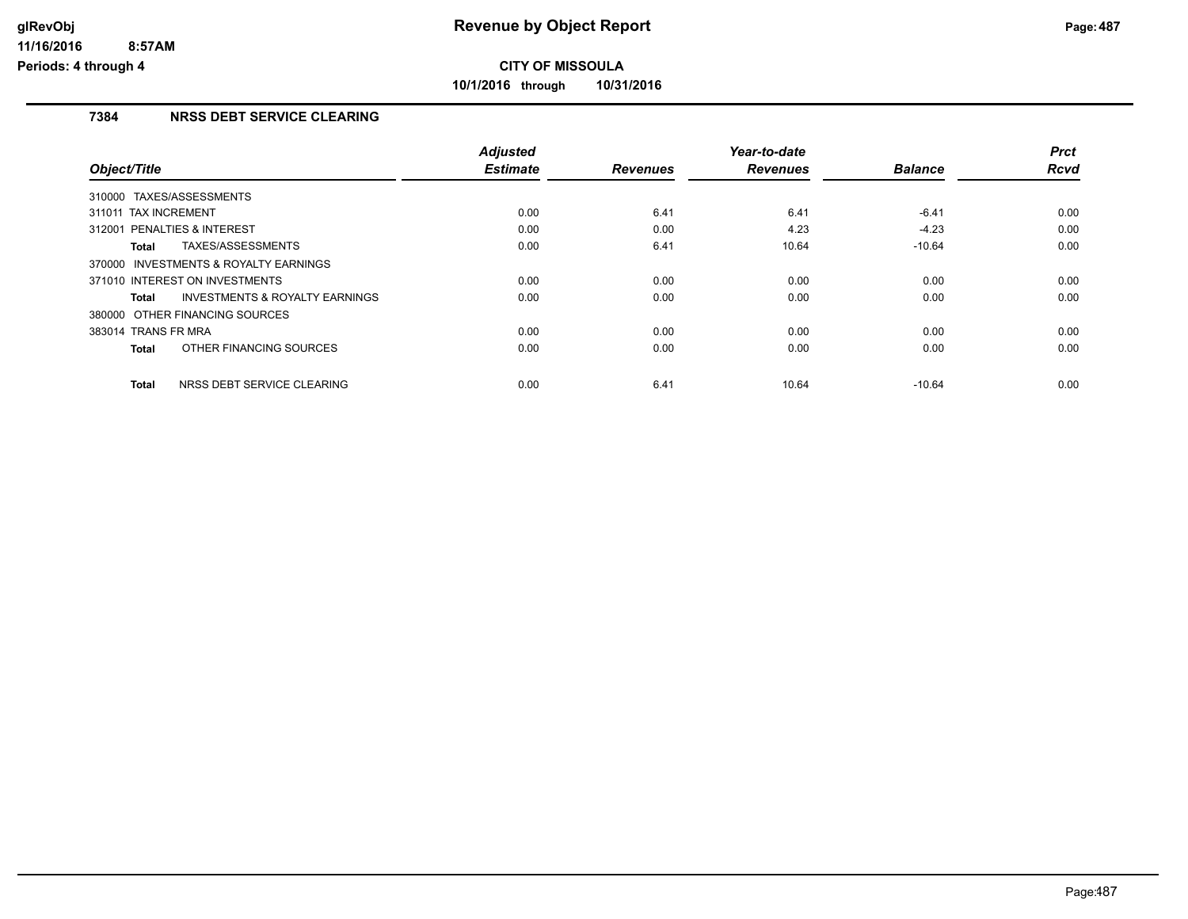# Revenue by Object Report

**CITY OF MISSOULA**

**10/1/2016 through 10/31/2016**

glRevObj
11/16/2016 8:57AM
Periods: 4 through 4

## 7384 NRSS DEBT SERVICE CLEARING

| Object/Title | Adjusted Estimate | Revenues | Year-to-date Revenues | Balance | Prct Rcvd |
|---|---|---|---|---|---|
| 310000 TAXES/ASSESSMENTS | | | | | |
| 311011 TAX INCREMENT | 0.00 | 6.41 | 6.41 | -6.41 | 0.00 |
| 312001 PENALTIES & INTEREST | 0.00 | 0.00 | 4.23 | -4.23 | 0.00 |
| **Total** TAXES/ASSESSMENTS | 0.00 | 6.41 | 10.64 | -10.64 | 0.00 |
| 370000 INVESTMENTS & ROYALTY EARNINGS | | | | | |
| 371010 INTEREST ON INVESTMENTS | 0.00 | 0.00 | 0.00 | 0.00 | 0.00 |
| **Total** INVESTMENTS & ROYALTY EARNINGS | 0.00 | 0.00 | 0.00 | 0.00 | 0.00 |
| 380000 OTHER FINANCING SOURCES | | | | | |
| 383014 TRANS FR MRA | 0.00 | 0.00 | 0.00 | 0.00 | 0.00 |
| **Total** OTHER FINANCING SOURCES | 0.00 | 0.00 | 0.00 | 0.00 | 0.00 |
| **Total** NRSS DEBT SERVICE CLEARING | 0.00 | 6.41 | 10.64 | -10.64 | 0.00 |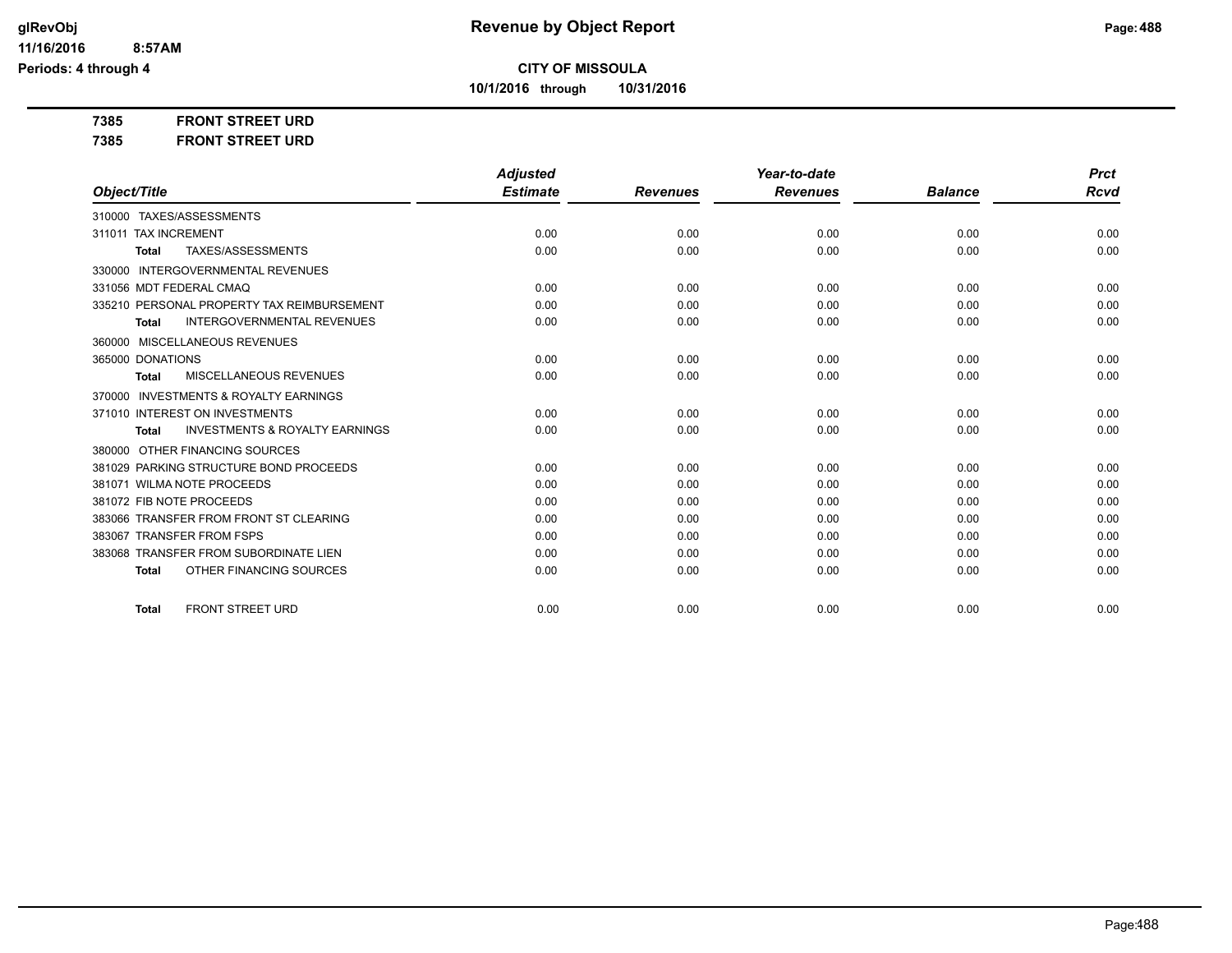# Revenue by Object Report

**CITY OF MISSOULA**

**10/1/2016 through 10/31/2016**

**7385 FRONT STREET URD**

**7385 FRONT STREET URD**

| Object/Title | Adjusted Estimate | Revenues | Year-to-date Revenues | Balance | Prct Rcvd |
|---|---|---|---|---|---|
| 310000 TAXES/ASSESSMENTS | | | | | |
| 311011 TAX INCREMENT | 0.00 | 0.00 | 0.00 | 0.00 | 0.00 |
| **Total** TAXES/ASSESSMENTS | 0.00 | 0.00 | 0.00 | 0.00 | 0.00 |
| 330000 INTERGOVERNMENTAL REVENUES | | | | | |
| 331056 MDT FEDERAL CMAQ | 0.00 | 0.00 | 0.00 | 0.00 | 0.00 |
| 335210 PERSONAL PROPERTY TAX REIMBURSEMENT | 0.00 | 0.00 | 0.00 | 0.00 | 0.00 |
| **Total** INTERGOVERNMENTAL REVENUES | 0.00 | 0.00 | 0.00 | 0.00 | 0.00 |
| 360000 MISCELLANEOUS REVENUES | | | | | |
| 365000 DONATIONS | 0.00 | 0.00 | 0.00 | 0.00 | 0.00 |
| **Total** MISCELLANEOUS REVENUES | 0.00 | 0.00 | 0.00 | 0.00 | 0.00 |
| 370000 INVESTMENTS & ROYALTY EARNINGS | | | | | |
| 371010 INTEREST ON INVESTMENTS | 0.00 | 0.00 | 0.00 | 0.00 | 0.00 |
| **Total** INVESTMENTS & ROYALTY EARNINGS | 0.00 | 0.00 | 0.00 | 0.00 | 0.00 |
| 380000 OTHER FINANCING SOURCES | | | | | |
| 381029 PARKING STRUCTURE BOND PROCEEDS | 0.00 | 0.00 | 0.00 | 0.00 | 0.00 |
| 381071 WILMA NOTE PROCEEDS | 0.00 | 0.00 | 0.00 | 0.00 | 0.00 |
| 381072 FIB NOTE PROCEEDS | 0.00 | 0.00 | 0.00 | 0.00 | 0.00 |
| 383066 TRANSFER FROM FRONT ST CLEARING | 0.00 | 0.00 | 0.00 | 0.00 | 0.00 |
| 383067 TRANSFER FROM FSPS | 0.00 | 0.00 | 0.00 | 0.00 | 0.00 |
| 383068 TRANSFER FROM SUBORDINATE LIEN | 0.00 | 0.00 | 0.00 | 0.00 | 0.00 |
| **Total** OTHER FINANCING SOURCES | 0.00 | 0.00 | 0.00 | 0.00 | 0.00 |
| **Total** FRONT STREET URD | 0.00 | 0.00 | 0.00 | 0.00 | 0.00 |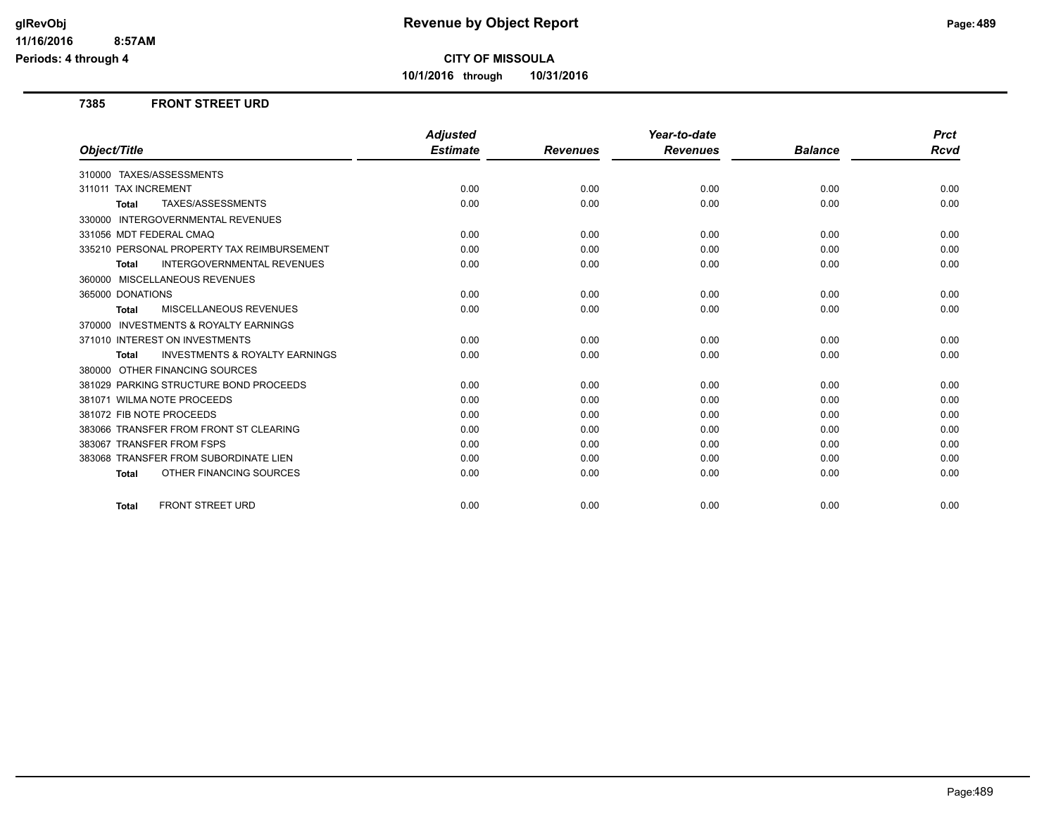**CITY OF MISSOULA**

**10/1/2016 through 10/31/2016**

## 7385 FRONT STREET URD

| Object/Title | Adjusted Estimate | Revenues | Year-to-date Revenues | Balance | Prct Rcvd |
|---|---|---|---|---|---|
| 310000 TAXES/ASSESSMENTS | | | | | |
| 311011 TAX INCREMENT | 0.00 | 0.00 | 0.00 | 0.00 | 0.00 |
| **Total** TAXES/ASSESSMENTS | 0.00 | 0.00 | 0.00 | 0.00 | 0.00 |
| 330000 INTERGOVERNMENTAL REVENUES | | | | | |
| 331056 MDT FEDERAL CMAQ | 0.00 | 0.00 | 0.00 | 0.00 | 0.00 |
| 335210 PERSONAL PROPERTY TAX REIMBURSEMENT | 0.00 | 0.00 | 0.00 | 0.00 | 0.00 |
| **Total** INTERGOVERNMENTAL REVENUES | 0.00 | 0.00 | 0.00 | 0.00 | 0.00 |
| 360000 MISCELLANEOUS REVENUES | | | | | |
| 365000 DONATIONS | 0.00 | 0.00 | 0.00 | 0.00 | 0.00 |
| **Total** MISCELLANEOUS REVENUES | 0.00 | 0.00 | 0.00 | 0.00 | 0.00 |
| 370000 INVESTMENTS & ROYALTY EARNINGS | | | | | |
| 371010 INTEREST ON INVESTMENTS | 0.00 | 0.00 | 0.00 | 0.00 | 0.00 |
| **Total** INVESTMENTS & ROYALTY EARNINGS | 0.00 | 0.00 | 0.00 | 0.00 | 0.00 |
| 380000 OTHER FINANCING SOURCES | | | | | |
| 381029 PARKING STRUCTURE BOND PROCEEDS | 0.00 | 0.00 | 0.00 | 0.00 | 0.00 |
| 381071 WILMA NOTE PROCEEDS | 0.00 | 0.00 | 0.00 | 0.00 | 0.00 |
| 381072 FIB NOTE PROCEEDS | 0.00 | 0.00 | 0.00 | 0.00 | 0.00 |
| 383066 TRANSFER FROM FRONT ST CLEARING | 0.00 | 0.00 | 0.00 | 0.00 | 0.00 |
| 383067 TRANSFER FROM FSPS | 0.00 | 0.00 | 0.00 | 0.00 | 0.00 |
| 383068 TRANSFER FROM SUBORDINATE LIEN | 0.00 | 0.00 | 0.00 | 0.00 | 0.00 |
| **Total** OTHER FINANCING SOURCES | 0.00 | 0.00 | 0.00 | 0.00 | 0.00 |
| **Total** FRONT STREET URD | 0.00 | 0.00 | 0.00 | 0.00 | 0.00 |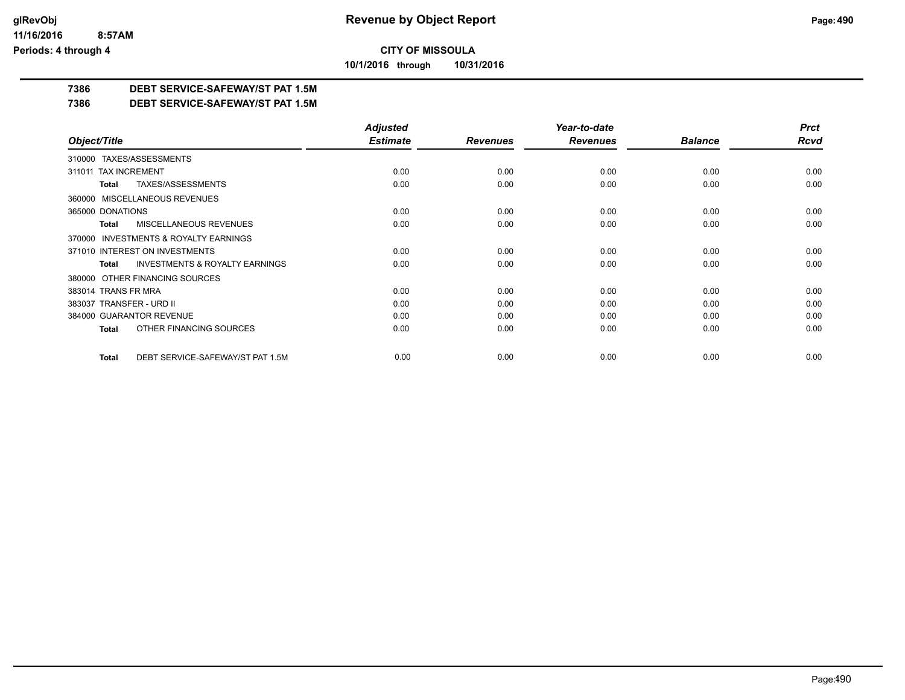**CITY OF MISSOULA**

**10/1/2016 through 10/31/2016**

**Revenue by Object Report**

glRevObj
11/16/2016 8:57AM
Periods: 4 through 4

## 7386 DEBT SERVICE-SAFEWAY/ST PAT 1.5M

## 7386 DEBT SERVICE-SAFEWAY/ST PAT 1.5M

| Object/Title | Adjusted Estimate | Revenues | Year-to-date Revenues | Balance | Prct Rcvd |
|---|---|---|---|---|---|
| 310000 TAXES/ASSESSMENTS | | | | | |
| 311011 TAX INCREMENT | 0.00 | 0.00 | 0.00 | 0.00 | 0.00 |
| **Total** TAXES/ASSESSMENTS | 0.00 | 0.00 | 0.00 | 0.00 | 0.00 |
| 360000 MISCELLANEOUS REVENUES | | | | | |
| 365000 DONATIONS | 0.00 | 0.00 | 0.00 | 0.00 | 0.00 |
| **Total** MISCELLANEOUS REVENUES | 0.00 | 0.00 | 0.00 | 0.00 | 0.00 |
| 370000 INVESTMENTS & ROYALTY EARNINGS | | | | | |
| 371010 INTEREST ON INVESTMENTS | 0.00 | 0.00 | 0.00 | 0.00 | 0.00 |
| **Total** INVESTMENTS & ROYALTY EARNINGS | 0.00 | 0.00 | 0.00 | 0.00 | 0.00 |
| 380000 OTHER FINANCING SOURCES | | | | | |
| 383014 TRANS FR MRA | 0.00 | 0.00 | 0.00 | 0.00 | 0.00 |
| 383037 TRANSFER - URD II | 0.00 | 0.00 | 0.00 | 0.00 | 0.00 |
| 384000 GUARANTOR REVENUE | 0.00 | 0.00 | 0.00 | 0.00 | 0.00 |
| **Total** OTHER FINANCING SOURCES | 0.00 | 0.00 | 0.00 | 0.00 | 0.00 |
| **Total** DEBT SERVICE-SAFEWAY/ST PAT 1.5M | 0.00 | 0.00 | 0.00 | 0.00 | 0.00 |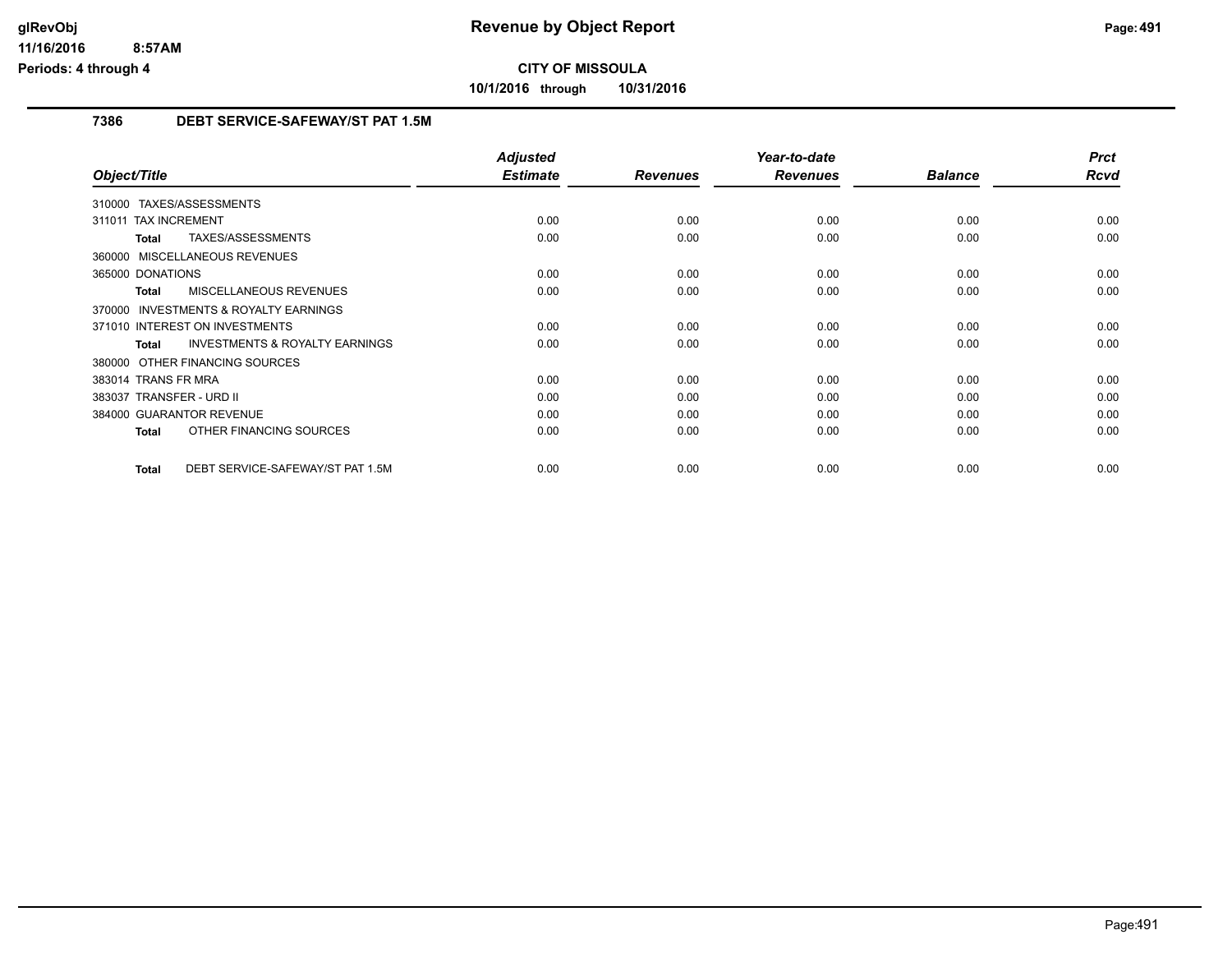**CITY OF MISSOULA**

**10/1/2016 through 10/31/2016**

## 7386 DEBT SERVICE-SAFEWAY/ST PAT 1.5M

| Object/Title | Adjusted Estimate | Revenues | Year-to-date Revenues | Balance | Prct Rcvd |
|---|---|---|---|---|---|
| 310000 TAXES/ASSESSMENTS | | | | | |
| 311011 TAX INCREMENT | 0.00 | 0.00 | 0.00 | 0.00 | 0.00 |
| **Total** TAXES/ASSESSMENTS | 0.00 | 0.00 | 0.00 | 0.00 | 0.00 |
| 360000 MISCELLANEOUS REVENUES | | | | | |
| 365000 DONATIONS | 0.00 | 0.00 | 0.00 | 0.00 | 0.00 |
| **Total** MISCELLANEOUS REVENUES | 0.00 | 0.00 | 0.00 | 0.00 | 0.00 |
| 370000 INVESTMENTS & ROYALTY EARNINGS | | | | | |
| 371010 INTEREST ON INVESTMENTS | 0.00 | 0.00 | 0.00 | 0.00 | 0.00 |
| **Total** INVESTMENTS & ROYALTY EARNINGS | 0.00 | 0.00 | 0.00 | 0.00 | 0.00 |
| 380000 OTHER FINANCING SOURCES | | | | | |
| 383014 TRANS FR MRA | 0.00 | 0.00 | 0.00 | 0.00 | 0.00 |
| 383037 TRANSFER - URD II | 0.00 | 0.00 | 0.00 | 0.00 | 0.00 |
| 384000 GUARANTOR REVENUE | 0.00 | 0.00 | 0.00 | 0.00 | 0.00 |
| **Total** OTHER FINANCING SOURCES | 0.00 | 0.00 | 0.00 | 0.00 | 0.00 |
| **Total** DEBT SERVICE-SAFEWAY/ST PAT 1.5M | 0.00 | 0.00 | 0.00 | 0.00 | 0.00 |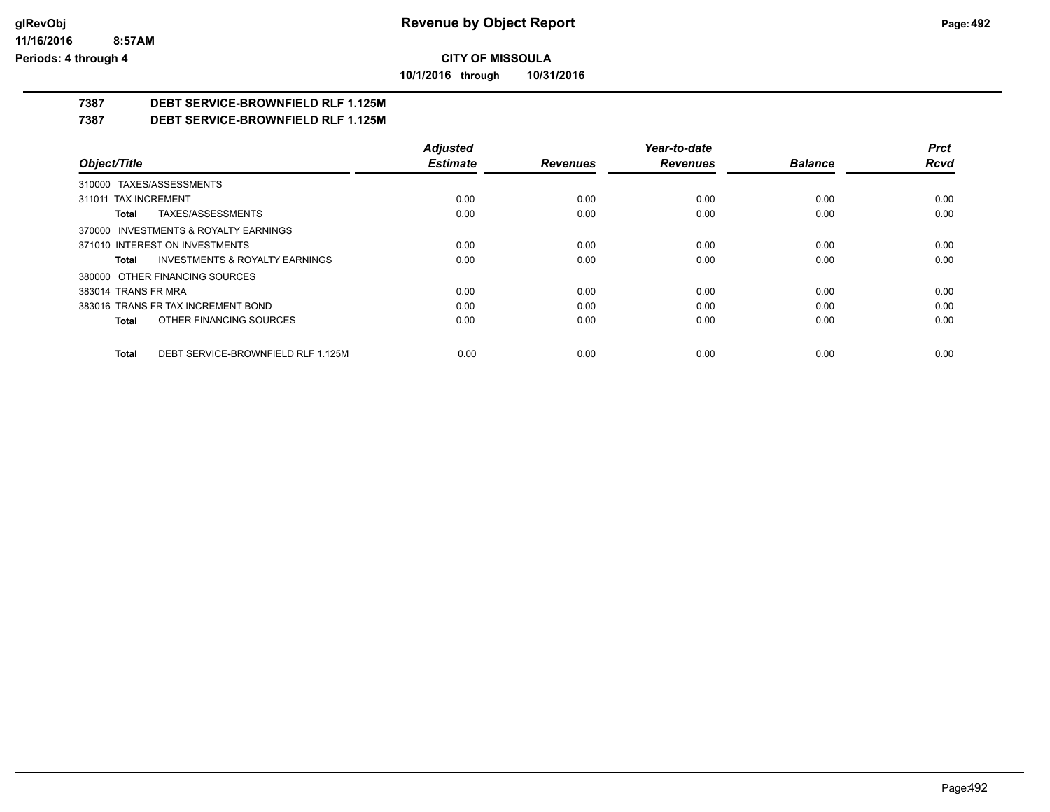**CITY OF MISSOULA**

**10/1/2016 through 10/31/2016**

**7387 DEBT SERVICE-BROWNFIELD RLF 1.125M**

**7387 DEBT SERVICE-BROWNFIELD RLF 1.125M**

| Object/Title | Adjusted Estimate | Revenues | Year-to-date Revenues | Balance | Prct Rcvd |
|---|---|---|---|---|---|
| 310000 TAXES/ASSESSMENTS | | | | | |
| 311011 TAX INCREMENT | 0.00 | 0.00 | 0.00 | 0.00 | 0.00 |
| **Total** TAXES/ASSESSMENTS | 0.00 | 0.00 | 0.00 | 0.00 | 0.00 |
| 370000 INVESTMENTS & ROYALTY EARNINGS | | | | | |
| 371010 INTEREST ON INVESTMENTS | 0.00 | 0.00 | 0.00 | 0.00 | 0.00 |
| **Total** INVESTMENTS & ROYALTY EARNINGS | 0.00 | 0.00 | 0.00 | 0.00 | 0.00 |
| 380000 OTHER FINANCING SOURCES | | | | | |
| 383014 TRANS FR MRA | 0.00 | 0.00 | 0.00 | 0.00 | 0.00 |
| 383016 TRANS FR TAX INCREMENT BOND | 0.00 | 0.00 | 0.00 | 0.00 | 0.00 |
| **Total** OTHER FINANCING SOURCES | 0.00 | 0.00 | 0.00 | 0.00 | 0.00 |
| **Total** DEBT SERVICE-BROWNFIELD RLF 1.125M | 0.00 | 0.00 | 0.00 | 0.00 | 0.00 |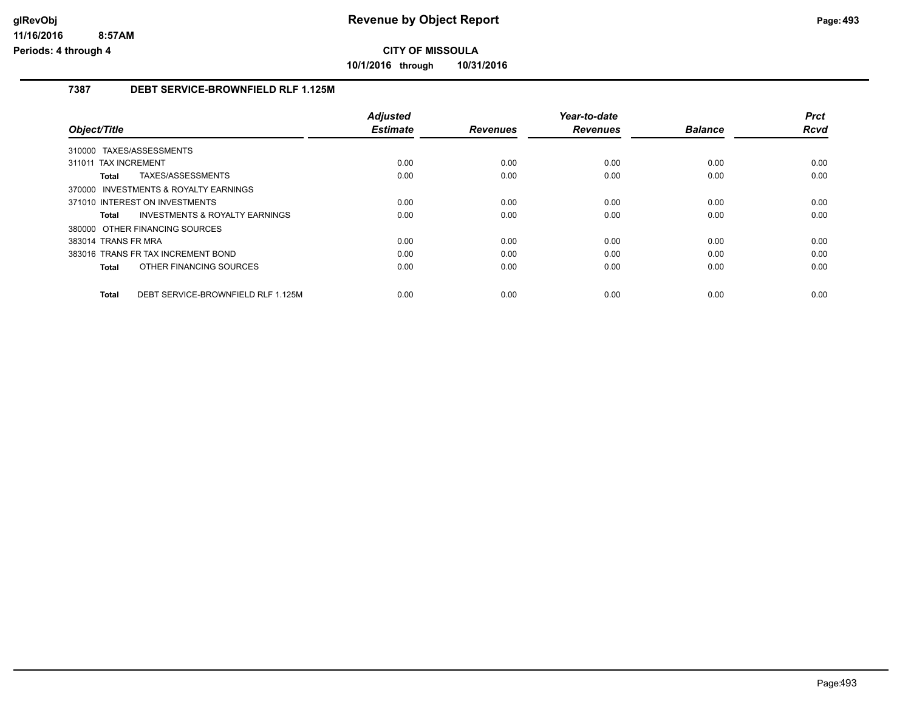# Revenue by Object Report

**CITY OF MISSOULA**

**10/1/2016 through 10/31/2016**

glRevObj
11/16/2016 8:57AM
Periods: 4 through 4

## 7387 DEBT SERVICE-BROWNFIELD RLF 1.125M

| Object/Title | Adjusted Estimate | Revenues | Year-to-date Revenues | Balance | Prct Rcvd |
|---|---|---|---|---|---|
| 310000 TAXES/ASSESSMENTS | | | | | |
| 311011 TAX INCREMENT | 0.00 | 0.00 | 0.00 | 0.00 | 0.00 |
| **Total** TAXES/ASSESSMENTS | 0.00 | 0.00 | 0.00 | 0.00 | 0.00 |
| 370000 INVESTMENTS & ROYALTY EARNINGS | | | | | |
| 371010 INTEREST ON INVESTMENTS | 0.00 | 0.00 | 0.00 | 0.00 | 0.00 |
| **Total** INVESTMENTS & ROYALTY EARNINGS | 0.00 | 0.00 | 0.00 | 0.00 | 0.00 |
| 380000 OTHER FINANCING SOURCES | | | | | |
| 383014 TRANS FR MRA | 0.00 | 0.00 | 0.00 | 0.00 | 0.00 |
| 383016 TRANS FR TAX INCREMENT BOND | 0.00 | 0.00 | 0.00 | 0.00 | 0.00 |
| **Total** OTHER FINANCING SOURCES | 0.00 | 0.00 | 0.00 | 0.00 | 0.00 |
| **Total** DEBT SERVICE-BROWNFIELD RLF 1.125M | 0.00 | 0.00 | 0.00 | 0.00 | 0.00 |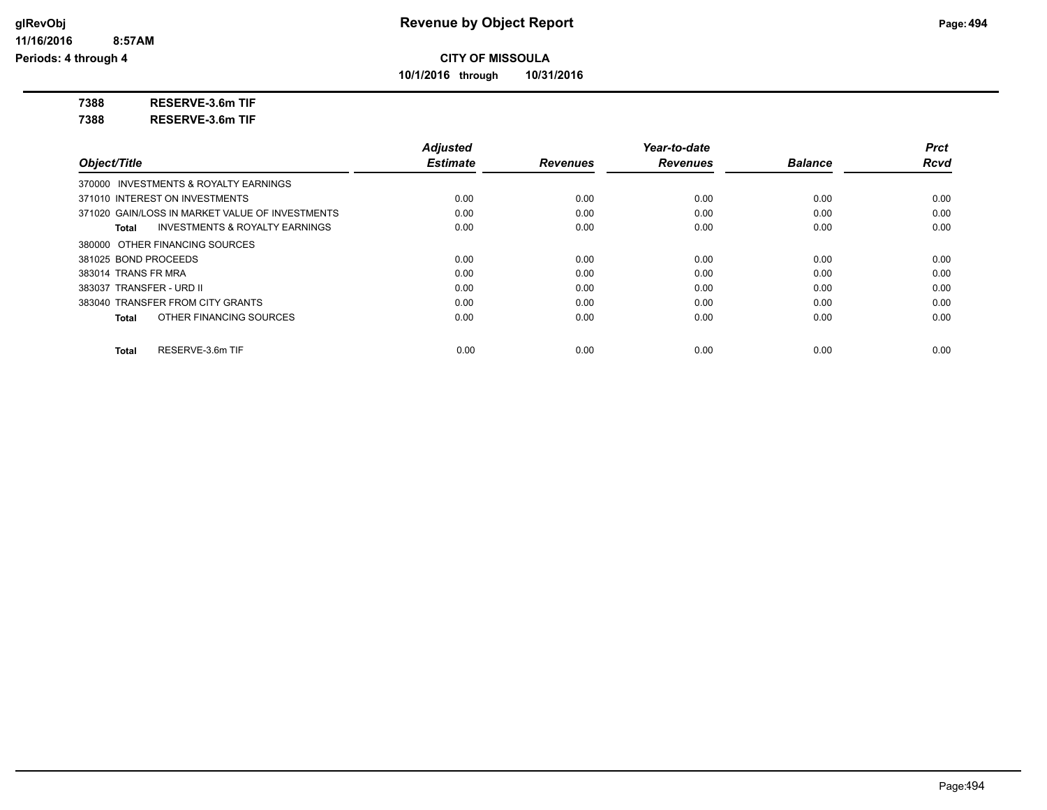**Revenue by Object Report**

**CITY OF MISSOULA**

**10/1/2016 through 10/31/2016**

glRevObj
11/16/2016 8:57AM
Periods: 4 through 4

**7388 RESERVE-3.6m TIF**

**7388 RESERVE-3.6m TIF**

| Object/Title | Adjusted Estimate | Revenues | Year-to-date Revenues | Balance | Prct Rcvd |
|---|---|---|---|---|---|
| 370000 INVESTMENTS & ROYALTY EARNINGS | | | | | |
| 371010 INTEREST ON INVESTMENTS | 0.00 | 0.00 | 0.00 | 0.00 | 0.00 |
| 371020 GAIN/LOSS IN MARKET VALUE OF INVESTMENTS | 0.00 | 0.00 | 0.00 | 0.00 | 0.00 |
| **Total** INVESTMENTS & ROYALTY EARNINGS | 0.00 | 0.00 | 0.00 | 0.00 | 0.00 |
| 380000 OTHER FINANCING SOURCES | | | | | |
| 381025 BOND PROCEEDS | 0.00 | 0.00 | 0.00 | 0.00 | 0.00 |
| 383014 TRANS FR MRA | 0.00 | 0.00 | 0.00 | 0.00 | 0.00 |
| 383037 TRANSFER - URD II | 0.00 | 0.00 | 0.00 | 0.00 | 0.00 |
| 383040 TRANSFER FROM CITY GRANTS | 0.00 | 0.00 | 0.00 | 0.00 | 0.00 |
| **Total** OTHER FINANCING SOURCES | 0.00 | 0.00 | 0.00 | 0.00 | 0.00 |
| **Total** RESERVE-3.6m TIF | 0.00 | 0.00 | 0.00 | 0.00 | 0.00 |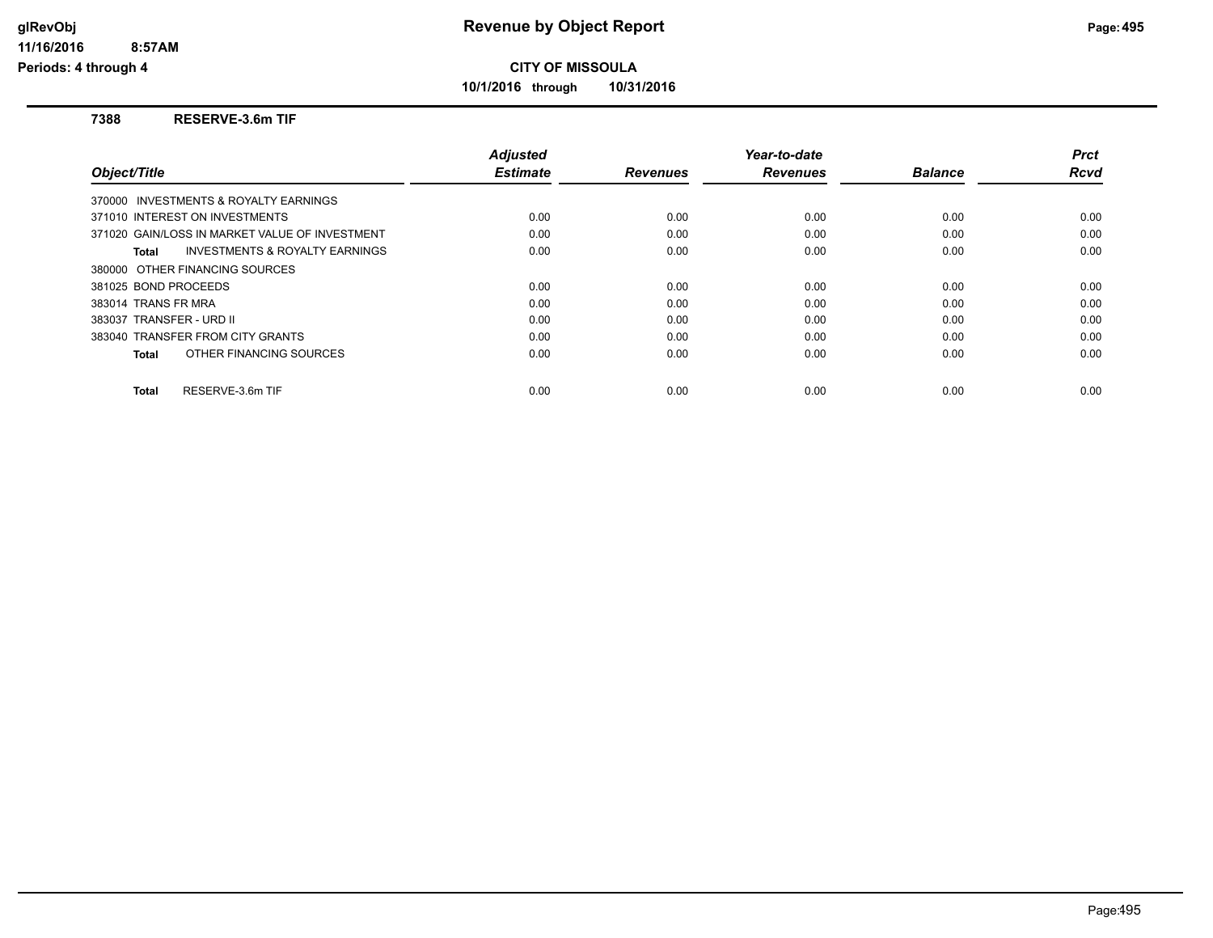**Revenue by Object Report**

**CITY OF MISSOULA**

**10/1/2016 through 10/31/2016**

glRevObj
11/16/2016 8:57AM
Periods: 4 through 4

## 7388 RESERVE-3.6m TIF

| Object/Title | Adjusted Estimate | Revenues | Year-to-date Revenues | Balance | Prct Rcvd |
|---|---|---|---|---|---|
| 370000 INVESTMENTS & ROYALTY EARNINGS | | | | | |
| 371010 INTEREST ON INVESTMENTS | 0.00 | 0.00 | 0.00 | 0.00 | 0.00 |
| 371020 GAIN/LOSS IN MARKET VALUE OF INVESTMENT | 0.00 | 0.00 | 0.00 | 0.00 | 0.00 |
| **Total** INVESTMENTS & ROYALTY EARNINGS | 0.00 | 0.00 | 0.00 | 0.00 | 0.00 |
| 380000 OTHER FINANCING SOURCES | | | | | |
| 381025 BOND PROCEEDS | 0.00 | 0.00 | 0.00 | 0.00 | 0.00 |
| 383014 TRANS FR MRA | 0.00 | 0.00 | 0.00 | 0.00 | 0.00 |
| 383037 TRANSFER - URD II | 0.00 | 0.00 | 0.00 | 0.00 | 0.00 |
| 383040 TRANSFER FROM CITY GRANTS | 0.00 | 0.00 | 0.00 | 0.00 | 0.00 |
| **Total** OTHER FINANCING SOURCES | 0.00 | 0.00 | 0.00 | 0.00 | 0.00 |
| **Total** RESERVE-3.6m TIF | 0.00 | 0.00 | 0.00 | 0.00 | 0.00 |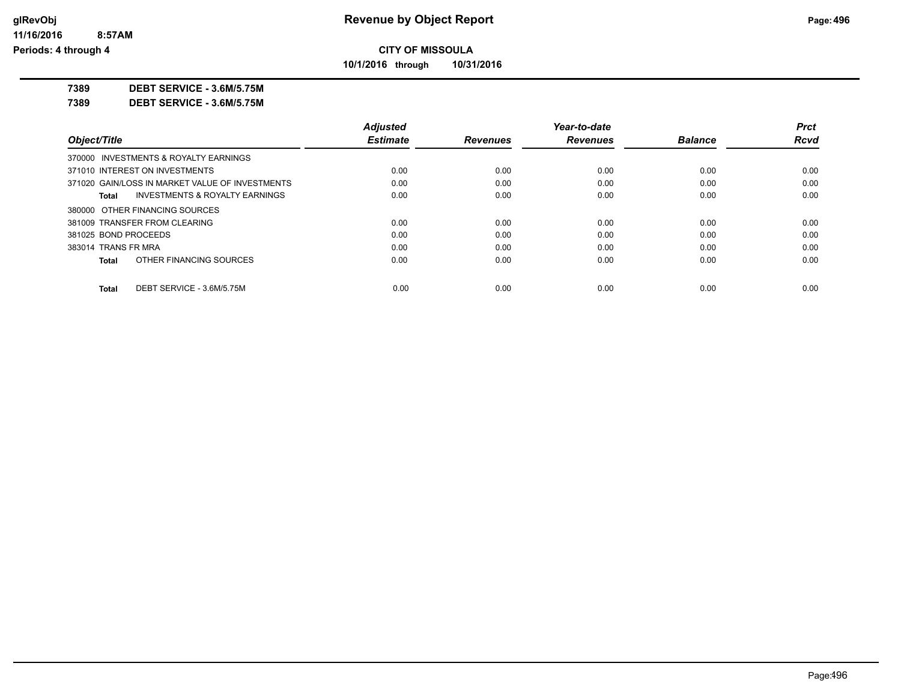**CITY OF MISSOULA**

**10/1/2016 through 10/31/2016**

**7389 DEBT SERVICE - 3.6M/5.75M**

**7389 DEBT SERVICE - 3.6M/5.75M**

| Object/Title | Adjusted Estimate | Revenues | Year-to-date Revenues | Balance | Prct Rcvd |
|---|---|---|---|---|---|
| 370000 INVESTMENTS & ROYALTY EARNINGS | | | | | |
| 371010 INTEREST ON INVESTMENTS | 0.00 | 0.00 | 0.00 | 0.00 | 0.00 |
| 371020 GAIN/LOSS IN MARKET VALUE OF INVESTMENTS | 0.00 | 0.00 | 0.00 | 0.00 | 0.00 |
| **Total** INVESTMENTS & ROYALTY EARNINGS | 0.00 | 0.00 | 0.00 | 0.00 | 0.00 |
| 380000 OTHER FINANCING SOURCES | | | | | |
| 381009 TRANSFER FROM CLEARING | 0.00 | 0.00 | 0.00 | 0.00 | 0.00 |
| 381025 BOND PROCEEDS | 0.00 | 0.00 | 0.00 | 0.00 | 0.00 |
| 383014 TRANS FR MRA | 0.00 | 0.00 | 0.00 | 0.00 | 0.00 |
| **Total** OTHER FINANCING SOURCES | 0.00 | 0.00 | 0.00 | 0.00 | 0.00 |
| **Total** DEBT SERVICE - 3.6M/5.75M | 0.00 | 0.00 | 0.00 | 0.00 | 0.00 |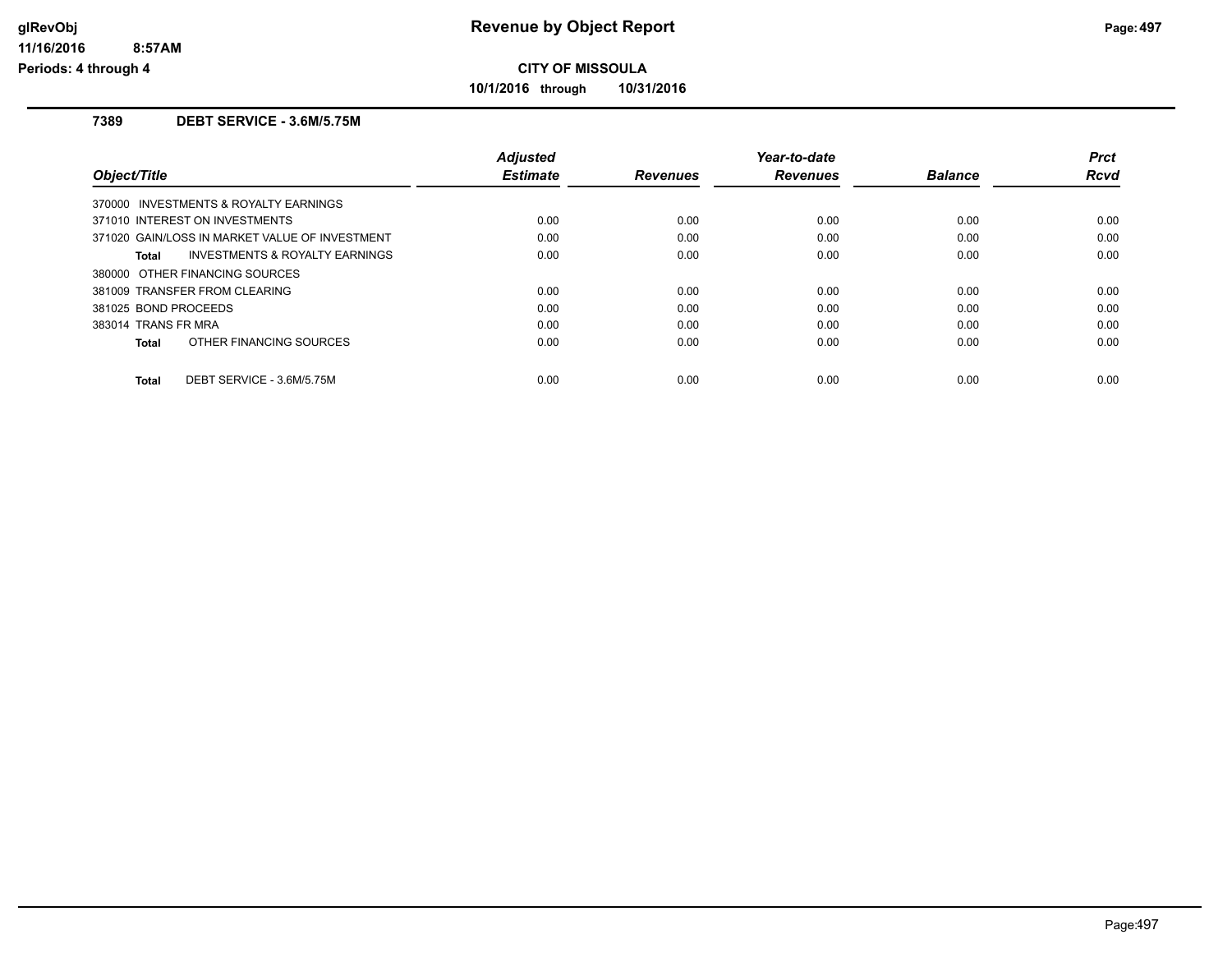# Revenue by Object Report

## CITY OF MISSOULA

**10/1/2016 through 10/31/2016**

### 7389 DEBT SERVICE - 3.6M/5.75M

| Object/Title | Adjusted Estimate | Revenues | Year-to-date Revenues | Balance | Prct Rcvd |
|---|---|---|---|---|---|
| 370000 INVESTMENTS & ROYALTY EARNINGS | | | | | |
| 371010 INTEREST ON INVESTMENTS | 0.00 | 0.00 | 0.00 | 0.00 | 0.00 |
| 371020 GAIN/LOSS IN MARKET VALUE OF INVESTMENT | 0.00 | 0.00 | 0.00 | 0.00 | 0.00 |
| **Total** INVESTMENTS & ROYALTY EARNINGS | 0.00 | 0.00 | 0.00 | 0.00 | 0.00 |
| 380000 OTHER FINANCING SOURCES | | | | | |
| 381009 TRANSFER FROM CLEARING | 0.00 | 0.00 | 0.00 | 0.00 | 0.00 |
| 381025 BOND PROCEEDS | 0.00 | 0.00 | 0.00 | 0.00 | 0.00 |
| 383014 TRANS FR MRA | 0.00 | 0.00 | 0.00 | 0.00 | 0.00 |
| **Total** OTHER FINANCING SOURCES | 0.00 | 0.00 | 0.00 | 0.00 | 0.00 |
| **Total** DEBT SERVICE - 3.6M/5.75M | 0.00 | 0.00 | 0.00 | 0.00 | 0.00 |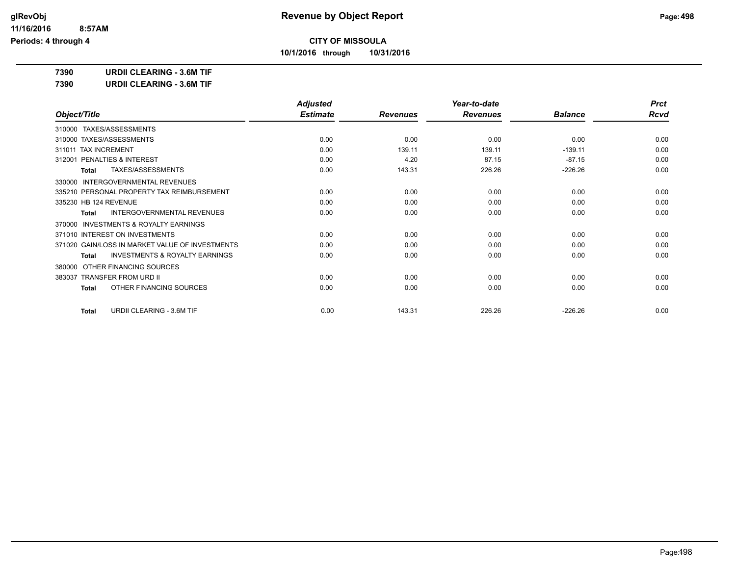**Revenue by Object Report**

**CITY OF MISSOULA**

**10/1/2016 through 10/31/2016**

glRevObj
11/16/2016 8:57AM
Periods: 4 through 4

**7390 URDII CLEARING - 3.6M TIF**

**7390 URDII CLEARING - 3.6M TIF**

| Object/Title | Adjusted Estimate | Revenues | Year-to-date Revenues | Balance | Prct Rcvd |
|---|---|---|---|---|---|
| 310000 TAXES/ASSESSMENTS | | | | | |
| 310000 TAXES/ASSESSMENTS | 0.00 | 0.00 | 0.00 | 0.00 | 0.00 |
| 311011 TAX INCREMENT | 0.00 | 139.11 | 139.11 | -139.11 | 0.00 |
| 312001 PENALTIES & INTEREST | 0.00 | 4.20 | 87.15 | -87.15 | 0.00 |
| **Total** TAXES/ASSESSMENTS | 0.00 | 143.31 | 226.26 | -226.26 | 0.00 |
| 330000 INTERGOVERNMENTAL REVENUES | | | | | |
| 335210 PERSONAL PROPERTY TAX REIMBURSEMENT | 0.00 | 0.00 | 0.00 | 0.00 | 0.00 |
| 335230 HB 124 REVENUE | 0.00 | 0.00 | 0.00 | 0.00 | 0.00 |
| **Total** INTERGOVERNMENTAL REVENUES | 0.00 | 0.00 | 0.00 | 0.00 | 0.00 |
| 370000 INVESTMENTS & ROYALTY EARNINGS | | | | | |
| 371010 INTEREST ON INVESTMENTS | 0.00 | 0.00 | 0.00 | 0.00 | 0.00 |
| 371020 GAIN/LOSS IN MARKET VALUE OF INVESTMENTS | 0.00 | 0.00 | 0.00 | 0.00 | 0.00 |
| **Total** INVESTMENTS & ROYALTY EARNINGS | 0.00 | 0.00 | 0.00 | 0.00 | 0.00 |
| 380000 OTHER FINANCING SOURCES | | | | | |
| 383037 TRANSFER FROM URD II | 0.00 | 0.00 | 0.00 | 0.00 | 0.00 |
| **Total** OTHER FINANCING SOURCES | 0.00 | 0.00 | 0.00 | 0.00 | 0.00 |
| **Total** URDII CLEARING - 3.6M TIF | 0.00 | 143.31 | 226.26 | -226.26 | 0.00 |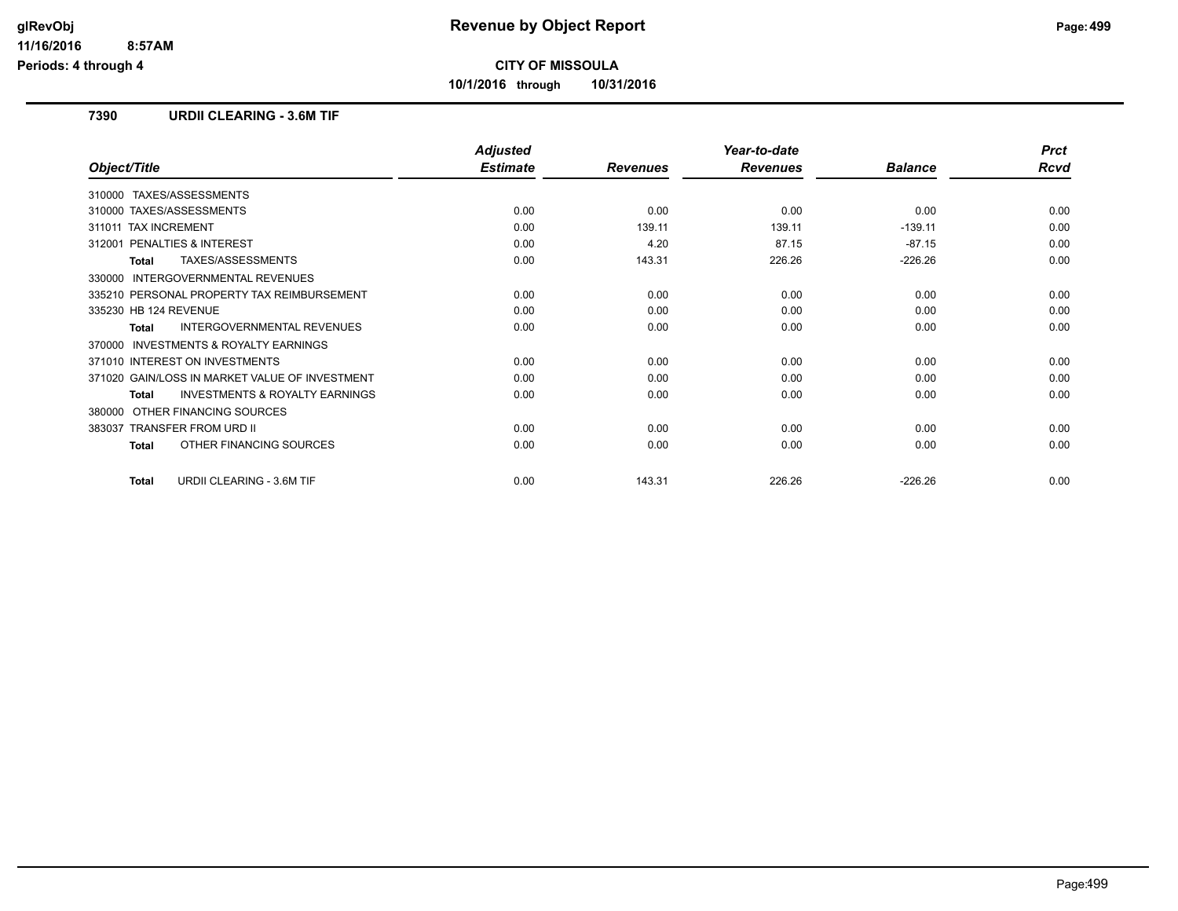# Revenue by Object Report

**CITY OF MISSOULA**

**10/1/2016 through 10/31/2016**

glRevObj
11/16/2016 8:57AM
Periods: 4 through 4

## 7390 URDII CLEARING - 3.6M TIF

| Object/Title | Adjusted Estimate | Revenues | Year-to-date Revenues | Balance | Prct Rcvd |
|---|---|---|---|---|---|
| 310000 TAXES/ASSESSMENTS | | | | | |
| 310000 TAXES/ASSESSMENTS | 0.00 | 0.00 | 0.00 | 0.00 | 0.00 |
| 311011 TAX INCREMENT | 0.00 | 139.11 | 139.11 | -139.11 | 0.00 |
| 312001 PENALTIES & INTEREST | 0.00 | 4.20 | 87.15 | -87.15 | 0.00 |
| **Total** TAXES/ASSESSMENTS | 0.00 | 143.31 | 226.26 | -226.26 | 0.00 |
| 330000 INTERGOVERNMENTAL REVENUES | | | | | |
| 335210 PERSONAL PROPERTY TAX REIMBURSEMENT | 0.00 | 0.00 | 0.00 | 0.00 | 0.00 |
| 335230 HB 124 REVENUE | 0.00 | 0.00 | 0.00 | 0.00 | 0.00 |
| **Total** INTERGOVERNMENTAL REVENUES | 0.00 | 0.00 | 0.00 | 0.00 | 0.00 |
| 370000 INVESTMENTS & ROYALTY EARNINGS | | | | | |
| 371010 INTEREST ON INVESTMENTS | 0.00 | 0.00 | 0.00 | 0.00 | 0.00 |
| 371020 GAIN/LOSS IN MARKET VALUE OF INVESTMENT | 0.00 | 0.00 | 0.00 | 0.00 | 0.00 |
| **Total** INVESTMENTS & ROYALTY EARNINGS | 0.00 | 0.00 | 0.00 | 0.00 | 0.00 |
| 380000 OTHER FINANCING SOURCES | | | | | |
| 383037 TRANSFER FROM URD II | 0.00 | 0.00 | 0.00 | 0.00 | 0.00 |
| **Total** OTHER FINANCING SOURCES | 0.00 | 0.00 | 0.00 | 0.00 | 0.00 |
| **Total** URDII CLEARING - 3.6M TIF | 0.00 | 143.31 | 226.26 | -226.26 | 0.00 |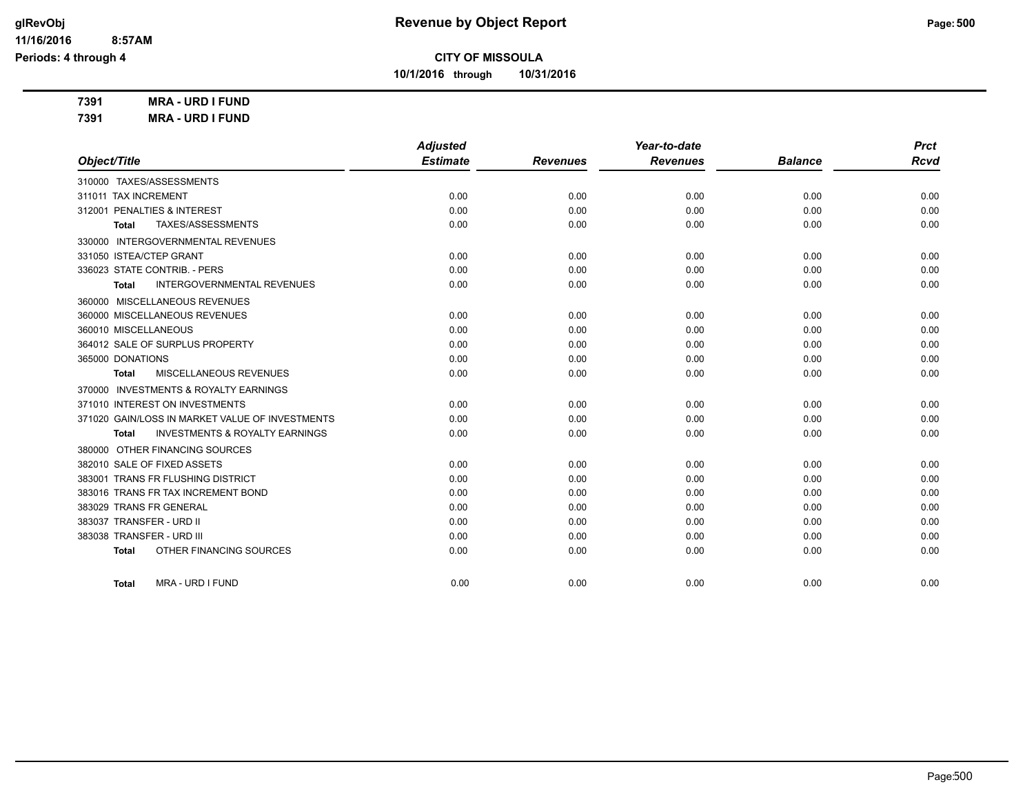# Revenue by Object Report

## CITY OF MISSOULA

**10/1/2016 through 10/31/2016**

glRevObj
11/16/2016 8:57AM
Periods: 4 through 4

**7391 MRA - URD I FUND**
**7391 MRA - URD I FUND**

| Object/Title | Adjusted Estimate | Revenues | Year-to-date Revenues | Balance | Prct Rcvd |
|---|---|---|---|---|---|
| 310000 TAXES/ASSESSMENTS | | | | | |
| 311011 TAX INCREMENT | 0.00 | 0.00 | 0.00 | 0.00 | 0.00 |
| 312001 PENALTIES & INTEREST | 0.00 | 0.00 | 0.00 | 0.00 | 0.00 |
| **Total** TAXES/ASSESSMENTS | 0.00 | 0.00 | 0.00 | 0.00 | 0.00 |
| 330000 INTERGOVERNMENTAL REVENUES | | | | | |
| 331050 ISTEA/CTEP GRANT | 0.00 | 0.00 | 0.00 | 0.00 | 0.00 |
| 336023 STATE CONTRIB. - PERS | 0.00 | 0.00 | 0.00 | 0.00 | 0.00 |
| **Total** INTERGOVERNMENTAL REVENUES | 0.00 | 0.00 | 0.00 | 0.00 | 0.00 |
| 360000 MISCELLANEOUS REVENUES | | | | | |
| 360000 MISCELLANEOUS REVENUES | 0.00 | 0.00 | 0.00 | 0.00 | 0.00 |
| 360010 MISCELLANEOUS | 0.00 | 0.00 | 0.00 | 0.00 | 0.00 |
| 364012 SALE OF SURPLUS PROPERTY | 0.00 | 0.00 | 0.00 | 0.00 | 0.00 |
| 365000 DONATIONS | 0.00 | 0.00 | 0.00 | 0.00 | 0.00 |
| **Total** MISCELLANEOUS REVENUES | 0.00 | 0.00 | 0.00 | 0.00 | 0.00 |
| 370000 INVESTMENTS & ROYALTY EARNINGS | | | | | |
| 371010 INTEREST ON INVESTMENTS | 0.00 | 0.00 | 0.00 | 0.00 | 0.00 |
| 371020 GAIN/LOSS IN MARKET VALUE OF INVESTMENTS | 0.00 | 0.00 | 0.00 | 0.00 | 0.00 |
| **Total** INVESTMENTS & ROYALTY EARNINGS | 0.00 | 0.00 | 0.00 | 0.00 | 0.00 |
| 380000 OTHER FINANCING SOURCES | | | | | |
| 382010 SALE OF FIXED ASSETS | 0.00 | 0.00 | 0.00 | 0.00 | 0.00 |
| 383001 TRANS FR FLUSHING DISTRICT | 0.00 | 0.00 | 0.00 | 0.00 | 0.00 |
| 383016 TRANS FR TAX INCREMENT BOND | 0.00 | 0.00 | 0.00 | 0.00 | 0.00 |
| 383029 TRANS FR GENERAL | 0.00 | 0.00 | 0.00 | 0.00 | 0.00 |
| 383037 TRANSFER - URD II | 0.00 | 0.00 | 0.00 | 0.00 | 0.00 |
| 383038 TRANSFER - URD III | 0.00 | 0.00 | 0.00 | 0.00 | 0.00 |
| **Total** OTHER FINANCING SOURCES | 0.00 | 0.00 | 0.00 | 0.00 | 0.00 |
| **Total** MRA - URD I FUND | 0.00 | 0.00 | 0.00 | 0.00 | 0.00 |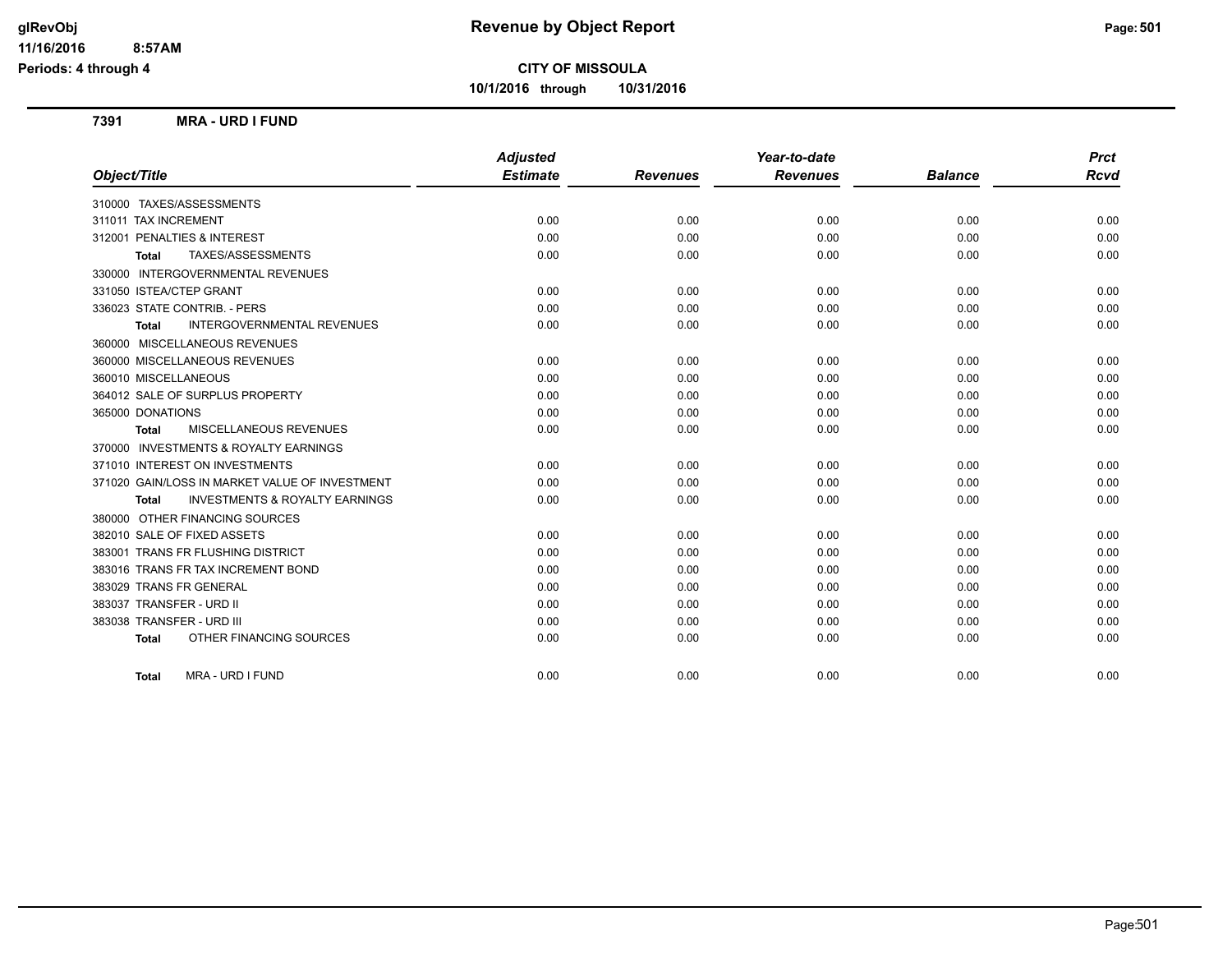# Revenue by Object Report

**CITY OF MISSOULA**

**10/1/2016 through 10/31/2016**

glRevObj
11/16/2016 8:57AM
Periods: 4 through 4

## 7391 MRA - URD I FUND

| Object/Title | Adjusted Estimate | Revenues | Year-to-date Revenues | Balance | Prct Rcvd |
|---|---|---|---|---|---|
| 310000 TAXES/ASSESSMENTS | | | | | |
| 311011 TAX INCREMENT | 0.00 | 0.00 | 0.00 | 0.00 | 0.00 |
| 312001 PENALTIES & INTEREST | 0.00 | 0.00 | 0.00 | 0.00 | 0.00 |
| **Total** TAXES/ASSESSMENTS | 0.00 | 0.00 | 0.00 | 0.00 | 0.00 |
| 330000 INTERGOVERNMENTAL REVENUES | | | | | |
| 331050 ISTEA/CTEP GRANT | 0.00 | 0.00 | 0.00 | 0.00 | 0.00 |
| 336023 STATE CONTRIB. - PERS | 0.00 | 0.00 | 0.00 | 0.00 | 0.00 |
| **Total** INTERGOVERNMENTAL REVENUES | 0.00 | 0.00 | 0.00 | 0.00 | 0.00 |
| 360000 MISCELLANEOUS REVENUES | | | | | |
| 360000 MISCELLANEOUS REVENUES | 0.00 | 0.00 | 0.00 | 0.00 | 0.00 |
| 360010 MISCELLANEOUS | 0.00 | 0.00 | 0.00 | 0.00 | 0.00 |
| 364012 SALE OF SURPLUS PROPERTY | 0.00 | 0.00 | 0.00 | 0.00 | 0.00 |
| 365000 DONATIONS | 0.00 | 0.00 | 0.00 | 0.00 | 0.00 |
| **Total** MISCELLANEOUS REVENUES | 0.00 | 0.00 | 0.00 | 0.00 | 0.00 |
| 370000 INVESTMENTS & ROYALTY EARNINGS | | | | | |
| 371010 INTEREST ON INVESTMENTS | 0.00 | 0.00 | 0.00 | 0.00 | 0.00 |
| 371020 GAIN/LOSS IN MARKET VALUE OF INVESTMENT | 0.00 | 0.00 | 0.00 | 0.00 | 0.00 |
| **Total** INVESTMENTS & ROYALTY EARNINGS | 0.00 | 0.00 | 0.00 | 0.00 | 0.00 |
| 380000 OTHER FINANCING SOURCES | | | | | |
| 382010 SALE OF FIXED ASSETS | 0.00 | 0.00 | 0.00 | 0.00 | 0.00 |
| 383001 TRANS FR FLUSHING DISTRICT | 0.00 | 0.00 | 0.00 | 0.00 | 0.00 |
| 383016 TRANS FR TAX INCREMENT BOND | 0.00 | 0.00 | 0.00 | 0.00 | 0.00 |
| 383029 TRANS FR GENERAL | 0.00 | 0.00 | 0.00 | 0.00 | 0.00 |
| 383037 TRANSFER - URD II | 0.00 | 0.00 | 0.00 | 0.00 | 0.00 |
| 383038 TRANSFER - URD III | 0.00 | 0.00 | 0.00 | 0.00 | 0.00 |
| **Total** OTHER FINANCING SOURCES | 0.00 | 0.00 | 0.00 | 0.00 | 0.00 |
| **Total** MRA - URD I FUND | 0.00 | 0.00 | 0.00 | 0.00 | 0.00 |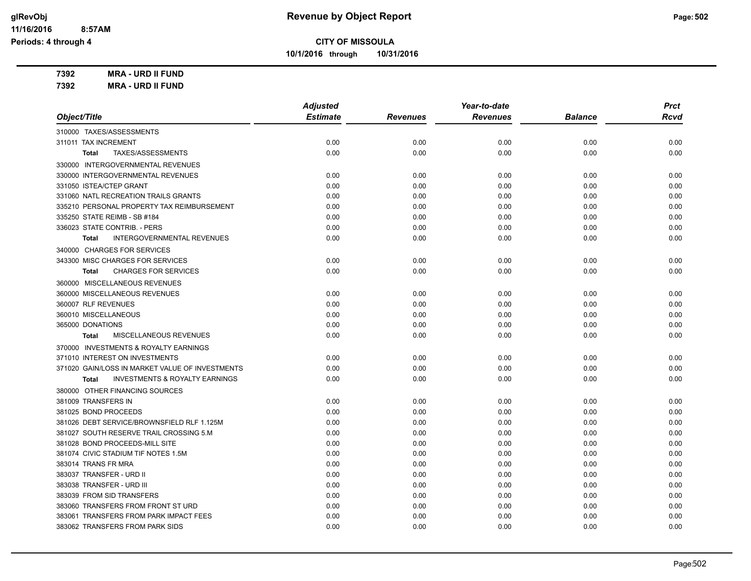**CITY OF MISSOULA**

**10/1/2016 through 10/31/2016**

**7392 MRA - URD II FUND**

**7392 MRA - URD II FUND**

| Object/Title | Adjusted Estimate | Revenues | Year-to-date Revenues | Balance | Prct Rcvd |
|---|---|---|---|---|---|
| 310000 TAXES/ASSESSMENTS | | | | | |
| 311011 TAX INCREMENT | 0.00 | 0.00 | 0.00 | 0.00 | 0.00 |
| **Total** TAXES/ASSESSMENTS | 0.00 | 0.00 | 0.00 | 0.00 | 0.00 |
| 330000 INTERGOVERNMENTAL REVENUES | | | | | |
| 330000 INTERGOVERNMENTAL REVENUES | 0.00 | 0.00 | 0.00 | 0.00 | 0.00 |
| 331050 ISTEA/CTEP GRANT | 0.00 | 0.00 | 0.00 | 0.00 | 0.00 |
| 331060 NATL RECREATION TRAILS GRANTS | 0.00 | 0.00 | 0.00 | 0.00 | 0.00 |
| 335210 PERSONAL PROPERTY TAX REIMBURSEMENT | 0.00 | 0.00 | 0.00 | 0.00 | 0.00 |
| 335250 STATE REIMB - SB #184 | 0.00 | 0.00 | 0.00 | 0.00 | 0.00 |
| 336023 STATE CONTRIB. - PERS | 0.00 | 0.00 | 0.00 | 0.00 | 0.00 |
| **Total** INTERGOVERNMENTAL REVENUES | 0.00 | 0.00 | 0.00 | 0.00 | 0.00 |
| 340000 CHARGES FOR SERVICES | | | | | |
| 343300 MISC CHARGES FOR SERVICES | 0.00 | 0.00 | 0.00 | 0.00 | 0.00 |
| **Total** CHARGES FOR SERVICES | 0.00 | 0.00 | 0.00 | 0.00 | 0.00 |
| 360000 MISCELLANEOUS REVENUES | | | | | |
| 360000 MISCELLANEOUS REVENUES | 0.00 | 0.00 | 0.00 | 0.00 | 0.00 |
| 360007 RLF REVENUES | 0.00 | 0.00 | 0.00 | 0.00 | 0.00 |
| 360010 MISCELLANEOUS | 0.00 | 0.00 | 0.00 | 0.00 | 0.00 |
| 365000 DONATIONS | 0.00 | 0.00 | 0.00 | 0.00 | 0.00 |
| **Total** MISCELLANEOUS REVENUES | 0.00 | 0.00 | 0.00 | 0.00 | 0.00 |
| 370000 INVESTMENTS & ROYALTY EARNINGS | | | | | |
| 371010 INTEREST ON INVESTMENTS | 0.00 | 0.00 | 0.00 | 0.00 | 0.00 |
| 371020 GAIN/LOSS IN MARKET VALUE OF INVESTMENTS | 0.00 | 0.00 | 0.00 | 0.00 | 0.00 |
| **Total** INVESTMENTS & ROYALTY EARNINGS | 0.00 | 0.00 | 0.00 | 0.00 | 0.00 |
| 380000 OTHER FINANCING SOURCES | | | | | |
| 381009 TRANSFERS IN | 0.00 | 0.00 | 0.00 | 0.00 | 0.00 |
| 381025 BOND PROCEEDS | 0.00 | 0.00 | 0.00 | 0.00 | 0.00 |
| 381026 DEBT SERVICE/BROWNSFIELD RLF 1.125M | 0.00 | 0.00 | 0.00 | 0.00 | 0.00 |
| 381027 SOUTH RESERVE TRAIL CROSSING 5.M | 0.00 | 0.00 | 0.00 | 0.00 | 0.00 |
| 381028 BOND PROCEEDS-MILL SITE | 0.00 | 0.00 | 0.00 | 0.00 | 0.00 |
| 381074 CIVIC STADIUM TIF NOTES 1.5M | 0.00 | 0.00 | 0.00 | 0.00 | 0.00 |
| 383014 TRANS FR MRA | 0.00 | 0.00 | 0.00 | 0.00 | 0.00 |
| 383037 TRANSFER - URD II | 0.00 | 0.00 | 0.00 | 0.00 | 0.00 |
| 383038 TRANSFER - URD III | 0.00 | 0.00 | 0.00 | 0.00 | 0.00 |
| 383039 FROM SID TRANSFERS | 0.00 | 0.00 | 0.00 | 0.00 | 0.00 |
| 383060 TRANSFERS FROM FRONT ST URD | 0.00 | 0.00 | 0.00 | 0.00 | 0.00 |
| 383061 TRANSFERS FROM PARK IMPACT FEES | 0.00 | 0.00 | 0.00 | 0.00 | 0.00 |
| 383062 TRANSFERS FROM PARK SIDS | 0.00 | 0.00 | 0.00 | 0.00 | 0.00 |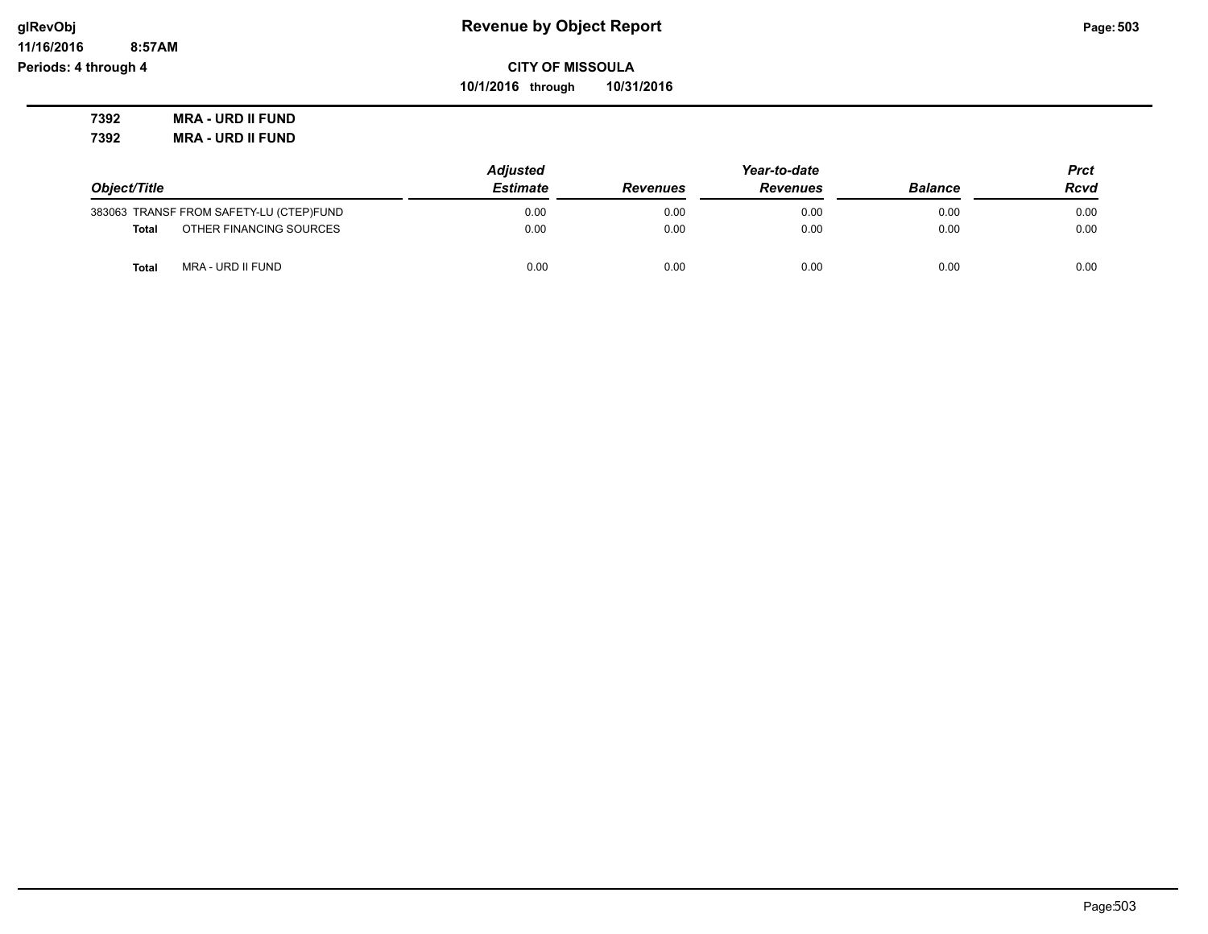**Revenue by Object Report**

**CITY OF MISSOULA**

**10/1/2016 through 10/31/2016**

glRevObj
11/16/2016 8:57AM
Periods: 4 through 4

**7392 MRA - URD II FUND**

**7392 MRA - URD II FUND**

| Object/Title | Adjusted Estimate | Revenues | Year-to-date Revenues | Balance | Prct Rcvd |
|---|---|---|---|---|---|
| 383063 TRANSF FROM SAFETY-LU (CTEP)FUND | 0.00 | 0.00 | 0.00 | 0.00 | 0.00 |
| **Total** OTHER FINANCING SOURCES | 0.00 | 0.00 | 0.00 | 0.00 | 0.00 |
| **Total** MRA - URD II FUND | 0.00 | 0.00 | 0.00 | 0.00 | 0.00 |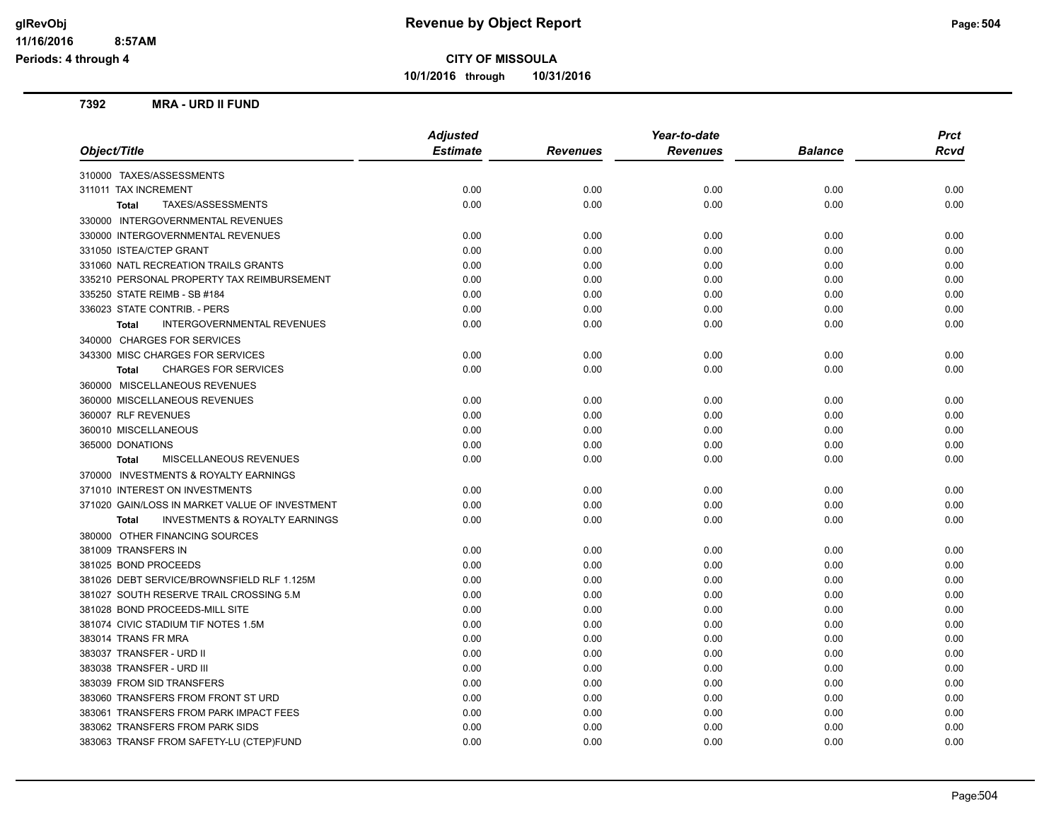# Revenue by Object Report

**CITY OF MISSOULA**

**10/1/2016 through 10/31/2016**

glRevObj
11/16/2016 8:57AM
Periods: 4 through 4

## 7392 MRA - URD II FUND

| Object/Title | Adjusted Estimate | Revenues | Year-to-date Revenues | Balance | Prct Rcvd |
|---|---|---|---|---|---|
| 310000 TAXES/ASSESSMENTS | | | | | |
| 311011 TAX INCREMENT | 0.00 | 0.00 | 0.00 | 0.00 | 0.00 |
| **Total** TAXES/ASSESSMENTS | 0.00 | 0.00 | 0.00 | 0.00 | 0.00 |
| 330000 INTERGOVERNMENTAL REVENUES | | | | | |
| 330000 INTERGOVERNMENTAL REVENUES | 0.00 | 0.00 | 0.00 | 0.00 | 0.00 |
| 331050 ISTEA/CTEP GRANT | 0.00 | 0.00 | 0.00 | 0.00 | 0.00 |
| 331060 NATL RECREATION TRAILS GRANTS | 0.00 | 0.00 | 0.00 | 0.00 | 0.00 |
| 335210 PERSONAL PROPERTY TAX REIMBURSEMENT | 0.00 | 0.00 | 0.00 | 0.00 | 0.00 |
| 335250 STATE REIMB - SB #184 | 0.00 | 0.00 | 0.00 | 0.00 | 0.00 |
| 336023 STATE CONTRIB. - PERS | 0.00 | 0.00 | 0.00 | 0.00 | 0.00 |
| **Total** INTERGOVERNMENTAL REVENUES | 0.00 | 0.00 | 0.00 | 0.00 | 0.00 |
| 340000 CHARGES FOR SERVICES | | | | | |
| 343300 MISC CHARGES FOR SERVICES | 0.00 | 0.00 | 0.00 | 0.00 | 0.00 |
| **Total** CHARGES FOR SERVICES | 0.00 | 0.00 | 0.00 | 0.00 | 0.00 |
| 360000 MISCELLANEOUS REVENUES | | | | | |
| 360000 MISCELLANEOUS REVENUES | 0.00 | 0.00 | 0.00 | 0.00 | 0.00 |
| 360007 RLF REVENUES | 0.00 | 0.00 | 0.00 | 0.00 | 0.00 |
| 360010 MISCELLANEOUS | 0.00 | 0.00 | 0.00 | 0.00 | 0.00 |
| 365000 DONATIONS | 0.00 | 0.00 | 0.00 | 0.00 | 0.00 |
| **Total** MISCELLANEOUS REVENUES | 0.00 | 0.00 | 0.00 | 0.00 | 0.00 |
| 370000 INVESTMENTS & ROYALTY EARNINGS | | | | | |
| 371010 INTEREST ON INVESTMENTS | 0.00 | 0.00 | 0.00 | 0.00 | 0.00 |
| 371020 GAIN/LOSS IN MARKET VALUE OF INVESTMENT | 0.00 | 0.00 | 0.00 | 0.00 | 0.00 |
| **Total** INVESTMENTS & ROYALTY EARNINGS | 0.00 | 0.00 | 0.00 | 0.00 | 0.00 |
| 380000 OTHER FINANCING SOURCES | | | | | |
| 381009 TRANSFERS IN | 0.00 | 0.00 | 0.00 | 0.00 | 0.00 |
| 381025 BOND PROCEEDS | 0.00 | 0.00 | 0.00 | 0.00 | 0.00 |
| 381026 DEBT SERVICE/BROWNSFIELD RLF 1.125M | 0.00 | 0.00 | 0.00 | 0.00 | 0.00 |
| 381027 SOUTH RESERVE TRAIL CROSSING 5.M | 0.00 | 0.00 | 0.00 | 0.00 | 0.00 |
| 381028 BOND PROCEEDS-MILL SITE | 0.00 | 0.00 | 0.00 | 0.00 | 0.00 |
| 381074 CIVIC STADIUM TIF NOTES 1.5M | 0.00 | 0.00 | 0.00 | 0.00 | 0.00 |
| 383014 TRANS FR MRA | 0.00 | 0.00 | 0.00 | 0.00 | 0.00 |
| 383037 TRANSFER - URD II | 0.00 | 0.00 | 0.00 | 0.00 | 0.00 |
| 383038 TRANSFER - URD III | 0.00 | 0.00 | 0.00 | 0.00 | 0.00 |
| 383039 FROM SID TRANSFERS | 0.00 | 0.00 | 0.00 | 0.00 | 0.00 |
| 383060 TRANSFERS FROM FRONT ST URD | 0.00 | 0.00 | 0.00 | 0.00 | 0.00 |
| 383061 TRANSFERS FROM PARK IMPACT FEES | 0.00 | 0.00 | 0.00 | 0.00 | 0.00 |
| 383062 TRANSFERS FROM PARK SIDS | 0.00 | 0.00 | 0.00 | 0.00 | 0.00 |
| 383063 TRANSF FROM SAFETY-LU (CTEP)FUND | 0.00 | 0.00 | 0.00 | 0.00 | 0.00 |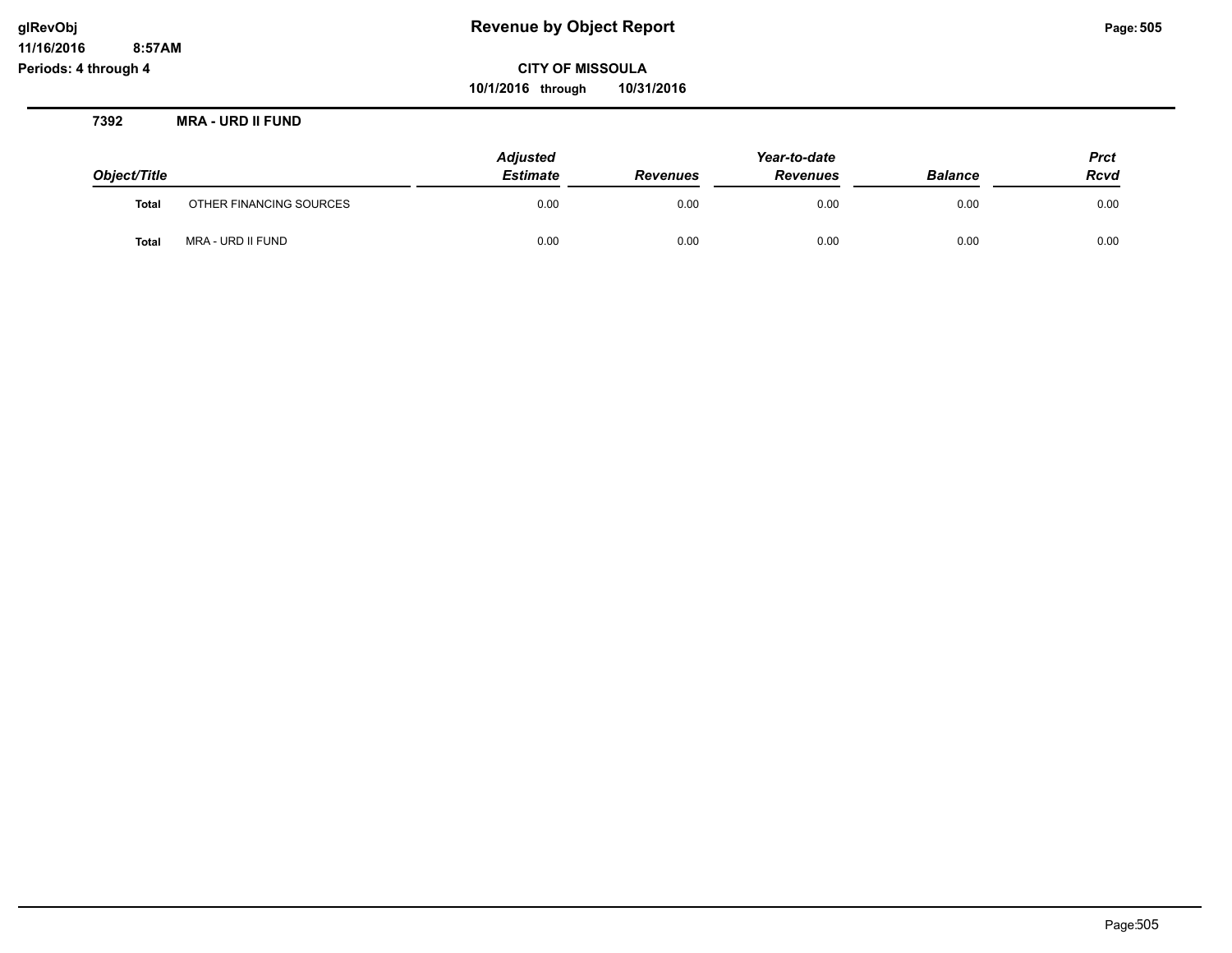# Revenue by Object Report

glRevObj
11/16/2016 8:57AM
Periods: 4 through 4

**CITY OF MISSOULA**

**10/1/2016 through 10/31/2016**

### 7392 MRA - URD II FUND

| Object/Title | | Adjusted Estimate | Revenues | Year-to-date Revenues | Balance | Prct Rcvd |
|---|---|---|---|---|---|---|
| **Total** | OTHER FINANCING SOURCES | 0.00 | 0.00 | 0.00 | 0.00 | 0.00 |
| **Total** | MRA - URD II FUND | 0.00 | 0.00 | 0.00 | 0.00 | 0.00 |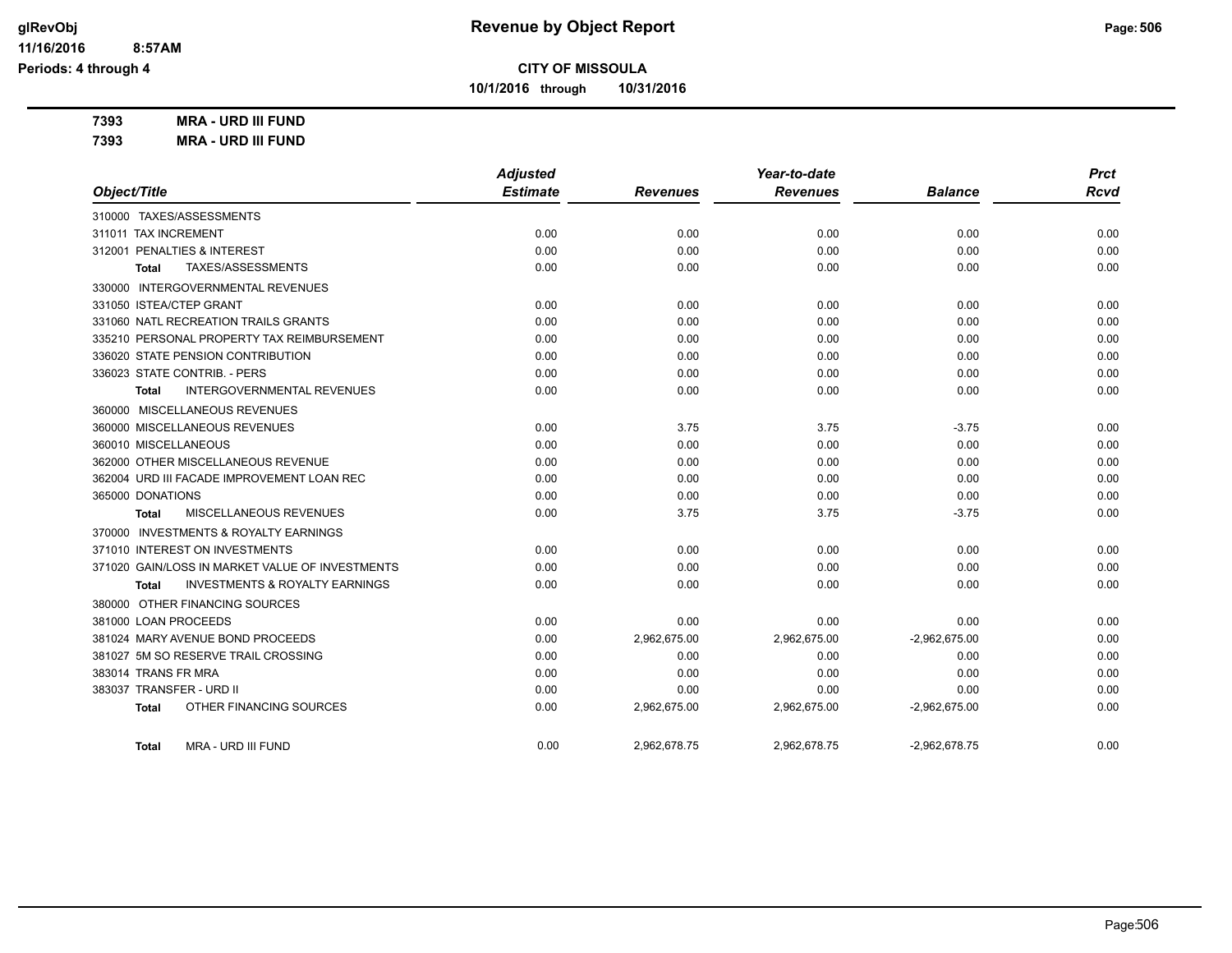**CITY OF MISSOULA**

**10/1/2016 through 10/31/2016**

**Revenue by Object Report**

Periods: 4 through 4

**7393 MRA - URD III FUND**

**7393 MRA - URD III FUND**

| Object/Title | Adjusted Estimate | Revenues | Year-to-date Revenues | Balance | Prct Rcvd |
|---|---|---|---|---|---|
| 310000 TAXES/ASSESSMENTS | | | | | |
| 311011 TAX INCREMENT | 0.00 | 0.00 | 0.00 | 0.00 | 0.00 |
| 312001 PENALTIES & INTEREST | 0.00 | 0.00 | 0.00 | 0.00 | 0.00 |
| **Total** TAXES/ASSESSMENTS | 0.00 | 0.00 | 0.00 | 0.00 | 0.00 |
| 330000 INTERGOVERNMENTAL REVENUES | | | | | |
| 331050 ISTEA/CTEP GRANT | 0.00 | 0.00 | 0.00 | 0.00 | 0.00 |
| 331060 NATL RECREATION TRAILS GRANTS | 0.00 | 0.00 | 0.00 | 0.00 | 0.00 |
| 335210 PERSONAL PROPERTY TAX REIMBURSEMENT | 0.00 | 0.00 | 0.00 | 0.00 | 0.00 |
| 336020 STATE PENSION CONTRIBUTION | 0.00 | 0.00 | 0.00 | 0.00 | 0.00 |
| 336023 STATE CONTRIB. - PERS | 0.00 | 0.00 | 0.00 | 0.00 | 0.00 |
| **Total** INTERGOVERNMENTAL REVENUES | 0.00 | 0.00 | 0.00 | 0.00 | 0.00 |
| 360000 MISCELLANEOUS REVENUES | | | | | |
| 360000 MISCELLANEOUS REVENUES | 0.00 | 3.75 | 3.75 | -3.75 | 0.00 |
| 360010 MISCELLANEOUS | 0.00 | 0.00 | 0.00 | 0.00 | 0.00 |
| 362000 OTHER MISCELLANEOUS REVENUE | 0.00 | 0.00 | 0.00 | 0.00 | 0.00 |
| 362004 URD III FACADE IMPROVEMENT LOAN REC | 0.00 | 0.00 | 0.00 | 0.00 | 0.00 |
| 365000 DONATIONS | 0.00 | 0.00 | 0.00 | 0.00 | 0.00 |
| **Total** MISCELLANEOUS REVENUES | 0.00 | 3.75 | 3.75 | -3.75 | 0.00 |
| 370000 INVESTMENTS & ROYALTY EARNINGS | | | | | |
| 371010 INTEREST ON INVESTMENTS | 0.00 | 0.00 | 0.00 | 0.00 | 0.00 |
| 371020 GAIN/LOSS IN MARKET VALUE OF INVESTMENTS | 0.00 | 0.00 | 0.00 | 0.00 | 0.00 |
| **Total** INVESTMENTS & ROYALTY EARNINGS | 0.00 | 0.00 | 0.00 | 0.00 | 0.00 |
| 380000 OTHER FINANCING SOURCES | | | | | |
| 381000 LOAN PROCEEDS | 0.00 | 0.00 | 0.00 | 0.00 | 0.00 |
| 381024 MARY AVENUE BOND PROCEEDS | 0.00 | 2,962,675.00 | 2,962,675.00 | -2,962,675.00 | 0.00 |
| 381027 5M SO RESERVE TRAIL CROSSING | 0.00 | 0.00 | 0.00 | 0.00 | 0.00 |
| 383014 TRANS FR MRA | 0.00 | 0.00 | 0.00 | 0.00 | 0.00 |
| 383037 TRANSFER - URD II | 0.00 | 0.00 | 0.00 | 0.00 | 0.00 |
| **Total** OTHER FINANCING SOURCES | 0.00 | 2,962,675.00 | 2,962,675.00 | -2,962,675.00 | 0.00 |
| **Total** MRA - URD III FUND | 0.00 | 2,962,678.75 | 2,962,678.75 | -2,962,678.75 | 0.00 |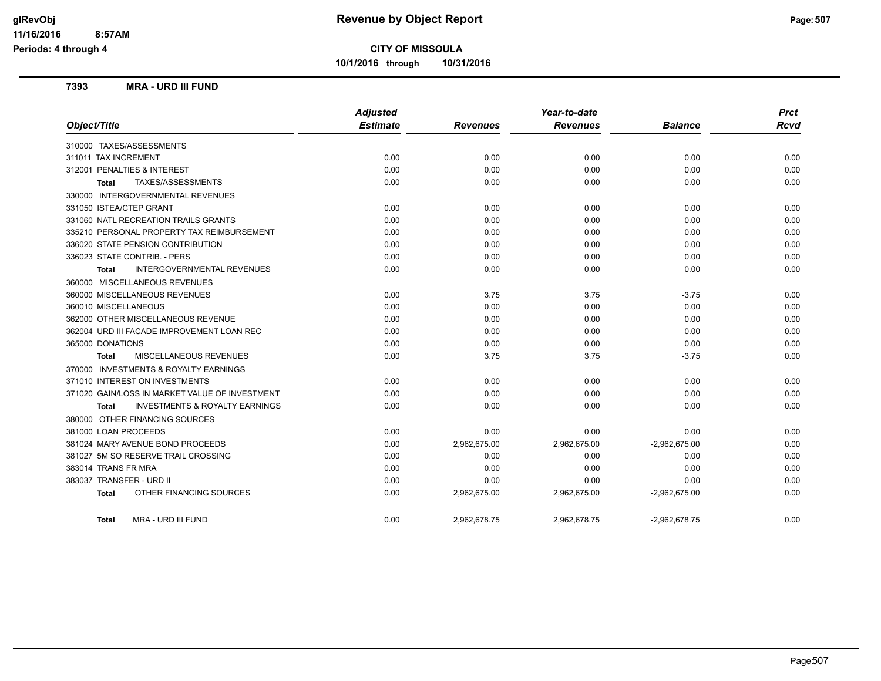# Revenue by Object Report

**CITY OF MISSOULA**

**10/1/2016 through 10/31/2016**

glRevObj
11/16/2016 8:57AM
Periods: 4 through 4

### 7393 MRA - URD III FUND

| Object/Title | Adjusted Estimate | Revenues | Year-to-date Revenues | Balance | Prct Rcvd |
|---|---|---|---|---|---|
| 310000 TAXES/ASSESSMENTS | | | | | |
| 311011 TAX INCREMENT | 0.00 | 0.00 | 0.00 | 0.00 | 0.00 |
| 312001 PENALTIES & INTEREST | 0.00 | 0.00 | 0.00 | 0.00 | 0.00 |
| **Total** TAXES/ASSESSMENTS | 0.00 | 0.00 | 0.00 | 0.00 | 0.00 |
| 330000 INTERGOVERNMENTAL REVENUES | | | | | |
| 331050 ISTEA/CTEP GRANT | 0.00 | 0.00 | 0.00 | 0.00 | 0.00 |
| 331060 NATL RECREATION TRAILS GRANTS | 0.00 | 0.00 | 0.00 | 0.00 | 0.00 |
| 335210 PERSONAL PROPERTY TAX REIMBURSEMENT | 0.00 | 0.00 | 0.00 | 0.00 | 0.00 |
| 336020 STATE PENSION CONTRIBUTION | 0.00 | 0.00 | 0.00 | 0.00 | 0.00 |
| 336023 STATE CONTRIB. - PERS | 0.00 | 0.00 | 0.00 | 0.00 | 0.00 |
| **Total** INTERGOVERNMENTAL REVENUES | 0.00 | 0.00 | 0.00 | 0.00 | 0.00 |
| 360000 MISCELLANEOUS REVENUES | | | | | |
| 360000 MISCELLANEOUS REVENUES | 0.00 | 3.75 | 3.75 | -3.75 | 0.00 |
| 360010 MISCELLANEOUS | 0.00 | 0.00 | 0.00 | 0.00 | 0.00 |
| 362000 OTHER MISCELLANEOUS REVENUE | 0.00 | 0.00 | 0.00 | 0.00 | 0.00 |
| 362004 URD III FACADE IMPROVEMENT LOAN REC | 0.00 | 0.00 | 0.00 | 0.00 | 0.00 |
| 365000 DONATIONS | 0.00 | 0.00 | 0.00 | 0.00 | 0.00 |
| **Total** MISCELLANEOUS REVENUES | 0.00 | 3.75 | 3.75 | -3.75 | 0.00 |
| 370000 INVESTMENTS & ROYALTY EARNINGS | | | | | |
| 371010 INTEREST ON INVESTMENTS | 0.00 | 0.00 | 0.00 | 0.00 | 0.00 |
| 371020 GAIN/LOSS IN MARKET VALUE OF INVESTMENT | 0.00 | 0.00 | 0.00 | 0.00 | 0.00 |
| **Total** INVESTMENTS & ROYALTY EARNINGS | 0.00 | 0.00 | 0.00 | 0.00 | 0.00 |
| 380000 OTHER FINANCING SOURCES | | | | | |
| 381000 LOAN PROCEEDS | 0.00 | 0.00 | 0.00 | 0.00 | 0.00 |
| 381024 MARY AVENUE BOND PROCEEDS | 0.00 | 2,962,675.00 | 2,962,675.00 | -2,962,675.00 | 0.00 |
| 381027 5M SO RESERVE TRAIL CROSSING | 0.00 | 0.00 | 0.00 | 0.00 | 0.00 |
| 383014 TRANS FR MRA | 0.00 | 0.00 | 0.00 | 0.00 | 0.00 |
| 383037 TRANSFER - URD II | 0.00 | 0.00 | 0.00 | 0.00 | 0.00 |
| **Total** OTHER FINANCING SOURCES | 0.00 | 2,962,675.00 | 2,962,675.00 | -2,962,675.00 | 0.00 |
| **Total** MRA - URD III FUND | 0.00 | 2,962,678.75 | 2,962,678.75 | -2,962,678.75 | 0.00 |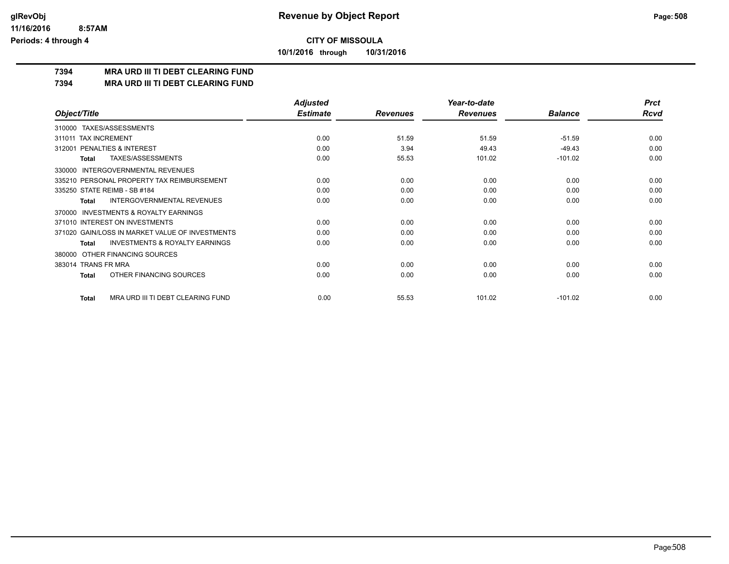**CITY OF MISSOULA**

**10/1/2016 through 10/31/2016**

# 7394 MRA URD III TI DEBT CLEARING FUND

## 7394 MRA URD III TI DEBT CLEARING FUND

| Object/Title | Adjusted Estimate | Revenues | Year-to-date Revenues | Balance | Prct Rcvd |
|---|---|---|---|---|---|
| 310000 TAXES/ASSESSMENTS | | | | | |
| 311011 TAX INCREMENT | 0.00 | 51.59 | 51.59 | -51.59 | 0.00 |
| 312001 PENALTIES & INTEREST | 0.00 | 3.94 | 49.43 | -49.43 | 0.00 |
| **Total** TAXES/ASSESSMENTS | 0.00 | 55.53 | 101.02 | -101.02 | 0.00 |
| 330000 INTERGOVERNMENTAL REVENUES | | | | | |
| 335210 PERSONAL PROPERTY TAX REIMBURSEMENT | 0.00 | 0.00 | 0.00 | 0.00 | 0.00 |
| 335250 STATE REIMB - SB #184 | 0.00 | 0.00 | 0.00 | 0.00 | 0.00 |
| **Total** INTERGOVERNMENTAL REVENUES | 0.00 | 0.00 | 0.00 | 0.00 | 0.00 |
| 370000 INVESTMENTS & ROYALTY EARNINGS | | | | | |
| 371010 INTEREST ON INVESTMENTS | 0.00 | 0.00 | 0.00 | 0.00 | 0.00 |
| 371020 GAIN/LOSS IN MARKET VALUE OF INVESTMENTS | 0.00 | 0.00 | 0.00 | 0.00 | 0.00 |
| **Total** INVESTMENTS & ROYALTY EARNINGS | 0.00 | 0.00 | 0.00 | 0.00 | 0.00 |
| 380000 OTHER FINANCING SOURCES | | | | | |
| 383014 TRANS FR MRA | 0.00 | 0.00 | 0.00 | 0.00 | 0.00 |
| **Total** OTHER FINANCING SOURCES | 0.00 | 0.00 | 0.00 | 0.00 | 0.00 |
| **Total** MRA URD III TI DEBT CLEARING FUND | 0.00 | 55.53 | 101.02 | -101.02 | 0.00 |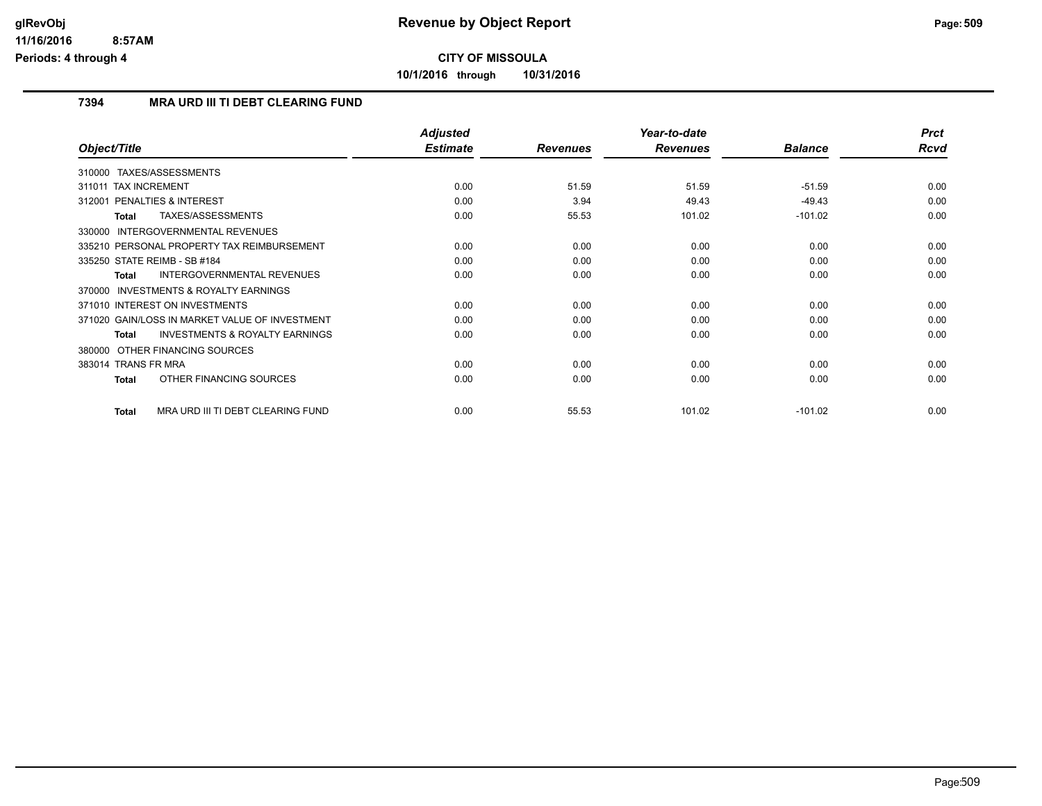# Revenue by Object Report

**CITY OF MISSOULA**

**10/1/2016 through 10/31/2016**

glRevObj
11/16/2016 8:57AM
Periods: 4 through 4

## 7394 MRA URD III TI DEBT CLEARING FUND

| Object/Title | Adjusted Estimate | Revenues | Year-to-date Revenues | Balance | Prct Rcvd |
|---|---|---|---|---|---|
| 310000 TAXES/ASSESSMENTS | | | | | |
| 311011 TAX INCREMENT | 0.00 | 51.59 | 51.59 | -51.59 | 0.00 |
| 312001 PENALTIES & INTEREST | 0.00 | 3.94 | 49.43 | -49.43 | 0.00 |
| **Total** TAXES/ASSESSMENTS | 0.00 | 55.53 | 101.02 | -101.02 | 0.00 |
| 330000 INTERGOVERNMENTAL REVENUES | | | | | |
| 335210 PERSONAL PROPERTY TAX REIMBURSEMENT | 0.00 | 0.00 | 0.00 | 0.00 | 0.00 |
| 335250 STATE REIMB - SB #184 | 0.00 | 0.00 | 0.00 | 0.00 | 0.00 |
| **Total** INTERGOVERNMENTAL REVENUES | 0.00 | 0.00 | 0.00 | 0.00 | 0.00 |
| 370000 INVESTMENTS & ROYALTY EARNINGS | | | | | |
| 371010 INTEREST ON INVESTMENTS | 0.00 | 0.00 | 0.00 | 0.00 | 0.00 |
| 371020 GAIN/LOSS IN MARKET VALUE OF INVESTMENT | 0.00 | 0.00 | 0.00 | 0.00 | 0.00 |
| **Total** INVESTMENTS & ROYALTY EARNINGS | 0.00 | 0.00 | 0.00 | 0.00 | 0.00 |
| 380000 OTHER FINANCING SOURCES | | | | | |
| 383014 TRANS FR MRA | 0.00 | 0.00 | 0.00 | 0.00 | 0.00 |
| **Total** OTHER FINANCING SOURCES | 0.00 | 0.00 | 0.00 | 0.00 | 0.00 |
| **Total** MRA URD III TI DEBT CLEARING FUND | 0.00 | 55.53 | 101.02 | -101.02 | 0.00 |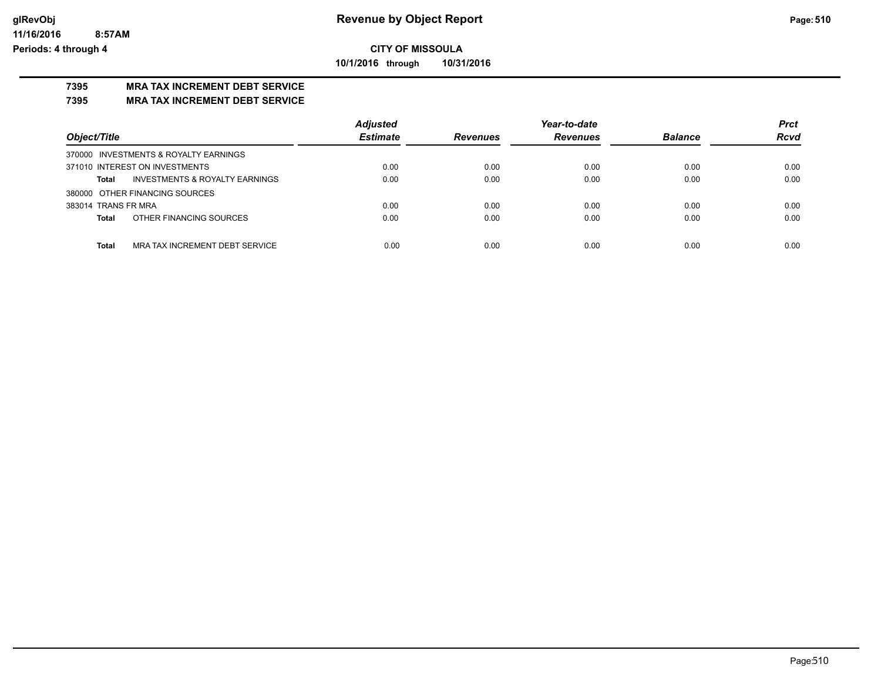# Revenue by Object Report

## CITY OF MISSOULA

**10/1/2016 through 10/31/2016**

### 7395 MRA TAX INCREMENT DEBT SERVICE
### 7395 MRA TAX INCREMENT DEBT SERVICE

| Object/Title | | Adjusted Estimate | Revenues | Year-to-date Revenues | Balance | Prct Rcvd |
|---|---|---|---|---|---|---|
| 370000 INVESTMENTS & ROYALTY EARNINGS | | | | | | |
| 371010 INTEREST ON INVESTMENTS | | 0.00 | 0.00 | 0.00 | 0.00 | 0.00 |
| **Total** | INVESTMENTS & ROYALTY EARNINGS | 0.00 | 0.00 | 0.00 | 0.00 | 0.00 |
| 380000 OTHER FINANCING SOURCES | | | | | | |
| 383014 TRANS FR MRA | | 0.00 | 0.00 | 0.00 | 0.00 | 0.00 |
| **Total** | OTHER FINANCING SOURCES | 0.00 | 0.00 | 0.00 | 0.00 | 0.00 |
| **Total** | MRA TAX INCREMENT DEBT SERVICE | 0.00 | 0.00 | 0.00 | 0.00 | 0.00 |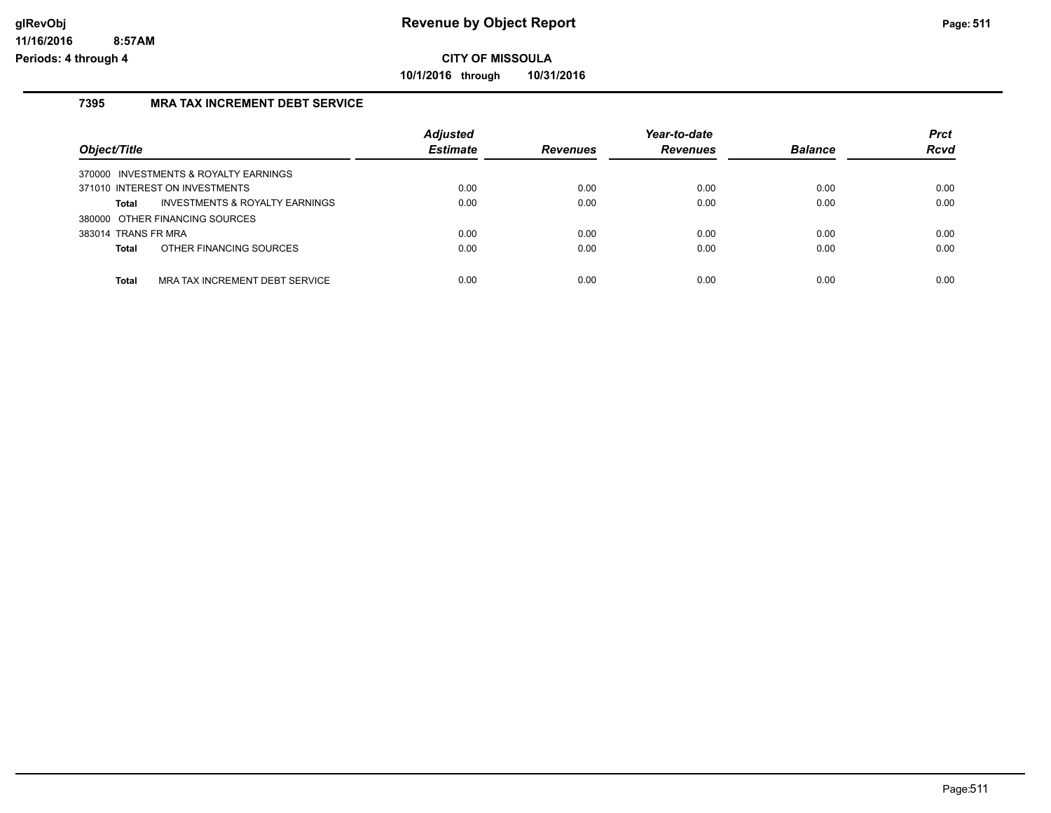# Revenue by Object Report

**CITY OF MISSOULA**

**10/1/2016 through 10/31/2016**

## 7395 MRA TAX INCREMENT DEBT SERVICE

| Object/Title | Adjusted Estimate | Revenues | Year-to-date Revenues | Balance | Prct Rcvd |
|---|---|---|---|---|---|
| 370000 INVESTMENTS & ROYALTY EARNINGS | | | | | |
| 371010 INTEREST ON INVESTMENTS | 0.00 | 0.00 | 0.00 | 0.00 | 0.00 |
| **Total** INVESTMENTS & ROYALTY EARNINGS | 0.00 | 0.00 | 0.00 | 0.00 | 0.00 |
| 380000 OTHER FINANCING SOURCES | | | | | |
| 383014 TRANS FR MRA | 0.00 | 0.00 | 0.00 | 0.00 | 0.00 |
| **Total** OTHER FINANCING SOURCES | 0.00 | 0.00 | 0.00 | 0.00 | 0.00 |
| **Total** MRA TAX INCREMENT DEBT SERVICE | 0.00 | 0.00 | 0.00 | 0.00 | 0.00 |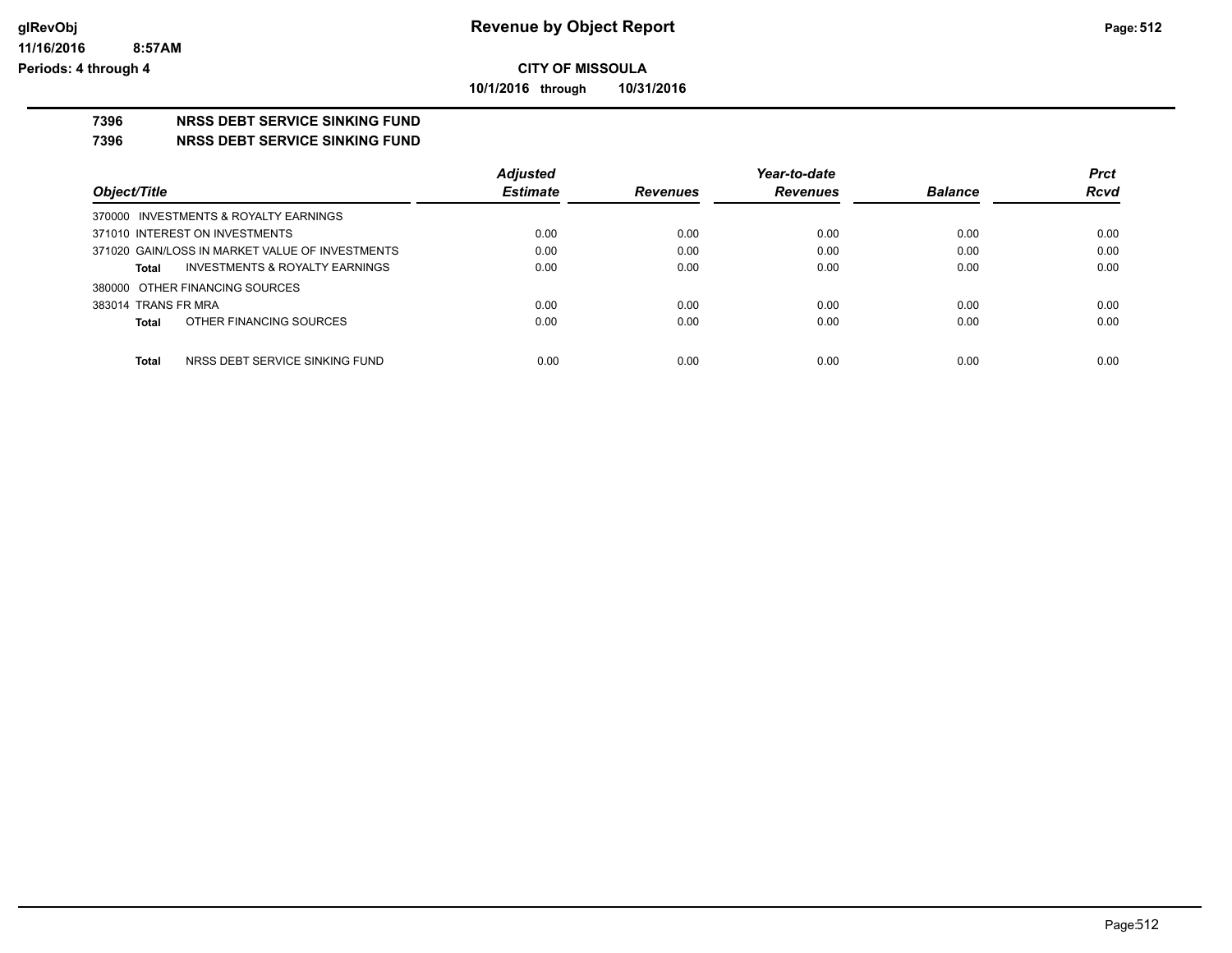**CITY OF MISSOULA**

**10/1/2016 through 10/31/2016**

# 7396 NRSS DEBT SERVICE SINKING FUND

## 7396 NRSS DEBT SERVICE SINKING FUND

| Object/Title | Adjusted Estimate | Revenues | Year-to-date Revenues | Balance | Prct Rcvd |
|---|---|---|---|---|---|
| 370000 INVESTMENTS & ROYALTY EARNINGS | | | | | |
| 371010 INTEREST ON INVESTMENTS | 0.00 | 0.00 | 0.00 | 0.00 | 0.00 |
| 371020 GAIN/LOSS IN MARKET VALUE OF INVESTMENTS | 0.00 | 0.00 | 0.00 | 0.00 | 0.00 |
| **Total** INVESTMENTS & ROYALTY EARNINGS | 0.00 | 0.00 | 0.00 | 0.00 | 0.00 |
| 380000 OTHER FINANCING SOURCES | | | | | |
| 383014 TRANS FR MRA | 0.00 | 0.00 | 0.00 | 0.00 | 0.00 |
| **Total** OTHER FINANCING SOURCES | 0.00 | 0.00 | 0.00 | 0.00 | 0.00 |
| **Total** NRSS DEBT SERVICE SINKING FUND | 0.00 | 0.00 | 0.00 | 0.00 | 0.00 |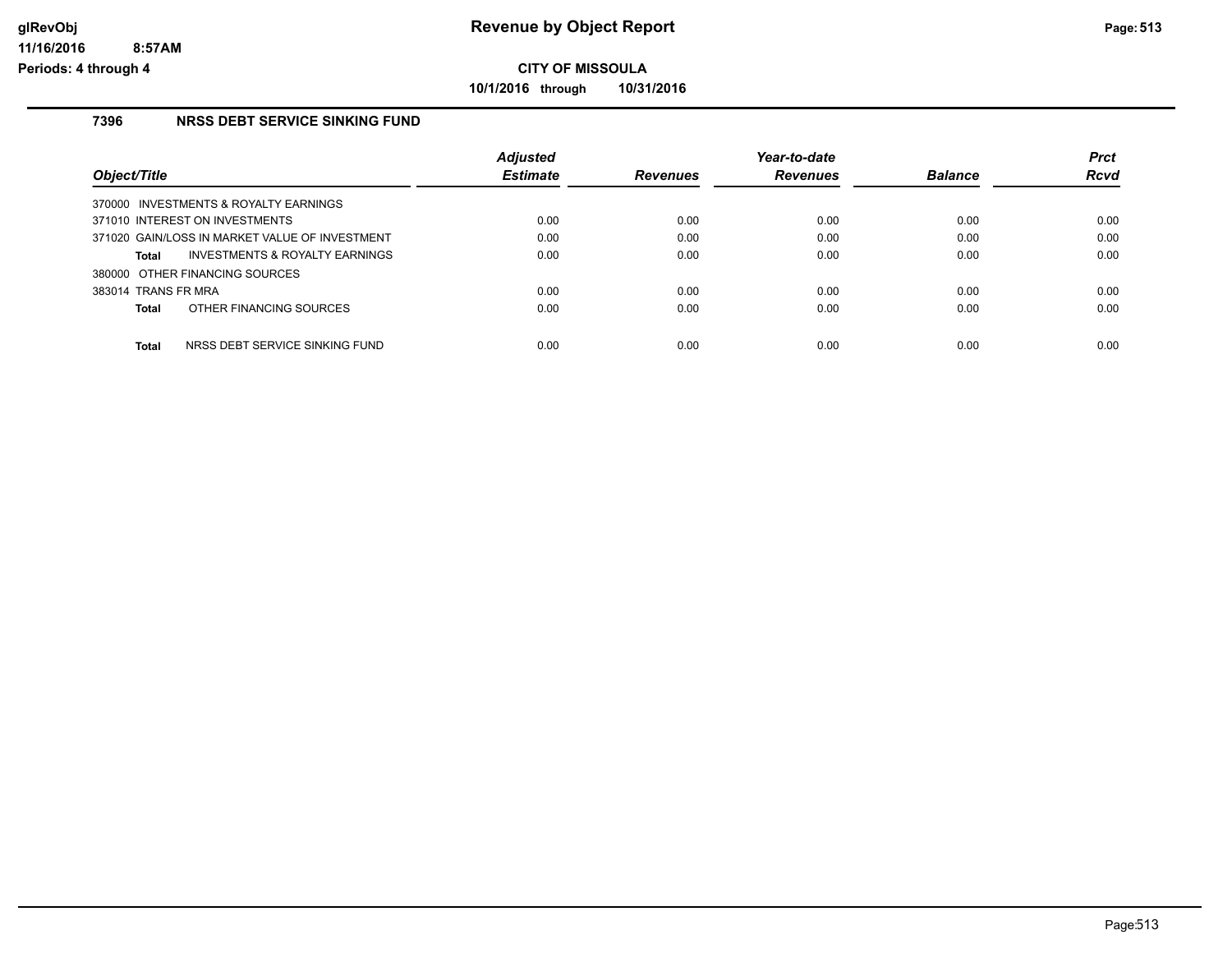# Revenue by Object Report

**CITY OF MISSOULA**

**10/1/2016 through 10/31/2016**

glRevObj
11/16/2016 8:57AM
Periods: 4 through 4

### 7396 NRSS DEBT SERVICE SINKING FUND

| Object/Title | Adjusted Estimate | Revenues | Year-to-date Revenues | Balance | Prct Rcvd |
|---|---|---|---|---|---|
| 370000 INVESTMENTS & ROYALTY EARNINGS | | | | | |
| 371010 INTEREST ON INVESTMENTS | 0.00 | 0.00 | 0.00 | 0.00 | 0.00 |
| 371020 GAIN/LOSS IN MARKET VALUE OF INVESTMENT | 0.00 | 0.00 | 0.00 | 0.00 | 0.00 |
| **Total** INVESTMENTS & ROYALTY EARNINGS | 0.00 | 0.00 | 0.00 | 0.00 | 0.00 |
| 380000 OTHER FINANCING SOURCES | | | | | |
| 383014 TRANS FR MRA | 0.00 | 0.00 | 0.00 | 0.00 | 0.00 |
| **Total** OTHER FINANCING SOURCES | 0.00 | 0.00 | 0.00 | 0.00 | 0.00 |
| **Total** NRSS DEBT SERVICE SINKING FUND | 0.00 | 0.00 | 0.00 | 0.00 | 0.00 |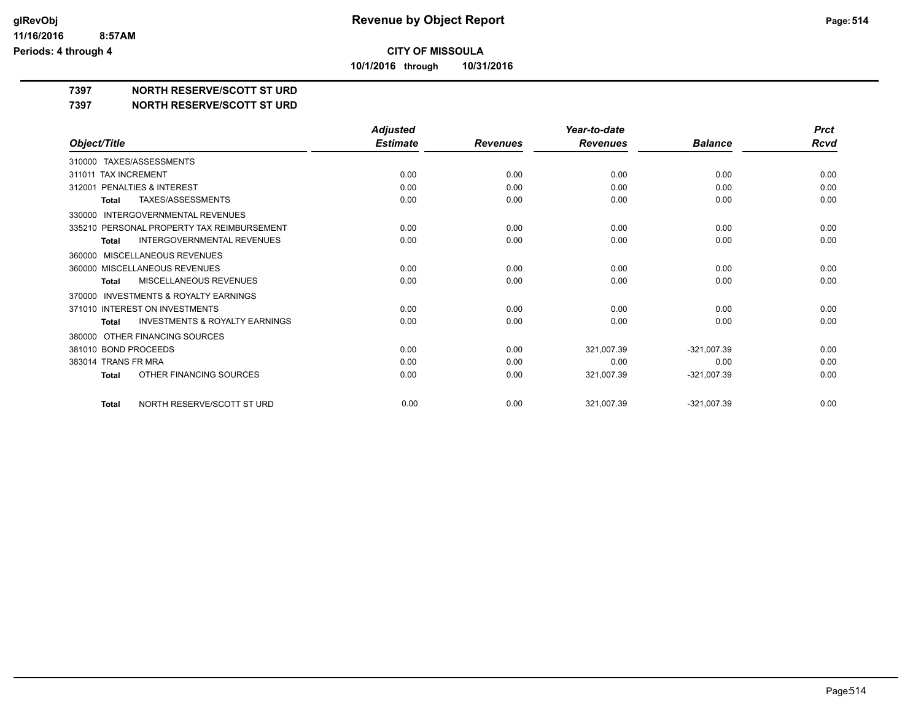# Revenue by Object Report

**CITY OF MISSOULA**

**10/1/2016 through 10/31/2016**

## 7397 NORTH RESERVE/SCOTT ST URD
## 7397 NORTH RESERVE/SCOTT ST URD

| Object/Title | Adjusted Estimate | Revenues | Year-to-date Revenues | Balance | Prct Rcvd |
|---|---|---|---|---|---|
| 310000 TAXES/ASSESSMENTS | | | | | |
| 311011 TAX INCREMENT | 0.00 | 0.00 | 0.00 | 0.00 | 0.00 |
| 312001 PENALTIES & INTEREST | 0.00 | 0.00 | 0.00 | 0.00 | 0.00 |
| **Total** TAXES/ASSESSMENTS | 0.00 | 0.00 | 0.00 | 0.00 | 0.00 |
| 330000 INTERGOVERNMENTAL REVENUES | | | | | |
| 335210 PERSONAL PROPERTY TAX REIMBURSEMENT | 0.00 | 0.00 | 0.00 | 0.00 | 0.00 |
| **Total** INTERGOVERNMENTAL REVENUES | 0.00 | 0.00 | 0.00 | 0.00 | 0.00 |
| 360000 MISCELLANEOUS REVENUES | | | | | |
| 360000 MISCELLANEOUS REVENUES | 0.00 | 0.00 | 0.00 | 0.00 | 0.00 |
| **Total** MISCELLANEOUS REVENUES | 0.00 | 0.00 | 0.00 | 0.00 | 0.00 |
| 370000 INVESTMENTS & ROYALTY EARNINGS | | | | | |
| 371010 INTEREST ON INVESTMENTS | 0.00 | 0.00 | 0.00 | 0.00 | 0.00 |
| **Total** INVESTMENTS & ROYALTY EARNINGS | 0.00 | 0.00 | 0.00 | 0.00 | 0.00 |
| 380000 OTHER FINANCING SOURCES | | | | | |
| 381010 BOND PROCEEDS | 0.00 | 0.00 | 321,007.39 | -321,007.39 | 0.00 |
| 383014 TRANS FR MRA | 0.00 | 0.00 | 0.00 | 0.00 | 0.00 |
| **Total** OTHER FINANCING SOURCES | 0.00 | 0.00 | 321,007.39 | -321,007.39 | 0.00 |
| **Total** NORTH RESERVE/SCOTT ST URD | 0.00 | 0.00 | 321,007.39 | -321,007.39 | 0.00 |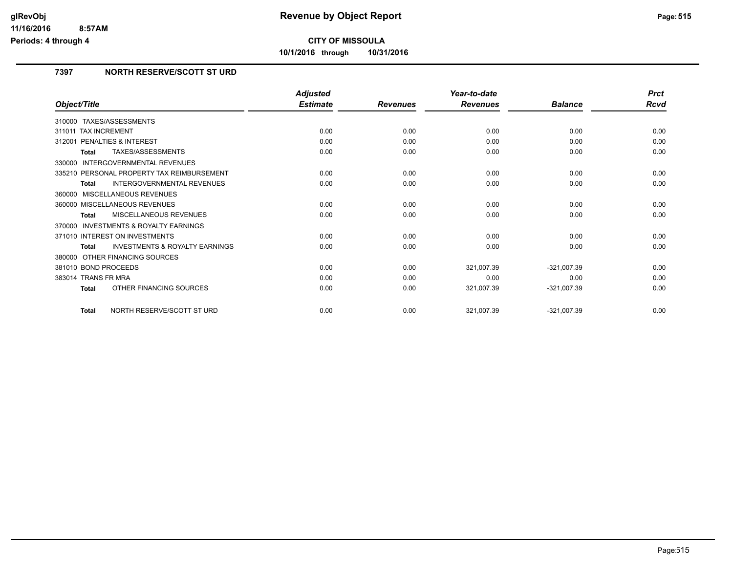# Revenue by Object Report

glRevObj
11/16/2016 8:57AM
Periods: 4 through 4

**CITY OF MISSOULA**

**10/1/2016 through 10/31/2016**

## 7397 NORTH RESERVE/SCOTT ST URD

| Object/Title | Adjusted Estimate | Revenues | Year-to-date Revenues | Balance | Prct Rcvd |
|---|---|---|---|---|---|
| 310000 TAXES/ASSESSMENTS | | | | | |
| 311011 TAX INCREMENT | 0.00 | 0.00 | 0.00 | 0.00 | 0.00 |
| 312001 PENALTIES & INTEREST | 0.00 | 0.00 | 0.00 | 0.00 | 0.00 |
| **Total** TAXES/ASSESSMENTS | 0.00 | 0.00 | 0.00 | 0.00 | 0.00 |
| 330000 INTERGOVERNMENTAL REVENUES | | | | | |
| 335210 PERSONAL PROPERTY TAX REIMBURSEMENT | 0.00 | 0.00 | 0.00 | 0.00 | 0.00 |
| **Total** INTERGOVERNMENTAL REVENUES | 0.00 | 0.00 | 0.00 | 0.00 | 0.00 |
| 360000 MISCELLANEOUS REVENUES | | | | | |
| 360000 MISCELLANEOUS REVENUES | 0.00 | 0.00 | 0.00 | 0.00 | 0.00 |
| **Total** MISCELLANEOUS REVENUES | 0.00 | 0.00 | 0.00 | 0.00 | 0.00 |
| 370000 INVESTMENTS & ROYALTY EARNINGS | | | | | |
| 371010 INTEREST ON INVESTMENTS | 0.00 | 0.00 | 0.00 | 0.00 | 0.00 |
| **Total** INVESTMENTS & ROYALTY EARNINGS | 0.00 | 0.00 | 0.00 | 0.00 | 0.00 |
| 380000 OTHER FINANCING SOURCES | | | | | |
| 381010 BOND PROCEEDS | 0.00 | 0.00 | 321,007.39 | -321,007.39 | 0.00 |
| 383014 TRANS FR MRA | 0.00 | 0.00 | 0.00 | 0.00 | 0.00 |
| **Total** OTHER FINANCING SOURCES | 0.00 | 0.00 | 321,007.39 | -321,007.39 | 0.00 |
| **Total** NORTH RESERVE/SCOTT ST URD | 0.00 | 0.00 | 321,007.39 | -321,007.39 | 0.00 |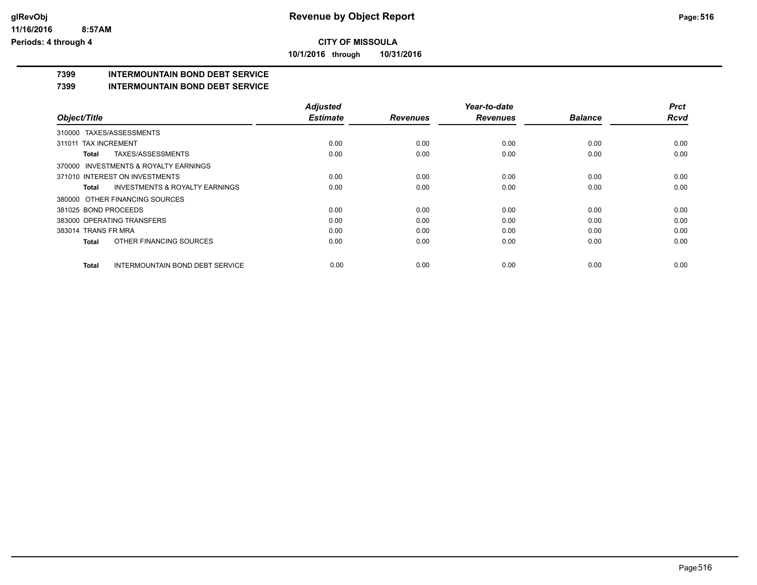**CITY OF MISSOULA**

**10/1/2016 through 10/31/2016**

# 7399 INTERMOUNTAIN BOND DEBT SERVICE

## 7399 INTERMOUNTAIN BOND DEBT SERVICE

| Object/Title | Adjusted Estimate | Revenues | Year-to-date Revenues | Balance | Prct Rcvd |
|---|---|---|---|---|---|
| 310000 TAXES/ASSESSMENTS | | | | | |
| 311011 TAX INCREMENT | 0.00 | 0.00 | 0.00 | 0.00 | 0.00 |
| **Total** TAXES/ASSESSMENTS | 0.00 | 0.00 | 0.00 | 0.00 | 0.00 |
| 370000 INVESTMENTS & ROYALTY EARNINGS | | | | | |
| 371010 INTEREST ON INVESTMENTS | 0.00 | 0.00 | 0.00 | 0.00 | 0.00 |
| **Total** INVESTMENTS & ROYALTY EARNINGS | 0.00 | 0.00 | 0.00 | 0.00 | 0.00 |
| 380000 OTHER FINANCING SOURCES | | | | | |
| 381025 BOND PROCEEDS | 0.00 | 0.00 | 0.00 | 0.00 | 0.00 |
| 383000 OPERATING TRANSFERS | 0.00 | 0.00 | 0.00 | 0.00 | 0.00 |
| 383014 TRANS FR MRA | 0.00 | 0.00 | 0.00 | 0.00 | 0.00 |
| **Total** OTHER FINANCING SOURCES | 0.00 | 0.00 | 0.00 | 0.00 | 0.00 |
| **Total** INTERMOUNTAIN BOND DEBT SERVICE | 0.00 | 0.00 | 0.00 | 0.00 | 0.00 |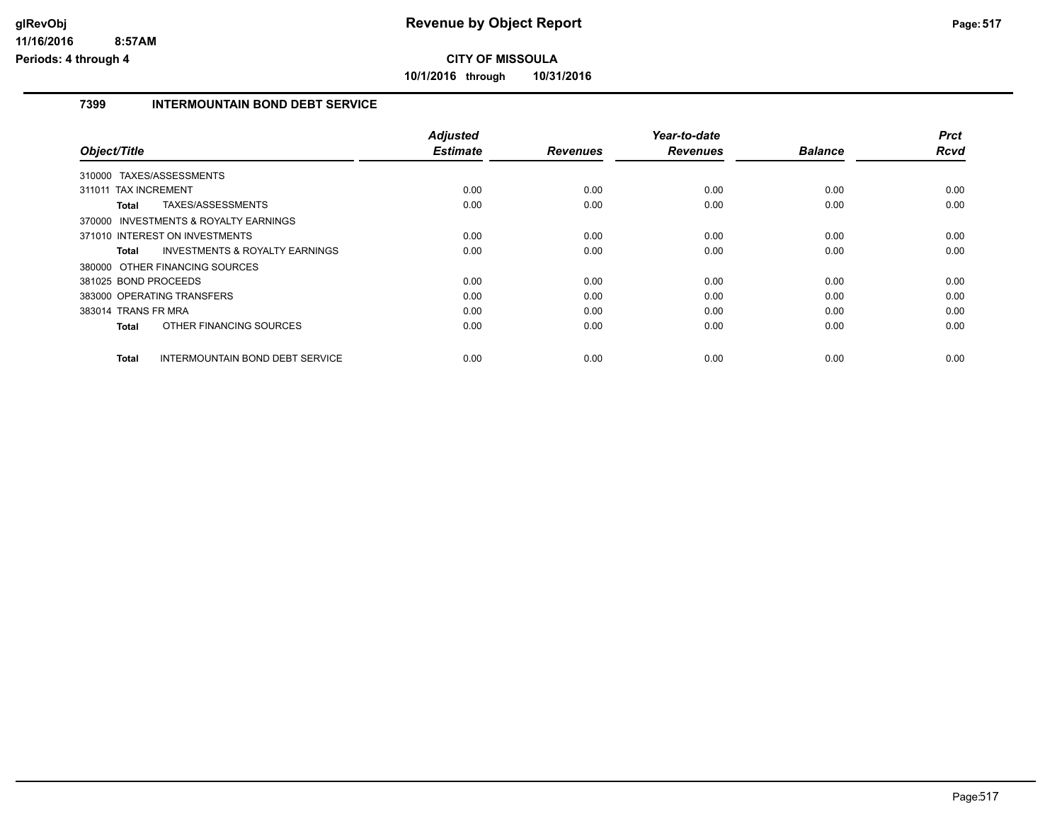**Revenue by Object Report**

**CITY OF MISSOULA**

**10/1/2016 through 10/31/2016**

glRevObj
11/16/2016 8:57AM
Periods: 4 through 4

### 7399 INTERMOUNTAIN BOND DEBT SERVICE

| Object/Title | Adjusted Estimate | Revenues | Year-to-date Revenues | Balance | Prct Rcvd |
|---|---|---|---|---|---|
| 310000 TAXES/ASSESSMENTS | | | | | |
| 311011 TAX INCREMENT | 0.00 | 0.00 | 0.00 | 0.00 | 0.00 |
| **Total** TAXES/ASSESSMENTS | 0.00 | 0.00 | 0.00 | 0.00 | 0.00 |
| 370000 INVESTMENTS & ROYALTY EARNINGS | | | | | |
| 371010 INTEREST ON INVESTMENTS | 0.00 | 0.00 | 0.00 | 0.00 | 0.00 |
| **Total** INVESTMENTS & ROYALTY EARNINGS | 0.00 | 0.00 | 0.00 | 0.00 | 0.00 |
| 380000 OTHER FINANCING SOURCES | | | | | |
| 381025 BOND PROCEEDS | 0.00 | 0.00 | 0.00 | 0.00 | 0.00 |
| 383000 OPERATING TRANSFERS | 0.00 | 0.00 | 0.00 | 0.00 | 0.00 |
| 383014 TRANS FR MRA | 0.00 | 0.00 | 0.00 | 0.00 | 0.00 |
| **Total** OTHER FINANCING SOURCES | 0.00 | 0.00 | 0.00 | 0.00 | 0.00 |
| **Total** INTERMOUNTAIN BOND DEBT SERVICE | 0.00 | 0.00 | 0.00 | 0.00 | 0.00 |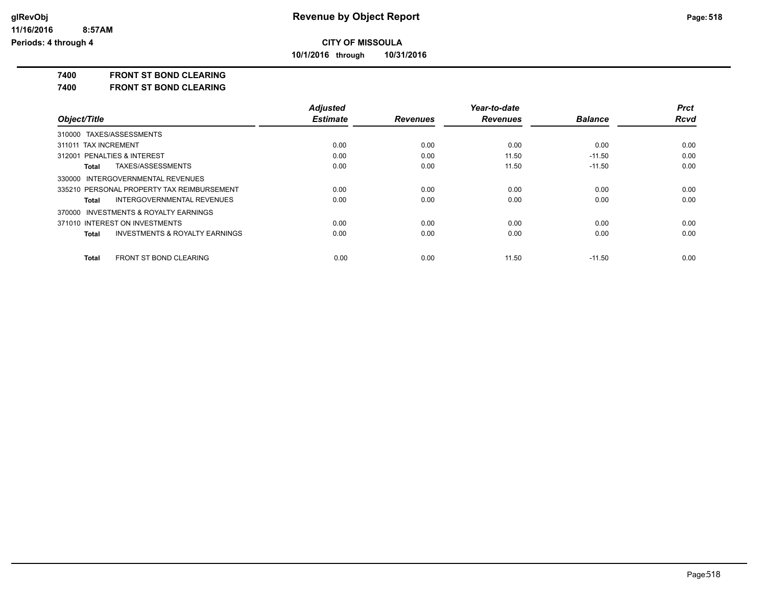# Revenue by Object Report

**CITY OF MISSOULA**

**10/1/2016 through 10/31/2016**

glRevObj
11/16/2016 8:57AM
Periods: 4 through 4

## 7400 FRONT ST BOND CLEARING
## 7400 FRONT ST BOND CLEARING

| Object/Title | Adjusted Estimate | Revenues | Year-to-date Revenues | Balance | Prct Rcvd |
|---|---|---|---|---|---|
| 310000 TAXES/ASSESSMENTS | | | | | |
| 311011 TAX INCREMENT | 0.00 | 0.00 | 0.00 | 0.00 | 0.00 |
| 312001 PENALTIES & INTEREST | 0.00 | 0.00 | 11.50 | -11.50 | 0.00 |
| **Total** TAXES/ASSESSMENTS | 0.00 | 0.00 | 11.50 | -11.50 | 0.00 |
| 330000 INTERGOVERNMENTAL REVENUES | | | | | |
| 335210 PERSONAL PROPERTY TAX REIMBURSEMENT | 0.00 | 0.00 | 0.00 | 0.00 | 0.00 |
| **Total** INTERGOVERNMENTAL REVENUES | 0.00 | 0.00 | 0.00 | 0.00 | 0.00 |
| 370000 INVESTMENTS & ROYALTY EARNINGS | | | | | |
| 371010 INTEREST ON INVESTMENTS | 0.00 | 0.00 | 0.00 | 0.00 | 0.00 |
| **Total** INVESTMENTS & ROYALTY EARNINGS | 0.00 | 0.00 | 0.00 | 0.00 | 0.00 |
| **Total** FRONT ST BOND CLEARING | 0.00 | 0.00 | 11.50 | -11.50 | 0.00 |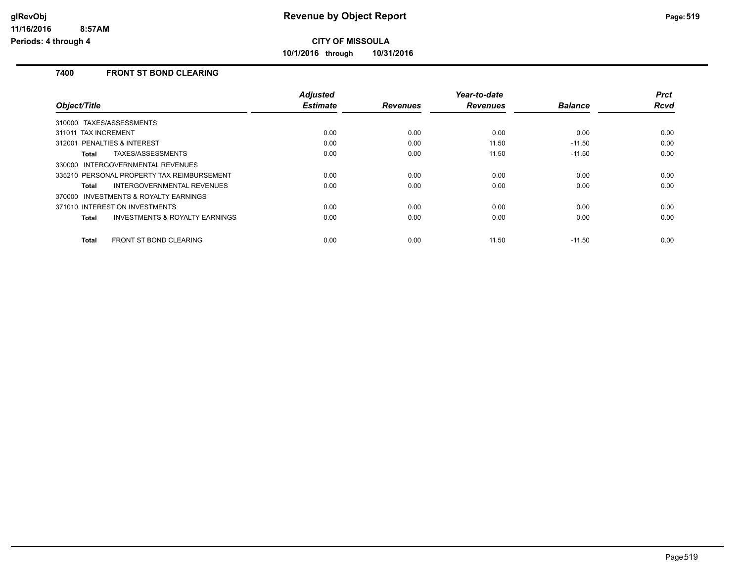# Revenue by Object Report

**CITY OF MISSOULA**

**10/1/2016 through 10/31/2016**

glRevObj
11/16/2016 8:57AM
Periods: 4 through 4

## 7400 FRONT ST BOND CLEARING

| Object/Title | Adjusted Estimate | Revenues | Year-to-date Revenues | Balance | Prct Rcvd |
|---|---|---|---|---|---|
| 310000 TAXES/ASSESSMENTS | | | | | |
| 311011 TAX INCREMENT | 0.00 | 0.00 | 0.00 | 0.00 | 0.00 |
| 312001 PENALTIES & INTEREST | 0.00 | 0.00 | 11.50 | -11.50 | 0.00 |
| **Total** TAXES/ASSESSMENTS | 0.00 | 0.00 | 11.50 | -11.50 | 0.00 |
| 330000 INTERGOVERNMENTAL REVENUES | | | | | |
| 335210 PERSONAL PROPERTY TAX REIMBURSEMENT | 0.00 | 0.00 | 0.00 | 0.00 | 0.00 |
| **Total** INTERGOVERNMENTAL REVENUES | 0.00 | 0.00 | 0.00 | 0.00 | 0.00 |
| 370000 INVESTMENTS & ROYALTY EARNINGS | | | | | |
| 371010 INTEREST ON INVESTMENTS | 0.00 | 0.00 | 0.00 | 0.00 | 0.00 |
| **Total** INVESTMENTS & ROYALTY EARNINGS | 0.00 | 0.00 | 0.00 | 0.00 | 0.00 |
| **Total** FRONT ST BOND CLEARING | 0.00 | 0.00 | 11.50 | -11.50 | 0.00 |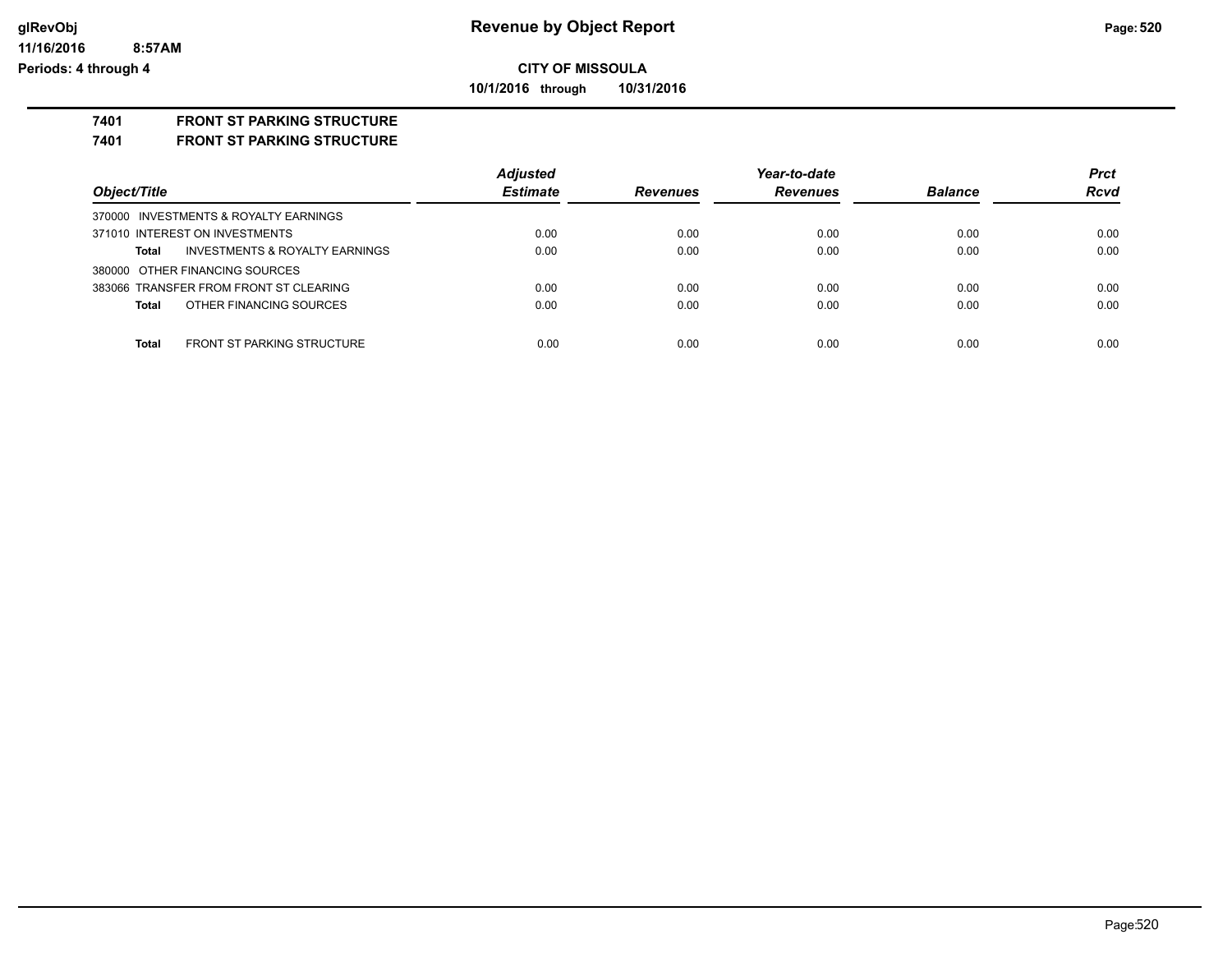**CITY OF MISSOULA**

**10/1/2016 through 10/31/2016**

## 7401 FRONT ST PARKING STRUCTURE

### 7401 FRONT ST PARKING STRUCTURE

| Object/Title | Adjusted Estimate | Revenues | Year-to-date Revenues | Balance | Prct Rcvd |
|---|---|---|---|---|---|
| 370000 INVESTMENTS & ROYALTY EARNINGS | | | | | |
| 371010 INTEREST ON INVESTMENTS | 0.00 | 0.00 | 0.00 | 0.00 | 0.00 |
| **Total** INVESTMENTS & ROYALTY EARNINGS | 0.00 | 0.00 | 0.00 | 0.00 | 0.00 |
| 380000 OTHER FINANCING SOURCES | | | | | |
| 383066 TRANSFER FROM FRONT ST CLEARING | 0.00 | 0.00 | 0.00 | 0.00 | 0.00 |
| **Total** OTHER FINANCING SOURCES | 0.00 | 0.00 | 0.00 | 0.00 | 0.00 |
| **Total** FRONT ST PARKING STRUCTURE | 0.00 | 0.00 | 0.00 | 0.00 | 0.00 |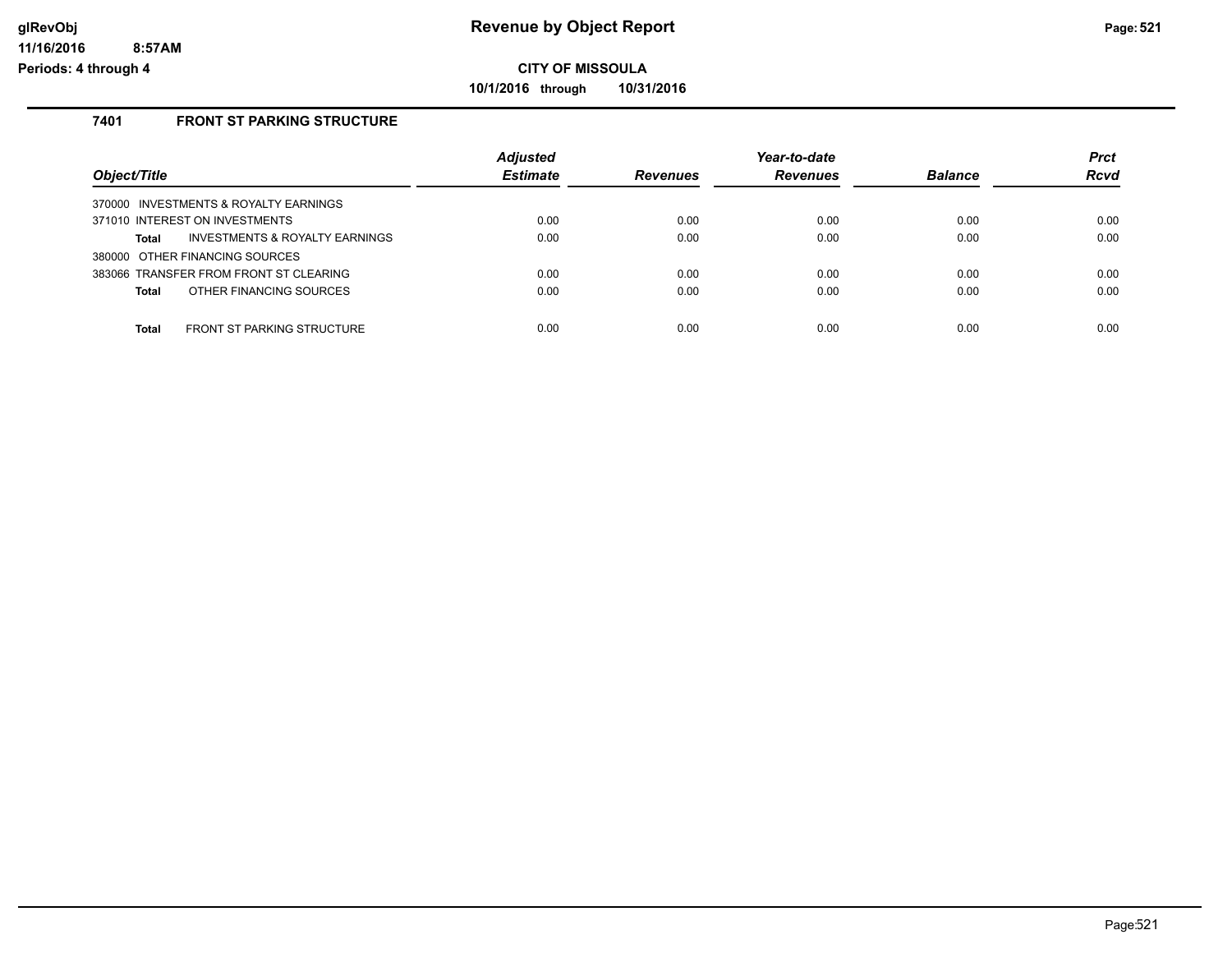# Revenue by Object Report

**CITY OF MISSOULA**

**10/1/2016 through 10/31/2016**

glRevObj
11/16/2016 8:57AM
Periods: 4 through 4

### 7401 FRONT ST PARKING STRUCTURE

| Object/Title | Adjusted Estimate | Revenues | Year-to-date Revenues | Balance | Prct Rcvd |
|---|---|---|---|---|---|
| 370000 INVESTMENTS & ROYALTY EARNINGS | | | | | |
| 371010 INTEREST ON INVESTMENTS | 0.00 | 0.00 | 0.00 | 0.00 | 0.00 |
| **Total** INVESTMENTS & ROYALTY EARNINGS | 0.00 | 0.00 | 0.00 | 0.00 | 0.00 |
| 380000 OTHER FINANCING SOURCES | | | | | |
| 383066 TRANSFER FROM FRONT ST CLEARING | 0.00 | 0.00 | 0.00 | 0.00 | 0.00 |
| **Total** OTHER FINANCING SOURCES | 0.00 | 0.00 | 0.00 | 0.00 | 0.00 |
| **Total** FRONT ST PARKING STRUCTURE | 0.00 | 0.00 | 0.00 | 0.00 | 0.00 |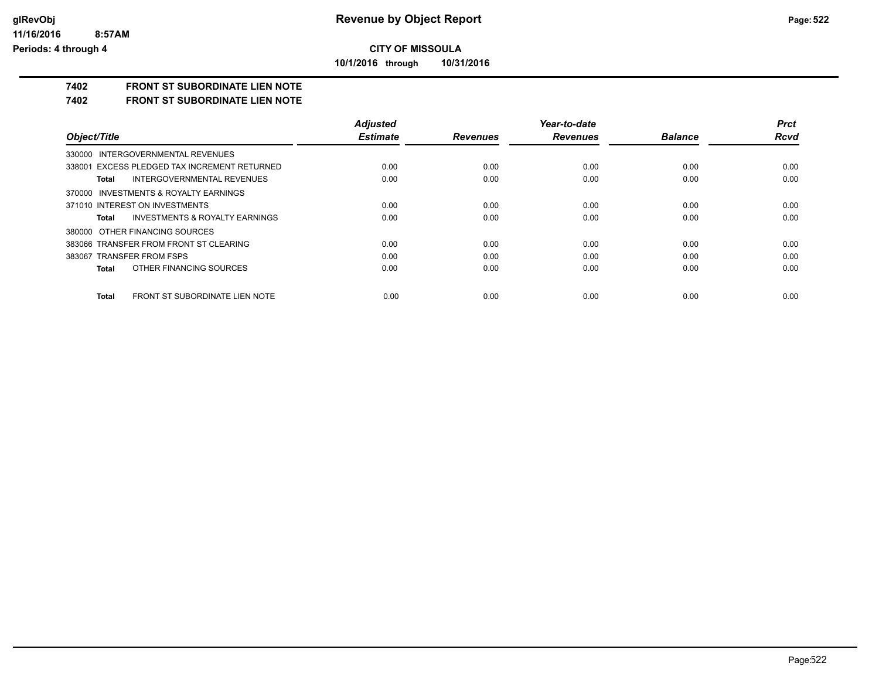**CITY OF MISSOULA**

**10/1/2016 through 10/31/2016**

## 7402 FRONT ST SUBORDINATE LIEN NOTE

## 7402 FRONT ST SUBORDINATE LIEN NOTE

| Object/Title | Adjusted Estimate | Revenues | Year-to-date Revenues | Balance | Prct Rcvd |
|---|---|---|---|---|---|
| 330000 INTERGOVERNMENTAL REVENUES | | | | | |
| 338001 EXCESS PLEDGED TAX INCREMENT RETURNED | 0.00 | 0.00 | 0.00 | 0.00 | 0.00 |
| **Total** INTERGOVERNMENTAL REVENUES | 0.00 | 0.00 | 0.00 | 0.00 | 0.00 |
| 370000 INVESTMENTS & ROYALTY EARNINGS | | | | | |
| 371010 INTEREST ON INVESTMENTS | 0.00 | 0.00 | 0.00 | 0.00 | 0.00 |
| **Total** INVESTMENTS & ROYALTY EARNINGS | 0.00 | 0.00 | 0.00 | 0.00 | 0.00 |
| 380000 OTHER FINANCING SOURCES | | | | | |
| 383066 TRANSFER FROM FRONT ST CLEARING | 0.00 | 0.00 | 0.00 | 0.00 | 0.00 |
| 383067 TRANSFER FROM FSPS | 0.00 | 0.00 | 0.00 | 0.00 | 0.00 |
| **Total** OTHER FINANCING SOURCES | 0.00 | 0.00 | 0.00 | 0.00 | 0.00 |
| **Total** FRONT ST SUBORDINATE LIEN NOTE | 0.00 | 0.00 | 0.00 | 0.00 | 0.00 |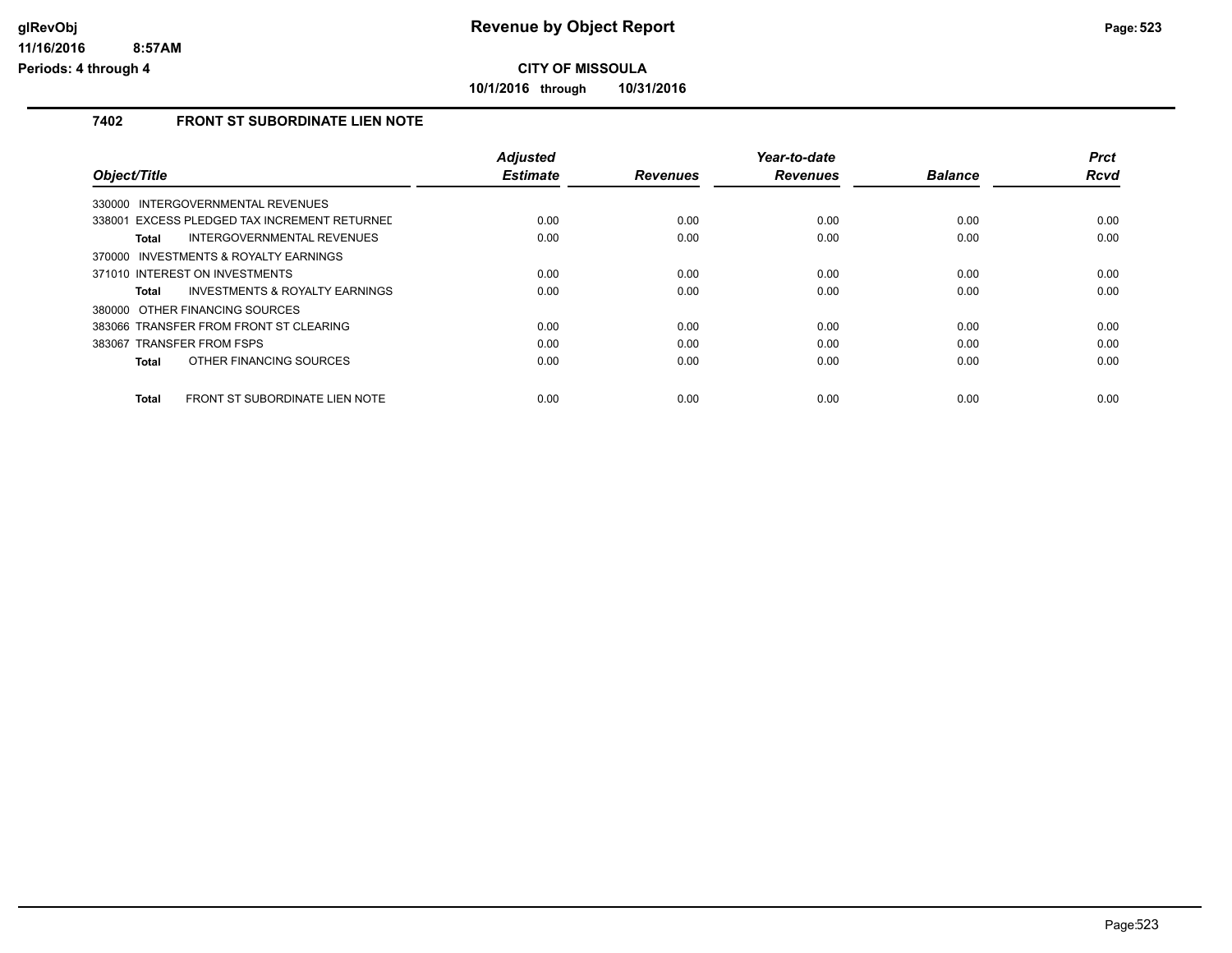# Revenue by Object Report

**CITY OF MISSOULA**

**10/1/2016 through 10/31/2016**

glRevObj
11/16/2016 8:57AM
Periods: 4 through 4

## 7402 FRONT ST SUBORDINATE LIEN NOTE

| Object/Title | Adjusted Estimate | Revenues | Year-to-date Revenues | Balance | Prct Rcvd |
|---|---|---|---|---|---|
| 330000 INTERGOVERNMENTAL REVENUES | | | | | |
| 338001 EXCESS PLEDGED TAX INCREMENT RETURNED | 0.00 | 0.00 | 0.00 | 0.00 | 0.00 |
| **Total** INTERGOVERNMENTAL REVENUES | 0.00 | 0.00 | 0.00 | 0.00 | 0.00 |
| 370000 INVESTMENTS & ROYALTY EARNINGS | | | | | |
| 371010 INTEREST ON INVESTMENTS | 0.00 | 0.00 | 0.00 | 0.00 | 0.00 |
| **Total** INVESTMENTS & ROYALTY EARNINGS | 0.00 | 0.00 | 0.00 | 0.00 | 0.00 |
| 380000 OTHER FINANCING SOURCES | | | | | |
| 383066 TRANSFER FROM FRONT ST CLEARING | 0.00 | 0.00 | 0.00 | 0.00 | 0.00 |
| 383067 TRANSFER FROM FSPS | 0.00 | 0.00 | 0.00 | 0.00 | 0.00 |
| **Total** OTHER FINANCING SOURCES | 0.00 | 0.00 | 0.00 | 0.00 | 0.00 |
| **Total** FRONT ST SUBORDINATE LIEN NOTE | 0.00 | 0.00 | 0.00 | 0.00 | 0.00 |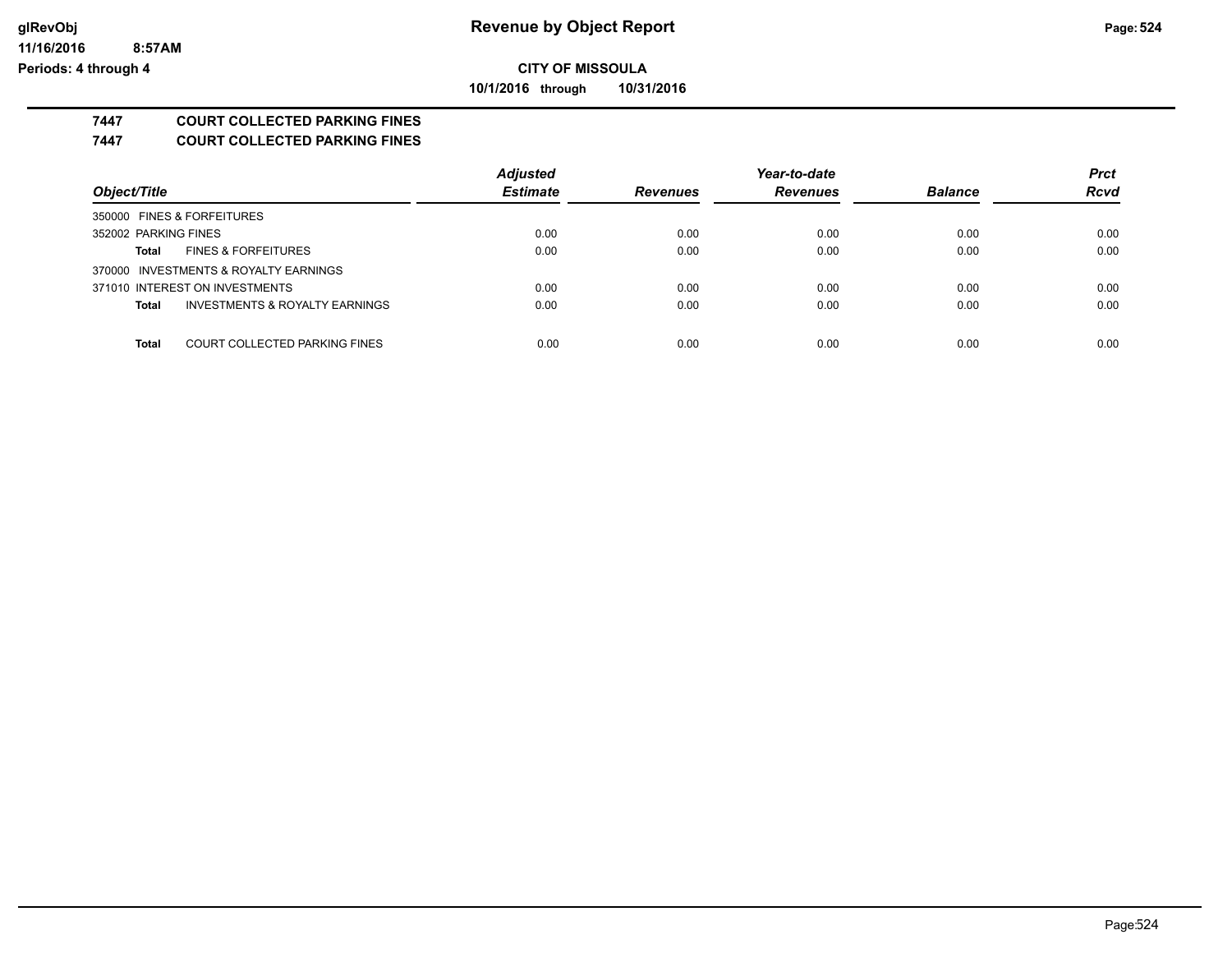**Revenue by Object Report**

**CITY OF MISSOULA**

**10/1/2016 through 10/31/2016**

glRevObj
11/16/2016 8:57AM
Periods: 4 through 4

## 7447 COURT COLLECTED PARKING FINES

## 7447 COURT COLLECTED PARKING FINES

| Object/Title | | Adjusted Estimate | Revenues | Year-to-date Revenues | Balance | Prct Rcvd |
|---|---|---|---|---|---|---|
| 350000 FINES & FORFEITURES | | | | | | |
| 352002 PARKING FINES | | 0.00 | 0.00 | 0.00 | 0.00 | 0.00 |
| Total | FINES & FORFEITURES | 0.00 | 0.00 | 0.00 | 0.00 | 0.00 |
| 370000 INVESTMENTS & ROYALTY EARNINGS | | | | | | |
| 371010 INTEREST ON INVESTMENTS | | 0.00 | 0.00 | 0.00 | 0.00 | 0.00 |
| Total | INVESTMENTS & ROYALTY EARNINGS | 0.00 | 0.00 | 0.00 | 0.00 | 0.00 |
| Total | COURT COLLECTED PARKING FINES | 0.00 | 0.00 | 0.00 | 0.00 | 0.00 |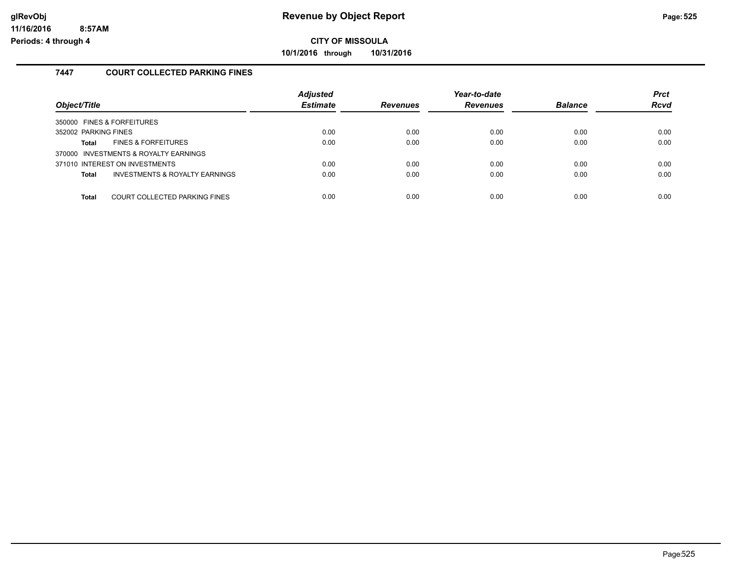**CITY OF MISSOULA**

**10/1/2016 through 10/31/2016**

## 7447 COURT COLLECTED PARKING FINES

| Object/Title | Adjusted Estimate | Revenues | Year-to-date Revenues | Balance | Prct Rcvd |
|---|---|---|---|---|---|
| 350000 FINES & FORFEITURES | | | | | |
| 352002 PARKING FINES | 0.00 | 0.00 | 0.00 | 0.00 | 0.00 |
| **Total** FINES & FORFEITURES | 0.00 | 0.00 | 0.00 | 0.00 | 0.00 |
| 370000 INVESTMENTS & ROYALTY EARNINGS | | | | | |
| 371010 INTEREST ON INVESTMENTS | 0.00 | 0.00 | 0.00 | 0.00 | 0.00 |
| **Total** INVESTMENTS & ROYALTY EARNINGS | 0.00 | 0.00 | 0.00 | 0.00 | 0.00 |
| **Total** COURT COLLECTED PARKING FINES | 0.00 | 0.00 | 0.00 | 0.00 | 0.00 |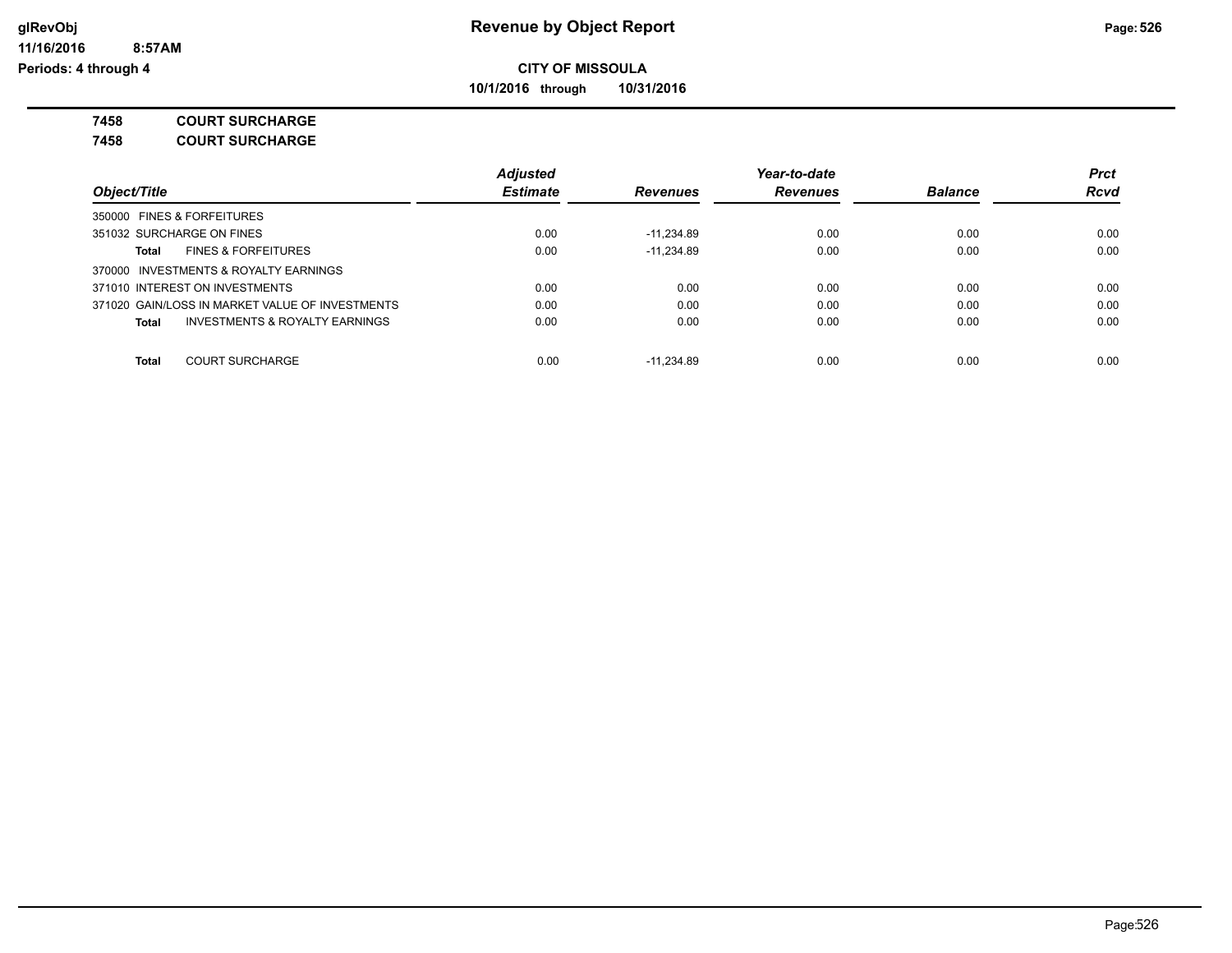**CITY OF MISSOULA**

**10/1/2016 through 10/31/2016**

**7458 COURT SURCHARGE**

**7458 COURT SURCHARGE**

| Object/Title | Adjusted Estimate | Revenues | Year-to-date Revenues | Balance | Prct Rcvd |
|---|---|---|---|---|---|
| 350000 FINES & FORFEITURES | | | | | |
| 351032 SURCHARGE ON FINES | 0.00 | -11,234.89 | 0.00 | 0.00 | 0.00 |
| **Total** FINES & FORFEITURES | 0.00 | -11,234.89 | 0.00 | 0.00 | 0.00 |
| 370000 INVESTMENTS & ROYALTY EARNINGS | | | | | |
| 371010 INTEREST ON INVESTMENTS | 0.00 | 0.00 | 0.00 | 0.00 | 0.00 |
| 371020 GAIN/LOSS IN MARKET VALUE OF INVESTMENTS | 0.00 | 0.00 | 0.00 | 0.00 | 0.00 |
| **Total** INVESTMENTS & ROYALTY EARNINGS | 0.00 | 0.00 | 0.00 | 0.00 | 0.00 |
| **Total** COURT SURCHARGE | 0.00 | -11,234.89 | 0.00 | 0.00 | 0.00 |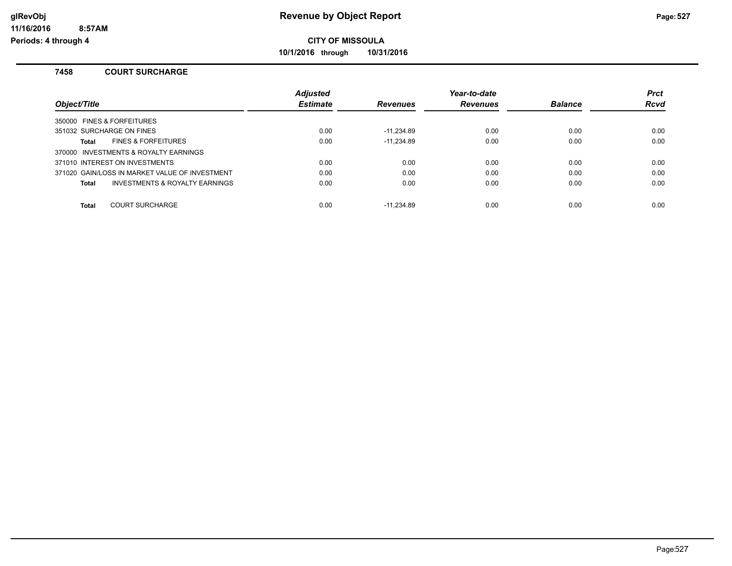# Revenue by Object Report

**CITY OF MISSOULA**

**10/1/2016 through 10/31/2016**

### 7458 COURT SURCHARGE

| Object/Title | Adjusted Estimate | Revenues | Year-to-date Revenues | Balance | Prct Rcvd |
|---|---|---|---|---|---|
| 350000 FINES & FORFEITURES | | | | | |
| 351032 SURCHARGE ON FINES | 0.00 | -11,234.89 | 0.00 | 0.00 | 0.00 |
| **Total** FINES & FORFEITURES | 0.00 | -11,234.89 | 0.00 | 0.00 | 0.00 |
| 370000 INVESTMENTS & ROYALTY EARNINGS | | | | | |
| 371010 INTEREST ON INVESTMENTS | 0.00 | 0.00 | 0.00 | 0.00 | 0.00 |
| 371020 GAIN/LOSS IN MARKET VALUE OF INVESTMENT | 0.00 | 0.00 | 0.00 | 0.00 | 0.00 |
| **Total** INVESTMENTS & ROYALTY EARNINGS | 0.00 | 0.00 | 0.00 | 0.00 | 0.00 |
| **Total** COURT SURCHARGE | 0.00 | -11,234.89 | 0.00 | 0.00 | 0.00 |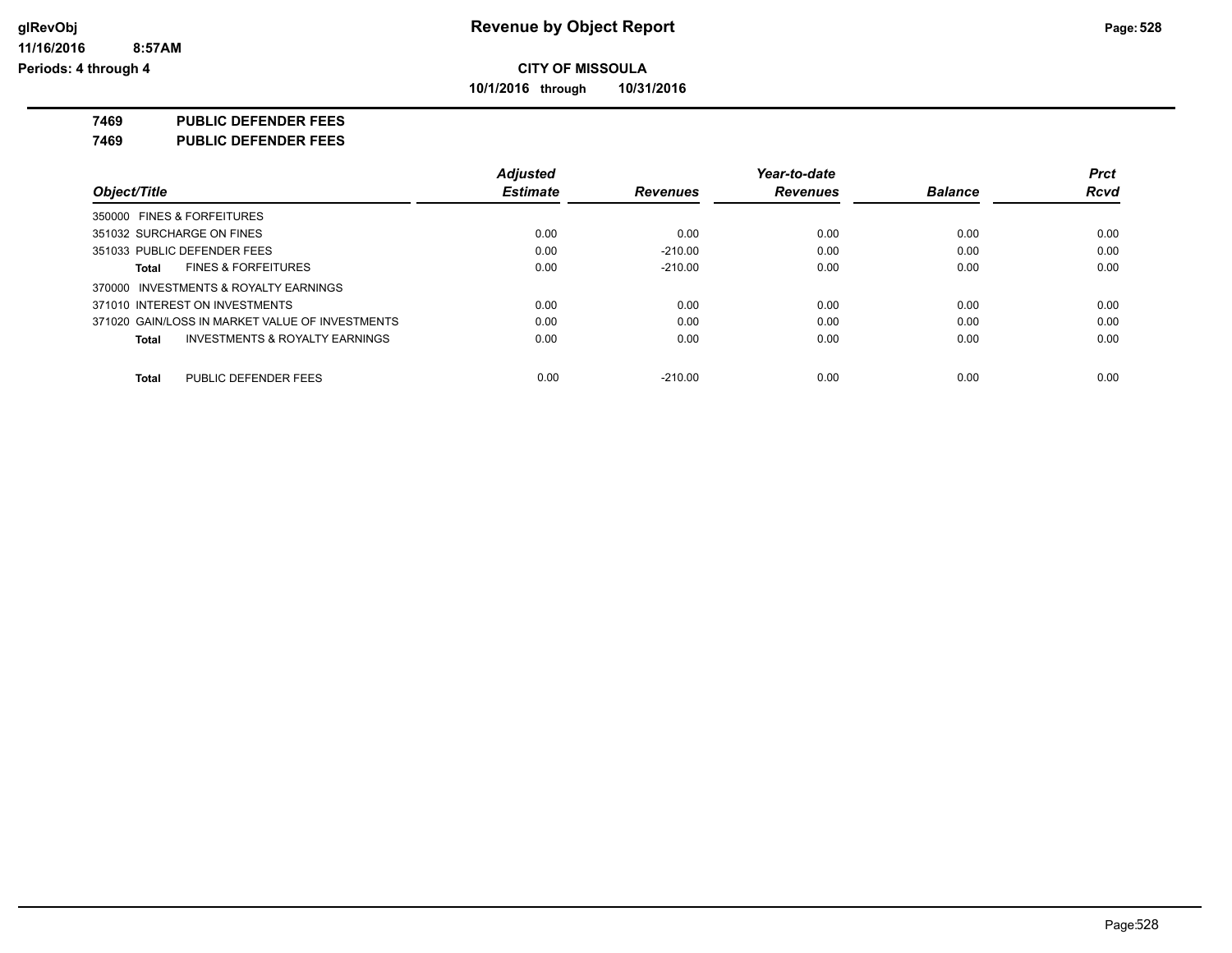# Revenue by Object Report

**CITY OF MISSOULA**

**10/1/2016 through 10/31/2016**

glRevObj
11/16/2016 8:57AM
Periods: 4 through 4

**7469 PUBLIC DEFENDER FEES**

**7469 PUBLIC DEFENDER FEES**

| Object/Title | Adjusted Estimate | Revenues | Year-to-date Revenues | Balance | Prct Rcvd |
|---|---|---|---|---|---|
| 350000 FINES & FORFEITURES | | | | | |
| 351032 SURCHARGE ON FINES | 0.00 | 0.00 | 0.00 | 0.00 | 0.00 |
| 351033 PUBLIC DEFENDER FEES | 0.00 | -210.00 | 0.00 | 0.00 | 0.00 |
| **Total** FINES & FORFEITURES | 0.00 | -210.00 | 0.00 | 0.00 | 0.00 |
| 370000 INVESTMENTS & ROYALTY EARNINGS | | | | | |
| 371010 INTEREST ON INVESTMENTS | 0.00 | 0.00 | 0.00 | 0.00 | 0.00 |
| 371020 GAIN/LOSS IN MARKET VALUE OF INVESTMENTS | 0.00 | 0.00 | 0.00 | 0.00 | 0.00 |
| **Total** INVESTMENTS & ROYALTY EARNINGS | 0.00 | 0.00 | 0.00 | 0.00 | 0.00 |
| **Total** PUBLIC DEFENDER FEES | 0.00 | -210.00 | 0.00 | 0.00 | 0.00 |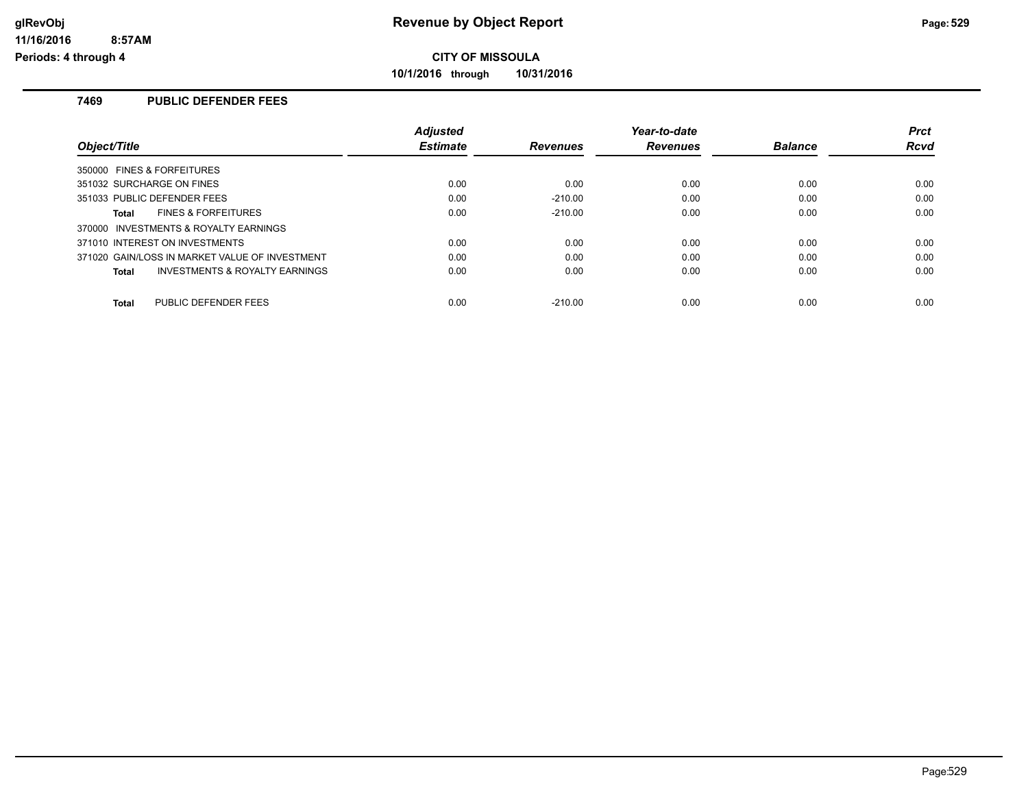**Revenue by Object Report**

**CITY OF MISSOULA**

**10/1/2016 through 10/31/2016**

**Periods: 4 through 4**

## 7469 PUBLIC DEFENDER FEES

| Object/Title | Adjusted Estimate | Revenues | Year-to-date Revenues | Balance | Prct Rcvd |
|---|---|---|---|---|---|
| 350000 FINES & FORFEITURES | | | | | |
| 351032 SURCHARGE ON FINES | 0.00 | 0.00 | 0.00 | 0.00 | 0.00 |
| 351033 PUBLIC DEFENDER FEES | 0.00 | -210.00 | 0.00 | 0.00 | 0.00 |
| **Total** FINES & FORFEITURES | 0.00 | -210.00 | 0.00 | 0.00 | 0.00 |
| 370000 INVESTMENTS & ROYALTY EARNINGS | | | | | |
| 371010 INTEREST ON INVESTMENTS | 0.00 | 0.00 | 0.00 | 0.00 | 0.00 |
| 371020 GAIN/LOSS IN MARKET VALUE OF INVESTMENT | 0.00 | 0.00 | 0.00 | 0.00 | 0.00 |
| **Total** INVESTMENTS & ROYALTY EARNINGS | 0.00 | 0.00 | 0.00 | 0.00 | 0.00 |
| **Total** PUBLIC DEFENDER FEES | 0.00 | -210.00 | 0.00 | 0.00 | 0.00 |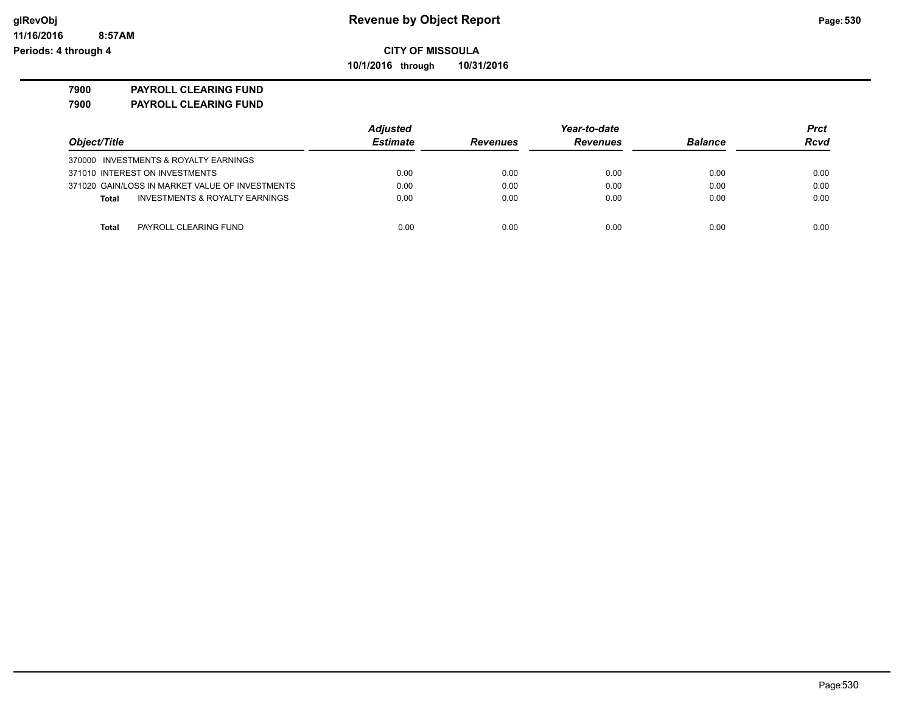# Revenue by Object Report

**CITY OF MISSOULA**

**10/1/2016 through 10/31/2016**

**7900 PAYROLL CLEARING FUND**

**7900 PAYROLL CLEARING FUND**

| Object/Title | Adjusted Estimate | Revenues | Year-to-date Revenues | Balance | Prct Rcvd |
|---|---|---|---|---|---|
| 370000 INVESTMENTS & ROYALTY EARNINGS | | | | | |
| 371010 INTEREST ON INVESTMENTS | 0.00 | 0.00 | 0.00 | 0.00 | 0.00 |
| 371020 GAIN/LOSS IN MARKET VALUE OF INVESTMENTS | 0.00 | 0.00 | 0.00 | 0.00 | 0.00 |
| **Total** INVESTMENTS & ROYALTY EARNINGS | 0.00 | 0.00 | 0.00 | 0.00 | 0.00 |
| **Total** PAYROLL CLEARING FUND | 0.00 | 0.00 | 0.00 | 0.00 | 0.00 |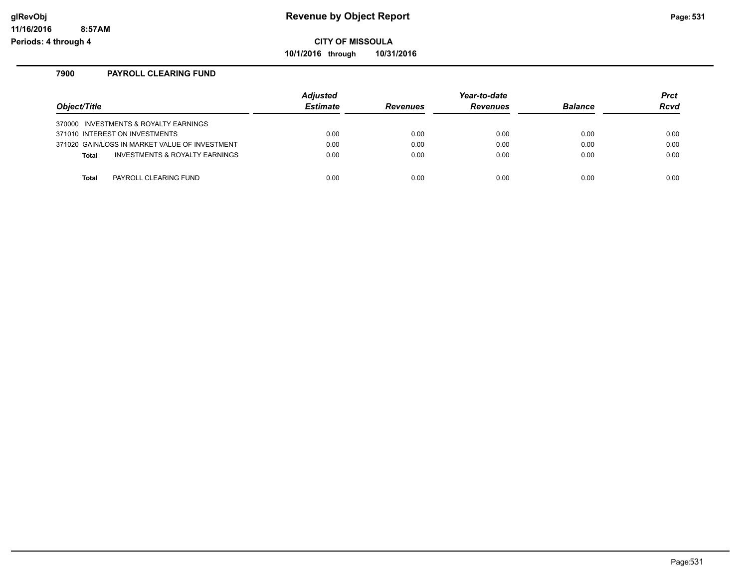# Revenue by Object Report

**CITY OF MISSOULA**

**10/1/2016 through 10/31/2016**

glRevObj
11/16/2016 8:57AM
Periods: 4 through 4

## 7900 PAYROLL CLEARING FUND

| Object/Title | Adjusted Estimate | Revenues | Year-to-date Revenues | Balance | Prct Rcvd |
|---|---|---|---|---|---|
| 370000 INVESTMENTS & ROYALTY EARNINGS | | | | | |
| 371010 INTEREST ON INVESTMENTS | 0.00 | 0.00 | 0.00 | 0.00 | 0.00 |
| 371020 GAIN/LOSS IN MARKET VALUE OF INVESTMENT | 0.00 | 0.00 | 0.00 | 0.00 | 0.00 |
| **Total** INVESTMENTS & ROYALTY EARNINGS | 0.00 | 0.00 | 0.00 | 0.00 | 0.00 |
| **Total** PAYROLL CLEARING FUND | 0.00 | 0.00 | 0.00 | 0.00 | 0.00 |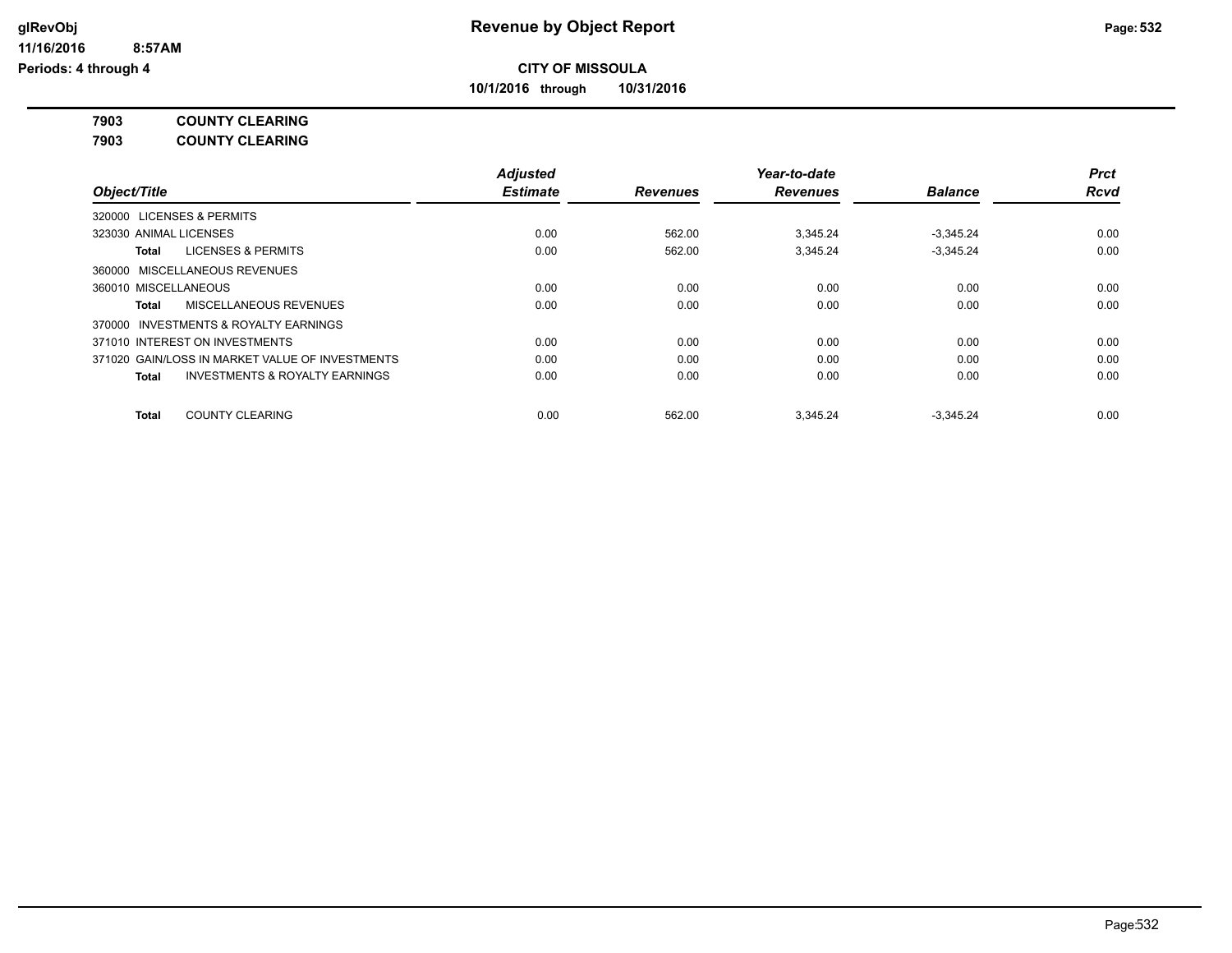# Revenue by Object Report

**CITY OF MISSOULA**

**10/1/2016 through 10/31/2016**

glRevObj
11/16/2016 8:57AM
Periods: 4 through 4

**7903 COUNTY CLEARING**

**7903 COUNTY CLEARING**

| Object/Title | Adjusted Estimate | Revenues | Year-to-date Revenues | Balance | Prct Rcvd |
|---|---|---|---|---|---|
| 320000 LICENSES & PERMITS | | | | | |
| 323030 ANIMAL LICENSES | 0.00 | 562.00 | 3,345.24 | -3,345.24 | 0.00 |
| **Total** LICENSES & PERMITS | 0.00 | 562.00 | 3,345.24 | -3,345.24 | 0.00 |
| 360000 MISCELLANEOUS REVENUES | | | | | |
| 360010 MISCELLANEOUS | 0.00 | 0.00 | 0.00 | 0.00 | 0.00 |
| **Total** MISCELLANEOUS REVENUES | 0.00 | 0.00 | 0.00 | 0.00 | 0.00 |
| 370000 INVESTMENTS & ROYALTY EARNINGS | | | | | |
| 371010 INTEREST ON INVESTMENTS | 0.00 | 0.00 | 0.00 | 0.00 | 0.00 |
| 371020 GAIN/LOSS IN MARKET VALUE OF INVESTMENTS | 0.00 | 0.00 | 0.00 | 0.00 | 0.00 |
| **Total** INVESTMENTS & ROYALTY EARNINGS | 0.00 | 0.00 | 0.00 | 0.00 | 0.00 |
| **Total** COUNTY CLEARING | 0.00 | 562.00 | 3,345.24 | -3,345.24 | 0.00 |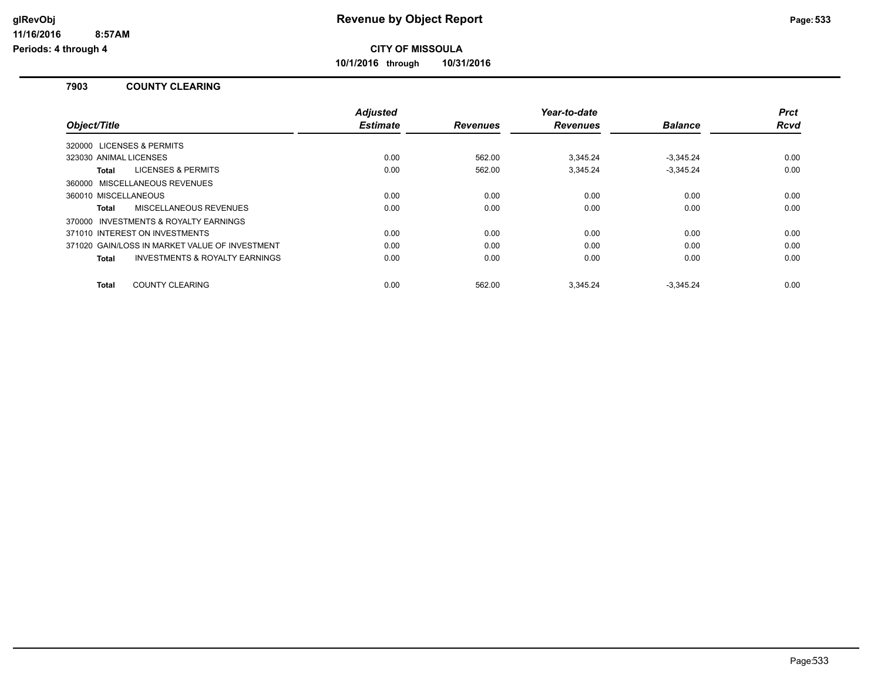# Revenue by Object Report

**CITY OF MISSOULA**

**10/1/2016 through 10/31/2016**

glRevObj
11/16/2016 8:57AM
Periods: 4 through 4

## 7903 COUNTY CLEARING

| Object/Title | Adjusted Estimate | Revenues | Year-to-date Revenues | Balance | Prct Rcvd |
|---|---|---|---|---|---|
| 320000 LICENSES & PERMITS | | | | | |
| 323030 ANIMAL LICENSES | 0.00 | 562.00 | 3,345.24 | -3,345.24 | 0.00 |
| **Total** LICENSES & PERMITS | 0.00 | 562.00 | 3,345.24 | -3,345.24 | 0.00 |
| 360000 MISCELLANEOUS REVENUES | | | | | |
| 360010 MISCELLANEOUS | 0.00 | 0.00 | 0.00 | 0.00 | 0.00 |
| **Total** MISCELLANEOUS REVENUES | 0.00 | 0.00 | 0.00 | 0.00 | 0.00 |
| 370000 INVESTMENTS & ROYALTY EARNINGS | | | | | |
| 371010 INTEREST ON INVESTMENTS | 0.00 | 0.00 | 0.00 | 0.00 | 0.00 |
| 371020 GAIN/LOSS IN MARKET VALUE OF INVESTMENT | 0.00 | 0.00 | 0.00 | 0.00 | 0.00 |
| **Total** INVESTMENTS & ROYALTY EARNINGS | 0.00 | 0.00 | 0.00 | 0.00 | 0.00 |
| **Total** COUNTY CLEARING | 0.00 | 562.00 | 3,345.24 | -3,345.24 | 0.00 |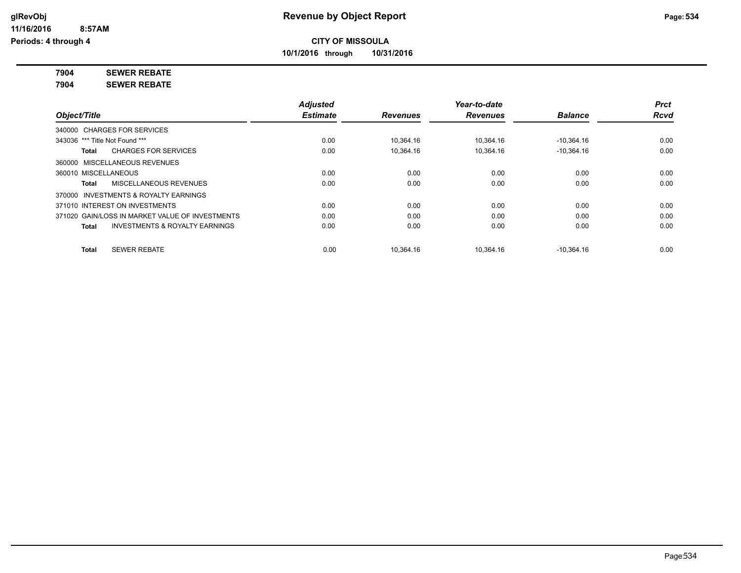**CITY OF MISSOULA**

**10/1/2016 through 10/31/2016**

**7904 SEWER REBATE**

**7904 SEWER REBATE**

| Object/Title | Adjusted Estimate | Revenues | Year-to-date Revenues | Balance | Prct Rcvd |
|---|---|---|---|---|---|
| 340000 CHARGES FOR SERVICES | | | | | |
| 343036 *** Title Not Found *** | 0.00 | 10,364.16 | 10,364.16 | -10,364.16 | 0.00 |
| **Total** CHARGES FOR SERVICES | 0.00 | 10,364.16 | 10,364.16 | -10,364.16 | 0.00 |
| 360000 MISCELLANEOUS REVENUES | | | | | |
| 360010 MISCELLANEOUS | 0.00 | 0.00 | 0.00 | 0.00 | 0.00 |
| **Total** MISCELLANEOUS REVENUES | 0.00 | 0.00 | 0.00 | 0.00 | 0.00 |
| 370000 INVESTMENTS & ROYALTY EARNINGS | | | | | |
| 371010 INTEREST ON INVESTMENTS | 0.00 | 0.00 | 0.00 | 0.00 | 0.00 |
| 371020 GAIN/LOSS IN MARKET VALUE OF INVESTMENTS | 0.00 | 0.00 | 0.00 | 0.00 | 0.00 |
| **Total** INVESTMENTS & ROYALTY EARNINGS | 0.00 | 0.00 | 0.00 | 0.00 | 0.00 |
| **Total** SEWER REBATE | 0.00 | 10,364.16 | 10,364.16 | -10,364.16 | 0.00 |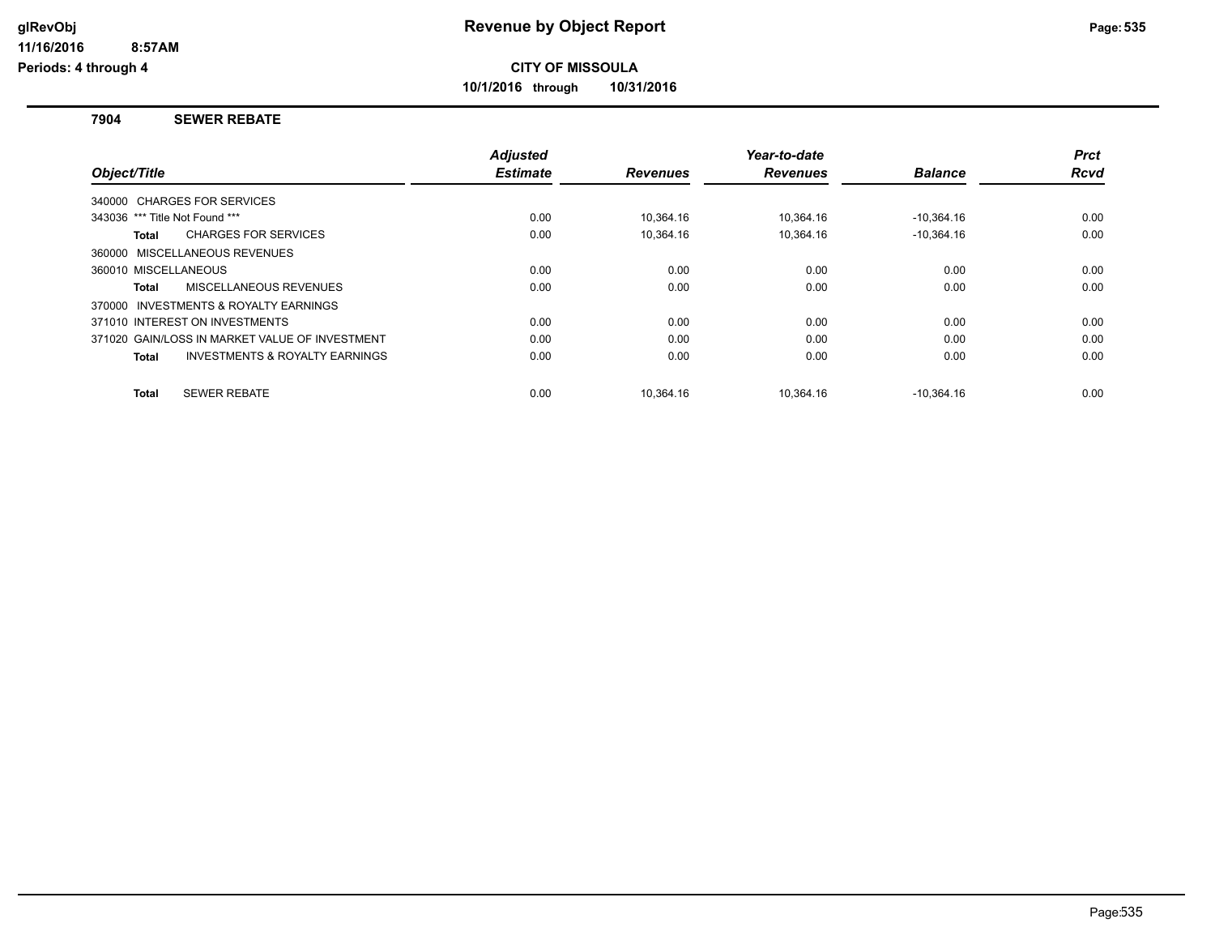# Revenue by Object Report

## CITY OF MISSOULA

10/1/2016 through 10/31/2016

### 7904 SEWER REBATE

| Object/Title | Adjusted Estimate | Revenues | Year-to-date Revenues | Balance | Prct Rcvd |
|---|---|---|---|---|---|
| 340000 CHARGES FOR SERVICES | | | | | |
| 343036 *** Title Not Found *** | 0.00 | 10,364.16 | 10,364.16 | -10,364.16 | 0.00 |
| **Total** CHARGES FOR SERVICES | 0.00 | 10,364.16 | 10,364.16 | -10,364.16 | 0.00 |
| 360000 MISCELLANEOUS REVENUES | | | | | |
| 360010 MISCELLANEOUS | 0.00 | 0.00 | 0.00 | 0.00 | 0.00 |
| **Total** MISCELLANEOUS REVENUES | 0.00 | 0.00 | 0.00 | 0.00 | 0.00 |
| 370000 INVESTMENTS & ROYALTY EARNINGS | | | | | |
| 371010 INTEREST ON INVESTMENTS | 0.00 | 0.00 | 0.00 | 0.00 | 0.00 |
| 371020 GAIN/LOSS IN MARKET VALUE OF INVESTMENT | 0.00 | 0.00 | 0.00 | 0.00 | 0.00 |
| **Total** INVESTMENTS & ROYALTY EARNINGS | 0.00 | 0.00 | 0.00 | 0.00 | 0.00 |
| **Total** SEWER REBATE | 0.00 | 10,364.16 | 10,364.16 | -10,364.16 | 0.00 |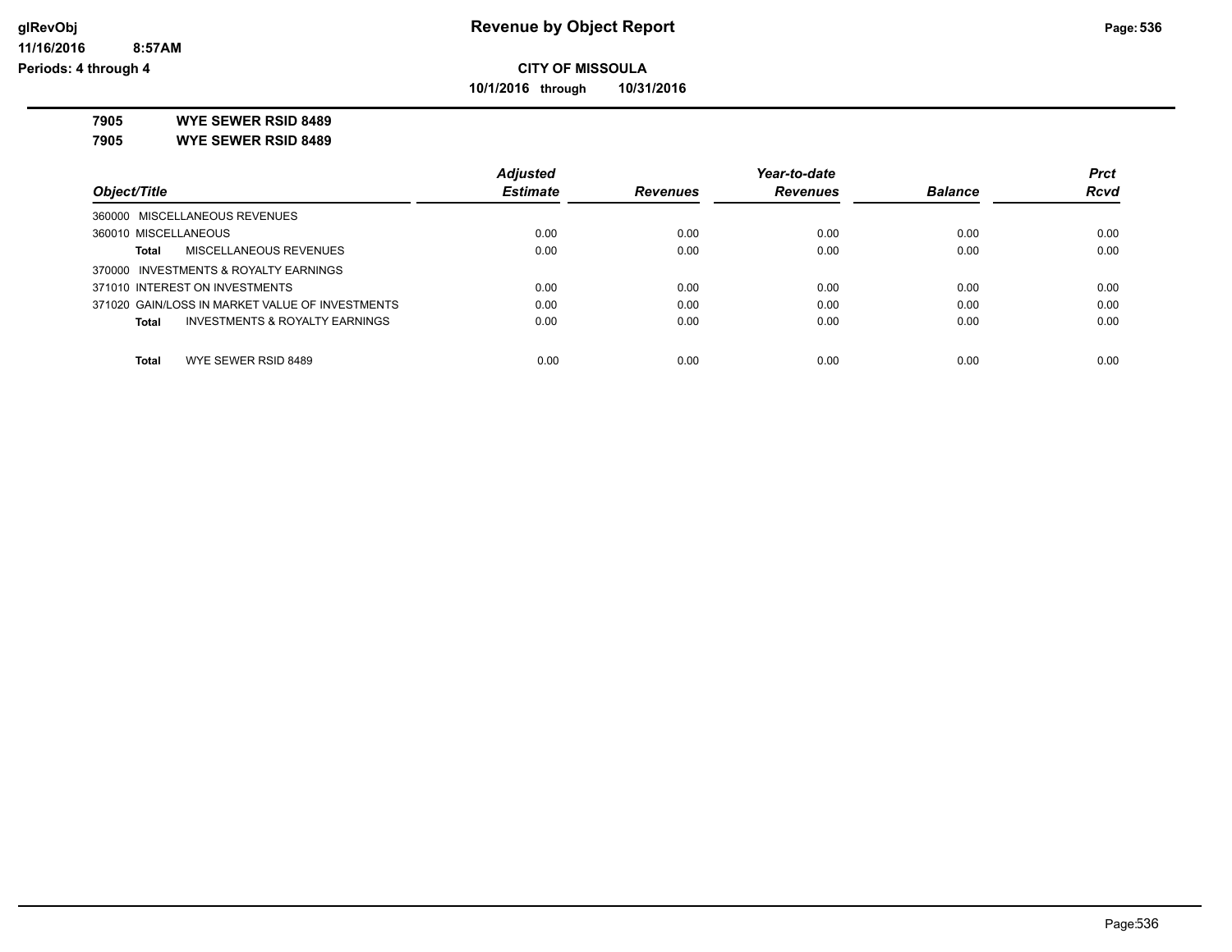**CITY OF MISSOULA**

**10/1/2016 through 10/31/2016**

**7905 WYE SEWER RSID 8489**

**7905 WYE SEWER RSID 8489**

| Object/Title | Adjusted Estimate | Revenues | Year-to-date Revenues | Balance | Prct Rcvd |
|---|---|---|---|---|---|
| 360000 MISCELLANEOUS REVENUES | | | | | |
| 360010 MISCELLANEOUS | 0.00 | 0.00 | 0.00 | 0.00 | 0.00 |
| **Total** MISCELLANEOUS REVENUES | 0.00 | 0.00 | 0.00 | 0.00 | 0.00 |
| 370000 INVESTMENTS & ROYALTY EARNINGS | | | | | |
| 371010 INTEREST ON INVESTMENTS | 0.00 | 0.00 | 0.00 | 0.00 | 0.00 |
| 371020 GAIN/LOSS IN MARKET VALUE OF INVESTMENTS | 0.00 | 0.00 | 0.00 | 0.00 | 0.00 |
| **Total** INVESTMENTS & ROYALTY EARNINGS | 0.00 | 0.00 | 0.00 | 0.00 | 0.00 |
| **Total** WYE SEWER RSID 8489 | 0.00 | 0.00 | 0.00 | 0.00 | 0.00 |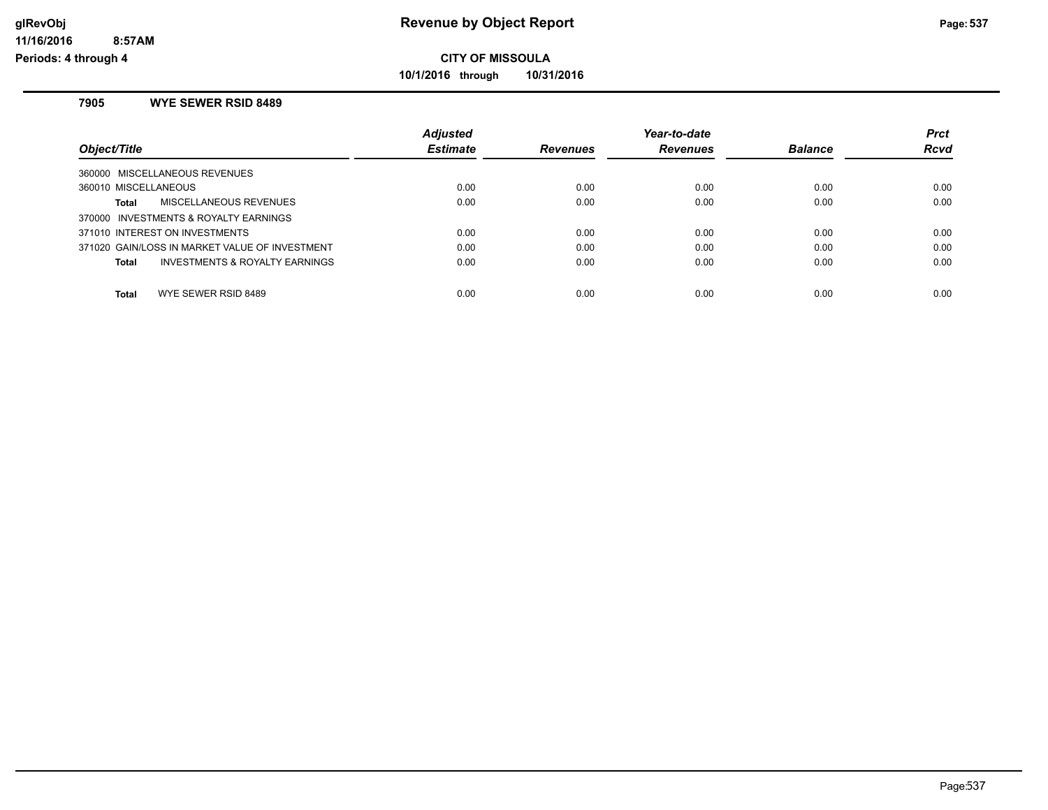# Revenue by Object Report

**CITY OF MISSOULA**

**10/1/2016 through 10/31/2016**

glRevObj
11/16/2016 8:57AM
Periods: 4 through 4

### 7905 WYE SEWER RSID 8489

| Object/Title | Adjusted Estimate | Revenues | Year-to-date Revenues | Balance | Prct Rcvd |
|---|---|---|---|---|---|
| 360000 MISCELLANEOUS REVENUES | | | | | |
| 360010 MISCELLANEOUS | 0.00 | 0.00 | 0.00 | 0.00 | 0.00 |
| **Total** MISCELLANEOUS REVENUES | 0.00 | 0.00 | 0.00 | 0.00 | 0.00 |
| 370000 INVESTMENTS & ROYALTY EARNINGS | | | | | |
| 371010 INTEREST ON INVESTMENTS | 0.00 | 0.00 | 0.00 | 0.00 | 0.00 |
| 371020 GAIN/LOSS IN MARKET VALUE OF INVESTMENT | 0.00 | 0.00 | 0.00 | 0.00 | 0.00 |
| **Total** INVESTMENTS & ROYALTY EARNINGS | 0.00 | 0.00 | 0.00 | 0.00 | 0.00 |
| **Total** WYE SEWER RSID 8489 | 0.00 | 0.00 | 0.00 | 0.00 | 0.00 |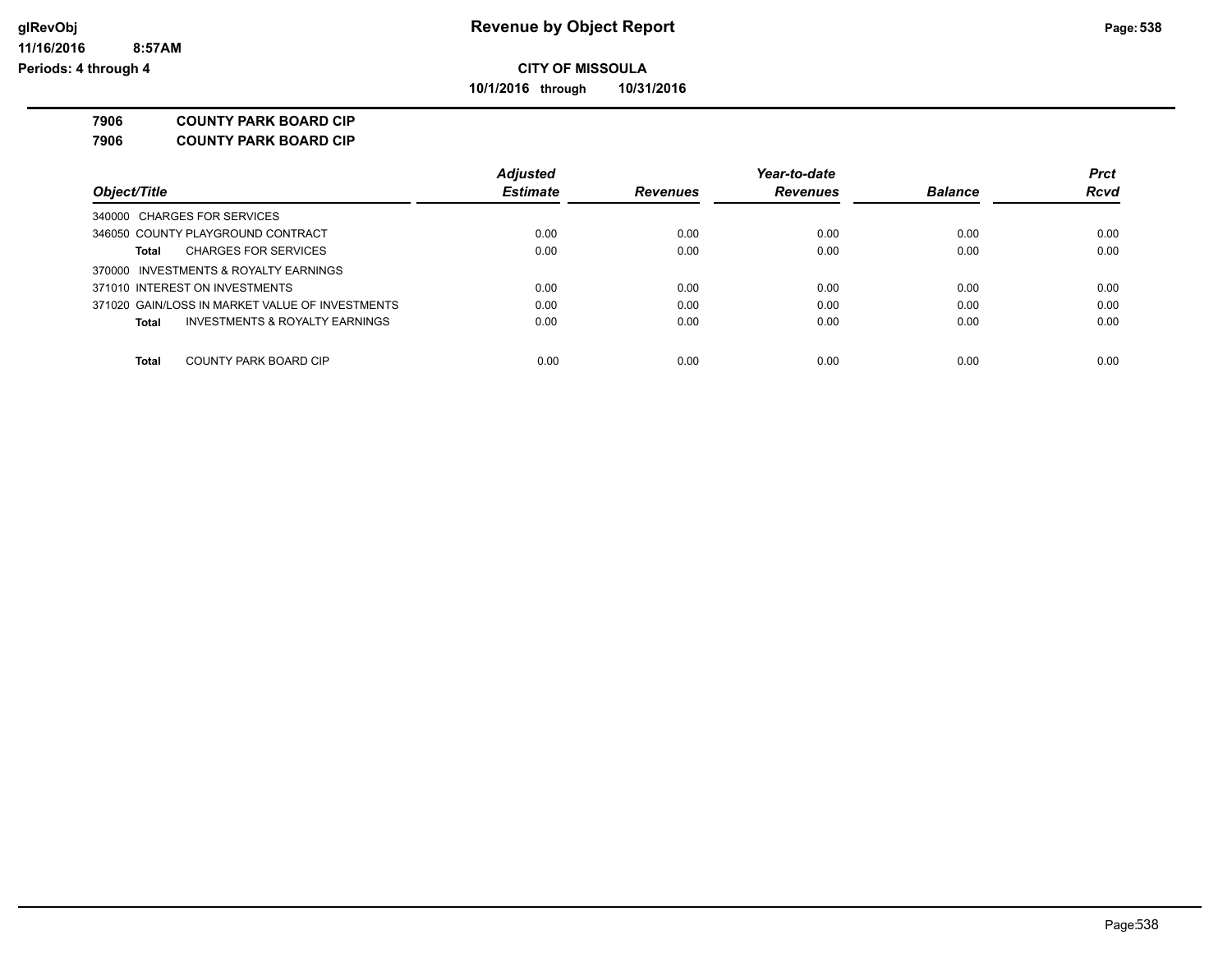# Revenue by Object Report

**CITY OF MISSOULA**

**10/1/2016 through 10/31/2016**

glRevObj
11/16/2016 8:57AM
Periods: 4 through 4

**7906 COUNTY PARK BOARD CIP**

**7906 COUNTY PARK BOARD CIP**

| Object/Title | Adjusted Estimate | Revenues | Year-to-date Revenues | Balance | Prct Rcvd |
|---|---|---|---|---|---|
| 340000 CHARGES FOR SERVICES | | | | | |
| 346050 COUNTY PLAYGROUND CONTRACT | 0.00 | 0.00 | 0.00 | 0.00 | 0.00 |
| **Total** CHARGES FOR SERVICES | 0.00 | 0.00 | 0.00 | 0.00 | 0.00 |
| 370000 INVESTMENTS & ROYALTY EARNINGS | | | | | |
| 371010 INTEREST ON INVESTMENTS | 0.00 | 0.00 | 0.00 | 0.00 | 0.00 |
| 371020 GAIN/LOSS IN MARKET VALUE OF INVESTMENTS | 0.00 | 0.00 | 0.00 | 0.00 | 0.00 |
| **Total** INVESTMENTS & ROYALTY EARNINGS | 0.00 | 0.00 | 0.00 | 0.00 | 0.00 |
| **Total** COUNTY PARK BOARD CIP | 0.00 | 0.00 | 0.00 | 0.00 | 0.00 |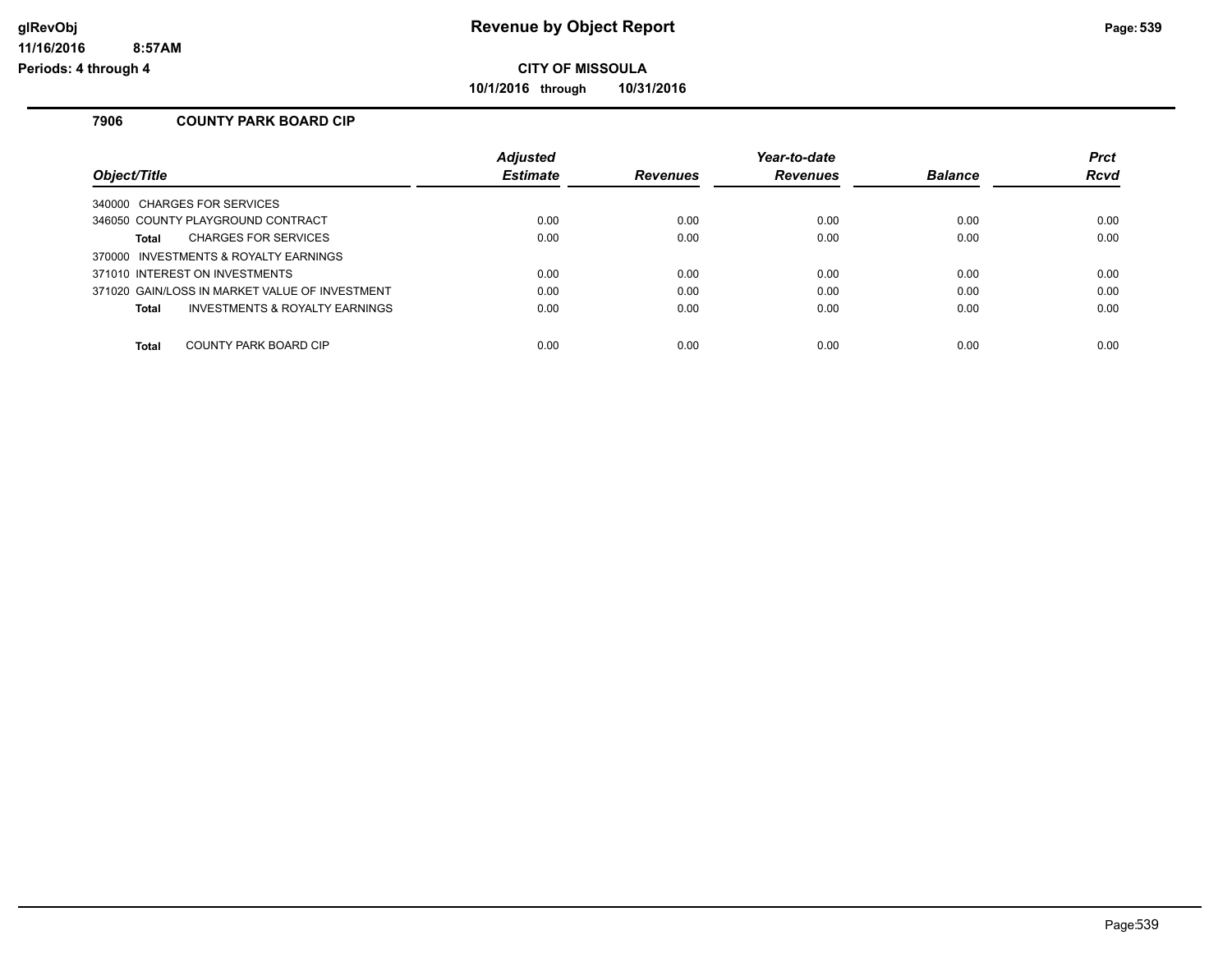# Revenue by Object Report

**CITY OF MISSOULA**

**10/1/2016 through 10/31/2016**

glRevObj
11/16/2016 8:57AM
Periods: 4 through 4

## 7906 COUNTY PARK BOARD CIP

| Object/Title | Adjusted Estimate | Revenues | Year-to-date Revenues | Balance | Prct Rcvd |
|---|---|---|---|---|---|
| 340000 CHARGES FOR SERVICES | | | | | |
| 346050 COUNTY PLAYGROUND CONTRACT | 0.00 | 0.00 | 0.00 | 0.00 | 0.00 |
| **Total** CHARGES FOR SERVICES | 0.00 | 0.00 | 0.00 | 0.00 | 0.00 |
| 370000 INVESTMENTS & ROYALTY EARNINGS | | | | | |
| 371010 INTEREST ON INVESTMENTS | 0.00 | 0.00 | 0.00 | 0.00 | 0.00 |
| 371020 GAIN/LOSS IN MARKET VALUE OF INVESTMENT | 0.00 | 0.00 | 0.00 | 0.00 | 0.00 |
| **Total** INVESTMENTS & ROYALTY EARNINGS | 0.00 | 0.00 | 0.00 | 0.00 | 0.00 |
| **Total** COUNTY PARK BOARD CIP | 0.00 | 0.00 | 0.00 | 0.00 | 0.00 |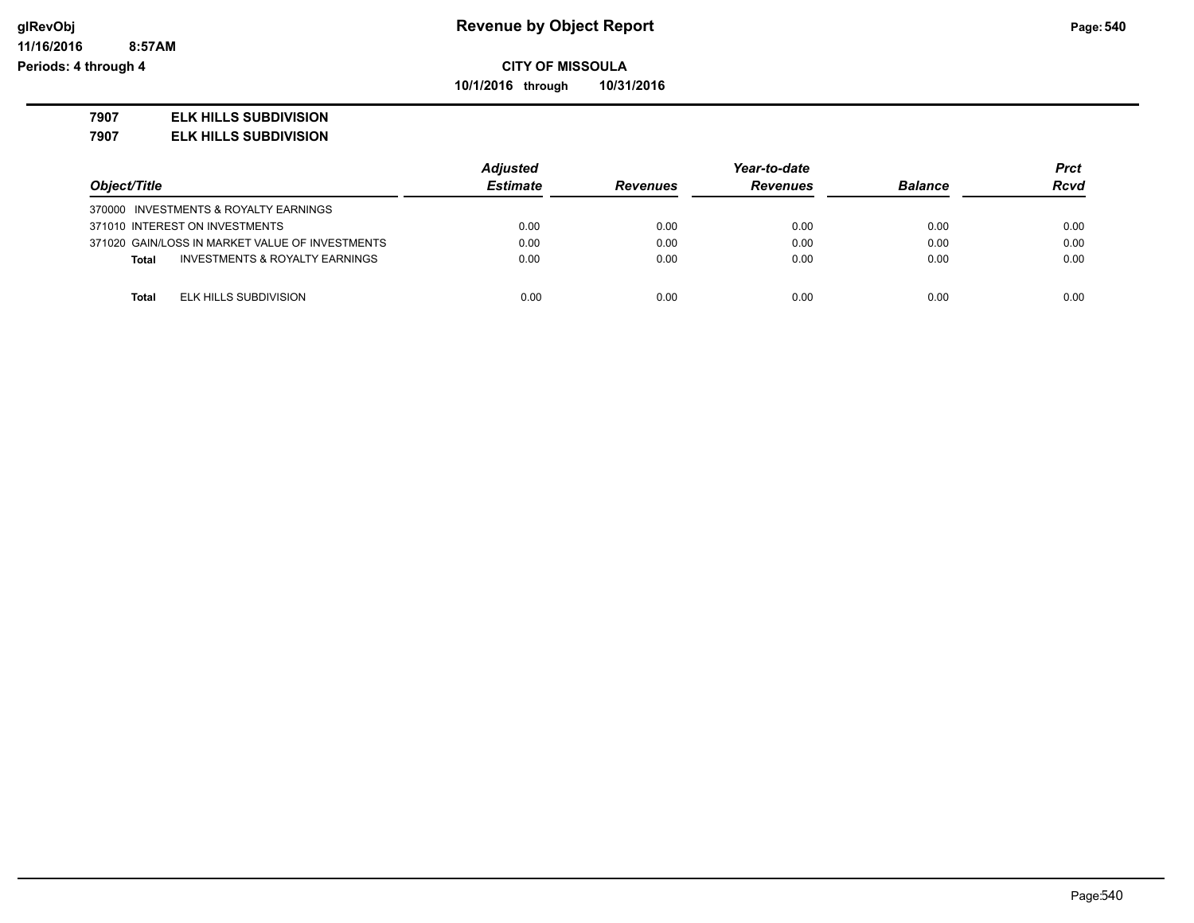**CITY OF MISSOULA**

**10/1/2016 through 10/31/2016**

**7907 ELK HILLS SUBDIVISION**

**7907 ELK HILLS SUBDIVISION**

| Object/Title | Adjusted Estimate | Revenues | Year-to-date Revenues | Balance | Prct Rcvd |
|---|---|---|---|---|---|
| 370000 INVESTMENTS & ROYALTY EARNINGS | | | | | |
| 371010 INTEREST ON INVESTMENTS | 0.00 | 0.00 | 0.00 | 0.00 | 0.00 |
| 371020 GAIN/LOSS IN MARKET VALUE OF INVESTMENTS | 0.00 | 0.00 | 0.00 | 0.00 | 0.00 |
| **Total** INVESTMENTS & ROYALTY EARNINGS | 0.00 | 0.00 | 0.00 | 0.00 | 0.00 |
| **Total** ELK HILLS SUBDIVISION | 0.00 | 0.00 | 0.00 | 0.00 | 0.00 |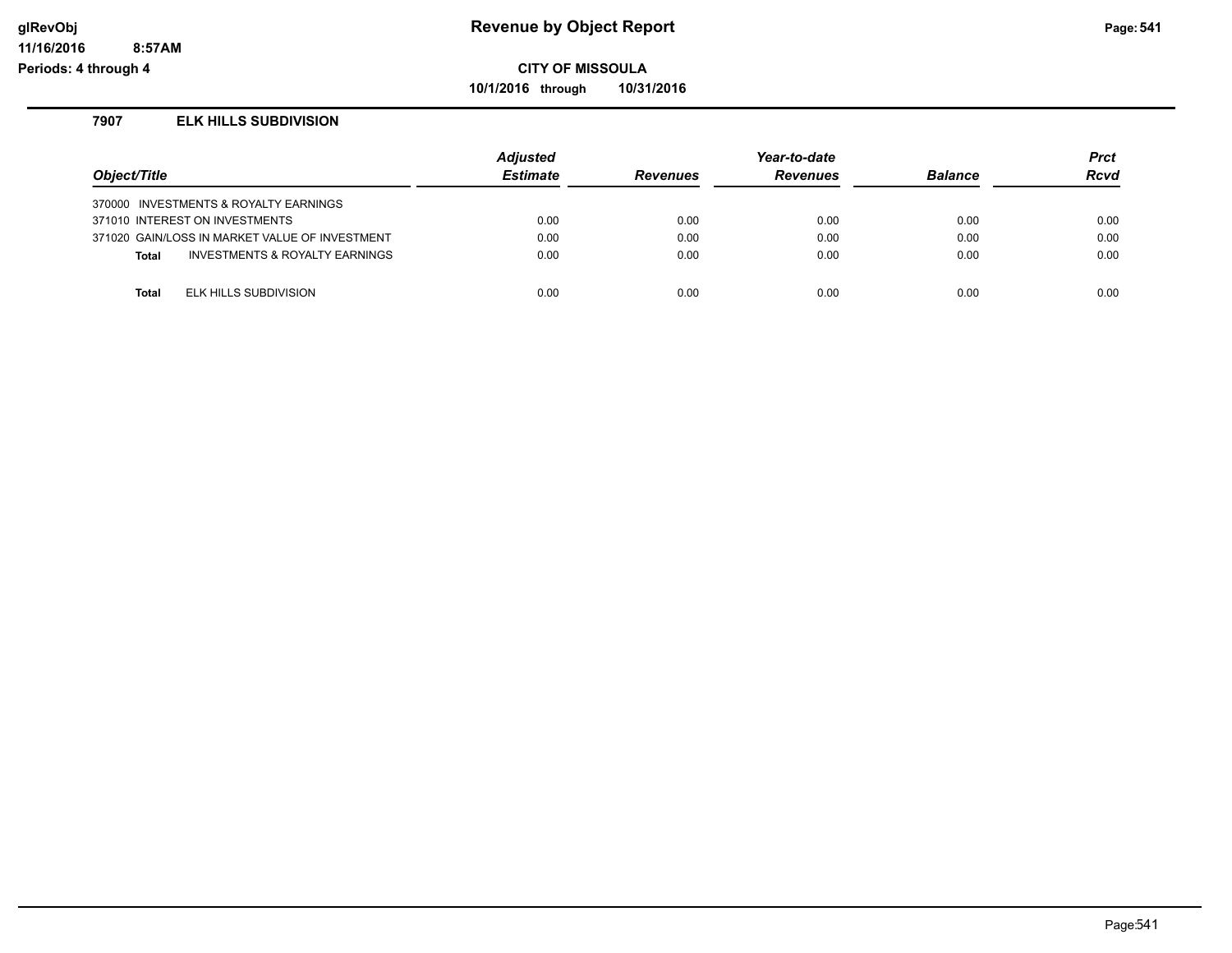# Revenue by Object Report

**CITY OF MISSOULA**

**10/1/2016 through 10/31/2016**

glRevObj
11/16/2016 8:57AM
Periods: 4 through 4

### 7907 ELK HILLS SUBDIVISION

| Object/Title | Adjusted Estimate | Revenues | Year-to-date Revenues | Balance | Prct Rcvd |
|---|---|---|---|---|---|
| 370000 INVESTMENTS & ROYALTY EARNINGS | | | | | |
| 371010 INTEREST ON INVESTMENTS | 0.00 | 0.00 | 0.00 | 0.00 | 0.00 |
| 371020 GAIN/LOSS IN MARKET VALUE OF INVESTMENT | 0.00 | 0.00 | 0.00 | 0.00 | 0.00 |
| **Total** INVESTMENTS & ROYALTY EARNINGS | 0.00 | 0.00 | 0.00 | 0.00 | 0.00 |
| **Total** ELK HILLS SUBDIVISION | 0.00 | 0.00 | 0.00 | 0.00 | 0.00 |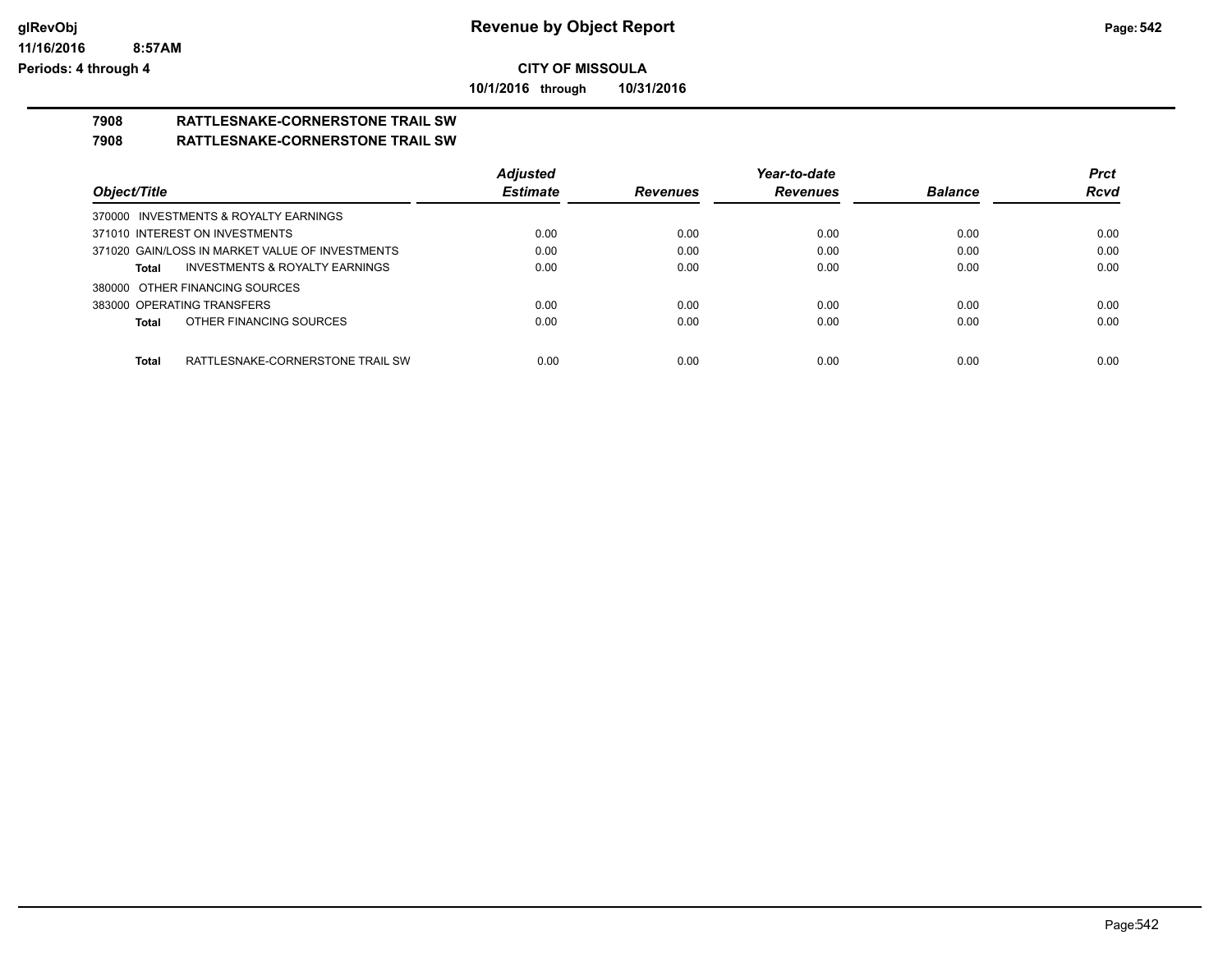# Revenue by Object Report

**CITY OF MISSOULA**

**10/1/2016 through 10/31/2016**

glRevObj
11/16/2016 8:57AM
Periods: 4 through 4

## 7908 RATTLESNAKE-CORNERSTONE TRAIL SW

## 7908 RATTLESNAKE-CORNERSTONE TRAIL SW

| Object/Title | Adjusted Estimate | Revenues | Year-to-date Revenues | Balance | Prct Rcvd |
|---|---|---|---|---|---|
| 370000 INVESTMENTS & ROYALTY EARNINGS | | | | | |
| 371010 INTEREST ON INVESTMENTS | 0.00 | 0.00 | 0.00 | 0.00 | 0.00 |
| 371020 GAIN/LOSS IN MARKET VALUE OF INVESTMENTS | 0.00 | 0.00 | 0.00 | 0.00 | 0.00 |
| **Total** INVESTMENTS & ROYALTY EARNINGS | 0.00 | 0.00 | 0.00 | 0.00 | 0.00 |
| 380000 OTHER FINANCING SOURCES | | | | | |
| 383000 OPERATING TRANSFERS | 0.00 | 0.00 | 0.00 | 0.00 | 0.00 |
| **Total** OTHER FINANCING SOURCES | 0.00 | 0.00 | 0.00 | 0.00 | 0.00 |
| **Total** RATTLESNAKE-CORNERSTONE TRAIL SW | 0.00 | 0.00 | 0.00 | 0.00 | 0.00 |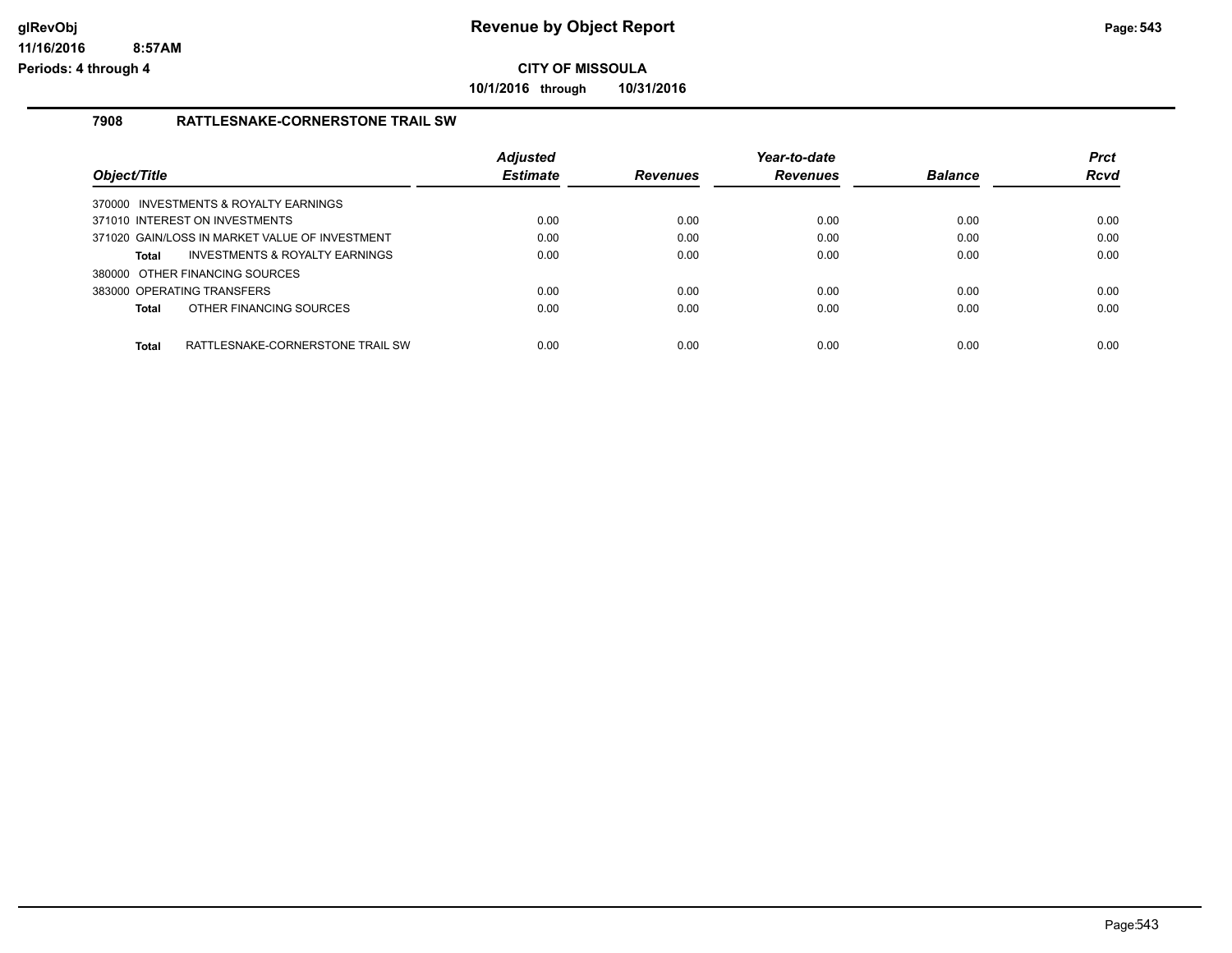# Revenue by Object Report

**CITY OF MISSOULA**

**10/1/2016 through 10/31/2016**

## 7908 RATTLESNAKE-CORNERSTONE TRAIL SW

| Object/Title | Adjusted Estimate | Revenues | Year-to-date Revenues | Balance | Prct Rcvd |
|---|---|---|---|---|---|
| 370000 INVESTMENTS & ROYALTY EARNINGS | | | | | |
| 371010 INTEREST ON INVESTMENTS | 0.00 | 0.00 | 0.00 | 0.00 | 0.00 |
| 371020 GAIN/LOSS IN MARKET VALUE OF INVESTMENT | 0.00 | 0.00 | 0.00 | 0.00 | 0.00 |
| **Total** INVESTMENTS & ROYALTY EARNINGS | 0.00 | 0.00 | 0.00 | 0.00 | 0.00 |
| 380000 OTHER FINANCING SOURCES | | | | | |
| 383000 OPERATING TRANSFERS | 0.00 | 0.00 | 0.00 | 0.00 | 0.00 |
| **Total** OTHER FINANCING SOURCES | 0.00 | 0.00 | 0.00 | 0.00 | 0.00 |
| **Total** RATTLESNAKE-CORNERSTONE TRAIL SW | 0.00 | 0.00 | 0.00 | 0.00 | 0.00 |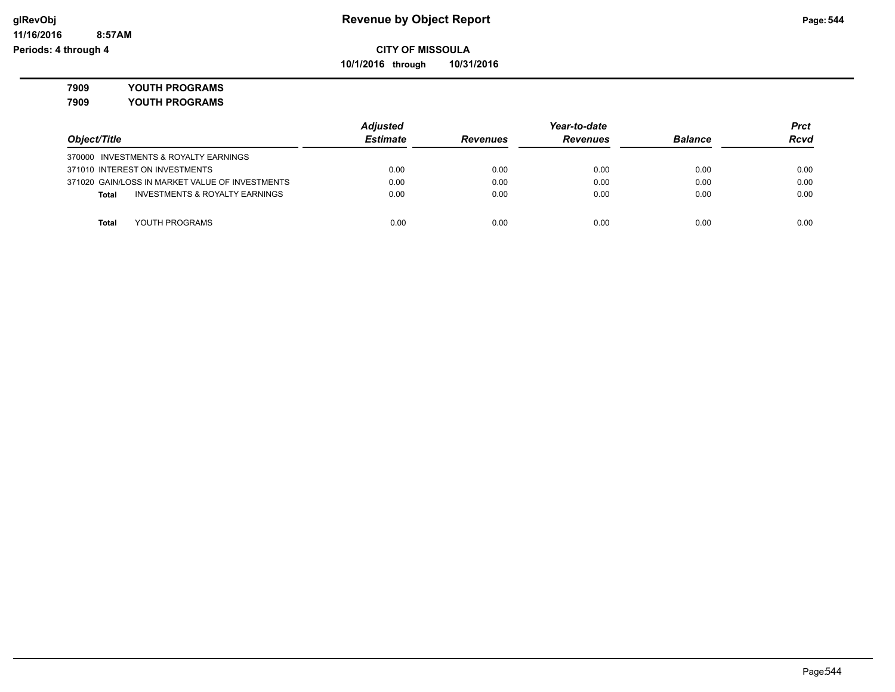# Revenue by Object Report

**CITY OF MISSOULA**

**10/1/2016 through 10/31/2016**

glRevObj
11/16/2016 8:57AM
Periods: 4 through 4

**7909 YOUTH PROGRAMS**

**7909 YOUTH PROGRAMS**

| Object/Title | Adjusted Estimate | Revenues | Year-to-date Revenues | Balance | Prct Rcvd |
|---|---|---|---|---|---|
| 370000 INVESTMENTS & ROYALTY EARNINGS | | | | | |
| 371010 INTEREST ON INVESTMENTS | 0.00 | 0.00 | 0.00 | 0.00 | 0.00 |
| 371020 GAIN/LOSS IN MARKET VALUE OF INVESTMENTS | 0.00 | 0.00 | 0.00 | 0.00 | 0.00 |
| **Total** INVESTMENTS & ROYALTY EARNINGS | 0.00 | 0.00 | 0.00 | 0.00 | 0.00 |
| **Total** YOUTH PROGRAMS | 0.00 | 0.00 | 0.00 | 0.00 | 0.00 |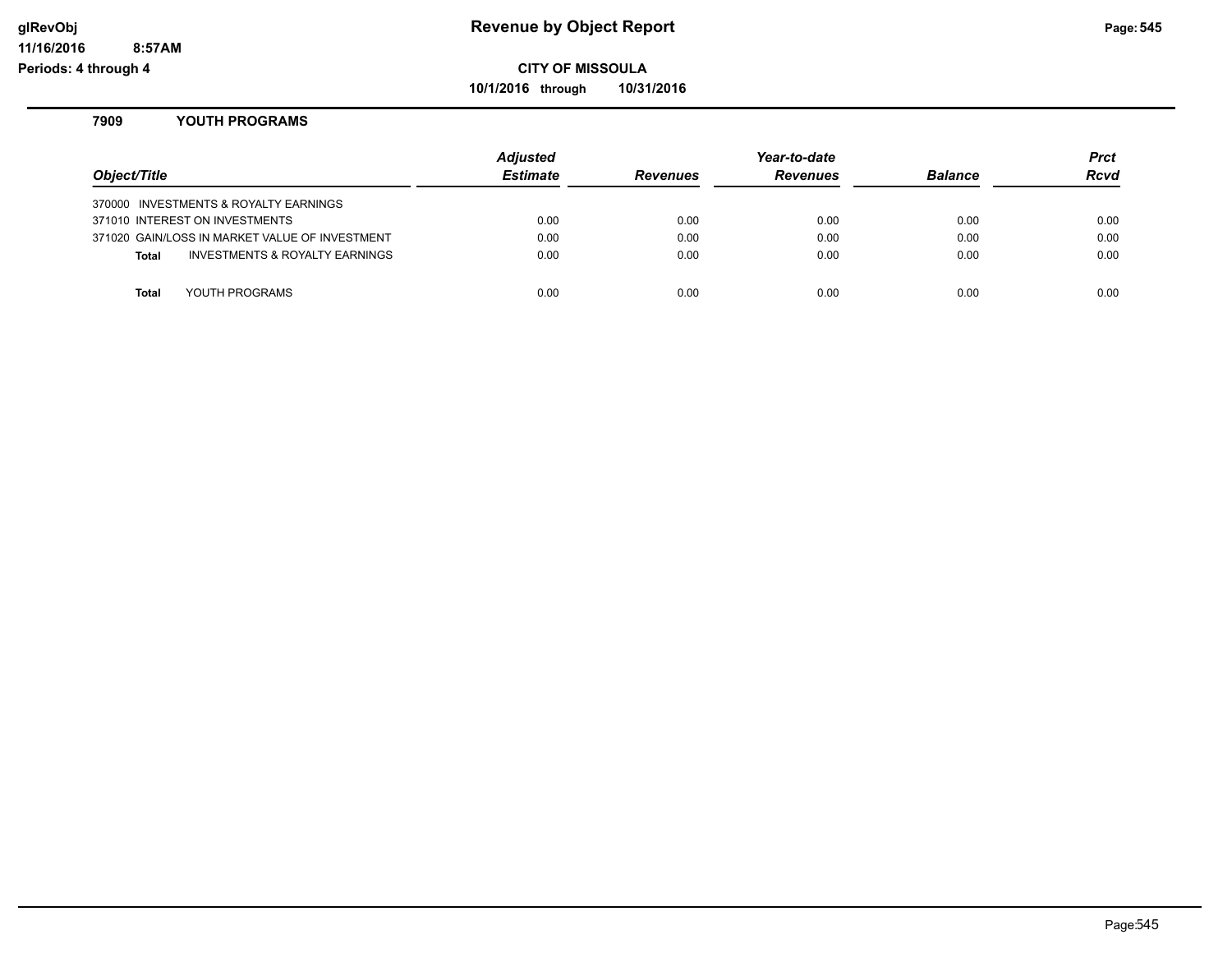# Revenue by Object Report

**CITY OF MISSOULA**

**10/1/2016 through 10/31/2016**

glRevObj
11/16/2016 8:57AM
Periods: 4 through 4

## 7909 YOUTH PROGRAMS

| Object/Title | Adjusted Estimate | Revenues | Year-to-date Revenues | Balance | Prct Rcvd |
|---|---|---|---|---|---|
| 370000 INVESTMENTS & ROYALTY EARNINGS | | | | | |
| 371010 INTEREST ON INVESTMENTS | 0.00 | 0.00 | 0.00 | 0.00 | 0.00 |
| 371020 GAIN/LOSS IN MARKET VALUE OF INVESTMENT | 0.00 | 0.00 | 0.00 | 0.00 | 0.00 |
| **Total** INVESTMENTS & ROYALTY EARNINGS | 0.00 | 0.00 | 0.00 | 0.00 | 0.00 |
| **Total** YOUTH PROGRAMS | 0.00 | 0.00 | 0.00 | 0.00 | 0.00 |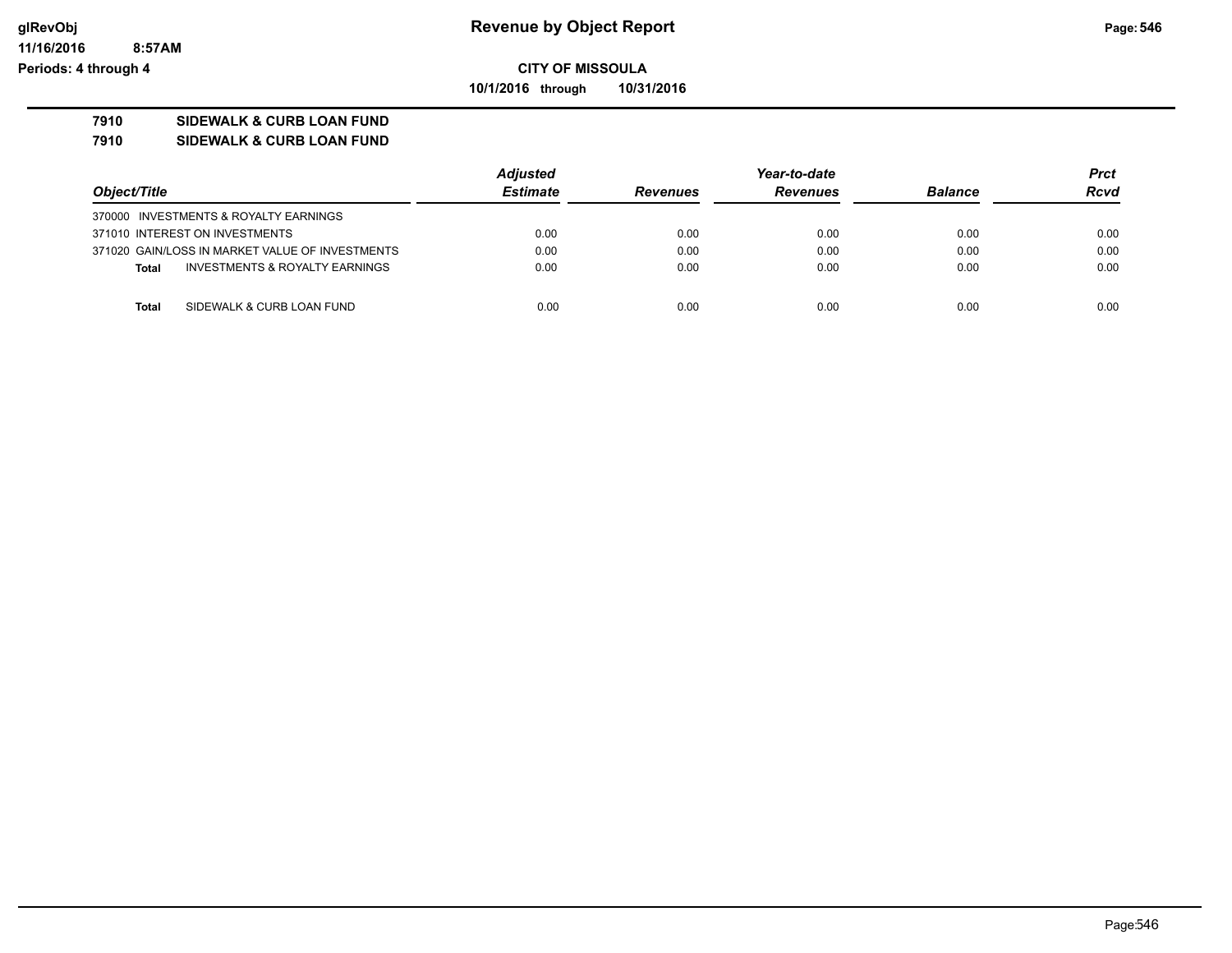# Revenue by Object Report

**CITY OF MISSOULA**

**10/1/2016 through 10/31/2016**

**glRevObj**
**11/16/2016 8:57AM**
**Periods: 4 through 4**

**7910 SIDEWALK & CURB LOAN FUND**
**7910 SIDEWALK & CURB LOAN FUND**

| Object/Title | Adjusted Estimate | Revenues | Year-to-date Revenues | Balance | Prct Rcvd |
|---|---|---|---|---|---|
| 370000 INVESTMENTS & ROYALTY EARNINGS | | | | | |
| 371010 INTEREST ON INVESTMENTS | 0.00 | 0.00 | 0.00 | 0.00 | 0.00 |
| 371020 GAIN/LOSS IN MARKET VALUE OF INVESTMENTS | 0.00 | 0.00 | 0.00 | 0.00 | 0.00 |
| **Total** INVESTMENTS & ROYALTY EARNINGS | 0.00 | 0.00 | 0.00 | 0.00 | 0.00 |
| **Total** SIDEWALK & CURB LOAN FUND | 0.00 | 0.00 | 0.00 | 0.00 | 0.00 |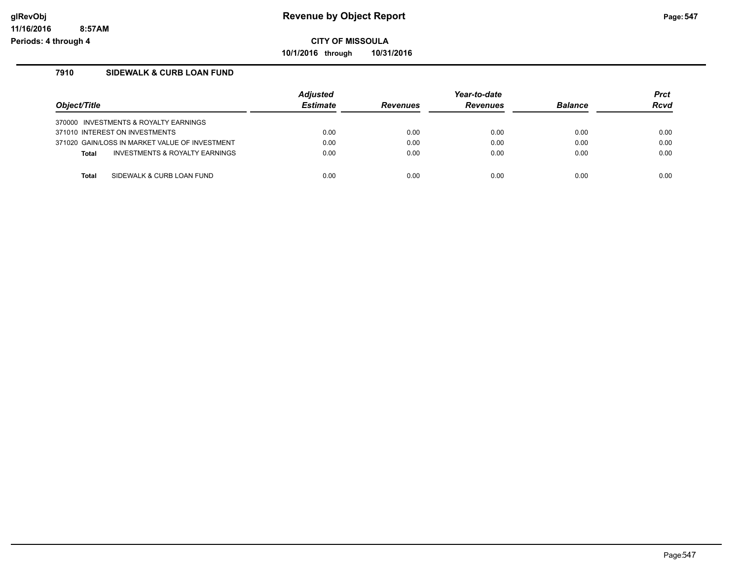# Revenue by Object Report

**CITY OF MISSOULA**

**10/1/2016 through 10/31/2016**

glRevObj
11/16/2016 8:57AM
Periods: 4 through 4

## 7910 SIDEWALK & CURB LOAN FUND

| Object/Title | Adjusted Estimate | Revenues | Year-to-date Revenues | Balance | Prct Rcvd |
|---|---|---|---|---|---|
| 370000 INVESTMENTS & ROYALTY EARNINGS | | | | | |
| 371010 INTEREST ON INVESTMENTS | 0.00 | 0.00 | 0.00 | 0.00 | 0.00 |
| 371020 GAIN/LOSS IN MARKET VALUE OF INVESTMENT | 0.00 | 0.00 | 0.00 | 0.00 | 0.00 |
| **Total** INVESTMENTS & ROYALTY EARNINGS | 0.00 | 0.00 | 0.00 | 0.00 | 0.00 |
| **Total** SIDEWALK & CURB LOAN FUND | 0.00 | 0.00 | 0.00 | 0.00 | 0.00 |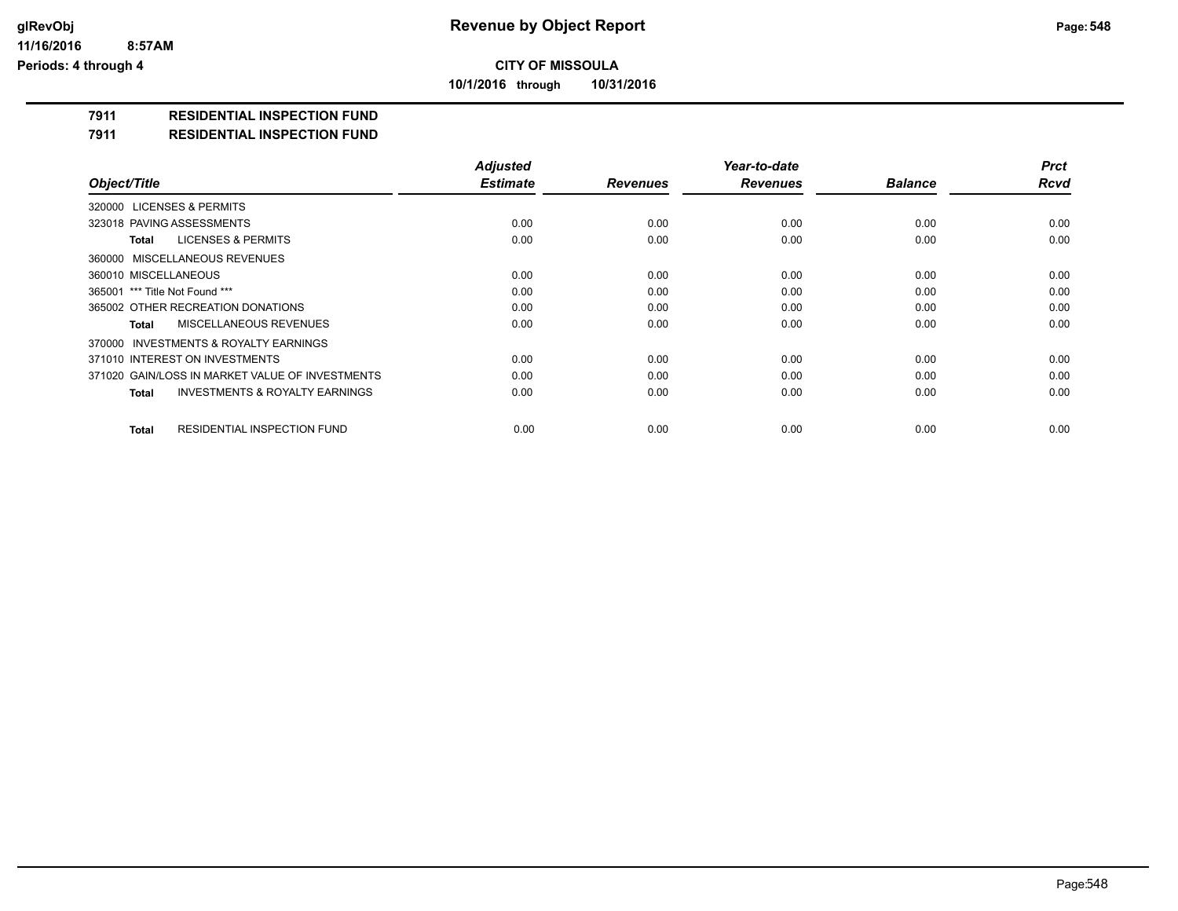# Revenue by Object Report

**CITY OF MISSOULA**

**10/1/2016 through 10/31/2016**

glRevObj
11/16/2016 8:57AM
Periods: 4 through 4

## 7911 RESIDENTIAL INSPECTION FUND

## 7911 RESIDENTIAL INSPECTION FUND

| Object/Title | Adjusted Estimate | Revenues | Year-to-date Revenues | Balance | Prct Rcvd |
|---|---|---|---|---|---|
| 320000 LICENSES & PERMITS | | | | | |
| 323018 PAVING ASSESSMENTS | 0.00 | 0.00 | 0.00 | 0.00 | 0.00 |
| **Total** LICENSES & PERMITS | 0.00 | 0.00 | 0.00 | 0.00 | 0.00 |
| 360000 MISCELLANEOUS REVENUES | | | | | |
| 360010 MISCELLANEOUS | 0.00 | 0.00 | 0.00 | 0.00 | 0.00 |
| 365001 *** Title Not Found *** | 0.00 | 0.00 | 0.00 | 0.00 | 0.00 |
| 365002 OTHER RECREATION DONATIONS | 0.00 | 0.00 | 0.00 | 0.00 | 0.00 |
| **Total** MISCELLANEOUS REVENUES | 0.00 | 0.00 | 0.00 | 0.00 | 0.00 |
| 370000 INVESTMENTS & ROYALTY EARNINGS | | | | | |
| 371010 INTEREST ON INVESTMENTS | 0.00 | 0.00 | 0.00 | 0.00 | 0.00 |
| 371020 GAIN/LOSS IN MARKET VALUE OF INVESTMENTS | 0.00 | 0.00 | 0.00 | 0.00 | 0.00 |
| **Total** INVESTMENTS & ROYALTY EARNINGS | 0.00 | 0.00 | 0.00 | 0.00 | 0.00 |
| **Total** RESIDENTIAL INSPECTION FUND | 0.00 | 0.00 | 0.00 | 0.00 | 0.00 |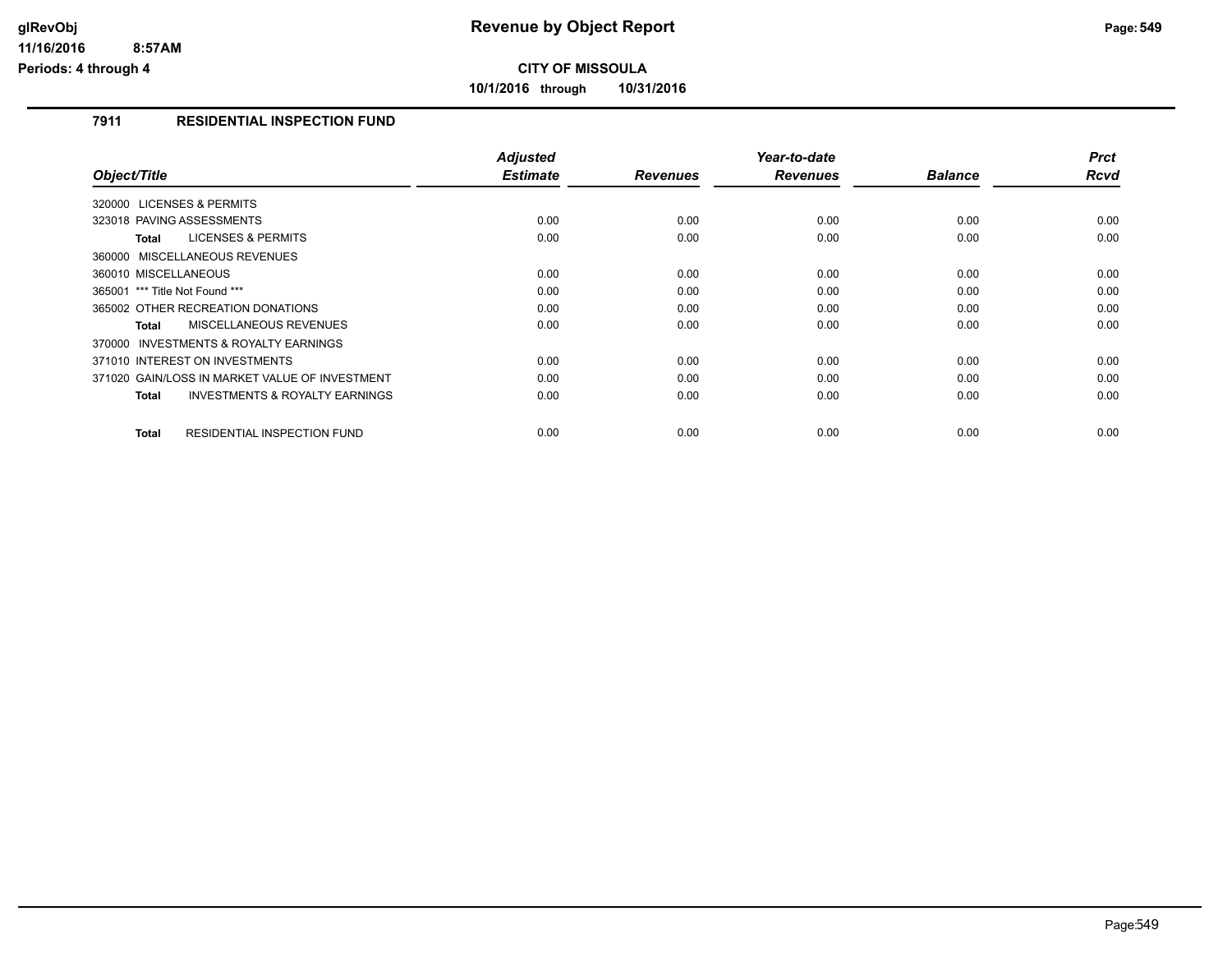# Revenue by Object Report

**CITY OF MISSOULA**

**10/1/2016 through 10/31/2016**

glRevObj
11/16/2016 8:57AM
Periods: 4 through 4

## 7911 RESIDENTIAL INSPECTION FUND

| Object/Title | Adjusted Estimate | Revenues | Year-to-date Revenues | Balance | Prct Rcvd |
|---|---|---|---|---|---|
| 320000 LICENSES & PERMITS | | | | | |
| 323018 PAVING ASSESSMENTS | 0.00 | 0.00 | 0.00 | 0.00 | 0.00 |
| **Total** LICENSES & PERMITS | 0.00 | 0.00 | 0.00 | 0.00 | 0.00 |
| 360000 MISCELLANEOUS REVENUES | | | | | |
| 360010 MISCELLANEOUS | 0.00 | 0.00 | 0.00 | 0.00 | 0.00 |
| 365001 *** Title Not Found *** | 0.00 | 0.00 | 0.00 | 0.00 | 0.00 |
| 365002 OTHER RECREATION DONATIONS | 0.00 | 0.00 | 0.00 | 0.00 | 0.00 |
| **Total** MISCELLANEOUS REVENUES | 0.00 | 0.00 | 0.00 | 0.00 | 0.00 |
| 370000 INVESTMENTS & ROYALTY EARNINGS | | | | | |
| 371010 INTEREST ON INVESTMENTS | 0.00 | 0.00 | 0.00 | 0.00 | 0.00 |
| 371020 GAIN/LOSS IN MARKET VALUE OF INVESTMENT | 0.00 | 0.00 | 0.00 | 0.00 | 0.00 |
| **Total** INVESTMENTS & ROYALTY EARNINGS | 0.00 | 0.00 | 0.00 | 0.00 | 0.00 |
| **Total** RESIDENTIAL INSPECTION FUND | 0.00 | 0.00 | 0.00 | 0.00 | 0.00 |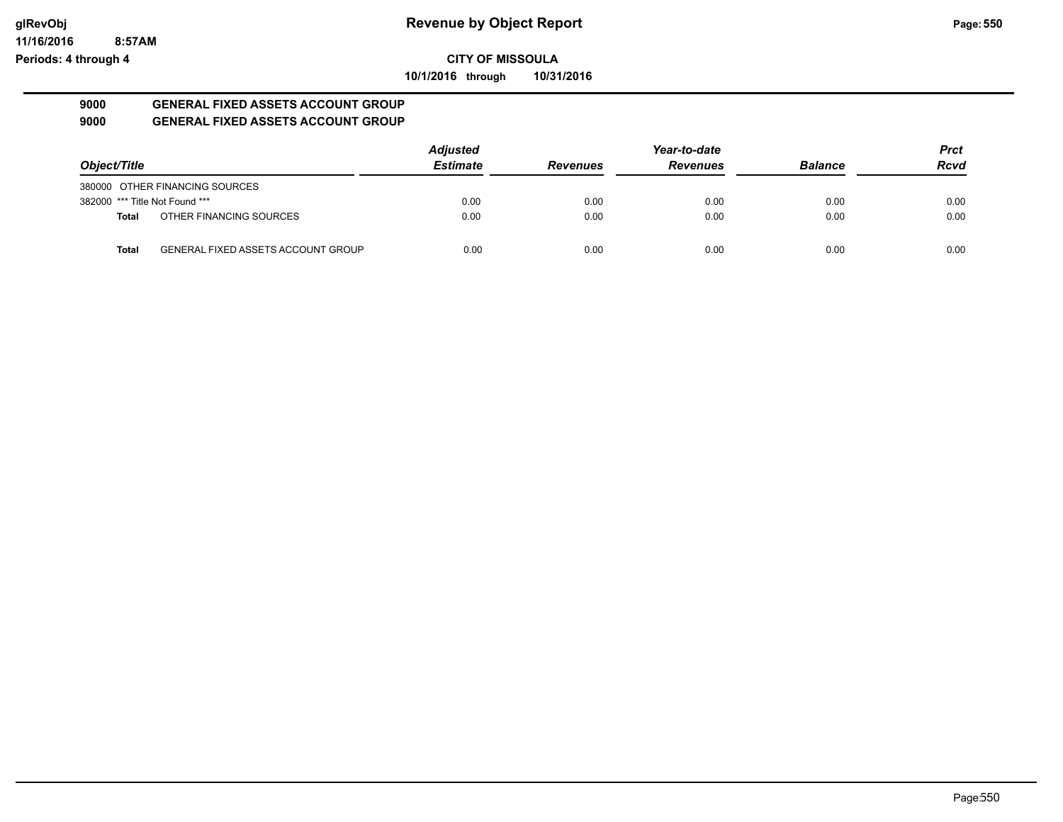**Revenue by Object Report**

**CITY OF MISSOULA**

**10/1/2016 through 10/31/2016**

glRevObj
11/16/2016 8:57AM
Periods: 4 through 4

## 9000 GENERAL FIXED ASSETS ACCOUNT GROUP

## 9000 GENERAL FIXED ASSETS ACCOUNT GROUP

| Object/Title | | Adjusted Estimate | Revenues | Year-to-date Revenues | Balance | Prct Rcvd |
|---|---|---|---|---|---|---|
| 380000 OTHER FINANCING SOURCES | | | | | | |
| 382000 *** Title Not Found *** | | 0.00 | 0.00 | 0.00 | 0.00 | 0.00 |
| **Total** | OTHER FINANCING SOURCES | 0.00 | 0.00 | 0.00 | 0.00 | 0.00 |
| **Total** | GENERAL FIXED ASSETS ACCOUNT GROUP | 0.00 | 0.00 | 0.00 | 0.00 | 0.00 |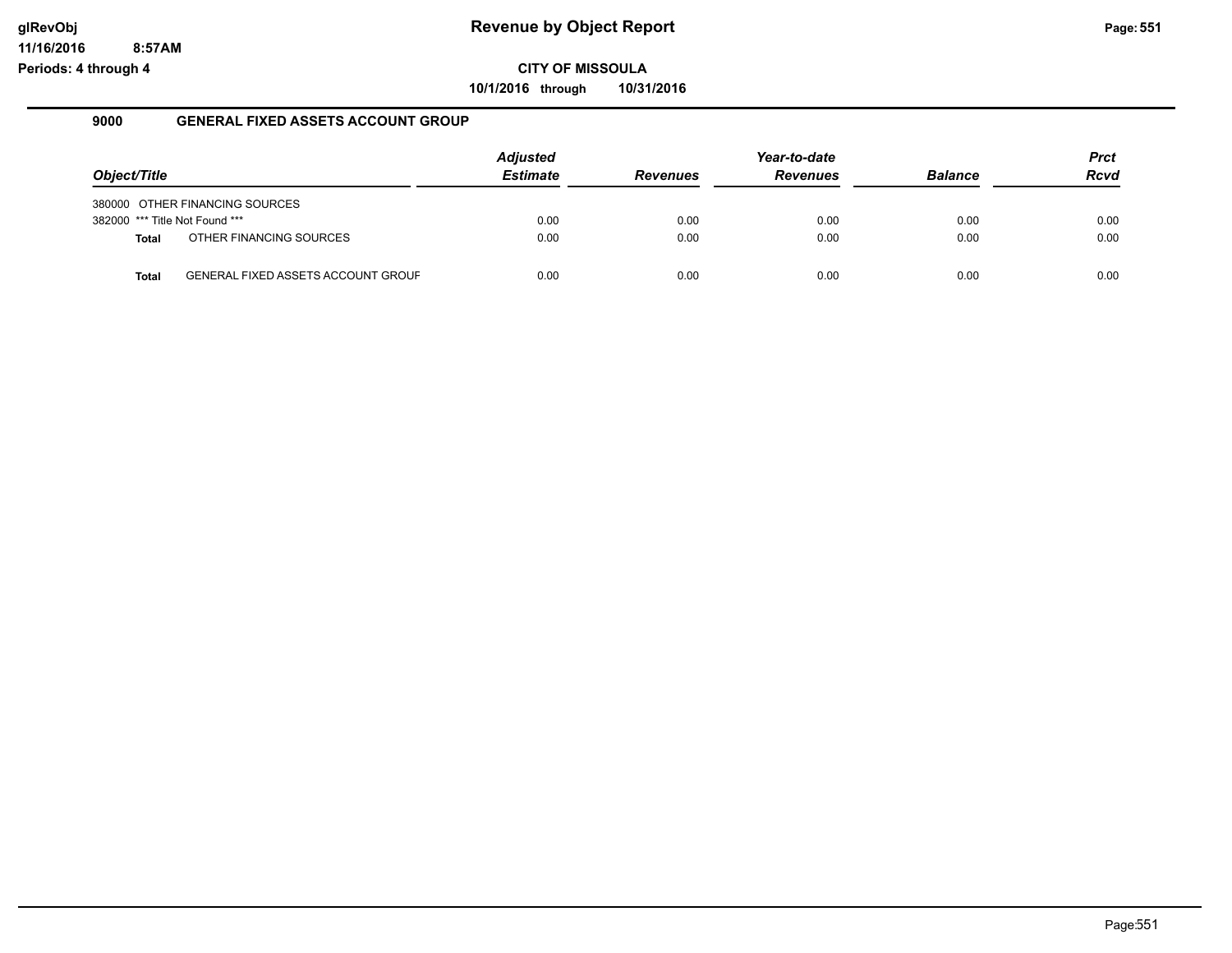# Revenue by Object Report

**CITY OF MISSOULA**

**10/1/2016 through 10/31/2016**

glRevObj
11/16/2016 8:57AM
Periods: 4 through 4

## 9000 GENERAL FIXED ASSETS ACCOUNT GROUP

| Object/Title | | Adjusted Estimate | Revenues | Year-to-date Revenues | Balance | Prct Rcvd |
|---|---|---|---|---|---|---|
| 380000 | OTHER FINANCING SOURCES | | | | | |
| 382000 | *** Title Not Found *** | 0.00 | 0.00 | 0.00 | 0.00 | 0.00 |
| **Total** | OTHER FINANCING SOURCES | 0.00 | 0.00 | 0.00 | 0.00 | 0.00 |
| **Total** | GENERAL FIXED ASSETS ACCOUNT GROUF | 0.00 | 0.00 | 0.00 | 0.00 | 0.00 |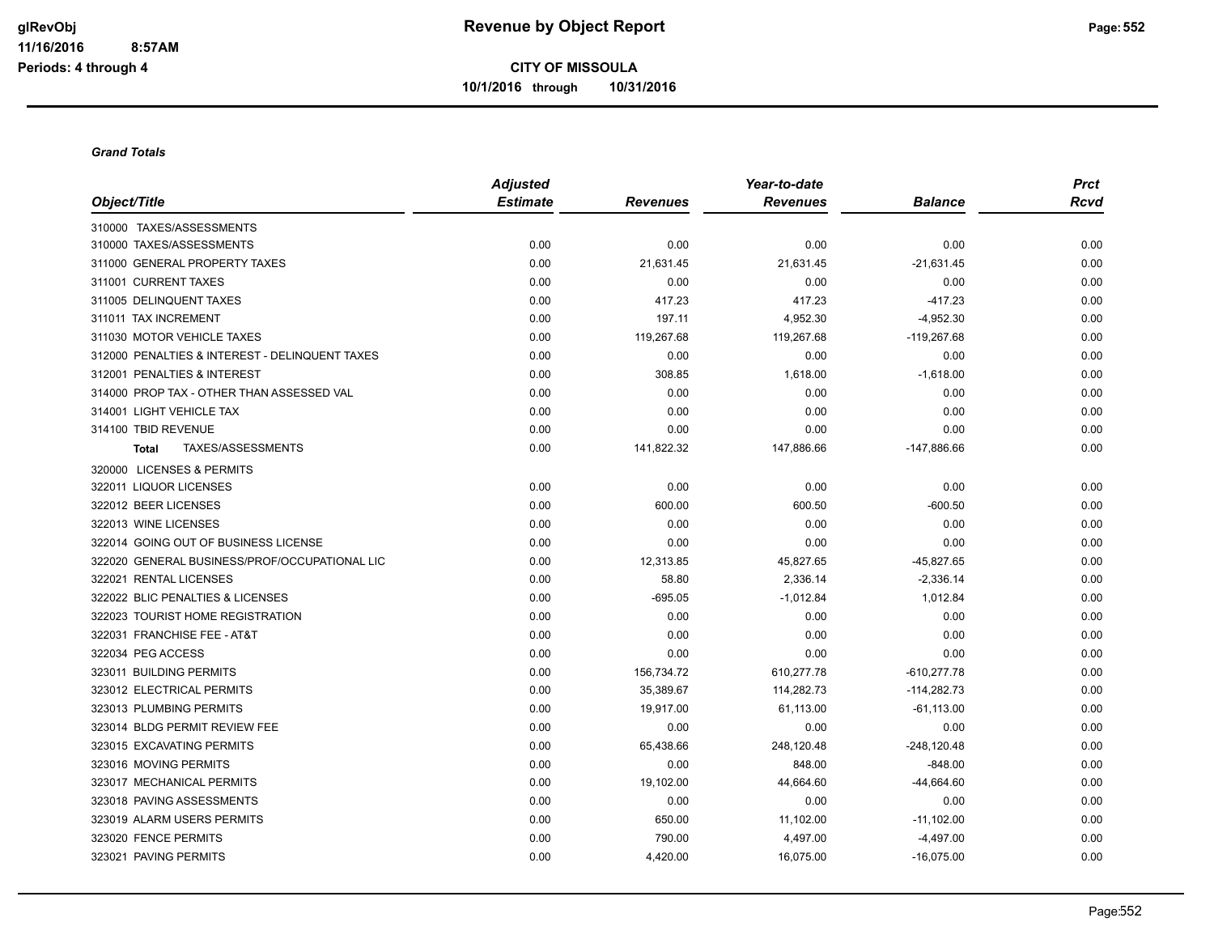# Revenue by Object Report

glRevObj
11/16/2016 8:57AM
Periods: 4 through 4

**CITY OF MISSOULA**

**10/1/2016 through 10/31/2016**

***Grand Totals***

| Object/Title | *Adjusted Estimate* | *Revenues* | *Year-to-date Revenues* | *Balance* | *Prct Rcvd* |
|---|---|---|---|---|---|
| 310000 TAXES/ASSESSMENTS | | | | | |
| 310000 TAXES/ASSESSMENTS | 0.00 | 0.00 | 0.00 | 0.00 | 0.00 |
| 311000 GENERAL PROPERTY TAXES | 0.00 | 21,631.45 | 21,631.45 | -21,631.45 | 0.00 |
| 311001 CURRENT TAXES | 0.00 | 0.00 | 0.00 | 0.00 | 0.00 |
| 311005 DELINQUENT TAXES | 0.00 | 417.23 | 417.23 | -417.23 | 0.00 |
| 311011 TAX INCREMENT | 0.00 | 197.11 | 4,952.30 | -4,952.30 | 0.00 |
| 311030 MOTOR VEHICLE TAXES | 0.00 | 119,267.68 | 119,267.68 | -119,267.68 | 0.00 |
| 312000 PENALTIES & INTEREST - DELINQUENT TAXES | 0.00 | 0.00 | 0.00 | 0.00 | 0.00 |
| 312001 PENALTIES & INTEREST | 0.00 | 308.85 | 1,618.00 | -1,618.00 | 0.00 |
| 314000 PROP TAX - OTHER THAN ASSESSED VAL | 0.00 | 0.00 | 0.00 | 0.00 | 0.00 |
| 314001 LIGHT VEHICLE TAX | 0.00 | 0.00 | 0.00 | 0.00 | 0.00 |
| 314100 TBID REVENUE | 0.00 | 0.00 | 0.00 | 0.00 | 0.00 |
| **Total** TAXES/ASSESSMENTS | 0.00 | 141,822.32 | 147,886.66 | -147,886.66 | 0.00 |
| 320000 LICENSES & PERMITS | | | | | |
| 322011 LIQUOR LICENSES | 0.00 | 0.00 | 0.00 | 0.00 | 0.00 |
| 322012 BEER LICENSES | 0.00 | 600.00 | 600.50 | -600.50 | 0.00 |
| 322013 WINE LICENSES | 0.00 | 0.00 | 0.00 | 0.00 | 0.00 |
| 322014 GOING OUT OF BUSINESS LICENSE | 0.00 | 0.00 | 0.00 | 0.00 | 0.00 |
| 322020 GENERAL BUSINESS/PROF/OCCUPATIONAL LIC | 0.00 | 12,313.85 | 45,827.65 | -45,827.65 | 0.00 |
| 322021 RENTAL LICENSES | 0.00 | 58.80 | 2,336.14 | -2,336.14 | 0.00 |
| 322022 BLIC PENALTIES & LICENSES | 0.00 | -695.05 | -1,012.84 | 1,012.84 | 0.00 |
| 322023 TOURIST HOME REGISTRATION | 0.00 | 0.00 | 0.00 | 0.00 | 0.00 |
| 322031 FRANCHISE FEE - AT&T | 0.00 | 0.00 | 0.00 | 0.00 | 0.00 |
| 322034 PEG ACCESS | 0.00 | 0.00 | 0.00 | 0.00 | 0.00 |
| 323011 BUILDING PERMITS | 0.00 | 156,734.72 | 610,277.78 | -610,277.78 | 0.00 |
| 323012 ELECTRICAL PERMITS | 0.00 | 35,389.67 | 114,282.73 | -114,282.73 | 0.00 |
| 323013 PLUMBING PERMITS | 0.00 | 19,917.00 | 61,113.00 | -61,113.00 | 0.00 |
| 323014 BLDG PERMIT REVIEW FEE | 0.00 | 0.00 | 0.00 | 0.00 | 0.00 |
| 323015 EXCAVATING PERMITS | 0.00 | 65,438.66 | 248,120.48 | -248,120.48 | 0.00 |
| 323016 MOVING PERMITS | 0.00 | 0.00 | 848.00 | -848.00 | 0.00 |
| 323017 MECHANICAL PERMITS | 0.00 | 19,102.00 | 44,664.60 | -44,664.60 | 0.00 |
| 323018 PAVING ASSESSMENTS | 0.00 | 0.00 | 0.00 | 0.00 | 0.00 |
| 323019 ALARM USERS PERMITS | 0.00 | 650.00 | 11,102.00 | -11,102.00 | 0.00 |
| 323020 FENCE PERMITS | 0.00 | 790.00 | 4,497.00 | -4,497.00 | 0.00 |
| 323021 PAVING PERMITS | 0.00 | 4,420.00 | 16,075.00 | -16,075.00 | 0.00 |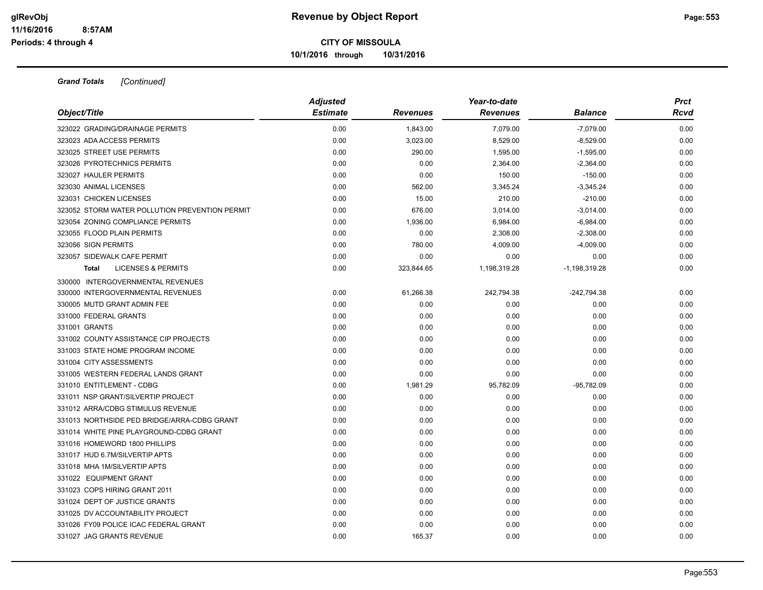**CITY OF MISSOULA**

**10/1/2016 through 10/31/2016**

***Grand Totals*** *[Continued]*

| *Object/Title* | *Adjusted Estimate* | *Revenues* | *Year-to-date Revenues* | *Balance* | *Prct Rcvd* |
|---|---|---|---|---|---|
| 323022 GRADING/DRAINAGE PERMITS | 0.00 | 1,843.00 | 7,079.00 | -7,079.00 | 0.00 |
| 323023 ADA ACCESS PERMITS | 0.00 | 3,023.00 | 8,529.00 | -8,529.00 | 0.00 |
| 323025 STREET USE PERMITS | 0.00 | 290.00 | 1,595.00 | -1,595.00 | 0.00 |
| 323026 PYROTECHNICS PERMITS | 0.00 | 0.00 | 2,364.00 | -2,364.00 | 0.00 |
| 323027 HAULER PERMITS | 0.00 | 0.00 | 150.00 | -150.00 | 0.00 |
| 323030 ANIMAL LICENSES | 0.00 | 562.00 | 3,345.24 | -3,345.24 | 0.00 |
| 323031 CHICKEN LICENSES | 0.00 | 15.00 | 210.00 | -210.00 | 0.00 |
| 323052 STORM WATER POLLUTION PREVENTION PERMIT | 0.00 | 676.00 | 3,014.00 | -3,014.00 | 0.00 |
| 323054 ZONING COMPLIANCE PERMITS | 0.00 | 1,936.00 | 6,984.00 | -6,984.00 | 0.00 |
| 323055 FLOOD PLAIN PERMITS | 0.00 | 0.00 | 2,308.00 | -2,308.00 | 0.00 |
| 323056 SIGN PERMITS | 0.00 | 780.00 | 4,009.00 | -4,009.00 | 0.00 |
| 323057 SIDEWALK CAFE PERMIT | 0.00 | 0.00 | 0.00 | 0.00 | 0.00 |
| **Total** LICENSES & PERMITS | 0.00 | 323,844.65 | 1,198,319.28 | -1,198,319.28 | 0.00 |
| 330000 INTERGOVERNMENTAL REVENUES | | | | | |
| 330000 INTERGOVERNMENTAL REVENUES | 0.00 | 61,266.38 | 242,794.38 | -242,794.38 | 0.00 |
| 330005 MUTD GRANT ADMIN FEE | 0.00 | 0.00 | 0.00 | 0.00 | 0.00 |
| 331000 FEDERAL GRANTS | 0.00 | 0.00 | 0.00 | 0.00 | 0.00 |
| 331001 GRANTS | 0.00 | 0.00 | 0.00 | 0.00 | 0.00 |
| 331002 COUNTY ASSISTANCE CIP PROJECTS | 0.00 | 0.00 | 0.00 | 0.00 | 0.00 |
| 331003 STATE HOME PROGRAM INCOME | 0.00 | 0.00 | 0.00 | 0.00 | 0.00 |
| 331004 CITY ASSESSMENTS | 0.00 | 0.00 | 0.00 | 0.00 | 0.00 |
| 331005 WESTERN FEDERAL LANDS GRANT | 0.00 | 0.00 | 0.00 | 0.00 | 0.00 |
| 331010 ENTITLEMENT - CDBG | 0.00 | 1,981.29 | 95,782.09 | -95,782.09 | 0.00 |
| 331011 NSP GRANT/SILVERTIP PROJECT | 0.00 | 0.00 | 0.00 | 0.00 | 0.00 |
| 331012 ARRA/CDBG STIMULUS REVENUE | 0.00 | 0.00 | 0.00 | 0.00 | 0.00 |
| 331013 NORTHSIDE PED BRIDGE/ARRA-CDBG GRANT | 0.00 | 0.00 | 0.00 | 0.00 | 0.00 |
| 331014 WHITE PINE PLAYGROUND-CDBG GRANT | 0.00 | 0.00 | 0.00 | 0.00 | 0.00 |
| 331016 HOMEWORD 1800 PHILLIPS | 0.00 | 0.00 | 0.00 | 0.00 | 0.00 |
| 331017 HUD 6.7M/SILVERTIP APTS | 0.00 | 0.00 | 0.00 | 0.00 | 0.00 |
| 331018 MHA 1M/SILVERTIP APTS | 0.00 | 0.00 | 0.00 | 0.00 | 0.00 |
| 331022 EQUIPMENT GRANT | 0.00 | 0.00 | 0.00 | 0.00 | 0.00 |
| 331023 COPS HIRING GRANT 2011 | 0.00 | 0.00 | 0.00 | 0.00 | 0.00 |
| 331024 DEPT OF JUSTICE GRANTS | 0.00 | 0.00 | 0.00 | 0.00 | 0.00 |
| 331025 DV ACCOUNTABILITY PROJECT | 0.00 | 0.00 | 0.00 | 0.00 | 0.00 |
| 331026 FY09 POLICE ICAC FEDERAL GRANT | 0.00 | 0.00 | 0.00 | 0.00 | 0.00 |
| 331027 JAG GRANTS REVENUE | 0.00 | 165.37 | 0.00 | 0.00 | 0.00 |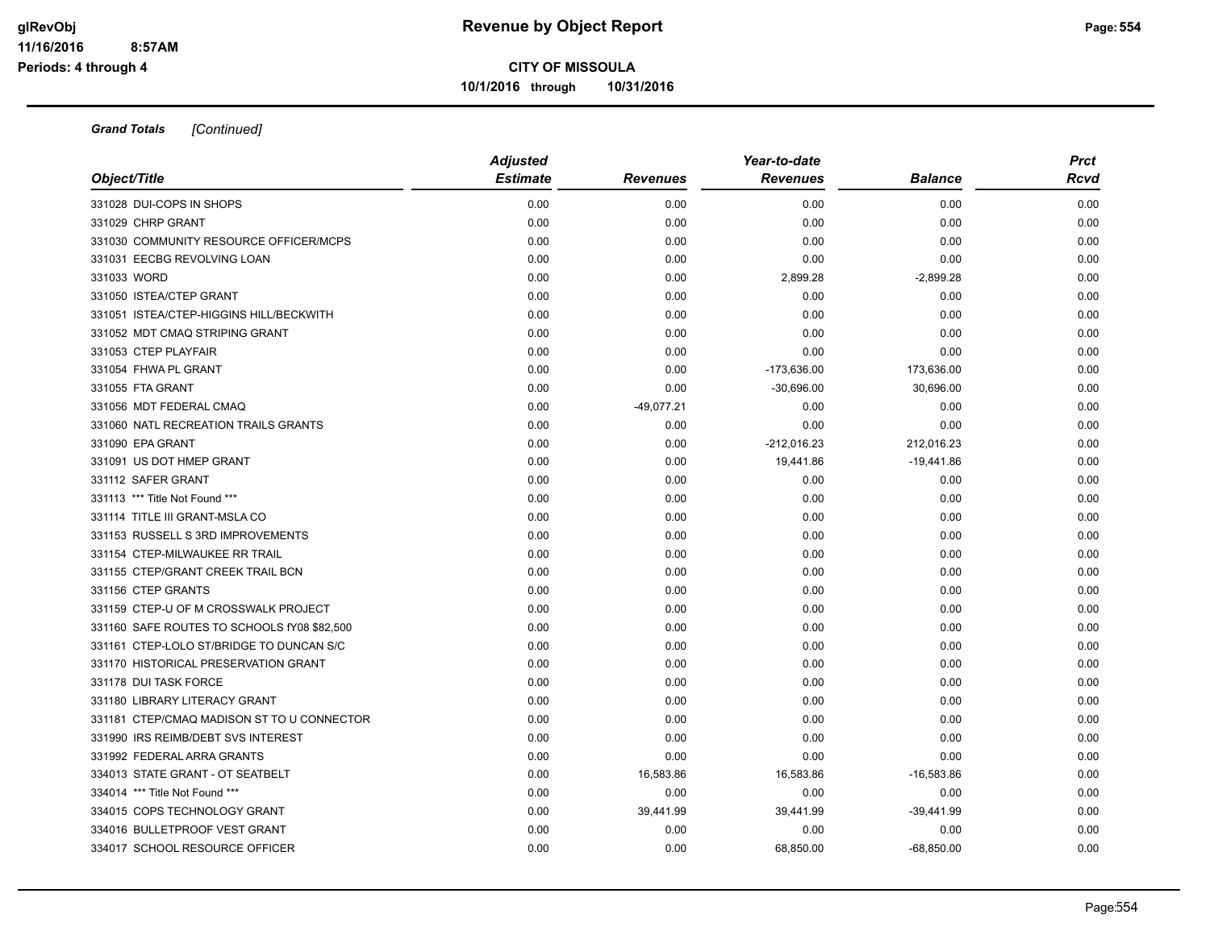**CITY OF MISSOULA**

**10/1/2016 through 10/31/2016**

*Grand Totals [Continued]*

| Object/Title | Adjusted Estimate | Revenues | Year-to-date Revenues | Balance | Prct Rcvd |
|---|---|---|---|---|---|
| 331028 DUI-COPS IN SHOPS | 0.00 | 0.00 | 0.00 | 0.00 | 0.00 |
| 331029 CHRP GRANT | 0.00 | 0.00 | 0.00 | 0.00 | 0.00 |
| 331030 COMMUNITY RESOURCE OFFICER/MCPS | 0.00 | 0.00 | 0.00 | 0.00 | 0.00 |
| 331031 EECBG REVOLVING LOAN | 0.00 | 0.00 | 0.00 | 0.00 | 0.00 |
| 331033 WORD | 0.00 | 0.00 | 2,899.28 | -2,899.28 | 0.00 |
| 331050 ISTEA/CTEP GRANT | 0.00 | 0.00 | 0.00 | 0.00 | 0.00 |
| 331051 ISTEA/CTEP-HIGGINS HILL/BECKWITH | 0.00 | 0.00 | 0.00 | 0.00 | 0.00 |
| 331052 MDT CMAQ STRIPING GRANT | 0.00 | 0.00 | 0.00 | 0.00 | 0.00 |
| 331053 CTEP PLAYFAIR | 0.00 | 0.00 | 0.00 | 0.00 | 0.00 |
| 331054 FHWA PL GRANT | 0.00 | 0.00 | -173,636.00 | 173,636.00 | 0.00 |
| 331055 FTA GRANT | 0.00 | 0.00 | -30,696.00 | 30,696.00 | 0.00 |
| 331056 MDT FEDERAL CMAQ | 0.00 | -49,077.21 | 0.00 | 0.00 | 0.00 |
| 331060 NATL RECREATION TRAILS GRANTS | 0.00 | 0.00 | 0.00 | 0.00 | 0.00 |
| 331090 EPA GRANT | 0.00 | 0.00 | -212,016.23 | 212,016.23 | 0.00 |
| 331091 US DOT HMEP GRANT | 0.00 | 0.00 | 19,441.86 | -19,441.86 | 0.00 |
| 331112 SAFER GRANT | 0.00 | 0.00 | 0.00 | 0.00 | 0.00 |
| 331113 *** Title Not Found *** | 0.00 | 0.00 | 0.00 | 0.00 | 0.00 |
| 331114 TITLE III GRANT-MSLA CO | 0.00 | 0.00 | 0.00 | 0.00 | 0.00 |
| 331153 RUSSELL S 3RD IMPROVEMENTS | 0.00 | 0.00 | 0.00 | 0.00 | 0.00 |
| 331154 CTEP-MILWAUKEE RR TRAIL | 0.00 | 0.00 | 0.00 | 0.00 | 0.00 |
| 331155 CTEP/GRANT CREEK TRAIL BCN | 0.00 | 0.00 | 0.00 | 0.00 | 0.00 |
| 331156 CTEP GRANTS | 0.00 | 0.00 | 0.00 | 0.00 | 0.00 |
| 331159 CTEP-U OF M CROSSWALK PROJECT | 0.00 | 0.00 | 0.00 | 0.00 | 0.00 |
| 331160 SAFE ROUTES TO SCHOOLS fY08 $82,500 | 0.00 | 0.00 | 0.00 | 0.00 | 0.00 |
| 331161 CTEP-LOLO ST/BRIDGE TO DUNCAN S/C | 0.00 | 0.00 | 0.00 | 0.00 | 0.00 |
| 331170 HISTORICAL PRESERVATION GRANT | 0.00 | 0.00 | 0.00 | 0.00 | 0.00 |
| 331178 DUI TASK FORCE | 0.00 | 0.00 | 0.00 | 0.00 | 0.00 |
| 331180 LIBRARY LITERACY GRANT | 0.00 | 0.00 | 0.00 | 0.00 | 0.00 |
| 331181 CTEP/CMAQ MADISON ST TO U CONNECTOR | 0.00 | 0.00 | 0.00 | 0.00 | 0.00 |
| 331990 IRS REIMB/DEBT SVS INTEREST | 0.00 | 0.00 | 0.00 | 0.00 | 0.00 |
| 331992 FEDERAL ARRA GRANTS | 0.00 | 0.00 | 0.00 | 0.00 | 0.00 |
| 334013 STATE GRANT - OT SEATBELT | 0.00 | 16,583.86 | 16,583.86 | -16,583.86 | 0.00 |
| 334014 *** Title Not Found *** | 0.00 | 0.00 | 0.00 | 0.00 | 0.00 |
| 334015 COPS TECHNOLOGY GRANT | 0.00 | 39,441.99 | 39,441.99 | -39,441.99 | 0.00 |
| 334016 BULLETPROOF VEST GRANT | 0.00 | 0.00 | 0.00 | 0.00 | 0.00 |
| 334017 SCHOOL RESOURCE OFFICER | 0.00 | 0.00 | 68,850.00 | -68,850.00 | 0.00 |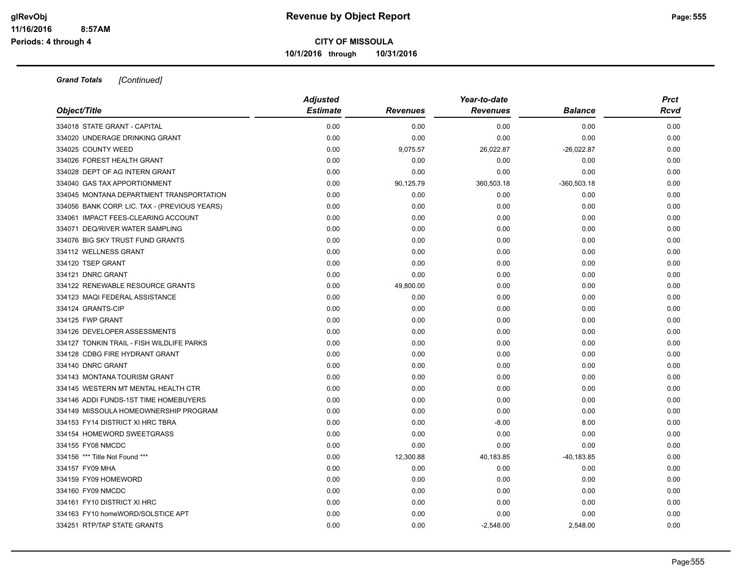**CITY OF MISSOULA**

**10/1/2016 through 10/31/2016**

***Grand Totals*** *[Continued]*

| *Object/Title* | *Adjusted Estimate* | *Revenues* | *Year-to-date Revenues* | *Balance* | *Prct Rcvd* |
|---|---|---|---|---|---|
| 334018 STATE GRANT - CAPITAL | 0.00 | 0.00 | 0.00 | 0.00 | 0.00 |
| 334020 UNDERAGE DRINKING GRANT | 0.00 | 0.00 | 0.00 | 0.00 | 0.00 |
| 334025 COUNTY WEED | 0.00 | 9,075.57 | 26,022.87 | -26,022.87 | 0.00 |
| 334026 FOREST HEALTH GRANT | 0.00 | 0.00 | 0.00 | 0.00 | 0.00 |
| 334028 DEPT OF AG INTERN GRANT | 0.00 | 0.00 | 0.00 | 0.00 | 0.00 |
| 334040 GAS TAX APPORTIONMENT | 0.00 | 90,125.79 | 360,503.18 | -360,503.18 | 0.00 |
| 334045 MONTANA DEPARTMENT TRANSPORTATION | 0.00 | 0.00 | 0.00 | 0.00 | 0.00 |
| 334056 BANK CORP. LIC. TAX - (PREVIOUS YEARS) | 0.00 | 0.00 | 0.00 | 0.00 | 0.00 |
| 334061 IMPACT FEES-CLEARING ACCOUNT | 0.00 | 0.00 | 0.00 | 0.00 | 0.00 |
| 334071 DEQ/RIVER WATER SAMPLING | 0.00 | 0.00 | 0.00 | 0.00 | 0.00 |
| 334076 BIG SKY TRUST FUND GRANTS | 0.00 | 0.00 | 0.00 | 0.00 | 0.00 |
| 334112 WELLNESS GRANT | 0.00 | 0.00 | 0.00 | 0.00 | 0.00 |
| 334120 TSEP GRANT | 0.00 | 0.00 | 0.00 | 0.00 | 0.00 |
| 334121 DNRC GRANT | 0.00 | 0.00 | 0.00 | 0.00 | 0.00 |
| 334122 RENEWABLE RESOURCE GRANTS | 0.00 | 49,800.00 | 0.00 | 0.00 | 0.00 |
| 334123 MAQI FEDERAL ASSISTANCE | 0.00 | 0.00 | 0.00 | 0.00 | 0.00 |
| 334124 GRANTS-CIP | 0.00 | 0.00 | 0.00 | 0.00 | 0.00 |
| 334125 FWP GRANT | 0.00 | 0.00 | 0.00 | 0.00 | 0.00 |
| 334126 DEVELOPER ASSESSMENTS | 0.00 | 0.00 | 0.00 | 0.00 | 0.00 |
| 334127 TONKIN TRAIL - FISH WILDLIFE PARKS | 0.00 | 0.00 | 0.00 | 0.00 | 0.00 |
| 334128 CDBG FIRE HYDRANT GRANT | 0.00 | 0.00 | 0.00 | 0.00 | 0.00 |
| 334140 DNRC GRANT | 0.00 | 0.00 | 0.00 | 0.00 | 0.00 |
| 334143 MONTANA TOURISM GRANT | 0.00 | 0.00 | 0.00 | 0.00 | 0.00 |
| 334145 WESTERN MT MENTAL HEALTH CTR | 0.00 | 0.00 | 0.00 | 0.00 | 0.00 |
| 334146 ADDI FUNDS-1ST TIME HOMEBUYERS | 0.00 | 0.00 | 0.00 | 0.00 | 0.00 |
| 334149 MISSOULA HOMEOWNERSHIP PROGRAM | 0.00 | 0.00 | 0.00 | 0.00 | 0.00 |
| 334153 FY14 DISTRICT XI HRC TBRA | 0.00 | 0.00 | -8.00 | 8.00 | 0.00 |
| 334154 HOMEWORD SWEETGRASS | 0.00 | 0.00 | 0.00 | 0.00 | 0.00 |
| 334155 FY08 NMCDC | 0.00 | 0.00 | 0.00 | 0.00 | 0.00 |
| 334156 *** Title Not Found *** | 0.00 | 12,300.88 | 40,183.85 | -40,183.85 | 0.00 |
| 334157 FY09 MHA | 0.00 | 0.00 | 0.00 | 0.00 | 0.00 |
| 334159 FY09 HOMEWORD | 0.00 | 0.00 | 0.00 | 0.00 | 0.00 |
| 334160 FY09 NMCDC | 0.00 | 0.00 | 0.00 | 0.00 | 0.00 |
| 334161 FY10 DISTRICT XI HRC | 0.00 | 0.00 | 0.00 | 0.00 | 0.00 |
| 334163 FY10 homeWORD/SOLSTICE APT | 0.00 | 0.00 | 0.00 | 0.00 | 0.00 |
| 334251 RTP/TAP STATE GRANTS | 0.00 | 0.00 | -2,548.00 | 2,548.00 | 0.00 |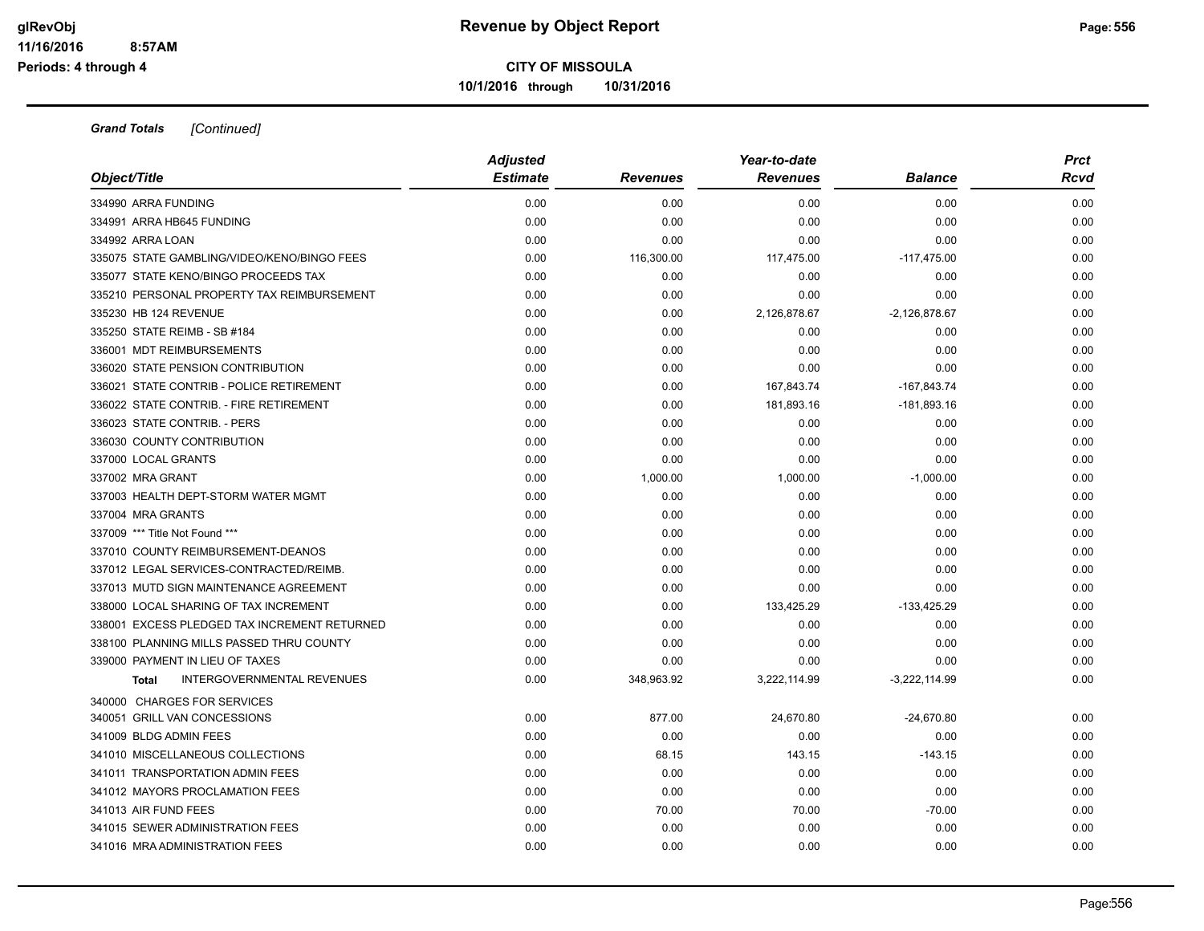**CITY OF MISSOULA**

**10/1/2016 through 10/31/2016**

***Grand Totals*** *[Continued]*

| Object/Title | Adjusted Estimate | Revenues | Year-to-date Revenues | Balance | Prct Rcvd |
|---|---|---|---|---|---|
| 334990 ARRA FUNDING | 0.00 | 0.00 | 0.00 | 0.00 | 0.00 |
| 334991 ARRA HB645 FUNDING | 0.00 | 0.00 | 0.00 | 0.00 | 0.00 |
| 334992 ARRA LOAN | 0.00 | 0.00 | 0.00 | 0.00 | 0.00 |
| 335075 STATE GAMBLING/VIDEO/KENO/BINGO FEES | 0.00 | 116,300.00 | 117,475.00 | -117,475.00 | 0.00 |
| 335077 STATE KENO/BINGO PROCEEDS TAX | 0.00 | 0.00 | 0.00 | 0.00 | 0.00 |
| 335210 PERSONAL PROPERTY TAX REIMBURSEMENT | 0.00 | 0.00 | 0.00 | 0.00 | 0.00 |
| 335230 HB 124 REVENUE | 0.00 | 0.00 | 2,126,878.67 | -2,126,878.67 | 0.00 |
| 335250 STATE REIMB - SB #184 | 0.00 | 0.00 | 0.00 | 0.00 | 0.00 |
| 336001 MDT REIMBURSEMENTS | 0.00 | 0.00 | 0.00 | 0.00 | 0.00 |
| 336020 STATE PENSION CONTRIBUTION | 0.00 | 0.00 | 0.00 | 0.00 | 0.00 |
| 336021 STATE CONTRIB - POLICE RETIREMENT | 0.00 | 0.00 | 167,843.74 | -167,843.74 | 0.00 |
| 336022 STATE CONTRIB. - FIRE RETIREMENT | 0.00 | 0.00 | 181,893.16 | -181,893.16 | 0.00 |
| 336023 STATE CONTRIB. - PERS | 0.00 | 0.00 | 0.00 | 0.00 | 0.00 |
| 336030 COUNTY CONTRIBUTION | 0.00 | 0.00 | 0.00 | 0.00 | 0.00 |
| 337000 LOCAL GRANTS | 0.00 | 0.00 | 0.00 | 0.00 | 0.00 |
| 337002 MRA GRANT | 0.00 | 1,000.00 | 1,000.00 | -1,000.00 | 0.00 |
| 337003 HEALTH DEPT-STORM WATER MGMT | 0.00 | 0.00 | 0.00 | 0.00 | 0.00 |
| 337004 MRA GRANTS | 0.00 | 0.00 | 0.00 | 0.00 | 0.00 |
| 337009 *** Title Not Found *** | 0.00 | 0.00 | 0.00 | 0.00 | 0.00 |
| 337010 COUNTY REIMBURSEMENT-DEANOS | 0.00 | 0.00 | 0.00 | 0.00 | 0.00 |
| 337012 LEGAL SERVICES-CONTRACTED/REIMB. | 0.00 | 0.00 | 0.00 | 0.00 | 0.00 |
| 337013 MUTD SIGN MAINTENANCE AGREEMENT | 0.00 | 0.00 | 0.00 | 0.00 | 0.00 |
| 338000 LOCAL SHARING OF TAX INCREMENT | 0.00 | 0.00 | 133,425.29 | -133,425.29 | 0.00 |
| 338001 EXCESS PLEDGED TAX INCREMENT RETURNED | 0.00 | 0.00 | 0.00 | 0.00 | 0.00 |
| 338100 PLANNING MILLS PASSED THRU COUNTY | 0.00 | 0.00 | 0.00 | 0.00 | 0.00 |
| 339000 PAYMENT IN LIEU OF TAXES | 0.00 | 0.00 | 0.00 | 0.00 | 0.00 |
| **Total** INTERGOVERNMENTAL REVENUES | 0.00 | 348,963.92 | 3,222,114.99 | -3,222,114.99 | 0.00 |
| 340000 CHARGES FOR SERVICES | | | | | |
| 340051 GRILL VAN CONCESSIONS | 0.00 | 877.00 | 24,670.80 | -24,670.80 | 0.00 |
| 341009 BLDG ADMIN FEES | 0.00 | 0.00 | 0.00 | 0.00 | 0.00 |
| 341010 MISCELLANEOUS COLLECTIONS | 0.00 | 68.15 | 143.15 | -143.15 | 0.00 |
| 341011 TRANSPORTATION ADMIN FEES | 0.00 | 0.00 | 0.00 | 0.00 | 0.00 |
| 341012 MAYORS PROCLAMATION FEES | 0.00 | 0.00 | 0.00 | 0.00 | 0.00 |
| 341013 AIR FUND FEES | 0.00 | 70.00 | 70.00 | -70.00 | 0.00 |
| 341015 SEWER ADMINISTRATION FEES | 0.00 | 0.00 | 0.00 | 0.00 | 0.00 |
| 341016 MRA ADMINISTRATION FEES | 0.00 | 0.00 | 0.00 | 0.00 | 0.00 |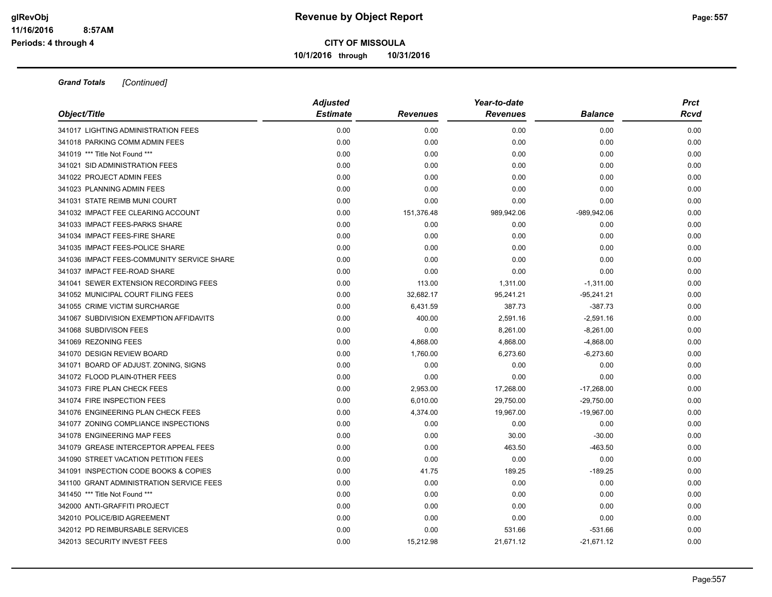**CITY OF MISSOULA**

**10/1/2016 through 10/31/2016**

***Grand Totals*** *[Continued]*

| *Object/Title* | *Adjusted Estimate* | *Revenues* | *Year-to-date Revenues* | *Balance* | *Prct Rcvd* |
|---|---|---|---|---|---|
| 341017 LIGHTING ADMINISTRATION FEES | 0.00 | 0.00 | 0.00 | 0.00 | 0.00 |
| 341018 PARKING COMM ADMIN FEES | 0.00 | 0.00 | 0.00 | 0.00 | 0.00 |
| 341019 *** Title Not Found *** | 0.00 | 0.00 | 0.00 | 0.00 | 0.00 |
| 341021 SID ADMINISTRATION FEES | 0.00 | 0.00 | 0.00 | 0.00 | 0.00 |
| 341022 PROJECT ADMIN FEES | 0.00 | 0.00 | 0.00 | 0.00 | 0.00 |
| 341023 PLANNING ADMIN FEES | 0.00 | 0.00 | 0.00 | 0.00 | 0.00 |
| 341031 STATE REIMB MUNI COURT | 0.00 | 0.00 | 0.00 | 0.00 | 0.00 |
| 341032 IMPACT FEE CLEARING ACCOUNT | 0.00 | 151,376.48 | 989,942.06 | -989,942.06 | 0.00 |
| 341033 IMPACT FEES-PARKS SHARE | 0.00 | 0.00 | 0.00 | 0.00 | 0.00 |
| 341034 IMPACT FEES-FIRE SHARE | 0.00 | 0.00 | 0.00 | 0.00 | 0.00 |
| 341035 IMPACT FEES-POLICE SHARE | 0.00 | 0.00 | 0.00 | 0.00 | 0.00 |
| 341036 IMPACT FEES-COMMUNITY SERVICE SHARE | 0.00 | 0.00 | 0.00 | 0.00 | 0.00 |
| 341037 IMPACT FEE-ROAD SHARE | 0.00 | 0.00 | 0.00 | 0.00 | 0.00 |
| 341041 SEWER EXTENSION RECORDING FEES | 0.00 | 113.00 | 1,311.00 | -1,311.00 | 0.00 |
| 341052 MUNICIPAL COURT FILING FEES | 0.00 | 32,682.17 | 95,241.21 | -95,241.21 | 0.00 |
| 341055 CRIME VICTIM SURCHARGE | 0.00 | 6,431.59 | 387.73 | -387.73 | 0.00 |
| 341067 SUBDIVISION EXEMPTION AFFIDAVITS | 0.00 | 400.00 | 2,591.16 | -2,591.16 | 0.00 |
| 341068 SUBDIVISON FEES | 0.00 | 0.00 | 8,261.00 | -8,261.00 | 0.00 |
| 341069 REZONING FEES | 0.00 | 4,868.00 | 4,868.00 | -4,868.00 | 0.00 |
| 341070 DESIGN REVIEW BOARD | 0.00 | 1,760.00 | 6,273.60 | -6,273.60 | 0.00 |
| 341071 BOARD OF ADJUST. ZONING, SIGNS | 0.00 | 0.00 | 0.00 | 0.00 | 0.00 |
| 341072 FLOOD PLAIN-0THER FEES | 0.00 | 0.00 | 0.00 | 0.00 | 0.00 |
| 341073 FIRE PLAN CHECK FEES | 0.00 | 2,953.00 | 17,268.00 | -17,268.00 | 0.00 |
| 341074 FIRE INSPECTION FEES | 0.00 | 6,010.00 | 29,750.00 | -29,750.00 | 0.00 |
| 341076 ENGINEERING PLAN CHECK FEES | 0.00 | 4,374.00 | 19,967.00 | -19,967.00 | 0.00 |
| 341077 ZONING COMPLIANCE INSPECTIONS | 0.00 | 0.00 | 0.00 | 0.00 | 0.00 |
| 341078 ENGINEERING MAP FEES | 0.00 | 0.00 | 30.00 | -30.00 | 0.00 |
| 341079 GREASE INTERCEPTOR APPEAL FEES | 0.00 | 0.00 | 463.50 | -463.50 | 0.00 |
| 341090 STREET VACATION PETITION FEES | 0.00 | 0.00 | 0.00 | 0.00 | 0.00 |
| 341091 INSPECTION CODE BOOKS & COPIES | 0.00 | 41.75 | 189.25 | -189.25 | 0.00 |
| 341100 GRANT ADMINISTRATION SERVICE FEES | 0.00 | 0.00 | 0.00 | 0.00 | 0.00 |
| 341450 *** Title Not Found *** | 0.00 | 0.00 | 0.00 | 0.00 | 0.00 |
| 342000 ANTI-GRAFFITI PROJECT | 0.00 | 0.00 | 0.00 | 0.00 | 0.00 |
| 342010 POLICE/BID AGREEMENT | 0.00 | 0.00 | 0.00 | 0.00 | 0.00 |
| 342012 PD REIMBURSABLE SERVICES | 0.00 | 0.00 | 531.66 | -531.66 | 0.00 |
| 342013 SECURITY INVEST FEES | 0.00 | 15,212.98 | 21,671.12 | -21,671.12 | 0.00 |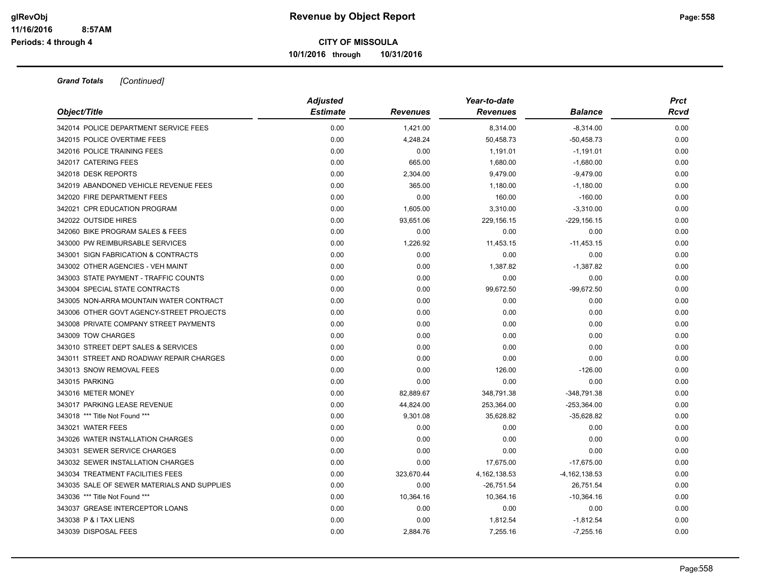# Revenue by Object Report

**CITY OF MISSOULA**

**10/1/2016 through 10/31/2016**

glRevObj
11/16/2016 8:57AM
Periods: 4 through 4

***Grand Totals*** *[Continued]*

| Object/Title | Adjusted Estimate | Revenues | Year-to-date Revenues | Balance | Prct Rcvd |
|---|---|---|---|---|---|
| 342014 POLICE DEPARTMENT SERVICE FEES | 0.00 | 1,421.00 | 8,314.00 | -8,314.00 | 0.00 |
| 342015 POLICE OVERTIME FEES | 0.00 | 4,248.24 | 50,458.73 | -50,458.73 | 0.00 |
| 342016 POLICE TRAINING FEES | 0.00 | 0.00 | 1,191.01 | -1,191.01 | 0.00 |
| 342017 CATERING FEES | 0.00 | 665.00 | 1,680.00 | -1,680.00 | 0.00 |
| 342018 DESK REPORTS | 0.00 | 2,304.00 | 9,479.00 | -9,479.00 | 0.00 |
| 342019 ABANDONED VEHICLE REVENUE FEES | 0.00 | 365.00 | 1,180.00 | -1,180.00 | 0.00 |
| 342020 FIRE DEPARTMENT FEES | 0.00 | 0.00 | 160.00 | -160.00 | 0.00 |
| 342021 CPR EDUCATION PROGRAM | 0.00 | 1,605.00 | 3,310.00 | -3,310.00 | 0.00 |
| 342022 OUTSIDE HIRES | 0.00 | 93,651.06 | 229,156.15 | -229,156.15 | 0.00 |
| 342060 BIKE PROGRAM SALES & FEES | 0.00 | 0.00 | 0.00 | 0.00 | 0.00 |
| 343000 PW REIMBURSABLE SERVICES | 0.00 | 1,226.92 | 11,453.15 | -11,453.15 | 0.00 |
| 343001 SIGN FABRICATION & CONTRACTS | 0.00 | 0.00 | 0.00 | 0.00 | 0.00 |
| 343002 OTHER AGENCIES - VEH MAINT | 0.00 | 0.00 | 1,387.82 | -1,387.82 | 0.00 |
| 343003 STATE PAYMENT - TRAFFIC COUNTS | 0.00 | 0.00 | 0.00 | 0.00 | 0.00 |
| 343004 SPECIAL STATE CONTRACTS | 0.00 | 0.00 | 99,672.50 | -99,672.50 | 0.00 |
| 343005 NON-ARRA MOUNTAIN WATER CONTRACT | 0.00 | 0.00 | 0.00 | 0.00 | 0.00 |
| 343006 OTHER GOVT AGENCY-STREET PROJECTS | 0.00 | 0.00 | 0.00 | 0.00 | 0.00 |
| 343008 PRIVATE COMPANY STREET PAYMENTS | 0.00 | 0.00 | 0.00 | 0.00 | 0.00 |
| 343009 TOW CHARGES | 0.00 | 0.00 | 0.00 | 0.00 | 0.00 |
| 343010 STREET DEPT SALES & SERVICES | 0.00 | 0.00 | 0.00 | 0.00 | 0.00 |
| 343011 STREET AND ROADWAY REPAIR CHARGES | 0.00 | 0.00 | 0.00 | 0.00 | 0.00 |
| 343013 SNOW REMOVAL FEES | 0.00 | 0.00 | 126.00 | -126.00 | 0.00 |
| 343015 PARKING | 0.00 | 0.00 | 0.00 | 0.00 | 0.00 |
| 343016 METER MONEY | 0.00 | 82,889.67 | 348,791.38 | -348,791.38 | 0.00 |
| 343017 PARKING LEASE REVENUE | 0.00 | 44,824.00 | 253,364.00 | -253,364.00 | 0.00 |
| 343018 *** Title Not Found *** | 0.00 | 9,301.08 | 35,628.82 | -35,628.82 | 0.00 |
| 343021 WATER FEES | 0.00 | 0.00 | 0.00 | 0.00 | 0.00 |
| 343026 WATER INSTALLATION CHARGES | 0.00 | 0.00 | 0.00 | 0.00 | 0.00 |
| 343031 SEWER SERVICE CHARGES | 0.00 | 0.00 | 0.00 | 0.00 | 0.00 |
| 343032 SEWER INSTALLATION CHARGES | 0.00 | 0.00 | 17,675.00 | -17,675.00 | 0.00 |
| 343034 TREATMENT FACILITIES FEES | 0.00 | 323,670.44 | 4,162,138.53 | -4,162,138.53 | 0.00 |
| 343035 SALE OF SEWER MATERIALS AND SUPPLIES | 0.00 | 0.00 | -26,751.54 | 26,751.54 | 0.00 |
| 343036 *** Title Not Found *** | 0.00 | 10,364.16 | 10,364.16 | -10,364.16 | 0.00 |
| 343037 GREASE INTERCEPTOR LOANS | 0.00 | 0.00 | 0.00 | 0.00 | 0.00 |
| 343038 P & I TAX LIENS | 0.00 | 0.00 | 1,812.54 | -1,812.54 | 0.00 |
| 343039 DISPOSAL FEES | 0.00 | 2,884.76 | 7,255.16 | -7,255.16 | 0.00 |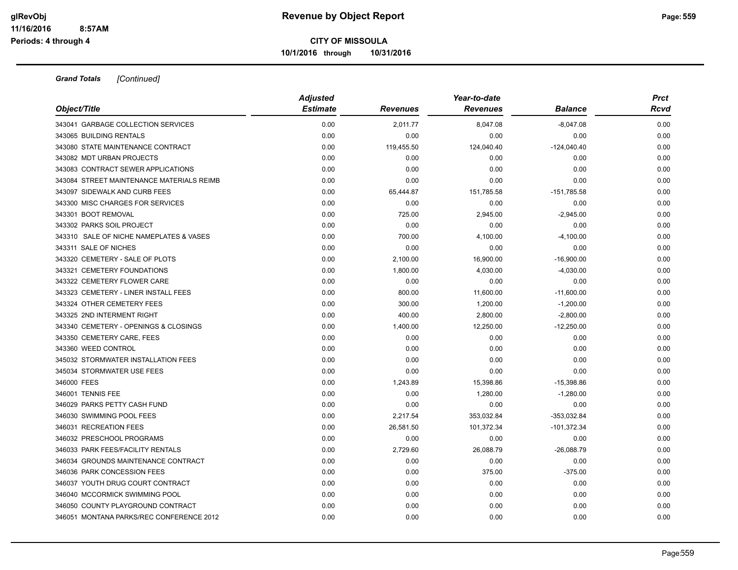**Grand Totals** *[Continued]*

| Object/Title | Adjusted Estimate | Revenues | Year-to-date Revenues | Balance | Prct Rcvd |
|---|---|---|---|---|---|
| 343041 GARBAGE COLLECTION SERVICES | 0.00 | 2,011.77 | 8,047.08 | -8,047.08 | 0.00 |
| 343065 BUILDING RENTALS | 0.00 | 0.00 | 0.00 | 0.00 | 0.00 |
| 343080 STATE MAINTENANCE CONTRACT | 0.00 | 119,455.50 | 124,040.40 | -124,040.40 | 0.00 |
| 343082 MDT URBAN PROJECTS | 0.00 | 0.00 | 0.00 | 0.00 | 0.00 |
| 343083 CONTRACT SEWER APPLICATIONS | 0.00 | 0.00 | 0.00 | 0.00 | 0.00 |
| 343084 STREET MAINTENANCE MATERIALS REIMB | 0.00 | 0.00 | 0.00 | 0.00 | 0.00 |
| 343097 SIDEWALK AND CURB FEES | 0.00 | 65,444.87 | 151,785.58 | -151,785.58 | 0.00 |
| 343300 MISC CHARGES FOR SERVICES | 0.00 | 0.00 | 0.00 | 0.00 | 0.00 |
| 343301 BOOT REMOVAL | 0.00 | 725.00 | 2,945.00 | -2,945.00 | 0.00 |
| 343302 PARKS SOIL PROJECT | 0.00 | 0.00 | 0.00 | 0.00 | 0.00 |
| 343310 SALE OF NICHE NAMEPLATES & VASES | 0.00 | 700.00 | 4,100.00 | -4,100.00 | 0.00 |
| 343311 SALE OF NICHES | 0.00 | 0.00 | 0.00 | 0.00 | 0.00 |
| 343320 CEMETERY - SALE OF PLOTS | 0.00 | 2,100.00 | 16,900.00 | -16,900.00 | 0.00 |
| 343321 CEMETERY FOUNDATIONS | 0.00 | 1,800.00 | 4,030.00 | -4,030.00 | 0.00 |
| 343322 CEMETERY FLOWER CARE | 0.00 | 0.00 | 0.00 | 0.00 | 0.00 |
| 343323 CEMETERY - LINER INSTALL FEES | 0.00 | 800.00 | 11,600.00 | -11,600.00 | 0.00 |
| 343324 OTHER CEMETERY FEES | 0.00 | 300.00 | 1,200.00 | -1,200.00 | 0.00 |
| 343325 2ND INTERMENT RIGHT | 0.00 | 400.00 | 2,800.00 | -2,800.00 | 0.00 |
| 343340 CEMETERY - OPENINGS & CLOSINGS | 0.00 | 1,400.00 | 12,250.00 | -12,250.00 | 0.00 |
| 343350 CEMETERY CARE, FEES | 0.00 | 0.00 | 0.00 | 0.00 | 0.00 |
| 343360 WEED CONTROL | 0.00 | 0.00 | 0.00 | 0.00 | 0.00 |
| 345032 STORMWATER INSTALLATION FEES | 0.00 | 0.00 | 0.00 | 0.00 | 0.00 |
| 345034 STORMWATER USE FEES | 0.00 | 0.00 | 0.00 | 0.00 | 0.00 |
| 346000 FEES | 0.00 | 1,243.89 | 15,398.86 | -15,398.86 | 0.00 |
| 346001 TENNIS FEE | 0.00 | 0.00 | 1,280.00 | -1,280.00 | 0.00 |
| 346029 PARKS PETTY CASH FUND | 0.00 | 0.00 | 0.00 | 0.00 | 0.00 |
| 346030 SWIMMING POOL FEES | 0.00 | 2,217.54 | 353,032.84 | -353,032.84 | 0.00 |
| 346031 RECREATION FEES | 0.00 | 26,581.50 | 101,372.34 | -101,372.34 | 0.00 |
| 346032 PRESCHOOL PROGRAMS | 0.00 | 0.00 | 0.00 | 0.00 | 0.00 |
| 346033 PARK FEES/FACILITY RENTALS | 0.00 | 2,729.60 | 26,088.79 | -26,088.79 | 0.00 |
| 346034 GROUNDS MAINTENANCE CONTRACT | 0.00 | 0.00 | 0.00 | 0.00 | 0.00 |
| 346036 PARK CONCESSION FEES | 0.00 | 0.00 | 375.00 | -375.00 | 0.00 |
| 346037 YOUTH DRUG COURT CONTRACT | 0.00 | 0.00 | 0.00 | 0.00 | 0.00 |
| 346040 MCCORMICK SWIMMING POOL | 0.00 | 0.00 | 0.00 | 0.00 | 0.00 |
| 346050 COUNTY PLAYGROUND CONTRACT | 0.00 | 0.00 | 0.00 | 0.00 | 0.00 |
| 346051 MONTANA PARKS/REC CONFERENCE 2012 | 0.00 | 0.00 | 0.00 | 0.00 | 0.00 |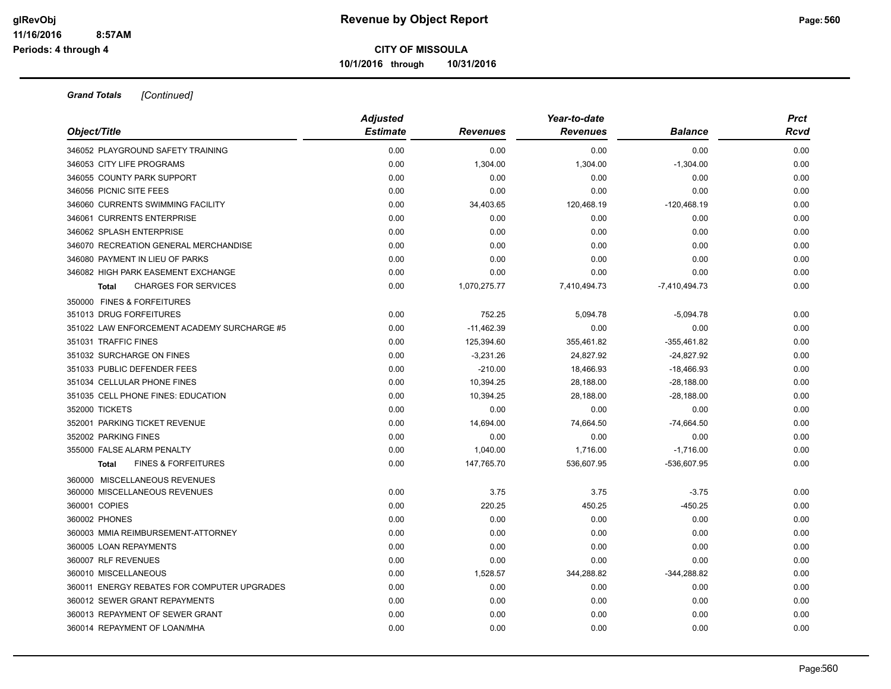**CITY OF MISSOULA**

**10/1/2016 through 10/31/2016**

***Grand Totals*** *[Continued]*

| Object/Title | Adjusted Estimate | Revenues | Year-to-date Revenues | Balance | Prct Rcvd |
|---|---|---|---|---|---|
| 346052 PLAYGROUND SAFETY TRAINING | 0.00 | 0.00 | 0.00 | 0.00 | 0.00 |
| 346053 CITY LIFE PROGRAMS | 0.00 | 1,304.00 | 1,304.00 | -1,304.00 | 0.00 |
| 346055 COUNTY PARK SUPPORT | 0.00 | 0.00 | 0.00 | 0.00 | 0.00 |
| 346056 PICNIC SITE FEES | 0.00 | 0.00 | 0.00 | 0.00 | 0.00 |
| 346060 CURRENTS SWIMMING FACILITY | 0.00 | 34,403.65 | 120,468.19 | -120,468.19 | 0.00 |
| 346061 CURRENTS ENTERPRISE | 0.00 | 0.00 | 0.00 | 0.00 | 0.00 |
| 346062 SPLASH ENTERPRISE | 0.00 | 0.00 | 0.00 | 0.00 | 0.00 |
| 346070 RECREATION GENERAL MERCHANDISE | 0.00 | 0.00 | 0.00 | 0.00 | 0.00 |
| 346080 PAYMENT IN LIEU OF PARKS | 0.00 | 0.00 | 0.00 | 0.00 | 0.00 |
| 346082 HIGH PARK EASEMENT EXCHANGE | 0.00 | 0.00 | 0.00 | 0.00 | 0.00 |
| **Total** CHARGES FOR SERVICES | 0.00 | 1,070,275.77 | 7,410,494.73 | -7,410,494.73 | 0.00 |
| 350000 FINES & FORFEITURES | | | | | |
| 351013 DRUG FORFEITURES | 0.00 | 752.25 | 5,094.78 | -5,094.78 | 0.00 |
| 351022 LAW ENFORCEMENT ACADEMY SURCHARGE #5 | 0.00 | -11,462.39 | 0.00 | 0.00 | 0.00 |
| 351031 TRAFFIC FINES | 0.00 | 125,394.60 | 355,461.82 | -355,461.82 | 0.00 |
| 351032 SURCHARGE ON FINES | 0.00 | -3,231.26 | 24,827.92 | -24,827.92 | 0.00 |
| 351033 PUBLIC DEFENDER FEES | 0.00 | -210.00 | 18,466.93 | -18,466.93 | 0.00 |
| 351034 CELLULAR PHONE FINES | 0.00 | 10,394.25 | 28,188.00 | -28,188.00 | 0.00 |
| 351035 CELL PHONE FINES: EDUCATION | 0.00 | 10,394.25 | 28,188.00 | -28,188.00 | 0.00 |
| 352000 TICKETS | 0.00 | 0.00 | 0.00 | 0.00 | 0.00 |
| 352001 PARKING TICKET REVENUE | 0.00 | 14,694.00 | 74,664.50 | -74,664.50 | 0.00 |
| 352002 PARKING FINES | 0.00 | 0.00 | 0.00 | 0.00 | 0.00 |
| 355000 FALSE ALARM PENALTY | 0.00 | 1,040.00 | 1,716.00 | -1,716.00 | 0.00 |
| **Total** FINES & FORFEITURES | 0.00 | 147,765.70 | 536,607.95 | -536,607.95 | 0.00 |
| 360000 MISCELLANEOUS REVENUES | | | | | |
| 360000 MISCELLANEOUS REVENUES | 0.00 | 3.75 | 3.75 | -3.75 | 0.00 |
| 360001 COPIES | 0.00 | 220.25 | 450.25 | -450.25 | 0.00 |
| 360002 PHONES | 0.00 | 0.00 | 0.00 | 0.00 | 0.00 |
| 360003 MMIA REIMBURSEMENT-ATTORNEY | 0.00 | 0.00 | 0.00 | 0.00 | 0.00 |
| 360005 LOAN REPAYMENTS | 0.00 | 0.00 | 0.00 | 0.00 | 0.00 |
| 360007 RLF REVENUES | 0.00 | 0.00 | 0.00 | 0.00 | 0.00 |
| 360010 MISCELLANEOUS | 0.00 | 1,528.57 | 344,288.82 | -344,288.82 | 0.00 |
| 360011 ENERGY REBATES FOR COMPUTER UPGRADES | 0.00 | 0.00 | 0.00 | 0.00 | 0.00 |
| 360012 SEWER GRANT REPAYMENTS | 0.00 | 0.00 | 0.00 | 0.00 | 0.00 |
| 360013 REPAYMENT OF SEWER GRANT | 0.00 | 0.00 | 0.00 | 0.00 | 0.00 |
| 360014 REPAYMENT OF LOAN/MHA | 0.00 | 0.00 | 0.00 | 0.00 | 0.00 |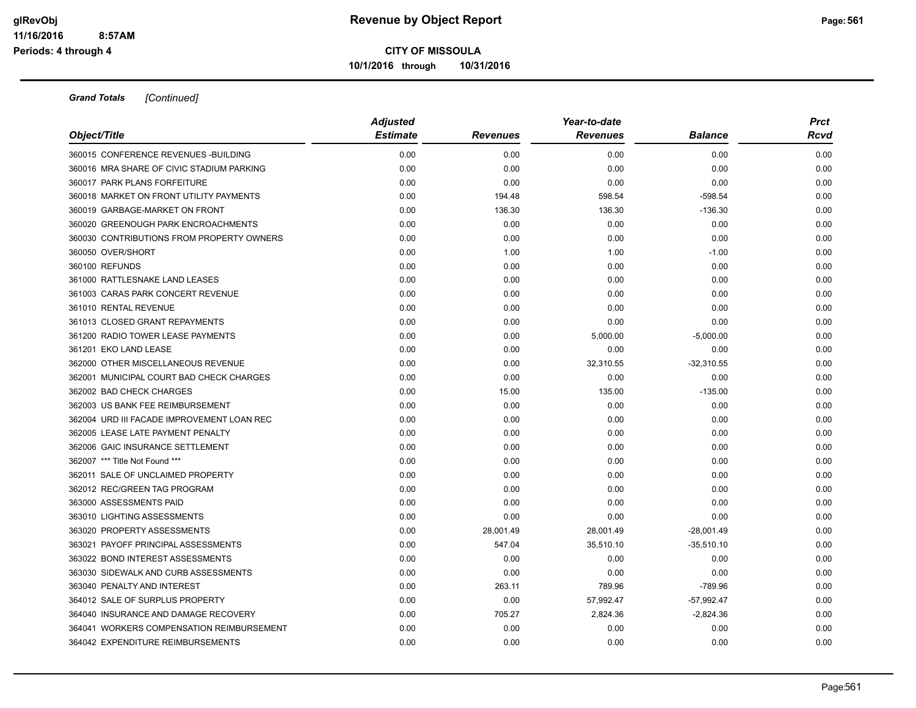# Revenue by Object Report

**CITY OF MISSOULA**

**10/1/2016 through 10/31/2016**

glRevObj
11/16/2016 8:57AM
Periods: 4 through 4

***Grand Totals*** *[Continued]*

| Object/Title | Adjusted Estimate | Revenues | Year-to-date Revenues | Balance | Prct Rcvd |
|---|---|---|---|---|---|
| 360015 CONFERENCE REVENUES -BUILDING | 0.00 | 0.00 | 0.00 | 0.00 | 0.00 |
| 360016 MRA SHARE OF CIVIC STADIUM PARKING | 0.00 | 0.00 | 0.00 | 0.00 | 0.00 |
| 360017 PARK PLANS FORFEITURE | 0.00 | 0.00 | 0.00 | 0.00 | 0.00 |
| 360018 MARKET ON FRONT UTILITY PAYMENTS | 0.00 | 194.48 | 598.54 | -598.54 | 0.00 |
| 360019 GARBAGE-MARKET ON FRONT | 0.00 | 136.30 | 136.30 | -136.30 | 0.00 |
| 360020 GREENOUGH PARK ENCROACHMENTS | 0.00 | 0.00 | 0.00 | 0.00 | 0.00 |
| 360030 CONTRIBUTIONS FROM PROPERTY OWNERS | 0.00 | 0.00 | 0.00 | 0.00 | 0.00 |
| 360050 OVER/SHORT | 0.00 | 1.00 | 1.00 | -1.00 | 0.00 |
| 360100 REFUNDS | 0.00 | 0.00 | 0.00 | 0.00 | 0.00 |
| 361000 RATTLESNAKE LAND LEASES | 0.00 | 0.00 | 0.00 | 0.00 | 0.00 |
| 361003 CARAS PARK CONCERT REVENUE | 0.00 | 0.00 | 0.00 | 0.00 | 0.00 |
| 361010 RENTAL REVENUE | 0.00 | 0.00 | 0.00 | 0.00 | 0.00 |
| 361013 CLOSED GRANT REPAYMENTS | 0.00 | 0.00 | 0.00 | 0.00 | 0.00 |
| 361200 RADIO TOWER LEASE PAYMENTS | 0.00 | 0.00 | 5,000.00 | -5,000.00 | 0.00 |
| 361201 EKO LAND LEASE | 0.00 | 0.00 | 0.00 | 0.00 | 0.00 |
| 362000 OTHER MISCELLANEOUS REVENUE | 0.00 | 0.00 | 32,310.55 | -32,310.55 | 0.00 |
| 362001 MUNICIPAL COURT BAD CHECK CHARGES | 0.00 | 0.00 | 0.00 | 0.00 | 0.00 |
| 362002 BAD CHECK CHARGES | 0.00 | 15.00 | 135.00 | -135.00 | 0.00 |
| 362003 US BANK FEE REIMBURSEMENT | 0.00 | 0.00 | 0.00 | 0.00 | 0.00 |
| 362004 URD III FACADE IMPROVEMENT LOAN REC | 0.00 | 0.00 | 0.00 | 0.00 | 0.00 |
| 362005 LEASE LATE PAYMENT PENALTY | 0.00 | 0.00 | 0.00 | 0.00 | 0.00 |
| 362006 GAIC INSURANCE SETTLEMENT | 0.00 | 0.00 | 0.00 | 0.00 | 0.00 |
| 362007 *** Title Not Found *** | 0.00 | 0.00 | 0.00 | 0.00 | 0.00 |
| 362011 SALE OF UNCLAIMED PROPERTY | 0.00 | 0.00 | 0.00 | 0.00 | 0.00 |
| 362012 REC/GREEN TAG PROGRAM | 0.00 | 0.00 | 0.00 | 0.00 | 0.00 |
| 363000 ASSESSMENTS PAID | 0.00 | 0.00 | 0.00 | 0.00 | 0.00 |
| 363010 LIGHTING ASSESSMENTS | 0.00 | 0.00 | 0.00 | 0.00 | 0.00 |
| 363020 PROPERTY ASSESSMENTS | 0.00 | 28,001.49 | 28,001.49 | -28,001.49 | 0.00 |
| 363021 PAYOFF PRINCIPAL ASSESSMENTS | 0.00 | 547.04 | 35,510.10 | -35,510.10 | 0.00 |
| 363022 BOND INTEREST ASSESSMENTS | 0.00 | 0.00 | 0.00 | 0.00 | 0.00 |
| 363030 SIDEWALK AND CURB ASSESSMENTS | 0.00 | 0.00 | 0.00 | 0.00 | 0.00 |
| 363040 PENALTY AND INTEREST | 0.00 | 263.11 | 789.96 | -789.96 | 0.00 |
| 364012 SALE OF SURPLUS PROPERTY | 0.00 | 0.00 | 57,992.47 | -57,992.47 | 0.00 |
| 364040 INSURANCE AND DAMAGE RECOVERY | 0.00 | 705.27 | 2,824.36 | -2,824.36 | 0.00 |
| 364041 WORKERS COMPENSATION REIMBURSEMENT | 0.00 | 0.00 | 0.00 | 0.00 | 0.00 |
| 364042 EXPENDITURE REIMBURSEMENTS | 0.00 | 0.00 | 0.00 | 0.00 | 0.00 |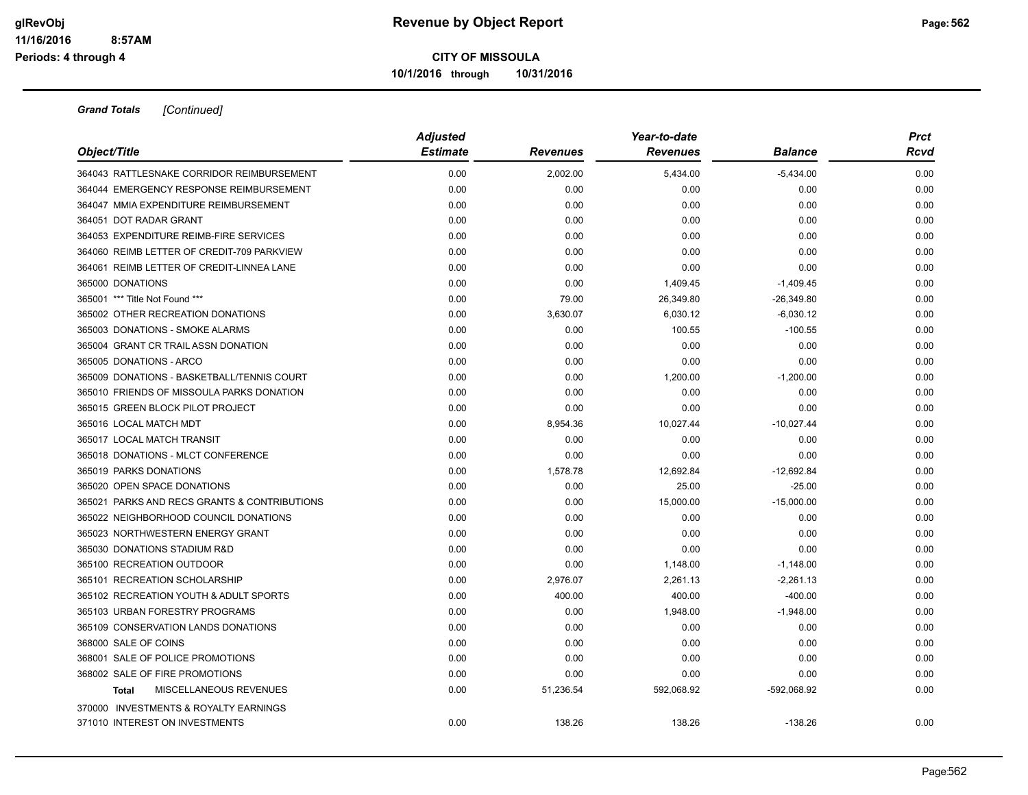**Grand Totals** *[Continued]*

| Object/Title | Adjusted Estimate | Revenues | Year-to-date Revenues | Balance | Prct Rcvd |
|---|---|---|---|---|---|
| 364043 RATTLESNAKE CORRIDOR REIMBURSEMENT | 0.00 | 2,002.00 | 5,434.00 | -5,434.00 | 0.00 |
| 364044 EMERGENCY RESPONSE REIMBURSEMENT | 0.00 | 0.00 | 0.00 | 0.00 | 0.00 |
| 364047 MMIA EXPENDITURE REIMBURSEMENT | 0.00 | 0.00 | 0.00 | 0.00 | 0.00 |
| 364051 DOT RADAR GRANT | 0.00 | 0.00 | 0.00 | 0.00 | 0.00 |
| 364053 EXPENDITURE REIMB-FIRE SERVICES | 0.00 | 0.00 | 0.00 | 0.00 | 0.00 |
| 364060 REIMB LETTER OF CREDIT-709 PARKVIEW | 0.00 | 0.00 | 0.00 | 0.00 | 0.00 |
| 364061 REIMB LETTER OF CREDIT-LINNEA LANE | 0.00 | 0.00 | 0.00 | 0.00 | 0.00 |
| 365000 DONATIONS | 0.00 | 0.00 | 1,409.45 | -1,409.45 | 0.00 |
| 365001 *** Title Not Found *** | 0.00 | 79.00 | 26,349.80 | -26,349.80 | 0.00 |
| 365002 OTHER RECREATION DONATIONS | 0.00 | 3,630.07 | 6,030.12 | -6,030.12 | 0.00 |
| 365003 DONATIONS - SMOKE ALARMS | 0.00 | 0.00 | 100.55 | -100.55 | 0.00 |
| 365004 GRANT CR TRAIL ASSN DONATION | 0.00 | 0.00 | 0.00 | 0.00 | 0.00 |
| 365005 DONATIONS - ARCO | 0.00 | 0.00 | 0.00 | 0.00 | 0.00 |
| 365009 DONATIONS - BASKETBALL/TENNIS COURT | 0.00 | 0.00 | 1,200.00 | -1,200.00 | 0.00 |
| 365010 FRIENDS OF MISSOULA PARKS DONATION | 0.00 | 0.00 | 0.00 | 0.00 | 0.00 |
| 365015 GREEN BLOCK PILOT PROJECT | 0.00 | 0.00 | 0.00 | 0.00 | 0.00 |
| 365016 LOCAL MATCH MDT | 0.00 | 8,954.36 | 10,027.44 | -10,027.44 | 0.00 |
| 365017 LOCAL MATCH TRANSIT | 0.00 | 0.00 | 0.00 | 0.00 | 0.00 |
| 365018 DONATIONS - MLCT CONFERENCE | 0.00 | 0.00 | 0.00 | 0.00 | 0.00 |
| 365019 PARKS DONATIONS | 0.00 | 1,578.78 | 12,692.84 | -12,692.84 | 0.00 |
| 365020 OPEN SPACE DONATIONS | 0.00 | 0.00 | 25.00 | -25.00 | 0.00 |
| 365021 PARKS AND RECS GRANTS & CONTRIBUTIONS | 0.00 | 0.00 | 15,000.00 | -15,000.00 | 0.00 |
| 365022 NEIGHBORHOOD COUNCIL DONATIONS | 0.00 | 0.00 | 0.00 | 0.00 | 0.00 |
| 365023 NORTHWESTERN ENERGY GRANT | 0.00 | 0.00 | 0.00 | 0.00 | 0.00 |
| 365030 DONATIONS STADIUM R&D | 0.00 | 0.00 | 0.00 | 0.00 | 0.00 |
| 365100 RECREATION OUTDOOR | 0.00 | 0.00 | 1,148.00 | -1,148.00 | 0.00 |
| 365101 RECREATION SCHOLARSHIP | 0.00 | 2,976.07 | 2,261.13 | -2,261.13 | 0.00 |
| 365102 RECREATION YOUTH & ADULT SPORTS | 0.00 | 400.00 | 400.00 | -400.00 | 0.00 |
| 365103 URBAN FORESTRY PROGRAMS | 0.00 | 0.00 | 1,948.00 | -1,948.00 | 0.00 |
| 365109 CONSERVATION LANDS DONATIONS | 0.00 | 0.00 | 0.00 | 0.00 | 0.00 |
| 368000 SALE OF COINS | 0.00 | 0.00 | 0.00 | 0.00 | 0.00 |
| 368001 SALE OF POLICE PROMOTIONS | 0.00 | 0.00 | 0.00 | 0.00 | 0.00 |
| 368002 SALE OF FIRE PROMOTIONS | 0.00 | 0.00 | 0.00 | 0.00 | 0.00 |
| **Total** MISCELLANEOUS REVENUES | 0.00 | 51,236.54 | 592,068.92 | -592,068.92 | 0.00 |
| 370000 INVESTMENTS & ROYALTY EARNINGS | | | | | |
| 371010 INTEREST ON INVESTMENTS | 0.00 | 138.26 | 138.26 | -138.26 | 0.00 |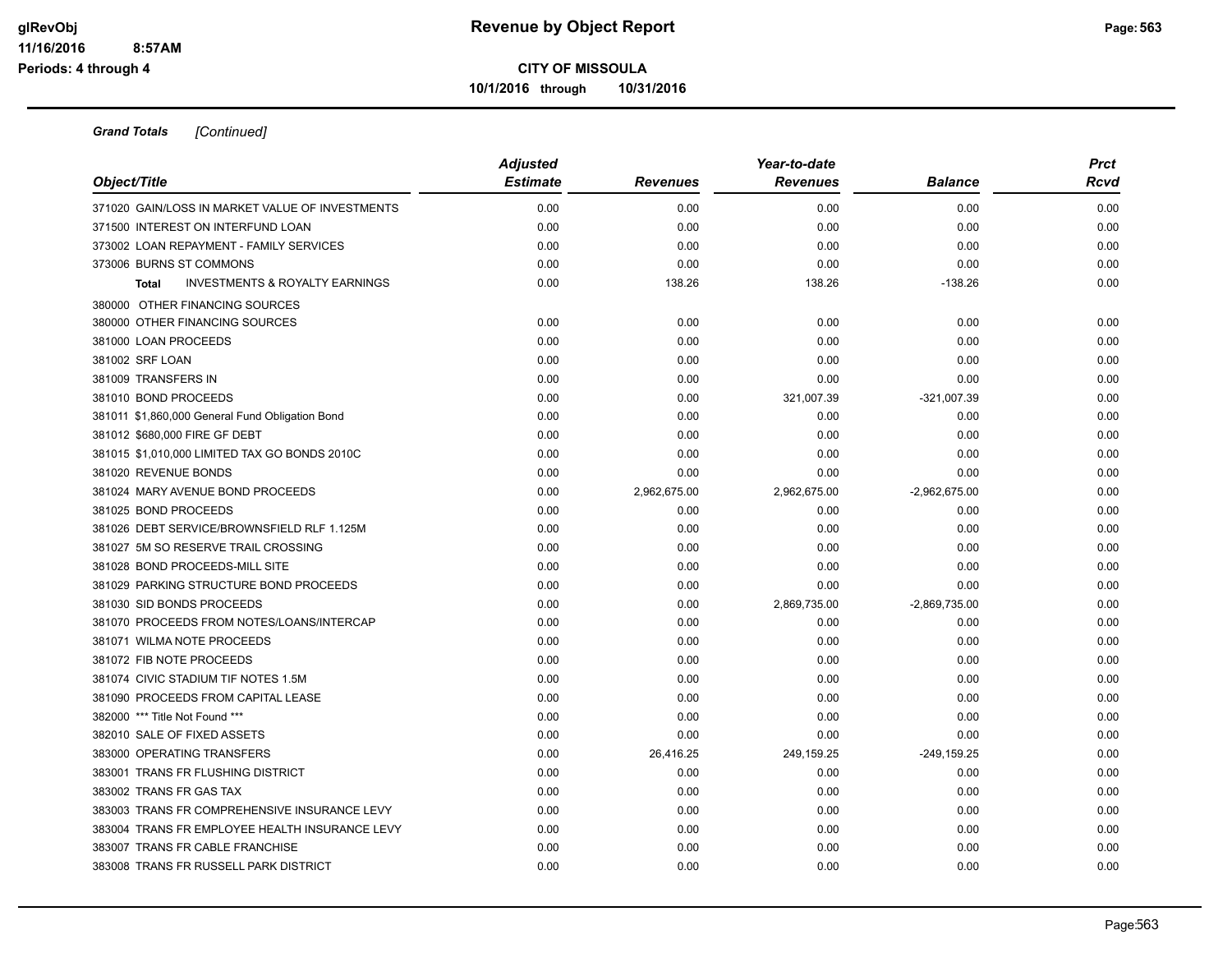**CITY OF MISSOULA**

**10/1/2016 through 10/31/2016**

***Grand Totals*** *[Continued]*

| Object/Title | Adjusted Estimate | Revenues | Year-to-date Revenues | Balance | Prct Rcvd |
|---|---|---|---|---|---|
| 371020 GAIN/LOSS IN MARKET VALUE OF INVESTMENTS | 0.00 | 0.00 | 0.00 | 0.00 | 0.00 |
| 371500 INTEREST ON INTERFUND LOAN | 0.00 | 0.00 | 0.00 | 0.00 | 0.00 |
| 373002 LOAN REPAYMENT - FAMILY SERVICES | 0.00 | 0.00 | 0.00 | 0.00 | 0.00 |
| 373006 BURNS ST COMMONS | 0.00 | 0.00 | 0.00 | 0.00 | 0.00 |
| **Total** INVESTMENTS & ROYALTY EARNINGS | 0.00 | 138.26 | 138.26 | -138.26 | 0.00 |
| 380000 OTHER FINANCING SOURCES | | | | | |
| 380000 OTHER FINANCING SOURCES | 0.00 | 0.00 | 0.00 | 0.00 | 0.00 |
| 381000 LOAN PROCEEDS | 0.00 | 0.00 | 0.00 | 0.00 | 0.00 |
| 381002 SRF LOAN | 0.00 | 0.00 | 0.00 | 0.00 | 0.00 |
| 381009 TRANSFERS IN | 0.00 | 0.00 | 0.00 | 0.00 | 0.00 |
| 381010 BOND PROCEEDS | 0.00 | 0.00 | 321,007.39 | -321,007.39 | 0.00 |
| 381011 $1,860,000 General Fund Obligation Bond | 0.00 | 0.00 | 0.00 | 0.00 | 0.00 |
| 381012 $680,000 FIRE GF DEBT | 0.00 | 0.00 | 0.00 | 0.00 | 0.00 |
| 381015 $1,010,000 LIMITED TAX GO BONDS 2010C | 0.00 | 0.00 | 0.00 | 0.00 | 0.00 |
| 381020 REVENUE BONDS | 0.00 | 0.00 | 0.00 | 0.00 | 0.00 |
| 381024 MARY AVENUE BOND PROCEEDS | 0.00 | 2,962,675.00 | 2,962,675.00 | -2,962,675.00 | 0.00 |
| 381025 BOND PROCEEDS | 0.00 | 0.00 | 0.00 | 0.00 | 0.00 |
| 381026 DEBT SERVICE/BROWNSFIELD RLF 1.125M | 0.00 | 0.00 | 0.00 | 0.00 | 0.00 |
| 381027 5M SO RESERVE TRAIL CROSSING | 0.00 | 0.00 | 0.00 | 0.00 | 0.00 |
| 381028 BOND PROCEEDS-MILL SITE | 0.00 | 0.00 | 0.00 | 0.00 | 0.00 |
| 381029 PARKING STRUCTURE BOND PROCEEDS | 0.00 | 0.00 | 0.00 | 0.00 | 0.00 |
| 381030 SID BONDS PROCEEDS | 0.00 | 0.00 | 2,869,735.00 | -2,869,735.00 | 0.00 |
| 381070 PROCEEDS FROM NOTES/LOANS/INTERCAP | 0.00 | 0.00 | 0.00 | 0.00 | 0.00 |
| 381071 WILMA NOTE PROCEEDS | 0.00 | 0.00 | 0.00 | 0.00 | 0.00 |
| 381072 FIB NOTE PROCEEDS | 0.00 | 0.00 | 0.00 | 0.00 | 0.00 |
| 381074 CIVIC STADIUM TIF NOTES 1.5M | 0.00 | 0.00 | 0.00 | 0.00 | 0.00 |
| 381090 PROCEEDS FROM CAPITAL LEASE | 0.00 | 0.00 | 0.00 | 0.00 | 0.00 |
| 382000 *** Title Not Found *** | 0.00 | 0.00 | 0.00 | 0.00 | 0.00 |
| 382010 SALE OF FIXED ASSETS | 0.00 | 0.00 | 0.00 | 0.00 | 0.00 |
| 383000 OPERATING TRANSFERS | 0.00 | 26,416.25 | 249,159.25 | -249,159.25 | 0.00 |
| 383001 TRANS FR FLUSHING DISTRICT | 0.00 | 0.00 | 0.00 | 0.00 | 0.00 |
| 383002 TRANS FR GAS TAX | 0.00 | 0.00 | 0.00 | 0.00 | 0.00 |
| 383003 TRANS FR COMPREHENSIVE INSURANCE LEVY | 0.00 | 0.00 | 0.00 | 0.00 | 0.00 |
| 383004 TRANS FR EMPLOYEE HEALTH INSURANCE LEVY | 0.00 | 0.00 | 0.00 | 0.00 | 0.00 |
| 383007 TRANS FR CABLE FRANCHISE | 0.00 | 0.00 | 0.00 | 0.00 | 0.00 |
| 383008 TRANS FR RUSSELL PARK DISTRICT | 0.00 | 0.00 | 0.00 | 0.00 | 0.00 |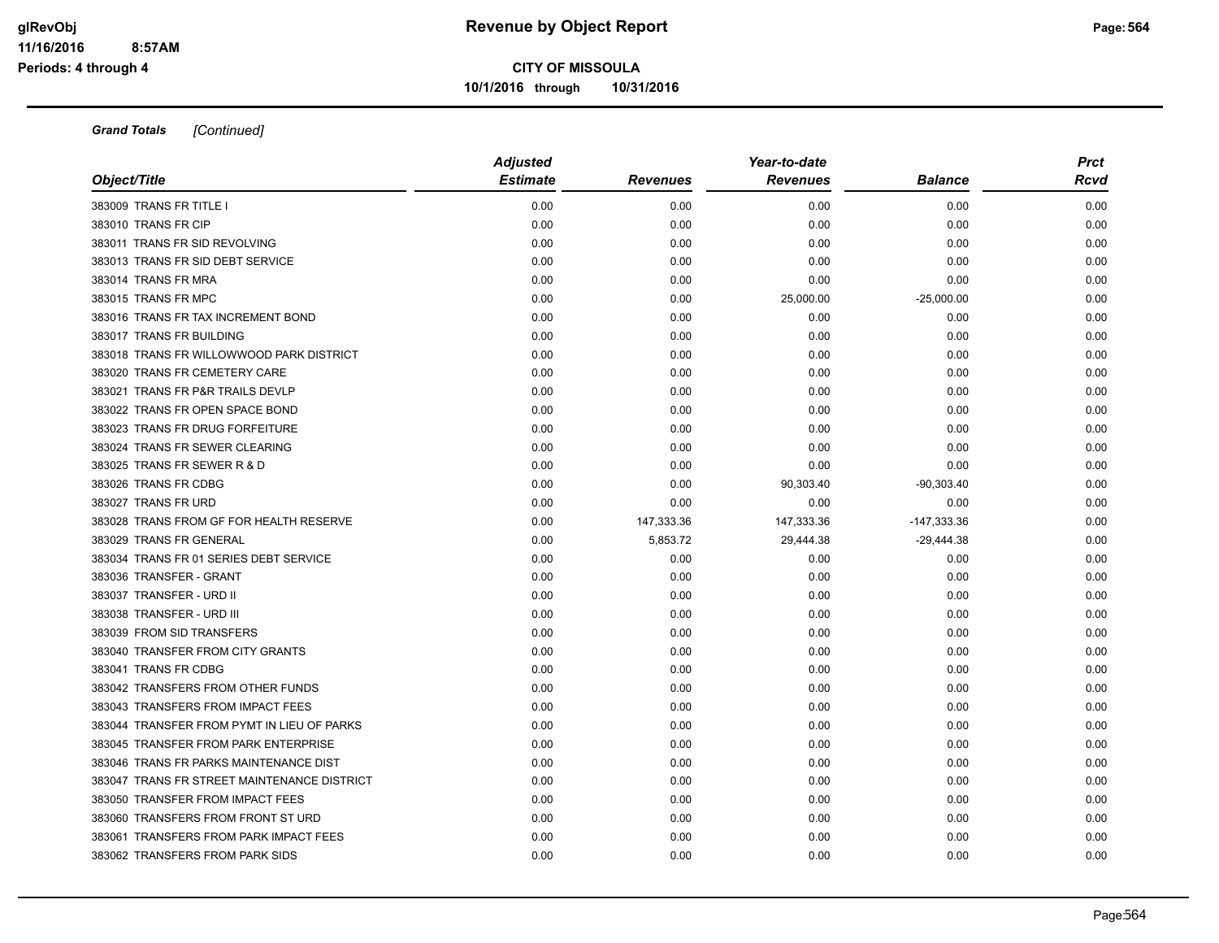**Grand Totals** *[Continued]*

| Object/Title | Adjusted Estimate | Revenues | Year-to-date Revenues | Balance | Prct Rcvd |
|---|---|---|---|---|---|
| 383009 TRANS FR TITLE I | 0.00 | 0.00 | 0.00 | 0.00 | 0.00 |
| 383010 TRANS FR CIP | 0.00 | 0.00 | 0.00 | 0.00 | 0.00 |
| 383011 TRANS FR SID REVOLVING | 0.00 | 0.00 | 0.00 | 0.00 | 0.00 |
| 383013 TRANS FR SID DEBT SERVICE | 0.00 | 0.00 | 0.00 | 0.00 | 0.00 |
| 383014 TRANS FR MRA | 0.00 | 0.00 | 0.00 | 0.00 | 0.00 |
| 383015 TRANS FR MPC | 0.00 | 0.00 | 25,000.00 | -25,000.00 | 0.00 |
| 383016 TRANS FR TAX INCREMENT BOND | 0.00 | 0.00 | 0.00 | 0.00 | 0.00 |
| 383017 TRANS FR BUILDING | 0.00 | 0.00 | 0.00 | 0.00 | 0.00 |
| 383018 TRANS FR WILLOWWOOD PARK DISTRICT | 0.00 | 0.00 | 0.00 | 0.00 | 0.00 |
| 383020 TRANS FR CEMETERY CARE | 0.00 | 0.00 | 0.00 | 0.00 | 0.00 |
| 383021 TRANS FR P&R TRAILS DEVLP | 0.00 | 0.00 | 0.00 | 0.00 | 0.00 |
| 383022 TRANS FR OPEN SPACE BOND | 0.00 | 0.00 | 0.00 | 0.00 | 0.00 |
| 383023 TRANS FR DRUG FORFEITURE | 0.00 | 0.00 | 0.00 | 0.00 | 0.00 |
| 383024 TRANS FR SEWER CLEARING | 0.00 | 0.00 | 0.00 | 0.00 | 0.00 |
| 383025 TRANS FR SEWER R & D | 0.00 | 0.00 | 0.00 | 0.00 | 0.00 |
| 383026 TRANS FR CDBG | 0.00 | 0.00 | 90,303.40 | -90,303.40 | 0.00 |
| 383027 TRANS FR URD | 0.00 | 0.00 | 0.00 | 0.00 | 0.00 |
| 383028 TRANS FROM GF FOR HEALTH RESERVE | 0.00 | 147,333.36 | 147,333.36 | -147,333.36 | 0.00 |
| 383029 TRANS FR GENERAL | 0.00 | 5,853.72 | 29,444.38 | -29,444.38 | 0.00 |
| 383034 TRANS FR 01 SERIES DEBT SERVICE | 0.00 | 0.00 | 0.00 | 0.00 | 0.00 |
| 383036 TRANSFER - GRANT | 0.00 | 0.00 | 0.00 | 0.00 | 0.00 |
| 383037 TRANSFER - URD II | 0.00 | 0.00 | 0.00 | 0.00 | 0.00 |
| 383038 TRANSFER - URD III | 0.00 | 0.00 | 0.00 | 0.00 | 0.00 |
| 383039 FROM SID TRANSFERS | 0.00 | 0.00 | 0.00 | 0.00 | 0.00 |
| 383040 TRANSFER FROM CITY GRANTS | 0.00 | 0.00 | 0.00 | 0.00 | 0.00 |
| 383041 TRANS FR CDBG | 0.00 | 0.00 | 0.00 | 0.00 | 0.00 |
| 383042 TRANSFERS FROM OTHER FUNDS | 0.00 | 0.00 | 0.00 | 0.00 | 0.00 |
| 383043 TRANSFERS FROM IMPACT FEES | 0.00 | 0.00 | 0.00 | 0.00 | 0.00 |
| 383044 TRANSFER FROM PYMT IN LIEU OF PARKS | 0.00 | 0.00 | 0.00 | 0.00 | 0.00 |
| 383045 TRANSFER FROM PARK ENTERPRISE | 0.00 | 0.00 | 0.00 | 0.00 | 0.00 |
| 383046 TRANS FR PARKS MAINTENANCE DIST | 0.00 | 0.00 | 0.00 | 0.00 | 0.00 |
| 383047 TRANS FR STREET MAINTENANCE DISTRICT | 0.00 | 0.00 | 0.00 | 0.00 | 0.00 |
| 383050 TRANSFER FROM IMPACT FEES | 0.00 | 0.00 | 0.00 | 0.00 | 0.00 |
| 383060 TRANSFERS FROM FRONT ST URD | 0.00 | 0.00 | 0.00 | 0.00 | 0.00 |
| 383061 TRANSFERS FROM PARK IMPACT FEES | 0.00 | 0.00 | 0.00 | 0.00 | 0.00 |
| 383062 TRANSFERS FROM PARK SIDS | 0.00 | 0.00 | 0.00 | 0.00 | 0.00 |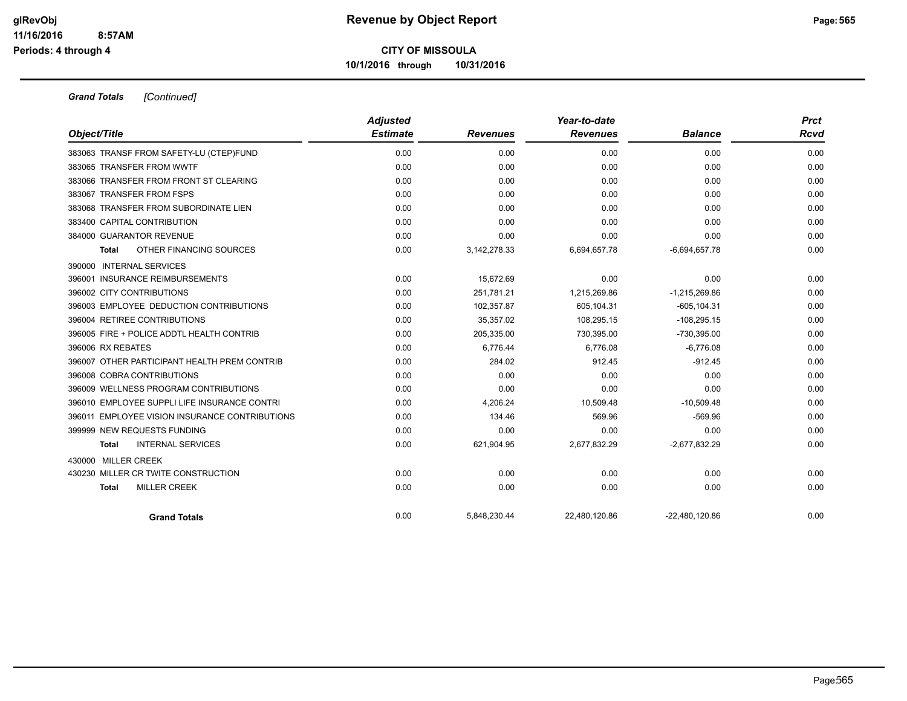**Revenue by Object Report**

**CITY OF MISSOULA**

**10/1/2016 through 10/31/2016**

glRevObj
11/16/2016 8:57AM
Periods: 4 through 4

***Grand Totals*** *[Continued]*

| Object/Title | Adjusted Estimate | Revenues | Year-to-date Revenues | Balance | Prct Rcvd |
|---|---|---|---|---|---|
| 383063 TRANSF FROM SAFETY-LU (CTEP)FUND | 0.00 | 0.00 | 0.00 | 0.00 | 0.00 |
| 383065 TRANSFER FROM WWTF | 0.00 | 0.00 | 0.00 | 0.00 | 0.00 |
| 383066 TRANSFER FROM FRONT ST CLEARING | 0.00 | 0.00 | 0.00 | 0.00 | 0.00 |
| 383067 TRANSFER FROM FSPS | 0.00 | 0.00 | 0.00 | 0.00 | 0.00 |
| 383068 TRANSFER FROM SUBORDINATE LIEN | 0.00 | 0.00 | 0.00 | 0.00 | 0.00 |
| 383400 CAPITAL CONTRIBUTION | 0.00 | 0.00 | 0.00 | 0.00 | 0.00 |
| 384000 GUARANTOR REVENUE | 0.00 | 0.00 | 0.00 | 0.00 | 0.00 |
| **Total** OTHER FINANCING SOURCES | 0.00 | 3,142,278.33 | 6,694,657.78 | -6,694,657.78 | 0.00 |
| 390000 INTERNAL SERVICES | | | | | |
| 396001 INSURANCE REIMBURSEMENTS | 0.00 | 15,672.69 | 0.00 | 0.00 | 0.00 |
| 396002 CITY CONTRIBUTIONS | 0.00 | 251,781.21 | 1,215,269.86 | -1,215,269.86 | 0.00 |
| 396003 EMPLOYEE DEDUCTION CONTRIBUTIONS | 0.00 | 102,357.87 | 605,104.31 | -605,104.31 | 0.00 |
| 396004 RETIREE CONTRIBUTIONS | 0.00 | 35,357.02 | 108,295.15 | -108,295.15 | 0.00 |
| 396005 FIRE + POLICE ADDTL HEALTH CONTRIB | 0.00 | 205,335.00 | 730,395.00 | -730,395.00 | 0.00 |
| 396006 RX REBATES | 0.00 | 6,776.44 | 6,776.08 | -6,776.08 | 0.00 |
| 396007 OTHER PARTICIPANT HEALTH PREM CONTRIB | 0.00 | 284.02 | 912.45 | -912.45 | 0.00 |
| 396008 COBRA CONTRIBUTIONS | 0.00 | 0.00 | 0.00 | 0.00 | 0.00 |
| 396009 WELLNESS PROGRAM CONTRIBUTIONS | 0.00 | 0.00 | 0.00 | 0.00 | 0.00 |
| 396010 EMPLOYEE SUPPLI LIFE INSURANCE CONTRI | 0.00 | 4,206.24 | 10,509.48 | -10,509.48 | 0.00 |
| 396011 EMPLOYEE VISION INSURANCE CONTRIBUTIONS | 0.00 | 134.46 | 569.96 | -569.96 | 0.00 |
| 399999 NEW REQUESTS FUNDING | 0.00 | 0.00 | 0.00 | 0.00 | 0.00 |
| **Total** INTERNAL SERVICES | 0.00 | 621,904.95 | 2,677,832.29 | -2,677,832.29 | 0.00 |
| 430000 MILLER CREEK | | | | | |
| 430230 MILLER CR TWITE CONSTRUCTION | 0.00 | 0.00 | 0.00 | 0.00 | 0.00 |
| **Total** MILLER CREEK | 0.00 | 0.00 | 0.00 | 0.00 | 0.00 |
| **Grand Totals** | 0.00 | 5,848,230.44 | 22,480,120.86 | -22,480,120.86 | 0.00 |